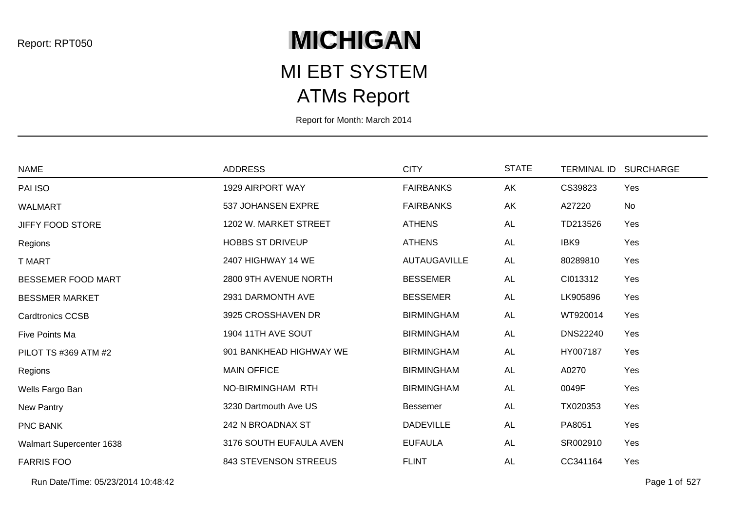Report: RPT050

# MICHIGAN

## MI EBT SYSTEM

## ATMs Report

Report for Month: March 2014

| NAME | ADDRESS | CITY | STATE | TERMINAL ID | SURCHARGE |
|---|---|---|---|---|---|
| PAI ISO | 1929 AIRPORT WAY | FAIRBANKS | AK | CS39823 | Yes |
| WALMART | 537 JOHANSEN EXPRE | FAIRBANKS | AK | A27220 | No |
| JIFFY FOOD STORE | 1202 W. MARKET STREET | ATHENS | AL | TD213526 | Yes |
| Regions | HOBBS ST DRIVEUP | ATHENS | AL | IBK9 | Yes |
| T MART | 2407 HIGHWAY 14 WE | AUTAUGAVILLE | AL | 80289810 | Yes |
| BESSEMER FOOD MART | 2800 9TH AVENUE NORTH | BESSEMER | AL | CI013312 | Yes |
| BESSMER MARKET | 2931 DARMONTH AVE | BESSEMER | AL | LK905896 | Yes |
| Cardtronics CCSB | 3925 CROSSHAVEN DR | BIRMINGHAM | AL | WT920014 | Yes |
| Five Points Ma | 1904 11TH AVE SOUT | BIRMINGHAM | AL | DNS22240 | Yes |
| PILOT TS #369 ATM #2 | 901 BANKHEAD HIGHWAY WE | BIRMINGHAM | AL | HY007187 | Yes |
| Regions | MAIN OFFICE | BIRMINGHAM | AL | A0270 | Yes |
| Wells Fargo Ban | NO-BIRMINGHAM RTH | BIRMINGHAM | AL | 0049F | Yes |
| New Pantry | 3230 Dartmouth Ave US | Bessemer | AL | TX020353 | Yes |
| PNC BANK | 242 N BROADNAX ST | DADEVILLE | AL | PA8051 | Yes |
| Walmart Supercenter 1638 | 3176 SOUTH EUFAULA AVEN | EUFAULA | AL | SR002910 | Yes |
| FARRIS FOO | 843 STEVENSON STREEUS | FLINT | AL | CC341164 | Yes |

Run Date/Time: 05/23/2014 10:48:42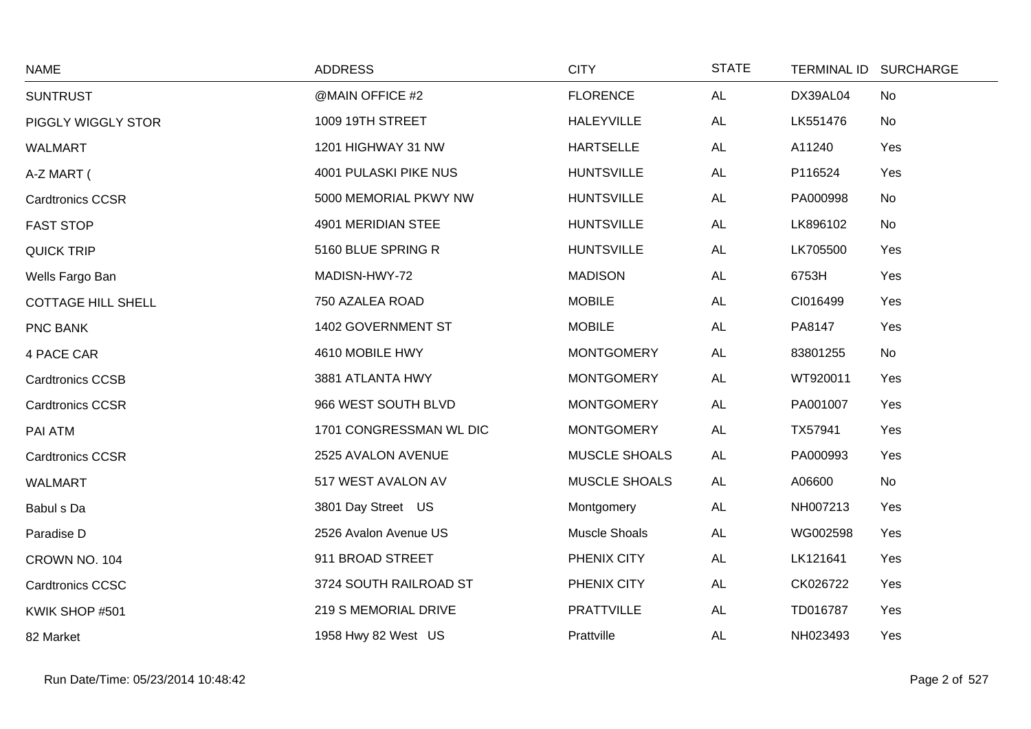| NAME | ADDRESS | CITY | STATE | TERMINAL ID | SURCHARGE |
|---|---|---|---|---|---|
| SUNTRUST | @MAIN OFFICE #2 | FLORENCE | AL | DX39AL04 | No |
| PIGGLY WIGGLY STOR | 1009 19TH STREET | HALEYVILLE | AL | LK551476 | No |
| WALMART | 1201 HIGHWAY 31 NW | HARTSELLE | AL | A11240 | Yes |
| A-Z MART ( | 4001 PULASKI PIKE NUS | HUNTSVILLE | AL | P116524 | Yes |
| Cardtronics CCSR | 5000 MEMORIAL PKWY NW | HUNTSVILLE | AL | PA000998 | No |
| FAST STOP | 4901 MERIDIAN STEE | HUNTSVILLE | AL | LK896102 | No |
| QUICK TRIP | 5160 BLUE SPRING R | HUNTSVILLE | AL | LK705500 | Yes |
| Wells Fargo Ban | MADISN-HWY-72 | MADISON | AL | 6753H | Yes |
| COTTAGE HILL SHELL | 750 AZALEA ROAD | MOBILE | AL | CI016499 | Yes |
| PNC BANK | 1402 GOVERNMENT ST | MOBILE | AL | PA8147 | Yes |
| 4 PACE CAR | 4610 MOBILE HWY | MONTGOMERY | AL | 83801255 | No |
| Cardtronics CCSB | 3881 ATLANTA HWY | MONTGOMERY | AL | WT920011 | Yes |
| Cardtronics CCSR | 966 WEST SOUTH BLVD | MONTGOMERY | AL | PA001007 | Yes |
| PAI ATM | 1701 CONGRESSMAN WL DIC | MONTGOMERY | AL | TX57941 | Yes |
| Cardtronics CCSR | 2525 AVALON AVENUE | MUSCLE SHOALS | AL | PA000993 | Yes |
| WALMART | 517 WEST AVALON AV | MUSCLE SHOALS | AL | A06600 | No |
| Babul s Da | 3801 Day Street US | Montgomery | AL | NH007213 | Yes |
| Paradise D | 2526 Avalon Avenue US | Muscle Shoals | AL | WG002598 | Yes |
| CROWN NO. 104 | 911 BROAD STREET | PHENIX CITY | AL | LK121641 | Yes |
| Cardtronics CCSC | 3724 SOUTH RAILROAD ST | PHENIX CITY | AL | CK026722 | Yes |
| KWIK SHOP #501 | 219 S MEMORIAL DRIVE | PRATTVILLE | AL | TD016787 | Yes |
| 82 Market | 1958 Hwy 82 West US | Prattville | AL | NH023493 | Yes |

Run Date/Time: 05/23/2014 10:48:42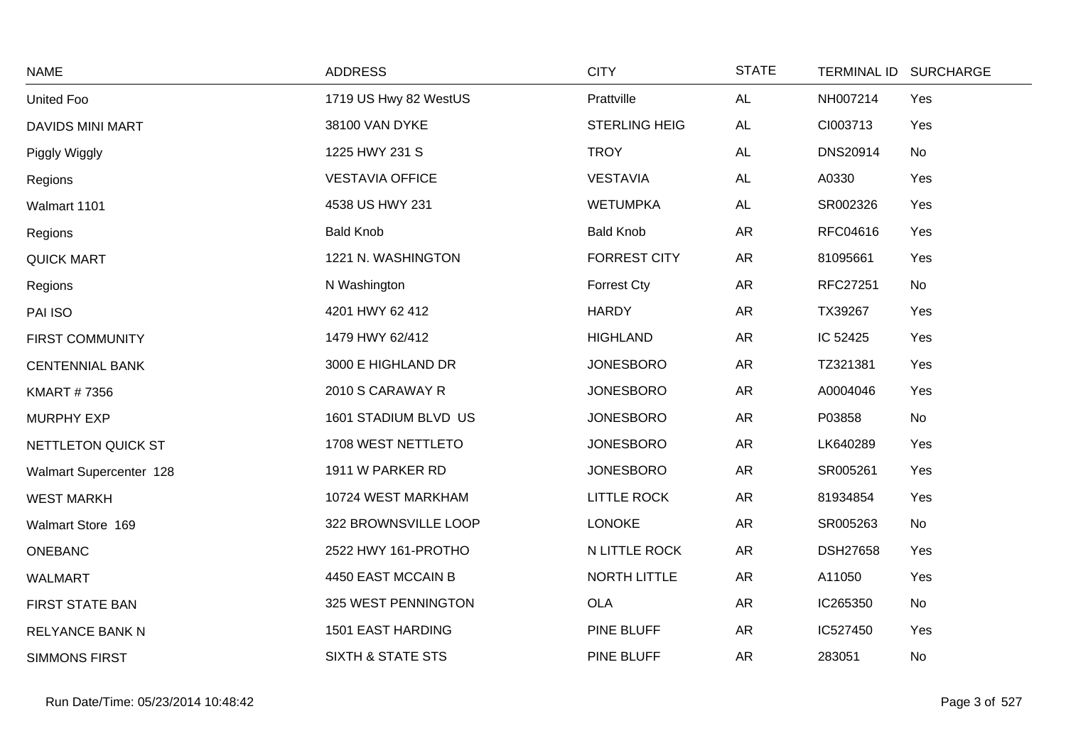| NAME | ADDRESS | CITY | STATE | TERMINAL ID | SURCHARGE |
|---|---|---|---|---|---|
| United Foo | 1719 US Hwy 82 WestUS | Prattville | AL | NH007214 | Yes |
| DAVIDS MINI MART | 38100 VAN DYKE | STERLING HEIG | AL | CI003713 | Yes |
| Piggly Wiggly | 1225 HWY 231 S | TROY | AL | DNS20914 | No |
| Regions | VESTAVIA OFFICE | VESTAVIA | AL | A0330 | Yes |
| Walmart 1101 | 4538 US HWY 231 | WETUMPKA | AL | SR002326 | Yes |
| Regions | Bald Knob | Bald Knob | AR | RFC04616 | Yes |
| QUICK MART | 1221 N. WASHINGTON | FORREST CITY | AR | 81095661 | Yes |
| Regions | N Washington | Forrest Cty | AR | RFC27251 | No |
| PAI ISO | 4201 HWY 62 412 | HARDY | AR | TX39267 | Yes |
| FIRST COMMUNITY | 1479 HWY 62/412 | HIGHLAND | AR | IC 52425 | Yes |
| CENTENNIAL BANK | 3000 E HIGHLAND DR | JONESBORO | AR | TZ321381 | Yes |
| KMART # 7356 | 2010 S CARAWAY R | JONESBORO | AR | A0004046 | Yes |
| MURPHY EXP | 1601 STADIUM BLVD US | JONESBORO | AR | P03858 | No |
| NETTLETON QUICK ST | 1708 WEST NETTLETO | JONESBORO | AR | LK640289 | Yes |
| Walmart Supercenter 128 | 1911 W PARKER RD | JONESBORO | AR | SR005261 | Yes |
| WEST MARKH | 10724 WEST MARKHAM | LITTLE ROCK | AR | 81934854 | Yes |
| Walmart Store 169 | 322 BROWNSVILLE LOOP | LONOKE | AR | SR005263 | No |
| ONEBANC | 2522 HWY 161-PROTHO | N LITTLE ROCK | AR | DSH27658 | Yes |
| WALMART | 4450 EAST MCCAIN B | NORTH LITTLE | AR | A11050 | Yes |
| FIRST STATE BAN | 325 WEST PENNINGTON | OLA | AR | IC265350 | No |
| RELYANCE BANK N | 1501 EAST HARDING | PINE BLUFF | AR | IC527450 | Yes |
| SIMMONS FIRST | SIXTH & STATE STS | PINE BLUFF | AR | 283051 | No |

Run Date/Time: 05/23/2014 10:48:42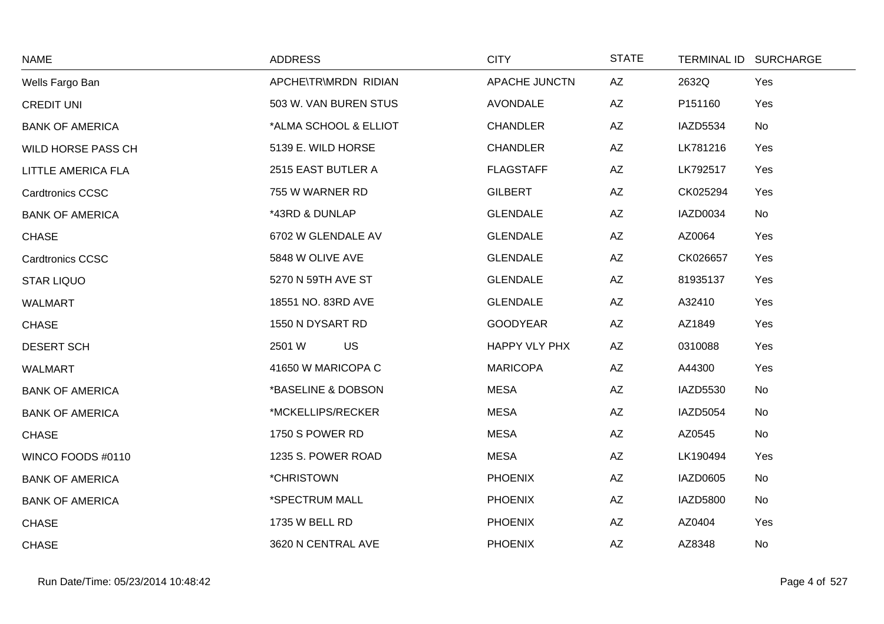| NAME | ADDRESS | CITY | STATE | TERMINAL ID | SURCHARGE |
|---|---|---|---|---|---|
| Wells Fargo Ban | APCHE\TR\MRDN RIDIAN | APACHE JUNCTN | AZ | 2632Q | Yes |
| CREDIT UNI | 503 W. VAN BUREN STUS | AVONDALE | AZ | P151160 | Yes |
| BANK OF AMERICA | *ALMA SCHOOL & ELLIOT | CHANDLER | AZ | IAZD5534 | No |
| WILD HORSE PASS CH | 5139 E. WILD HORSE | CHANDLER | AZ | LK781216 | Yes |
| LITTLE AMERICA FLA | 2515 EAST BUTLER A | FLAGSTAFF | AZ | LK792517 | Yes |
| Cardtronics CCSC | 755 W WARNER RD | GILBERT | AZ | CK025294 | Yes |
| BANK OF AMERICA | *43RD & DUNLAP | GLENDALE | AZ | IAZD0034 | No |
| CHASE | 6702 W GLENDALE AV | GLENDALE | AZ | AZ0064 | Yes |
| Cardtronics CCSC | 5848 W OLIVE AVE | GLENDALE | AZ | CK026657 | Yes |
| STAR LIQUO | 5270 N 59TH AVE ST | GLENDALE | AZ | 81935137 | Yes |
| WALMART | 18551 NO. 83RD AVE | GLENDALE | AZ | A32410 | Yes |
| CHASE | 1550 N DYSART RD | GOODYEAR | AZ | AZ1849 | Yes |
| DESERT SCH | 2501 W US | HAPPY VLY PHX | AZ | 0310088 | Yes |
| WALMART | 41650 W MARICOPA C | MARICOPA | AZ | A44300 | Yes |
| BANK OF AMERICA | *BASELINE & DOBSON | MESA | AZ | IAZD5530 | No |
| BANK OF AMERICA | *MCKELLIPS/RECKER | MESA | AZ | IAZD5054 | No |
| CHASE | 1750 S POWER RD | MESA | AZ | AZ0545 | No |
| WINCO FOODS #0110 | 1235 S. POWER ROAD | MESA | AZ | LK190494 | Yes |
| BANK OF AMERICA | *CHRISTOWN | PHOENIX | AZ | IAZD0605 | No |
| BANK OF AMERICA | *SPECTRUM MALL | PHOENIX | AZ | IAZD5800 | No |
| CHASE | 1735 W BELL RD | PHOENIX | AZ | AZ0404 | Yes |
| CHASE | 3620 N CENTRAL AVE | PHOENIX | AZ | AZ8348 | No |

Run Date/Time: 05/23/2014 10:48:42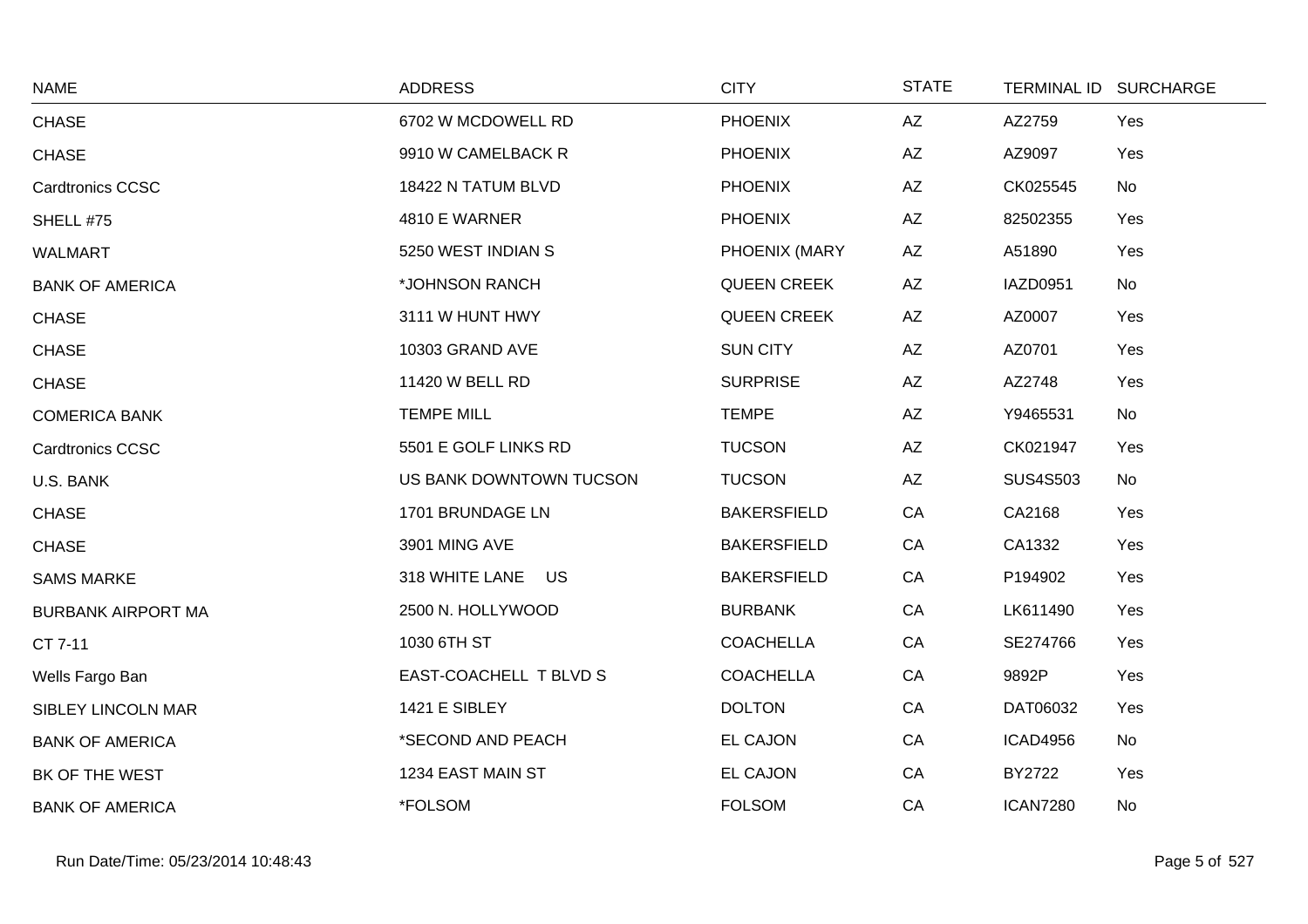| NAME | ADDRESS | CITY | STATE | TERMINAL ID | SURCHARGE |
|---|---|---|---|---|---|
| CHASE | 6702 W MCDOWELL RD | PHOENIX | AZ | AZ2759 | Yes |
| CHASE | 9910 W CAMELBACK R | PHOENIX | AZ | AZ9097 | Yes |
| Cardtronics CCSC | 18422 N TATUM BLVD | PHOENIX | AZ | CK025545 | No |
| SHELL #75 | 4810 E WARNER | PHOENIX | AZ | 82502355 | Yes |
| WALMART | 5250 WEST INDIAN S | PHOENIX (MARY | AZ | A51890 | Yes |
| BANK OF AMERICA | *JOHNSON RANCH | QUEEN CREEK | AZ | IAZD0951 | No |
| CHASE | 3111 W HUNT HWY | QUEEN CREEK | AZ | AZ0007 | Yes |
| CHASE | 10303 GRAND AVE | SUN CITY | AZ | AZ0701 | Yes |
| CHASE | 11420 W BELL RD | SURPRISE | AZ | AZ2748 | Yes |
| COMERICA BANK | TEMPE MILL | TEMPE | AZ | Y9465531 | No |
| Cardtronics CCSC | 5501 E GOLF LINKS RD | TUCSON | AZ | CK021947 | Yes |
| U.S. BANK | US BANK DOWNTOWN TUCSON | TUCSON | AZ | SUS4S503 | No |
| CHASE | 1701 BRUNDAGE LN | BAKERSFIELD | CA | CA2168 | Yes |
| CHASE | 3901 MING AVE | BAKERSFIELD | CA | CA1332 | Yes |
| SAMS MARKE | 318 WHITE LANE US | BAKERSFIELD | CA | P194902 | Yes |
| BURBANK AIRPORT MA | 2500 N. HOLLYWOOD | BURBANK | CA | LK611490 | Yes |
| CT 7-11 | 1030 6TH ST | COACHELLA | CA | SE274766 | Yes |
| Wells Fargo Ban | EAST-COACHELL T BLVD S | COACHELLA | CA | 9892P | Yes |
| SIBLEY LINCOLN MAR | 1421 E SIBLEY | DOLTON | CA | DAT06032 | Yes |
| BANK OF AMERICA | *SECOND AND PEACH | EL CAJON | CA | ICAD4956 | No |
| BK OF THE WEST | 1234 EAST MAIN ST | EL CAJON | CA | BY2722 | Yes |
| BANK OF AMERICA | *FOLSOM | FOLSOM | CA | ICAN7280 | No |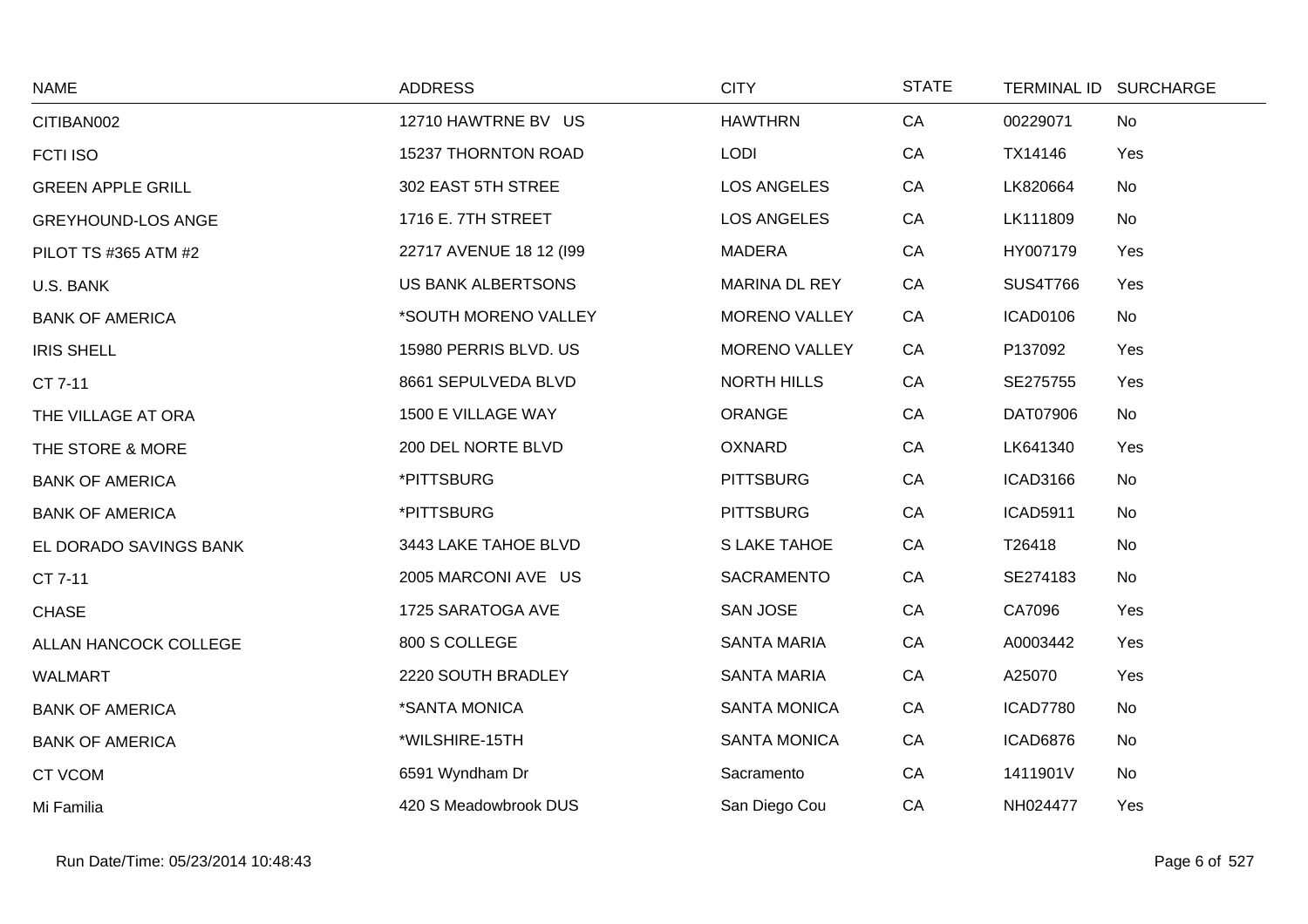| NAME | ADDRESS | CITY | STATE | TERMINAL ID | SURCHARGE |
|---|---|---|---|---|---|
| CITIBAN002 | 12710 HAWTRNE BV US | HAWTHRN | CA | 00229071 | No |
| FCTI ISO | 15237 THORNTON ROAD | LODI | CA | TX14146 | Yes |
| GREEN APPLE GRILL | 302 EAST 5TH STREE | LOS ANGELES | CA | LK820664 | No |
| GREYHOUND-LOS ANGE | 1716 E. 7TH STREET | LOS ANGELES | CA | LK111809 | No |
| PILOT TS #365 ATM #2 | 22717 AVENUE 18 12 (I99 | MADERA | CA | HY007179 | Yes |
| U.S. BANK | US BANK ALBERTSONS | MARINA DL REY | CA | SUS4T766 | Yes |
| BANK OF AMERICA | *SOUTH MORENO VALLEY | MORENO VALLEY | CA | ICAD0106 | No |
| IRIS SHELL | 15980 PERRIS BLVD. US | MORENO VALLEY | CA | P137092 | Yes |
| CT 7-11 | 8661 SEPULVEDA BLVD | NORTH HILLS | CA | SE275755 | Yes |
| THE VILLAGE AT ORA | 1500 E VILLAGE WAY | ORANGE | CA | DAT07906 | No |
| THE STORE & MORE | 200 DEL NORTE BLVD | OXNARD | CA | LK641340 | Yes |
| BANK OF AMERICA | *PITTSBURG | PITTSBURG | CA | ICAD3166 | No |
| BANK OF AMERICA | *PITTSBURG | PITTSBURG | CA | ICAD5911 | No |
| EL DORADO SAVINGS BANK | 3443 LAKE TAHOE BLVD | S LAKE TAHOE | CA | T26418 | No |
| CT 7-11 | 2005 MARCONI AVE US | SACRAMENTO | CA | SE274183 | No |
| CHASE | 1725 SARATOGA AVE | SAN JOSE | CA | CA7096 | Yes |
| ALLAN HANCOCK COLLEGE | 800 S COLLEGE | SANTA MARIA | CA | A0003442 | Yes |
| WALMART | 2220 SOUTH BRADLEY | SANTA MARIA | CA | A25070 | Yes |
| BANK OF AMERICA | *SANTA MONICA | SANTA MONICA | CA | ICAD7780 | No |
| BANK OF AMERICA | *WILSHIRE-15TH | SANTA MONICA | CA | ICAD6876 | No |
| CT VCOM | 6591 Wyndham Dr | Sacramento | CA | 1411901V | No |
| Mi Familia | 420 S Meadowbrook DUS | San Diego Cou | CA | NH024477 | Yes |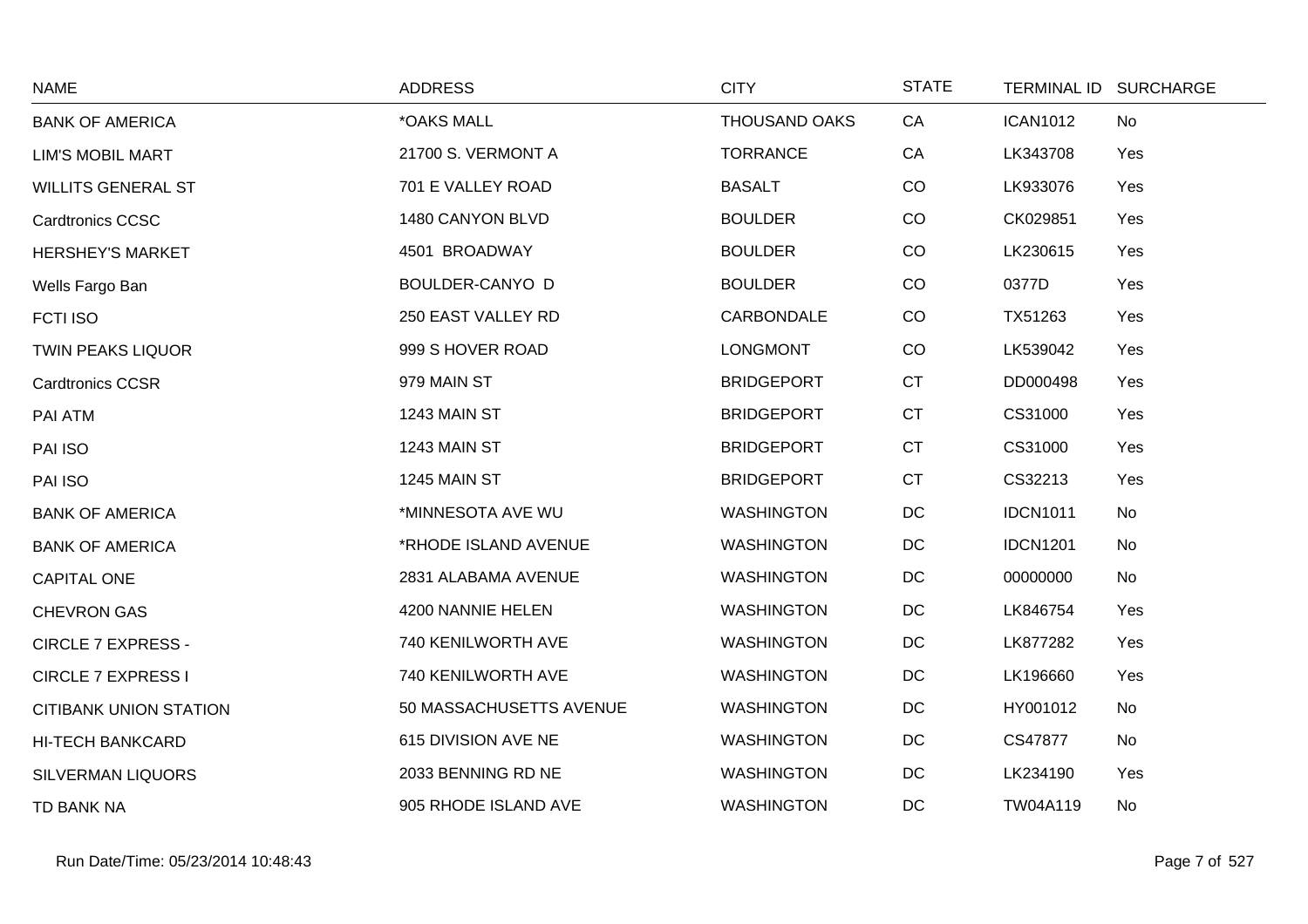| NAME | ADDRESS | CITY | STATE | TERMINAL ID | SURCHARGE |
|---|---|---|---|---|---|
| BANK OF AMERICA | *OAKS MALL | THOUSAND OAKS | CA | ICAN1012 | No |
| LIM'S MOBIL MART | 21700 S. VERMONT A | TORRANCE | CA | LK343708 | Yes |
| WILLITS GENERAL ST | 701 E VALLEY ROAD | BASALT | CO | LK933076 | Yes |
| Cardtronics CCSC | 1480 CANYON BLVD | BOULDER | CO | CK029851 | Yes |
| HERSHEY'S MARKET | 4501  BROADWAY | BOULDER | CO | LK230615 | Yes |
| Wells Fargo Ban | BOULDER-CANYO D | BOULDER | CO | 0377D | Yes |
| FCTI ISO | 250 EAST VALLEY RD | CARBONDALE | CO | TX51263 | Yes |
| TWIN PEAKS LIQUOR | 999 S HOVER ROAD | LONGMONT | CO | LK539042 | Yes |
| Cardtronics CCSR | 979 MAIN ST | BRIDGEPORT | CT | DD000498 | Yes |
| PAI ATM | 1243 MAIN ST | BRIDGEPORT | CT | CS31000 | Yes |
| PAI ISO | 1243 MAIN ST | BRIDGEPORT | CT | CS31000 | Yes |
| PAI ISO | 1245 MAIN ST | BRIDGEPORT | CT | CS32213 | Yes |
| BANK OF AMERICA | *MINNESOTA AVE WU | WASHINGTON | DC | IDCN1011 | No |
| BANK OF AMERICA | *RHODE ISLAND AVENUE | WASHINGTON | DC | IDCN1201 | No |
| CAPITAL ONE | 2831 ALABAMA AVENUE | WASHINGTON | DC | 00000000 | No |
| CHEVRON GAS | 4200 NANNIE HELEN | WASHINGTON | DC | LK846754 | Yes |
| CIRCLE 7 EXPRESS - | 740 KENILWORTH AVE | WASHINGTON | DC | LK877282 | Yes |
| CIRCLE 7 EXPRESS I | 740 KENILWORTH AVE | WASHINGTON | DC | LK196660 | Yes |
| CITIBANK UNION STATION | 50 MASSACHUSETTS AVENUE | WASHINGTON | DC | HY001012 | No |
| HI-TECH BANKCARD | 615 DIVISION AVE NE | WASHINGTON | DC | CS47877 | No |
| SILVERMAN LIQUORS | 2033 BENNING RD NE | WASHINGTON | DC | LK234190 | Yes |
| TD BANK NA | 905 RHODE ISLAND AVE | WASHINGTON | DC | TW04A119 | No |

Run Date/Time: 05/23/2014 10:48:43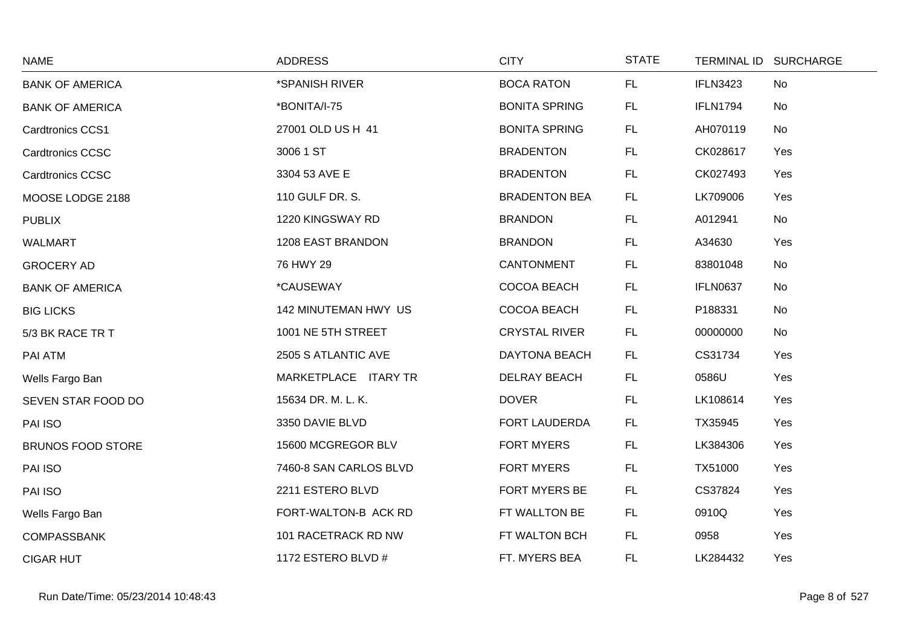| NAME | ADDRESS | CITY | STATE | TERMINAL ID | SURCHARGE |
|---|---|---|---|---|---|
| BANK OF AMERICA | *SPANISH RIVER | BOCA RATON | FL | IFLN3423 | No |
| BANK OF AMERICA | *BONITA/I-75 | BONITA SPRING | FL | IFLN1794 | No |
| Cardtronics CCS1 | 27001 OLD US H 41 | BONITA SPRING | FL | AH070119 | No |
| Cardtronics CCSC | 3006 1 ST | BRADENTON | FL | CK028617 | Yes |
| Cardtronics CCSC | 3304 53 AVE E | BRADENTON | FL | CK027493 | Yes |
| MOOSE LODGE 2188 | 110 GULF DR. S. | BRADENTON BEA | FL | LK709006 | Yes |
| PUBLIX | 1220 KINGSWAY RD | BRANDON | FL | A012941 | No |
| WALMART | 1208 EAST BRANDON | BRANDON | FL | A34630 | Yes |
| GROCERY AD | 76 HWY 29 | CANTONMENT | FL | 83801048 | No |
| BANK OF AMERICA | *CAUSEWAY | COCOA BEACH | FL | IFLN0637 | No |
| BIG LICKS | 142 MINUTEMAN HWY US | COCOA BEACH | FL | P188331 | No |
| 5/3 BK RACE TR T | 1001 NE 5TH STREET | CRYSTAL RIVER | FL | 00000000 | No |
| PAI ATM | 2505 S ATLANTIC AVE | DAYTONA BEACH | FL | CS31734 | Yes |
| Wells Fargo Ban | MARKETPLACE ITARY TR | DELRAY BEACH | FL | 0586U | Yes |
| SEVEN STAR FOOD DO | 15634 DR. M. L. K. | DOVER | FL | LK108614 | Yes |
| PAI ISO | 3350 DAVIE BLVD | FORT LAUDERDA | FL | TX35945 | Yes |
| BRUNOS FOOD STORE | 15600 MCGREGOR BLV | FORT MYERS | FL | LK384306 | Yes |
| PAI ISO | 7460-8 SAN CARLOS BLVD | FORT MYERS | FL | TX51000 | Yes |
| PAI ISO | 2211 ESTERO BLVD | FORT MYERS BE | FL | CS37824 | Yes |
| Wells Fargo Ban | FORT-WALTON-B ACK RD | FT WALLTON BE | FL | 0910Q | Yes |
| COMPASSBANK | 101 RACETRACK RD NW | FT WALTON BCH | FL | 0958 | Yes |
| CIGAR HUT | 1172 ESTERO BLVD # | FT. MYERS BEA | FL | LK284432 | Yes |

Run Date/Time: 05/23/2014 10:48:43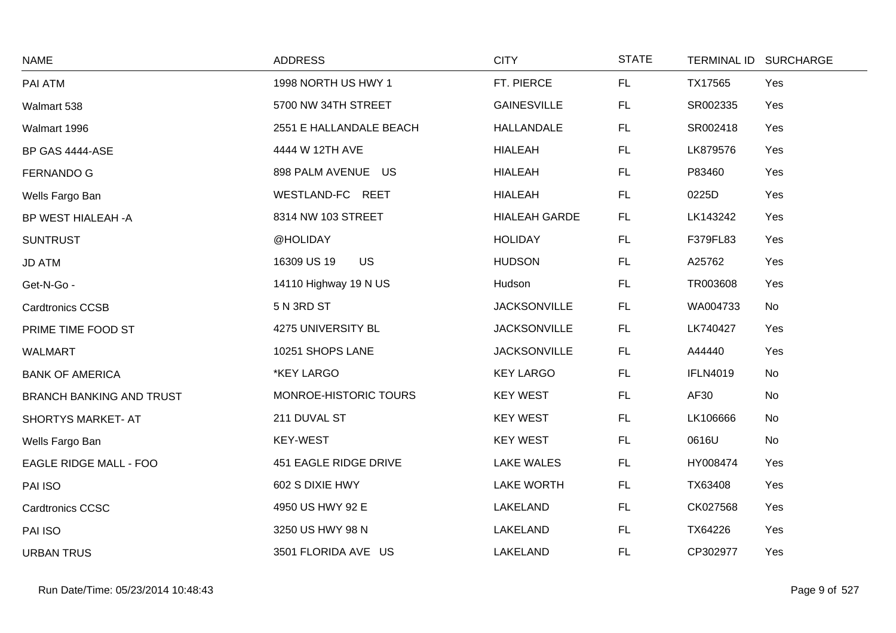| NAME | ADDRESS | CITY | STATE | TERMINAL ID | SURCHARGE |
|---|---|---|---|---|---|
| PAI ATM | 1998 NORTH US HWY 1 | FT. PIERCE | FL | TX17565 | Yes |
| Walmart 538 | 5700 NW 34TH STREET | GAINESVILLE | FL | SR002335 | Yes |
| Walmart 1996 | 2551 E HALLANDALE BEACH | HALLANDALE | FL | SR002418 | Yes |
| BP GAS 4444-ASE | 4444 W 12TH AVE | HIALEAH | FL | LK879576 | Yes |
| FERNANDO G | 898 PALM AVENUE US | HIALEAH | FL | P83460 | Yes |
| Wells Fargo Ban | WESTLAND-FC REET | HIALEAH | FL | 0225D | Yes |
| BP WEST HIALEAH -A | 8314 NW 103 STREET | HIALEAH GARDE | FL | LK143242 | Yes |
| SUNTRUST | @HOLIDAY | HOLIDAY | FL | F379FL83 | Yes |
| JD ATM | 16309 US 19 US | HUDSON | FL | A25762 | Yes |
| Get-N-Go - | 14110 Highway 19 N US | Hudson | FL | TR003608 | Yes |
| Cardtronics CCSB | 5 N 3RD ST | JACKSONVILLE | FL | WA004733 | No |
| PRIME TIME FOOD ST | 4275 UNIVERSITY BL | JACKSONVILLE | FL | LK740427 | Yes |
| WALMART | 10251 SHOPS LANE | JACKSONVILLE | FL | A44440 | Yes |
| BANK OF AMERICA | *KEY LARGO | KEY LARGO | FL | IFLN4019 | No |
| BRANCH BANKING AND TRUST | MONROE-HISTORIC TOURS | KEY WEST | FL | AF30 | No |
| SHORTYS MARKET- AT | 211 DUVAL ST | KEY WEST | FL | LK106666 | No |
| Wells Fargo Ban | KEY-WEST | KEY WEST | FL | 0616U | No |
| EAGLE RIDGE MALL - FOO | 451 EAGLE RIDGE DRIVE | LAKE WALES | FL | HY008474 | Yes |
| PAI ISO | 602 S DIXIE HWY | LAKE WORTH | FL | TX63408 | Yes |
| Cardtronics CCSC | 4950 US HWY 92 E | LAKELAND | FL | CK027568 | Yes |
| PAI ISO | 3250 US HWY 98 N | LAKELAND | FL | TX64226 | Yes |
| URBAN TRUS | 3501 FLORIDA AVE US | LAKELAND | FL | CP302977 | Yes |

Run Date/Time: 05/23/2014 10:48:43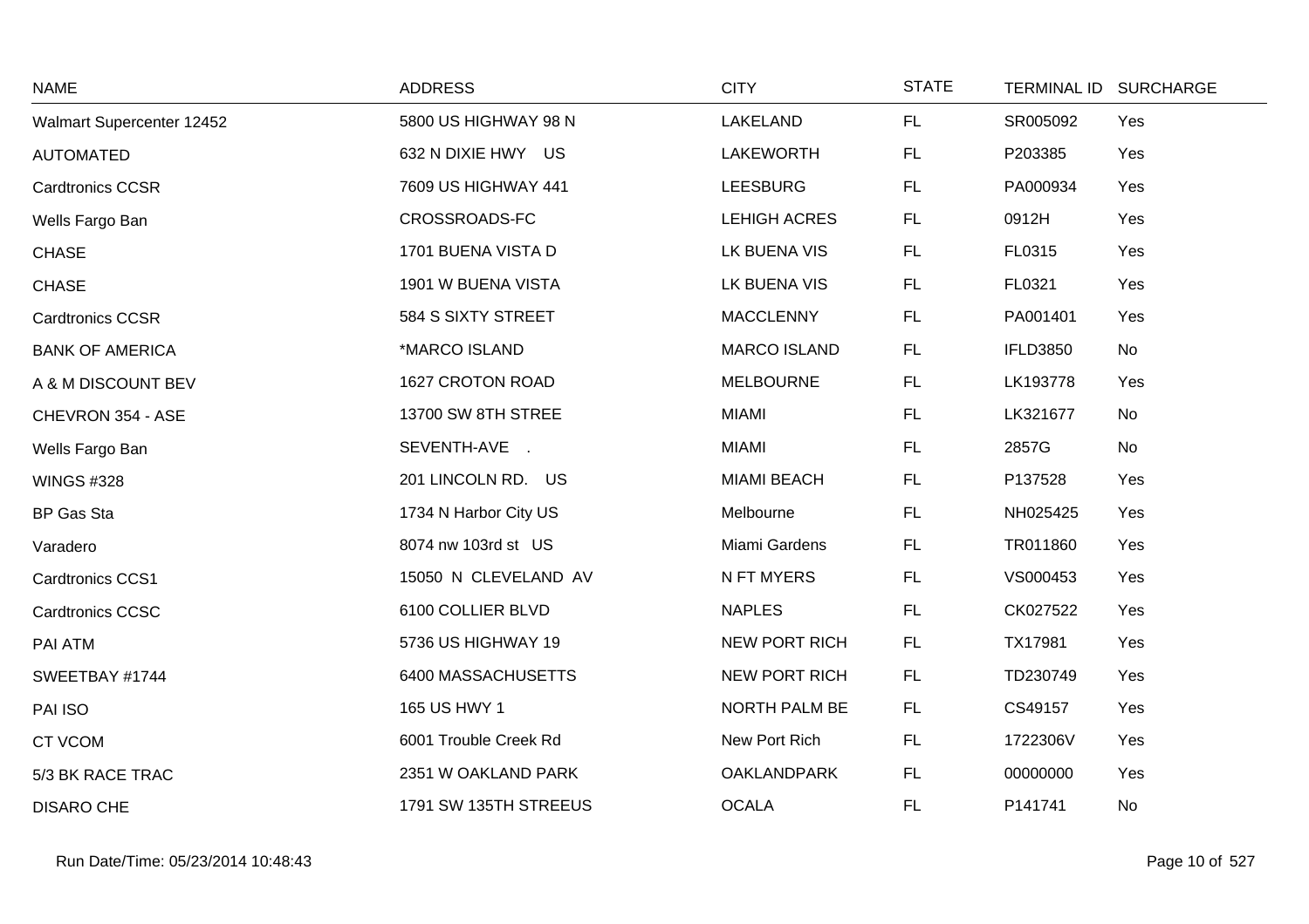| NAME | ADDRESS | CITY | STATE | TERMINAL ID | SURCHARGE |
|---|---|---|---|---|---|
| Walmart Supercenter 12452 | 5800 US HIGHWAY 98 N | LAKELAND | FL | SR005092 | Yes |
| AUTOMATED | 632 N DIXIE HWY US | LAKEWORTH | FL | P203385 | Yes |
| Cardtronics CCSR | 7609 US HIGHWAY 441 | LEESBURG | FL | PA000934 | Yes |
| Wells Fargo Ban | CROSSROADS-FC | LEHIGH ACRES | FL | 0912H | Yes |
| CHASE | 1701 BUENA VISTA D | LK BUENA VIS | FL | FL0315 | Yes |
| CHASE | 1901 W BUENA VISTA | LK BUENA VIS | FL | FL0321 | Yes |
| Cardtronics CCSR | 584 S SIXTY STREET | MACCLENNY | FL | PA001401 | Yes |
| BANK OF AMERICA | *MARCO ISLAND | MARCO ISLAND | FL | IFLD3850 | No |
| A & M DISCOUNT BEV | 1627 CROTON ROAD | MELBOURNE | FL | LK193778 | Yes |
| CHEVRON 354 - ASE | 13700 SW 8TH STREE | MIAMI | FL | LK321677 | No |
| Wells Fargo Ban | SEVENTH-AVE . | MIAMI | FL | 2857G | No |
| WINGS #328 | 201 LINCOLN RD. US | MIAMI BEACH | FL | P137528 | Yes |
| BP Gas Sta | 1734 N Harbor City US | Melbourne | FL | NH025425 | Yes |
| Varadero | 8074 nw 103rd st US | Miami Gardens | FL | TR011860 | Yes |
| Cardtronics CCS1 | 15050 N CLEVELAND AV | N FT MYERS | FL | VS000453 | Yes |
| Cardtronics CCSC | 6100 COLLIER BLVD | NAPLES | FL | CK027522 | Yes |
| PAI ATM | 5736 US HIGHWAY 19 | NEW PORT RICH | FL | TX17981 | Yes |
| SWEETBAY #1744 | 6400 MASSACHUSETTS | NEW PORT RICH | FL | TD230749 | Yes |
| PAI ISO | 165 US HWY 1 | NORTH PALM BE | FL | CS49157 | Yes |
| CT VCOM | 6001 Trouble Creek Rd | New Port Rich | FL | 1722306V | Yes |
| 5/3 BK RACE TRAC | 2351 W OAKLAND PARK | OAKLANDPARK | FL | 00000000 | Yes |
| DISARO CHE | 1791 SW 135TH STREEUS | OCALA | FL | P141741 | No |

Run Date/Time: 05/23/2014 10:48:43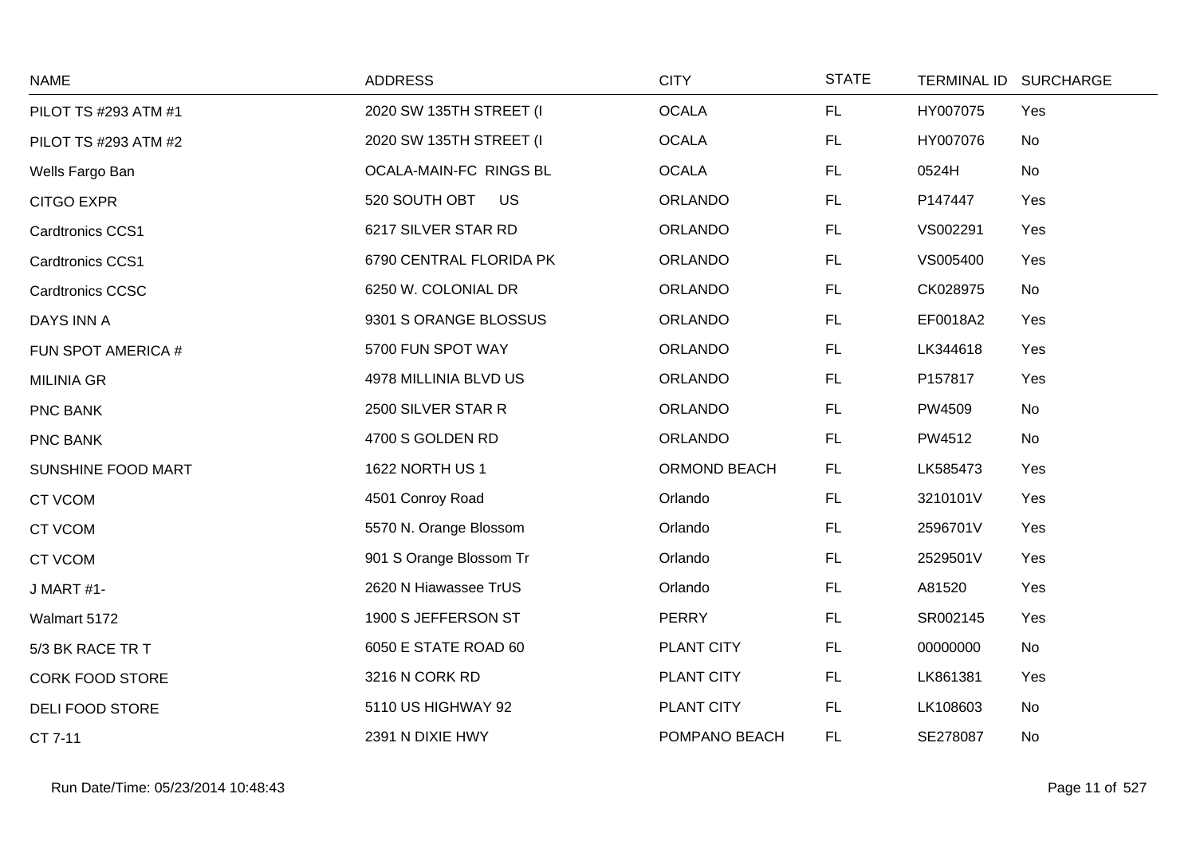| NAME | ADDRESS | CITY | STATE | TERMINAL ID | SURCHARGE |
|---|---|---|---|---|---|
| PILOT TS #293 ATM #1 | 2020 SW 135TH STREET (I | OCALA | FL | HY007075 | Yes |
| PILOT TS #293 ATM #2 | 2020 SW 135TH STREET (I | OCALA | FL | HY007076 | No |
| Wells Fargo Ban | OCALA-MAIN-FC RINGS BL | OCALA | FL | 0524H | No |
| CITGO EXPR | 520 SOUTH OBT US | ORLANDO | FL | P147447 | Yes |
| Cardtronics CCS1 | 6217 SILVER STAR RD | ORLANDO | FL | VS002291 | Yes |
| Cardtronics CCS1 | 6790 CENTRAL FLORIDA PK | ORLANDO | FL | VS005400 | Yes |
| Cardtronics CCSC | 6250 W. COLONIAL DR | ORLANDO | FL | CK028975 | No |
| DAYS INN A | 9301 S ORANGE BLOSSUS | ORLANDO | FL | EF0018A2 | Yes |
| FUN SPOT AMERICA # | 5700 FUN SPOT WAY | ORLANDO | FL | LK344618 | Yes |
| MILINIA GR | 4978 MILLINIA BLVD US | ORLANDO | FL | P157817 | Yes |
| PNC BANK | 2500 SILVER STAR R | ORLANDO | FL | PW4509 | No |
| PNC BANK | 4700 S GOLDEN RD | ORLANDO | FL | PW4512 | No |
| SUNSHINE FOOD MART | 1622 NORTH US 1 | ORMOND BEACH | FL | LK585473 | Yes |
| CT VCOM | 4501 Conroy Road | Orlando | FL | 3210101V | Yes |
| CT VCOM | 5570 N. Orange Blossom | Orlando | FL | 2596701V | Yes |
| CT VCOM | 901 S Orange Blossom Tr | Orlando | FL | 2529501V | Yes |
| J MART #1- | 2620 N Hiawassee TrUS | Orlando | FL | A81520 | Yes |
| Walmart 5172 | 1900 S JEFFERSON ST | PERRY | FL | SR002145 | Yes |
| 5/3 BK RACE TR T | 6050 E STATE ROAD 60 | PLANT CITY | FL | 00000000 | No |
| CORK FOOD STORE | 3216 N CORK RD | PLANT CITY | FL | LK861381 | Yes |
| DELI FOOD STORE | 5110 US HIGHWAY 92 | PLANT CITY | FL | LK108603 | No |
| CT 7-11 | 2391 N DIXIE HWY | POMPANO BEACH | FL | SE278087 | No |

Run Date/Time: 05/23/2014 10:48:43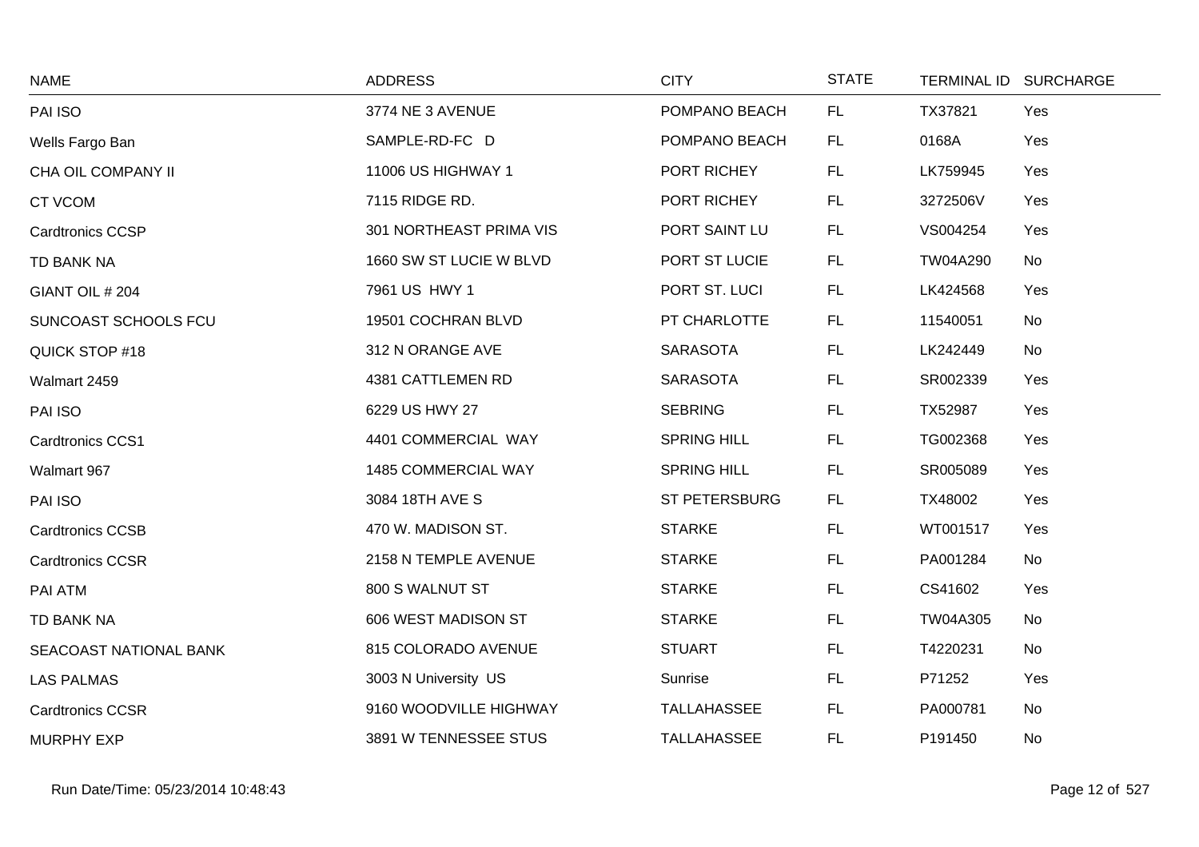| NAME | ADDRESS | CITY | STATE | TERMINAL ID | SURCHARGE |
|---|---|---|---|---|---|
| PAI ISO | 3774 NE 3 AVENUE | POMPANO BEACH | FL | TX37821 | Yes |
| Wells Fargo Ban | SAMPLE-RD-FC D | POMPANO BEACH | FL | 0168A | Yes |
| CHA OIL COMPANY II | 11006 US HIGHWAY 1 | PORT RICHEY | FL | LK759945 | Yes |
| CT VCOM | 7115 RIDGE RD. | PORT RICHEY | FL | 3272506V | Yes |
| Cardtronics CCSP | 301 NORTHEAST PRIMA VIS | PORT SAINT LU | FL | VS004254 | Yes |
| TD BANK NA | 1660 SW ST LUCIE W BLVD | PORT ST LUCIE | FL | TW04A290 | No |
| GIANT OIL # 204 | 7961 US HWY 1 | PORT ST. LUCI | FL | LK424568 | Yes |
| SUNCOAST SCHOOLS FCU | 19501 COCHRAN BLVD | PT CHARLOTTE | FL | 11540051 | No |
| QUICK STOP #18 | 312 N ORANGE AVE | SARASOTA | FL | LK242449 | No |
| Walmart 2459 | 4381 CATTLEMEN RD | SARASOTA | FL | SR002339 | Yes |
| PAI ISO | 6229 US HWY 27 | SEBRING | FL | TX52987 | Yes |
| Cardtronics CCS1 | 4401 COMMERCIAL WAY | SPRING HILL | FL | TG002368 | Yes |
| Walmart 967 | 1485 COMMERCIAL WAY | SPRING HILL | FL | SR005089 | Yes |
| PAI ISO | 3084 18TH AVE S | ST PETERSBURG | FL | TX48002 | Yes |
| Cardtronics CCSB | 470 W. MADISON ST. | STARKE | FL | WT001517 | Yes |
| Cardtronics CCSR | 2158 N TEMPLE AVENUE | STARKE | FL | PA001284 | No |
| PAI ATM | 800 S WALNUT ST | STARKE | FL | CS41602 | Yes |
| TD BANK NA | 606 WEST MADISON ST | STARKE | FL | TW04A305 | No |
| SEACOAST NATIONAL BANK | 815 COLORADO AVENUE | STUART | FL | T4220231 | No |
| LAS PALMAS | 3003 N University US | Sunrise | FL | P71252 | Yes |
| Cardtronics CCSR | 9160 WOODVILLE HIGHWAY | TALLAHASSEE | FL | PA000781 | No |
| MURPHY EXP | 3891 W TENNESSEE STUS | TALLAHASSEE | FL | P191450 | No |

Run Date/Time: 05/23/2014 10:48:43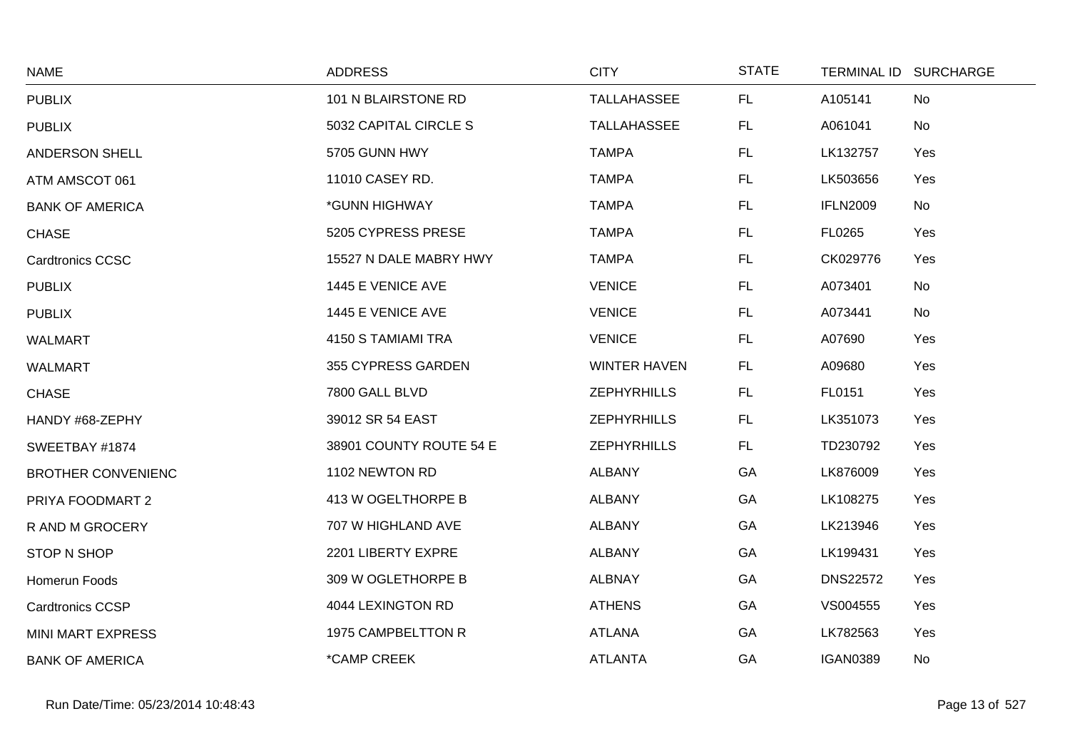| NAME | ADDRESS | CITY | STATE | TERMINAL ID | SURCHARGE |
|---|---|---|---|---|---|
| PUBLIX | 101 N BLAIRSTONE RD | TALLAHASSEE | FL | A105141 | No |
| PUBLIX | 5032 CAPITAL CIRCLE S | TALLAHASSEE | FL | A061041 | No |
| ANDERSON SHELL | 5705 GUNN HWY | TAMPA | FL | LK132757 | Yes |
| ATM AMSCOT 061 | 11010 CASEY RD. | TAMPA | FL | LK503656 | Yes |
| BANK OF AMERICA | *GUNN HIGHWAY | TAMPA | FL | IFLN2009 | No |
| CHASE | 5205 CYPRESS PRESE | TAMPA | FL | FL0265 | Yes |
| Cardtronics CCSC | 15527 N DALE MABRY HWY | TAMPA | FL | CK029776 | Yes |
| PUBLIX | 1445 E VENICE AVE | VENICE | FL | A073401 | No |
| PUBLIX | 1445 E VENICE AVE | VENICE | FL | A073441 | No |
| WALMART | 4150 S TAMIAMI TRA | VENICE | FL | A07690 | Yes |
| WALMART | 355 CYPRESS GARDEN | WINTER HAVEN | FL | A09680 | Yes |
| CHASE | 7800 GALL BLVD | ZEPHYRHILLS | FL | FL0151 | Yes |
| HANDY #68-ZEPHY | 39012 SR 54 EAST | ZEPHYRHILLS | FL | LK351073 | Yes |
| SWEETBAY #1874 | 38901 COUNTY ROUTE 54 E | ZEPHYRHILLS | FL | TD230792 | Yes |
| BROTHER CONVENIENC | 1102 NEWTON RD | ALBANY | GA | LK876009 | Yes |
| PRIYA FOODMART 2 | 413 W OGELTHORPE B | ALBANY | GA | LK108275 | Yes |
| R AND M GROCERY | 707 W HIGHLAND AVE | ALBANY | GA | LK213946 | Yes |
| STOP N SHOP | 2201 LIBERTY EXPRE | ALBANY | GA | LK199431 | Yes |
| Homerun Foods | 309 W OGLETHORPE B | ALBNAY | GA | DNS22572 | Yes |
| Cardtronics CCSP | 4044 LEXINGTON RD | ATHENS | GA | VS004555 | Yes |
| MINI MART EXPRESS | 1975 CAMPBELTTON R | ATLANA | GA | LK782563 | Yes |
| BANK OF AMERICA | *CAMP CREEK | ATLANTA | GA | IGAN0389 | No |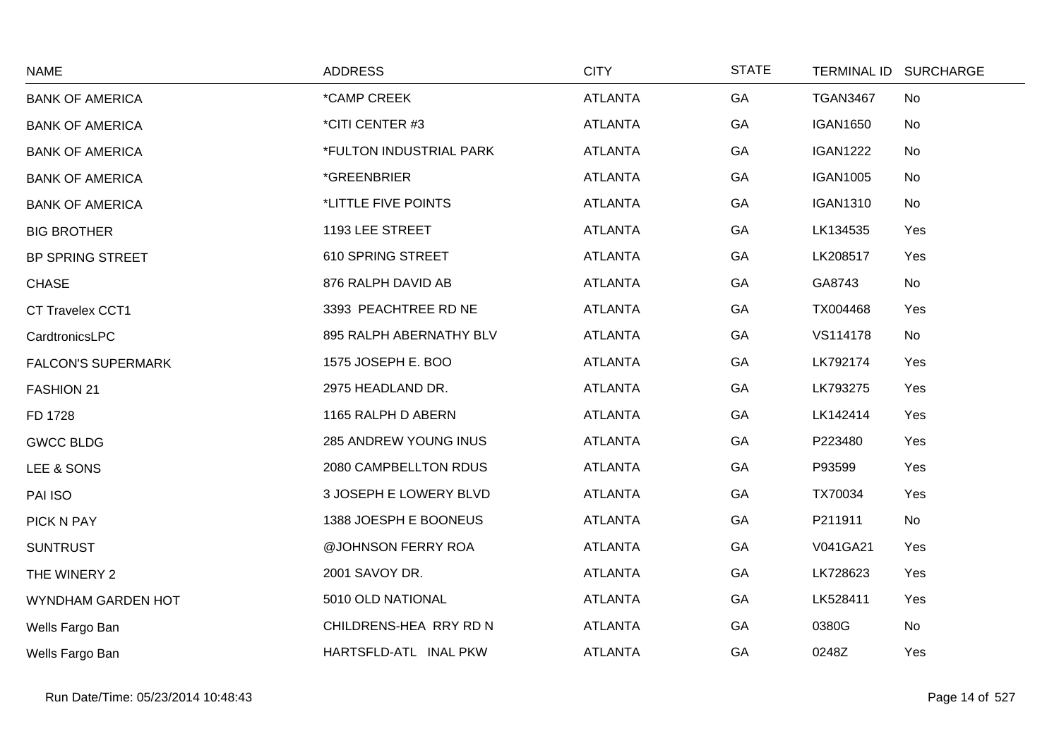| NAME | ADDRESS | CITY | STATE | TERMINAL ID | SURCHARGE |
|---|---|---|---|---|---|
| BANK OF AMERICA | *CAMP CREEK | ATLANTA | GA | TGAN3467 | No |
| BANK OF AMERICA | *CITI CENTER #3 | ATLANTA | GA | IGAN1650 | No |
| BANK OF AMERICA | *FULTON INDUSTRIAL PARK | ATLANTA | GA | IGAN1222 | No |
| BANK OF AMERICA | *GREENBRIER | ATLANTA | GA | IGAN1005 | No |
| BANK OF AMERICA | *LITTLE FIVE POINTS | ATLANTA | GA | IGAN1310 | No |
| BIG BROTHER | 1193 LEE STREET | ATLANTA | GA | LK134535 | Yes |
| BP SPRING STREET | 610 SPRING STREET | ATLANTA | GA | LK208517 | Yes |
| CHASE | 876 RALPH DAVID AB | ATLANTA | GA | GA8743 | No |
| CT Travelex CCT1 | 3393 PEACHTREE RD NE | ATLANTA | GA | TX004468 | Yes |
| CardtronicsLPC | 895 RALPH ABERNATHY BLV | ATLANTA | GA | VS114178 | No |
| FALCON'S SUPERMARK | 1575 JOSEPH E. BOO | ATLANTA | GA | LK792174 | Yes |
| FASHION 21 | 2975 HEADLAND DR. | ATLANTA | GA | LK793275 | Yes |
| FD 1728 | 1165 RALPH D ABERN | ATLANTA | GA | LK142414 | Yes |
| GWCC BLDG | 285 ANDREW YOUNG INUS | ATLANTA | GA | P223480 | Yes |
| LEE & SONS | 2080 CAMPBELLTON RDUS | ATLANTA | GA | P93599 | Yes |
| PAI ISO | 3 JOSEPH E LOWERY BLVD | ATLANTA | GA | TX70034 | Yes |
| PICK N PAY | 1388 JOESPH E BOONEUS | ATLANTA | GA | P211911 | No |
| SUNTRUST | @JOHNSON FERRY ROA | ATLANTA | GA | V041GA21 | Yes |
| THE WINERY 2 | 2001 SAVOY DR. | ATLANTA | GA | LK728623 | Yes |
| WYNDHAM GARDEN HOT | 5010 OLD NATIONAL | ATLANTA | GA | LK528411 | Yes |
| Wells Fargo Ban | CHILDRENS-HEA RRY RD N | ATLANTA | GA | 0380G | No |
| Wells Fargo Ban | HARTSFLD-ATL INAL PKW | ATLANTA | GA | 0248Z | Yes |

Run Date/Time: 05/23/2014 10:48:43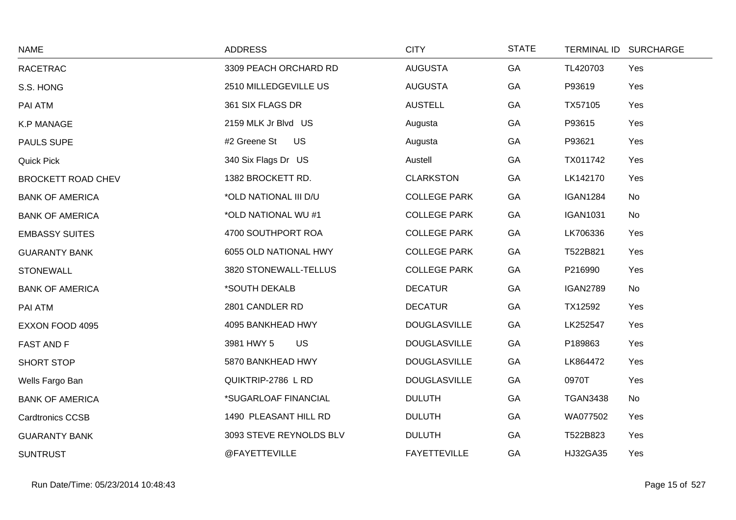| NAME | ADDRESS | CITY | STATE | TERMINAL ID | SURCHARGE |
|---|---|---|---|---|---|
| RACETRAC | 3309 PEACH ORCHARD RD | AUGUSTA | GA | TL420703 | Yes |
| S.S. HONG | 2510 MILLEDGEVILLE US | AUGUSTA | GA | P93619 | Yes |
| PAI ATM | 361 SIX FLAGS DR | AUSTELL | GA | TX57105 | Yes |
| K.P MANAGE | 2159 MLK Jr Blvd US | Augusta | GA | P93615 | Yes |
| PAULS SUPE | #2 Greene St US | Augusta | GA | P93621 | Yes |
| Quick Pick | 340 Six Flags Dr US | Austell | GA | TX011742 | Yes |
| BROCKETT ROAD CHEV | 1382 BROCKETT RD. | CLARKSTON | GA | LK142170 | Yes |
| BANK OF AMERICA | *OLD NATIONAL III D/U | COLLEGE PARK | GA | IGAN1284 | No |
| BANK OF AMERICA | *OLD NATIONAL WU #1 | COLLEGE PARK | GA | IGAN1031 | No |
| EMBASSY SUITES | 4700 SOUTHPORT ROA | COLLEGE PARK | GA | LK706336 | Yes |
| GUARANTY BANK | 6055 OLD NATIONAL HWY | COLLEGE PARK | GA | T522B821 | Yes |
| STONEWALL | 3820 STONEWALL-TELLUS | COLLEGE PARK | GA | P216990 | Yes |
| BANK OF AMERICA | *SOUTH DEKALB | DECATUR | GA | IGAN2789 | No |
| PAI ATM | 2801 CANDLER RD | DECATUR | GA | TX12592 | Yes |
| EXXON FOOD 4095 | 4095 BANKHEAD HWY | DOUGLASVILLE | GA | LK252547 | Yes |
| FAST AND F | 3981 HWY 5 US | DOUGLASVILLE | GA | P189863 | Yes |
| SHORT STOP | 5870 BANKHEAD HWY | DOUGLASVILLE | GA | LK864472 | Yes |
| Wells Fargo Ban | QUIKTRIP-2786 L RD | DOUGLASVILLE | GA | 0970T | Yes |
| BANK OF AMERICA | *SUGARLOAF FINANCIAL | DULUTH | GA | TGAN3438 | No |
| Cardtronics CCSB | 1490 PLEASANT HILL RD | DULUTH | GA | WA077502 | Yes |
| GUARANTY BANK | 3093 STEVE REYNOLDS BLV | DULUTH | GA | T522B823 | Yes |
| SUNTRUST | @FAYETTEVILLE | FAYETTEVILLE | GA | HJ32GA35 | Yes |

Run Date/Time: 05/23/2014 10:48:43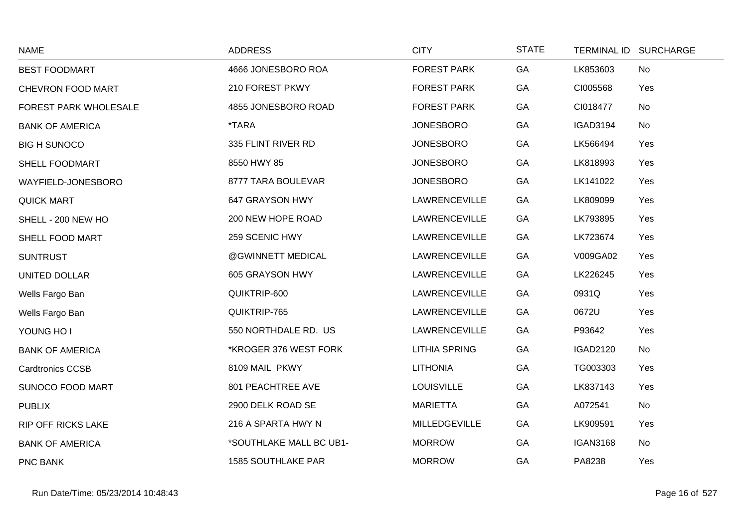| NAME | ADDRESS | CITY | STATE | TERMINAL ID | SURCHARGE |
|---|---|---|---|---|---|
| BEST FOODMART | 4666 JONESBORO ROA | FOREST PARK | GA | LK853603 | No |
| CHEVRON FOOD MART | 210 FOREST PKWY | FOREST PARK | GA | CI005568 | Yes |
| FOREST PARK WHOLESALE | 4855 JONESBORO ROAD | FOREST PARK | GA | CI018477 | No |
| BANK OF AMERICA | *TARA | JONESBORO | GA | IGAD3194 | No |
| BIG H SUNOCO | 335 FLINT RIVER RD | JONESBORO | GA | LK566494 | Yes |
| SHELL FOODMART | 8550 HWY 85 | JONESBORO | GA | LK818993 | Yes |
| WAYFIELD-JONESBORO | 8777 TARA BOULEVAR | JONESBORO | GA | LK141022 | Yes |
| QUICK MART | 647 GRAYSON HWY | LAWRENCEVILLE | GA | LK809099 | Yes |
| SHELL - 200 NEW HO | 200 NEW HOPE ROAD | LAWRENCEVILLE | GA | LK793895 | Yes |
| SHELL FOOD MART | 259 SCENIC HWY | LAWRENCEVILLE | GA | LK723674 | Yes |
| SUNTRUST | @GWINNETT MEDICAL | LAWRENCEVILLE | GA | V009GA02 | Yes |
| UNITED DOLLAR | 605 GRAYSON HWY | LAWRENCEVILLE | GA | LK226245 | Yes |
| Wells Fargo Ban | QUIKTRIP-600 | LAWRENCEVILLE | GA | 0931Q | Yes |
| Wells Fargo Ban | QUIKTRIP-765 | LAWRENCEVILLE | GA | 0672U | Yes |
| YOUNG HO I | 550 NORTHDALE RD. US | LAWRENCEVILLE | GA | P93642 | Yes |
| BANK OF AMERICA | *KROGER 376 WEST FORK | LITHIA SPRING | GA | IGAD2120 | No |
| Cardtronics CCSB | 8109 MAIL PKWY | LITHONIA | GA | TG003303 | Yes |
| SUNOCO FOOD MART | 801 PEACHTREE AVE | LOUISVILLE | GA | LK837143 | Yes |
| PUBLIX | 2900 DELK ROAD SE | MARIETTA | GA | A072541 | No |
| RIP OFF RICKS LAKE | 216 A SPARTA HWY N | MILLEDGEVILLE | GA | LK909591 | Yes |
| BANK OF AMERICA | *SOUTHLAKE MALL BC UB1- | MORROW | GA | IGAN3168 | No |
| PNC BANK | 1585 SOUTHLAKE PAR | MORROW | GA | PA8238 | Yes |

Run Date/Time: 05/23/2014 10:48:43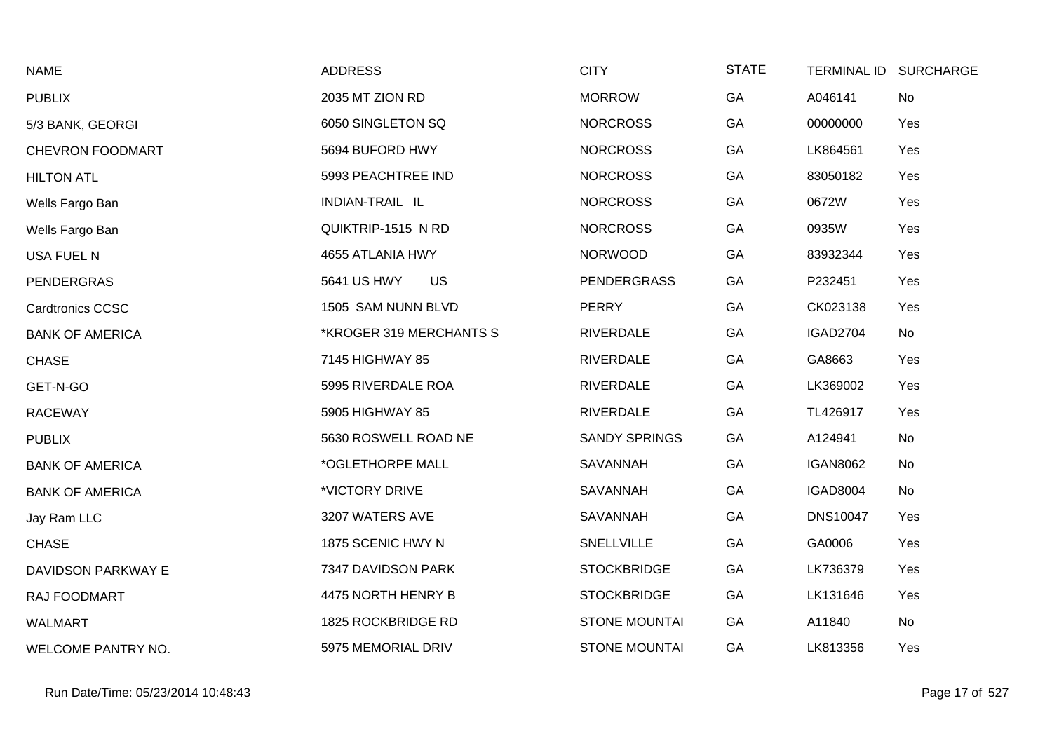| NAME | ADDRESS | CITY | STATE | TERMINAL ID | SURCHARGE |
|---|---|---|---|---|---|
| PUBLIX | 2035 MT ZION RD | MORROW | GA | A046141 | No |
| 5/3 BANK, GEORGI | 6050 SINGLETON SQ | NORCROSS | GA | 00000000 | Yes |
| CHEVRON FOODMART | 5694 BUFORD HWY | NORCROSS | GA | LK864561 | Yes |
| HILTON ATL | 5993 PEACHTREE IND | NORCROSS | GA | 83050182 | Yes |
| Wells Fargo Ban | INDIAN-TRAIL IL | NORCROSS | GA | 0672W | Yes |
| Wells Fargo Ban | QUIKTRIP-1515 N RD | NORCROSS | GA | 0935W | Yes |
| USA FUEL N | 4655 ATLANIA HWY | NORWOOD | GA | 83932344 | Yes |
| PENDERGRAS | 5641 US HWY US | PENDERGRASS | GA | P232451 | Yes |
| Cardtronics CCSC | 1505 SAM NUNN BLVD | PERRY | GA | CK023138 | Yes |
| BANK OF AMERICA | *KROGER 319 MERCHANTS S | RIVERDALE | GA | IGAD2704 | No |
| CHASE | 7145 HIGHWAY 85 | RIVERDALE | GA | GA8663 | Yes |
| GET-N-GO | 5995 RIVERDALE ROA | RIVERDALE | GA | LK369002 | Yes |
| RACEWAY | 5905 HIGHWAY 85 | RIVERDALE | GA | TL426917 | Yes |
| PUBLIX | 5630 ROSWELL ROAD NE | SANDY SPRINGS | GA | A124941 | No |
| BANK OF AMERICA | *OGLETHORPE MALL | SAVANNAH | GA | IGAN8062 | No |
| BANK OF AMERICA | *VICTORY DRIVE | SAVANNAH | GA | IGAD8004 | No |
| Jay Ram LLC | 3207 WATERS AVE | SAVANNAH | GA | DNS10047 | Yes |
| CHASE | 1875 SCENIC HWY N | SNELLVILLE | GA | GA0006 | Yes |
| DAVIDSON PARKWAY E | 7347 DAVIDSON PARK | STOCKBRIDGE | GA | LK736379 | Yes |
| RAJ FOODMART | 4475 NORTH HENRY B | STOCKBRIDGE | GA | LK131646 | Yes |
| WALMART | 1825 ROCKBRIDGE RD | STONE MOUNTAI | GA | A11840 | No |
| WELCOME PANTRY NO. | 5975 MEMORIAL DRIV | STONE MOUNTAI | GA | LK813356 | Yes |

Run Date/Time: 05/23/2014 10:48:43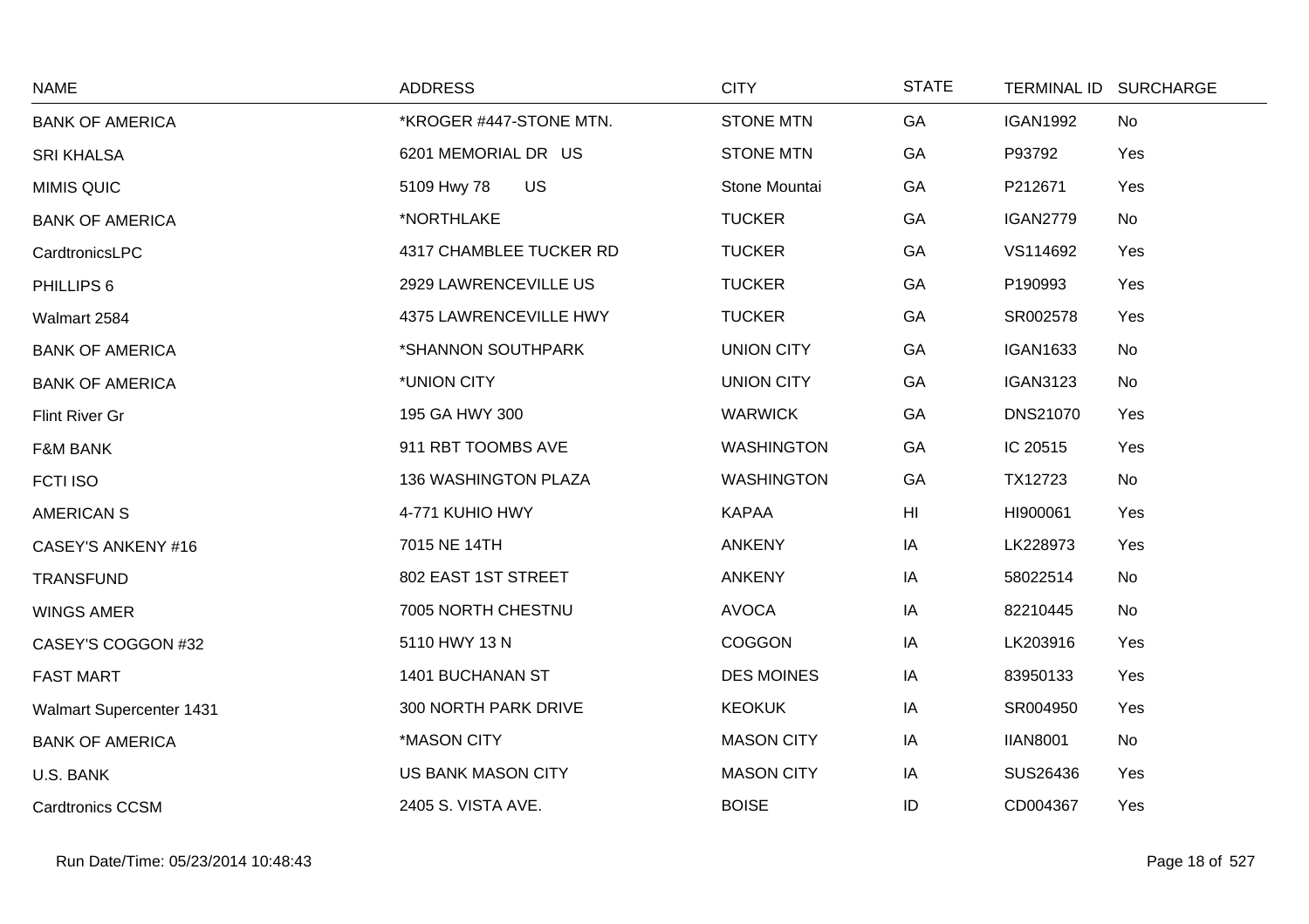| NAME | ADDRESS | CITY | STATE | TERMINAL ID | SURCHARGE |
|---|---|---|---|---|---|
| BANK OF AMERICA | *KROGER #447-STONE MTN. | STONE MTN | GA | IGAN1992 | No |
| SRI KHALSA | 6201 MEMORIAL DR US | STONE MTN | GA | P93792 | Yes |
| MIMIS QUIC | 5109 Hwy 78 US | Stone Mountai | GA | P212671 | Yes |
| BANK OF AMERICA | *NORTHLAKE | TUCKER | GA | IGAN2779 | No |
| CardtronicsLPC | 4317 CHAMBLEE TUCKER RD | TUCKER | GA | VS114692 | Yes |
| PHILLIPS 6 | 2929 LAWRENCEVILLE US | TUCKER | GA | P190993 | Yes |
| Walmart 2584 | 4375 LAWRENCEVILLE HWY | TUCKER | GA | SR002578 | Yes |
| BANK OF AMERICA | *SHANNON SOUTHPARK | UNION CITY | GA | IGAN1633 | No |
| BANK OF AMERICA | *UNION CITY | UNION CITY | GA | IGAN3123 | No |
| Flint River Gr | 195 GA HWY 300 | WARWICK | GA | DNS21070 | Yes |
| F&M BANK | 911 RBT TOOMBS AVE | WASHINGTON | GA | IC 20515 | Yes |
| FCTI ISO | 136 WASHINGTON PLAZA | WASHINGTON | GA | TX12723 | No |
| AMERICAN S | 4-771 KUHIO HWY | KAPAA | HI | HI900061 | Yes |
| CASEY'S ANKENY #16 | 7015 NE 14TH | ANKENY | IA | LK228973 | Yes |
| TRANSFUND | 802 EAST 1ST STREET | ANKENY | IA | 58022514 | No |
| WINGS AMER | 7005 NORTH CHESTNU | AVOCA | IA | 82210445 | No |
| CASEY'S COGGON #32 | 5110 HWY 13 N | COGGON | IA | LK203916 | Yes |
| FAST MART | 1401 BUCHANAN ST | DES MOINES | IA | 83950133 | Yes |
| Walmart Supercenter 1431 | 300 NORTH PARK DRIVE | KEOKUK | IA | SR004950 | Yes |
| BANK OF AMERICA | *MASON CITY | MASON CITY | IA | IIAN8001 | No |
| U.S. BANK | US BANK MASON CITY | MASON CITY | IA | SUS26436 | Yes |
| Cardtronics CCSM | 2405 S. VISTA AVE. | BOISE | ID | CD004367 | Yes |

Run Date/Time: 05/23/2014 10:48:43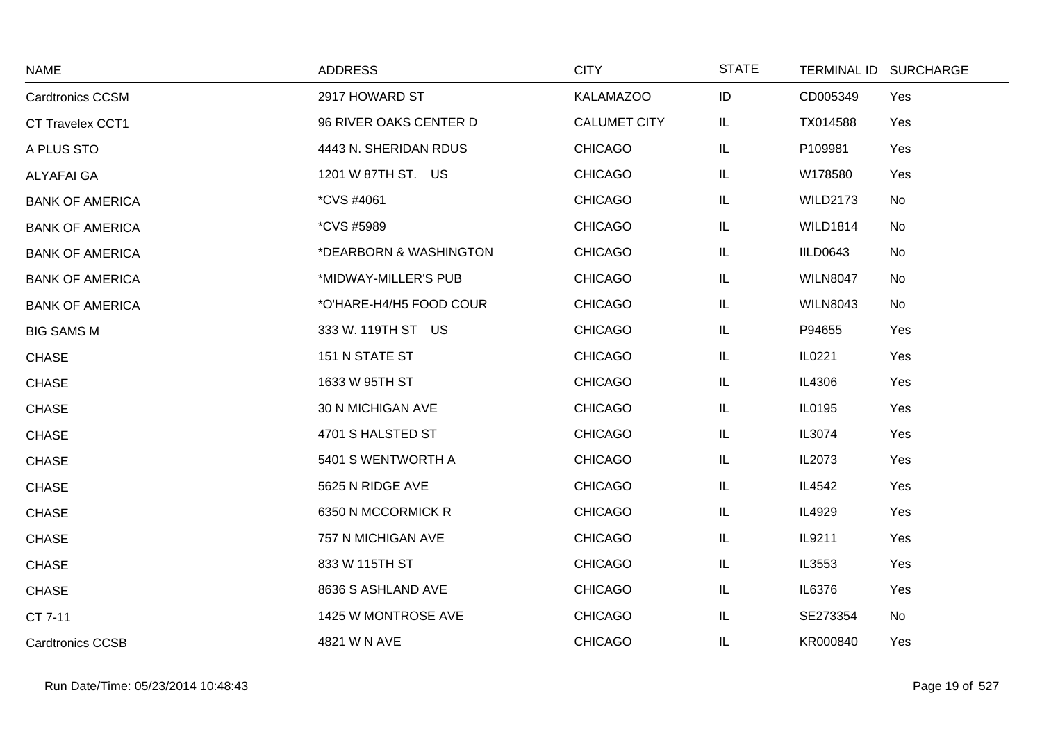| NAME | ADDRESS | CITY | STATE | TERMINAL ID | SURCHARGE |
|---|---|---|---|---|---|
| Cardtronics CCSM | 2917 HOWARD ST | KALAMAZOO | ID | CD005349 | Yes |
| CT Travelex CCT1 | 96 RIVER OAKS CENTER D | CALUMET CITY | IL | TX014588 | Yes |
| A PLUS STO | 4443 N. SHERIDAN RDUS | CHICAGO | IL | P109981 | Yes |
| ALYAFAI GA | 1201 W 87TH ST. US | CHICAGO | IL | W178580 | Yes |
| BANK OF AMERICA | *CVS #4061 | CHICAGO | IL | WILD2173 | No |
| BANK OF AMERICA | *CVS #5989 | CHICAGO | IL | WILD1814 | No |
| BANK OF AMERICA | *DEARBORN & WASHINGTON | CHICAGO | IL | IILD0643 | No |
| BANK OF AMERICA | *MIDWAY-MILLER'S PUB | CHICAGO | IL | WILN8047 | No |
| BANK OF AMERICA | *O'HARE-H4/H5 FOOD COUR | CHICAGO | IL | WILN8043 | No |
| BIG SAMS M | 333 W. 119TH ST US | CHICAGO | IL | P94655 | Yes |
| CHASE | 151 N STATE ST | CHICAGO | IL | IL0221 | Yes |
| CHASE | 1633 W 95TH ST | CHICAGO | IL | IL4306 | Yes |
| CHASE | 30 N MICHIGAN AVE | CHICAGO | IL | IL0195 | Yes |
| CHASE | 4701 S HALSTED ST | CHICAGO | IL | IL3074 | Yes |
| CHASE | 5401 S WENTWORTH A | CHICAGO | IL | IL2073 | Yes |
| CHASE | 5625 N RIDGE AVE | CHICAGO | IL | IL4542 | Yes |
| CHASE | 6350 N MCCORMICK R | CHICAGO | IL | IL4929 | Yes |
| CHASE | 757 N MICHIGAN AVE | CHICAGO | IL | IL9211 | Yes |
| CHASE | 833 W 115TH ST | CHICAGO | IL | IL3553 | Yes |
| CHASE | 8636 S ASHLAND AVE | CHICAGO | IL | IL6376 | Yes |
| CT 7-11 | 1425 W MONTROSE AVE | CHICAGO | IL | SE273354 | No |
| Cardtronics CCSB | 4821 W N AVE | CHICAGO | IL | KR000840 | Yes |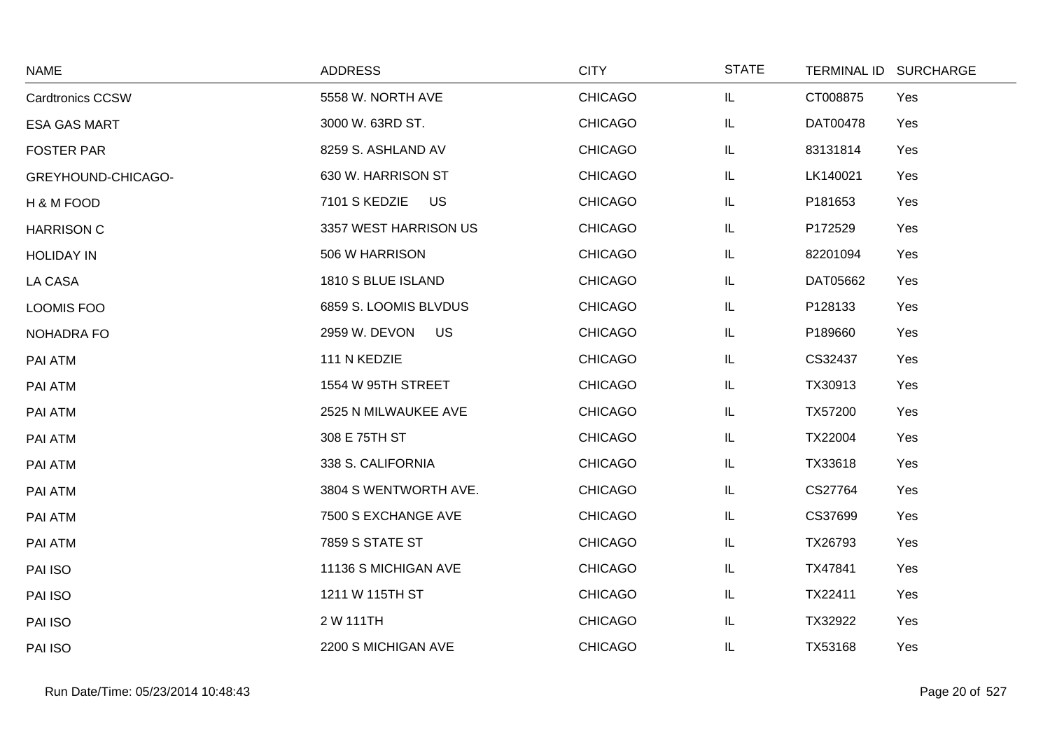| NAME | ADDRESS | CITY | STATE | TERMINAL ID | SURCHARGE |
|---|---|---|---|---|---|
| Cardtronics CCSW | 5558 W. NORTH AVE | CHICAGO | IL | CT008875 | Yes |
| ESA GAS MART | 3000 W. 63RD ST. | CHICAGO | IL | DAT00478 | Yes |
| FOSTER PAR | 8259 S. ASHLAND AV | CHICAGO | IL | 83131814 | Yes |
| GREYHOUND-CHICAGO- | 630 W. HARRISON ST | CHICAGO | IL | LK140021 | Yes |
| H & M FOOD | 7101 S KEDZIE US | CHICAGO | IL | P181653 | Yes |
| HARRISON C | 3357 WEST HARRISON US | CHICAGO | IL | P172529 | Yes |
| HOLIDAY IN | 506 W HARRISON | CHICAGO | IL | 82201094 | Yes |
| LA CASA | 1810 S BLUE ISLAND | CHICAGO | IL | DAT05662 | Yes |
| LOOMIS FOO | 6859 S. LOOMIS BLVDUS | CHICAGO | IL | P128133 | Yes |
| NOHADRA FO | 2959 W. DEVON US | CHICAGO | IL | P189660 | Yes |
| PAI ATM | 111 N KEDZIE | CHICAGO | IL | CS32437 | Yes |
| PAI ATM | 1554 W 95TH STREET | CHICAGO | IL | TX30913 | Yes |
| PAI ATM | 2525 N MILWAUKEE AVE | CHICAGO | IL | TX57200 | Yes |
| PAI ATM | 308 E 75TH ST | CHICAGO | IL | TX22004 | Yes |
| PAI ATM | 338 S. CALIFORNIA | CHICAGO | IL | TX33618 | Yes |
| PAI ATM | 3804 S WENTWORTH AVE. | CHICAGO | IL | CS27764 | Yes |
| PAI ATM | 7500 S EXCHANGE AVE | CHICAGO | IL | CS37699 | Yes |
| PAI ATM | 7859 S STATE ST | CHICAGO | IL | TX26793 | Yes |
| PAI ISO | 11136 S MICHIGAN AVE | CHICAGO | IL | TX47841 | Yes |
| PAI ISO | 1211 W 115TH ST | CHICAGO | IL | TX22411 | Yes |
| PAI ISO | 2 W 111TH | CHICAGO | IL | TX32922 | Yes |
| PAI ISO | 2200 S MICHIGAN AVE | CHICAGO | IL | TX53168 | Yes |

Run Date/Time: 05/23/2014 10:48:43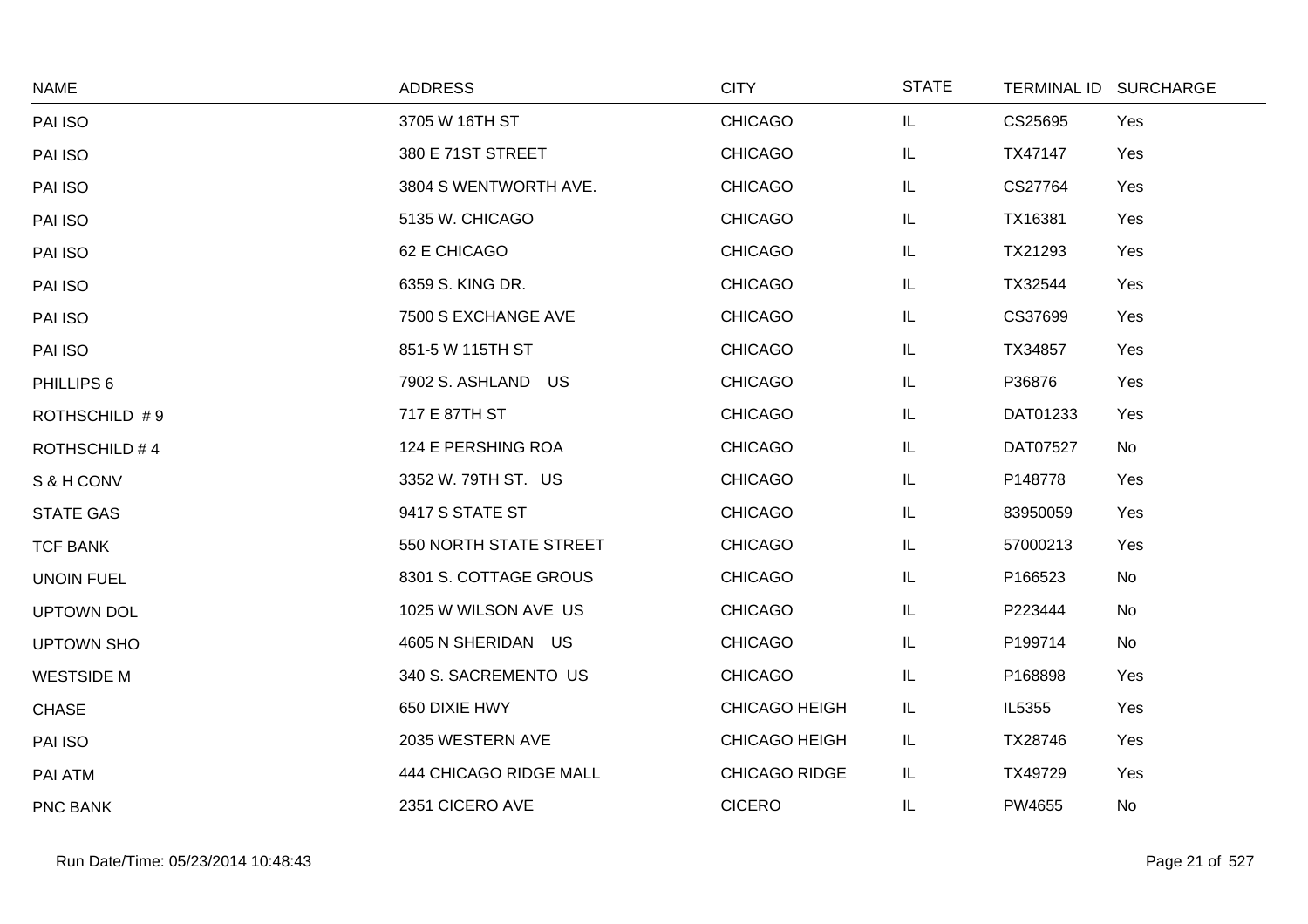| NAME | ADDRESS | CITY | STATE | TERMINAL ID | SURCHARGE |
|---|---|---|---|---|---|
| PAI ISO | 3705 W 16TH ST | CHICAGO | IL | CS25695 | Yes |
| PAI ISO | 380 E 71ST STREET | CHICAGO | IL | TX47147 | Yes |
| PAI ISO | 3804 S WENTWORTH AVE. | CHICAGO | IL | CS27764 | Yes |
| PAI ISO | 5135 W. CHICAGO | CHICAGO | IL | TX16381 | Yes |
| PAI ISO | 62 E CHICAGO | CHICAGO | IL | TX21293 | Yes |
| PAI ISO | 6359 S. KING DR. | CHICAGO | IL | TX32544 | Yes |
| PAI ISO | 7500 S EXCHANGE AVE | CHICAGO | IL | CS37699 | Yes |
| PAI ISO | 851-5 W 115TH ST | CHICAGO | IL | TX34857 | Yes |
| PHILLIPS 6 | 7902 S. ASHLAND US | CHICAGO | IL | P36876 | Yes |
| ROTHSCHILD # 9 | 717 E 87TH ST | CHICAGO | IL | DAT01233 | Yes |
| ROTHSCHILD # 4 | 124 E PERSHING ROA | CHICAGO | IL | DAT07527 | No |
| S & H CONV | 3352 W. 79TH ST. US | CHICAGO | IL | P148778 | Yes |
| STATE GAS | 9417 S STATE ST | CHICAGO | IL | 83950059 | Yes |
| TCF BANK | 550 NORTH STATE STREET | CHICAGO | IL | 57000213 | Yes |
| UNOIN FUEL | 8301 S. COTTAGE GROUS | CHICAGO | IL | P166523 | No |
| UPTOWN DOL | 1025 W WILSON AVE US | CHICAGO | IL | P223444 | No |
| UPTOWN SHO | 4605 N SHERIDAN US | CHICAGO | IL | P199714 | No |
| WESTSIDE M | 340 S. SACREMENTO US | CHICAGO | IL | P168898 | Yes |
| CHASE | 650 DIXIE HWY | CHICAGO HEIGH | IL | IL5355 | Yes |
| PAI ISO | 2035 WESTERN AVE | CHICAGO HEIGH | IL | TX28746 | Yes |
| PAI ATM | 444 CHICAGO RIDGE MALL | CHICAGO RIDGE | IL | TX49729 | Yes |
| PNC BANK | 2351 CICERO AVE | CICERO | IL | PW4655 | No |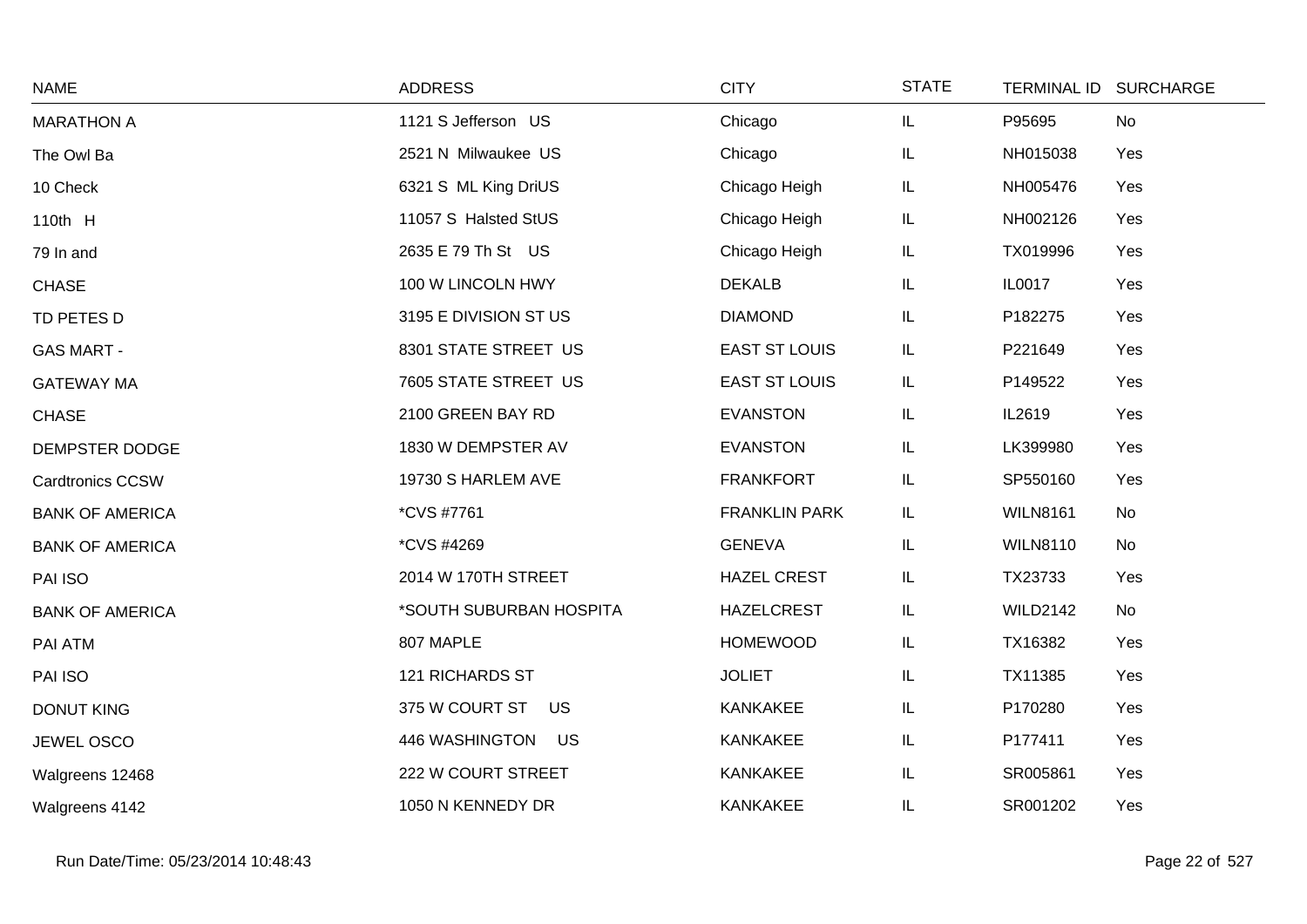| NAME | ADDRESS | CITY | STATE | TERMINAL ID | SURCHARGE |
|---|---|---|---|---|---|
| MARATHON A | 1121 S Jefferson US | Chicago | IL | P95695 | No |
| The Owl Ba | 2521 N Milwaukee US | Chicago | IL | NH015038 | Yes |
| 10 Check | 6321 S ML King DriUS | Chicago Heigh | IL | NH005476 | Yes |
| 110th H | 11057 S Halsted StUS | Chicago Heigh | IL | NH002126 | Yes |
| 79 In and | 2635 E 79 Th St US | Chicago Heigh | IL | TX019996 | Yes |
| CHASE | 100 W LINCOLN HWY | DEKALB | IL | IL0017 | Yes |
| TD PETES D | 3195 E DIVISION ST US | DIAMOND | IL | P182275 | Yes |
| GAS MART - | 8301 STATE STREET US | EAST ST LOUIS | IL | P221649 | Yes |
| GATEWAY MA | 7605 STATE STREET US | EAST ST LOUIS | IL | P149522 | Yes |
| CHASE | 2100 GREEN BAY RD | EVANSTON | IL | IL2619 | Yes |
| DEMPSTER DODGE | 1830 W DEMPSTER AV | EVANSTON | IL | LK399980 | Yes |
| Cardtronics CCSW | 19730 S HARLEM AVE | FRANKFORT | IL | SP550160 | Yes |
| BANK OF AMERICA | *CVS #7761 | FRANKLIN PARK | IL | WILN8161 | No |
| BANK OF AMERICA | *CVS #4269 | GENEVA | IL | WILN8110 | No |
| PAI ISO | 2014 W 170TH STREET | HAZEL CREST | IL | TX23733 | Yes |
| BANK OF AMERICA | *SOUTH SUBURBAN HOSPITA | HAZELCREST | IL | WILD2142 | No |
| PAI ATM | 807 MAPLE | HOMEWOOD | IL | TX16382 | Yes |
| PAI ISO | 121 RICHARDS ST | JOLIET | IL | TX11385 | Yes |
| DONUT KING | 375 W COURT ST US | KANKAKEE | IL | P170280 | Yes |
| JEWEL OSCO | 446 WASHINGTON US | KANKAKEE | IL | P177411 | Yes |
| Walgreens 12468 | 222 W COURT STREET | KANKAKEE | IL | SR005861 | Yes |
| Walgreens 4142 | 1050 N KENNEDY DR | KANKAKEE | IL | SR001202 | Yes |

Run Date/Time: 05/23/2014 10:48:43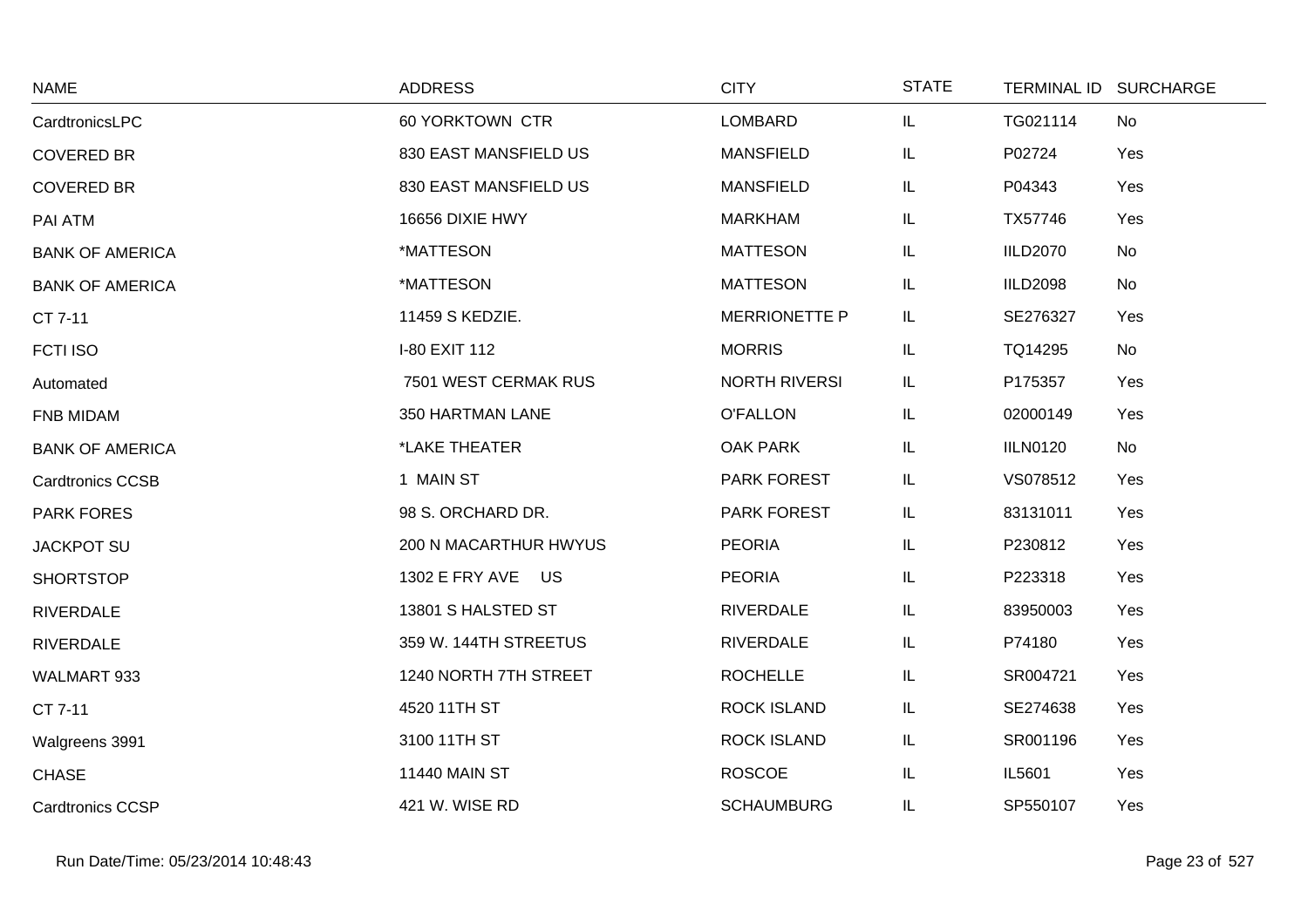| NAME | ADDRESS | CITY | STATE | TERMINAL ID | SURCHARGE |
|---|---|---|---|---|---|
| CardtronicsLPC | 60 YORKTOWN CTR | LOMBARD | IL | TG021114 | No |
| COVERED BR | 830 EAST MANSFIELD US | MANSFIELD | IL | P02724 | Yes |
| COVERED BR | 830 EAST MANSFIELD US | MANSFIELD | IL | P04343 | Yes |
| PAI ATM | 16656 DIXIE HWY | MARKHAM | IL | TX57746 | Yes |
| BANK OF AMERICA | *MATTESON | MATTESON | IL | IILD2070 | No |
| BANK OF AMERICA | *MATTESON | MATTESON | IL | IILD2098 | No |
| CT 7-11 | 11459 S KEDZIE. | MERRIONETTE P | IL | SE276327 | Yes |
| FCTI ISO | I-80 EXIT 112 | MORRIS | IL | TQ14295 | No |
| Automated | 7501 WEST CERMAK RUS | NORTH RIVERSI | IL | P175357 | Yes |
| FNB MIDAM | 350 HARTMAN LANE | O'FALLON | IL | 02000149 | Yes |
| BANK OF AMERICA | *LAKE THEATER | OAK PARK | IL | IILN0120 | No |
| Cardtronics CCSB | 1 MAIN ST | PARK FOREST | IL | VS078512 | Yes |
| PARK FORES | 98 S. ORCHARD DR. | PARK FOREST | IL | 83131011 | Yes |
| JACKPOT SU | 200 N MACARTHUR HWYUS | PEORIA | IL | P230812 | Yes |
| SHORTSTOP | 1302 E FRY AVE US | PEORIA | IL | P223318 | Yes |
| RIVERDALE | 13801 S HALSTED ST | RIVERDALE | IL | 83950003 | Yes |
| RIVERDALE | 359 W. 144TH STREETUS | RIVERDALE | IL | P74180 | Yes |
| WALMART 933 | 1240 NORTH 7TH STREET | ROCHELLE | IL | SR004721 | Yes |
| CT 7-11 | 4520 11TH ST | ROCK ISLAND | IL | SE274638 | Yes |
| Walgreens 3991 | 3100 11TH ST | ROCK ISLAND | IL | SR001196 | Yes |
| CHASE | 11440 MAIN ST | ROSCOE | IL | IL5601 | Yes |
| Cardtronics CCSP | 421 W. WISE RD | SCHAUMBURG | IL | SP550107 | Yes |

Run Date/Time: 05/23/2014 10:48:43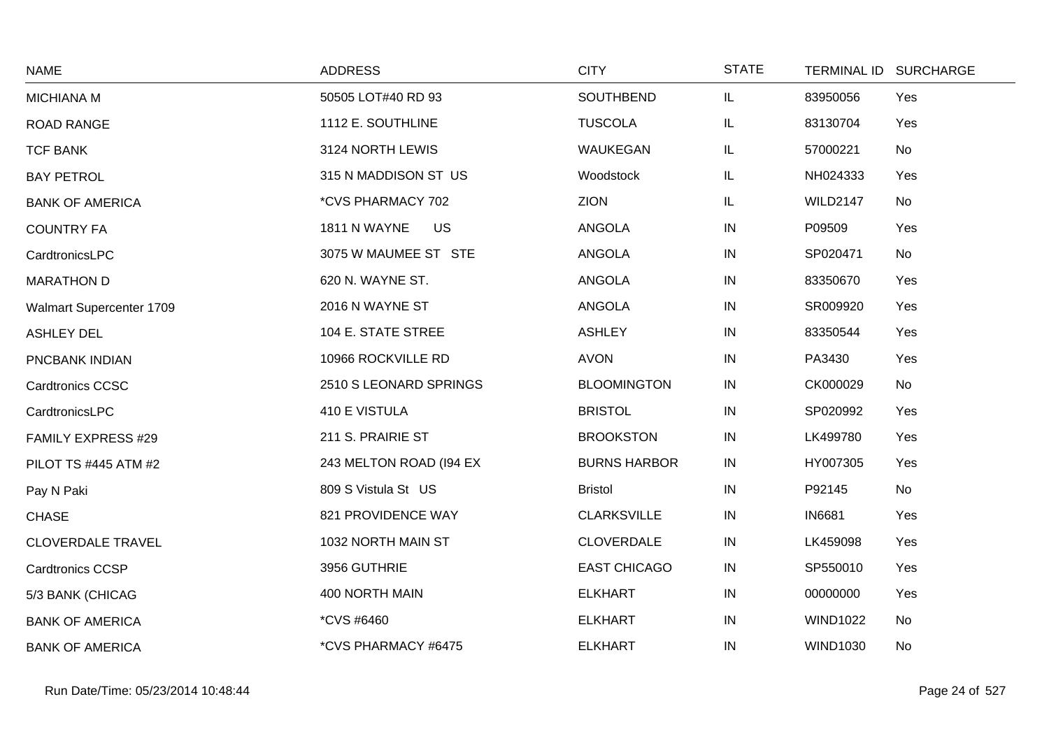| NAME | ADDRESS | CITY | STATE | TERMINAL ID | SURCHARGE |
| --- | --- | --- | --- | --- | --- |
| MICHIANA M | 50505 LOT#40 RD 93 | SOUTHBEND | IL | 83950056 | Yes |
| ROAD RANGE | 1112 E. SOUTHLINE | TUSCOLA | IL | 83130704 | Yes |
| TCF BANK | 3124 NORTH LEWIS | WAUKEGAN | IL | 57000221 | No |
| BAY PETROL | 315 N MADDISON ST US | Woodstock | IL | NH024333 | Yes |
| BANK OF AMERICA | *CVS PHARMACY 702 | ZION | IL | WILD2147 | No |
| COUNTRY FA | 1811 N WAYNE US | ANGOLA | IN | P09509 | Yes |
| CardtronicsLPC | 3075 W MAUMEE ST STE | ANGOLA | IN | SP020471 | No |
| MARATHON D | 620 N. WAYNE ST. | ANGOLA | IN | 83350670 | Yes |
| Walmart Supercenter 1709 | 2016 N WAYNE ST | ANGOLA | IN | SR009920 | Yes |
| ASHLEY DEL | 104 E. STATE STREE | ASHLEY | IN | 83350544 | Yes |
| PNCBANK INDIAN | 10966 ROCKVILLE RD | AVON | IN | PA3430 | Yes |
| Cardtronics CCSC | 2510 S LEONARD SPRINGS | BLOOMINGTON | IN | CK000029 | No |
| CardtronicsLPC | 410 E VISTULA | BRISTOL | IN | SP020992 | Yes |
| FAMILY EXPRESS #29 | 211 S. PRAIRIE ST | BROOKSTON | IN | LK499780 | Yes |
| PILOT TS #445 ATM #2 | 243 MELTON ROAD (I94 EX | BURNS HARBOR | IN | HY007305 | Yes |
| Pay N Paki | 809 S Vistula St US | Bristol | IN | P92145 | No |
| CHASE | 821 PROVIDENCE WAY | CLARKSVILLE | IN | IN6681 | Yes |
| CLOVERDALE TRAVEL | 1032 NORTH MAIN ST | CLOVERDALE | IN | LK459098 | Yes |
| Cardtronics CCSP | 3956 GUTHRIE | EAST CHICAGO | IN | SP550010 | Yes |
| 5/3 BANK (CHICAG | 400 NORTH MAIN | ELKHART | IN | 00000000 | Yes |
| BANK OF AMERICA | *CVS #6460 | ELKHART | IN | WIND1022 | No |
| BANK OF AMERICA | *CVS PHARMACY #6475 | ELKHART | IN | WIND1030 | No |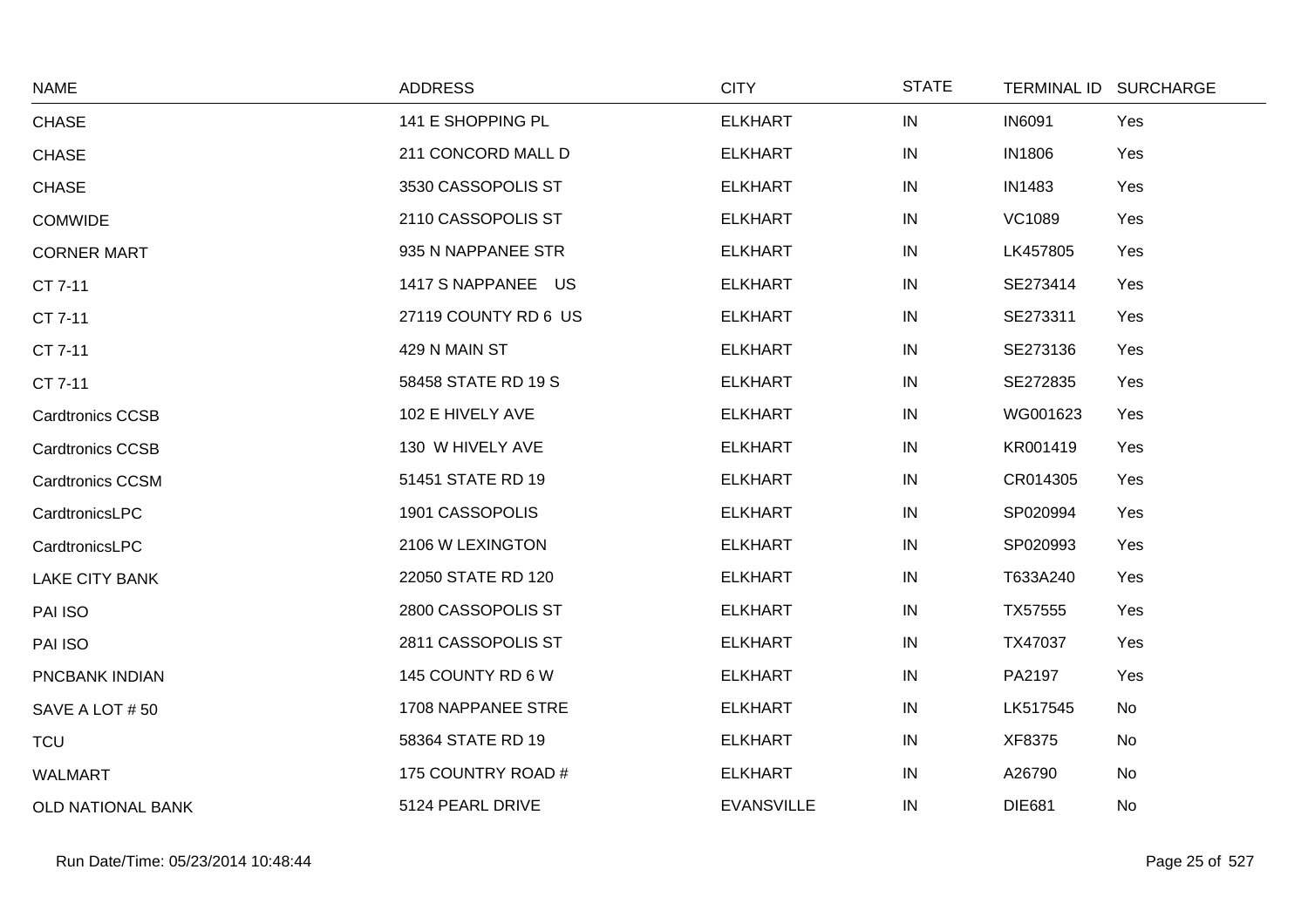| NAME | ADDRESS | CITY | STATE | TERMINAL ID | SURCHARGE |
|---|---|---|---|---|---|
| CHASE | 141 E SHOPPING PL | ELKHART | IN | IN6091 | Yes |
| CHASE | 211 CONCORD MALL D | ELKHART | IN | IN1806 | Yes |
| CHASE | 3530 CASSOPOLIS ST | ELKHART | IN | IN1483 | Yes |
| COMWIDE | 2110 CASSOPOLIS ST | ELKHART | IN | VC1089 | Yes |
| CORNER MART | 935 N NAPPANEE STR | ELKHART | IN | LK457805 | Yes |
| CT 7-11 | 1417 S NAPPANEE US | ELKHART | IN | SE273414 | Yes |
| CT 7-11 | 27119 COUNTY RD 6 US | ELKHART | IN | SE273311 | Yes |
| CT 7-11 | 429 N MAIN ST | ELKHART | IN | SE273136 | Yes |
| CT 7-11 | 58458 STATE RD 19 S | ELKHART | IN | SE272835 | Yes |
| Cardtronics CCSB | 102 E HIVELY AVE | ELKHART | IN | WG001623 | Yes |
| Cardtronics CCSB | 130 W HIVELY AVE | ELKHART | IN | KR001419 | Yes |
| Cardtronics CCSM | 51451 STATE RD 19 | ELKHART | IN | CR014305 | Yes |
| CardtronicsLPC | 1901 CASSOPOLIS | ELKHART | IN | SP020994 | Yes |
| CardtronicsLPC | 2106 W LEXINGTON | ELKHART | IN | SP020993 | Yes |
| LAKE CITY BANK | 22050 STATE RD 120 | ELKHART | IN | T633A240 | Yes |
| PAI ISO | 2800 CASSOPOLIS ST | ELKHART | IN | TX57555 | Yes |
| PAI ISO | 2811 CASSOPOLIS ST | ELKHART | IN | TX47037 | Yes |
| PNCBANK INDIAN | 145 COUNTY RD 6 W | ELKHART | IN | PA2197 | Yes |
| SAVE A LOT # 50 | 1708 NAPPANEE STRE | ELKHART | IN | LK517545 | No |
| TCU | 58364 STATE RD 19 | ELKHART | IN | XF8375 | No |
| WALMART | 175 COUNTRY ROAD # | ELKHART | IN | A26790 | No |
| OLD NATIONAL BANK | 5124 PEARL DRIVE | EVANSVILLE | IN | DIE681 | No |

Run Date/Time: 05/23/2014 10:48:44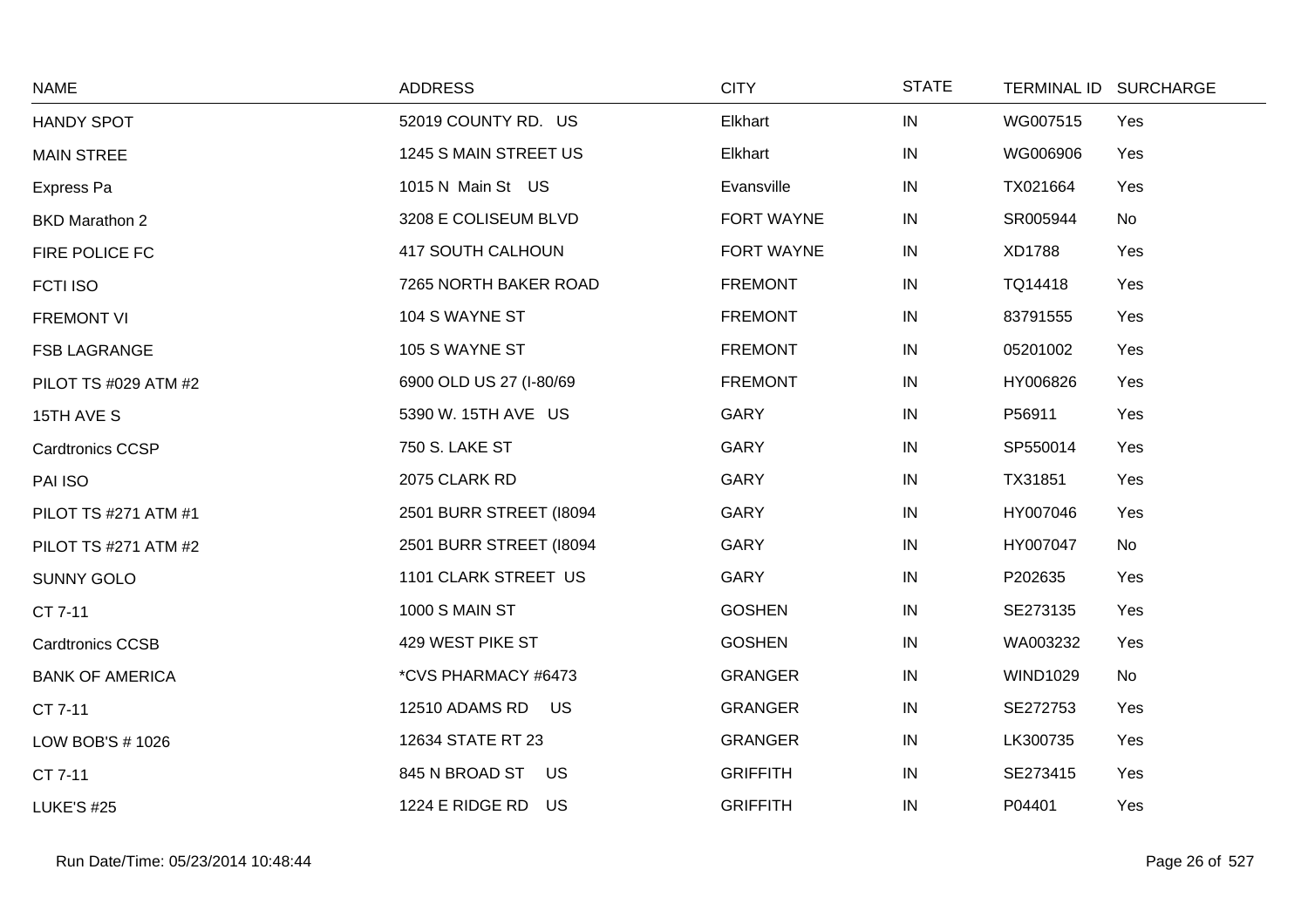| NAME | ADDRESS | CITY | STATE | TERMINAL ID | SURCHARGE |
|---|---|---|---|---|---|
| HANDY SPOT | 52019 COUNTY RD. US | Elkhart | IN | WG007515 | Yes |
| MAIN STREE | 1245 S MAIN STREET US | Elkhart | IN | WG006906 | Yes |
| Express Pa | 1015 N Main St US | Evansville | IN | TX021664 | Yes |
| BKD Marathon 2 | 3208 E COLISEUM BLVD | FORT WAYNE | IN | SR005944 | No |
| FIRE POLICE FC | 417 SOUTH CALHOUN | FORT WAYNE | IN | XD1788 | Yes |
| FCTI ISO | 7265 NORTH BAKER ROAD | FREMONT | IN | TQ14418 | Yes |
| FREMONT VI | 104 S WAYNE ST | FREMONT | IN | 83791555 | Yes |
| FSB LAGRANGE | 105 S WAYNE ST | FREMONT | IN | 05201002 | Yes |
| PILOT TS #029 ATM #2 | 6900 OLD US 27 (I-80/69 | FREMONT | IN | HY006826 | Yes |
| 15TH AVE S | 5390 W. 15TH AVE US | GARY | IN | P56911 | Yes |
| Cardtronics CCSP | 750 S. LAKE ST | GARY | IN | SP550014 | Yes |
| PAI ISO | 2075 CLARK RD | GARY | IN | TX31851 | Yes |
| PILOT TS #271 ATM #1 | 2501 BURR STREET (I8094 | GARY | IN | HY007046 | Yes |
| PILOT TS #271 ATM #2 | 2501 BURR STREET (I8094 | GARY | IN | HY007047 | No |
| SUNNY GOLO | 1101 CLARK STREET US | GARY | IN | P202635 | Yes |
| CT 7-11 | 1000 S MAIN ST | GOSHEN | IN | SE273135 | Yes |
| Cardtronics CCSB | 429 WEST PIKE ST | GOSHEN | IN | WA003232 | Yes |
| BANK OF AMERICA | *CVS PHARMACY #6473 | GRANGER | IN | WIND1029 | No |
| CT 7-11 | 12510 ADAMS RD US | GRANGER | IN | SE272753 | Yes |
| LOW BOB'S # 1026 | 12634 STATE RT 23 | GRANGER | IN | LK300735 | Yes |
| CT 7-11 | 845 N BROAD ST US | GRIFFITH | IN | SE273415 | Yes |
| LUKE'S #25 | 1224 E RIDGE RD US | GRIFFITH | IN | P04401 | Yes |

Run Date/Time: 05/23/2014 10:48:44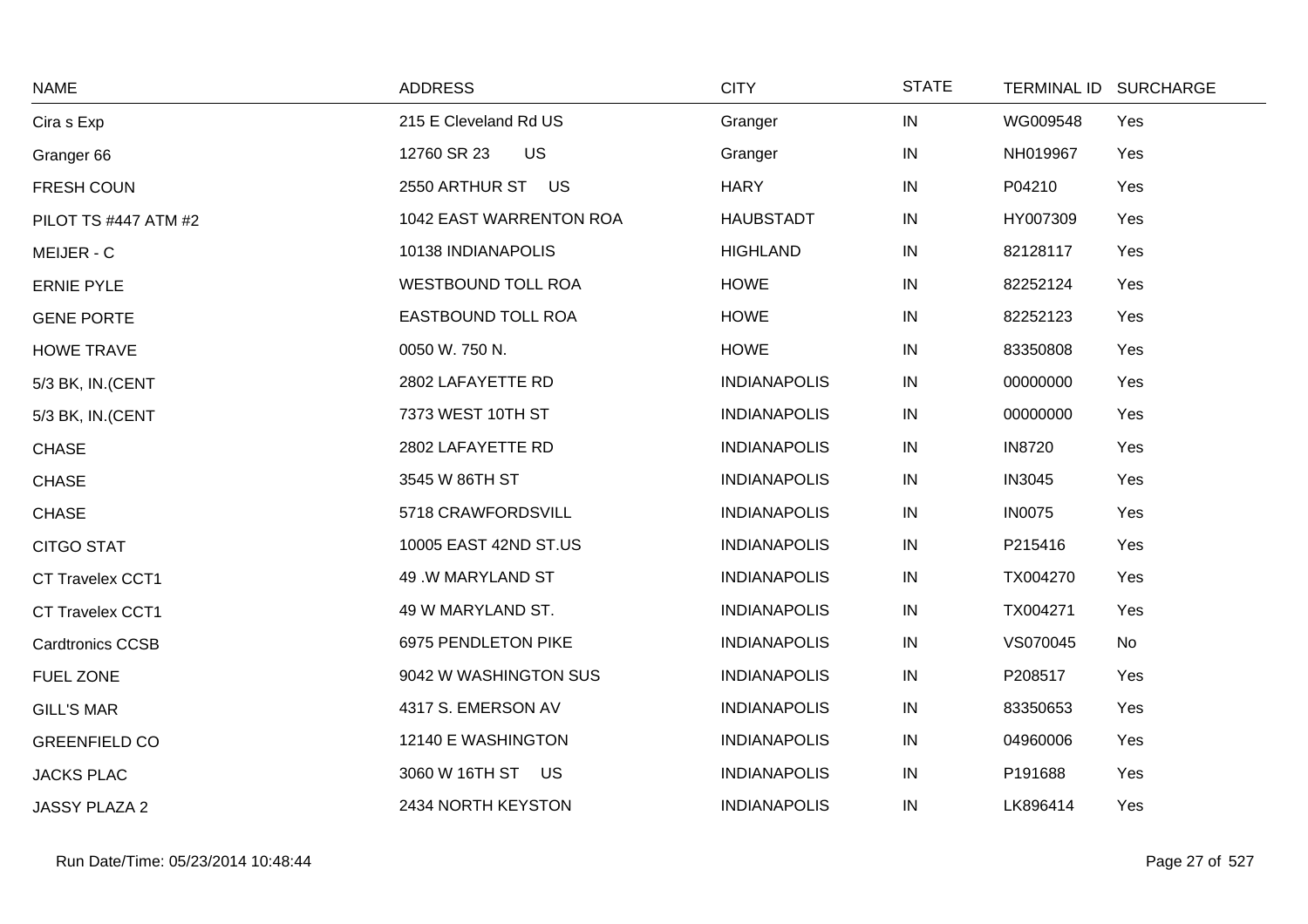| NAME | ADDRESS | CITY | STATE | TERMINAL ID | SURCHARGE |
|---|---|---|---|---|---|
| Cira s Exp | 215 E Cleveland Rd US | Granger | IN | WG009548 | Yes |
| Granger 66 | 12760 SR 23 US | Granger | IN | NH019967 | Yes |
| FRESH COUN | 2550 ARTHUR ST US | HARY | IN | P04210 | Yes |
| PILOT TS #447 ATM #2 | 1042 EAST WARRENTON ROA | HAUBSTADT | IN | HY007309 | Yes |
| MEIJER - C | 10138 INDIANAPOLIS | HIGHLAND | IN | 82128117 | Yes |
| ERNIE PYLE | WESTBOUND TOLL ROA | HOWE | IN | 82252124 | Yes |
| GENE PORTE | EASTBOUND TOLL ROA | HOWE | IN | 82252123 | Yes |
| HOWE TRAVE | 0050 W. 750 N. | HOWE | IN | 83350808 | Yes |
| 5/3 BK, IN.(CENT | 2802 LAFAYETTE RD | INDIANAPOLIS | IN | 00000000 | Yes |
| 5/3 BK, IN.(CENT | 7373 WEST 10TH ST | INDIANAPOLIS | IN | 00000000 | Yes |
| CHASE | 2802 LAFAYETTE RD | INDIANAPOLIS | IN | IN8720 | Yes |
| CHASE | 3545 W 86TH ST | INDIANAPOLIS | IN | IN3045 | Yes |
| CHASE | 5718 CRAWFORDSVILL | INDIANAPOLIS | IN | IN0075 | Yes |
| CITGO STAT | 10005 EAST 42ND ST.US | INDIANAPOLIS | IN | P215416 | Yes |
| CT Travelex CCT1 | 49 .W MARYLAND ST | INDIANAPOLIS | IN | TX004270 | Yes |
| CT Travelex CCT1 | 49 W MARYLAND ST. | INDIANAPOLIS | IN | TX004271 | Yes |
| Cardtronics CCSB | 6975 PENDLETON PIKE | INDIANAPOLIS | IN | VS070045 | No |
| FUEL ZONE | 9042 W WASHINGTON SUS | INDIANAPOLIS | IN | P208517 | Yes |
| GILL'S MAR | 4317 S. EMERSON AV | INDIANAPOLIS | IN | 83350653 | Yes |
| GREENFIELD CO | 12140 E WASHINGTON | INDIANAPOLIS | IN | 04960006 | Yes |
| JACKS PLAC | 3060 W 16TH ST US | INDIANAPOLIS | IN | P191688 | Yes |
| JASSY PLAZA 2 | 2434 NORTH KEYSTON | INDIANAPOLIS | IN | LK896414 | Yes |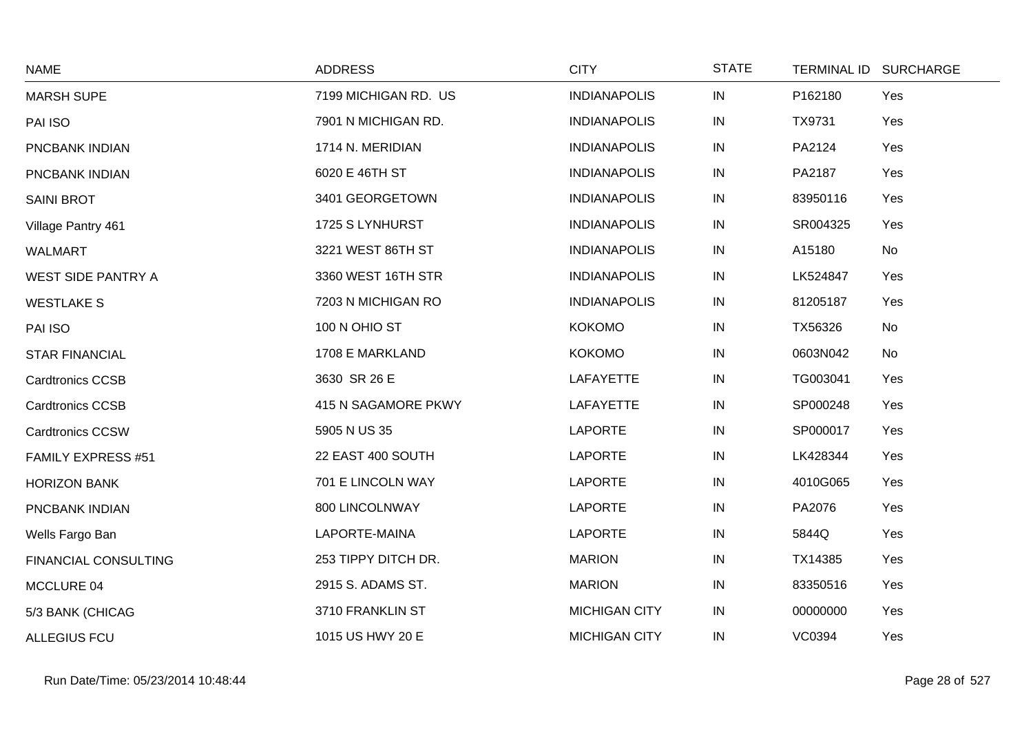| NAME | ADDRESS | CITY | STATE | TERMINAL ID | SURCHARGE |
|---|---|---|---|---|---|
| MARSH SUPE | 7199 MICHIGAN RD. US | INDIANAPOLIS | IN | P162180 | Yes |
| PAI ISO | 7901 N MICHIGAN RD. | INDIANAPOLIS | IN | TX9731 | Yes |
| PNCBANK INDIAN | 1714 N. MERIDIAN | INDIANAPOLIS | IN | PA2124 | Yes |
| PNCBANK INDIAN | 6020 E 46TH ST | INDIANAPOLIS | IN | PA2187 | Yes |
| SAINI BROT | 3401 GEORGETOWN | INDIANAPOLIS | IN | 83950116 | Yes |
| Village Pantry 461 | 1725 S LYNHURST | INDIANAPOLIS | IN | SR004325 | Yes |
| WALMART | 3221 WEST 86TH ST | INDIANAPOLIS | IN | A15180 | No |
| WEST SIDE PANTRY A | 3360 WEST 16TH STR | INDIANAPOLIS | IN | LK524847 | Yes |
| WESTLAKE S | 7203 N MICHIGAN RO | INDIANAPOLIS | IN | 81205187 | Yes |
| PAI ISO | 100 N OHIO ST | KOKOMO | IN | TX56326 | No |
| STAR FINANCIAL | 1708 E MARKLAND | KOKOMO | IN | 0603N042 | No |
| Cardtronics CCSB | 3630 SR 26 E | LAFAYETTE | IN | TG003041 | Yes |
| Cardtronics CCSB | 415 N SAGAMORE PKWY | LAFAYETTE | IN | SP000248 | Yes |
| Cardtronics CCSW | 5905 N US 35 | LAPORTE | IN | SP000017 | Yes |
| FAMILY EXPRESS #51 | 22 EAST 400 SOUTH | LAPORTE | IN | LK428344 | Yes |
| HORIZON BANK | 701 E LINCOLN WAY | LAPORTE | IN | 4010G065 | Yes |
| PNCBANK INDIAN | 800 LINCOLNWAY | LAPORTE | IN | PA2076 | Yes |
| Wells Fargo Ban | LAPORTE-MAINA | LAPORTE | IN | 5844Q | Yes |
| FINANCIAL CONSULTING | 253 TIPPY DITCH DR. | MARION | IN | TX14385 | Yes |
| MCCLURE 04 | 2915 S. ADAMS ST. | MARION | IN | 83350516 | Yes |
| 5/3 BANK (CHICAG | 3710 FRANKLIN ST | MICHIGAN CITY | IN | 00000000 | Yes |
| ALLEGIUS FCU | 1015 US HWY 20 E | MICHIGAN CITY | IN | VC0394 | Yes |

Run Date/Time: 05/23/2014 10:48:44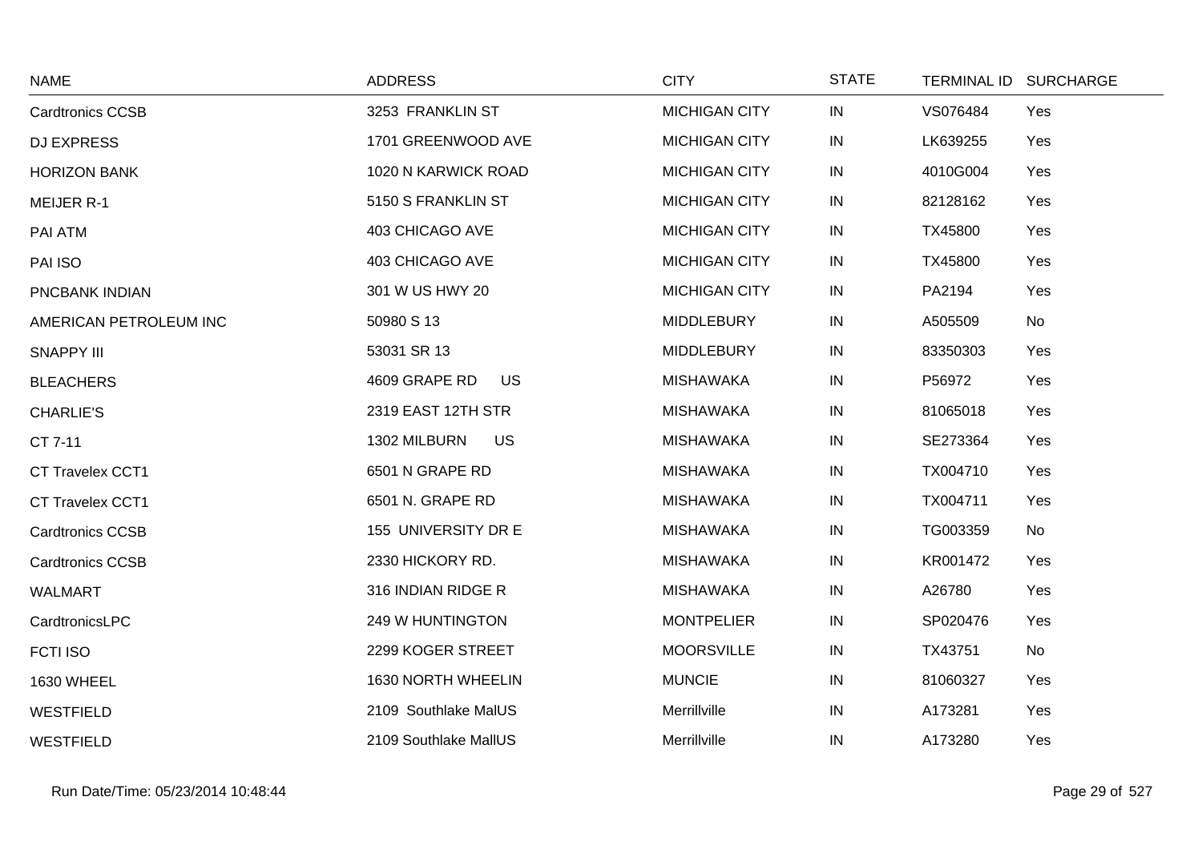| NAME | ADDRESS | CITY | STATE | TERMINAL ID | SURCHARGE |
|---|---|---|---|---|---|
| Cardtronics CCSB | 3253 FRANKLIN ST | MICHIGAN CITY | IN | VS076484 | Yes |
| DJ EXPRESS | 1701 GREENWOOD AVE | MICHIGAN CITY | IN | LK639255 | Yes |
| HORIZON BANK | 1020 N KARWICK ROAD | MICHIGAN CITY | IN | 4010G004 | Yes |
| MEIJER R-1 | 5150 S FRANKLIN ST | MICHIGAN CITY | IN | 82128162 | Yes |
| PAI ATM | 403 CHICAGO AVE | MICHIGAN CITY | IN | TX45800 | Yes |
| PAI ISO | 403 CHICAGO AVE | MICHIGAN CITY | IN | TX45800 | Yes |
| PNCBANK INDIAN | 301 W US HWY 20 | MICHIGAN CITY | IN | PA2194 | Yes |
| AMERICAN PETROLEUM INC | 50980 S 13 | MIDDLEBURY | IN | A505509 | No |
| SNAPPY III | 53031 SR 13 | MIDDLEBURY | IN | 83350303 | Yes |
| BLEACHERS | 4609 GRAPE RD US | MISHAWAKA | IN | P56972 | Yes |
| CHARLIE'S | 2319 EAST 12TH STR | MISHAWAKA | IN | 81065018 | Yes |
| CT 7-11 | 1302 MILBURN US | MISHAWAKA | IN | SE273364 | Yes |
| CT Travelex CCT1 | 6501 N GRAPE RD | MISHAWAKA | IN | TX004710 | Yes |
| CT Travelex CCT1 | 6501 N. GRAPE RD | MISHAWAKA | IN | TX004711 | Yes |
| Cardtronics CCSB | 155 UNIVERSITY DR E | MISHAWAKA | IN | TG003359 | No |
| Cardtronics CCSB | 2330 HICKORY RD. | MISHAWAKA | IN | KR001472 | Yes |
| WALMART | 316 INDIAN RIDGE R | MISHAWAKA | IN | A26780 | Yes |
| CardtronicsLPC | 249 W HUNTINGTON | MONTPELIER | IN | SP020476 | Yes |
| FCTI ISO | 2299 KOGER STREET | MOORSVILLE | IN | TX43751 | No |
| 1630 WHEEL | 1630 NORTH WHEELIN | MUNCIE | IN | 81060327 | Yes |
| WESTFIELD | 2109 Southlake MalUS | Merrillville | IN | A173281 | Yes |
| WESTFIELD | 2109 Southlake MallUS | Merrillville | IN | A173280 | Yes |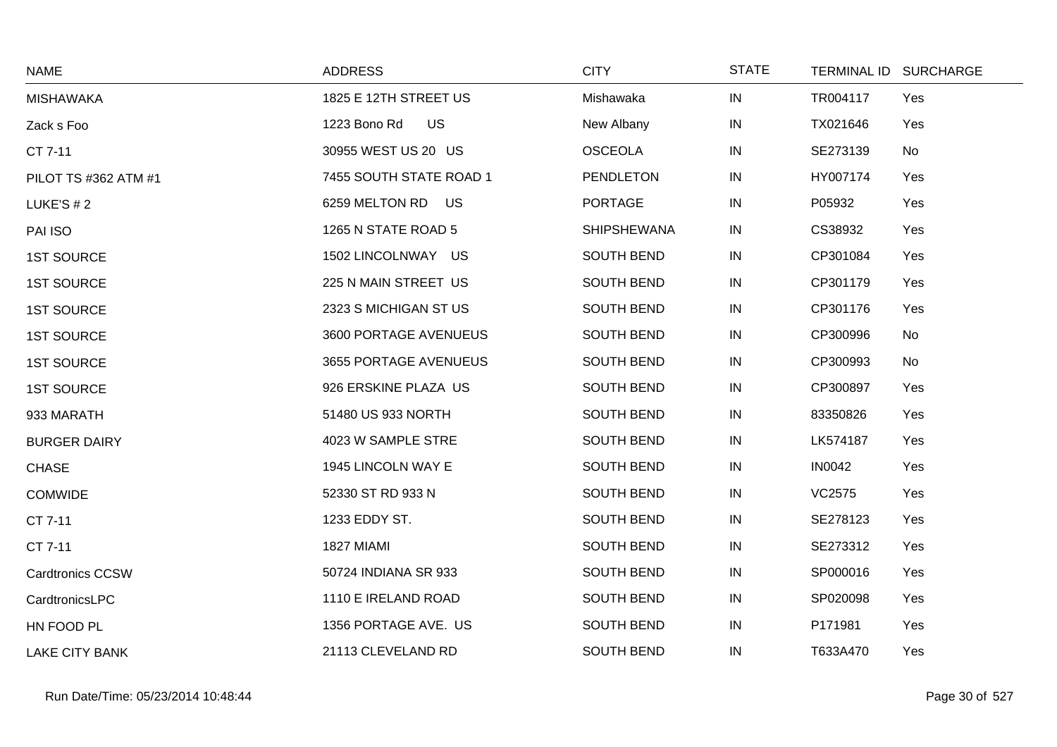| NAME | ADDRESS | CITY | STATE | TERMINAL ID | SURCHARGE |
| --- | --- | --- | --- | --- | --- |
| MISHAWAKA | 1825 E 12TH STREET US | Mishawaka | IN | TR004117 | Yes |
| Zack s Foo | 1223 Bono Rd US | New Albany | IN | TX021646 | Yes |
| CT 7-11 | 30955 WEST US 20 US | OSCEOLA | IN | SE273139 | No |
| PILOT TS #362 ATM #1 | 7455 SOUTH STATE ROAD 1 | PENDLETON | IN | HY007174 | Yes |
| LUKE'S # 2 | 6259 MELTON RD US | PORTAGE | IN | P05932 | Yes |
| PAI ISO | 1265 N STATE ROAD 5 | SHIPSHEWANA | IN | CS38932 | Yes |
| 1ST SOURCE | 1502 LINCOLNWAY US | SOUTH BEND | IN | CP301084 | Yes |
| 1ST SOURCE | 225 N MAIN STREET US | SOUTH BEND | IN | CP301179 | Yes |
| 1ST SOURCE | 2323 S MICHIGAN ST US | SOUTH BEND | IN | CP301176 | Yes |
| 1ST SOURCE | 3600 PORTAGE AVENUEUS | SOUTH BEND | IN | CP300996 | No |
| 1ST SOURCE | 3655 PORTAGE AVENUEUS | SOUTH BEND | IN | CP300993 | No |
| 1ST SOURCE | 926 ERSKINE PLAZA US | SOUTH BEND | IN | CP300897 | Yes |
| 933 MARATH | 51480 US 933 NORTH | SOUTH BEND | IN | 83350826 | Yes |
| BURGER DAIRY | 4023 W SAMPLE STRE | SOUTH BEND | IN | LK574187 | Yes |
| CHASE | 1945 LINCOLN WAY E | SOUTH BEND | IN | IN0042 | Yes |
| COMWIDE | 52330 ST RD 933 N | SOUTH BEND | IN | VC2575 | Yes |
| CT 7-11 | 1233 EDDY ST. | SOUTH BEND | IN | SE278123 | Yes |
| CT 7-11 | 1827 MIAMI | SOUTH BEND | IN | SE273312 | Yes |
| Cardtronics CCSW | 50724 INDIANA SR 933 | SOUTH BEND | IN | SP000016 | Yes |
| CardtronicsLPC | 1110 E IRELAND ROAD | SOUTH BEND | IN | SP020098 | Yes |
| HN FOOD PL | 1356 PORTAGE AVE. US | SOUTH BEND | IN | P171981 | Yes |
| LAKE CITY BANK | 21113 CLEVELAND RD | SOUTH BEND | IN | T633A470 | Yes |

Run Date/Time: 05/23/2014 10:48:44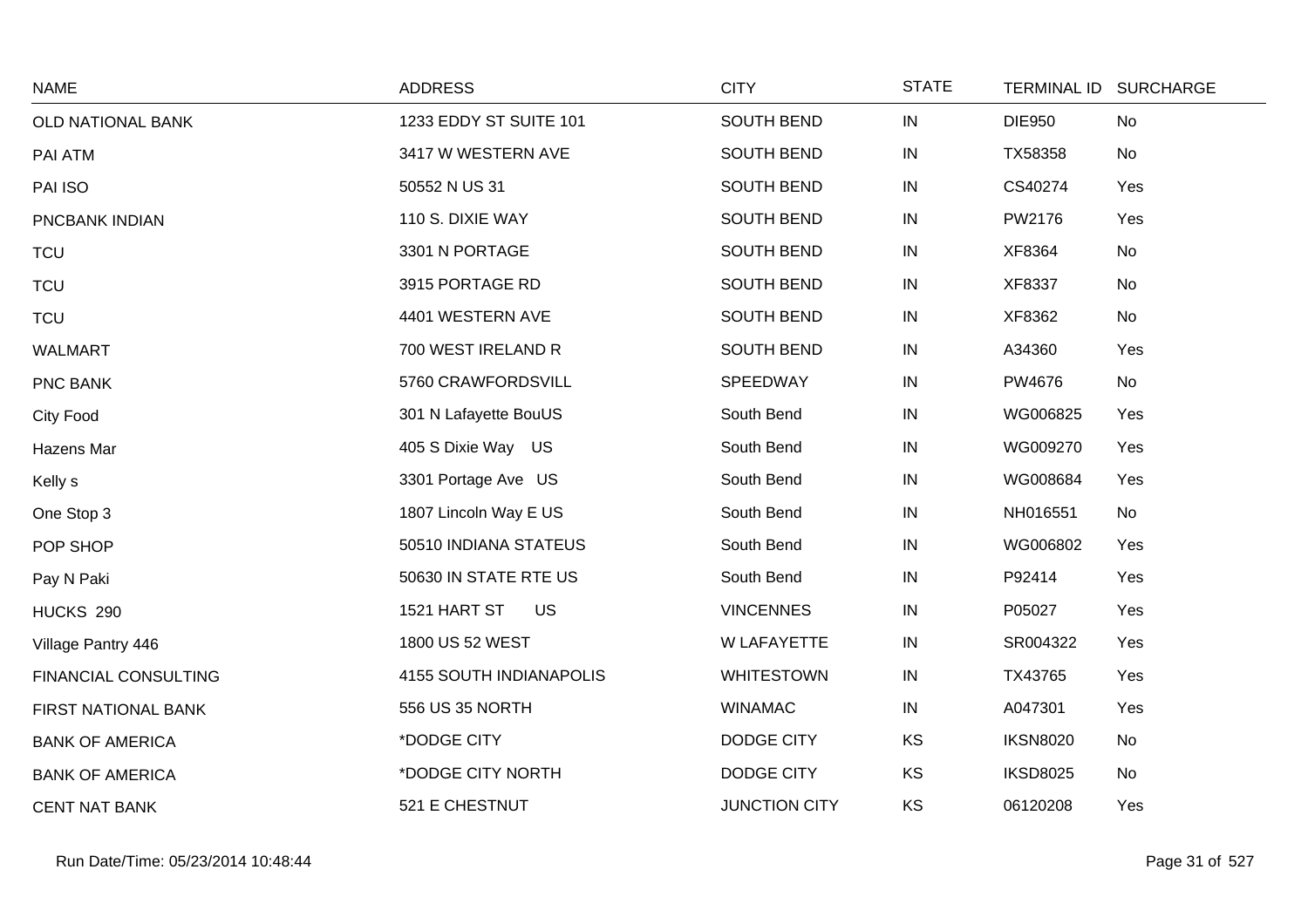| NAME | ADDRESS | CITY | STATE | TERMINAL ID | SURCHARGE |
|---|---|---|---|---|---|
| OLD NATIONAL BANK | 1233 EDDY ST SUITE 101 | SOUTH BEND | IN | DIE950 | No |
| PAI ATM | 3417 W WESTERN AVE | SOUTH BEND | IN | TX58358 | No |
| PAI ISO | 50552 N US 31 | SOUTH BEND | IN | CS40274 | Yes |
| PNCBANK INDIAN | 110 S. DIXIE WAY | SOUTH BEND | IN | PW2176 | Yes |
| TCU | 3301 N PORTAGE | SOUTH BEND | IN | XF8364 | No |
| TCU | 3915 PORTAGE RD | SOUTH BEND | IN | XF8337 | No |
| TCU | 4401 WESTERN AVE | SOUTH BEND | IN | XF8362 | No |
| WALMART | 700 WEST IRELAND R | SOUTH BEND | IN | A34360 | Yes |
| PNC BANK | 5760 CRAWFORDSVILL | SPEEDWAY | IN | PW4676 | No |
| City Food | 301 N Lafayette BouUS | South Bend | IN | WG006825 | Yes |
| Hazens Mar | 405 S Dixie Way US | South Bend | IN | WG009270 | Yes |
| Kelly s | 3301 Portage Ave US | South Bend | IN | WG008684 | Yes |
| One Stop 3 | 1807 Lincoln Way E US | South Bend | IN | NH016551 | No |
| POP SHOP | 50510 INDIANA STATEUS | South Bend | IN | WG006802 | Yes |
| Pay N Paki | 50630 IN STATE RTE US | South Bend | IN | P92414 | Yes |
| HUCKS 290 | 1521 HART ST US | VINCENNES | IN | P05027 | Yes |
| Village Pantry 446 | 1800 US 52 WEST | W LAFAYETTE | IN | SR004322 | Yes |
| FINANCIAL CONSULTING | 4155 SOUTH INDIANAPOLIS | WHITESTOWN | IN | TX43765 | Yes |
| FIRST NATIONAL BANK | 556 US 35 NORTH | WINAMAC | IN | A047301 | Yes |
| BANK OF AMERICA | *DODGE CITY | DODGE CITY | KS | IKSN8020 | No |
| BANK OF AMERICA | *DODGE CITY NORTH | DODGE CITY | KS | IKSD8025 | No |
| CENT NAT BANK | 521 E CHESTNUT | JUNCTION CITY | KS | 06120208 | Yes |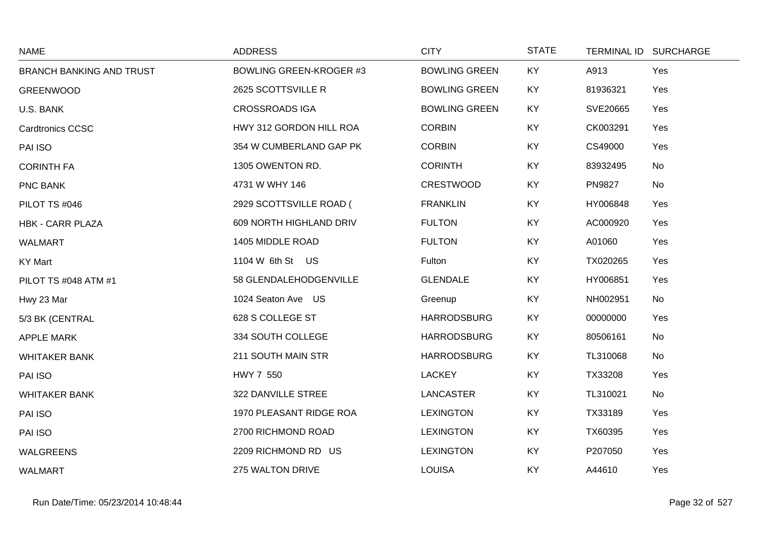| NAME | ADDRESS | CITY | STATE | TERMINAL ID | SURCHARGE |
|---|---|---|---|---|---|
| BRANCH BANKING AND TRUST | BOWLING GREEN-KROGER #3 | BOWLING GREEN | KY | A913 | Yes |
| GREENWOOD | 2625 SCOTTSVILLE R | BOWLING GREEN | KY | 81936321 | Yes |
| U.S. BANK | CROSSROADS IGA | BOWLING GREEN | KY | SVE20665 | Yes |
| Cardtronics CCSC | HWY 312 GORDON HILL ROA | CORBIN | KY | CK003291 | Yes |
| PAI ISO | 354 W CUMBERLAND GAP PK | CORBIN | KY | CS49000 | Yes |
| CORINTH FA | 1305 OWENTON RD. | CORINTH | KY | 83932495 | No |
| PNC BANK | 4731 W WHY 146 | CRESTWOOD | KY | PN9827 | No |
| PILOT TS #046 | 2929 SCOTTSVILLE ROAD ( | FRANKLIN | KY | HY006848 | Yes |
| HBK - CARR PLAZA | 609 NORTH HIGHLAND DRIV | FULTON | KY | AC000920 | Yes |
| WALMART | 1405 MIDDLE ROAD | FULTON | KY | A01060 | Yes |
| KY Mart | 1104 W 6th St US | Fulton | KY | TX020265 | Yes |
| PILOT TS #048 ATM #1 | 58 GLENDALEHODGENVILLE | GLENDALE | KY | HY006851 | Yes |
| Hwy 23 Mar | 1024 Seaton Ave US | Greenup | KY | NH002951 | No |
| 5/3 BK (CENTRAL | 628 S COLLEGE ST | HARRODSBURG | KY | 00000000 | Yes |
| APPLE MARK | 334 SOUTH COLLEGE | HARRODSBURG | KY | 80506161 | No |
| WHITAKER BANK | 211 SOUTH MAIN STR | HARRODSBURG | KY | TL310068 | No |
| PAI ISO | HWY 7 550 | LACKEY | KY | TX33208 | Yes |
| WHITAKER BANK | 322 DANVILLE STREE | LANCASTER | KY | TL310021 | No |
| PAI ISO | 1970 PLEASANT RIDGE ROA | LEXINGTON | KY | TX33189 | Yes |
| PAI ISO | 2700 RICHMOND ROAD | LEXINGTON | KY | TX60395 | Yes |
| WALGREENS | 2209 RICHMOND RD US | LEXINGTON | KY | P207050 | Yes |
| WALMART | 275 WALTON DRIVE | LOUISA | KY | A44610 | Yes |

Run Date/Time: 05/23/2014 10:48:44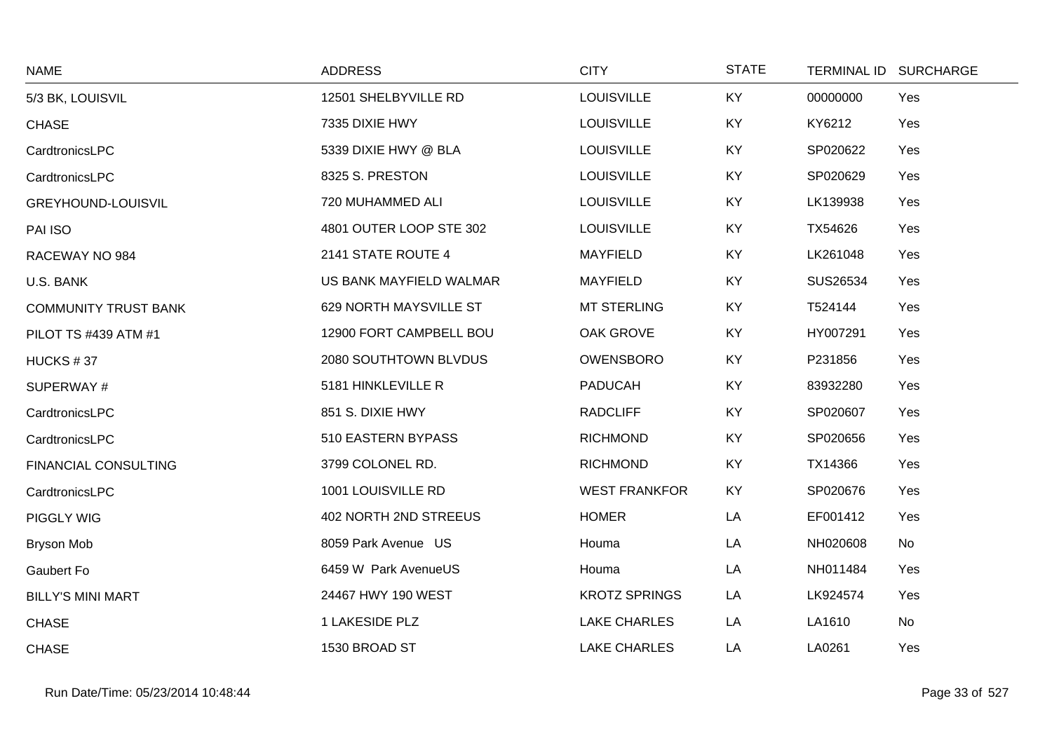| NAME | ADDRESS | CITY | STATE | TERMINAL ID | SURCHARGE |
|---|---|---|---|---|---|
| 5/3 BK, LOUISVIL | 12501 SHELBYVILLE RD | LOUISVILLE | KY | 00000000 | Yes |
| CHASE | 7335 DIXIE HWY | LOUISVILLE | KY | KY6212 | Yes |
| CardtronicsLPC | 5339 DIXIE HWY @ BLA | LOUISVILLE | KY | SP020622 | Yes |
| CardtronicsLPC | 8325 S. PRESTON | LOUISVILLE | KY | SP020629 | Yes |
| GREYHOUND-LOUISVIL | 720 MUHAMMED ALI | LOUISVILLE | KY | LK139938 | Yes |
| PAI ISO | 4801 OUTER LOOP STE 302 | LOUISVILLE | KY | TX54626 | Yes |
| RACEWAY NO 984 | 2141 STATE ROUTE 4 | MAYFIELD | KY | LK261048 | Yes |
| U.S. BANK | US BANK MAYFIELD WALMAR | MAYFIELD | KY | SUS26534 | Yes |
| COMMUNITY TRUST BANK | 629 NORTH MAYSVILLE ST | MT STERLING | KY | T524144 | Yes |
| PILOT TS #439 ATM #1 | 12900 FORT CAMPBELL BOU | OAK GROVE | KY | HY007291 | Yes |
| HUCKS # 37 | 2080 SOUTHTOWN BLVDUS | OWENSBORO | KY | P231856 | Yes |
| SUPERWAY # | 5181 HINKLEVILLE R | PADUCAH | KY | 83932280 | Yes |
| CardtronicsLPC | 851 S. DIXIE HWY | RADCLIFF | KY | SP020607 | Yes |
| CardtronicsLPC | 510 EASTERN BYPASS | RICHMOND | KY | SP020656 | Yes |
| FINANCIAL CONSULTING | 3799 COLONEL RD. | RICHMOND | KY | TX14366 | Yes |
| CardtronicsLPC | 1001 LOUISVILLE RD | WEST FRANKFOR | KY | SP020676 | Yes |
| PIGGLY WIG | 402 NORTH 2ND STREEUS | HOMER | LA | EF001412 | Yes |
| Bryson Mob | 8059 Park Avenue US | Houma | LA | NH020608 | No |
| Gaubert Fo | 6459 W Park AvenueUS | Houma | LA | NH011484 | Yes |
| BILLY'S MINI MART | 24467 HWY 190 WEST | KROTZ SPRINGS | LA | LK924574 | Yes |
| CHASE | 1 LAKESIDE PLZ | LAKE CHARLES | LA | LA1610 | No |
| CHASE | 1530 BROAD ST | LAKE CHARLES | LA | LA0261 | Yes |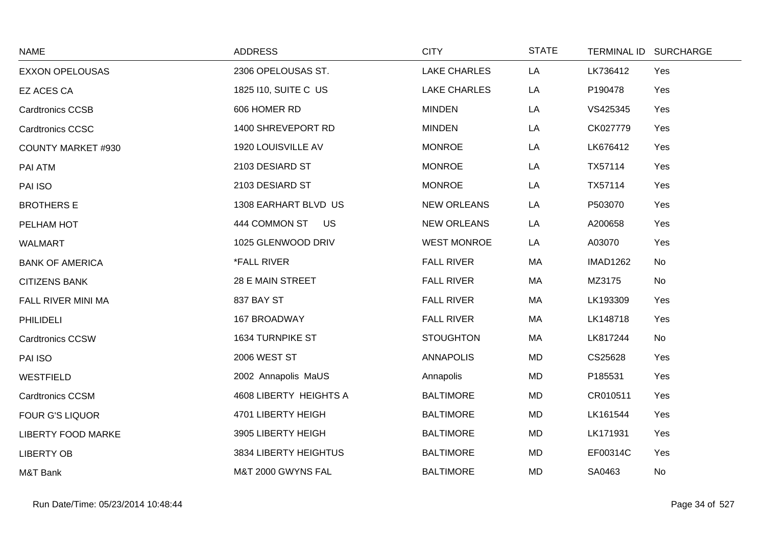| NAME | ADDRESS | CITY | STATE | TERMINAL ID | SURCHARGE |
|---|---|---|---|---|---|
| EXXON OPELOUSAS | 2306 OPELOUSAS ST. | LAKE CHARLES | LA | LK736412 | Yes |
| EZ ACES CA | 1825 I10, SUITE C US | LAKE CHARLES | LA | P190478 | Yes |
| Cardtronics CCSB | 606 HOMER RD | MINDEN | LA | VS425345 | Yes |
| Cardtronics CCSC | 1400 SHREVEPORT RD | MINDEN | LA | CK027779 | Yes |
| COUNTY MARKET #930 | 1920 LOUISVILLE AV | MONROE | LA | LK676412 | Yes |
| PAI ATM | 2103 DESIARD ST | MONROE | LA | TX57114 | Yes |
| PAI ISO | 2103 DESIARD ST | MONROE | LA | TX57114 | Yes |
| BROTHERS E | 1308 EARHART BLVD US | NEW ORLEANS | LA | P503070 | Yes |
| PELHAM HOT | 444 COMMON ST US | NEW ORLEANS | LA | A200658 | Yes |
| WALMART | 1025 GLENWOOD DRIV | WEST MONROE | LA | A03070 | Yes |
| BANK OF AMERICA | *FALL RIVER | FALL RIVER | MA | IMAD1262 | No |
| CITIZENS BANK | 28 E MAIN STREET | FALL RIVER | MA | MZ3175 | No |
| FALL RIVER MINI MA | 837 BAY ST | FALL RIVER | MA | LK193309 | Yes |
| PHILIDELI | 167 BROADWAY | FALL RIVER | MA | LK148718 | Yes |
| Cardtronics CCSW | 1634 TURNPIKE ST | STOUGHTON | MA | LK817244 | No |
| PAI ISO | 2006 WEST ST | ANNAPOLIS | MD | CS25628 | Yes |
| WESTFIELD | 2002 Annapolis MaUS | Annapolis | MD | P185531 | Yes |
| Cardtronics CCSM | 4608 LIBERTY HEIGHTS A | BALTIMORE | MD | CR010511 | Yes |
| FOUR G'S LIQUOR | 4701 LIBERTY HEIGH | BALTIMORE | MD | LK161544 | Yes |
| LIBERTY FOOD MARKE | 3905 LIBERTY HEIGH | BALTIMORE | MD | LK171931 | Yes |
| LIBERTY OB | 3834 LIBERTY HEIGHTUS | BALTIMORE | MD | EF00314C | Yes |
| M&T Bank | M&T 2000 GWYNS FAL | BALTIMORE | MD | SA0463 | No |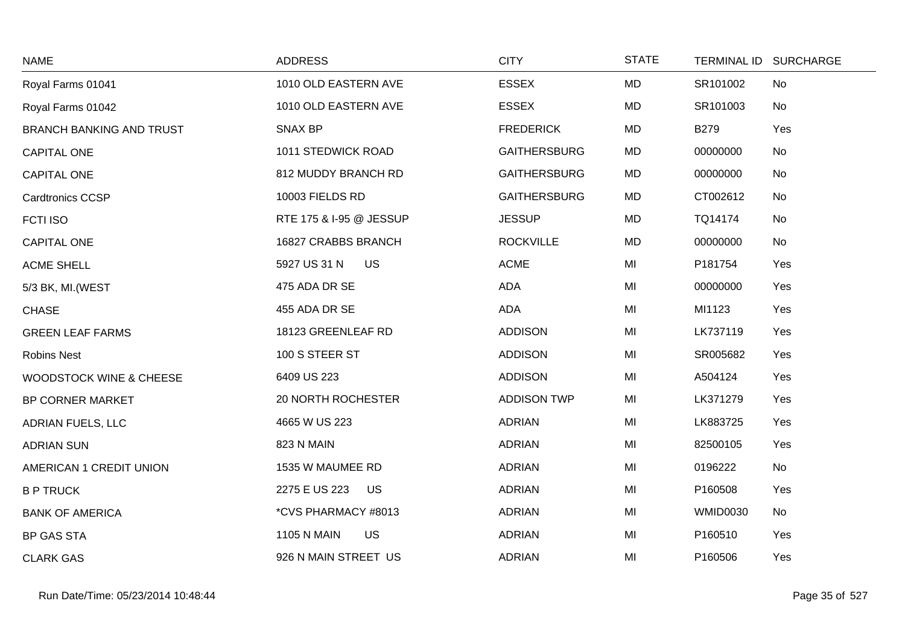| NAME | ADDRESS | CITY | STATE | TERMINAL ID | SURCHARGE |
|---|---|---|---|---|---|
| Royal Farms 01041 | 1010 OLD EASTERN AVE | ESSEX | MD | SR101002 | No |
| Royal Farms 01042 | 1010 OLD EASTERN AVE | ESSEX | MD | SR101003 | No |
| BRANCH BANKING AND TRUST | SNAX BP | FREDERICK | MD | B279 | Yes |
| CAPITAL ONE | 1011 STEDWICK ROAD | GAITHERSBURG | MD | 00000000 | No |
| CAPITAL ONE | 812 MUDDY BRANCH RD | GAITHERSBURG | MD | 00000000 | No |
| Cardtronics CCSP | 10003 FIELDS RD | GAITHERSBURG | MD | CT002612 | No |
| FCTI ISO | RTE 175 & I-95 @ JESSUP | JESSUP | MD | TQ14174 | No |
| CAPITAL ONE | 16827 CRABBS BRANCH | ROCKVILLE | MD | 00000000 | No |
| ACME SHELL | 5927 US 31 N US | ACME | MI | P181754 | Yes |
| 5/3 BK, MI.(WEST | 475 ADA DR SE | ADA | MI | 00000000 | Yes |
| CHASE | 455 ADA DR SE | ADA | MI | MI1123 | Yes |
| GREEN LEAF FARMS | 18123 GREENLEAF RD | ADDISON | MI | LK737119 | Yes |
| Robins Nest | 100 S STEER ST | ADDISON | MI | SR005682 | Yes |
| WOODSTOCK WINE & CHEESE | 6409 US 223 | ADDISON | MI | A504124 | Yes |
| BP CORNER MARKET | 20 NORTH ROCHESTER | ADDISON TWP | MI | LK371279 | Yes |
| ADRIAN FUELS, LLC | 4665 W US 223 | ADRIAN | MI | LK883725 | Yes |
| ADRIAN SUN | 823 N MAIN | ADRIAN | MI | 82500105 | Yes |
| AMERICAN 1 CREDIT UNION | 1535 W MAUMEE RD | ADRIAN | MI | 0196222 | No |
| B P TRUCK | 2275 E US 223 US | ADRIAN | MI | P160508 | Yes |
| BANK OF AMERICA | *CVS PHARMACY #8013 | ADRIAN | MI | WMID0030 | No |
| BP GAS STA | 1105 N MAIN US | ADRIAN | MI | P160510 | Yes |
| CLARK GAS | 926 N MAIN STREET US | ADRIAN | MI | P160506 | Yes |

Run Date/Time: 05/23/2014 10:48:44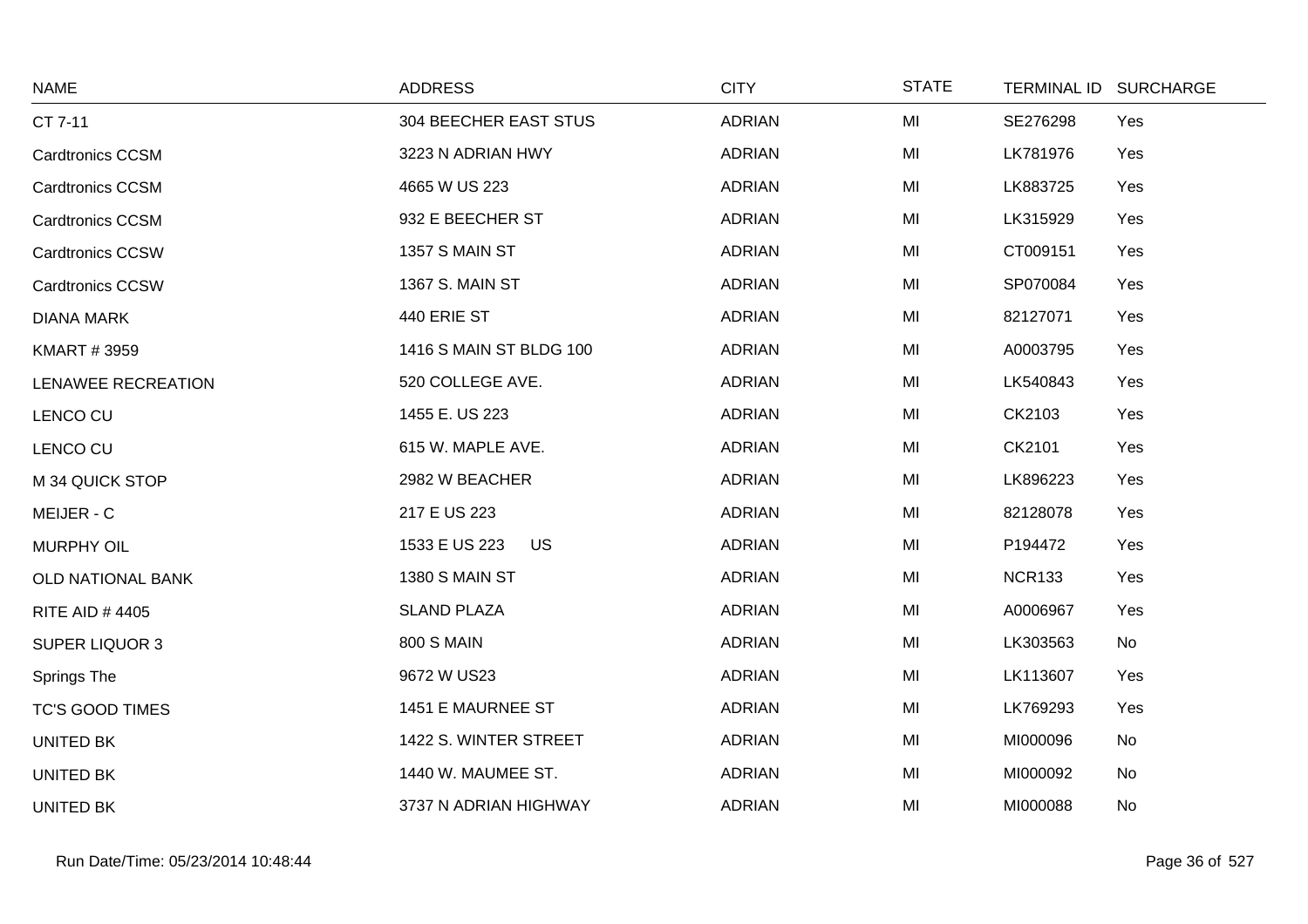| NAME | ADDRESS | CITY | STATE | TERMINAL ID | SURCHARGE |
|---|---|---|---|---|---|
| CT 7-11 | 304 BEECHER EAST STUS | ADRIAN | MI | SE276298 | Yes |
| Cardtronics CCSM | 3223 N ADRIAN HWY | ADRIAN | MI | LK781976 | Yes |
| Cardtronics CCSM | 4665 W US 223 | ADRIAN | MI | LK883725 | Yes |
| Cardtronics CCSM | 932 E BEECHER ST | ADRIAN | MI | LK315929 | Yes |
| Cardtronics CCSW | 1357 S MAIN ST | ADRIAN | MI | CT009151 | Yes |
| Cardtronics CCSW | 1367 S. MAIN ST | ADRIAN | MI | SP070084 | Yes |
| DIANA MARK | 440 ERIE ST | ADRIAN | MI | 82127071 | Yes |
| KMART # 3959 | 1416 S MAIN ST BLDG 100 | ADRIAN | MI | A0003795 | Yes |
| LENAWEE RECREATION | 520 COLLEGE AVE. | ADRIAN | MI | LK540843 | Yes |
| LENCO CU | 1455 E. US 223 | ADRIAN | MI | CK2103 | Yes |
| LENCO CU | 615 W. MAPLE AVE. | ADRIAN | MI | CK2101 | Yes |
| M 34 QUICK STOP | 2982 W BEACHER | ADRIAN | MI | LK896223 | Yes |
| MEIJER - C | 217 E US 223 | ADRIAN | MI | 82128078 | Yes |
| MURPHY OIL | 1533 E US 223 US | ADRIAN | MI | P194472 | Yes |
| OLD NATIONAL BANK | 1380 S MAIN ST | ADRIAN | MI | NCR133 | Yes |
| RITE AID # 4405 | SLAND PLAZA | ADRIAN | MI | A0006967 | Yes |
| SUPER LIQUOR 3 | 800 S MAIN | ADRIAN | MI | LK303563 | No |
| Springs The | 9672 W US23 | ADRIAN | MI | LK113607 | Yes |
| TC'S GOOD TIMES | 1451 E MAURNEE ST | ADRIAN | MI | LK769293 | Yes |
| UNITED BK | 1422 S. WINTER STREET | ADRIAN | MI | MI000096 | No |
| UNITED BK | 1440 W. MAUMEE ST. | ADRIAN | MI | MI000092 | No |
| UNITED BK | 3737 N ADRIAN HIGHWAY | ADRIAN | MI | MI000088 | No |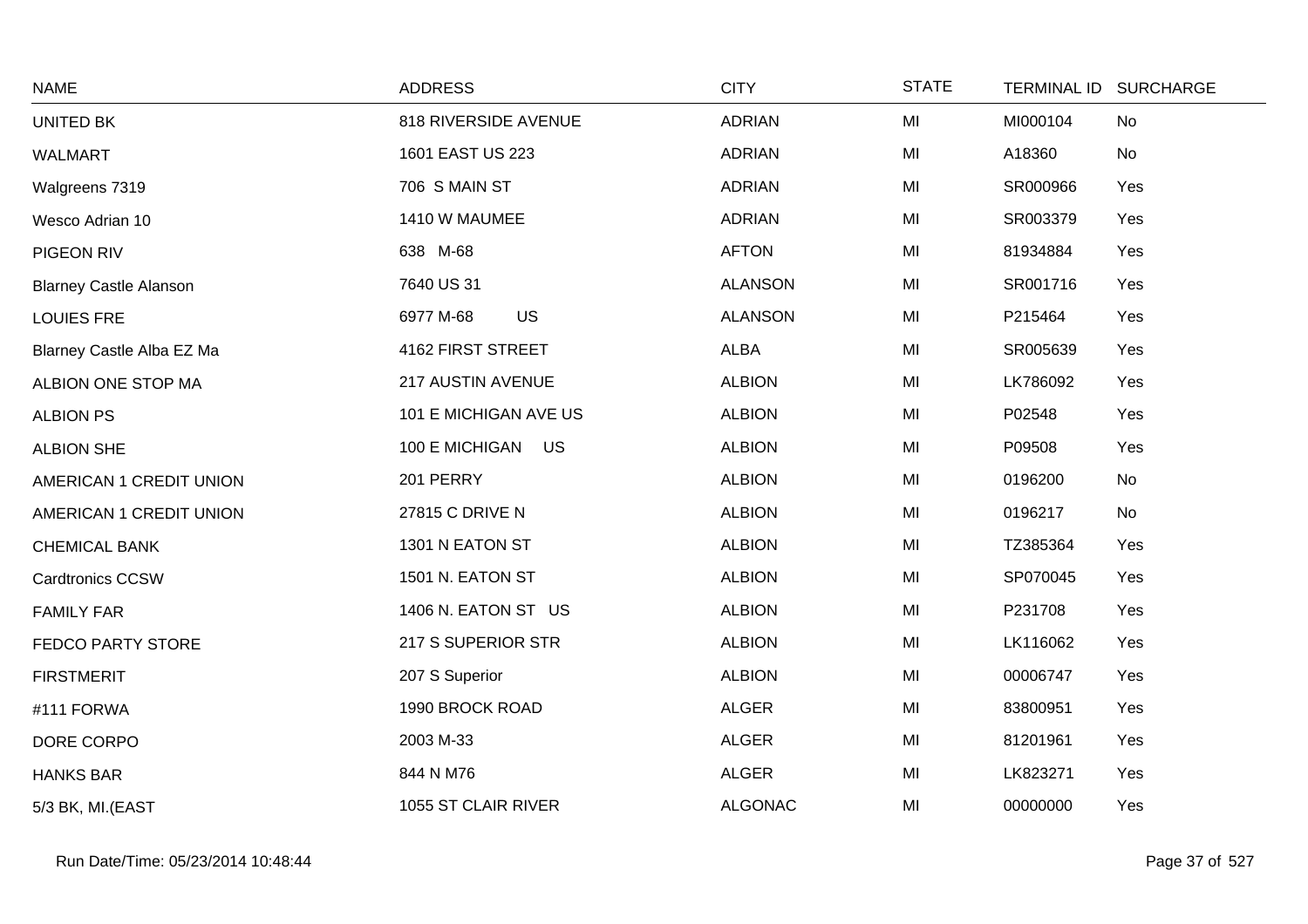| NAME | ADDRESS | CITY | STATE | TERMINAL ID | SURCHARGE |
|---|---|---|---|---|---|
| UNITED BK | 818 RIVERSIDE AVENUE | ADRIAN | MI | MI000104 | No |
| WALMART | 1601 EAST US 223 | ADRIAN | MI | A18360 | No |
| Walgreens 7319 | 706 S MAIN ST | ADRIAN | MI | SR000966 | Yes |
| Wesco Adrian 10 | 1410 W MAUMEE | ADRIAN | MI | SR003379 | Yes |
| PIGEON RIV | 638 M-68 | AFTON | MI | 81934884 | Yes |
| Blarney Castle Alanson | 7640 US 31 | ALANSON | MI | SR001716 | Yes |
| LOUIES FRE | 6977 M-68 US | ALANSON | MI | P215464 | Yes |
| Blarney Castle Alba EZ Ma | 4162 FIRST STREET | ALBA | MI | SR005639 | Yes |
| ALBION ONE STOP MA | 217 AUSTIN AVENUE | ALBION | MI | LK786092 | Yes |
| ALBION PS | 101 E MICHIGAN AVE US | ALBION | MI | P02548 | Yes |
| ALBION SHE | 100 E MICHIGAN US | ALBION | MI | P09508 | Yes |
| AMERICAN 1 CREDIT UNION | 201 PERRY | ALBION | MI | 0196200 | No |
| AMERICAN 1 CREDIT UNION | 27815 C DRIVE N | ALBION | MI | 0196217 | No |
| CHEMICAL BANK | 1301 N EATON ST | ALBION | MI | TZ385364 | Yes |
| Cardtronics CCSW | 1501 N. EATON ST | ALBION | MI | SP070045 | Yes |
| FAMILY FAR | 1406 N. EATON ST US | ALBION | MI | P231708 | Yes |
| FEDCO PARTY STORE | 217 S SUPERIOR STR | ALBION | MI | LK116062 | Yes |
| FIRSTMERIT | 207 S Superior | ALBION | MI | 00006747 | Yes |
| #111 FORWA | 1990 BROCK ROAD | ALGER | MI | 83800951 | Yes |
| DORE CORPO | 2003 M-33 | ALGER | MI | 81201961 | Yes |
| HANKS BAR | 844 N M76 | ALGER | MI | LK823271 | Yes |
| 5/3 BK, MI.(EAST | 1055 ST CLAIR RIVER | ALGONAC | MI | 00000000 | Yes |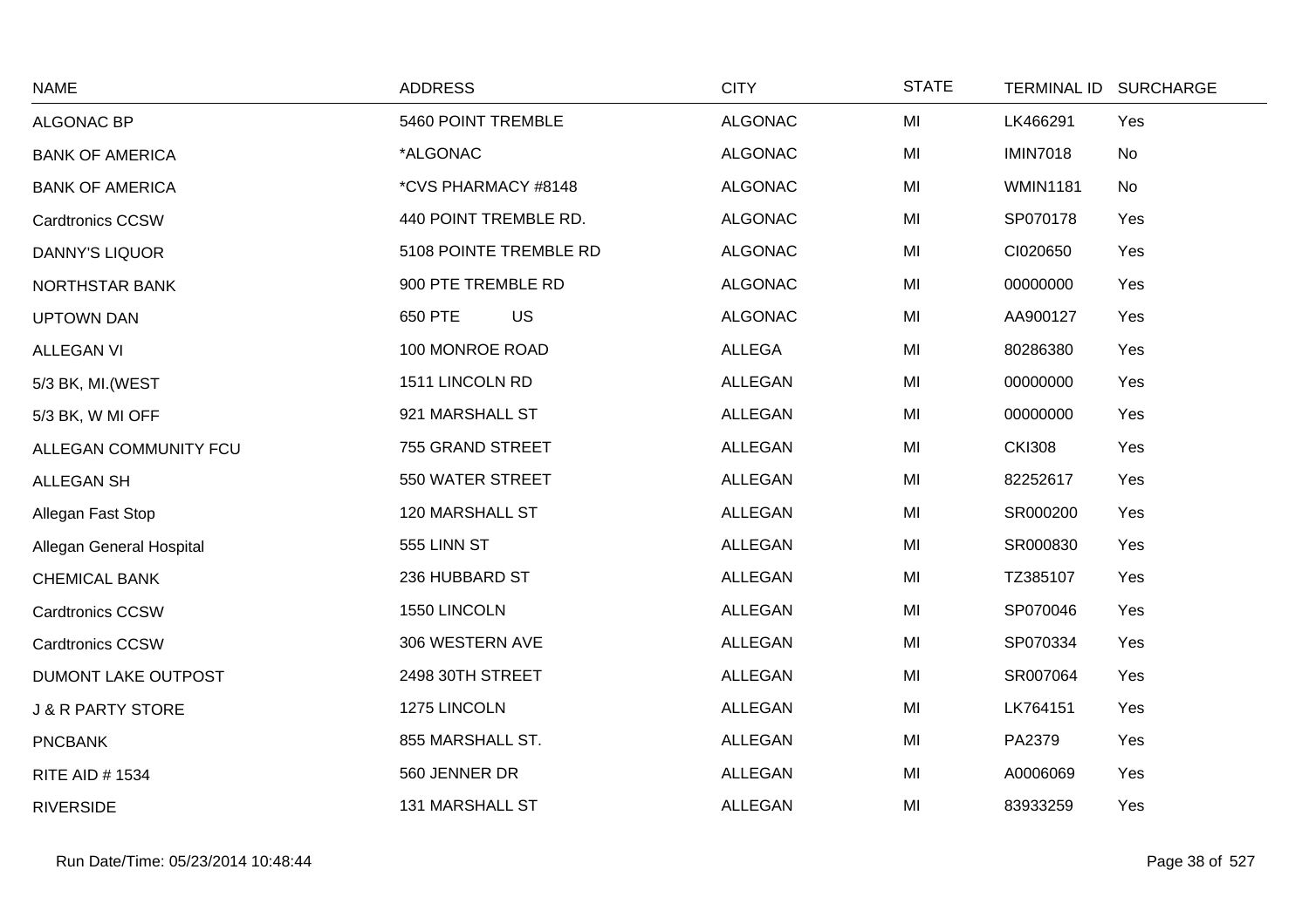| NAME | ADDRESS | CITY | STATE | TERMINAL ID | SURCHARGE |
|---|---|---|---|---|---|
| ALGONAC BP | 5460 POINT TREMBLE | ALGONAC | MI | LK466291 | Yes |
| BANK OF AMERICA | *ALGONAC | ALGONAC | MI | IMIN7018 | No |
| BANK OF AMERICA | *CVS PHARMACY #8148 | ALGONAC | MI | WMIN1181 | No |
| Cardtronics CCSW | 440 POINT TREMBLE RD. | ALGONAC | MI | SP070178 | Yes |
| DANNY'S LIQUOR | 5108 POINTE TREMBLE RD | ALGONAC | MI | CI020650 | Yes |
| NORTHSTAR BANK | 900 PTE TREMBLE RD | ALGONAC | MI | 00000000 | Yes |
| UPTOWN DAN | 650 PTE US | ALGONAC | MI | AA900127 | Yes |
| ALLEGAN VI | 100 MONROE ROAD | ALLEGA | MI | 80286380 | Yes |
| 5/3 BK, MI.(WEST | 1511 LINCOLN RD | ALLEGAN | MI | 00000000 | Yes |
| 5/3 BK, W MI OFF | 921 MARSHALL ST | ALLEGAN | MI | 00000000 | Yes |
| ALLEGAN COMMUNITY FCU | 755 GRAND STREET | ALLEGAN | MI | CKI308 | Yes |
| ALLEGAN SH | 550 WATER STREET | ALLEGAN | MI | 82252617 | Yes |
| Allegan Fast Stop | 120 MARSHALL ST | ALLEGAN | MI | SR000200 | Yes |
| Allegan General Hospital | 555 LINN ST | ALLEGAN | MI | SR000830 | Yes |
| CHEMICAL BANK | 236 HUBBARD ST | ALLEGAN | MI | TZ385107 | Yes |
| Cardtronics CCSW | 1550 LINCOLN | ALLEGAN | MI | SP070046 | Yes |
| Cardtronics CCSW | 306 WESTERN AVE | ALLEGAN | MI | SP070334 | Yes |
| DUMONT LAKE OUTPOST | 2498 30TH STREET | ALLEGAN | MI | SR007064 | Yes |
| J & R PARTY STORE | 1275 LINCOLN | ALLEGAN | MI | LK764151 | Yes |
| PNCBANK | 855 MARSHALL ST. | ALLEGAN | MI | PA2379 | Yes |
| RITE AID # 1534 | 560 JENNER DR | ALLEGAN | MI | A0006069 | Yes |
| RIVERSIDE | 131 MARSHALL ST | ALLEGAN | MI | 83933259 | Yes |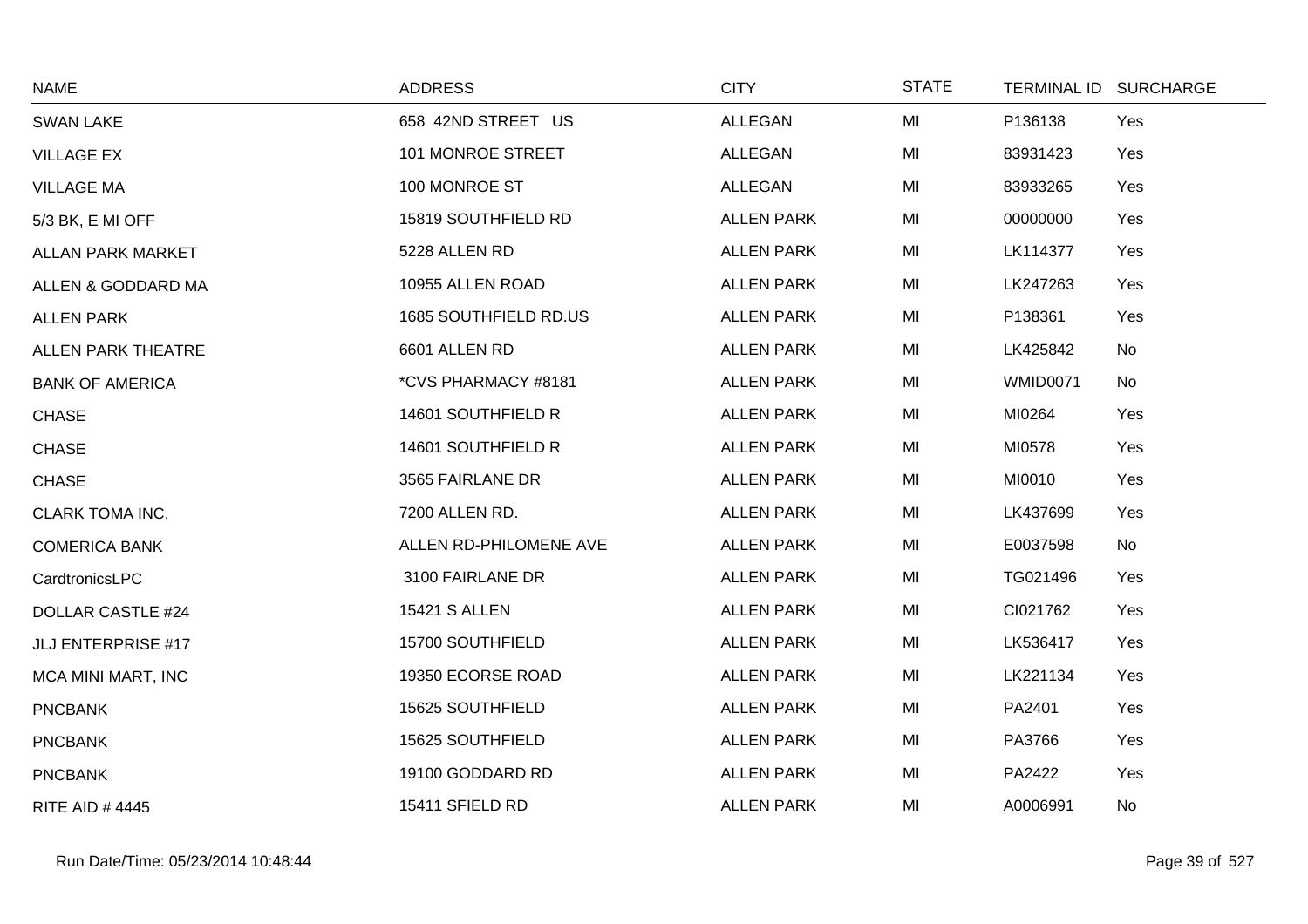| NAME | ADDRESS | CITY | STATE | TERMINAL ID | SURCHARGE |
|---|---|---|---|---|---|
| SWAN LAKE | 658 42ND STREET US | ALLEGAN | MI | P136138 | Yes |
| VILLAGE EX | 101 MONROE STREET | ALLEGAN | MI | 83931423 | Yes |
| VILLAGE MA | 100 MONROE ST | ALLEGAN | MI | 83933265 | Yes |
| 5/3 BK, E MI OFF | 15819 SOUTHFIELD RD | ALLEN PARK | MI | 00000000 | Yes |
| ALLAN PARK MARKET | 5228 ALLEN RD | ALLEN PARK | MI | LK114377 | Yes |
| ALLEN & GODDARD MA | 10955 ALLEN ROAD | ALLEN PARK | MI | LK247263 | Yes |
| ALLEN PARK | 1685 SOUTHFIELD RD.US | ALLEN PARK | MI | P138361 | Yes |
| ALLEN PARK THEATRE | 6601 ALLEN RD | ALLEN PARK | MI | LK425842 | No |
| BANK OF AMERICA | *CVS PHARMACY #8181 | ALLEN PARK | MI | WMID0071 | No |
| CHASE | 14601 SOUTHFIELD R | ALLEN PARK | MI | MI0264 | Yes |
| CHASE | 14601 SOUTHFIELD R | ALLEN PARK | MI | MI0578 | Yes |
| CHASE | 3565 FAIRLANE DR | ALLEN PARK | MI | MI0010 | Yes |
| CLARK TOMA INC. | 7200 ALLEN RD. | ALLEN PARK | MI | LK437699 | Yes |
| COMERICA BANK | ALLEN RD-PHILOMENE AVE | ALLEN PARK | MI | E0037598 | No |
| CardtronicsLPC | 3100 FAIRLANE DR | ALLEN PARK | MI | TG021496 | Yes |
| DOLLAR CASTLE #24 | 15421 S ALLEN | ALLEN PARK | MI | CI021762 | Yes |
| JLJ ENTERPRISE #17 | 15700 SOUTHFIELD | ALLEN PARK | MI | LK536417 | Yes |
| MCA MINI MART, INC | 19350 ECORSE ROAD | ALLEN PARK | MI | LK221134 | Yes |
| PNCBANK | 15625 SOUTHFIELD | ALLEN PARK | MI | PA2401 | Yes |
| PNCBANK | 15625 SOUTHFIELD | ALLEN PARK | MI | PA3766 | Yes |
| PNCBANK | 19100 GODDARD RD | ALLEN PARK | MI | PA2422 | Yes |
| RITE AID # 4445 | 15411 SFIELD RD | ALLEN PARK | MI | A0006991 | No |

Run Date/Time: 05/23/2014 10:48:44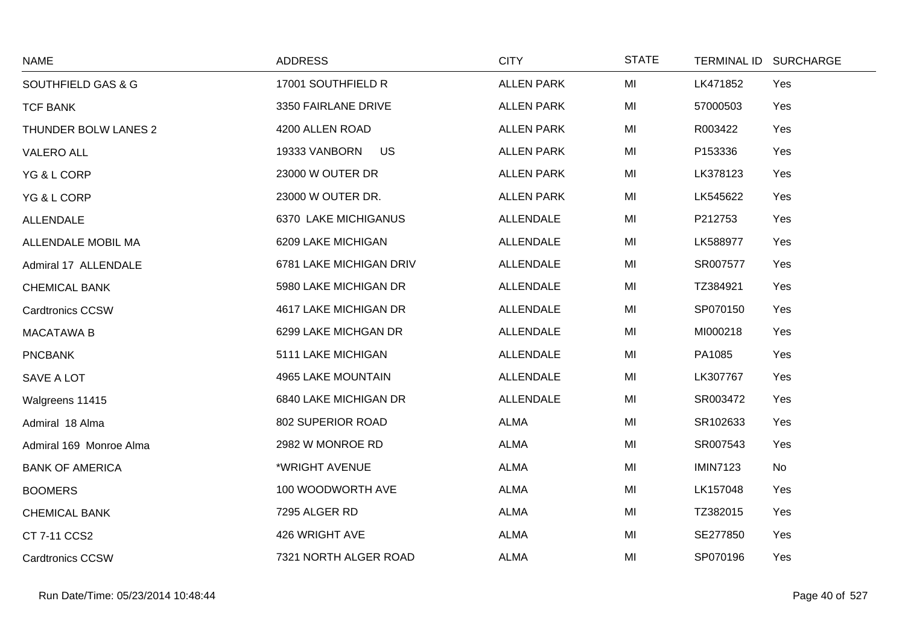| NAME | ADDRESS | CITY | STATE | TERMINAL ID | SURCHARGE |
|---|---|---|---|---|---|
| SOUTHFIELD GAS & G | 17001 SOUTHFIELD R | ALLEN PARK | MI | LK471852 | Yes |
| TCF BANK | 3350 FAIRLANE DRIVE | ALLEN PARK | MI | 57000503 | Yes |
| THUNDER BOLW LANES 2 | 4200 ALLEN ROAD | ALLEN PARK | MI | R003422 | Yes |
| VALERO ALL | 19333 VANBORN US | ALLEN PARK | MI | P153336 | Yes |
| YG & L CORP | 23000 W OUTER DR | ALLEN PARK | MI | LK378123 | Yes |
| YG & L CORP | 23000 W OUTER DR. | ALLEN PARK | MI | LK545622 | Yes |
| ALLENDALE | 6370 LAKE MICHIGANUS | ALLENDALE | MI | P212753 | Yes |
| ALLENDALE MOBIL MA | 6209 LAKE MICHIGAN | ALLENDALE | MI | LK588977 | Yes |
| Admiral 17 ALLENDALE | 6781 LAKE MICHIGAN DRIV | ALLENDALE | MI | SR007577 | Yes |
| CHEMICAL BANK | 5980 LAKE MICHIGAN DR | ALLENDALE | MI | TZ384921 | Yes |
| Cardtronics CCSW | 4617 LAKE MICHIGAN DR | ALLENDALE | MI | SP070150 | Yes |
| MACATAWA B | 6299 LAKE MICHGAN DR | ALLENDALE | MI | MI000218 | Yes |
| PNCBANK | 5111 LAKE MICHIGAN | ALLENDALE | MI | PA1085 | Yes |
| SAVE A LOT | 4965 LAKE MOUNTAIN | ALLENDALE | MI | LK307767 | Yes |
| Walgreens 11415 | 6840 LAKE MICHIGAN DR | ALLENDALE | MI | SR003472 | Yes |
| Admiral 18 Alma | 802 SUPERIOR ROAD | ALMA | MI | SR102633 | Yes |
| Admiral 169 Monroe Alma | 2982 W MONROE RD | ALMA | MI | SR007543 | Yes |
| BANK OF AMERICA | *WRIGHT AVENUE | ALMA | MI | IMIN7123 | No |
| BOOMERS | 100 WOODWORTH AVE | ALMA | MI | LK157048 | Yes |
| CHEMICAL BANK | 7295 ALGER RD | ALMA | MI | TZ382015 | Yes |
| CT 7-11 CCS2 | 426 WRIGHT AVE | ALMA | MI | SE277850 | Yes |
| Cardtronics CCSW | 7321 NORTH ALGER ROAD | ALMA | MI | SP070196 | Yes |

Run Date/Time: 05/23/2014 10:48:44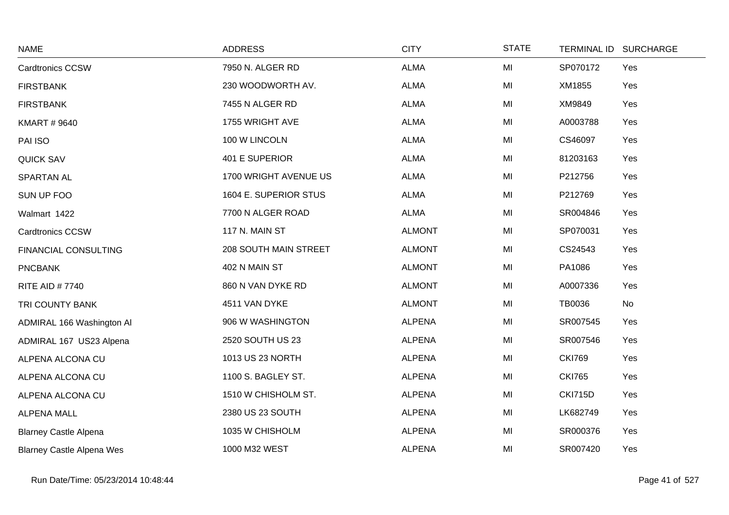| NAME | ADDRESS | CITY | STATE | TERMINAL ID | SURCHARGE |
|---|---|---|---|---|---|
| Cardtronics CCSW | 7950 N. ALGER RD | ALMA | MI | SP070172 | Yes |
| FIRSTBANK | 230 WOODWORTH AV. | ALMA | MI | XM1855 | Yes |
| FIRSTBANK | 7455 N ALGER RD | ALMA | MI | XM9849 | Yes |
| KMART # 9640 | 1755 WRIGHT AVE | ALMA | MI | A0003788 | Yes |
| PAI ISO | 100 W LINCOLN | ALMA | MI | CS46097 | Yes |
| QUICK SAV | 401 E SUPERIOR | ALMA | MI | 81203163 | Yes |
| SPARTAN AL | 1700 WRIGHT AVENUE US | ALMA | MI | P212756 | Yes |
| SUN UP FOO | 1604 E. SUPERIOR STUS | ALMA | MI | P212769 | Yes |
| Walmart 1422 | 7700 N ALGER ROAD | ALMA | MI | SR004846 | Yes |
| Cardtronics CCSW | 117 N. MAIN ST | ALMONT | MI | SP070031 | Yes |
| FINANCIAL CONSULTING | 208 SOUTH MAIN STREET | ALMONT | MI | CS24543 | Yes |
| PNCBANK | 402 N MAIN ST | ALMONT | MI | PA1086 | Yes |
| RITE AID # 7740 | 860 N VAN DYKE RD | ALMONT | MI | A0007336 | Yes |
| TRI COUNTY BANK | 4511 VAN DYKE | ALMONT | MI | TB0036 | No |
| ADMIRAL 166 Washington Al | 906 W WASHINGTON | ALPENA | MI | SR007545 | Yes |
| ADMIRAL 167 US23 Alpena | 2520 SOUTH US 23 | ALPENA | MI | SR007546 | Yes |
| ALPENA ALCONA CU | 1013 US 23 NORTH | ALPENA | MI | CKI769 | Yes |
| ALPENA ALCONA CU | 1100 S. BAGLEY ST. | ALPENA | MI | CKI765 | Yes |
| ALPENA ALCONA CU | 1510 W CHISHOLM ST. | ALPENA | MI | CKI715D | Yes |
| ALPENA MALL | 2380 US 23 SOUTH | ALPENA | MI | LK682749 | Yes |
| Blarney Castle Alpena | 1035 W CHISHOLM | ALPENA | MI | SR000376 | Yes |
| Blarney Castle Alpena Wes | 1000 M32 WEST | ALPENA | MI | SR007420 | Yes |

Run Date/Time: 05/23/2014 10:48:44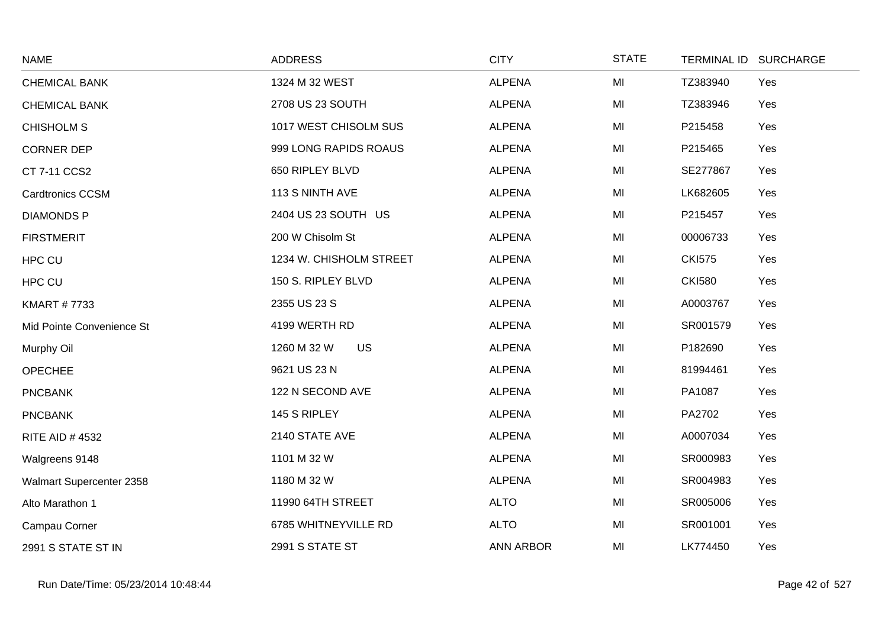| NAME | ADDRESS | CITY | STATE | TERMINAL ID | SURCHARGE |
|---|---|---|---|---|---|
| CHEMICAL BANK | 1324 M 32 WEST | ALPENA | MI | TZ383940 | Yes |
| CHEMICAL BANK | 2708 US 23 SOUTH | ALPENA | MI | TZ383946 | Yes |
| CHISHOLM S | 1017 WEST CHISOLM SUS | ALPENA | MI | P215458 | Yes |
| CORNER DEP | 999 LONG RAPIDS ROAUS | ALPENA | MI | P215465 | Yes |
| CT 7-11 CCS2 | 650 RIPLEY BLVD | ALPENA | MI | SE277867 | Yes |
| Cardtronics CCSM | 113 S NINTH AVE | ALPENA | MI | LK682605 | Yes |
| DIAMONDS P | 2404 US 23 SOUTH US | ALPENA | MI | P215457 | Yes |
| FIRSTMERIT | 200 W Chisolm St | ALPENA | MI | 00006733 | Yes |
| HPC CU | 1234 W. CHISHOLM STREET | ALPENA | MI | CKI575 | Yes |
| HPC CU | 150 S. RIPLEY BLVD | ALPENA | MI | CKI580 | Yes |
| KMART # 7733 | 2355 US 23 S | ALPENA | MI | A0003767 | Yes |
| Mid Pointe Convenience St | 4199 WERTH RD | ALPENA | MI | SR001579 | Yes |
| Murphy Oil | 1260 M 32 W US | ALPENA | MI | P182690 | Yes |
| OPECHEE | 9621 US 23 N | ALPENA | MI | 81994461 | Yes |
| PNCBANK | 122 N SECOND AVE | ALPENA | MI | PA1087 | Yes |
| PNCBANK | 145 S RIPLEY | ALPENA | MI | PA2702 | Yes |
| RITE AID # 4532 | 2140 STATE AVE | ALPENA | MI | A0007034 | Yes |
| Walgreens 9148 | 1101 M 32 W | ALPENA | MI | SR000983 | Yes |
| Walmart Supercenter 2358 | 1180 M 32 W | ALPENA | MI | SR004983 | Yes |
| Alto Marathon 1 | 11990 64TH STREET | ALTO | MI | SR005006 | Yes |
| Campau Corner | 6785 WHITNEYVILLE RD | ALTO | MI | SR001001 | Yes |
| 2991 S STATE ST IN | 2991 S STATE ST | ANN ARBOR | MI | LK774450 | Yes |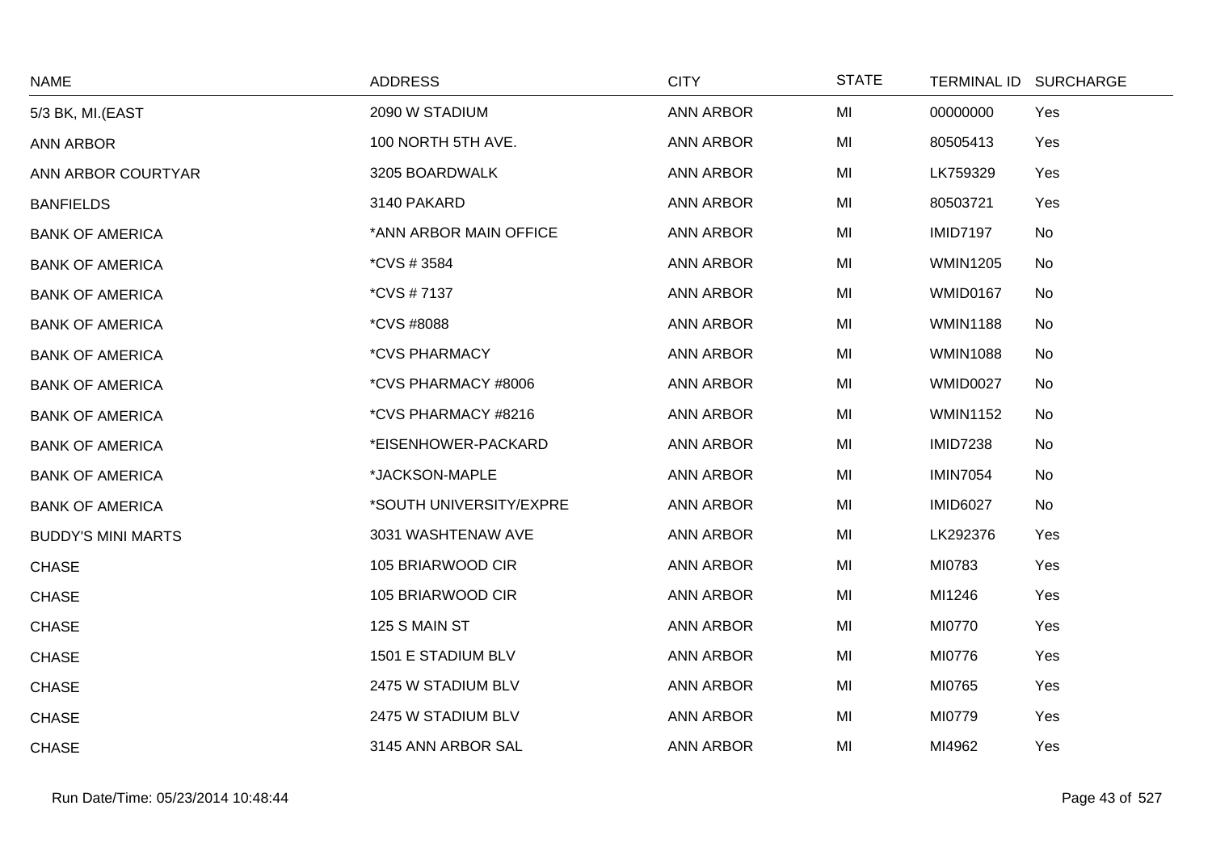| NAME | ADDRESS | CITY | STATE | TERMINAL ID | SURCHARGE |
|---|---|---|---|---|---|
| 5/3 BK, MI.(EAST | 2090 W STADIUM | ANN ARBOR | MI | 00000000 | Yes |
| ANN ARBOR | 100 NORTH 5TH AVE. | ANN ARBOR | MI | 80505413 | Yes |
| ANN ARBOR COURTYAR | 3205 BOARDWALK | ANN ARBOR | MI | LK759329 | Yes |
| BANFIELDS | 3140 PAKARD | ANN ARBOR | MI | 80503721 | Yes |
| BANK OF AMERICA | *ANN ARBOR MAIN OFFICE | ANN ARBOR | MI | IMID7197 | No |
| BANK OF AMERICA | *CVS # 3584 | ANN ARBOR | MI | WMIN1205 | No |
| BANK OF AMERICA | *CVS # 7137 | ANN ARBOR | MI | WMID0167 | No |
| BANK OF AMERICA | *CVS #8088 | ANN ARBOR | MI | WMIN1188 | No |
| BANK OF AMERICA | *CVS PHARMACY | ANN ARBOR | MI | WMIN1088 | No |
| BANK OF AMERICA | *CVS PHARMACY #8006 | ANN ARBOR | MI | WMID0027 | No |
| BANK OF AMERICA | *CVS PHARMACY #8216 | ANN ARBOR | MI | WMIN1152 | No |
| BANK OF AMERICA | *EISENHOWER-PACKARD | ANN ARBOR | MI | IMID7238 | No |
| BANK OF AMERICA | *JACKSON-MAPLE | ANN ARBOR | MI | IMIN7054 | No |
| BANK OF AMERICA | *SOUTH UNIVERSITY/EXPRE | ANN ARBOR | MI | IMID6027 | No |
| BUDDY'S MINI MARTS | 3031 WASHTENAW AVE | ANN ARBOR | MI | LK292376 | Yes |
| CHASE | 105 BRIARWOOD CIR | ANN ARBOR | MI | MI0783 | Yes |
| CHASE | 105 BRIARWOOD CIR | ANN ARBOR | MI | MI1246 | Yes |
| CHASE | 125 S MAIN ST | ANN ARBOR | MI | MI0770 | Yes |
| CHASE | 1501 E STADIUM BLV | ANN ARBOR | MI | MI0776 | Yes |
| CHASE | 2475 W STADIUM BLV | ANN ARBOR | MI | MI0765 | Yes |
| CHASE | 2475 W STADIUM BLV | ANN ARBOR | MI | MI0779 | Yes |
| CHASE | 3145 ANN ARBOR SAL | ANN ARBOR | MI | MI4962 | Yes |

Run Date/Time: 05/23/2014 10:48:44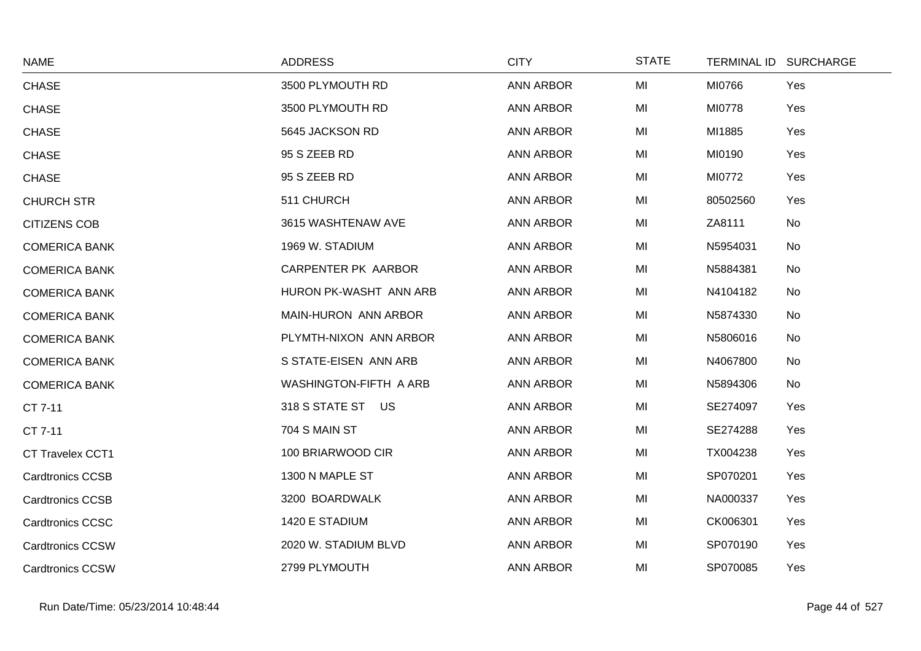| NAME | ADDRESS | CITY | STATE | TERMINAL ID | SURCHARGE |
|---|---|---|---|---|---|
| CHASE | 3500 PLYMOUTH RD | ANN ARBOR | MI | MI0766 | Yes |
| CHASE | 3500 PLYMOUTH RD | ANN ARBOR | MI | MI0778 | Yes |
| CHASE | 5645 JACKSON RD | ANN ARBOR | MI | MI1885 | Yes |
| CHASE | 95 S ZEEB RD | ANN ARBOR | MI | MI0190 | Yes |
| CHASE | 95 S ZEEB RD | ANN ARBOR | MI | MI0772 | Yes |
| CHURCH STR | 511 CHURCH | ANN ARBOR | MI | 80502560 | Yes |
| CITIZENS COB | 3615 WASHTENAW AVE | ANN ARBOR | MI | ZA8111 | No |
| COMERICA BANK | 1969 W. STADIUM | ANN ARBOR | MI | N5954031 | No |
| COMERICA BANK | CARPENTER PK AARBOR | ANN ARBOR | MI | N5884381 | No |
| COMERICA BANK | HURON PK-WASHT ANN ARB | ANN ARBOR | MI | N4104182 | No |
| COMERICA BANK | MAIN-HURON ANN ARBOR | ANN ARBOR | MI | N5874330 | No |
| COMERICA BANK | PLYMTH-NIXON ANN ARBOR | ANN ARBOR | MI | N5806016 | No |
| COMERICA BANK | S STATE-EISEN ANN ARB | ANN ARBOR | MI | N4067800 | No |
| COMERICA BANK | WASHINGTON-FIFTH A ARB | ANN ARBOR | MI | N5894306 | No |
| CT 7-11 | 318 S STATE ST US | ANN ARBOR | MI | SE274097 | Yes |
| CT 7-11 | 704 S MAIN ST | ANN ARBOR | MI | SE274288 | Yes |
| CT Travelex CCT1 | 100 BRIARWOOD CIR | ANN ARBOR | MI | TX004238 | Yes |
| Cardtronics CCSB | 1300 N MAPLE ST | ANN ARBOR | MI | SP070201 | Yes |
| Cardtronics CCSB | 3200 BOARDWALK | ANN ARBOR | MI | NA000337 | Yes |
| Cardtronics CCSC | 1420 E STADIUM | ANN ARBOR | MI | CK006301 | Yes |
| Cardtronics CCSW | 2020 W. STADIUM BLVD | ANN ARBOR | MI | SP070190 | Yes |
| Cardtronics CCSW | 2799 PLYMOUTH | ANN ARBOR | MI | SP070085 | Yes |

Run Date/Time: 05/23/2014 10:48:44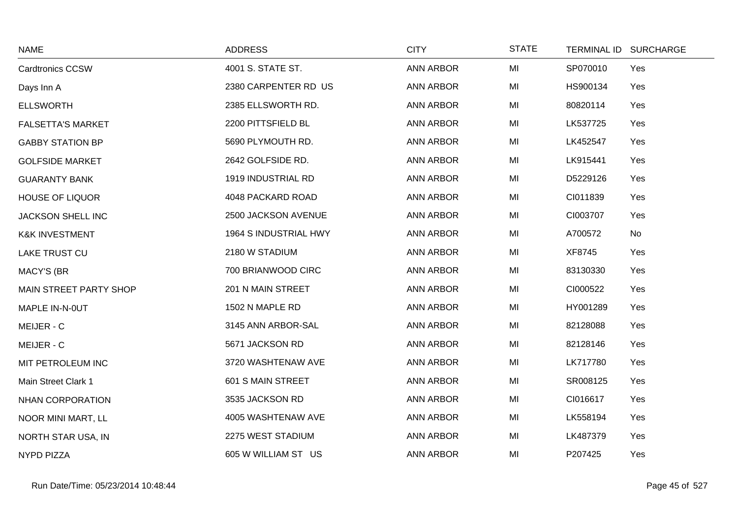| NAME | ADDRESS | CITY | STATE | TERMINAL ID | SURCHARGE |
|---|---|---|---|---|---|
| Cardtronics CCSW | 4001 S. STATE ST. | ANN ARBOR | MI | SP070010 | Yes |
| Days Inn A | 2380 CARPENTER RD US | ANN ARBOR | MI | HS900134 | Yes |
| ELLSWORTH | 2385 ELLSWORTH RD. | ANN ARBOR | MI | 80820114 | Yes |
| FALSETTA'S MARKET | 2200 PITTSFIELD BL | ANN ARBOR | MI | LK537725 | Yes |
| GABBY STATION BP | 5690 PLYMOUTH RD. | ANN ARBOR | MI | LK452547 | Yes |
| GOLFSIDE MARKET | 2642 GOLFSIDE RD. | ANN ARBOR | MI | LK915441 | Yes |
| GUARANTY BANK | 1919 INDUSTRIAL RD | ANN ARBOR | MI | D5229126 | Yes |
| HOUSE OF LIQUOR | 4048 PACKARD ROAD | ANN ARBOR | MI | CI011839 | Yes |
| JACKSON SHELL INC | 2500 JACKSON AVENUE | ANN ARBOR | MI | CI003707 | Yes |
| K&K INVESTMENT | 1964 S INDUSTRIAL HWY | ANN ARBOR | MI | A700572 | No |
| LAKE TRUST CU | 2180 W STADIUM | ANN ARBOR | MI | XF8745 | Yes |
| MACY'S (BR | 700 BRIANWOOD CIRC | ANN ARBOR | MI | 83130330 | Yes |
| MAIN STREET PARTY SHOP | 201 N MAIN STREET | ANN ARBOR | MI | CI000522 | Yes |
| MAPLE IN-N-0UT | 1502 N MAPLE RD | ANN ARBOR | MI | HY001289 | Yes |
| MEIJER - C | 3145 ANN ARBOR-SAL | ANN ARBOR | MI | 82128088 | Yes |
| MEIJER - C | 5671 JACKSON RD | ANN ARBOR | MI | 82128146 | Yes |
| MIT PETROLEUM INC | 3720 WASHTENAW AVE | ANN ARBOR | MI | LK717780 | Yes |
| Main Street Clark 1 | 601 S MAIN STREET | ANN ARBOR | MI | SR008125 | Yes |
| NHAN CORPORATION | 3535 JACKSON RD | ANN ARBOR | MI | CI016617 | Yes |
| NOOR MINI MART, LL | 4005 WASHTENAW AVE | ANN ARBOR | MI | LK558194 | Yes |
| NORTH STAR USA, IN | 2275 WEST STADIUM | ANN ARBOR | MI | LK487379 | Yes |
| NYPD PIZZA | 605 W WILLIAM ST US | ANN ARBOR | MI | P207425 | Yes |

Run Date/Time: 05/23/2014 10:48:44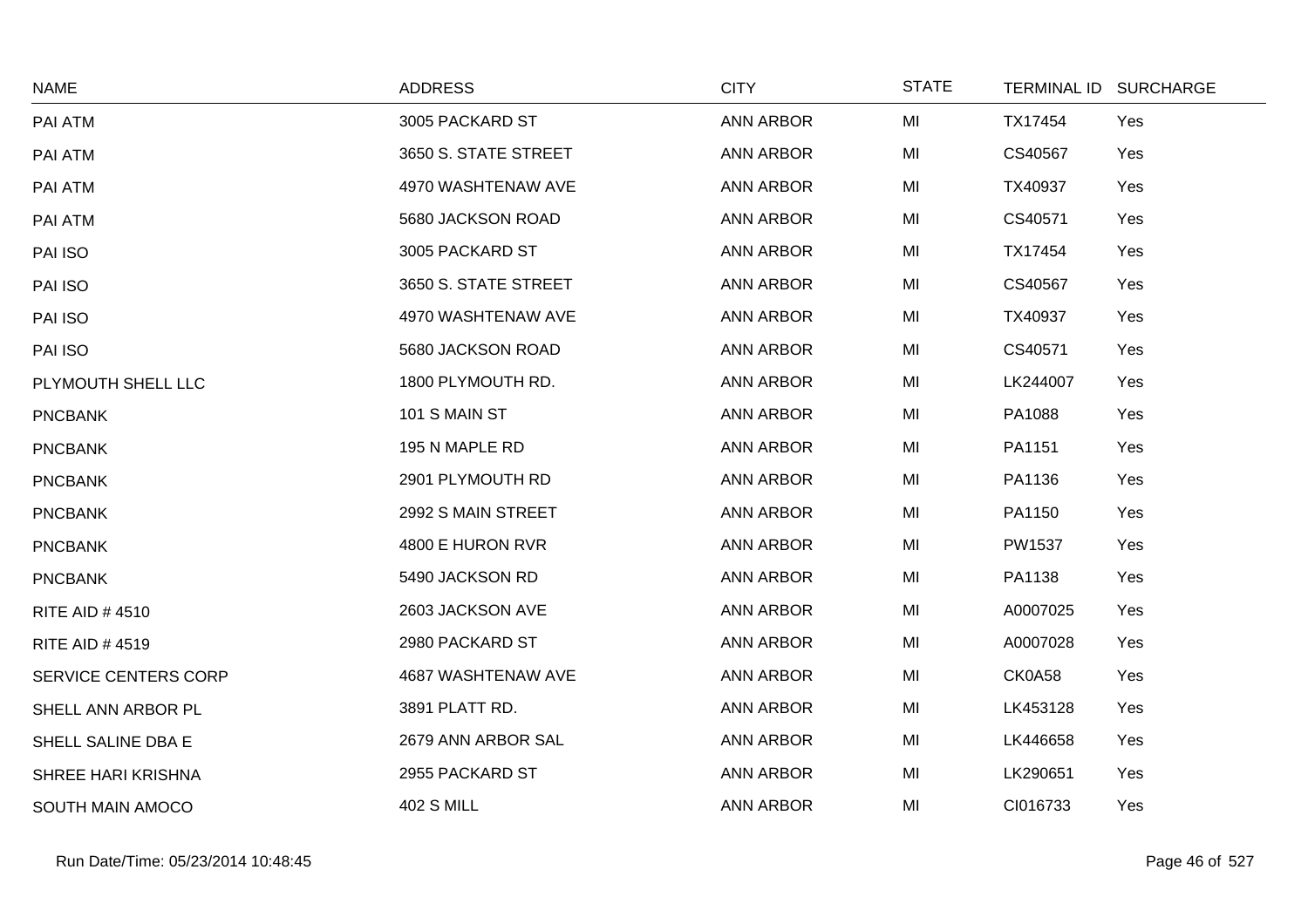| NAME | ADDRESS | CITY | STATE | TERMINAL ID | SURCHARGE |
|---|---|---|---|---|---|
| PAI ATM | 3005 PACKARD ST | ANN ARBOR | MI | TX17454 | Yes |
| PAI ATM | 3650 S. STATE STREET | ANN ARBOR | MI | CS40567 | Yes |
| PAI ATM | 4970 WASHTENAW AVE | ANN ARBOR | MI | TX40937 | Yes |
| PAI ATM | 5680 JACKSON ROAD | ANN ARBOR | MI | CS40571 | Yes |
| PAI ISO | 3005 PACKARD ST | ANN ARBOR | MI | TX17454 | Yes |
| PAI ISO | 3650 S. STATE STREET | ANN ARBOR | MI | CS40567 | Yes |
| PAI ISO | 4970 WASHTENAW AVE | ANN ARBOR | MI | TX40937 | Yes |
| PAI ISO | 5680 JACKSON ROAD | ANN ARBOR | MI | CS40571 | Yes |
| PLYMOUTH SHELL LLC | 1800 PLYMOUTH RD. | ANN ARBOR | MI | LK244007 | Yes |
| PNCBANK | 101 S MAIN ST | ANN ARBOR | MI | PA1088 | Yes |
| PNCBANK | 195 N MAPLE RD | ANN ARBOR | MI | PA1151 | Yes |
| PNCBANK | 2901 PLYMOUTH RD | ANN ARBOR | MI | PA1136 | Yes |
| PNCBANK | 2992 S MAIN STREET | ANN ARBOR | MI | PA1150 | Yes |
| PNCBANK | 4800 E HURON RVR | ANN ARBOR | MI | PW1537 | Yes |
| PNCBANK | 5490 JACKSON RD | ANN ARBOR | MI | PA1138 | Yes |
| RITE AID # 4510 | 2603 JACKSON AVE | ANN ARBOR | MI | A0007025 | Yes |
| RITE AID # 4519 | 2980 PACKARD ST | ANN ARBOR | MI | A0007028 | Yes |
| SERVICE CENTERS CORP | 4687 WASHTENAW AVE | ANN ARBOR | MI | CK0A58 | Yes |
| SHELL ANN ARBOR PL | 3891 PLATT RD. | ANN ARBOR | MI | LK453128 | Yes |
| SHELL SALINE DBA E | 2679 ANN ARBOR SAL | ANN ARBOR | MI | LK446658 | Yes |
| SHREE HARI KRISHNA | 2955 PACKARD ST | ANN ARBOR | MI | LK290651 | Yes |
| SOUTH MAIN AMOCO | 402 S MILL | ANN ARBOR | MI | CI016733 | Yes |

Run Date/Time: 05/23/2014 10:48:45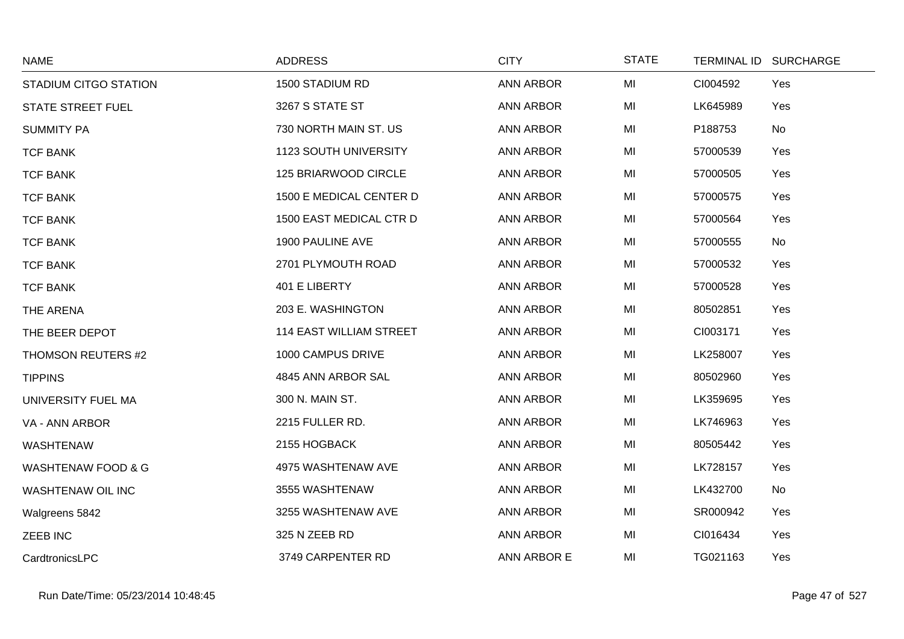| NAME | ADDRESS | CITY | STATE | TERMINAL ID | SURCHARGE |
|---|---|---|---|---|---|
| STADIUM CITGO STATION | 1500 STADIUM RD | ANN ARBOR | MI | CI004592 | Yes |
| STATE STREET FUEL | 3267 S STATE ST | ANN ARBOR | MI | LK645989 | Yes |
| SUMMITY PA | 730 NORTH MAIN ST. US | ANN ARBOR | MI | P188753 | No |
| TCF BANK | 1123 SOUTH UNIVERSITY | ANN ARBOR | MI | 57000539 | Yes |
| TCF BANK | 125 BRIARWOOD CIRCLE | ANN ARBOR | MI | 57000505 | Yes |
| TCF BANK | 1500 E MEDICAL CENTER D | ANN ARBOR | MI | 57000575 | Yes |
| TCF BANK | 1500 EAST MEDICAL CTR D | ANN ARBOR | MI | 57000564 | Yes |
| TCF BANK | 1900 PAULINE AVE | ANN ARBOR | MI | 57000555 | No |
| TCF BANK | 2701 PLYMOUTH ROAD | ANN ARBOR | MI | 57000532 | Yes |
| TCF BANK | 401 E LIBERTY | ANN ARBOR | MI | 57000528 | Yes |
| THE ARENA | 203 E. WASHINGTON | ANN ARBOR | MI | 80502851 | Yes |
| THE BEER DEPOT | 114 EAST WILLIAM STREET | ANN ARBOR | MI | CI003171 | Yes |
| THOMSON REUTERS #2 | 1000 CAMPUS DRIVE | ANN ARBOR | MI | LK258007 | Yes |
| TIPPINS | 4845 ANN ARBOR SAL | ANN ARBOR | MI | 80502960 | Yes |
| UNIVERSITY FUEL MA | 300 N. MAIN ST. | ANN ARBOR | MI | LK359695 | Yes |
| VA - ANN ARBOR | 2215 FULLER RD. | ANN ARBOR | MI | LK746963 | Yes |
| WASHTENAW | 2155 HOGBACK | ANN ARBOR | MI | 80505442 | Yes |
| WASHTENAW FOOD & G | 4975 WASHTENAW AVE | ANN ARBOR | MI | LK728157 | Yes |
| WASHTENAW OIL INC | 3555 WASHTENAW | ANN ARBOR | MI | LK432700 | No |
| Walgreens 5842 | 3255 WASHTENAW AVE | ANN ARBOR | MI | SR000942 | Yes |
| ZEEB INC | 325 N ZEEB RD | ANN ARBOR | MI | CI016434 | Yes |
| CardtronicsLPC | 3749 CARPENTER RD | ANN ARBOR E | MI | TG021163 | Yes |

Run Date/Time: 05/23/2014 10:48:45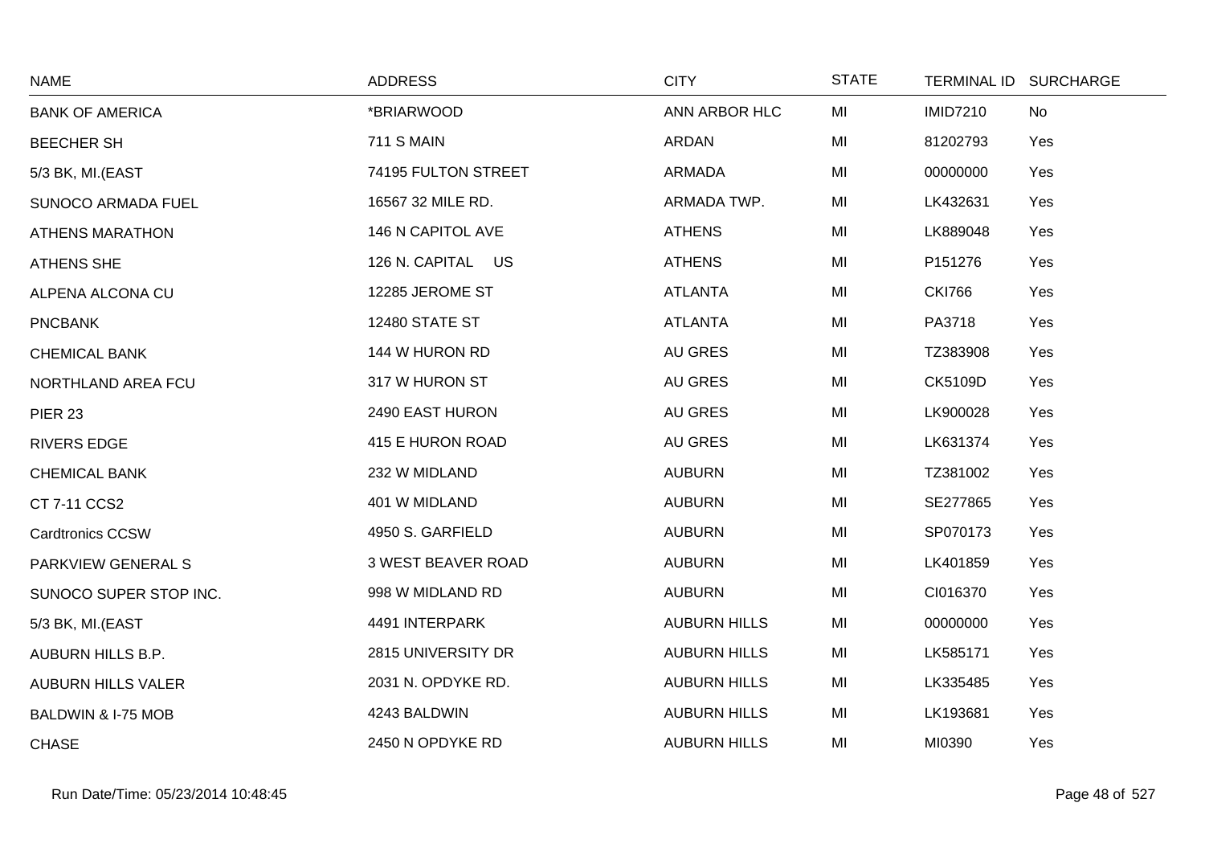| NAME | ADDRESS | CITY | STATE | TERMINAL ID | SURCHARGE |
|---|---|---|---|---|---|
| BANK OF AMERICA | *BRIARWOOD | ANN ARBOR HLC | MI | IMID7210 | No |
| BEECHER SH | 711 S MAIN | ARDAN | MI | 81202793 | Yes |
| 5/3 BK, MI.(EAST | 74195 FULTON STREET | ARMADA | MI | 00000000 | Yes |
| SUNOCO ARMADA FUEL | 16567 32 MILE RD. | ARMADA TWP. | MI | LK432631 | Yes |
| ATHENS MARATHON | 146 N CAPITOL AVE | ATHENS | MI | LK889048 | Yes |
| ATHENS SHE | 126 N. CAPITAL US | ATHENS | MI | P151276 | Yes |
| ALPENA ALCONA CU | 12285 JEROME ST | ATLANTA | MI | CKI766 | Yes |
| PNCBANK | 12480 STATE ST | ATLANTA | MI | PA3718 | Yes |
| CHEMICAL BANK | 144 W HURON RD | AU GRES | MI | TZ383908 | Yes |
| NORTHLAND AREA FCU | 317 W HURON ST | AU GRES | MI | CK5109D | Yes |
| PIER 23 | 2490 EAST HURON | AU GRES | MI | LK900028 | Yes |
| RIVERS EDGE | 415 E HURON ROAD | AU GRES | MI | LK631374 | Yes |
| CHEMICAL BANK | 232 W MIDLAND | AUBURN | MI | TZ381002 | Yes |
| CT 7-11 CCS2 | 401 W MIDLAND | AUBURN | MI | SE277865 | Yes |
| Cardtronics CCSW | 4950 S. GARFIELD | AUBURN | MI | SP070173 | Yes |
| PARKVIEW GENERAL S | 3 WEST BEAVER ROAD | AUBURN | MI | LK401859 | Yes |
| SUNOCO SUPER STOP INC. | 998 W MIDLAND RD | AUBURN | MI | CI016370 | Yes |
| 5/3 BK, MI.(EAST | 4491 INTERPARK | AUBURN HILLS | MI | 00000000 | Yes |
| AUBURN HILLS B.P. | 2815 UNIVERSITY DR | AUBURN HILLS | MI | LK585171 | Yes |
| AUBURN HILLS VALER | 2031 N. OPDYKE RD. | AUBURN HILLS | MI | LK335485 | Yes |
| BALDWIN & I-75 MOB | 4243 BALDWIN | AUBURN HILLS | MI | LK193681 | Yes |
| CHASE | 2450 N OPDYKE RD | AUBURN HILLS | MI | MI0390 | Yes |

Run Date/Time: 05/23/2014 10:48:45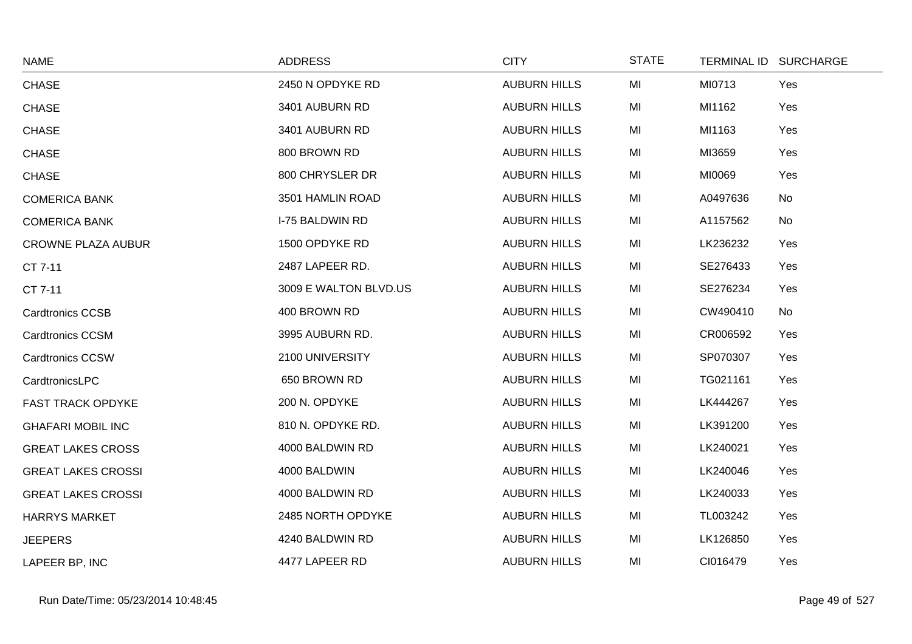| NAME | ADDRESS | CITY | STATE | TERMINAL ID | SURCHARGE |
|---|---|---|---|---|---|
| CHASE | 2450 N OPDYKE RD | AUBURN HILLS | MI | MI0713 | Yes |
| CHASE | 3401 AUBURN RD | AUBURN HILLS | MI | MI1162 | Yes |
| CHASE | 3401 AUBURN RD | AUBURN HILLS | MI | MI1163 | Yes |
| CHASE | 800 BROWN RD | AUBURN HILLS | MI | MI3659 | Yes |
| CHASE | 800 CHRYSLER DR | AUBURN HILLS | MI | MI0069 | Yes |
| COMERICA BANK | 3501 HAMLIN ROAD | AUBURN HILLS | MI | A0497636 | No |
| COMERICA BANK | I-75 BALDWIN RD | AUBURN HILLS | MI | A1157562 | No |
| CROWNE PLAZA AUBUR | 1500 OPDYKE RD | AUBURN HILLS | MI | LK236232 | Yes |
| CT 7-11 | 2487 LAPEER RD. | AUBURN HILLS | MI | SE276433 | Yes |
| CT 7-11 | 3009 E WALTON BLVD.US | AUBURN HILLS | MI | SE276234 | Yes |
| Cardtronics CCSB | 400 BROWN RD | AUBURN HILLS | MI | CW490410 | No |
| Cardtronics CCSM | 3995 AUBURN RD. | AUBURN HILLS | MI | CR006592 | Yes |
| Cardtronics CCSW | 2100 UNIVERSITY | AUBURN HILLS | MI | SP070307 | Yes |
| CardtronicsLPC | 650 BROWN RD | AUBURN HILLS | MI | TG021161 | Yes |
| FAST TRACK OPDYKE | 200 N. OPDYKE | AUBURN HILLS | MI | LK444267 | Yes |
| GHAFARI MOBIL INC | 810 N. OPDYKE RD. | AUBURN HILLS | MI | LK391200 | Yes |
| GREAT LAKES CROSS | 4000 BALDWIN RD | AUBURN HILLS | MI | LK240021 | Yes |
| GREAT LAKES CROSSI | 4000 BALDWIN | AUBURN HILLS | MI | LK240046 | Yes |
| GREAT LAKES CROSSI | 4000 BALDWIN RD | AUBURN HILLS | MI | LK240033 | Yes |
| HARRYS MARKET | 2485 NORTH OPDYKE | AUBURN HILLS | MI | TL003242 | Yes |
| JEEPERS | 4240 BALDWIN RD | AUBURN HILLS | MI | LK126850 | Yes |
| LAPEER BP, INC | 4477 LAPEER RD | AUBURN HILLS | MI | CI016479 | Yes |

Run Date/Time: 05/23/2014 10:48:45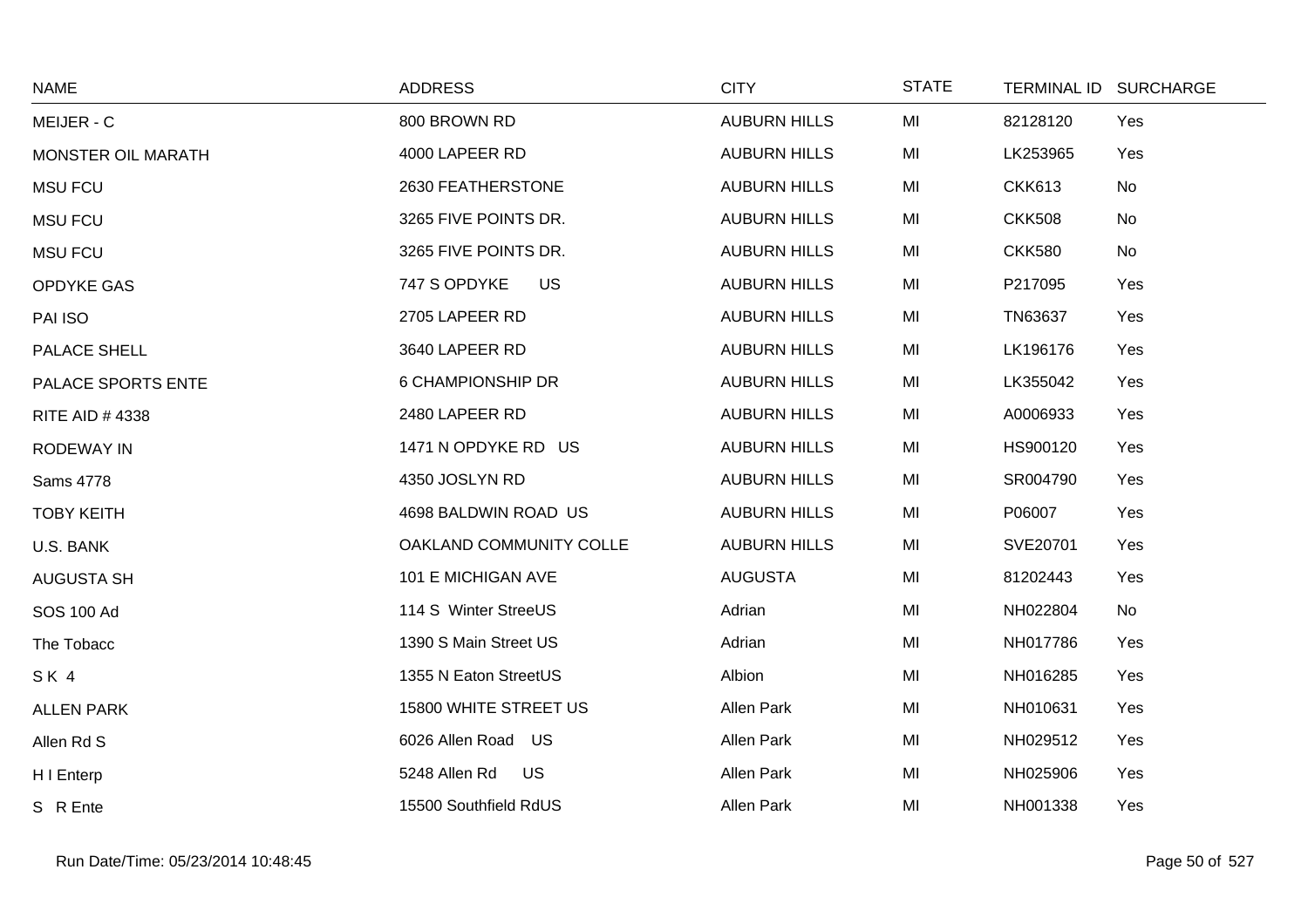| NAME | ADDRESS | CITY | STATE | TERMINAL ID | SURCHARGE |
| --- | --- | --- | --- | --- | --- |
| MEIJER - C | 800 BROWN RD | AUBURN HILLS | MI | 82128120 | Yes |
| MONSTER OIL MARATH | 4000 LAPEER RD | AUBURN HILLS | MI | LK253965 | Yes |
| MSU FCU | 2630 FEATHERSTONE | AUBURN HILLS | MI | CKK613 | No |
| MSU FCU | 3265 FIVE POINTS DR. | AUBURN HILLS | MI | CKK508 | No |
| MSU FCU | 3265 FIVE POINTS DR. | AUBURN HILLS | MI | CKK580 | No |
| OPDYKE GAS | 747 S OPDYKE US | AUBURN HILLS | MI | P217095 | Yes |
| PAI ISO | 2705 LAPEER RD | AUBURN HILLS | MI | TN63637 | Yes |
| PALACE SHELL | 3640 LAPEER RD | AUBURN HILLS | MI | LK196176 | Yes |
| PALACE SPORTS ENTE | 6 CHAMPIONSHIP DR | AUBURN HILLS | MI | LK355042 | Yes |
| RITE AID # 4338 | 2480 LAPEER RD | AUBURN HILLS | MI | A0006933 | Yes |
| RODEWAY IN | 1471 N OPDYKE RD US | AUBURN HILLS | MI | HS900120 | Yes |
| Sams 4778 | 4350 JOSLYN RD | AUBURN HILLS | MI | SR004790 | Yes |
| TOBY KEITH | 4698 BALDWIN ROAD US | AUBURN HILLS | MI | P06007 | Yes |
| U.S. BANK | OAKLAND COMMUNITY COLLE | AUBURN HILLS | MI | SVE20701 | Yes |
| AUGUSTA SH | 101 E MICHIGAN AVE | AUGUSTA | MI | 81202443 | Yes |
| SOS 100 Ad | 114 S Winter StreeUS | Adrian | MI | NH022804 | No |
| The Tobacc | 1390 S Main Street US | Adrian | MI | NH017786 | Yes |
| S K 4 | 1355 N Eaton StreetUS | Albion | MI | NH016285 | Yes |
| ALLEN PARK | 15800 WHITE STREET US | Allen Park | MI | NH010631 | Yes |
| Allen Rd S | 6026 Allen Road US | Allen Park | MI | NH029512 | Yes |
| H I Enterp | 5248 Allen Rd US | Allen Park | MI | NH025906 | Yes |
| S R Ente | 15500 Southfield RdUS | Allen Park | MI | NH001338 | Yes |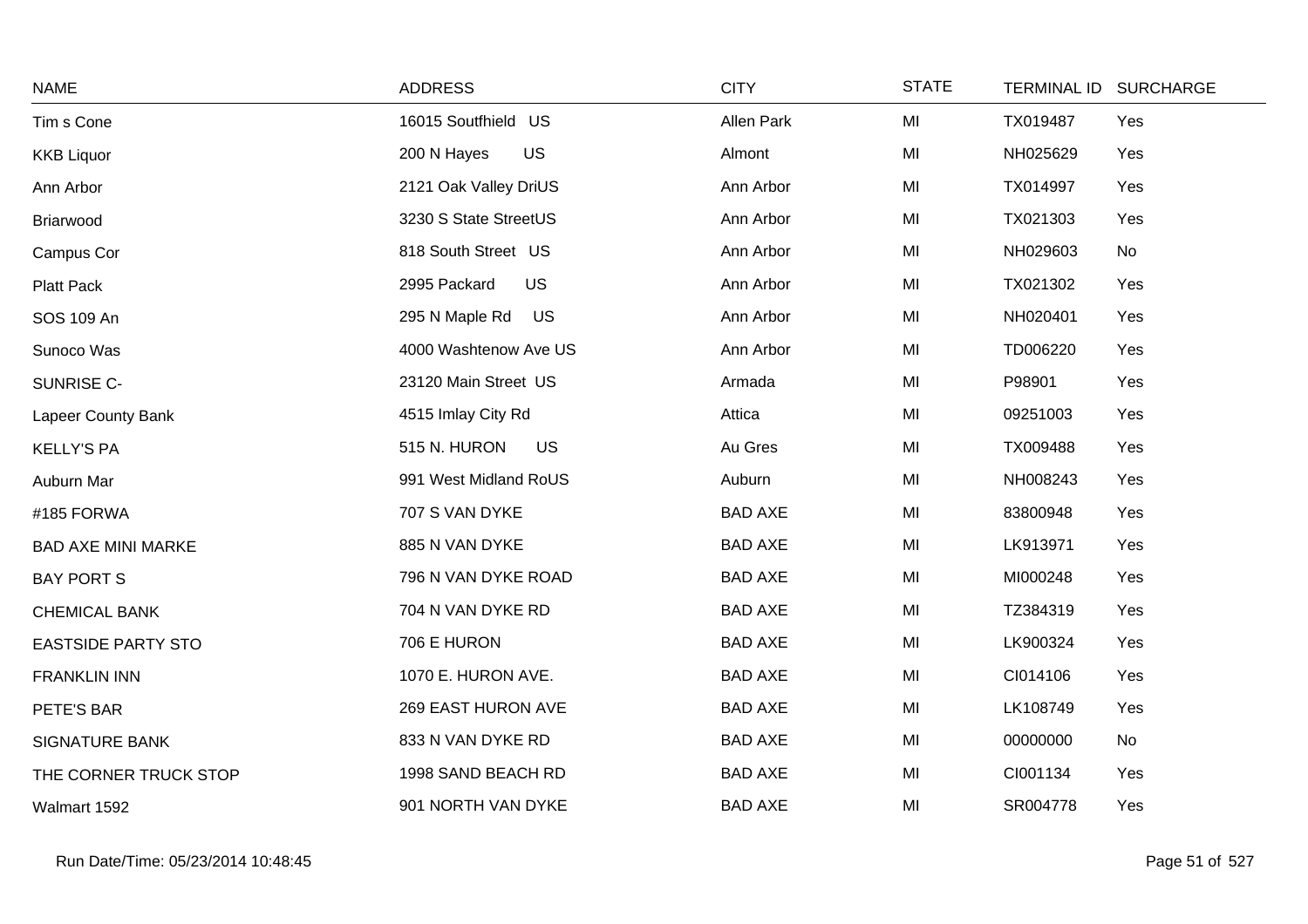| NAME | ADDRESS | CITY | STATE | TERMINAL ID | SURCHARGE |
|---|---|---|---|---|---|
| Tim s Cone | 16015 Southfield US | Allen Park | MI | TX019487 | Yes |
| KKB Liquor | 200 N Hayes US | Almont | MI | NH025629 | Yes |
| Ann Arbor | 2121 Oak Valley DriUS | Ann Arbor | MI | TX014997 | Yes |
| Briarwood | 3230 S State StreetUS | Ann Arbor | MI | TX021303 | Yes |
| Campus Cor | 818 South Street US | Ann Arbor | MI | NH029603 | No |
| Platt Pack | 2995 Packard US | Ann Arbor | MI | TX021302 | Yes |
| SOS 109 An | 295 N Maple Rd US | Ann Arbor | MI | NH020401 | Yes |
| Sunoco Was | 4000 Washtenow Ave US | Ann Arbor | MI | TD006220 | Yes |
| SUNRISE C- | 23120 Main Street US | Armada | MI | P98901 | Yes |
| Lapeer County Bank | 4515 Imlay City Rd | Attica | MI | 09251003 | Yes |
| KELLY'S PA | 515 N. HURON US | Au Gres | MI | TX009488 | Yes |
| Auburn Mar | 991 West Midland RoUS | Auburn | MI | NH008243 | Yes |
| #185 FORWA | 707 S VAN DYKE | BAD AXE | MI | 83800948 | Yes |
| BAD AXE MINI MARKE | 885 N VAN DYKE | BAD AXE | MI | LK913971 | Yes |
| BAY PORT S | 796 N VAN DYKE ROAD | BAD AXE | MI | MI000248 | Yes |
| CHEMICAL BANK | 704 N VAN DYKE RD | BAD AXE | MI | TZ384319 | Yes |
| EASTSIDE PARTY STO | 706 E HURON | BAD AXE | MI | LK900324 | Yes |
| FRANKLIN INN | 1070 E. HURON AVE. | BAD AXE | MI | CI014106 | Yes |
| PETE'S BAR | 269 EAST HURON AVE | BAD AXE | MI | LK108749 | Yes |
| SIGNATURE BANK | 833 N VAN DYKE RD | BAD AXE | MI | 00000000 | No |
| THE CORNER TRUCK STOP | 1998 SAND BEACH RD | BAD AXE | MI | CI001134 | Yes |
| Walmart 1592 | 901 NORTH VAN DYKE | BAD AXE | MI | SR004778 | Yes |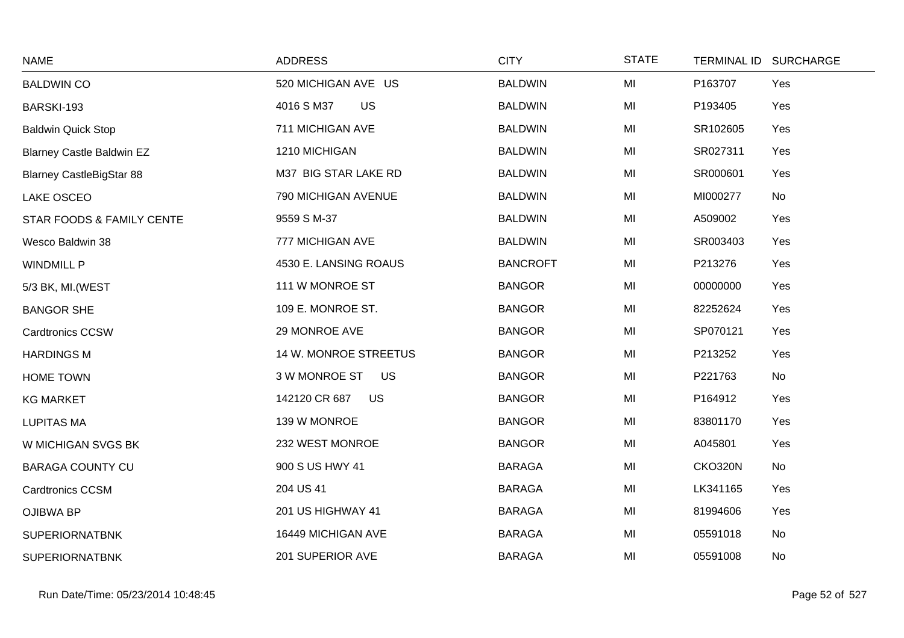| NAME | ADDRESS | CITY | STATE | TERMINAL ID | SURCHARGE |
|---|---|---|---|---|---|
| BALDWIN CO | 520 MICHIGAN AVE US | BALDWIN | MI | P163707 | Yes |
| BARSKI-193 | 4016 S M37 US | BALDWIN | MI | P193405 | Yes |
| Baldwin Quick Stop | 711 MICHIGAN AVE | BALDWIN | MI | SR102605 | Yes |
| Blarney Castle Baldwin EZ | 1210 MICHIGAN | BALDWIN | MI | SR027311 | Yes |
| Blarney CastleBigStar 88 | M37 BIG STAR LAKE RD | BALDWIN | MI | SR000601 | Yes |
| LAKE OSCEO | 790 MICHIGAN AVENUE | BALDWIN | MI | MI000277 | No |
| STAR FOODS & FAMILY CENTE | 9559 S M-37 | BALDWIN | MI | A509002 | Yes |
| Wesco Baldwin 38 | 777 MICHIGAN AVE | BALDWIN | MI | SR003403 | Yes |
| WINDMILL P | 4530 E. LANSING ROAUS | BANCROFT | MI | P213276 | Yes |
| 5/3 BK, MI.(WEST | 111 W MONROE ST | BANGOR | MI | 00000000 | Yes |
| BANGOR SHE | 109 E. MONROE ST. | BANGOR | MI | 82252624 | Yes |
| Cardtronics CCSW | 29 MONROE AVE | BANGOR | MI | SP070121 | Yes |
| HARDINGS M | 14 W. MONROE STREETUS | BANGOR | MI | P213252 | Yes |
| HOME TOWN | 3 W MONROE ST US | BANGOR | MI | P221763 | No |
| KG MARKET | 142120 CR 687 US | BANGOR | MI | P164912 | Yes |
| LUPITAS MA | 139 W MONROE | BANGOR | MI | 83801170 | Yes |
| W MICHIGAN SVGS BK | 232 WEST MONROE | BANGOR | MI | A045801 | Yes |
| BARAGA COUNTY CU | 900 S US HWY 41 | BARAGA | MI | CKO320N | No |
| Cardtronics CCSM | 204 US 41 | BARAGA | MI | LK341165 | Yes |
| OJIBWA BP | 201 US HIGHWAY 41 | BARAGA | MI | 81994606 | Yes |
| SUPERIORNATBNK | 16449 MICHIGAN AVE | BARAGA | MI | 05591018 | No |
| SUPERIORNATBNK | 201 SUPERIOR AVE | BARAGA | MI | 05591008 | No |

Run Date/Time: 05/23/2014 10:48:45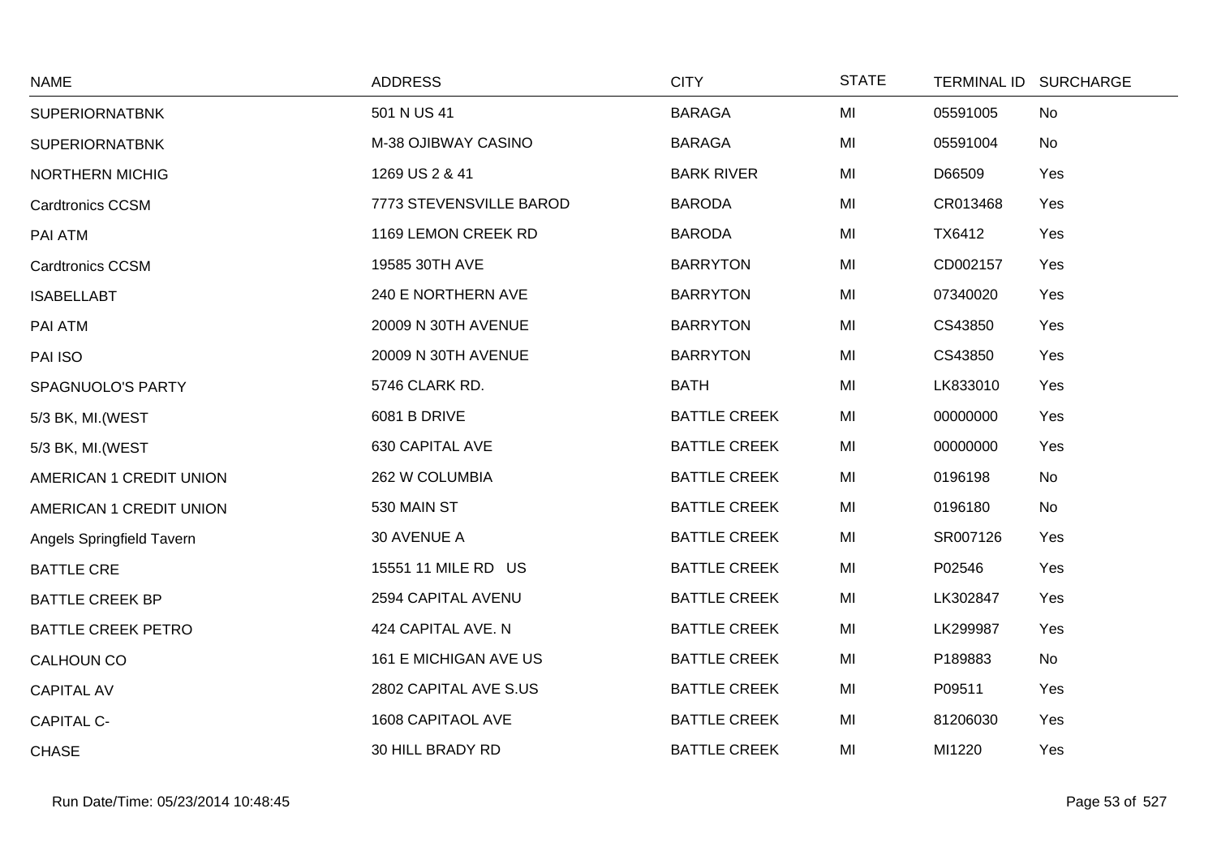| NAME | ADDRESS | CITY | STATE | TERMINAL ID | SURCHARGE |
|---|---|---|---|---|---|
| SUPERIORNATBNK | 501 N US 41 | BARAGA | MI | 05591005 | No |
| SUPERIORNATBNK | M-38 OJIBWAY CASINO | BARAGA | MI | 05591004 | No |
| NORTHERN MICHIG | 1269 US 2 & 41 | BARK RIVER | MI | D66509 | Yes |
| Cardtronics CCSM | 7773 STEVENSVILLE BAROD | BARODA | MI | CR013468 | Yes |
| PAI ATM | 1169 LEMON CREEK RD | BARODA | MI | TX6412 | Yes |
| Cardtronics CCSM | 19585 30TH AVE | BARRYTON | MI | CD002157 | Yes |
| ISABELLABT | 240 E NORTHERN AVE | BARRYTON | MI | 07340020 | Yes |
| PAI ATM | 20009 N 30TH AVENUE | BARRYTON | MI | CS43850 | Yes |
| PAI ISO | 20009 N 30TH AVENUE | BARRYTON | MI | CS43850 | Yes |
| SPAGNUOLO'S PARTY | 5746 CLARK RD. | BATH | MI | LK833010 | Yes |
| 5/3 BK, MI.(WEST | 6081 B DRIVE | BATTLE CREEK | MI | 00000000 | Yes |
| 5/3 BK, MI.(WEST | 630 CAPITAL AVE | BATTLE CREEK | MI | 00000000 | Yes |
| AMERICAN 1 CREDIT UNION | 262 W COLUMBIA | BATTLE CREEK | MI | 0196198 | No |
| AMERICAN 1 CREDIT UNION | 530 MAIN ST | BATTLE CREEK | MI | 0196180 | No |
| Angels Springfield Tavern | 30 AVENUE A | BATTLE CREEK | MI | SR007126 | Yes |
| BATTLE CRE | 15551 11 MILE RD US | BATTLE CREEK | MI | P02546 | Yes |
| BATTLE CREEK BP | 2594 CAPITAL AVENU | BATTLE CREEK | MI | LK302847 | Yes |
| BATTLE CREEK PETRO | 424 CAPITAL AVE. N | BATTLE CREEK | MI | LK299987 | Yes |
| CALHOUN CO | 161 E MICHIGAN AVE US | BATTLE CREEK | MI | P189883 | No |
| CAPITAL AV | 2802 CAPITAL AVE S.US | BATTLE CREEK | MI | P09511 | Yes |
| CAPITAL C- | 1608 CAPITAOL AVE | BATTLE CREEK | MI | 81206030 | Yes |
| CHASE | 30 HILL BRADY RD | BATTLE CREEK | MI | MI1220 | Yes |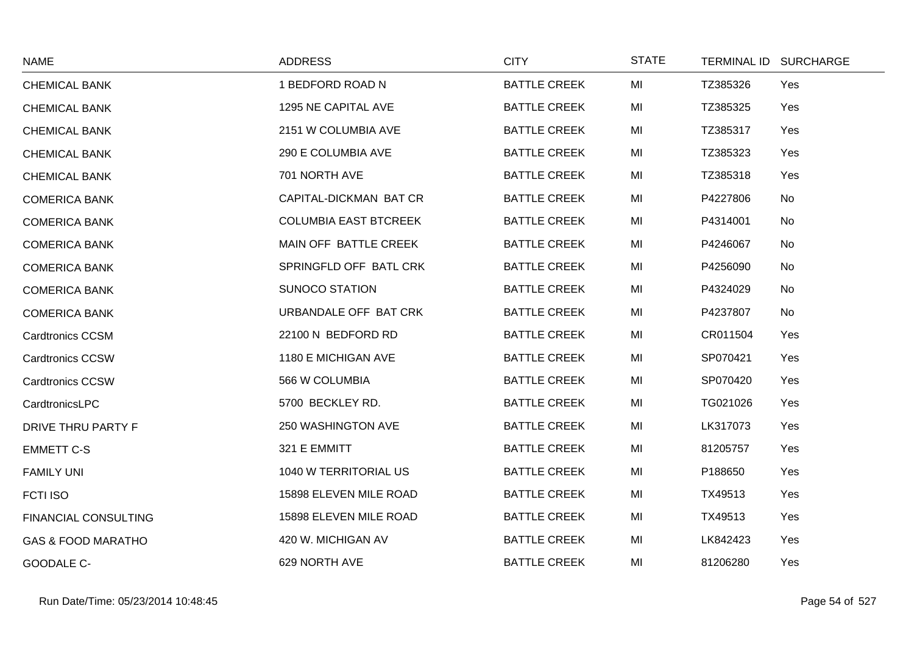| NAME | ADDRESS | CITY | STATE | TERMINAL ID | SURCHARGE |
|---|---|---|---|---|---|
| CHEMICAL BANK | 1 BEDFORD ROAD N | BATTLE CREEK | MI | TZ385326 | Yes |
| CHEMICAL BANK | 1295 NE CAPITAL AVE | BATTLE CREEK | MI | TZ385325 | Yes |
| CHEMICAL BANK | 2151 W COLUMBIA AVE | BATTLE CREEK | MI | TZ385317 | Yes |
| CHEMICAL BANK | 290 E COLUMBIA AVE | BATTLE CREEK | MI | TZ385323 | Yes |
| CHEMICAL BANK | 701 NORTH AVE | BATTLE CREEK | MI | TZ385318 | Yes |
| COMERICA BANK | CAPITAL-DICKMAN BAT CR | BATTLE CREEK | MI | P4227806 | No |
| COMERICA BANK | COLUMBIA EAST BTCREEK | BATTLE CREEK | MI | P4314001 | No |
| COMERICA BANK | MAIN OFF BATTLE CREEK | BATTLE CREEK | MI | P4246067 | No |
| COMERICA BANK | SPRINGFLD OFF BATL CRK | BATTLE CREEK | MI | P4256090 | No |
| COMERICA BANK | SUNOCO STATION | BATTLE CREEK | MI | P4324029 | No |
| COMERICA BANK | URBANDALE OFF BAT CRK | BATTLE CREEK | MI | P4237807 | No |
| Cardtronics CCSM | 22100 N BEDFORD RD | BATTLE CREEK | MI | CR011504 | Yes |
| Cardtronics CCSW | 1180 E MICHIGAN AVE | BATTLE CREEK | MI | SP070421 | Yes |
| Cardtronics CCSW | 566 W COLUMBIA | BATTLE CREEK | MI | SP070420 | Yes |
| CardtronicsLPC | 5700 BECKLEY RD. | BATTLE CREEK | MI | TG021026 | Yes |
| DRIVE THRU PARTY F | 250 WASHINGTON AVE | BATTLE CREEK | MI | LK317073 | Yes |
| EMMETT C-S | 321 E EMMITT | BATTLE CREEK | MI | 81205757 | Yes |
| FAMILY UNI | 1040 W TERRITORIAL US | BATTLE CREEK | MI | P188650 | Yes |
| FCTI ISO | 15898 ELEVEN MILE ROAD | BATTLE CREEK | MI | TX49513 | Yes |
| FINANCIAL CONSULTING | 15898 ELEVEN MILE ROAD | BATTLE CREEK | MI | TX49513 | Yes |
| GAS & FOOD MARATHO | 420 W. MICHIGAN AV | BATTLE CREEK | MI | LK842423 | Yes |
| GOODALE C- | 629 NORTH AVE | BATTLE CREEK | MI | 81206280 | Yes |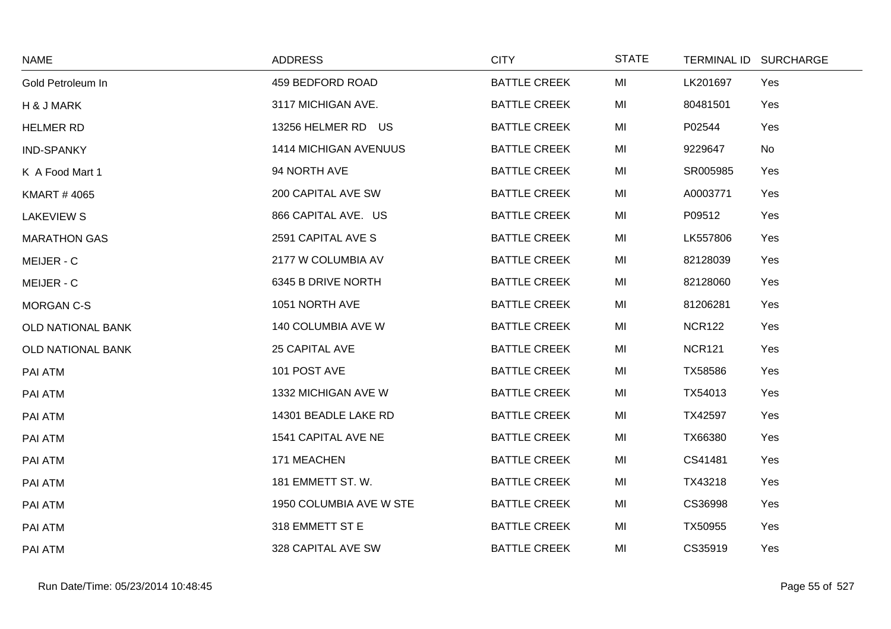| NAME | ADDRESS | CITY | STATE | TERMINAL ID | SURCHARGE |
| --- | --- | --- | --- | --- | --- |
| Gold Petroleum In | 459 BEDFORD ROAD | BATTLE CREEK | MI | LK201697 | Yes |
| H & J MARK | 3117 MICHIGAN AVE. | BATTLE CREEK | MI | 80481501 | Yes |
| HELMER RD | 13256 HELMER RD US | BATTLE CREEK | MI | P02544 | Yes |
| IND-SPANKY | 1414 MICHIGAN AVENUUS | BATTLE CREEK | MI | 9229647 | No |
| K A Food Mart 1 | 94 NORTH AVE | BATTLE CREEK | MI | SR005985 | Yes |
| KMART # 4065 | 200 CAPITAL AVE SW | BATTLE CREEK | MI | A0003771 | Yes |
| LAKEVIEW S | 866 CAPITAL AVE. US | BATTLE CREEK | MI | P09512 | Yes |
| MARATHON GAS | 2591 CAPITAL AVE S | BATTLE CREEK | MI | LK557806 | Yes |
| MEIJER - C | 2177 W COLUMBIA AV | BATTLE CREEK | MI | 82128039 | Yes |
| MEIJER - C | 6345 B DRIVE NORTH | BATTLE CREEK | MI | 82128060 | Yes |
| MORGAN C-S | 1051 NORTH AVE | BATTLE CREEK | MI | 81206281 | Yes |
| OLD NATIONAL BANK | 140 COLUMBIA AVE W | BATTLE CREEK | MI | NCR122 | Yes |
| OLD NATIONAL BANK | 25 CAPITAL AVE | BATTLE CREEK | MI | NCR121 | Yes |
| PAI ATM | 101 POST AVE | BATTLE CREEK | MI | TX58586 | Yes |
| PAI ATM | 1332 MICHIGAN AVE W | BATTLE CREEK | MI | TX54013 | Yes |
| PAI ATM | 14301 BEADLE LAKE RD | BATTLE CREEK | MI | TX42597 | Yes |
| PAI ATM | 1541 CAPITAL AVE NE | BATTLE CREEK | MI | TX66380 | Yes |
| PAI ATM | 171 MEACHEN | BATTLE CREEK | MI | CS41481 | Yes |
| PAI ATM | 181 EMMETT ST. W. | BATTLE CREEK | MI | TX43218 | Yes |
| PAI ATM | 1950 COLUMBIA AVE W STE | BATTLE CREEK | MI | CS36998 | Yes |
| PAI ATM | 318 EMMETT ST E | BATTLE CREEK | MI | TX50955 | Yes |
| PAI ATM | 328 CAPITAL AVE SW | BATTLE CREEK | MI | CS35919 | Yes |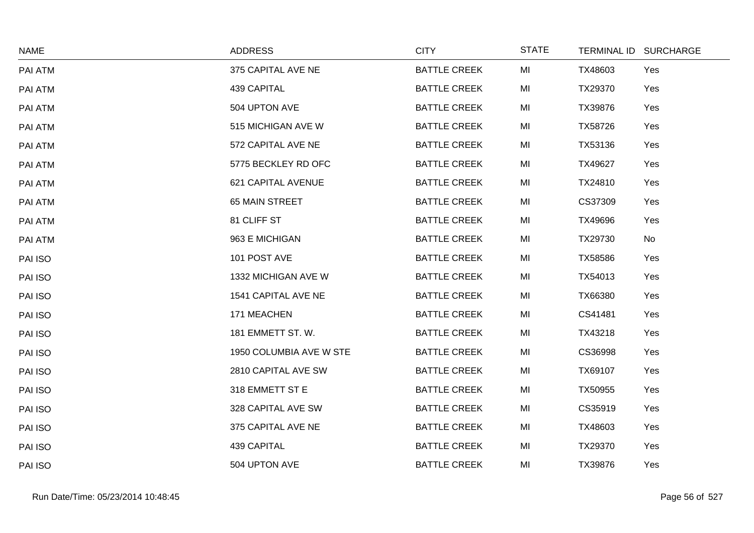| NAME | ADDRESS | CITY | STATE | TERMINAL ID | SURCHARGE |
|---|---|---|---|---|---|
| PAI ATM | 375 CAPITAL AVE NE | BATTLE CREEK | MI | TX48603 | Yes |
| PAI ATM | 439 CAPITAL | BATTLE CREEK | MI | TX29370 | Yes |
| PAI ATM | 504 UPTON AVE | BATTLE CREEK | MI | TX39876 | Yes |
| PAI ATM | 515 MICHIGAN AVE W | BATTLE CREEK | MI | TX58726 | Yes |
| PAI ATM | 572 CAPITAL AVE NE | BATTLE CREEK | MI | TX53136 | Yes |
| PAI ATM | 5775 BECKLEY RD OFC | BATTLE CREEK | MI | TX49627 | Yes |
| PAI ATM | 621 CAPITAL AVENUE | BATTLE CREEK | MI | TX24810 | Yes |
| PAI ATM | 65 MAIN STREET | BATTLE CREEK | MI | CS37309 | Yes |
| PAI ATM | 81 CLIFF ST | BATTLE CREEK | MI | TX49696 | Yes |
| PAI ATM | 963 E MICHIGAN | BATTLE CREEK | MI | TX29730 | No |
| PAI ISO | 101 POST AVE | BATTLE CREEK | MI | TX58586 | Yes |
| PAI ISO | 1332 MICHIGAN AVE W | BATTLE CREEK | MI | TX54013 | Yes |
| PAI ISO | 1541 CAPITAL AVE NE | BATTLE CREEK | MI | TX66380 | Yes |
| PAI ISO | 171 MEACHEN | BATTLE CREEK | MI | CS41481 | Yes |
| PAI ISO | 181 EMMETT ST. W. | BATTLE CREEK | MI | TX43218 | Yes |
| PAI ISO | 1950 COLUMBIA AVE W STE | BATTLE CREEK | MI | CS36998 | Yes |
| PAI ISO | 2810 CAPITAL AVE SW | BATTLE CREEK | MI | TX69107 | Yes |
| PAI ISO | 318 EMMETT ST E | BATTLE CREEK | MI | TX50955 | Yes |
| PAI ISO | 328 CAPITAL AVE SW | BATTLE CREEK | MI | CS35919 | Yes |
| PAI ISO | 375 CAPITAL AVE NE | BATTLE CREEK | MI | TX48603 | Yes |
| PAI ISO | 439 CAPITAL | BATTLE CREEK | MI | TX29370 | Yes |
| PAI ISO | 504 UPTON AVE | BATTLE CREEK | MI | TX39876 | Yes |

Run Date/Time: 05/23/2014 10:48:45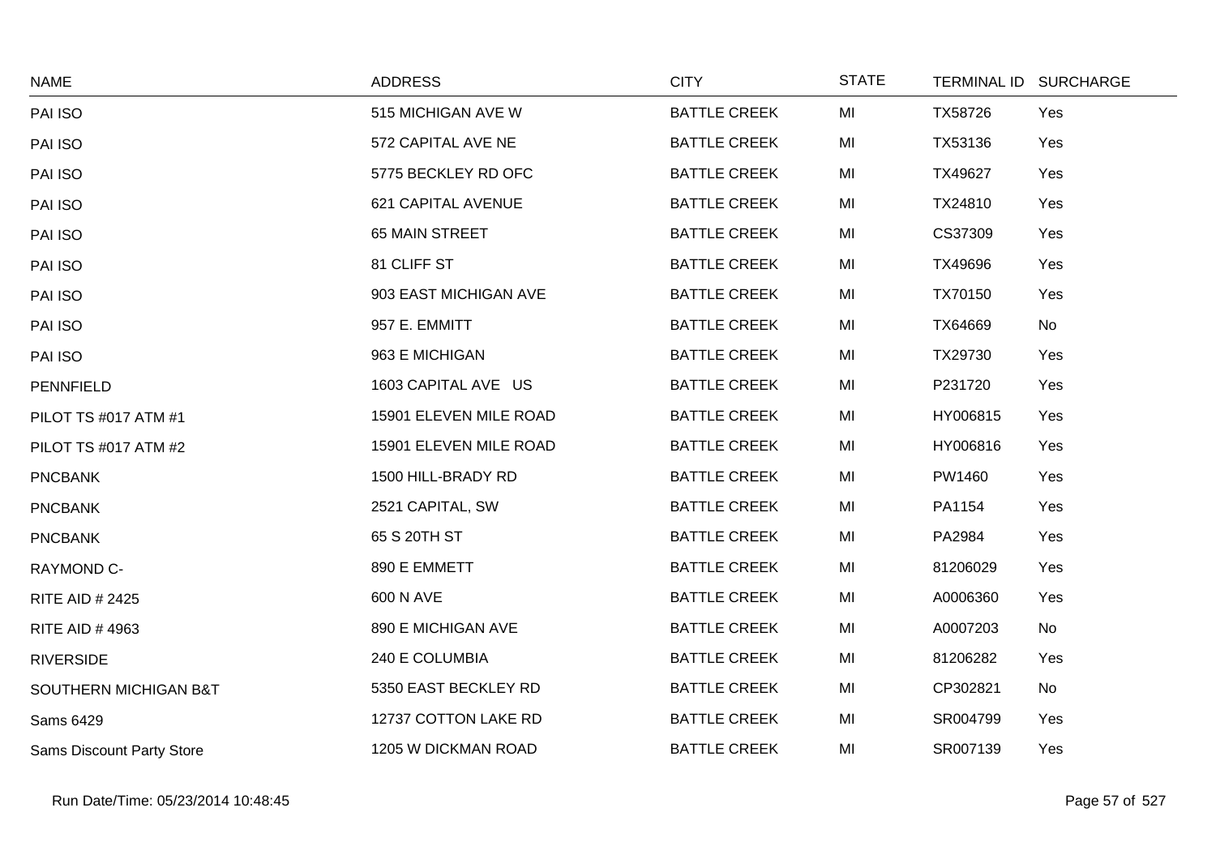| NAME | ADDRESS | CITY | STATE | TERMINAL ID | SURCHARGE |
|---|---|---|---|---|---|
| PAI ISO | 515 MICHIGAN AVE W | BATTLE CREEK | MI | TX58726 | Yes |
| PAI ISO | 572 CAPITAL AVE NE | BATTLE CREEK | MI | TX53136 | Yes |
| PAI ISO | 5775 BECKLEY RD OFC | BATTLE CREEK | MI | TX49627 | Yes |
| PAI ISO | 621 CAPITAL AVENUE | BATTLE CREEK | MI | TX24810 | Yes |
| PAI ISO | 65 MAIN STREET | BATTLE CREEK | MI | CS37309 | Yes |
| PAI ISO | 81 CLIFF ST | BATTLE CREEK | MI | TX49696 | Yes |
| PAI ISO | 903 EAST MICHIGAN AVE | BATTLE CREEK | MI | TX70150 | Yes |
| PAI ISO | 957 E. EMMITT | BATTLE CREEK | MI | TX64669 | No |
| PAI ISO | 963 E MICHIGAN | BATTLE CREEK | MI | TX29730 | Yes |
| PENNFIELD | 1603 CAPITAL AVE US | BATTLE CREEK | MI | P231720 | Yes |
| PILOT TS #017 ATM #1 | 15901 ELEVEN MILE ROAD | BATTLE CREEK | MI | HY006815 | Yes |
| PILOT TS #017 ATM #2 | 15901 ELEVEN MILE ROAD | BATTLE CREEK | MI | HY006816 | Yes |
| PNCBANK | 1500 HILL-BRADY RD | BATTLE CREEK | MI | PW1460 | Yes |
| PNCBANK | 2521 CAPITAL, SW | BATTLE CREEK | MI | PA1154 | Yes |
| PNCBANK | 65 S 20TH ST | BATTLE CREEK | MI | PA2984 | Yes |
| RAYMOND C- | 890 E EMMETT | BATTLE CREEK | MI | 81206029 | Yes |
| RITE AID # 2425 | 600 N AVE | BATTLE CREEK | MI | A0006360 | Yes |
| RITE AID # 4963 | 890 E MICHIGAN AVE | BATTLE CREEK | MI | A0007203 | No |
| RIVERSIDE | 240 E COLUMBIA | BATTLE CREEK | MI | 81206282 | Yes |
| SOUTHERN MICHIGAN B&T | 5350 EAST BECKLEY RD | BATTLE CREEK | MI | CP302821 | No |
| Sams 6429 | 12737 COTTON LAKE RD | BATTLE CREEK | MI | SR004799 | Yes |
| Sams Discount Party Store | 1205 W DICKMAN ROAD | BATTLE CREEK | MI | SR007139 | Yes |

Run Date/Time: 05/23/2014 10:48:45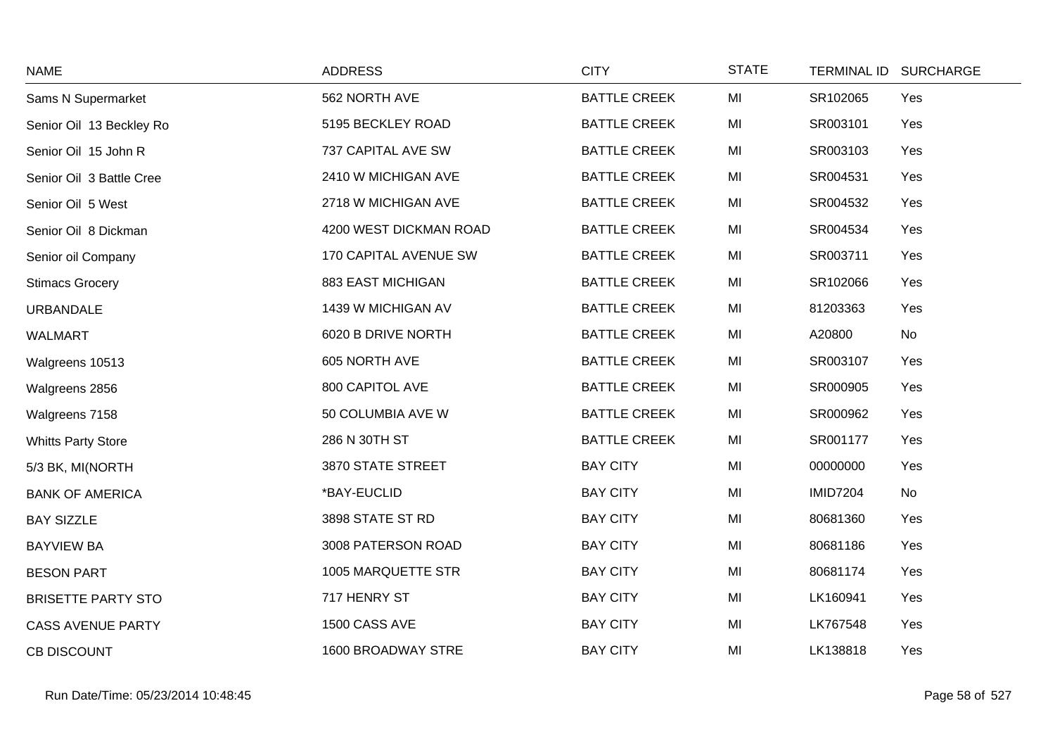| NAME | ADDRESS | CITY | STATE | TERMINAL ID | SURCHARGE |
|---|---|---|---|---|---|
| Sams N Supermarket | 562 NORTH AVE | BATTLE CREEK | MI | SR102065 | Yes |
| Senior Oil 13 Beckley Ro | 5195 BECKLEY ROAD | BATTLE CREEK | MI | SR003101 | Yes |
| Senior Oil 15 John R | 737 CAPITAL AVE SW | BATTLE CREEK | MI | SR003103 | Yes |
| Senior Oil 3 Battle Cree | 2410 W MICHIGAN AVE | BATTLE CREEK | MI | SR004531 | Yes |
| Senior Oil 5 West | 2718 W MICHIGAN AVE | BATTLE CREEK | MI | SR004532 | Yes |
| Senior Oil 8 Dickman | 4200 WEST DICKMAN ROAD | BATTLE CREEK | MI | SR004534 | Yes |
| Senior oil Company | 170 CAPITAL AVENUE SW | BATTLE CREEK | MI | SR003711 | Yes |
| Stimacs Grocery | 883 EAST MICHIGAN | BATTLE CREEK | MI | SR102066 | Yes |
| URBANDALE | 1439 W MICHIGAN AV | BATTLE CREEK | MI | 81203363 | Yes |
| WALMART | 6020 B DRIVE NORTH | BATTLE CREEK | MI | A20800 | No |
| Walgreens 10513 | 605 NORTH AVE | BATTLE CREEK | MI | SR003107 | Yes |
| Walgreens 2856 | 800 CAPITOL AVE | BATTLE CREEK | MI | SR000905 | Yes |
| Walgreens 7158 | 50 COLUMBIA AVE W | BATTLE CREEK | MI | SR000962 | Yes |
| Whitts Party Store | 286 N 30TH ST | BATTLE CREEK | MI | SR001177 | Yes |
| 5/3 BK, MI(NORTH | 3870 STATE STREET | BAY CITY | MI | 00000000 | Yes |
| BANK OF AMERICA | *BAY-EUCLID | BAY CITY | MI | IMID7204 | No |
| BAY SIZZLE | 3898 STATE ST RD | BAY CITY | MI | 80681360 | Yes |
| BAYVIEW BA | 3008 PATERSON ROAD | BAY CITY | MI | 80681186 | Yes |
| BESON PART | 1005 MARQUETTE STR | BAY CITY | MI | 80681174 | Yes |
| BRISETTE PARTY STO | 717 HENRY ST | BAY CITY | MI | LK160941 | Yes |
| CASS AVENUE PARTY | 1500 CASS AVE | BAY CITY | MI | LK767548 | Yes |
| CB DISCOUNT | 1600 BROADWAY STRE | BAY CITY | MI | LK138818 | Yes |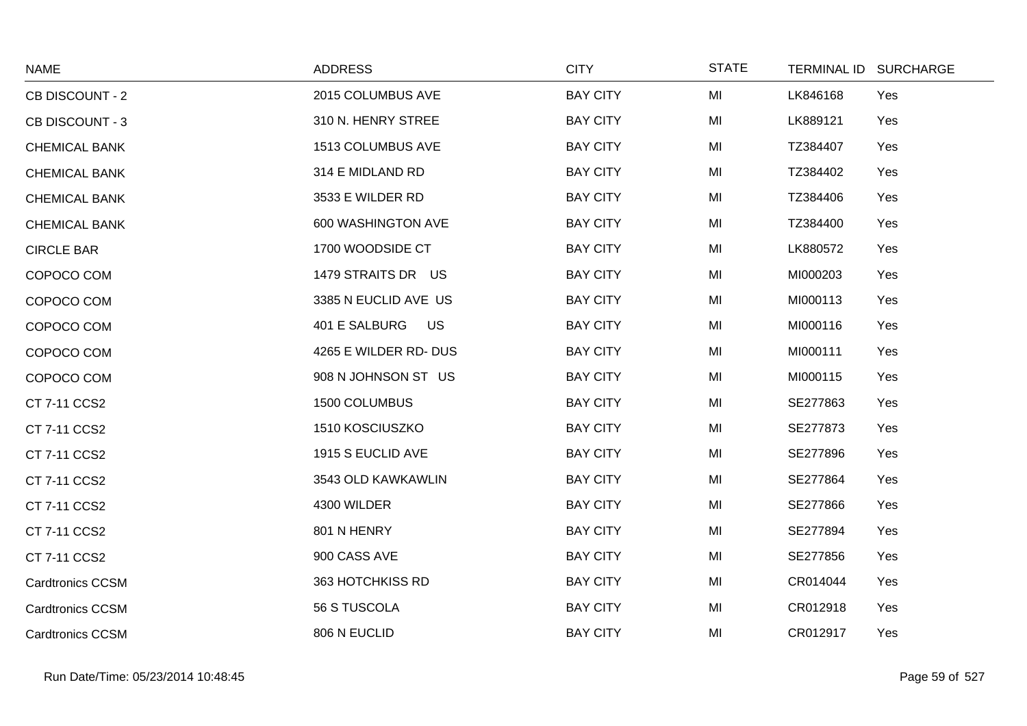| NAME | ADDRESS | CITY | STATE | TERMINAL ID | SURCHARGE |
|---|---|---|---|---|---|
| CB DISCOUNT - 2 | 2015 COLUMBUS AVE | BAY CITY | MI | LK846168 | Yes |
| CB DISCOUNT - 3 | 310 N. HENRY STREE | BAY CITY | MI | LK889121 | Yes |
| CHEMICAL BANK | 1513 COLUMBUS AVE | BAY CITY | MI | TZ384407 | Yes |
| CHEMICAL BANK | 314 E MIDLAND RD | BAY CITY | MI | TZ384402 | Yes |
| CHEMICAL BANK | 3533 E WILDER RD | BAY CITY | MI | TZ384406 | Yes |
| CHEMICAL BANK | 600 WASHINGTON AVE | BAY CITY | MI | TZ384400 | Yes |
| CIRCLE BAR | 1700 WOODSIDE CT | BAY CITY | MI | LK880572 | Yes |
| COPOCO COM | 1479 STRAITS DR US | BAY CITY | MI | MI000203 | Yes |
| COPOCO COM | 3385 N EUCLID AVE US | BAY CITY | MI | MI000113 | Yes |
| COPOCO COM | 401 E SALBURG US | BAY CITY | MI | MI000116 | Yes |
| COPOCO COM | 4265 E WILDER RD- DUS | BAY CITY | MI | MI000111 | Yes |
| COPOCO COM | 908 N JOHNSON ST US | BAY CITY | MI | MI000115 | Yes |
| CT 7-11 CCS2 | 1500 COLUMBUS | BAY CITY | MI | SE277863 | Yes |
| CT 7-11 CCS2 | 1510 KOSCIUSZKO | BAY CITY | MI | SE277873 | Yes |
| CT 7-11 CCS2 | 1915 S EUCLID AVE | BAY CITY | MI | SE277896 | Yes |
| CT 7-11 CCS2 | 3543 OLD KAWKAWLIN | BAY CITY | MI | SE277864 | Yes |
| CT 7-11 CCS2 | 4300 WILDER | BAY CITY | MI | SE277866 | Yes |
| CT 7-11 CCS2 | 801 N HENRY | BAY CITY | MI | SE277894 | Yes |
| CT 7-11 CCS2 | 900 CASS AVE | BAY CITY | MI | SE277856 | Yes |
| Cardtronics CCSM | 363 HOTCHKISS RD | BAY CITY | MI | CR014044 | Yes |
| Cardtronics CCSM | 56 S TUSCOLA | BAY CITY | MI | CR012918 | Yes |
| Cardtronics CCSM | 806 N EUCLID | BAY CITY | MI | CR012917 | Yes |

Run Date/Time: 05/23/2014 10:48:45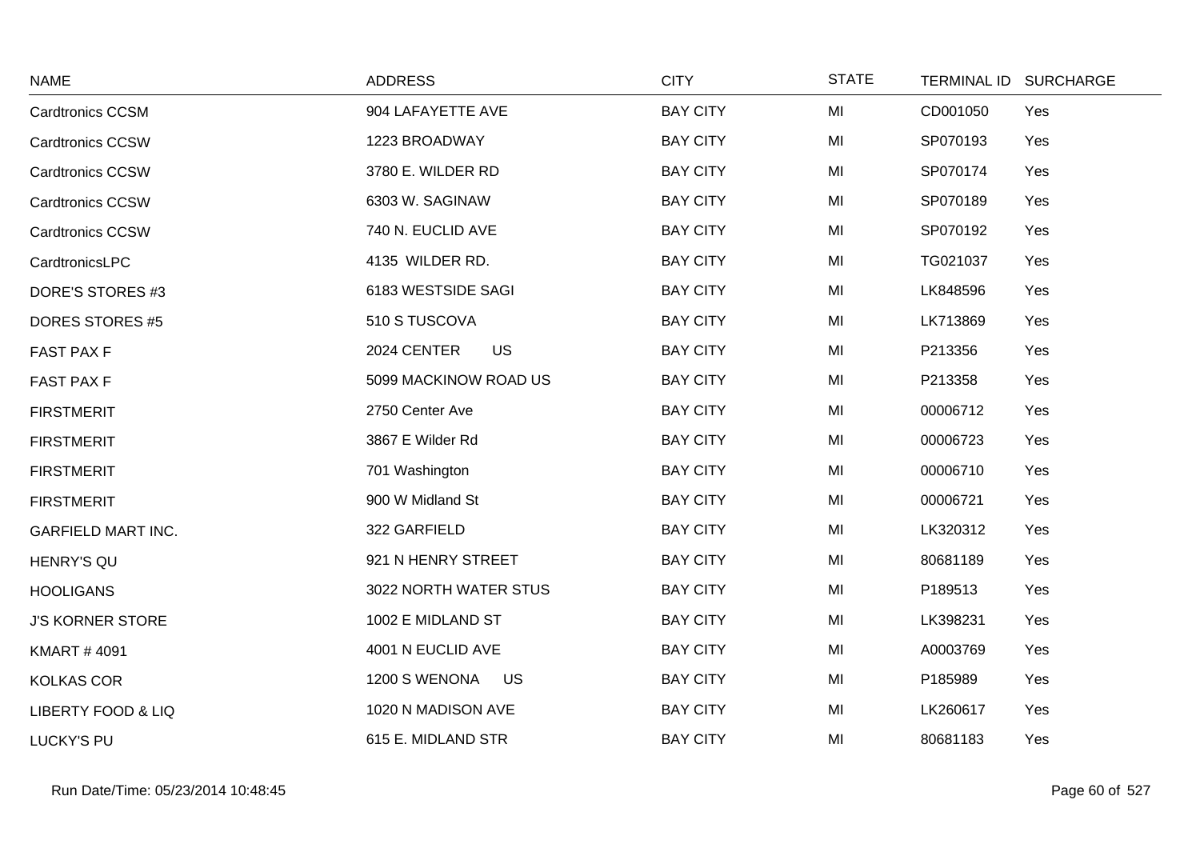| NAME | ADDRESS | CITY | STATE | TERMINAL ID | SURCHARGE |
|---|---|---|---|---|---|
| Cardtronics CCSM | 904 LAFAYETTE AVE | BAY CITY | MI | CD001050 | Yes |
| Cardtronics CCSW | 1223 BROADWAY | BAY CITY | MI | SP070193 | Yes |
| Cardtronics CCSW | 3780 E. WILDER RD | BAY CITY | MI | SP070174 | Yes |
| Cardtronics CCSW | 6303 W. SAGINAW | BAY CITY | MI | SP070189 | Yes |
| Cardtronics CCSW | 740 N. EUCLID AVE | BAY CITY | MI | SP070192 | Yes |
| CardtronicsLPC | 4135 WILDER RD. | BAY CITY | MI | TG021037 | Yes |
| DORE'S STORES #3 | 6183 WESTSIDE SAGI | BAY CITY | MI | LK848596 | Yes |
| DORES STORES #5 | 510 S TUSCOVA | BAY CITY | MI | LK713869 | Yes |
| FAST PAX F | 2024 CENTER US | BAY CITY | MI | P213356 | Yes |
| FAST PAX F | 5099 MACKINOW ROAD US | BAY CITY | MI | P213358 | Yes |
| FIRSTMERIT | 2750 Center Ave | BAY CITY | MI | 00006712 | Yes |
| FIRSTMERIT | 3867 E Wilder Rd | BAY CITY | MI | 00006723 | Yes |
| FIRSTMERIT | 701 Washington | BAY CITY | MI | 00006710 | Yes |
| FIRSTMERIT | 900 W Midland St | BAY CITY | MI | 00006721 | Yes |
| GARFIELD MART INC. | 322 GARFIELD | BAY CITY | MI | LK320312 | Yes |
| HENRY'S QU | 921 N HENRY STREET | BAY CITY | MI | 80681189 | Yes |
| HOOLIGANS | 3022 NORTH WATER STUS | BAY CITY | MI | P189513 | Yes |
| J'S KORNER STORE | 1002 E MIDLAND ST | BAY CITY | MI | LK398231 | Yes |
| KMART # 4091 | 4001 N EUCLID AVE | BAY CITY | MI | A0003769 | Yes |
| KOLKAS COR | 1200 S WENONA US | BAY CITY | MI | P185989 | Yes |
| LIBERTY FOOD & LIQ | 1020 N MADISON AVE | BAY CITY | MI | LK260617 | Yes |
| LUCKY'S PU | 615 E. MIDLAND STR | BAY CITY | MI | 80681183 | Yes |

Run Date/Time: 05/23/2014 10:48:45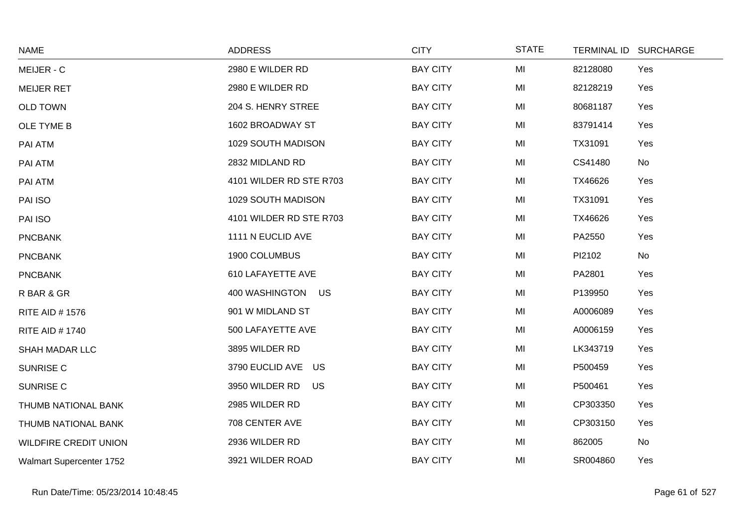| NAME | ADDRESS | CITY | STATE | TERMINAL ID | SURCHARGE |
|---|---|---|---|---|---|
| MEIJER - C | 2980 E WILDER RD | BAY CITY | MI | 82128080 | Yes |
| MEIJER RET | 2980 E WILDER RD | BAY CITY | MI | 82128219 | Yes |
| OLD TOWN | 204 S. HENRY STREE | BAY CITY | MI | 80681187 | Yes |
| OLE TYME B | 1602 BROADWAY ST | BAY CITY | MI | 83791414 | Yes |
| PAI ATM | 1029 SOUTH MADISON | BAY CITY | MI | TX31091 | Yes |
| PAI ATM | 2832 MIDLAND RD | BAY CITY | MI | CS41480 | No |
| PAI ATM | 4101 WILDER RD STE R703 | BAY CITY | MI | TX46626 | Yes |
| PAI ISO | 1029 SOUTH MADISON | BAY CITY | MI | TX31091 | Yes |
| PAI ISO | 4101 WILDER RD STE R703 | BAY CITY | MI | TX46626 | Yes |
| PNCBANK | 1111 N EUCLID AVE | BAY CITY | MI | PA2550 | Yes |
| PNCBANK | 1900 COLUMBUS | BAY CITY | MI | PI2102 | No |
| PNCBANK | 610 LAFAYETTE AVE | BAY CITY | MI | PA2801 | Yes |
| R BAR & GR | 400 WASHINGTON US | BAY CITY | MI | P139950 | Yes |
| RITE AID # 1576 | 901 W MIDLAND ST | BAY CITY | MI | A0006089 | Yes |
| RITE AID # 1740 | 500 LAFAYETTE AVE | BAY CITY | MI | A0006159 | Yes |
| SHAH MADAR LLC | 3895 WILDER RD | BAY CITY | MI | LK343719 | Yes |
| SUNRISE C | 3790 EUCLID AVE US | BAY CITY | MI | P500459 | Yes |
| SUNRISE C | 3950 WILDER RD US | BAY CITY | MI | P500461 | Yes |
| THUMB NATIONAL BANK | 2985 WILDER RD | BAY CITY | MI | CP303350 | Yes |
| THUMB NATIONAL BANK | 708 CENTER AVE | BAY CITY | MI | CP303150 | Yes |
| WILDFIRE CREDIT UNION | 2936 WILDER RD | BAY CITY | MI | 862005 | No |
| Walmart Supercenter 1752 | 3921 WILDER ROAD | BAY CITY | MI | SR004860 | Yes |

Run Date/Time: 05/23/2014 10:48:45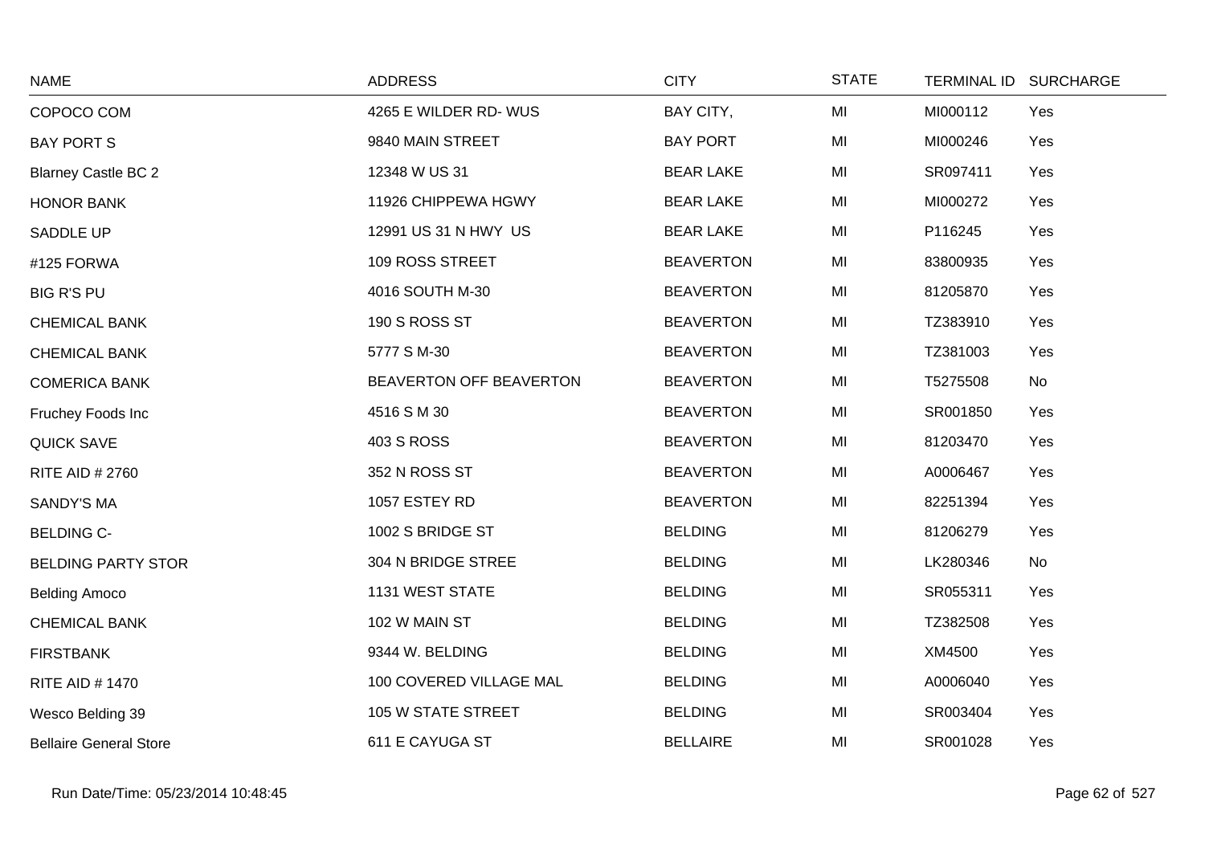| NAME | ADDRESS | CITY | STATE | TERMINAL ID | SURCHARGE |
|---|---|---|---|---|---|
| COPOCO COM | 4265 E WILDER RD- WUS | BAY CITY, | MI | MI000112 | Yes |
| BAY PORT S | 9840 MAIN STREET | BAY PORT | MI | MI000246 | Yes |
| Blarney Castle BC 2 | 12348 W US 31 | BEAR LAKE | MI | SR097411 | Yes |
| HONOR BANK | 11926 CHIPPEWA HGWY | BEAR LAKE | MI | MI000272 | Yes |
| SADDLE UP | 12991 US 31 N HWY US | BEAR LAKE | MI | P116245 | Yes |
| #125 FORWA | 109 ROSS STREET | BEAVERTON | MI | 83800935 | Yes |
| BIG R'S PU | 4016 SOUTH M-30 | BEAVERTON | MI | 81205870 | Yes |
| CHEMICAL BANK | 190 S ROSS ST | BEAVERTON | MI | TZ383910 | Yes |
| CHEMICAL BANK | 5777 S M-30 | BEAVERTON | MI | TZ381003 | Yes |
| COMERICA BANK | BEAVERTON OFF BEAVERTON | BEAVERTON | MI | T5275508 | No |
| Fruchey Foods Inc | 4516 S M 30 | BEAVERTON | MI | SR001850 | Yes |
| QUICK SAVE | 403 S ROSS | BEAVERTON | MI | 81203470 | Yes |
| RITE AID # 2760 | 352 N ROSS ST | BEAVERTON | MI | A0006467 | Yes |
| SANDY'S MA | 1057 ESTEY RD | BEAVERTON | MI | 82251394 | Yes |
| BELDING C- | 1002 S BRIDGE ST | BELDING | MI | 81206279 | Yes |
| BELDING PARTY STOR | 304 N BRIDGE STREE | BELDING | MI | LK280346 | No |
| Belding Amoco | 1131 WEST STATE | BELDING | MI | SR055311 | Yes |
| CHEMICAL BANK | 102 W MAIN ST | BELDING | MI | TZ382508 | Yes |
| FIRSTBANK | 9344 W. BELDING | BELDING | MI | XM4500 | Yes |
| RITE AID # 1470 | 100 COVERED VILLAGE MAL | BELDING | MI | A0006040 | Yes |
| Wesco Belding 39 | 105 W STATE STREET | BELDING | MI | SR003404 | Yes |
| Bellaire General Store | 611 E CAYUGA ST | BELLAIRE | MI | SR001028 | Yes |

Run Date/Time: 05/23/2014 10:48:45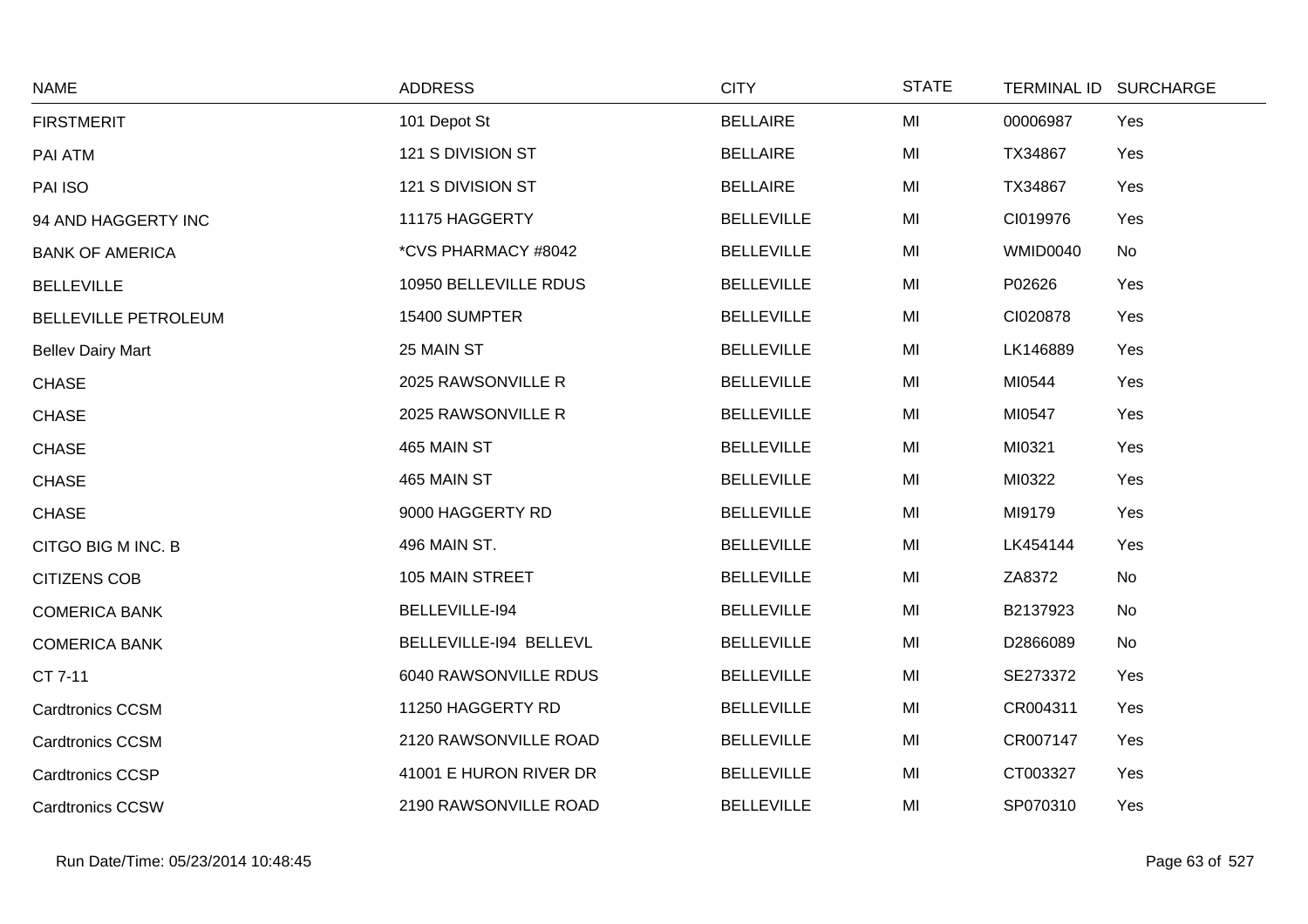| NAME | ADDRESS | CITY | STATE | TERMINAL ID | SURCHARGE |
|---|---|---|---|---|---|
| FIRSTMERIT | 101 Depot St | BELLAIRE | MI | 00006987 | Yes |
| PAI ATM | 121 S DIVISION ST | BELLAIRE | MI | TX34867 | Yes |
| PAI ISO | 121 S DIVISION ST | BELLAIRE | MI | TX34867 | Yes |
| 94 AND HAGGERTY INC | 11175 HAGGERTY | BELLEVILLE | MI | CI019976 | Yes |
| BANK OF AMERICA | *CVS PHARMACY #8042 | BELLEVILLE | MI | WMID0040 | No |
| BELLEVILLE | 10950 BELLEVILLE RDUS | BELLEVILLE | MI | P02626 | Yes |
| BELLEVILLE PETROLEUM | 15400 SUMPTER | BELLEVILLE | MI | CI020878 | Yes |
| Bellev Dairy Mart | 25 MAIN ST | BELLEVILLE | MI | LK146889 | Yes |
| CHASE | 2025 RAWSONVILLE R | BELLEVILLE | MI | MI0544 | Yes |
| CHASE | 2025 RAWSONVILLE R | BELLEVILLE | MI | MI0547 | Yes |
| CHASE | 465 MAIN ST | BELLEVILLE | MI | MI0321 | Yes |
| CHASE | 465 MAIN ST | BELLEVILLE | MI | MI0322 | Yes |
| CHASE | 9000 HAGGERTY RD | BELLEVILLE | MI | MI9179 | Yes |
| CITGO BIG M INC. B | 496 MAIN ST. | BELLEVILLE | MI | LK454144 | Yes |
| CITIZENS COB | 105 MAIN STREET | BELLEVILLE | MI | ZA8372 | No |
| COMERICA BANK | BELLEVILLE-I94 | BELLEVILLE | MI | B2137923 | No |
| COMERICA BANK | BELLEVILLE-I94 BELLEVL | BELLEVILLE | MI | D2866089 | No |
| CT 7-11 | 6040 RAWSONVILLE RDUS | BELLEVILLE | MI | SE273372 | Yes |
| Cardtronics CCSM | 11250 HAGGERTY RD | BELLEVILLE | MI | CR004311 | Yes |
| Cardtronics CCSM | 2120 RAWSONVILLE ROAD | BELLEVILLE | MI | CR007147 | Yes |
| Cardtronics CCSP | 41001 E HURON RIVER DR | BELLEVILLE | MI | CT003327 | Yes |
| Cardtronics CCSW | 2190 RAWSONVILLE ROAD | BELLEVILLE | MI | SP070310 | Yes |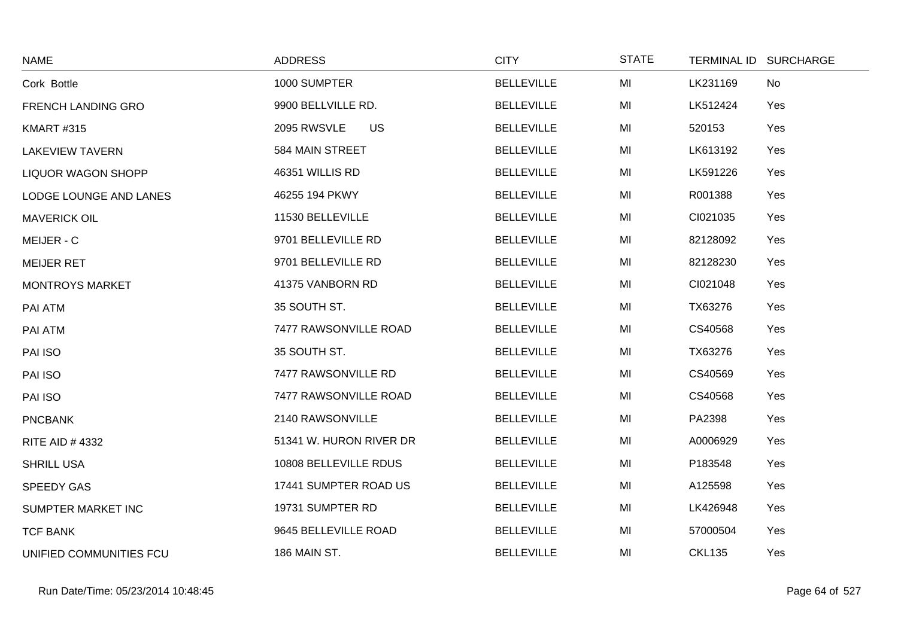| NAME | ADDRESS | CITY | STATE | TERMINAL ID | SURCHARGE |
|---|---|---|---|---|---|
| Cork Bottle | 1000 SUMPTER | BELLEVILLE | MI | LK231169 | No |
| FRENCH LANDING GRO | 9900 BELLVILLE RD. | BELLEVILLE | MI | LK512424 | Yes |
| KMART #315 | 2095 RWSVLE US | BELLEVILLE | MI | 520153 | Yes |
| LAKEVIEW TAVERN | 584 MAIN STREET | BELLEVILLE | MI | LK613192 | Yes |
| LIQUOR WAGON SHOPP | 46351 WILLIS RD | BELLEVILLE | MI | LK591226 | Yes |
| LODGE LOUNGE AND LANES | 46255 194 PKWY | BELLEVILLE | MI | R001388 | Yes |
| MAVERICK OIL | 11530 BELLEVILLE | BELLEVILLE | MI | CI021035 | Yes |
| MEIJER - C | 9701 BELLEVILLE RD | BELLEVILLE | MI | 82128092 | Yes |
| MEIJER RET | 9701 BELLEVILLE RD | BELLEVILLE | MI | 82128230 | Yes |
| MONTROYS MARKET | 41375 VANBORN RD | BELLEVILLE | MI | CI021048 | Yes |
| PAI ATM | 35 SOUTH ST. | BELLEVILLE | MI | TX63276 | Yes |
| PAI ATM | 7477 RAWSONVILLE ROAD | BELLEVILLE | MI | CS40568 | Yes |
| PAI ISO | 35 SOUTH ST. | BELLEVILLE | MI | TX63276 | Yes |
| PAI ISO | 7477 RAWSONVILLE RD | BELLEVILLE | MI | CS40569 | Yes |
| PAI ISO | 7477 RAWSONVILLE ROAD | BELLEVILLE | MI | CS40568 | Yes |
| PNCBANK | 2140 RAWSONVILLE | BELLEVILLE | MI | PA2398 | Yes |
| RITE AID # 4332 | 51341 W. HURON RIVER DR | BELLEVILLE | MI | A0006929 | Yes |
| SHRILL USA | 10808 BELLEVILLE RDUS | BELLEVILLE | MI | P183548 | Yes |
| SPEEDY GAS | 17441 SUMPTER ROAD US | BELLEVILLE | MI | A125598 | Yes |
| SUMPTER MARKET INC | 19731 SUMPTER RD | BELLEVILLE | MI | LK426948 | Yes |
| TCF BANK | 9645 BELLEVILLE ROAD | BELLEVILLE | MI | 57000504 | Yes |
| UNIFIED COMMUNITIES FCU | 186 MAIN ST. | BELLEVILLE | MI | CKL135 | Yes |

Run Date/Time: 05/23/2014 10:48:45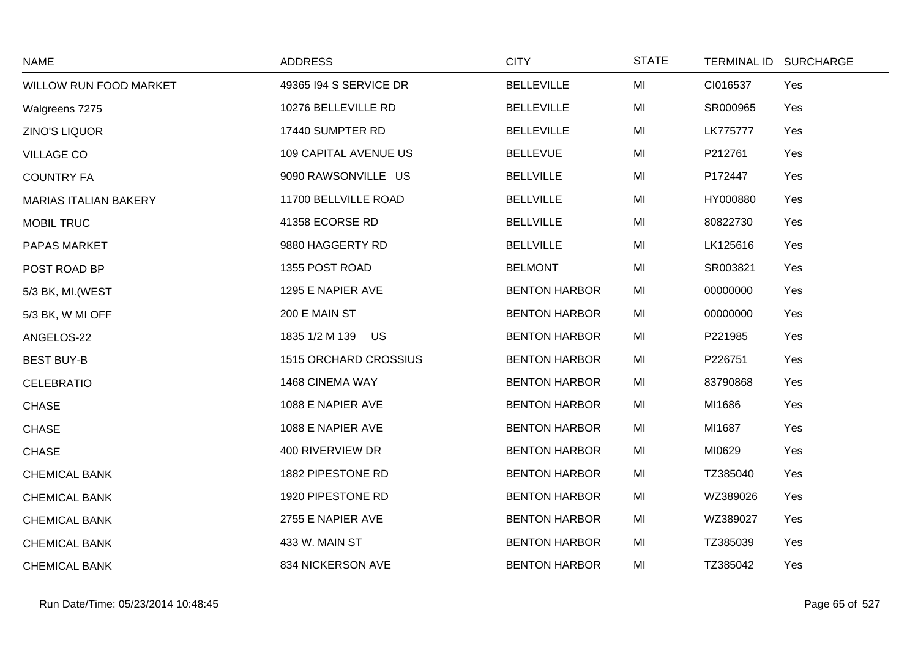| NAME | ADDRESS | CITY | STATE | TERMINAL ID | SURCHARGE |
|---|---|---|---|---|---|
| WILLOW RUN FOOD MARKET | 49365 I94 S SERVICE DR | BELLEVILLE | MI | CI016537 | Yes |
| Walgreens 7275 | 10276 BELLEVILLE RD | BELLEVILLE | MI | SR000965 | Yes |
| ZINO'S LIQUOR | 17440 SUMPTER RD | BELLEVILLE | MI | LK775777 | Yes |
| VILLAGE CO | 109 CAPITAL AVENUE US | BELLEVUE | MI | P212761 | Yes |
| COUNTRY FA | 9090 RAWSONVILLE US | BELLVILLE | MI | P172447 | Yes |
| MARIAS ITALIAN BAKERY | 11700 BELLVILLE ROAD | BELLVILLE | MI | HY000880 | Yes |
| MOBIL TRUC | 41358 ECORSE RD | BELLVILLE | MI | 80822730 | Yes |
| PAPAS MARKET | 9880 HAGGERTY RD | BELLVILLE | MI | LK125616 | Yes |
| POST ROAD BP | 1355 POST ROAD | BELMONT | MI | SR003821 | Yes |
| 5/3 BK, MI.(WEST | 1295 E NAPIER AVE | BENTON HARBOR | MI | 00000000 | Yes |
| 5/3 BK, W MI OFF | 200 E MAIN ST | BENTON HARBOR | MI | 00000000 | Yes |
| ANGELOS-22 | 1835 1/2 M 139 US | BENTON HARBOR | MI | P221985 | Yes |
| BEST BUY-B | 1515 ORCHARD CROSSIUS | BENTON HARBOR | MI | P226751 | Yes |
| CELEBRATIO | 1468 CINEMA WAY | BENTON HARBOR | MI | 83790868 | Yes |
| CHASE | 1088 E NAPIER AVE | BENTON HARBOR | MI | MI1686 | Yes |
| CHASE | 1088 E NAPIER AVE | BENTON HARBOR | MI | MI1687 | Yes |
| CHASE | 400 RIVERVIEW DR | BENTON HARBOR | MI | MI0629 | Yes |
| CHEMICAL BANK | 1882 PIPESTONE RD | BENTON HARBOR | MI | TZ385040 | Yes |
| CHEMICAL BANK | 1920 PIPESTONE RD | BENTON HARBOR | MI | WZ389026 | Yes |
| CHEMICAL BANK | 2755 E NAPIER AVE | BENTON HARBOR | MI | WZ389027 | Yes |
| CHEMICAL BANK | 433 W. MAIN ST | BENTON HARBOR | MI | TZ385039 | Yes |
| CHEMICAL BANK | 834 NICKERSON AVE | BENTON HARBOR | MI | TZ385042 | Yes |

Run Date/Time: 05/23/2014 10:48:45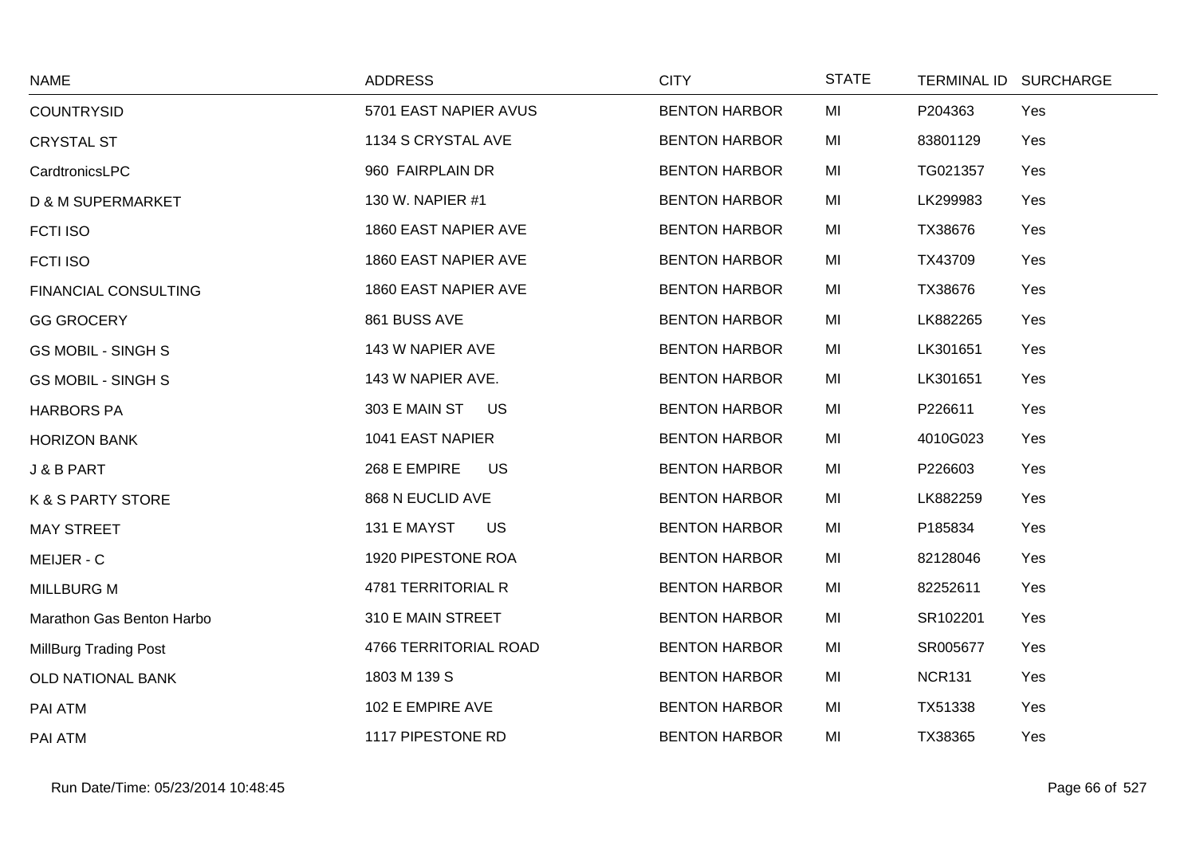| NAME | ADDRESS | CITY | STATE | TERMINAL ID | SURCHARGE |
|---|---|---|---|---|---|
| COUNTRYSID | 5701 EAST NAPIER AVUS | BENTON HARBOR | MI | P204363 | Yes |
| CRYSTAL ST | 1134 S CRYSTAL AVE | BENTON HARBOR | MI | 83801129 | Yes |
| CardtronicsLPC | 960 FAIRPLAIN DR | BENTON HARBOR | MI | TG021357 | Yes |
| D & M SUPERMARKET | 130 W. NAPIER #1 | BENTON HARBOR | MI | LK299983 | Yes |
| FCTI ISO | 1860 EAST NAPIER AVE | BENTON HARBOR | MI | TX38676 | Yes |
| FCTI ISO | 1860 EAST NAPIER AVE | BENTON HARBOR | MI | TX43709 | Yes |
| FINANCIAL CONSULTING | 1860 EAST NAPIER AVE | BENTON HARBOR | MI | TX38676 | Yes |
| GG GROCERY | 861 BUSS AVE | BENTON HARBOR | MI | LK882265 | Yes |
| GS MOBIL - SINGH S | 143 W NAPIER AVE | BENTON HARBOR | MI | LK301651 | Yes |
| GS MOBIL - SINGH S | 143 W NAPIER AVE. | BENTON HARBOR | MI | LK301651 | Yes |
| HARBORS PA | 303 E MAIN ST US | BENTON HARBOR | MI | P226611 | Yes |
| HORIZON BANK | 1041 EAST NAPIER | BENTON HARBOR | MI | 4010G023 | Yes |
| J & B PART | 268 E EMPIRE US | BENTON HARBOR | MI | P226603 | Yes |
| K & S PARTY STORE | 868 N EUCLID AVE | BENTON HARBOR | MI | LK882259 | Yes |
| MAY STREET | 131 E MAYST US | BENTON HARBOR | MI | P185834 | Yes |
| MEIJER - C | 1920 PIPESTONE ROA | BENTON HARBOR | MI | 82128046 | Yes |
| MILLBURG M | 4781 TERRITORIAL R | BENTON HARBOR | MI | 82252611 | Yes |
| Marathon Gas Benton Harbo | 310 E MAIN STREET | BENTON HARBOR | MI | SR102201 | Yes |
| MillBurg Trading Post | 4766 TERRITORIAL ROAD | BENTON HARBOR | MI | SR005677 | Yes |
| OLD NATIONAL BANK | 1803 M 139 S | BENTON HARBOR | MI | NCR131 | Yes |
| PAI ATM | 102 E EMPIRE AVE | BENTON HARBOR | MI | TX51338 | Yes |
| PAI ATM | 1117 PIPESTONE RD | BENTON HARBOR | MI | TX38365 | Yes |

Run Date/Time: 05/23/2014 10:48:45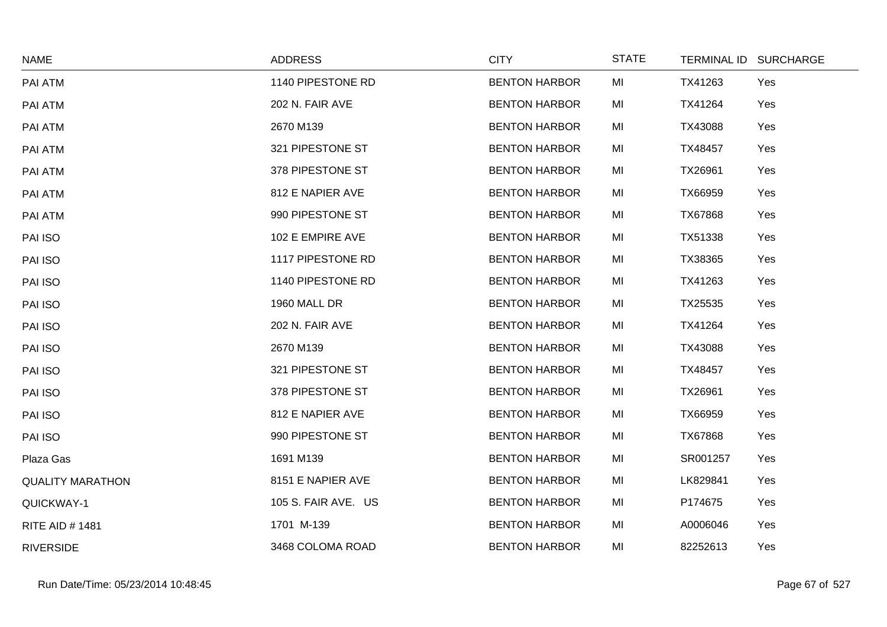| NAME | ADDRESS | CITY | STATE | TERMINAL ID | SURCHARGE |
|---|---|---|---|---|---|
| PAI ATM | 1140 PIPESTONE RD | BENTON HARBOR | MI | TX41263 | Yes |
| PAI ATM | 202 N. FAIR AVE | BENTON HARBOR | MI | TX41264 | Yes |
| PAI ATM | 2670 M139 | BENTON HARBOR | MI | TX43088 | Yes |
| PAI ATM | 321 PIPESTONE ST | BENTON HARBOR | MI | TX48457 | Yes |
| PAI ATM | 378 PIPESTONE ST | BENTON HARBOR | MI | TX26961 | Yes |
| PAI ATM | 812 E NAPIER AVE | BENTON HARBOR | MI | TX66959 | Yes |
| PAI ATM | 990 PIPESTONE ST | BENTON HARBOR | MI | TX67868 | Yes |
| PAI ISO | 102 E EMPIRE AVE | BENTON HARBOR | MI | TX51338 | Yes |
| PAI ISO | 1117 PIPESTONE RD | BENTON HARBOR | MI | TX38365 | Yes |
| PAI ISO | 1140 PIPESTONE RD | BENTON HARBOR | MI | TX41263 | Yes |
| PAI ISO | 1960 MALL DR | BENTON HARBOR | MI | TX25535 | Yes |
| PAI ISO | 202 N. FAIR AVE | BENTON HARBOR | MI | TX41264 | Yes |
| PAI ISO | 2670 M139 | BENTON HARBOR | MI | TX43088 | Yes |
| PAI ISO | 321 PIPESTONE ST | BENTON HARBOR | MI | TX48457 | Yes |
| PAI ISO | 378 PIPESTONE ST | BENTON HARBOR | MI | TX26961 | Yes |
| PAI ISO | 812 E NAPIER AVE | BENTON HARBOR | MI | TX66959 | Yes |
| PAI ISO | 990 PIPESTONE ST | BENTON HARBOR | MI | TX67868 | Yes |
| Plaza Gas | 1691 M139 | BENTON HARBOR | MI | SR001257 | Yes |
| QUALITY MARATHON | 8151 E NAPIER AVE | BENTON HARBOR | MI | LK829841 | Yes |
| QUICKWAY-1 | 105 S. FAIR AVE. US | BENTON HARBOR | MI | P174675 | Yes |
| RITE AID # 1481 | 1701 M-139 | BENTON HARBOR | MI | A0006046 | Yes |
| RIVERSIDE | 3468 COLOMA ROAD | BENTON HARBOR | MI | 82252613 | Yes |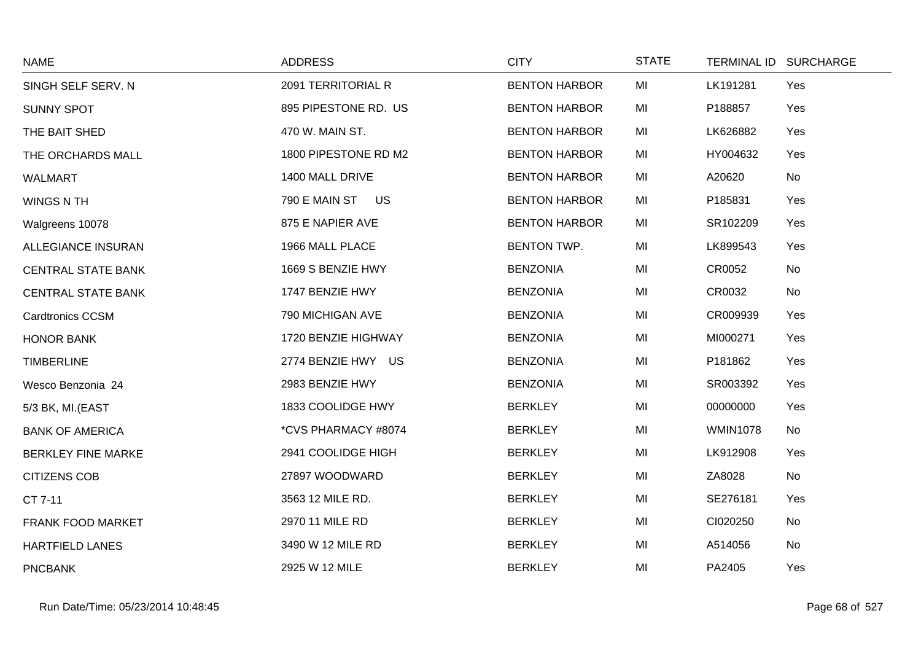| NAME | ADDRESS | CITY | STATE | TERMINAL ID | SURCHARGE |
|---|---|---|---|---|---|
| SINGH SELF SERV. N | 2091 TERRITORIAL R | BENTON HARBOR | MI | LK191281 | Yes |
| SUNNY SPOT | 895 PIPESTONE RD. US | BENTON HARBOR | MI | P188857 | Yes |
| THE BAIT SHED | 470 W. MAIN ST. | BENTON HARBOR | MI | LK626882 | Yes |
| THE ORCHARDS MALL | 1800 PIPESTONE RD M2 | BENTON HARBOR | MI | HY004632 | Yes |
| WALMART | 1400 MALL DRIVE | BENTON HARBOR | MI | A20620 | No |
| WINGS N TH | 790 E MAIN ST US | BENTON HARBOR | MI | P185831 | Yes |
| Walgreens 10078 | 875 E NAPIER AVE | BENTON HARBOR | MI | SR102209 | Yes |
| ALLEGIANCE INSURAN | 1966 MALL PLACE | BENTON TWP. | MI | LK899543 | Yes |
| CENTRAL STATE BANK | 1669 S BENZIE HWY | BENZONIA | MI | CR0052 | No |
| CENTRAL STATE BANK | 1747 BENZIE HWY | BENZONIA | MI | CR0032 | No |
| Cardtronics CCSM | 790 MICHIGAN AVE | BENZONIA | MI | CR009939 | Yes |
| HONOR BANK | 1720 BENZIE HIGHWAY | BENZONIA | MI | MI000271 | Yes |
| TIMBERLINE | 2774 BENZIE HWY US | BENZONIA | MI | P181862 | Yes |
| Wesco Benzonia 24 | 2983 BENZIE HWY | BENZONIA | MI | SR003392 | Yes |
| 5/3 BK, MI.(EAST | 1833 COOLIDGE HWY | BERKLEY | MI | 00000000 | Yes |
| BANK OF AMERICA | *CVS PHARMACY #8074 | BERKLEY | MI | WMIN1078 | No |
| BERKLEY FINE MARKE | 2941 COOLIDGE HIGH | BERKLEY | MI | LK912908 | Yes |
| CITIZENS COB | 27897 WOODWARD | BERKLEY | MI | ZA8028 | No |
| CT 7-11 | 3563 12 MILE RD. | BERKLEY | MI | SE276181 | Yes |
| FRANK FOOD MARKET | 2970 11 MILE RD | BERKLEY | MI | CI020250 | No |
| HARTFIELD LANES | 3490 W 12 MILE RD | BERKLEY | MI | A514056 | No |
| PNCBANK | 2925 W 12 MILE | BERKLEY | MI | PA2405 | Yes |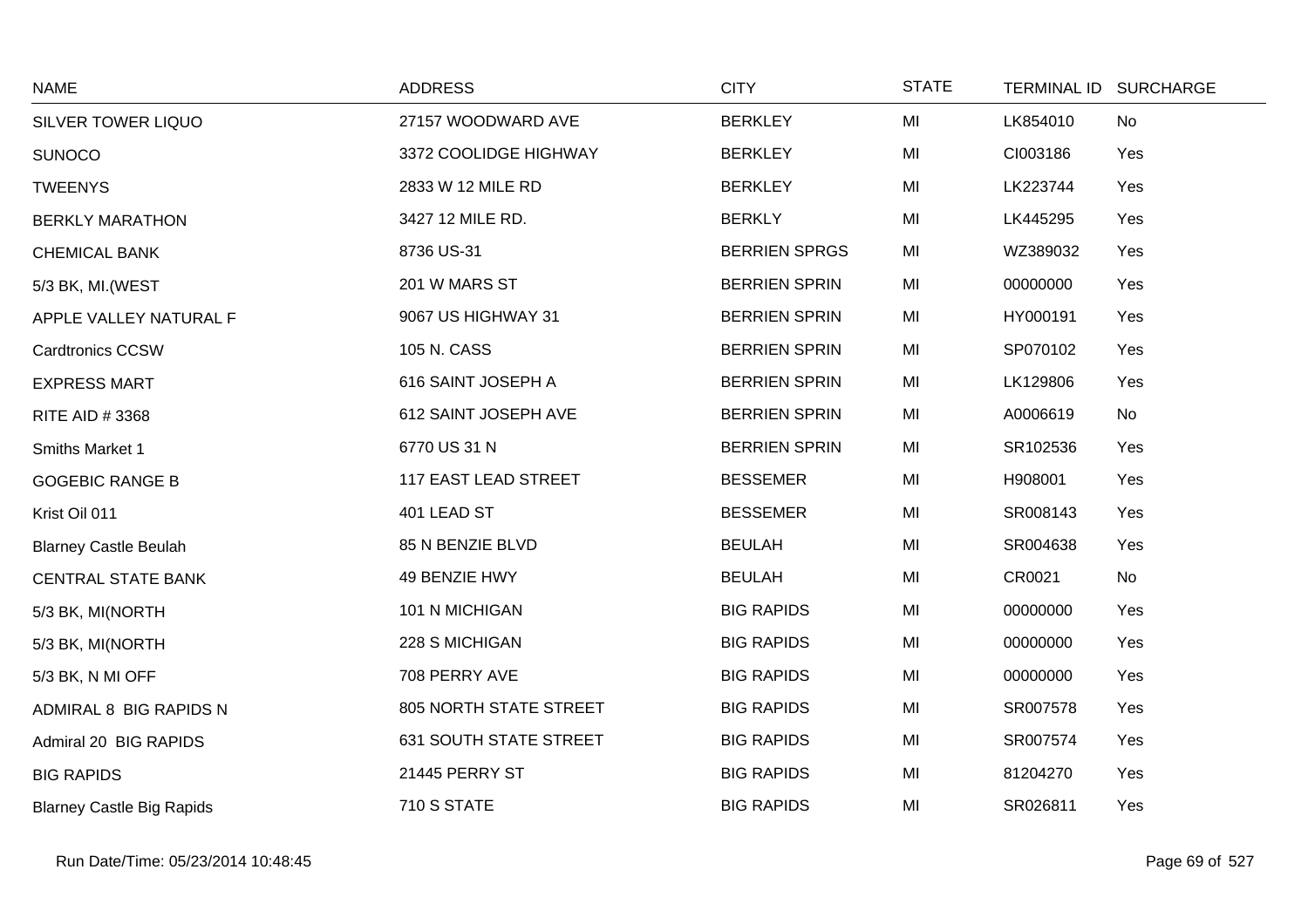| NAME | ADDRESS | CITY | STATE | TERMINAL ID | SURCHARGE |
|---|---|---|---|---|---|
| SILVER TOWER LIQUO | 27157 WOODWARD AVE | BERKLEY | MI | LK854010 | No |
| SUNOCO | 3372 COOLIDGE HIGHWAY | BERKLEY | MI | CI003186 | Yes |
| TWEENYS | 2833 W 12 MILE RD | BERKLEY | MI | LK223744 | Yes |
| BERKLY MARATHON | 3427 12 MILE RD. | BERKLY | MI | LK445295 | Yes |
| CHEMICAL BANK | 8736 US-31 | BERRIEN SPRGS | MI | WZ389032 | Yes |
| 5/3 BK, MI.(WEST | 201 W MARS ST | BERRIEN SPRIN | MI | 00000000 | Yes |
| APPLE VALLEY NATURAL F | 9067 US HIGHWAY 31 | BERRIEN SPRIN | MI | HY000191 | Yes |
| Cardtronics CCSW | 105 N. CASS | BERRIEN SPRIN | MI | SP070102 | Yes |
| EXPRESS MART | 616 SAINT JOSEPH A | BERRIEN SPRIN | MI | LK129806 | Yes |
| RITE AID # 3368 | 612 SAINT JOSEPH AVE | BERRIEN SPRIN | MI | A0006619 | No |
| Smiths Market 1 | 6770 US 31 N | BERRIEN SPRIN | MI | SR102536 | Yes |
| GOGEBIC RANGE B | 117 EAST LEAD STREET | BESSEMER | MI | H908001 | Yes |
| Krist Oil 011 | 401 LEAD ST | BESSEMER | MI | SR008143 | Yes |
| Blarney Castle Beulah | 85 N BENZIE BLVD | BEULAH | MI | SR004638 | Yes |
| CENTRAL STATE BANK | 49 BENZIE HWY | BEULAH | MI | CR0021 | No |
| 5/3 BK, MI(NORTH | 101 N MICHIGAN | BIG RAPIDS | MI | 00000000 | Yes |
| 5/3 BK, MI(NORTH | 228 S MICHIGAN | BIG RAPIDS | MI | 00000000 | Yes |
| 5/3 BK, N MI OFF | 708 PERRY AVE | BIG RAPIDS | MI | 00000000 | Yes |
| ADMIRAL 8 BIG RAPIDS N | 805 NORTH STATE STREET | BIG RAPIDS | MI | SR007578 | Yes |
| Admiral 20 BIG RAPIDS | 631 SOUTH STATE STREET | BIG RAPIDS | MI | SR007574 | Yes |
| BIG RAPIDS | 21445 PERRY ST | BIG RAPIDS | MI | 81204270 | Yes |
| Blarney Castle Big Rapids | 710 S STATE | BIG RAPIDS | MI | SR026811 | Yes |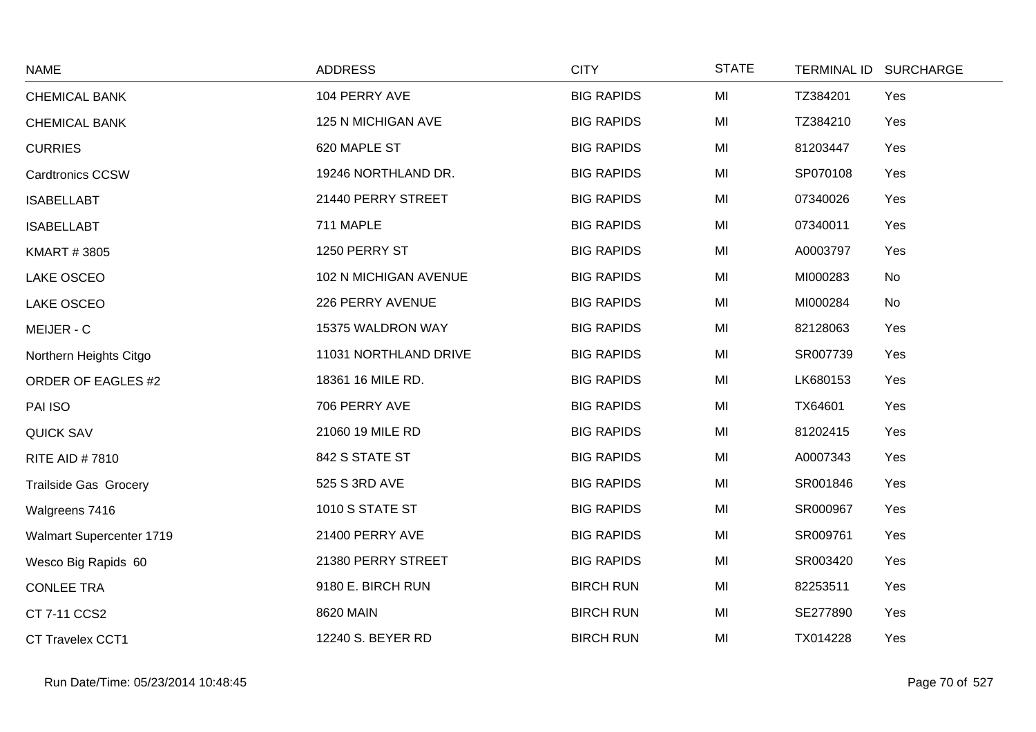| NAME | ADDRESS | CITY | STATE | TERMINAL ID | SURCHARGE |
|---|---|---|---|---|---|
| CHEMICAL BANK | 104 PERRY AVE | BIG RAPIDS | MI | TZ384201 | Yes |
| CHEMICAL BANK | 125 N MICHIGAN AVE | BIG RAPIDS | MI | TZ384210 | Yes |
| CURRIES | 620 MAPLE ST | BIG RAPIDS | MI | 81203447 | Yes |
| Cardtronics CCSW | 19246 NORTHLAND DR. | BIG RAPIDS | MI | SP070108 | Yes |
| ISABELLABT | 21440 PERRY STREET | BIG RAPIDS | MI | 07340026 | Yes |
| ISABELLABT | 711 MAPLE | BIG RAPIDS | MI | 07340011 | Yes |
| KMART # 3805 | 1250 PERRY ST | BIG RAPIDS | MI | A0003797 | Yes |
| LAKE OSCEO | 102 N MICHIGAN AVENUE | BIG RAPIDS | MI | MI000283 | No |
| LAKE OSCEO | 226 PERRY AVENUE | BIG RAPIDS | MI | MI000284 | No |
| MEIJER - C | 15375 WALDRON WAY | BIG RAPIDS | MI | 82128063 | Yes |
| Northern Heights Citgo | 11031 NORTHLAND DRIVE | BIG RAPIDS | MI | SR007739 | Yes |
| ORDER OF EAGLES #2 | 18361 16 MILE RD. | BIG RAPIDS | MI | LK680153 | Yes |
| PAI ISO | 706 PERRY AVE | BIG RAPIDS | MI | TX64601 | Yes |
| QUICK SAV | 21060 19 MILE RD | BIG RAPIDS | MI | 81202415 | Yes |
| RITE AID # 7810 | 842 S STATE ST | BIG RAPIDS | MI | A0007343 | Yes |
| Trailside Gas Grocery | 525 S 3RD AVE | BIG RAPIDS | MI | SR001846 | Yes |
| Walgreens 7416 | 1010 S STATE ST | BIG RAPIDS | MI | SR000967 | Yes |
| Walmart Supercenter 1719 | 21400 PERRY AVE | BIG RAPIDS | MI | SR009761 | Yes |
| Wesco Big Rapids 60 | 21380 PERRY STREET | BIG RAPIDS | MI | SR003420 | Yes |
| CONLEE TRA | 9180 E. BIRCH RUN | BIRCH RUN | MI | 82253511 | Yes |
| CT 7-11 CCS2 | 8620 MAIN | BIRCH RUN | MI | SE277890 | Yes |
| CT Travelex CCT1 | 12240 S. BEYER RD | BIRCH RUN | MI | TX014228 | Yes |

Run Date/Time: 05/23/2014 10:48:45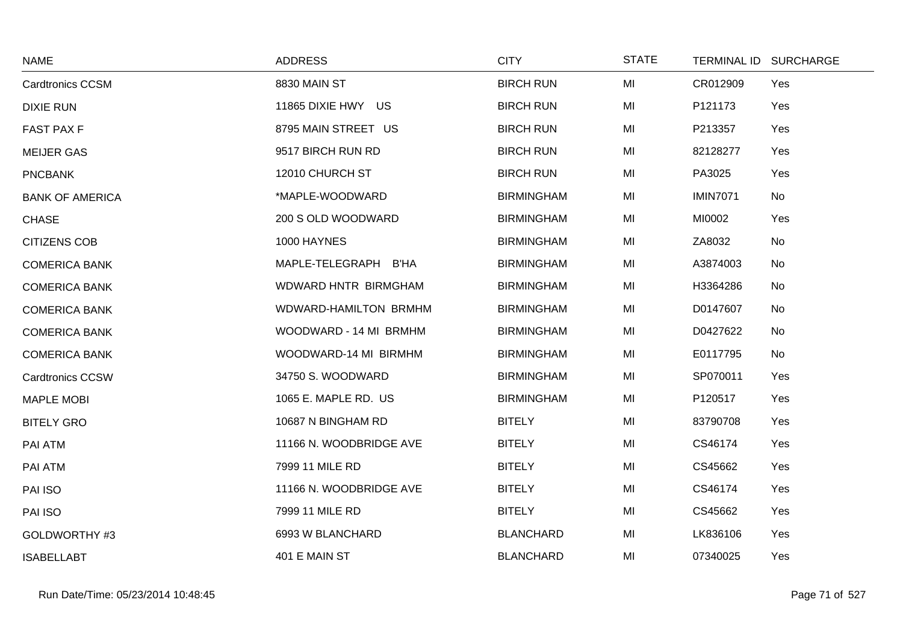| NAME | ADDRESS | CITY | STATE | TERMINAL ID | SURCHARGE |
|---|---|---|---|---|---|
| Cardtronics CCSM | 8830 MAIN ST | BIRCH RUN | MI | CR012909 | Yes |
| DIXIE RUN | 11865 DIXIE HWY US | BIRCH RUN | MI | P121173 | Yes |
| FAST PAX F | 8795 MAIN STREET US | BIRCH RUN | MI | P213357 | Yes |
| MEIJER GAS | 9517 BIRCH RUN RD | BIRCH RUN | MI | 82128277 | Yes |
| PNCBANK | 12010 CHURCH ST | BIRCH RUN | MI | PA3025 | Yes |
| BANK OF AMERICA | *MAPLE-WOODWARD | BIRMINGHAM | MI | IMIN7071 | No |
| CHASE | 200 S OLD WOODWARD | BIRMINGHAM | MI | MI0002 | Yes |
| CITIZENS COB | 1000 HAYNES | BIRMINGHAM | MI | ZA8032 | No |
| COMERICA BANK | MAPLE-TELEGRAPH B'HA | BIRMINGHAM | MI | A3874003 | No |
| COMERICA BANK | WDWARD HNTR BIRMGHAM | BIRMINGHAM | MI | H3364286 | No |
| COMERICA BANK | WDWARD-HAMILTON BRMHM | BIRMINGHAM | MI | D0147607 | No |
| COMERICA BANK | WOODWARD - 14 MI BRMHM | BIRMINGHAM | MI | D0427622 | No |
| COMERICA BANK | WOODWARD-14 MI BIRMHM | BIRMINGHAM | MI | E0117795 | No |
| Cardtronics CCSW | 34750 S. WOODWARD | BIRMINGHAM | MI | SP070011 | Yes |
| MAPLE MOBI | 1065 E. MAPLE RD. US | BIRMINGHAM | MI | P120517 | Yes |
| BITELY GRO | 10687 N BINGHAM RD | BITELY | MI | 83790708 | Yes |
| PAI ATM | 11166 N. WOODBRIDGE AVE | BITELY | MI | CS46174 | Yes |
| PAI ATM | 7999 11 MILE RD | BITELY | MI | CS45662 | Yes |
| PAI ISO | 11166 N. WOODBRIDGE AVE | BITELY | MI | CS46174 | Yes |
| PAI ISO | 7999 11 MILE RD | BITELY | MI | CS45662 | Yes |
| GOLDWORTHY #3 | 6993 W BLANCHARD | BLANCHARD | MI | LK836106 | Yes |
| ISABELLABT | 401 E MAIN ST | BLANCHARD | MI | 07340025 | Yes |

Run Date/Time: 05/23/2014 10:48:45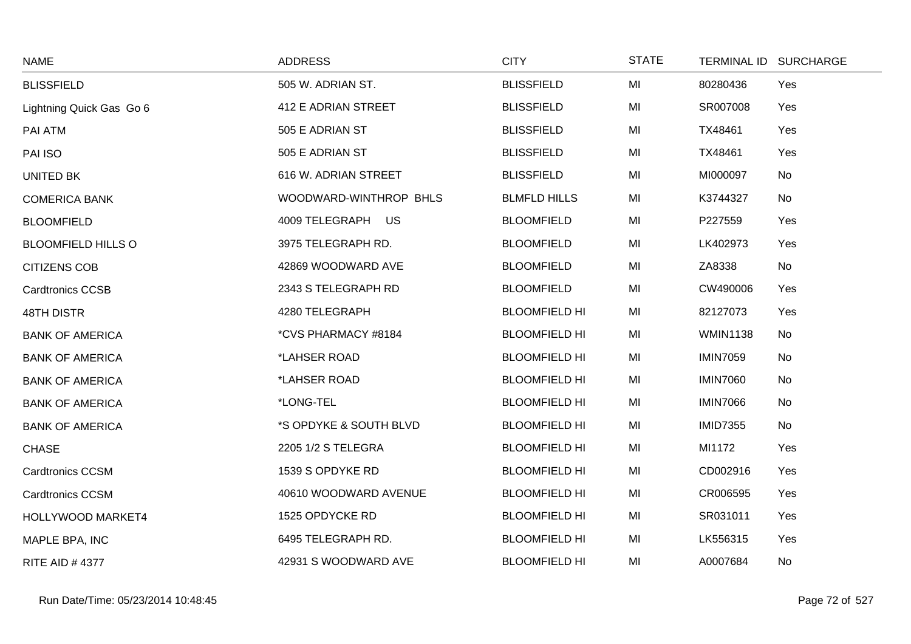| NAME | ADDRESS | CITY | STATE | TERMINAL ID | SURCHARGE |
|---|---|---|---|---|---|
| BLISSFIELD | 505 W. ADRIAN ST. | BLISSFIELD | MI | 80280436 | Yes |
| Lightning Quick Gas Go 6 | 412 E ADRIAN STREET | BLISSFIELD | MI | SR007008 | Yes |
| PAI ATM | 505 E ADRIAN ST | BLISSFIELD | MI | TX48461 | Yes |
| PAI ISO | 505 E ADRIAN ST | BLISSFIELD | MI | TX48461 | Yes |
| UNITED BK | 616 W. ADRIAN STREET | BLISSFIELD | MI | MI000097 | No |
| COMERICA BANK | WOODWARD-WINTHROP BHLS | BLMFLD HILLS | MI | K3744327 | No |
| BLOOMFIELD | 4009 TELEGRAPH US | BLOOMFIELD | MI | P227559 | Yes |
| BLOOMFIELD HILLS O | 3975 TELEGRAPH RD. | BLOOMFIELD | MI | LK402973 | Yes |
| CITIZENS COB | 42869 WOODWARD AVE | BLOOMFIELD | MI | ZA8338 | No |
| Cardtronics CCSB | 2343 S TELEGRAPH RD | BLOOMFIELD | MI | CW490006 | Yes |
| 48TH DISTR | 4280 TELEGRAPH | BLOOMFIELD HI | MI | 82127073 | Yes |
| BANK OF AMERICA | *CVS PHARMACY #8184 | BLOOMFIELD HI | MI | WMIN1138 | No |
| BANK OF AMERICA | *LAHSER ROAD | BLOOMFIELD HI | MI | IMIN7059 | No |
| BANK OF AMERICA | *LAHSER ROAD | BLOOMFIELD HI | MI | IMIN7060 | No |
| BANK OF AMERICA | *LONG-TEL | BLOOMFIELD HI | MI | IMIN7066 | No |
| BANK OF AMERICA | *S OPDYKE & SOUTH BLVD | BLOOMFIELD HI | MI | IMID7355 | No |
| CHASE | 2205 1/2 S TELEGRA | BLOOMFIELD HI | MI | MI1172 | Yes |
| Cardtronics CCSM | 1539 S OPDYKE RD | BLOOMFIELD HI | MI | CD002916 | Yes |
| Cardtronics CCSM | 40610 WOODWARD AVENUE | BLOOMFIELD HI | MI | CR006595 | Yes |
| HOLLYWOOD MARKET4 | 1525 OPDYCKE RD | BLOOMFIELD HI | MI | SR031011 | Yes |
| MAPLE BPA, INC | 6495 TELEGRAPH RD. | BLOOMFIELD HI | MI | LK556315 | Yes |
| RITE AID # 4377 | 42931 S WOODWARD AVE | BLOOMFIELD HI | MI | A0007684 | No |

Run Date/Time: 05/23/2014 10:48:45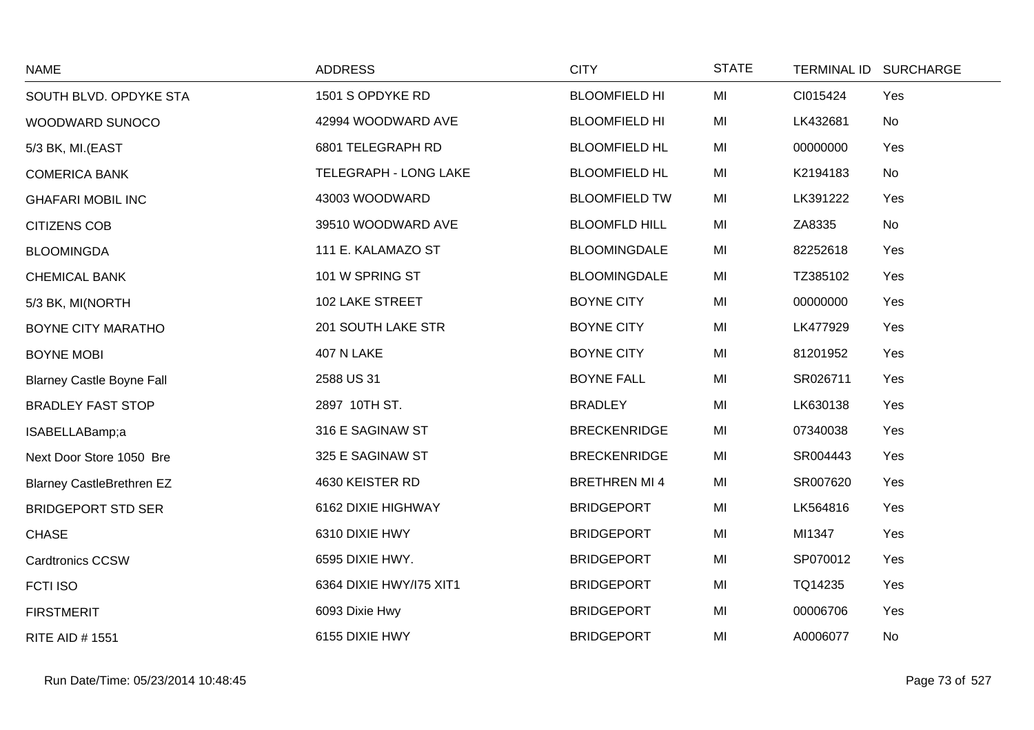| NAME | ADDRESS | CITY | STATE | TERMINAL ID | SURCHARGE |
|---|---|---|---|---|---|
| SOUTH BLVD. OPDYKE STA | 1501 S OPDYKE RD | BLOOMFIELD HI | MI | CI015424 | Yes |
| WOODWARD SUNOCO | 42994 WOODWARD AVE | BLOOMFIELD HI | MI | LK432681 | No |
| 5/3 BK, MI.(EAST | 6801 TELEGRAPH RD | BLOOMFIELD HL | MI | 00000000 | Yes |
| COMERICA BANK | TELEGRAPH - LONG LAKE | BLOOMFIELD HL | MI | K2194183 | No |
| GHAFARI MOBIL INC | 43003 WOODWARD | BLOOMFIELD TW | MI | LK391222 | Yes |
| CITIZENS COB | 39510 WOODWARD AVE | BLOOMFLD HILL | MI | ZA8335 | No |
| BLOOMINGDA | 111 E. KALAMAZO ST | BLOOMINGDALE | MI | 82252618 | Yes |
| CHEMICAL BANK | 101 W SPRING ST | BLOOMINGDALE | MI | TZ385102 | Yes |
| 5/3 BK, MI(NORTH | 102 LAKE STREET | BOYNE CITY | MI | 00000000 | Yes |
| BOYNE CITY MARATHO | 201 SOUTH LAKE STR | BOYNE CITY | MI | LK477929 | Yes |
| BOYNE MOBI | 407 N LAKE | BOYNE CITY | MI | 81201952 | Yes |
| Blarney Castle Boyne Fall | 2588 US 31 | BOYNE FALL | MI | SR026711 | Yes |
| BRADLEY FAST STOP | 2897 10TH ST. | BRADLEY | MI | LK630138 | Yes |
| ISABELLABamp;a | 316 E SAGINAW ST | BRECKENRIDGE | MI | 07340038 | Yes |
| Next Door Store 1050 Bre | 325 E SAGINAW ST | BRECKENRIDGE | MI | SR004443 | Yes |
| Blarney CastleBrethren EZ | 4630 KEISTER RD | BRETHREN MI 4 | MI | SR007620 | Yes |
| BRIDGEPORT STD SER | 6162 DIXIE HIGHWAY | BRIDGEPORT | MI | LK564816 | Yes |
| CHASE | 6310 DIXIE HWY | BRIDGEPORT | MI | MI1347 | Yes |
| Cardtronics CCSW | 6595 DIXIE HWY. | BRIDGEPORT | MI | SP070012 | Yes |
| FCTI ISO | 6364 DIXIE HWY/I75 XIT1 | BRIDGEPORT | MI | TQ14235 | Yes |
| FIRSTMERIT | 6093 Dixie Hwy | BRIDGEPORT | MI | 00006706 | Yes |
| RITE AID # 1551 | 6155 DIXIE HWY | BRIDGEPORT | MI | A0006077 | No |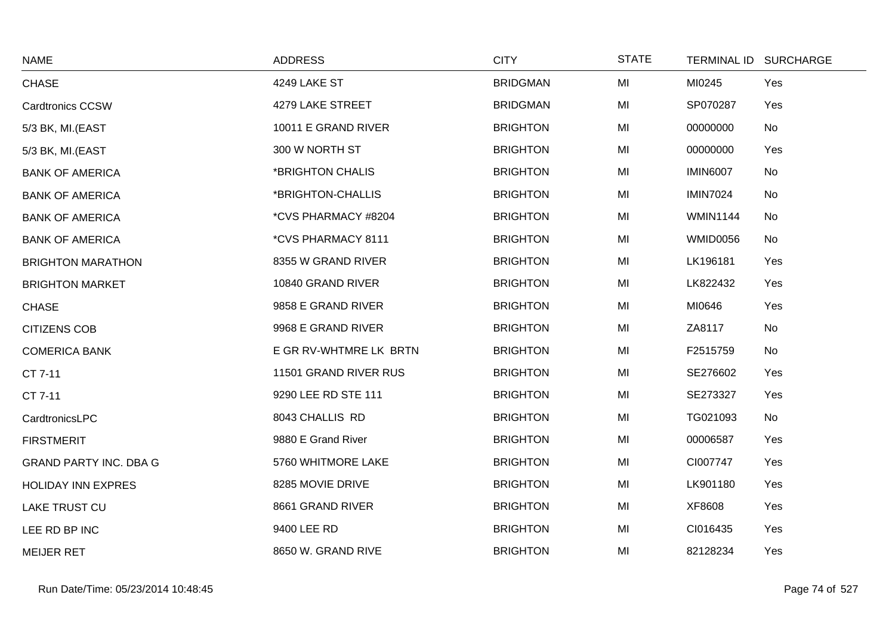| NAME | ADDRESS | CITY | STATE | TERMINAL ID | SURCHARGE |
|---|---|---|---|---|---|
| CHASE | 4249 LAKE ST | BRIDGMAN | MI | MI0245 | Yes |
| Cardtronics CCSW | 4279 LAKE STREET | BRIDGMAN | MI | SP070287 | Yes |
| 5/3 BK, MI.(EAST | 10011 E GRAND RIVER | BRIGHTON | MI | 00000000 | No |
| 5/3 BK, MI.(EAST | 300 W NORTH ST | BRIGHTON | MI | 00000000 | Yes |
| BANK OF AMERICA | *BRIGHTON CHALIS | BRIGHTON | MI | IMIN6007 | No |
| BANK OF AMERICA | *BRIGHTON-CHALLIS | BRIGHTON | MI | IMIN7024 | No |
| BANK OF AMERICA | *CVS PHARMACY #8204 | BRIGHTON | MI | WMIN1144 | No |
| BANK OF AMERICA | *CVS PHARMACY 8111 | BRIGHTON | MI | WMID0056 | No |
| BRIGHTON MARATHON | 8355 W GRAND RIVER | BRIGHTON | MI | LK196181 | Yes |
| BRIGHTON MARKET | 10840 GRAND RIVER | BRIGHTON | MI | LK822432 | Yes |
| CHASE | 9858 E GRAND RIVER | BRIGHTON | MI | MI0646 | Yes |
| CITIZENS COB | 9968 E GRAND RIVER | BRIGHTON | MI | ZA8117 | No |
| COMERICA BANK | E GR RV-WHTMRE LK BRTN | BRIGHTON | MI | F2515759 | No |
| CT 7-11 | 11501 GRAND RIVER RUS | BRIGHTON | MI | SE276602 | Yes |
| CT 7-11 | 9290 LEE RD STE 111 | BRIGHTON | MI | SE273327 | Yes |
| CardtronicsLPC | 8043 CHALLIS RD | BRIGHTON | MI | TG021093 | No |
| FIRSTMERIT | 9880 E Grand River | BRIGHTON | MI | 00006587 | Yes |
| GRAND PARTY INC. DBA G | 5760 WHITMORE LAKE | BRIGHTON | MI | CI007747 | Yes |
| HOLIDAY INN EXPRES | 8285 MOVIE DRIVE | BRIGHTON | MI | LK901180 | Yes |
| LAKE TRUST CU | 8661 GRAND RIVER | BRIGHTON | MI | XF8608 | Yes |
| LEE RD BP INC | 9400 LEE RD | BRIGHTON | MI | CI016435 | Yes |
| MEIJER RET | 8650 W. GRAND RIVE | BRIGHTON | MI | 82128234 | Yes |

Run Date/Time: 05/23/2014 10:48:45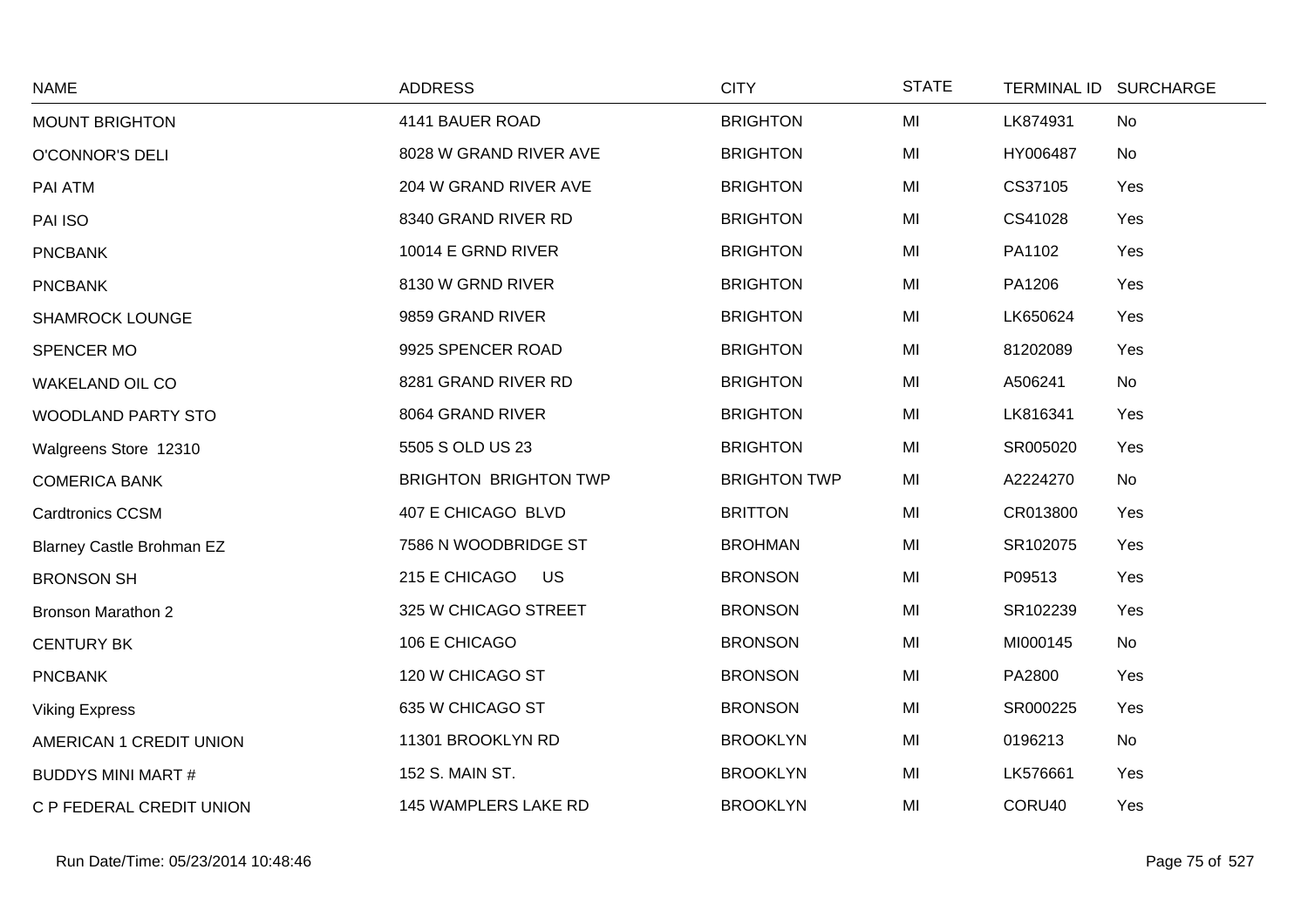| NAME | ADDRESS | CITY | STATE | TERMINAL ID | SURCHARGE |
|---|---|---|---|---|---|
| MOUNT BRIGHTON | 4141 BAUER ROAD | BRIGHTON | MI | LK874931 | No |
| O'CONNOR'S DELI | 8028 W GRAND RIVER AVE | BRIGHTON | MI | HY006487 | No |
| PAI ATM | 204 W GRAND RIVER AVE | BRIGHTON | MI | CS37105 | Yes |
| PAI ISO | 8340 GRAND RIVER RD | BRIGHTON | MI | CS41028 | Yes |
| PNCBANK | 10014 E GRND RIVER | BRIGHTON | MI | PA1102 | Yes |
| PNCBANK | 8130 W GRND RIVER | BRIGHTON | MI | PA1206 | Yes |
| SHAMROCK LOUNGE | 9859 GRAND RIVER | BRIGHTON | MI | LK650624 | Yes |
| SPENCER MO | 9925 SPENCER ROAD | BRIGHTON | MI | 81202089 | Yes |
| WAKELAND OIL CO | 8281 GRAND RIVER RD | BRIGHTON | MI | A506241 | No |
| WOODLAND PARTY STO | 8064 GRAND RIVER | BRIGHTON | MI | LK816341 | Yes |
| Walgreens Store 12310 | 5505 S OLD US 23 | BRIGHTON | MI | SR005020 | Yes |
| COMERICA BANK | BRIGHTON BRIGHTON TWP | BRIGHTON TWP | MI | A2224270 | No |
| Cardtronics CCSM | 407 E CHICAGO BLVD | BRITTON | MI | CR013800 | Yes |
| Blarney Castle Brohman EZ | 7586 N WOODBRIDGE ST | BROHMAN | MI | SR102075 | Yes |
| BRONSON SH | 215 E CHICAGO US | BRONSON | MI | P09513 | Yes |
| Bronson Marathon 2 | 325 W CHICAGO STREET | BRONSON | MI | SR102239 | Yes |
| CENTURY BK | 106 E CHICAGO | BRONSON | MI | MI000145 | No |
| PNCBANK | 120 W CHICAGO ST | BRONSON | MI | PA2800 | Yes |
| Viking Express | 635 W CHICAGO ST | BRONSON | MI | SR000225 | Yes |
| AMERICAN 1 CREDIT UNION | 11301 BROOKLYN RD | BROOKLYN | MI | 0196213 | No |
| BUDDYS MINI MART # | 152 S. MAIN ST. | BROOKLYN | MI | LK576661 | Yes |
| C P FEDERAL CREDIT UNION | 145 WAMPLERS LAKE RD | BROOKLYN | MI | CORU40 | Yes |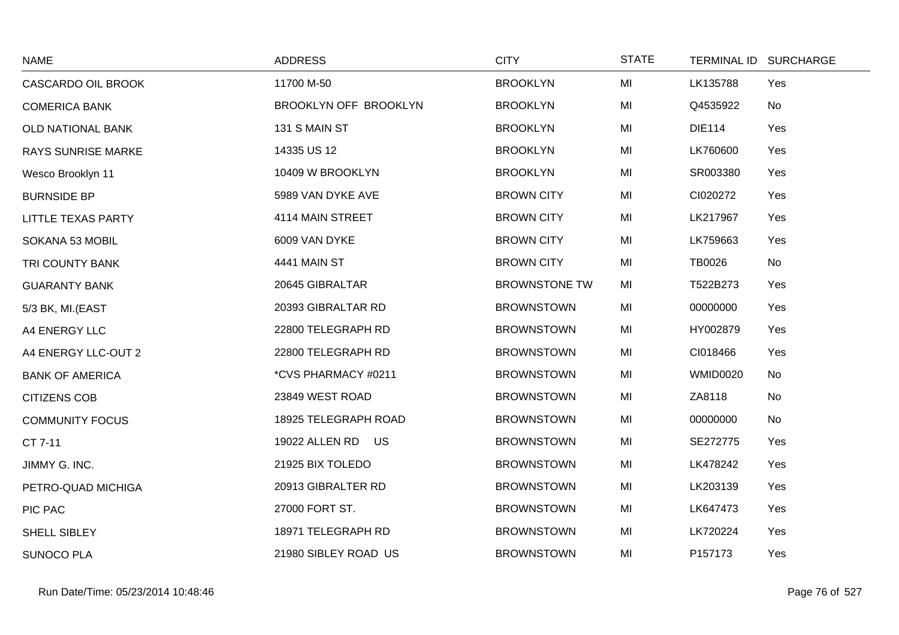| NAME | ADDRESS | CITY | STATE | TERMINAL ID | SURCHARGE |
|---|---|---|---|---|---|
| CASCARDO OIL BROOK | 11700 M-50 | BROOKLYN | MI | LK135788 | Yes |
| COMERICA BANK | BROOKLYN OFF BROOKLYN | BROOKLYN | MI | Q4535922 | No |
| OLD NATIONAL BANK | 131 S MAIN ST | BROOKLYN | MI | DIE114 | Yes |
| RAYS SUNRISE MARKE | 14335 US 12 | BROOKLYN | MI | LK760600 | Yes |
| Wesco Brooklyn 11 | 10409 W BROOKLYN | BROOKLYN | MI | SR003380 | Yes |
| BURNSIDE BP | 5989 VAN DYKE AVE | BROWN CITY | MI | CI020272 | Yes |
| LITTLE TEXAS PARTY | 4114 MAIN STREET | BROWN CITY | MI | LK217967 | Yes |
| SOKANA 53 MOBIL | 6009 VAN DYKE | BROWN CITY | MI | LK759663 | Yes |
| TRI COUNTY BANK | 4441 MAIN ST | BROWN CITY | MI | TB0026 | No |
| GUARANTY BANK | 20645 GIBRALTAR | BROWNSTONE TW | MI | T522B273 | Yes |
| 5/3 BK, MI.(EAST | 20393 GIBRALTAR RD | BROWNSTOWN | MI | 00000000 | Yes |
| A4 ENERGY LLC | 22800 TELEGRAPH RD | BROWNSTOWN | MI | HY002879 | Yes |
| A4 ENERGY LLC-OUT 2 | 22800 TELEGRAPH RD | BROWNSTOWN | MI | CI018466 | Yes |
| BANK OF AMERICA | *CVS PHARMACY #0211 | BROWNSTOWN | MI | WMID0020 | No |
| CITIZENS COB | 23849 WEST ROAD | BROWNSTOWN | MI | ZA8118 | No |
| COMMUNITY FOCUS | 18925 TELEGRAPH ROAD | BROWNSTOWN | MI | 00000000 | No |
| CT 7-11 | 19022 ALLEN RD US | BROWNSTOWN | MI | SE272775 | Yes |
| JIMMY G. INC. | 21925 BIX TOLEDO | BROWNSTOWN | MI | LK478242 | Yes |
| PETRO-QUAD MICHIGA | 20913 GIBRALTER RD | BROWNSTOWN | MI | LK203139 | Yes |
| PIC PAC | 27000 FORT ST. | BROWNSTOWN | MI | LK647473 | Yes |
| SHELL SIBLEY | 18971 TELEGRAPH RD | BROWNSTOWN | MI | LK720224 | Yes |
| SUNOCO PLA | 21980 SIBLEY ROAD US | BROWNSTOWN | MI | P157173 | Yes |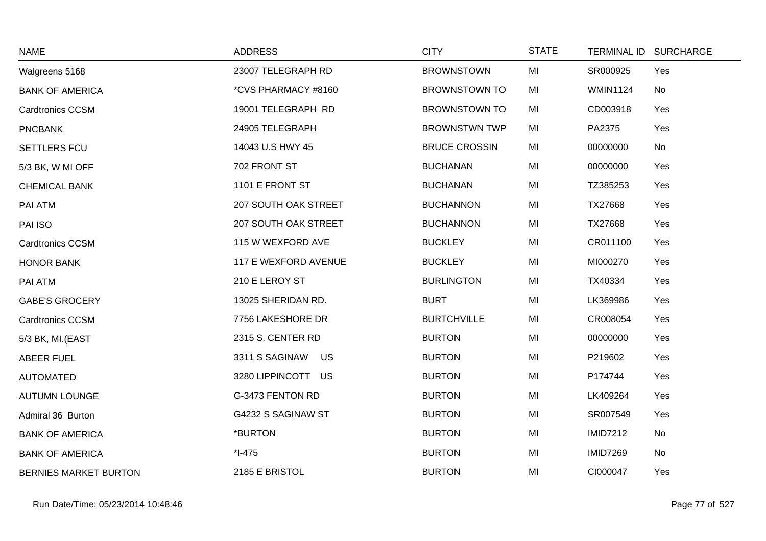| NAME | ADDRESS | CITY | STATE | TERMINAL ID | SURCHARGE |
|---|---|---|---|---|---|
| Walgreens 5168 | 23007 TELEGRAPH RD | BROWNSTOWN | MI | SR000925 | Yes |
| BANK OF AMERICA | *CVS PHARMACY #8160 | BROWNSTOWN TO | MI | WMIN1124 | No |
| Cardtronics CCSM | 19001 TELEGRAPH RD | BROWNSTOWN TO | MI | CD003918 | Yes |
| PNCBANK | 24905 TELEGRAPH | BROWNSTWN TWP | MI | PA2375 | Yes |
| SETTLERS FCU | 14043 U.S HWY 45 | BRUCE CROSSIN | MI | 00000000 | No |
| 5/3 BK, W MI OFF | 702 FRONT ST | BUCHANAN | MI | 00000000 | Yes |
| CHEMICAL BANK | 1101 E FRONT ST | BUCHANAN | MI | TZ385253 | Yes |
| PAI ATM | 207 SOUTH OAK STREET | BUCHANNON | MI | TX27668 | Yes |
| PAI ISO | 207 SOUTH OAK STREET | BUCHANNON | MI | TX27668 | Yes |
| Cardtronics CCSM | 115 W WEXFORD AVE | BUCKLEY | MI | CR011100 | Yes |
| HONOR BANK | 117 E WEXFORD AVENUE | BUCKLEY | MI | MI000270 | Yes |
| PAI ATM | 210 E LEROY ST | BURLINGTON | MI | TX40334 | Yes |
| GABE'S GROCERY | 13025 SHERIDAN RD. | BURT | MI | LK369986 | Yes |
| Cardtronics CCSM | 7756 LAKESHORE DR | BURTCHVILLE | MI | CR008054 | Yes |
| 5/3 BK, MI.(EAST | 2315 S. CENTER RD | BURTON | MI | 00000000 | Yes |
| ABEER FUEL | 3311 S SAGINAW US | BURTON | MI | P219602 | Yes |
| AUTOMATED | 3280 LIPPINCOTT US | BURTON | MI | P174744 | Yes |
| AUTUMN LOUNGE | G-3473 FENTON RD | BURTON | MI | LK409264 | Yes |
| Admiral 36 Burton | G4232 S SAGINAW ST | BURTON | MI | SR007549 | Yes |
| BANK OF AMERICA | *BURTON | BURTON | MI | IMID7212 | No |
| BANK OF AMERICA | *I-475 | BURTON | MI | IMID7269 | No |
| BERNIES MARKET BURTON | 2185 E BRISTOL | BURTON | MI | CI000047 | Yes |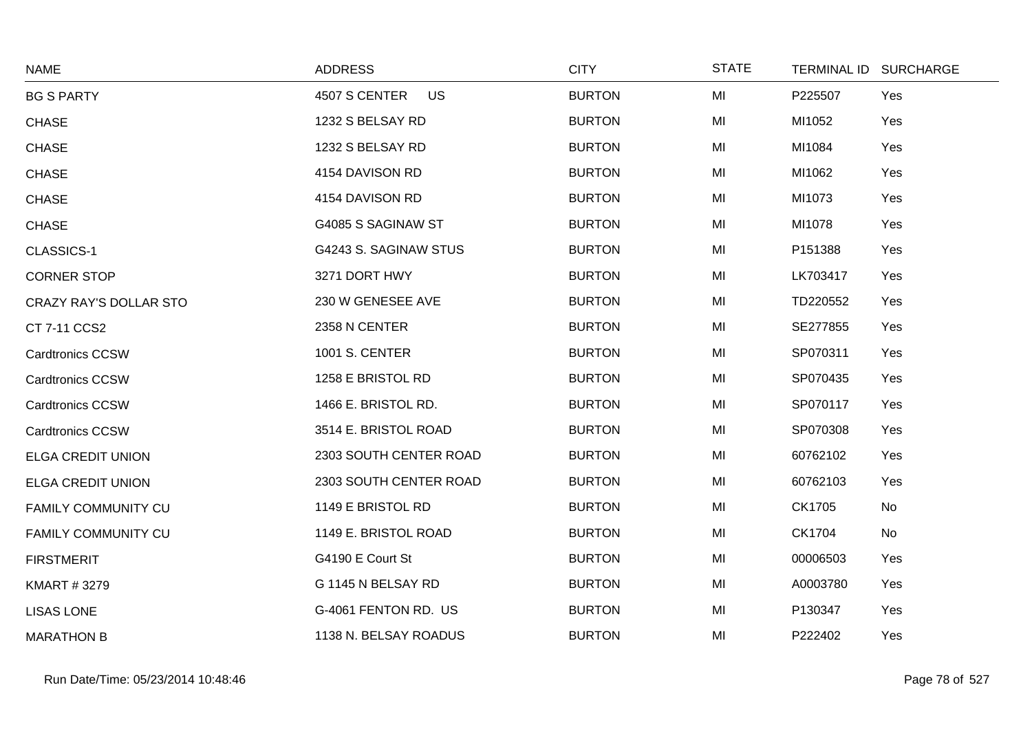| NAME | ADDRESS | CITY | STATE | TERMINAL ID | SURCHARGE |
|---|---|---|---|---|---|
| BG S PARTY | 4507 S CENTER US | BURTON | MI | P225507 | Yes |
| CHASE | 1232 S BELSAY RD | BURTON | MI | MI1052 | Yes |
| CHASE | 1232 S BELSAY RD | BURTON | MI | MI1084 | Yes |
| CHASE | 4154 DAVISON RD | BURTON | MI | MI1062 | Yes |
| CHASE | 4154 DAVISON RD | BURTON | MI | MI1073 | Yes |
| CHASE | G4085 S SAGINAW ST | BURTON | MI | MI1078 | Yes |
| CLASSICS-1 | G4243 S. SAGINAW STUS | BURTON | MI | P151388 | Yes |
| CORNER STOP | 3271 DORT HWY | BURTON | MI | LK703417 | Yes |
| CRAZY RAY'S DOLLAR STO | 230 W GENESEE AVE | BURTON | MI | TD220552 | Yes |
| CT 7-11 CCS2 | 2358 N CENTER | BURTON | MI | SE277855 | Yes |
| Cardtronics CCSW | 1001 S. CENTER | BURTON | MI | SP070311 | Yes |
| Cardtronics CCSW | 1258 E BRISTOL RD | BURTON | MI | SP070435 | Yes |
| Cardtronics CCSW | 1466 E. BRISTOL RD. | BURTON | MI | SP070117 | Yes |
| Cardtronics CCSW | 3514 E. BRISTOL ROAD | BURTON | MI | SP070308 | Yes |
| ELGA CREDIT UNION | 2303 SOUTH CENTER ROAD | BURTON | MI | 60762102 | Yes |
| ELGA CREDIT UNION | 2303 SOUTH CENTER ROAD | BURTON | MI | 60762103 | Yes |
| FAMILY COMMUNITY CU | 1149 E BRISTOL RD | BURTON | MI | CK1705 | No |
| FAMILY COMMUNITY CU | 1149 E. BRISTOL ROAD | BURTON | MI | CK1704 | No |
| FIRSTMERIT | G4190 E Court St | BURTON | MI | 00006503 | Yes |
| KMART # 3279 | G 1145 N BELSAY RD | BURTON | MI | A0003780 | Yes |
| LISAS LONE | G-4061 FENTON RD. US | BURTON | MI | P130347 | Yes |
| MARATHON B | 1138 N. BELSAY ROADUS | BURTON | MI | P222402 | Yes |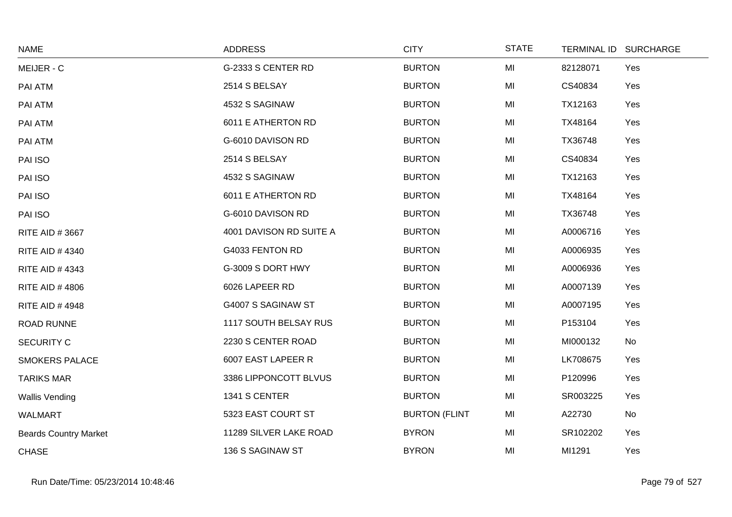| NAME | ADDRESS | CITY | STATE | TERMINAL ID | SURCHARGE |
|---|---|---|---|---|---|
| MEIJER - C | G-2333 S CENTER RD | BURTON | MI | 82128071 | Yes |
| PAI ATM | 2514 S BELSAY | BURTON | MI | CS40834 | Yes |
| PAI ATM | 4532 S SAGINAW | BURTON | MI | TX12163 | Yes |
| PAI ATM | 6011 E ATHERTON RD | BURTON | MI | TX48164 | Yes |
| PAI ATM | G-6010 DAVISON RD | BURTON | MI | TX36748 | Yes |
| PAI ISO | 2514 S BELSAY | BURTON | MI | CS40834 | Yes |
| PAI ISO | 4532 S SAGINAW | BURTON | MI | TX12163 | Yes |
| PAI ISO | 6011 E ATHERTON RD | BURTON | MI | TX48164 | Yes |
| PAI ISO | G-6010 DAVISON RD | BURTON | MI | TX36748 | Yes |
| RITE AID # 3667 | 4001 DAVISON RD SUITE A | BURTON | MI | A0006716 | Yes |
| RITE AID # 4340 | G4033 FENTON RD | BURTON | MI | A0006935 | Yes |
| RITE AID # 4343 | G-3009 S DORT HWY | BURTON | MI | A0006936 | Yes |
| RITE AID # 4806 | 6026 LAPEER RD | BURTON | MI | A0007139 | Yes |
| RITE AID # 4948 | G4007 S SAGINAW ST | BURTON | MI | A0007195 | Yes |
| ROAD RUNNE | 1117 SOUTH BELSAY RUS | BURTON | MI | P153104 | Yes |
| SECURITY C | 2230 S CENTER ROAD | BURTON | MI | MI000132 | No |
| SMOKERS PALACE | 6007 EAST LAPEER R | BURTON | MI | LK708675 | Yes |
| TARIKS MAR | 3386 LIPPONCOTT BLVUS | BURTON | MI | P120996 | Yes |
| Wallis Vending | 1341 S CENTER | BURTON | MI | SR003225 | Yes |
| WALMART | 5323 EAST COURT ST | BURTON (FLINT | MI | A22730 | No |
| Beards Country Market | 11289 SILVER LAKE ROAD | BYRON | MI | SR102202 | Yes |
| CHASE | 136 S SAGINAW ST | BYRON | MI | MI1291 | Yes |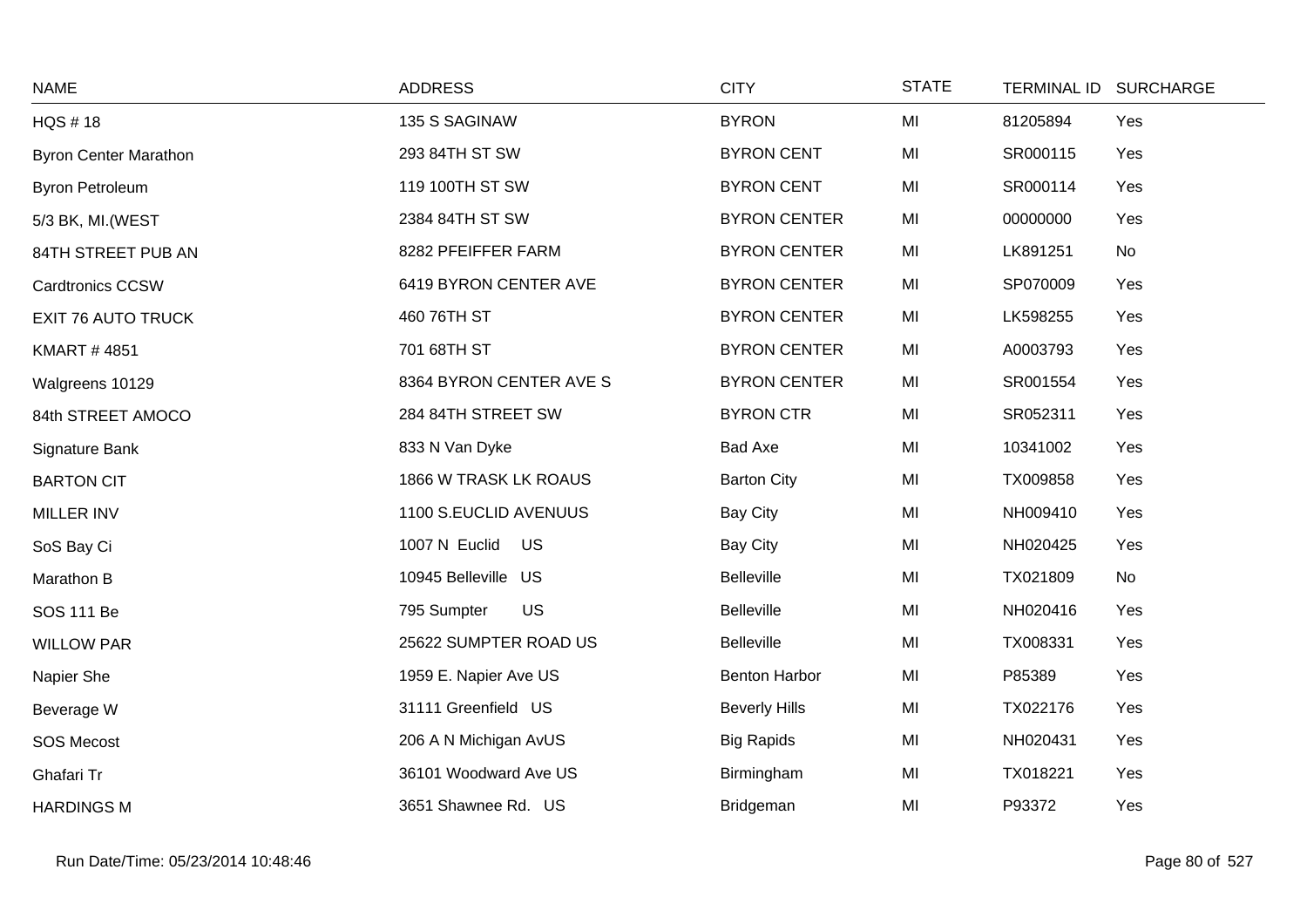| NAME | ADDRESS | CITY | STATE | TERMINAL ID | SURCHARGE |
|---|---|---|---|---|---|
| HQS # 18 | 135 S SAGINAW | BYRON | MI | 81205894 | Yes |
| Byron Center Marathon | 293 84TH ST SW | BYRON CENT | MI | SR000115 | Yes |
| Byron Petroleum | 119 100TH ST SW | BYRON CENT | MI | SR000114 | Yes |
| 5/3 BK, MI.(WEST | 2384 84TH ST SW | BYRON CENTER | MI | 00000000 | Yes |
| 84TH STREET PUB AN | 8282 PFEIFFER FARM | BYRON CENTER | MI | LK891251 | No |
| Cardtronics CCSW | 6419 BYRON CENTER AVE | BYRON CENTER | MI | SP070009 | Yes |
| EXIT 76 AUTO TRUCK | 460 76TH ST | BYRON CENTER | MI | LK598255 | Yes |
| KMART # 4851 | 701 68TH ST | BYRON CENTER | MI | A0003793 | Yes |
| Walgreens 10129 | 8364 BYRON CENTER AVE S | BYRON CENTER | MI | SR001554 | Yes |
| 84th STREET AMOCO | 284 84TH STREET SW | BYRON CTR | MI | SR052311 | Yes |
| Signature Bank | 833 N Van Dyke | Bad Axe | MI | 10341002 | Yes |
| BARTON CIT | 1866 W TRASK LK ROAUS | Barton City | MI | TX009858 | Yes |
| MILLER INV | 1100 S.EUCLID AVENUUS | Bay City | MI | NH009410 | Yes |
| SoS Bay Ci | 1007 N Euclid US | Bay City | MI | NH020425 | Yes |
| Marathon B | 10945 Belleville US | Belleville | MI | TX021809 | No |
| SOS 111 Be | 795 Sumpter US | Belleville | MI | NH020416 | Yes |
| WILLOW PAR | 25622 SUMPTER ROAD US | Belleville | MI | TX008331 | Yes |
| Napier She | 1959 E. Napier Ave US | Benton Harbor | MI | P85389 | Yes |
| Beverage W | 31111 Greenfield US | Beverly Hills | MI | TX022176 | Yes |
| SOS Mecost | 206 A N Michigan AvUS | Big Rapids | MI | NH020431 | Yes |
| Ghafari Tr | 36101 Woodward Ave US | Birmingham | MI | TX018221 | Yes |
| HARDINGS M | 3651 Shawnee Rd. US | Bridgeman | MI | P93372 | Yes |

Run Date/Time: 05/23/2014 10:48:46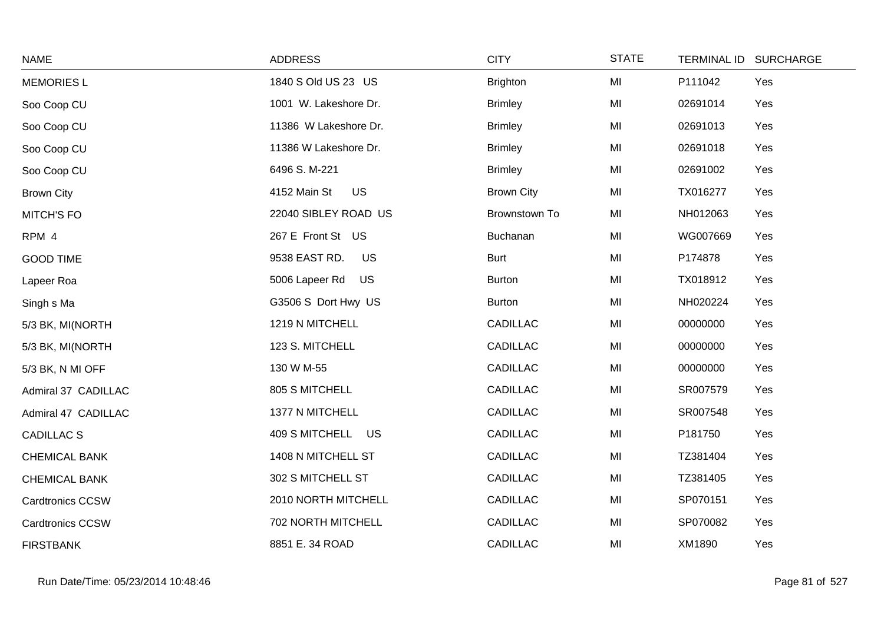| NAME | ADDRESS | CITY | STATE | TERMINAL ID | SURCHARGE |
| --- | --- | --- | --- | --- | --- |
| MEMORIES L | 1840 S Old US 23 US | Brighton | MI | P111042 | Yes |
| Soo Coop CU | 1001 W. Lakeshore Dr. | Brimley | MI | 02691014 | Yes |
| Soo Coop CU | 11386 W Lakeshore Dr. | Brimley | MI | 02691013 | Yes |
| Soo Coop CU | 11386 W Lakeshore Dr. | Brimley | MI | 02691018 | Yes |
| Soo Coop CU | 6496 S. M-221 | Brimley | MI | 02691002 | Yes |
| Brown City | 4152 Main St US | Brown City | MI | TX016277 | Yes |
| MITCH'S FO | 22040 SIBLEY ROAD US | Brownstown To | MI | NH012063 | Yes |
| RPM 4 | 267 E Front St US | Buchanan | MI | WG007669 | Yes |
| GOOD TIME | 9538 EAST RD. US | Burt | MI | P174878 | Yes |
| Lapeer Roa | 5006 Lapeer Rd US | Burton | MI | TX018912 | Yes |
| Singh s Ma | G3506 S Dort Hwy US | Burton | MI | NH020224 | Yes |
| 5/3 BK, MI(NORTH | 1219 N MITCHELL | CADILLAC | MI | 00000000 | Yes |
| 5/3 BK, MI(NORTH | 123 S. MITCHELL | CADILLAC | MI | 00000000 | Yes |
| 5/3 BK, N MI OFF | 130 W M-55 | CADILLAC | MI | 00000000 | Yes |
| Admiral 37 CADILLAC | 805 S MITCHELL | CADILLAC | MI | SR007579 | Yes |
| Admiral 47 CADILLAC | 1377 N MITCHELL | CADILLAC | MI | SR007548 | Yes |
| CADILLAC S | 409 S MITCHELL US | CADILLAC | MI | P181750 | Yes |
| CHEMICAL BANK | 1408 N MITCHELL ST | CADILLAC | MI | TZ381404 | Yes |
| CHEMICAL BANK | 302 S MITCHELL ST | CADILLAC | MI | TZ381405 | Yes |
| Cardtronics CCSW | 2010 NORTH MITCHELL | CADILLAC | MI | SP070151 | Yes |
| Cardtronics CCSW | 702 NORTH MITCHELL | CADILLAC | MI | SP070082 | Yes |
| FIRSTBANK | 8851 E. 34 ROAD | CADILLAC | MI | XM1890 | Yes |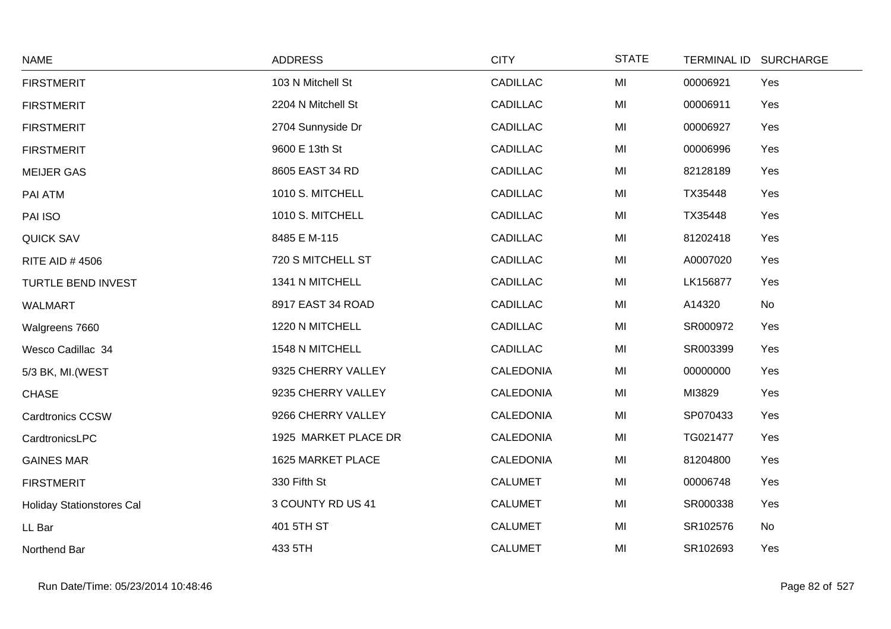| NAME | ADDRESS | CITY | STATE | TERMINAL ID | SURCHARGE |
|---|---|---|---|---|---|
| FIRSTMERIT | 103 N Mitchell St | CADILLAC | MI | 00006921 | Yes |
| FIRSTMERIT | 2204 N Mitchell St | CADILLAC | MI | 00006911 | Yes |
| FIRSTMERIT | 2704 Sunnyside Dr | CADILLAC | MI | 00006927 | Yes |
| FIRSTMERIT | 9600 E 13th St | CADILLAC | MI | 00006996 | Yes |
| MEIJER GAS | 8605 EAST 34 RD | CADILLAC | MI | 82128189 | Yes |
| PAI ATM | 1010 S. MITCHELL | CADILLAC | MI | TX35448 | Yes |
| PAI ISO | 1010 S. MITCHELL | CADILLAC | MI | TX35448 | Yes |
| QUICK SAV | 8485 E M-115 | CADILLAC | MI | 81202418 | Yes |
| RITE AID # 4506 | 720 S MITCHELL ST | CADILLAC | MI | A0007020 | Yes |
| TURTLE BEND INVEST | 1341 N MITCHELL | CADILLAC | MI | LK156877 | Yes |
| WALMART | 8917 EAST 34 ROAD | CADILLAC | MI | A14320 | No |
| Walgreens 7660 | 1220 N MITCHELL | CADILLAC | MI | SR000972 | Yes |
| Wesco Cadillac 34 | 1548 N MITCHELL | CADILLAC | MI | SR003399 | Yes |
| 5/3 BK, MI.(WEST | 9325 CHERRY VALLEY | CALEDONIA | MI | 00000000 | Yes |
| CHASE | 9235 CHERRY VALLEY | CALEDONIA | MI | MI3829 | Yes |
| Cardtronics CCSW | 9266 CHERRY VALLEY | CALEDONIA | MI | SP070433 | Yes |
| CardtronicsLPC | 1925 MARKET PLACE DR | CALEDONIA | MI | TG021477 | Yes |
| GAINES MAR | 1625 MARKET PLACE | CALEDONIA | MI | 81204800 | Yes |
| FIRSTMERIT | 330 Fifth St | CALUMET | MI | 00006748 | Yes |
| Holiday Stationstores Cal | 3 COUNTY RD US 41 | CALUMET | MI | SR000338 | Yes |
| LL Bar | 401 5TH ST | CALUMET | MI | SR102576 | No |
| Northend Bar | 433 5TH | CALUMET | MI | SR102693 | Yes |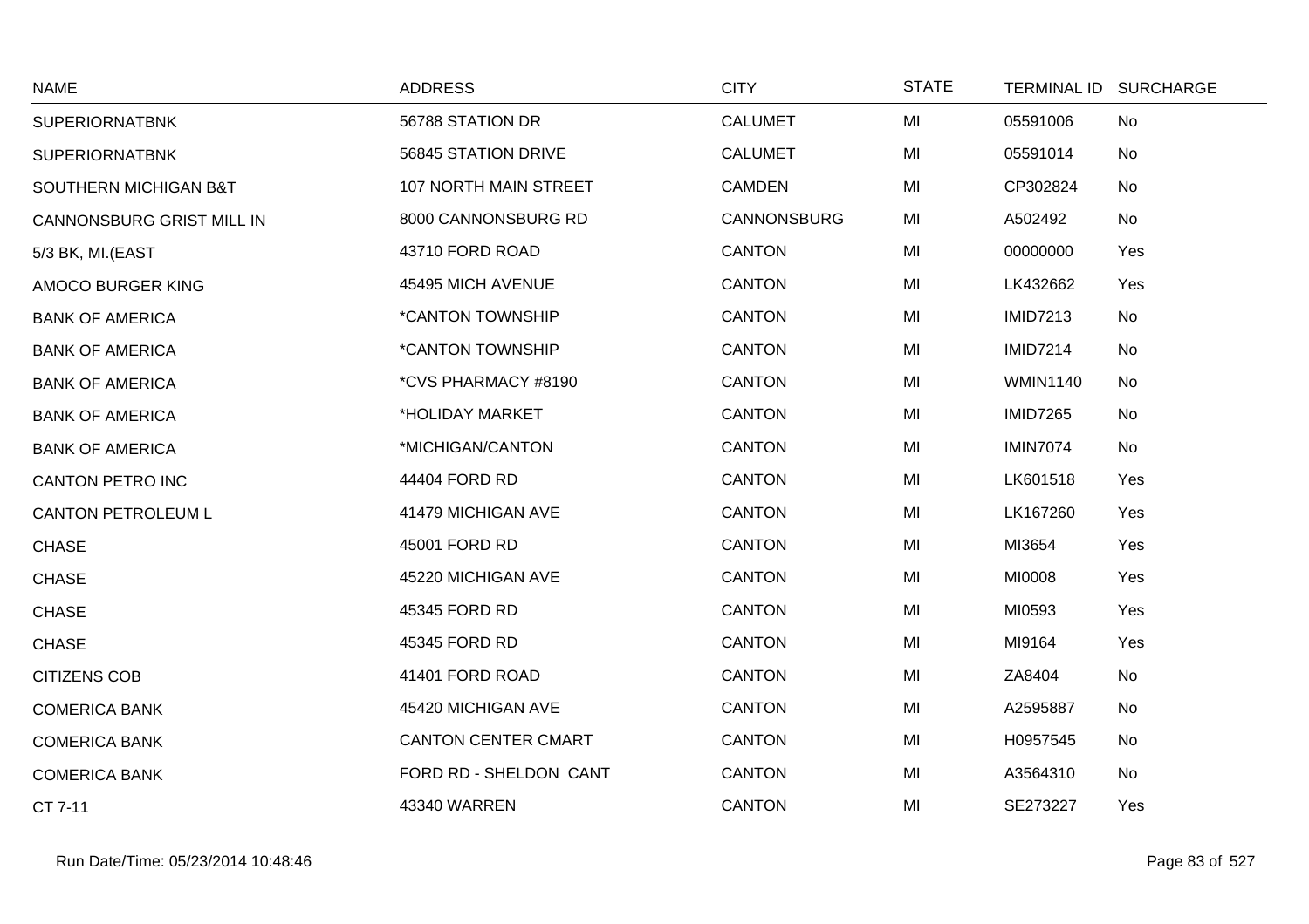| NAME | ADDRESS | CITY | STATE | TERMINAL ID | SURCHARGE |
|---|---|---|---|---|---|
| SUPERIORNATBNK | 56788 STATION DR | CALUMET | MI | 05591006 | No |
| SUPERIORNATBNK | 56845 STATION DRIVE | CALUMET | MI | 05591014 | No |
| SOUTHERN MICHIGAN B&T | 107 NORTH MAIN STREET | CAMDEN | MI | CP302824 | No |
| CANNONSBURG GRIST MILL IN | 8000 CANNONSBURG RD | CANNONSBURG | MI | A502492 | No |
| 5/3 BK, MI.(EAST | 43710 FORD ROAD | CANTON | MI | 00000000 | Yes |
| AMOCO BURGER KING | 45495 MICH AVENUE | CANTON | MI | LK432662 | Yes |
| BANK OF AMERICA | *CANTON TOWNSHIP | CANTON | MI | IMID7213 | No |
| BANK OF AMERICA | *CANTON TOWNSHIP | CANTON | MI | IMID7214 | No |
| BANK OF AMERICA | *CVS PHARMACY #8190 | CANTON | MI | WMIN1140 | No |
| BANK OF AMERICA | *HOLIDAY MARKET | CANTON | MI | IMID7265 | No |
| BANK OF AMERICA | *MICHIGAN/CANTON | CANTON | MI | IMIN7074 | No |
| CANTON PETRO INC | 44404 FORD RD | CANTON | MI | LK601518 | Yes |
| CANTON PETROLEUM L | 41479 MICHIGAN AVE | CANTON | MI | LK167260 | Yes |
| CHASE | 45001 FORD RD | CANTON | MI | MI3654 | Yes |
| CHASE | 45220 MICHIGAN AVE | CANTON | MI | MI0008 | Yes |
| CHASE | 45345 FORD RD | CANTON | MI | MI0593 | Yes |
| CHASE | 45345 FORD RD | CANTON | MI | MI9164 | Yes |
| CITIZENS COB | 41401 FORD ROAD | CANTON | MI | ZA8404 | No |
| COMERICA BANK | 45420 MICHIGAN AVE | CANTON | MI | A2595887 | No |
| COMERICA BANK | CANTON CENTER CMART | CANTON | MI | H0957545 | No |
| COMERICA BANK | FORD RD - SHELDON CANT | CANTON | MI | A3564310 | No |
| CT 7-11 | 43340 WARREN | CANTON | MI | SE273227 | Yes |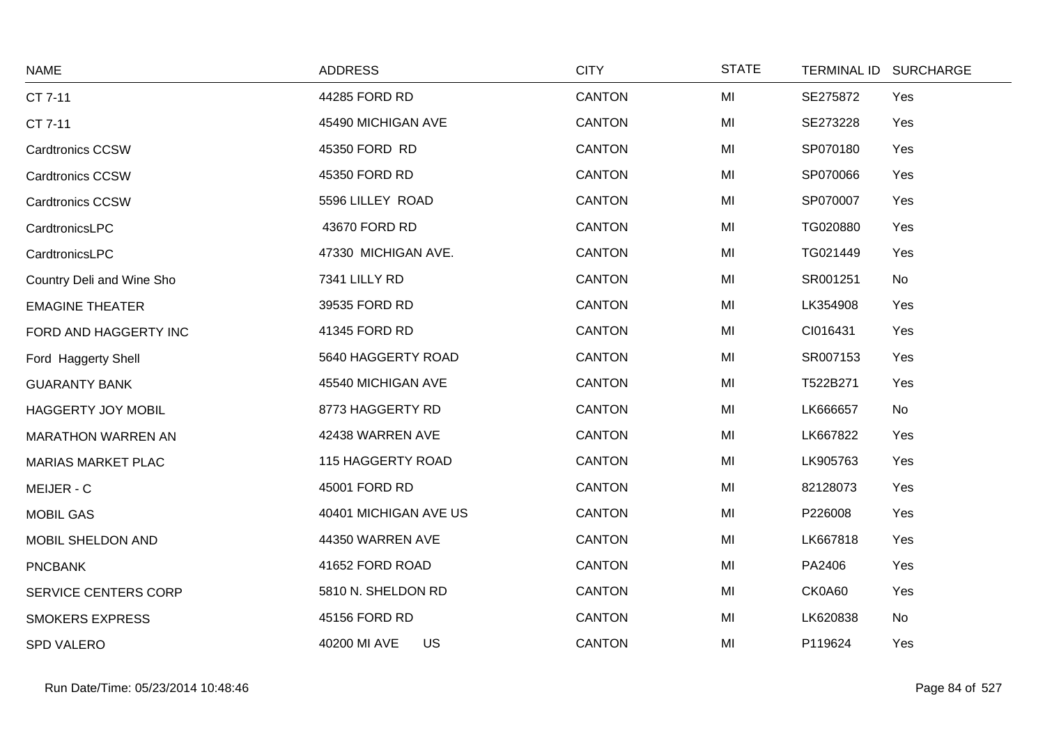| NAME | ADDRESS | CITY | STATE | TERMINAL ID | SURCHARGE |
|---|---|---|---|---|---|
| CT 7-11 | 44285 FORD RD | CANTON | MI | SE275872 | Yes |
| CT 7-11 | 45490 MICHIGAN AVE | CANTON | MI | SE273228 | Yes |
| Cardtronics CCSW | 45350 FORD RD | CANTON | MI | SP070180 | Yes |
| Cardtronics CCSW | 45350 FORD RD | CANTON | MI | SP070066 | Yes |
| Cardtronics CCSW | 5596 LILLEY ROAD | CANTON | MI | SP070007 | Yes |
| CardtronicsLPC | 43670 FORD RD | CANTON | MI | TG020880 | Yes |
| CardtronicsLPC | 47330 MICHIGAN AVE. | CANTON | MI | TG021449 | Yes |
| Country Deli and Wine Sho | 7341 LILLY RD | CANTON | MI | SR001251 | No |
| EMAGINE THEATER | 39535 FORD RD | CANTON | MI | LK354908 | Yes |
| FORD AND HAGGERTY INC | 41345 FORD RD | CANTON | MI | CI016431 | Yes |
| Ford Haggerty Shell | 5640 HAGGERTY ROAD | CANTON | MI | SR007153 | Yes |
| GUARANTY BANK | 45540 MICHIGAN AVE | CANTON | MI | T522B271 | Yes |
| HAGGERTY JOY MOBIL | 8773 HAGGERTY RD | CANTON | MI | LK666657 | No |
| MARATHON WARREN AN | 42438 WARREN AVE | CANTON | MI | LK667822 | Yes |
| MARIAS MARKET PLAC | 115 HAGGERTY ROAD | CANTON | MI | LK905763 | Yes |
| MEIJER - C | 45001 FORD RD | CANTON | MI | 82128073 | Yes |
| MOBIL GAS | 40401 MICHIGAN AVE US | CANTON | MI | P226008 | Yes |
| MOBIL SHELDON AND | 44350 WARREN AVE | CANTON | MI | LK667818 | Yes |
| PNCBANK | 41652 FORD ROAD | CANTON | MI | PA2406 | Yes |
| SERVICE CENTERS CORP | 5810 N. SHELDON RD | CANTON | MI | CK0A60 | Yes |
| SMOKERS EXPRESS | 45156 FORD RD | CANTON | MI | LK620838 | No |
| SPD VALERO | 40200 MI AVE US | CANTON | MI | P119624 | Yes |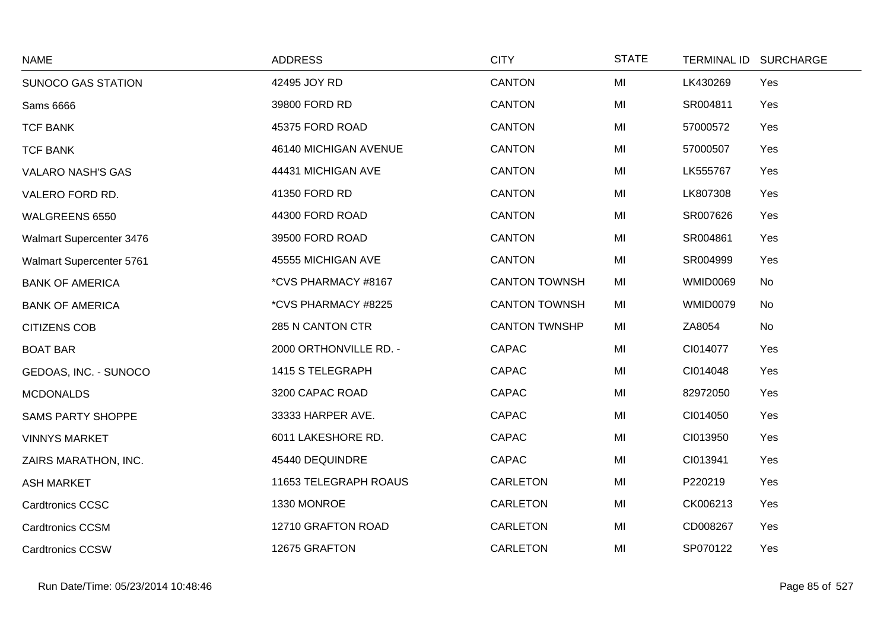| NAME | ADDRESS | CITY | STATE | TERMINAL ID | SURCHARGE |
|---|---|---|---|---|---|
| SUNOCO GAS STATION | 42495 JOY RD | CANTON | MI | LK430269 | Yes |
| Sams 6666 | 39800 FORD RD | CANTON | MI | SR004811 | Yes |
| TCF BANK | 45375 FORD ROAD | CANTON | MI | 57000572 | Yes |
| TCF BANK | 46140 MICHIGAN AVENUE | CANTON | MI | 57000507 | Yes |
| VALARO NASH'S GAS | 44431 MICHIGAN AVE | CANTON | MI | LK555767 | Yes |
| VALERO FORD RD. | 41350 FORD RD | CANTON | MI | LK807308 | Yes |
| WALGREENS 6550 | 44300 FORD ROAD | CANTON | MI | SR007626 | Yes |
| Walmart Supercenter 3476 | 39500 FORD ROAD | CANTON | MI | SR004861 | Yes |
| Walmart Supercenter 5761 | 45555 MICHIGAN AVE | CANTON | MI | SR004999 | Yes |
| BANK OF AMERICA | *CVS PHARMACY #8167 | CANTON TOWNSH | MI | WMID0069 | No |
| BANK OF AMERICA | *CVS PHARMACY #8225 | CANTON TOWNSH | MI | WMID0079 | No |
| CITIZENS COB | 285 N CANTON CTR | CANTON TWNSHP | MI | ZA8054 | No |
| BOAT BAR | 2000 ORTHONVILLE RD. - | CAPAC | MI | CI014077 | Yes |
| GEDOAS, INC. - SUNOCO | 1415 S TELEGRAPH | CAPAC | MI | CI014048 | Yes |
| MCDONALDS | 3200 CAPAC ROAD | CAPAC | MI | 82972050 | Yes |
| SAMS PARTY SHOPPE | 33333 HARPER AVE. | CAPAC | MI | CI014050 | Yes |
| VINNYS MARKET | 6011 LAKESHORE RD. | CAPAC | MI | CI013950 | Yes |
| ZAIRS MARATHON, INC. | 45440 DEQUINDRE | CAPAC | MI | CI013941 | Yes |
| ASH MARKET | 11653 TELEGRAPH ROAUS | CARLETON | MI | P220219 | Yes |
| Cardtronics CCSC | 1330 MONROE | CARLETON | MI | CK006213 | Yes |
| Cardtronics CCSM | 12710 GRAFTON ROAD | CARLETON | MI | CD008267 | Yes |
| Cardtronics CCSW | 12675 GRAFTON | CARLETON | MI | SP070122 | Yes |

Run Date/Time: 05/23/2014 10:48:46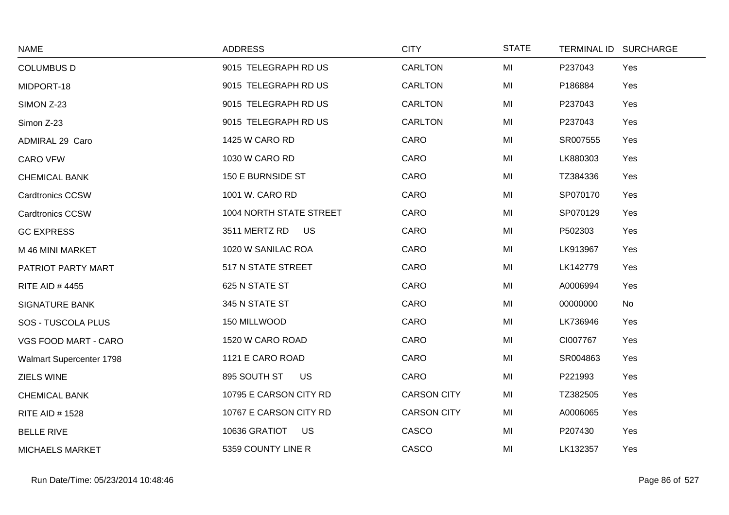| NAME | ADDRESS | CITY | STATE | TERMINAL ID | SURCHARGE |
|---|---|---|---|---|---|
| COLUMBUS D | 9015 TELEGRAPH RD US | CARLTON | MI | P237043 | Yes |
| MIDPORT-18 | 9015 TELEGRAPH RD US | CARLTON | MI | P186884 | Yes |
| SIMON Z-23 | 9015 TELEGRAPH RD US | CARLTON | MI | P237043 | Yes |
| Simon Z-23 | 9015 TELEGRAPH RD US | CARLTON | MI | P237043 | Yes |
| ADMIRAL 29 Caro | 1425 W CARO RD | CARO | MI | SR007555 | Yes |
| CARO VFW | 1030 W CARO RD | CARO | MI | LK880303 | Yes |
| CHEMICAL BANK | 150 E BURNSIDE ST | CARO | MI | TZ384336 | Yes |
| Cardtronics CCSW | 1001 W. CARO RD | CARO | MI | SP070170 | Yes |
| Cardtronics CCSW | 1004 NORTH STATE STREET | CARO | MI | SP070129 | Yes |
| GC EXPRESS | 3511 MERTZ RD US | CARO | MI | P502303 | Yes |
| M 46 MINI MARKET | 1020 W SANILAC ROA | CARO | MI | LK913967 | Yes |
| PATRIOT PARTY MART | 517 N STATE STREET | CARO | MI | LK142779 | Yes |
| RITE AID # 4455 | 625 N STATE ST | CARO | MI | A0006994 | Yes |
| SIGNATURE BANK | 345 N STATE ST | CARO | MI | 00000000 | No |
| SOS - TUSCOLA PLUS | 150 MILLWOOD | CARO | MI | LK736946 | Yes |
| VGS FOOD MART - CARO | 1520 W CARO ROAD | CARO | MI | CI007767 | Yes |
| Walmart Supercenter 1798 | 1121 E CARO ROAD | CARO | MI | SR004863 | Yes |
| ZIELS WINE | 895 SOUTH ST US | CARO | MI | P221993 | Yes |
| CHEMICAL BANK | 10795 E CARSON CITY RD | CARSON CITY | MI | TZ382505 | Yes |
| RITE AID # 1528 | 10767 E CARSON CITY RD | CARSON CITY | MI | A0006065 | Yes |
| BELLE RIVE | 10636 GRATIOT US | CASCO | MI | P207430 | Yes |
| MICHAELS MARKET | 5359 COUNTY LINE R | CASCO | MI | LK132357 | Yes |

Run Date/Time: 05/23/2014 10:48:46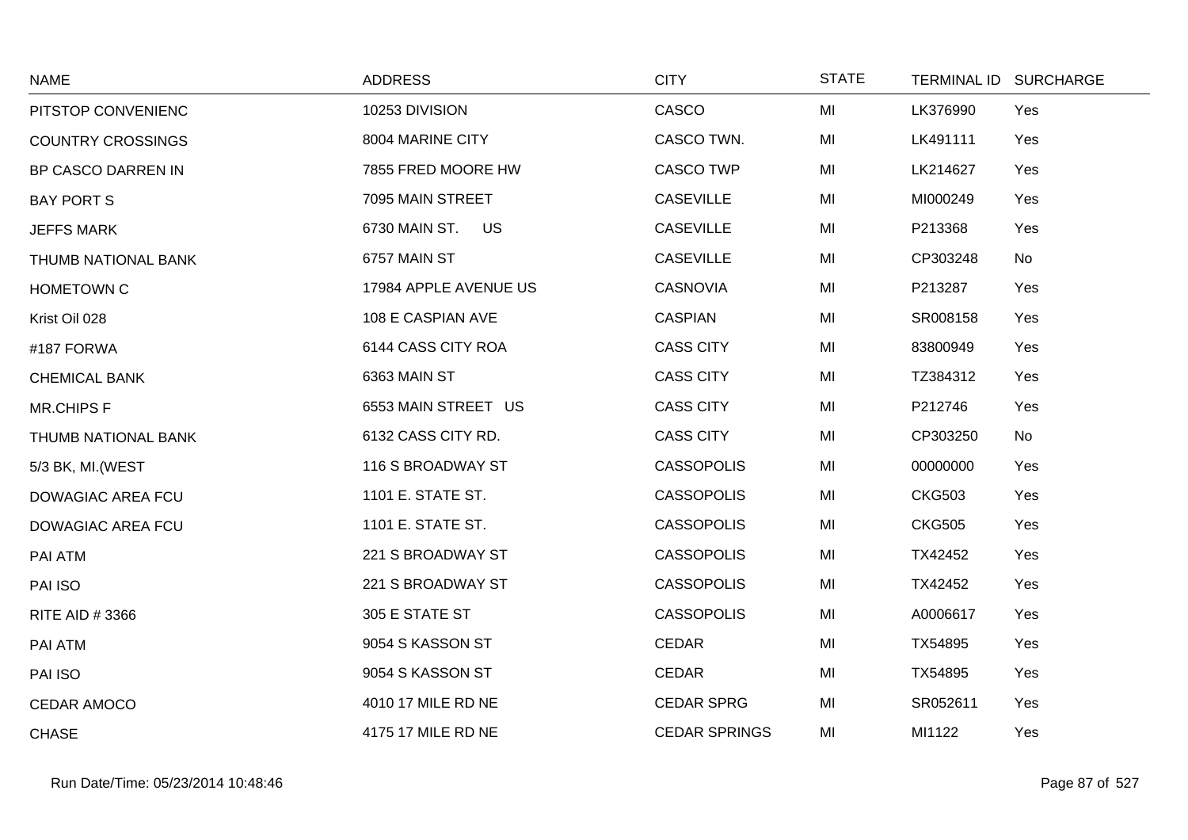| NAME | ADDRESS | CITY | STATE | TERMINAL ID | SURCHARGE |
|---|---|---|---|---|---|
| PITSTOP CONVENIENC | 10253 DIVISION | CASCO | MI | LK376990 | Yes |
| COUNTRY CROSSINGS | 8004 MARINE CITY | CASCO TWN. | MI | LK491111 | Yes |
| BP CASCO DARREN IN | 7855 FRED MOORE HW | CASCO TWP | MI | LK214627 | Yes |
| BAY PORT S | 7095 MAIN STREET | CASEVILLE | MI | MI000249 | Yes |
| JEFFS MARK | 6730 MAIN ST. US | CASEVILLE | MI | P213368 | Yes |
| THUMB NATIONAL BANK | 6757 MAIN ST | CASEVILLE | MI | CP303248 | No |
| HOMETOWN C | 17984 APPLE AVENUE US | CASNOVIA | MI | P213287 | Yes |
| Krist Oil 028 | 108 E CASPIAN AVE | CASPIAN | MI | SR008158 | Yes |
| #187 FORWA | 6144 CASS CITY ROA | CASS CITY | MI | 83800949 | Yes |
| CHEMICAL BANK | 6363 MAIN ST | CASS CITY | MI | TZ384312 | Yes |
| MR.CHIPS F | 6553 MAIN STREET US | CASS CITY | MI | P212746 | Yes |
| THUMB NATIONAL BANK | 6132 CASS CITY RD. | CASS CITY | MI | CP303250 | No |
| 5/3 BK, MI.(WEST | 116 S BROADWAY ST | CASSOPOLIS | MI | 00000000 | Yes |
| DOWAGIAC AREA FCU | 1101 E. STATE ST. | CASSOPOLIS | MI | CKG503 | Yes |
| DOWAGIAC AREA FCU | 1101 E. STATE ST. | CASSOPOLIS | MI | CKG505 | Yes |
| PAI ATM | 221 S BROADWAY ST | CASSOPOLIS | MI | TX42452 | Yes |
| PAI ISO | 221 S BROADWAY ST | CASSOPOLIS | MI | TX42452 | Yes |
| RITE AID # 3366 | 305 E STATE ST | CASSOPOLIS | MI | A0006617 | Yes |
| PAI ATM | 9054 S KASSON ST | CEDAR | MI | TX54895 | Yes |
| PAI ISO | 9054 S KASSON ST | CEDAR | MI | TX54895 | Yes |
| CEDAR AMOCO | 4010 17 MILE RD NE | CEDAR SPRG | MI | SR052611 | Yes |
| CHASE | 4175 17 MILE RD NE | CEDAR SPRINGS | MI | MI1122 | Yes |

Run Date/Time: 05/23/2014 10:48:46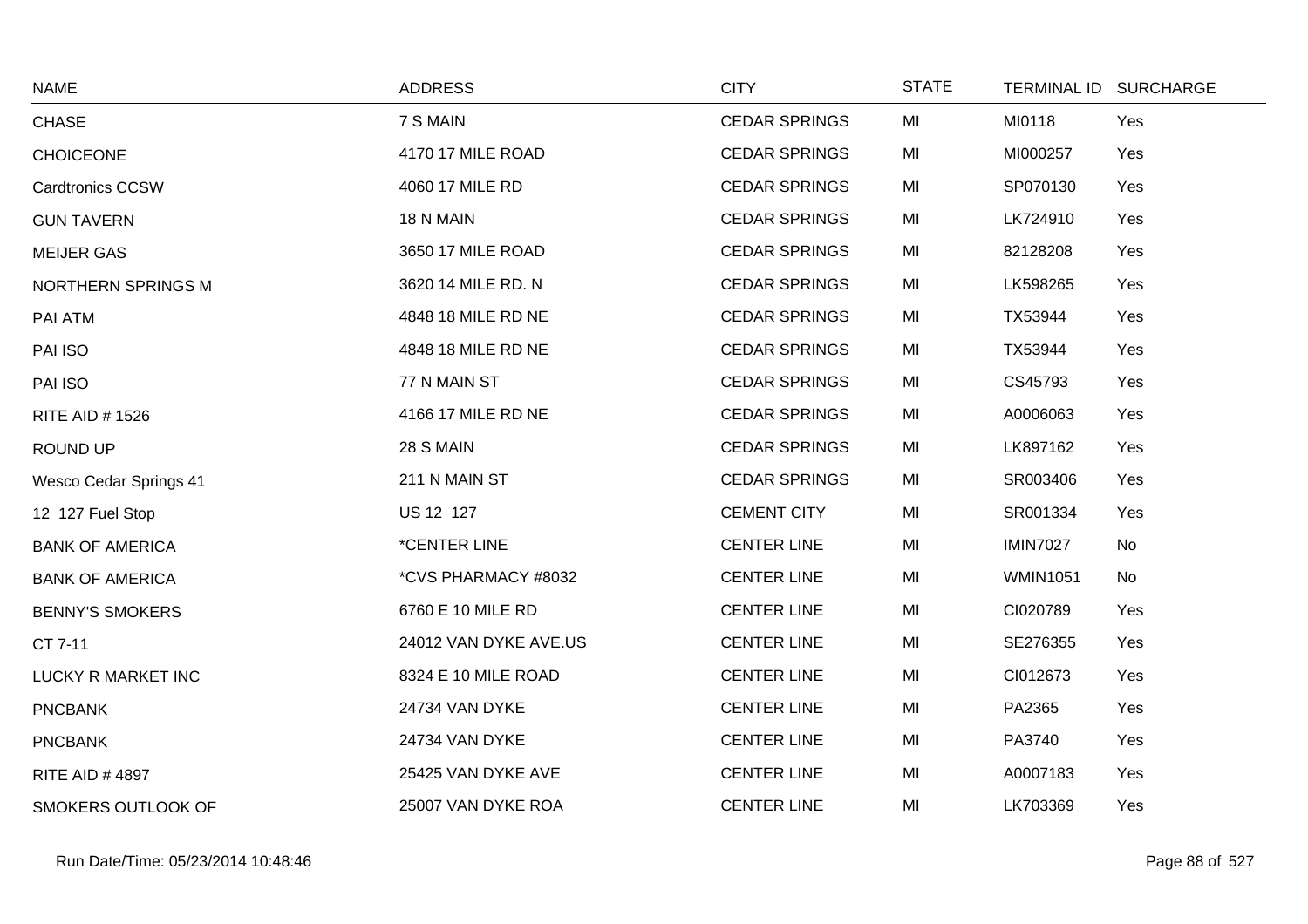| NAME | ADDRESS | CITY | STATE | TERMINAL ID | SURCHARGE |
|---|---|---|---|---|---|
| CHASE | 7 S MAIN | CEDAR SPRINGS | MI | MI0118 | Yes |
| CHOICEONE | 4170 17 MILE ROAD | CEDAR SPRINGS | MI | MI000257 | Yes |
| Cardtronics CCSW | 4060 17 MILE RD | CEDAR SPRINGS | MI | SP070130 | Yes |
| GUN TAVERN | 18 N MAIN | CEDAR SPRINGS | MI | LK724910 | Yes |
| MEIJER GAS | 3650 17 MILE ROAD | CEDAR SPRINGS | MI | 82128208 | Yes |
| NORTHERN SPRINGS M | 3620 14 MILE RD. N | CEDAR SPRINGS | MI | LK598265 | Yes |
| PAI ATM | 4848 18 MILE RD NE | CEDAR SPRINGS | MI | TX53944 | Yes |
| PAI ISO | 4848 18 MILE RD NE | CEDAR SPRINGS | MI | TX53944 | Yes |
| PAI ISO | 77 N MAIN ST | CEDAR SPRINGS | MI | CS45793 | Yes |
| RITE AID # 1526 | 4166 17 MILE RD NE | CEDAR SPRINGS | MI | A0006063 | Yes |
| ROUND UP | 28 S MAIN | CEDAR SPRINGS | MI | LK897162 | Yes |
| Wesco Cedar Springs 41 | 211 N MAIN ST | CEDAR SPRINGS | MI | SR003406 | Yes |
| 12 127 Fuel Stop | US 12 127 | CEMENT CITY | MI | SR001334 | Yes |
| BANK OF AMERICA | *CENTER LINE | CENTER LINE | MI | IMIN7027 | No |
| BANK OF AMERICA | *CVS PHARMACY #8032 | CENTER LINE | MI | WMIN1051 | No |
| BENNY'S SMOKERS | 6760 E 10 MILE RD | CENTER LINE | MI | CI020789 | Yes |
| CT 7-11 | 24012 VAN DYKE AVE.US | CENTER LINE | MI | SE276355 | Yes |
| LUCKY R MARKET INC | 8324 E 10 MILE ROAD | CENTER LINE | MI | CI012673 | Yes |
| PNCBANK | 24734 VAN DYKE | CENTER LINE | MI | PA2365 | Yes |
| PNCBANK | 24734 VAN DYKE | CENTER LINE | MI | PA3740 | Yes |
| RITE AID # 4897 | 25425 VAN DYKE AVE | CENTER LINE | MI | A0007183 | Yes |
| SMOKERS OUTLOOK OF | 25007 VAN DYKE ROA | CENTER LINE | MI | LK703369 | Yes |

Run Date/Time: 05/23/2014 10:48:46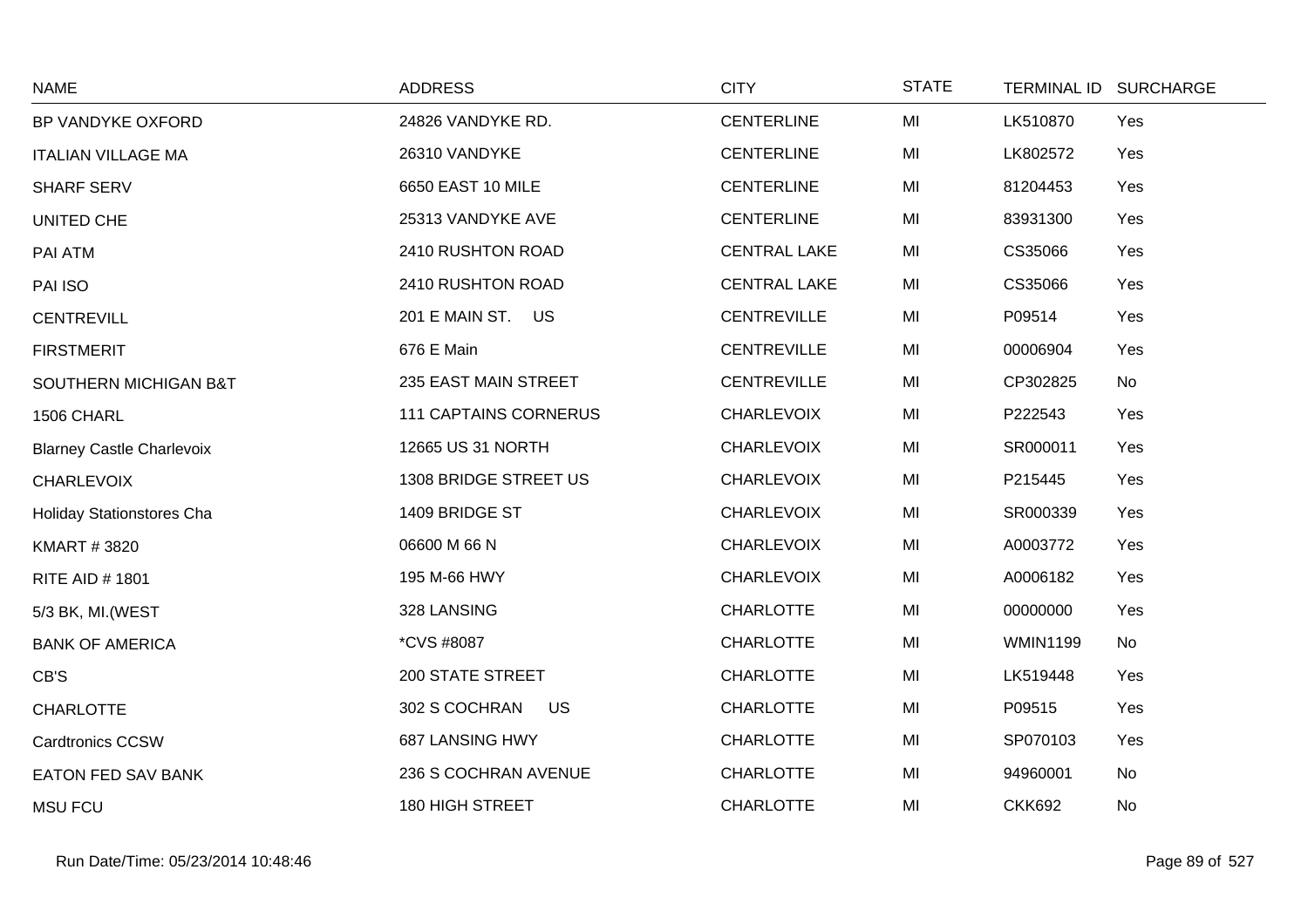| NAME | ADDRESS | CITY | STATE | TERMINAL ID | SURCHARGE |
|---|---|---|---|---|---|
| BP VANDYKE OXFORD | 24826 VANDYKE RD. | CENTERLINE | MI | LK510870 | Yes |
| ITALIAN VILLAGE MA | 26310 VANDYKE | CENTERLINE | MI | LK802572 | Yes |
| SHARF SERV | 6650 EAST 10 MILE | CENTERLINE | MI | 81204453 | Yes |
| UNITED CHE | 25313 VANDYKE AVE | CENTERLINE | MI | 83931300 | Yes |
| PAI ATM | 2410 RUSHTON ROAD | CENTRAL LAKE | MI | CS35066 | Yes |
| PAI ISO | 2410 RUSHTON ROAD | CENTRAL LAKE | MI | CS35066 | Yes |
| CENTREVILL | 201 E MAIN ST. US | CENTREVILLE | MI | P09514 | Yes |
| FIRSTMERIT | 676 E Main | CENTREVILLE | MI | 00006904 | Yes |
| SOUTHERN MICHIGAN B&T | 235 EAST MAIN STREET | CENTREVILLE | MI | CP302825 | No |
| 1506 CHARL | 111 CAPTAINS CORNERUS | CHARLEVOIX | MI | P222543 | Yes |
| Blarney Castle Charlevoix | 12665 US 31 NORTH | CHARLEVOIX | MI | SR000011 | Yes |
| CHARLEVOIX | 1308 BRIDGE STREET US | CHARLEVOIX | MI | P215445 | Yes |
| Holiday Stationstores Cha | 1409 BRIDGE ST | CHARLEVOIX | MI | SR000339 | Yes |
| KMART # 3820 | 06600 M 66 N | CHARLEVOIX | MI | A0003772 | Yes |
| RITE AID # 1801 | 195 M-66 HWY | CHARLEVOIX | MI | A0006182 | Yes |
| 5/3 BK, MI.(WEST | 328 LANSING | CHARLOTTE | MI | 00000000 | Yes |
| BANK OF AMERICA | *CVS #8087 | CHARLOTTE | MI | WMIN1199 | No |
| CB'S | 200 STATE STREET | CHARLOTTE | MI | LK519448 | Yes |
| CHARLOTTE | 302 S COCHRAN US | CHARLOTTE | MI | P09515 | Yes |
| Cardtronics CCSW | 687 LANSING HWY | CHARLOTTE | MI | SP070103 | Yes |
| EATON FED SAV BANK | 236 S COCHRAN AVENUE | CHARLOTTE | MI | 94960001 | No |
| MSU FCU | 180 HIGH STREET | CHARLOTTE | MI | CKK692 | No |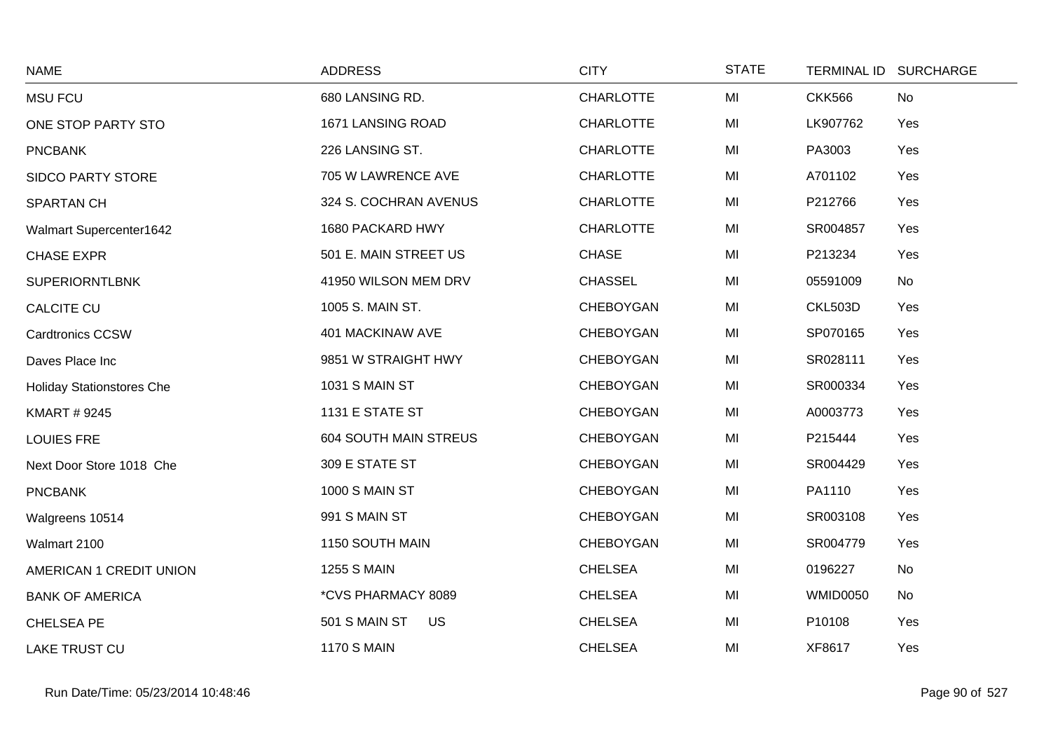| NAME | ADDRESS | CITY | STATE | TERMINAL ID | SURCHARGE |
|---|---|---|---|---|---|
| MSU FCU | 680 LANSING RD. | CHARLOTTE | MI | CKK566 | No |
| ONE STOP PARTY STO | 1671 LANSING ROAD | CHARLOTTE | MI | LK907762 | Yes |
| PNCBANK | 226 LANSING ST. | CHARLOTTE | MI | PA3003 | Yes |
| SIDCO PARTY STORE | 705 W LAWRENCE AVE | CHARLOTTE | MI | A701102 | Yes |
| SPARTAN CH | 324 S. COCHRAN AVENUS | CHARLOTTE | MI | P212766 | Yes |
| Walmart Supercenter1642 | 1680 PACKARD HWY | CHARLOTTE | MI | SR004857 | Yes |
| CHASE EXPR | 501 E. MAIN STREET US | CHASE | MI | P213234 | Yes |
| SUPERIORNTLBNK | 41950 WILSON MEM DRV | CHASSEL | MI | 05591009 | No |
| CALCITE CU | 1005 S. MAIN ST. | CHEBOYGAN | MI | CKL503D | Yes |
| Cardtronics CCSW | 401 MACKINAW AVE | CHEBOYGAN | MI | SP070165 | Yes |
| Daves Place Inc | 9851 W STRAIGHT HWY | CHEBOYGAN | MI | SR028111 | Yes |
| Holiday Stationstores Che | 1031 S MAIN ST | CHEBOYGAN | MI | SR000334 | Yes |
| KMART # 9245 | 1131 E STATE ST | CHEBOYGAN | MI | A0003773 | Yes |
| LOUIES FRE | 604 SOUTH MAIN STREUS | CHEBOYGAN | MI | P215444 | Yes |
| Next Door Store 1018 Che | 309 E STATE ST | CHEBOYGAN | MI | SR004429 | Yes |
| PNCBANK | 1000 S MAIN ST | CHEBOYGAN | MI | PA1110 | Yes |
| Walgreens 10514 | 991 S MAIN ST | CHEBOYGAN | MI | SR003108 | Yes |
| Walmart 2100 | 1150 SOUTH MAIN | CHEBOYGAN | MI | SR004779 | Yes |
| AMERICAN 1 CREDIT UNION | 1255 S MAIN | CHELSEA | MI | 0196227 | No |
| BANK OF AMERICA | *CVS PHARMACY 8089 | CHELSEA | MI | WMID0050 | No |
| CHELSEA PE | 501 S MAIN ST US | CHELSEA | MI | P10108 | Yes |
| LAKE TRUST CU | 1170 S MAIN | CHELSEA | MI | XF8617 | Yes |

Run Date/Time: 05/23/2014 10:48:46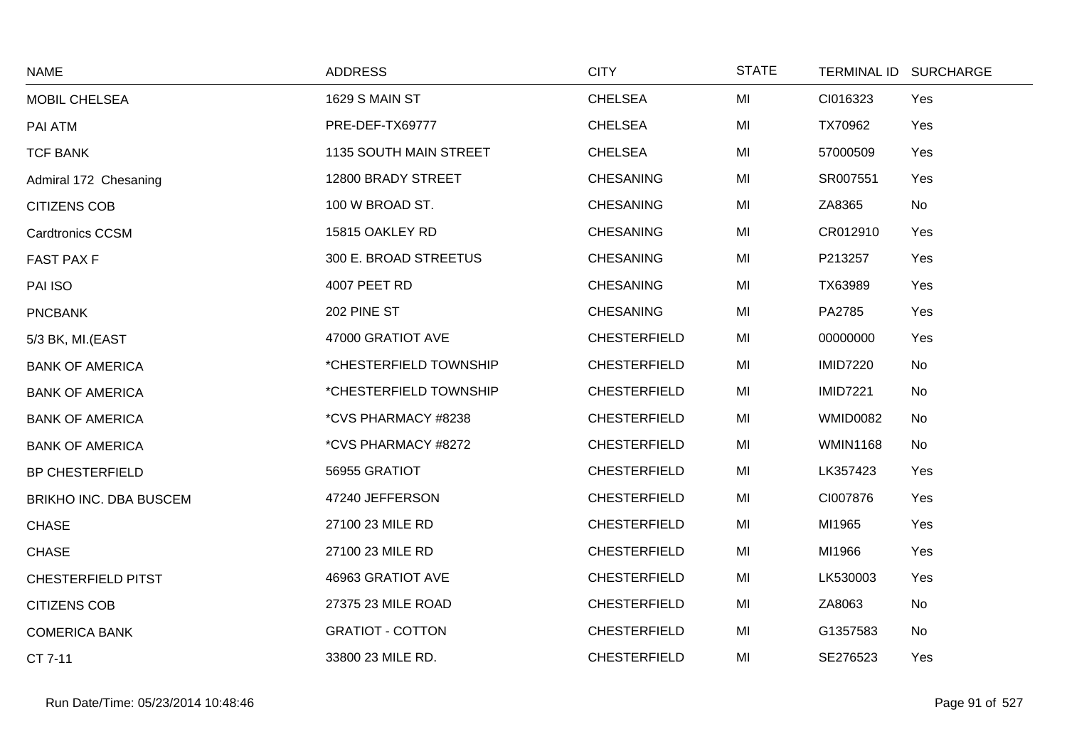| NAME | ADDRESS | CITY | STATE | TERMINAL ID | SURCHARGE |
|---|---|---|---|---|---|
| MOBIL CHELSEA | 1629 S MAIN ST | CHELSEA | MI | CI016323 | Yes |
| PAI ATM | PRE-DEF-TX69777 | CHELSEA | MI | TX70962 | Yes |
| TCF BANK | 1135 SOUTH MAIN STREET | CHELSEA | MI | 57000509 | Yes |
| Admiral 172 Chesaning | 12800 BRADY STREET | CHESANING | MI | SR007551 | Yes |
| CITIZENS COB | 100 W BROAD ST. | CHESANING | MI | ZA8365 | No |
| Cardtronics CCSM | 15815 OAKLEY RD | CHESANING | MI | CR012910 | Yes |
| FAST PAX F | 300 E. BROAD STREETUS | CHESANING | MI | P213257 | Yes |
| PAI ISO | 4007 PEET RD | CHESANING | MI | TX63989 | Yes |
| PNCBANK | 202 PINE ST | CHESANING | MI | PA2785 | Yes |
| 5/3 BK, MI.(EAST | 47000 GRATIOT AVE | CHESTERFIELD | MI | 00000000 | Yes |
| BANK OF AMERICA | *CHESTERFIELD TOWNSHIP | CHESTERFIELD | MI | IMID7220 | No |
| BANK OF AMERICA | *CHESTERFIELD TOWNSHIP | CHESTERFIELD | MI | IMID7221 | No |
| BANK OF AMERICA | *CVS PHARMACY #8238 | CHESTERFIELD | MI | WMID0082 | No |
| BANK OF AMERICA | *CVS PHARMACY #8272 | CHESTERFIELD | MI | WMIN1168 | No |
| BP CHESTERFIELD | 56955 GRATIOT | CHESTERFIELD | MI | LK357423 | Yes |
| BRIKHO INC. DBA BUSCEM | 47240 JEFFERSON | CHESTERFIELD | MI | CI007876 | Yes |
| CHASE | 27100 23 MILE RD | CHESTERFIELD | MI | MI1965 | Yes |
| CHASE | 27100 23 MILE RD | CHESTERFIELD | MI | MI1966 | Yes |
| CHESTERFIELD PITST | 46963 GRATIOT AVE | CHESTERFIELD | MI | LK530003 | Yes |
| CITIZENS COB | 27375 23 MILE ROAD | CHESTERFIELD | MI | ZA8063 | No |
| COMERICA BANK | GRATIOT - COTTON | CHESTERFIELD | MI | G1357583 | No |
| CT 7-11 | 33800 23 MILE RD. | CHESTERFIELD | MI | SE276523 | Yes |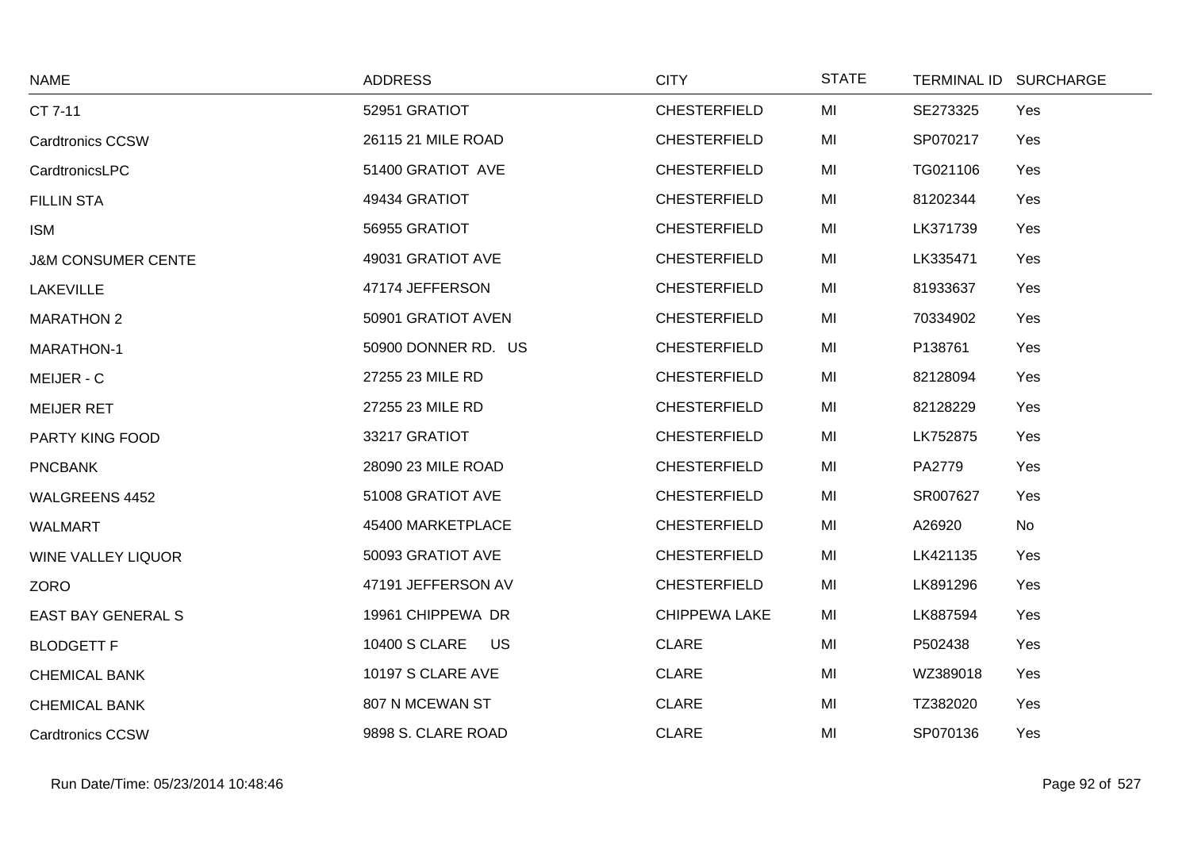| NAME | ADDRESS | CITY | STATE | TERMINAL ID | SURCHARGE |
|---|---|---|---|---|---|
| CT 7-11 | 52951 GRATIOT | CHESTERFIELD | MI | SE273325 | Yes |
| Cardtronics CCSW | 26115 21 MILE ROAD | CHESTERFIELD | MI | SP070217 | Yes |
| CardtronicsLPC | 51400 GRATIOT AVE | CHESTERFIELD | MI | TG021106 | Yes |
| FILLIN STA | 49434 GRATIOT | CHESTERFIELD | MI | 81202344 | Yes |
| ISM | 56955 GRATIOT | CHESTERFIELD | MI | LK371739 | Yes |
| J&M CONSUMER CENTE | 49031 GRATIOT AVE | CHESTERFIELD | MI | LK335471 | Yes |
| LAKEVILLE | 47174 JEFFERSON | CHESTERFIELD | MI | 81933637 | Yes |
| MARATHON 2 | 50901 GRATIOT AVEN | CHESTERFIELD | MI | 70334902 | Yes |
| MARATHON-1 | 50900 DONNER RD. US | CHESTERFIELD | MI | P138761 | Yes |
| MEIJER - C | 27255 23 MILE RD | CHESTERFIELD | MI | 82128094 | Yes |
| MEIJER RET | 27255 23 MILE RD | CHESTERFIELD | MI | 82128229 | Yes |
| PARTY KING FOOD | 33217 GRATIOT | CHESTERFIELD | MI | LK752875 | Yes |
| PNCBANK | 28090 23 MILE ROAD | CHESTERFIELD | MI | PA2779 | Yes |
| WALGREENS 4452 | 51008 GRATIOT AVE | CHESTERFIELD | MI | SR007627 | Yes |
| WALMART | 45400 MARKETPLACE | CHESTERFIELD | MI | A26920 | No |
| WINE VALLEY LIQUOR | 50093 GRATIOT AVE | CHESTERFIELD | MI | LK421135 | Yes |
| ZORO | 47191 JEFFERSON AV | CHESTERFIELD | MI | LK891296 | Yes |
| EAST BAY GENERAL S | 19961 CHIPPEWA DR | CHIPPEWA LAKE | MI | LK887594 | Yes |
| BLODGETT F | 10400 S CLARE US | CLARE | MI | P502438 | Yes |
| CHEMICAL BANK | 10197 S CLARE AVE | CLARE | MI | WZ389018 | Yes |
| CHEMICAL BANK | 807 N MCEWAN ST | CLARE | MI | TZ382020 | Yes |
| Cardtronics CCSW | 9898 S. CLARE ROAD | CLARE | MI | SP070136 | Yes |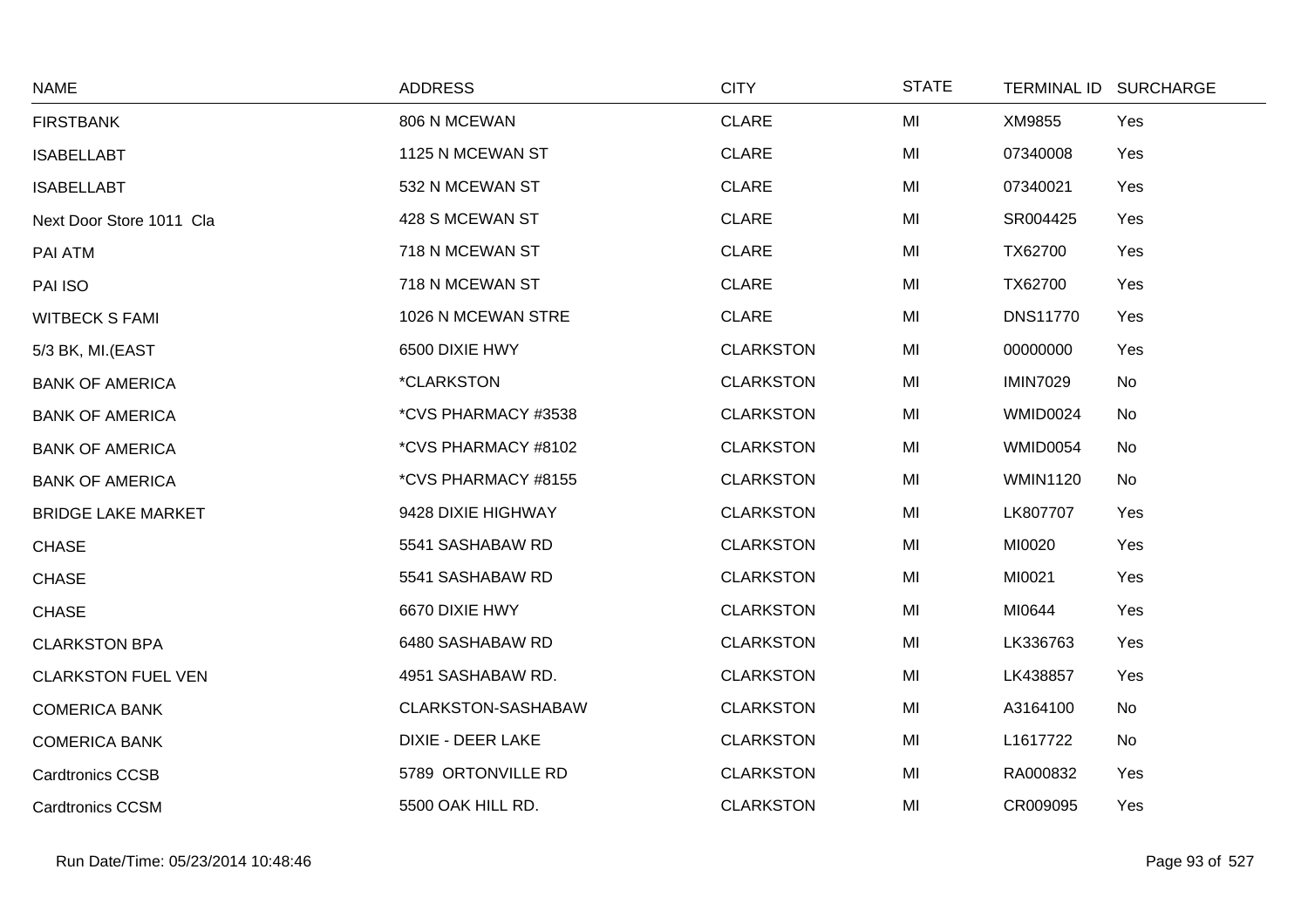| NAME | ADDRESS | CITY | STATE | TERMINAL ID | SURCHARGE |
|---|---|---|---|---|---|
| FIRSTBANK | 806 N MCEWAN | CLARE | MI | XM9855 | Yes |
| ISABELLABT | 1125 N MCEWAN ST | CLARE | MI | 07340008 | Yes |
| ISABELLABT | 532 N MCEWAN ST | CLARE | MI | 07340021 | Yes |
| Next Door Store 1011 Cla | 428 S MCEWAN ST | CLARE | MI | SR004425 | Yes |
| PAI ATM | 718 N MCEWAN ST | CLARE | MI | TX62700 | Yes |
| PAI ISO | 718 N MCEWAN ST | CLARE | MI | TX62700 | Yes |
| WITBECK S FAMI | 1026 N MCEWAN STRE | CLARE | MI | DNS11770 | Yes |
| 5/3 BK, MI.(EAST | 6500 DIXIE HWY | CLARKSTON | MI | 00000000 | Yes |
| BANK OF AMERICA | *CLARKSTON | CLARKSTON | MI | IMIN7029 | No |
| BANK OF AMERICA | *CVS PHARMACY #3538 | CLARKSTON | MI | WMID0024 | No |
| BANK OF AMERICA | *CVS PHARMACY #8102 | CLARKSTON | MI | WMID0054 | No |
| BANK OF AMERICA | *CVS PHARMACY #8155 | CLARKSTON | MI | WMIN1120 | No |
| BRIDGE LAKE MARKET | 9428 DIXIE HIGHWAY | CLARKSTON | MI | LK807707 | Yes |
| CHASE | 5541 SASHABAW RD | CLARKSTON | MI | MI0020 | Yes |
| CHASE | 5541 SASHABAW RD | CLARKSTON | MI | MI0021 | Yes |
| CHASE | 6670 DIXIE HWY | CLARKSTON | MI | MI0644 | Yes |
| CLARKSTON BPA | 6480 SASHABAW RD | CLARKSTON | MI | LK336763 | Yes |
| CLARKSTON FUEL VEN | 4951 SASHABAW RD. | CLARKSTON | MI | LK438857 | Yes |
| COMERICA BANK | CLARKSTON-SASHABAW | CLARKSTON | MI | A3164100 | No |
| COMERICA BANK | DIXIE - DEER LAKE | CLARKSTON | MI | L1617722 | No |
| Cardtronics CCSB | 5789 ORTONVILLE RD | CLARKSTON | MI | RA000832 | Yes |
| Cardtronics CCSM | 5500 OAK HILL RD. | CLARKSTON | MI | CR009095 | Yes |

Run Date/Time: 05/23/2014 10:48:46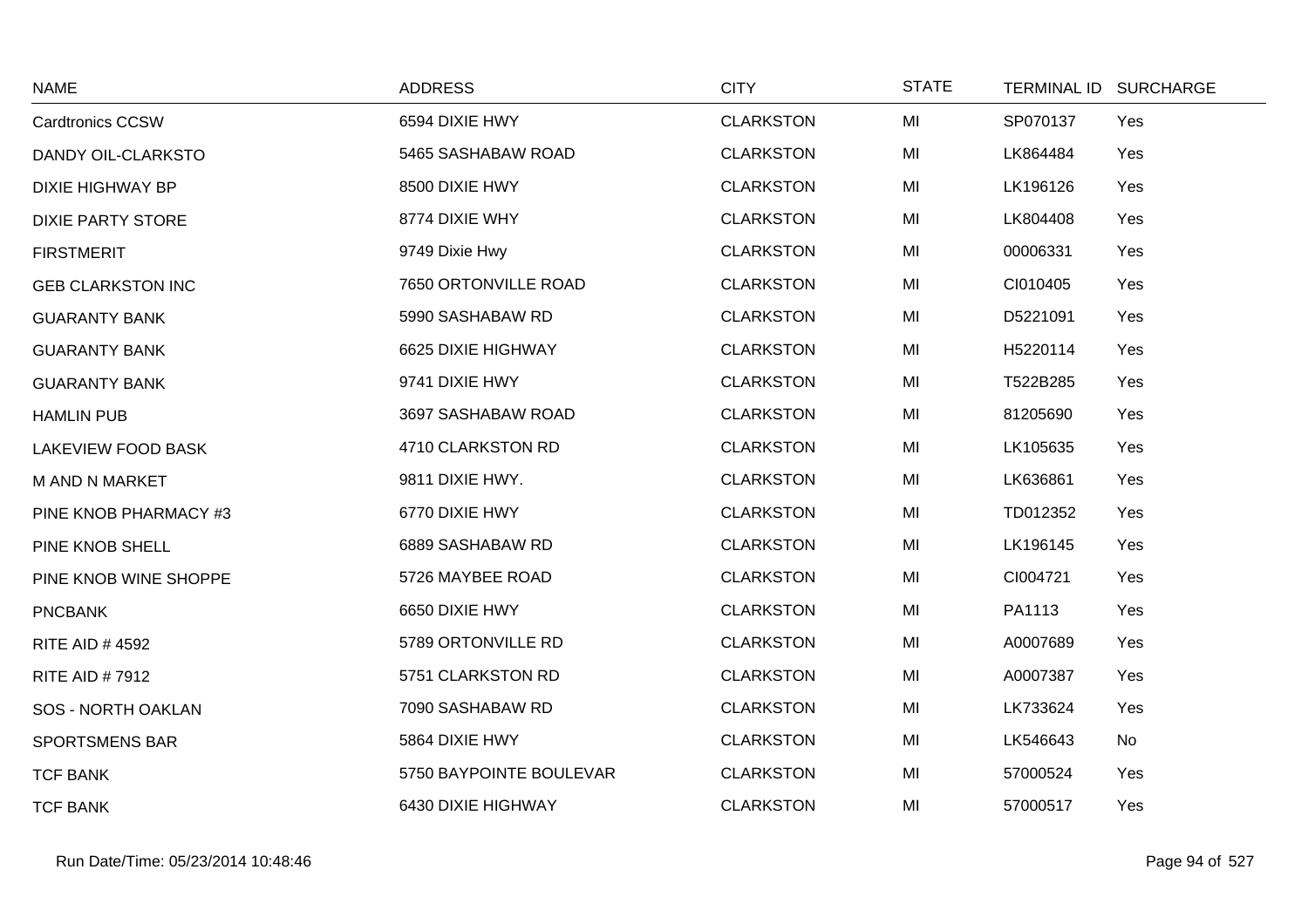| NAME | ADDRESS | CITY | STATE | TERMINAL ID | SURCHARGE |
|---|---|---|---|---|---|
| Cardtronics CCSW | 6594 DIXIE HWY | CLARKSTON | MI | SP070137 | Yes |
| DANDY OIL-CLARKSTO | 5465 SASHABAW ROAD | CLARKSTON | MI | LK864484 | Yes |
| DIXIE HIGHWAY BP | 8500 DIXIE HWY | CLARKSTON | MI | LK196126 | Yes |
| DIXIE PARTY STORE | 8774 DIXIE WHY | CLARKSTON | MI | LK804408 | Yes |
| FIRSTMERIT | 9749 Dixie Hwy | CLARKSTON | MI | 00006331 | Yes |
| GEB CLARKSTON INC | 7650 ORTONVILLE ROAD | CLARKSTON | MI | CI010405 | Yes |
| GUARANTY BANK | 5990 SASHABAW RD | CLARKSTON | MI | D5221091 | Yes |
| GUARANTY BANK | 6625 DIXIE HIGHWAY | CLARKSTON | MI | H5220114 | Yes |
| GUARANTY BANK | 9741 DIXIE HWY | CLARKSTON | MI | T522B285 | Yes |
| HAMLIN PUB | 3697 SASHABAW ROAD | CLARKSTON | MI | 81205690 | Yes |
| LAKEVIEW FOOD BASK | 4710 CLARKSTON RD | CLARKSTON | MI | LK105635 | Yes |
| M AND N MARKET | 9811 DIXIE HWY. | CLARKSTON | MI | LK636861 | Yes |
| PINE KNOB PHARMACY #3 | 6770 DIXIE HWY | CLARKSTON | MI | TD012352 | Yes |
| PINE KNOB SHELL | 6889 SASHABAW RD | CLARKSTON | MI | LK196145 | Yes |
| PINE KNOB WINE SHOPPE | 5726 MAYBEE ROAD | CLARKSTON | MI | CI004721 | Yes |
| PNCBANK | 6650 DIXIE HWY | CLARKSTON | MI | PA1113 | Yes |
| RITE AID # 4592 | 5789 ORTONVILLE RD | CLARKSTON | MI | A0007689 | Yes |
| RITE AID # 7912 | 5751 CLARKSTON RD | CLARKSTON | MI | A0007387 | Yes |
| SOS - NORTH OAKLAN | 7090 SASHABAW RD | CLARKSTON | MI | LK733624 | Yes |
| SPORTSMENS BAR | 5864 DIXIE HWY | CLARKSTON | MI | LK546643 | No |
| TCF BANK | 5750 BAYPOINTE BOULEVAR | CLARKSTON | MI | 57000524 | Yes |
| TCF BANK | 6430 DIXIE HIGHWAY | CLARKSTON | MI | 57000517 | Yes |

Run Date/Time: 05/23/2014 10:48:46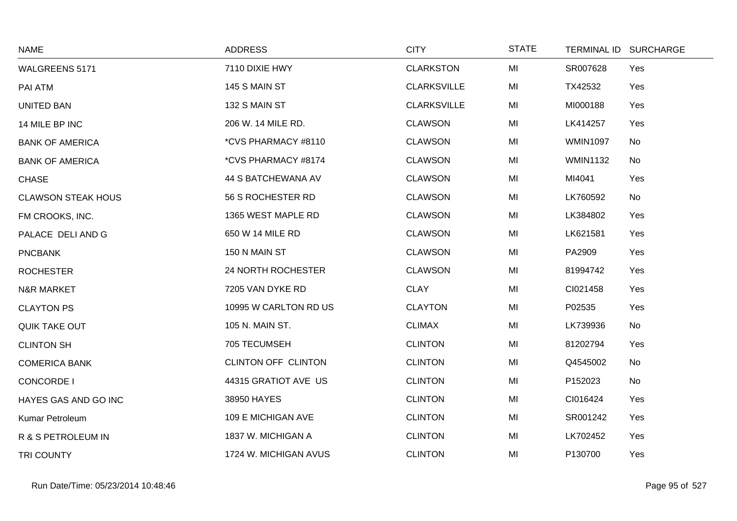| NAME | ADDRESS | CITY | STATE | TERMINAL ID | SURCHARGE |
|---|---|---|---|---|---|
| WALGREENS 5171 | 7110 DIXIE HWY | CLARKSTON | MI | SR007628 | Yes |
| PAI ATM | 145 S MAIN ST | CLARKSVILLE | MI | TX42532 | Yes |
| UNITED BAN | 132 S MAIN ST | CLARKSVILLE | MI | MI000188 | Yes |
| 14 MILE BP INC | 206 W. 14 MILE RD. | CLAWSON | MI | LK414257 | Yes |
| BANK OF AMERICA | *CVS PHARMACY #8110 | CLAWSON | MI | WMIN1097 | No |
| BANK OF AMERICA | *CVS PHARMACY #8174 | CLAWSON | MI | WMIN1132 | No |
| CHASE | 44 S BATCHEWANA AV | CLAWSON | MI | MI4041 | Yes |
| CLAWSON STEAK HOUS | 56 S ROCHESTER RD | CLAWSON | MI | LK760592 | No |
| FM CROOKS, INC. | 1365 WEST MAPLE RD | CLAWSON | MI | LK384802 | Yes |
| PALACE DELI AND G | 650 W 14 MILE RD | CLAWSON | MI | LK621581 | Yes |
| PNCBANK | 150 N MAIN ST | CLAWSON | MI | PA2909 | Yes |
| ROCHESTER | 24 NORTH ROCHESTER | CLAWSON | MI | 81994742 | Yes |
| N&R MARKET | 7205 VAN DYKE RD | CLAY | MI | CI021458 | Yes |
| CLAYTON PS | 10995 W CARLTON RD US | CLAYTON | MI | P02535 | Yes |
| QUIK TAKE OUT | 105 N. MAIN ST. | CLIMAX | MI | LK739936 | No |
| CLINTON SH | 705 TECUMSEH | CLINTON | MI | 81202794 | Yes |
| COMERICA BANK | CLINTON OFF CLINTON | CLINTON | MI | Q4545002 | No |
| CONCORDE I | 44315 GRATIOT AVE US | CLINTON | MI | P152023 | No |
| HAYES GAS AND GO INC | 38950 HAYES | CLINTON | MI | CI016424 | Yes |
| Kumar Petroleum | 109 E MICHIGAN AVE | CLINTON | MI | SR001242 | Yes |
| R & S PETROLEUM IN | 1837 W. MICHIGAN A | CLINTON | MI | LK702452 | Yes |
| TRI COUNTY | 1724 W. MICHIGAN AVUS | CLINTON | MI | P130700 | Yes |

Run Date/Time: 05/23/2014 10:48:46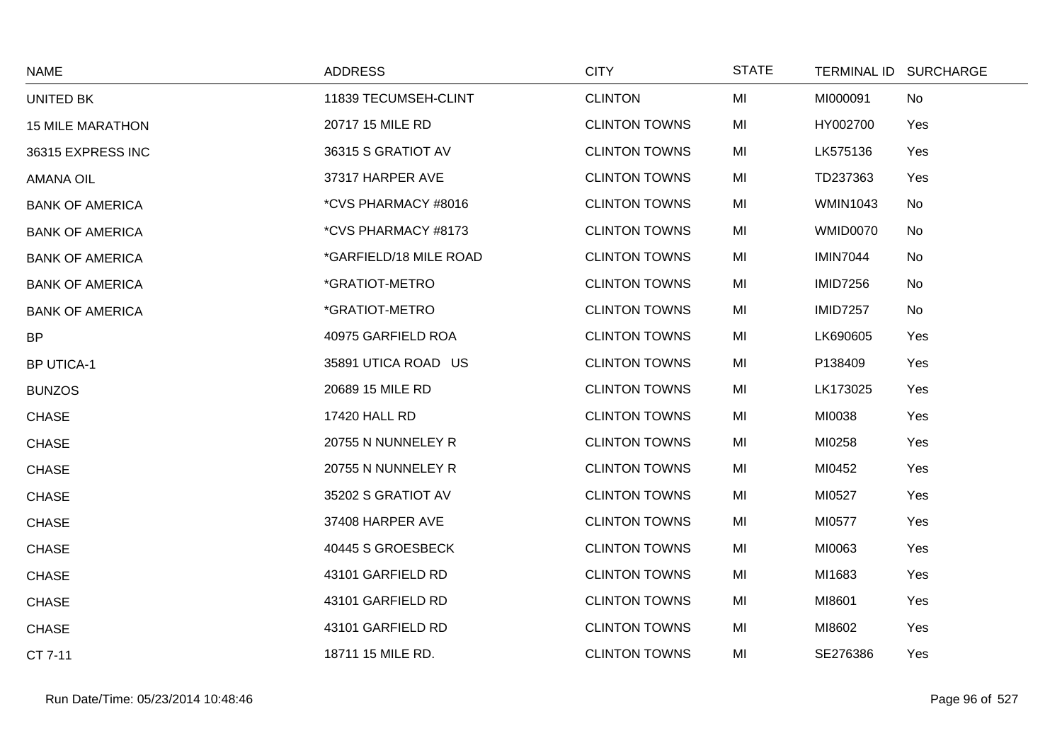| NAME | ADDRESS | CITY | STATE | TERMINAL ID | SURCHARGE |
|---|---|---|---|---|---|
| UNITED BK | 11839 TECUMSEH-CLINT | CLINTON | MI | MI000091 | No |
| 15 MILE MARATHON | 20717 15 MILE RD | CLINTON TOWNS | MI | HY002700 | Yes |
| 36315 EXPRESS INC | 36315 S GRATIOT AV | CLINTON TOWNS | MI | LK575136 | Yes |
| AMANA OIL | 37317 HARPER AVE | CLINTON TOWNS | MI | TD237363 | Yes |
| BANK OF AMERICA | *CVS PHARMACY #8016 | CLINTON TOWNS | MI | WMIN1043 | No |
| BANK OF AMERICA | *CVS PHARMACY #8173 | CLINTON TOWNS | MI | WMID0070 | No |
| BANK OF AMERICA | *GARFIELD/18 MILE ROAD | CLINTON TOWNS | MI | IMIN7044 | No |
| BANK OF AMERICA | *GRATIOT-METRO | CLINTON TOWNS | MI | IMID7256 | No |
| BANK OF AMERICA | *GRATIOT-METRO | CLINTON TOWNS | MI | IMID7257 | No |
| BP | 40975 GARFIELD ROA | CLINTON TOWNS | MI | LK690605 | Yes |
| BP UTICA-1 | 35891 UTICA ROAD US | CLINTON TOWNS | MI | P138409 | Yes |
| BUNZOS | 20689 15 MILE RD | CLINTON TOWNS | MI | LK173025 | Yes |
| CHASE | 17420 HALL RD | CLINTON TOWNS | MI | MI0038 | Yes |
| CHASE | 20755 N NUNNELEY R | CLINTON TOWNS | MI | MI0258 | Yes |
| CHASE | 20755 N NUNNELEY R | CLINTON TOWNS | MI | MI0452 | Yes |
| CHASE | 35202 S GRATIOT AV | CLINTON TOWNS | MI | MI0527 | Yes |
| CHASE | 37408 HARPER AVE | CLINTON TOWNS | MI | MI0577 | Yes |
| CHASE | 40445 S GROESBECK | CLINTON TOWNS | MI | MI0063 | Yes |
| CHASE | 43101 GARFIELD RD | CLINTON TOWNS | MI | MI1683 | Yes |
| CHASE | 43101 GARFIELD RD | CLINTON TOWNS | MI | MI8601 | Yes |
| CHASE | 43101 GARFIELD RD | CLINTON TOWNS | MI | MI8602 | Yes |
| CT 7-11 | 18711 15 MILE RD. | CLINTON TOWNS | MI | SE276386 | Yes |

Run Date/Time: 05/23/2014 10:48:46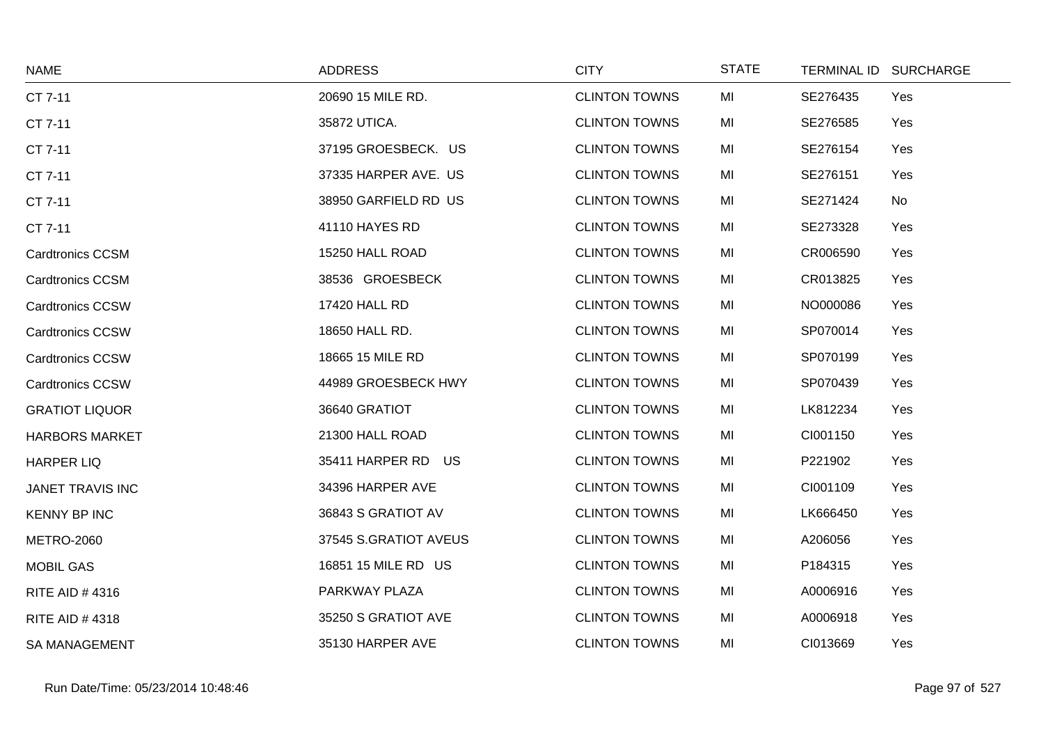| NAME | ADDRESS | CITY | STATE | TERMINAL ID | SURCHARGE |
|---|---|---|---|---|---|
| CT 7-11 | 20690 15 MILE RD. | CLINTON TOWNS | MI | SE276435 | Yes |
| CT 7-11 | 35872 UTICA. | CLINTON TOWNS | MI | SE276585 | Yes |
| CT 7-11 | 37195 GROESBECK. US | CLINTON TOWNS | MI | SE276154 | Yes |
| CT 7-11 | 37335 HARPER AVE. US | CLINTON TOWNS | MI | SE276151 | Yes |
| CT 7-11 | 38950 GARFIELD RD US | CLINTON TOWNS | MI | SE271424 | No |
| CT 7-11 | 41110 HAYES RD | CLINTON TOWNS | MI | SE273328 | Yes |
| Cardtronics CCSM | 15250 HALL ROAD | CLINTON TOWNS | MI | CR006590 | Yes |
| Cardtronics CCSM | 38536 GROESBECK | CLINTON TOWNS | MI | CR013825 | Yes |
| Cardtronics CCSW | 17420 HALL RD | CLINTON TOWNS | MI | NO000086 | Yes |
| Cardtronics CCSW | 18650 HALL RD. | CLINTON TOWNS | MI | SP070014 | Yes |
| Cardtronics CCSW | 18665 15 MILE RD | CLINTON TOWNS | MI | SP070199 | Yes |
| Cardtronics CCSW | 44989 GROESBECK HWY | CLINTON TOWNS | MI | SP070439 | Yes |
| GRATIOT LIQUOR | 36640 GRATIOT | CLINTON TOWNS | MI | LK812234 | Yes |
| HARBORS MARKET | 21300 HALL ROAD | CLINTON TOWNS | MI | CI001150 | Yes |
| HARPER LIQ | 35411 HARPER RD US | CLINTON TOWNS | MI | P221902 | Yes |
| JANET TRAVIS INC | 34396 HARPER AVE | CLINTON TOWNS | MI | CI001109 | Yes |
| KENNY BP INC | 36843 S GRATIOT AV | CLINTON TOWNS | MI | LK666450 | Yes |
| METRO-2060 | 37545 S.GRATIOT AVEUS | CLINTON TOWNS | MI | A206056 | Yes |
| MOBIL GAS | 16851 15 MILE RD US | CLINTON TOWNS | MI | P184315 | Yes |
| RITE AID # 4316 | PARKWAY PLAZA | CLINTON TOWNS | MI | A0006916 | Yes |
| RITE AID # 4318 | 35250 S GRATIOT AVE | CLINTON TOWNS | MI | A0006918 | Yes |
| SA MANAGEMENT | 35130 HARPER AVE | CLINTON TOWNS | MI | CI013669 | Yes |

Run Date/Time: 05/23/2014 10:48:46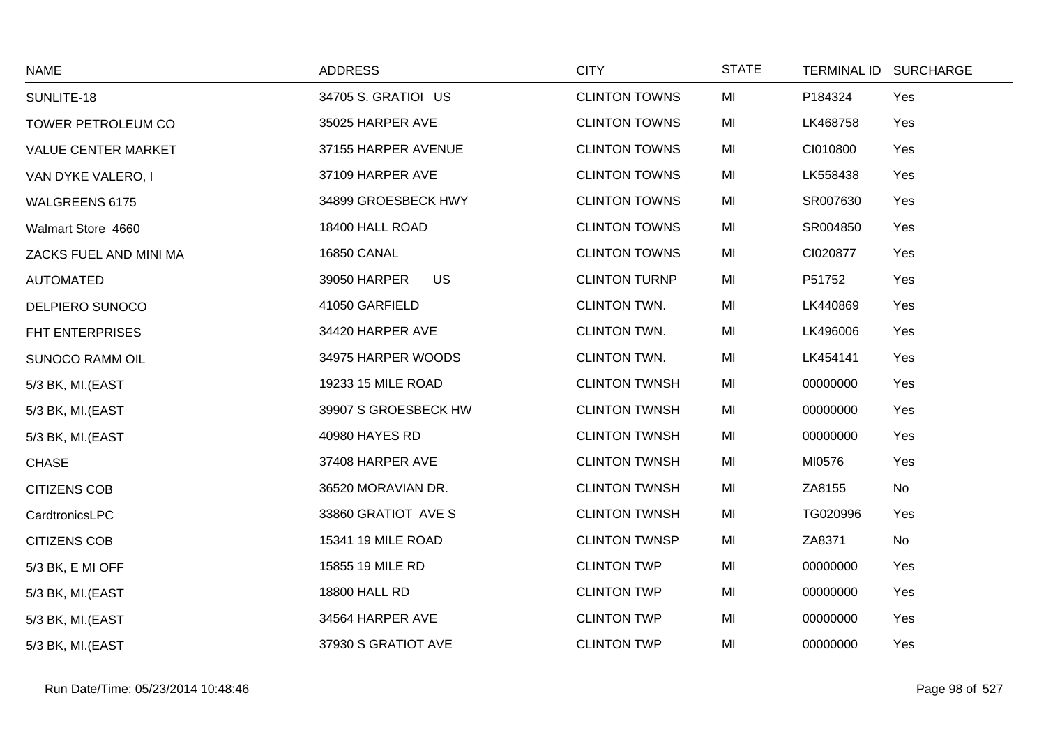| NAME | ADDRESS | CITY | STATE | TERMINAL ID | SURCHARGE |
|---|---|---|---|---|---|
| SUNLITE-18 | 34705 S. GRATIOI US | CLINTON TOWNS | MI | P184324 | Yes |
| TOWER PETROLEUM CO | 35025 HARPER AVE | CLINTON TOWNS | MI | LK468758 | Yes |
| VALUE CENTER MARKET | 37155 HARPER AVENUE | CLINTON TOWNS | MI | CI010800 | Yes |
| VAN DYKE VALERO, I | 37109 HARPER AVE | CLINTON TOWNS | MI | LK558438 | Yes |
| WALGREENS 6175 | 34899 GROESBECK HWY | CLINTON TOWNS | MI | SR007630 | Yes |
| Walmart Store 4660 | 18400 HALL ROAD | CLINTON TOWNS | MI | SR004850 | Yes |
| ZACKS FUEL AND MINI MA | 16850 CANAL | CLINTON TOWNS | MI | CI020877 | Yes |
| AUTOMATED | 39050 HARPER US | CLINTON TURNP | MI | P51752 | Yes |
| DELPIERO SUNOCO | 41050 GARFIELD | CLINTON TWN. | MI | LK440869 | Yes |
| FHT ENTERPRISES | 34420 HARPER AVE | CLINTON TWN. | MI | LK496006 | Yes |
| SUNOCO RAMM OIL | 34975 HARPER WOODS | CLINTON TWN. | MI | LK454141 | Yes |
| 5/3 BK, MI.(EAST | 19233 15 MILE ROAD | CLINTON TWNSH | MI | 00000000 | Yes |
| 5/3 BK, MI.(EAST | 39907 S GROESBECK HW | CLINTON TWNSH | MI | 00000000 | Yes |
| 5/3 BK, MI.(EAST | 40980 HAYES RD | CLINTON TWNSH | MI | 00000000 | Yes |
| CHASE | 37408 HARPER AVE | CLINTON TWNSH | MI | MI0576 | Yes |
| CITIZENS COB | 36520 MORAVIAN DR. | CLINTON TWNSH | MI | ZA8155 | No |
| CardtronicsLPC | 33860 GRATIOT AVE S | CLINTON TWNSH | MI | TG020996 | Yes |
| CITIZENS COB | 15341 19 MILE ROAD | CLINTON TWNSP | MI | ZA8371 | No |
| 5/3 BK, E MI OFF | 15855 19 MILE RD | CLINTON TWP | MI | 00000000 | Yes |
| 5/3 BK, MI.(EAST | 18800 HALL RD | CLINTON TWP | MI | 00000000 | Yes |
| 5/3 BK, MI.(EAST | 34564 HARPER AVE | CLINTON TWP | MI | 00000000 | Yes |
| 5/3 BK, MI.(EAST | 37930 S GRATIOT AVE | CLINTON TWP | MI | 00000000 | Yes |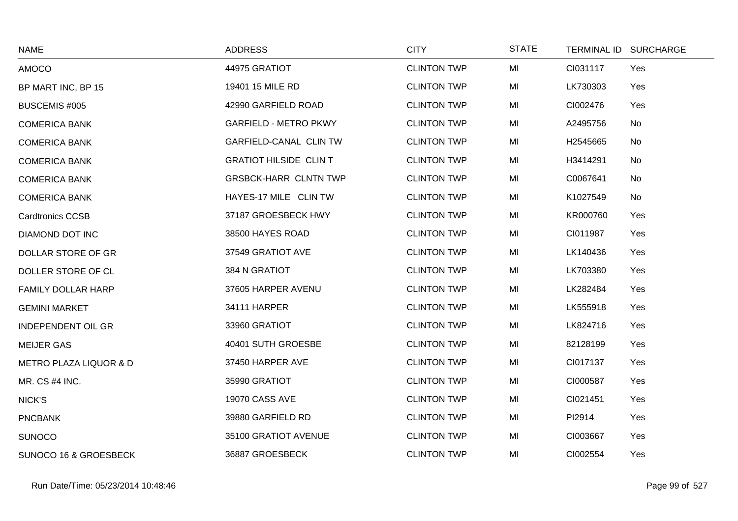| NAME | ADDRESS | CITY | STATE | TERMINAL ID | SURCHARGE |
| --- | --- | --- | --- | --- | --- |
| AMOCO | 44975 GRATIOT | CLINTON TWP | MI | CI031117 | Yes |
| BP MART INC, BP 15 | 19401 15 MILE RD | CLINTON TWP | MI | LK730303 | Yes |
| BUSCEMIS #005 | 42990 GARFIELD ROAD | CLINTON TWP | MI | CI002476 | Yes |
| COMERICA BANK | GARFIELD - METRO PKWY | CLINTON TWP | MI | A2495756 | No |
| COMERICA BANK | GARFIELD-CANAL CLIN TW | CLINTON TWP | MI | H2545665 | No |
| COMERICA BANK | GRATIOT HILSIDE CLIN T | CLINTON TWP | MI | H3414291 | No |
| COMERICA BANK | GRSBCK-HARR CLNTN TWP | CLINTON TWP | MI | C0067641 | No |
| COMERICA BANK | HAYES-17 MILE CLIN TW | CLINTON TWP | MI | K1027549 | No |
| Cardtronics CCSB | 37187 GROESBECK HWY | CLINTON TWP | MI | KR000760 | Yes |
| DIAMOND DOT INC | 38500 HAYES ROAD | CLINTON TWP | MI | CI011987 | Yes |
| DOLLAR STORE OF GR | 37549 GRATIOT AVE | CLINTON TWP | MI | LK140436 | Yes |
| DOLLER STORE OF CL | 384 N GRATIOT | CLINTON TWP | MI | LK703380 | Yes |
| FAMILY DOLLAR HARP | 37605 HARPER AVENU | CLINTON TWP | MI | LK282484 | Yes |
| GEMINI MARKET | 34111 HARPER | CLINTON TWP | MI | LK555918 | Yes |
| INDEPENDENT OIL GR | 33960 GRATIOT | CLINTON TWP | MI | LK824716 | Yes |
| MEIJER GAS | 40401 SUTH GROESBE | CLINTON TWP | MI | 82128199 | Yes |
| METRO PLAZA LIQUOR & D | 37450 HARPER AVE | CLINTON TWP | MI | CI017137 | Yes |
| MR. CS #4 INC. | 35990 GRATIOT | CLINTON TWP | MI | CI000587 | Yes |
| NICK'S | 19070 CASS AVE | CLINTON TWP | MI | CI021451 | Yes |
| PNCBANK | 39880 GARFIELD RD | CLINTON TWP | MI | PI2914 | Yes |
| SUNOCO | 35100 GRATIOT AVENUE | CLINTON TWP | MI | CI003667 | Yes |
| SUNOCO 16 & GROESBECK | 36887 GROESBECK | CLINTON TWP | MI | CI002554 | Yes |

Run Date/Time: 05/23/2014 10:48:46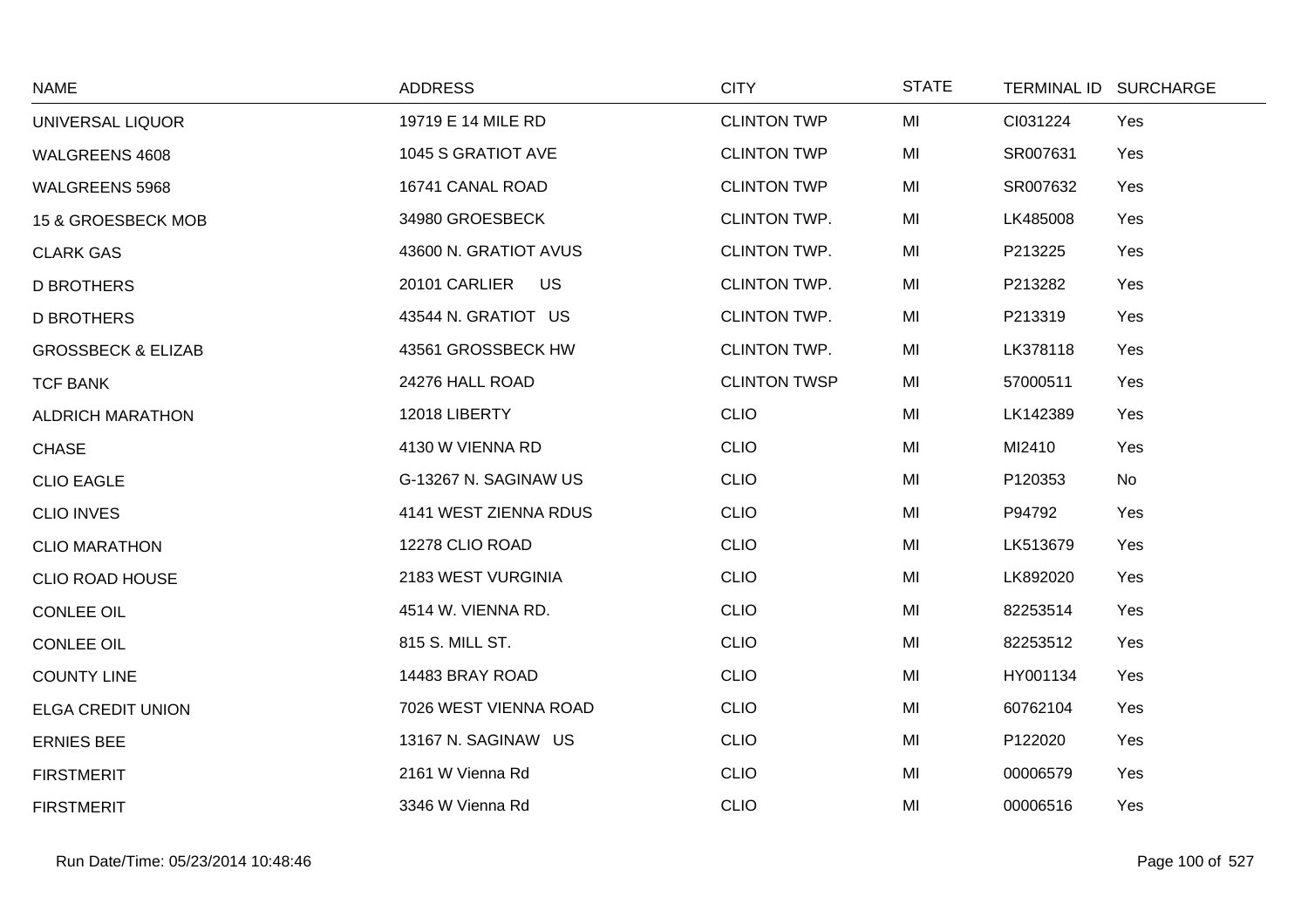| NAME | ADDRESS | CITY | STATE | TERMINAL ID | SURCHARGE |
|---|---|---|---|---|---|
| UNIVERSAL LIQUOR | 19719 E 14 MILE RD | CLINTON TWP | MI | CI031224 | Yes |
| WALGREENS 4608 | 1045 S GRATIOT AVE | CLINTON TWP | MI | SR007631 | Yes |
| WALGREENS 5968 | 16741 CANAL ROAD | CLINTON TWP | MI | SR007632 | Yes |
| 15 & GROESBECK MOB | 34980 GROESBECK | CLINTON TWP. | MI | LK485008 | Yes |
| CLARK GAS | 43600 N. GRATIOT AVUS | CLINTON TWP. | MI | P213225 | Yes |
| D BROTHERS | 20101 CARLIER US | CLINTON TWP. | MI | P213282 | Yes |
| D BROTHERS | 43544 N. GRATIOT US | CLINTON TWP. | MI | P213319 | Yes |
| GROSSBECK & ELIZAB | 43561 GROSSBECK HW | CLINTON TWP. | MI | LK378118 | Yes |
| TCF BANK | 24276 HALL ROAD | CLINTON TWSP | MI | 57000511 | Yes |
| ALDRICH MARATHON | 12018 LIBERTY | CLIO | MI | LK142389 | Yes |
| CHASE | 4130 W VIENNA RD | CLIO | MI | MI2410 | Yes |
| CLIO EAGLE | G-13267 N. SAGINAW US | CLIO | MI | P120353 | No |
| CLIO INVES | 4141 WEST ZIENNA RDUS | CLIO | MI | P94792 | Yes |
| CLIO MARATHON | 12278 CLIO ROAD | CLIO | MI | LK513679 | Yes |
| CLIO ROAD HOUSE | 2183 WEST VURGINIA | CLIO | MI | LK892020 | Yes |
| CONLEE OIL | 4514 W. VIENNA RD. | CLIO | MI | 82253514 | Yes |
| CONLEE OIL | 815 S. MILL ST. | CLIO | MI | 82253512 | Yes |
| COUNTY LINE | 14483 BRAY ROAD | CLIO | MI | HY001134 | Yes |
| ELGA CREDIT UNION | 7026 WEST VIENNA ROAD | CLIO | MI | 60762104 | Yes |
| ERNIES BEE | 13167 N. SAGINAW US | CLIO | MI | P122020 | Yes |
| FIRSTMERIT | 2161 W Vienna Rd | CLIO | MI | 00006579 | Yes |
| FIRSTMERIT | 3346 W Vienna Rd | CLIO | MI | 00006516 | Yes |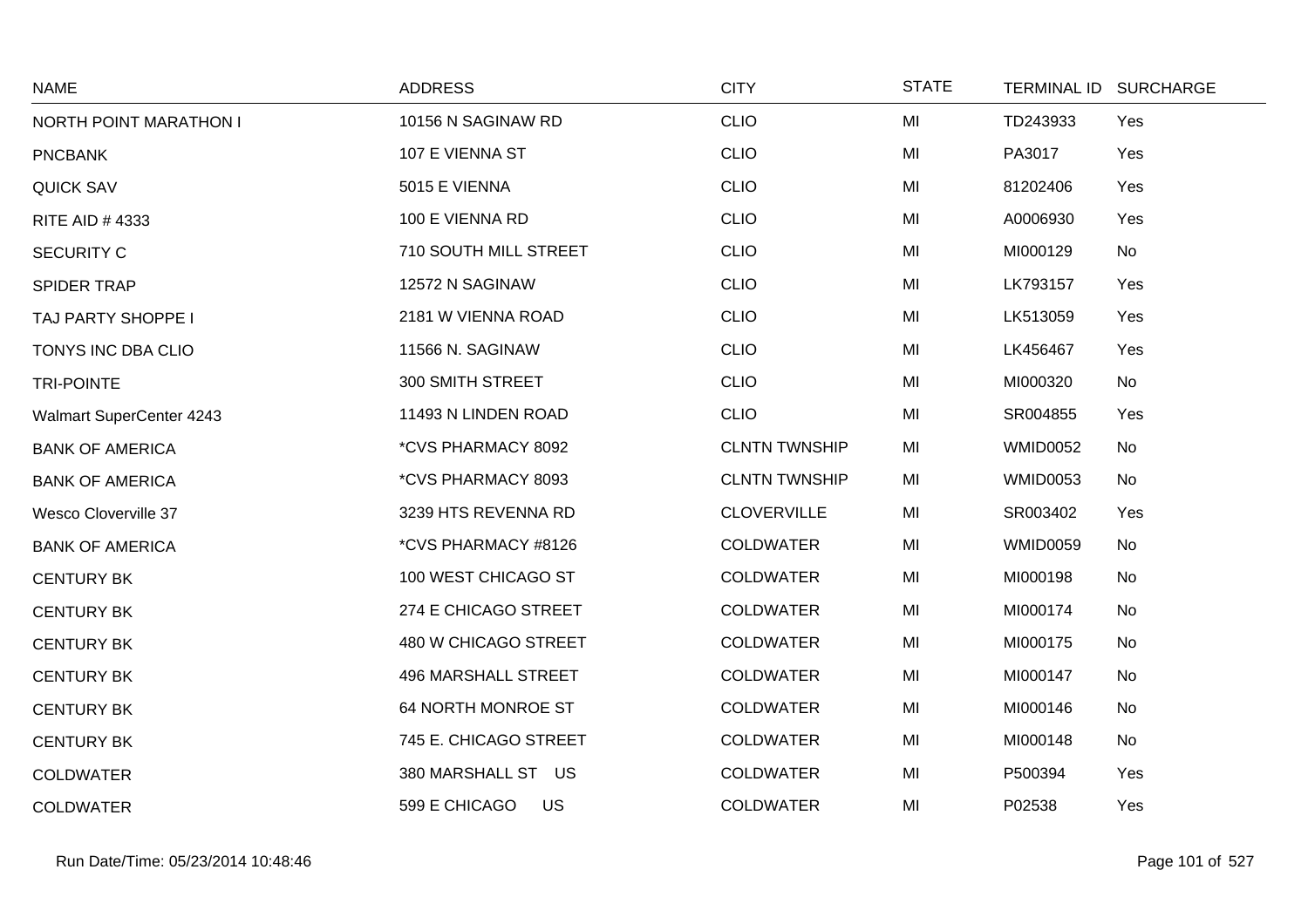| NAME | ADDRESS | CITY | STATE | TERMINAL ID | SURCHARGE |
|---|---|---|---|---|---|
| NORTH POINT MARATHON I | 10156 N SAGINAW RD | CLIO | MI | TD243933 | Yes |
| PNCBANK | 107 E VIENNA ST | CLIO | MI | PA3017 | Yes |
| QUICK SAV | 5015 E VIENNA | CLIO | MI | 81202406 | Yes |
| RITE AID # 4333 | 100 E VIENNA RD | CLIO | MI | A0006930 | Yes |
| SECURITY C | 710 SOUTH MILL STREET | CLIO | MI | MI000129 | No |
| SPIDER TRAP | 12572 N SAGINAW | CLIO | MI | LK793157 | Yes |
| TAJ PARTY SHOPPE I | 2181 W VIENNA ROAD | CLIO | MI | LK513059 | Yes |
| TONYS INC DBA CLIO | 11566 N. SAGINAW | CLIO | MI | LK456467 | Yes |
| TRI-POINTE | 300 SMITH STREET | CLIO | MI | MI000320 | No |
| Walmart SuperCenter 4243 | 11493 N LINDEN ROAD | CLIO | MI | SR004855 | Yes |
| BANK OF AMERICA | *CVS PHARMACY 8092 | CLNTN TWNSHIP | MI | WMID0052 | No |
| BANK OF AMERICA | *CVS PHARMACY 8093 | CLNTN TWNSHIP | MI | WMID0053 | No |
| Wesco Cloverville 37 | 3239 HTS REVENNA RD | CLOVERVILLE | MI | SR003402 | Yes |
| BANK OF AMERICA | *CVS PHARMACY #8126 | COLDWATER | MI | WMID0059 | No |
| CENTURY BK | 100 WEST CHICAGO ST | COLDWATER | MI | MI000198 | No |
| CENTURY BK | 274 E CHICAGO STREET | COLDWATER | MI | MI000174 | No |
| CENTURY BK | 480 W CHICAGO STREET | COLDWATER | MI | MI000175 | No |
| CENTURY BK | 496 MARSHALL STREET | COLDWATER | MI | MI000147 | No |
| CENTURY BK | 64 NORTH MONROE ST | COLDWATER | MI | MI000146 | No |
| CENTURY BK | 745 E. CHICAGO STREET | COLDWATER | MI | MI000148 | No |
| COLDWATER | 380 MARSHALL ST US | COLDWATER | MI | P500394 | Yes |
| COLDWATER | 599 E CHICAGO US | COLDWATER | MI | P02538 | Yes |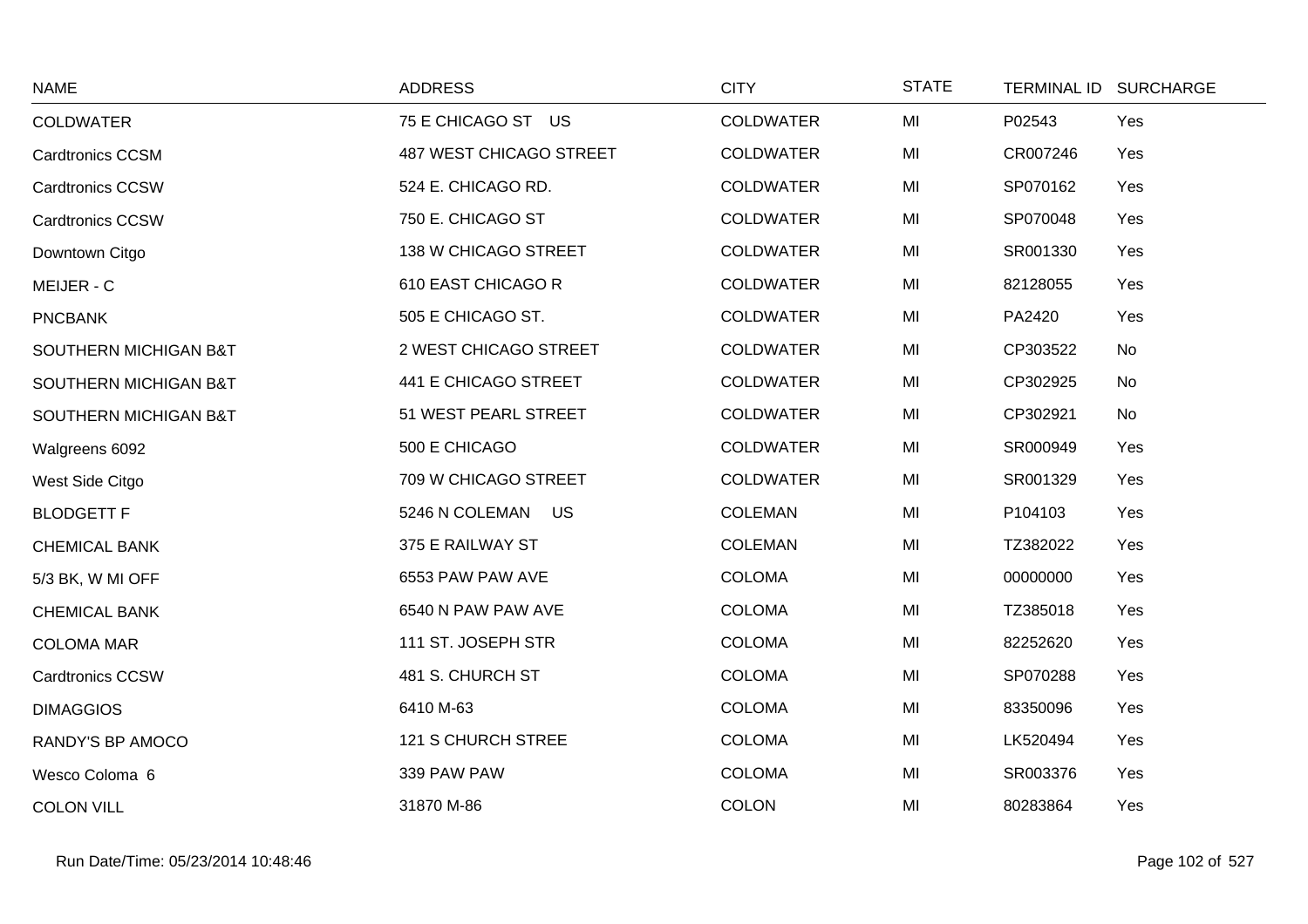| NAME | ADDRESS | CITY | STATE | TERMINAL ID | SURCHARGE |
|---|---|---|---|---|---|
| COLDWATER | 75 E CHICAGO ST US | COLDWATER | MI | P02543 | Yes |
| Cardtronics CCSM | 487 WEST CHICAGO STREET | COLDWATER | MI | CR007246 | Yes |
| Cardtronics CCSW | 524 E. CHICAGO RD. | COLDWATER | MI | SP070162 | Yes |
| Cardtronics CCSW | 750 E. CHICAGO ST | COLDWATER | MI | SP070048 | Yes |
| Downtown Citgo | 138 W CHICAGO STREET | COLDWATER | MI | SR001330 | Yes |
| MEIJER - C | 610 EAST CHICAGO R | COLDWATER | MI | 82128055 | Yes |
| PNCBANK | 505 E CHICAGO ST. | COLDWATER | MI | PA2420 | Yes |
| SOUTHERN MICHIGAN B&T | 2 WEST CHICAGO STREET | COLDWATER | MI | CP303522 | No |
| SOUTHERN MICHIGAN B&T | 441 E CHICAGO STREET | COLDWATER | MI | CP302925 | No |
| SOUTHERN MICHIGAN B&T | 51 WEST PEARL STREET | COLDWATER | MI | CP302921 | No |
| Walgreens 6092 | 500 E CHICAGO | COLDWATER | MI | SR000949 | Yes |
| West Side Citgo | 709 W CHICAGO STREET | COLDWATER | MI | SR001329 | Yes |
| BLODGETT F | 5246 N COLEMAN US | COLEMAN | MI | P104103 | Yes |
| CHEMICAL BANK | 375 E RAILWAY ST | COLEMAN | MI | TZ382022 | Yes |
| 5/3 BK, W MI OFF | 6553 PAW PAW AVE | COLOMA | MI | 00000000 | Yes |
| CHEMICAL BANK | 6540 N PAW PAW AVE | COLOMA | MI | TZ385018 | Yes |
| COLOMA MAR | 111 ST. JOSEPH STR | COLOMA | MI | 82252620 | Yes |
| Cardtronics CCSW | 481 S. CHURCH ST | COLOMA | MI | SP070288 | Yes |
| DIMAGGIOS | 6410 M-63 | COLOMA | MI | 83350096 | Yes |
| RANDY'S BP AMOCO | 121 S CHURCH STREE | COLOMA | MI | LK520494 | Yes |
| Wesco Coloma 6 | 339 PAW PAW | COLOMA | MI | SR003376 | Yes |
| COLON VILL | 31870 M-86 | COLON | MI | 80283864 | Yes |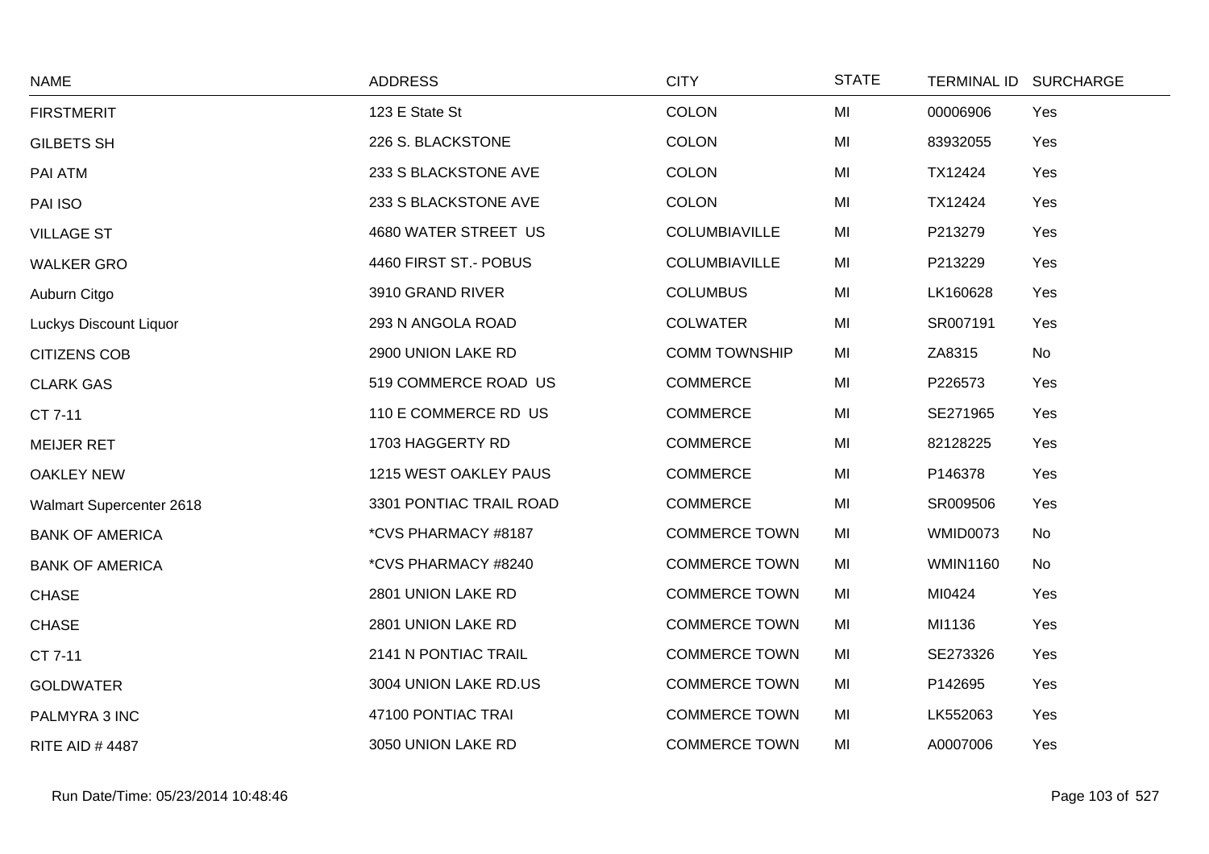| NAME | ADDRESS | CITY | STATE | TERMINAL ID | SURCHARGE |
|---|---|---|---|---|---|
| FIRSTMERIT | 123 E State St | COLON | MI | 00006906 | Yes |
| GILBETS SH | 226 S. BLACKSTONE | COLON | MI | 83932055 | Yes |
| PAI ATM | 233 S BLACKSTONE AVE | COLON | MI | TX12424 | Yes |
| PAI ISO | 233 S BLACKSTONE AVE | COLON | MI | TX12424 | Yes |
| VILLAGE ST | 4680 WATER STREET US | COLUMBIAVILLE | MI | P213279 | Yes |
| WALKER GRO | 4460 FIRST ST.- POBUS | COLUMBIAVILLE | MI | P213229 | Yes |
| Auburn Citgo | 3910 GRAND RIVER | COLUMBUS | MI | LK160628 | Yes |
| Luckys Discount Liquor | 293 N ANGOLA ROAD | COLWATER | MI | SR007191 | Yes |
| CITIZENS COB | 2900 UNION LAKE RD | COMM TOWNSHIP | MI | ZA8315 | No |
| CLARK GAS | 519 COMMERCE ROAD US | COMMERCE | MI | P226573 | Yes |
| CT 7-11 | 110 E COMMERCE RD US | COMMERCE | MI | SE271965 | Yes |
| MEIJER RET | 1703 HAGGERTY RD | COMMERCE | MI | 82128225 | Yes |
| OAKLEY NEW | 1215 WEST OAKLEY PAUS | COMMERCE | MI | P146378 | Yes |
| Walmart Supercenter 2618 | 3301 PONTIAC TRAIL ROAD | COMMERCE | MI | SR009506 | Yes |
| BANK OF AMERICA | *CVS PHARMACY #8187 | COMMERCE TOWN | MI | WMID0073 | No |
| BANK OF AMERICA | *CVS PHARMACY #8240 | COMMERCE TOWN | MI | WMIN1160 | No |
| CHASE | 2801 UNION LAKE RD | COMMERCE TOWN | MI | MI0424 | Yes |
| CHASE | 2801 UNION LAKE RD | COMMERCE TOWN | MI | MI1136 | Yes |
| CT 7-11 | 2141 N PONTIAC TRAIL | COMMERCE TOWN | MI | SE273326 | Yes |
| GOLDWATER | 3004 UNION LAKE RD.US | COMMERCE TOWN | MI | P142695 | Yes |
| PALMYRA 3 INC | 47100 PONTIAC TRAI | COMMERCE TOWN | MI | LK552063 | Yes |
| RITE AID # 4487 | 3050 UNION LAKE RD | COMMERCE TOWN | MI | A0007006 | Yes |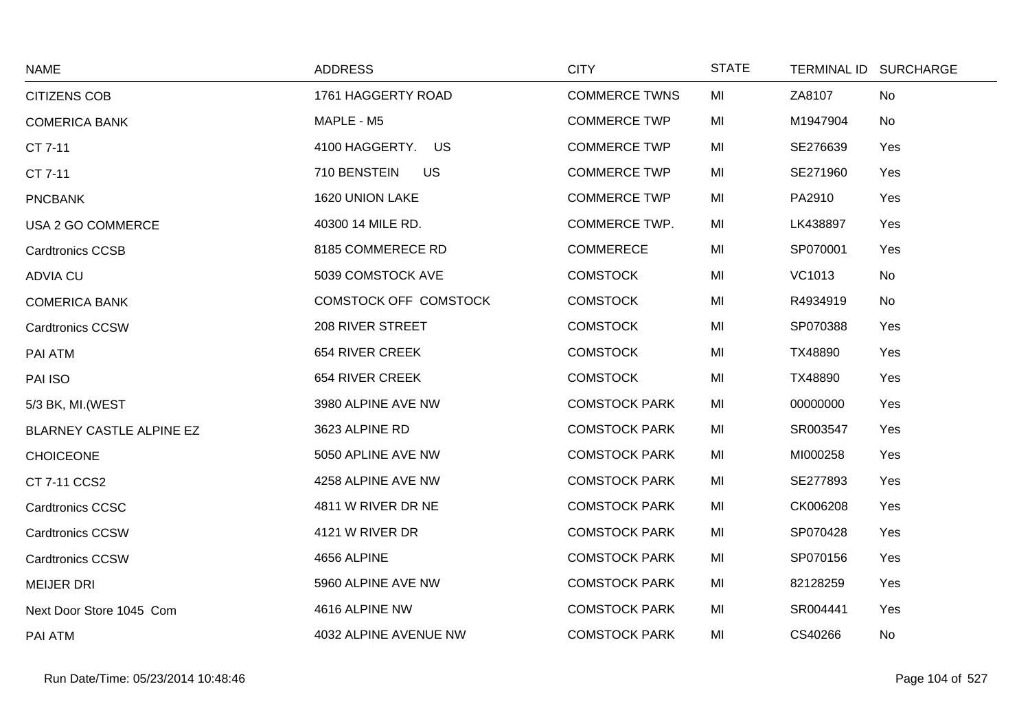| NAME | ADDRESS | CITY | STATE | TERMINAL ID | SURCHARGE |
|---|---|---|---|---|---|
| CITIZENS COB | 1761 HAGGERTY ROAD | COMMERCE TWNS | MI | ZA8107 | No |
| COMERICA BANK | MAPLE - M5 | COMMERCE TWP | MI | M1947904 | No |
| CT 7-11 | 4100 HAGGERTY. US | COMMERCE TWP | MI | SE276639 | Yes |
| CT 7-11 | 710 BENSTEIN US | COMMERCE TWP | MI | SE271960 | Yes |
| PNCBANK | 1620 UNION LAKE | COMMERCE TWP | MI | PA2910 | Yes |
| USA 2 GO COMMERCE | 40300 14 MILE RD. | COMMERCE TWP. | MI | LK438897 | Yes |
| Cardtronics CCSB | 8185 COMMERECE RD | COMMERECE | MI | SP070001 | Yes |
| ADVIA CU | 5039 COMSTOCK AVE | COMSTOCK | MI | VC1013 | No |
| COMERICA BANK | COMSTOCK OFF COMSTOCK | COMSTOCK | MI | R4934919 | No |
| Cardtronics CCSW | 208 RIVER STREET | COMSTOCK | MI | SP070388 | Yes |
| PAI ATM | 654 RIVER CREEK | COMSTOCK | MI | TX48890 | Yes |
| PAI ISO | 654 RIVER CREEK | COMSTOCK | MI | TX48890 | Yes |
| 5/3 BK, MI.(WEST | 3980 ALPINE AVE NW | COMSTOCK PARK | MI | 00000000 | Yes |
| BLARNEY CASTLE ALPINE EZ | 3623 ALPINE RD | COMSTOCK PARK | MI | SR003547 | Yes |
| CHOICEONE | 5050 APLINE AVE NW | COMSTOCK PARK | MI | MI000258 | Yes |
| CT 7-11 CCS2 | 4258 ALPINE AVE NW | COMSTOCK PARK | MI | SE277893 | Yes |
| Cardtronics CCSC | 4811 W RIVER DR NE | COMSTOCK PARK | MI | CK006208 | Yes |
| Cardtronics CCSW | 4121 W RIVER DR | COMSTOCK PARK | MI | SP070428 | Yes |
| Cardtronics CCSW | 4656 ALPINE | COMSTOCK PARK | MI | SP070156 | Yes |
| MEIJER DRI | 5960 ALPINE AVE NW | COMSTOCK PARK | MI | 82128259 | Yes |
| Next Door Store 1045 Com | 4616 ALPINE NW | COMSTOCK PARK | MI | SR004441 | Yes |
| PAI ATM | 4032 ALPINE AVENUE NW | COMSTOCK PARK | MI | CS40266 | No |

Run Date/Time: 05/23/2014 10:48:46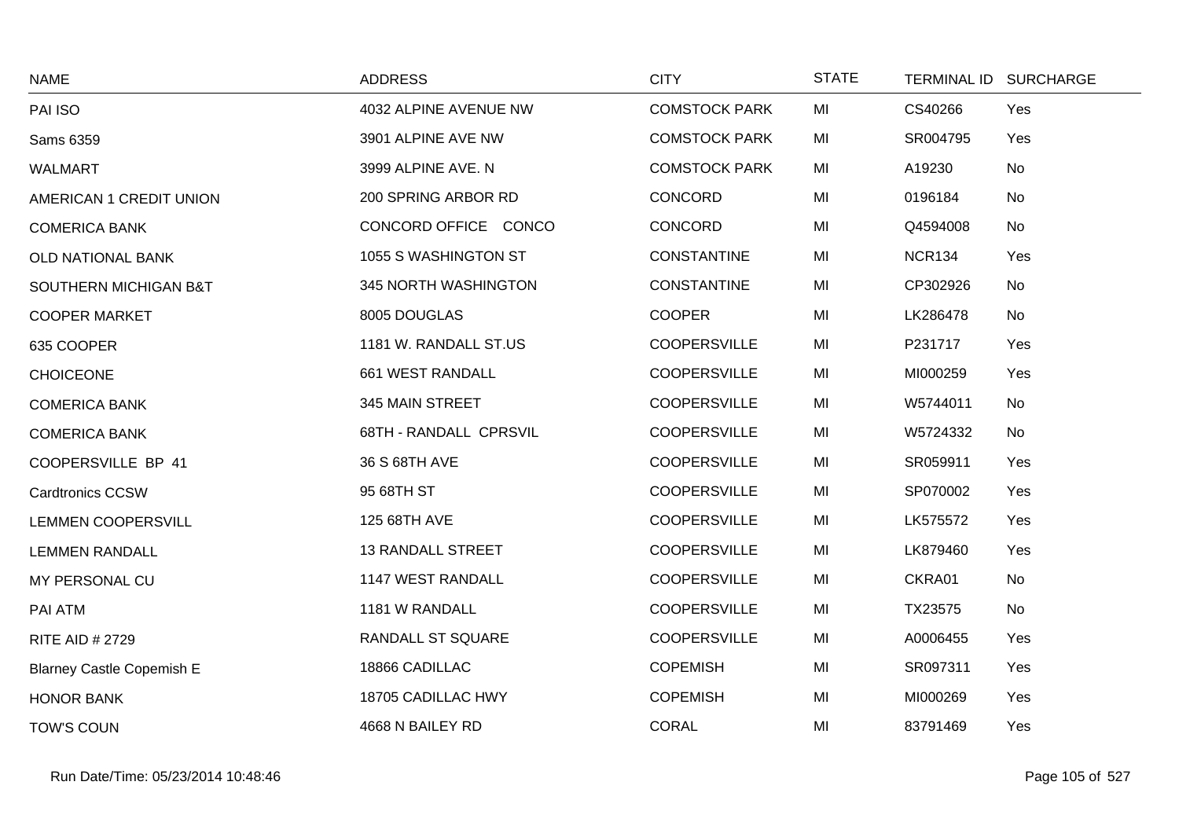| NAME | ADDRESS | CITY | STATE | TERMINAL ID | SURCHARGE |
|---|---|---|---|---|---|
| PAI ISO | 4032 ALPINE AVENUE NW | COMSTOCK PARK | MI | CS40266 | Yes |
| Sams 6359 | 3901 ALPINE AVE NW | COMSTOCK PARK | MI | SR004795 | Yes |
| WALMART | 3999 ALPINE AVE. N | COMSTOCK PARK | MI | A19230 | No |
| AMERICAN 1 CREDIT UNION | 200 SPRING ARBOR RD | CONCORD | MI | 0196184 | No |
| COMERICA BANK | CONCORD OFFICE CONCO | CONCORD | MI | Q4594008 | No |
| OLD NATIONAL BANK | 1055 S WASHINGTON ST | CONSTANTINE | MI | NCR134 | Yes |
| SOUTHERN MICHIGAN B&T | 345 NORTH WASHINGTON | CONSTANTINE | MI | CP302926 | No |
| COOPER MARKET | 8005 DOUGLAS | COOPER | MI | LK286478 | No |
| 635 COOPER | 1181 W. RANDALL ST.US | COOPERSVILLE | MI | P231717 | Yes |
| CHOICEONE | 661 WEST RANDALL | COOPERSVILLE | MI | MI000259 | Yes |
| COMERICA BANK | 345 MAIN STREET | COOPERSVILLE | MI | W5744011 | No |
| COMERICA BANK | 68TH - RANDALL CPRSVIL | COOPERSVILLE | MI | W5724332 | No |
| COOPERSVILLE BP 41 | 36 S 68TH AVE | COOPERSVILLE | MI | SR059911 | Yes |
| Cardtronics CCSW | 95 68TH ST | COOPERSVILLE | MI | SP070002 | Yes |
| LEMMEN COOPERSVILL | 125 68TH AVE | COOPERSVILLE | MI | LK575572 | Yes |
| LEMMEN RANDALL | 13 RANDALL STREET | COOPERSVILLE | MI | LK879460 | Yes |
| MY PERSONAL CU | 1147 WEST RANDALL | COOPERSVILLE | MI | CKRA01 | No |
| PAI ATM | 1181 W RANDALL | COOPERSVILLE | MI | TX23575 | No |
| RITE AID # 2729 | RANDALL ST SQUARE | COOPERSVILLE | MI | A0006455 | Yes |
| Blarney Castle Copemish E | 18866 CADILLAC | COPEMISH | MI | SR097311 | Yes |
| HONOR BANK | 18705 CADILLAC HWY | COPEMISH | MI | MI000269 | Yes |
| TOW'S COUN | 4668 N BAILEY RD | CORAL | MI | 83791469 | Yes |

Run Date/Time: 05/23/2014 10:48:46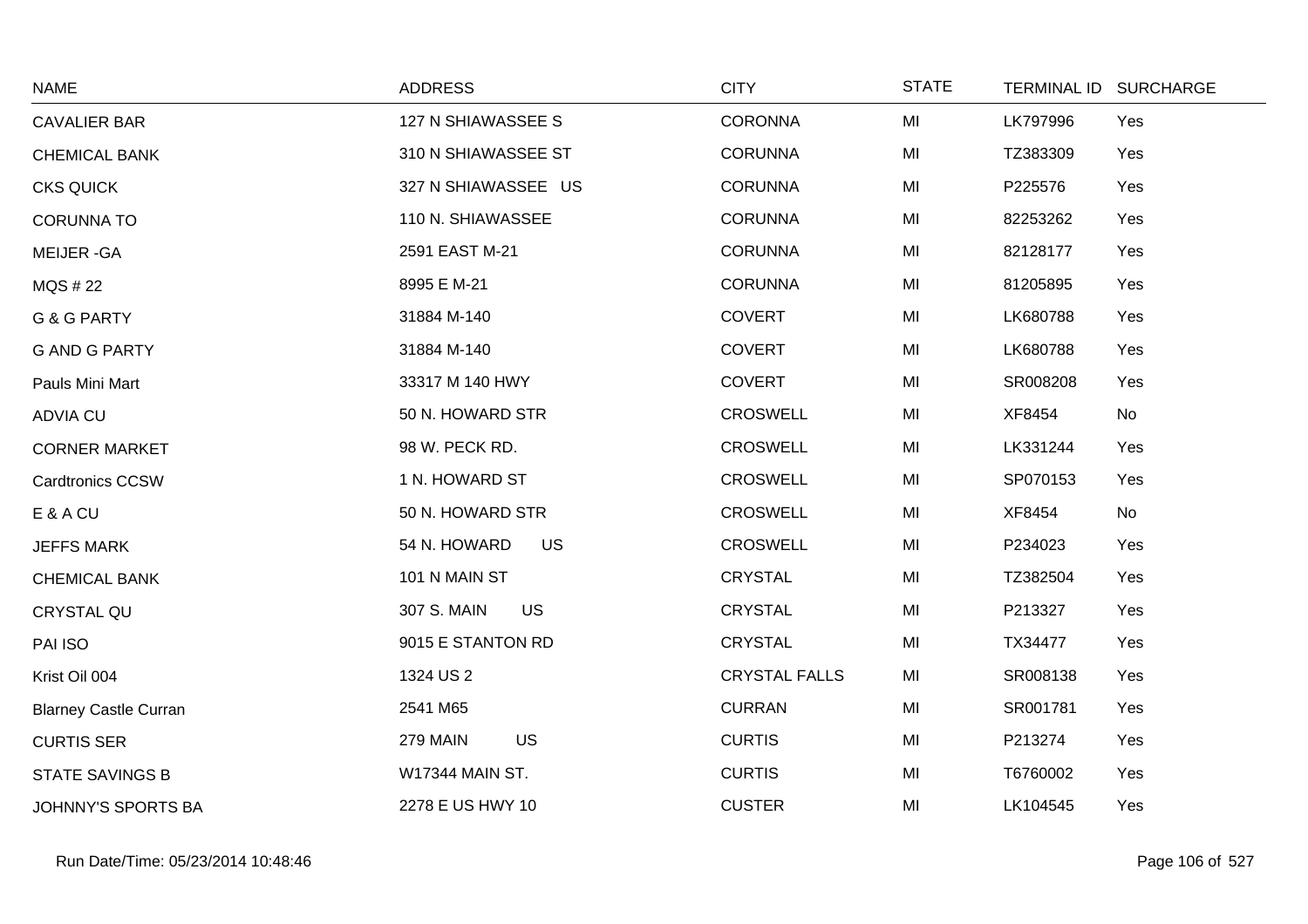| NAME | ADDRESS | CITY | STATE | TERMINAL ID | SURCHARGE |
|---|---|---|---|---|---|
| CAVALIER BAR | 127 N SHIAWASSEE S | CORONNA | MI | LK797996 | Yes |
| CHEMICAL BANK | 310 N SHIAWASSEE ST | CORUNNA | MI | TZ383309 | Yes |
| CKS QUICK | 327 N SHIAWASSEE US | CORUNNA | MI | P225576 | Yes |
| CORUNNA TO | 110 N. SHIAWASSEE | CORUNNA | MI | 82253262 | Yes |
| MEIJER -GA | 2591 EAST M-21 | CORUNNA | MI | 82128177 | Yes |
| MQS # 22 | 8995 E M-21 | CORUNNA | MI | 81205895 | Yes |
| G & G PARTY | 31884 M-140 | COVERT | MI | LK680788 | Yes |
| G AND G PARTY | 31884 M-140 | COVERT | MI | LK680788 | Yes |
| Pauls Mini Mart | 33317 M 140 HWY | COVERT | MI | SR008208 | Yes |
| ADVIA CU | 50 N. HOWARD STR | CROSWELL | MI | XF8454 | No |
| CORNER MARKET | 98 W. PECK RD. | CROSWELL | MI | LK331244 | Yes |
| Cardtronics CCSW | 1 N. HOWARD ST | CROSWELL | MI | SP070153 | Yes |
| E & A CU | 50 N. HOWARD STR | CROSWELL | MI | XF8454 | No |
| JEFFS MARK | 54 N. HOWARD US | CROSWELL | MI | P234023 | Yes |
| CHEMICAL BANK | 101 N MAIN ST | CRYSTAL | MI | TZ382504 | Yes |
| CRYSTAL QU | 307 S. MAIN US | CRYSTAL | MI | P213327 | Yes |
| PAI ISO | 9015 E STANTON RD | CRYSTAL | MI | TX34477 | Yes |
| Krist Oil 004 | 1324 US 2 | CRYSTAL FALLS | MI | SR008138 | Yes |
| Blarney Castle Curran | 2541 M65 | CURRAN | MI | SR001781 | Yes |
| CURTIS SER | 279 MAIN US | CURTIS | MI | P213274 | Yes |
| STATE SAVINGS B | W17344 MAIN ST. | CURTIS | MI | T6760002 | Yes |
| JOHNNY'S SPORTS BA | 2278 E US HWY 10 | CUSTER | MI | LK104545 | Yes |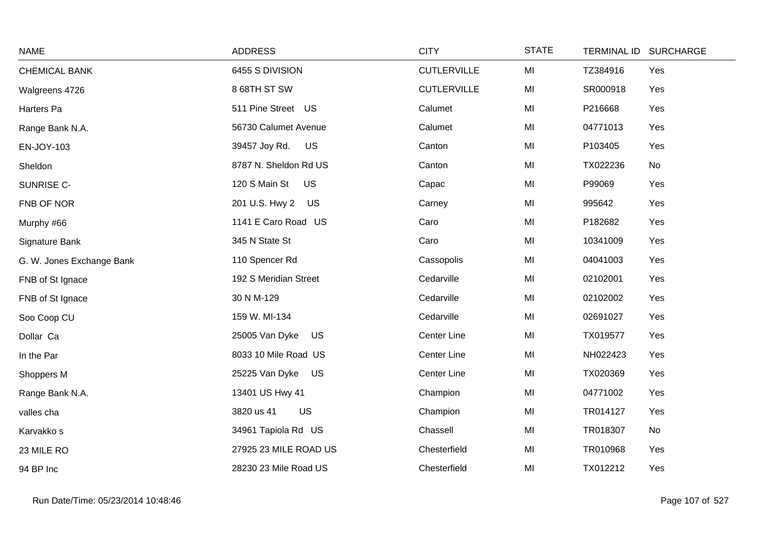| NAME | ADDRESS | CITY | STATE | TERMINAL ID | SURCHARGE |
|---|---|---|---|---|---|
| CHEMICAL BANK | 6455 S DIVISION | CUTLERVILLE | MI | TZ384916 | Yes |
| Walgreens 4726 | 8 68TH ST SW | CUTLERVILLE | MI | SR000918 | Yes |
| Harters Pa | 511 Pine Street US | Calumet | MI | P216668 | Yes |
| Range Bank N.A. | 56730 Calumet Avenue | Calumet | MI | 04771013 | Yes |
| EN-JOY-103 | 39457 Joy Rd. US | Canton | MI | P103405 | Yes |
| Sheldon | 8787 N. Sheldon Rd US | Canton | MI | TX022236 | No |
| SUNRISE C- | 120 S Main St US | Capac | MI | P99069 | Yes |
| FNB OF NOR | 201 U.S. Hwy 2 US | Carney | MI | 995642 | Yes |
| Murphy #66 | 1141 E Caro Road US | Caro | MI | P182682 | Yes |
| Signature Bank | 345 N State St | Caro | MI | 10341009 | Yes |
| G. W. Jones Exchange Bank | 110 Spencer Rd | Cassopolis | MI | 04041003 | Yes |
| FNB of St Ignace | 192 S Meridian Street | Cedarville | MI | 02102001 | Yes |
| FNB of St Ignace | 30 N M-129 | Cedarville | MI | 02102002 | Yes |
| Soo Coop CU | 159 W. MI-134 | Cedarville | MI | 02691027 | Yes |
| Dollar Ca | 25005 Van Dyke US | Center Line | MI | TX019577 | Yes |
| In the Par | 8033 10 Mile Road US | Center Line | MI | NH022423 | Yes |
| Shoppers M | 25225 Van Dyke US | Center Line | MI | TX020369 | Yes |
| Range Bank N.A. | 13401 US Hwy 41 | Champion | MI | 04771002 | Yes |
| valles cha | 3820 us 41 US | Champion | MI | TR014127 | Yes |
| Karvakko s | 34961 Tapiola Rd US | Chassell | MI | TR018307 | No |
| 23 MILE RO | 27925 23 MILE ROAD US | Chesterfield | MI | TR010968 | Yes |
| 94 BP Inc | 28230 23 Mile Road US | Chesterfield | MI | TX012212 | Yes |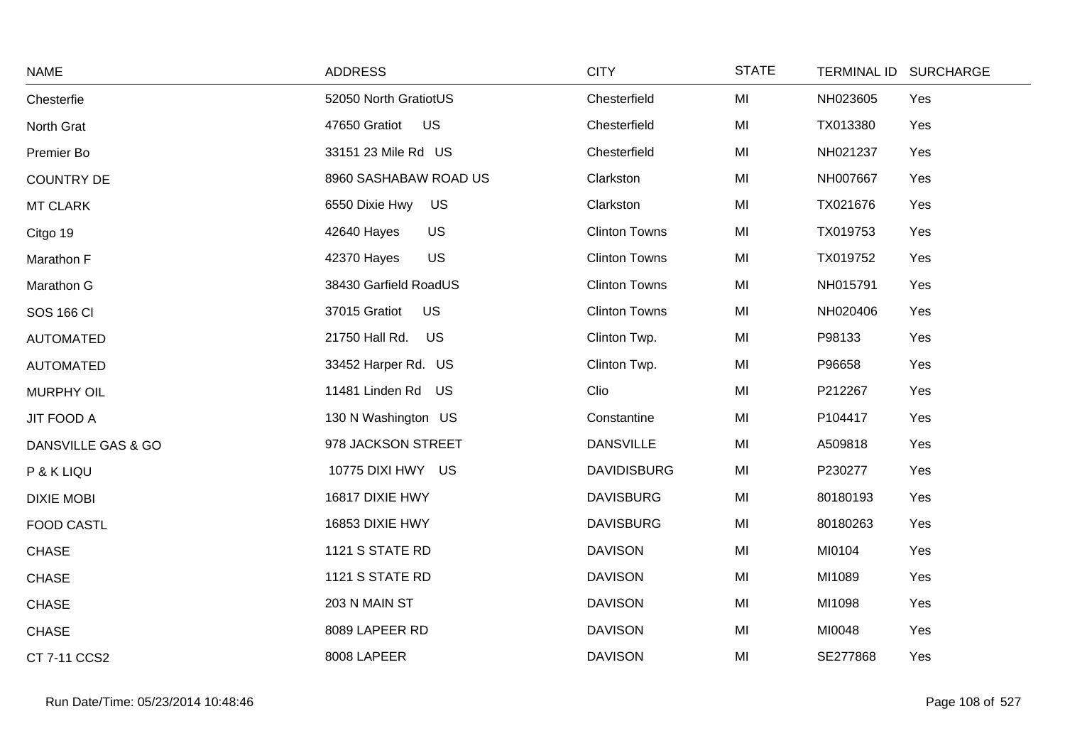| NAME | ADDRESS | CITY | STATE | TERMINAL ID | SURCHARGE |
|---|---|---|---|---|---|
| Chesterfie | 52050 North GratiotUS | Chesterfield | MI | NH023605 | Yes |
| North Grat | 47650 Gratiot US | Chesterfield | MI | TX013380 | Yes |
| Premier Bo | 33151 23 Mile Rd US | Chesterfield | MI | NH021237 | Yes |
| COUNTRY DE | 8960 SASHABAW ROAD US | Clarkston | MI | NH007667 | Yes |
| MT CLARK | 6550 Dixie Hwy US | Clarkston | MI | TX021676 | Yes |
| Citgo 19 | 42640 Hayes US | Clinton Towns | MI | TX019753 | Yes |
| Marathon F | 42370 Hayes US | Clinton Towns | MI | TX019752 | Yes |
| Marathon G | 38430 Garfield RoadUS | Clinton Towns | MI | NH015791 | Yes |
| SOS 166 Cl | 37015 Gratiot US | Clinton Towns | MI | NH020406 | Yes |
| AUTOMATED | 21750 Hall Rd. US | Clinton Twp. | MI | P98133 | Yes |
| AUTOMATED | 33452 Harper Rd. US | Clinton Twp. | MI | P96658 | Yes |
| MURPHY OIL | 11481 Linden Rd US | Clio | MI | P212267 | Yes |
| JIT FOOD A | 130 N Washington US | Constantine | MI | P104417 | Yes |
| DANSVILLE GAS & GO | 978 JACKSON STREET | DANSVILLE | MI | A509818 | Yes |
| P & K LIQU | 10775 DIXI HWY US | DAVIDISBURG | MI | P230277 | Yes |
| DIXIE MOBI | 16817 DIXIE HWY | DAVISBURG | MI | 80180193 | Yes |
| FOOD CASTL | 16853 DIXIE HWY | DAVISBURG | MI | 80180263 | Yes |
| CHASE | 1121 S STATE RD | DAVISON | MI | MI0104 | Yes |
| CHASE | 1121 S STATE RD | DAVISON | MI | MI1089 | Yes |
| CHASE | 203 N MAIN ST | DAVISON | MI | MI1098 | Yes |
| CHASE | 8089 LAPEER RD | DAVISON | MI | MI0048 | Yes |
| CT 7-11 CCS2 | 8008 LAPEER | DAVISON | MI | SE277868 | Yes |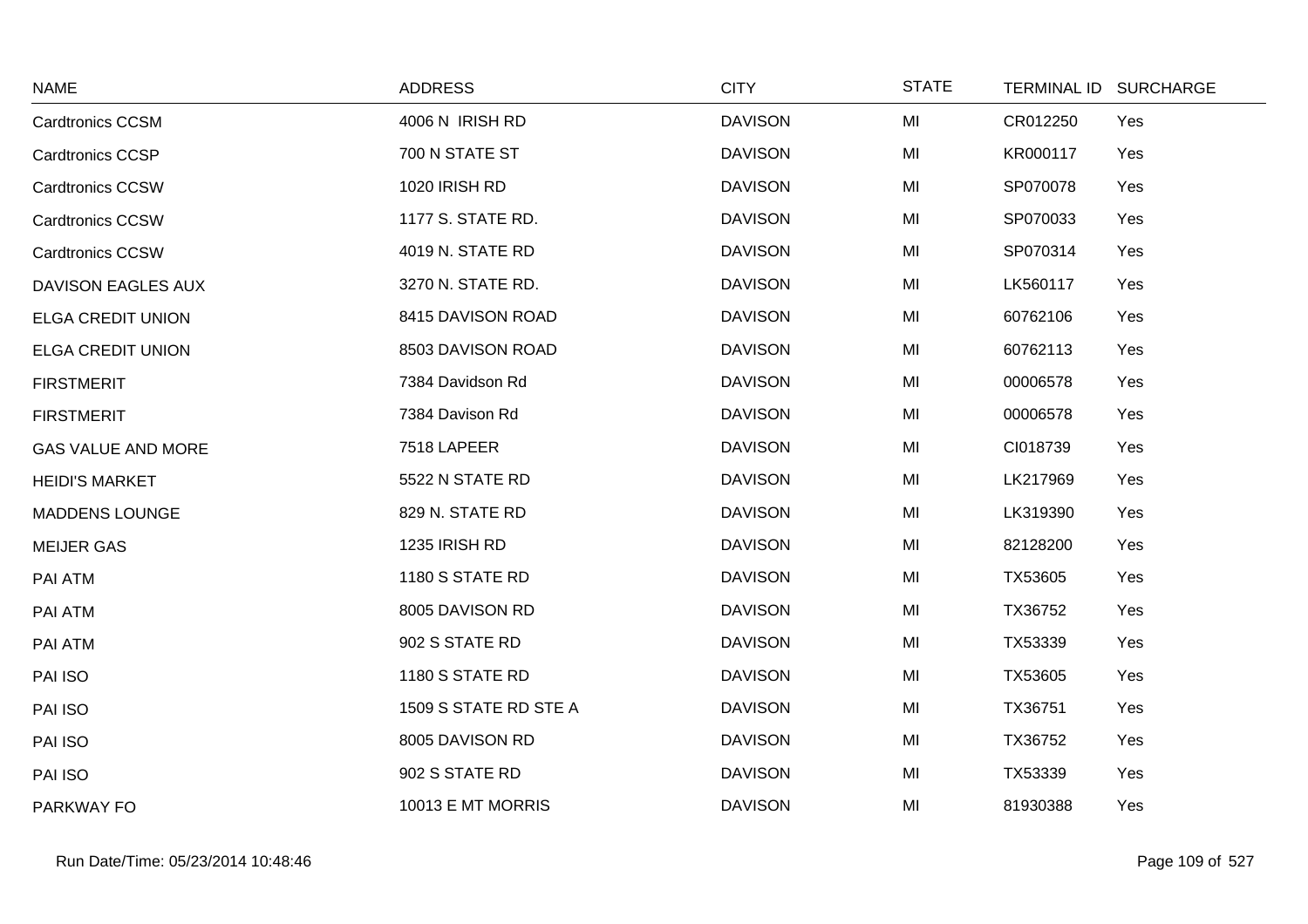| NAME | ADDRESS | CITY | STATE | TERMINAL ID | SURCHARGE |
|---|---|---|---|---|---|
| Cardtronics CCSM | 4006 N IRISH RD | DAVISON | MI | CR012250 | Yes |
| Cardtronics CCSP | 700 N STATE ST | DAVISON | MI | KR000117 | Yes |
| Cardtronics CCSW | 1020 IRISH RD | DAVISON | MI | SP070078 | Yes |
| Cardtronics CCSW | 1177 S. STATE RD. | DAVISON | MI | SP070033 | Yes |
| Cardtronics CCSW | 4019 N. STATE RD | DAVISON | MI | SP070314 | Yes |
| DAVISON EAGLES AUX | 3270 N. STATE RD. | DAVISON | MI | LK560117 | Yes |
| ELGA CREDIT UNION | 8415 DAVISON ROAD | DAVISON | MI | 60762106 | Yes |
| ELGA CREDIT UNION | 8503 DAVISON ROAD | DAVISON | MI | 60762113 | Yes |
| FIRSTMERIT | 7384 Davidson Rd | DAVISON | MI | 00006578 | Yes |
| FIRSTMERIT | 7384 Davison Rd | DAVISON | MI | 00006578 | Yes |
| GAS VALUE AND MORE | 7518 LAPEER | DAVISON | MI | CI018739 | Yes |
| HEIDI'S MARKET | 5522 N STATE RD | DAVISON | MI | LK217969 | Yes |
| MADDENS LOUNGE | 829 N. STATE RD | DAVISON | MI | LK319390 | Yes |
| MEIJER GAS | 1235 IRISH RD | DAVISON | MI | 82128200 | Yes |
| PAI ATM | 1180 S STATE RD | DAVISON | MI | TX53605 | Yes |
| PAI ATM | 8005 DAVISON RD | DAVISON | MI | TX36752 | Yes |
| PAI ATM | 902 S STATE RD | DAVISON | MI | TX53339 | Yes |
| PAI ISO | 1180 S STATE RD | DAVISON | MI | TX53605 | Yes |
| PAI ISO | 1509 S STATE RD STE A | DAVISON | MI | TX36751 | Yes |
| PAI ISO | 8005 DAVISON RD | DAVISON | MI | TX36752 | Yes |
| PAI ISO | 902 S STATE RD | DAVISON | MI | TX53339 | Yes |
| PARKWAY FO | 10013 E MT MORRIS | DAVISON | MI | 81930388 | Yes |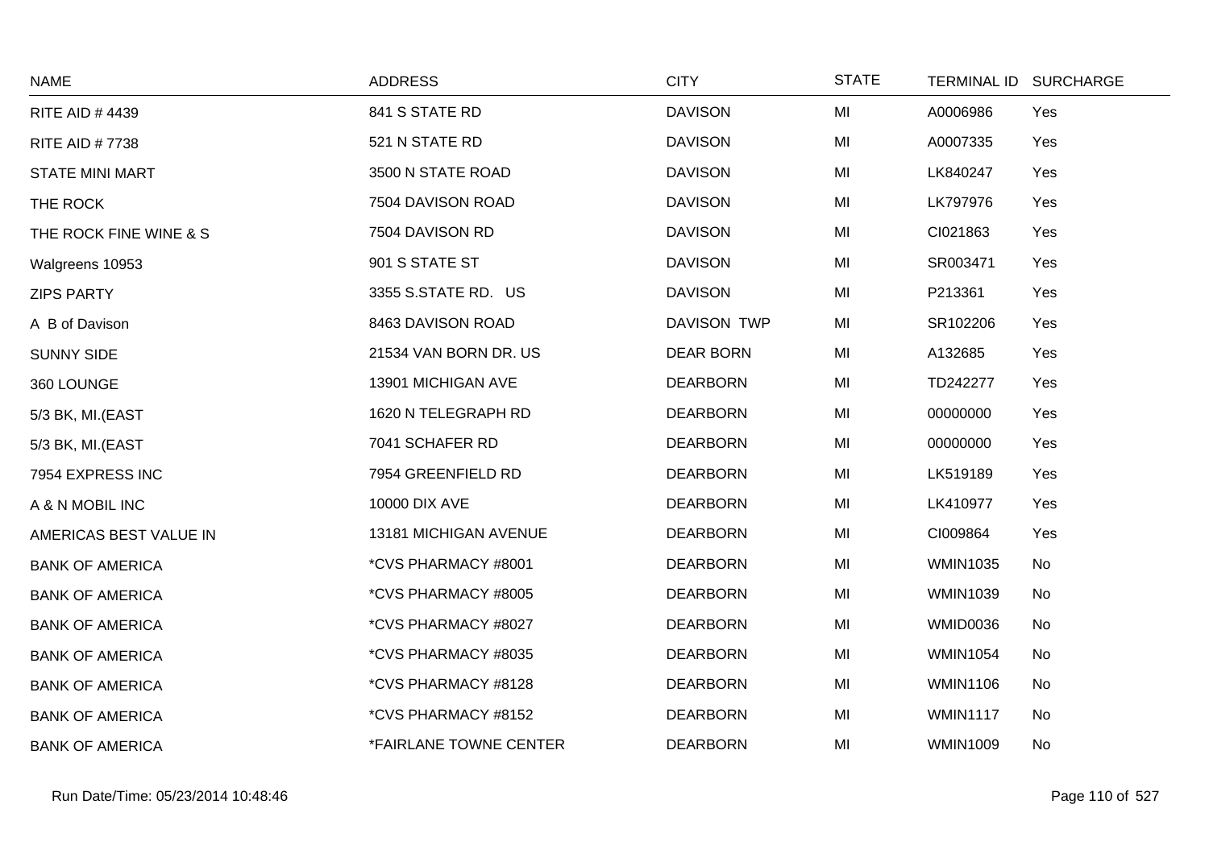| NAME | ADDRESS | CITY | STATE | TERMINAL ID | SURCHARGE |
|---|---|---|---|---|---|
| RITE AID # 4439 | 841 S STATE RD | DAVISON | MI | A0006986 | Yes |
| RITE AID # 7738 | 521 N STATE RD | DAVISON | MI | A0007335 | Yes |
| STATE MINI MART | 3500 N STATE ROAD | DAVISON | MI | LK840247 | Yes |
| THE ROCK | 7504 DAVISON ROAD | DAVISON | MI | LK797976 | Yes |
| THE ROCK FINE WINE & S | 7504 DAVISON RD | DAVISON | MI | CI021863 | Yes |
| Walgreens 10953 | 901 S STATE ST | DAVISON | MI | SR003471 | Yes |
| ZIPS PARTY | 3355 S.STATE RD. US | DAVISON | MI | P213361 | Yes |
| A B of Davison | 8463 DAVISON ROAD | DAVISON TWP | MI | SR102206 | Yes |
| SUNNY SIDE | 21534 VAN BORN DR. US | DEAR BORN | MI | A132685 | Yes |
| 360 LOUNGE | 13901 MICHIGAN AVE | DEARBORN | MI | TD242277 | Yes |
| 5/3 BK, MI.(EAST | 1620 N TELEGRAPH RD | DEARBORN | MI | 00000000 | Yes |
| 5/3 BK, MI.(EAST | 7041 SCHAFER RD | DEARBORN | MI | 00000000 | Yes |
| 7954 EXPRESS INC | 7954 GREENFIELD RD | DEARBORN | MI | LK519189 | Yes |
| A & N MOBIL INC | 10000 DIX AVE | DEARBORN | MI | LK410977 | Yes |
| AMERICAS BEST VALUE IN | 13181 MICHIGAN AVENUE | DEARBORN | MI | CI009864 | Yes |
| BANK OF AMERICA | *CVS PHARMACY #8001 | DEARBORN | MI | WMIN1035 | No |
| BANK OF AMERICA | *CVS PHARMACY #8005 | DEARBORN | MI | WMIN1039 | No |
| BANK OF AMERICA | *CVS PHARMACY #8027 | DEARBORN | MI | WMID0036 | No |
| BANK OF AMERICA | *CVS PHARMACY #8035 | DEARBORN | MI | WMIN1054 | No |
| BANK OF AMERICA | *CVS PHARMACY #8128 | DEARBORN | MI | WMIN1106 | No |
| BANK OF AMERICA | *CVS PHARMACY #8152 | DEARBORN | MI | WMIN1117 | No |
| BANK OF AMERICA | *FAIRLANE TOWNE CENTER | DEARBORN | MI | WMIN1009 | No |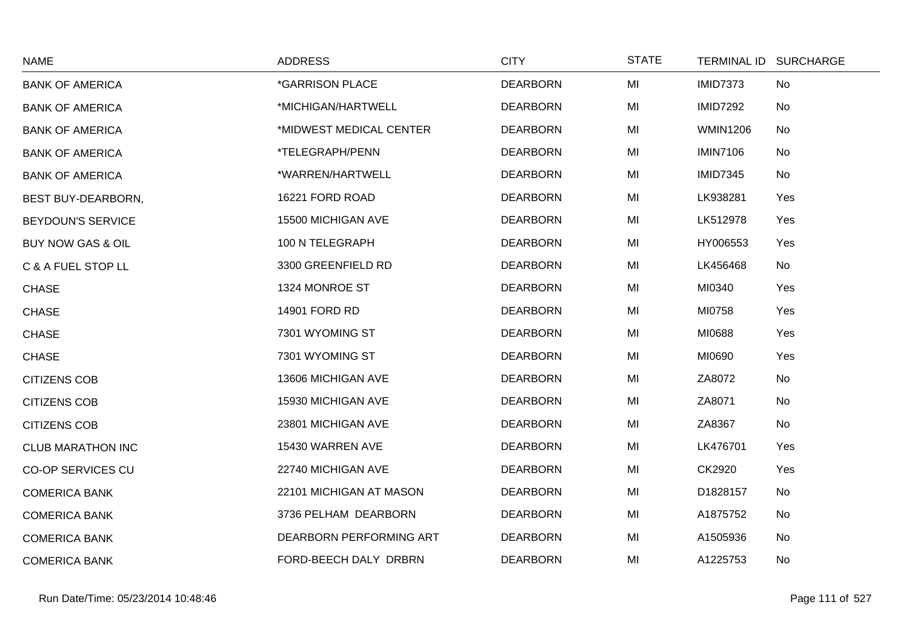| NAME | ADDRESS | CITY | STATE | TERMINAL ID | SURCHARGE |
|---|---|---|---|---|---|
| BANK OF AMERICA | *GARRISON PLACE | DEARBORN | MI | IMID7373 | No |
| BANK OF AMERICA | *MICHIGAN/HARTWELL | DEARBORN | MI | IMID7292 | No |
| BANK OF AMERICA | *MIDWEST MEDICAL CENTER | DEARBORN | MI | WMIN1206 | No |
| BANK OF AMERICA | *TELEGRAPH/PENN | DEARBORN | MI | IMIN7106 | No |
| BANK OF AMERICA | *WARREN/HARTWELL | DEARBORN | MI | IMID7345 | No |
| BEST BUY-DEARBORN, | 16221 FORD ROAD | DEARBORN | MI | LK938281 | Yes |
| BEYDOUN'S SERVICE | 15500 MICHIGAN AVE | DEARBORN | MI | LK512978 | Yes |
| BUY NOW GAS & OIL | 100 N TELEGRAPH | DEARBORN | MI | HY006553 | Yes |
| C & A FUEL STOP LL | 3300 GREENFIELD RD | DEARBORN | MI | LK456468 | No |
| CHASE | 1324 MONROE ST | DEARBORN | MI | MI0340 | Yes |
| CHASE | 14901 FORD RD | DEARBORN | MI | MI0758 | Yes |
| CHASE | 7301 WYOMING ST | DEARBORN | MI | MI0688 | Yes |
| CHASE | 7301 WYOMING ST | DEARBORN | MI | MI0690 | Yes |
| CITIZENS COB | 13606 MICHIGAN AVE | DEARBORN | MI | ZA8072 | No |
| CITIZENS COB | 15930 MICHIGAN AVE | DEARBORN | MI | ZA8071 | No |
| CITIZENS COB | 23801 MICHIGAN AVE | DEARBORN | MI | ZA8367 | No |
| CLUB MARATHON INC | 15430 WARREN AVE | DEARBORN | MI | LK476701 | Yes |
| CO-OP SERVICES CU | 22740 MICHIGAN AVE | DEARBORN | MI | CK2920 | Yes |
| COMERICA BANK | 22101 MICHIGAN AT MASON | DEARBORN | MI | D1828157 | No |
| COMERICA BANK | 3736 PELHAM DEARBORN | DEARBORN | MI | A1875752 | No |
| COMERICA BANK | DEARBORN PERFORMING ART | DEARBORN | MI | A1505936 | No |
| COMERICA BANK | FORD-BEECH DALY DRBRN | DEARBORN | MI | A1225753 | No |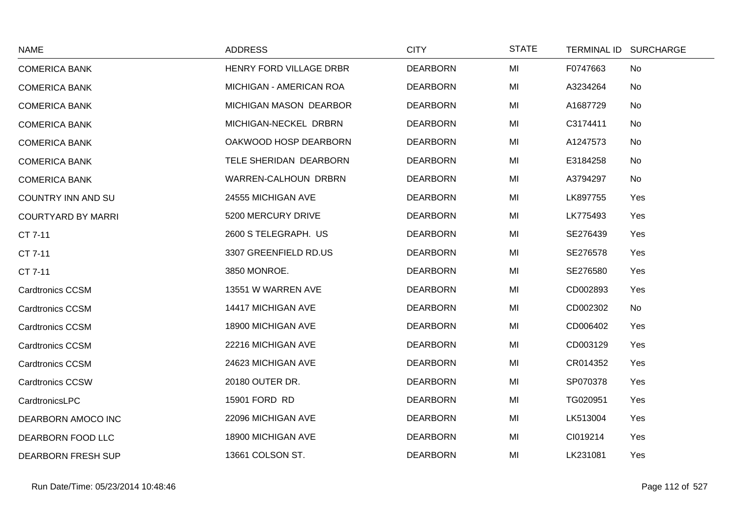| NAME | ADDRESS | CITY | STATE | TERMINAL ID | SURCHARGE |
|---|---|---|---|---|---|
| COMERICA BANK | HENRY FORD VILLAGE DRBR | DEARBORN | MI | F0747663 | No |
| COMERICA BANK | MICHIGAN - AMERICAN ROA | DEARBORN | MI | A3234264 | No |
| COMERICA BANK | MICHIGAN MASON DEARBOR | DEARBORN | MI | A1687729 | No |
| COMERICA BANK | MICHIGAN-NECKEL DRBRN | DEARBORN | MI | C3174411 | No |
| COMERICA BANK | OAKWOOD HOSP DEARBORN | DEARBORN | MI | A1247573 | No |
| COMERICA BANK | TELE SHERIDAN DEARBORN | DEARBORN | MI | E3184258 | No |
| COMERICA BANK | WARREN-CALHOUN DRBRN | DEARBORN | MI | A3794297 | No |
| COUNTRY INN AND SU | 24555 MICHIGAN AVE | DEARBORN | MI | LK897755 | Yes |
| COURTYARD BY MARRI | 5200 MERCURY DRIVE | DEARBORN | MI | LK775493 | Yes |
| CT 7-11 | 2600 S TELEGRAPH. US | DEARBORN | MI | SE276439 | Yes |
| CT 7-11 | 3307 GREENFIELD RD.US | DEARBORN | MI | SE276578 | Yes |
| CT 7-11 | 3850 MONROE. | DEARBORN | MI | SE276580 | Yes |
| Cardtronics CCSM | 13551 W WARREN AVE | DEARBORN | MI | CD002893 | Yes |
| Cardtronics CCSM | 14417 MICHIGAN AVE | DEARBORN | MI | CD002302 | No |
| Cardtronics CCSM | 18900 MICHIGAN AVE | DEARBORN | MI | CD006402 | Yes |
| Cardtronics CCSM | 22216 MICHIGAN AVE | DEARBORN | MI | CD003129 | Yes |
| Cardtronics CCSM | 24623 MICHIGAN AVE | DEARBORN | MI | CR014352 | Yes |
| Cardtronics CCSW | 20180 OUTER DR. | DEARBORN | MI | SP070378 | Yes |
| CardtronicsLPC | 15901 FORD RD | DEARBORN | MI | TG020951 | Yes |
| DEARBORN AMOCO INC | 22096 MICHIGAN AVE | DEARBORN | MI | LK513004 | Yes |
| DEARBORN FOOD LLC | 18900 MICHIGAN AVE | DEARBORN | MI | CI019214 | Yes |
| DEARBORN FRESH SUP | 13661 COLSON ST. | DEARBORN | MI | LK231081 | Yes |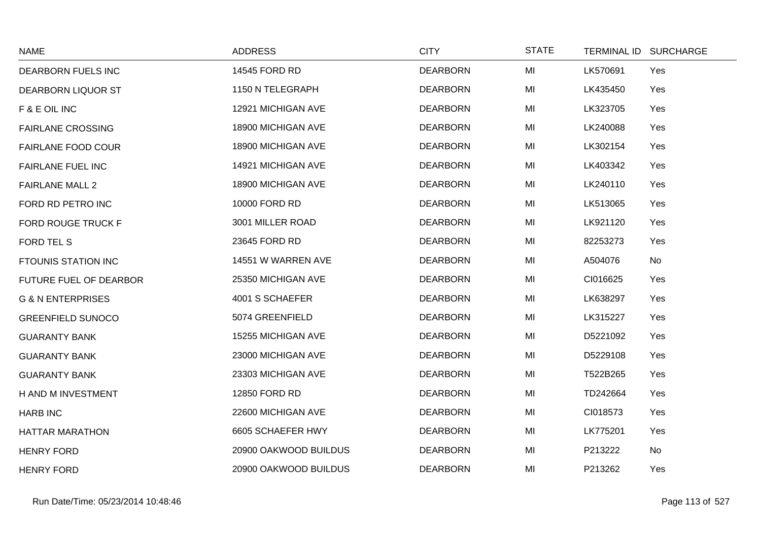| NAME | ADDRESS | CITY | STATE | TERMINAL ID | SURCHARGE |
|---|---|---|---|---|---|
| DEARBORN FUELS INC | 14545 FORD RD | DEARBORN | MI | LK570691 | Yes |
| DEARBORN LIQUOR ST | 1150 N TELEGRAPH | DEARBORN | MI | LK435450 | Yes |
| F & E OIL INC | 12921 MICHIGAN AVE | DEARBORN | MI | LK323705 | Yes |
| FAIRLANE CROSSING | 18900 MICHIGAN AVE | DEARBORN | MI | LK240088 | Yes |
| FAIRLANE FOOD COUR | 18900 MICHIGAN AVE | DEARBORN | MI | LK302154 | Yes |
| FAIRLANE FUEL INC | 14921 MICHIGAN AVE | DEARBORN | MI | LK403342 | Yes |
| FAIRLANE MALL 2 | 18900 MICHIGAN AVE | DEARBORN | MI | LK240110 | Yes |
| FORD RD PETRO INC | 10000 FORD RD | DEARBORN | MI | LK513065 | Yes |
| FORD ROUGE TRUCK F | 3001 MILLER ROAD | DEARBORN | MI | LK921120 | Yes |
| FORD TEL S | 23645 FORD RD | DEARBORN | MI | 82253273 | Yes |
| FTOUNIS STATION INC | 14551 W WARREN AVE | DEARBORN | MI | A504076 | No |
| FUTURE FUEL OF DEARBOR | 25350 MICHIGAN AVE | DEARBORN | MI | CI016625 | Yes |
| G & N ENTERPRISES | 4001 S SCHAEFER | DEARBORN | MI | LK638297 | Yes |
| GREENFIELD SUNOCO | 5074 GREENFIELD | DEARBORN | MI | LK315227 | Yes |
| GUARANTY BANK | 15255 MICHIGAN AVE | DEARBORN | MI | D5221092 | Yes |
| GUARANTY BANK | 23000 MICHIGAN AVE | DEARBORN | MI | D5229108 | Yes |
| GUARANTY BANK | 23303 MICHIGAN AVE | DEARBORN | MI | T522B265 | Yes |
| H AND M INVESTMENT | 12850 FORD RD | DEARBORN | MI | TD242664 | Yes |
| HARB INC | 22600 MICHIGAN AVE | DEARBORN | MI | CI018573 | Yes |
| HATTAR MARATHON | 6605 SCHAEFER HWY | DEARBORN | MI | LK775201 | Yes |
| HENRY FORD | 20900 OAKWOOD BUILDUS | DEARBORN | MI | P213222 | No |
| HENRY FORD | 20900 OAKWOOD BUILDUS | DEARBORN | MI | P213262 | Yes |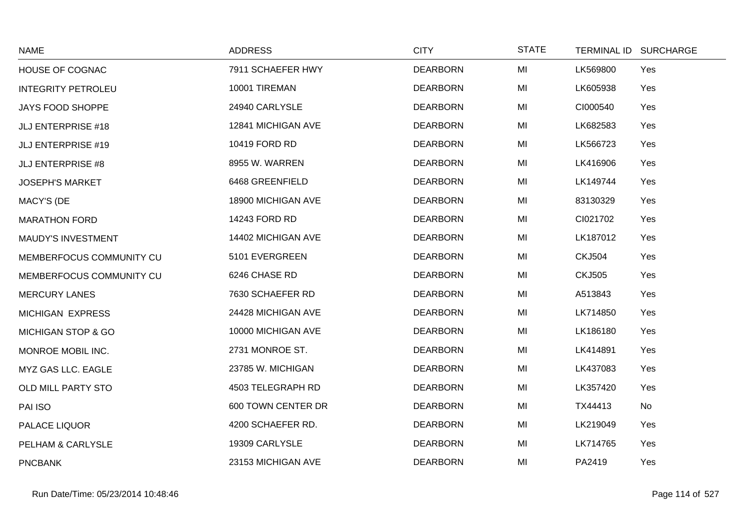| NAME | ADDRESS | CITY | STATE | TERMINAL ID | SURCHARGE |
|---|---|---|---|---|---|
| HOUSE OF COGNAC | 7911 SCHAEFER HWY | DEARBORN | MI | LK569800 | Yes |
| INTEGRITY PETROLEU | 10001 TIREMAN | DEARBORN | MI | LK605938 | Yes |
| JAYS FOOD SHOPPE | 24940 CARLYSLE | DEARBORN | MI | CI000540 | Yes |
| JLJ ENTERPRISE #18 | 12841 MICHIGAN AVE | DEARBORN | MI | LK682583 | Yes |
| JLJ ENTERPRISE #19 | 10419 FORD RD | DEARBORN | MI | LK566723 | Yes |
| JLJ ENTERPRISE #8 | 8955 W. WARREN | DEARBORN | MI | LK416906 | Yes |
| JOSEPH'S MARKET | 6468 GREENFIELD | DEARBORN | MI | LK149744 | Yes |
| MACY'S (DE | 18900 MICHIGAN AVE | DEARBORN | MI | 83130329 | Yes |
| MARATHON FORD | 14243 FORD RD | DEARBORN | MI | CI021702 | Yes |
| MAUDY'S INVESTMENT | 14402 MICHIGAN AVE | DEARBORN | MI | LK187012 | Yes |
| MEMBERFOCUS COMMUNITY CU | 5101 EVERGREEN | DEARBORN | MI | CKJ504 | Yes |
| MEMBERFOCUS COMMUNITY CU | 6246 CHASE RD | DEARBORN | MI | CKJ505 | Yes |
| MERCURY LANES | 7630 SCHAEFER RD | DEARBORN | MI | A513843 | Yes |
| MICHIGAN EXPRESS | 24428 MICHIGAN AVE | DEARBORN | MI | LK714850 | Yes |
| MICHIGAN STOP & GO | 10000 MICHIGAN AVE | DEARBORN | MI | LK186180 | Yes |
| MONROE MOBIL INC. | 2731 MONROE ST. | DEARBORN | MI | LK414891 | Yes |
| MYZ GAS LLC. EAGLE | 23785 W. MICHIGAN | DEARBORN | MI | LK437083 | Yes |
| OLD MILL PARTY STO | 4503 TELEGRAPH RD | DEARBORN | MI | LK357420 | Yes |
| PAI ISO | 600 TOWN CENTER DR | DEARBORN | MI | TX44413 | No |
| PALACE LIQUOR | 4200 SCHAEFER RD. | DEARBORN | MI | LK219049 | Yes |
| PELHAM & CARLYSLE | 19309 CARLYSLE | DEARBORN | MI | LK714765 | Yes |
| PNCBANK | 23153 MICHIGAN AVE | DEARBORN | MI | PA2419 | Yes |

Run Date/Time: 05/23/2014 10:48:46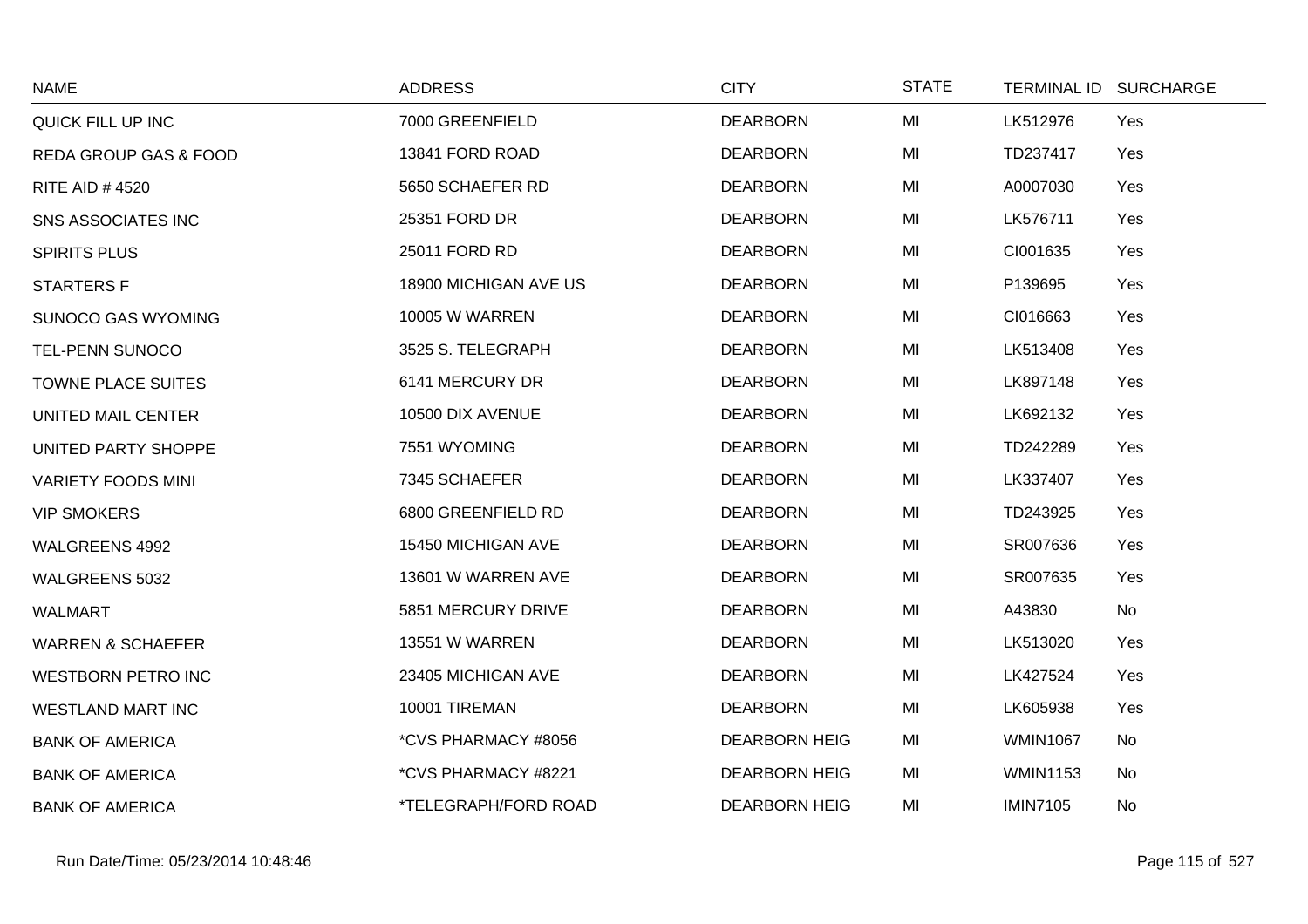| NAME | ADDRESS | CITY | STATE | TERMINAL ID | SURCHARGE |
|---|---|---|---|---|---|
| QUICK FILL UP INC | 7000 GREENFIELD | DEARBORN | MI | LK512976 | Yes |
| REDA GROUP GAS & FOOD | 13841 FORD ROAD | DEARBORN | MI | TD237417 | Yes |
| RITE AID # 4520 | 5650 SCHAEFER RD | DEARBORN | MI | A0007030 | Yes |
| SNS ASSOCIATES INC | 25351 FORD DR | DEARBORN | MI | LK576711 | Yes |
| SPIRITS PLUS | 25011 FORD RD | DEARBORN | MI | CI001635 | Yes |
| STARTERS F | 18900 MICHIGAN AVE US | DEARBORN | MI | P139695 | Yes |
| SUNOCO GAS WYOMING | 10005 W WARREN | DEARBORN | MI | CI016663 | Yes |
| TEL-PENN SUNOCO | 3525 S. TELEGRAPH | DEARBORN | MI | LK513408 | Yes |
| TOWNE PLACE SUITES | 6141 MERCURY DR | DEARBORN | MI | LK897148 | Yes |
| UNITED MAIL CENTER | 10500 DIX AVENUE | DEARBORN | MI | LK692132 | Yes |
| UNITED PARTY SHOPPE | 7551 WYOMING | DEARBORN | MI | TD242289 | Yes |
| VARIETY FOODS MINI | 7345 SCHAEFER | DEARBORN | MI | LK337407 | Yes |
| VIP SMOKERS | 6800 GREENFIELD RD | DEARBORN | MI | TD243925 | Yes |
| WALGREENS 4992 | 15450 MICHIGAN AVE | DEARBORN | MI | SR007636 | Yes |
| WALGREENS 5032 | 13601 W WARREN AVE | DEARBORN | MI | SR007635 | Yes |
| WALMART | 5851 MERCURY DRIVE | DEARBORN | MI | A43830 | No |
| WARREN & SCHAEFER | 13551 W WARREN | DEARBORN | MI | LK513020 | Yes |
| WESTBORN PETRO INC | 23405 MICHIGAN AVE | DEARBORN | MI | LK427524 | Yes |
| WESTLAND MART INC | 10001 TIREMAN | DEARBORN | MI | LK605938 | Yes |
| BANK OF AMERICA | *CVS PHARMACY #8056 | DEARBORN HEIG | MI | WMIN1067 | No |
| BANK OF AMERICA | *CVS PHARMACY #8221 | DEARBORN HEIG | MI | WMIN1153 | No |
| BANK OF AMERICA | *TELEGRAPH/FORD ROAD | DEARBORN HEIG | MI | IMIN7105 | No |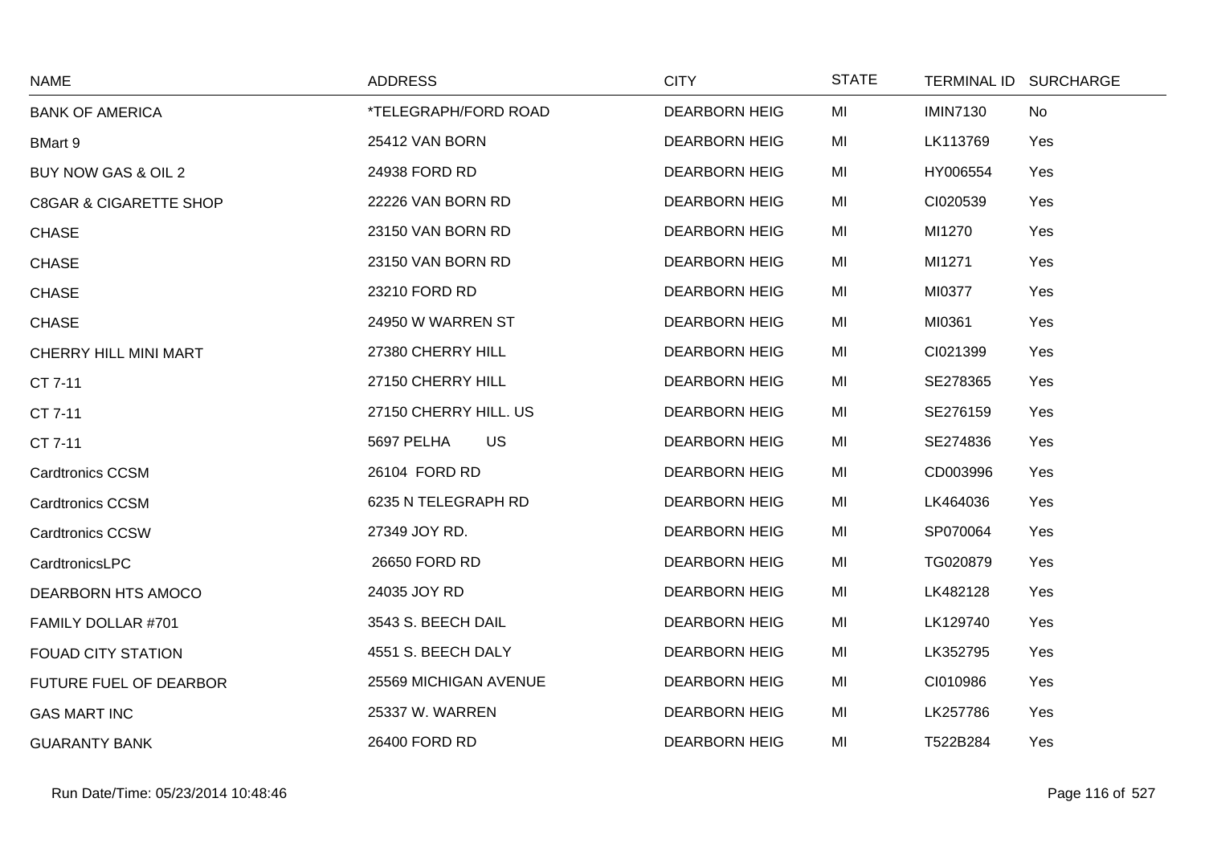| NAME | ADDRESS | CITY | STATE | TERMINAL ID | SURCHARGE |
|---|---|---|---|---|---|
| BANK OF AMERICA | *TELEGRAPH/FORD ROAD | DEARBORN HEIG | MI | IMIN7130 | No |
| BMart 9 | 25412 VAN BORN | DEARBORN HEIG | MI | LK113769 | Yes |
| BUY NOW GAS & OIL 2 | 24938 FORD RD | DEARBORN HEIG | MI | HY006554 | Yes |
| C8GAR & CIGARETTE SHOP | 22226 VAN BORN RD | DEARBORN HEIG | MI | CI020539 | Yes |
| CHASE | 23150 VAN BORN RD | DEARBORN HEIG | MI | MI1270 | Yes |
| CHASE | 23150 VAN BORN RD | DEARBORN HEIG | MI | MI1271 | Yes |
| CHASE | 23210 FORD RD | DEARBORN HEIG | MI | MI0377 | Yes |
| CHASE | 24950 W WARREN ST | DEARBORN HEIG | MI | MI0361 | Yes |
| CHERRY HILL MINI MART | 27380 CHERRY HILL | DEARBORN HEIG | MI | CI021399 | Yes |
| CT 7-11 | 27150 CHERRY HILL | DEARBORN HEIG | MI | SE278365 | Yes |
| CT 7-11 | 27150 CHERRY HILL. US | DEARBORN HEIG | MI | SE276159 | Yes |
| CT 7-11 | 5697 PELHA US | DEARBORN HEIG | MI | SE274836 | Yes |
| Cardtronics CCSM | 26104 FORD RD | DEARBORN HEIG | MI | CD003996 | Yes |
| Cardtronics CCSM | 6235 N TELEGRAPH RD | DEARBORN HEIG | MI | LK464036 | Yes |
| Cardtronics CCSW | 27349 JOY RD. | DEARBORN HEIG | MI | SP070064 | Yes |
| CardtronicsLPC | 26650 FORD RD | DEARBORN HEIG | MI | TG020879 | Yes |
| DEARBORN HTS AMOCO | 24035 JOY RD | DEARBORN HEIG | MI | LK482128 | Yes |
| FAMILY DOLLAR #701 | 3543 S. BEECH DAIL | DEARBORN HEIG | MI | LK129740 | Yes |
| FOUAD CITY STATION | 4551 S. BEECH DALY | DEARBORN HEIG | MI | LK352795 | Yes |
| FUTURE FUEL OF DEARBOR | 25569 MICHIGAN AVENUE | DEARBORN HEIG | MI | CI010986 | Yes |
| GAS MART INC | 25337 W. WARREN | DEARBORN HEIG | MI | LK257786 | Yes |
| GUARANTY BANK | 26400 FORD RD | DEARBORN HEIG | MI | T522B284 | Yes |

Run Date/Time: 05/23/2014 10:48:46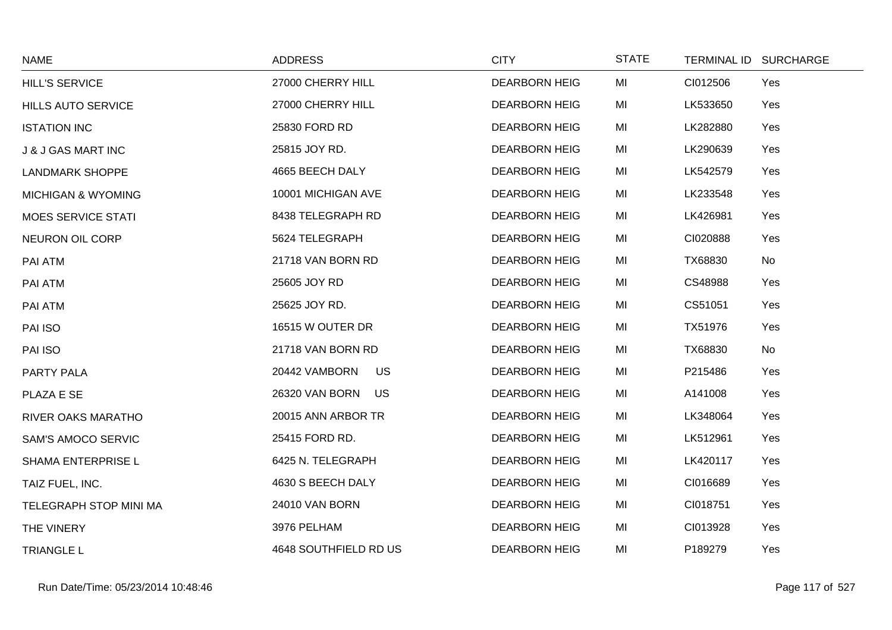| NAME | ADDRESS | CITY | STATE | TERMINAL ID | SURCHARGE |
|---|---|---|---|---|---|
| HILL'S SERVICE | 27000 CHERRY HILL | DEARBORN HEIG | MI | CI012506 | Yes |
| HILLS AUTO SERVICE | 27000 CHERRY HILL | DEARBORN HEIG | MI | LK533650 | Yes |
| ISTATION INC | 25830 FORD RD | DEARBORN HEIG | MI | LK282880 | Yes |
| J & J GAS MART INC | 25815 JOY RD. | DEARBORN HEIG | MI | LK290639 | Yes |
| LANDMARK SHOPPE | 4665 BEECH DALY | DEARBORN HEIG | MI | LK542579 | Yes |
| MICHIGAN & WYOMING | 10001 MICHIGAN AVE | DEARBORN HEIG | MI | LK233548 | Yes |
| MOES SERVICE STATI | 8438 TELEGRAPH RD | DEARBORN HEIG | MI | LK426981 | Yes |
| NEURON OIL CORP | 5624 TELEGRAPH | DEARBORN HEIG | MI | CI020888 | Yes |
| PAI ATM | 21718 VAN BORN RD | DEARBORN HEIG | MI | TX68830 | No |
| PAI ATM | 25605 JOY RD | DEARBORN HEIG | MI | CS48988 | Yes |
| PAI ATM | 25625 JOY RD. | DEARBORN HEIG | MI | CS51051 | Yes |
| PAI ISO | 16515 W OUTER DR | DEARBORN HEIG | MI | TX51976 | Yes |
| PAI ISO | 21718 VAN BORN RD | DEARBORN HEIG | MI | TX68830 | No |
| PARTY PALA | 20442 VAMBORN US | DEARBORN HEIG | MI | P215486 | Yes |
| PLAZA E SE | 26320 VAN BORN US | DEARBORN HEIG | MI | A141008 | Yes |
| RIVER OAKS MARATHO | 20015 ANN ARBOR TR | DEARBORN HEIG | MI | LK348064 | Yes |
| SAM'S AMOCO SERVIC | 25415 FORD RD. | DEARBORN HEIG | MI | LK512961 | Yes |
| SHAMA ENTERPRISE L | 6425 N. TELEGRAPH | DEARBORN HEIG | MI | LK420117 | Yes |
| TAIZ FUEL, INC. | 4630 S BEECH DALY | DEARBORN HEIG | MI | CI016689 | Yes |
| TELEGRAPH STOP MINI MA | 24010 VAN BORN | DEARBORN HEIG | MI | CI018751 | Yes |
| THE VINERY | 3976 PELHAM | DEARBORN HEIG | MI | CI013928 | Yes |
| TRIANGLE L | 4648 SOUTHFIELD RD US | DEARBORN HEIG | MI | P189279 | Yes |

Run Date/Time: 05/23/2014 10:48:46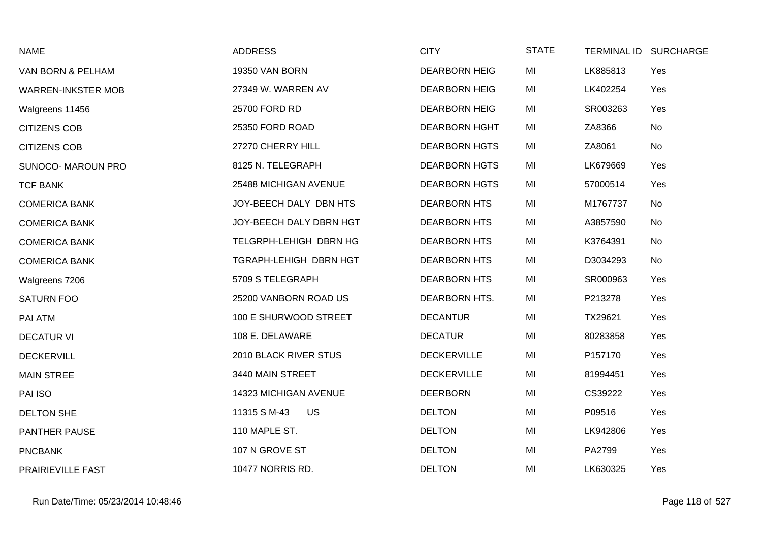| NAME | ADDRESS | CITY | STATE | TERMINAL ID | SURCHARGE |
| --- | --- | --- | --- | --- | --- |
| VAN BORN & PELHAM | 19350 VAN BORN | DEARBORN HEIG | MI | LK885813 | Yes |
| WARREN-INKSTER MOB | 27349 W. WARREN AV | DEARBORN HEIG | MI | LK402254 | Yes |
| Walgreens 11456 | 25700 FORD RD | DEARBORN HEIG | MI | SR003263 | Yes |
| CITIZENS COB | 25350 FORD ROAD | DEARBORN HGHT | MI | ZA8366 | No |
| CITIZENS COB | 27270 CHERRY HILL | DEARBORN HGTS | MI | ZA8061 | No |
| SUNOCO- MAROUN PRO | 8125 N. TELEGRAPH | DEARBORN HGTS | MI | LK679669 | Yes |
| TCF BANK | 25488 MICHIGAN AVENUE | DEARBORN HGTS | MI | 57000514 | Yes |
| COMERICA BANK | JOY-BEECH DALY DBN HTS | DEARBORN HTS | MI | M1767737 | No |
| COMERICA BANK | JOY-BEECH DALY DBRN HGT | DEARBORN HTS | MI | A3857590 | No |
| COMERICA BANK | TELGRPH-LEHIGH DBRN HG | DEARBORN HTS | MI | K3764391 | No |
| COMERICA BANK | TGRAPH-LEHIGH DBRN HGT | DEARBORN HTS | MI | D3034293 | No |
| Walgreens 7206 | 5709 S TELEGRAPH | DEARBORN HTS | MI | SR000963 | Yes |
| SATURN FOO | 25200 VANBORN ROAD US | DEARBORN HTS. | MI | P213278 | Yes |
| PAI ATM | 100 E SHURWOOD STREET | DECANTUR | MI | TX29621 | Yes |
| DECATUR VI | 108 E. DELAWARE | DECATUR | MI | 80283858 | Yes |
| DECKERVILL | 2010 BLACK RIVER STUS | DECKERVILLE | MI | P157170 | Yes |
| MAIN STREE | 3440 MAIN STREET | DECKERVILLE | MI | 81994451 | Yes |
| PAI ISO | 14323 MICHIGAN AVENUE | DEERBORN | MI | CS39222 | Yes |
| DELTON SHE | 11315 S M-43 US | DELTON | MI | P09516 | Yes |
| PANTHER PAUSE | 110 MAPLE ST. | DELTON | MI | LK942806 | Yes |
| PNCBANK | 107 N GROVE ST | DELTON | MI | PA2799 | Yes |
| PRAIRIEVILLE FAST | 10477 NORRIS RD. | DELTON | MI | LK630325 | Yes |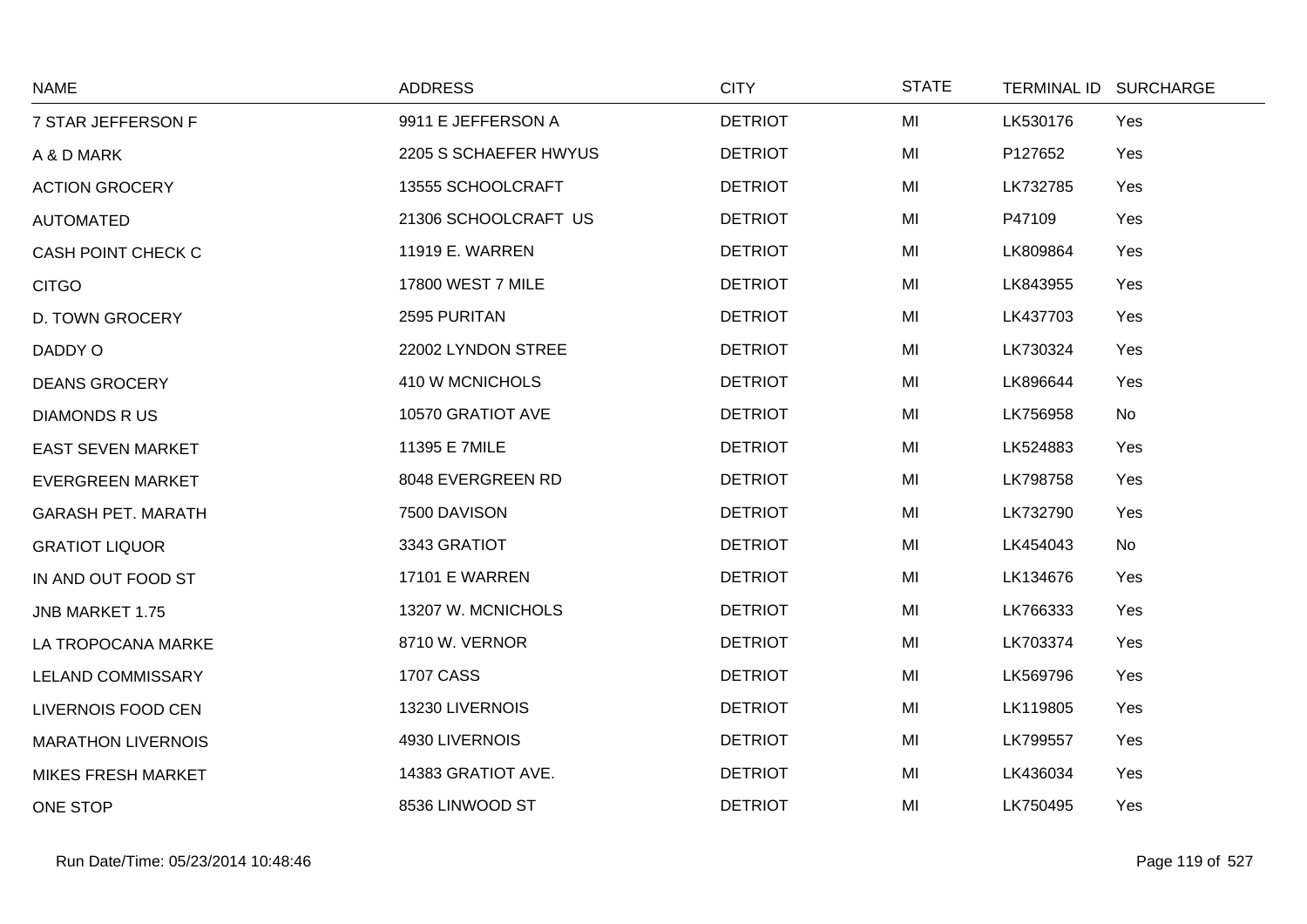| NAME | ADDRESS | CITY | STATE | TERMINAL ID | SURCHARGE |
|---|---|---|---|---|---|
| 7 STAR JEFFERSON F | 9911 E JEFFERSON A | DETRIOT | MI | LK530176 | Yes |
| A & D MARK | 2205 S SCHAEFER HWYUS | DETRIOT | MI | P127652 | Yes |
| ACTION GROCERY | 13555 SCHOOLCRAFT | DETRIOT | MI | LK732785 | Yes |
| AUTOMATED | 21306 SCHOOLCRAFT US | DETRIOT | MI | P47109 | Yes |
| CASH POINT CHECK C | 11919 E. WARREN | DETRIOT | MI | LK809864 | Yes |
| CITGO | 17800 WEST 7 MILE | DETRIOT | MI | LK843955 | Yes |
| D. TOWN GROCERY | 2595 PURITAN | DETRIOT | MI | LK437703 | Yes |
| DADDY O | 22002 LYNDON STREE | DETRIOT | MI | LK730324 | Yes |
| DEANS GROCERY | 410 W MCNICHOLS | DETRIOT | MI | LK896644 | Yes |
| DIAMONDS R US | 10570 GRATIOT AVE | DETRIOT | MI | LK756958 | No |
| EAST SEVEN MARKET | 11395 E 7MILE | DETRIOT | MI | LK524883 | Yes |
| EVERGREEN MARKET | 8048 EVERGREEN RD | DETRIOT | MI | LK798758 | Yes |
| GARASH PET. MARATH | 7500 DAVISON | DETRIOT | MI | LK732790 | Yes |
| GRATIOT LIQUOR | 3343 GRATIOT | DETRIOT | MI | LK454043 | No |
| IN AND OUT FOOD ST | 17101 E WARREN | DETRIOT | MI | LK134676 | Yes |
| JNB MARKET 1.75 | 13207 W. MCNICHOLS | DETRIOT | MI | LK766333 | Yes |
| LA TROPOCANA MARKE | 8710 W. VERNOR | DETRIOT | MI | LK703374 | Yes |
| LELAND COMMISSARY | 1707 CASS | DETRIOT | MI | LK569796 | Yes |
| LIVERNOIS FOOD CEN | 13230 LIVERNOIS | DETRIOT | MI | LK119805 | Yes |
| MARATHON LIVERNOIS | 4930 LIVERNOIS | DETRIOT | MI | LK799557 | Yes |
| MIKES FRESH MARKET | 14383 GRATIOT AVE. | DETRIOT | MI | LK436034 | Yes |
| ONE STOP | 8536 LINWOOD ST | DETRIOT | MI | LK750495 | Yes |

Run Date/Time: 05/23/2014 10:48:46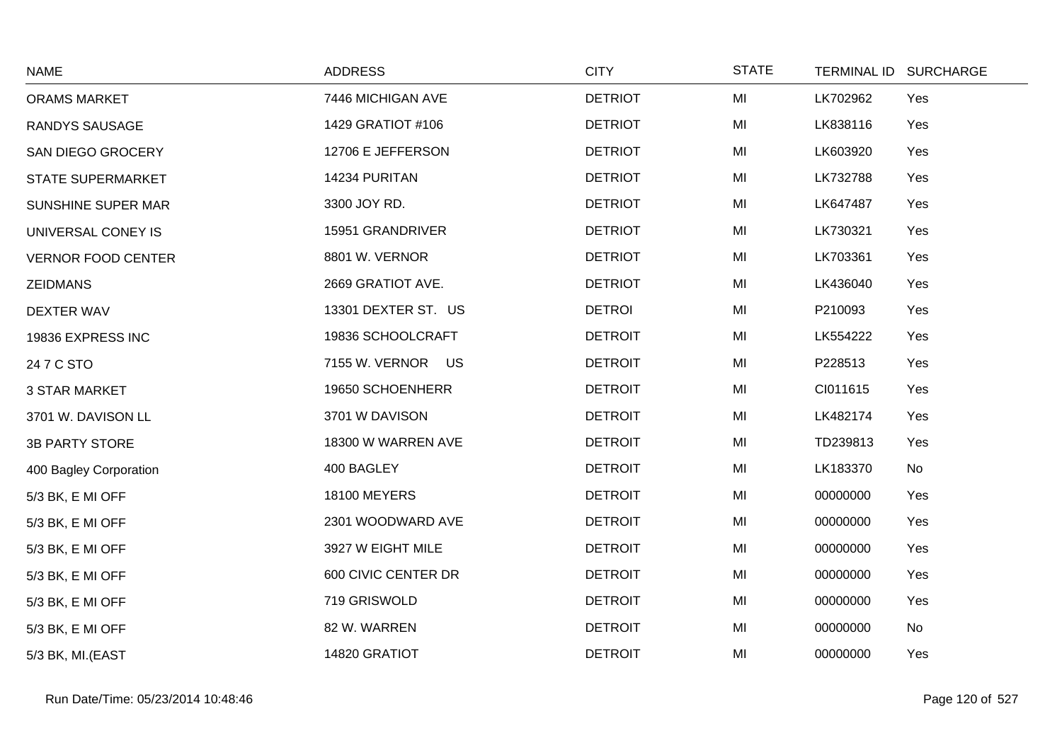| NAME | ADDRESS | CITY | STATE | TERMINAL ID | SURCHARGE |
|---|---|---|---|---|---|
| ORAMS MARKET | 7446 MICHIGAN AVE | DETRIOT | MI | LK702962 | Yes |
| RANDYS SAUSAGE | 1429 GRATIOT #106 | DETRIOT | MI | LK838116 | Yes |
| SAN DIEGO GROCERY | 12706 E JEFFERSON | DETRIOT | MI | LK603920 | Yes |
| STATE SUPERMARKET | 14234 PURITAN | DETRIOT | MI | LK732788 | Yes |
| SUNSHINE SUPER MAR | 3300 JOY RD. | DETRIOT | MI | LK647487 | Yes |
| UNIVERSAL CONEY IS | 15951 GRANDRIVER | DETRIOT | MI | LK730321 | Yes |
| VERNOR FOOD CENTER | 8801 W. VERNOR | DETRIOT | MI | LK703361 | Yes |
| ZEIDMANS | 2669 GRATIOT AVE. | DETRIOT | MI | LK436040 | Yes |
| DEXTER WAV | 13301 DEXTER ST. US | DETROI | MI | P210093 | Yes |
| 19836 EXPRESS INC | 19836 SCHOOLCRAFT | DETROIT | MI | LK554222 | Yes |
| 24 7 C STO | 7155 W. VERNOR US | DETROIT | MI | P228513 | Yes |
| 3 STAR MARKET | 19650 SCHOENHERR | DETROIT | MI | CI011615 | Yes |
| 3701 W. DAVISON LL | 3701 W DAVISON | DETROIT | MI | LK482174 | Yes |
| 3B PARTY STORE | 18300 W WARREN AVE | DETROIT | MI | TD239813 | Yes |
| 400 Bagley Corporation | 400 BAGLEY | DETROIT | MI | LK183370 | No |
| 5/3 BK, E MI OFF | 18100 MEYERS | DETROIT | MI | 00000000 | Yes |
| 5/3 BK, E MI OFF | 2301 WOODWARD AVE | DETROIT | MI | 00000000 | Yes |
| 5/3 BK, E MI OFF | 3927 W EIGHT MILE | DETROIT | MI | 00000000 | Yes |
| 5/3 BK, E MI OFF | 600 CIVIC CENTER DR | DETROIT | MI | 00000000 | Yes |
| 5/3 BK, E MI OFF | 719 GRISWOLD | DETROIT | MI | 00000000 | Yes |
| 5/3 BK, E MI OFF | 82 W. WARREN | DETROIT | MI | 00000000 | No |
| 5/3 BK, MI.(EAST | 14820 GRATIOT | DETROIT | MI | 00000000 | Yes |

Run Date/Time: 05/23/2014 10:48:46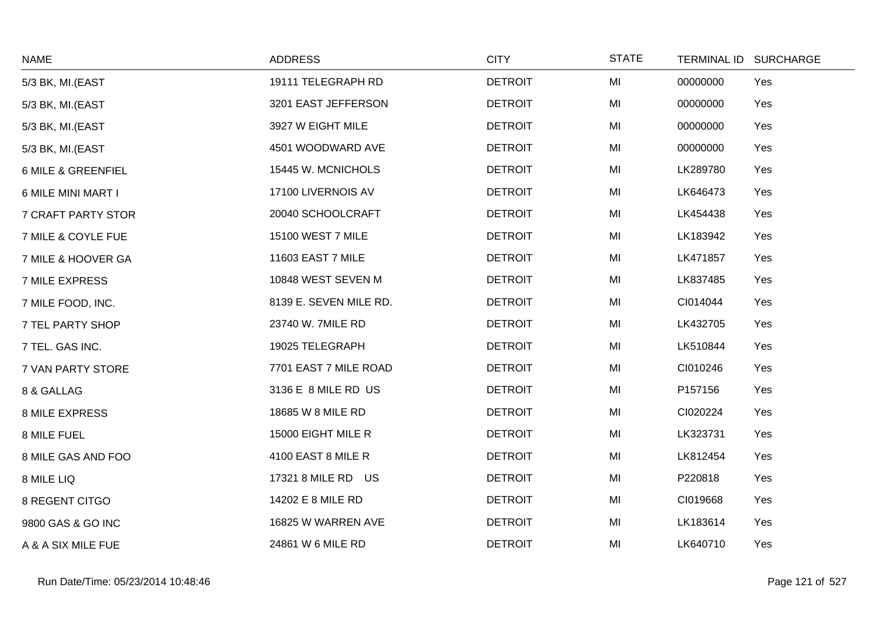| NAME | ADDRESS | CITY | STATE | TERMINAL ID | SURCHARGE |
|---|---|---|---|---|---|
| 5/3 BK, MI.(EAST | 19111 TELEGRAPH RD | DETROIT | MI | 00000000 | Yes |
| 5/3 BK, MI.(EAST | 3201 EAST JEFFERSON | DETROIT | MI | 00000000 | Yes |
| 5/3 BK, MI.(EAST | 3927 W EIGHT MILE | DETROIT | MI | 00000000 | Yes |
| 5/3 BK, MI.(EAST | 4501 WOODWARD AVE | DETROIT | MI | 00000000 | Yes |
| 6 MILE & GREENFIEL | 15445 W. MCNICHOLS | DETROIT | MI | LK289780 | Yes |
| 6 MILE MINI MART I | 17100 LIVERNOIS AV | DETROIT | MI | LK646473 | Yes |
| 7 CRAFT PARTY STOR | 20040 SCHOOLCRAFT | DETROIT | MI | LK454438 | Yes |
| 7 MILE & COYLE FUE | 15100 WEST 7 MILE | DETROIT | MI | LK183942 | Yes |
| 7 MILE & HOOVER GA | 11603 EAST 7 MILE | DETROIT | MI | LK471857 | Yes |
| 7 MILE EXPRESS | 10848 WEST SEVEN M | DETROIT | MI | LK837485 | Yes |
| 7 MILE FOOD, INC. | 8139 E. SEVEN MILE RD. | DETROIT | MI | CI014044 | Yes |
| 7 TEL PARTY SHOP | 23740 W. 7MILE RD | DETROIT | MI | LK432705 | Yes |
| 7 TEL. GAS INC. | 19025 TELEGRAPH | DETROIT | MI | LK510844 | Yes |
| 7 VAN PARTY STORE | 7701 EAST 7 MILE ROAD | DETROIT | MI | CI010246 | Yes |
| 8 & GALLAG | 3136 E 8 MILE RD US | DETROIT | MI | P157156 | Yes |
| 8 MILE EXPRESS | 18685 W 8 MILE RD | DETROIT | MI | CI020224 | Yes |
| 8 MILE FUEL | 15000 EIGHT MILE R | DETROIT | MI | LK323731 | Yes |
| 8 MILE GAS AND FOO | 4100 EAST 8 MILE R | DETROIT | MI | LK812454 | Yes |
| 8 MILE LIQ | 17321 8 MILE RD US | DETROIT | MI | P220818 | Yes |
| 8 REGENT CITGO | 14202 E 8 MILE RD | DETROIT | MI | CI019668 | Yes |
| 9800 GAS & GO INC | 16825 W WARREN AVE | DETROIT | MI | LK183614 | Yes |
| A & A SIX MILE FUE | 24861 W 6 MILE RD | DETROIT | MI | LK640710 | Yes |

Run Date/Time: 05/23/2014 10:48:46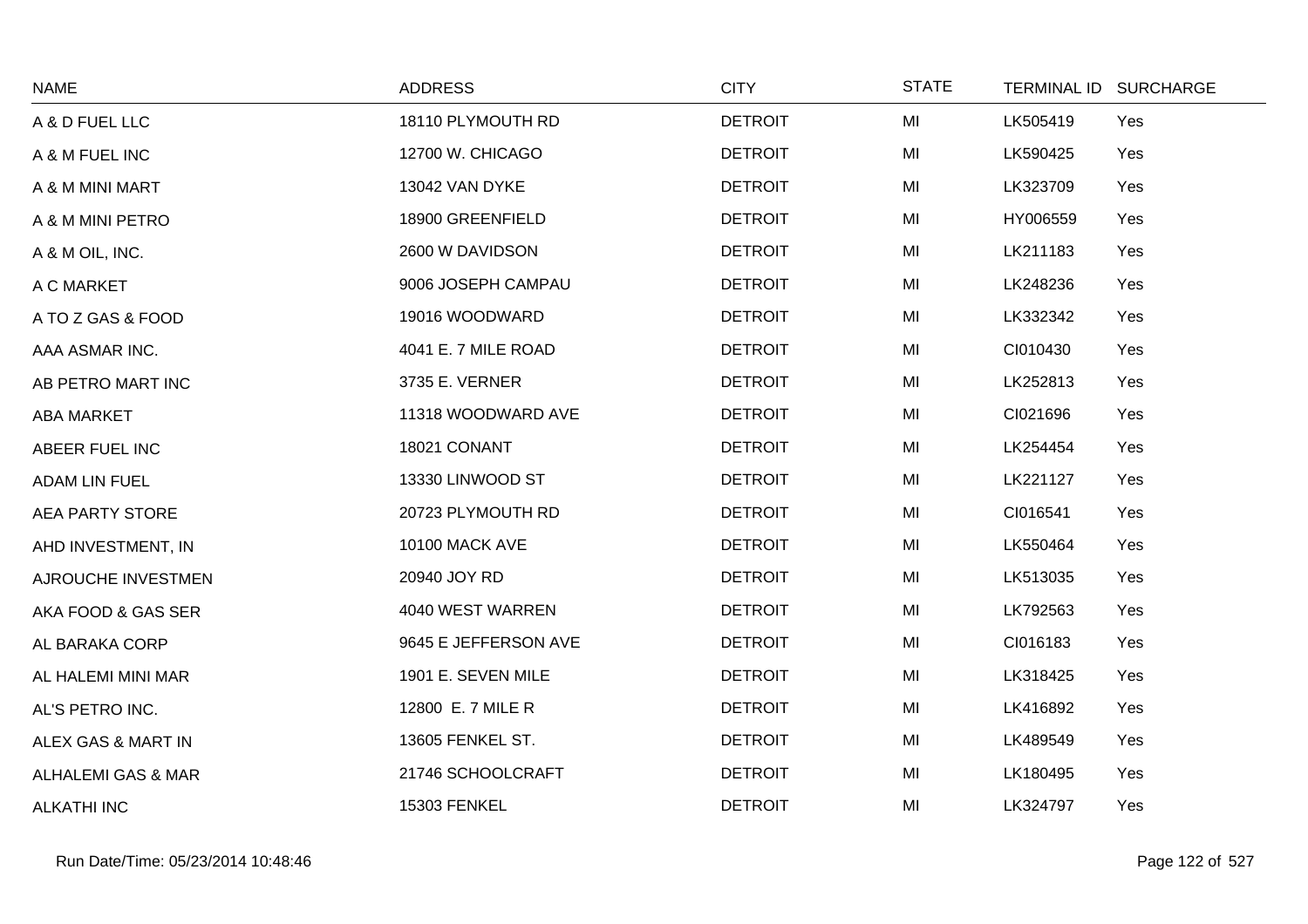| NAME | ADDRESS | CITY | STATE | TERMINAL ID | SURCHARGE |
| --- | --- | --- | --- | --- | --- |
| A & D FUEL LLC | 18110 PLYMOUTH RD | DETROIT | MI | LK505419 | Yes |
| A & M FUEL INC | 12700 W. CHICAGO | DETROIT | MI | LK590425 | Yes |
| A & M MINI MART | 13042 VAN DYKE | DETROIT | MI | LK323709 | Yes |
| A & M MINI PETRO | 18900 GREENFIELD | DETROIT | MI | HY006559 | Yes |
| A & M OIL, INC. | 2600 W DAVIDSON | DETROIT | MI | LK211183 | Yes |
| A C MARKET | 9006 JOSEPH CAMPAU | DETROIT | MI | LK248236 | Yes |
| A TO Z GAS & FOOD | 19016 WOODWARD | DETROIT | MI | LK332342 | Yes |
| AAA ASMAR INC. | 4041 E. 7 MILE ROAD | DETROIT | MI | CI010430 | Yes |
| AB PETRO MART INC | 3735 E. VERNER | DETROIT | MI | LK252813 | Yes |
| ABA MARKET | 11318 WOODWARD AVE | DETROIT | MI | CI021696 | Yes |
| ABEER FUEL INC | 18021 CONANT | DETROIT | MI | LK254454 | Yes |
| ADAM LIN FUEL | 13330 LINWOOD ST | DETROIT | MI | LK221127 | Yes |
| AEA PARTY STORE | 20723 PLYMOUTH RD | DETROIT | MI | CI016541 | Yes |
| AHD INVESTMENT, IN | 10100 MACK AVE | DETROIT | MI | LK550464 | Yes |
| AJROUCHE INVESTMEN | 20940 JOY RD | DETROIT | MI | LK513035 | Yes |
| AKA FOOD & GAS SER | 4040 WEST WARREN | DETROIT | MI | LK792563 | Yes |
| AL BARAKA CORP | 9645 E JEFFERSON AVE | DETROIT | MI | CI016183 | Yes |
| AL HALEMI MINI MAR | 1901 E. SEVEN MILE | DETROIT | MI | LK318425 | Yes |
| AL'S PETRO INC. | 12800 E. 7 MILE R | DETROIT | MI | LK416892 | Yes |
| ALEX GAS & MART IN | 13605 FENKEL ST. | DETROIT | MI | LK489549 | Yes |
| ALHALEMI GAS & MAR | 21746 SCHOOLCRAFT | DETROIT | MI | LK180495 | Yes |
| ALKATHI INC | 15303 FENKEL | DETROIT | MI | LK324797 | Yes |

Run Date/Time: 05/23/2014 10:48:46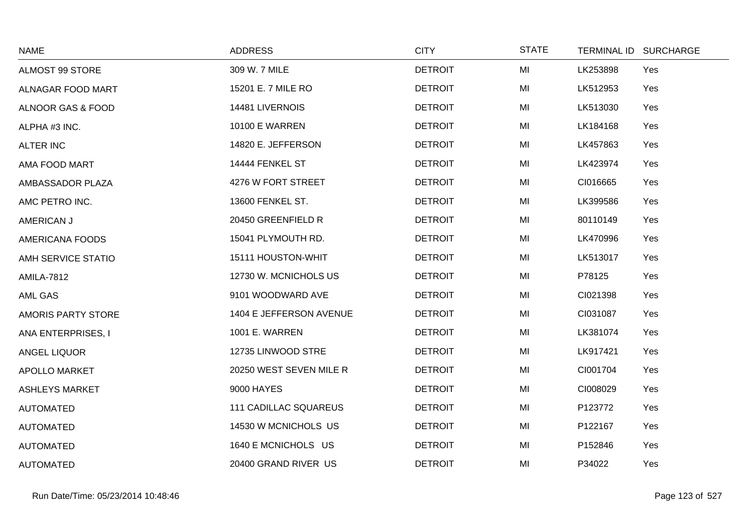| NAME | ADDRESS | CITY | STATE | TERMINAL ID | SURCHARGE |
|---|---|---|---|---|---|
| ALMOST 99 STORE | 309 W. 7 MILE | DETROIT | MI | LK253898 | Yes |
| ALNAGAR FOOD MART | 15201 E. 7 MILE RO | DETROIT | MI | LK512953 | Yes |
| ALNOOR GAS & FOOD | 14481 LIVERNOIS | DETROIT | MI | LK513030 | Yes |
| ALPHA #3 INC. | 10100 E WARREN | DETROIT | MI | LK184168 | Yes |
| ALTER INC | 14820 E. JEFFERSON | DETROIT | MI | LK457863 | Yes |
| AMA FOOD MART | 14444 FENKEL ST | DETROIT | MI | LK423974 | Yes |
| AMBASSADOR PLAZA | 4276 W FORT STREET | DETROIT | MI | CI016665 | Yes |
| AMC PETRO INC. | 13600 FENKEL ST. | DETROIT | MI | LK399586 | Yes |
| AMERICAN J | 20450 GREENFIELD R | DETROIT | MI | 80110149 | Yes |
| AMERICANA FOODS | 15041 PLYMOUTH RD. | DETROIT | MI | LK470996 | Yes |
| AMH SERVICE STATIO | 15111 HOUSTON-WHIT | DETROIT | MI | LK513017 | Yes |
| AMILA-7812 | 12730 W. MCNICHOLS US | DETROIT | MI | P78125 | Yes |
| AML GAS | 9101 WOODWARD AVE | DETROIT | MI | CI021398 | Yes |
| AMORIS PARTY STORE | 1404 E JEFFERSON AVENUE | DETROIT | MI | CI031087 | Yes |
| ANA ENTERPRISES, I | 1001 E. WARREN | DETROIT | MI | LK381074 | Yes |
| ANGEL LIQUOR | 12735 LINWOOD STRE | DETROIT | MI | LK917421 | Yes |
| APOLLO MARKET | 20250 WEST SEVEN MILE R | DETROIT | MI | CI001704 | Yes |
| ASHLEYS MARKET | 9000 HAYES | DETROIT | MI | CI008029 | Yes |
| AUTOMATED | 111 CADILLAC SQUAREUS | DETROIT | MI | P123772 | Yes |
| AUTOMATED | 14530 W MCNICHOLS US | DETROIT | MI | P122167 | Yes |
| AUTOMATED | 1640 E MCNICHOLS US | DETROIT | MI | P152846 | Yes |
| AUTOMATED | 20400 GRAND RIVER US | DETROIT | MI | P34022 | Yes |

Run Date/Time: 05/23/2014 10:48:46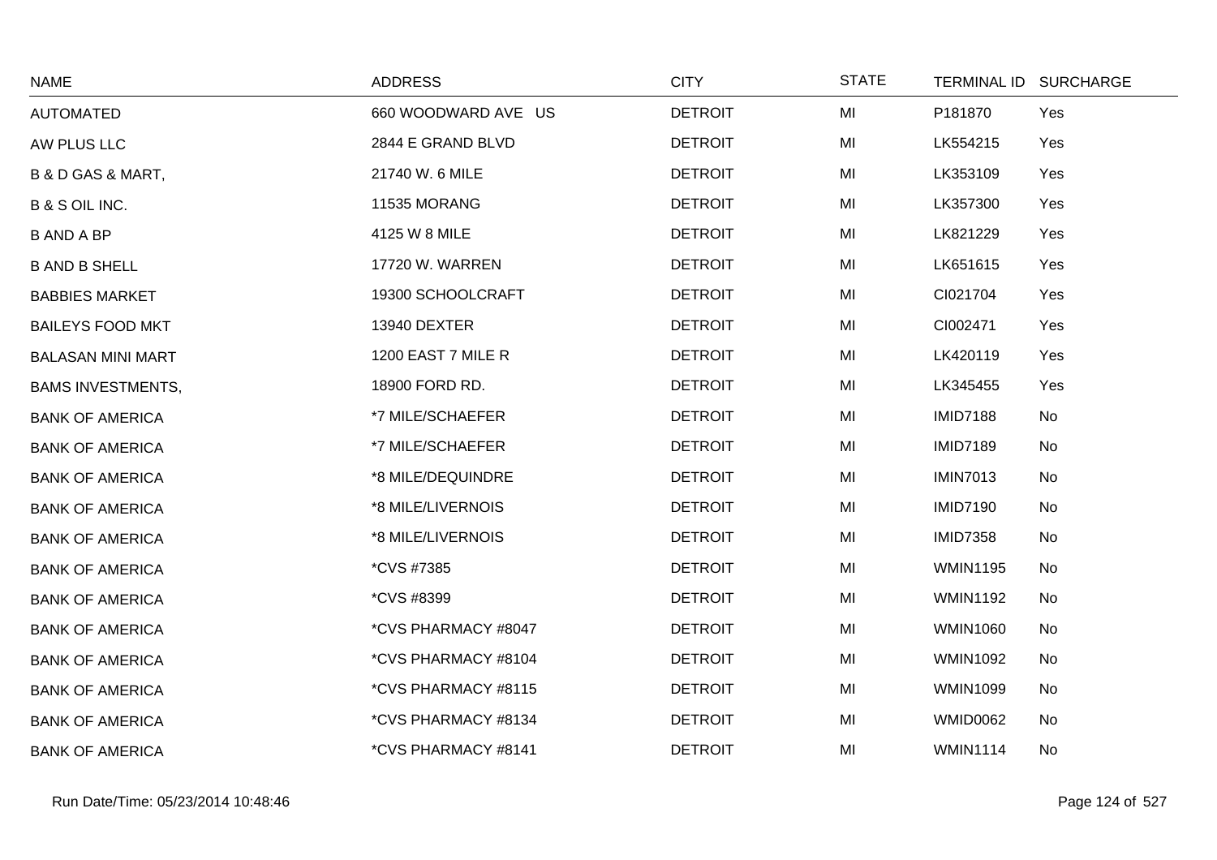| NAME | ADDRESS | CITY | STATE | TERMINAL ID | SURCHARGE |
|---|---|---|---|---|---|
| AUTOMATED | 660 WOODWARD AVE US | DETROIT | MI | P181870 | Yes |
| AW PLUS LLC | 2844 E GRAND BLVD | DETROIT | MI | LK554215 | Yes |
| B & D GAS & MART, | 21740 W. 6 MILE | DETROIT | MI | LK353109 | Yes |
| B & S OIL INC. | 11535 MORANG | DETROIT | MI | LK357300 | Yes |
| B AND A BP | 4125 W 8 MILE | DETROIT | MI | LK821229 | Yes |
| B AND B SHELL | 17720 W. WARREN | DETROIT | MI | LK651615 | Yes |
| BABBIES MARKET | 19300 SCHOOLCRAFT | DETROIT | MI | CI021704 | Yes |
| BAILEYS FOOD MKT | 13940 DEXTER | DETROIT | MI | CI002471 | Yes |
| BALASAN MINI MART | 1200 EAST 7 MILE R | DETROIT | MI | LK420119 | Yes |
| BAMS INVESTMENTS, | 18900 FORD RD. | DETROIT | MI | LK345455 | Yes |
| BANK OF AMERICA | *7 MILE/SCHAEFER | DETROIT | MI | IMID7188 | No |
| BANK OF AMERICA | *7 MILE/SCHAEFER | DETROIT | MI | IMID7189 | No |
| BANK OF AMERICA | *8 MILE/DEQUINDRE | DETROIT | MI | IMIN7013 | No |
| BANK OF AMERICA | *8 MILE/LIVERNOIS | DETROIT | MI | IMID7190 | No |
| BANK OF AMERICA | *8 MILE/LIVERNOIS | DETROIT | MI | IMID7358 | No |
| BANK OF AMERICA | *CVS #7385 | DETROIT | MI | WMIN1195 | No |
| BANK OF AMERICA | *CVS #8399 | DETROIT | MI | WMIN1192 | No |
| BANK OF AMERICA | *CVS PHARMACY #8047 | DETROIT | MI | WMIN1060 | No |
| BANK OF AMERICA | *CVS PHARMACY #8104 | DETROIT | MI | WMIN1092 | No |
| BANK OF AMERICA | *CVS PHARMACY #8115 | DETROIT | MI | WMIN1099 | No |
| BANK OF AMERICA | *CVS PHARMACY #8134 | DETROIT | MI | WMID0062 | No |
| BANK OF AMERICA | *CVS PHARMACY #8141 | DETROIT | MI | WMIN1114 | No |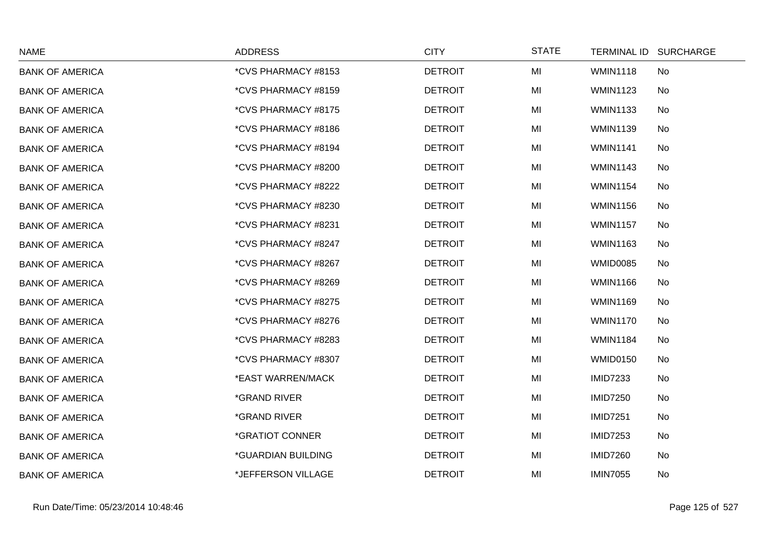| NAME | ADDRESS | CITY | STATE | TERMINAL ID | SURCHARGE |
|---|---|---|---|---|---|
| BANK OF AMERICA | *CVS PHARMACY #8153 | DETROIT | MI | WMIN1118 | No |
| BANK OF AMERICA | *CVS PHARMACY #8159 | DETROIT | MI | WMIN1123 | No |
| BANK OF AMERICA | *CVS PHARMACY #8175 | DETROIT | MI | WMIN1133 | No |
| BANK OF AMERICA | *CVS PHARMACY #8186 | DETROIT | MI | WMIN1139 | No |
| BANK OF AMERICA | *CVS PHARMACY #8194 | DETROIT | MI | WMIN1141 | No |
| BANK OF AMERICA | *CVS PHARMACY #8200 | DETROIT | MI | WMIN1143 | No |
| BANK OF AMERICA | *CVS PHARMACY #8222 | DETROIT | MI | WMIN1154 | No |
| BANK OF AMERICA | *CVS PHARMACY #8230 | DETROIT | MI | WMIN1156 | No |
| BANK OF AMERICA | *CVS PHARMACY #8231 | DETROIT | MI | WMIN1157 | No |
| BANK OF AMERICA | *CVS PHARMACY #8247 | DETROIT | MI | WMIN1163 | No |
| BANK OF AMERICA | *CVS PHARMACY #8267 | DETROIT | MI | WMID0085 | No |
| BANK OF AMERICA | *CVS PHARMACY #8269 | DETROIT | MI | WMIN1166 | No |
| BANK OF AMERICA | *CVS PHARMACY #8275 | DETROIT | MI | WMIN1169 | No |
| BANK OF AMERICA | *CVS PHARMACY #8276 | DETROIT | MI | WMIN1170 | No |
| BANK OF AMERICA | *CVS PHARMACY #8283 | DETROIT | MI | WMIN1184 | No |
| BANK OF AMERICA | *CVS PHARMACY #8307 | DETROIT | MI | WMID0150 | No |
| BANK OF AMERICA | *EAST WARREN/MACK | DETROIT | MI | IMID7233 | No |
| BANK OF AMERICA | *GRAND RIVER | DETROIT | MI | IMID7250 | No |
| BANK OF AMERICA | *GRAND RIVER | DETROIT | MI | IMID7251 | No |
| BANK OF AMERICA | *GRATIOT CONNER | DETROIT | MI | IMID7253 | No |
| BANK OF AMERICA | *GUARDIAN BUILDING | DETROIT | MI | IMID7260 | No |
| BANK OF AMERICA | *JEFFERSON VILLAGE | DETROIT | MI | IMIN7055 | No |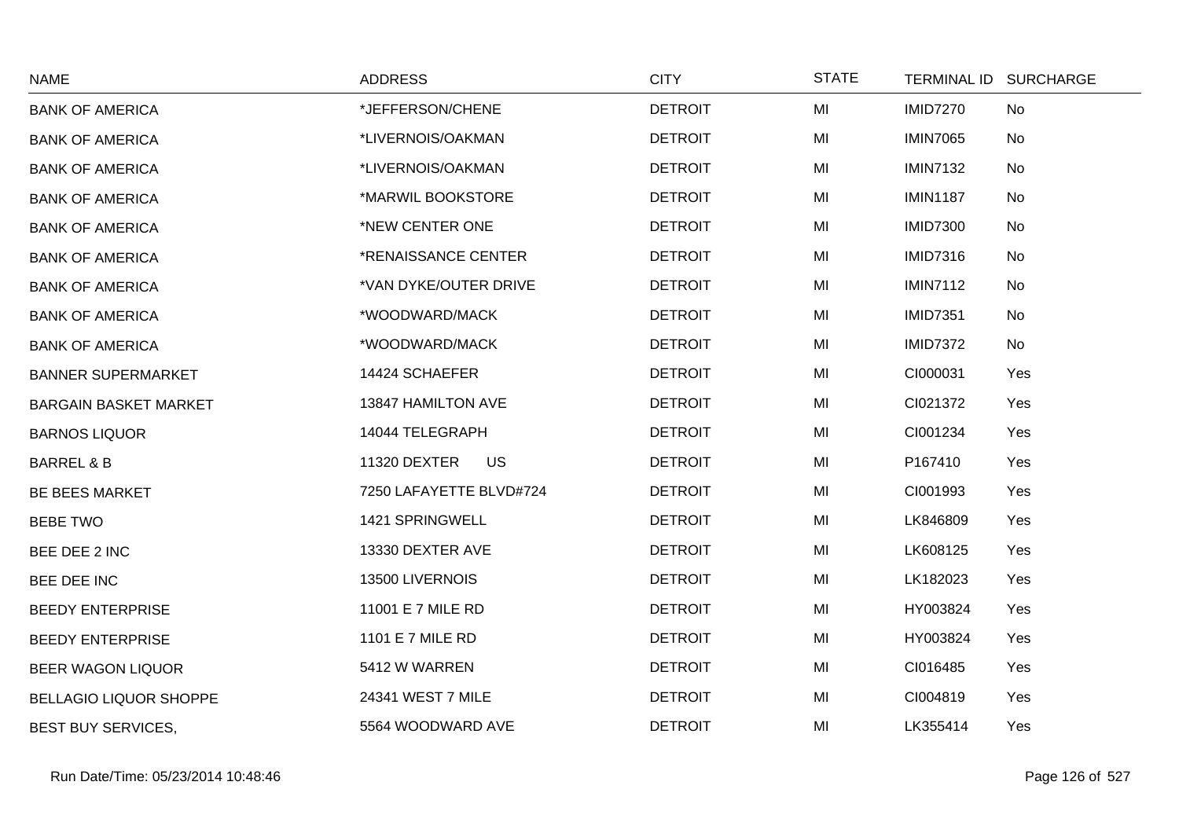| NAME | ADDRESS | CITY | STATE | TERMINAL ID | SURCHARGE |
|---|---|---|---|---|---|
| BANK OF AMERICA | *JEFFERSON/CHENE | DETROIT | MI | IMID7270 | No |
| BANK OF AMERICA | *LIVERNOIS/OAKMAN | DETROIT | MI | IMIN7065 | No |
| BANK OF AMERICA | *LIVERNOIS/OAKMAN | DETROIT | MI | IMIN7132 | No |
| BANK OF AMERICA | *MARWIL BOOKSTORE | DETROIT | MI | IMIN1187 | No |
| BANK OF AMERICA | *NEW CENTER ONE | DETROIT | MI | IMID7300 | No |
| BANK OF AMERICA | *RENAISSANCE CENTER | DETROIT | MI | IMID7316 | No |
| BANK OF AMERICA | *VAN DYKE/OUTER DRIVE | DETROIT | MI | IMIN7112 | No |
| BANK OF AMERICA | *WOODWARD/MACK | DETROIT | MI | IMID7351 | No |
| BANK OF AMERICA | *WOODWARD/MACK | DETROIT | MI | IMID7372 | No |
| BANNER SUPERMARKET | 14424 SCHAEFER | DETROIT | MI | CI000031 | Yes |
| BARGAIN BASKET MARKET | 13847 HAMILTON AVE | DETROIT | MI | CI021372 | Yes |
| BARNOS LIQUOR | 14044 TELEGRAPH | DETROIT | MI | CI001234 | Yes |
| BARREL & B | 11320 DEXTER US | DETROIT | MI | P167410 | Yes |
| BE BEES MARKET | 7250 LAFAYETTE BLVD#724 | DETROIT | MI | CI001993 | Yes |
| BEBE TWO | 1421 SPRINGWELL | DETROIT | MI | LK846809 | Yes |
| BEE DEE 2 INC | 13330 DEXTER AVE | DETROIT | MI | LK608125 | Yes |
| BEE DEE INC | 13500 LIVERNOIS | DETROIT | MI | LK182023 | Yes |
| BEEDY ENTERPRISE | 11001 E 7 MILE RD | DETROIT | MI | HY003824 | Yes |
| BEEDY ENTERPRISE | 1101 E 7 MILE RD | DETROIT | MI | HY003824 | Yes |
| BEER WAGON LIQUOR | 5412 W WARREN | DETROIT | MI | CI016485 | Yes |
| BELLAGIO LIQUOR SHOPPE | 24341 WEST 7 MILE | DETROIT | MI | CI004819 | Yes |
| BEST BUY SERVICES, | 5564 WOODWARD AVE | DETROIT | MI | LK355414 | Yes |

Run Date/Time: 05/23/2014 10:48:46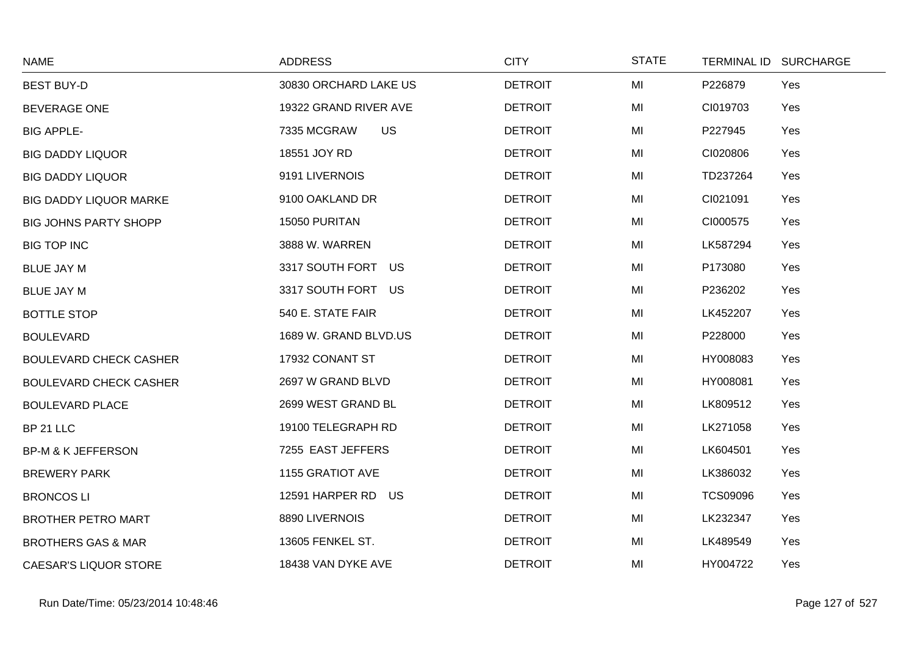| NAME | ADDRESS | CITY | STATE | TERMINAL ID | SURCHARGE |
|---|---|---|---|---|---|
| BEST BUY-D | 30830 ORCHARD LAKE US | DETROIT | MI | P226879 | Yes |
| BEVERAGE ONE | 19322 GRAND RIVER AVE | DETROIT | MI | CI019703 | Yes |
| BIG APPLE- | 7335 MCGRAW US | DETROIT | MI | P227945 | Yes |
| BIG DADDY LIQUOR | 18551 JOY RD | DETROIT | MI | CI020806 | Yes |
| BIG DADDY LIQUOR | 9191 LIVERNOIS | DETROIT | MI | TD237264 | Yes |
| BIG DADDY LIQUOR MARKE | 9100 OAKLAND DR | DETROIT | MI | CI021091 | Yes |
| BIG JOHNS PARTY SHOPP | 15050 PURITAN | DETROIT | MI | CI000575 | Yes |
| BIG TOP INC | 3888 W. WARREN | DETROIT | MI | LK587294 | Yes |
| BLUE JAY M | 3317 SOUTH FORT US | DETROIT | MI | P173080 | Yes |
| BLUE JAY M | 3317 SOUTH FORT US | DETROIT | MI | P236202 | Yes |
| BOTTLE STOP | 540 E. STATE FAIR | DETROIT | MI | LK452207 | Yes |
| BOULEVARD | 1689 W. GRAND BLVD.US | DETROIT | MI | P228000 | Yes |
| BOULEVARD CHECK CASHER | 17932 CONANT ST | DETROIT | MI | HY008083 | Yes |
| BOULEVARD CHECK CASHER | 2697 W GRAND BLVD | DETROIT | MI | HY008081 | Yes |
| BOULEVARD PLACE | 2699 WEST GRAND BL | DETROIT | MI | LK809512 | Yes |
| BP 21 LLC | 19100 TELEGRAPH RD | DETROIT | MI | LK271058 | Yes |
| BP-M & K JEFFERSON | 7255 EAST JEFFERS | DETROIT | MI | LK604501 | Yes |
| BREWERY PARK | 1155 GRATIOT AVE | DETROIT | MI | LK386032 | Yes |
| BRONCOS LI | 12591 HARPER RD US | DETROIT | MI | TCS09096 | Yes |
| BROTHER PETRO MART | 8890 LIVERNOIS | DETROIT | MI | LK232347 | Yes |
| BROTHERS GAS & MAR | 13605 FENKEL ST. | DETROIT | MI | LK489549 | Yes |
| CAESAR'S LIQUOR STORE | 18438 VAN DYKE AVE | DETROIT | MI | HY004722 | Yes |

Run Date/Time: 05/23/2014 10:48:46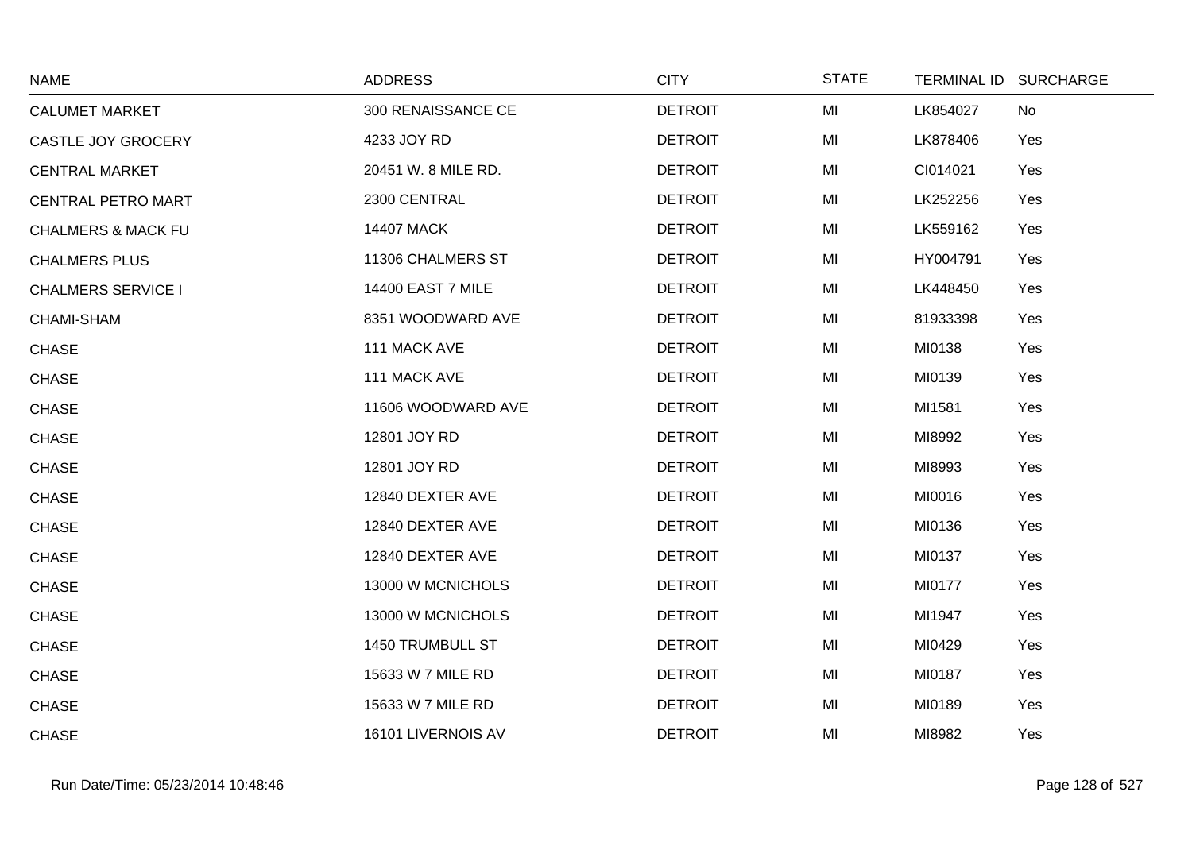| NAME | ADDRESS | CITY | STATE | TERMINAL ID | SURCHARGE |
|---|---|---|---|---|---|
| CALUMET MARKET | 300 RENAISSANCE CE | DETROIT | MI | LK854027 | No |
| CASTLE JOY GROCERY | 4233 JOY RD | DETROIT | MI | LK878406 | Yes |
| CENTRAL MARKET | 20451 W. 8 MILE RD. | DETROIT | MI | CI014021 | Yes |
| CENTRAL PETRO MART | 2300 CENTRAL | DETROIT | MI | LK252256 | Yes |
| CHALMERS & MACK FU | 14407 MACK | DETROIT | MI | LK559162 | Yes |
| CHALMERS PLUS | 11306 CHALMERS ST | DETROIT | MI | HY004791 | Yes |
| CHALMERS SERVICE I | 14400 EAST 7 MILE | DETROIT | MI | LK448450 | Yes |
| CHAMI-SHAM | 8351 WOODWARD AVE | DETROIT | MI | 81933398 | Yes |
| CHASE | 111 MACK AVE | DETROIT | MI | MI0138 | Yes |
| CHASE | 111 MACK AVE | DETROIT | MI | MI0139 | Yes |
| CHASE | 11606 WOODWARD AVE | DETROIT | MI | MI1581 | Yes |
| CHASE | 12801 JOY RD | DETROIT | MI | MI8992 | Yes |
| CHASE | 12801 JOY RD | DETROIT | MI | MI8993 | Yes |
| CHASE | 12840 DEXTER AVE | DETROIT | MI | MI0016 | Yes |
| CHASE | 12840 DEXTER AVE | DETROIT | MI | MI0136 | Yes |
| CHASE | 12840 DEXTER AVE | DETROIT | MI | MI0137 | Yes |
| CHASE | 13000 W MCNICHOLS | DETROIT | MI | MI0177 | Yes |
| CHASE | 13000 W MCNICHOLS | DETROIT | MI | MI1947 | Yes |
| CHASE | 1450 TRUMBULL ST | DETROIT | MI | MI0429 | Yes |
| CHASE | 15633 W 7 MILE RD | DETROIT | MI | MI0187 | Yes |
| CHASE | 15633 W 7 MILE RD | DETROIT | MI | MI0189 | Yes |
| CHASE | 16101 LIVERNOIS AV | DETROIT | MI | MI8982 | Yes |

Run Date/Time: 05/23/2014 10:48:46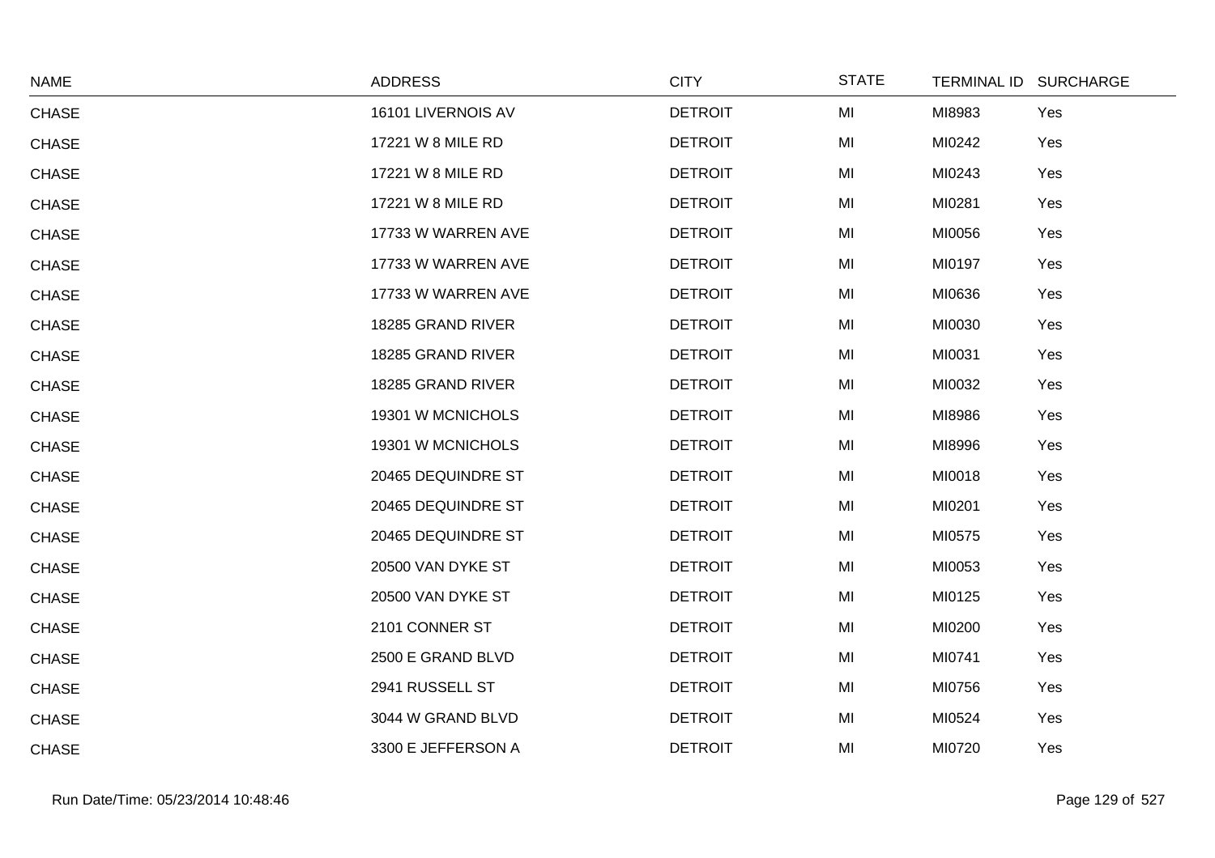| NAME | ADDRESS | CITY | STATE | TERMINAL ID | SURCHARGE |
|---|---|---|---|---|---|
| CHASE | 16101 LIVERNOIS AV | DETROIT | MI | MI8983 | Yes |
| CHASE | 17221 W 8 MILE RD | DETROIT | MI | MI0242 | Yes |
| CHASE | 17221 W 8 MILE RD | DETROIT | MI | MI0243 | Yes |
| CHASE | 17221 W 8 MILE RD | DETROIT | MI | MI0281 | Yes |
| CHASE | 17733 W WARREN AVE | DETROIT | MI | MI0056 | Yes |
| CHASE | 17733 W WARREN AVE | DETROIT | MI | MI0197 | Yes |
| CHASE | 17733 W WARREN AVE | DETROIT | MI | MI0636 | Yes |
| CHASE | 18285 GRAND RIVER | DETROIT | MI | MI0030 | Yes |
| CHASE | 18285 GRAND RIVER | DETROIT | MI | MI0031 | Yes |
| CHASE | 18285 GRAND RIVER | DETROIT | MI | MI0032 | Yes |
| CHASE | 19301 W MCNICHOLS | DETROIT | MI | MI8986 | Yes |
| CHASE | 19301 W MCNICHOLS | DETROIT | MI | MI8996 | Yes |
| CHASE | 20465 DEQUINDRE ST | DETROIT | MI | MI0018 | Yes |
| CHASE | 20465 DEQUINDRE ST | DETROIT | MI | MI0201 | Yes |
| CHASE | 20465 DEQUINDRE ST | DETROIT | MI | MI0575 | Yes |
| CHASE | 20500 VAN DYKE ST | DETROIT | MI | MI0053 | Yes |
| CHASE | 20500 VAN DYKE ST | DETROIT | MI | MI0125 | Yes |
| CHASE | 2101 CONNER ST | DETROIT | MI | MI0200 | Yes |
| CHASE | 2500 E GRAND BLVD | DETROIT | MI | MI0741 | Yes |
| CHASE | 2941 RUSSELL ST | DETROIT | MI | MI0756 | Yes |
| CHASE | 3044 W GRAND BLVD | DETROIT | MI | MI0524 | Yes |
| CHASE | 3300 E JEFFERSON A | DETROIT | MI | MI0720 | Yes |

Run Date/Time: 05/23/2014 10:48:46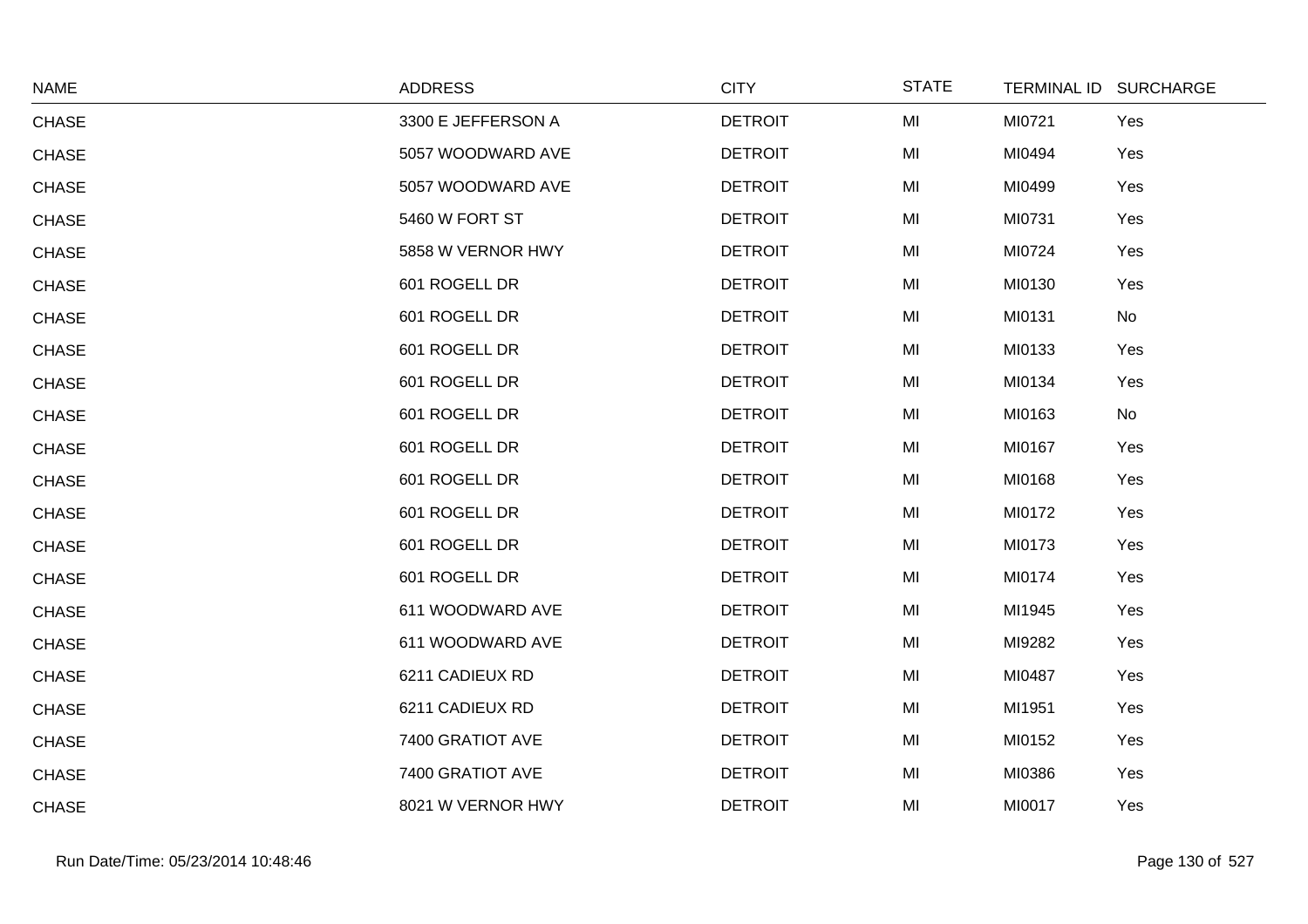| NAME | ADDRESS | CITY | STATE | TERMINAL ID | SURCHARGE |
|---|---|---|---|---|---|
| CHASE | 3300 E JEFFERSON A | DETROIT | MI | MI0721 | Yes |
| CHASE | 5057 WOODWARD AVE | DETROIT | MI | MI0494 | Yes |
| CHASE | 5057 WOODWARD AVE | DETROIT | MI | MI0499 | Yes |
| CHASE | 5460 W FORT ST | DETROIT | MI | MI0731 | Yes |
| CHASE | 5858 W VERNOR HWY | DETROIT | MI | MI0724 | Yes |
| CHASE | 601 ROGELL DR | DETROIT | MI | MI0130 | Yes |
| CHASE | 601 ROGELL DR | DETROIT | MI | MI0131 | No |
| CHASE | 601 ROGELL DR | DETROIT | MI | MI0133 | Yes |
| CHASE | 601 ROGELL DR | DETROIT | MI | MI0134 | Yes |
| CHASE | 601 ROGELL DR | DETROIT | MI | MI0163 | No |
| CHASE | 601 ROGELL DR | DETROIT | MI | MI0167 | Yes |
| CHASE | 601 ROGELL DR | DETROIT | MI | MI0168 | Yes |
| CHASE | 601 ROGELL DR | DETROIT | MI | MI0172 | Yes |
| CHASE | 601 ROGELL DR | DETROIT | MI | MI0173 | Yes |
| CHASE | 601 ROGELL DR | DETROIT | MI | MI0174 | Yes |
| CHASE | 611 WOODWARD AVE | DETROIT | MI | MI1945 | Yes |
| CHASE | 611 WOODWARD AVE | DETROIT | MI | MI9282 | Yes |
| CHASE | 6211 CADIEUX RD | DETROIT | MI | MI0487 | Yes |
| CHASE | 6211 CADIEUX RD | DETROIT | MI | MI1951 | Yes |
| CHASE | 7400 GRATIOT AVE | DETROIT | MI | MI0152 | Yes |
| CHASE | 7400 GRATIOT AVE | DETROIT | MI | MI0386 | Yes |
| CHASE | 8021 W VERNOR HWY | DETROIT | MI | MI0017 | Yes |

Run Date/Time: 05/23/2014 10:48:46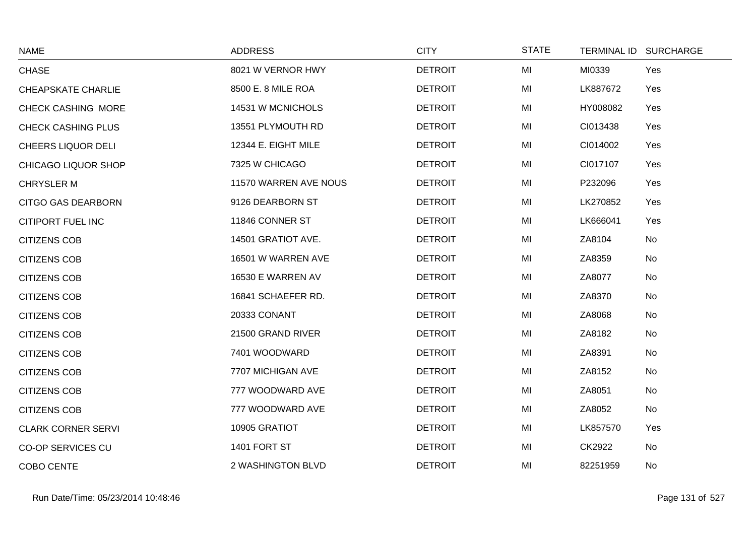| NAME | ADDRESS | CITY | STATE | TERMINAL ID | SURCHARGE |
|---|---|---|---|---|---|
| CHASE | 8021 W VERNOR HWY | DETROIT | MI | MI0339 | Yes |
| CHEAPSKATE CHARLIE | 8500 E. 8 MILE ROA | DETROIT | MI | LK887672 | Yes |
| CHECK CASHING MORE | 14531 W MCNICHOLS | DETROIT | MI | HY008082 | Yes |
| CHECK CASHING PLUS | 13551 PLYMOUTH RD | DETROIT | MI | CI013438 | Yes |
| CHEERS LIQUOR DELI | 12344 E. EIGHT MILE | DETROIT | MI | CI014002 | Yes |
| CHICAGO LIQUOR SHOP | 7325 W CHICAGO | DETROIT | MI | CI017107 | Yes |
| CHRYSLER M | 11570 WARREN AVE NOUS | DETROIT | MI | P232096 | Yes |
| CITGO GAS DEARBORN | 9126 DEARBORN ST | DETROIT | MI | LK270852 | Yes |
| CITIPORT FUEL INC | 11846 CONNER ST | DETROIT | MI | LK666041 | Yes |
| CITIZENS COB | 14501 GRATIOT AVE. | DETROIT | MI | ZA8104 | No |
| CITIZENS COB | 16501 W WARREN AVE | DETROIT | MI | ZA8359 | No |
| CITIZENS COB | 16530 E WARREN AV | DETROIT | MI | ZA8077 | No |
| CITIZENS COB | 16841 SCHAEFER RD. | DETROIT | MI | ZA8370 | No |
| CITIZENS COB | 20333 CONANT | DETROIT | MI | ZA8068 | No |
| CITIZENS COB | 21500 GRAND RIVER | DETROIT | MI | ZA8182 | No |
| CITIZENS COB | 7401 WOODWARD | DETROIT | MI | ZA8391 | No |
| CITIZENS COB | 7707 MICHIGAN AVE | DETROIT | MI | ZA8152 | No |
| CITIZENS COB | 777 WOODWARD AVE | DETROIT | MI | ZA8051 | No |
| CITIZENS COB | 777 WOODWARD AVE | DETROIT | MI | ZA8052 | No |
| CLARK CORNER SERVI | 10905 GRATIOT | DETROIT | MI | LK857570 | Yes |
| CO-OP SERVICES CU | 1401 FORT ST | DETROIT | MI | CK2922 | No |
| COBO CENTE | 2 WASHINGTON BLVD | DETROIT | MI | 82251959 | No |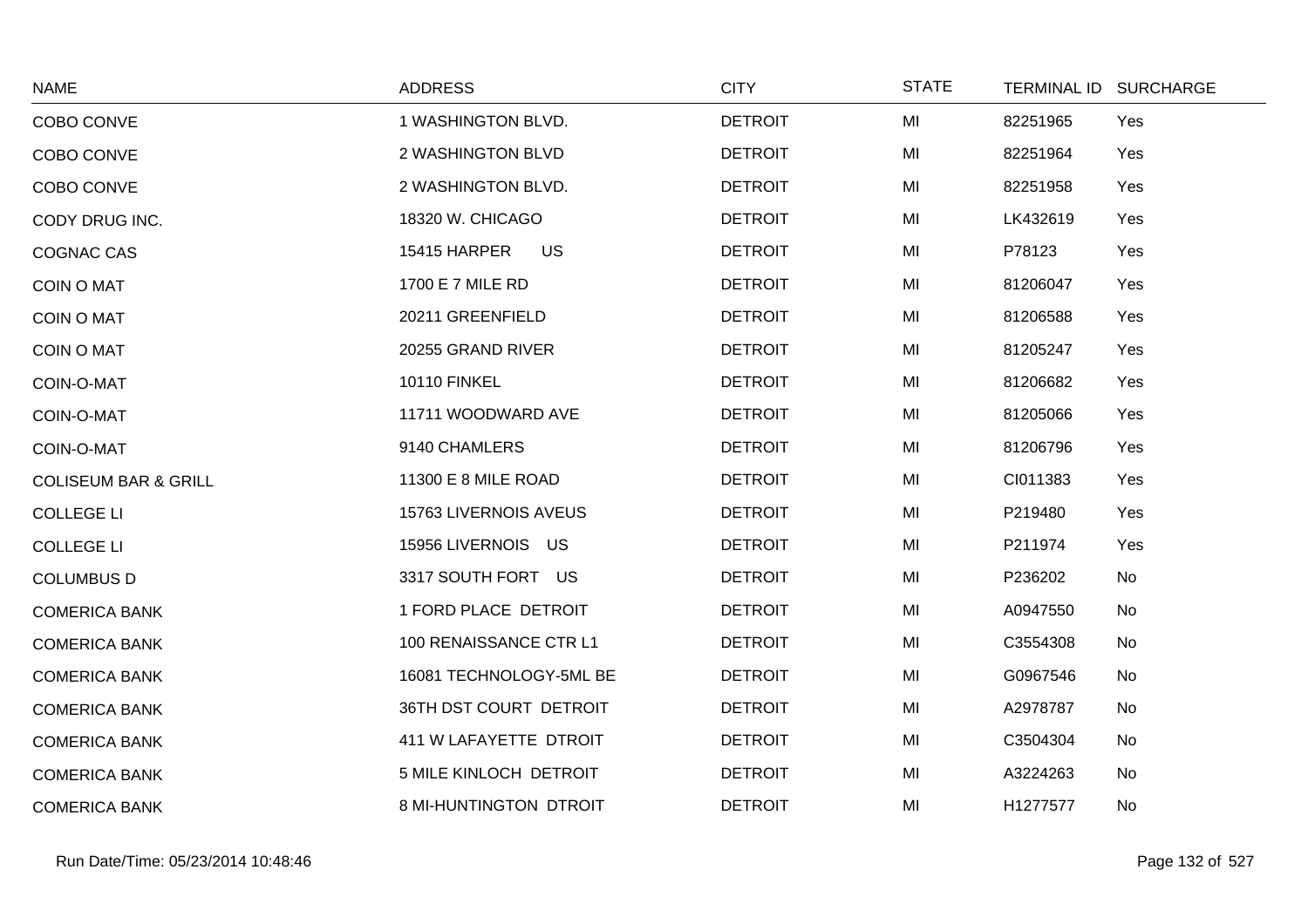| NAME | ADDRESS | CITY | STATE | TERMINAL ID | SURCHARGE |
|---|---|---|---|---|---|
| COBO CONVE | 1 WASHINGTON BLVD. | DETROIT | MI | 82251965 | Yes |
| COBO CONVE | 2 WASHINGTON BLVD | DETROIT | MI | 82251964 | Yes |
| COBO CONVE | 2 WASHINGTON BLVD. | DETROIT | MI | 82251958 | Yes |
| CODY DRUG INC. | 18320 W. CHICAGO | DETROIT | MI | LK432619 | Yes |
| COGNAC CAS | 15415 HARPER US | DETROIT | MI | P78123 | Yes |
| COIN O MAT | 1700 E 7 MILE RD | DETROIT | MI | 81206047 | Yes |
| COIN O MAT | 20211 GREENFIELD | DETROIT | MI | 81206588 | Yes |
| COIN O MAT | 20255 GRAND RIVER | DETROIT | MI | 81205247 | Yes |
| COIN-O-MAT | 10110 FINKEL | DETROIT | MI | 81206682 | Yes |
| COIN-O-MAT | 11711 WOODWARD AVE | DETROIT | MI | 81205066 | Yes |
| COIN-O-MAT | 9140 CHAMLERS | DETROIT | MI | 81206796 | Yes |
| COLISEUM BAR & GRILL | 11300 E 8 MILE ROAD | DETROIT | MI | CI011383 | Yes |
| COLLEGE LI | 15763 LIVERNOIS AVEUS | DETROIT | MI | P219480 | Yes |
| COLLEGE LI | 15956 LIVERNOIS US | DETROIT | MI | P211974 | Yes |
| COLUMBUS D | 3317 SOUTH FORT US | DETROIT | MI | P236202 | No |
| COMERICA BANK | 1 FORD PLACE DETROIT | DETROIT | MI | A0947550 | No |
| COMERICA BANK | 100 RENAISSANCE CTR L1 | DETROIT | MI | C3554308 | No |
| COMERICA BANK | 16081 TECHNOLOGY-5ML BE | DETROIT | MI | G0967546 | No |
| COMERICA BANK | 36TH DST COURT DETROIT | DETROIT | MI | A2978787 | No |
| COMERICA BANK | 411 W LAFAYETTE DTROIT | DETROIT | MI | C3504304 | No |
| COMERICA BANK | 5 MILE KINLOCH DETROIT | DETROIT | MI | A3224263 | No |
| COMERICA BANK | 8 MI-HUNTINGTON DTROIT | DETROIT | MI | H1277577 | No |

Run Date/Time: 05/23/2014 10:48:46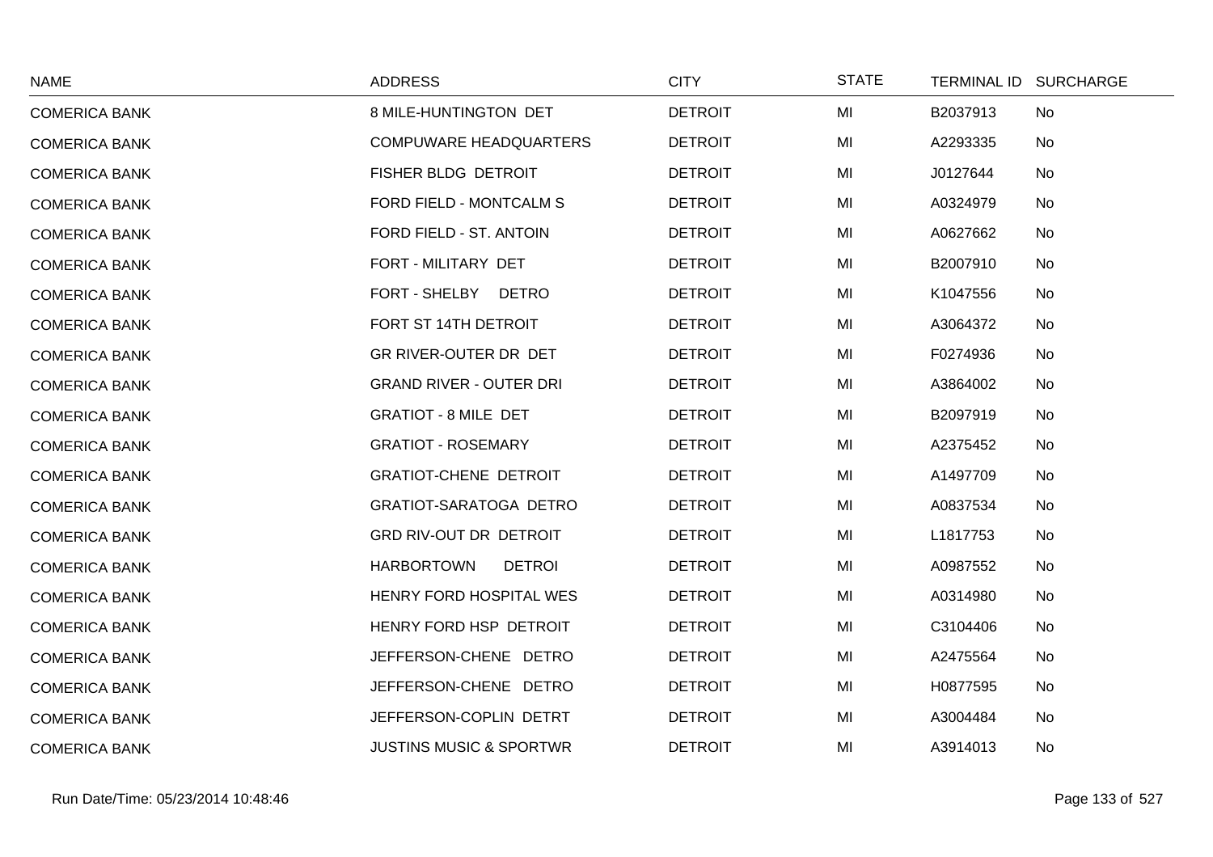| NAME | ADDRESS | CITY | STATE | TERMINAL ID | SURCHARGE |
|---|---|---|---|---|---|
| COMERICA BANK | 8 MILE-HUNTINGTON DET | DETROIT | MI | B2037913 | No |
| COMERICA BANK | COMPUWARE HEADQUARTERS | DETROIT | MI | A2293335 | No |
| COMERICA BANK | FISHER BLDG DETROIT | DETROIT | MI | J0127644 | No |
| COMERICA BANK | FORD FIELD - MONTCALM S | DETROIT | MI | A0324979 | No |
| COMERICA BANK | FORD FIELD - ST. ANTOIN | DETROIT | MI | A0627662 | No |
| COMERICA BANK | FORT - MILITARY DET | DETROIT | MI | B2007910 | No |
| COMERICA BANK | FORT - SHELBY DETRO | DETROIT | MI | K1047556 | No |
| COMERICA BANK | FORT ST 14TH DETROIT | DETROIT | MI | A3064372 | No |
| COMERICA BANK | GR RIVER-OUTER DR DET | DETROIT | MI | F0274936 | No |
| COMERICA BANK | GRAND RIVER - OUTER DRI | DETROIT | MI | A3864002 | No |
| COMERICA BANK | GRATIOT - 8 MILE DET | DETROIT | MI | B2097919 | No |
| COMERICA BANK | GRATIOT - ROSEMARY | DETROIT | MI | A2375452 | No |
| COMERICA BANK | GRATIOT-CHENE DETROIT | DETROIT | MI | A1497709 | No |
| COMERICA BANK | GRATIOT-SARATOGA DETRO | DETROIT | MI | A0837534 | No |
| COMERICA BANK | GRD RIV-OUT DR DETROIT | DETROIT | MI | L1817753 | No |
| COMERICA BANK | HARBORTOWN DETROI | DETROIT | MI | A0987552 | No |
| COMERICA BANK | HENRY FORD HOSPITAL WES | DETROIT | MI | A0314980 | No |
| COMERICA BANK | HENRY FORD HSP DETROIT | DETROIT | MI | C3104406 | No |
| COMERICA BANK | JEFFERSON-CHENE DETRO | DETROIT | MI | A2475564 | No |
| COMERICA BANK | JEFFERSON-CHENE DETRO | DETROIT | MI | H0877595 | No |
| COMERICA BANK | JEFFERSON-COPLIN DETRT | DETROIT | MI | A3004484 | No |
| COMERICA BANK | JUSTINS MUSIC & SPORTWR | DETROIT | MI | A3914013 | No |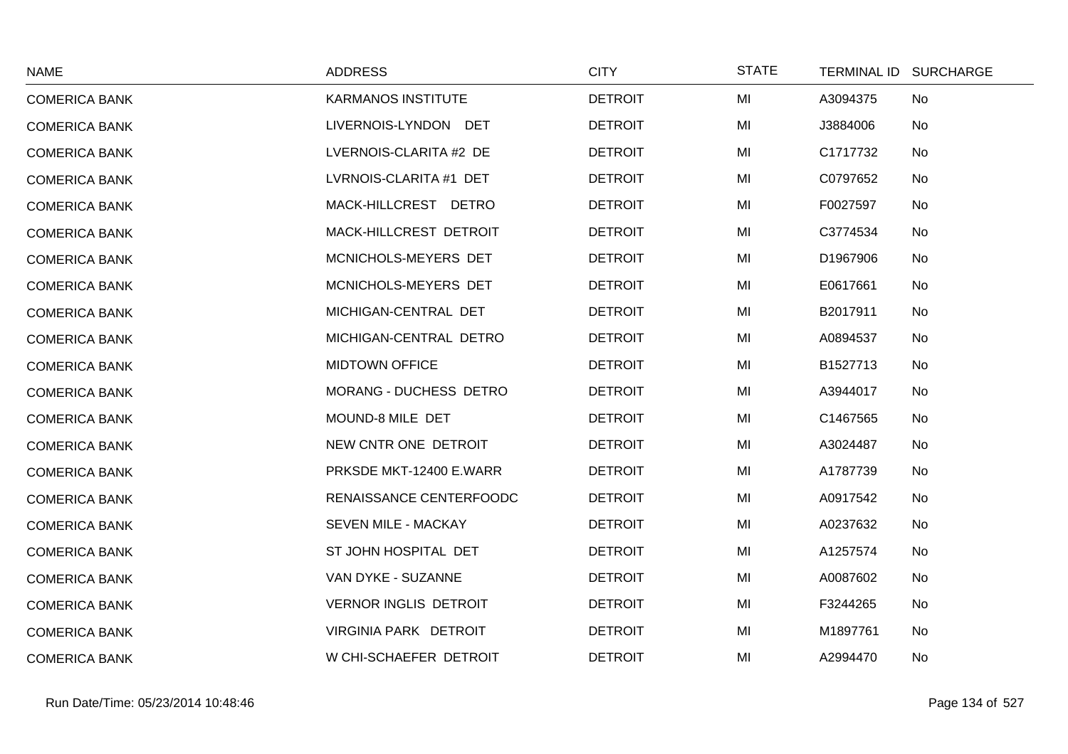| NAME | ADDRESS | CITY | STATE | TERMINAL ID | SURCHARGE |
|---|---|---|---|---|---|
| COMERICA BANK | KARMANOS INSTITUTE | DETROIT | MI | A3094375 | No |
| COMERICA BANK | LIVERNOIS-LYNDON DET | DETROIT | MI | J3884006 | No |
| COMERICA BANK | LVERNOIS-CLARITA #2 DE | DETROIT | MI | C1717732 | No |
| COMERICA BANK | LVRNOIS-CLARITA #1 DET | DETROIT | MI | C0797652 | No |
| COMERICA BANK | MACK-HILLCREST DETRO | DETROIT | MI | F0027597 | No |
| COMERICA BANK | MACK-HILLCREST DETROIT | DETROIT | MI | C3774534 | No |
| COMERICA BANK | MCNICHOLS-MEYERS DET | DETROIT | MI | D1967906 | No |
| COMERICA BANK | MCNICHOLS-MEYERS DET | DETROIT | MI | E0617661 | No |
| COMERICA BANK | MICHIGAN-CENTRAL DET | DETROIT | MI | B2017911 | No |
| COMERICA BANK | MICHIGAN-CENTRAL DETRO | DETROIT | MI | A0894537 | No |
| COMERICA BANK | MIDTOWN OFFICE | DETROIT | MI | B1527713 | No |
| COMERICA BANK | MORANG - DUCHESS DETRO | DETROIT | MI | A3944017 | No |
| COMERICA BANK | MOUND-8 MILE DET | DETROIT | MI | C1467565 | No |
| COMERICA BANK | NEW CNTR ONE DETROIT | DETROIT | MI | A3024487 | No |
| COMERICA BANK | PRKSDE MKT-12400 E.WARR | DETROIT | MI | A1787739 | No |
| COMERICA BANK | RENAISSANCE CENTERFOODC | DETROIT | MI | A0917542 | No |
| COMERICA BANK | SEVEN MILE - MACKAY | DETROIT | MI | A0237632 | No |
| COMERICA BANK | ST JOHN HOSPITAL DET | DETROIT | MI | A1257574 | No |
| COMERICA BANK | VAN DYKE - SUZANNE | DETROIT | MI | A0087602 | No |
| COMERICA BANK | VERNOR INGLIS DETROIT | DETROIT | MI | F3244265 | No |
| COMERICA BANK | VIRGINIA PARK DETROIT | DETROIT | MI | M1897761 | No |
| COMERICA BANK | W CHI-SCHAEFER DETROIT | DETROIT | MI | A2994470 | No |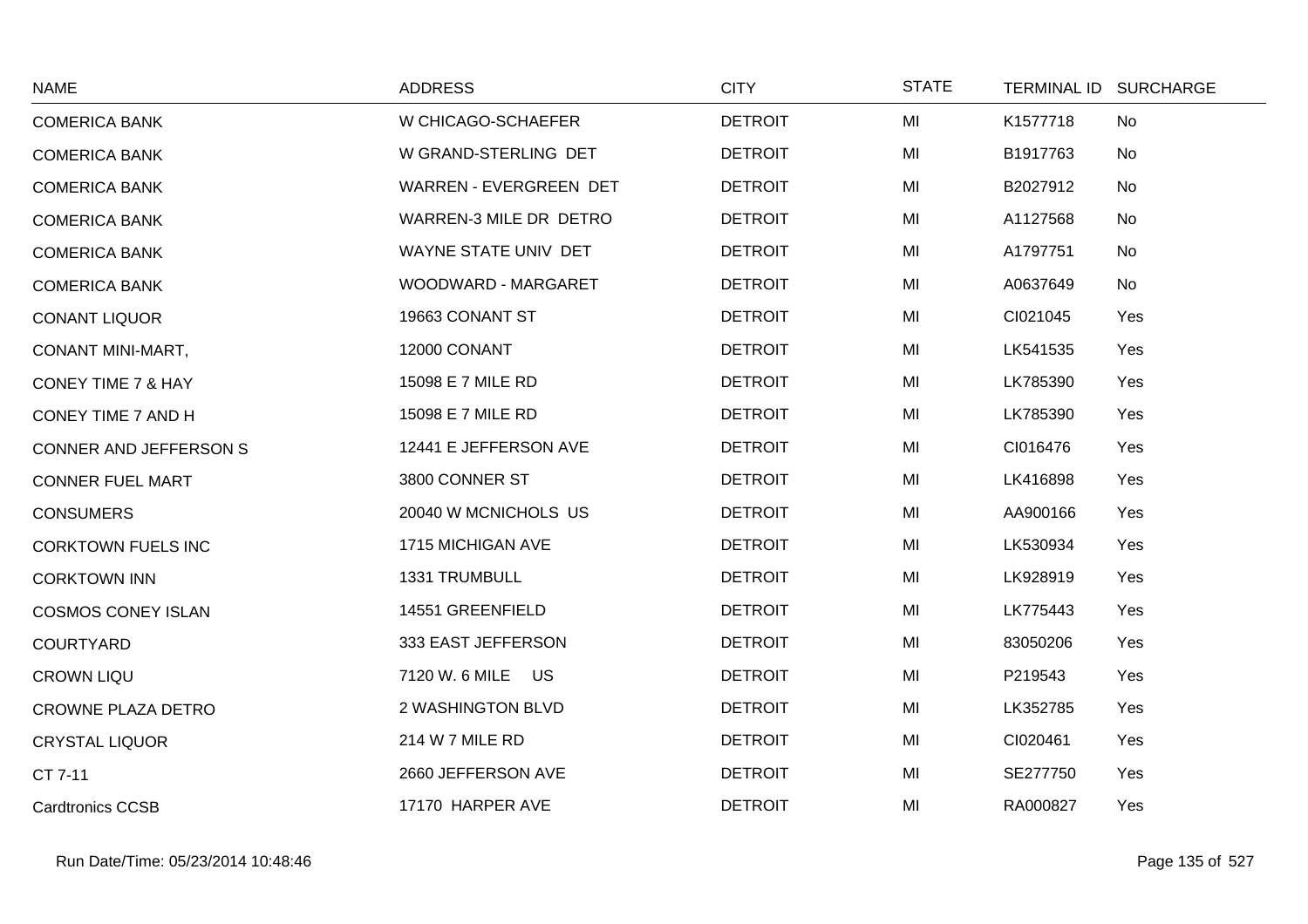| NAME | ADDRESS | CITY | STATE | TERMINAL ID | SURCHARGE |
|---|---|---|---|---|---|
| COMERICA BANK | W CHICAGO-SCHAEFER | DETROIT | MI | K1577718 | No |
| COMERICA BANK | W GRAND-STERLING DET | DETROIT | MI | B1917763 | No |
| COMERICA BANK | WARREN - EVERGREEN DET | DETROIT | MI | B2027912 | No |
| COMERICA BANK | WARREN-3 MILE DR DETRO | DETROIT | MI | A1127568 | No |
| COMERICA BANK | WAYNE STATE UNIV DET | DETROIT | MI | A1797751 | No |
| COMERICA BANK | WOODWARD - MARGARET | DETROIT | MI | A0637649 | No |
| CONANT LIQUOR | 19663 CONANT ST | DETROIT | MI | CI021045 | Yes |
| CONANT MINI-MART, | 12000 CONANT | DETROIT | MI | LK541535 | Yes |
| CONEY TIME 7 & HAY | 15098 E 7 MILE RD | DETROIT | MI | LK785390 | Yes |
| CONEY TIME 7 AND H | 15098 E 7 MILE RD | DETROIT | MI | LK785390 | Yes |
| CONNER AND JEFFERSON S | 12441 E JEFFERSON AVE | DETROIT | MI | CI016476 | Yes |
| CONNER FUEL MART | 3800 CONNER ST | DETROIT | MI | LK416898 | Yes |
| CONSUMERS | 20040 W MCNICHOLS US | DETROIT | MI | AA900166 | Yes |
| CORKTOWN FUELS INC | 1715 MICHIGAN AVE | DETROIT | MI | LK530934 | Yes |
| CORKTOWN INN | 1331 TRUMBULL | DETROIT | MI | LK928919 | Yes |
| COSMOS CONEY ISLAN | 14551 GREENFIELD | DETROIT | MI | LK775443 | Yes |
| COURTYARD | 333 EAST JEFFERSON | DETROIT | MI | 83050206 | Yes |
| CROWN LIQU | 7120 W. 6 MILE US | DETROIT | MI | P219543 | Yes |
| CROWNE PLAZA DETRO | 2 WASHINGTON BLVD | DETROIT | MI | LK352785 | Yes |
| CRYSTAL LIQUOR | 214 W 7 MILE RD | DETROIT | MI | CI020461 | Yes |
| CT 7-11 | 2660 JEFFERSON AVE | DETROIT | MI | SE277750 | Yes |
| Cardtronics CCSB | 17170 HARPER AVE | DETROIT | MI | RA000827 | Yes |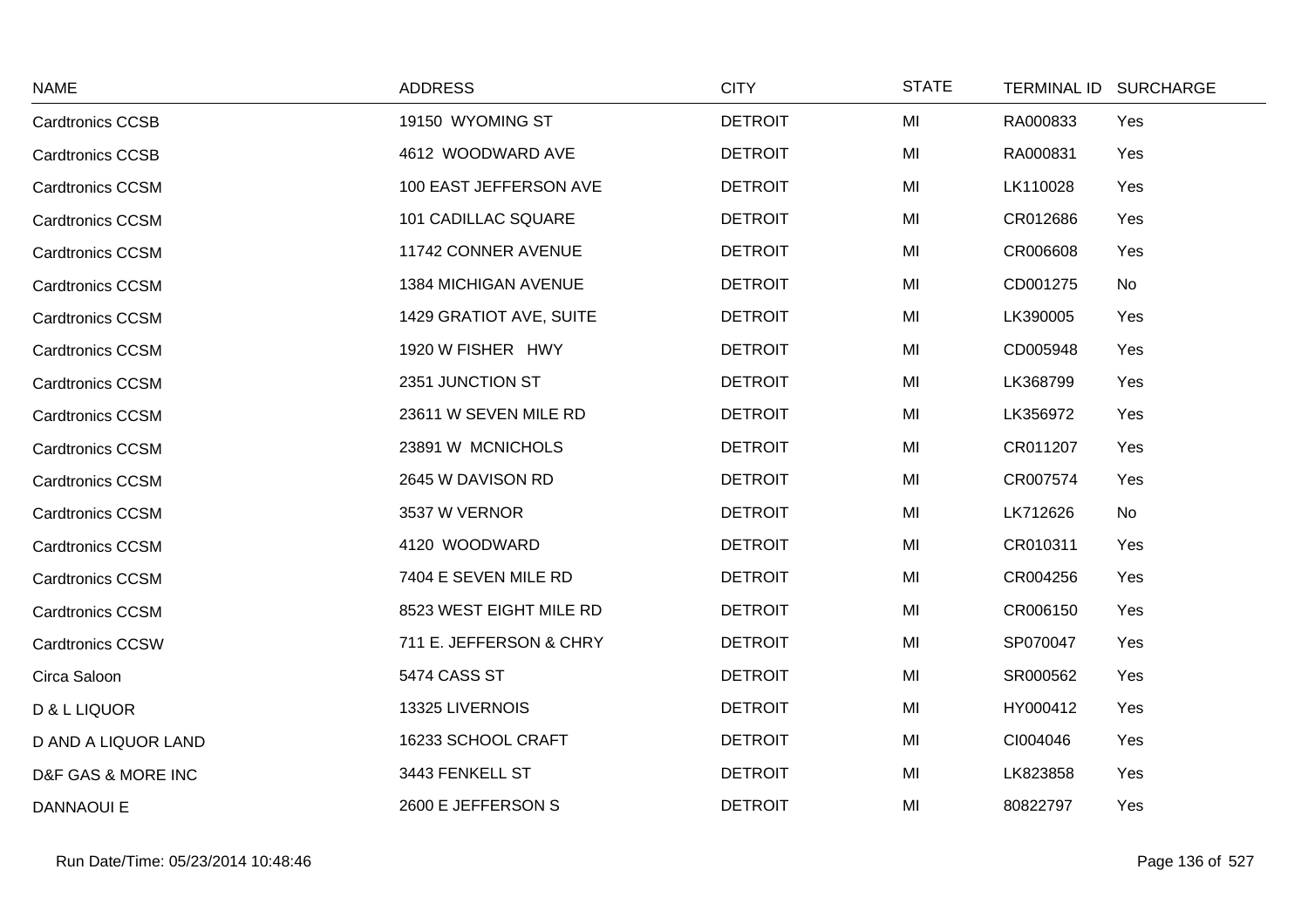| NAME | ADDRESS | CITY | STATE | TERMINAL ID | SURCHARGE |
|---|---|---|---|---|---|
| Cardtronics CCSB | 19150 WYOMING ST | DETROIT | MI | RA000833 | Yes |
| Cardtronics CCSB | 4612 WOODWARD AVE | DETROIT | MI | RA000831 | Yes |
| Cardtronics CCSM | 100 EAST JEFFERSON AVE | DETROIT | MI | LK110028 | Yes |
| Cardtronics CCSM | 101 CADILLAC SQUARE | DETROIT | MI | CR012686 | Yes |
| Cardtronics CCSM | 11742 CONNER AVENUE | DETROIT | MI | CR006608 | Yes |
| Cardtronics CCSM | 1384 MICHIGAN AVENUE | DETROIT | MI | CD001275 | No |
| Cardtronics CCSM | 1429 GRATIOT AVE, SUITE | DETROIT | MI | LK390005 | Yes |
| Cardtronics CCSM | 1920 W FISHER HWY | DETROIT | MI | CD005948 | Yes |
| Cardtronics CCSM | 2351 JUNCTION ST | DETROIT | MI | LK368799 | Yes |
| Cardtronics CCSM | 23611 W SEVEN MILE RD | DETROIT | MI | LK356972 | Yes |
| Cardtronics CCSM | 23891 W MCNICHOLS | DETROIT | MI | CR011207 | Yes |
| Cardtronics CCSM | 2645 W DAVISON RD | DETROIT | MI | CR007574 | Yes |
| Cardtronics CCSM | 3537 W VERNOR | DETROIT | MI | LK712626 | No |
| Cardtronics CCSM | 4120 WOODWARD | DETROIT | MI | CR010311 | Yes |
| Cardtronics CCSM | 7404 E SEVEN MILE RD | DETROIT | MI | CR004256 | Yes |
| Cardtronics CCSM | 8523 WEST EIGHT MILE RD | DETROIT | MI | CR006150 | Yes |
| Cardtronics CCSW | 711 E. JEFFERSON & CHRY | DETROIT | MI | SP070047 | Yes |
| Circa Saloon | 5474 CASS ST | DETROIT | MI | SR000562 | Yes |
| D & L LIQUOR | 13325 LIVERNOIS | DETROIT | MI | HY000412 | Yes |
| D AND A LIQUOR LAND | 16233 SCHOOL CRAFT | DETROIT | MI | CI004046 | Yes |
| D&F GAS & MORE INC | 3443 FENKELL ST | DETROIT | MI | LK823858 | Yes |
| DANNAOUI E | 2600 E JEFFERSON S | DETROIT | MI | 80822797 | Yes |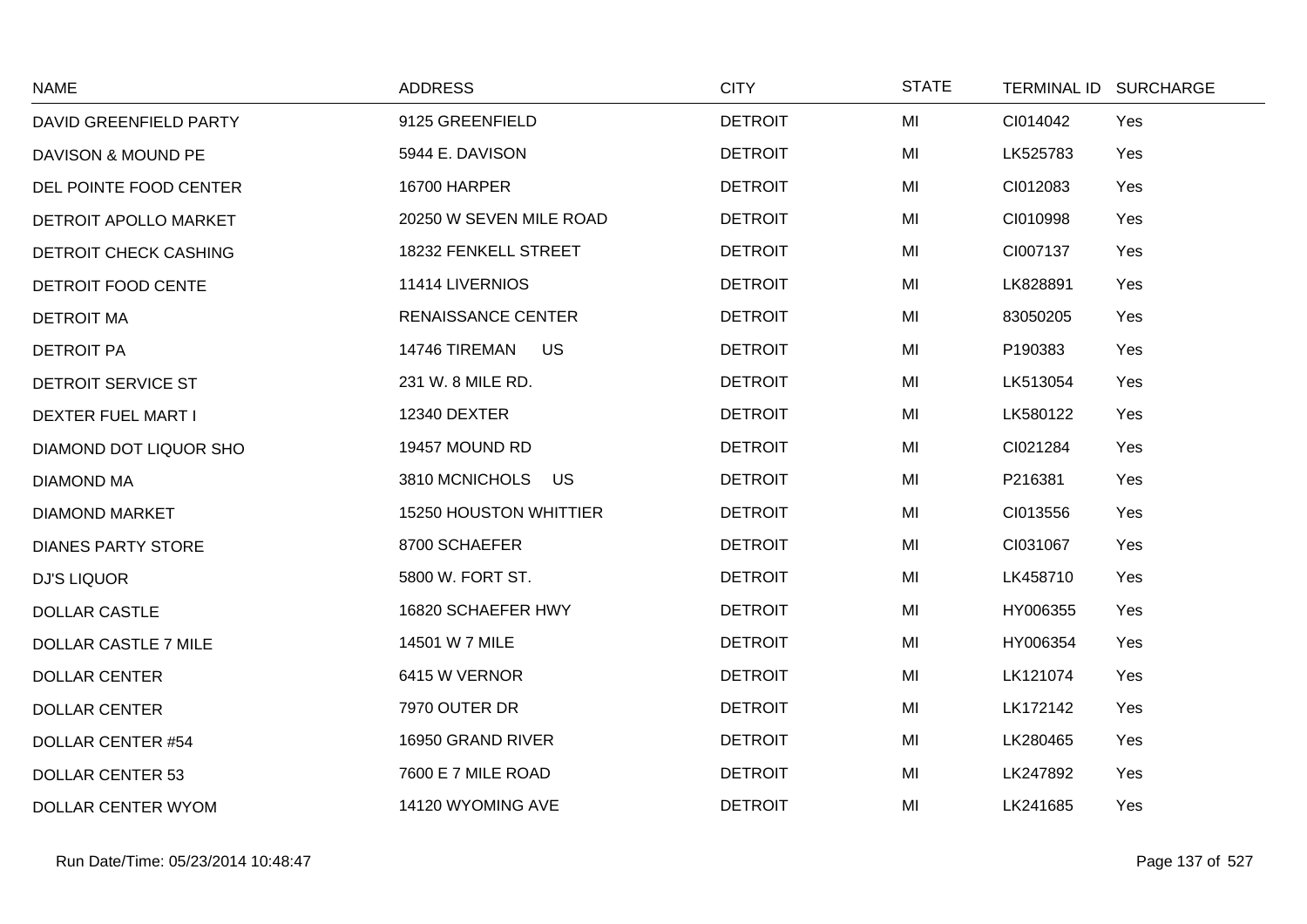| NAME | ADDRESS | CITY | STATE | TERMINAL ID | SURCHARGE |
|---|---|---|---|---|---|
| DAVID GREENFIELD PARTY | 9125 GREENFIELD | DETROIT | MI | CI014042 | Yes |
| DAVISON & MOUND PE | 5944 E. DAVISON | DETROIT | MI | LK525783 | Yes |
| DEL POINTE FOOD CENTER | 16700 HARPER | DETROIT | MI | CI012083 | Yes |
| DETROIT APOLLO MARKET | 20250 W SEVEN MILE ROAD | DETROIT | MI | CI010998 | Yes |
| DETROIT CHECK CASHING | 18232 FENKELL STREET | DETROIT | MI | CI007137 | Yes |
| DETROIT FOOD CENTE | 11414 LIVERNIOS | DETROIT | MI | LK828891 | Yes |
| DETROIT MA | RENAISSANCE CENTER | DETROIT | MI | 83050205 | Yes |
| DETROIT PA | 14746 TIREMAN US | DETROIT | MI | P190383 | Yes |
| DETROIT SERVICE ST | 231 W. 8 MILE RD. | DETROIT | MI | LK513054 | Yes |
| DEXTER FUEL MART I | 12340 DEXTER | DETROIT | MI | LK580122 | Yes |
| DIAMOND DOT LIQUOR SHO | 19457 MOUND RD | DETROIT | MI | CI021284 | Yes |
| DIAMOND MA | 3810 MCNICHOLS US | DETROIT | MI | P216381 | Yes |
| DIAMOND MARKET | 15250 HOUSTON WHITTIER | DETROIT | MI | CI013556 | Yes |
| DIANES PARTY STORE | 8700 SCHAEFER | DETROIT | MI | CI031067 | Yes |
| DJ'S LIQUOR | 5800 W. FORT ST. | DETROIT | MI | LK458710 | Yes |
| DOLLAR CASTLE | 16820 SCHAEFER HWY | DETROIT | MI | HY006355 | Yes |
| DOLLAR CASTLE 7 MILE | 14501 W 7 MILE | DETROIT | MI | HY006354 | Yes |
| DOLLAR CENTER | 6415 W VERNOR | DETROIT | MI | LK121074 | Yes |
| DOLLAR CENTER | 7970 OUTER DR | DETROIT | MI | LK172142 | Yes |
| DOLLAR CENTER #54 | 16950 GRAND RIVER | DETROIT | MI | LK280465 | Yes |
| DOLLAR CENTER 53 | 7600 E 7 MILE ROAD | DETROIT | MI | LK247892 | Yes |
| DOLLAR CENTER WYOM | 14120 WYOMING AVE | DETROIT | MI | LK241685 | Yes |

Run Date/Time: 05/23/2014 10:48:47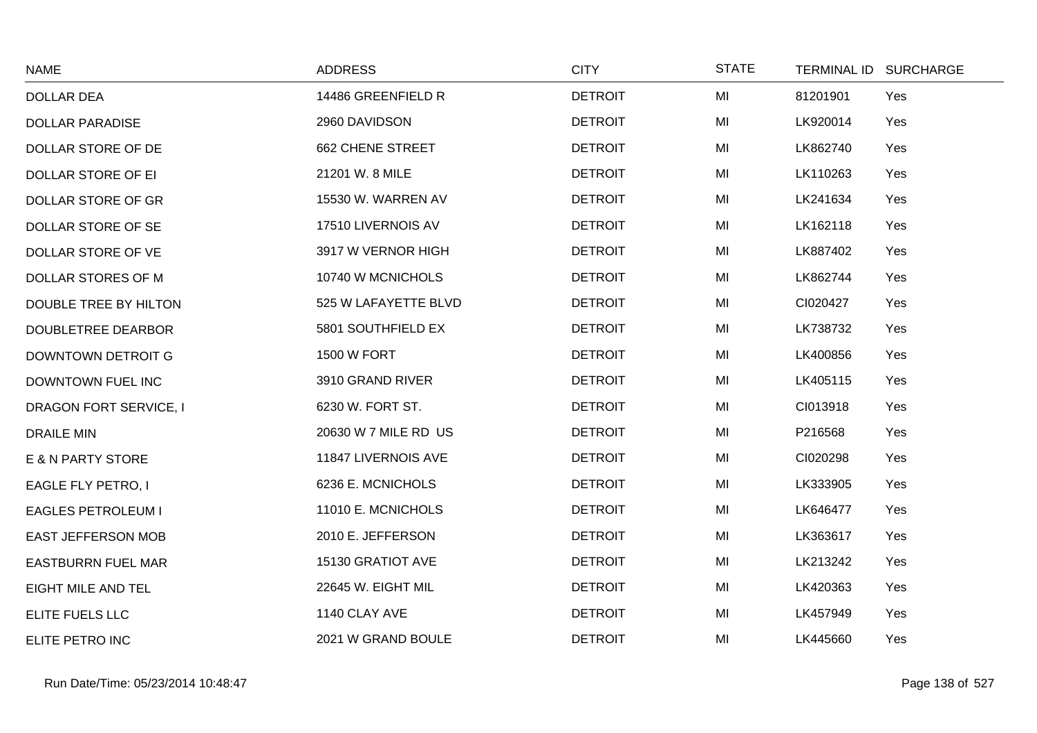| NAME | ADDRESS | CITY | STATE | TERMINAL ID | SURCHARGE |
|---|---|---|---|---|---|
| DOLLAR DEA | 14486 GREENFIELD R | DETROIT | MI | 81201901 | Yes |
| DOLLAR PARADISE | 2960 DAVIDSON | DETROIT | MI | LK920014 | Yes |
| DOLLAR STORE OF DE | 662 CHENE STREET | DETROIT | MI | LK862740 | Yes |
| DOLLAR STORE OF EI | 21201 W. 8 MILE | DETROIT | MI | LK110263 | Yes |
| DOLLAR STORE OF GR | 15530 W. WARREN AV | DETROIT | MI | LK241634 | Yes |
| DOLLAR STORE OF SE | 17510 LIVERNOIS AV | DETROIT | MI | LK162118 | Yes |
| DOLLAR STORE OF VE | 3917 W VERNOR HIGH | DETROIT | MI | LK887402 | Yes |
| DOLLAR STORES OF M | 10740 W MCNICHOLS | DETROIT | MI | LK862744 | Yes |
| DOUBLE TREE BY HILTON | 525 W LAFAYETTE BLVD | DETROIT | MI | CI020427 | Yes |
| DOUBLETREE DEARBOR | 5801 SOUTHFIELD EX | DETROIT | MI | LK738732 | Yes |
| DOWNTOWN DETROIT G | 1500 W FORT | DETROIT | MI | LK400856 | Yes |
| DOWNTOWN FUEL INC | 3910 GRAND RIVER | DETROIT | MI | LK405115 | Yes |
| DRAGON FORT SERVICE, I | 6230 W. FORT ST. | DETROIT | MI | CI013918 | Yes |
| DRAILE MIN | 20630 W 7 MILE RD US | DETROIT | MI | P216568 | Yes |
| E & N PARTY STORE | 11847 LIVERNOIS AVE | DETROIT | MI | CI020298 | Yes |
| EAGLE FLY PETRO, I | 6236 E. MCNICHOLS | DETROIT | MI | LK333905 | Yes |
| EAGLES PETROLEUM I | 11010 E. MCNICHOLS | DETROIT | MI | LK646477 | Yes |
| EAST JEFFERSON MOB | 2010 E. JEFFERSON | DETROIT | MI | LK363617 | Yes |
| EASTBURRN FUEL MAR | 15130 GRATIOT AVE | DETROIT | MI | LK213242 | Yes |
| EIGHT MILE AND TEL | 22645 W. EIGHT MIL | DETROIT | MI | LK420363 | Yes |
| ELITE FUELS LLC | 1140 CLAY AVE | DETROIT | MI | LK457949 | Yes |
| ELITE PETRO INC | 2021 W GRAND BOULE | DETROIT | MI | LK445660 | Yes |

Run Date/Time: 05/23/2014 10:48:47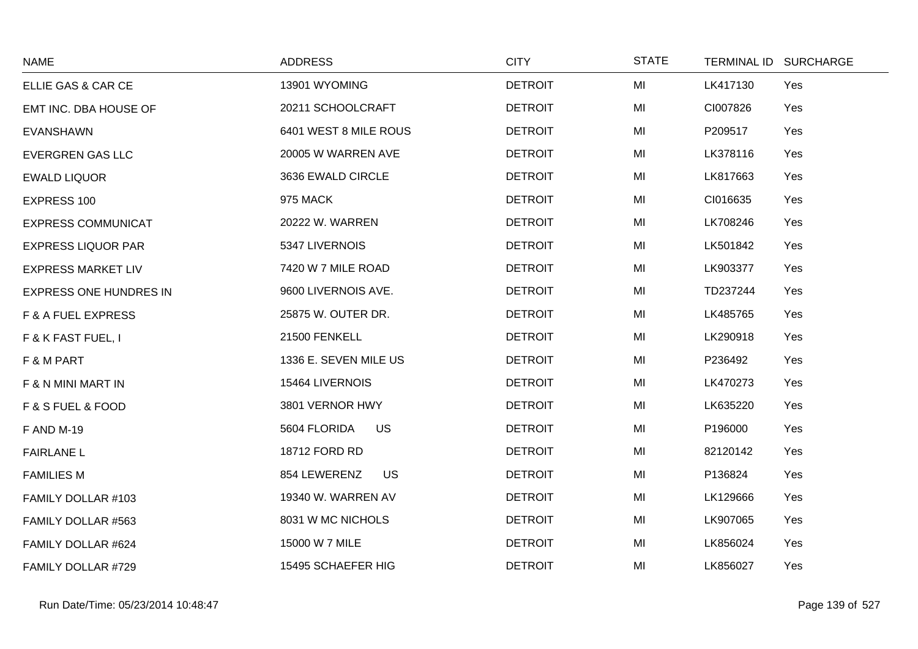| NAME | ADDRESS | CITY | STATE | TERMINAL ID | SURCHARGE |
|---|---|---|---|---|---|
| ELLIE GAS & CAR CE | 13901 WYOMING | DETROIT | MI | LK417130 | Yes |
| EMT INC. DBA HOUSE OF | 20211 SCHOOLCRAFT | DETROIT | MI | CI007826 | Yes |
| EVANSHAWN | 6401 WEST 8 MILE ROUS | DETROIT | MI | P209517 | Yes |
| EVERGREN GAS LLC | 20005 W WARREN AVE | DETROIT | MI | LK378116 | Yes |
| EWALD LIQUOR | 3636 EWALD CIRCLE | DETROIT | MI | LK817663 | Yes |
| EXPRESS 100 | 975 MACK | DETROIT | MI | CI016635 | Yes |
| EXPRESS COMMUNICAT | 20222 W. WARREN | DETROIT | MI | LK708246 | Yes |
| EXPRESS LIQUOR PAR | 5347 LIVERNOIS | DETROIT | MI | LK501842 | Yes |
| EXPRESS MARKET LIV | 7420 W 7 MILE ROAD | DETROIT | MI | LK903377 | Yes |
| EXPRESS ONE HUNDRES IN | 9600 LIVERNOIS AVE. | DETROIT | MI | TD237244 | Yes |
| F & A FUEL EXPRESS | 25875 W. OUTER DR. | DETROIT | MI | LK485765 | Yes |
| F & K FAST FUEL, I | 21500 FENKELL | DETROIT | MI | LK290918 | Yes |
| F & M PART | 1336 E. SEVEN MILE US | DETROIT | MI | P236492 | Yes |
| F & N MINI MART IN | 15464 LIVERNOIS | DETROIT | MI | LK470273 | Yes |
| F & S FUEL & FOOD | 3801 VERNOR HWY | DETROIT | MI | LK635220 | Yes |
| F AND M-19 | 5604 FLORIDA US | DETROIT | MI | P196000 | Yes |
| FAIRLANE L | 18712 FORD RD | DETROIT | MI | 82120142 | Yes |
| FAMILIES M | 854 LEWERENZ US | DETROIT | MI | P136824 | Yes |
| FAMILY DOLLAR #103 | 19340 W. WARREN AV | DETROIT | MI | LK129666 | Yes |
| FAMILY DOLLAR #563 | 8031 W MC NICHOLS | DETROIT | MI | LK907065 | Yes |
| FAMILY DOLLAR #624 | 15000 W 7 MILE | DETROIT | MI | LK856024 | Yes |
| FAMILY DOLLAR #729 | 15495 SCHAEFER HIG | DETROIT | MI | LK856027 | Yes |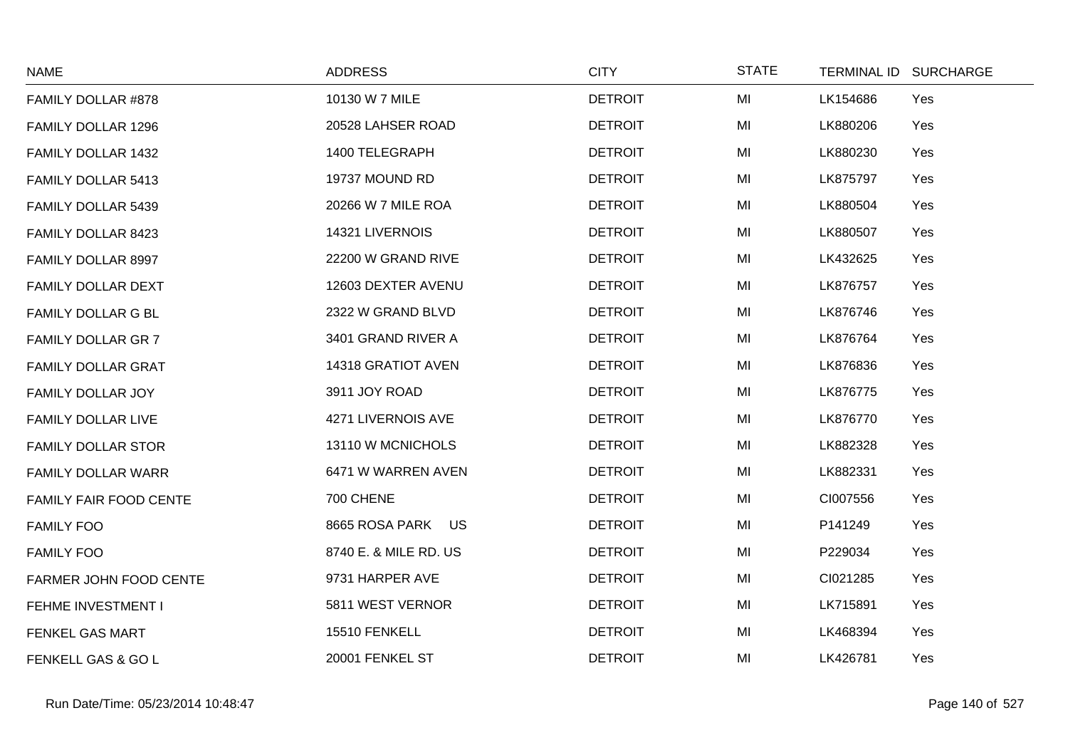| NAME | ADDRESS | CITY | STATE | TERMINAL ID | SURCHARGE |
|---|---|---|---|---|---|
| FAMILY DOLLAR #878 | 10130 W 7 MILE | DETROIT | MI | LK154686 | Yes |
| FAMILY DOLLAR 1296 | 20528 LAHSER ROAD | DETROIT | MI | LK880206 | Yes |
| FAMILY DOLLAR 1432 | 1400 TELEGRAPH | DETROIT | MI | LK880230 | Yes |
| FAMILY DOLLAR 5413 | 19737 MOUND RD | DETROIT | MI | LK875797 | Yes |
| FAMILY DOLLAR 5439 | 20266 W 7 MILE ROA | DETROIT | MI | LK880504 | Yes |
| FAMILY DOLLAR 8423 | 14321 LIVERNOIS | DETROIT | MI | LK880507 | Yes |
| FAMILY DOLLAR 8997 | 22200 W GRAND RIVE | DETROIT | MI | LK432625 | Yes |
| FAMILY DOLLAR DEXT | 12603 DEXTER AVENU | DETROIT | MI | LK876757 | Yes |
| FAMILY DOLLAR G BL | 2322 W GRAND BLVD | DETROIT | MI | LK876746 | Yes |
| FAMILY DOLLAR GR 7 | 3401 GRAND RIVER A | DETROIT | MI | LK876764 | Yes |
| FAMILY DOLLAR GRAT | 14318 GRATIOT AVEN | DETROIT | MI | LK876836 | Yes |
| FAMILY DOLLAR JOY | 3911 JOY ROAD | DETROIT | MI | LK876775 | Yes |
| FAMILY DOLLAR LIVE | 4271 LIVERNOIS AVE | DETROIT | MI | LK876770 | Yes |
| FAMILY DOLLAR STOR | 13110 W MCNICHOLS | DETROIT | MI | LK882328 | Yes |
| FAMILY DOLLAR WARR | 6471 W WARREN AVEN | DETROIT | MI | LK882331 | Yes |
| FAMILY FAIR FOOD CENTE | 700 CHENE | DETROIT | MI | CI007556 | Yes |
| FAMILY FOO | 8665 ROSA PARK US | DETROIT | MI | P141249 | Yes |
| FAMILY FOO | 8740 E. & MILE RD. US | DETROIT | MI | P229034 | Yes |
| FARMER JOHN FOOD CENTE | 9731 HARPER AVE | DETROIT | MI | CI021285 | Yes |
| FEHME INVESTMENT I | 5811 WEST VERNOR | DETROIT | MI | LK715891 | Yes |
| FENKEL GAS MART | 15510 FENKELL | DETROIT | MI | LK468394 | Yes |
| FENKELL GAS & GO L | 20001 FENKEL ST | DETROIT | MI | LK426781 | Yes |

Run Date/Time: 05/23/2014 10:48:47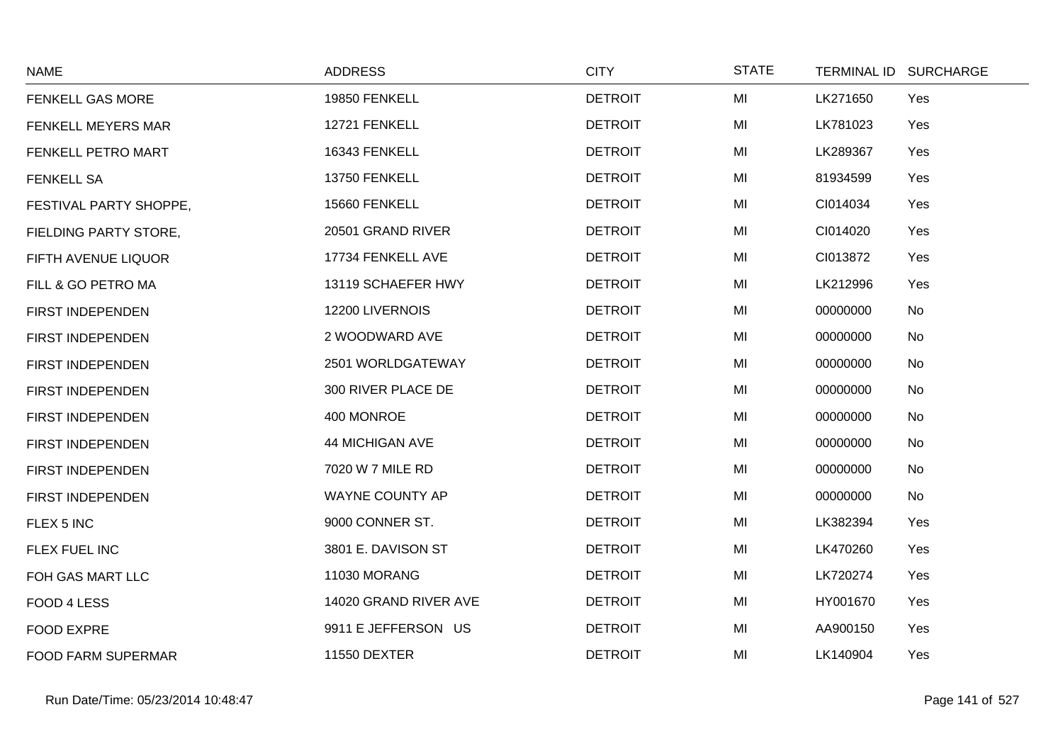| NAME | ADDRESS | CITY | STATE | TERMINAL ID | SURCHARGE |
|---|---|---|---|---|---|
| FENKELL GAS MORE | 19850 FENKELL | DETROIT | MI | LK271650 | Yes |
| FENKELL MEYERS MAR | 12721 FENKELL | DETROIT | MI | LK781023 | Yes |
| FENKELL PETRO MART | 16343 FENKELL | DETROIT | MI | LK289367 | Yes |
| FENKELL SA | 13750 FENKELL | DETROIT | MI | 81934599 | Yes |
| FESTIVAL PARTY SHOPPE, | 15660 FENKELL | DETROIT | MI | CI014034 | Yes |
| FIELDING PARTY STORE, | 20501 GRAND RIVER | DETROIT | MI | CI014020 | Yes |
| FIFTH AVENUE LIQUOR | 17734 FENKELL AVE | DETROIT | MI | CI013872 | Yes |
| FILL & GO PETRO MA | 13119 SCHAEFER HWY | DETROIT | MI | LK212996 | Yes |
| FIRST INDEPENDEN | 12200 LIVERNOIS | DETROIT | MI | 00000000 | No |
| FIRST INDEPENDEN | 2 WOODWARD AVE | DETROIT | MI | 00000000 | No |
| FIRST INDEPENDEN | 2501 WORLDGATEWAY | DETROIT | MI | 00000000 | No |
| FIRST INDEPENDEN | 300 RIVER PLACE DE | DETROIT | MI | 00000000 | No |
| FIRST INDEPENDEN | 400 MONROE | DETROIT | MI | 00000000 | No |
| FIRST INDEPENDEN | 44 MICHIGAN AVE | DETROIT | MI | 00000000 | No |
| FIRST INDEPENDEN | 7020 W 7 MILE RD | DETROIT | MI | 00000000 | No |
| FIRST INDEPENDEN | WAYNE COUNTY AP | DETROIT | MI | 00000000 | No |
| FLEX 5 INC | 9000 CONNER ST. | DETROIT | MI | LK382394 | Yes |
| FLEX FUEL INC | 3801 E. DAVISON ST | DETROIT | MI | LK470260 | Yes |
| FOH GAS MART LLC | 11030 MORANG | DETROIT | MI | LK720274 | Yes |
| FOOD 4 LESS | 14020 GRAND RIVER AVE | DETROIT | MI | HY001670 | Yes |
| FOOD EXPRE | 9911 E JEFFERSON US | DETROIT | MI | AA900150 | Yes |
| FOOD FARM SUPERMAR | 11550 DEXTER | DETROIT | MI | LK140904 | Yes |

Run Date/Time: 05/23/2014 10:48:47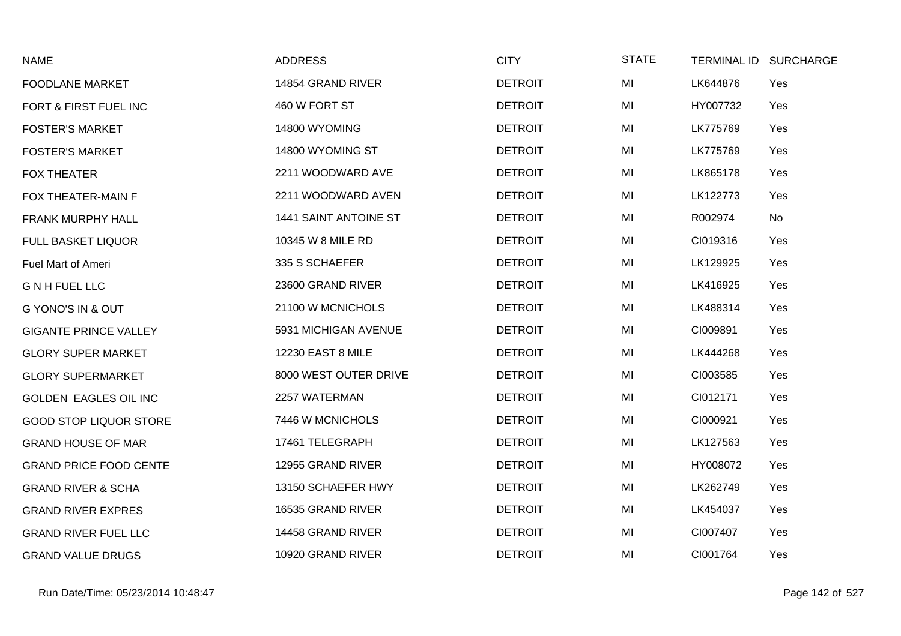| NAME | ADDRESS | CITY | STATE | TERMINAL ID | SURCHARGE |
|---|---|---|---|---|---|
| FOODLANE MARKET | 14854 GRAND RIVER | DETROIT | MI | LK644876 | Yes |
| FORT & FIRST FUEL INC | 460 W FORT ST | DETROIT | MI | HY007732 | Yes |
| FOSTER'S MARKET | 14800 WYOMING | DETROIT | MI | LK775769 | Yes |
| FOSTER'S MARKET | 14800 WYOMING ST | DETROIT | MI | LK775769 | Yes |
| FOX THEATER | 2211 WOODWARD AVE | DETROIT | MI | LK865178 | Yes |
| FOX THEATER-MAIN F | 2211 WOODWARD AVEN | DETROIT | MI | LK122773 | Yes |
| FRANK MURPHY HALL | 1441 SAINT ANTOINE ST | DETROIT | MI | R002974 | No |
| FULL BASKET LIQUOR | 10345 W 8 MILE RD | DETROIT | MI | CI019316 | Yes |
| Fuel Mart of Ameri | 335 S SCHAEFER | DETROIT | MI | LK129925 | Yes |
| G N H FUEL LLC | 23600 GRAND RIVER | DETROIT | MI | LK416925 | Yes |
| G YONO'S IN & OUT | 21100 W MCNICHOLS | DETROIT | MI | LK488314 | Yes |
| GIGANTE PRINCE VALLEY | 5931 MICHIGAN AVENUE | DETROIT | MI | CI009891 | Yes |
| GLORY SUPER MARKET | 12230 EAST 8 MILE | DETROIT | MI | LK444268 | Yes |
| GLORY SUPERMARKET | 8000 WEST OUTER DRIVE | DETROIT | MI | CI003585 | Yes |
| GOLDEN EAGLES OIL INC | 2257 WATERMAN | DETROIT | MI | CI012171 | Yes |
| GOOD STOP LIQUOR STORE | 7446 W MCNICHOLS | DETROIT | MI | CI000921 | Yes |
| GRAND HOUSE OF MAR | 17461 TELEGRAPH | DETROIT | MI | LK127563 | Yes |
| GRAND PRICE FOOD CENTE | 12955 GRAND RIVER | DETROIT | MI | HY008072 | Yes |
| GRAND RIVER & SCHA | 13150 SCHAEFER HWY | DETROIT | MI | LK262749 | Yes |
| GRAND RIVER EXPRES | 16535 GRAND RIVER | DETROIT | MI | LK454037 | Yes |
| GRAND RIVER FUEL LLC | 14458 GRAND RIVER | DETROIT | MI | CI007407 | Yes |
| GRAND VALUE DRUGS | 10920 GRAND RIVER | DETROIT | MI | CI001764 | Yes |

Run Date/Time: 05/23/2014 10:48:47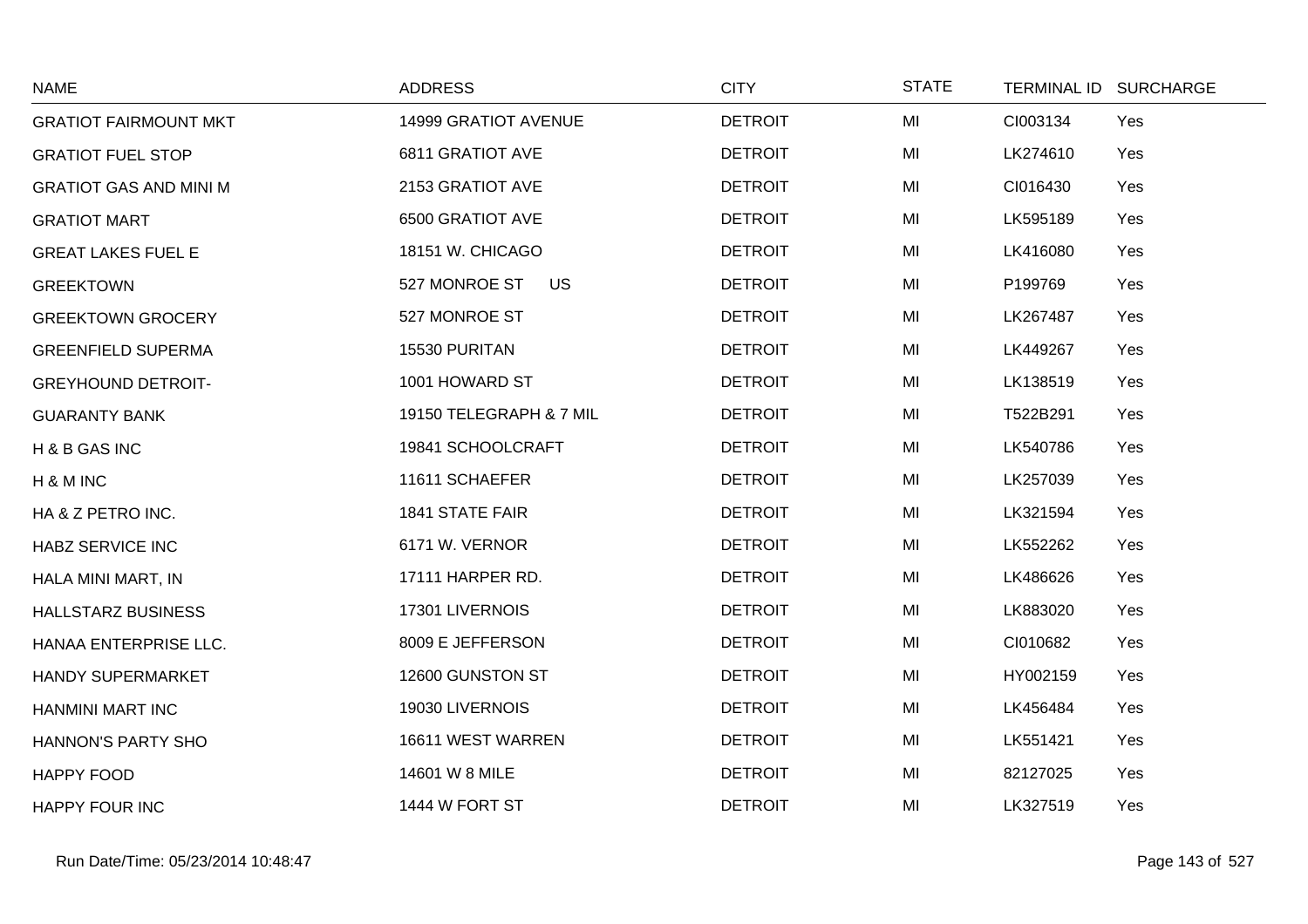| NAME | ADDRESS | CITY | STATE | TERMINAL ID | SURCHARGE |
|---|---|---|---|---|---|
| GRATIOT FAIRMOUNT MKT | 14999 GRATIOT AVENUE | DETROIT | MI | CI003134 | Yes |
| GRATIOT FUEL STOP | 6811 GRATIOT AVE | DETROIT | MI | LK274610 | Yes |
| GRATIOT GAS AND MINI M | 2153 GRATIOT AVE | DETROIT | MI | CI016430 | Yes |
| GRATIOT MART | 6500 GRATIOT AVE | DETROIT | MI | LK595189 | Yes |
| GREAT LAKES FUEL E | 18151 W. CHICAGO | DETROIT | MI | LK416080 | Yes |
| GREEKTOWN | 527 MONROE ST US | DETROIT | MI | P199769 | Yes |
| GREEKTOWN GROCERY | 527 MONROE ST | DETROIT | MI | LK267487 | Yes |
| GREENFIELD SUPERMA | 15530 PURITAN | DETROIT | MI | LK449267 | Yes |
| GREYHOUND DETROIT- | 1001 HOWARD ST | DETROIT | MI | LK138519 | Yes |
| GUARANTY BANK | 19150 TELEGRAPH & 7 MIL | DETROIT | MI | T522B291 | Yes |
| H & B GAS INC | 19841 SCHOOLCRAFT | DETROIT | MI | LK540786 | Yes |
| H & M INC | 11611 SCHAEFER | DETROIT | MI | LK257039 | Yes |
| HA & Z PETRO INC. | 1841 STATE FAIR | DETROIT | MI | LK321594 | Yes |
| HABZ SERVICE INC | 6171 W. VERNOR | DETROIT | MI | LK552262 | Yes |
| HALA MINI MART, IN | 17111 HARPER RD. | DETROIT | MI | LK486626 | Yes |
| HALLSTARZ BUSINESS | 17301 LIVERNOIS | DETROIT | MI | LK883020 | Yes |
| HANAA ENTERPRISE LLC. | 8009 E JEFFERSON | DETROIT | MI | CI010682 | Yes |
| HANDY SUPERMARKET | 12600 GUNSTON ST | DETROIT | MI | HY002159 | Yes |
| HANMINI MART INC | 19030 LIVERNOIS | DETROIT | MI | LK456484 | Yes |
| HANNON'S PARTY SHO | 16611 WEST WARREN | DETROIT | MI | LK551421 | Yes |
| HAPPY FOOD | 14601 W 8 MILE | DETROIT | MI | 82127025 | Yes |
| HAPPY FOUR INC | 1444 W FORT ST | DETROIT | MI | LK327519 | Yes |

Run Date/Time: 05/23/2014 10:48:47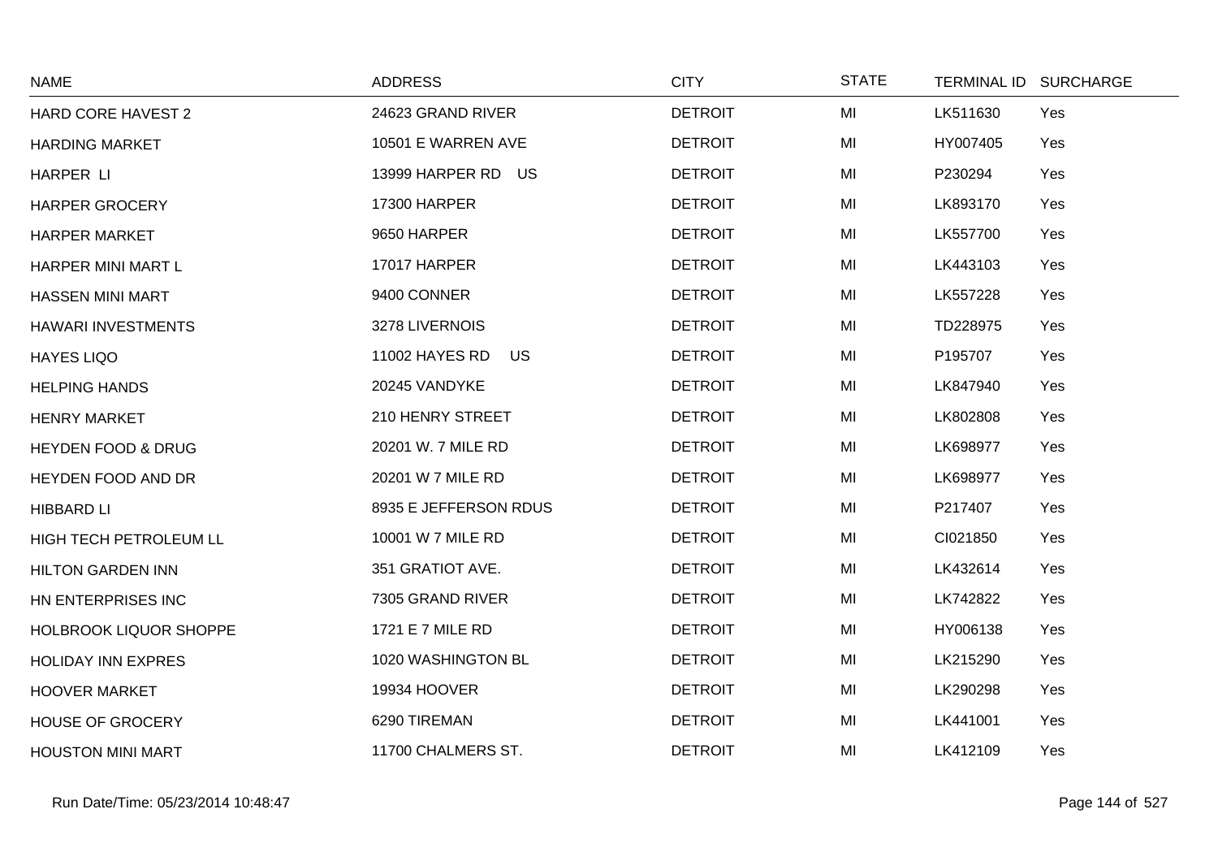| NAME | ADDRESS | CITY | STATE | TERMINAL ID | SURCHARGE |
|---|---|---|---|---|---|
| HARD CORE HAVEST 2 | 24623 GRAND RIVER | DETROIT | MI | LK511630 | Yes |
| HARDING MARKET | 10501 E WARREN AVE | DETROIT | MI | HY007405 | Yes |
| HARPER LI | 13999 HARPER RD US | DETROIT | MI | P230294 | Yes |
| HARPER GROCERY | 17300 HARPER | DETROIT | MI | LK893170 | Yes |
| HARPER MARKET | 9650 HARPER | DETROIT | MI | LK557700 | Yes |
| HARPER MINI MART L | 17017 HARPER | DETROIT | MI | LK443103 | Yes |
| HASSEN MINI MART | 9400 CONNER | DETROIT | MI | LK557228 | Yes |
| HAWARI INVESTMENTS | 3278 LIVERNOIS | DETROIT | MI | TD228975 | Yes |
| HAYES LIQO | 11002 HAYES RD US | DETROIT | MI | P195707 | Yes |
| HELPING HANDS | 20245 VANDYKE | DETROIT | MI | LK847940 | Yes |
| HENRY MARKET | 210 HENRY STREET | DETROIT | MI | LK802808 | Yes |
| HEYDEN FOOD & DRUG | 20201 W. 7 MILE RD | DETROIT | MI | LK698977 | Yes |
| HEYDEN FOOD AND DR | 20201 W 7 MILE RD | DETROIT | MI | LK698977 | Yes |
| HIBBARD LI | 8935 E JEFFERSON RDUS | DETROIT | MI | P217407 | Yes |
| HIGH TECH PETROLEUM LL | 10001 W 7 MILE RD | DETROIT | MI | CI021850 | Yes |
| HILTON GARDEN INN | 351 GRATIOT AVE. | DETROIT | MI | LK432614 | Yes |
| HN ENTERPRISES INC | 7305 GRAND RIVER | DETROIT | MI | LK742822 | Yes |
| HOLBROOK LIQUOR SHOPPE | 1721 E 7 MILE RD | DETROIT | MI | HY006138 | Yes |
| HOLIDAY INN EXPRES | 1020 WASHINGTON BL | DETROIT | MI | LK215290 | Yes |
| HOOVER MARKET | 19934 HOOVER | DETROIT | MI | LK290298 | Yes |
| HOUSE OF GROCERY | 6290 TIREMAN | DETROIT | MI | LK441001 | Yes |
| HOUSTON MINI MART | 11700 CHALMERS ST. | DETROIT | MI | LK412109 | Yes |

Run Date/Time: 05/23/2014 10:48:47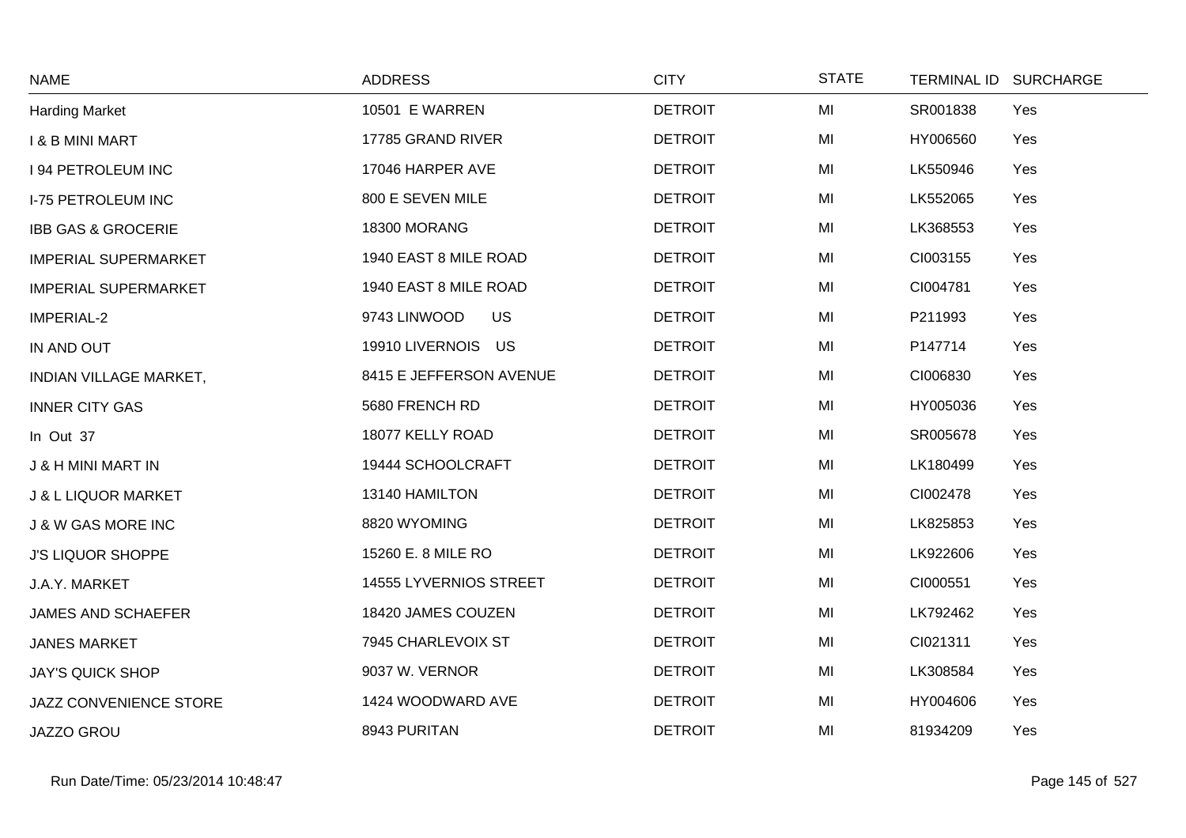| NAME | ADDRESS | CITY | STATE | TERMINAL ID | SURCHARGE |
|---|---|---|---|---|---|
| Harding Market | 10501 E WARREN | DETROIT | MI | SR001838 | Yes |
| I & B MINI MART | 17785 GRAND RIVER | DETROIT | MI | HY006560 | Yes |
| I 94 PETROLEUM INC | 17046 HARPER AVE | DETROIT | MI | LK550946 | Yes |
| I-75 PETROLEUM INC | 800 E SEVEN MILE | DETROIT | MI | LK552065 | Yes |
| IBB GAS & GROCERIE | 18300 MORANG | DETROIT | MI | LK368553 | Yes |
| IMPERIAL SUPERMARKET | 1940 EAST 8 MILE ROAD | DETROIT | MI | CI003155 | Yes |
| IMPERIAL SUPERMARKET | 1940 EAST 8 MILE ROAD | DETROIT | MI | CI004781 | Yes |
| IMPERIAL-2 | 9743 LINWOOD US | DETROIT | MI | P211993 | Yes |
| IN AND OUT | 19910 LIVERNOIS US | DETROIT | MI | P147714 | Yes |
| INDIAN VILLAGE MARKET, | 8415 E JEFFERSON AVENUE | DETROIT | MI | CI006830 | Yes |
| INNER CITY GAS | 5680 FRENCH RD | DETROIT | MI | HY005036 | Yes |
| In Out 37 | 18077 KELLY ROAD | DETROIT | MI | SR005678 | Yes |
| J & H MINI MART IN | 19444 SCHOOLCRAFT | DETROIT | MI | LK180499 | Yes |
| J & L LIQUOR MARKET | 13140 HAMILTON | DETROIT | MI | CI002478 | Yes |
| J & W GAS MORE INC | 8820 WYOMING | DETROIT | MI | LK825853 | Yes |
| J'S LIQUOR SHOPPE | 15260 E. 8 MILE RO | DETROIT | MI | LK922606 | Yes |
| J.A.Y. MARKET | 14555 LYVERNIOS STREET | DETROIT | MI | CI000551 | Yes |
| JAMES AND SCHAEFER | 18420 JAMES COUZEN | DETROIT | MI | LK792462 | Yes |
| JANES MARKET | 7945 CHARLEVOIX ST | DETROIT | MI | CI021311 | Yes |
| JAY'S QUICK SHOP | 9037 W. VERNOR | DETROIT | MI | LK308584 | Yes |
| JAZZ CONVENIENCE STORE | 1424 WOODWARD AVE | DETROIT | MI | HY004606 | Yes |
| JAZZO GROU | 8943 PURITAN | DETROIT | MI | 81934209 | Yes |

Run Date/Time: 05/23/2014 10:48:47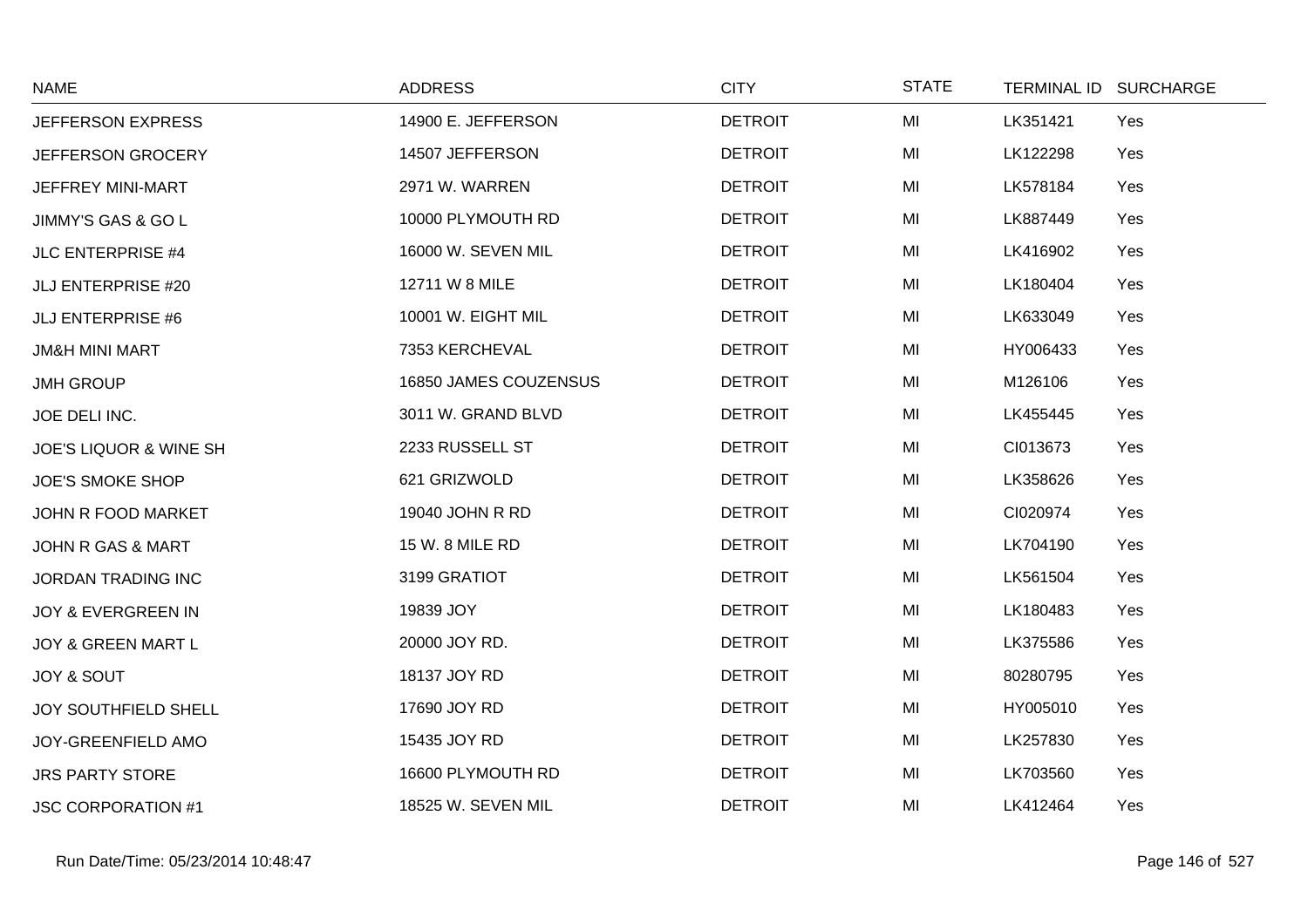| NAME | ADDRESS | CITY | STATE | TERMINAL ID | SURCHARGE |
|---|---|---|---|---|---|
| JEFFERSON EXPRESS | 14900 E. JEFFERSON | DETROIT | MI | LK351421 | Yes |
| JEFFERSON GROCERY | 14507 JEFFERSON | DETROIT | MI | LK122298 | Yes |
| JEFFREY MINI-MART | 2971 W. WARREN | DETROIT | MI | LK578184 | Yes |
| JIMMY'S GAS & GO L | 10000 PLYMOUTH RD | DETROIT | MI | LK887449 | Yes |
| JLC ENTERPRISE #4 | 16000 W. SEVEN MIL | DETROIT | MI | LK416902 | Yes |
| JLJ ENTERPRISE #20 | 12711 W 8 MILE | DETROIT | MI | LK180404 | Yes |
| JLJ ENTERPRISE #6 | 10001 W. EIGHT MIL | DETROIT | MI | LK633049 | Yes |
| JM&H MINI MART | 7353 KERCHEVAL | DETROIT | MI | HY006433 | Yes |
| JMH GROUP | 16850 JAMES COUZENSUS | DETROIT | MI | M126106 | Yes |
| JOE DELI INC. | 3011 W. GRAND BLVD | DETROIT | MI | LK455445 | Yes |
| JOE'S LIQUOR & WINE SH | 2233 RUSSELL ST | DETROIT | MI | CI013673 | Yes |
| JOE'S SMOKE SHOP | 621 GRIZWOLD | DETROIT | MI | LK358626 | Yes |
| JOHN R FOOD MARKET | 19040 JOHN R RD | DETROIT | MI | CI020974 | Yes |
| JOHN R GAS & MART | 15 W. 8 MILE RD | DETROIT | MI | LK704190 | Yes |
| JORDAN TRADING INC | 3199 GRATIOT | DETROIT | MI | LK561504 | Yes |
| JOY & EVERGREEN IN | 19839 JOY | DETROIT | MI | LK180483 | Yes |
| JOY & GREEN MART L | 20000 JOY RD. | DETROIT | MI | LK375586 | Yes |
| JOY & SOUT | 18137 JOY RD | DETROIT | MI | 80280795 | Yes |
| JOY SOUTHFIELD SHELL | 17690 JOY RD | DETROIT | MI | HY005010 | Yes |
| JOY-GREENFIELD AMO | 15435 JOY RD | DETROIT | MI | LK257830 | Yes |
| JRS PARTY STORE | 16600 PLYMOUTH RD | DETROIT | MI | LK703560 | Yes |
| JSC CORPORATION #1 | 18525 W. SEVEN MIL | DETROIT | MI | LK412464 | Yes |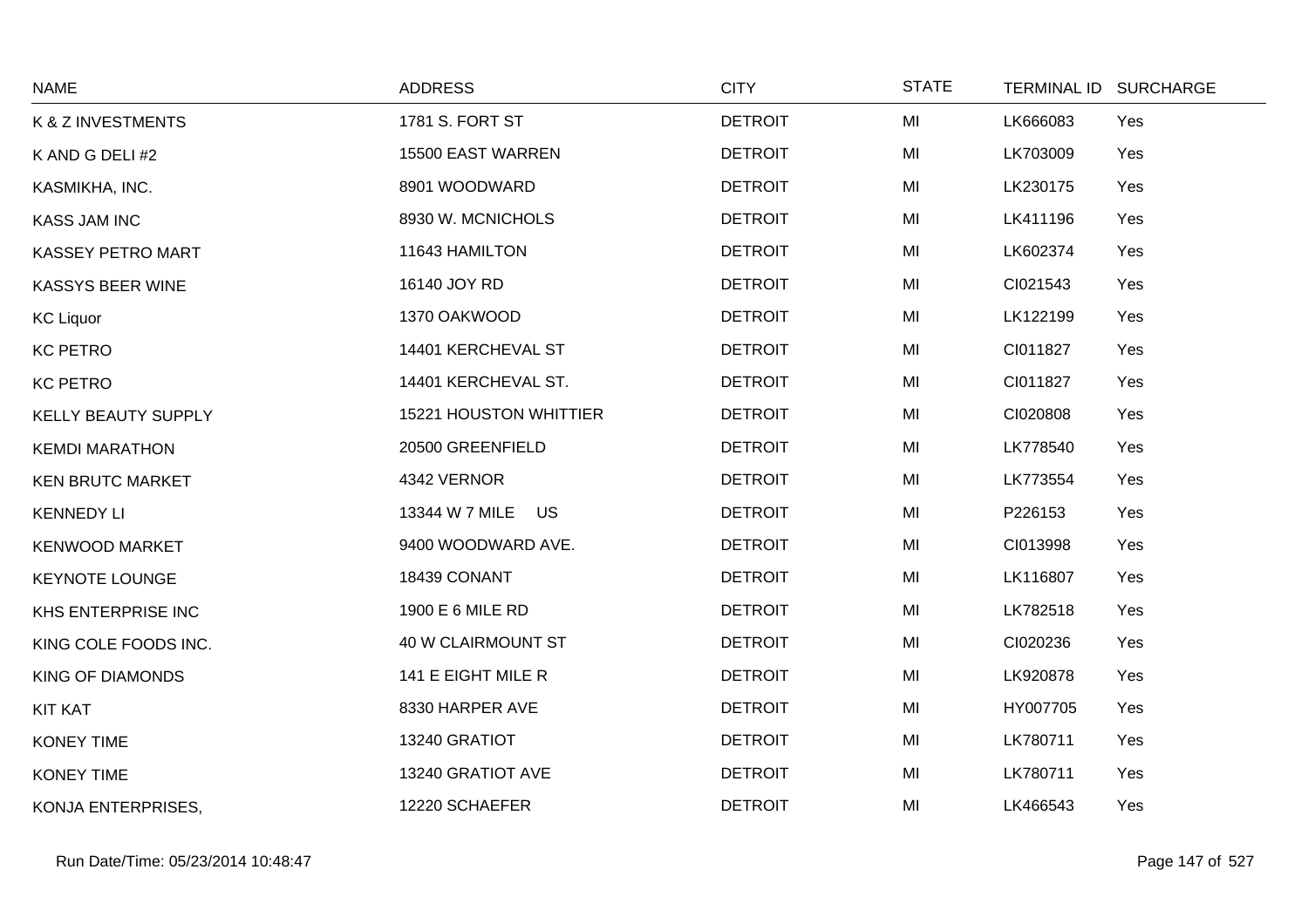| NAME | ADDRESS | CITY | STATE | TERMINAL ID | SURCHARGE |
|---|---|---|---|---|---|
| K & Z INVESTMENTS | 1781 S. FORT ST | DETROIT | MI | LK666083 | Yes |
| K AND G DELI #2 | 15500 EAST WARREN | DETROIT | MI | LK703009 | Yes |
| KASMIKHA, INC. | 8901 WOODWARD | DETROIT | MI | LK230175 | Yes |
| KASS JAM INC | 8930 W. MCNICHOLS | DETROIT | MI | LK411196 | Yes |
| KASSEY PETRO MART | 11643 HAMILTON | DETROIT | MI | LK602374 | Yes |
| KASSYS BEER WINE | 16140 JOY RD | DETROIT | MI | CI021543 | Yes |
| KC Liquor | 1370 OAKWOOD | DETROIT | MI | LK122199 | Yes |
| KC PETRO | 14401 KERCHEVAL ST | DETROIT | MI | CI011827 | Yes |
| KC PETRO | 14401 KERCHEVAL ST. | DETROIT | MI | CI011827 | Yes |
| KELLY BEAUTY SUPPLY | 15221 HOUSTON WHITTIER | DETROIT | MI | CI020808 | Yes |
| KEMDI MARATHON | 20500 GREENFIELD | DETROIT | MI | LK778540 | Yes |
| KEN BRUTC MARKET | 4342 VERNOR | DETROIT | MI | LK773554 | Yes |
| KENNEDY LI | 13344 W 7 MILE US | DETROIT | MI | P226153 | Yes |
| KENWOOD MARKET | 9400 WOODWARD AVE. | DETROIT | MI | CI013998 | Yes |
| KEYNOTE LOUNGE | 18439 CONANT | DETROIT | MI | LK116807 | Yes |
| KHS ENTERPRISE INC | 1900 E 6 MILE RD | DETROIT | MI | LK782518 | Yes |
| KING COLE FOODS INC. | 40 W CLAIRMOUNT ST | DETROIT | MI | CI020236 | Yes |
| KING OF DIAMONDS | 141 E EIGHT MILE R | DETROIT | MI | LK920878 | Yes |
| KIT KAT | 8330 HARPER AVE | DETROIT | MI | HY007705 | Yes |
| KONEY TIME | 13240 GRATIOT | DETROIT | MI | LK780711 | Yes |
| KONEY TIME | 13240 GRATIOT AVE | DETROIT | MI | LK780711 | Yes |
| KONJA ENTERPRISES, | 12220 SCHAEFER | DETROIT | MI | LK466543 | Yes |

Run Date/Time: 05/23/2014 10:48:47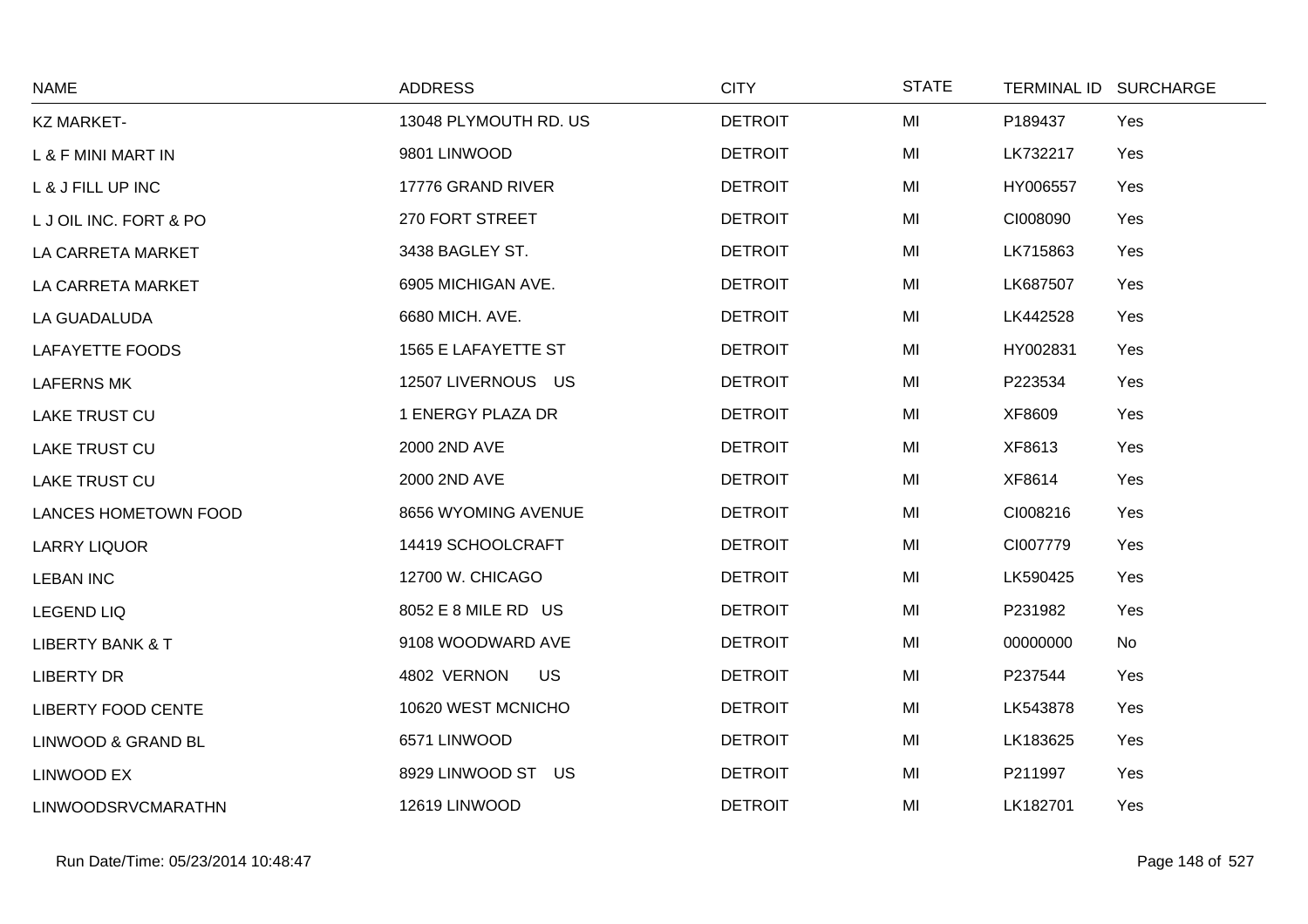| NAME | ADDRESS | CITY | STATE | TERMINAL ID | SURCHARGE |
|---|---|---|---|---|---|
| KZ MARKET- | 13048 PLYMOUTH RD. US | DETROIT | MI | P189437 | Yes |
| L & F MINI MART IN | 9801 LINWOOD | DETROIT | MI | LK732217 | Yes |
| L & J FILL UP INC | 17776 GRAND RIVER | DETROIT | MI | HY006557 | Yes |
| L J OIL INC. FORT & PO | 270 FORT STREET | DETROIT | MI | CI008090 | Yes |
| LA CARRETA MARKET | 3438 BAGLEY ST. | DETROIT | MI | LK715863 | Yes |
| LA CARRETA MARKET | 6905 MICHIGAN AVE. | DETROIT | MI | LK687507 | Yes |
| LA GUADALUDA | 6680 MICH. AVE. | DETROIT | MI | LK442528 | Yes |
| LAFAYETTE FOODS | 1565 E LAFAYETTE ST | DETROIT | MI | HY002831 | Yes |
| LAFERNS MK | 12507 LIVERNOUS US | DETROIT | MI | P223534 | Yes |
| LAKE TRUST CU | 1 ENERGY PLAZA DR | DETROIT | MI | XF8609 | Yes |
| LAKE TRUST CU | 2000 2ND AVE | DETROIT | MI | XF8613 | Yes |
| LAKE TRUST CU | 2000 2ND AVE | DETROIT | MI | XF8614 | Yes |
| LANCES HOMETOWN FOOD | 8656 WYOMING AVENUE | DETROIT | MI | CI008216 | Yes |
| LARRY LIQUOR | 14419 SCHOOLCRAFT | DETROIT | MI | CI007779 | Yes |
| LEBAN INC | 12700 W. CHICAGO | DETROIT | MI | LK590425 | Yes |
| LEGEND LIQ | 8052 E 8 MILE RD US | DETROIT | MI | P231982 | Yes |
| LIBERTY BANK & T | 9108 WOODWARD AVE | DETROIT | MI | 00000000 | No |
| LIBERTY DR | 4802 VERNON US | DETROIT | MI | P237544 | Yes |
| LIBERTY FOOD CENTE | 10620 WEST MCNICHO | DETROIT | MI | LK543878 | Yes |
| LINWOOD & GRAND BL | 6571 LINWOOD | DETROIT | MI | LK183625 | Yes |
| LINWOOD EX | 8929 LINWOOD ST US | DETROIT | MI | P211997 | Yes |
| LINWOODSRVCMARATHN | 12619 LINWOOD | DETROIT | MI | LK182701 | Yes |

Run Date/Time: 05/23/2014 10:48:47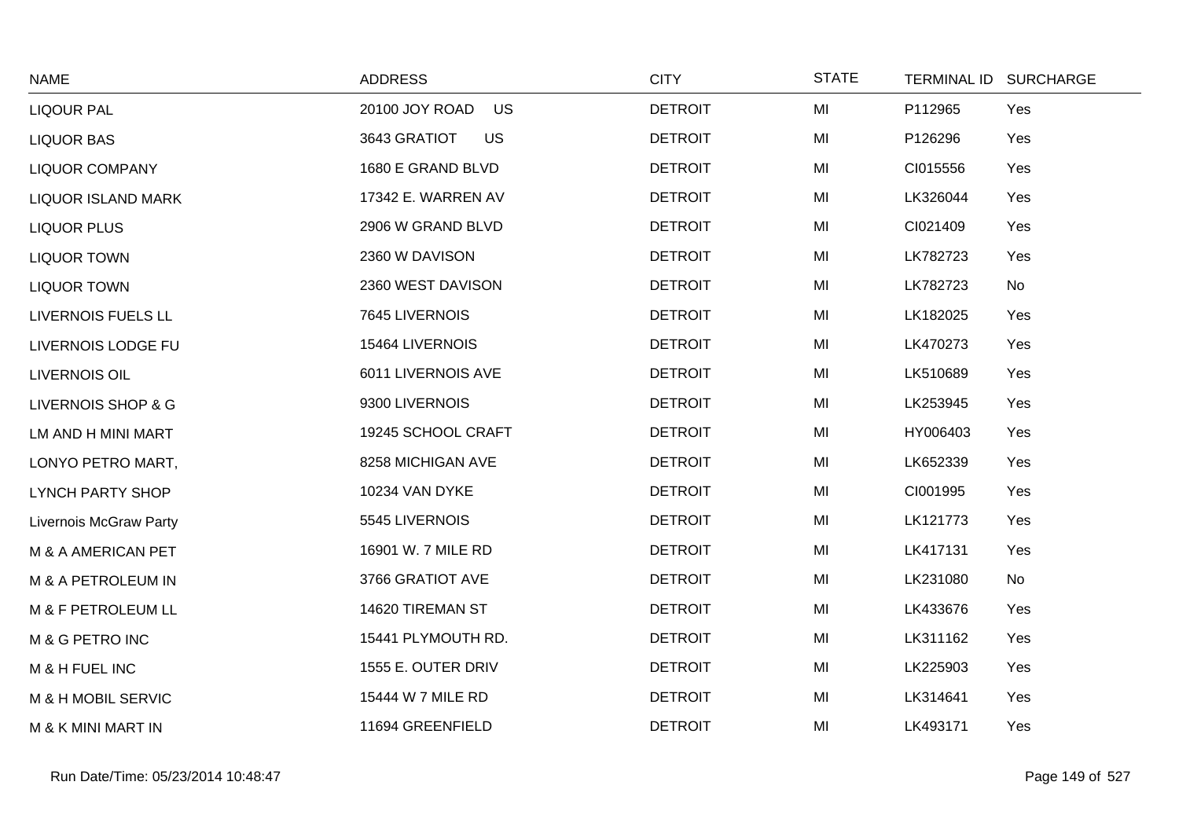| NAME | ADDRESS | CITY | STATE | TERMINAL ID | SURCHARGE |
|---|---|---|---|---|---|
| LIQOUR PAL | 20100 JOY ROAD US | DETROIT | MI | P112965 | Yes |
| LIQUOR BAS | 3643 GRATIOT US | DETROIT | MI | P126296 | Yes |
| LIQUOR COMPANY | 1680 E GRAND BLVD | DETROIT | MI | CI015556 | Yes |
| LIQUOR ISLAND MARK | 17342 E. WARREN AV | DETROIT | MI | LK326044 | Yes |
| LIQUOR PLUS | 2906 W GRAND BLVD | DETROIT | MI | CI021409 | Yes |
| LIQUOR TOWN | 2360 W DAVISON | DETROIT | MI | LK782723 | Yes |
| LIQUOR TOWN | 2360 WEST DAVISON | DETROIT | MI | LK782723 | No |
| LIVERNOIS FUELS LL | 7645 LIVERNOIS | DETROIT | MI | LK182025 | Yes |
| LIVERNOIS LODGE FU | 15464 LIVERNOIS | DETROIT | MI | LK470273 | Yes |
| LIVERNOIS OIL | 6011 LIVERNOIS AVE | DETROIT | MI | LK510689 | Yes |
| LIVERNOIS SHOP & G | 9300 LIVERNOIS | DETROIT | MI | LK253945 | Yes |
| LM AND H MINI MART | 19245 SCHOOL CRAFT | DETROIT | MI | HY006403 | Yes |
| LONYO PETRO MART, | 8258 MICHIGAN AVE | DETROIT | MI | LK652339 | Yes |
| LYNCH PARTY SHOP | 10234 VAN DYKE | DETROIT | MI | CI001995 | Yes |
| Livernois McGraw Party | 5545 LIVERNOIS | DETROIT | MI | LK121773 | Yes |
| M & A AMERICAN PET | 16901 W. 7 MILE RD | DETROIT | MI | LK417131 | Yes |
| M & A PETROLEUM IN | 3766 GRATIOT AVE | DETROIT | MI | LK231080 | No |
| M & F PETROLEUM LL | 14620 TIREMAN ST | DETROIT | MI | LK433676 | Yes |
| M & G PETRO INC | 15441 PLYMOUTH RD. | DETROIT | MI | LK311162 | Yes |
| M & H FUEL INC | 1555 E. OUTER DRIV | DETROIT | MI | LK225903 | Yes |
| M & H MOBIL SERVIC | 15444 W 7 MILE RD | DETROIT | MI | LK314641 | Yes |
| M & K MINI MART IN | 11694 GREENFIELD | DETROIT | MI | LK493171 | Yes |

Run Date/Time: 05/23/2014 10:48:47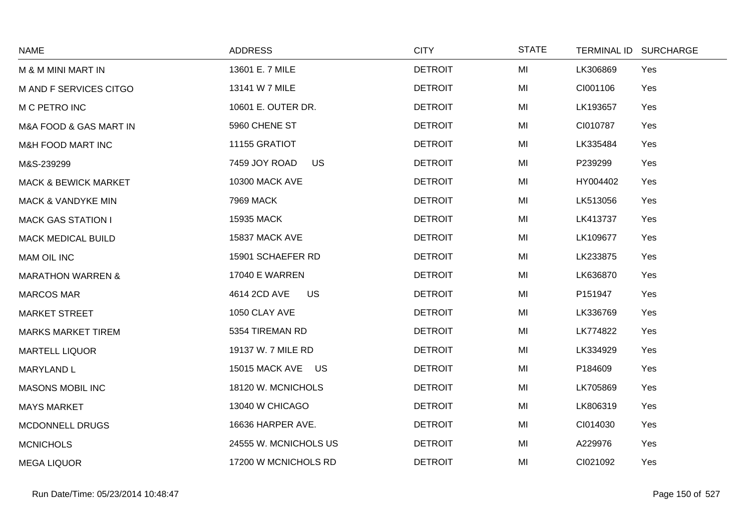| NAME | ADDRESS | CITY | STATE | TERMINAL ID | SURCHARGE |
|---|---|---|---|---|---|
| M & M MINI MART IN | 13601 E. 7 MILE | DETROIT | MI | LK306869 | Yes |
| M AND F SERVICES CITGO | 13141 W 7 MILE | DETROIT | MI | CI001106 | Yes |
| M C PETRO INC | 10601 E. OUTER DR. | DETROIT | MI | LK193657 | Yes |
| M&A FOOD & GAS MART IN | 5960 CHENE ST | DETROIT | MI | CI010787 | Yes |
| M&H FOOD MART INC | 11155 GRATIOT | DETROIT | MI | LK335484 | Yes |
| M&S-239299 | 7459 JOY ROAD US | DETROIT | MI | P239299 | Yes |
| MACK & BEWICK MARKET | 10300 MACK AVE | DETROIT | MI | HY004402 | Yes |
| MACK & VANDYKE MIN | 7969 MACK | DETROIT | MI | LK513056 | Yes |
| MACK GAS STATION I | 15935 MACK | DETROIT | MI | LK413737 | Yes |
| MACK MEDICAL BUILD | 15837 MACK AVE | DETROIT | MI | LK109677 | Yes |
| MAM OIL INC | 15901 SCHAEFER RD | DETROIT | MI | LK233875 | Yes |
| MARATHON WARREN & | 17040 E WARREN | DETROIT | MI | LK636870 | Yes |
| MARCOS MAR | 4614 2CD AVE US | DETROIT | MI | P151947 | Yes |
| MARKET STREET | 1050 CLAY AVE | DETROIT | MI | LK336769 | Yes |
| MARKS MARKET TIREM | 5354 TIREMAN RD | DETROIT | MI | LK774822 | Yes |
| MARTELL LIQUOR | 19137 W. 7 MILE RD | DETROIT | MI | LK334929 | Yes |
| MARYLAND L | 15015 MACK AVE US | DETROIT | MI | P184609 | Yes |
| MASONS MOBIL INC | 18120 W. MCNICHOLS | DETROIT | MI | LK705869 | Yes |
| MAYS MARKET | 13040 W CHICAGO | DETROIT | MI | LK806319 | Yes |
| MCDONNELL DRUGS | 16636 HARPER AVE. | DETROIT | MI | CI014030 | Yes |
| MCNICHOLS | 24555 W. MCNICHOLS US | DETROIT | MI | A229976 | Yes |
| MEGA LIQUOR | 17200 W MCNICHOLS RD | DETROIT | MI | CI021092 | Yes |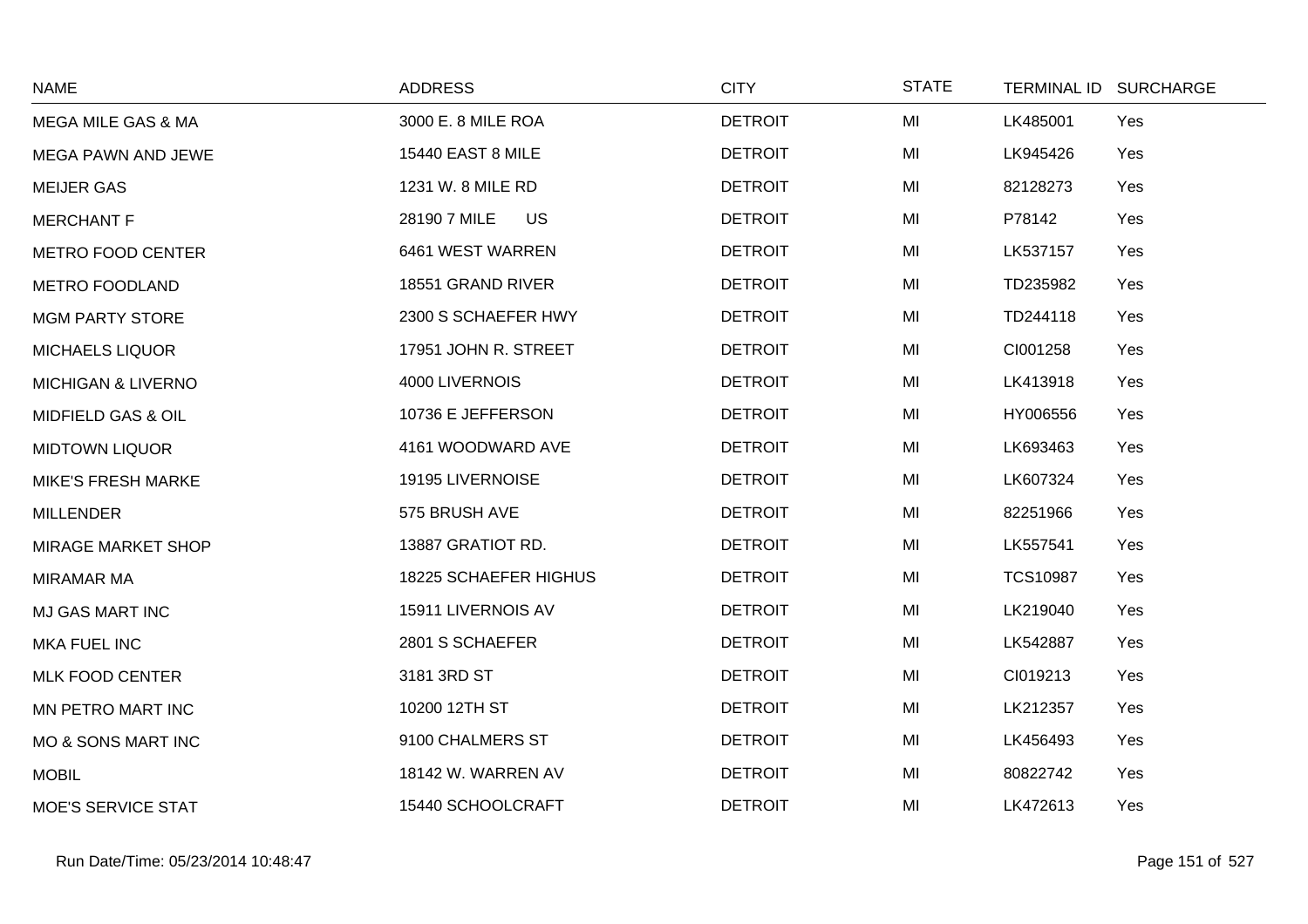| NAME | ADDRESS | CITY | STATE | TERMINAL ID | SURCHARGE |
|---|---|---|---|---|---|
| MEGA MILE GAS & MA | 3000 E. 8 MILE ROA | DETROIT | MI | LK485001 | Yes |
| MEGA PAWN AND JEWE | 15440 EAST 8 MILE | DETROIT | MI | LK945426 | Yes |
| MEIJER GAS | 1231 W. 8 MILE RD | DETROIT | MI | 82128273 | Yes |
| MERCHANT F | 28190 7 MILE US | DETROIT | MI | P78142 | Yes |
| METRO FOOD CENTER | 6461 WEST WARREN | DETROIT | MI | LK537157 | Yes |
| METRO FOODLAND | 18551 GRAND RIVER | DETROIT | MI | TD235982 | Yes |
| MGM PARTY STORE | 2300 S SCHAEFER HWY | DETROIT | MI | TD244118 | Yes |
| MICHAELS LIQUOR | 17951 JOHN R. STREET | DETROIT | MI | CI001258 | Yes |
| MICHIGAN & LIVERNO | 4000 LIVERNOIS | DETROIT | MI | LK413918 | Yes |
| MIDFIELD GAS & OIL | 10736 E JEFFERSON | DETROIT | MI | HY006556 | Yes |
| MIDTOWN LIQUOR | 4161 WOODWARD AVE | DETROIT | MI | LK693463 | Yes |
| MIKE'S FRESH MARKE | 19195 LIVERNOISE | DETROIT | MI | LK607324 | Yes |
| MILLENDER | 575 BRUSH AVE | DETROIT | MI | 82251966 | Yes |
| MIRAGE MARKET SHOP | 13887 GRATIOT RD. | DETROIT | MI | LK557541 | Yes |
| MIRAMAR MA | 18225 SCHAEFER HIGHUS | DETROIT | MI | TCS10987 | Yes |
| MJ GAS MART INC | 15911 LIVERNOIS AV | DETROIT | MI | LK219040 | Yes |
| MKA FUEL INC | 2801 S SCHAEFER | DETROIT | MI | LK542887 | Yes |
| MLK FOOD CENTER | 3181 3RD ST | DETROIT | MI | CI019213 | Yes |
| MN PETRO MART INC | 10200 12TH ST | DETROIT | MI | LK212357 | Yes |
| MO & SONS MART INC | 9100 CHALMERS ST | DETROIT | MI | LK456493 | Yes |
| MOBIL | 18142 W. WARREN AV | DETROIT | MI | 80822742 | Yes |
| MOE'S SERVICE STAT | 15440 SCHOOLCRAFT | DETROIT | MI | LK472613 | Yes |

Run Date/Time: 05/23/2014 10:48:47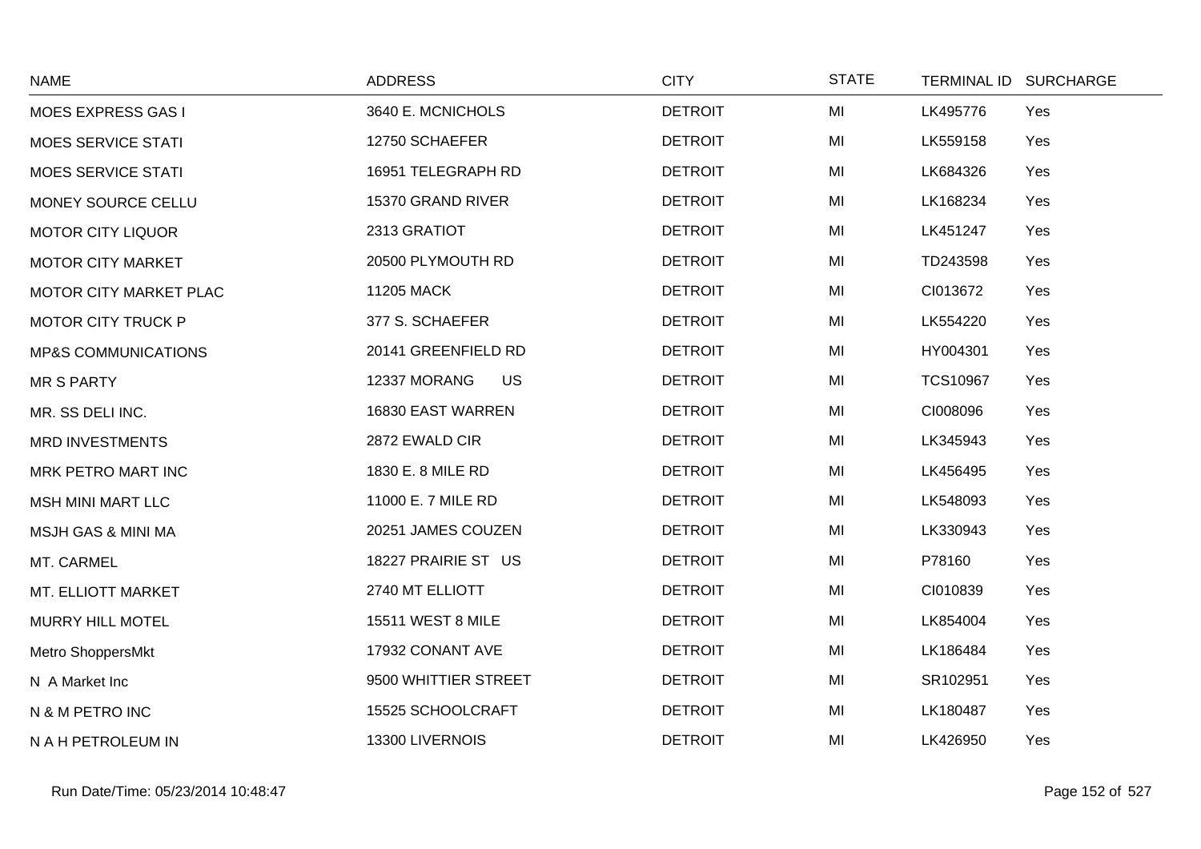| NAME | ADDRESS | CITY | STATE | TERMINAL ID | SURCHARGE |
|---|---|---|---|---|---|
| MOES EXPRESS GAS I | 3640 E. MCNICHOLS | DETROIT | MI | LK495776 | Yes |
| MOES SERVICE STATI | 12750 SCHAEFER | DETROIT | MI | LK559158 | Yes |
| MOES SERVICE STATI | 16951 TELEGRAPH RD | DETROIT | MI | LK684326 | Yes |
| MONEY SOURCE CELLU | 15370 GRAND RIVER | DETROIT | MI | LK168234 | Yes |
| MOTOR CITY LIQUOR | 2313 GRATIOT | DETROIT | MI | LK451247 | Yes |
| MOTOR CITY MARKET | 20500 PLYMOUTH RD | DETROIT | MI | TD243598 | Yes |
| MOTOR CITY MARKET PLAC | 11205 MACK | DETROIT | MI | CI013672 | Yes |
| MOTOR CITY TRUCK P | 377 S. SCHAEFER | DETROIT | MI | LK554220 | Yes |
| MP&S COMMUNICATIONS | 20141 GREENFIELD RD | DETROIT | MI | HY004301 | Yes |
| MR S PARTY | 12337 MORANG US | DETROIT | MI | TCS10967 | Yes |
| MR. SS DELI INC. | 16830 EAST WARREN | DETROIT | MI | CI008096 | Yes |
| MRD INVESTMENTS | 2872 EWALD CIR | DETROIT | MI | LK345943 | Yes |
| MRK PETRO MART INC | 1830 E. 8 MILE RD | DETROIT | MI | LK456495 | Yes |
| MSH MINI MART LLC | 11000 E. 7 MILE RD | DETROIT | MI | LK548093 | Yes |
| MSJH GAS & MINI MA | 20251 JAMES COUZEN | DETROIT | MI | LK330943 | Yes |
| MT. CARMEL | 18227 PRAIRIE ST US | DETROIT | MI | P78160 | Yes |
| MT. ELLIOTT MARKET | 2740 MT ELLIOTT | DETROIT | MI | CI010839 | Yes |
| MURRY HILL MOTEL | 15511 WEST 8 MILE | DETROIT | MI | LK854004 | Yes |
| Metro ShoppersMkt | 17932 CONANT AVE | DETROIT | MI | LK186484 | Yes |
| N A Market Inc | 9500 WHITTIER STREET | DETROIT | MI | SR102951 | Yes |
| N & M PETRO INC | 15525 SCHOOLCRAFT | DETROIT | MI | LK180487 | Yes |
| N A H PETROLEUM IN | 13300 LIVERNOIS | DETROIT | MI | LK426950 | Yes |

Run Date/Time: 05/23/2014 10:48:47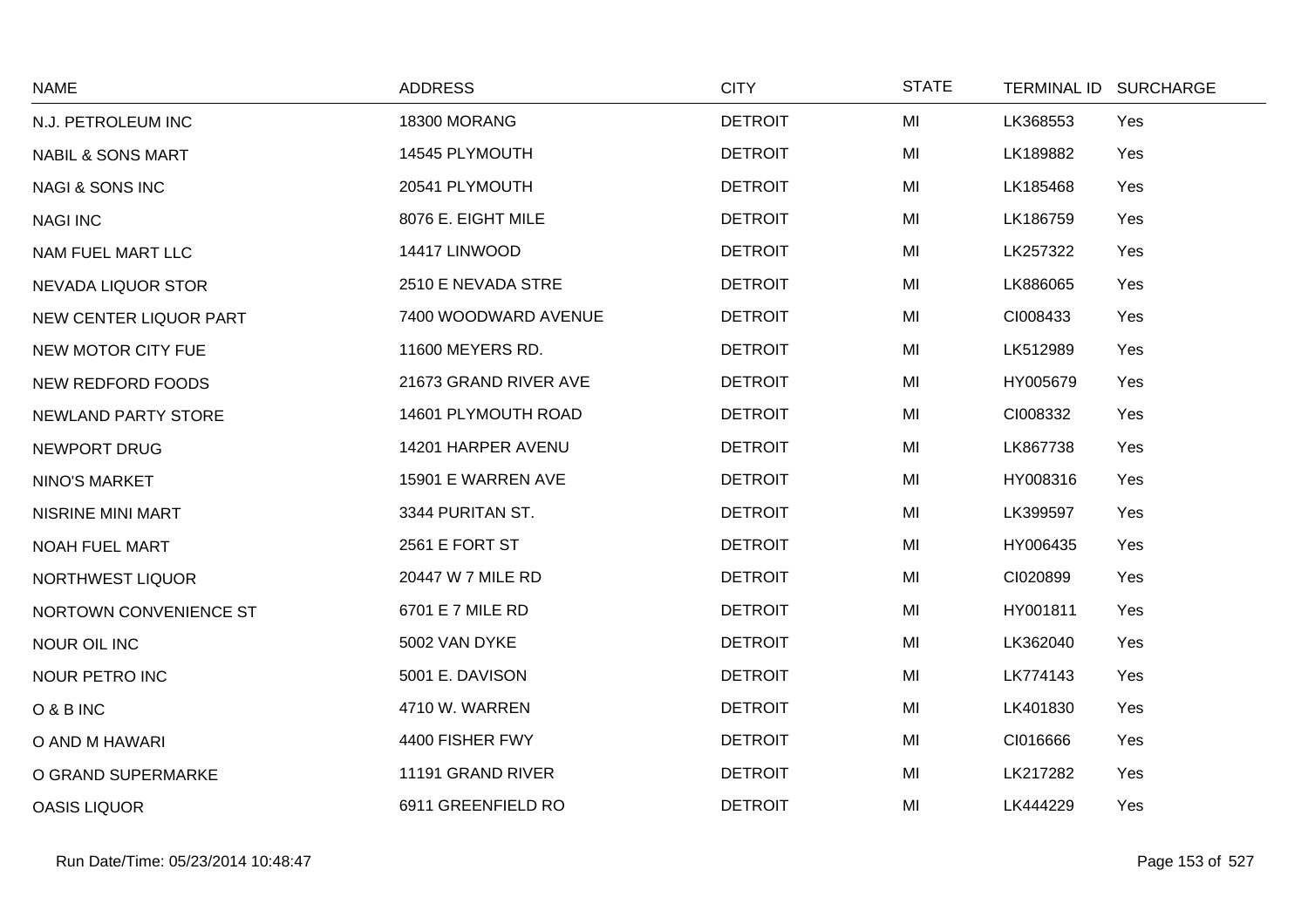| NAME | ADDRESS | CITY | STATE | TERMINAL ID | SURCHARGE |
|---|---|---|---|---|---|
| N.J. PETROLEUM INC | 18300 MORANG | DETROIT | MI | LK368553 | Yes |
| NABIL & SONS MART | 14545 PLYMOUTH | DETROIT | MI | LK189882 | Yes |
| NAGI & SONS INC | 20541 PLYMOUTH | DETROIT | MI | LK185468 | Yes |
| NAGI INC | 8076 E. EIGHT MILE | DETROIT | MI | LK186759 | Yes |
| NAM FUEL MART LLC | 14417 LINWOOD | DETROIT | MI | LK257322 | Yes |
| NEVADA LIQUOR STOR | 2510 E NEVADA STRE | DETROIT | MI | LK886065 | Yes |
| NEW CENTER LIQUOR PART | 7400 WOODWARD AVENUE | DETROIT | MI | CI008433 | Yes |
| NEW MOTOR CITY FUE | 11600 MEYERS RD. | DETROIT | MI | LK512989 | Yes |
| NEW REDFORD FOODS | 21673 GRAND RIVER AVE | DETROIT | MI | HY005679 | Yes |
| NEWLAND PARTY STORE | 14601 PLYMOUTH ROAD | DETROIT | MI | CI008332 | Yes |
| NEWPORT DRUG | 14201 HARPER AVENU | DETROIT | MI | LK867738 | Yes |
| NINO'S MARKET | 15901 E WARREN AVE | DETROIT | MI | HY008316 | Yes |
| NISRINE MINI MART | 3344 PURITAN ST. | DETROIT | MI | LK399597 | Yes |
| NOAH FUEL MART | 2561 E FORT ST | DETROIT | MI | HY006435 | Yes |
| NORTHWEST LIQUOR | 20447 W 7 MILE RD | DETROIT | MI | CI020899 | Yes |
| NORTOWN CONVENIENCE ST | 6701 E 7 MILE RD | DETROIT | MI | HY001811 | Yes |
| NOUR OIL INC | 5002 VAN DYKE | DETROIT | MI | LK362040 | Yes |
| NOUR PETRO INC | 5001 E. DAVISON | DETROIT | MI | LK774143 | Yes |
| O & B INC | 4710 W. WARREN | DETROIT | MI | LK401830 | Yes |
| O AND M HAWARI | 4400 FISHER FWY | DETROIT | MI | CI016666 | Yes |
| O GRAND SUPERMARKE | 11191 GRAND RIVER | DETROIT | MI | LK217282 | Yes |
| OASIS LIQUOR | 6911 GREENFIELD RO | DETROIT | MI | LK444229 | Yes |

Run Date/Time: 05/23/2014 10:48:47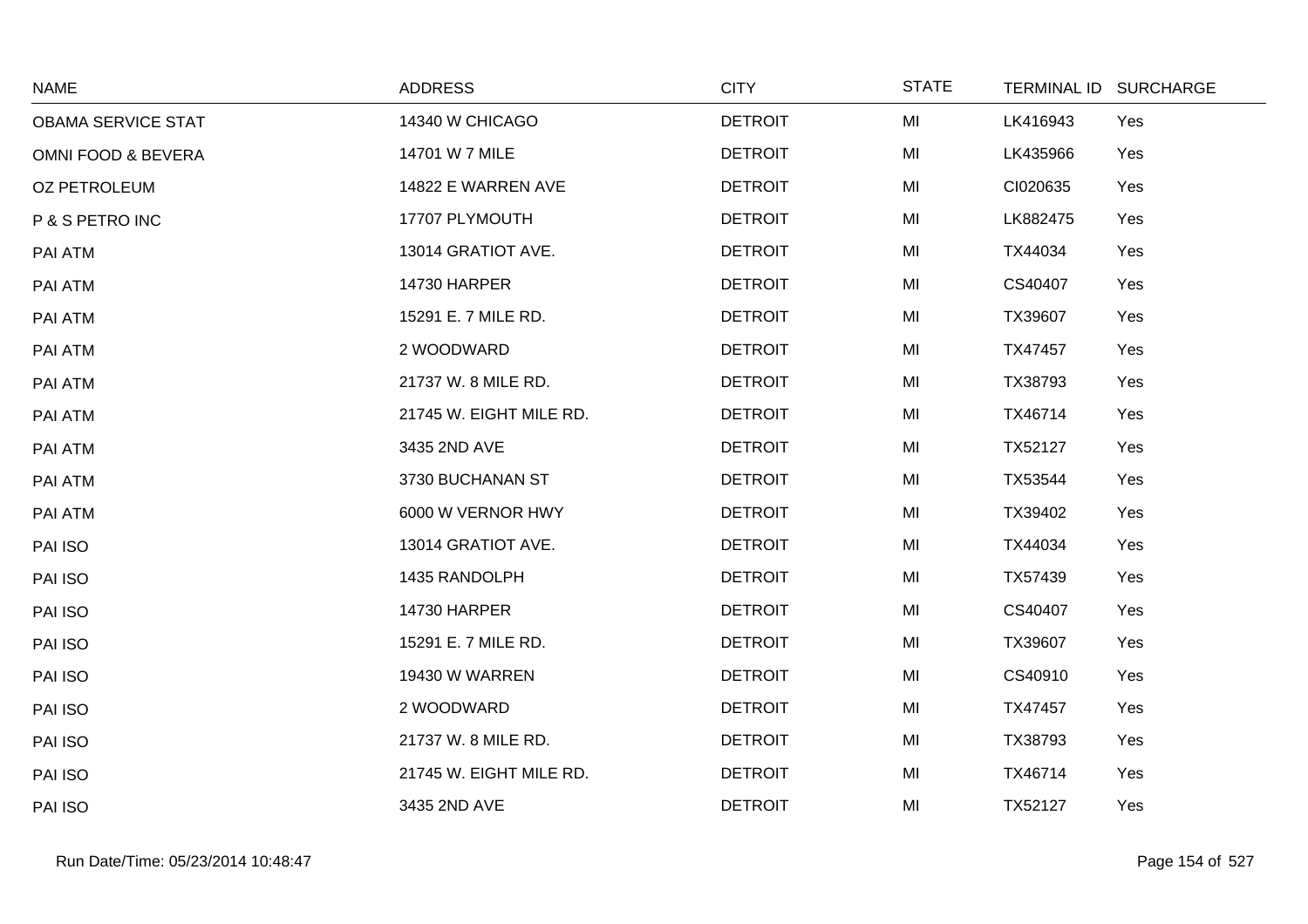| NAME | ADDRESS | CITY | STATE | TERMINAL ID | SURCHARGE |
|---|---|---|---|---|---|
| OBAMA SERVICE STAT | 14340 W CHICAGO | DETROIT | MI | LK416943 | Yes |
| OMNI FOOD & BEVERA | 14701 W 7 MILE | DETROIT | MI | LK435966 | Yes |
| OZ PETROLEUM | 14822 E WARREN AVE | DETROIT | MI | CI020635 | Yes |
| P & S PETRO INC | 17707 PLYMOUTH | DETROIT | MI | LK882475 | Yes |
| PAI ATM | 13014 GRATIOT AVE. | DETROIT | MI | TX44034 | Yes |
| PAI ATM | 14730 HARPER | DETROIT | MI | CS40407 | Yes |
| PAI ATM | 15291 E. 7 MILE RD. | DETROIT | MI | TX39607 | Yes |
| PAI ATM | 2 WOODWARD | DETROIT | MI | TX47457 | Yes |
| PAI ATM | 21737 W. 8 MILE RD. | DETROIT | MI | TX38793 | Yes |
| PAI ATM | 21745 W. EIGHT MILE RD. | DETROIT | MI | TX46714 | Yes |
| PAI ATM | 3435 2ND AVE | DETROIT | MI | TX52127 | Yes |
| PAI ATM | 3730 BUCHANAN ST | DETROIT | MI | TX53544 | Yes |
| PAI ATM | 6000 W VERNOR HWY | DETROIT | MI | TX39402 | Yes |
| PAI ISO | 13014 GRATIOT AVE. | DETROIT | MI | TX44034 | Yes |
| PAI ISO | 1435 RANDOLPH | DETROIT | MI | TX57439 | Yes |
| PAI ISO | 14730 HARPER | DETROIT | MI | CS40407 | Yes |
| PAI ISO | 15291 E. 7 MILE RD. | DETROIT | MI | TX39607 | Yes |
| PAI ISO | 19430 W WARREN | DETROIT | MI | CS40910 | Yes |
| PAI ISO | 2 WOODWARD | DETROIT | MI | TX47457 | Yes |
| PAI ISO | 21737 W. 8 MILE RD. | DETROIT | MI | TX38793 | Yes |
| PAI ISO | 21745 W. EIGHT MILE RD. | DETROIT | MI | TX46714 | Yes |
| PAI ISO | 3435 2ND AVE | DETROIT | MI | TX52127 | Yes |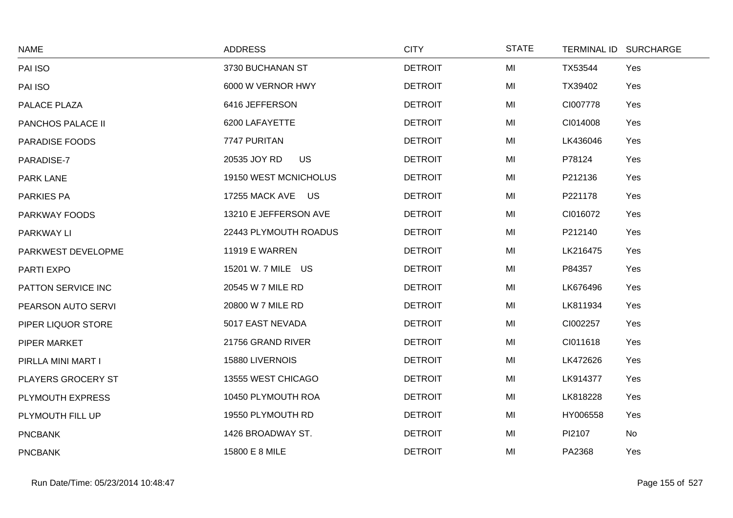| NAME | ADDRESS | CITY | STATE | TERMINAL ID | SURCHARGE |
|---|---|---|---|---|---|
| PAI ISO | 3730 BUCHANAN ST | DETROIT | MI | TX53544 | Yes |
| PAI ISO | 6000 W VERNOR HWY | DETROIT | MI | TX39402 | Yes |
| PALACE PLAZA | 6416 JEFFERSON | DETROIT | MI | CI007778 | Yes |
| PANCHOS PALACE II | 6200 LAFAYETTE | DETROIT | MI | CI014008 | Yes |
| PARADISE FOODS | 7747 PURITAN | DETROIT | MI | LK436046 | Yes |
| PARADISE-7 | 20535 JOY RD US | DETROIT | MI | P78124 | Yes |
| PARK LANE | 19150 WEST MCNICHOLUS | DETROIT | MI | P212136 | Yes |
| PARKIES PA | 17255 MACK AVE US | DETROIT | MI | P221178 | Yes |
| PARKWAY FOODS | 13210 E JEFFERSON AVE | DETROIT | MI | CI016072 | Yes |
| PARKWAY LI | 22443 PLYMOUTH ROADUS | DETROIT | MI | P212140 | Yes |
| PARKWEST DEVELOPME | 11919 E WARREN | DETROIT | MI | LK216475 | Yes |
| PARTI EXPO | 15201 W. 7 MILE US | DETROIT | MI | P84357 | Yes |
| PATTON SERVICE INC | 20545 W 7 MILE RD | DETROIT | MI | LK676496 | Yes |
| PEARSON AUTO SERVI | 20800 W 7 MILE RD | DETROIT | MI | LK811934 | Yes |
| PIPER LIQUOR STORE | 5017 EAST NEVADA | DETROIT | MI | CI002257 | Yes |
| PIPER MARKET | 21756 GRAND RIVER | DETROIT | MI | CI011618 | Yes |
| PIRLLA MINI MART I | 15880 LIVERNOIS | DETROIT | MI | LK472626 | Yes |
| PLAYERS GROCERY ST | 13555 WEST CHICAGO | DETROIT | MI | LK914377 | Yes |
| PLYMOUTH EXPRESS | 10450 PLYMOUTH ROA | DETROIT | MI | LK818228 | Yes |
| PLYMOUTH FILL UP | 19550 PLYMOUTH RD | DETROIT | MI | HY006558 | Yes |
| PNCBANK | 1426 BROADWAY ST. | DETROIT | MI | PI2107 | No |
| PNCBANK | 15800 E 8 MILE | DETROIT | MI | PA2368 | Yes |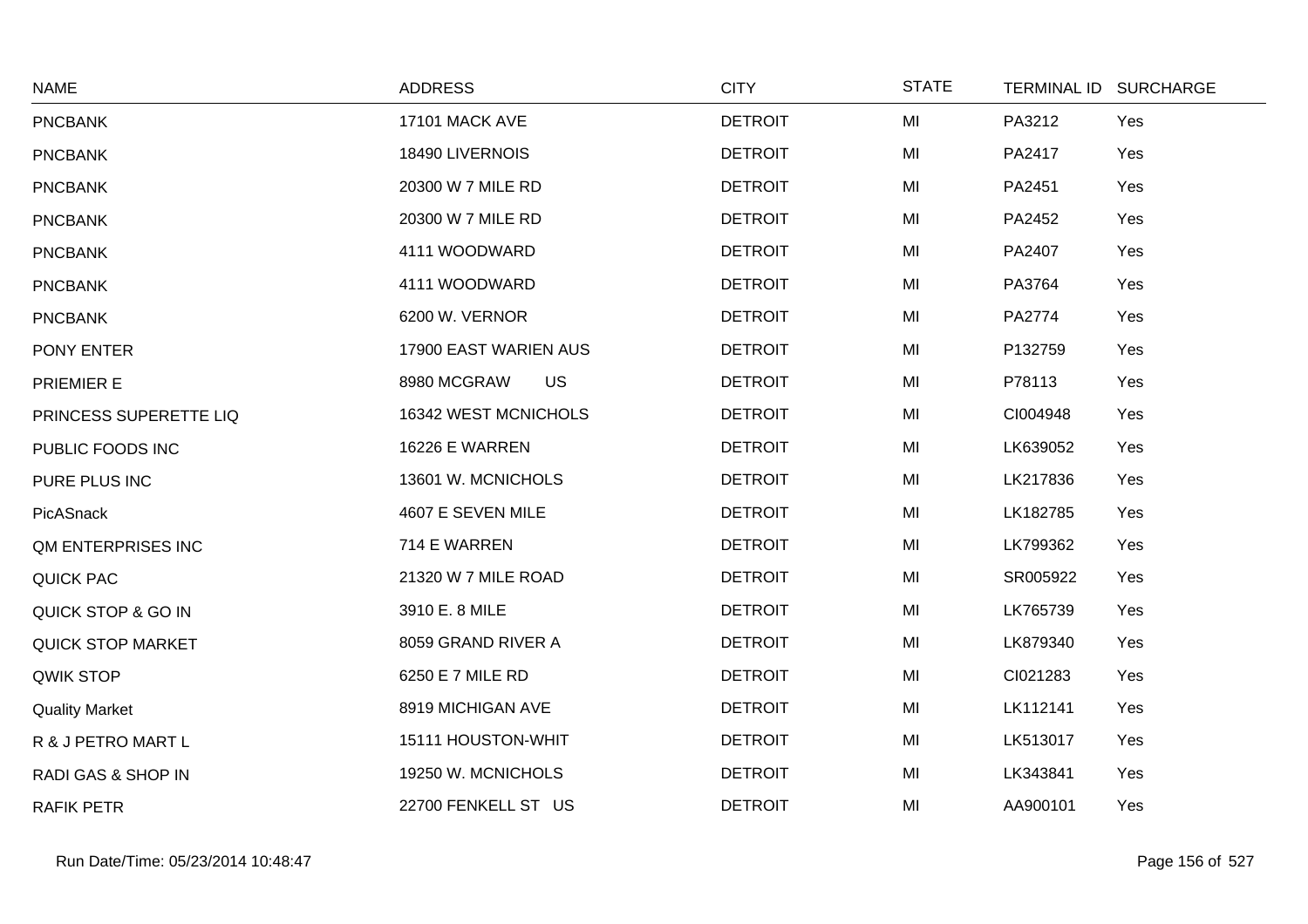| NAME | ADDRESS | CITY | STATE | TERMINAL ID | SURCHARGE |
|---|---|---|---|---|---|
| PNCBANK | 17101 MACK AVE | DETROIT | MI | PA3212 | Yes |
| PNCBANK | 18490 LIVERNOIS | DETROIT | MI | PA2417 | Yes |
| PNCBANK | 20300 W 7 MILE RD | DETROIT | MI | PA2451 | Yes |
| PNCBANK | 20300 W 7 MILE RD | DETROIT | MI | PA2452 | Yes |
| PNCBANK | 4111 WOODWARD | DETROIT | MI | PA2407 | Yes |
| PNCBANK | 4111 WOODWARD | DETROIT | MI | PA3764 | Yes |
| PNCBANK | 6200 W. VERNOR | DETROIT | MI | PA2774 | Yes |
| PONY ENTER | 17900 EAST WARIEN AUS | DETROIT | MI | P132759 | Yes |
| PRIEMIER E | 8980 MCGRAW US | DETROIT | MI | P78113 | Yes |
| PRINCESS SUPERETTE LIQ | 16342 WEST MCNICHOLS | DETROIT | MI | CI004948 | Yes |
| PUBLIC FOODS INC | 16226 E WARREN | DETROIT | MI | LK639052 | Yes |
| PURE PLUS INC | 13601 W. MCNICHOLS | DETROIT | MI | LK217836 | Yes |
| PicASnack | 4607 E SEVEN MILE | DETROIT | MI | LK182785 | Yes |
| QM ENTERPRISES INC | 714 E WARREN | DETROIT | MI | LK799362 | Yes |
| QUICK PAC | 21320 W 7 MILE ROAD | DETROIT | MI | SR005922 | Yes |
| QUICK STOP & GO IN | 3910 E. 8 MILE | DETROIT | MI | LK765739 | Yes |
| QUICK STOP MARKET | 8059 GRAND RIVER A | DETROIT | MI | LK879340 | Yes |
| QWIK STOP | 6250 E 7 MILE RD | DETROIT | MI | CI021283 | Yes |
| Quality Market | 8919 MICHIGAN AVE | DETROIT | MI | LK112141 | Yes |
| R & J PETRO MART L | 15111 HOUSTON-WHIT | DETROIT | MI | LK513017 | Yes |
| RADI GAS & SHOP IN | 19250 W. MCNICHOLS | DETROIT | MI | LK343841 | Yes |
| RAFIK PETR | 22700 FENKELL ST US | DETROIT | MI | AA900101 | Yes |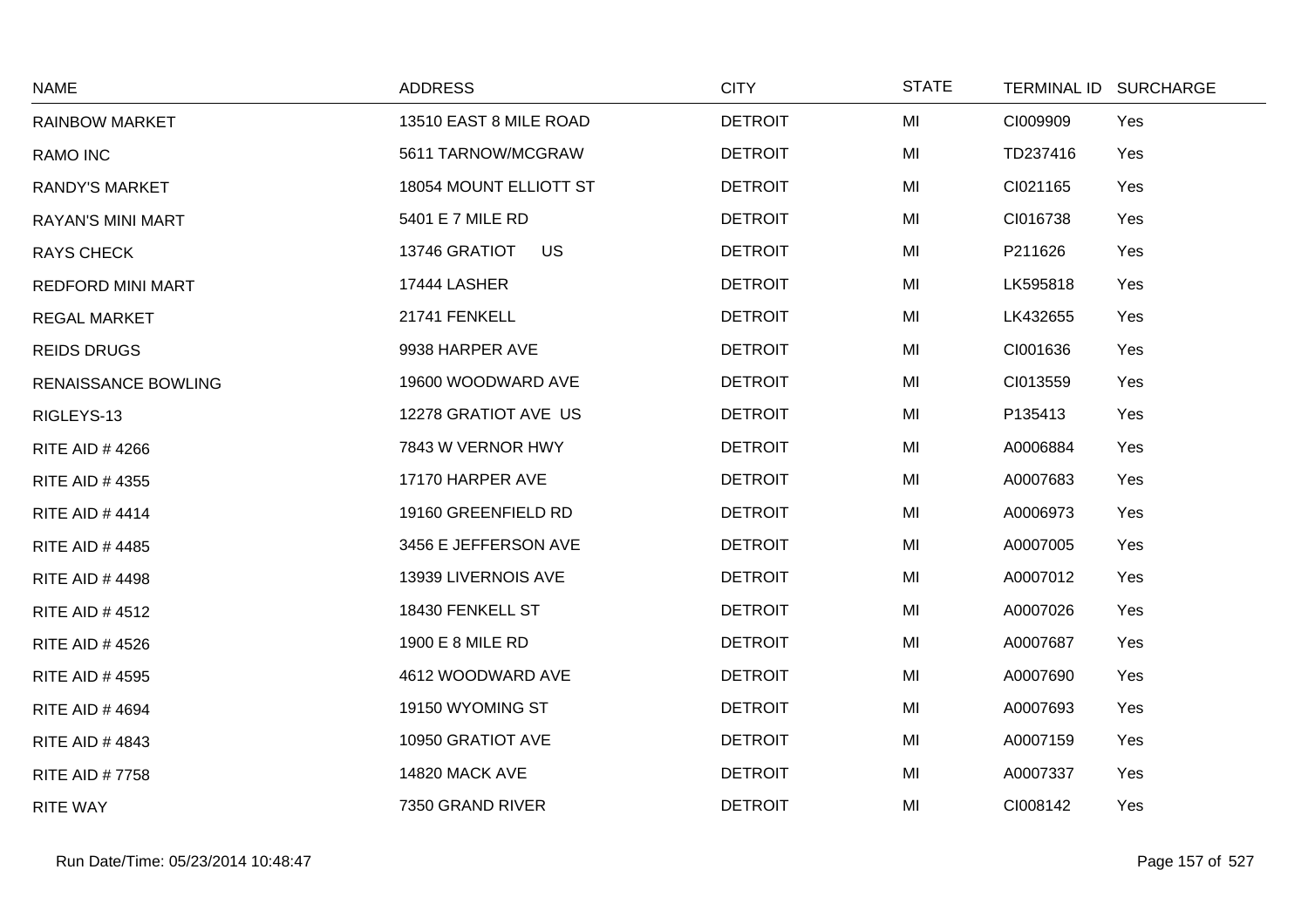| NAME | ADDRESS | CITY | STATE | TERMINAL ID | SURCHARGE |
|---|---|---|---|---|---|
| RAINBOW MARKET | 13510 EAST 8 MILE ROAD | DETROIT | MI | CI009909 | Yes |
| RAMO INC | 5611 TARNOW/MCGRAW | DETROIT | MI | TD237416 | Yes |
| RANDY'S MARKET | 18054 MOUNT ELLIOTT ST | DETROIT | MI | CI021165 | Yes |
| RAYAN'S MINI MART | 5401 E 7 MILE RD | DETROIT | MI | CI016738 | Yes |
| RAYS CHECK | 13746 GRATIOT US | DETROIT | MI | P211626 | Yes |
| REDFORD MINI MART | 17444 LASHER | DETROIT | MI | LK595818 | Yes |
| REGAL MARKET | 21741 FENKELL | DETROIT | MI | LK432655 | Yes |
| REIDS DRUGS | 9938 HARPER AVE | DETROIT | MI | CI001636 | Yes |
| RENAISSANCE BOWLING | 19600 WOODWARD AVE | DETROIT | MI | CI013559 | Yes |
| RIGLEYS-13 | 12278 GRATIOT AVE US | DETROIT | MI | P135413 | Yes |
| RITE AID # 4266 | 7843 W VERNOR HWY | DETROIT | MI | A0006884 | Yes |
| RITE AID # 4355 | 17170 HARPER AVE | DETROIT | MI | A0007683 | Yes |
| RITE AID # 4414 | 19160 GREENFIELD RD | DETROIT | MI | A0006973 | Yes |
| RITE AID # 4485 | 3456 E JEFFERSON AVE | DETROIT | MI | A0007005 | Yes |
| RITE AID # 4498 | 13939 LIVERNOIS AVE | DETROIT | MI | A0007012 | Yes |
| RITE AID # 4512 | 18430 FENKELL ST | DETROIT | MI | A0007026 | Yes |
| RITE AID # 4526 | 1900 E 8 MILE RD | DETROIT | MI | A0007687 | Yes |
| RITE AID # 4595 | 4612 WOODWARD AVE | DETROIT | MI | A0007690 | Yes |
| RITE AID # 4694 | 19150 WYOMING ST | DETROIT | MI | A0007693 | Yes |
| RITE AID # 4843 | 10950 GRATIOT AVE | DETROIT | MI | A0007159 | Yes |
| RITE AID # 7758 | 14820 MACK AVE | DETROIT | MI | A0007337 | Yes |
| RITE WAY | 7350 GRAND RIVER | DETROIT | MI | CI008142 | Yes |

Run Date/Time: 05/23/2014 10:48:47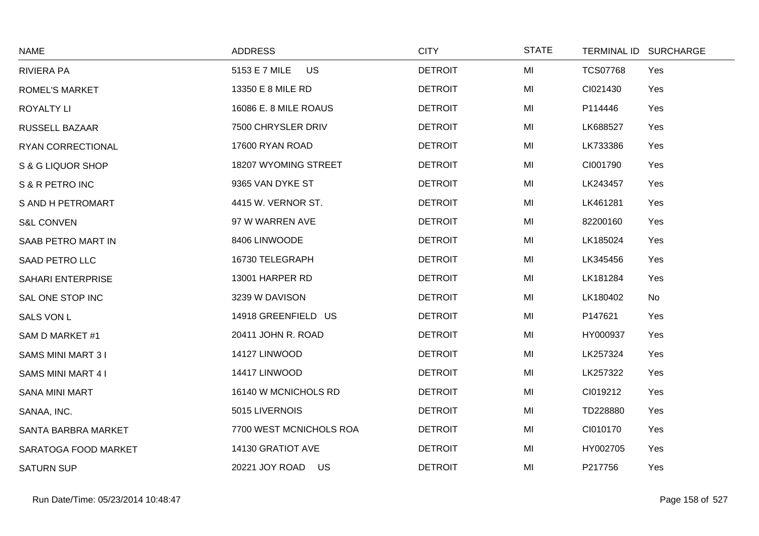| NAME | ADDRESS | CITY | STATE | TERMINAL ID | SURCHARGE |
|---|---|---|---|---|---|
| RIVIERA PA | 5153 E 7 MILE US | DETROIT | MI | TCS07768 | Yes |
| ROMEL'S MARKET | 13350 E 8 MILE RD | DETROIT | MI | CI021430 | Yes |
| ROYALTY LI | 16086 E. 8 MILE ROAUS | DETROIT | MI | P114446 | Yes |
| RUSSELL BAZAAR | 7500 CHRYSLER DRIV | DETROIT | MI | LK688527 | Yes |
| RYAN CORRECTIONAL | 17600 RYAN ROAD | DETROIT | MI | LK733386 | Yes |
| S & G LIQUOR SHOP | 18207 WYOMING STREET | DETROIT | MI | CI001790 | Yes |
| S & R PETRO INC | 9365 VAN DYKE ST | DETROIT | MI | LK243457 | Yes |
| S AND H PETROMART | 4415 W. VERNOR ST. | DETROIT | MI | LK461281 | Yes |
| S&L CONVEN | 97 W WARREN AVE | DETROIT | MI | 82200160 | Yes |
| SAAB PETRO MART IN | 8406 LINWOODE | DETROIT | MI | LK185024 | Yes |
| SAAD PETRO LLC | 16730 TELEGRAPH | DETROIT | MI | LK345456 | Yes |
| SAHARI ENTERPRISE | 13001 HARPER RD | DETROIT | MI | LK181284 | Yes |
| SAL ONE STOP INC | 3239 W DAVISON | DETROIT | MI | LK180402 | No |
| SALS VON L | 14918 GREENFIELD US | DETROIT | MI | P147621 | Yes |
| SAM D MARKET #1 | 20411 JOHN R. ROAD | DETROIT | MI | HY000937 | Yes |
| SAMS MINI MART 3 I | 14127 LINWOOD | DETROIT | MI | LK257324 | Yes |
| SAMS MINI MART 4 I | 14417 LINWOOD | DETROIT | MI | LK257322 | Yes |
| SANA MINI MART | 16140 W MCNICHOLS RD | DETROIT | MI | CI019212 | Yes |
| SANAA, INC. | 5015 LIVERNOIS | DETROIT | MI | TD228880 | Yes |
| SANTA BARBRA MARKET | 7700 WEST MCNICHOLS ROA | DETROIT | MI | CI010170 | Yes |
| SARATOGA FOOD MARKET | 14130 GRATIOT AVE | DETROIT | MI | HY002705 | Yes |
| SATURN SUP | 20221 JOY ROAD US | DETROIT | MI | P217756 | Yes |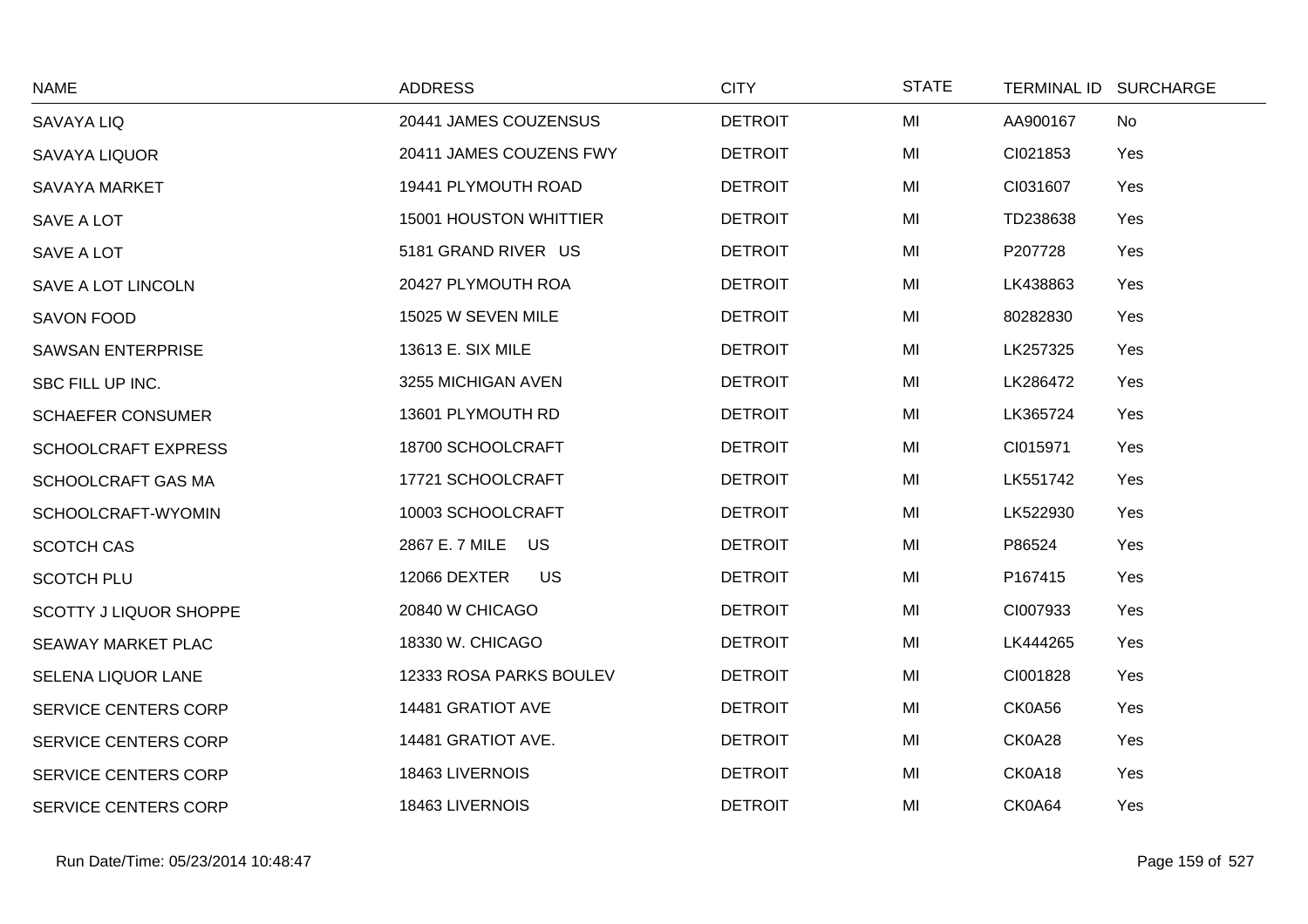| NAME | ADDRESS | CITY | STATE | TERMINAL ID | SURCHARGE |
|---|---|---|---|---|---|
| SAVAYA LIQ | 20441 JAMES COUZENSUS | DETROIT | MI | AA900167 | No |
| SAVAYA LIQUOR | 20411 JAMES COUZENS FWY | DETROIT | MI | CI021853 | Yes |
| SAVAYA MARKET | 19441 PLYMOUTH ROAD | DETROIT | MI | CI031607 | Yes |
| SAVE A LOT | 15001 HOUSTON WHITTIER | DETROIT | MI | TD238638 | Yes |
| SAVE A LOT | 5181 GRAND RIVER US | DETROIT | MI | P207728 | Yes |
| SAVE A LOT LINCOLN | 20427 PLYMOUTH ROA | DETROIT | MI | LK438863 | Yes |
| SAVON FOOD | 15025 W SEVEN MILE | DETROIT | MI | 80282830 | Yes |
| SAWSAN ENTERPRISE | 13613 E. SIX MILE | DETROIT | MI | LK257325 | Yes |
| SBC FILL UP INC. | 3255 MICHIGAN AVEN | DETROIT | MI | LK286472 | Yes |
| SCHAEFER CONSUMER | 13601 PLYMOUTH RD | DETROIT | MI | LK365724 | Yes |
| SCHOOLCRAFT EXPRESS | 18700 SCHOOLCRAFT | DETROIT | MI | CI015971 | Yes |
| SCHOOLCRAFT GAS MA | 17721 SCHOOLCRAFT | DETROIT | MI | LK551742 | Yes |
| SCHOOLCRAFT-WYOMIN | 10003 SCHOOLCRAFT | DETROIT | MI | LK522930 | Yes |
| SCOTCH CAS | 2867 E. 7 MILE US | DETROIT | MI | P86524 | Yes |
| SCOTCH PLU | 12066 DEXTER US | DETROIT | MI | P167415 | Yes |
| SCOTTY J LIQUOR SHOPPE | 20840 W CHICAGO | DETROIT | MI | CI007933 | Yes |
| SEAWAY MARKET PLAC | 18330 W. CHICAGO | DETROIT | MI | LK444265 | Yes |
| SELENA LIQUOR LANE | 12333 ROSA PARKS BOULEV | DETROIT | MI | CI001828 | Yes |
| SERVICE CENTERS CORP | 14481 GRATIOT AVE | DETROIT | MI | CK0A56 | Yes |
| SERVICE CENTERS CORP | 14481 GRATIOT AVE. | DETROIT | MI | CK0A28 | Yes |
| SERVICE CENTERS CORP | 18463 LIVERNOIS | DETROIT | MI | CK0A18 | Yes |
| SERVICE CENTERS CORP | 18463 LIVERNOIS | DETROIT | MI | CK0A64 | Yes |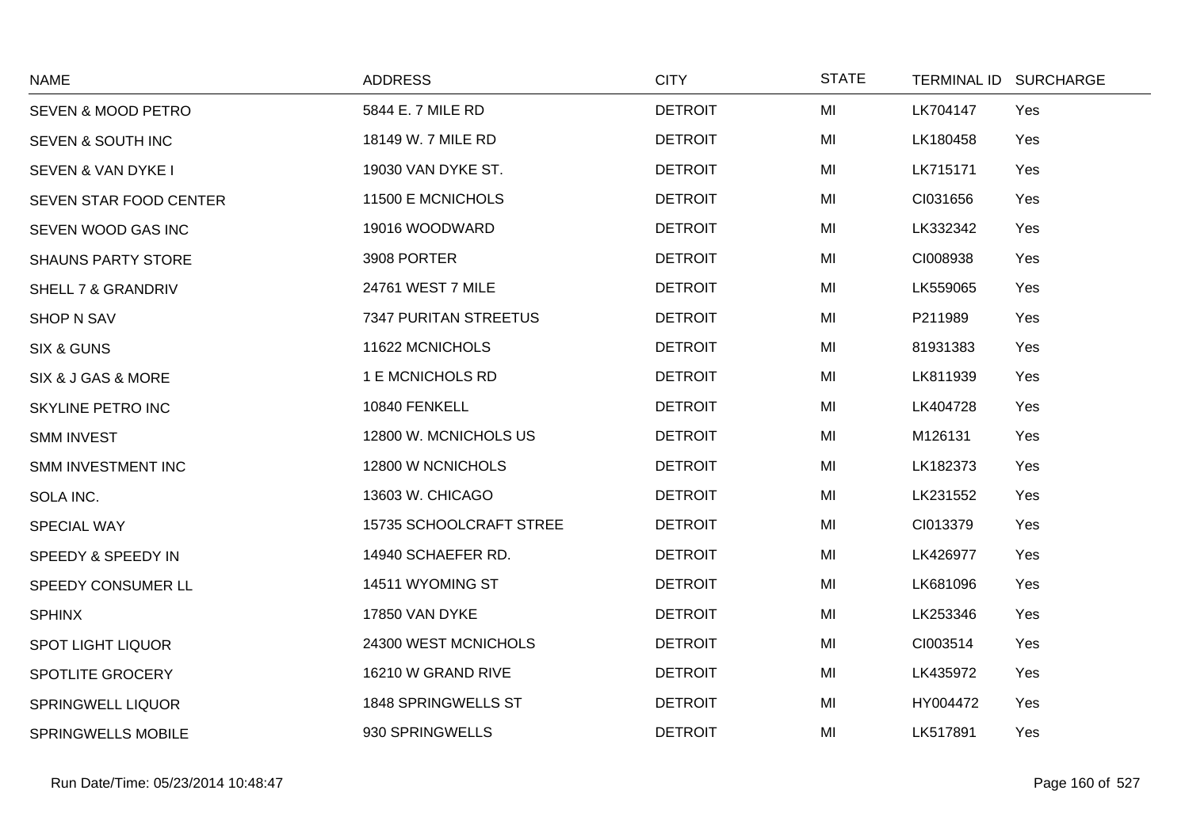| NAME | ADDRESS | CITY | STATE | TERMINAL ID | SURCHARGE |
|---|---|---|---|---|---|
| SEVEN & MOOD PETRO | 5844 E. 7 MILE RD | DETROIT | MI | LK704147 | Yes |
| SEVEN & SOUTH INC | 18149 W. 7 MILE RD | DETROIT | MI | LK180458 | Yes |
| SEVEN & VAN DYKE I | 19030 VAN DYKE ST. | DETROIT | MI | LK715171 | Yes |
| SEVEN STAR FOOD CENTER | 11500 E MCNICHOLS | DETROIT | MI | CI031656 | Yes |
| SEVEN WOOD GAS INC | 19016 WOODWARD | DETROIT | MI | LK332342 | Yes |
| SHAUNS PARTY STORE | 3908 PORTER | DETROIT | MI | CI008938 | Yes |
| SHELL 7 & GRANDRIV | 24761 WEST 7 MILE | DETROIT | MI | LK559065 | Yes |
| SHOP N SAV | 7347 PURITAN STREETUS | DETROIT | MI | P211989 | Yes |
| SIX & GUNS | 11622 MCNICHOLS | DETROIT | MI | 81931383 | Yes |
| SIX & J GAS & MORE | 1 E MCNICHOLS RD | DETROIT | MI | LK811939 | Yes |
| SKYLINE PETRO INC | 10840 FENKELL | DETROIT | MI | LK404728 | Yes |
| SMM INVEST | 12800 W. MCNICHOLS US | DETROIT | MI | M126131 | Yes |
| SMM INVESTMENT INC | 12800 W NCNICHOLS | DETROIT | MI | LK182373 | Yes |
| SOLA INC. | 13603 W. CHICAGO | DETROIT | MI | LK231552 | Yes |
| SPECIAL WAY | 15735 SCHOOLCRAFT STREE | DETROIT | MI | CI013379 | Yes |
| SPEEDY & SPEEDY IN | 14940 SCHAEFER RD. | DETROIT | MI | LK426977 | Yes |
| SPEEDY CONSUMER LL | 14511 WYOMING ST | DETROIT | MI | LK681096 | Yes |
| SPHINX | 17850 VAN DYKE | DETROIT | MI | LK253346 | Yes |
| SPOT LIGHT LIQUOR | 24300 WEST MCNICHOLS | DETROIT | MI | CI003514 | Yes |
| SPOTLITE GROCERY | 16210 W GRAND RIVE | DETROIT | MI | LK435972 | Yes |
| SPRINGWELL LIQUOR | 1848 SPRINGWELLS ST | DETROIT | MI | HY004472 | Yes |
| SPRINGWELLS MOBILE | 930 SPRINGWELLS | DETROIT | MI | LK517891 | Yes |

Run Date/Time: 05/23/2014 10:48:47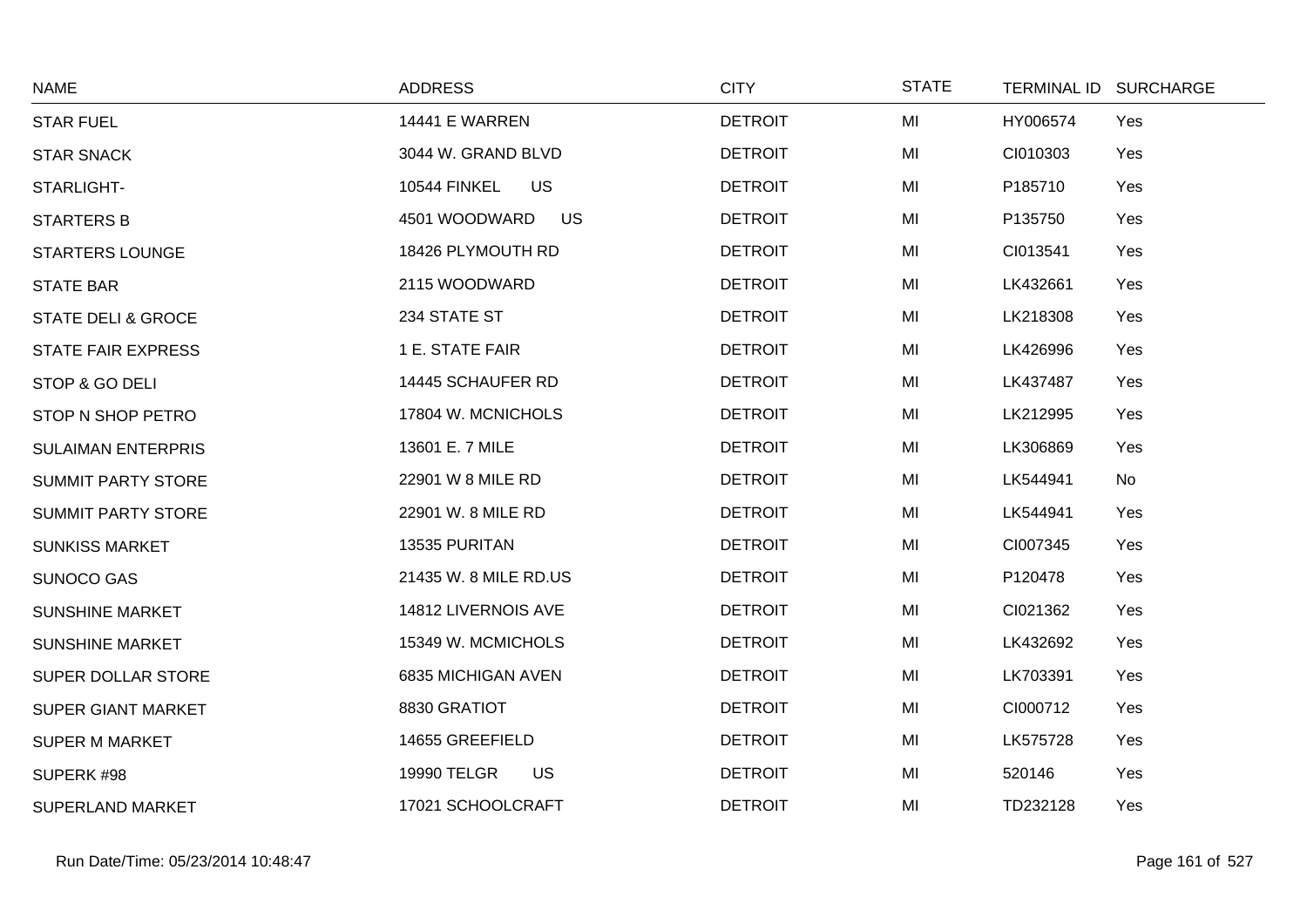| NAME | ADDRESS | CITY | STATE | TERMINAL ID | SURCHARGE |
|---|---|---|---|---|---|
| STAR FUEL | 14441 E WARREN | DETROIT | MI | HY006574 | Yes |
| STAR SNACK | 3044 W. GRAND BLVD | DETROIT | MI | CI010303 | Yes |
| STARLIGHT- | 10544 FINKEL US | DETROIT | MI | P185710 | Yes |
| STARTERS B | 4501 WOODWARD US | DETROIT | MI | P135750 | Yes |
| STARTERS LOUNGE | 18426 PLYMOUTH RD | DETROIT | MI | CI013541 | Yes |
| STATE BAR | 2115 WOODWARD | DETROIT | MI | LK432661 | Yes |
| STATE DELI & GROCE | 234 STATE ST | DETROIT | MI | LK218308 | Yes |
| STATE FAIR EXPRESS | 1 E. STATE FAIR | DETROIT | MI | LK426996 | Yes |
| STOP & GO DELI | 14445 SCHAUFER RD | DETROIT | MI | LK437487 | Yes |
| STOP N SHOP PETRO | 17804 W. MCNICHOLS | DETROIT | MI | LK212995 | Yes |
| SULAIMAN ENTERPRIS | 13601 E. 7 MILE | DETROIT | MI | LK306869 | Yes |
| SUMMIT PARTY STORE | 22901 W 8 MILE RD | DETROIT | MI | LK544941 | No |
| SUMMIT PARTY STORE | 22901 W. 8 MILE RD | DETROIT | MI | LK544941 | Yes |
| SUNKISS MARKET | 13535 PURITAN | DETROIT | MI | CI007345 | Yes |
| SUNOCO GAS | 21435 W. 8 MILE RD.US | DETROIT | MI | P120478 | Yes |
| SUNSHINE MARKET | 14812 LIVERNOIS AVE | DETROIT | MI | CI021362 | Yes |
| SUNSHINE MARKET | 15349 W. MCMICHOLS | DETROIT | MI | LK432692 | Yes |
| SUPER DOLLAR STORE | 6835 MICHIGAN AVEN | DETROIT | MI | LK703391 | Yes |
| SUPER GIANT MARKET | 8830 GRATIOT | DETROIT | MI | CI000712 | Yes |
| SUPER M MARKET | 14655 GREEFIELD | DETROIT | MI | LK575728 | Yes |
| SUPERK #98 | 19990 TELGR US | DETROIT | MI | 520146 | Yes |
| SUPERLAND MARKET | 17021 SCHOOLCRAFT | DETROIT | MI | TD232128 | Yes |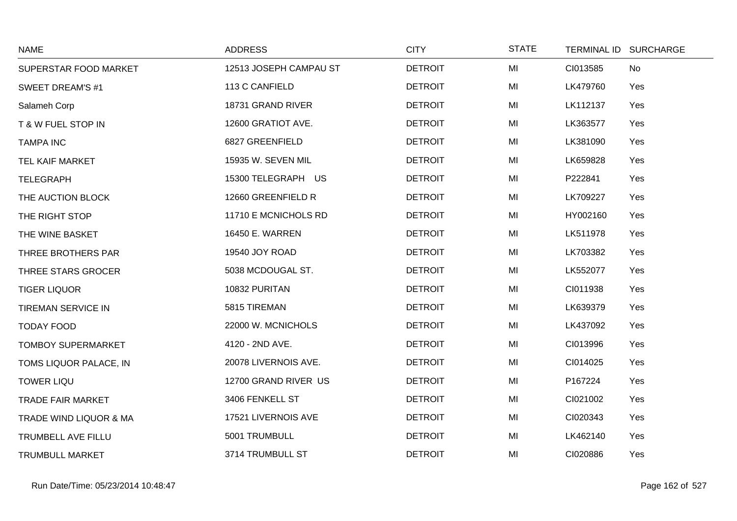| NAME | ADDRESS | CITY | STATE | TERMINAL ID | SURCHARGE |
|---|---|---|---|---|---|
| SUPERSTAR FOOD MARKET | 12513 JOSEPH CAMPAU ST | DETROIT | MI | CI013585 | No |
| SWEET DREAM'S #1 | 113 C CANFIELD | DETROIT | MI | LK479760 | Yes |
| Salameh Corp | 18731 GRAND RIVER | DETROIT | MI | LK112137 | Yes |
| T & W FUEL STOP IN | 12600 GRATIOT AVE. | DETROIT | MI | LK363577 | Yes |
| TAMPA INC | 6827 GREENFIELD | DETROIT | MI | LK381090 | Yes |
| TEL KAIF MARKET | 15935 W. SEVEN MIL | DETROIT | MI | LK659828 | Yes |
| TELEGRAPH | 15300 TELEGRAPH US | DETROIT | MI | P222841 | Yes |
| THE AUCTION BLOCK | 12660 GREENFIELD R | DETROIT | MI | LK709227 | Yes |
| THE RIGHT STOP | 11710 E MCNICHOLS RD | DETROIT | MI | HY002160 | Yes |
| THE WINE BASKET | 16450 E. WARREN | DETROIT | MI | LK511978 | Yes |
| THREE BROTHERS PAR | 19540 JOY ROAD | DETROIT | MI | LK703382 | Yes |
| THREE STARS GROCER | 5038 MCDOUGAL ST. | DETROIT | MI | LK552077 | Yes |
| TIGER LIQUOR | 10832 PURITAN | DETROIT | MI | CI011938 | Yes |
| TIREMAN SERVICE IN | 5815 TIREMAN | DETROIT | MI | LK639379 | Yes |
| TODAY FOOD | 22000 W. MCNICHOLS | DETROIT | MI | LK437092 | Yes |
| TOMBOY SUPERMARKET | 4120 - 2ND AVE. | DETROIT | MI | CI013996 | Yes |
| TOMS LIQUOR PALACE, IN | 20078 LIVERNOIS AVE. | DETROIT | MI | CI014025 | Yes |
| TOWER LIQU | 12700 GRAND RIVER US | DETROIT | MI | P167224 | Yes |
| TRADE FAIR MARKET | 3406 FENKELL ST | DETROIT | MI | CI021002 | Yes |
| TRADE WIND LIQUOR & MA | 17521 LIVERNOIS AVE | DETROIT | MI | CI020343 | Yes |
| TRUMBELL AVE FILLU | 5001 TRUMBULL | DETROIT | MI | LK462140 | Yes |
| TRUMBULL MARKET | 3714 TRUMBULL ST | DETROIT | MI | CI020886 | Yes |

Run Date/Time: 05/23/2014 10:48:47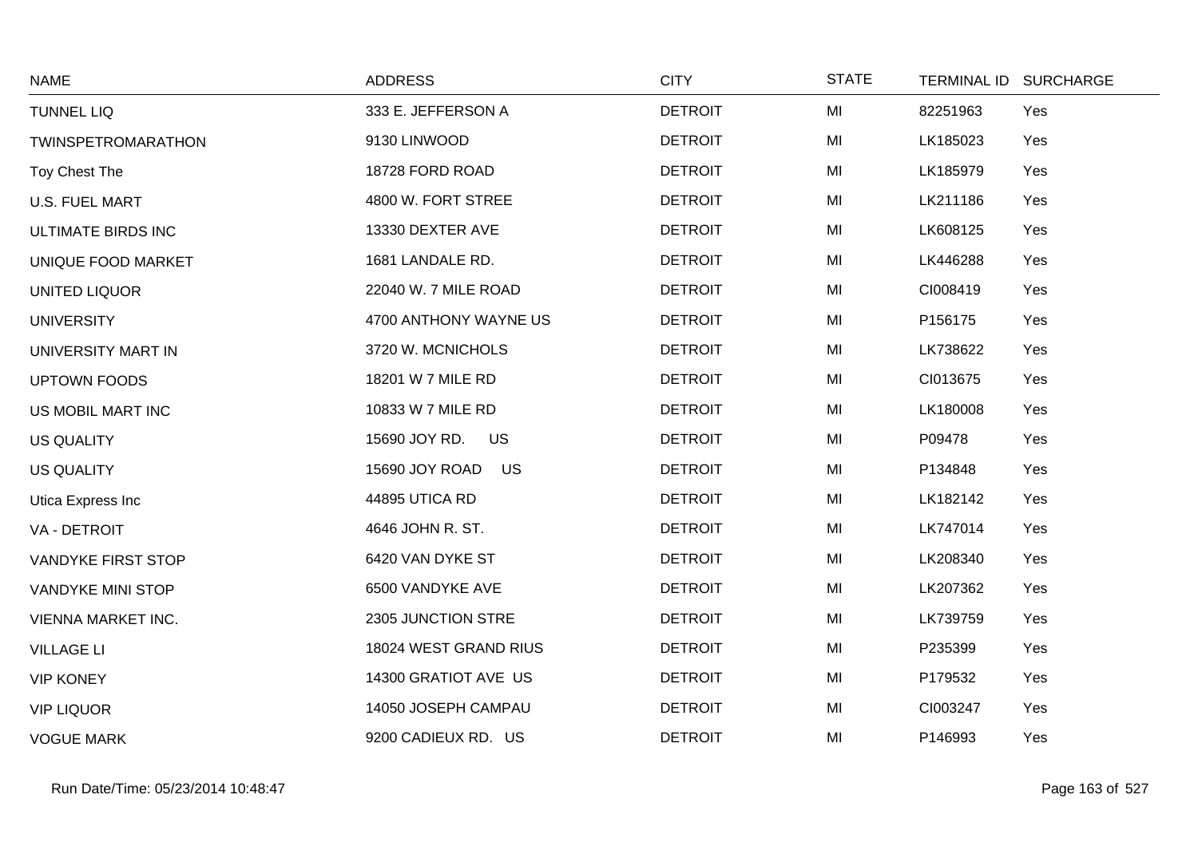| NAME | ADDRESS | CITY | STATE | TERMINAL ID | SURCHARGE |
|---|---|---|---|---|---|
| TUNNEL LIQ | 333 E. JEFFERSON A | DETROIT | MI | 82251963 | Yes |
| TWINSPETROMARATHON | 9130 LINWOOD | DETROIT | MI | LK185023 | Yes |
| Toy Chest The | 18728 FORD ROAD | DETROIT | MI | LK185979 | Yes |
| U.S. FUEL MART | 4800 W. FORT STREE | DETROIT | MI | LK211186 | Yes |
| ULTIMATE BIRDS INC | 13330 DEXTER AVE | DETROIT | MI | LK608125 | Yes |
| UNIQUE FOOD MARKET | 1681 LANDALE RD. | DETROIT | MI | LK446288 | Yes |
| UNITED LIQUOR | 22040 W. 7 MILE ROAD | DETROIT | MI | CI008419 | Yes |
| UNIVERSITY | 4700 ANTHONY WAYNE US | DETROIT | MI | P156175 | Yes |
| UNIVERSITY MART IN | 3720 W. MCNICHOLS | DETROIT | MI | LK738622 | Yes |
| UPTOWN FOODS | 18201 W 7 MILE RD | DETROIT | MI | CI013675 | Yes |
| US MOBIL MART INC | 10833 W 7 MILE RD | DETROIT | MI | LK180008 | Yes |
| US QUALITY | 15690 JOY RD. US | DETROIT | MI | P09478 | Yes |
| US QUALITY | 15690 JOY ROAD US | DETROIT | MI | P134848 | Yes |
| Utica Express Inc | 44895 UTICA RD | DETROIT | MI | LK182142 | Yes |
| VA - DETROIT | 4646 JOHN R. ST. | DETROIT | MI | LK747014 | Yes |
| VANDYKE FIRST STOP | 6420 VAN DYKE ST | DETROIT | MI | LK208340 | Yes |
| VANDYKE MINI STOP | 6500 VANDYKE AVE | DETROIT | MI | LK207362 | Yes |
| VIENNA MARKET INC. | 2305 JUNCTION STRE | DETROIT | MI | LK739759 | Yes |
| VILLAGE LI | 18024 WEST GRAND RIUS | DETROIT | MI | P235399 | Yes |
| VIP KONEY | 14300 GRATIOT AVE US | DETROIT | MI | P179532 | Yes |
| VIP LIQUOR | 14050 JOSEPH CAMPAU | DETROIT | MI | CI003247 | Yes |
| VOGUE MARK | 9200 CADIEUX RD. US | DETROIT | MI | P146993 | Yes |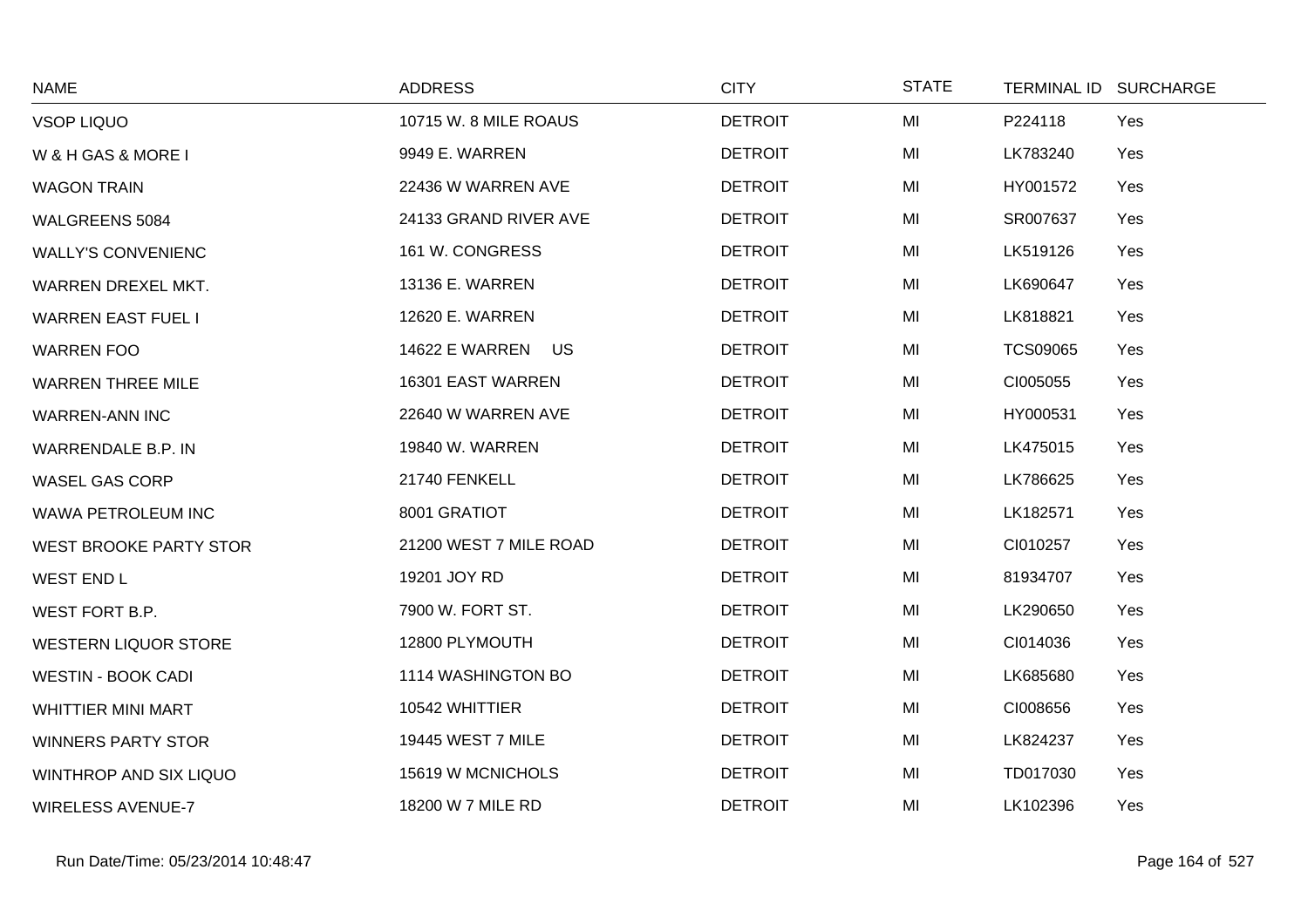| NAME | ADDRESS | CITY | STATE | TERMINAL ID | SURCHARGE |
|---|---|---|---|---|---|
| VSOP LIQUO | 10715 W. 8 MILE ROAUS | DETROIT | MI | P224118 | Yes |
| W & H GAS & MORE I | 9949 E. WARREN | DETROIT | MI | LK783240 | Yes |
| WAGON TRAIN | 22436 W WARREN AVE | DETROIT | MI | HY001572 | Yes |
| WALGREENS 5084 | 24133 GRAND RIVER AVE | DETROIT | MI | SR007637 | Yes |
| WALLY'S CONVENIENC | 161 W. CONGRESS | DETROIT | MI | LK519126 | Yes |
| WARREN DREXEL MKT. | 13136 E. WARREN | DETROIT | MI | LK690647 | Yes |
| WARREN EAST FUEL I | 12620 E. WARREN | DETROIT | MI | LK818821 | Yes |
| WARREN FOO | 14622 E WARREN US | DETROIT | MI | TCS09065 | Yes |
| WARREN THREE MILE | 16301 EAST WARREN | DETROIT | MI | CI005055 | Yes |
| WARREN-ANN INC | 22640 W WARREN AVE | DETROIT | MI | HY000531 | Yes |
| WARRENDALE B.P. IN | 19840 W. WARREN | DETROIT | MI | LK475015 | Yes |
| WASEL GAS CORP | 21740 FENKELL | DETROIT | MI | LK786625 | Yes |
| WAWA PETROLEUM INC | 8001 GRATIOT | DETROIT | MI | LK182571 | Yes |
| WEST BROOKE PARTY STOR | 21200 WEST 7 MILE ROAD | DETROIT | MI | CI010257 | Yes |
| WEST END L | 19201 JOY RD | DETROIT | MI | 81934707 | Yes |
| WEST FORT B.P. | 7900 W. FORT ST. | DETROIT | MI | LK290650 | Yes |
| WESTERN LIQUOR STORE | 12800 PLYMOUTH | DETROIT | MI | CI014036 | Yes |
| WESTIN - BOOK CADI | 1114 WASHINGTON BO | DETROIT | MI | LK685680 | Yes |
| WHITTIER MINI MART | 10542 WHITTIER | DETROIT | MI | CI008656 | Yes |
| WINNERS PARTY STOR | 19445 WEST 7 MILE | DETROIT | MI | LK824237 | Yes |
| WINTHROP AND SIX LIQUO | 15619 W MCNICHOLS | DETROIT | MI | TD017030 | Yes |
| WIRELESS AVENUE-7 | 18200 W 7 MILE RD | DETROIT | MI | LK102396 | Yes |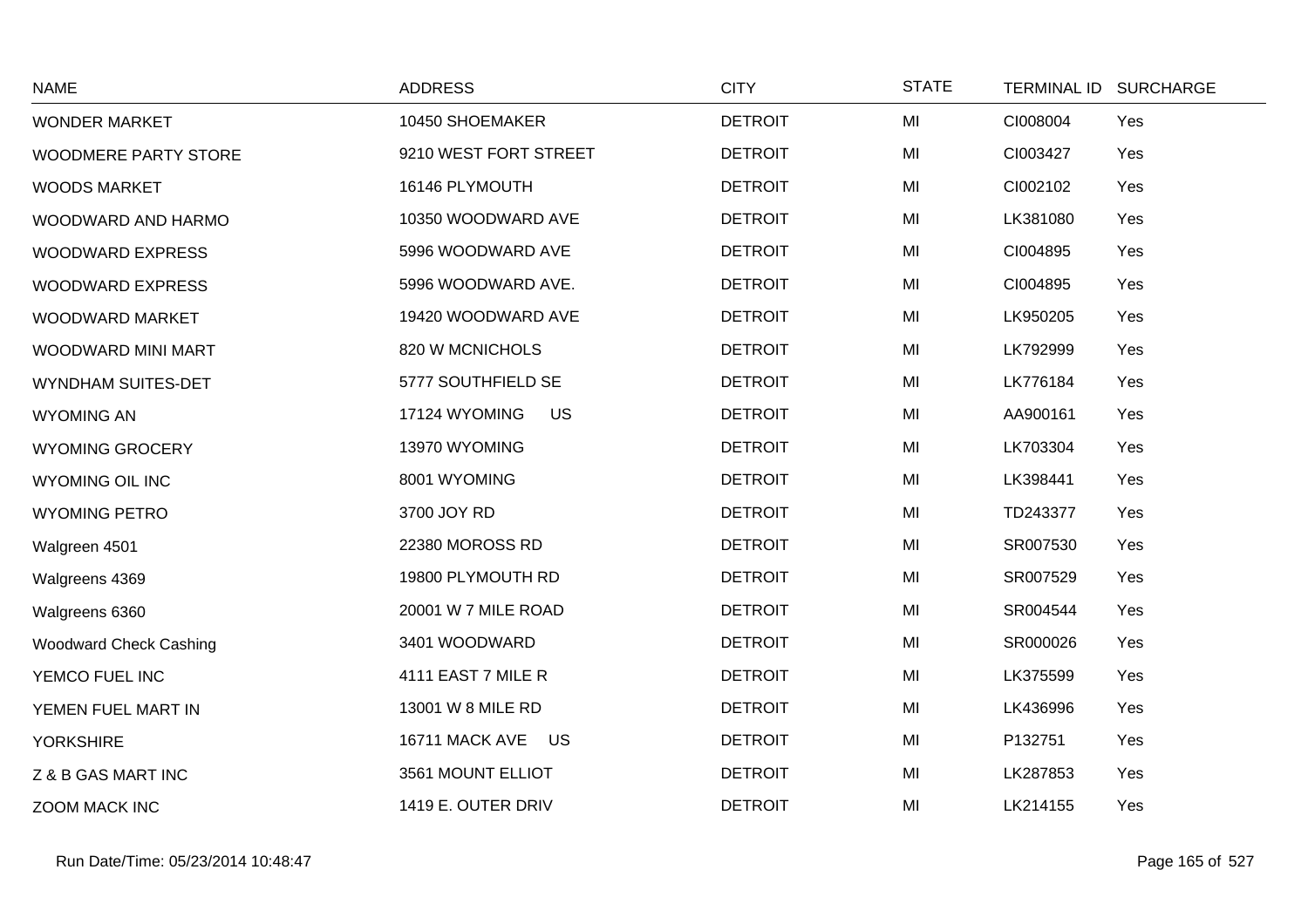| NAME | ADDRESS | CITY | STATE | TERMINAL ID | SURCHARGE |
|---|---|---|---|---|---|
| WONDER MARKET | 10450 SHOEMAKER | DETROIT | MI | CI008004 | Yes |
| WOODMERE PARTY STORE | 9210 WEST FORT STREET | DETROIT | MI | CI003427 | Yes |
| WOODS MARKET | 16146 PLYMOUTH | DETROIT | MI | CI002102 | Yes |
| WOODWARD AND HARMO | 10350 WOODWARD AVE | DETROIT | MI | LK381080 | Yes |
| WOODWARD EXPRESS | 5996 WOODWARD AVE | DETROIT | MI | CI004895 | Yes |
| WOODWARD EXPRESS | 5996 WOODWARD AVE. | DETROIT | MI | CI004895 | Yes |
| WOODWARD MARKET | 19420 WOODWARD AVE | DETROIT | MI | LK950205 | Yes |
| WOODWARD MINI MART | 820 W MCNICHOLS | DETROIT | MI | LK792999 | Yes |
| WYNDHAM SUITES-DET | 5777 SOUTHFIELD SE | DETROIT | MI | LK776184 | Yes |
| WYOMING AN | 17124 WYOMING US | DETROIT | MI | AA900161 | Yes |
| WYOMING GROCERY | 13970 WYOMING | DETROIT | MI | LK703304 | Yes |
| WYOMING OIL INC | 8001 WYOMING | DETROIT | MI | LK398441 | Yes |
| WYOMING PETRO | 3700 JOY RD | DETROIT | MI | TD243377 | Yes |
| Walgreen 4501 | 22380 MOROSS RD | DETROIT | MI | SR007530 | Yes |
| Walgreens 4369 | 19800 PLYMOUTH RD | DETROIT | MI | SR007529 | Yes |
| Walgreens 6360 | 20001 W 7 MILE ROAD | DETROIT | MI | SR004544 | Yes |
| Woodward Check Cashing | 3401 WOODWARD | DETROIT | MI | SR000026 | Yes |
| YEMCO FUEL INC | 4111 EAST 7 MILE R | DETROIT | MI | LK375599 | Yes |
| YEMEN FUEL MART IN | 13001 W 8 MILE RD | DETROIT | MI | LK436996 | Yes |
| YORKSHIRE | 16711 MACK AVE US | DETROIT | MI | P132751 | Yes |
| Z & B GAS MART INC | 3561 MOUNT ELLIOT | DETROIT | MI | LK287853 | Yes |
| ZOOM MACK INC | 1419 E. OUTER DRIV | DETROIT | MI | LK214155 | Yes |

Run Date/Time: 05/23/2014 10:48:47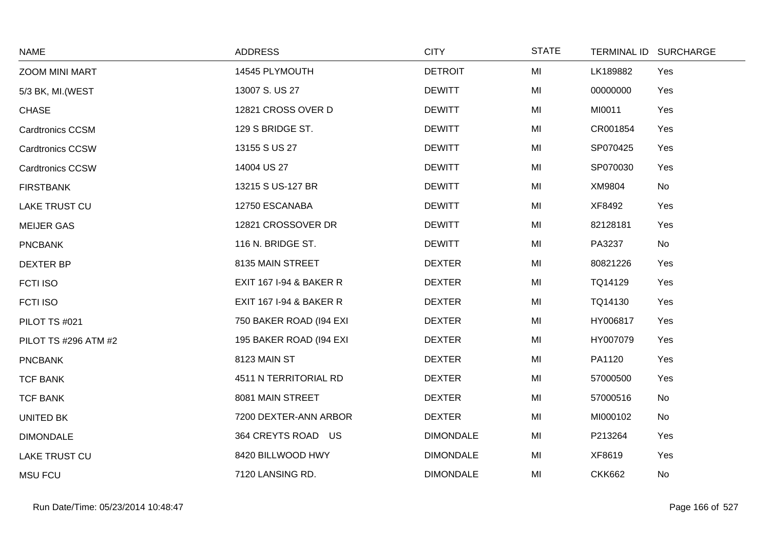| NAME | ADDRESS | CITY | STATE | TERMINAL ID | SURCHARGE |
|---|---|---|---|---|---|
| ZOOM MINI MART | 14545 PLYMOUTH | DETROIT | MI | LK189882 | Yes |
| 5/3 BK, MI.(WEST | 13007 S. US 27 | DEWITT | MI | 00000000 | Yes |
| CHASE | 12821 CROSS OVER D | DEWITT | MI | MI0011 | Yes |
| Cardtronics CCSM | 129 S BRIDGE ST. | DEWITT | MI | CR001854 | Yes |
| Cardtronics CCSW | 13155 S US 27 | DEWITT | MI | SP070425 | Yes |
| Cardtronics CCSW | 14004 US 27 | DEWITT | MI | SP070030 | Yes |
| FIRSTBANK | 13215 S US-127 BR | DEWITT | MI | XM9804 | No |
| LAKE TRUST CU | 12750 ESCANABA | DEWITT | MI | XF8492 | Yes |
| MEIJER GAS | 12821 CROSSOVER DR | DEWITT | MI | 82128181 | Yes |
| PNCBANK | 116 N. BRIDGE ST. | DEWITT | MI | PA3237 | No |
| DEXTER BP | 8135 MAIN STREET | DEXTER | MI | 80821226 | Yes |
| FCTI ISO | EXIT 167 I-94 & BAKER R | DEXTER | MI | TQ14129 | Yes |
| FCTI ISO | EXIT 167 I-94 & BAKER R | DEXTER | MI | TQ14130 | Yes |
| PILOT TS #021 | 750 BAKER ROAD (I94 EXI | DEXTER | MI | HY006817 | Yes |
| PILOT TS #296 ATM #2 | 195 BAKER ROAD (I94 EXI | DEXTER | MI | HY007079 | Yes |
| PNCBANK | 8123 MAIN ST | DEXTER | MI | PA1120 | Yes |
| TCF BANK | 4511 N TERRITORIAL RD | DEXTER | MI | 57000500 | Yes |
| TCF BANK | 8081 MAIN STREET | DEXTER | MI | 57000516 | No |
| UNITED BK | 7200 DEXTER-ANN ARBOR | DEXTER | MI | MI000102 | No |
| DIMONDALE | 364 CREYTS ROAD US | DIMONDALE | MI | P213264 | Yes |
| LAKE TRUST CU | 8420 BILLWOOD HWY | DIMONDALE | MI | XF8619 | Yes |
| MSU FCU | 7120 LANSING RD. | DIMONDALE | MI | CKK662 | No |

Run Date/Time: 05/23/2014 10:48:47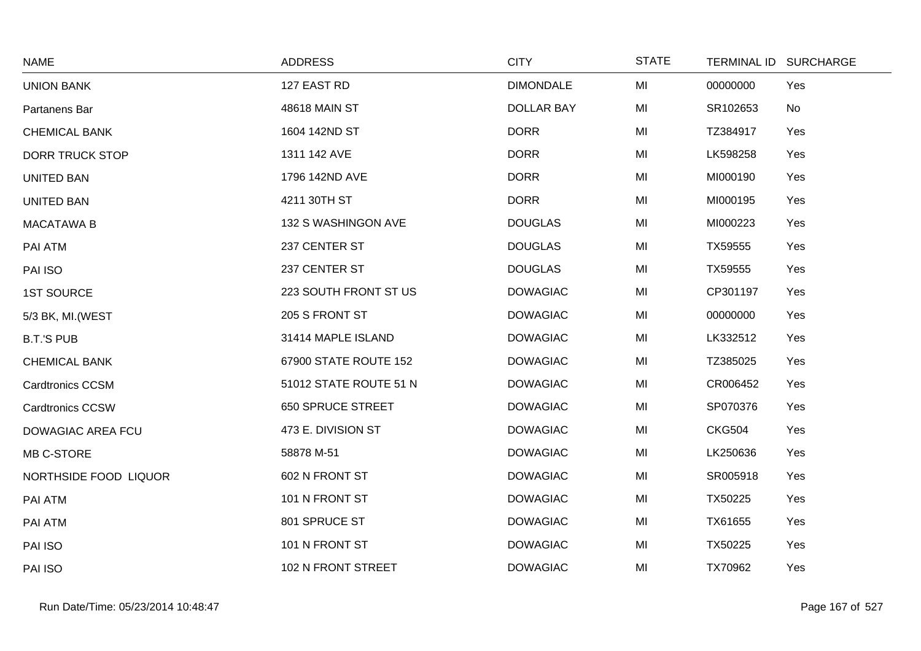| NAME | ADDRESS | CITY | STATE | TERMINAL ID | SURCHARGE |
|---|---|---|---|---|---|
| UNION BANK | 127 EAST RD | DIMONDALE | MI | 00000000 | Yes |
| Partanens Bar | 48618 MAIN ST | DOLLAR BAY | MI | SR102653 | No |
| CHEMICAL BANK | 1604 142ND ST | DORR | MI | TZ384917 | Yes |
| DORR TRUCK STOP | 1311 142 AVE | DORR | MI | LK598258 | Yes |
| UNITED BAN | 1796 142ND AVE | DORR | MI | MI000190 | Yes |
| UNITED BAN | 4211 30TH ST | DORR | MI | MI000195 | Yes |
| MACATAWA B | 132 S WASHINGON AVE | DOUGLAS | MI | MI000223 | Yes |
| PAI ATM | 237 CENTER ST | DOUGLAS | MI | TX59555 | Yes |
| PAI ISO | 237 CENTER ST | DOUGLAS | MI | TX59555 | Yes |
| 1ST SOURCE | 223 SOUTH FRONT ST US | DOWAGIAC | MI | CP301197 | Yes |
| 5/3 BK, MI.(WEST | 205 S FRONT ST | DOWAGIAC | MI | 00000000 | Yes |
| B.T.'S PUB | 31414 MAPLE ISLAND | DOWAGIAC | MI | LK332512 | Yes |
| CHEMICAL BANK | 67900 STATE ROUTE 152 | DOWAGIAC | MI | TZ385025 | Yes |
| Cardtronics CCSM | 51012 STATE ROUTE 51 N | DOWAGIAC | MI | CR006452 | Yes |
| Cardtronics CCSW | 650 SPRUCE STREET | DOWAGIAC | MI | SP070376 | Yes |
| DOWAGIAC AREA FCU | 473 E. DIVISION ST | DOWAGIAC | MI | CKG504 | Yes |
| MB C-STORE | 58878 M-51 | DOWAGIAC | MI | LK250636 | Yes |
| NORTHSIDE FOOD LIQUOR | 602 N FRONT ST | DOWAGIAC | MI | SR005918 | Yes |
| PAI ATM | 101 N FRONT ST | DOWAGIAC | MI | TX50225 | Yes |
| PAI ATM | 801 SPRUCE ST | DOWAGIAC | MI | TX61655 | Yes |
| PAI ISO | 101 N FRONT ST | DOWAGIAC | MI | TX50225 | Yes |
| PAI ISO | 102 N FRONT STREET | DOWAGIAC | MI | TX70962 | Yes |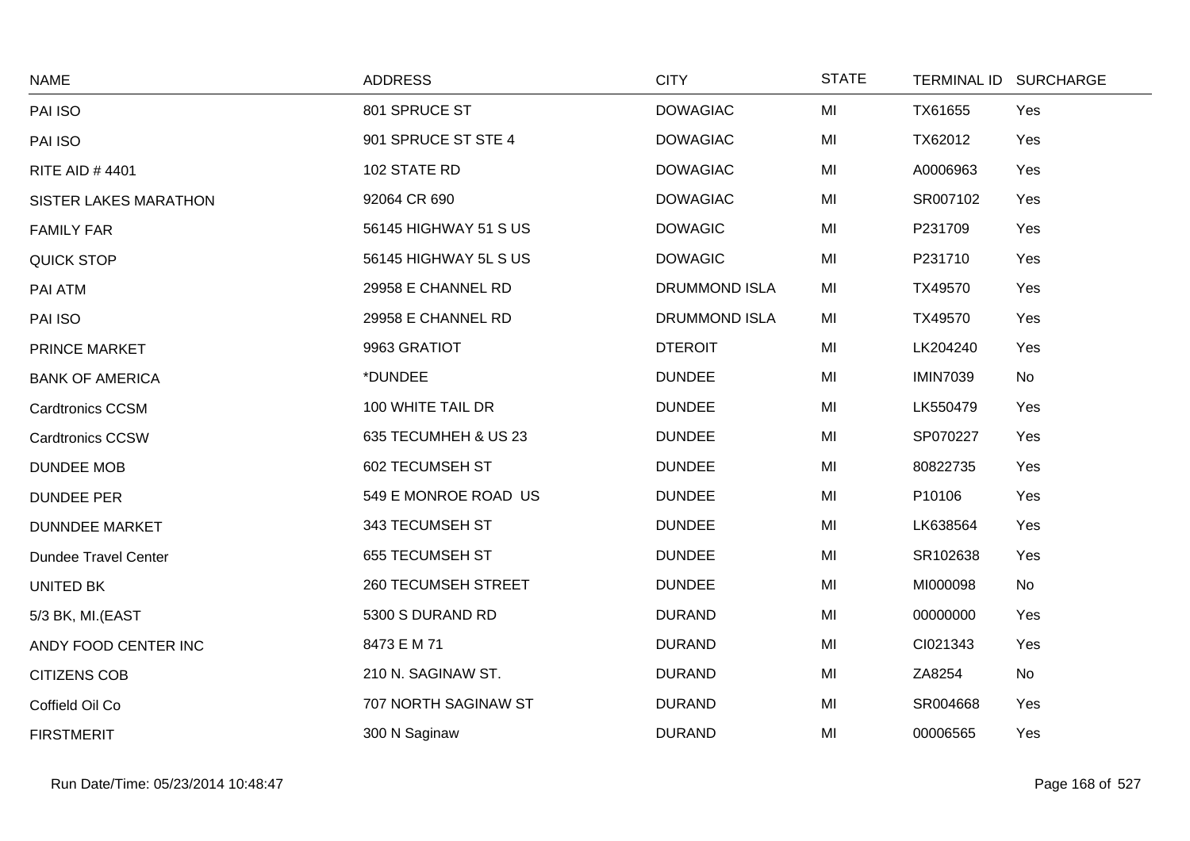| NAME | ADDRESS | CITY | STATE | TERMINAL ID | SURCHARGE |
|---|---|---|---|---|---|
| PAI ISO | 801 SPRUCE ST | DOWAGIAC | MI | TX61655 | Yes |
| PAI ISO | 901 SPRUCE ST STE 4 | DOWAGIAC | MI | TX62012 | Yes |
| RITE AID # 4401 | 102 STATE RD | DOWAGIAC | MI | A0006963 | Yes |
| SISTER LAKES MARATHON | 92064 CR 690 | DOWAGIAC | MI | SR007102 | Yes |
| FAMILY FAR | 56145 HIGHWAY 51 S US | DOWAGIC | MI | P231709 | Yes |
| QUICK STOP | 56145 HIGHWAY 5L S US | DOWAGIC | MI | P231710 | Yes |
| PAI ATM | 29958 E CHANNEL RD | DRUMMOND ISLA | MI | TX49570 | Yes |
| PAI ISO | 29958 E CHANNEL RD | DRUMMOND ISLA | MI | TX49570 | Yes |
| PRINCE MARKET | 9963 GRATIOT | DTEROIT | MI | LK204240 | Yes |
| BANK OF AMERICA | *DUNDEE | DUNDEE | MI | IMIN7039 | No |
| Cardtronics CCSM | 100 WHITE TAIL DR | DUNDEE | MI | LK550479 | Yes |
| Cardtronics CCSW | 635 TECUMHEH & US 23 | DUNDEE | MI | SP070227 | Yes |
| DUNDEE MOB | 602 TECUMSEH ST | DUNDEE | MI | 80822735 | Yes |
| DUNDEE PER | 549 E MONROE ROAD US | DUNDEE | MI | P10106 | Yes |
| DUNNDEE MARKET | 343 TECUMSEH ST | DUNDEE | MI | LK638564 | Yes |
| Dundee Travel Center | 655 TECUMSEH ST | DUNDEE | MI | SR102638 | Yes |
| UNITED BK | 260 TECUMSEH STREET | DUNDEE | MI | MI000098 | No |
| 5/3 BK, MI.(EAST | 5300 S DURAND RD | DURAND | MI | 00000000 | Yes |
| ANDY FOOD CENTER INC | 8473 E M 71 | DURAND | MI | CI021343 | Yes |
| CITIZENS COB | 210 N. SAGINAW ST. | DURAND | MI | ZA8254 | No |
| Coffield Oil Co | 707 NORTH SAGINAW ST | DURAND | MI | SR004668 | Yes |
| FIRSTMERIT | 300 N Saginaw | DURAND | MI | 00006565 | Yes |

Run Date/Time: 05/23/2014 10:48:47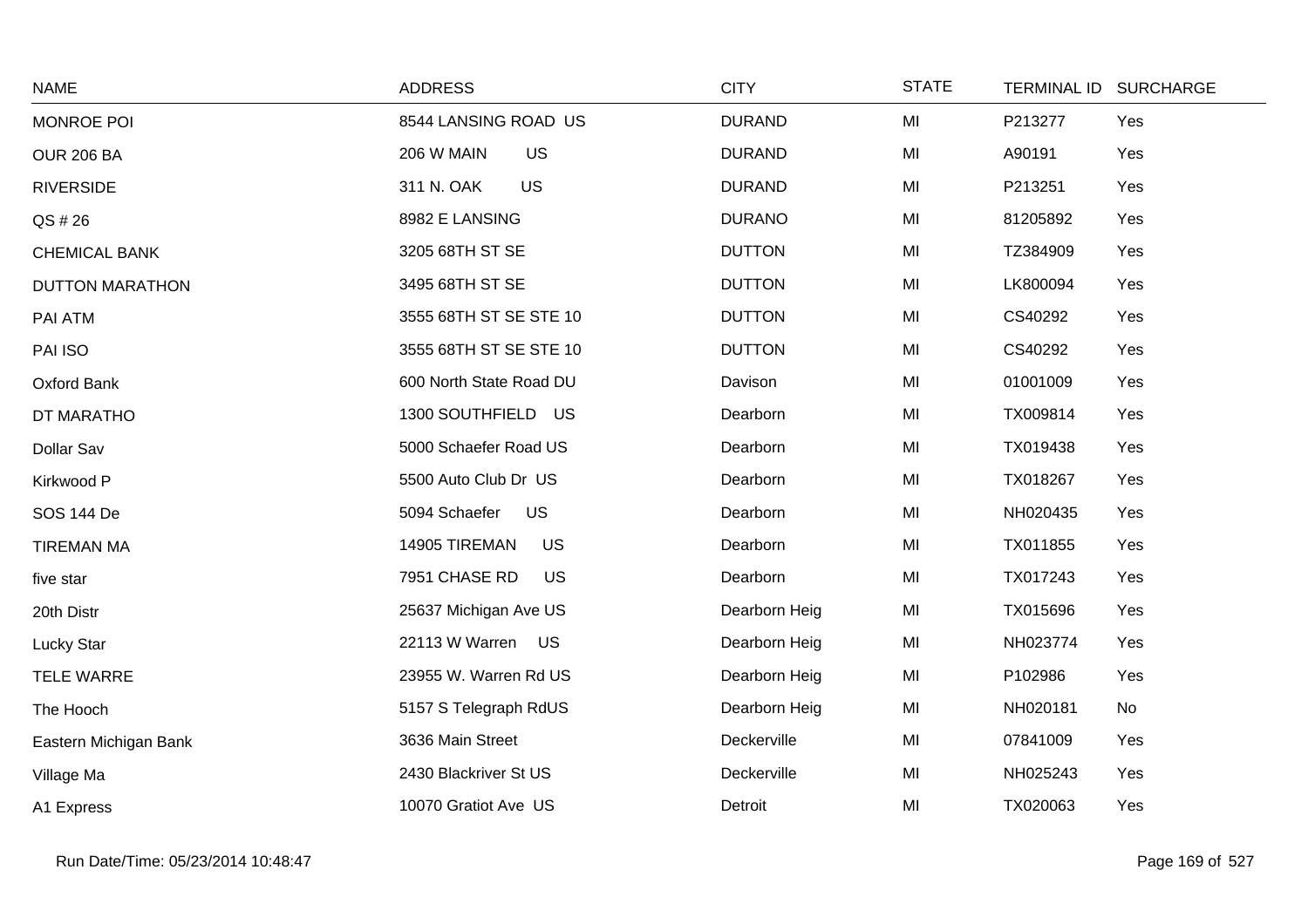| NAME | ADDRESS | CITY | STATE | TERMINAL ID | SURCHARGE |
|---|---|---|---|---|---|
| MONROE POI | 8544 LANSING ROAD US | DURAND | MI | P213277 | Yes |
| OUR 206 BA | 206 W MAIN US | DURAND | MI | A90191 | Yes |
| RIVERSIDE | 311 N. OAK US | DURAND | MI | P213251 | Yes |
| QS # 26 | 8982 E LANSING | DURANO | MI | 81205892 | Yes |
| CHEMICAL BANK | 3205 68TH ST SE | DUTTON | MI | TZ384909 | Yes |
| DUTTON MARATHON | 3495 68TH ST SE | DUTTON | MI | LK800094 | Yes |
| PAI ATM | 3555 68TH ST SE STE 10 | DUTTON | MI | CS40292 | Yes |
| PAI ISO | 3555 68TH ST SE STE 10 | DUTTON | MI | CS40292 | Yes |
| Oxford Bank | 600 North State Road DU | Davison | MI | 01001009 | Yes |
| DT MARATHO | 1300 SOUTHFIELD US | Dearborn | MI | TX009814 | Yes |
| Dollar Sav | 5000 Schaefer Road US | Dearborn | MI | TX019438 | Yes |
| Kirkwood P | 5500 Auto Club Dr US | Dearborn | MI | TX018267 | Yes |
| SOS 144 De | 5094 Schaefer US | Dearborn | MI | NH020435 | Yes |
| TIREMAN MA | 14905 TIREMAN US | Dearborn | MI | TX011855 | Yes |
| five star | 7951 CHASE RD US | Dearborn | MI | TX017243 | Yes |
| 20th Distr | 25637 Michigan Ave US | Dearborn Heig | MI | TX015696 | Yes |
| Lucky Star | 22113 W Warren US | Dearborn Heig | MI | NH023774 | Yes |
| TELE WARRE | 23955 W. Warren Rd US | Dearborn Heig | MI | P102986 | Yes |
| The Hooch | 5157 S Telegraph RdUS | Dearborn Heig | MI | NH020181 | No |
| Eastern Michigan Bank | 3636 Main Street | Deckerville | MI | 07841009 | Yes |
| Village Ma | 2430 Blackriver St US | Deckerville | MI | NH025243 | Yes |
| A1 Express | 10070 Gratiot Ave US | Detroit | MI | TX020063 | Yes |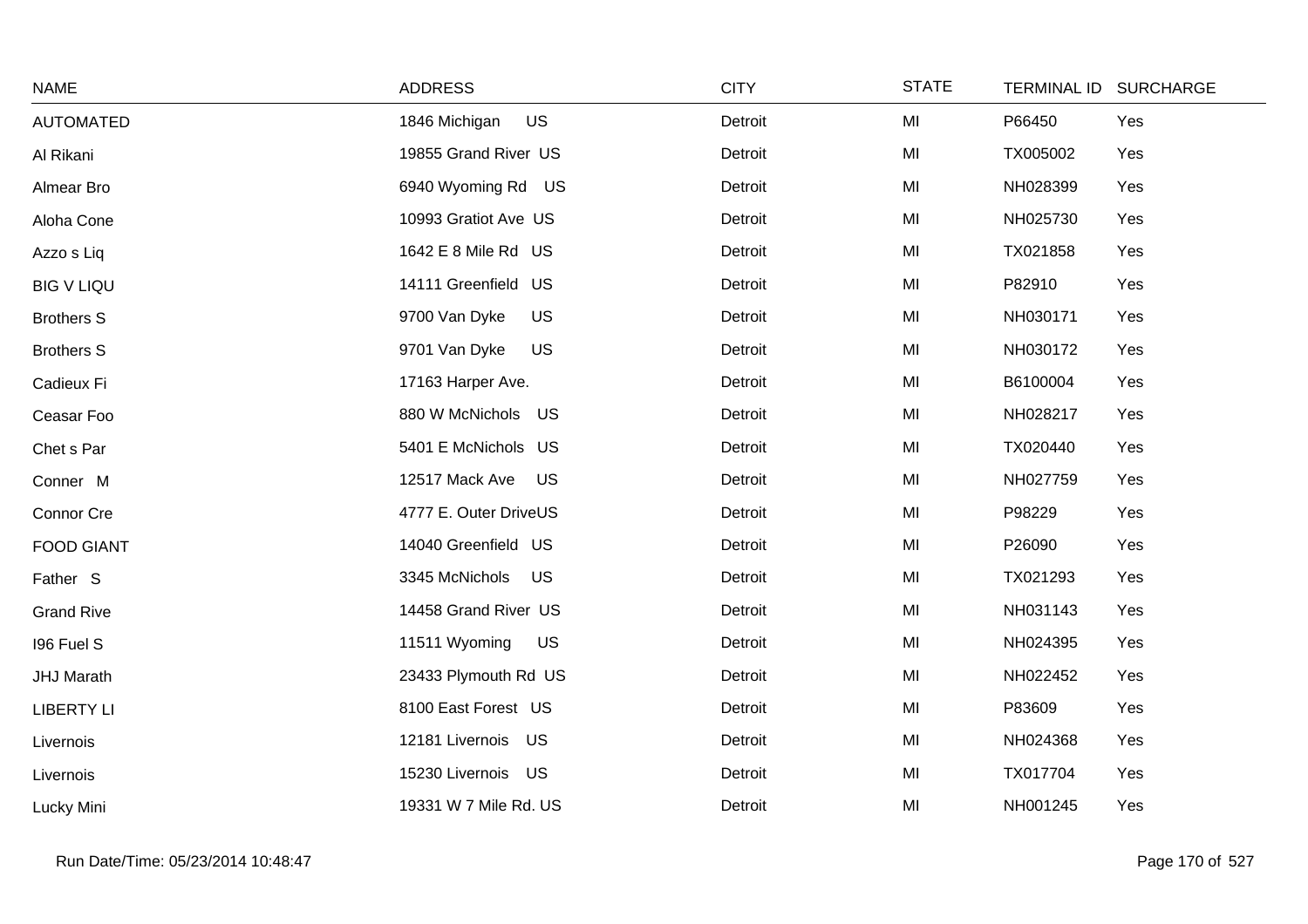| NAME | ADDRESS | CITY | STATE | TERMINAL ID | SURCHARGE |
|---|---|---|---|---|---|
| AUTOMATED | 1846 Michigan US | Detroit | MI | P66450 | Yes |
| Al Rikani | 19855 Grand River US | Detroit | MI | TX005002 | Yes |
| Almear Bro | 6940 Wyoming Rd US | Detroit | MI | NH028399 | Yes |
| Aloha Cone | 10993 Gratiot Ave US | Detroit | MI | NH025730 | Yes |
| Azzo s Liq | 1642 E 8 Mile Rd US | Detroit | MI | TX021858 | Yes |
| BIG V LIQU | 14111 Greenfield US | Detroit | MI | P82910 | Yes |
| Brothers S | 9700 Van Dyke US | Detroit | MI | NH030171 | Yes |
| Brothers S | 9701 Van Dyke US | Detroit | MI | NH030172 | Yes |
| Cadieux Fi | 17163 Harper Ave. | Detroit | MI | B6100004 | Yes |
| Ceasar Foo | 880 W McNichols US | Detroit | MI | NH028217 | Yes |
| Chet s Par | 5401 E McNichols US | Detroit | MI | TX020440 | Yes |
| Conner M | 12517 Mack Ave US | Detroit | MI | NH027759 | Yes |
| Connor Cre | 4777 E. Outer DriveUS | Detroit | MI | P98229 | Yes |
| FOOD GIANT | 14040 Greenfield US | Detroit | MI | P26090 | Yes |
| Father S | 3345 McNichols US | Detroit | MI | TX021293 | Yes |
| Grand Rive | 14458 Grand River US | Detroit | MI | NH031143 | Yes |
| I96 Fuel S | 11511 Wyoming US | Detroit | MI | NH024395 | Yes |
| JHJ Marath | 23433 Plymouth Rd US | Detroit | MI | NH022452 | Yes |
| LIBERTY LI | 8100 East Forest US | Detroit | MI | P83609 | Yes |
| Livernois | 12181 Livernois US | Detroit | MI | NH024368 | Yes |
| Livernois | 15230 Livernois US | Detroit | MI | TX017704 | Yes |
| Lucky Mini | 19331 W 7 Mile Rd. US | Detroit | MI | NH001245 | Yes |

Run Date/Time: 05/23/2014 10:48:47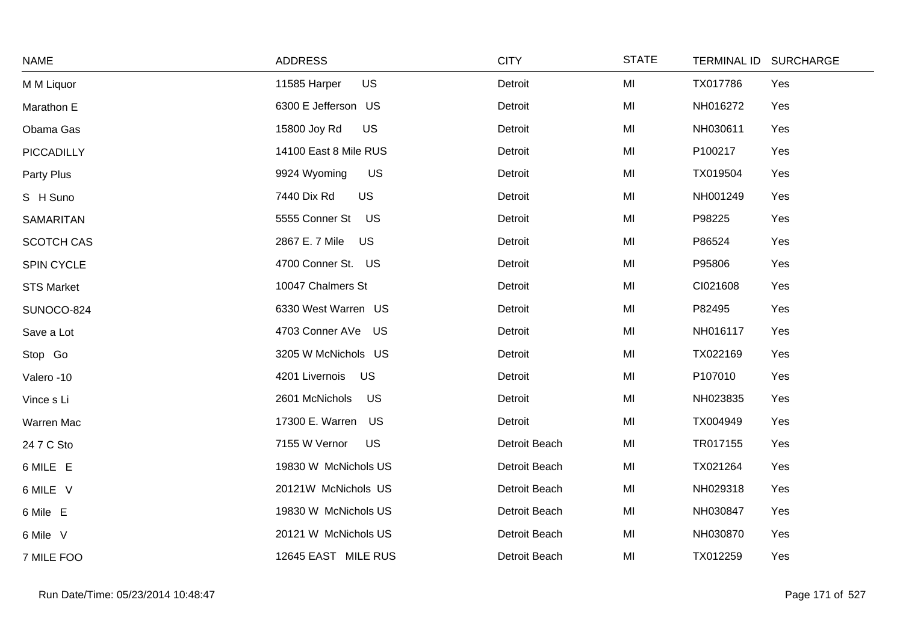| NAME | ADDRESS | CITY | STATE | TERMINAL ID | SURCHARGE |
|---|---|---|---|---|---|
| M M Liquor | 11585 Harper US | Detroit | MI | TX017786 | Yes |
| Marathon E | 6300 E Jefferson US | Detroit | MI | NH016272 | Yes |
| Obama Gas | 15800 Joy Rd US | Detroit | MI | NH030611 | Yes |
| PICCADILLY | 14100 East 8 Mile RUS | Detroit | MI | P100217 | Yes |
| Party Plus | 9924 Wyoming US | Detroit | MI | TX019504 | Yes |
| S H Suno | 7440 Dix Rd US | Detroit | MI | NH001249 | Yes |
| SAMARITAN | 5555 Conner St US | Detroit | MI | P98225 | Yes |
| SCOTCH CAS | 2867 E. 7 Mile US | Detroit | MI | P86524 | Yes |
| SPIN CYCLE | 4700 Conner St. US | Detroit | MI | P95806 | Yes |
| STS Market | 10047 Chalmers St | Detroit | MI | CI021608 | Yes |
| SUNOCO-824 | 6330 West Warren US | Detroit | MI | P82495 | Yes |
| Save a Lot | 4703 Conner AVe US | Detroit | MI | NH016117 | Yes |
| Stop Go | 3205 W McNichols US | Detroit | MI | TX022169 | Yes |
| Valero -10 | 4201 Livernois US | Detroit | MI | P107010 | Yes |
| Vince s Li | 2601 McNichols US | Detroit | MI | NH023835 | Yes |
| Warren Mac | 17300 E. Warren US | Detroit | MI | TX004949 | Yes |
| 24 7 C Sto | 7155 W Vernor US | Detroit Beach | MI | TR017155 | Yes |
| 6 MILE E | 19830 W McNichols US | Detroit Beach | MI | TX021264 | Yes |
| 6 MILE V | 20121W McNichols US | Detroit Beach | MI | NH029318 | Yes |
| 6 Mile E | 19830 W McNichols US | Detroit Beach | MI | NH030847 | Yes |
| 6 Mile V | 20121 W McNichols US | Detroit Beach | MI | NH030870 | Yes |
| 7 MILE FOO | 12645 EAST MILE RUS | Detroit Beach | MI | TX012259 | Yes |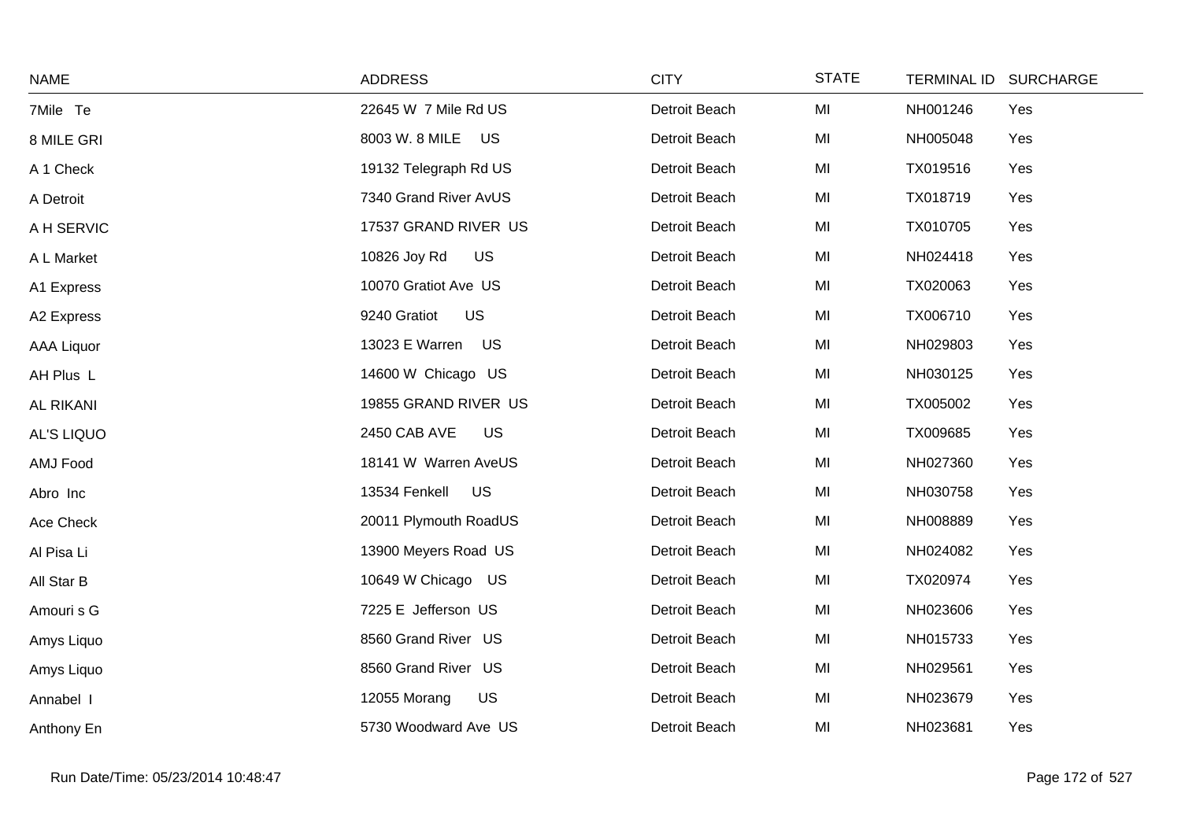| NAME | ADDRESS | CITY | STATE | TERMINAL ID | SURCHARGE |
|---|---|---|---|---|---|
| 7Mile Te | 22645 W 7 Mile Rd US | Detroit Beach | MI | NH001246 | Yes |
| 8 MILE GRI | 8003 W. 8 MILE US | Detroit Beach | MI | NH005048 | Yes |
| A 1 Check | 19132 Telegraph Rd US | Detroit Beach | MI | TX019516 | Yes |
| A Detroit | 7340 Grand River AvUS | Detroit Beach | MI | TX018719 | Yes |
| A H SERVIC | 17537 GRAND RIVER US | Detroit Beach | MI | TX010705 | Yes |
| A L Market | 10826 Joy Rd US | Detroit Beach | MI | NH024418 | Yes |
| A1 Express | 10070 Gratiot Ave US | Detroit Beach | MI | TX020063 | Yes |
| A2 Express | 9240 Gratiot US | Detroit Beach | MI | TX006710 | Yes |
| AAA Liquor | 13023 E Warren US | Detroit Beach | MI | NH029803 | Yes |
| AH Plus L | 14600 W Chicago US | Detroit Beach | MI | NH030125 | Yes |
| AL RIKANI | 19855 GRAND RIVER US | Detroit Beach | MI | TX005002 | Yes |
| AL'S LIQUO | 2450 CAB AVE US | Detroit Beach | MI | TX009685 | Yes |
| AMJ Food | 18141 W Warren AveUS | Detroit Beach | MI | NH027360 | Yes |
| Abro Inc | 13534 Fenkell US | Detroit Beach | MI | NH030758 | Yes |
| Ace Check | 20011 Plymouth RoadUS | Detroit Beach | MI | NH008889 | Yes |
| Al Pisa Li | 13900 Meyers Road US | Detroit Beach | MI | NH024082 | Yes |
| All Star B | 10649 W Chicago US | Detroit Beach | MI | TX020974 | Yes |
| Amouri s G | 7225 E Jefferson US | Detroit Beach | MI | NH023606 | Yes |
| Amys Liquo | 8560 Grand River US | Detroit Beach | MI | NH015733 | Yes |
| Amys Liquo | 8560 Grand River US | Detroit Beach | MI | NH029561 | Yes |
| Annabel I | 12055 Morang US | Detroit Beach | MI | NH023679 | Yes |
| Anthony En | 5730 Woodward Ave US | Detroit Beach | MI | NH023681 | Yes |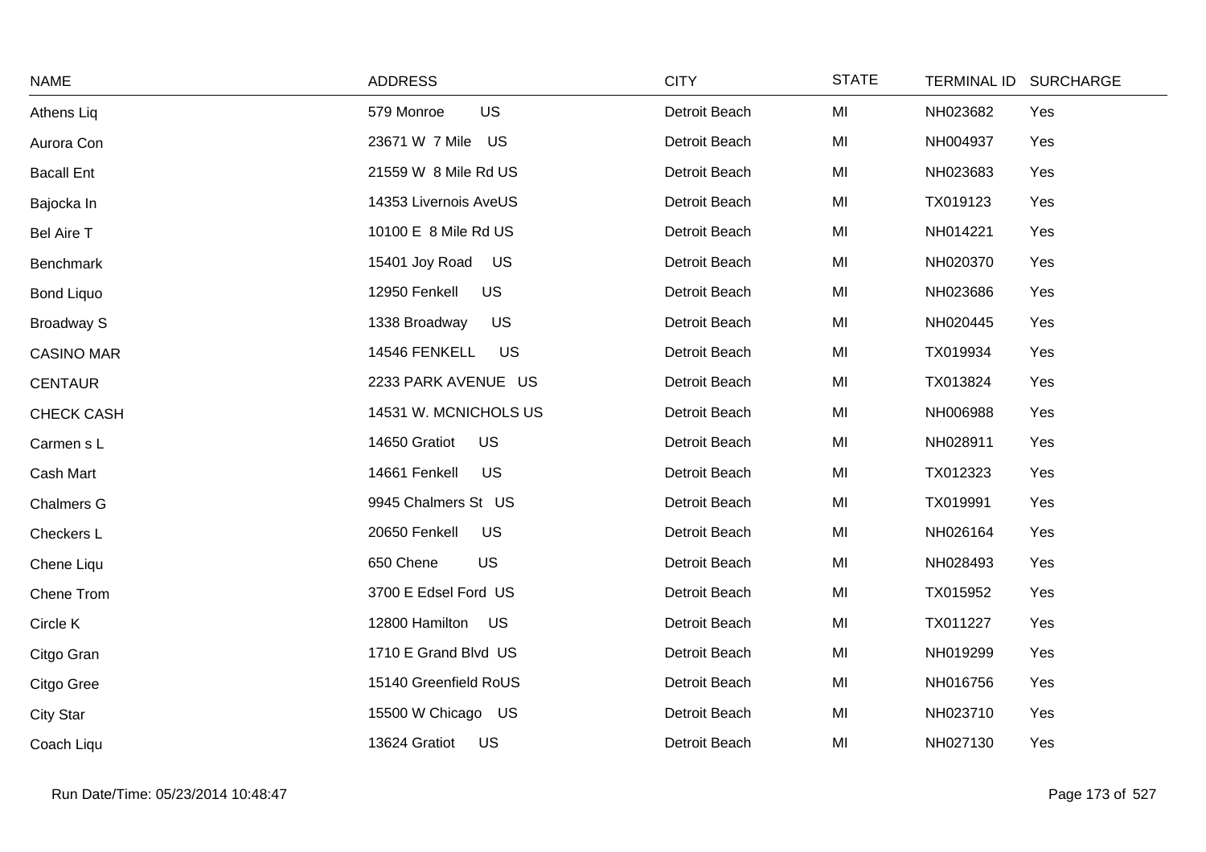| NAME | ADDRESS | CITY | STATE | TERMINAL ID | SURCHARGE |
|---|---|---|---|---|---|
| Athens Liq | 579 Monroe US | Detroit Beach | MI | NH023682 | Yes |
| Aurora Con | 23671 W 7 Mile US | Detroit Beach | MI | NH004937 | Yes |
| Bacall Ent | 21559 W 8 Mile Rd US | Detroit Beach | MI | NH023683 | Yes |
| Bajocka In | 14353 Livernois AveUS | Detroit Beach | MI | TX019123 | Yes |
| Bel Aire T | 10100 E 8 Mile Rd US | Detroit Beach | MI | NH014221 | Yes |
| Benchmark | 15401 Joy Road US | Detroit Beach | MI | NH020370 | Yes |
| Bond Liquo | 12950 Fenkell US | Detroit Beach | MI | NH023686 | Yes |
| Broadway S | 1338 Broadway US | Detroit Beach | MI | NH020445 | Yes |
| CASINO MAR | 14546 FENKELL US | Detroit Beach | MI | TX019934 | Yes |
| CENTAUR | 2233 PARK AVENUE US | Detroit Beach | MI | TX013824 | Yes |
| CHECK CASH | 14531 W. MCNICHOLS US | Detroit Beach | MI | NH006988 | Yes |
| Carmen s L | 14650 Gratiot US | Detroit Beach | MI | NH028911 | Yes |
| Cash Mart | 14661 Fenkell US | Detroit Beach | MI | TX012323 | Yes |
| Chalmers G | 9945 Chalmers St US | Detroit Beach | MI | TX019991 | Yes |
| Checkers L | 20650 Fenkell US | Detroit Beach | MI | NH026164 | Yes |
| Chene Liqu | 650 Chene US | Detroit Beach | MI | NH028493 | Yes |
| Chene Trom | 3700 E Edsel Ford US | Detroit Beach | MI | TX015952 | Yes |
| Circle K | 12800 Hamilton US | Detroit Beach | MI | TX011227 | Yes |
| Citgo Gran | 1710 E Grand Blvd US | Detroit Beach | MI | NH019299 | Yes |
| Citgo Gree | 15140 Greenfield RoUS | Detroit Beach | MI | NH016756 | Yes |
| City Star | 15500 W Chicago US | Detroit Beach | MI | NH023710 | Yes |
| Coach Liqu | 13624 Gratiot US | Detroit Beach | MI | NH027130 | Yes |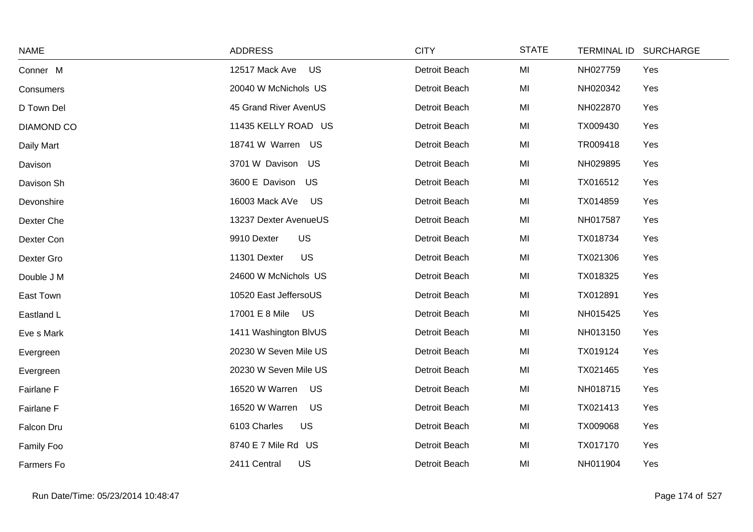| NAME | ADDRESS | CITY | STATE | TERMINAL ID | SURCHARGE |
|---|---|---|---|---|---|
| Conner M | 12517 Mack Ave US | Detroit Beach | MI | NH027759 | Yes |
| Consumers | 20040 W McNichols US | Detroit Beach | MI | NH020342 | Yes |
| D Town Del | 45 Grand River AvenUS | Detroit Beach | MI | NH022870 | Yes |
| DIAMOND CO | 11435 KELLY ROAD US | Detroit Beach | MI | TX009430 | Yes |
| Daily Mart | 18741 W Warren US | Detroit Beach | MI | TR009418 | Yes |
| Davison | 3701 W Davison US | Detroit Beach | MI | NH029895 | Yes |
| Davison Sh | 3600 E Davison US | Detroit Beach | MI | TX016512 | Yes |
| Devonshire | 16003 Mack AVe US | Detroit Beach | MI | TX014859 | Yes |
| Dexter Che | 13237 Dexter AvenueUS | Detroit Beach | MI | NH017587 | Yes |
| Dexter Con | 9910 Dexter US | Detroit Beach | MI | TX018734 | Yes |
| Dexter Gro | 11301 Dexter US | Detroit Beach | MI | TX021306 | Yes |
| Double J M | 24600 W McNichols US | Detroit Beach | MI | TX018325 | Yes |
| East Town | 10520 East JeffersoUS | Detroit Beach | MI | TX012891 | Yes |
| Eastland L | 17001 E 8 Mile US | Detroit Beach | MI | NH015425 | Yes |
| Eve s Mark | 1411 Washington BlvUS | Detroit Beach | MI | NH013150 | Yes |
| Evergreen | 20230 W Seven Mile US | Detroit Beach | MI | TX019124 | Yes |
| Evergreen | 20230 W Seven Mile US | Detroit Beach | MI | TX021465 | Yes |
| Fairlane F | 16520 W Warren US | Detroit Beach | MI | NH018715 | Yes |
| Fairlane F | 16520 W Warren US | Detroit Beach | MI | TX021413 | Yes |
| Falcon Dru | 6103 Charles US | Detroit Beach | MI | TX009068 | Yes |
| Family Foo | 8740 E 7 Mile Rd US | Detroit Beach | MI | TX017170 | Yes |
| Farmers Fo | 2411 Central US | Detroit Beach | MI | NH011904 | Yes |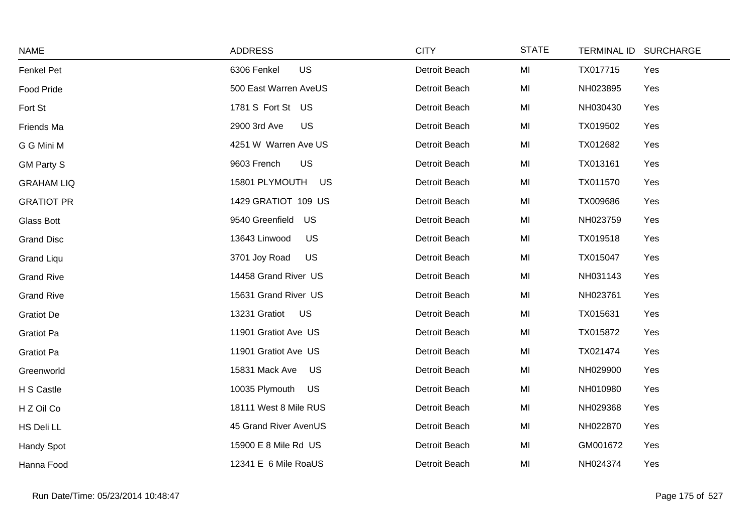| NAME | ADDRESS | CITY | STATE | TERMINAL ID | SURCHARGE |
|---|---|---|---|---|---|
| Fenkel Pet | 6306 Fenkel US | Detroit Beach | MI | TX017715 | Yes |
| Food Pride | 500 East Warren AveUS | Detroit Beach | MI | NH023895 | Yes |
| Fort St | 1781 S Fort St US | Detroit Beach | MI | NH030430 | Yes |
| Friends Ma | 2900 3rd Ave US | Detroit Beach | MI | TX019502 | Yes |
| G G Mini M | 4251 W Warren Ave US | Detroit Beach | MI | TX012682 | Yes |
| GM Party S | 9603 French US | Detroit Beach | MI | TX013161 | Yes |
| GRAHAM LIQ | 15801 PLYMOUTH US | Detroit Beach | MI | TX011570 | Yes |
| GRATIOT PR | 1429 GRATIOT 109 US | Detroit Beach | MI | TX009686 | Yes |
| Glass Bott | 9540 Greenfield US | Detroit Beach | MI | NH023759 | Yes |
| Grand Disc | 13643 Linwood US | Detroit Beach | MI | TX019518 | Yes |
| Grand Liqu | 3701 Joy Road US | Detroit Beach | MI | TX015047 | Yes |
| Grand Rive | 14458 Grand River US | Detroit Beach | MI | NH031143 | Yes |
| Grand Rive | 15631 Grand River US | Detroit Beach | MI | NH023761 | Yes |
| Gratiot De | 13231 Gratiot US | Detroit Beach | MI | TX015631 | Yes |
| Gratiot Pa | 11901 Gratiot Ave US | Detroit Beach | MI | TX015872 | Yes |
| Gratiot Pa | 11901 Gratiot Ave US | Detroit Beach | MI | TX021474 | Yes |
| Greenworld | 15831 Mack Ave US | Detroit Beach | MI | NH029900 | Yes |
| H S Castle | 10035 Plymouth US | Detroit Beach | MI | NH010980 | Yes |
| H Z Oil Co | 18111 West 8 Mile RUS | Detroit Beach | MI | NH029368 | Yes |
| HS Deli LL | 45 Grand River AvenUS | Detroit Beach | MI | NH022870 | Yes |
| Handy Spot | 15900 E 8 Mile Rd US | Detroit Beach | MI | GM001672 | Yes |
| Hanna Food | 12341 E 6 Mile RoaUS | Detroit Beach | MI | NH024374 | Yes |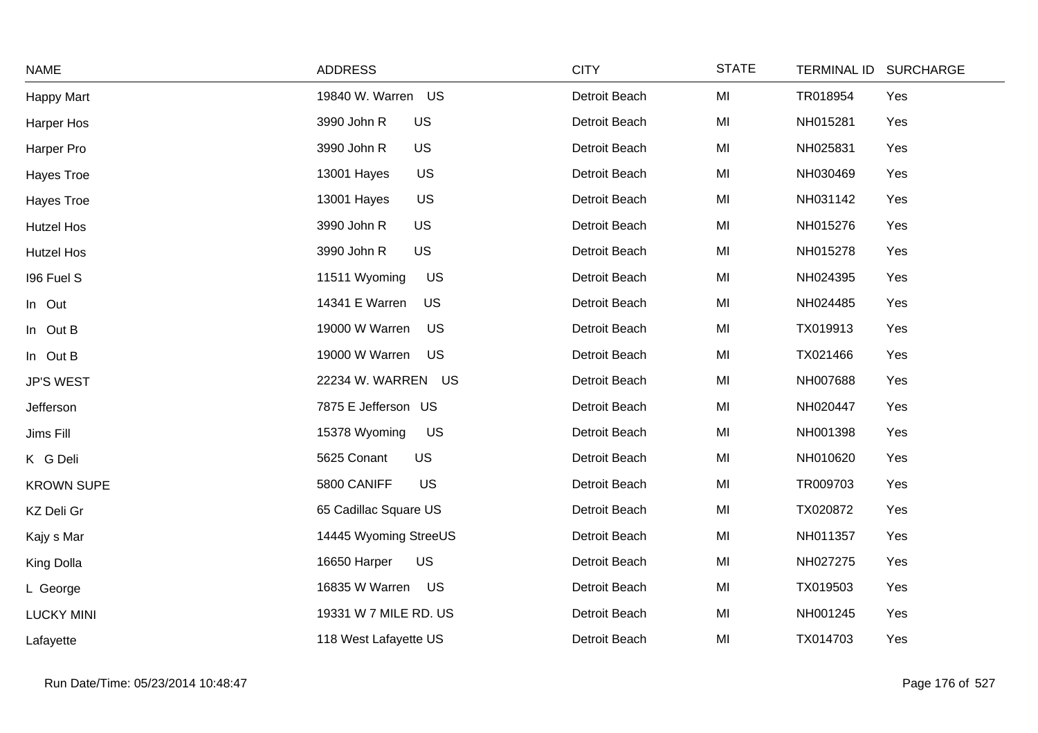| NAME | ADDRESS | CITY | STATE | TERMINAL ID | SURCHARGE |
|---|---|---|---|---|---|
| Happy Mart | 19840 W. Warren US | Detroit Beach | MI | TR018954 | Yes |
| Harper Hos | 3990 John R US | Detroit Beach | MI | NH015281 | Yes |
| Harper Pro | 3990 John R US | Detroit Beach | MI | NH025831 | Yes |
| Hayes Troe | 13001 Hayes US | Detroit Beach | MI | NH030469 | Yes |
| Hayes Troe | 13001 Hayes US | Detroit Beach | MI | NH031142 | Yes |
| Hutzel Hos | 3990 John R US | Detroit Beach | MI | NH015276 | Yes |
| Hutzel Hos | 3990 John R US | Detroit Beach | MI | NH015278 | Yes |
| I96 Fuel S | 11511 Wyoming US | Detroit Beach | MI | NH024395 | Yes |
| In Out | 14341 E Warren US | Detroit Beach | MI | NH024485 | Yes |
| In Out B | 19000 W Warren US | Detroit Beach | MI | TX019913 | Yes |
| In Out B | 19000 W Warren US | Detroit Beach | MI | TX021466 | Yes |
| JP'S WEST | 22234 W. WARREN US | Detroit Beach | MI | NH007688 | Yes |
| Jefferson | 7875 E Jefferson US | Detroit Beach | MI | NH020447 | Yes |
| Jims Fill | 15378 Wyoming US | Detroit Beach | MI | NH001398 | Yes |
| K G Deli | 5625 Conant US | Detroit Beach | MI | NH010620 | Yes |
| KROWN SUPE | 5800 CANIFF US | Detroit Beach | MI | TR009703 | Yes |
| KZ Deli Gr | 65 Cadillac Square US | Detroit Beach | MI | TX020872 | Yes |
| Kajy s Mar | 14445 Wyoming StreeUS | Detroit Beach | MI | NH011357 | Yes |
| King Dolla | 16650 Harper US | Detroit Beach | MI | NH027275 | Yes |
| L George | 16835 W Warren US | Detroit Beach | MI | TX019503 | Yes |
| LUCKY MINI | 19331 W 7 MILE RD. US | Detroit Beach | MI | NH001245 | Yes |
| Lafayette | 118 West Lafayette US | Detroit Beach | MI | TX014703 | Yes |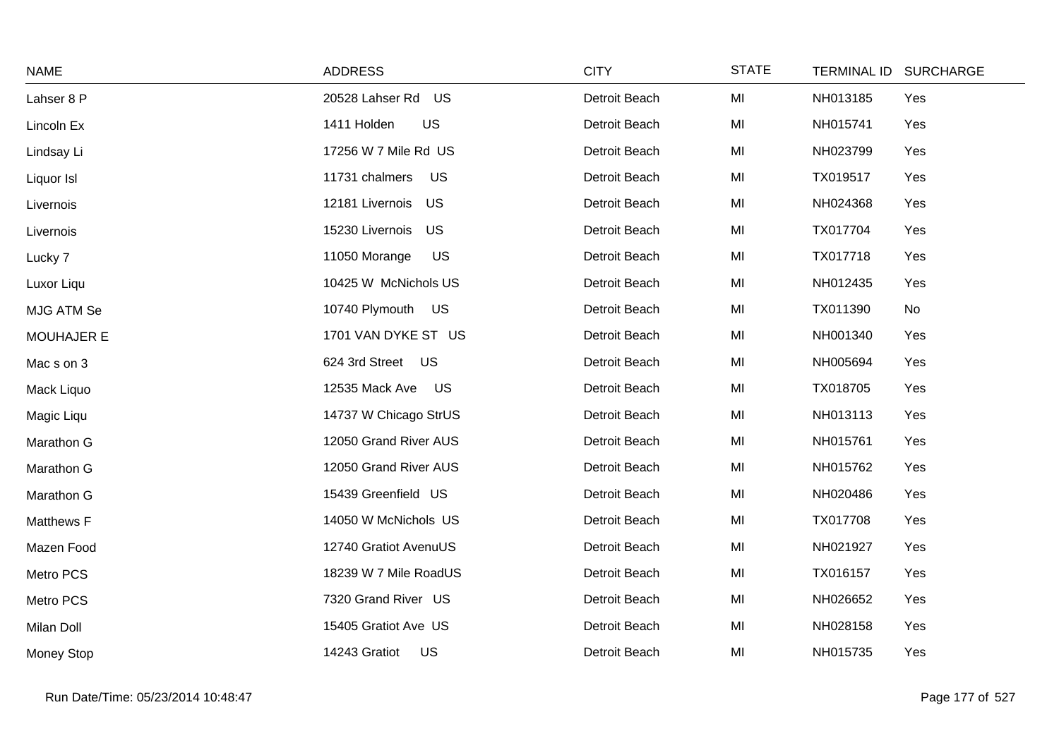| NAME | ADDRESS | CITY | STATE | TERMINAL ID | SURCHARGE |
|---|---|---|---|---|---|
| Lahser 8 P | 20528 Lahser Rd US | Detroit Beach | MI | NH013185 | Yes |
| Lincoln Ex | 1411 Holden US | Detroit Beach | MI | NH015741 | Yes |
| Lindsay Li | 17256 W 7 Mile Rd US | Detroit Beach | MI | NH023799 | Yes |
| Liquor Isl | 11731 chalmers US | Detroit Beach | MI | TX019517 | Yes |
| Livernois | 12181 Livernois US | Detroit Beach | MI | NH024368 | Yes |
| Livernois | 15230 Livernois US | Detroit Beach | MI | TX017704 | Yes |
| Lucky 7 | 11050 Morange US | Detroit Beach | MI | TX017718 | Yes |
| Luxor Liqu | 10425 W McNichols US | Detroit Beach | MI | NH012435 | Yes |
| MJG ATM Se | 10740 Plymouth US | Detroit Beach | MI | TX011390 | No |
| MOUHAJER E | 1701 VAN DYKE ST US | Detroit Beach | MI | NH001340 | Yes |
| Mac s on 3 | 624 3rd Street US | Detroit Beach | MI | NH005694 | Yes |
| Mack Liquo | 12535 Mack Ave US | Detroit Beach | MI | TX018705 | Yes |
| Magic Liqu | 14737 W Chicago StrUS | Detroit Beach | MI | NH013113 | Yes |
| Marathon G | 12050 Grand River AUS | Detroit Beach | MI | NH015761 | Yes |
| Marathon G | 12050 Grand River AUS | Detroit Beach | MI | NH015762 | Yes |
| Marathon G | 15439 Greenfield US | Detroit Beach | MI | NH020486 | Yes |
| Matthews F | 14050 W McNichols US | Detroit Beach | MI | TX017708 | Yes |
| Mazen Food | 12740 Gratiot AvenuUS | Detroit Beach | MI | NH021927 | Yes |
| Metro PCS | 18239 W 7 Mile RoadUS | Detroit Beach | MI | TX016157 | Yes |
| Metro PCS | 7320 Grand River US | Detroit Beach | MI | NH026652 | Yes |
| Milan Doll | 15405 Gratiot Ave US | Detroit Beach | MI | NH028158 | Yes |
| Money Stop | 14243 Gratiot US | Detroit Beach | MI | NH015735 | Yes |

Run Date/Time: 05/23/2014 10:48:47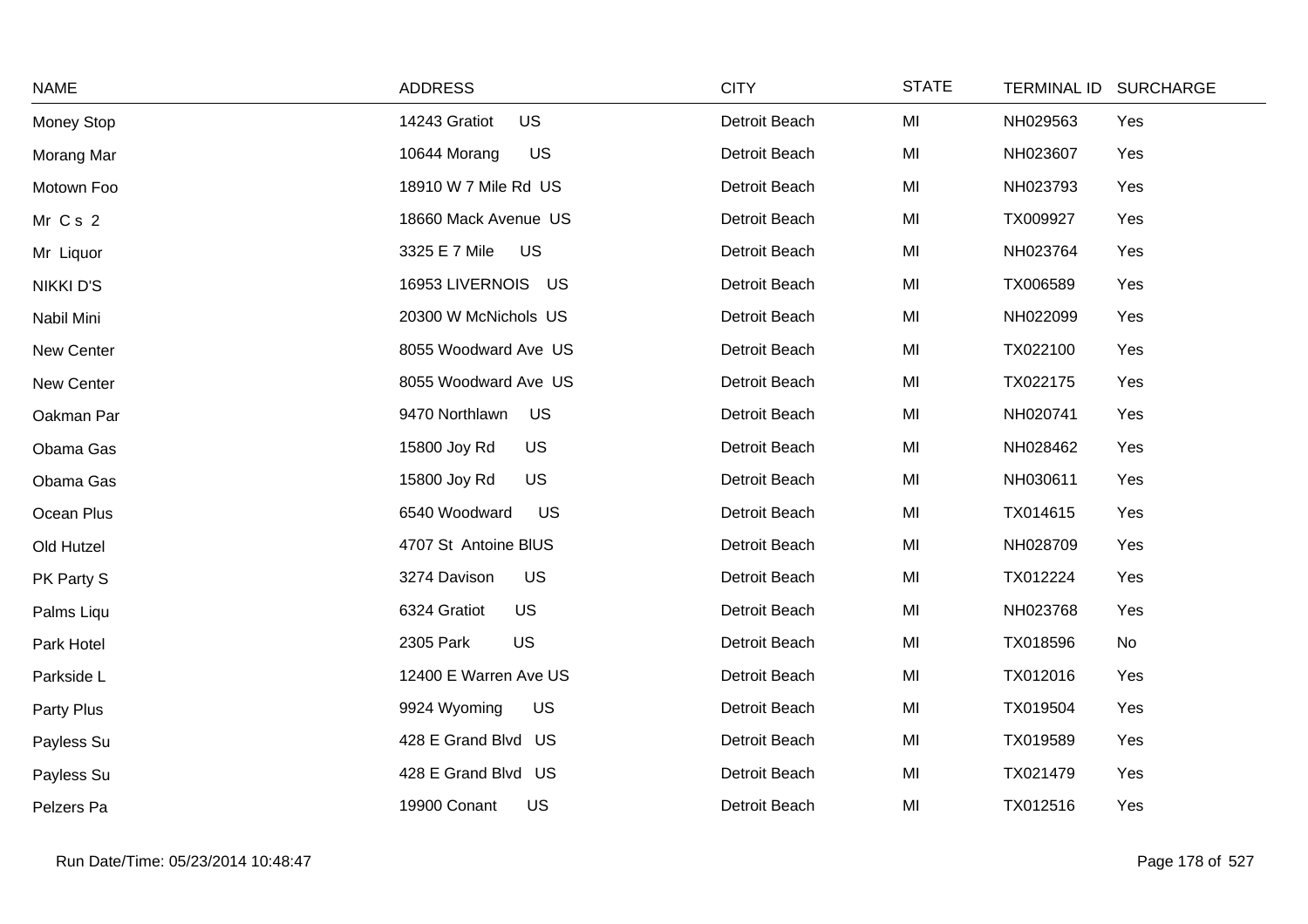| NAME | ADDRESS | CITY | STATE | TERMINAL ID | SURCHARGE |
|---|---|---|---|---|---|
| Money Stop | 14243 Gratiot US | Detroit Beach | MI | NH029563 | Yes |
| Morang Mar | 10644 Morang US | Detroit Beach | MI | NH023607 | Yes |
| Motown Foo | 18910 W 7 Mile Rd US | Detroit Beach | MI | NH023793 | Yes |
| Mr C s 2 | 18660 Mack Avenue US | Detroit Beach | MI | TX009927 | Yes |
| Mr Liquor | 3325 E 7 Mile US | Detroit Beach | MI | NH023764 | Yes |
| NIKKI D'S | 16953 LIVERNOIS US | Detroit Beach | MI | TX006589 | Yes |
| Nabil Mini | 20300 W McNichols US | Detroit Beach | MI | NH022099 | Yes |
| New Center | 8055 Woodward Ave US | Detroit Beach | MI | TX022100 | Yes |
| New Center | 8055 Woodward Ave US | Detroit Beach | MI | TX022175 | Yes |
| Oakman Par | 9470 Northlawn US | Detroit Beach | MI | NH020741 | Yes |
| Obama Gas | 15800 Joy Rd US | Detroit Beach | MI | NH028462 | Yes |
| Obama Gas | 15800 Joy Rd US | Detroit Beach | MI | NH030611 | Yes |
| Ocean Plus | 6540 Woodward US | Detroit Beach | MI | TX014615 | Yes |
| Old Hutzel | 4707 St Antoine BlUS | Detroit Beach | MI | NH028709 | Yes |
| PK Party S | 3274 Davison US | Detroit Beach | MI | TX012224 | Yes |
| Palms Liqu | 6324 Gratiot US | Detroit Beach | MI | NH023768 | Yes |
| Park Hotel | 2305 Park US | Detroit Beach | MI | TX018596 | No |
| Parkside L | 12400 E Warren Ave US | Detroit Beach | MI | TX012016 | Yes |
| Party Plus | 9924 Wyoming US | Detroit Beach | MI | TX019504 | Yes |
| Payless Su | 428 E Grand Blvd US | Detroit Beach | MI | TX019589 | Yes |
| Payless Su | 428 E Grand Blvd US | Detroit Beach | MI | TX021479 | Yes |
| Pelzers Pa | 19900 Conant US | Detroit Beach | MI | TX012516 | Yes |

Run Date/Time: 05/23/2014 10:48:47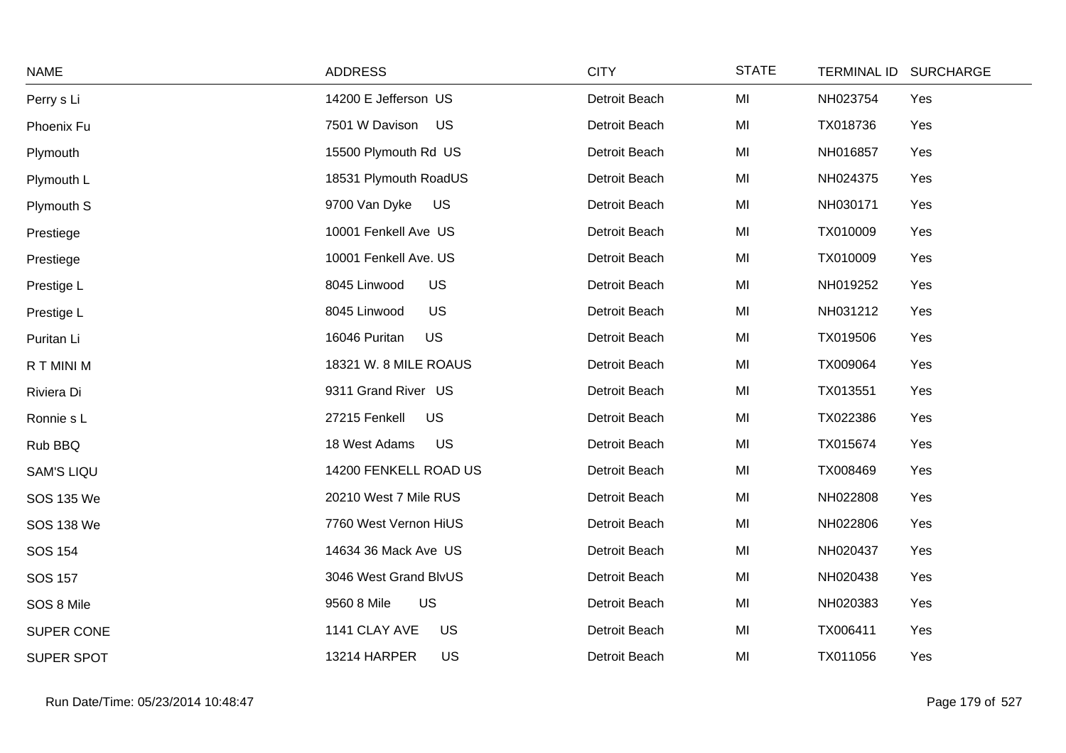| NAME | ADDRESS | CITY | STATE | TERMINAL ID | SURCHARGE |
|---|---|---|---|---|---|
| Perry s Li | 14200 E Jefferson US | Detroit Beach | MI | NH023754 | Yes |
| Phoenix Fu | 7501 W Davison US | Detroit Beach | MI | TX018736 | Yes |
| Plymouth | 15500 Plymouth Rd US | Detroit Beach | MI | NH016857 | Yes |
| Plymouth L | 18531 Plymouth RoadUS | Detroit Beach | MI | NH024375 | Yes |
| Plymouth S | 9700 Van Dyke US | Detroit Beach | MI | NH030171 | Yes |
| Prestiege | 10001 Fenkell Ave US | Detroit Beach | MI | TX010009 | Yes |
| Prestiege | 10001 Fenkell Ave. US | Detroit Beach | MI | TX010009 | Yes |
| Prestige L | 8045 Linwood US | Detroit Beach | MI | NH019252 | Yes |
| Prestige L | 8045 Linwood US | Detroit Beach | MI | NH031212 | Yes |
| Puritan Li | 16046 Puritan US | Detroit Beach | MI | TX019506 | Yes |
| R T MINI M | 18321 W. 8 MILE ROAUS | Detroit Beach | MI | TX009064 | Yes |
| Riviera Di | 9311 Grand River US | Detroit Beach | MI | TX013551 | Yes |
| Ronnie s L | 27215 Fenkell US | Detroit Beach | MI | TX022386 | Yes |
| Rub BBQ | 18 West Adams US | Detroit Beach | MI | TX015674 | Yes |
| SAM'S LIQU | 14200 FENKELL ROAD US | Detroit Beach | MI | TX008469 | Yes |
| SOS 135 We | 20210 West 7 Mile RUS | Detroit Beach | MI | NH022808 | Yes |
| SOS 138 We | 7760 West Vernon HiUS | Detroit Beach | MI | NH022806 | Yes |
| SOS 154 | 14634 36 Mack Ave US | Detroit Beach | MI | NH020437 | Yes |
| SOS 157 | 3046 West Grand BlvUS | Detroit Beach | MI | NH020438 | Yes |
| SOS 8 Mile | 9560 8 Mile US | Detroit Beach | MI | NH020383 | Yes |
| SUPER CONE | 1141 CLAY AVE US | Detroit Beach | MI | TX006411 | Yes |
| SUPER SPOT | 13214 HARPER US | Detroit Beach | MI | TX011056 | Yes |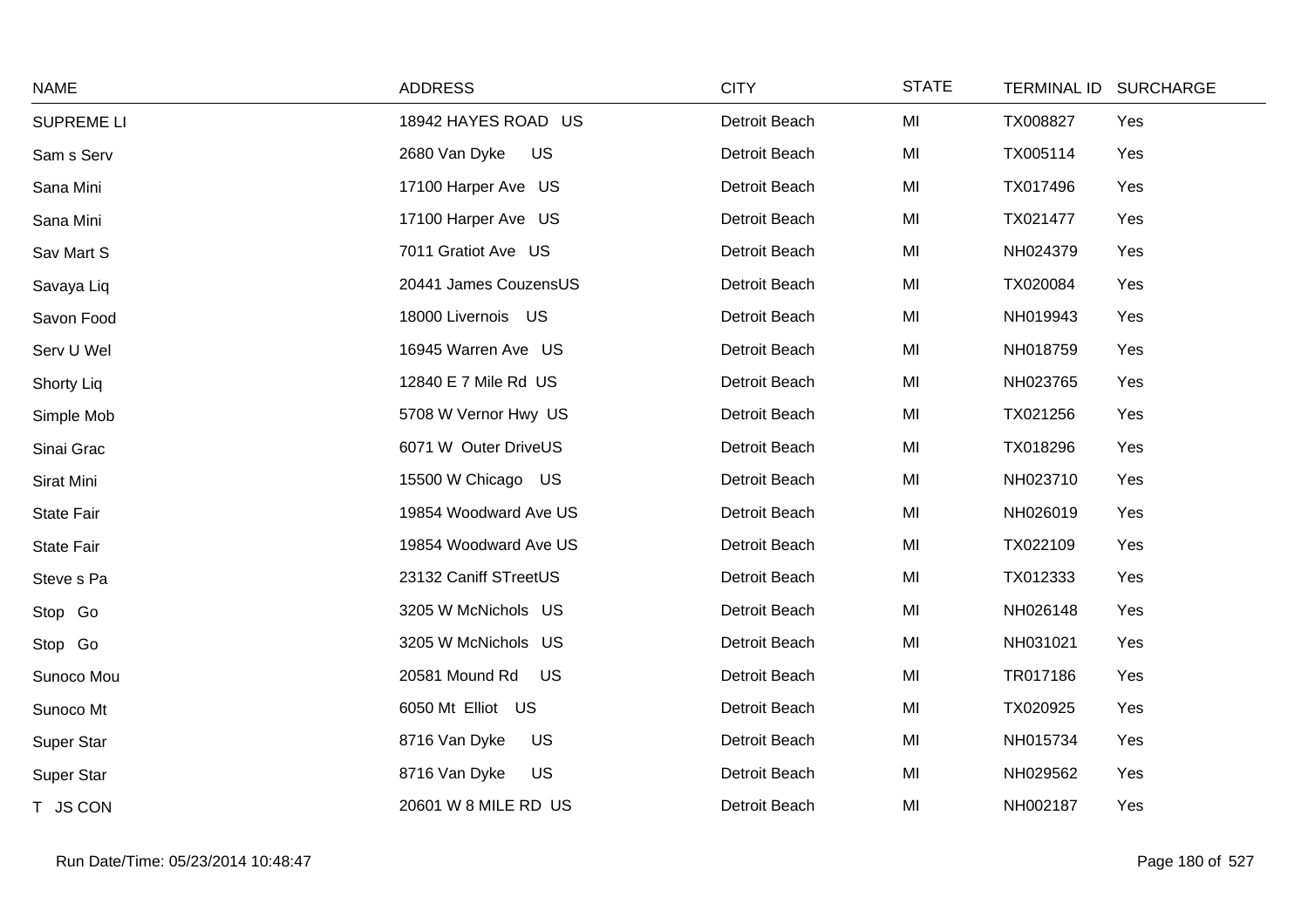| NAME | ADDRESS | CITY | STATE | TERMINAL ID | SURCHARGE |
| --- | --- | --- | --- | --- | --- |
| SUPREME LI | 18942 HAYES ROAD US | Detroit Beach | MI | TX008827 | Yes |
| Sam s Serv | 2680 Van Dyke US | Detroit Beach | MI | TX005114 | Yes |
| Sana Mini | 17100 Harper Ave US | Detroit Beach | MI | TX017496 | Yes |
| Sana Mini | 17100 Harper Ave US | Detroit Beach | MI | TX021477 | Yes |
| Sav Mart S | 7011 Gratiot Ave US | Detroit Beach | MI | NH024379 | Yes |
| Savaya Liq | 20441 James CouzensUS | Detroit Beach | MI | TX020084 | Yes |
| Savon Food | 18000 Livernois US | Detroit Beach | MI | NH019943 | Yes |
| Serv U Wel | 16945 Warren Ave US | Detroit Beach | MI | NH018759 | Yes |
| Shorty Liq | 12840 E 7 Mile Rd US | Detroit Beach | MI | NH023765 | Yes |
| Simple Mob | 5708 W Vernor Hwy US | Detroit Beach | MI | TX021256 | Yes |
| Sinai Grac | 6071 W Outer DriveUS | Detroit Beach | MI | TX018296 | Yes |
| Sirat Mini | 15500 W Chicago US | Detroit Beach | MI | NH023710 | Yes |
| State Fair | 19854 Woodward Ave US | Detroit Beach | MI | NH026019 | Yes |
| State Fair | 19854 Woodward Ave US | Detroit Beach | MI | TX022109 | Yes |
| Steve s Pa | 23132 Caniff STreetUS | Detroit Beach | MI | TX012333 | Yes |
| Stop Go | 3205 W McNichols US | Detroit Beach | MI | NH026148 | Yes |
| Stop Go | 3205 W McNichols US | Detroit Beach | MI | NH031021 | Yes |
| Sunoco Mou | 20581 Mound Rd US | Detroit Beach | MI | TR017186 | Yes |
| Sunoco Mt | 6050 Mt Elliot US | Detroit Beach | MI | TX020925 | Yes |
| Super Star | 8716 Van Dyke US | Detroit Beach | MI | NH015734 | Yes |
| Super Star | 8716 Van Dyke US | Detroit Beach | MI | NH029562 | Yes |
| T JS CON | 20601 W 8 MILE RD US | Detroit Beach | MI | NH002187 | Yes |

Run Date/Time: 05/23/2014 10:48:47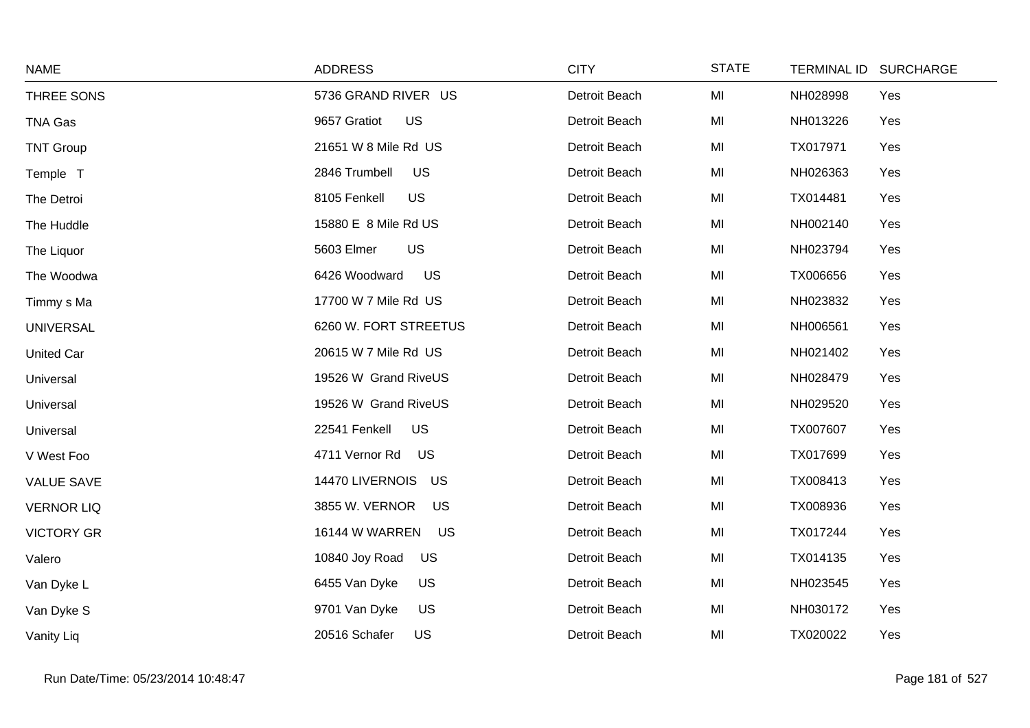| NAME | ADDRESS | CITY | STATE | TERMINAL ID | SURCHARGE |
|---|---|---|---|---|---|
| THREE SONS | 5736 GRAND RIVER US | Detroit Beach | MI | NH028998 | Yes |
| TNA Gas | 9657 Gratiot US | Detroit Beach | MI | NH013226 | Yes |
| TNT Group | 21651 W 8 Mile Rd US | Detroit Beach | MI | TX017971 | Yes |
| Temple T | 2846 Trumbell US | Detroit Beach | MI | NH026363 | Yes |
| The Detroi | 8105 Fenkell US | Detroit Beach | MI | TX014481 | Yes |
| The Huddle | 15880 E 8 Mile Rd US | Detroit Beach | MI | NH002140 | Yes |
| The Liquor | 5603 Elmer US | Detroit Beach | MI | NH023794 | Yes |
| The Woodwa | 6426 Woodward US | Detroit Beach | MI | TX006656 | Yes |
| Timmy s Ma | 17700 W 7 Mile Rd US | Detroit Beach | MI | NH023832 | Yes |
| UNIVERSAL | 6260 W. FORT STREETUS | Detroit Beach | MI | NH006561 | Yes |
| United Car | 20615 W 7 Mile Rd US | Detroit Beach | MI | NH021402 | Yes |
| Universal | 19526 W Grand RiveUS | Detroit Beach | MI | NH028479 | Yes |
| Universal | 19526 W Grand RiveUS | Detroit Beach | MI | NH029520 | Yes |
| Universal | 22541 Fenkell US | Detroit Beach | MI | TX007607 | Yes |
| V West Foo | 4711 Vernor Rd US | Detroit Beach | MI | TX017699 | Yes |
| VALUE SAVE | 14470 LIVERNOIS US | Detroit Beach | MI | TX008413 | Yes |
| VERNOR LIQ | 3855 W. VERNOR US | Detroit Beach | MI | TX008936 | Yes |
| VICTORY GR | 16144 W WARREN US | Detroit Beach | MI | TX017244 | Yes |
| Valero | 10840 Joy Road US | Detroit Beach | MI | TX014135 | Yes |
| Van Dyke L | 6455 Van Dyke US | Detroit Beach | MI | NH023545 | Yes |
| Van Dyke S | 9701 Van Dyke US | Detroit Beach | MI | NH030172 | Yes |
| Vanity Liq | 20516 Schafer US | Detroit Beach | MI | TX020022 | Yes |

Run Date/Time: 05/23/2014 10:48:47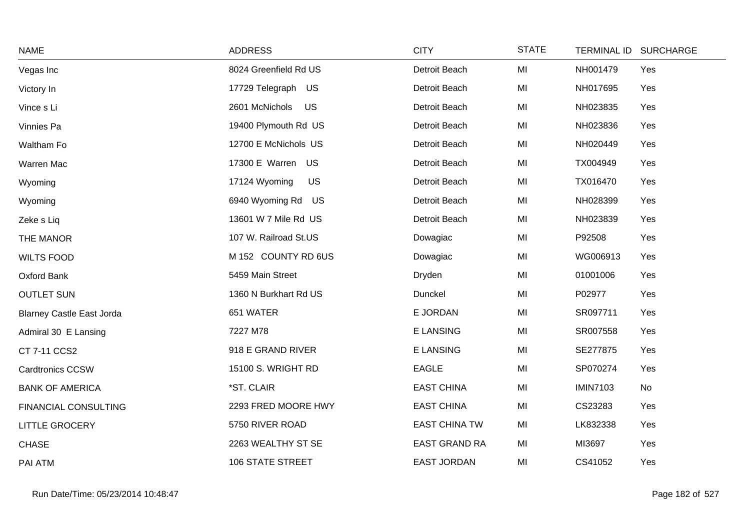| NAME | ADDRESS | CITY | STATE | TERMINAL ID | SURCHARGE |
|---|---|---|---|---|---|
| Vegas Inc | 8024 Greenfield Rd US | Detroit Beach | MI | NH001479 | Yes |
| Victory In | 17729 Telegraph US | Detroit Beach | MI | NH017695 | Yes |
| Vince s Li | 2601 McNichols US | Detroit Beach | MI | NH023835 | Yes |
| Vinnies Pa | 19400 Plymouth Rd US | Detroit Beach | MI | NH023836 | Yes |
| Waltham Fo | 12700 E McNichols US | Detroit Beach | MI | NH020449 | Yes |
| Warren Mac | 17300 E Warren US | Detroit Beach | MI | TX004949 | Yes |
| Wyoming | 17124 Wyoming US | Detroit Beach | MI | TX016470 | Yes |
| Wyoming | 6940 Wyoming Rd US | Detroit Beach | MI | NH028399 | Yes |
| Zeke s Liq | 13601 W 7 Mile Rd US | Detroit Beach | MI | NH023839 | Yes |
| THE MANOR | 107 W. Railroad St.US | Dowagiac | MI | P92508 | Yes |
| WILTS FOOD | M 152 COUNTY RD 6US | Dowagiac | MI | WG006913 | Yes |
| Oxford Bank | 5459 Main Street | Dryden | MI | 01001006 | Yes |
| OUTLET SUN | 1360 N Burkhart Rd US | Dunckel | MI | P02977 | Yes |
| Blarney Castle East Jorda | 651 WATER | E JORDAN | MI | SR097711 | Yes |
| Admiral 30 E Lansing | 7227 M78 | E LANSING | MI | SR007558 | Yes |
| CT 7-11 CCS2 | 918 E GRAND RIVER | E LANSING | MI | SE277875 | Yes |
| Cardtronics CCSW | 15100 S. WRIGHT RD | EAGLE | MI | SP070274 | Yes |
| BANK OF AMERICA | *ST. CLAIR | EAST CHINA | MI | IMIN7103 | No |
| FINANCIAL CONSULTING | 2293 FRED MOORE HWY | EAST CHINA | MI | CS23283 | Yes |
| LITTLE GROCERY | 5750 RIVER ROAD | EAST CHINA TW | MI | LK832338 | Yes |
| CHASE | 2263 WEALTHY ST SE | EAST GRAND RA | MI | MI3697 | Yes |
| PAI ATM | 106 STATE STREET | EAST JORDAN | MI | CS41052 | Yes |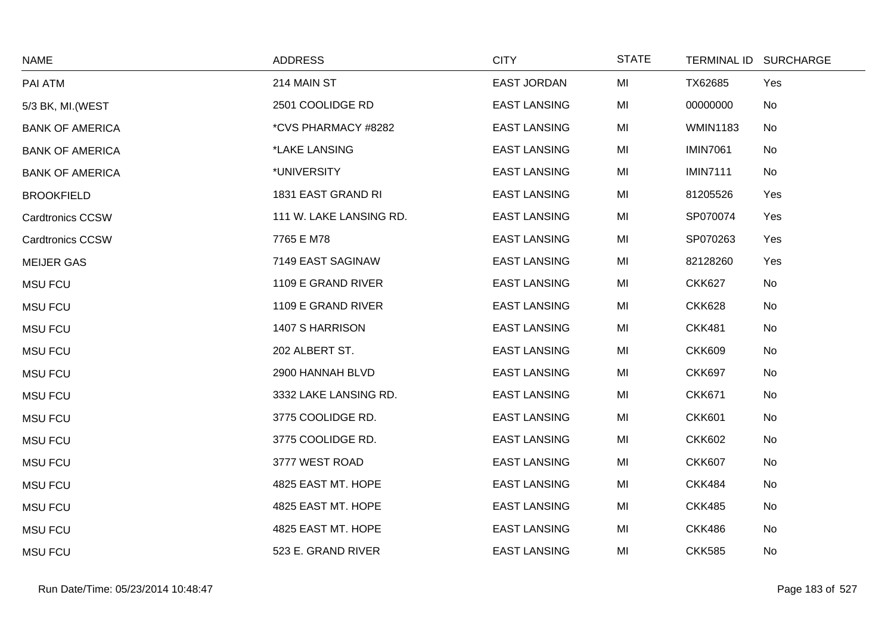| NAME | ADDRESS | CITY | STATE | TERMINAL ID | SURCHARGE |
|---|---|---|---|---|---|
| PAI ATM | 214 MAIN ST | EAST JORDAN | MI | TX62685 | Yes |
| 5/3 BK, MI.(WEST | 2501 COOLIDGE RD | EAST LANSING | MI | 00000000 | No |
| BANK OF AMERICA | *CVS PHARMACY #8282 | EAST LANSING | MI | WMIN1183 | No |
| BANK OF AMERICA | *LAKE LANSING | EAST LANSING | MI | IMIN7061 | No |
| BANK OF AMERICA | *UNIVERSITY | EAST LANSING | MI | IMIN7111 | No |
| BROOKFIELD | 1831 EAST GRAND RI | EAST LANSING | MI | 81205526 | Yes |
| Cardtronics CCSW | 111 W. LAKE LANSING RD. | EAST LANSING | MI | SP070074 | Yes |
| Cardtronics CCSW | 7765 E M78 | EAST LANSING | MI | SP070263 | Yes |
| MEIJER GAS | 7149 EAST SAGINAW | EAST LANSING | MI | 82128260 | Yes |
| MSU FCU | 1109 E GRAND RIVER | EAST LANSING | MI | CKK627 | No |
| MSU FCU | 1109 E GRAND RIVER | EAST LANSING | MI | CKK628 | No |
| MSU FCU | 1407 S HARRISON | EAST LANSING | MI | CKK481 | No |
| MSU FCU | 202 ALBERT ST. | EAST LANSING | MI | CKK609 | No |
| MSU FCU | 2900 HANNAH BLVD | EAST LANSING | MI | CKK697 | No |
| MSU FCU | 3332 LAKE LANSING RD. | EAST LANSING | MI | CKK671 | No |
| MSU FCU | 3775 COOLIDGE RD. | EAST LANSING | MI | CKK601 | No |
| MSU FCU | 3775 COOLIDGE RD. | EAST LANSING | MI | CKK602 | No |
| MSU FCU | 3777 WEST ROAD | EAST LANSING | MI | CKK607 | No |
| MSU FCU | 4825 EAST MT. HOPE | EAST LANSING | MI | CKK484 | No |
| MSU FCU | 4825 EAST MT. HOPE | EAST LANSING | MI | CKK485 | No |
| MSU FCU | 4825 EAST MT. HOPE | EAST LANSING | MI | CKK486 | No |
| MSU FCU | 523 E. GRAND RIVER | EAST LANSING | MI | CKK585 | No |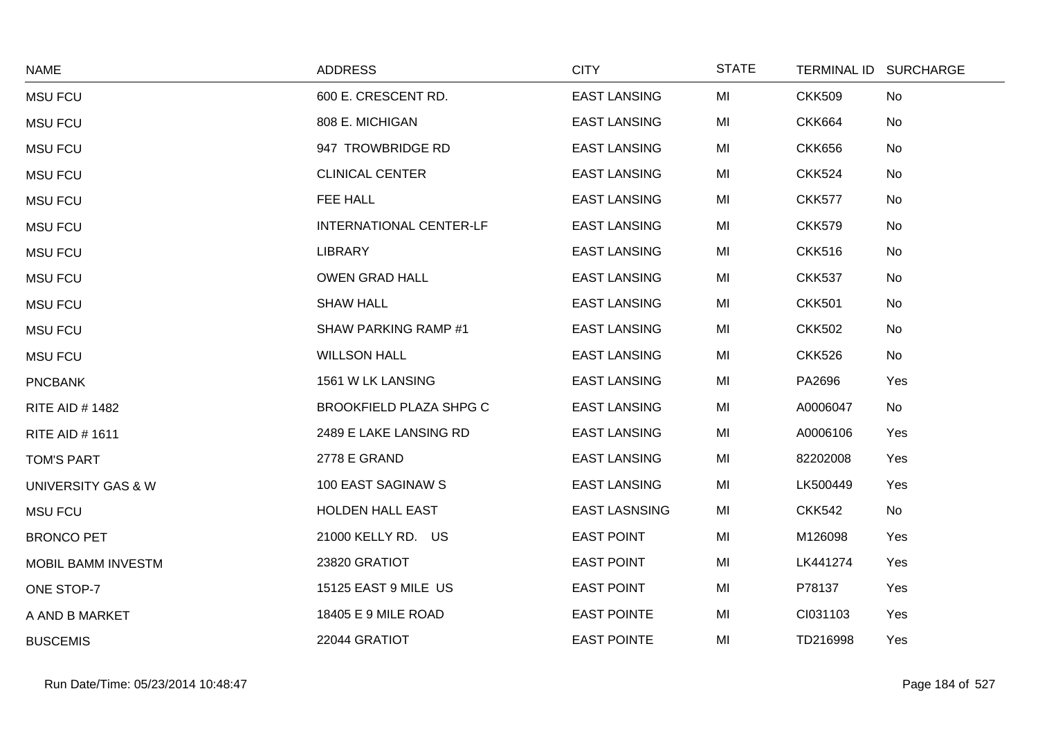| NAME | ADDRESS | CITY | STATE | TERMINAL ID | SURCHARGE |
|---|---|---|---|---|---|
| MSU FCU | 600 E. CRESCENT RD. | EAST LANSING | MI | CKK509 | No |
| MSU FCU | 808 E. MICHIGAN | EAST LANSING | MI | CKK664 | No |
| MSU FCU | 947 TROWBRIDGE RD | EAST LANSING | MI | CKK656 | No |
| MSU FCU | CLINICAL CENTER | EAST LANSING | MI | CKK524 | No |
| MSU FCU | FEE HALL | EAST LANSING | MI | CKK577 | No |
| MSU FCU | INTERNATIONAL CENTER-LF | EAST LANSING | MI | CKK579 | No |
| MSU FCU | LIBRARY | EAST LANSING | MI | CKK516 | No |
| MSU FCU | OWEN GRAD HALL | EAST LANSING | MI | CKK537 | No |
| MSU FCU | SHAW HALL | EAST LANSING | MI | CKK501 | No |
| MSU FCU | SHAW PARKING RAMP #1 | EAST LANSING | MI | CKK502 | No |
| MSU FCU | WILLSON HALL | EAST LANSING | MI | CKK526 | No |
| PNCBANK | 1561 W LK LANSING | EAST LANSING | MI | PA2696 | Yes |
| RITE AID # 1482 | BROOKFIELD PLAZA SHPG C | EAST LANSING | MI | A0006047 | No |
| RITE AID # 1611 | 2489 E LAKE LANSING RD | EAST LANSING | MI | A0006106 | Yes |
| TOM'S PART | 2778 E GRAND | EAST LANSING | MI | 82202008 | Yes |
| UNIVERSITY GAS & W | 100 EAST SAGINAW S | EAST LANSING | MI | LK500449 | Yes |
| MSU FCU | HOLDEN HALL EAST | EAST LASNSING | MI | CKK542 | No |
| BRONCO PET | 21000 KELLY RD. US | EAST POINT | MI | M126098 | Yes |
| MOBIL BAMM INVESTM | 23820 GRATIOT | EAST POINT | MI | LK441274 | Yes |
| ONE STOP-7 | 15125 EAST 9 MILE US | EAST POINT | MI | P78137 | Yes |
| A AND B MARKET | 18405 E 9 MILE ROAD | EAST POINTE | MI | CI031103 | Yes |
| BUSCEMIS | 22044 GRATIOT | EAST POINTE | MI | TD216998 | Yes |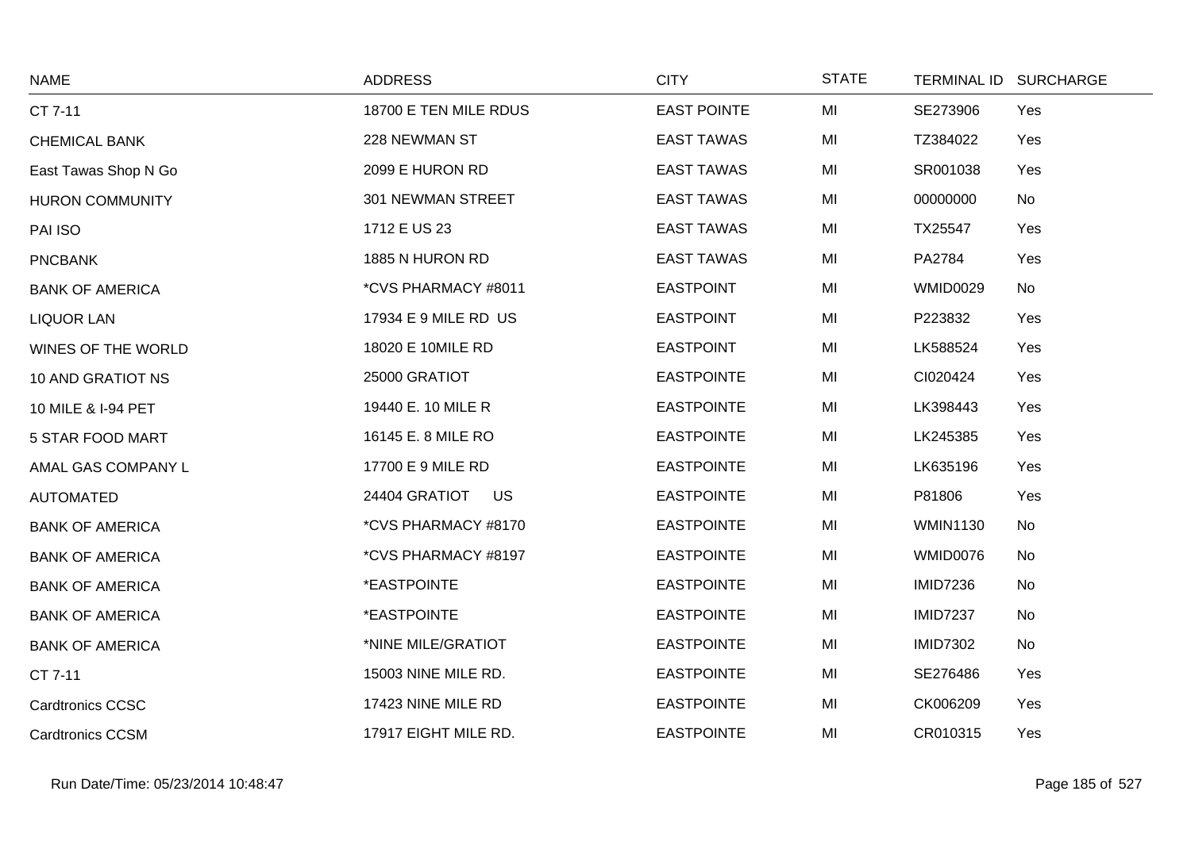| NAME | ADDRESS | CITY | STATE | TERMINAL ID | SURCHARGE |
|---|---|---|---|---|---|
| CT 7-11 | 18700 E TEN MILE RDUS | EAST POINTE | MI | SE273906 | Yes |
| CHEMICAL BANK | 228 NEWMAN ST | EAST TAWAS | MI | TZ384022 | Yes |
| East Tawas Shop N Go | 2099 E HURON RD | EAST TAWAS | MI | SR001038 | Yes |
| HURON COMMUNITY | 301 NEWMAN STREET | EAST TAWAS | MI | 00000000 | No |
| PAI ISO | 1712 E US 23 | EAST TAWAS | MI | TX25547 | Yes |
| PNCBANK | 1885 N HURON RD | EAST TAWAS | MI | PA2784 | Yes |
| BANK OF AMERICA | *CVS PHARMACY #8011 | EASTPOINT | MI | WMID0029 | No |
| LIQUOR LAN | 17934 E 9 MILE RD US | EASTPOINT | MI | P223832 | Yes |
| WINES OF THE WORLD | 18020 E 10MILE RD | EASTPOINT | MI | LK588524 | Yes |
| 10 AND GRATIOT NS | 25000 GRATIOT | EASTPOINTE | MI | CI020424 | Yes |
| 10 MILE & I-94 PET | 19440 E. 10 MILE R | EASTPOINTE | MI | LK398443 | Yes |
| 5 STAR FOOD MART | 16145 E. 8 MILE RO | EASTPOINTE | MI | LK245385 | Yes |
| AMAL GAS COMPANY L | 17700 E 9 MILE RD | EASTPOINTE | MI | LK635196 | Yes |
| AUTOMATED | 24404 GRATIOT US | EASTPOINTE | MI | P81806 | Yes |
| BANK OF AMERICA | *CVS PHARMACY #8170 | EASTPOINTE | MI | WMIN1130 | No |
| BANK OF AMERICA | *CVS PHARMACY #8197 | EASTPOINTE | MI | WMID0076 | No |
| BANK OF AMERICA | *EASTPOINTE | EASTPOINTE | MI | IMID7236 | No |
| BANK OF AMERICA | *EASTPOINTE | EASTPOINTE | MI | IMID7237 | No |
| BANK OF AMERICA | *NINE MILE/GRATIOT | EASTPOINTE | MI | IMID7302 | No |
| CT 7-11 | 15003 NINE MILE RD. | EASTPOINTE | MI | SE276486 | Yes |
| Cardtronics CCSC | 17423 NINE MILE RD | EASTPOINTE | MI | CK006209 | Yes |
| Cardtronics CCSM | 17917 EIGHT MILE RD. | EASTPOINTE | MI | CR010315 | Yes |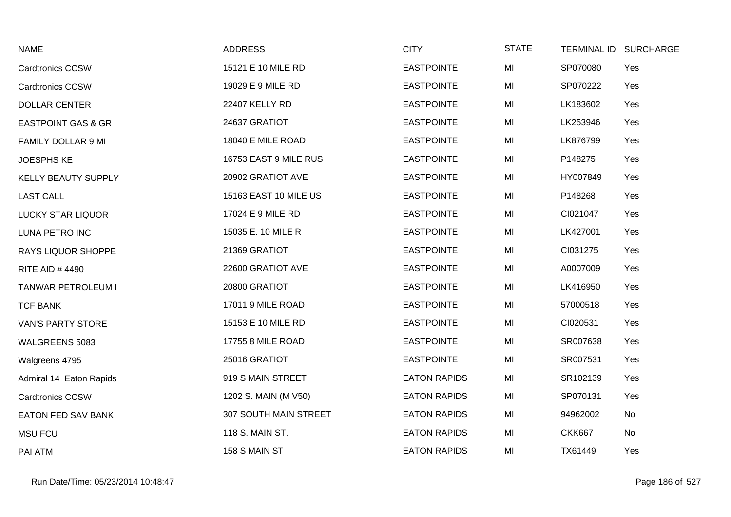| NAME | ADDRESS | CITY | STATE | TERMINAL ID | SURCHARGE |
|---|---|---|---|---|---|
| Cardtronics CCSW | 15121 E 10 MILE RD | EASTPOINTE | MI | SP070080 | Yes |
| Cardtronics CCSW | 19029 E 9 MILE RD | EASTPOINTE | MI | SP070222 | Yes |
| DOLLAR CENTER | 22407 KELLY RD | EASTPOINTE | MI | LK183602 | Yes |
| EASTPOINT GAS & GR | 24637 GRATIOT | EASTPOINTE | MI | LK253946 | Yes |
| FAMILY DOLLAR 9 MI | 18040 E MILE ROAD | EASTPOINTE | MI | LK876799 | Yes |
| JOESPHS KE | 16753 EAST 9 MILE RUS | EASTPOINTE | MI | P148275 | Yes |
| KELLY BEAUTY SUPPLY | 20902 GRATIOT AVE | EASTPOINTE | MI | HY007849 | Yes |
| LAST CALL | 15163 EAST 10 MILE US | EASTPOINTE | MI | P148268 | Yes |
| LUCKY STAR LIQUOR | 17024 E 9 MILE RD | EASTPOINTE | MI | CI021047 | Yes |
| LUNA PETRO INC | 15035 E. 10 MILE R | EASTPOINTE | MI | LK427001 | Yes |
| RAYS LIQUOR SHOPPE | 21369 GRATIOT | EASTPOINTE | MI | CI031275 | Yes |
| RITE AID # 4490 | 22600 GRATIOT AVE | EASTPOINTE | MI | A0007009 | Yes |
| TANWAR PETROLEUM I | 20800 GRATIOT | EASTPOINTE | MI | LK416950 | Yes |
| TCF BANK | 17011 9 MILE ROAD | EASTPOINTE | MI | 57000518 | Yes |
| VAN'S PARTY STORE | 15153 E 10 MILE RD | EASTPOINTE | MI | CI020531 | Yes |
| WALGREENS 5083 | 17755 8 MILE ROAD | EASTPOINTE | MI | SR007638 | Yes |
| Walgreens 4795 | 25016 GRATIOT | EASTPOINTE | MI | SR007531 | Yes |
| Admiral 14 Eaton Rapids | 919 S MAIN STREET | EATON RAPIDS | MI | SR102139 | Yes |
| Cardtronics CCSW | 1202 S. MAIN (M V50) | EATON RAPIDS | MI | SP070131 | Yes |
| EATON FED SAV BANK | 307 SOUTH MAIN STREET | EATON RAPIDS | MI | 94962002 | No |
| MSU FCU | 118 S. MAIN ST. | EATON RAPIDS | MI | CKK667 | No |
| PAI ATM | 158 S MAIN ST | EATON RAPIDS | MI | TX61449 | Yes |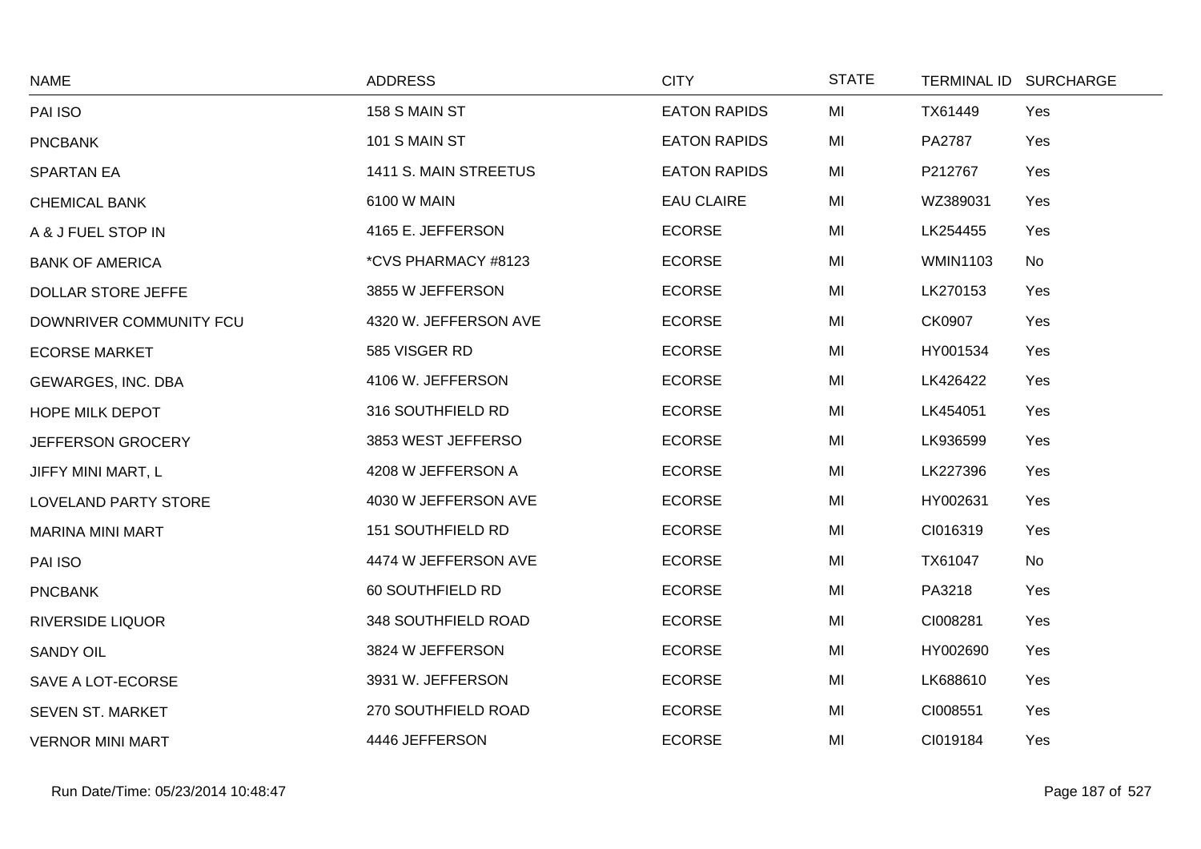| NAME | ADDRESS | CITY | STATE | TERMINAL ID | SURCHARGE |
|---|---|---|---|---|---|
| PAI ISO | 158 S MAIN ST | EATON RAPIDS | MI | TX61449 | Yes |
| PNCBANK | 101 S MAIN ST | EATON RAPIDS | MI | PA2787 | Yes |
| SPARTAN EA | 1411 S. MAIN STREETUS | EATON RAPIDS | MI | P212767 | Yes |
| CHEMICAL BANK | 6100 W MAIN | EAU CLAIRE | MI | WZ389031 | Yes |
| A & J FUEL STOP IN | 4165 E. JEFFERSON | ECORSE | MI | LK254455 | Yes |
| BANK OF AMERICA | *CVS PHARMACY #8123 | ECORSE | MI | WMIN1103 | No |
| DOLLAR STORE JEFFE | 3855 W JEFFERSON | ECORSE | MI | LK270153 | Yes |
| DOWNRIVER COMMUNITY FCU | 4320 W. JEFFERSON AVE | ECORSE | MI | CK0907 | Yes |
| ECORSE MARKET | 585 VISGER RD | ECORSE | MI | HY001534 | Yes |
| GEWARGES, INC. DBA | 4106 W. JEFFERSON | ECORSE | MI | LK426422 | Yes |
| HOPE MILK DEPOT | 316 SOUTHFIELD RD | ECORSE | MI | LK454051 | Yes |
| JEFFERSON GROCERY | 3853 WEST JEFFERSO | ECORSE | MI | LK936599 | Yes |
| JIFFY MINI MART, L | 4208 W JEFFERSON A | ECORSE | MI | LK227396 | Yes |
| LOVELAND PARTY STORE | 4030 W JEFFERSON AVE | ECORSE | MI | HY002631 | Yes |
| MARINA MINI MART | 151 SOUTHFIELD RD | ECORSE | MI | CI016319 | Yes |
| PAI ISO | 4474 W JEFFERSON AVE | ECORSE | MI | TX61047 | No |
| PNCBANK | 60 SOUTHFIELD RD | ECORSE | MI | PA3218 | Yes |
| RIVERSIDE LIQUOR | 348 SOUTHFIELD ROAD | ECORSE | MI | CI008281 | Yes |
| SANDY OIL | 3824 W JEFFERSON | ECORSE | MI | HY002690 | Yes |
| SAVE A LOT-ECORSE | 3931 W. JEFFERSON | ECORSE | MI | LK688610 | Yes |
| SEVEN ST. MARKET | 270 SOUTHFIELD ROAD | ECORSE | MI | CI008551 | Yes |
| VERNOR MINI MART | 4446 JEFFERSON | ECORSE | MI | CI019184 | Yes |

Run Date/Time: 05/23/2014 10:48:47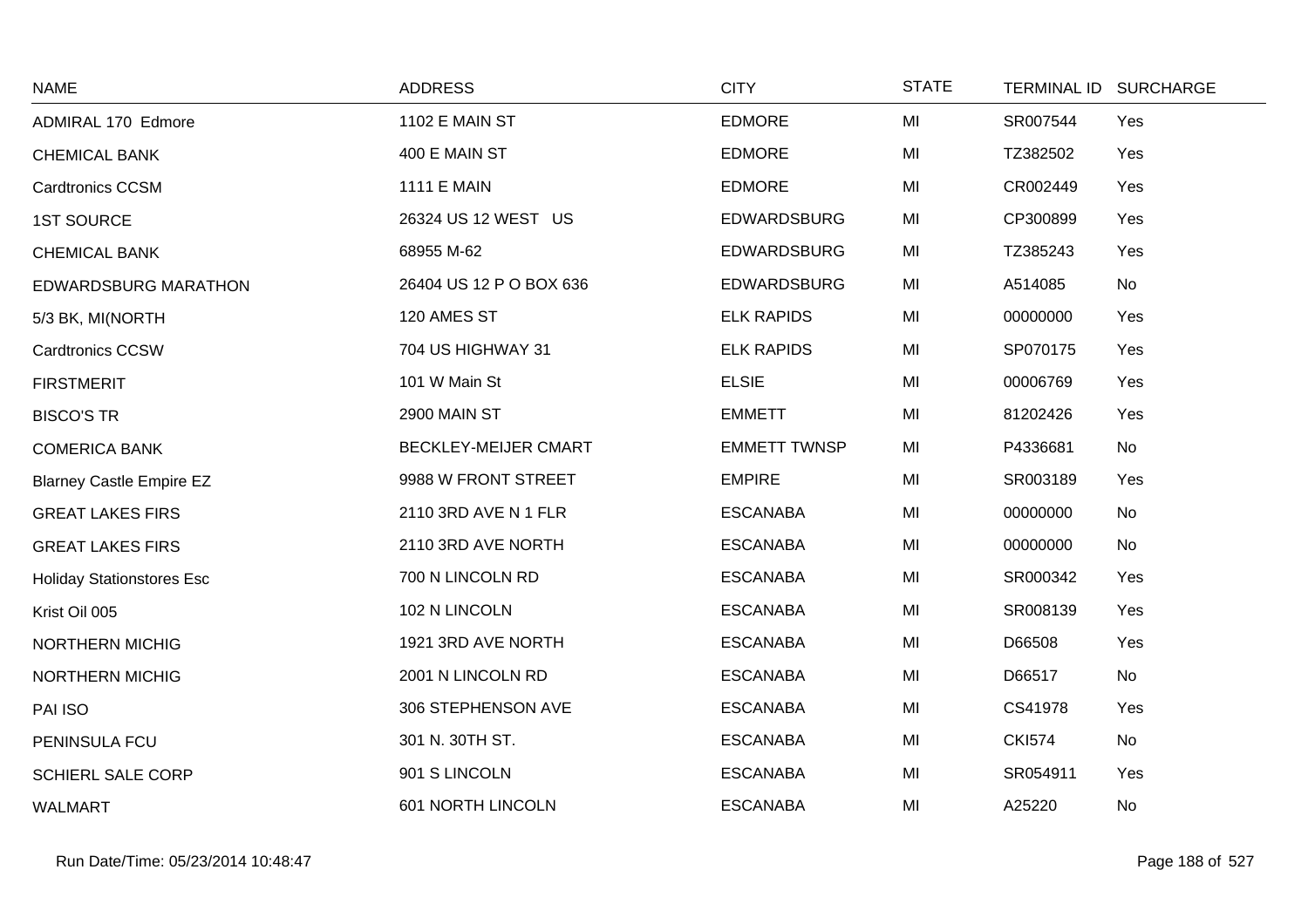| NAME | ADDRESS | CITY | STATE | TERMINAL ID | SURCHARGE |
|---|---|---|---|---|---|
| ADMIRAL 170 Edmore | 1102 E MAIN ST | EDMORE | MI | SR007544 | Yes |
| CHEMICAL BANK | 400 E MAIN ST | EDMORE | MI | TZ382502 | Yes |
| Cardtronics CCSM | 1111 E MAIN | EDMORE | MI | CR002449 | Yes |
| 1ST SOURCE | 26324 US 12 WEST US | EDWARDSBURG | MI | CP300899 | Yes |
| CHEMICAL BANK | 68955 M-62 | EDWARDSBURG | MI | TZ385243 | Yes |
| EDWARDSBURG MARATHON | 26404 US 12 P O BOX 636 | EDWARDSBURG | MI | A514085 | No |
| 5/3 BK, MI(NORTH | 120 AMES ST | ELK RAPIDS | MI | 00000000 | Yes |
| Cardtronics CCSW | 704 US HIGHWAY 31 | ELK RAPIDS | MI | SP070175 | Yes |
| FIRSTMERIT | 101 W Main St | ELSIE | MI | 00006769 | Yes |
| BISCO'S TR | 2900 MAIN ST | EMMETT | MI | 81202426 | Yes |
| COMERICA BANK | BECKLEY-MEIJER CMART | EMMETT TWNSP | MI | P4336681 | No |
| Blarney Castle Empire EZ | 9988 W FRONT STREET | EMPIRE | MI | SR003189 | Yes |
| GREAT LAKES FIRS | 2110 3RD AVE N 1 FLR | ESCANABA | MI | 00000000 | No |
| GREAT LAKES FIRS | 2110 3RD AVE NORTH | ESCANABA | MI | 00000000 | No |
| Holiday Stationstores Esc | 700 N LINCOLN RD | ESCANABA | MI | SR000342 | Yes |
| Krist Oil 005 | 102 N LINCOLN | ESCANABA | MI | SR008139 | Yes |
| NORTHERN MICHIG | 1921 3RD AVE NORTH | ESCANABA | MI | D66508 | Yes |
| NORTHERN MICHIG | 2001 N LINCOLN RD | ESCANABA | MI | D66517 | No |
| PAI ISO | 306 STEPHENSON AVE | ESCANABA | MI | CS41978 | Yes |
| PENINSULA FCU | 301 N. 30TH ST. | ESCANABA | MI | CKI574 | No |
| SCHIERL SALE CORP | 901 S LINCOLN | ESCANABA | MI | SR054911 | Yes |
| WALMART | 601 NORTH LINCOLN | ESCANABA | MI | A25220 | No |

Run Date/Time: 05/23/2014 10:48:47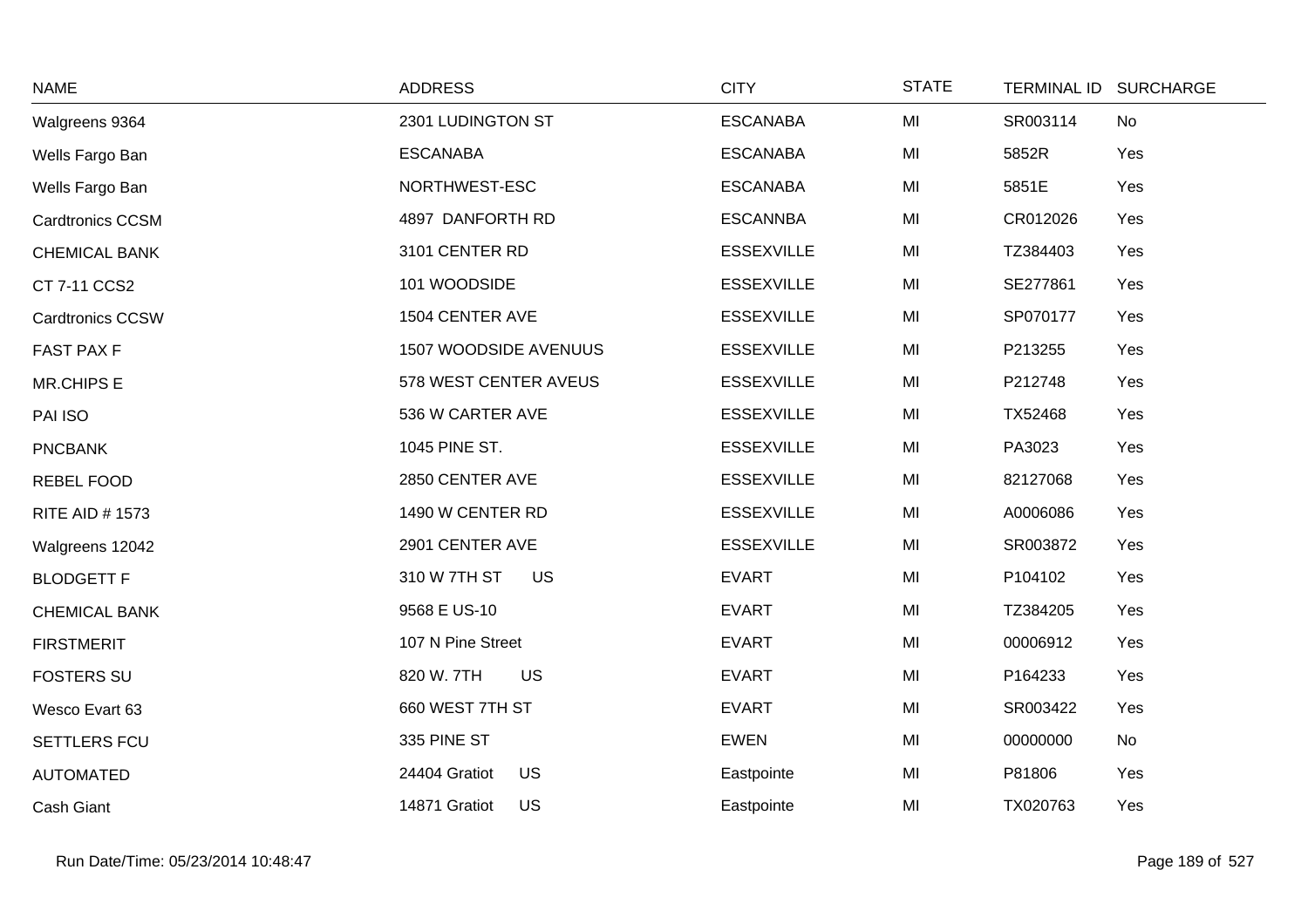| NAME | ADDRESS | CITY | STATE | TERMINAL ID | SURCHARGE |
|---|---|---|---|---|---|
| Walgreens 9364 | 2301 LUDINGTON ST | ESCANABA | MI | SR003114 | No |
| Wells Fargo Ban | ESCANABA | ESCANABA | MI | 5852R | Yes |
| Wells Fargo Ban | NORTHWEST-ESC | ESCANABA | MI | 5851E | Yes |
| Cardtronics CCSM | 4897 DANFORTH RD | ESCANNBA | MI | CR012026 | Yes |
| CHEMICAL BANK | 3101 CENTER RD | ESSEXVILLE | MI | TZ384403 | Yes |
| CT 7-11 CCS2 | 101 WOODSIDE | ESSEXVILLE | MI | SE277861 | Yes |
| Cardtronics CCSW | 1504 CENTER AVE | ESSEXVILLE | MI | SP070177 | Yes |
| FAST PAX F | 1507 WOODSIDE AVENUUS | ESSEXVILLE | MI | P213255 | Yes |
| MR.CHIPS E | 578 WEST CENTER AVEUS | ESSEXVILLE | MI | P212748 | Yes |
| PAI ISO | 536 W CARTER AVE | ESSEXVILLE | MI | TX52468 | Yes |
| PNCBANK | 1045 PINE ST. | ESSEXVILLE | MI | PA3023 | Yes |
| REBEL FOOD | 2850 CENTER AVE | ESSEXVILLE | MI | 82127068 | Yes |
| RITE AID # 1573 | 1490 W CENTER RD | ESSEXVILLE | MI | A0006086 | Yes |
| Walgreens 12042 | 2901 CENTER AVE | ESSEXVILLE | MI | SR003872 | Yes |
| BLODGETT F | 310 W 7TH ST US | EVART | MI | P104102 | Yes |
| CHEMICAL BANK | 9568 E US-10 | EVART | MI | TZ384205 | Yes |
| FIRSTMERIT | 107 N Pine Street | EVART | MI | 00006912 | Yes |
| FOSTERS SU | 820 W. 7TH US | EVART | MI | P164233 | Yes |
| Wesco Evart 63 | 660 WEST 7TH ST | EVART | MI | SR003422 | Yes |
| SETTLERS FCU | 335 PINE ST | EWEN | MI | 00000000 | No |
| AUTOMATED | 24404 Gratiot US | Eastpointe | MI | P81806 | Yes |
| Cash Giant | 14871 Gratiot US | Eastpointe | MI | TX020763 | Yes |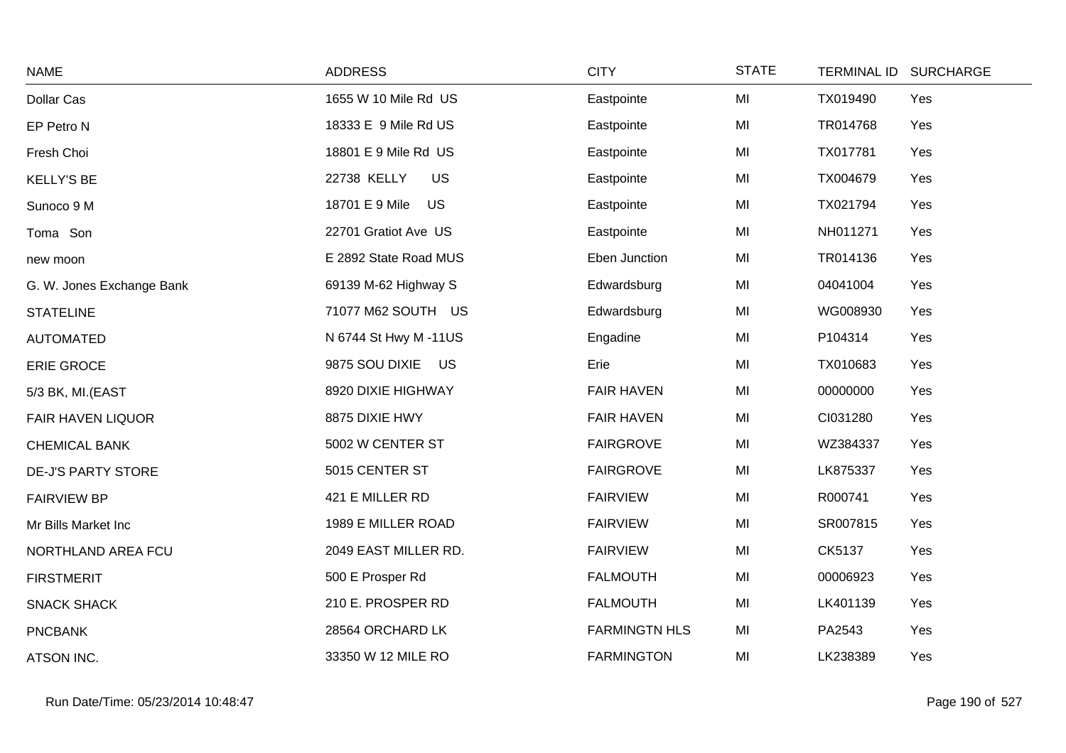| NAME | ADDRESS | CITY | STATE | TERMINAL ID | SURCHARGE |
|---|---|---|---|---|---|
| Dollar Cas | 1655 W 10 Mile Rd US | Eastpointe | MI | TX019490 | Yes |
| EP Petro N | 18333 E 9 Mile Rd US | Eastpointe | MI | TR014768 | Yes |
| Fresh Choi | 18801 E 9 Mile Rd US | Eastpointe | MI | TX017781 | Yes |
| KELLY'S BE | 22738 KELLY US | Eastpointe | MI | TX004679 | Yes |
| Sunoco 9 M | 18701 E 9 Mile US | Eastpointe | MI | TX021794 | Yes |
| Toma Son | 22701 Gratiot Ave US | Eastpointe | MI | NH011271 | Yes |
| new moon | E 2892 State Road MUS | Eben Junction | MI | TR014136 | Yes |
| G. W. Jones Exchange Bank | 69139 M-62 Highway S | Edwardsburg | MI | 04041004 | Yes |
| STATELINE | 71077 M62 SOUTH US | Edwardsburg | MI | WG008930 | Yes |
| AUTOMATED | N 6744 St Hwy M -11US | Engadine | MI | P104314 | Yes |
| ERIE GROCE | 9875 SOU DIXIE US | Erie | MI | TX010683 | Yes |
| 5/3 BK, MI.(EAST | 8920 DIXIE HIGHWAY | FAIR HAVEN | MI | 00000000 | Yes |
| FAIR HAVEN LIQUOR | 8875 DIXIE HWY | FAIR HAVEN | MI | CI031280 | Yes |
| CHEMICAL BANK | 5002 W CENTER ST | FAIRGROVE | MI | WZ384337 | Yes |
| DE-J'S PARTY STORE | 5015 CENTER ST | FAIRGROVE | MI | LK875337 | Yes |
| FAIRVIEW BP | 421 E MILLER RD | FAIRVIEW | MI | R000741 | Yes |
| Mr Bills Market Inc | 1989 E MILLER ROAD | FAIRVIEW | MI | SR007815 | Yes |
| NORTHLAND AREA FCU | 2049 EAST MILLER RD. | FAIRVIEW | MI | CK5137 | Yes |
| FIRSTMERIT | 500 E Prosper Rd | FALMOUTH | MI | 00006923 | Yes |
| SNACK SHACK | 210 E. PROSPER RD | FALMOUTH | MI | LK401139 | Yes |
| PNCBANK | 28564 ORCHARD LK | FARMINGTN HLS | MI | PA2543 | Yes |
| ATSON INC. | 33350 W 12 MILE RO | FARMINGTON | MI | LK238389 | Yes |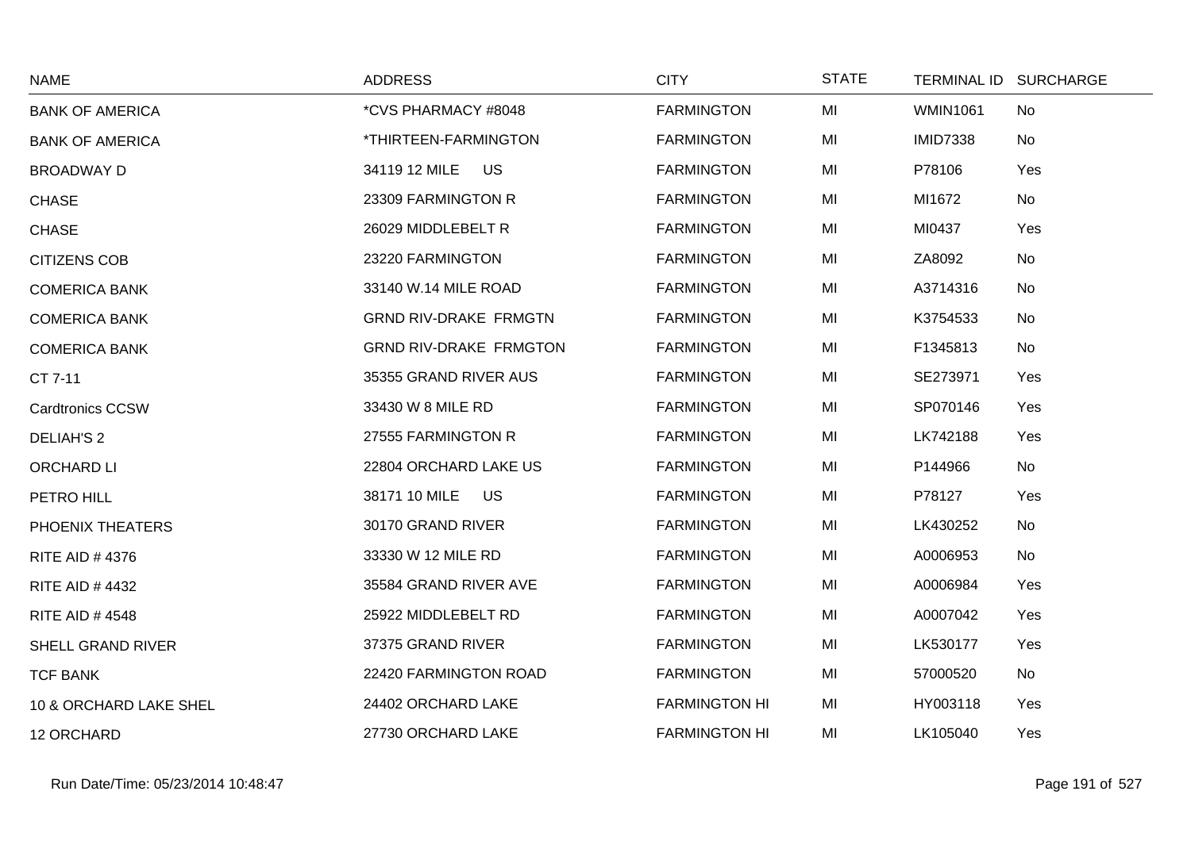| NAME | ADDRESS | CITY | STATE | TERMINAL ID | SURCHARGE |
|---|---|---|---|---|---|
| BANK OF AMERICA | *CVS PHARMACY #8048 | FARMINGTON | MI | WMIN1061 | No |
| BANK OF AMERICA | *THIRTEEN-FARMINGTON | FARMINGTON | MI | IMID7338 | No |
| BROADWAY D | 34119 12 MILE US | FARMINGTON | MI | P78106 | Yes |
| CHASE | 23309 FARMINGTON R | FARMINGTON | MI | MI1672 | No |
| CHASE | 26029 MIDDLEBELT R | FARMINGTON | MI | MI0437 | Yes |
| CITIZENS COB | 23220 FARMINGTON | FARMINGTON | MI | ZA8092 | No |
| COMERICA BANK | 33140 W.14 MILE ROAD | FARMINGTON | MI | A3714316 | No |
| COMERICA BANK | GRND RIV-DRAKE FRMGTN | FARMINGTON | MI | K3754533 | No |
| COMERICA BANK | GRND RIV-DRAKE FRMGTON | FARMINGTON | MI | F1345813 | No |
| CT 7-11 | 35355 GRAND RIVER AUS | FARMINGTON | MI | SE273971 | Yes |
| Cardtronics CCSW | 33430 W 8 MILE RD | FARMINGTON | MI | SP070146 | Yes |
| DELIAH'S 2 | 27555 FARMINGTON R | FARMINGTON | MI | LK742188 | Yes |
| ORCHARD LI | 22804 ORCHARD LAKE US | FARMINGTON | MI | P144966 | No |
| PETRO HILL | 38171 10 MILE US | FARMINGTON | MI | P78127 | Yes |
| PHOENIX THEATERS | 30170 GRAND RIVER | FARMINGTON | MI | LK430252 | No |
| RITE AID # 4376 | 33330 W 12 MILE RD | FARMINGTON | MI | A0006953 | No |
| RITE AID # 4432 | 35584 GRAND RIVER AVE | FARMINGTON | MI | A0006984 | Yes |
| RITE AID # 4548 | 25922 MIDDLEBELT RD | FARMINGTON | MI | A0007042 | Yes |
| SHELL GRAND RIVER | 37375 GRAND RIVER | FARMINGTON | MI | LK530177 | Yes |
| TCF BANK | 22420 FARMINGTON ROAD | FARMINGTON | MI | 57000520 | No |
| 10 & ORCHARD LAKE SHEL | 24402 ORCHARD LAKE | FARMINGTON HI | MI | HY003118 | Yes |
| 12 ORCHARD | 27730 ORCHARD LAKE | FARMINGTON HI | MI | LK105040 | Yes |

Run Date/Time: 05/23/2014 10:48:47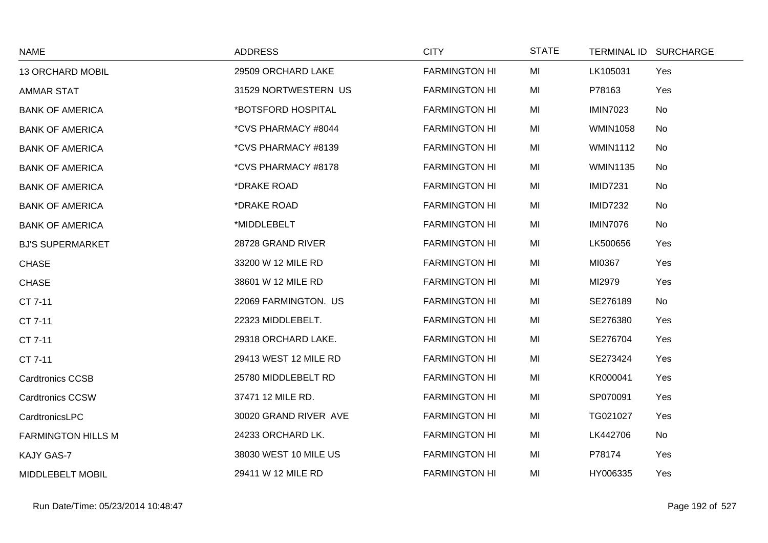| NAME | ADDRESS | CITY | STATE | TERMINAL ID | SURCHARGE |
| --- | --- | --- | --- | --- | --- |
| 13 ORCHARD MOBIL | 29509 ORCHARD LAKE | FARMINGTON HI | MI | LK105031 | Yes |
| AMMAR STAT | 31529 NORTWESTERN US | FARMINGTON HI | MI | P78163 | Yes |
| BANK OF AMERICA | *BOTSFORD HOSPITAL | FARMINGTON HI | MI | IMIN7023 | No |
| BANK OF AMERICA | *CVS PHARMACY #8044 | FARMINGTON HI | MI | WMIN1058 | No |
| BANK OF AMERICA | *CVS PHARMACY #8139 | FARMINGTON HI | MI | WMIN1112 | No |
| BANK OF AMERICA | *CVS PHARMACY #8178 | FARMINGTON HI | MI | WMIN1135 | No |
| BANK OF AMERICA | *DRAKE ROAD | FARMINGTON HI | MI | IMID7231 | No |
| BANK OF AMERICA | *DRAKE ROAD | FARMINGTON HI | MI | IMID7232 | No |
| BANK OF AMERICA | *MIDDLEBELT | FARMINGTON HI | MI | IMIN7076 | No |
| BJ'S SUPERMARKET | 28728 GRAND RIVER | FARMINGTON HI | MI | LK500656 | Yes |
| CHASE | 33200 W 12 MILE RD | FARMINGTON HI | MI | MI0367 | Yes |
| CHASE | 38601 W 12 MILE RD | FARMINGTON HI | MI | MI2979 | Yes |
| CT 7-11 | 22069 FARMINGTON. US | FARMINGTON HI | MI | SE276189 | No |
| CT 7-11 | 22323 MIDDLEBELT. | FARMINGTON HI | MI | SE276380 | Yes |
| CT 7-11 | 29318 ORCHARD LAKE. | FARMINGTON HI | MI | SE276704 | Yes |
| CT 7-11 | 29413 WEST 12 MILE RD | FARMINGTON HI | MI | SE273424 | Yes |
| Cardtronics CCSB | 25780 MIDDLEBELT RD | FARMINGTON HI | MI | KR000041 | Yes |
| Cardtronics CCSW | 37471 12 MILE RD. | FARMINGTON HI | MI | SP070091 | Yes |
| CardtronicsLPC | 30020 GRAND RIVER AVE | FARMINGTON HI | MI | TG021027 | Yes |
| FARMINGTON HILLS M | 24233 ORCHARD LK. | FARMINGTON HI | MI | LK442706 | No |
| KAJY GAS-7 | 38030 WEST 10 MILE US | FARMINGTON HI | MI | P78174 | Yes |
| MIDDLEBELT MOBIL | 29411 W 12 MILE RD | FARMINGTON HI | MI | HY006335 | Yes |

Run Date/Time: 05/23/2014 10:48:47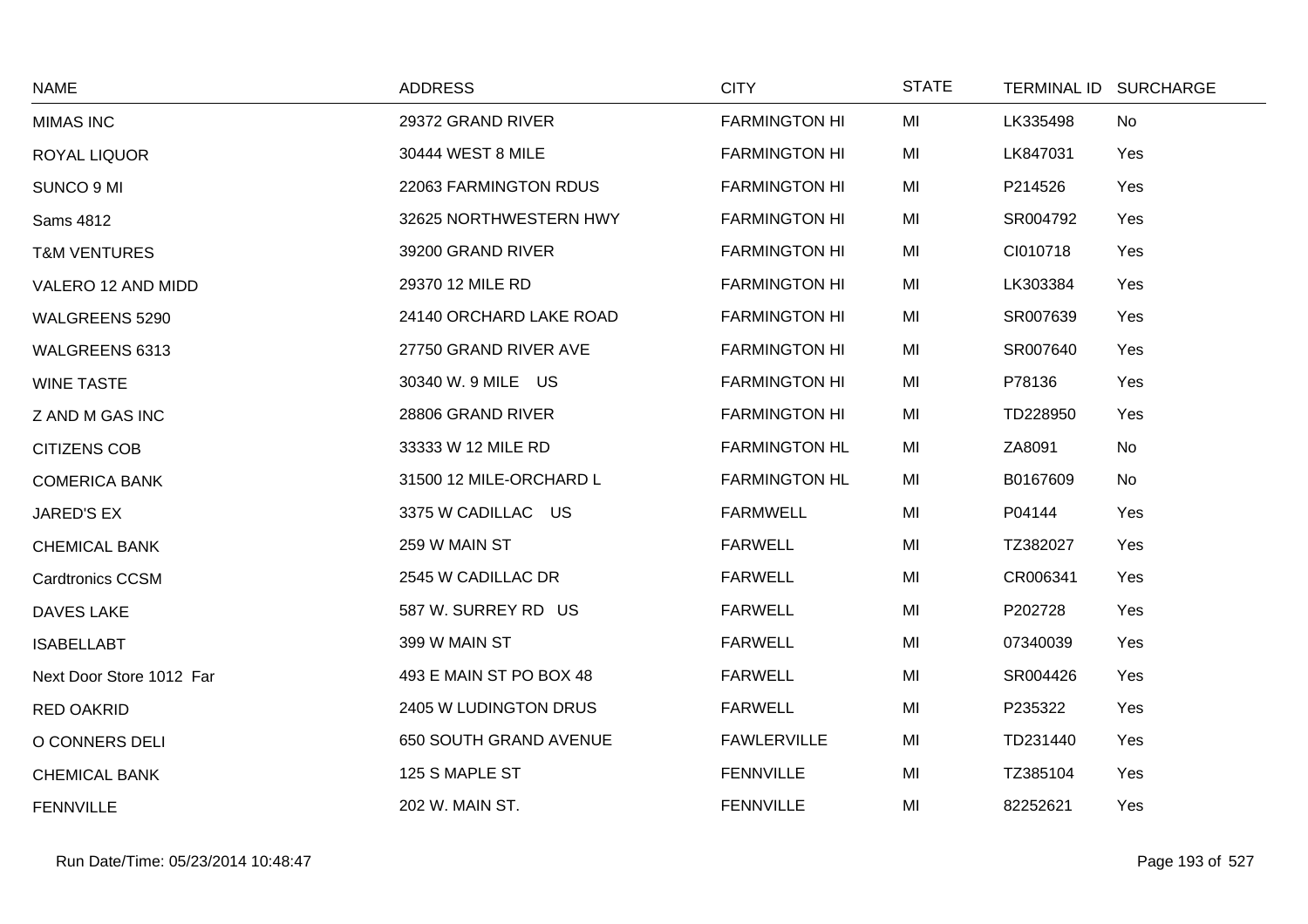| NAME | ADDRESS | CITY | STATE | TERMINAL ID | SURCHARGE |
|---|---|---|---|---|---|
| MIMAS INC | 29372 GRAND RIVER | FARMINGTON HI | MI | LK335498 | No |
| ROYAL LIQUOR | 30444 WEST 8 MILE | FARMINGTON HI | MI | LK847031 | Yes |
| SUNCO 9 MI | 22063 FARMINGTON RDUS | FARMINGTON HI | MI | P214526 | Yes |
| Sams 4812 | 32625 NORTHWESTERN HWY | FARMINGTON HI | MI | SR004792 | Yes |
| T&M VENTURES | 39200 GRAND RIVER | FARMINGTON HI | MI | CI010718 | Yes |
| VALERO 12 AND MIDD | 29370 12 MILE RD | FARMINGTON HI | MI | LK303384 | Yes |
| WALGREENS 5290 | 24140 ORCHARD LAKE ROAD | FARMINGTON HI | MI | SR007639 | Yes |
| WALGREENS 6313 | 27750 GRAND RIVER AVE | FARMINGTON HI | MI | SR007640 | Yes |
| WINE TASTE | 30340 W. 9 MILE US | FARMINGTON HI | MI | P78136 | Yes |
| Z AND M GAS INC | 28806 GRAND RIVER | FARMINGTON HI | MI | TD228950 | Yes |
| CITIZENS COB | 33333 W 12 MILE RD | FARMINGTON HL | MI | ZA8091 | No |
| COMERICA BANK | 31500 12 MILE-ORCHARD L | FARMINGTON HL | MI | B0167609 | No |
| JARED'S EX | 3375 W CADILLAC US | FARMWELL | MI | P04144 | Yes |
| CHEMICAL BANK | 259 W MAIN ST | FARWELL | MI | TZ382027 | Yes |
| Cardtronics CCSM | 2545 W CADILLAC DR | FARWELL | MI | CR006341 | Yes |
| DAVES LAKE | 587 W. SURREY RD US | FARWELL | MI | P202728 | Yes |
| ISABELLABT | 399 W MAIN ST | FARWELL | MI | 07340039 | Yes |
| Next Door Store 1012 Far | 493 E MAIN ST PO BOX 48 | FARWELL | MI | SR004426 | Yes |
| RED OAKRID | 2405 W LUDINGTON DRUS | FARWELL | MI | P235322 | Yes |
| O CONNERS DELI | 650 SOUTH GRAND AVENUE | FAWLERVILLE | MI | TD231440 | Yes |
| CHEMICAL BANK | 125 S MAPLE ST | FENNVILLE | MI | TZ385104 | Yes |
| FENNVILLE | 202 W. MAIN ST. | FENNVILLE | MI | 82252621 | Yes |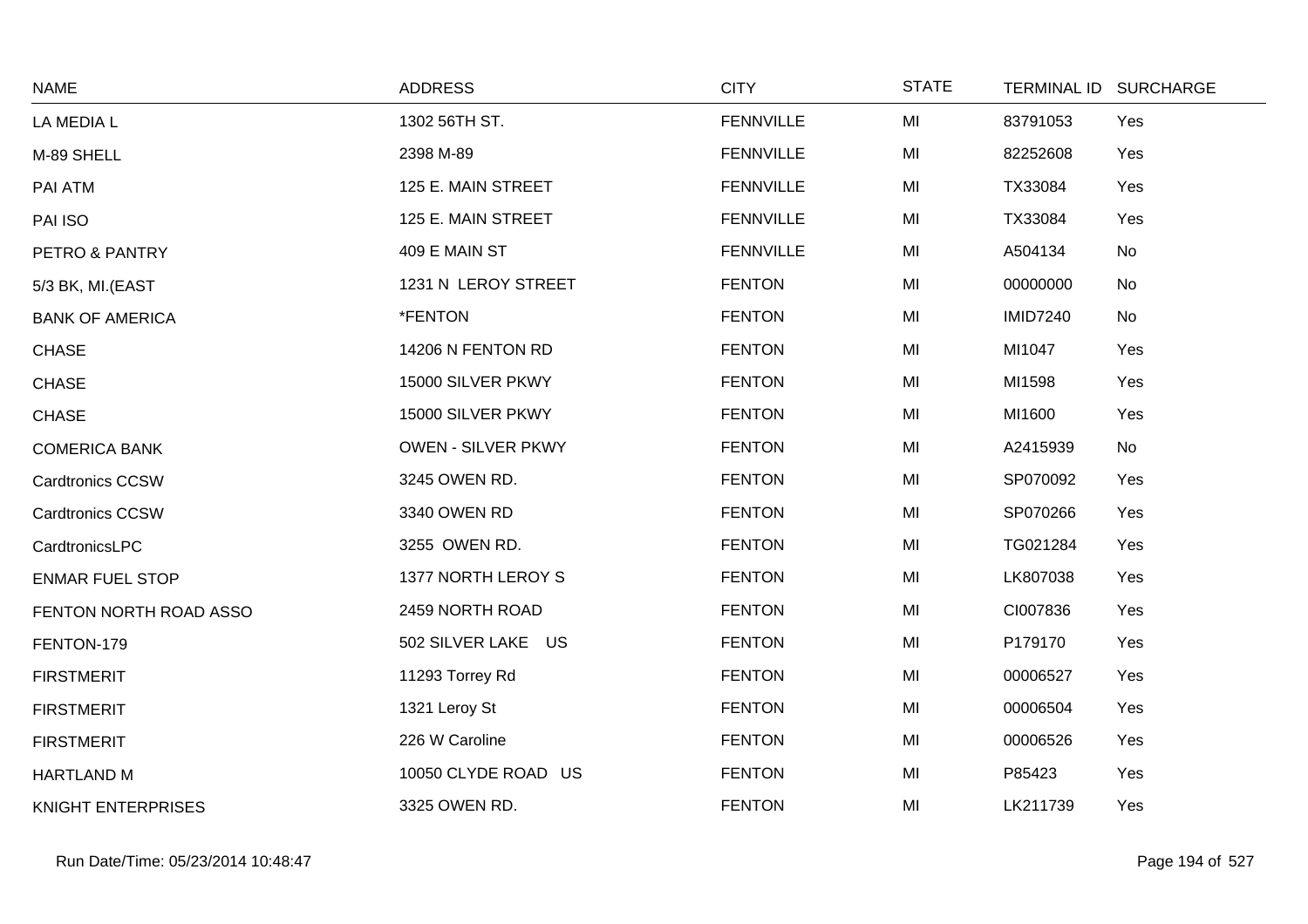| NAME | ADDRESS | CITY | STATE | TERMINAL ID | SURCHARGE |
|---|---|---|---|---|---|
| LA MEDIA L | 1302 56TH ST. | FENNVILLE | MI | 83791053 | Yes |
| M-89 SHELL | 2398 M-89 | FENNVILLE | MI | 82252608 | Yes |
| PAI ATM | 125 E. MAIN STREET | FENNVILLE | MI | TX33084 | Yes |
| PAI ISO | 125 E. MAIN STREET | FENNVILLE | MI | TX33084 | Yes |
| PETRO & PANTRY | 409 E MAIN ST | FENNVILLE | MI | A504134 | No |
| 5/3 BK, MI.(EAST | 1231 N LEROY STREET | FENTON | MI | 00000000 | No |
| BANK OF AMERICA | *FENTON | FENTON | MI | IMID7240 | No |
| CHASE | 14206 N FENTON RD | FENTON | MI | MI1047 | Yes |
| CHASE | 15000 SILVER PKWY | FENTON | MI | MI1598 | Yes |
| CHASE | 15000 SILVER PKWY | FENTON | MI | MI1600 | Yes |
| COMERICA BANK | OWEN - SILVER PKWY | FENTON | MI | A2415939 | No |
| Cardtronics CCSW | 3245 OWEN RD. | FENTON | MI | SP070092 | Yes |
| Cardtronics CCSW | 3340 OWEN RD | FENTON | MI | SP070266 | Yes |
| CardtronicsLPC | 3255 OWEN RD. | FENTON | MI | TG021284 | Yes |
| ENMAR FUEL STOP | 1377 NORTH LEROY S | FENTON | MI | LK807038 | Yes |
| FENTON NORTH ROAD ASSO | 2459 NORTH ROAD | FENTON | MI | CI007836 | Yes |
| FENTON-179 | 502 SILVER LAKE US | FENTON | MI | P179170 | Yes |
| FIRSTMERIT | 11293 Torrey Rd | FENTON | MI | 00006527 | Yes |
| FIRSTMERIT | 1321 Leroy St | FENTON | MI | 00006504 | Yes |
| FIRSTMERIT | 226 W Caroline | FENTON | MI | 00006526 | Yes |
| HARTLAND M | 10050 CLYDE ROAD US | FENTON | MI | P85423 | Yes |
| KNIGHT ENTERPRISES | 3325 OWEN RD. | FENTON | MI | LK211739 | Yes |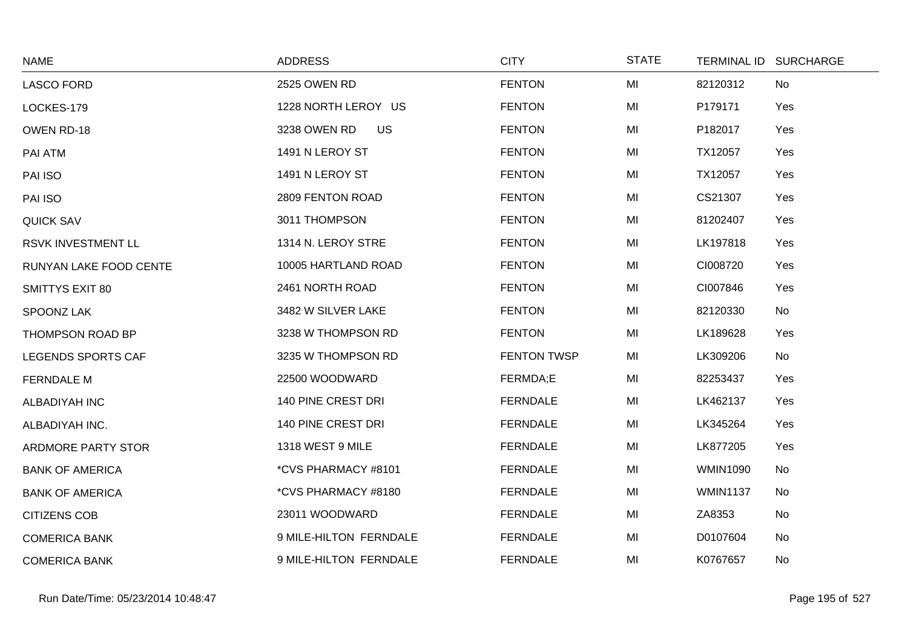| NAME | ADDRESS | CITY | STATE | TERMINAL ID | SURCHARGE |
|---|---|---|---|---|---|
| LASCO FORD | 2525 OWEN RD | FENTON | MI | 82120312 | No |
| LOCKES-179 | 1228 NORTH LEROY US | FENTON | MI | P179171 | Yes |
| OWEN RD-18 | 3238 OWEN RD US | FENTON | MI | P182017 | Yes |
| PAI ATM | 1491 N LEROY ST | FENTON | MI | TX12057 | Yes |
| PAI ISO | 1491 N LEROY ST | FENTON | MI | TX12057 | Yes |
| PAI ISO | 2809 FENTON ROAD | FENTON | MI | CS21307 | Yes |
| QUICK SAV | 3011 THOMPSON | FENTON | MI | 81202407 | Yes |
| RSVK INVESTMENT LL | 1314 N. LEROY STRE | FENTON | MI | LK197818 | Yes |
| RUNYAN LAKE FOOD CENTE | 10005 HARTLAND ROAD | FENTON | MI | CI008720 | Yes |
| SMITTYS EXIT 80 | 2461 NORTH ROAD | FENTON | MI | CI007846 | Yes |
| SPOONZ LAK | 3482 W SILVER LAKE | FENTON | MI | 82120330 | No |
| THOMPSON ROAD BP | 3238 W THOMPSON RD | FENTON | MI | LK189628 | Yes |
| LEGENDS SPORTS CAF | 3235 W THOMPSON RD | FENTON TWSP | MI | LK309206 | No |
| FERNDALE M | 22500 WOODWARD | FERMDA;E | MI | 82253437 | Yes |
| ALBADIYAH INC | 140 PINE CREST DRI | FERNDALE | MI | LK462137 | Yes |
| ALBADIYAH INC. | 140 PINE CREST DRI | FERNDALE | MI | LK345264 | Yes |
| ARDMORE PARTY STOR | 1318 WEST 9 MILE | FERNDALE | MI | LK877205 | Yes |
| BANK OF AMERICA | *CVS PHARMACY #8101 | FERNDALE | MI | WMIN1090 | No |
| BANK OF AMERICA | *CVS PHARMACY #8180 | FERNDALE | MI | WMIN1137 | No |
| CITIZENS COB | 23011 WOODWARD | FERNDALE | MI | ZA8353 | No |
| COMERICA BANK | 9 MILE-HILTON FERNDALE | FERNDALE | MI | D0107604 | No |
| COMERICA BANK | 9 MILE-HILTON FERNDALE | FERNDALE | MI | K0767657 | No |

Run Date/Time: 05/23/2014 10:48:47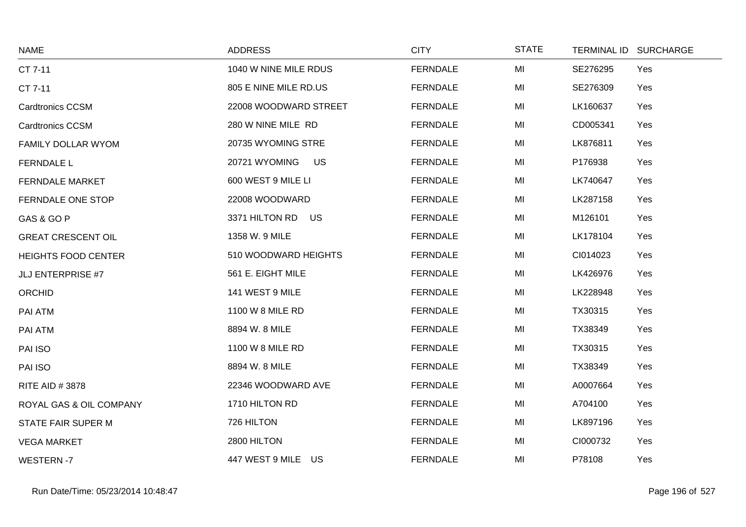| NAME | ADDRESS | CITY | STATE | TERMINAL ID | SURCHARGE |
|---|---|---|---|---|---|
| CT 7-11 | 1040 W NINE MILE RDUS | FERNDALE | MI | SE276295 | Yes |
| CT 7-11 | 805 E NINE MILE RD.US | FERNDALE | MI | SE276309 | Yes |
| Cardtronics CCSM | 22008 WOODWARD STREET | FERNDALE | MI | LK160637 | Yes |
| Cardtronics CCSM | 280 W NINE MILE RD | FERNDALE | MI | CD005341 | Yes |
| FAMILY DOLLAR WYOM | 20735 WYOMING STRE | FERNDALE | MI | LK876811 | Yes |
| FERNDALE L | 20721 WYOMING US | FERNDALE | MI | P176938 | Yes |
| FERNDALE MARKET | 600 WEST 9 MILE LI | FERNDALE | MI | LK740647 | Yes |
| FERNDALE ONE STOP | 22008 WOODWARD | FERNDALE | MI | LK287158 | Yes |
| GAS & GO P | 3371 HILTON RD US | FERNDALE | MI | M126101 | Yes |
| GREAT CRESCENT OIL | 1358 W. 9 MILE | FERNDALE | MI | LK178104 | Yes |
| HEIGHTS FOOD CENTER | 510 WOODWARD HEIGHTS | FERNDALE | MI | CI014023 | Yes |
| JLJ ENTERPRISE #7 | 561 E. EIGHT MILE | FERNDALE | MI | LK426976 | Yes |
| ORCHID | 141 WEST 9 MILE | FERNDALE | MI | LK228948 | Yes |
| PAI ATM | 1100 W 8 MILE RD | FERNDALE | MI | TX30315 | Yes |
| PAI ATM | 8894 W. 8 MILE | FERNDALE | MI | TX38349 | Yes |
| PAI ISO | 1100 W 8 MILE RD | FERNDALE | MI | TX30315 | Yes |
| PAI ISO | 8894 W. 8 MILE | FERNDALE | MI | TX38349 | Yes |
| RITE AID # 3878 | 22346 WOODWARD AVE | FERNDALE | MI | A0007664 | Yes |
| ROYAL GAS & OIL COMPANY | 1710 HILTON RD | FERNDALE | MI | A704100 | Yes |
| STATE FAIR SUPER M | 726 HILTON | FERNDALE | MI | LK897196 | Yes |
| VEGA MARKET | 2800 HILTON | FERNDALE | MI | CI000732 | Yes |
| WESTERN -7 | 447 WEST 9 MILE US | FERNDALE | MI | P78108 | Yes |

Run Date/Time: 05/23/2014 10:48:47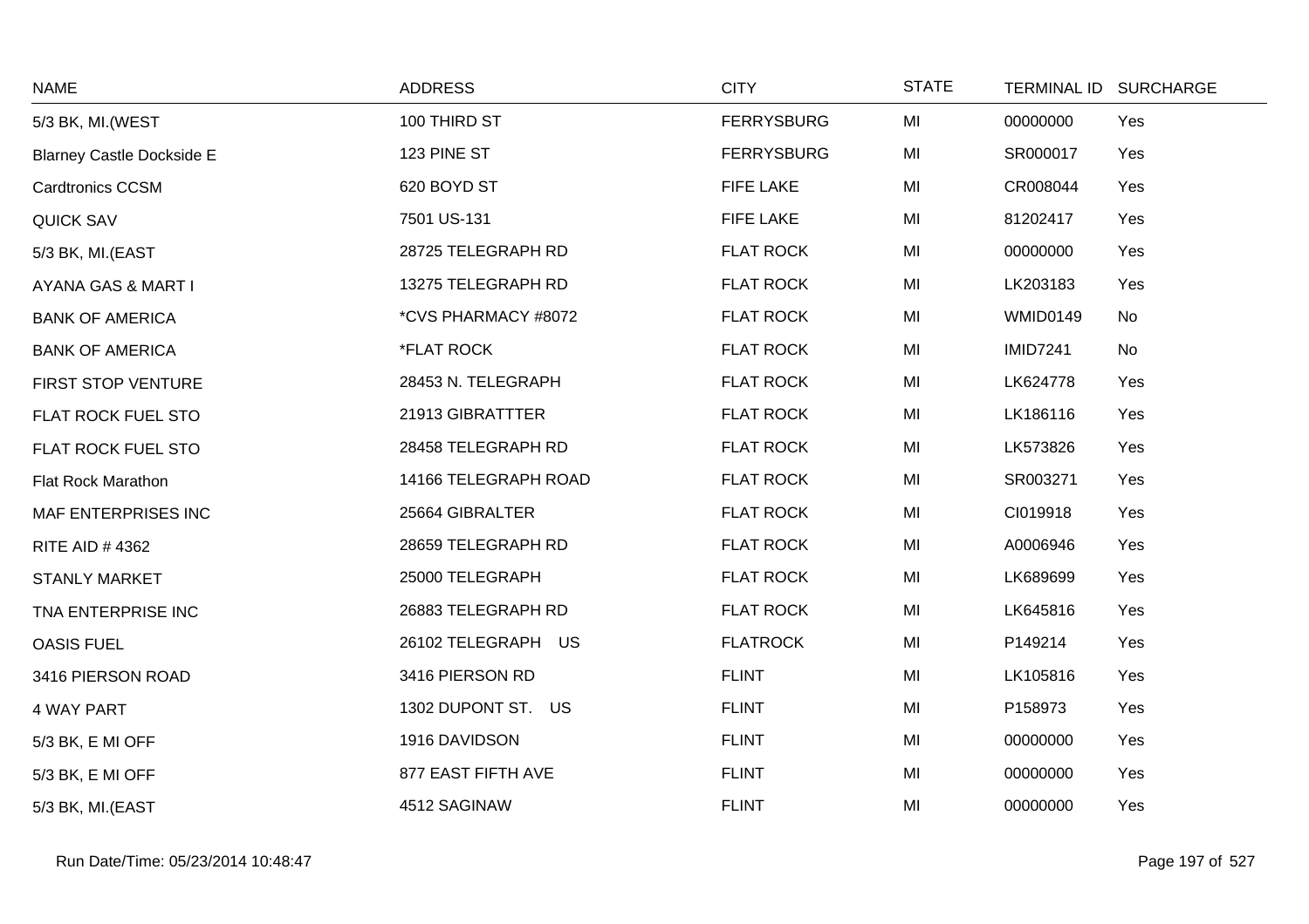| NAME | ADDRESS | CITY | STATE | TERMINAL ID | SURCHARGE |
|---|---|---|---|---|---|
| 5/3 BK, MI.(WEST | 100 THIRD ST | FERRYSBURG | MI | 00000000 | Yes |
| Blarney Castle Dockside E | 123 PINE ST | FERRYSBURG | MI | SR000017 | Yes |
| Cardtronics CCSM | 620 BOYD ST | FIFE LAKE | MI | CR008044 | Yes |
| QUICK SAV | 7501 US-131 | FIFE LAKE | MI | 81202417 | Yes |
| 5/3 BK, MI.(EAST | 28725 TELEGRAPH RD | FLAT ROCK | MI | 00000000 | Yes |
| AYANA GAS & MART I | 13275 TELEGRAPH RD | FLAT ROCK | MI | LK203183 | Yes |
| BANK OF AMERICA | *CVS PHARMACY #8072 | FLAT ROCK | MI | WMID0149 | No |
| BANK OF AMERICA | *FLAT ROCK | FLAT ROCK | MI | IMID7241 | No |
| FIRST STOP VENTURE | 28453 N. TELEGRAPH | FLAT ROCK | MI | LK624778 | Yes |
| FLAT ROCK FUEL STO | 21913 GIBRATTTER | FLAT ROCK | MI | LK186116 | Yes |
| FLAT ROCK FUEL STO | 28458 TELEGRAPH RD | FLAT ROCK | MI | LK573826 | Yes |
| Flat Rock Marathon | 14166 TELEGRAPH ROAD | FLAT ROCK | MI | SR003271 | Yes |
| MAF ENTERPRISES INC | 25664 GIBRALTER | FLAT ROCK | MI | CI019918 | Yes |
| RITE AID # 4362 | 28659 TELEGRAPH RD | FLAT ROCK | MI | A0006946 | Yes |
| STANLY MARKET | 25000 TELEGRAPH | FLAT ROCK | MI | LK689699 | Yes |
| TNA ENTERPRISE INC | 26883 TELEGRAPH RD | FLAT ROCK | MI | LK645816 | Yes |
| OASIS FUEL | 26102 TELEGRAPH US | FLATROCK | MI | P149214 | Yes |
| 3416 PIERSON ROAD | 3416 PIERSON RD | FLINT | MI | LK105816 | Yes |
| 4 WAY PART | 1302 DUPONT ST. US | FLINT | MI | P158973 | Yes |
| 5/3 BK, E MI OFF | 1916 DAVIDSON | FLINT | MI | 00000000 | Yes |
| 5/3 BK, E MI OFF | 877 EAST FIFTH AVE | FLINT | MI | 00000000 | Yes |
| 5/3 BK, MI.(EAST | 4512 SAGINAW | FLINT | MI | 00000000 | Yes |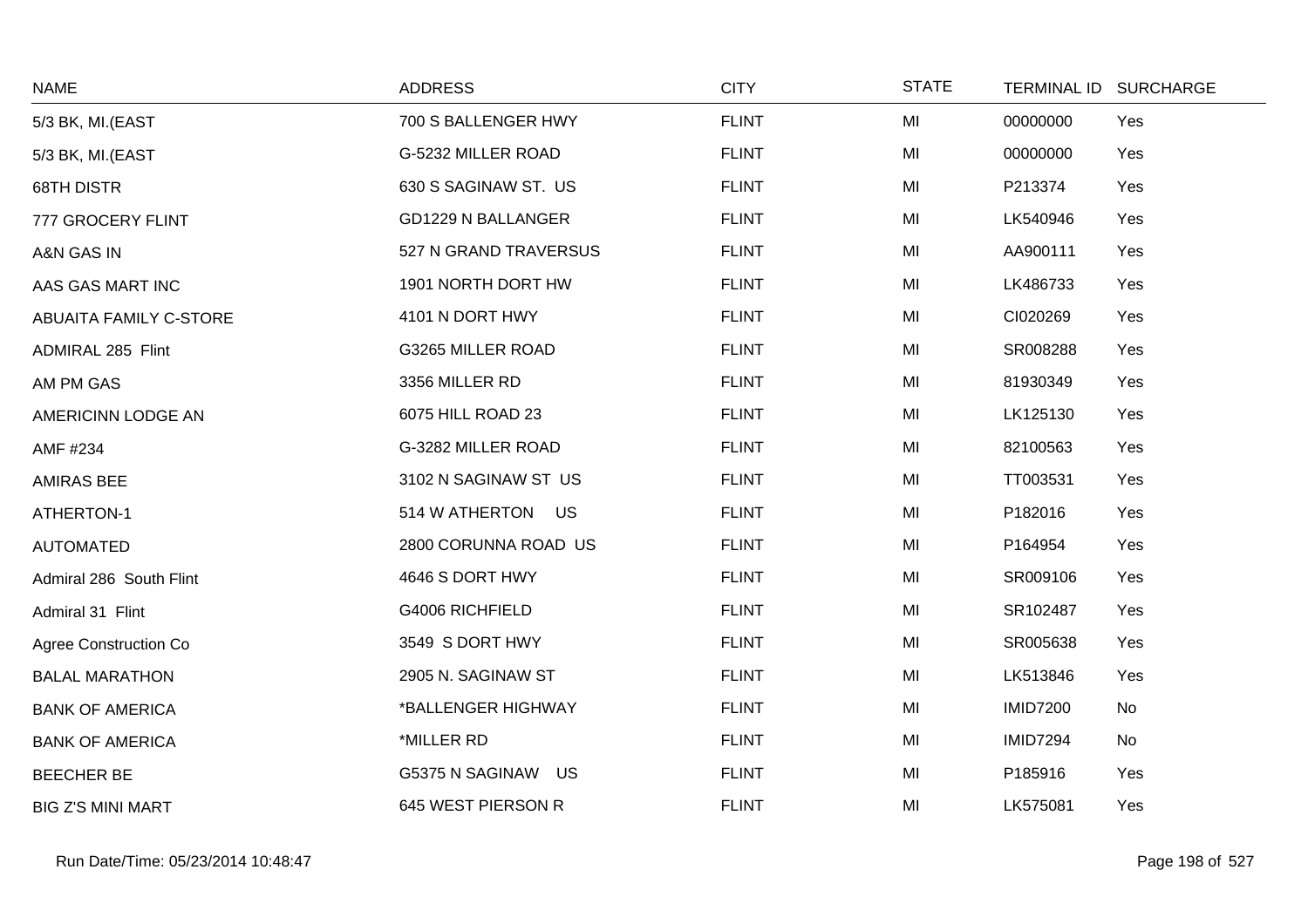| NAME | ADDRESS | CITY | STATE | TERMINAL ID | SURCHARGE |
|---|---|---|---|---|---|
| 5/3 BK, MI.(EAST | 700 S BALLENGER HWY | FLINT | MI | 00000000 | Yes |
| 5/3 BK, MI.(EAST | G-5232 MILLER ROAD | FLINT | MI | 00000000 | Yes |
| 68TH DISTR | 630 S SAGINAW ST. US | FLINT | MI | P213374 | Yes |
| 777 GROCERY FLINT | GD1229 N BALLANGER | FLINT | MI | LK540946 | Yes |
| A&N GAS IN | 527 N GRAND TRAVERSUS | FLINT | MI | AA900111 | Yes |
| AAS GAS MART INC | 1901 NORTH DORT HW | FLINT | MI | LK486733 | Yes |
| ABUAITA FAMILY C-STORE | 4101 N DORT HWY | FLINT | MI | CI020269 | Yes |
| ADMIRAL 285 Flint | G3265 MILLER ROAD | FLINT | MI | SR008288 | Yes |
| AM PM GAS | 3356 MILLER RD | FLINT | MI | 81930349 | Yes |
| AMERICINN LODGE AN | 6075 HILL ROAD 23 | FLINT | MI | LK125130 | Yes |
| AMF #234 | G-3282 MILLER ROAD | FLINT | MI | 82100563 | Yes |
| AMIRAS BEE | 3102 N SAGINAW ST US | FLINT | MI | TT003531 | Yes |
| ATHERTON-1 | 514 W ATHERTON US | FLINT | MI | P182016 | Yes |
| AUTOMATED | 2800 CORUNNA ROAD US | FLINT | MI | P164954 | Yes |
| Admiral 286 South Flint | 4646 S DORT HWY | FLINT | MI | SR009106 | Yes |
| Admiral 31 Flint | G4006 RICHFIELD | FLINT | MI | SR102487 | Yes |
| Agree Construction Co | 3549 S DORT HWY | FLINT | MI | SR005638 | Yes |
| BALAL MARATHON | 2905 N. SAGINAW ST | FLINT | MI | LK513846 | Yes |
| BANK OF AMERICA | *BALLENGER HIGHWAY | FLINT | MI | IMID7200 | No |
| BANK OF AMERICA | *MILLER RD | FLINT | MI | IMID7294 | No |
| BEECHER BE | G5375 N SAGINAW US | FLINT | MI | P185916 | Yes |
| BIG Z'S MINI MART | 645 WEST PIERSON R | FLINT | MI | LK575081 | Yes |

Run Date/Time: 05/23/2014 10:48:47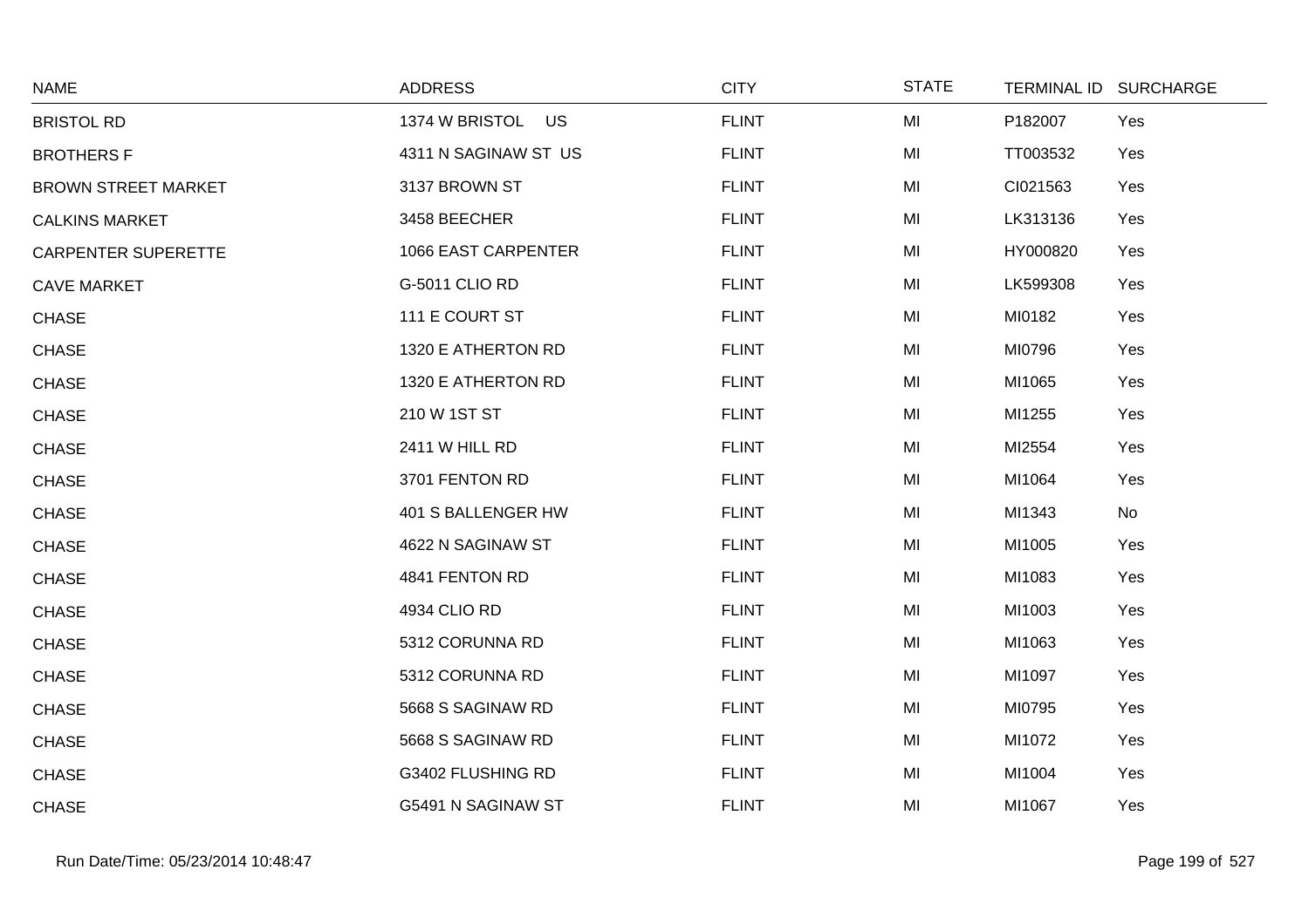| NAME | ADDRESS | CITY | STATE | TERMINAL ID | SURCHARGE |
|---|---|---|---|---|---|
| BRISTOL RD | 1374 W BRISTOL US | FLINT | MI | P182007 | Yes |
| BROTHERS F | 4311 N SAGINAW ST US | FLINT | MI | TT003532 | Yes |
| BROWN STREET MARKET | 3137 BROWN ST | FLINT | MI | CI021563 | Yes |
| CALKINS MARKET | 3458 BEECHER | FLINT | MI | LK313136 | Yes |
| CARPENTER SUPERETTE | 1066 EAST CARPENTER | FLINT | MI | HY000820 | Yes |
| CAVE MARKET | G-5011 CLIO RD | FLINT | MI | LK599308 | Yes |
| CHASE | 111 E COURT ST | FLINT | MI | MI0182 | Yes |
| CHASE | 1320 E ATHERTON RD | FLINT | MI | MI0796 | Yes |
| CHASE | 1320 E ATHERTON RD | FLINT | MI | MI1065 | Yes |
| CHASE | 210 W 1ST ST | FLINT | MI | MI1255 | Yes |
| CHASE | 2411 W HILL RD | FLINT | MI | MI2554 | Yes |
| CHASE | 3701 FENTON RD | FLINT | MI | MI1064 | Yes |
| CHASE | 401 S BALLENGER HW | FLINT | MI | MI1343 | No |
| CHASE | 4622 N SAGINAW ST | FLINT | MI | MI1005 | Yes |
| CHASE | 4841 FENTON RD | FLINT | MI | MI1083 | Yes |
| CHASE | 4934 CLIO RD | FLINT | MI | MI1003 | Yes |
| CHASE | 5312 CORUNNA RD | FLINT | MI | MI1063 | Yes |
| CHASE | 5312 CORUNNA RD | FLINT | MI | MI1097 | Yes |
| CHASE | 5668 S SAGINAW RD | FLINT | MI | MI0795 | Yes |
| CHASE | 5668 S SAGINAW RD | FLINT | MI | MI1072 | Yes |
| CHASE | G3402 FLUSHING RD | FLINT | MI | MI1004 | Yes |
| CHASE | G5491 N SAGINAW ST | FLINT | MI | MI1067 | Yes |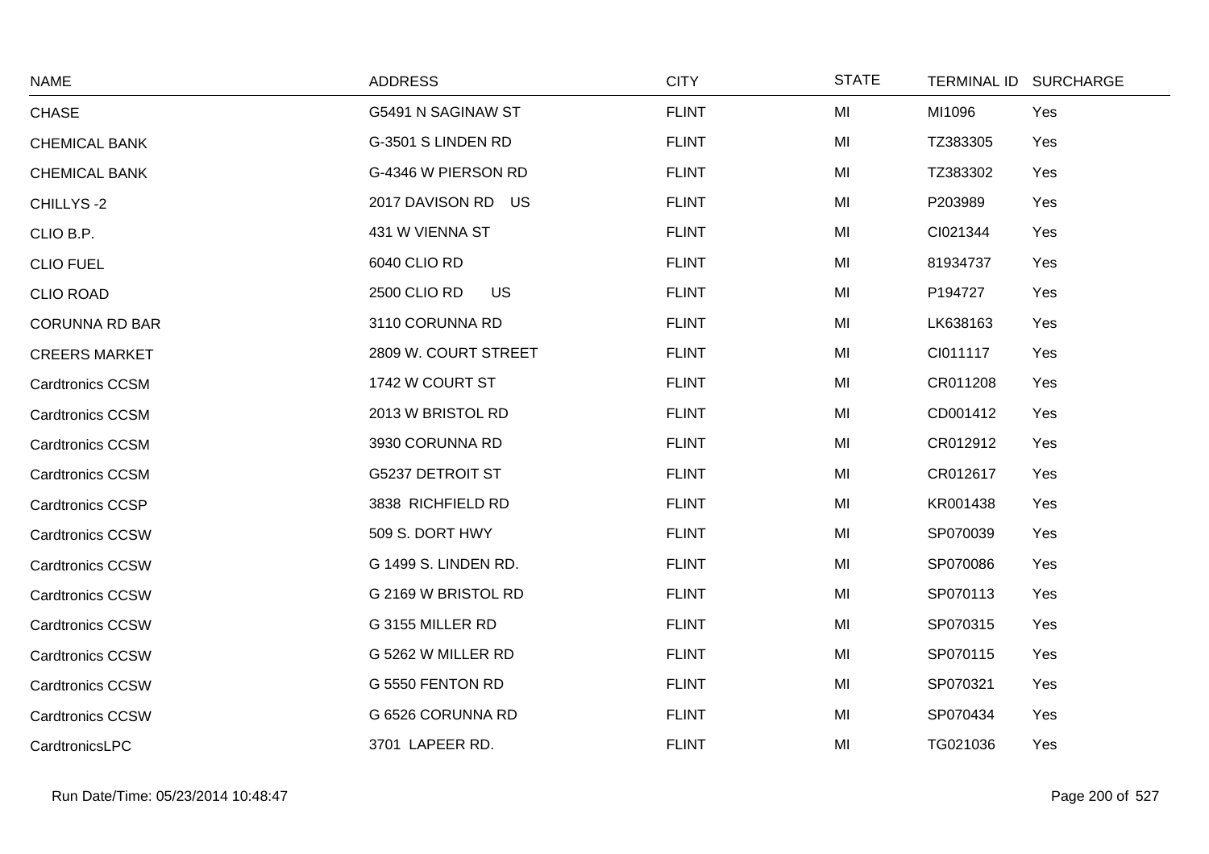| NAME | ADDRESS | CITY | STATE | TERMINAL ID | SURCHARGE |
|---|---|---|---|---|---|
| CHASE | G5491 N SAGINAW ST | FLINT | MI | MI1096 | Yes |
| CHEMICAL BANK | G-3501 S LINDEN RD | FLINT | MI | TZ383305 | Yes |
| CHEMICAL BANK | G-4346 W PIERSON RD | FLINT | MI | TZ383302 | Yes |
| CHILLYS -2 | 2017 DAVISON RD US | FLINT | MI | P203989 | Yes |
| CLIO B.P. | 431 W VIENNA ST | FLINT | MI | CI021344 | Yes |
| CLIO FUEL | 6040 CLIO RD | FLINT | MI | 81934737 | Yes |
| CLIO ROAD | 2500 CLIO RD US | FLINT | MI | P194727 | Yes |
| CORUNNA RD BAR | 3110 CORUNNA RD | FLINT | MI | LK638163 | Yes |
| CREERS MARKET | 2809 W. COURT STREET | FLINT | MI | CI011117 | Yes |
| Cardtronics CCSM | 1742 W COURT ST | FLINT | MI | CR011208 | Yes |
| Cardtronics CCSM | 2013 W BRISTOL RD | FLINT | MI | CD001412 | Yes |
| Cardtronics CCSM | 3930 CORUNNA RD | FLINT | MI | CR012912 | Yes |
| Cardtronics CCSM | G5237 DETROIT ST | FLINT | MI | CR012617 | Yes |
| Cardtronics CCSP | 3838 RICHFIELD RD | FLINT | MI | KR001438 | Yes |
| Cardtronics CCSW | 509 S. DORT HWY | FLINT | MI | SP070039 | Yes |
| Cardtronics CCSW | G 1499 S. LINDEN RD. | FLINT | MI | SP070086 | Yes |
| Cardtronics CCSW | G 2169 W BRISTOL RD | FLINT | MI | SP070113 | Yes |
| Cardtronics CCSW | G 3155 MILLER RD | FLINT | MI | SP070315 | Yes |
| Cardtronics CCSW | G 5262 W MILLER RD | FLINT | MI | SP070115 | Yes |
| Cardtronics CCSW | G 5550 FENTON RD | FLINT | MI | SP070321 | Yes |
| Cardtronics CCSW | G 6526 CORUNNA RD | FLINT | MI | SP070434 | Yes |
| CardtronicsLPC | 3701 LAPEER RD. | FLINT | MI | TG021036 | Yes |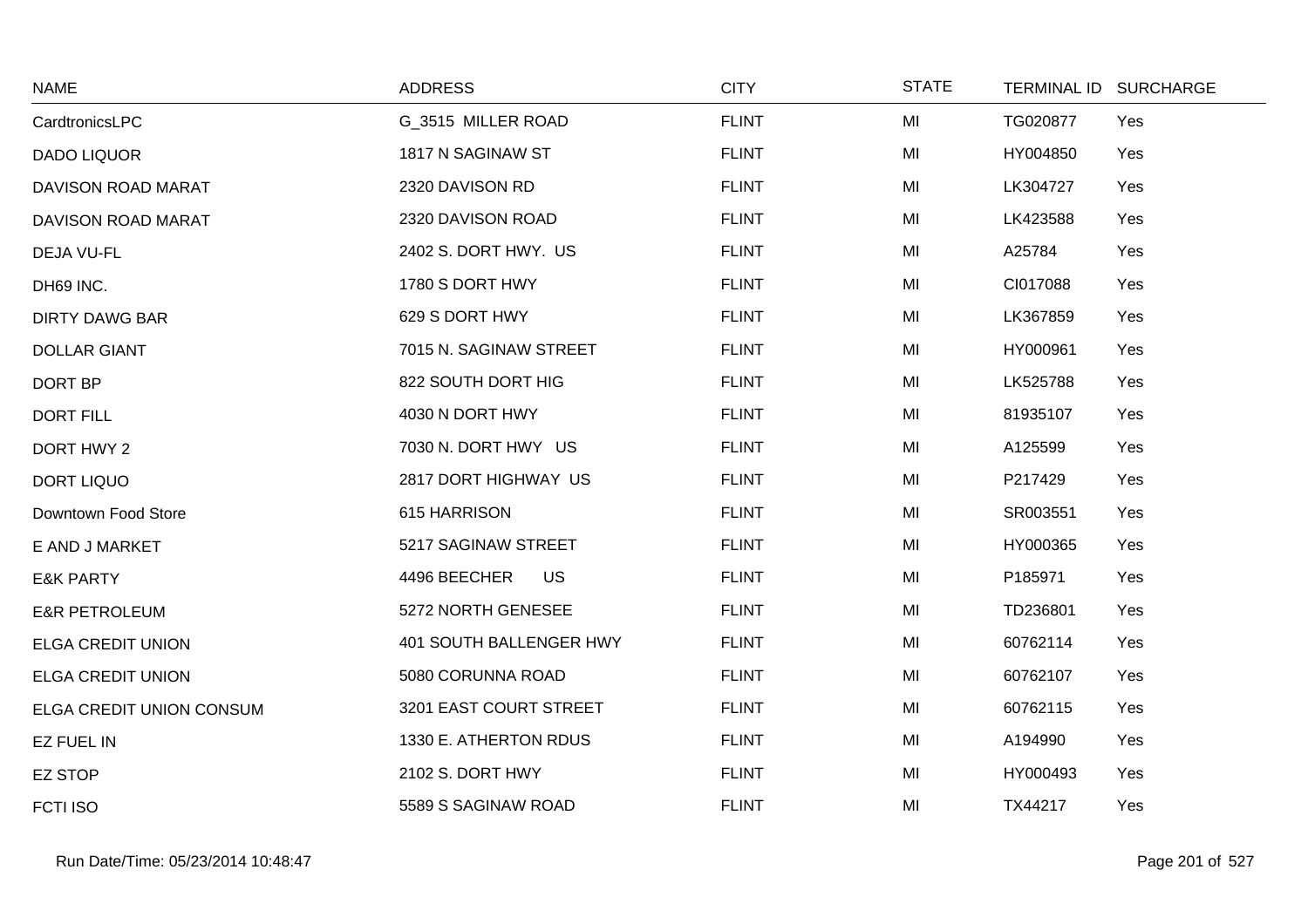| NAME | ADDRESS | CITY | STATE | TERMINAL ID | SURCHARGE |
|---|---|---|---|---|---|
| CardtronicsLPC | G_3515 MILLER ROAD | FLINT | MI | TG020877 | Yes |
| DADO LIQUOR | 1817 N SAGINAW ST | FLINT | MI | HY004850 | Yes |
| DAVISON ROAD MARAT | 2320 DAVISON RD | FLINT | MI | LK304727 | Yes |
| DAVISON ROAD MARAT | 2320 DAVISON ROAD | FLINT | MI | LK423588 | Yes |
| DEJA VU-FL | 2402 S. DORT HWY. US | FLINT | MI | A25784 | Yes |
| DH69 INC. | 1780 S DORT HWY | FLINT | MI | CI017088 | Yes |
| DIRTY DAWG BAR | 629 S DORT HWY | FLINT | MI | LK367859 | Yes |
| DOLLAR GIANT | 7015 N. SAGINAW STREET | FLINT | MI | HY000961 | Yes |
| DORT BP | 822 SOUTH DORT HIG | FLINT | MI | LK525788 | Yes |
| DORT FILL | 4030 N DORT HWY | FLINT | MI | 81935107 | Yes |
| DORT HWY 2 | 7030 N. DORT HWY US | FLINT | MI | A125599 | Yes |
| DORT LIQUO | 2817 DORT HIGHWAY US | FLINT | MI | P217429 | Yes |
| Downtown Food Store | 615 HARRISON | FLINT | MI | SR003551 | Yes |
| E AND J MARKET | 5217 SAGINAW STREET | FLINT | MI | HY000365 | Yes |
| E&K PARTY | 4496 BEECHER US | FLINT | MI | P185971 | Yes |
| E&R PETROLEUM | 5272 NORTH GENESEE | FLINT | MI | TD236801 | Yes |
| ELGA CREDIT UNION | 401 SOUTH BALLENGER HWY | FLINT | MI | 60762114 | Yes |
| ELGA CREDIT UNION | 5080 CORUNNA ROAD | FLINT | MI | 60762107 | Yes |
| ELGA CREDIT UNION CONSUM | 3201 EAST COURT STREET | FLINT | MI | 60762115 | Yes |
| EZ FUEL IN | 1330 E. ATHERTON RDUS | FLINT | MI | A194990 | Yes |
| EZ STOP | 2102 S. DORT HWY | FLINT | MI | HY000493 | Yes |
| FCTI ISO | 5589 S SAGINAW ROAD | FLINT | MI | TX44217 | Yes |

Run Date/Time: 05/23/2014 10:48:47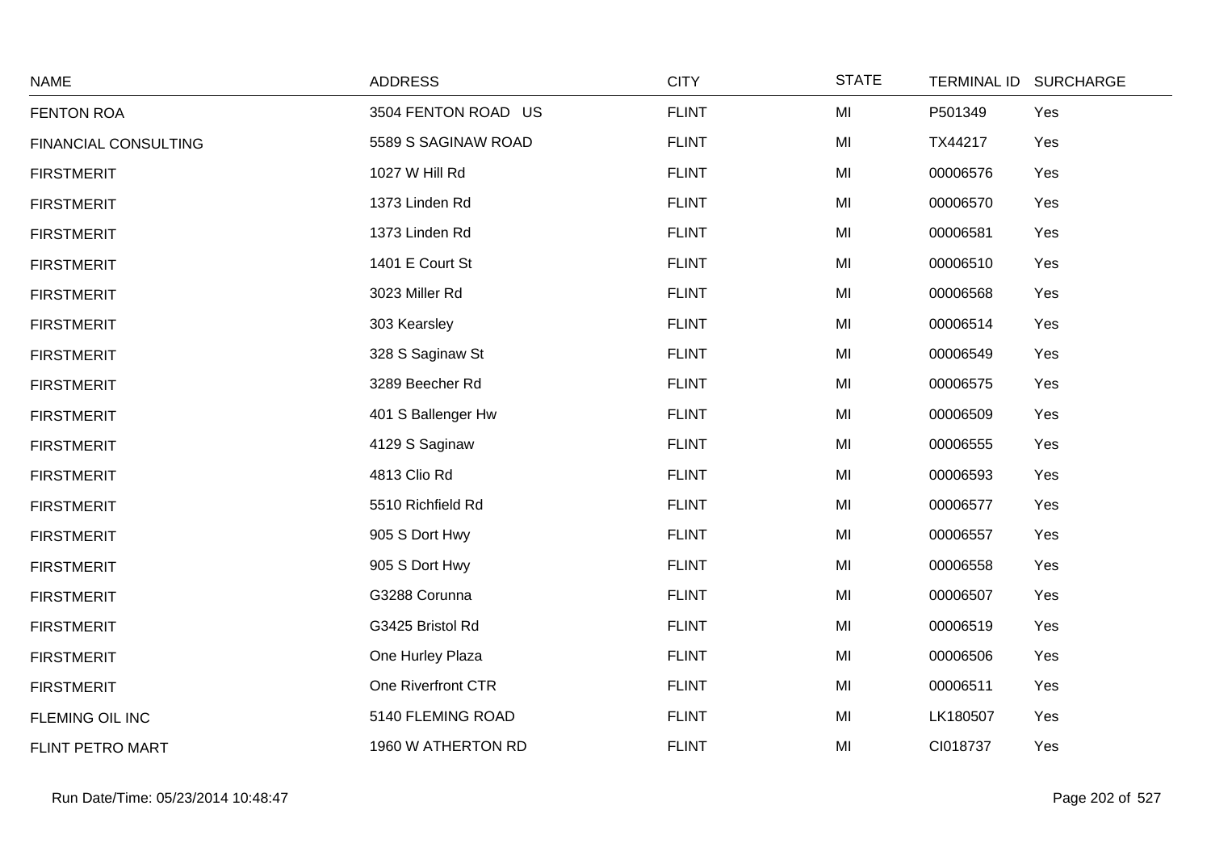| NAME | ADDRESS | CITY | STATE | TERMINAL ID | SURCHARGE |
|---|---|---|---|---|---|
| FENTON ROA | 3504 FENTON ROAD US | FLINT | MI | P501349 | Yes |
| FINANCIAL CONSULTING | 5589 S SAGINAW ROAD | FLINT | MI | TX44217 | Yes |
| FIRSTMERIT | 1027 W Hill Rd | FLINT | MI | 00006576 | Yes |
| FIRSTMERIT | 1373 Linden Rd | FLINT | MI | 00006570 | Yes |
| FIRSTMERIT | 1373 Linden Rd | FLINT | MI | 00006581 | Yes |
| FIRSTMERIT | 1401 E Court St | FLINT | MI | 00006510 | Yes |
| FIRSTMERIT | 3023 Miller Rd | FLINT | MI | 00006568 | Yes |
| FIRSTMERIT | 303 Kearsley | FLINT | MI | 00006514 | Yes |
| FIRSTMERIT | 328 S Saginaw St | FLINT | MI | 00006549 | Yes |
| FIRSTMERIT | 3289 Beecher Rd | FLINT | MI | 00006575 | Yes |
| FIRSTMERIT | 401 S Ballenger Hw | FLINT | MI | 00006509 | Yes |
| FIRSTMERIT | 4129 S Saginaw | FLINT | MI | 00006555 | Yes |
| FIRSTMERIT | 4813 Clio Rd | FLINT | MI | 00006593 | Yes |
| FIRSTMERIT | 5510 Richfield Rd | FLINT | MI | 00006577 | Yes |
| FIRSTMERIT | 905 S Dort Hwy | FLINT | MI | 00006557 | Yes |
| FIRSTMERIT | 905 S Dort Hwy | FLINT | MI | 00006558 | Yes |
| FIRSTMERIT | G3288 Corunna | FLINT | MI | 00006507 | Yes |
| FIRSTMERIT | G3425 Bristol Rd | FLINT | MI | 00006519 | Yes |
| FIRSTMERIT | One Hurley Plaza | FLINT | MI | 00006506 | Yes |
| FIRSTMERIT | One Riverfront CTR | FLINT | MI | 00006511 | Yes |
| FLEMING OIL INC | 5140 FLEMING ROAD | FLINT | MI | LK180507 | Yes |
| FLINT PETRO MART | 1960 W ATHERTON RD | FLINT | MI | CI018737 | Yes |

Run Date/Time: 05/23/2014 10:48:47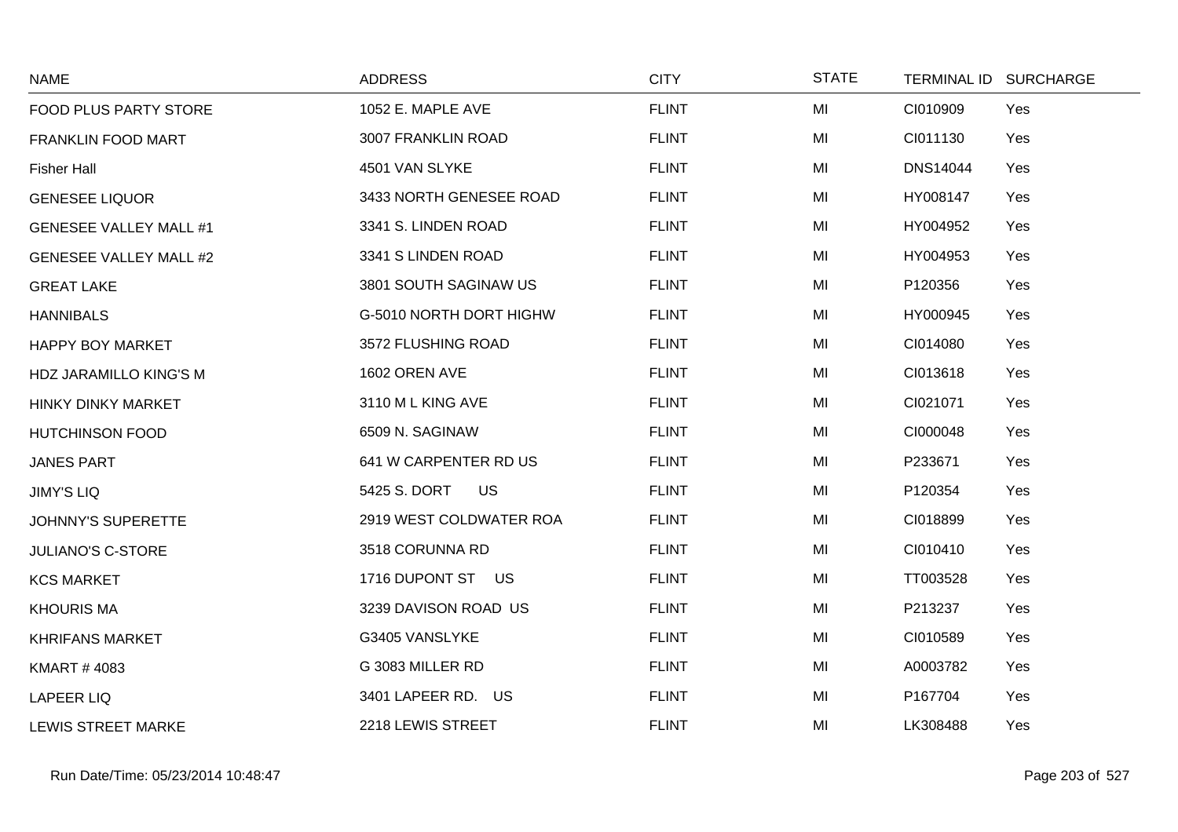| NAME | ADDRESS | CITY | STATE | TERMINAL ID | SURCHARGE |
|---|---|---|---|---|---|
| FOOD PLUS PARTY STORE | 1052 E. MAPLE AVE | FLINT | MI | CI010909 | Yes |
| FRANKLIN FOOD MART | 3007 FRANKLIN ROAD | FLINT | MI | CI011130 | Yes |
| Fisher Hall | 4501 VAN SLYKE | FLINT | MI | DNS14044 | Yes |
| GENESEE LIQUOR | 3433 NORTH GENESEE ROAD | FLINT | MI | HY008147 | Yes |
| GENESEE VALLEY MALL #1 | 3341 S. LINDEN ROAD | FLINT | MI | HY004952 | Yes |
| GENESEE VALLEY MALL #2 | 3341 S LINDEN ROAD | FLINT | MI | HY004953 | Yes |
| GREAT LAKE | 3801 SOUTH SAGINAW US | FLINT | MI | P120356 | Yes |
| HANNIBALS | G-5010 NORTH DORT HIGHW | FLINT | MI | HY000945 | Yes |
| HAPPY BOY MARKET | 3572 FLUSHING ROAD | FLINT | MI | CI014080 | Yes |
| HDZ JARAMILLO KING'S M | 1602 OREN AVE | FLINT | MI | CI013618 | Yes |
| HINKY DINKY MARKET | 3110 M L KING AVE | FLINT | MI | CI021071 | Yes |
| HUTCHINSON FOOD | 6509 N. SAGINAW | FLINT | MI | CI000048 | Yes |
| JANES PART | 641 W CARPENTER RD US | FLINT | MI | P233671 | Yes |
| JIMY'S LIQ | 5425 S. DORT US | FLINT | MI | P120354 | Yes |
| JOHNNY'S SUPERETTE | 2919 WEST COLDWATER ROA | FLINT | MI | CI018899 | Yes |
| JULIANO'S C-STORE | 3518 CORUNNA RD | FLINT | MI | CI010410 | Yes |
| KCS MARKET | 1716 DUPONT ST US | FLINT | MI | TT003528 | Yes |
| KHOURIS MA | 3239 DAVISON ROAD US | FLINT | MI | P213237 | Yes |
| KHRIFANS MARKET | G3405 VANSLYKE | FLINT | MI | CI010589 | Yes |
| KMART # 4083 | G 3083 MILLER RD | FLINT | MI | A0003782 | Yes |
| LAPEER LIQ | 3401 LAPEER RD. US | FLINT | MI | P167704 | Yes |
| LEWIS STREET MARKE | 2218 LEWIS STREET | FLINT | MI | LK308488 | Yes |

Run Date/Time: 05/23/2014 10:48:47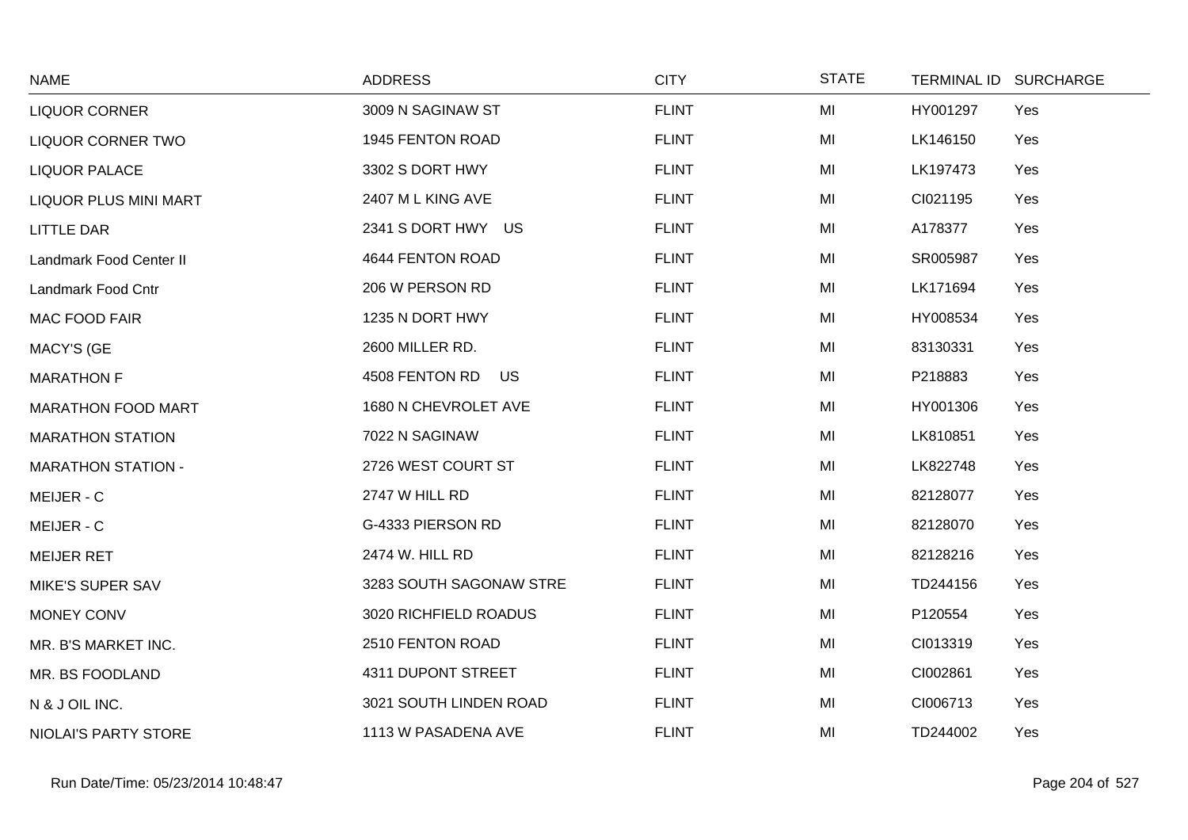| NAME | ADDRESS | CITY | STATE | TERMINAL ID | SURCHARGE |
|---|---|---|---|---|---|
| LIQUOR CORNER | 3009 N SAGINAW ST | FLINT | MI | HY001297 | Yes |
| LIQUOR CORNER TWO | 1945 FENTON ROAD | FLINT | MI | LK146150 | Yes |
| LIQUOR PALACE | 3302 S DORT HWY | FLINT | MI | LK197473 | Yes |
| LIQUOR PLUS MINI MART | 2407 M L KING AVE | FLINT | MI | CI021195 | Yes |
| LITTLE DAR | 2341 S DORT HWY US | FLINT | MI | A178377 | Yes |
| Landmark Food Center II | 4644 FENTON ROAD | FLINT | MI | SR005987 | Yes |
| Landmark Food Cntr | 206 W PERSON RD | FLINT | MI | LK171694 | Yes |
| MAC FOOD FAIR | 1235 N DORT HWY | FLINT | MI | HY008534 | Yes |
| MACY'S (GE | 2600 MILLER RD. | FLINT | MI | 83130331 | Yes |
| MARATHON F | 4508 FENTON RD US | FLINT | MI | P218883 | Yes |
| MARATHON FOOD MART | 1680 N CHEVROLET AVE | FLINT | MI | HY001306 | Yes |
| MARATHON STATION | 7022 N SAGINAW | FLINT | MI | LK810851 | Yes |
| MARATHON STATION - | 2726 WEST COURT ST | FLINT | MI | LK822748 | Yes |
| MEIJER - C | 2747 W HILL RD | FLINT | MI | 82128077 | Yes |
| MEIJER - C | G-4333 PIERSON RD | FLINT | MI | 82128070 | Yes |
| MEIJER RET | 2474 W. HILL RD | FLINT | MI | 82128216 | Yes |
| MIKE'S SUPER SAV | 3283 SOUTH SAGONAW STRE | FLINT | MI | TD244156 | Yes |
| MONEY CONV | 3020 RICHFIELD ROADUS | FLINT | MI | P120554 | Yes |
| MR. B'S MARKET INC. | 2510 FENTON ROAD | FLINT | MI | CI013319 | Yes |
| MR. BS FOODLAND | 4311 DUPONT STREET | FLINT | MI | CI002861 | Yes |
| N & J OIL INC. | 3021 SOUTH LINDEN ROAD | FLINT | MI | CI006713 | Yes |
| NIOLAI'S PARTY STORE | 1113 W PASADENA AVE | FLINT | MI | TD244002 | Yes |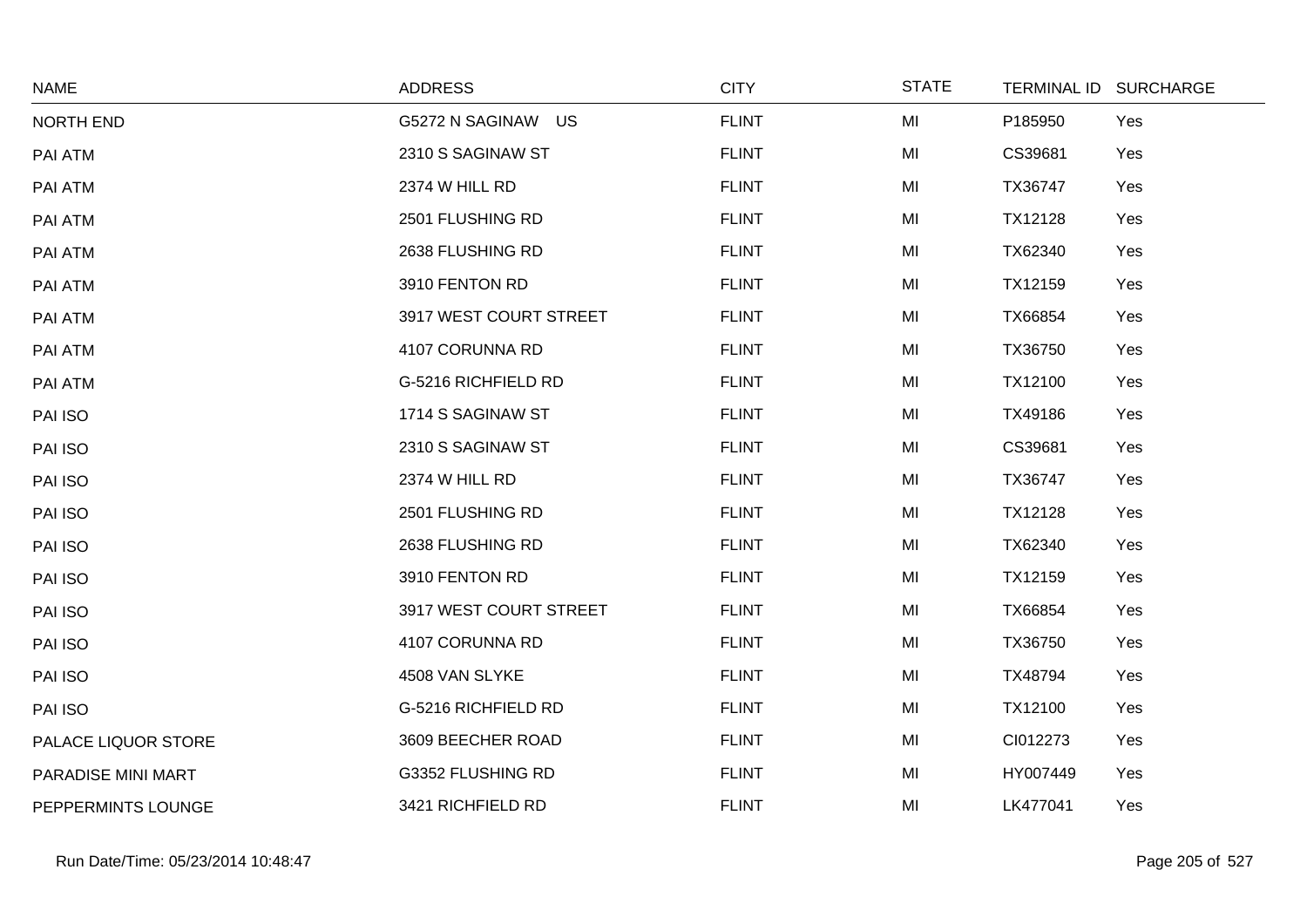| NAME | ADDRESS | CITY | STATE | TERMINAL ID | SURCHARGE |
|---|---|---|---|---|---|
| NORTH END | G5272 N SAGINAW US | FLINT | MI | P185950 | Yes |
| PAI ATM | 2310 S SAGINAW ST | FLINT | MI | CS39681 | Yes |
| PAI ATM | 2374 W HILL RD | FLINT | MI | TX36747 | Yes |
| PAI ATM | 2501 FLUSHING RD | FLINT | MI | TX12128 | Yes |
| PAI ATM | 2638 FLUSHING RD | FLINT | MI | TX62340 | Yes |
| PAI ATM | 3910 FENTON RD | FLINT | MI | TX12159 | Yes |
| PAI ATM | 3917 WEST COURT STREET | FLINT | MI | TX66854 | Yes |
| PAI ATM | 4107 CORUNNA RD | FLINT | MI | TX36750 | Yes |
| PAI ATM | G-5216 RICHFIELD RD | FLINT | MI | TX12100 | Yes |
| PAI ISO | 1714 S SAGINAW ST | FLINT | MI | TX49186 | Yes |
| PAI ISO | 2310 S SAGINAW ST | FLINT | MI | CS39681 | Yes |
| PAI ISO | 2374 W HILL RD | FLINT | MI | TX36747 | Yes |
| PAI ISO | 2501 FLUSHING RD | FLINT | MI | TX12128 | Yes |
| PAI ISO | 2638 FLUSHING RD | FLINT | MI | TX62340 | Yes |
| PAI ISO | 3910 FENTON RD | FLINT | MI | TX12159 | Yes |
| PAI ISO | 3917 WEST COURT STREET | FLINT | MI | TX66854 | Yes |
| PAI ISO | 4107 CORUNNA RD | FLINT | MI | TX36750 | Yes |
| PAI ISO | 4508 VAN SLYKE | FLINT | MI | TX48794 | Yes |
| PAI ISO | G-5216 RICHFIELD RD | FLINT | MI | TX12100 | Yes |
| PALACE LIQUOR STORE | 3609 BEECHER ROAD | FLINT | MI | CI012273 | Yes |
| PARADISE MINI MART | G3352 FLUSHING RD | FLINT | MI | HY007449 | Yes |
| PEPPERMINTS LOUNGE | 3421 RICHFIELD RD | FLINT | MI | LK477041 | Yes |

Run Date/Time: 05/23/2014 10:48:47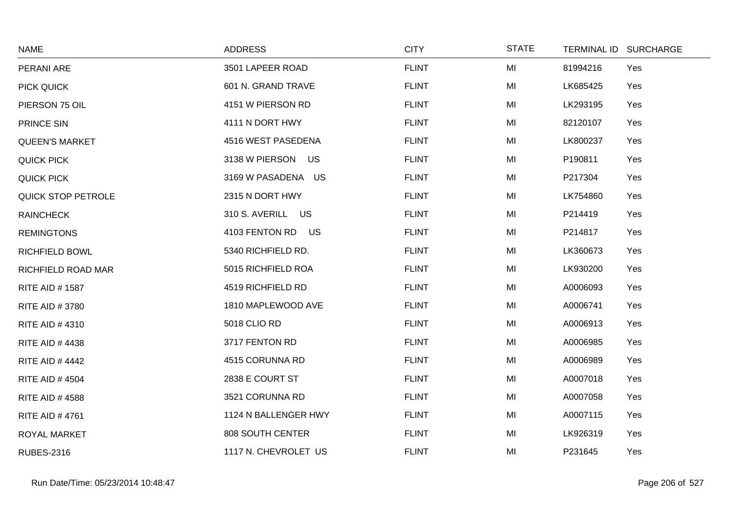| NAME | ADDRESS | CITY | STATE | TERMINAL ID | SURCHARGE |
|---|---|---|---|---|---|
| PERANI ARE | 3501 LAPEER ROAD | FLINT | MI | 81994216 | Yes |
| PICK QUICK | 601 N. GRAND TRAVE | FLINT | MI | LK685425 | Yes |
| PIERSON 75 OIL | 4151 W PIERSON RD | FLINT | MI | LK293195 | Yes |
| PRINCE SIN | 4111 N DORT HWY | FLINT | MI | 82120107 | Yes |
| QUEEN'S MARKET | 4516 WEST PASEDENA | FLINT | MI | LK800237 | Yes |
| QUICK PICK | 3138 W PIERSON US | FLINT | MI | P190811 | Yes |
| QUICK PICK | 3169 W PASADENA US | FLINT | MI | P217304 | Yes |
| QUICK STOP PETROLE | 2315 N DORT HWY | FLINT | MI | LK754860 | Yes |
| RAINCHECK | 310 S. AVERILL US | FLINT | MI | P214419 | Yes |
| REMINGTONS | 4103 FENTON RD US | FLINT | MI | P214817 | Yes |
| RICHFIELD BOWL | 5340 RICHFIELD RD. | FLINT | MI | LK360673 | Yes |
| RICHFIELD ROAD MAR | 5015 RICHFIELD ROA | FLINT | MI | LK930200 | Yes |
| RITE AID # 1587 | 4519 RICHFIELD RD | FLINT | MI | A0006093 | Yes |
| RITE AID # 3780 | 1810 MAPLEWOOD AVE | FLINT | MI | A0006741 | Yes |
| RITE AID # 4310 | 5018 CLIO RD | FLINT | MI | A0006913 | Yes |
| RITE AID # 4438 | 3717 FENTON RD | FLINT | MI | A0006985 | Yes |
| RITE AID # 4442 | 4515 CORUNNA RD | FLINT | MI | A0006989 | Yes |
| RITE AID # 4504 | 2838 E COURT ST | FLINT | MI | A0007018 | Yes |
| RITE AID # 4588 | 3521 CORUNNA RD | FLINT | MI | A0007058 | Yes |
| RITE AID # 4761 | 1124 N BALLENGER HWY | FLINT | MI | A0007115 | Yes |
| ROYAL MARKET | 808 SOUTH CENTER | FLINT | MI | LK926319 | Yes |
| RUBES-2316 | 1117 N. CHEVROLET US | FLINT | MI | P231645 | Yes |

Run Date/Time: 05/23/2014 10:48:47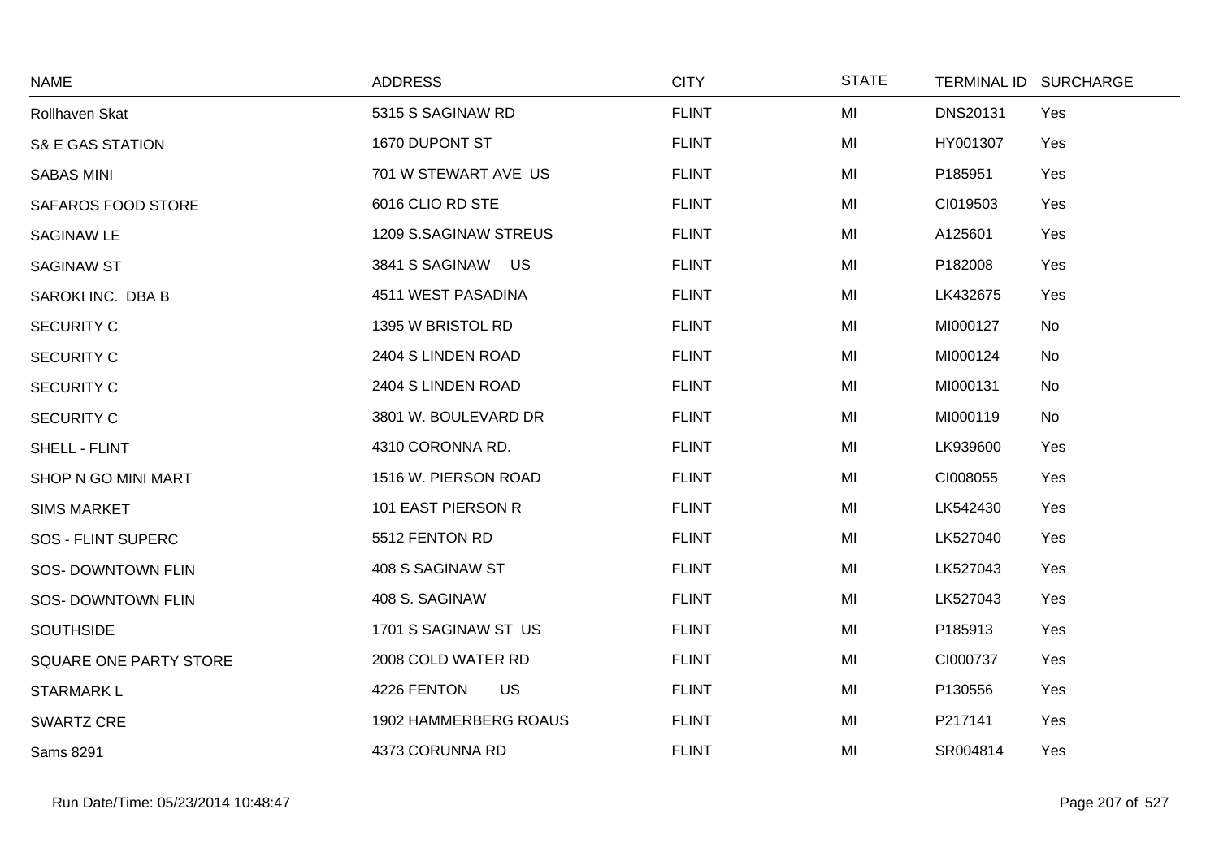| NAME | ADDRESS | CITY | STATE | TERMINAL ID | SURCHARGE |
|---|---|---|---|---|---|
| Rollhaven Skat | 5315 S SAGINAW RD | FLINT | MI | DNS20131 | Yes |
| S& E GAS STATION | 1670 DUPONT ST | FLINT | MI | HY001307 | Yes |
| SABAS MINI | 701 W STEWART AVE US | FLINT | MI | P185951 | Yes |
| SAFAROS FOOD STORE | 6016 CLIO RD STE | FLINT | MI | CI019503 | Yes |
| SAGINAW LE | 1209 S.SAGINAW STREUS | FLINT | MI | A125601 | Yes |
| SAGINAW ST | 3841 S SAGINAW US | FLINT | MI | P182008 | Yes |
| SAROKI INC. DBA B | 4511 WEST PASADINA | FLINT | MI | LK432675 | Yes |
| SECURITY C | 1395 W BRISTOL RD | FLINT | MI | MI000127 | No |
| SECURITY C | 2404 S LINDEN ROAD | FLINT | MI | MI000124 | No |
| SECURITY C | 2404 S LINDEN ROAD | FLINT | MI | MI000131 | No |
| SECURITY C | 3801 W. BOULEVARD DR | FLINT | MI | MI000119 | No |
| SHELL - FLINT | 4310 CORONNA RD. | FLINT | MI | LK939600 | Yes |
| SHOP N GO MINI MART | 1516 W. PIERSON ROAD | FLINT | MI | CI008055 | Yes |
| SIMS MARKET | 101 EAST PIERSON R | FLINT | MI | LK542430 | Yes |
| SOS - FLINT SUPERC | 5512 FENTON RD | FLINT | MI | LK527040 | Yes |
| SOS- DOWNTOWN FLIN | 408 S SAGINAW ST | FLINT | MI | LK527043 | Yes |
| SOS- DOWNTOWN FLIN | 408 S. SAGINAW | FLINT | MI | LK527043 | Yes |
| SOUTHSIDE | 1701 S SAGINAW ST US | FLINT | MI | P185913 | Yes |
| SQUARE ONE PARTY STORE | 2008 COLD WATER RD | FLINT | MI | CI000737 | Yes |
| STARMARK L | 4226 FENTON US | FLINT | MI | P130556 | Yes |
| SWARTZ CRE | 1902 HAMMERBERG ROAUS | FLINT | MI | P217141 | Yes |
| Sams 8291 | 4373 CORUNNA RD | FLINT | MI | SR004814 | Yes |

Run Date/Time: 05/23/2014 10:48:47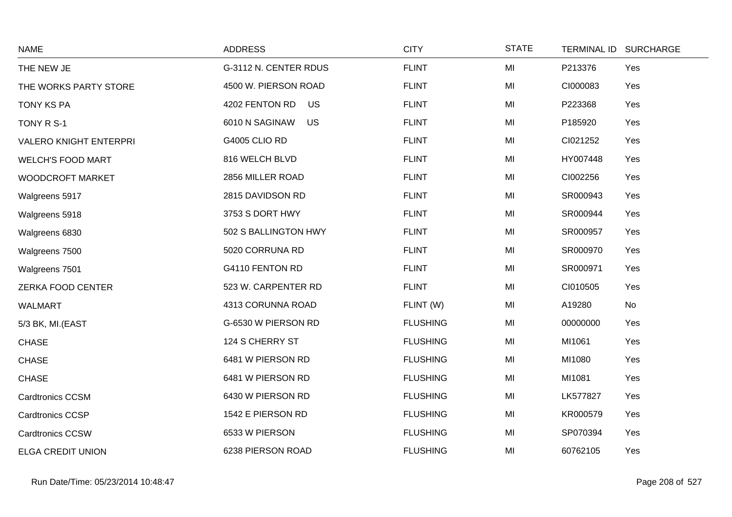| NAME | ADDRESS | CITY | STATE | TERMINAL ID | SURCHARGE |
|---|---|---|---|---|---|
| THE NEW JE | G-3112 N. CENTER RDUS | FLINT | MI | P213376 | Yes |
| THE WORKS PARTY STORE | 4500 W. PIERSON ROAD | FLINT | MI | CI000083 | Yes |
| TONY KS PA | 4202 FENTON RD US | FLINT | MI | P223368 | Yes |
| TONY R S-1 | 6010 N SAGINAW US | FLINT | MI | P185920 | Yes |
| VALERO KNIGHT ENTERPRI | G4005 CLIO RD | FLINT | MI | CI021252 | Yes |
| WELCH'S FOOD MART | 816 WELCH BLVD | FLINT | MI | HY007448 | Yes |
| WOODCROFT MARKET | 2856 MILLER ROAD | FLINT | MI | CI002256 | Yes |
| Walgreens 5917 | 2815 DAVIDSON RD | FLINT | MI | SR000943 | Yes |
| Walgreens 5918 | 3753 S DORT HWY | FLINT | MI | SR000944 | Yes |
| Walgreens 6830 | 502 S BALLINGTON HWY | FLINT | MI | SR000957 | Yes |
| Walgreens 7500 | 5020 CORRUNA RD | FLINT | MI | SR000970 | Yes |
| Walgreens 7501 | G4110 FENTON RD | FLINT | MI | SR000971 | Yes |
| ZERKA FOOD CENTER | 523 W. CARPENTER RD | FLINT | MI | CI010505 | Yes |
| WALMART | 4313 CORUNNA ROAD | FLINT (W) | MI | A19280 | No |
| 5/3 BK, MI.(EAST | G-6530 W PIERSON RD | FLUSHING | MI | 00000000 | Yes |
| CHASE | 124 S CHERRY ST | FLUSHING | MI | MI1061 | Yes |
| CHASE | 6481 W PIERSON RD | FLUSHING | MI | MI1080 | Yes |
| CHASE | 6481 W PIERSON RD | FLUSHING | MI | MI1081 | Yes |
| Cardtronics CCSM | 6430 W PIERSON RD | FLUSHING | MI | LK577827 | Yes |
| Cardtronics CCSP | 1542 E PIERSON RD | FLUSHING | MI | KR000579 | Yes |
| Cardtronics CCSW | 6533 W PIERSON | FLUSHING | MI | SP070394 | Yes |
| ELGA CREDIT UNION | 6238 PIERSON ROAD | FLUSHING | MI | 60762105 | Yes |

Run Date/Time: 05/23/2014 10:48:47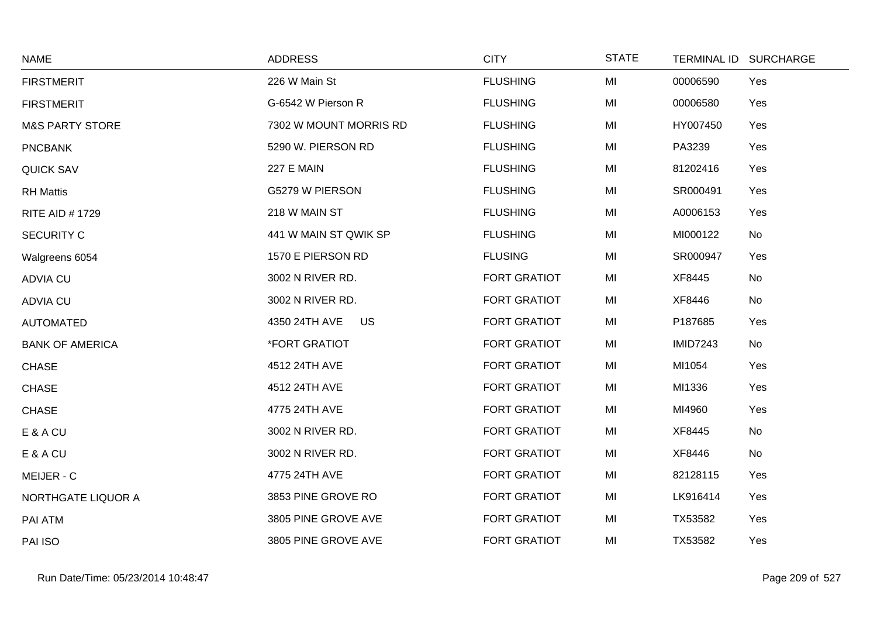| NAME | ADDRESS | CITY | STATE | TERMINAL ID | SURCHARGE |
|---|---|---|---|---|---|
| FIRSTMERIT | 226 W Main St | FLUSHING | MI | 00006590 | Yes |
| FIRSTMERIT | G-6542 W Pierson R | FLUSHING | MI | 00006580 | Yes |
| M&S PARTY STORE | 7302 W MOUNT MORRIS RD | FLUSHING | MI | HY007450 | Yes |
| PNCBANK | 5290 W. PIERSON RD | FLUSHING | MI | PA3239 | Yes |
| QUICK SAV | 227 E MAIN | FLUSHING | MI | 81202416 | Yes |
| RH Mattis | G5279 W PIERSON | FLUSHING | MI | SR000491 | Yes |
| RITE AID # 1729 | 218 W MAIN ST | FLUSHING | MI | A0006153 | Yes |
| SECURITY C | 441 W MAIN ST QWIK SP | FLUSHING | MI | MI000122 | No |
| Walgreens 6054 | 1570 E PIERSON RD | FLUSING | MI | SR000947 | Yes |
| ADVIA CU | 3002 N RIVER RD. | FORT GRATIOT | MI | XF8445 | No |
| ADVIA CU | 3002 N RIVER RD. | FORT GRATIOT | MI | XF8446 | No |
| AUTOMATED | 4350 24TH AVE US | FORT GRATIOT | MI | P187685 | Yes |
| BANK OF AMERICA | *FORT GRATIOT | FORT GRATIOT | MI | IMID7243 | No |
| CHASE | 4512 24TH AVE | FORT GRATIOT | MI | MI1054 | Yes |
| CHASE | 4512 24TH AVE | FORT GRATIOT | MI | MI1336 | Yes |
| CHASE | 4775 24TH AVE | FORT GRATIOT | MI | MI4960 | Yes |
| E & A CU | 3002 N RIVER RD. | FORT GRATIOT | MI | XF8445 | No |
| E & A CU | 3002 N RIVER RD. | FORT GRATIOT | MI | XF8446 | No |
| MEIJER - C | 4775 24TH AVE | FORT GRATIOT | MI | 82128115 | Yes |
| NORTHGATE LIQUOR A | 3853 PINE GROVE RO | FORT GRATIOT | MI | LK916414 | Yes |
| PAI ATM | 3805 PINE GROVE AVE | FORT GRATIOT | MI | TX53582 | Yes |
| PAI ISO | 3805 PINE GROVE AVE | FORT GRATIOT | MI | TX53582 | Yes |

Run Date/Time: 05/23/2014 10:48:47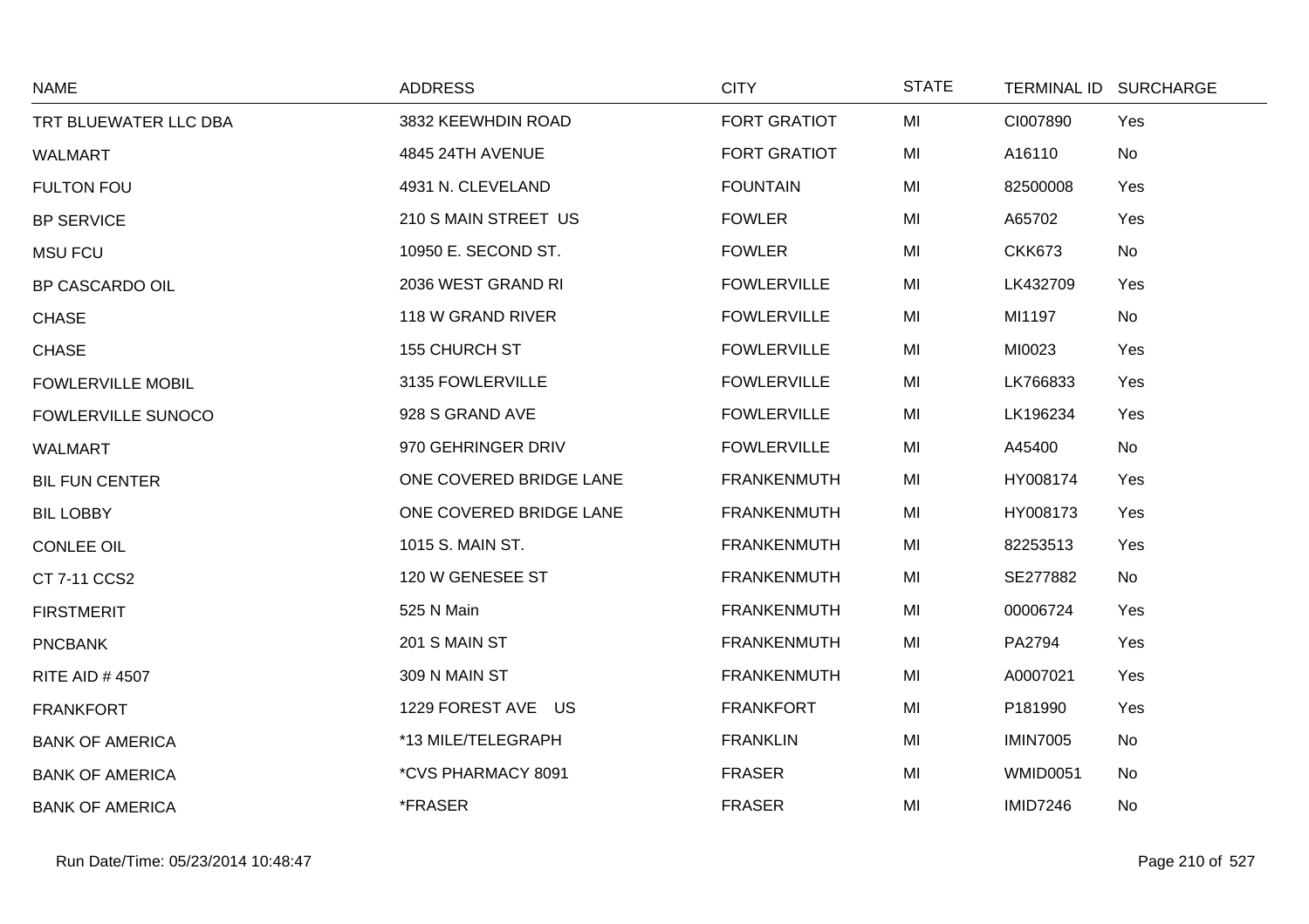| NAME | ADDRESS | CITY | STATE | TERMINAL ID | SURCHARGE |
|---|---|---|---|---|---|
| TRT BLUEWATER LLC DBA | 3832 KEEWHDIN ROAD | FORT GRATIOT | MI | CI007890 | Yes |
| WALMART | 4845 24TH AVENUE | FORT GRATIOT | MI | A16110 | No |
| FULTON FOU | 4931 N. CLEVELAND | FOUNTAIN | MI | 82500008 | Yes |
| BP SERVICE | 210 S MAIN STREET US | FOWLER | MI | A65702 | Yes |
| MSU FCU | 10950 E. SECOND ST. | FOWLER | MI | CKK673 | No |
| BP CASCARDO OIL | 2036 WEST GRAND RI | FOWLERVILLE | MI | LK432709 | Yes |
| CHASE | 118 W GRAND RIVER | FOWLERVILLE | MI | MI1197 | No |
| CHASE | 155 CHURCH ST | FOWLERVILLE | MI | MI0023 | Yes |
| FOWLERVILLE MOBIL | 3135 FOWLERVILLE | FOWLERVILLE | MI | LK766833 | Yes |
| FOWLERVILLE SUNOCO | 928 S GRAND AVE | FOWLERVILLE | MI | LK196234 | Yes |
| WALMART | 970 GEHRINGER DRIV | FOWLERVILLE | MI | A45400 | No |
| BIL FUN CENTER | ONE COVERED BRIDGE LANE | FRANKENMUTH | MI | HY008174 | Yes |
| BIL LOBBY | ONE COVERED BRIDGE LANE | FRANKENMUTH | MI | HY008173 | Yes |
| CONLEE OIL | 1015 S. MAIN ST. | FRANKENMUTH | MI | 82253513 | Yes |
| CT 7-11 CCS2 | 120 W GENESEE ST | FRANKENMUTH | MI | SE277882 | No |
| FIRSTMERIT | 525 N Main | FRANKENMUTH | MI | 00006724 | Yes |
| PNCBANK | 201 S MAIN ST | FRANKENMUTH | MI | PA2794 | Yes |
| RITE AID # 4507 | 309 N MAIN ST | FRANKENMUTH | MI | A0007021 | Yes |
| FRANKFORT | 1229 FOREST AVE US | FRANKFORT | MI | P181990 | Yes |
| BANK OF AMERICA | *13 MILE/TELEGRAPH | FRANKLIN | MI | IMIN7005 | No |
| BANK OF AMERICA | *CVS PHARMACY 8091 | FRASER | MI | WMID0051 | No |
| BANK OF AMERICA | *FRASER | FRASER | MI | IMID7246 | No |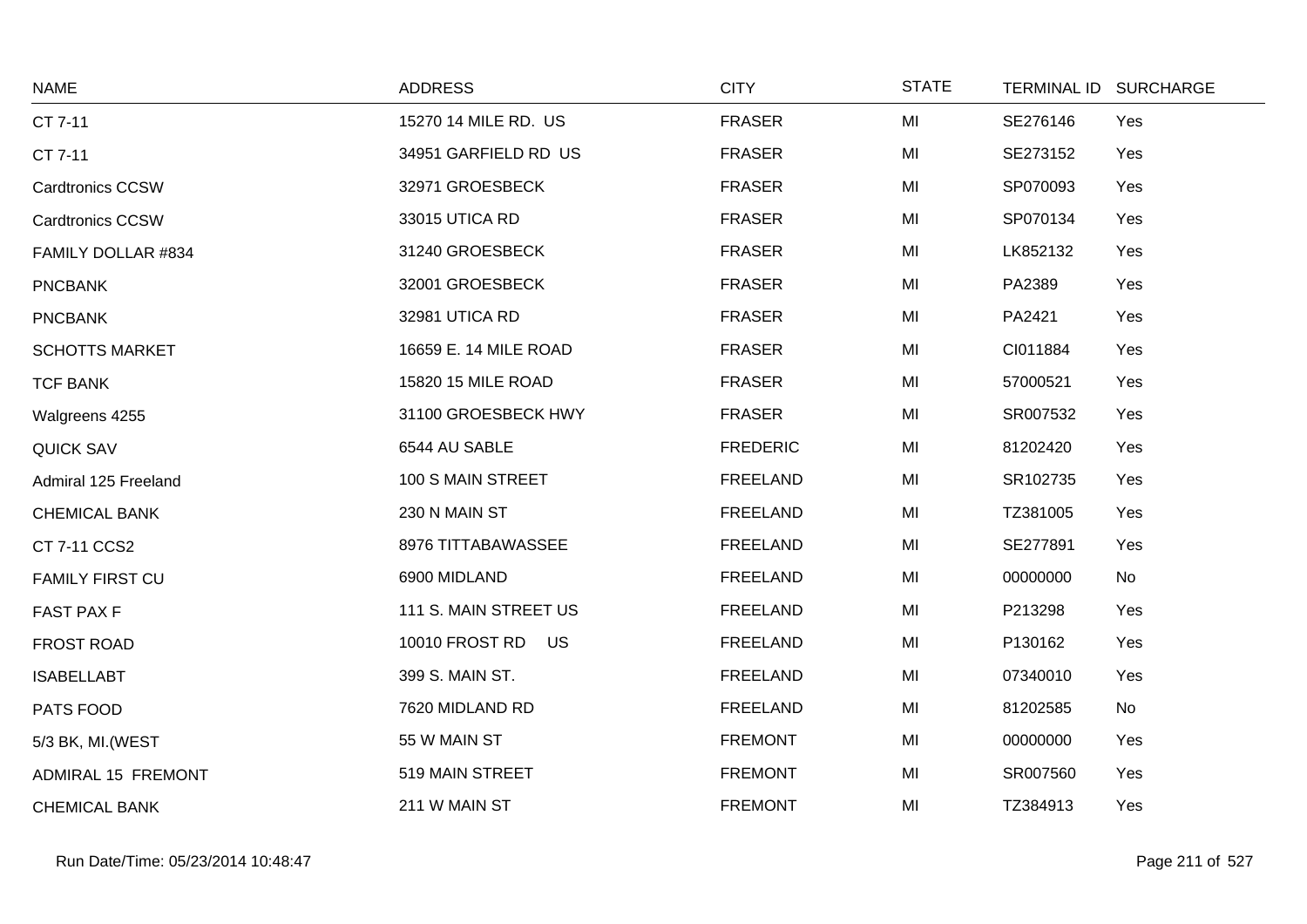| NAME | ADDRESS | CITY | STATE | TERMINAL ID | SURCHARGE |
|---|---|---|---|---|---|
| CT 7-11 | 15270 14 MILE RD. US | FRASER | MI | SE276146 | Yes |
| CT 7-11 | 34951 GARFIELD RD US | FRASER | MI | SE273152 | Yes |
| Cardtronics CCSW | 32971 GROESBECK | FRASER | MI | SP070093 | Yes |
| Cardtronics CCSW | 33015 UTICA RD | FRASER | MI | SP070134 | Yes |
| FAMILY DOLLAR #834 | 31240 GROESBECK | FRASER | MI | LK852132 | Yes |
| PNCBANK | 32001 GROESBECK | FRASER | MI | PA2389 | Yes |
| PNCBANK | 32981 UTICA RD | FRASER | MI | PA2421 | Yes |
| SCHOTTS MARKET | 16659 E. 14 MILE ROAD | FRASER | MI | CI011884 | Yes |
| TCF BANK | 15820 15 MILE ROAD | FRASER | MI | 57000521 | Yes |
| Walgreens 4255 | 31100 GROESBECK HWY | FRASER | MI | SR007532 | Yes |
| QUICK SAV | 6544 AU SABLE | FREDERIC | MI | 81202420 | Yes |
| Admiral 125 Freeland | 100 S MAIN STREET | FREELAND | MI | SR102735 | Yes |
| CHEMICAL BANK | 230 N MAIN ST | FREELAND | MI | TZ381005 | Yes |
| CT 7-11 CCS2 | 8976 TITTABAWASSEE | FREELAND | MI | SE277891 | Yes |
| FAMILY FIRST CU | 6900 MIDLAND | FREELAND | MI | 00000000 | No |
| FAST PAX F | 111 S. MAIN STREET US | FREELAND | MI | P213298 | Yes |
| FROST ROAD | 10010 FROST RD US | FREELAND | MI | P130162 | Yes |
| ISABELLABT | 399 S. MAIN ST. | FREELAND | MI | 07340010 | Yes |
| PATS FOOD | 7620 MIDLAND RD | FREELAND | MI | 81202585 | No |
| 5/3 BK, MI.(WEST | 55 W MAIN ST | FREMONT | MI | 00000000 | Yes |
| ADMIRAL 15 FREMONT | 519 MAIN STREET | FREMONT | MI | SR007560 | Yes |
| CHEMICAL BANK | 211 W MAIN ST | FREMONT | MI | TZ384913 | Yes |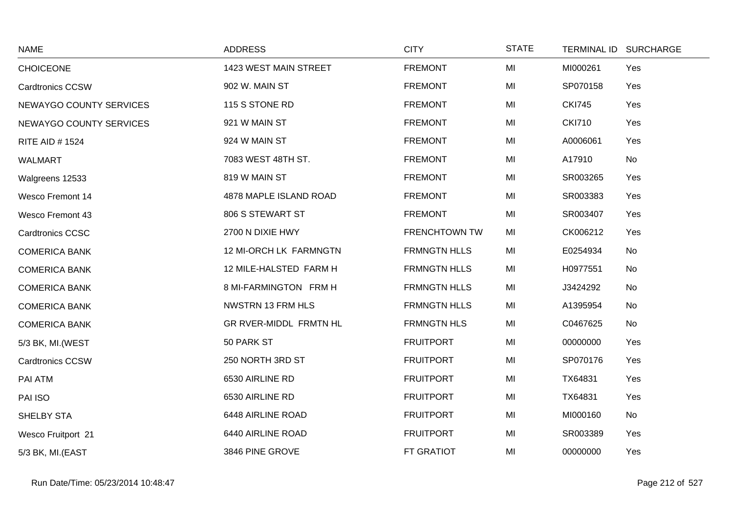| NAME | ADDRESS | CITY | STATE | TERMINAL ID | SURCHARGE |
|---|---|---|---|---|---|
| CHOICEONE | 1423 WEST MAIN STREET | FREMONT | MI | MI000261 | Yes |
| Cardtronics CCSW | 902 W. MAIN ST | FREMONT | MI | SP070158 | Yes |
| NEWAYGO COUNTY SERVICES | 115 S STONE RD | FREMONT | MI | CKI745 | Yes |
| NEWAYGO COUNTY SERVICES | 921 W MAIN ST | FREMONT | MI | CKI710 | Yes |
| RITE AID # 1524 | 924 W MAIN ST | FREMONT | MI | A0006061 | Yes |
| WALMART | 7083 WEST 48TH ST. | FREMONT | MI | A17910 | No |
| Walgreens 12533 | 819 W MAIN ST | FREMONT | MI | SR003265 | Yes |
| Wesco Fremont 14 | 4878 MAPLE ISLAND ROAD | FREMONT | MI | SR003383 | Yes |
| Wesco Fremont 43 | 806 S STEWART ST | FREMONT | MI | SR003407 | Yes |
| Cardtronics CCSC | 2700 N DIXIE HWY | FRENCHTOWN TW | MI | CK006212 | Yes |
| COMERICA BANK | 12 MI-ORCH LK FARMNGTN | FRMNGTN HLLS | MI | E0254934 | No |
| COMERICA BANK | 12 MILE-HALSTED FARM H | FRMNGTN HLLS | MI | H0977551 | No |
| COMERICA BANK | 8 MI-FARMINGTON FRM H | FRMNGTN HLLS | MI | J3424292 | No |
| COMERICA BANK | NWSTRN 13 FRM HLS | FRMNGTN HLLS | MI | A1395954 | No |
| COMERICA BANK | GR RVER-MIDDL FRMTN HL | FRMNGTN HLS | MI | C0467625 | No |
| 5/3 BK, MI.(WEST | 50 PARK ST | FRUITPORT | MI | 00000000 | Yes |
| Cardtronics CCSW | 250 NORTH 3RD ST | FRUITPORT | MI | SP070176 | Yes |
| PAI ATM | 6530 AIRLINE RD | FRUITPORT | MI | TX64831 | Yes |
| PAI ISO | 6530 AIRLINE RD | FRUITPORT | MI | TX64831 | Yes |
| SHELBY STA | 6448 AIRLINE ROAD | FRUITPORT | MI | MI000160 | No |
| Wesco Fruitport 21 | 6440 AIRLINE ROAD | FRUITPORT | MI | SR003389 | Yes |
| 5/3 BK, MI.(EAST | 3846 PINE GROVE | FT GRATIOT | MI | 00000000 | Yes |

Run Date/Time: 05/23/2014 10:48:47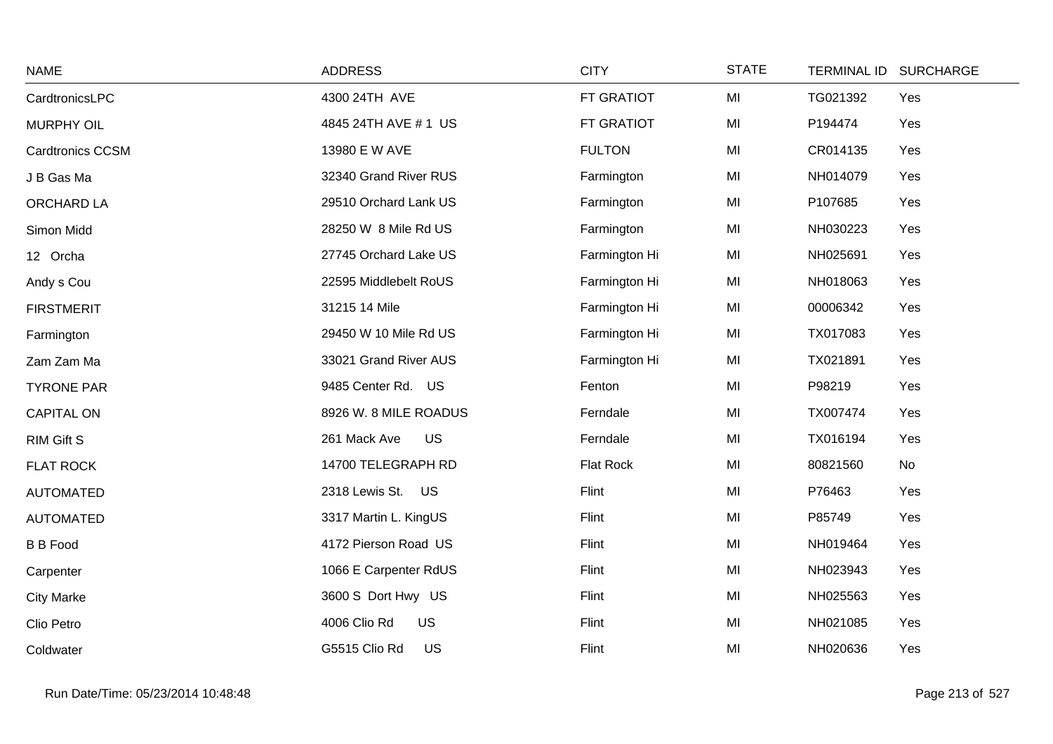| NAME | ADDRESS | CITY | STATE | TERMINAL ID | SURCHARGE |
|---|---|---|---|---|---|
| CardtronicsLPC | 4300 24TH AVE | FT GRATIOT | MI | TG021392 | Yes |
| MURPHY OIL | 4845 24TH AVE # 1 US | FT GRATIOT | MI | P194474 | Yes |
| Cardtronics CCSM | 13980 E W AVE | FULTON | MI | CR014135 | Yes |
| J B Gas Ma | 32340 Grand River RUS | Farmington | MI | NH014079 | Yes |
| ORCHARD LA | 29510 Orchard Lank US | Farmington | MI | P107685 | Yes |
| Simon Midd | 28250 W 8 Mile Rd US | Farmington | MI | NH030223 | Yes |
| 12 Orcha | 27745 Orchard Lake US | Farmington Hi | MI | NH025691 | Yes |
| Andy s Cou | 22595 Middlebelt RoUS | Farmington Hi | MI | NH018063 | Yes |
| FIRSTMERIT | 31215 14 Mile | Farmington Hi | MI | 00006342 | Yes |
| Farmington | 29450 W 10 Mile Rd US | Farmington Hi | MI | TX017083 | Yes |
| Zam Zam Ma | 33021 Grand River AUS | Farmington Hi | MI | TX021891 | Yes |
| TYRONE PAR | 9485 Center Rd. US | Fenton | MI | P98219 | Yes |
| CAPITAL ON | 8926 W. 8 MILE ROADUS | Ferndale | MI | TX007474 | Yes |
| RIM Gift S | 261 Mack Ave US | Ferndale | MI | TX016194 | Yes |
| FLAT ROCK | 14700 TELEGRAPH RD | Flat Rock | MI | 80821560 | No |
| AUTOMATED | 2318 Lewis St. US | Flint | MI | P76463 | Yes |
| AUTOMATED | 3317 Martin L. KingUS | Flint | MI | P85749 | Yes |
| B B Food | 4172 Pierson Road US | Flint | MI | NH019464 | Yes |
| Carpenter | 1066 E Carpenter RdUS | Flint | MI | NH023943 | Yes |
| City Marke | 3600 S Dort Hwy US | Flint | MI | NH025563 | Yes |
| Clio Petro | 4006 Clio Rd US | Flint | MI | NH021085 | Yes |
| Coldwater | G5515 Clio Rd US | Flint | MI | NH020636 | Yes |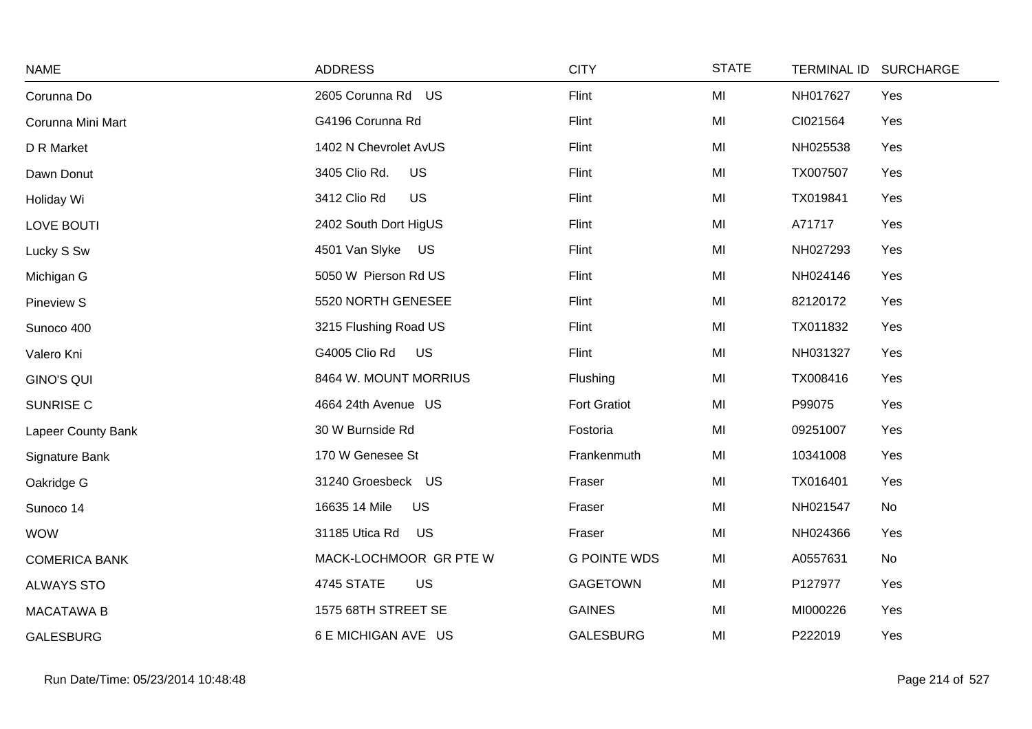| NAME | ADDRESS | CITY | STATE | TERMINAL ID | SURCHARGE |
|---|---|---|---|---|---|
| Corunna Do | 2605 Corunna Rd US | Flint | MI | NH017627 | Yes |
| Corunna Mini Mart | G4196 Corunna Rd | Flint | MI | CI021564 | Yes |
| D R Market | 1402 N Chevrolet AvUS | Flint | MI | NH025538 | Yes |
| Dawn Donut | 3405 Clio Rd. US | Flint | MI | TX007507 | Yes |
| Holiday Wi | 3412 Clio Rd US | Flint | MI | TX019841 | Yes |
| LOVE BOUTI | 2402 South Dort HigUS | Flint | MI | A71717 | Yes |
| Lucky S Sw | 4501 Van Slyke US | Flint | MI | NH027293 | Yes |
| Michigan G | 5050 W Pierson Rd US | Flint | MI | NH024146 | Yes |
| Pineview S | 5520 NORTH GENESEE | Flint | MI | 82120172 | Yes |
| Sunoco 400 | 3215 Flushing Road US | Flint | MI | TX011832 | Yes |
| Valero Kni | G4005 Clio Rd US | Flint | MI | NH031327 | Yes |
| GINO'S QUI | 8464 W. MOUNT MORRIUS | Flushing | MI | TX008416 | Yes |
| SUNRISE C | 4664 24th Avenue US | Fort Gratiot | MI | P99075 | Yes |
| Lapeer County Bank | 30 W Burnside Rd | Fostoria | MI | 09251007 | Yes |
| Signature Bank | 170 W Genesee St | Frankenmuth | MI | 10341008 | Yes |
| Oakridge G | 31240 Groesbeck US | Fraser | MI | TX016401 | Yes |
| Sunoco 14 | 16635 14 Mile US | Fraser | MI | NH021547 | No |
| WOW | 31185 Utica Rd US | Fraser | MI | NH024366 | Yes |
| COMERICA BANK | MACK-LOCHMOOR GR PTE W | G POINTE WDS | MI | A0557631 | No |
| ALWAYS STO | 4745 STATE US | GAGETOWN | MI | P127977 | Yes |
| MACATAWA B | 1575 68TH STREET SE | GAINES | MI | MI000226 | Yes |
| GALESBURG | 6 E MICHIGAN AVE US | GALESBURG | MI | P222019 | Yes |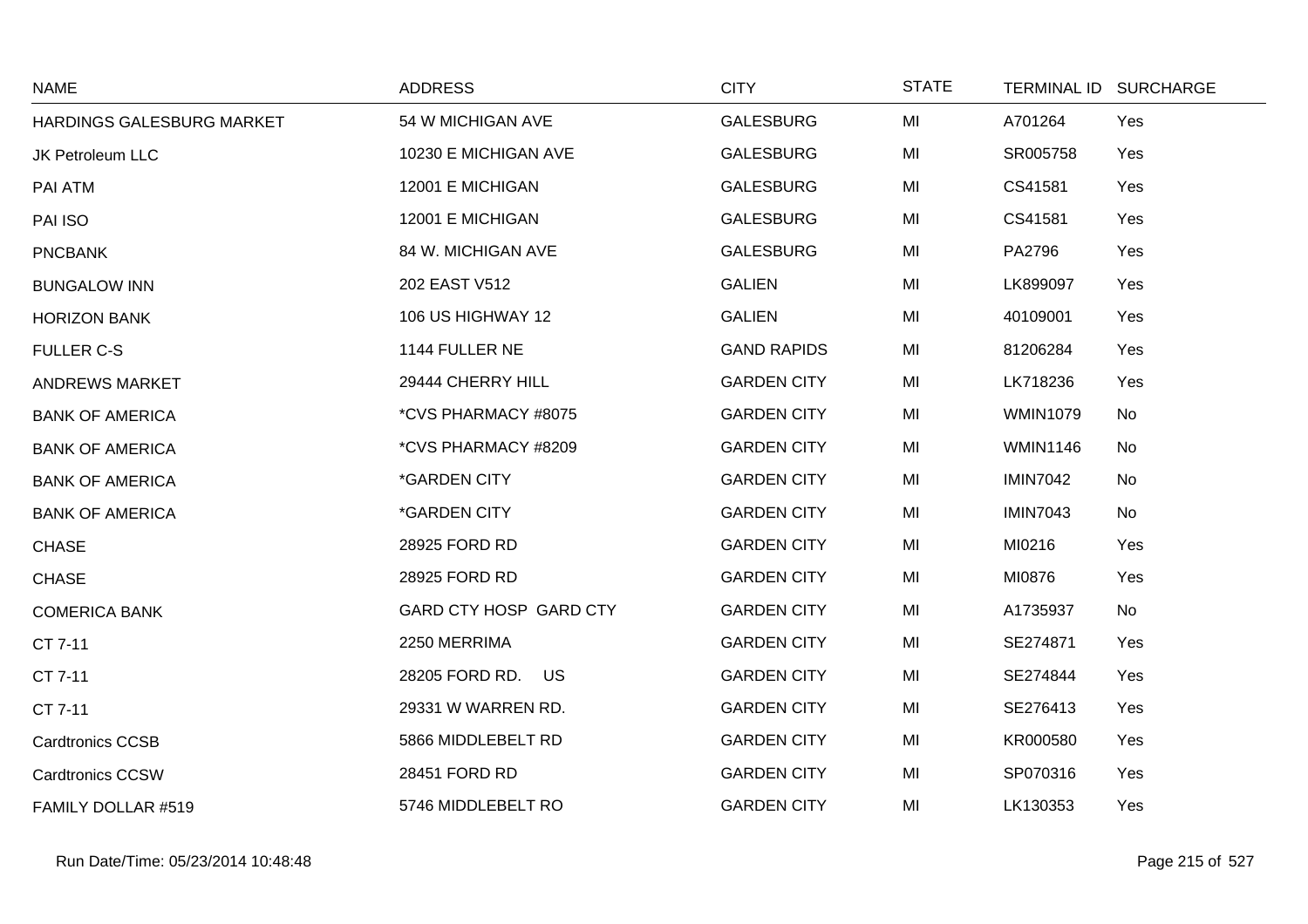| NAME | ADDRESS | CITY | STATE | TERMINAL ID | SURCHARGE |
|---|---|---|---|---|---|
| HARDINGS GALESBURG MARKET | 54 W MICHIGAN AVE | GALESBURG | MI | A701264 | Yes |
| JK Petroleum LLC | 10230 E MICHIGAN AVE | GALESBURG | MI | SR005758 | Yes |
| PAI ATM | 12001 E MICHIGAN | GALESBURG | MI | CS41581 | Yes |
| PAI ISO | 12001 E MICHIGAN | GALESBURG | MI | CS41581 | Yes |
| PNCBANK | 84 W. MICHIGAN AVE | GALESBURG | MI | PA2796 | Yes |
| BUNGALOW INN | 202 EAST V512 | GALIEN | MI | LK899097 | Yes |
| HORIZON BANK | 106 US HIGHWAY 12 | GALIEN | MI | 40109001 | Yes |
| FULLER C-S | 1144 FULLER NE | GAND RAPIDS | MI | 81206284 | Yes |
| ANDREWS MARKET | 29444 CHERRY HILL | GARDEN CITY | MI | LK718236 | Yes |
| BANK OF AMERICA | *CVS PHARMACY #8075 | GARDEN CITY | MI | WMIN1079 | No |
| BANK OF AMERICA | *CVS PHARMACY #8209 | GARDEN CITY | MI | WMIN1146 | No |
| BANK OF AMERICA | *GARDEN CITY | GARDEN CITY | MI | IMIN7042 | No |
| BANK OF AMERICA | *GARDEN CITY | GARDEN CITY | MI | IMIN7043 | No |
| CHASE | 28925 FORD RD | GARDEN CITY | MI | MI0216 | Yes |
| CHASE | 28925 FORD RD | GARDEN CITY | MI | MI0876 | Yes |
| COMERICA BANK | GARD CTY HOSP GARD CTY | GARDEN CITY | MI | A1735937 | No |
| CT 7-11 | 2250 MERRIMA | GARDEN CITY | MI | SE274871 | Yes |
| CT 7-11 | 28205 FORD RD. US | GARDEN CITY | MI | SE274844 | Yes |
| CT 7-11 | 29331 W WARREN RD. | GARDEN CITY | MI | SE276413 | Yes |
| Cardtronics CCSB | 5866 MIDDLEBELT RD | GARDEN CITY | MI | KR000580 | Yes |
| Cardtronics CCSW | 28451 FORD RD | GARDEN CITY | MI | SP070316 | Yes |
| FAMILY DOLLAR #519 | 5746 MIDDLEBELT RO | GARDEN CITY | MI | LK130353 | Yes |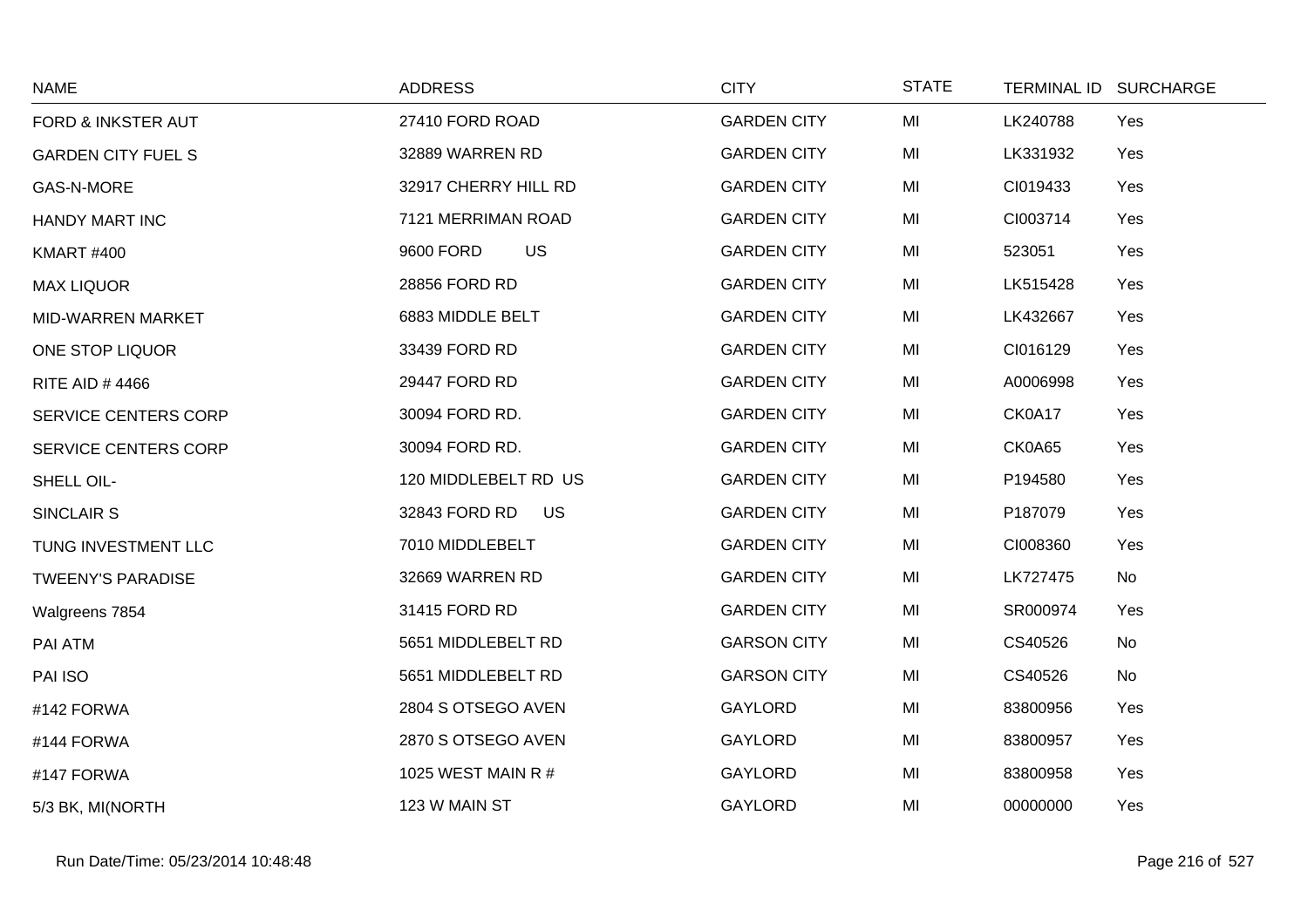| NAME | ADDRESS | CITY | STATE | TERMINAL ID | SURCHARGE |
|---|---|---|---|---|---|
| FORD & INKSTER AUT | 27410 FORD ROAD | GARDEN CITY | MI | LK240788 | Yes |
| GARDEN CITY FUEL S | 32889 WARREN RD | GARDEN CITY | MI | LK331932 | Yes |
| GAS-N-MORE | 32917 CHERRY HILL RD | GARDEN CITY | MI | CI019433 | Yes |
| HANDY MART INC | 7121 MERRIMAN ROAD | GARDEN CITY | MI | CI003714 | Yes |
| KMART #400 | 9600 FORD US | GARDEN CITY | MI | 523051 | Yes |
| MAX LIQUOR | 28856 FORD RD | GARDEN CITY | MI | LK515428 | Yes |
| MID-WARREN MARKET | 6883 MIDDLE BELT | GARDEN CITY | MI | LK432667 | Yes |
| ONE STOP LIQUOR | 33439 FORD RD | GARDEN CITY | MI | CI016129 | Yes |
| RITE AID # 4466 | 29447 FORD RD | GARDEN CITY | MI | A0006998 | Yes |
| SERVICE CENTERS CORP | 30094 FORD RD. | GARDEN CITY | MI | CK0A17 | Yes |
| SERVICE CENTERS CORP | 30094 FORD RD. | GARDEN CITY | MI | CK0A65 | Yes |
| SHELL OIL- | 120 MIDDLEBELT RD US | GARDEN CITY | MI | P194580 | Yes |
| SINCLAIR S | 32843 FORD RD US | GARDEN CITY | MI | P187079 | Yes |
| TUNG INVESTMENT LLC | 7010 MIDDLEBELT | GARDEN CITY | MI | CI008360 | Yes |
| TWEENY'S PARADISE | 32669 WARREN RD | GARDEN CITY | MI | LK727475 | No |
| Walgreens 7854 | 31415 FORD RD | GARDEN CITY | MI | SR000974 | Yes |
| PAI ATM | 5651 MIDDLEBELT RD | GARSON CITY | MI | CS40526 | No |
| PAI ISO | 5651 MIDDLEBELT RD | GARSON CITY | MI | CS40526 | No |
| #142 FORWA | 2804 S OTSEGO AVEN | GAYLORD | MI | 83800956 | Yes |
| #144 FORWA | 2870 S OTSEGO AVEN | GAYLORD | MI | 83800957 | Yes |
| #147 FORWA | 1025 WEST MAIN R # | GAYLORD | MI | 83800958 | Yes |
| 5/3 BK, MI(NORTH | 123 W MAIN ST | GAYLORD | MI | 00000000 | Yes |

Run Date/Time: 05/23/2014 10:48:48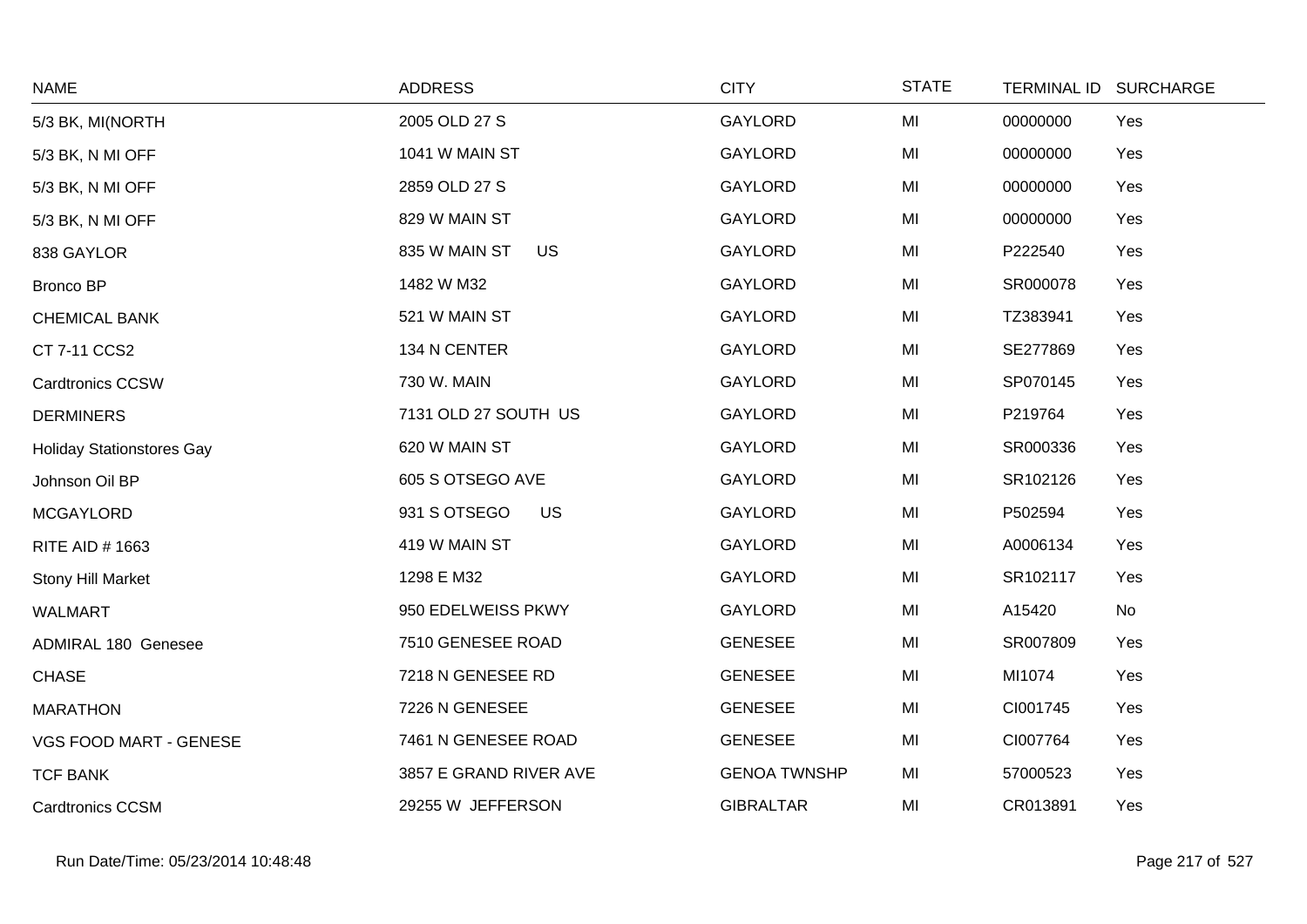| NAME | ADDRESS | CITY | STATE | TERMINAL ID | SURCHARGE |
|---|---|---|---|---|---|
| 5/3 BK, MI(NORTH | 2005 OLD 27 S | GAYLORD | MI | 00000000 | Yes |
| 5/3 BK, N MI OFF | 1041 W MAIN ST | GAYLORD | MI | 00000000 | Yes |
| 5/3 BK, N MI OFF | 2859 OLD 27 S | GAYLORD | MI | 00000000 | Yes |
| 5/3 BK, N MI OFF | 829 W MAIN ST | GAYLORD | MI | 00000000 | Yes |
| 838 GAYLOR | 835 W MAIN ST US | GAYLORD | MI | P222540 | Yes |
| Bronco BP | 1482 W M32 | GAYLORD | MI | SR000078 | Yes |
| CHEMICAL BANK | 521 W MAIN ST | GAYLORD | MI | TZ383941 | Yes |
| CT 7-11 CCS2 | 134 N CENTER | GAYLORD | MI | SE277869 | Yes |
| Cardtronics CCSW | 730 W. MAIN | GAYLORD | MI | SP070145 | Yes |
| DERMINERS | 7131 OLD 27 SOUTH US | GAYLORD | MI | P219764 | Yes |
| Holiday Stationstores Gay | 620 W MAIN ST | GAYLORD | MI | SR000336 | Yes |
| Johnson Oil BP | 605 S OTSEGO AVE | GAYLORD | MI | SR102126 | Yes |
| MCGAYLORD | 931 S OTSEGO US | GAYLORD | MI | P502594 | Yes |
| RITE AID # 1663 | 419 W MAIN ST | GAYLORD | MI | A0006134 | Yes |
| Stony Hill Market | 1298 E M32 | GAYLORD | MI | SR102117 | Yes |
| WALMART | 950 EDELWEISS PKWY | GAYLORD | MI | A15420 | No |
| ADMIRAL 180 Genesee | 7510 GENESEE ROAD | GENESEE | MI | SR007809 | Yes |
| CHASE | 7218 N GENESEE RD | GENESEE | MI | MI1074 | Yes |
| MARATHON | 7226 N GENESEE | GENESEE | MI | CI001745 | Yes |
| VGS FOOD MART - GENESE | 7461 N GENESEE ROAD | GENESEE | MI | CI007764 | Yes |
| TCF BANK | 3857 E GRAND RIVER AVE | GENOA TWNSHP | MI | 57000523 | Yes |
| Cardtronics CCSM | 29255 W JEFFERSON | GIBRALTAR | MI | CR013891 | Yes |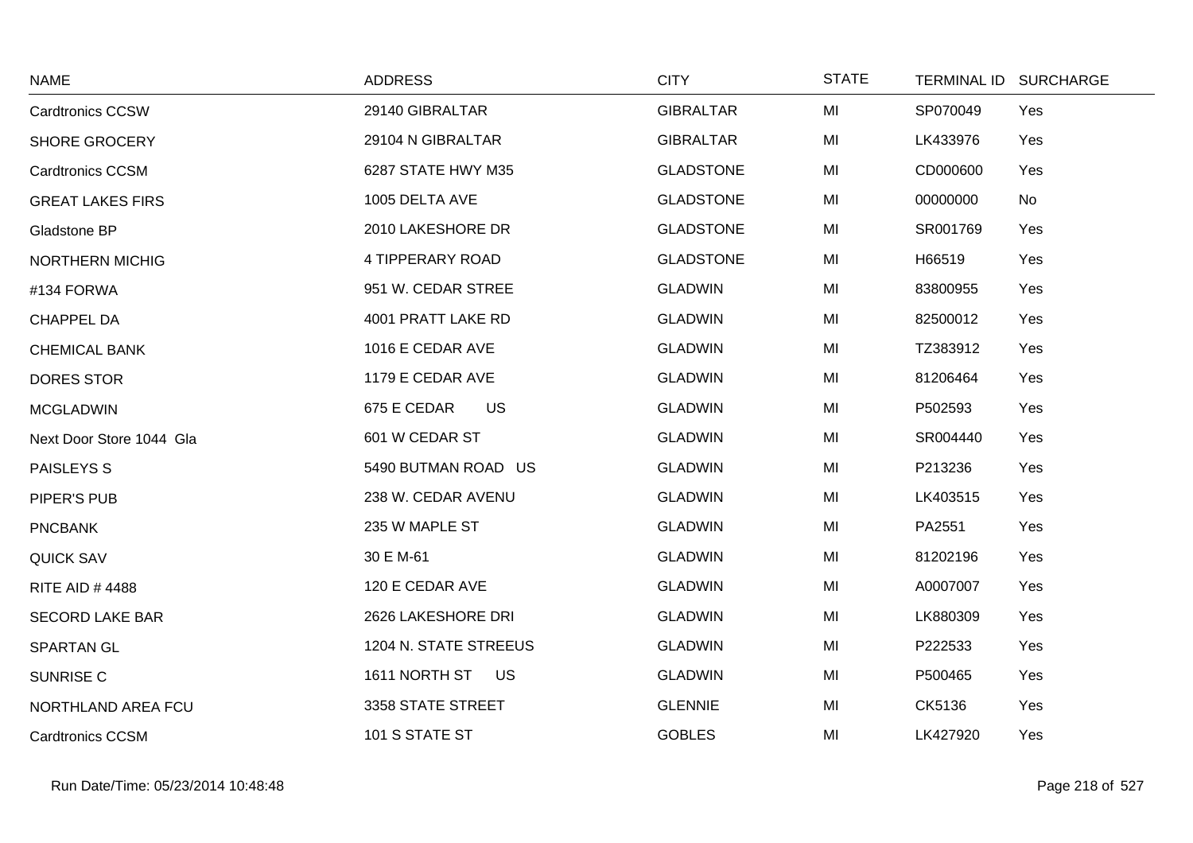| NAME | ADDRESS | CITY | STATE | TERMINAL ID | SURCHARGE |
|---|---|---|---|---|---|
| Cardtronics CCSW | 29140 GIBRALTAR | GIBRALTAR | MI | SP070049 | Yes |
| SHORE GROCERY | 29104 N GIBRALTAR | GIBRALTAR | MI | LK433976 | Yes |
| Cardtronics CCSM | 6287 STATE HWY M35 | GLADSTONE | MI | CD000600 | Yes |
| GREAT LAKES FIRS | 1005 DELTA AVE | GLADSTONE | MI | 00000000 | No |
| Gladstone BP | 2010 LAKESHORE DR | GLADSTONE | MI | SR001769 | Yes |
| NORTHERN MICHIG | 4 TIPPERARY ROAD | GLADSTONE | MI | H66519 | Yes |
| #134 FORWA | 951 W. CEDAR STREE | GLADWIN | MI | 83800955 | Yes |
| CHAPPEL DA | 4001 PRATT LAKE RD | GLADWIN | MI | 82500012 | Yes |
| CHEMICAL BANK | 1016 E CEDAR AVE | GLADWIN | MI | TZ383912 | Yes |
| DORES STOR | 1179 E CEDAR AVE | GLADWIN | MI | 81206464 | Yes |
| MCGLADWIN | 675 E CEDAR US | GLADWIN | MI | P502593 | Yes |
| Next Door Store 1044 Gla | 601 W CEDAR ST | GLADWIN | MI | SR004440 | Yes |
| PAISLEYS S | 5490 BUTMAN ROAD US | GLADWIN | MI | P213236 | Yes |
| PIPER'S PUB | 238 W. CEDAR AVENU | GLADWIN | MI | LK403515 | Yes |
| PNCBANK | 235 W MAPLE ST | GLADWIN | MI | PA2551 | Yes |
| QUICK SAV | 30 E M-61 | GLADWIN | MI | 81202196 | Yes |
| RITE AID # 4488 | 120 E CEDAR AVE | GLADWIN | MI | A0007007 | Yes |
| SECORD LAKE BAR | 2626 LAKESHORE DRI | GLADWIN | MI | LK880309 | Yes |
| SPARTAN GL | 1204 N. STATE STREEUS | GLADWIN | MI | P222533 | Yes |
| SUNRISE C | 1611 NORTH ST US | GLADWIN | MI | P500465 | Yes |
| NORTHLAND AREA FCU | 3358 STATE STREET | GLENNIE | MI | CK5136 | Yes |
| Cardtronics CCSM | 101 S STATE ST | GOBLES | MI | LK427920 | Yes |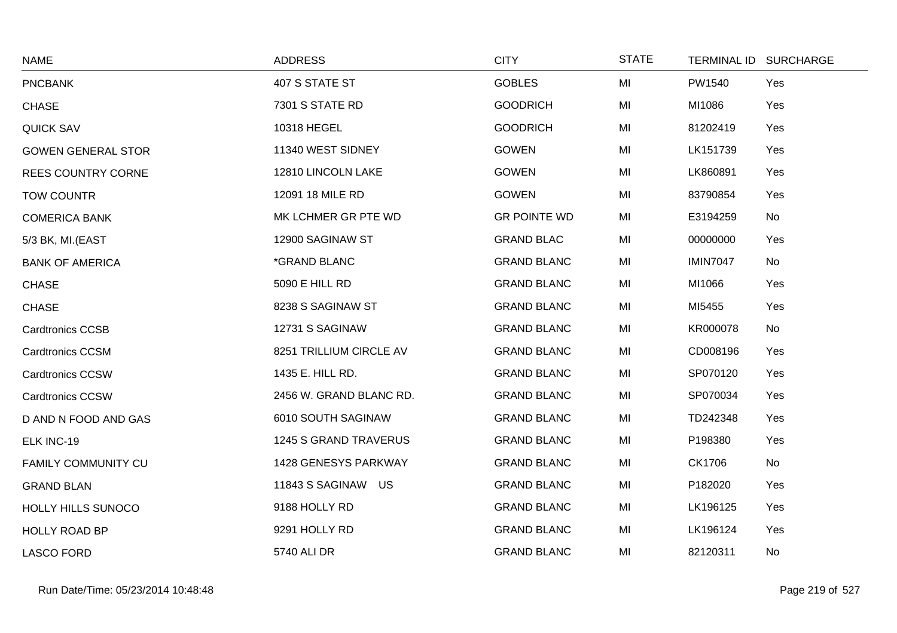| NAME | ADDRESS | CITY | STATE | TERMINAL ID | SURCHARGE |
|---|---|---|---|---|---|
| PNCBANK | 407 S STATE ST | GOBLES | MI | PW1540 | Yes |
| CHASE | 7301 S STATE RD | GOODRICH | MI | MI1086 | Yes |
| QUICK SAV | 10318 HEGEL | GOODRICH | MI | 81202419 | Yes |
| GOWEN GENERAL STOR | 11340 WEST SIDNEY | GOWEN | MI | LK151739 | Yes |
| REES COUNTRY CORNE | 12810 LINCOLN LAKE | GOWEN | MI | LK860891 | Yes |
| TOW COUNTR | 12091 18 MILE RD | GOWEN | MI | 83790854 | Yes |
| COMERICA BANK | MK LCHMER GR PTE WD | GR POINTE WD | MI | E3194259 | No |
| 5/3 BK, MI.(EAST | 12900 SAGINAW ST | GRAND BLAC | MI | 00000000 | Yes |
| BANK OF AMERICA | *GRAND BLANC | GRAND BLANC | MI | IMIN7047 | No |
| CHASE | 5090 E HILL RD | GRAND BLANC | MI | MI1066 | Yes |
| CHASE | 8238 S SAGINAW ST | GRAND BLANC | MI | MI5455 | Yes |
| Cardtronics CCSB | 12731 S SAGINAW | GRAND BLANC | MI | KR000078 | No |
| Cardtronics CCSM | 8251 TRILLIUM CIRCLE AV | GRAND BLANC | MI | CD008196 | Yes |
| Cardtronics CCSW | 1435 E. HILL RD. | GRAND BLANC | MI | SP070120 | Yes |
| Cardtronics CCSW | 2456 W. GRAND BLANC RD. | GRAND BLANC | MI | SP070034 | Yes |
| D AND N FOOD AND GAS | 6010 SOUTH SAGINAW | GRAND BLANC | MI | TD242348 | Yes |
| ELK INC-19 | 1245 S GRAND TRAVERUS | GRAND BLANC | MI | P198380 | Yes |
| FAMILY COMMUNITY CU | 1428 GENESYS PARKWAY | GRAND BLANC | MI | CK1706 | No |
| GRAND BLAN | 11843 S SAGINAW US | GRAND BLANC | MI | P182020 | Yes |
| HOLLY HILLS SUNOCO | 9188 HOLLY RD | GRAND BLANC | MI | LK196125 | Yes |
| HOLLY ROAD BP | 9291 HOLLY RD | GRAND BLANC | MI | LK196124 | Yes |
| LASCO FORD | 5740 ALI DR | GRAND BLANC | MI | 82120311 | No |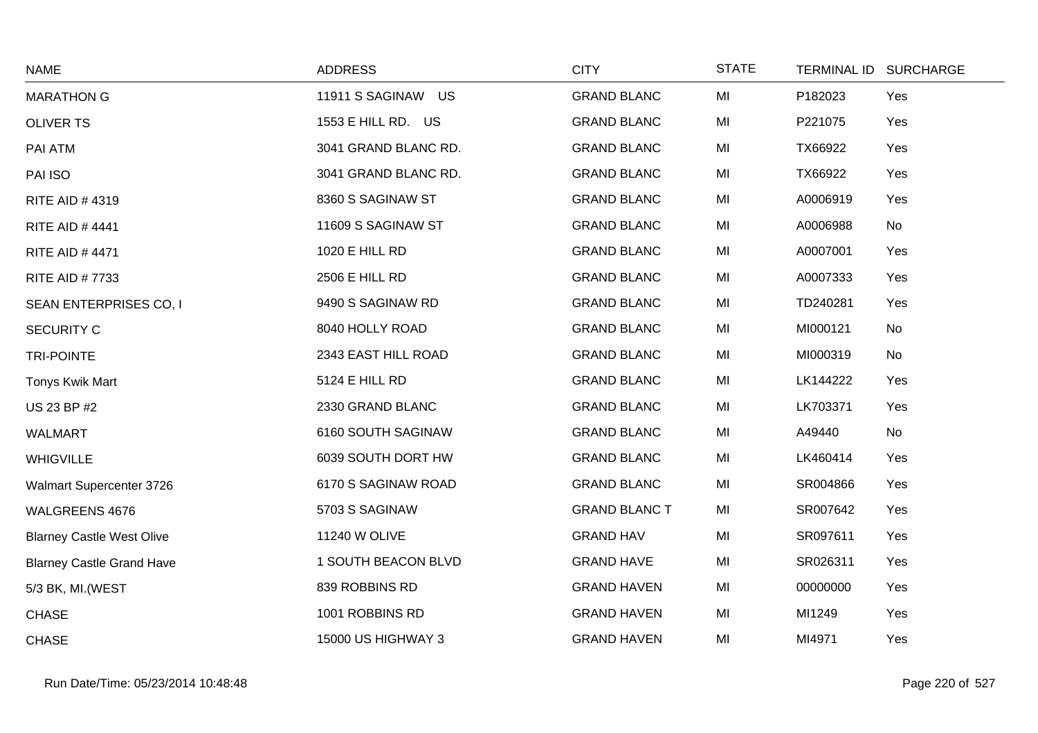| NAME | ADDRESS | CITY | STATE | TERMINAL ID | SURCHARGE |
|---|---|---|---|---|---|
| MARATHON G | 11911 S SAGINAW US | GRAND BLANC | MI | P182023 | Yes |
| OLIVER TS | 1553 E HILL RD. US | GRAND BLANC | MI | P221075 | Yes |
| PAI ATM | 3041 GRAND BLANC RD. | GRAND BLANC | MI | TX66922 | Yes |
| PAI ISO | 3041 GRAND BLANC RD. | GRAND BLANC | MI | TX66922 | Yes |
| RITE AID # 4319 | 8360 S SAGINAW ST | GRAND BLANC | MI | A0006919 | Yes |
| RITE AID # 4441 | 11609 S SAGINAW ST | GRAND BLANC | MI | A0006988 | No |
| RITE AID # 4471 | 1020 E HILL RD | GRAND BLANC | MI | A0007001 | Yes |
| RITE AID # 7733 | 2506 E HILL RD | GRAND BLANC | MI | A0007333 | Yes |
| SEAN ENTERPRISES CO, I | 9490 S SAGINAW RD | GRAND BLANC | MI | TD240281 | Yes |
| SECURITY C | 8040 HOLLY ROAD | GRAND BLANC | MI | MI000121 | No |
| TRI-POINTE | 2343 EAST HILL ROAD | GRAND BLANC | MI | MI000319 | No |
| Tonys Kwik Mart | 5124 E HILL RD | GRAND BLANC | MI | LK144222 | Yes |
| US 23 BP #2 | 2330 GRAND BLANC | GRAND BLANC | MI | LK703371 | Yes |
| WALMART | 6160 SOUTH SAGINAW | GRAND BLANC | MI | A49440 | No |
| WHIGVILLE | 6039 SOUTH DORT HW | GRAND BLANC | MI | LK460414 | Yes |
| Walmart Supercenter 3726 | 6170 S SAGINAW ROAD | GRAND BLANC | MI | SR004866 | Yes |
| WALGREENS 4676 | 5703 S SAGINAW | GRAND BLANC T | MI | SR007642 | Yes |
| Blarney Castle West Olive | 11240 W OLIVE | GRAND HAV | MI | SR097611 | Yes |
| Blarney Castle Grand Have | 1 SOUTH BEACON BLVD | GRAND HAVE | MI | SR026311 | Yes |
| 5/3 BK, MI.(WEST | 839 ROBBINS RD | GRAND HAVEN | MI | 00000000 | Yes |
| CHASE | 1001 ROBBINS RD | GRAND HAVEN | MI | MI1249 | Yes |
| CHASE | 15000 US HIGHWAY 3 | GRAND HAVEN | MI | MI4971 | Yes |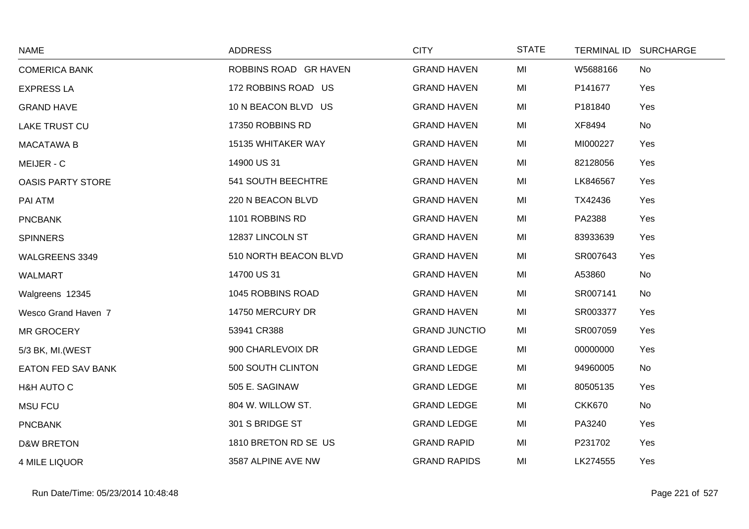| NAME | ADDRESS | CITY | STATE | TERMINAL ID | SURCHARGE |
|---|---|---|---|---|---|
| COMERICA BANK | ROBBINS ROAD GR HAVEN | GRAND HAVEN | MI | W5688166 | No |
| EXPRESS LA | 172 ROBBINS ROAD US | GRAND HAVEN | MI | P141677 | Yes |
| GRAND HAVE | 10 N BEACON BLVD US | GRAND HAVEN | MI | P181840 | Yes |
| LAKE TRUST CU | 17350 ROBBINS RD | GRAND HAVEN | MI | XF8494 | No |
| MACATAWA B | 15135 WHITAKER WAY | GRAND HAVEN | MI | MI000227 | Yes |
| MEIJER - C | 14900 US 31 | GRAND HAVEN | MI | 82128056 | Yes |
| OASIS PARTY STORE | 541 SOUTH BEECHTRE | GRAND HAVEN | MI | LK846567 | Yes |
| PAI ATM | 220 N BEACON BLVD | GRAND HAVEN | MI | TX42436 | Yes |
| PNCBANK | 1101 ROBBINS RD | GRAND HAVEN | MI | PA2388 | Yes |
| SPINNERS | 12837 LINCOLN ST | GRAND HAVEN | MI | 83933639 | Yes |
| WALGREENS 3349 | 510 NORTH BEACON BLVD | GRAND HAVEN | MI | SR007643 | Yes |
| WALMART | 14700 US 31 | GRAND HAVEN | MI | A53860 | No |
| Walgreens 12345 | 1045 ROBBINS ROAD | GRAND HAVEN | MI | SR007141 | No |
| Wesco Grand Haven 7 | 14750 MERCURY DR | GRAND HAVEN | MI | SR003377 | Yes |
| MR GROCERY | 53941 CR388 | GRAND JUNCTIO | MI | SR007059 | Yes |
| 5/3 BK, MI.(WEST | 900 CHARLEVOIX DR | GRAND LEDGE | MI | 00000000 | Yes |
| EATON FED SAV BANK | 500 SOUTH CLINTON | GRAND LEDGE | MI | 94960005 | No |
| H&H AUTO C | 505 E. SAGINAW | GRAND LEDGE | MI | 80505135 | Yes |
| MSU FCU | 804 W. WILLOW ST. | GRAND LEDGE | MI | CKK670 | No |
| PNCBANK | 301 S BRIDGE ST | GRAND LEDGE | MI | PA3240 | Yes |
| D&W BRETON | 1810 BRETON RD SE US | GRAND RAPID | MI | P231702 | Yes |
| 4 MILE LIQUOR | 3587 ALPINE AVE NW | GRAND RAPIDS | MI | LK274555 | Yes |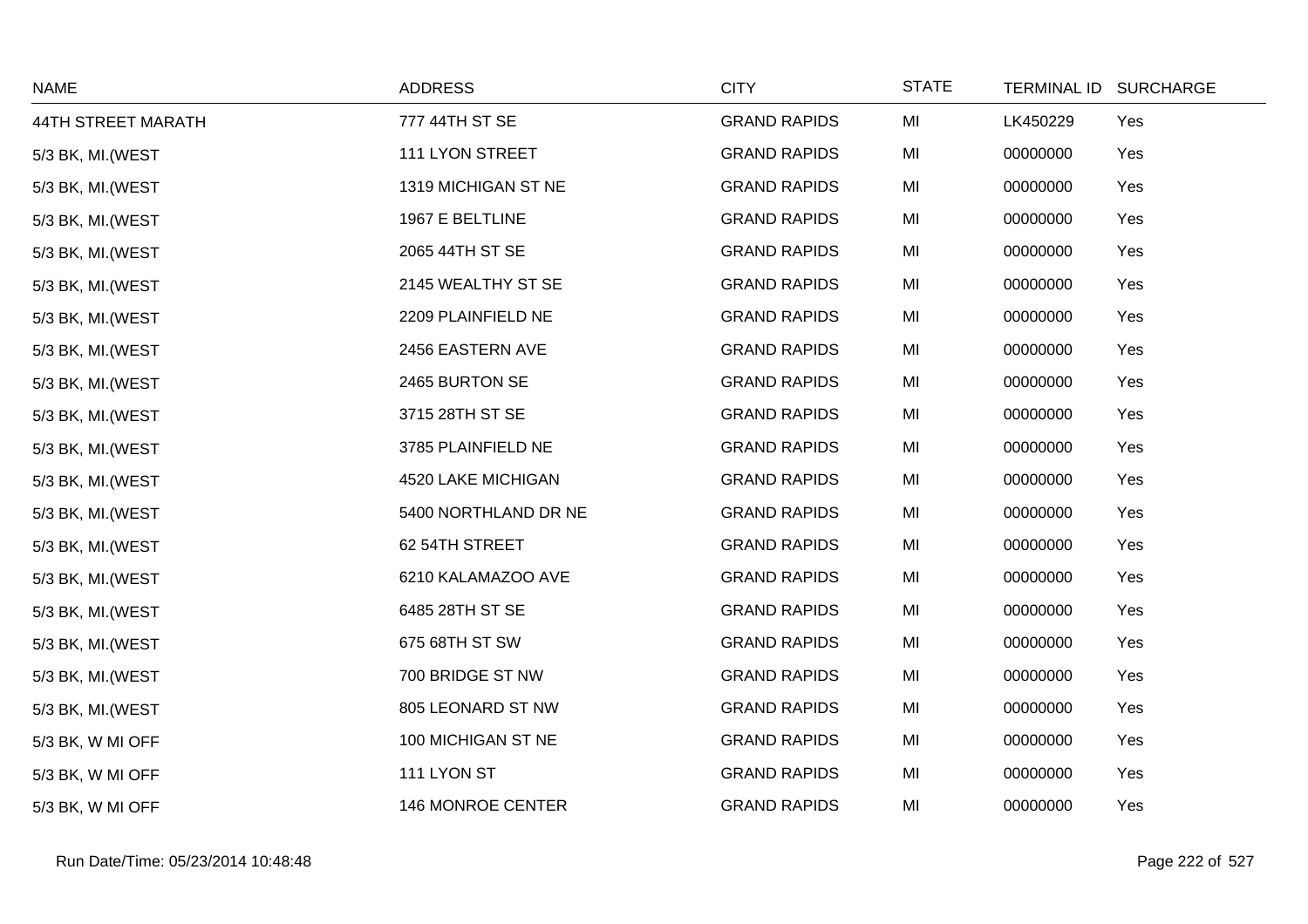| NAME | ADDRESS | CITY | STATE | TERMINAL ID | SURCHARGE |
|---|---|---|---|---|---|
| 44TH STREET MARATH | 777 44TH ST SE | GRAND RAPIDS | MI | LK450229 | Yes |
| 5/3 BK, MI.(WEST | 111 LYON STREET | GRAND RAPIDS | MI | 00000000 | Yes |
| 5/3 BK, MI.(WEST | 1319 MICHIGAN ST NE | GRAND RAPIDS | MI | 00000000 | Yes |
| 5/3 BK, MI.(WEST | 1967 E BELTLINE | GRAND RAPIDS | MI | 00000000 | Yes |
| 5/3 BK, MI.(WEST | 2065 44TH ST SE | GRAND RAPIDS | MI | 00000000 | Yes |
| 5/3 BK, MI.(WEST | 2145 WEALTHY ST SE | GRAND RAPIDS | MI | 00000000 | Yes |
| 5/3 BK, MI.(WEST | 2209 PLAINFIELD NE | GRAND RAPIDS | MI | 00000000 | Yes |
| 5/3 BK, MI.(WEST | 2456 EASTERN AVE | GRAND RAPIDS | MI | 00000000 | Yes |
| 5/3 BK, MI.(WEST | 2465 BURTON SE | GRAND RAPIDS | MI | 00000000 | Yes |
| 5/3 BK, MI.(WEST | 3715 28TH ST SE | GRAND RAPIDS | MI | 00000000 | Yes |
| 5/3 BK, MI.(WEST | 3785 PLAINFIELD NE | GRAND RAPIDS | MI | 00000000 | Yes |
| 5/3 BK, MI.(WEST | 4520 LAKE MICHIGAN | GRAND RAPIDS | MI | 00000000 | Yes |
| 5/3 BK, MI.(WEST | 5400 NORTHLAND DR NE | GRAND RAPIDS | MI | 00000000 | Yes |
| 5/3 BK, MI.(WEST | 62 54TH STREET | GRAND RAPIDS | MI | 00000000 | Yes |
| 5/3 BK, MI.(WEST | 6210 KALAMAZOO AVE | GRAND RAPIDS | MI | 00000000 | Yes |
| 5/3 BK, MI.(WEST | 6485 28TH ST SE | GRAND RAPIDS | MI | 00000000 | Yes |
| 5/3 BK, MI.(WEST | 675 68TH ST SW | GRAND RAPIDS | MI | 00000000 | Yes |
| 5/3 BK, MI.(WEST | 700 BRIDGE ST NW | GRAND RAPIDS | MI | 00000000 | Yes |
| 5/3 BK, MI.(WEST | 805 LEONARD ST NW | GRAND RAPIDS | MI | 00000000 | Yes |
| 5/3 BK, W MI OFF | 100 MICHIGAN ST NE | GRAND RAPIDS | MI | 00000000 | Yes |
| 5/3 BK, W MI OFF | 111 LYON ST | GRAND RAPIDS | MI | 00000000 | Yes |
| 5/3 BK, W MI OFF | 146 MONROE CENTER | GRAND RAPIDS | MI | 00000000 | Yes |

Run Date/Time: 05/23/2014 10:48:48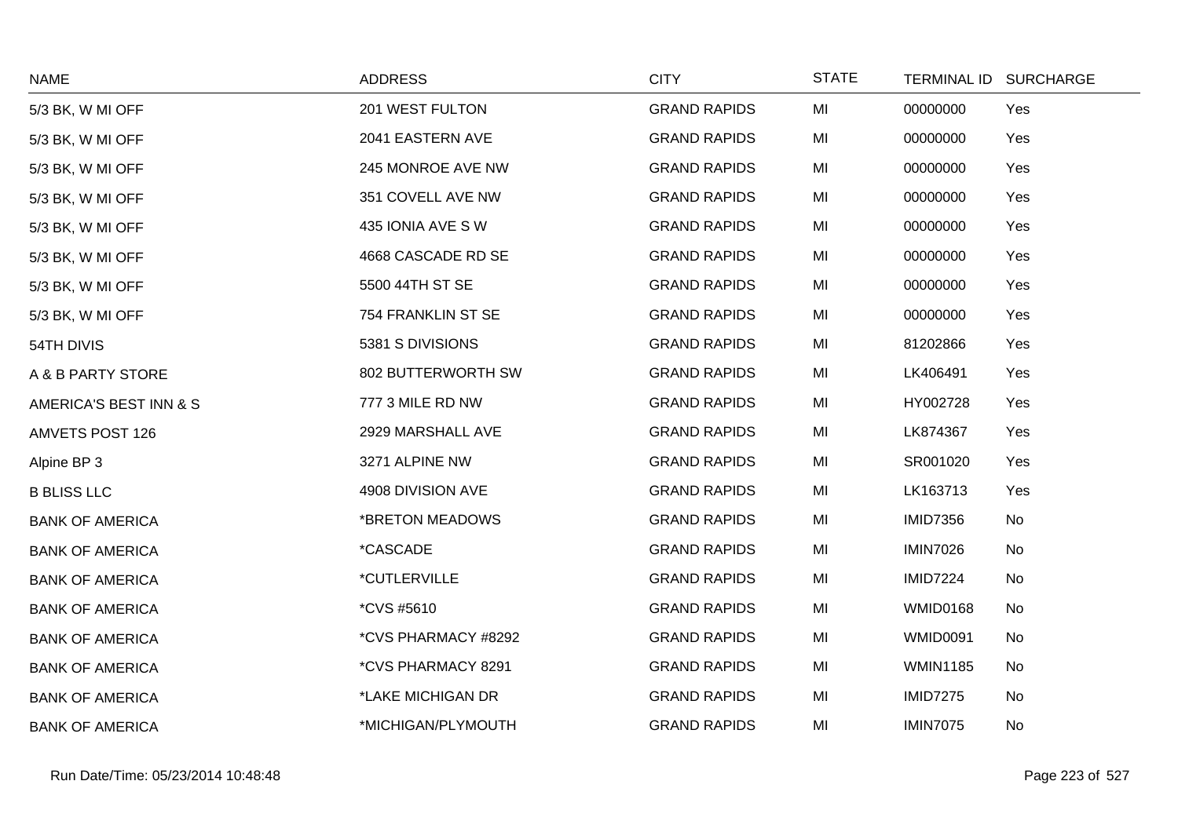| NAME | ADDRESS | CITY | STATE | TERMINAL ID | SURCHARGE |
|---|---|---|---|---|---|
| 5/3 BK, W MI OFF | 201 WEST FULTON | GRAND RAPIDS | MI | 00000000 | Yes |
| 5/3 BK, W MI OFF | 2041 EASTERN AVE | GRAND RAPIDS | MI | 00000000 | Yes |
| 5/3 BK, W MI OFF | 245 MONROE AVE NW | GRAND RAPIDS | MI | 00000000 | Yes |
| 5/3 BK, W MI OFF | 351 COVELL AVE NW | GRAND RAPIDS | MI | 00000000 | Yes |
| 5/3 BK, W MI OFF | 435 IONIA AVE S W | GRAND RAPIDS | MI | 00000000 | Yes |
| 5/3 BK, W MI OFF | 4668 CASCADE RD SE | GRAND RAPIDS | MI | 00000000 | Yes |
| 5/3 BK, W MI OFF | 5500 44TH ST SE | GRAND RAPIDS | MI | 00000000 | Yes |
| 5/3 BK, W MI OFF | 754 FRANKLIN ST SE | GRAND RAPIDS | MI | 00000000 | Yes |
| 54TH DIVIS | 5381 S DIVISIONS | GRAND RAPIDS | MI | 81202866 | Yes |
| A & B PARTY STORE | 802 BUTTERWORTH SW | GRAND RAPIDS | MI | LK406491 | Yes |
| AMERICA'S BEST INN & S | 777 3 MILE RD NW | GRAND RAPIDS | MI | HY002728 | Yes |
| AMVETS POST 126 | 2929 MARSHALL AVE | GRAND RAPIDS | MI | LK874367 | Yes |
| Alpine BP 3 | 3271 ALPINE NW | GRAND RAPIDS | MI | SR001020 | Yes |
| B BLISS LLC | 4908 DIVISION AVE | GRAND RAPIDS | MI | LK163713 | Yes |
| BANK OF AMERICA | *BRETON MEADOWS | GRAND RAPIDS | MI | IMID7356 | No |
| BANK OF AMERICA | *CASCADE | GRAND RAPIDS | MI | IMIN7026 | No |
| BANK OF AMERICA | *CUTLERVILLE | GRAND RAPIDS | MI | IMID7224 | No |
| BANK OF AMERICA | *CVS #5610 | GRAND RAPIDS | MI | WMID0168 | No |
| BANK OF AMERICA | *CVS PHARMACY #8292 | GRAND RAPIDS | MI | WMID0091 | No |
| BANK OF AMERICA | *CVS PHARMACY 8291 | GRAND RAPIDS | MI | WMIN1185 | No |
| BANK OF AMERICA | *LAKE MICHIGAN DR | GRAND RAPIDS | MI | IMID7275 | No |
| BANK OF AMERICA | *MICHIGAN/PLYMOUTH | GRAND RAPIDS | MI | IMIN7075 | No |

Run Date/Time: 05/23/2014 10:48:48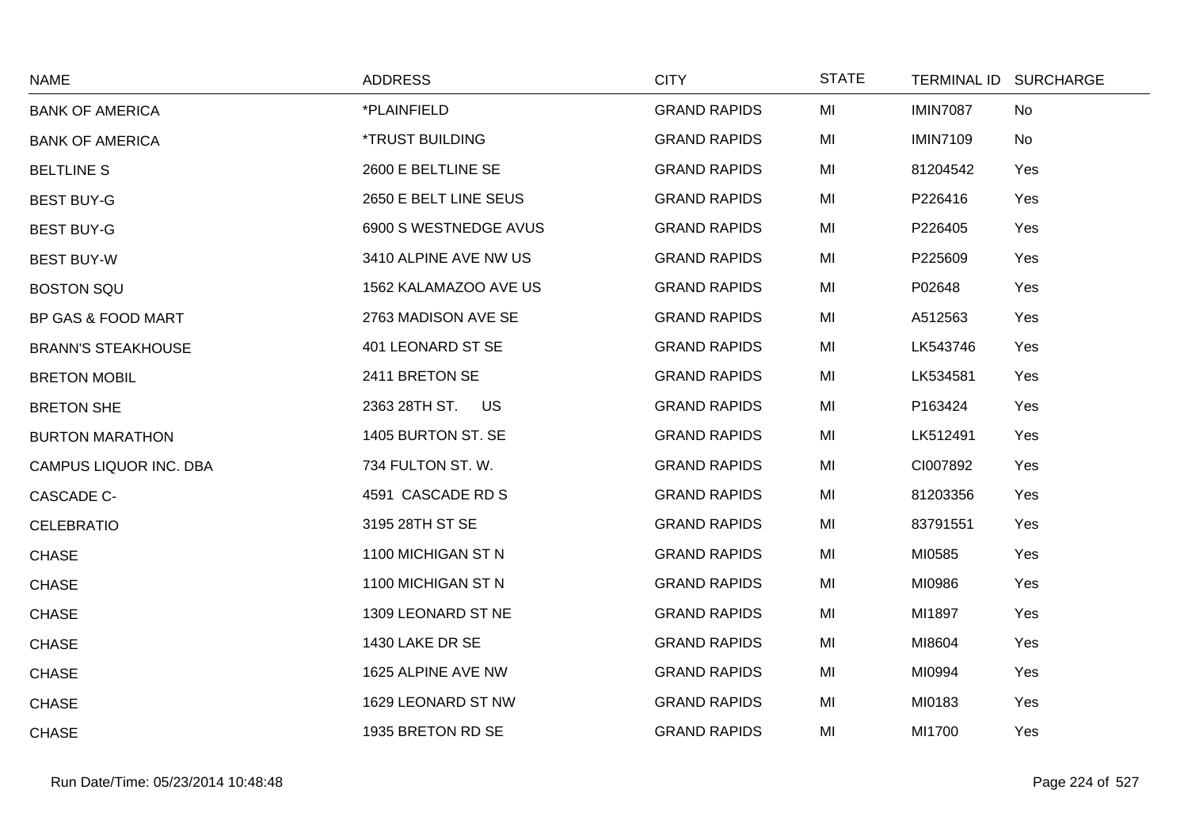| NAME | ADDRESS | CITY | STATE | TERMINAL ID | SURCHARGE |
|---|---|---|---|---|---|
| BANK OF AMERICA | *PLAINFIELD | GRAND RAPIDS | MI | IMIN7087 | No |
| BANK OF AMERICA | *TRUST BUILDING | GRAND RAPIDS | MI | IMIN7109 | No |
| BELTLINE S | 2600 E BELTLINE SE | GRAND RAPIDS | MI | 81204542 | Yes |
| BEST BUY-G | 2650 E BELT LINE SEUS | GRAND RAPIDS | MI | P226416 | Yes |
| BEST BUY-G | 6900 S WESTNEDGE AVUS | GRAND RAPIDS | MI | P226405 | Yes |
| BEST BUY-W | 3410 ALPINE AVE NW US | GRAND RAPIDS | MI | P225609 | Yes |
| BOSTON SQU | 1562 KALAMAZOO AVE US | GRAND RAPIDS | MI | P02648 | Yes |
| BP GAS & FOOD MART | 2763 MADISON AVE SE | GRAND RAPIDS | MI | A512563 | Yes |
| BRANN'S STEAKHOUSE | 401 LEONARD ST SE | GRAND RAPIDS | MI | LK543746 | Yes |
| BRETON MOBIL | 2411 BRETON SE | GRAND RAPIDS | MI | LK534581 | Yes |
| BRETON SHE | 2363 28TH ST. US | GRAND RAPIDS | MI | P163424 | Yes |
| BURTON MARATHON | 1405 BURTON ST. SE | GRAND RAPIDS | MI | LK512491 | Yes |
| CAMPUS LIQUOR INC. DBA | 734 FULTON ST. W. | GRAND RAPIDS | MI | CI007892 | Yes |
| CASCADE C- | 4591 CASCADE RD S | GRAND RAPIDS | MI | 81203356 | Yes |
| CELEBRATIO | 3195 28TH ST SE | GRAND RAPIDS | MI | 83791551 | Yes |
| CHASE | 1100 MICHIGAN ST N | GRAND RAPIDS | MI | MI0585 | Yes |
| CHASE | 1100 MICHIGAN ST N | GRAND RAPIDS | MI | MI0986 | Yes |
| CHASE | 1309 LEONARD ST NE | GRAND RAPIDS | MI | MI1897 | Yes |
| CHASE | 1430 LAKE DR SE | GRAND RAPIDS | MI | MI8604 | Yes |
| CHASE | 1625 ALPINE AVE NW | GRAND RAPIDS | MI | MI0994 | Yes |
| CHASE | 1629 LEONARD ST NW | GRAND RAPIDS | MI | MI0183 | Yes |
| CHASE | 1935 BRETON RD SE | GRAND RAPIDS | MI | MI1700 | Yes |

Run Date/Time: 05/23/2014 10:48:48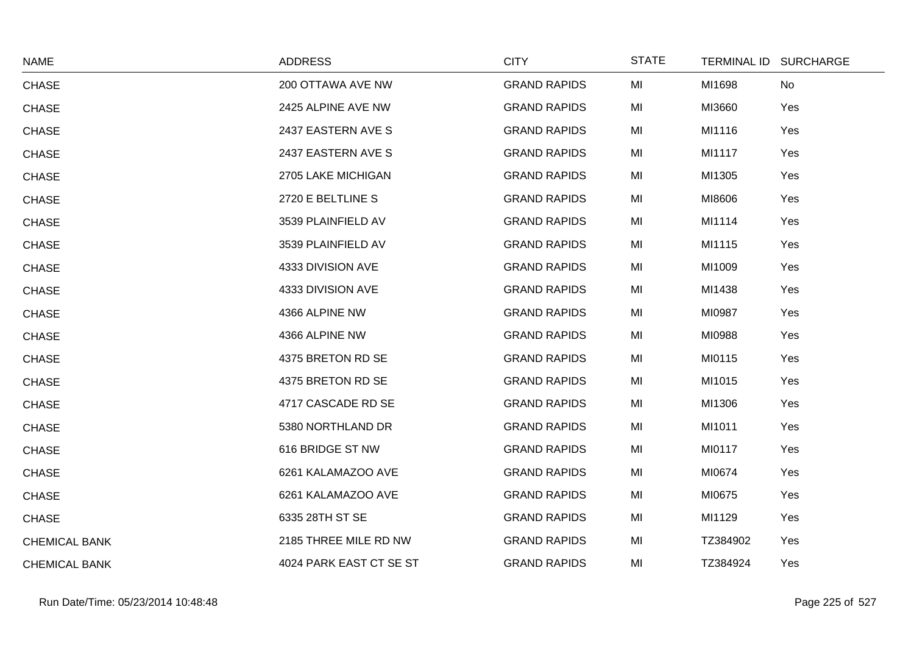| NAME | ADDRESS | CITY | STATE | TERMINAL ID | SURCHARGE |
| --- | --- | --- | --- | --- | --- |
| CHASE | 200 OTTAWA AVE NW | GRAND RAPIDS | MI | MI1698 | No |
| CHASE | 2425 ALPINE AVE NW | GRAND RAPIDS | MI | MI3660 | Yes |
| CHASE | 2437 EASTERN AVE S | GRAND RAPIDS | MI | MI1116 | Yes |
| CHASE | 2437 EASTERN AVE S | GRAND RAPIDS | MI | MI1117 | Yes |
| CHASE | 2705 LAKE MICHIGAN | GRAND RAPIDS | MI | MI1305 | Yes |
| CHASE | 2720 E BELTLINE S | GRAND RAPIDS | MI | MI8606 | Yes |
| CHASE | 3539 PLAINFIELD AV | GRAND RAPIDS | MI | MI1114 | Yes |
| CHASE | 3539 PLAINFIELD AV | GRAND RAPIDS | MI | MI1115 | Yes |
| CHASE | 4333 DIVISION AVE | GRAND RAPIDS | MI | MI1009 | Yes |
| CHASE | 4333 DIVISION AVE | GRAND RAPIDS | MI | MI1438 | Yes |
| CHASE | 4366 ALPINE NW | GRAND RAPIDS | MI | MI0987 | Yes |
| CHASE | 4366 ALPINE NW | GRAND RAPIDS | MI | MI0988 | Yes |
| CHASE | 4375 BRETON RD SE | GRAND RAPIDS | MI | MI0115 | Yes |
| CHASE | 4375 BRETON RD SE | GRAND RAPIDS | MI | MI1015 | Yes |
| CHASE | 4717 CASCADE RD SE | GRAND RAPIDS | MI | MI1306 | Yes |
| CHASE | 5380 NORTHLAND DR | GRAND RAPIDS | MI | MI1011 | Yes |
| CHASE | 616 BRIDGE ST NW | GRAND RAPIDS | MI | MI0117 | Yes |
| CHASE | 6261 KALAMAZOO AVE | GRAND RAPIDS | MI | MI0674 | Yes |
| CHASE | 6261 KALAMAZOO AVE | GRAND RAPIDS | MI | MI0675 | Yes |
| CHASE | 6335 28TH ST SE | GRAND RAPIDS | MI | MI1129 | Yes |
| CHEMICAL BANK | 2185 THREE MILE RD NW | GRAND RAPIDS | MI | TZ384902 | Yes |
| CHEMICAL BANK | 4024 PARK EAST CT SE ST | GRAND RAPIDS | MI | TZ384924 | Yes |

Run Date/Time: 05/23/2014 10:48:48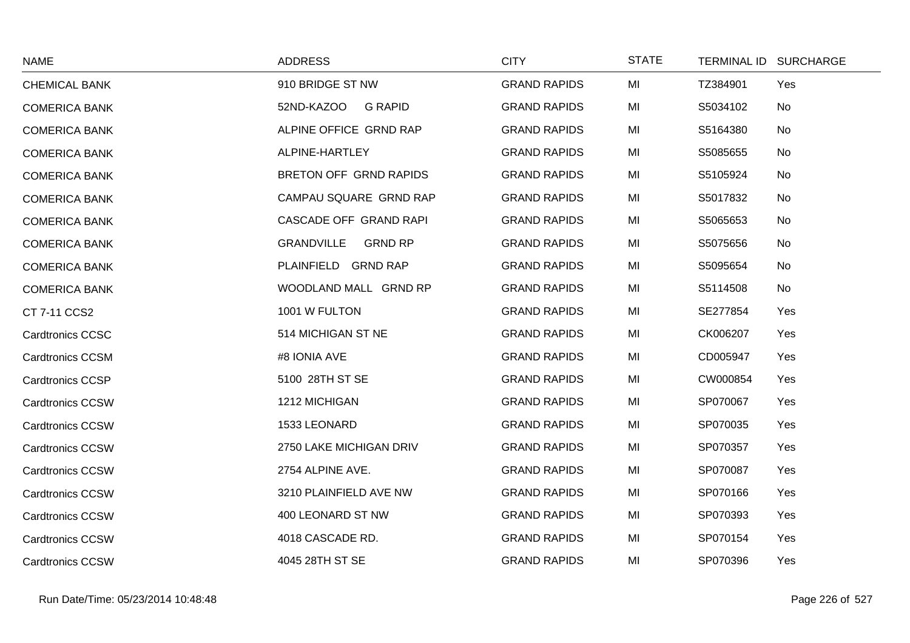| NAME | ADDRESS | CITY | STATE | TERMINAL ID | SURCHARGE |
|---|---|---|---|---|---|
| CHEMICAL BANK | 910 BRIDGE ST NW | GRAND RAPIDS | MI | TZ384901 | Yes |
| COMERICA BANK | 52ND-KAZOO G RAPID | GRAND RAPIDS | MI | S5034102 | No |
| COMERICA BANK | ALPINE OFFICE GRND RAP | GRAND RAPIDS | MI | S5164380 | No |
| COMERICA BANK | ALPINE-HARTLEY | GRAND RAPIDS | MI | S5085655 | No |
| COMERICA BANK | BRETON OFF GRND RAPIDS | GRAND RAPIDS | MI | S5105924 | No |
| COMERICA BANK | CAMPAU SQUARE GRND RAP | GRAND RAPIDS | MI | S5017832 | No |
| COMERICA BANK | CASCADE OFF GRAND RAPI | GRAND RAPIDS | MI | S5065653 | No |
| COMERICA BANK | GRANDVILLE GRND RP | GRAND RAPIDS | MI | S5075656 | No |
| COMERICA BANK | PLAINFIELD GRND RAP | GRAND RAPIDS | MI | S5095654 | No |
| COMERICA BANK | WOODLAND MALL GRND RP | GRAND RAPIDS | MI | S5114508 | No |
| CT 7-11 CCS2 | 1001 W FULTON | GRAND RAPIDS | MI | SE277854 | Yes |
| Cardtronics CCSC | 514 MICHIGAN ST NE | GRAND RAPIDS | MI | CK006207 | Yes |
| Cardtronics CCSM | #8 IONIA AVE | GRAND RAPIDS | MI | CD005947 | Yes |
| Cardtronics CCSP | 5100 28TH ST SE | GRAND RAPIDS | MI | CW000854 | Yes |
| Cardtronics CCSW | 1212 MICHIGAN | GRAND RAPIDS | MI | SP070067 | Yes |
| Cardtronics CCSW | 1533 LEONARD | GRAND RAPIDS | MI | SP070035 | Yes |
| Cardtronics CCSW | 2750 LAKE MICHIGAN DRIV | GRAND RAPIDS | MI | SP070357 | Yes |
| Cardtronics CCSW | 2754 ALPINE AVE. | GRAND RAPIDS | MI | SP070087 | Yes |
| Cardtronics CCSW | 3210 PLAINFIELD AVE NW | GRAND RAPIDS | MI | SP070166 | Yes |
| Cardtronics CCSW | 400 LEONARD ST NW | GRAND RAPIDS | MI | SP070393 | Yes |
| Cardtronics CCSW | 4018 CASCADE RD. | GRAND RAPIDS | MI | SP070154 | Yes |
| Cardtronics CCSW | 4045 28TH ST SE | GRAND RAPIDS | MI | SP070396 | Yes |

Run Date/Time: 05/23/2014 10:48:48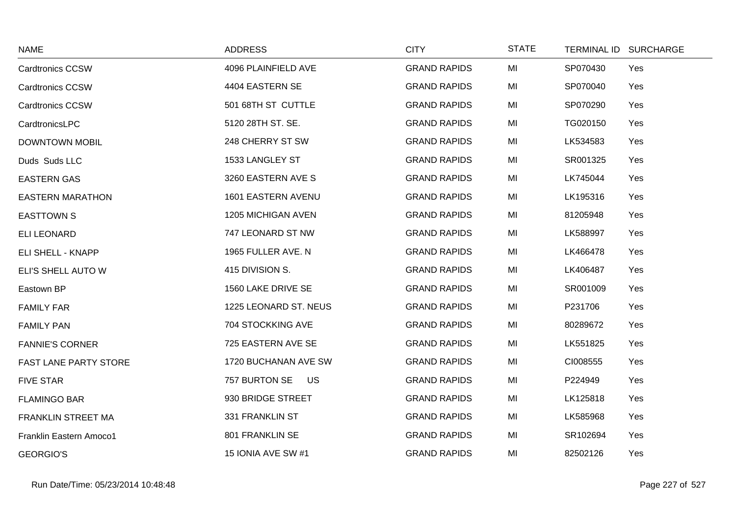| NAME | ADDRESS | CITY | STATE | TERMINAL ID | SURCHARGE |
|---|---|---|---|---|---|
| Cardtronics CCSW | 4096 PLAINFIELD AVE | GRAND RAPIDS | MI | SP070430 | Yes |
| Cardtronics CCSW | 4404 EASTERN SE | GRAND RAPIDS | MI | SP070040 | Yes |
| Cardtronics CCSW | 501 68TH ST CUTTLE | GRAND RAPIDS | MI | SP070290 | Yes |
| CardtronicsLPC | 5120 28TH ST. SE. | GRAND RAPIDS | MI | TG020150 | Yes |
| DOWNTOWN MOBIL | 248 CHERRY ST SW | GRAND RAPIDS | MI | LK534583 | Yes |
| Duds Suds LLC | 1533 LANGLEY ST | GRAND RAPIDS | MI | SR001325 | Yes |
| EASTERN GAS | 3260 EASTERN AVE S | GRAND RAPIDS | MI | LK745044 | Yes |
| EASTERN MARATHON | 1601 EASTERN AVENU | GRAND RAPIDS | MI | LK195316 | Yes |
| EASTTOWN S | 1205 MICHIGAN AVEN | GRAND RAPIDS | MI | 81205948 | Yes |
| ELI LEONARD | 747 LEONARD ST NW | GRAND RAPIDS | MI | LK588997 | Yes |
| ELI SHELL - KNAPP | 1965 FULLER AVE. N | GRAND RAPIDS | MI | LK466478 | Yes |
| ELI'S SHELL AUTO W | 415 DIVISION S. | GRAND RAPIDS | MI | LK406487 | Yes |
| Eastown BP | 1560 LAKE DRIVE SE | GRAND RAPIDS | MI | SR001009 | Yes |
| FAMILY FAR | 1225 LEONARD ST. NEUS | GRAND RAPIDS | MI | P231706 | Yes |
| FAMILY PAN | 704 STOCKKING AVE | GRAND RAPIDS | MI | 80289672 | Yes |
| FANNIE'S CORNER | 725 EASTERN AVE SE | GRAND RAPIDS | MI | LK551825 | Yes |
| FAST LANE PARTY STORE | 1720 BUCHANAN AVE SW | GRAND RAPIDS | MI | CI008555 | Yes |
| FIVE STAR | 757 BURTON SE US | GRAND RAPIDS | MI | P224949 | Yes |
| FLAMINGO BAR | 930 BRIDGE STREET | GRAND RAPIDS | MI | LK125818 | Yes |
| FRANKLIN STREET MA | 331 FRANKLIN ST | GRAND RAPIDS | MI | LK585968 | Yes |
| Franklin Eastern Amoco1 | 801 FRANKLIN SE | GRAND RAPIDS | MI | SR102694 | Yes |
| GEORGIO'S | 15 IONIA AVE SW #1 | GRAND RAPIDS | MI | 82502126 | Yes |

Run Date/Time: 05/23/2014 10:48:48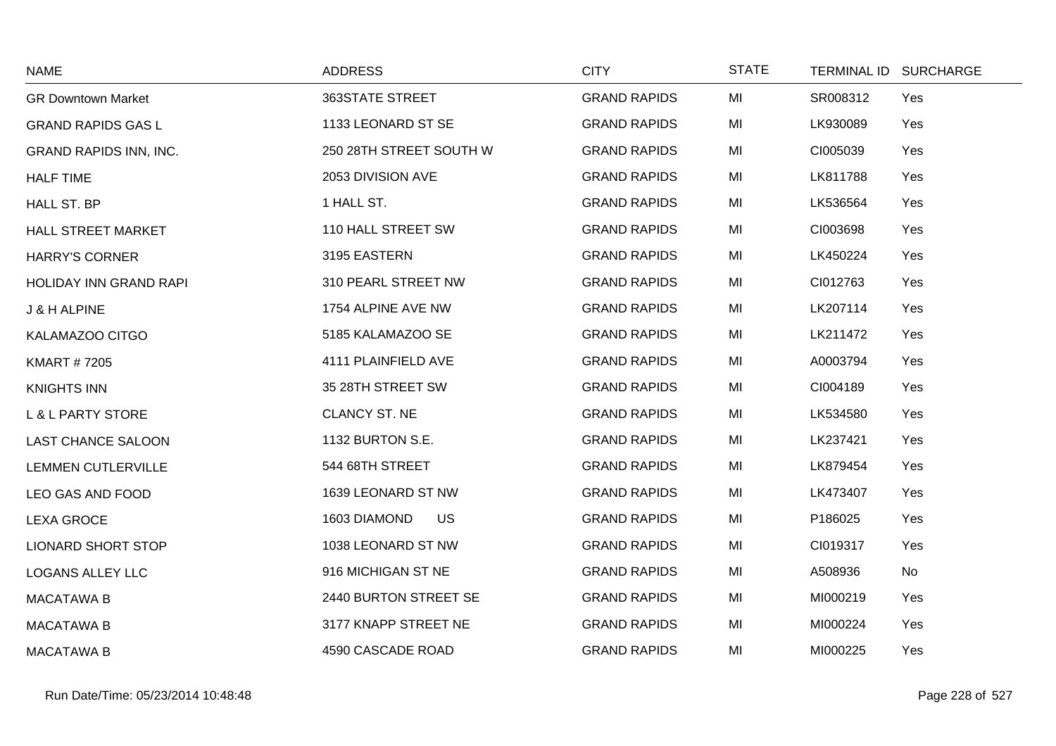| NAME | ADDRESS | CITY | STATE | TERMINAL ID | SURCHARGE |
|---|---|---|---|---|---|
| GR Downtown Market | 363STATE STREET | GRAND RAPIDS | MI | SR008312 | Yes |
| GRAND RAPIDS GAS L | 1133 LEONARD ST SE | GRAND RAPIDS | MI | LK930089 | Yes |
| GRAND RAPIDS INN, INC. | 250 28TH STREET SOUTH W | GRAND RAPIDS | MI | CI005039 | Yes |
| HALF TIME | 2053 DIVISION AVE | GRAND RAPIDS | MI | LK811788 | Yes |
| HALL ST. BP | 1 HALL ST. | GRAND RAPIDS | MI | LK536564 | Yes |
| HALL STREET MARKET | 110 HALL STREET SW | GRAND RAPIDS | MI | CI003698 | Yes |
| HARRY'S CORNER | 3195 EASTERN | GRAND RAPIDS | MI | LK450224 | Yes |
| HOLIDAY INN GRAND RAPI | 310 PEARL STREET NW | GRAND RAPIDS | MI | CI012763 | Yes |
| J & H ALPINE | 1754 ALPINE AVE NW | GRAND RAPIDS | MI | LK207114 | Yes |
| KALAMAZOO CITGO | 5185 KALAMAZOO SE | GRAND RAPIDS | MI | LK211472 | Yes |
| KMART # 7205 | 4111 PLAINFIELD AVE | GRAND RAPIDS | MI | A0003794 | Yes |
| KNIGHTS INN | 35 28TH STREET SW | GRAND RAPIDS | MI | CI004189 | Yes |
| L & L PARTY STORE | CLANCY ST. NE | GRAND RAPIDS | MI | LK534580 | Yes |
| LAST CHANCE SALOON | 1132 BURTON S.E. | GRAND RAPIDS | MI | LK237421 | Yes |
| LEMMEN CUTLERVILLE | 544 68TH STREET | GRAND RAPIDS | MI | LK879454 | Yes |
| LEO GAS AND FOOD | 1639 LEONARD ST NW | GRAND RAPIDS | MI | LK473407 | Yes |
| LEXA GROCE | 1603 DIAMOND US | GRAND RAPIDS | MI | P186025 | Yes |
| LIONARD SHORT STOP | 1038 LEONARD ST NW | GRAND RAPIDS | MI | CI019317 | Yes |
| LOGANS ALLEY LLC | 916 MICHIGAN ST NE | GRAND RAPIDS | MI | A508936 | No |
| MACATAWA B | 2440 BURTON STREET SE | GRAND RAPIDS | MI | MI000219 | Yes |
| MACATAWA B | 3177 KNAPP STREET NE | GRAND RAPIDS | MI | MI000224 | Yes |
| MACATAWA B | 4590 CASCADE ROAD | GRAND RAPIDS | MI | MI000225 | Yes |

Run Date/Time: 05/23/2014 10:48:48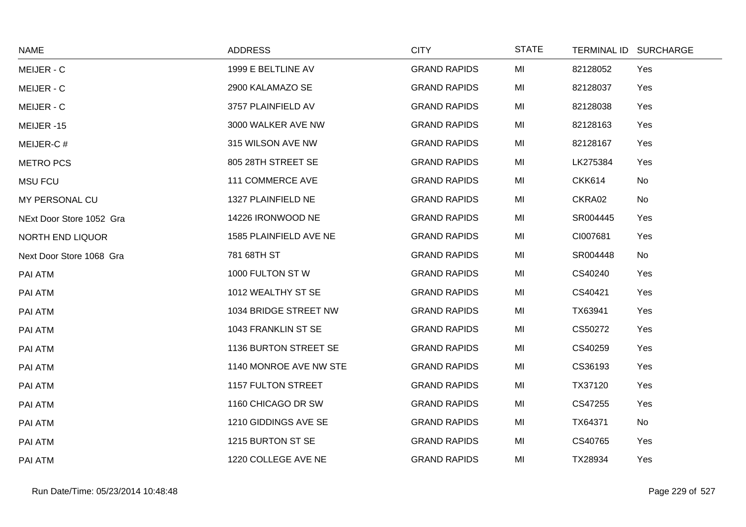| NAME | ADDRESS | CITY | STATE | TERMINAL ID | SURCHARGE |
|---|---|---|---|---|---|
| MEIJER - C | 1999 E BELTLINE AV | GRAND RAPIDS | MI | 82128052 | Yes |
| MEIJER - C | 2900 KALAMAZO SE | GRAND RAPIDS | MI | 82128037 | Yes |
| MEIJER - C | 3757 PLAINFIELD AV | GRAND RAPIDS | MI | 82128038 | Yes |
| MEIJER -15 | 3000 WALKER AVE NW | GRAND RAPIDS | MI | 82128163 | Yes |
| MEIJER-C # | 315 WILSON AVE NW | GRAND RAPIDS | MI | 82128167 | Yes |
| METRO PCS | 805 28TH STREET SE | GRAND RAPIDS | MI | LK275384 | Yes |
| MSU FCU | 111 COMMERCE AVE | GRAND RAPIDS | MI | CKK614 | No |
| MY PERSONAL CU | 1327 PLAINFIELD NE | GRAND RAPIDS | MI | CKRA02 | No |
| NExt Door Store 1052 Gra | 14226 IRONWOOD NE | GRAND RAPIDS | MI | SR004445 | Yes |
| NORTH END LIQUOR | 1585 PLAINFIELD AVE NE | GRAND RAPIDS | MI | CI007681 | Yes |
| Next Door Store 1068 Gra | 781 68TH ST | GRAND RAPIDS | MI | SR004448 | No |
| PAI ATM | 1000 FULTON ST W | GRAND RAPIDS | MI | CS40240 | Yes |
| PAI ATM | 1012 WEALTHY ST SE | GRAND RAPIDS | MI | CS40421 | Yes |
| PAI ATM | 1034 BRIDGE STREET NW | GRAND RAPIDS | MI | TX63941 | Yes |
| PAI ATM | 1043 FRANKLIN ST SE | GRAND RAPIDS | MI | CS50272 | Yes |
| PAI ATM | 1136 BURTON STREET SE | GRAND RAPIDS | MI | CS40259 | Yes |
| PAI ATM | 1140 MONROE AVE NW STE | GRAND RAPIDS | MI | CS36193 | Yes |
| PAI ATM | 1157 FULTON STREET | GRAND RAPIDS | MI | TX37120 | Yes |
| PAI ATM | 1160 CHICAGO DR SW | GRAND RAPIDS | MI | CS47255 | Yes |
| PAI ATM | 1210 GIDDINGS AVE SE | GRAND RAPIDS | MI | TX64371 | No |
| PAI ATM | 1215 BURTON ST SE | GRAND RAPIDS | MI | CS40765 | Yes |
| PAI ATM | 1220 COLLEGE AVE NE | GRAND RAPIDS | MI | TX28934 | Yes |

Run Date/Time: 05/23/2014 10:48:48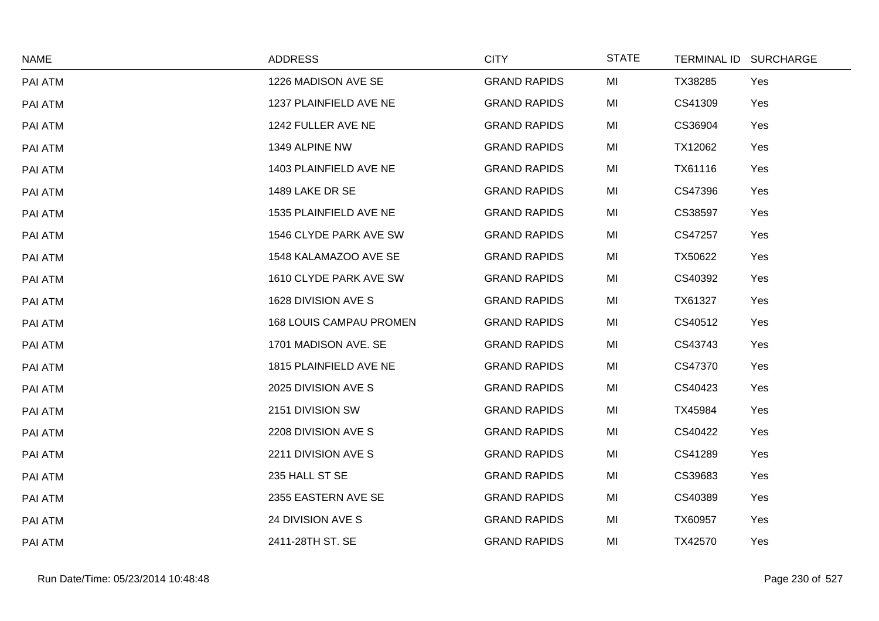| NAME | ADDRESS | CITY | STATE | TERMINAL ID | SURCHARGE |
|---|---|---|---|---|---|
| PAI ATM | 1226 MADISON AVE SE | GRAND RAPIDS | MI | TX38285 | Yes |
| PAI ATM | 1237 PLAINFIELD AVE NE | GRAND RAPIDS | MI | CS41309 | Yes |
| PAI ATM | 1242 FULLER AVE NE | GRAND RAPIDS | MI | CS36904 | Yes |
| PAI ATM | 1349 ALPINE NW | GRAND RAPIDS | MI | TX12062 | Yes |
| PAI ATM | 1403 PLAINFIELD AVE NE | GRAND RAPIDS | MI | TX61116 | Yes |
| PAI ATM | 1489 LAKE DR SE | GRAND RAPIDS | MI | CS47396 | Yes |
| PAI ATM | 1535 PLAINFIELD AVE NE | GRAND RAPIDS | MI | CS38597 | Yes |
| PAI ATM | 1546 CLYDE PARK AVE SW | GRAND RAPIDS | MI | CS47257 | Yes |
| PAI ATM | 1548 KALAMAZOO AVE SE | GRAND RAPIDS | MI | TX50622 | Yes |
| PAI ATM | 1610 CLYDE PARK AVE SW | GRAND RAPIDS | MI | CS40392 | Yes |
| PAI ATM | 1628 DIVISION AVE S | GRAND RAPIDS | MI | TX61327 | Yes |
| PAI ATM | 168 LOUIS CAMPAU PROMEN | GRAND RAPIDS | MI | CS40512 | Yes |
| PAI ATM | 1701 MADISON AVE. SE | GRAND RAPIDS | MI | CS43743 | Yes |
| PAI ATM | 1815 PLAINFIELD AVE NE | GRAND RAPIDS | MI | CS47370 | Yes |
| PAI ATM | 2025 DIVISION AVE S | GRAND RAPIDS | MI | CS40423 | Yes |
| PAI ATM | 2151 DIVISION SW | GRAND RAPIDS | MI | TX45984 | Yes |
| PAI ATM | 2208 DIVISION AVE S | GRAND RAPIDS | MI | CS40422 | Yes |
| PAI ATM | 2211 DIVISION AVE S | GRAND RAPIDS | MI | CS41289 | Yes |
| PAI ATM | 235 HALL ST SE | GRAND RAPIDS | MI | CS39683 | Yes |
| PAI ATM | 2355 EASTERN AVE SE | GRAND RAPIDS | MI | CS40389 | Yes |
| PAI ATM | 24 DIVISION AVE S | GRAND RAPIDS | MI | TX60957 | Yes |
| PAI ATM | 2411-28TH ST. SE | GRAND RAPIDS | MI | TX42570 | Yes |

Run Date/Time: 05/23/2014 10:48:48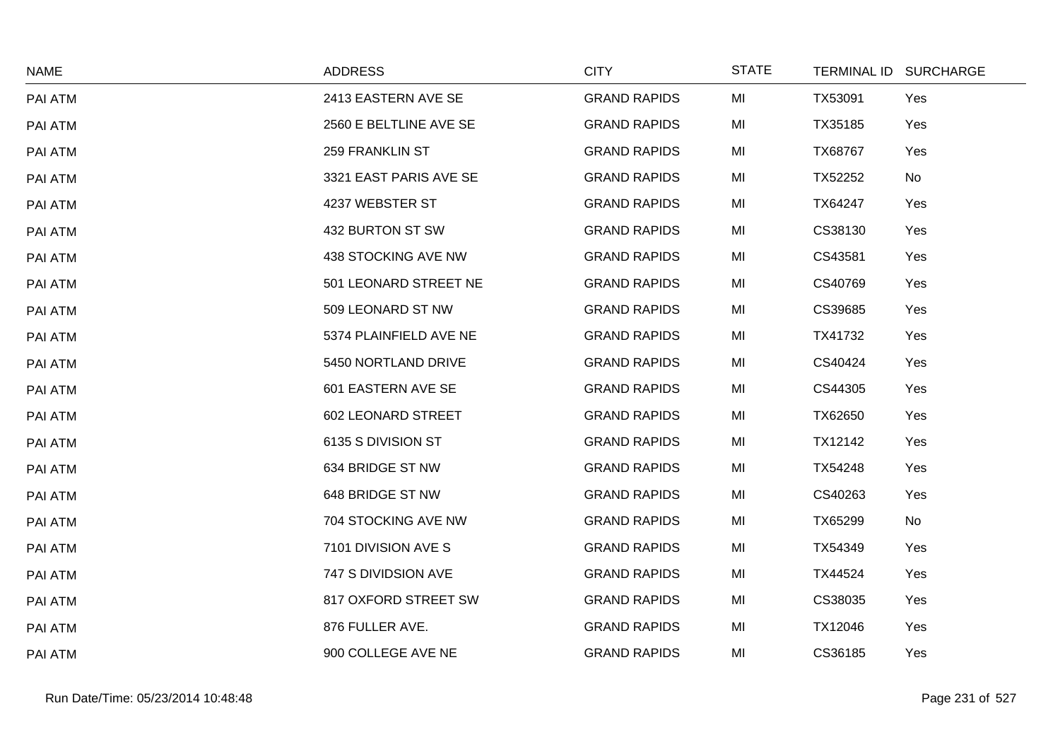| NAME | ADDRESS | CITY | STATE | TERMINAL ID | SURCHARGE |
|---|---|---|---|---|---|
| PAI ATM | 2413 EASTERN AVE SE | GRAND RAPIDS | MI | TX53091 | Yes |
| PAI ATM | 2560 E BELTLINE AVE SE | GRAND RAPIDS | MI | TX35185 | Yes |
| PAI ATM | 259 FRANKLIN ST | GRAND RAPIDS | MI | TX68767 | Yes |
| PAI ATM | 3321 EAST PARIS AVE SE | GRAND RAPIDS | MI | TX52252 | No |
| PAI ATM | 4237 WEBSTER ST | GRAND RAPIDS | MI | TX64247 | Yes |
| PAI ATM | 432 BURTON ST SW | GRAND RAPIDS | MI | CS38130 | Yes |
| PAI ATM | 438 STOCKING AVE NW | GRAND RAPIDS | MI | CS43581 | Yes |
| PAI ATM | 501 LEONARD STREET NE | GRAND RAPIDS | MI | CS40769 | Yes |
| PAI ATM | 509 LEONARD ST NW | GRAND RAPIDS | MI | CS39685 | Yes |
| PAI ATM | 5374 PLAINFIELD AVE NE | GRAND RAPIDS | MI | TX41732 | Yes |
| PAI ATM | 5450 NORTLAND DRIVE | GRAND RAPIDS | MI | CS40424 | Yes |
| PAI ATM | 601 EASTERN AVE SE | GRAND RAPIDS | MI | CS44305 | Yes |
| PAI ATM | 602 LEONARD STREET | GRAND RAPIDS | MI | TX62650 | Yes |
| PAI ATM | 6135 S DIVISION ST | GRAND RAPIDS | MI | TX12142 | Yes |
| PAI ATM | 634 BRIDGE ST NW | GRAND RAPIDS | MI | TX54248 | Yes |
| PAI ATM | 648 BRIDGE ST NW | GRAND RAPIDS | MI | CS40263 | Yes |
| PAI ATM | 704 STOCKING AVE NW | GRAND RAPIDS | MI | TX65299 | No |
| PAI ATM | 7101 DIVISION AVE S | GRAND RAPIDS | MI | TX54349 | Yes |
| PAI ATM | 747 S DIVIDSION AVE | GRAND RAPIDS | MI | TX44524 | Yes |
| PAI ATM | 817 OXFORD STREET SW | GRAND RAPIDS | MI | CS38035 | Yes |
| PAI ATM | 876 FULLER AVE. | GRAND RAPIDS | MI | TX12046 | Yes |
| PAI ATM | 900 COLLEGE AVE NE | GRAND RAPIDS | MI | CS36185 | Yes |

Run Date/Time: 05/23/2014 10:48:48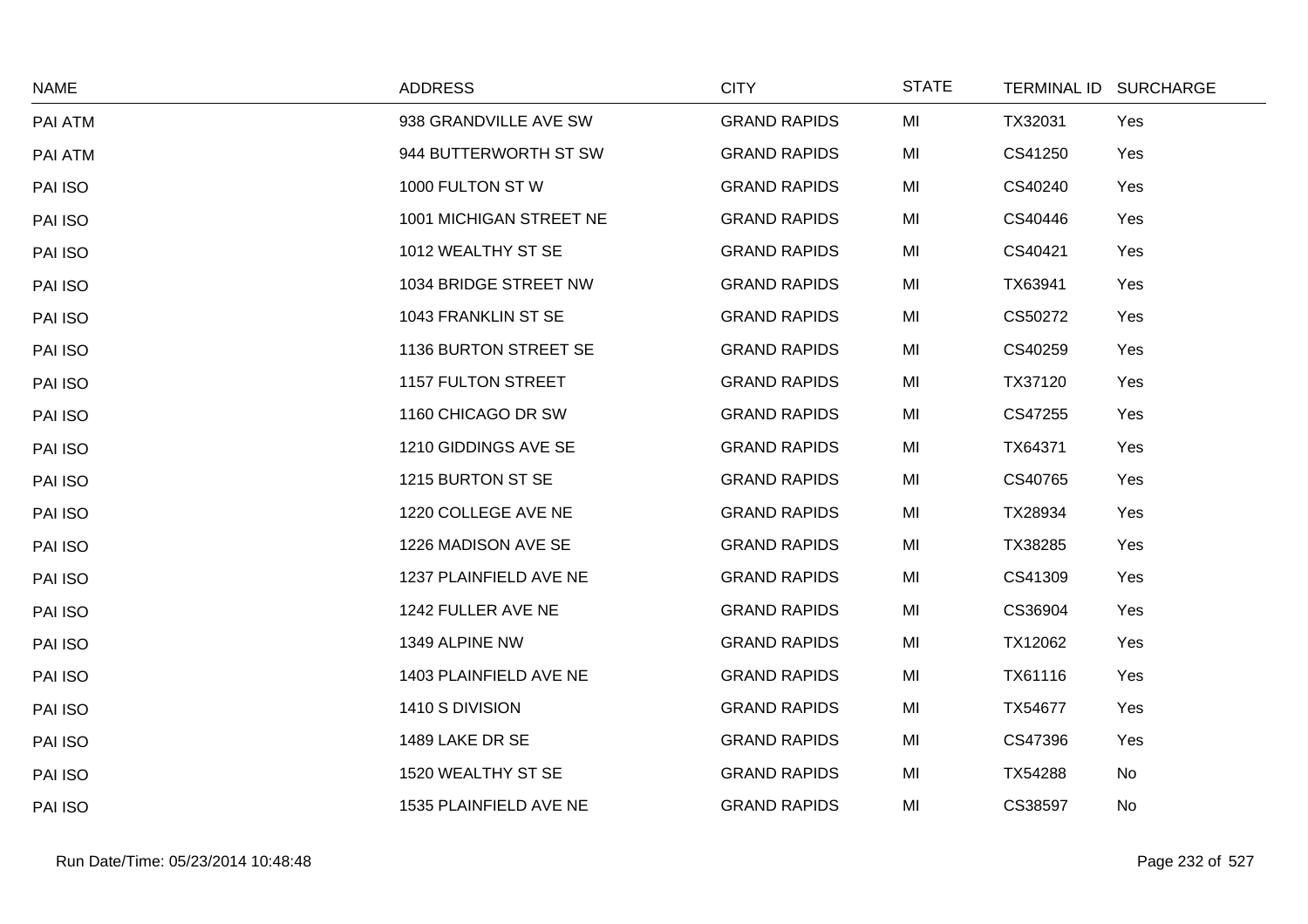| NAME | ADDRESS | CITY | STATE | TERMINAL ID | SURCHARGE |
|---|---|---|---|---|---|
| PAI ATM | 938 GRANDVILLE AVE SW | GRAND RAPIDS | MI | TX32031 | Yes |
| PAI ATM | 944 BUTTERWORTH ST SW | GRAND RAPIDS | MI | CS41250 | Yes |
| PAI ISO | 1000 FULTON ST W | GRAND RAPIDS | MI | CS40240 | Yes |
| PAI ISO | 1001 MICHIGAN STREET NE | GRAND RAPIDS | MI | CS40446 | Yes |
| PAI ISO | 1012 WEALTHY ST SE | GRAND RAPIDS | MI | CS40421 | Yes |
| PAI ISO | 1034 BRIDGE STREET NW | GRAND RAPIDS | MI | TX63941 | Yes |
| PAI ISO | 1043 FRANKLIN ST SE | GRAND RAPIDS | MI | CS50272 | Yes |
| PAI ISO | 1136 BURTON STREET SE | GRAND RAPIDS | MI | CS40259 | Yes |
| PAI ISO | 1157 FULTON STREET | GRAND RAPIDS | MI | TX37120 | Yes |
| PAI ISO | 1160 CHICAGO DR SW | GRAND RAPIDS | MI | CS47255 | Yes |
| PAI ISO | 1210 GIDDINGS AVE SE | GRAND RAPIDS | MI | TX64371 | Yes |
| PAI ISO | 1215 BURTON ST SE | GRAND RAPIDS | MI | CS40765 | Yes |
| PAI ISO | 1220 COLLEGE AVE NE | GRAND RAPIDS | MI | TX28934 | Yes |
| PAI ISO | 1226 MADISON AVE SE | GRAND RAPIDS | MI | TX38285 | Yes |
| PAI ISO | 1237 PLAINFIELD AVE NE | GRAND RAPIDS | MI | CS41309 | Yes |
| PAI ISO | 1242 FULLER AVE NE | GRAND RAPIDS | MI | CS36904 | Yes |
| PAI ISO | 1349 ALPINE NW | GRAND RAPIDS | MI | TX12062 | Yes |
| PAI ISO | 1403 PLAINFIELD AVE NE | GRAND RAPIDS | MI | TX61116 | Yes |
| PAI ISO | 1410 S DIVISION | GRAND RAPIDS | MI | TX54677 | Yes |
| PAI ISO | 1489 LAKE DR SE | GRAND RAPIDS | MI | CS47396 | Yes |
| PAI ISO | 1520 WEALTHY ST SE | GRAND RAPIDS | MI | TX54288 | No |
| PAI ISO | 1535 PLAINFIELD AVE NE | GRAND RAPIDS | MI | CS38597 | No |

Run Date/Time: 05/23/2014 10:48:48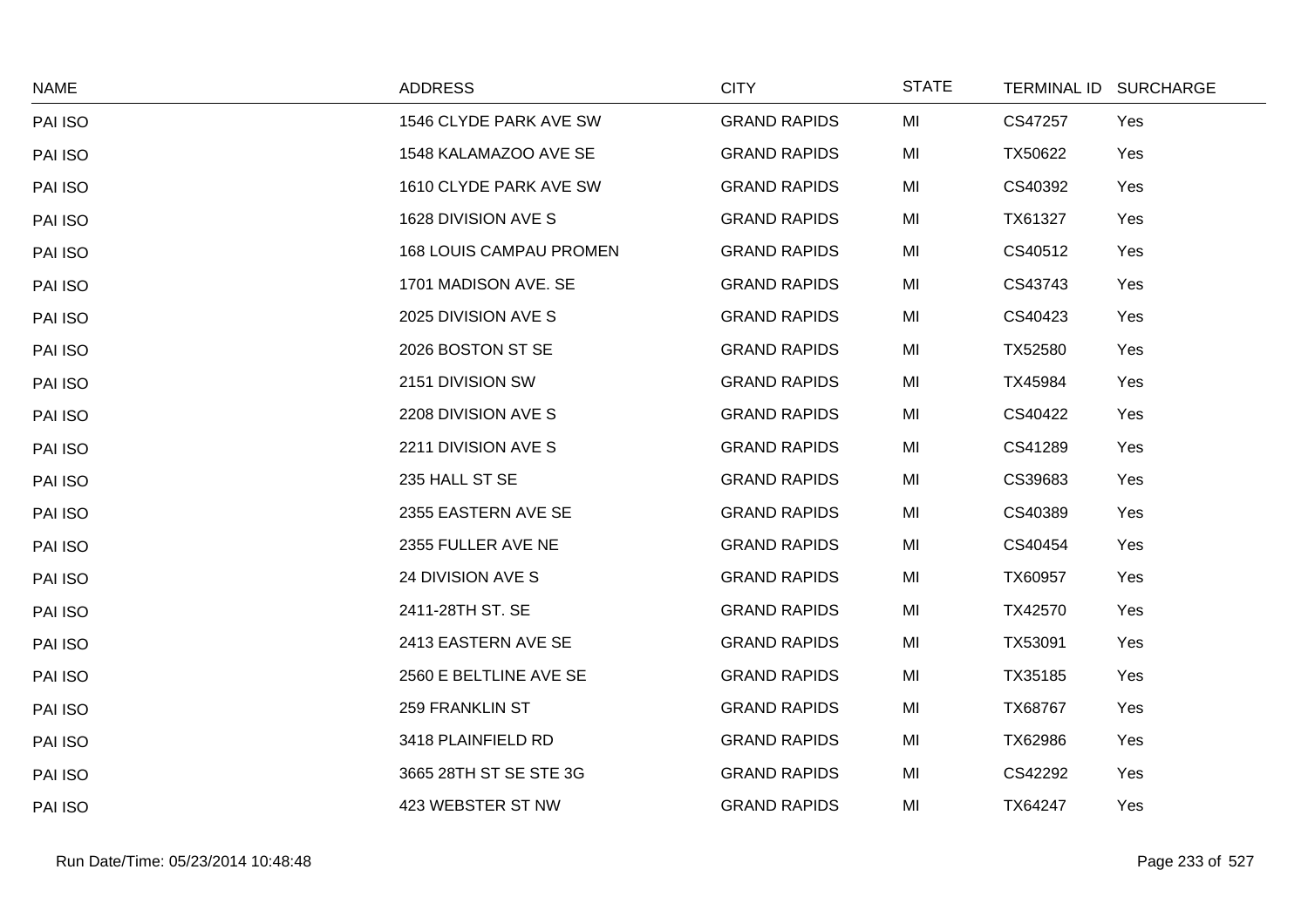| NAME | ADDRESS | CITY | STATE | TERMINAL ID | SURCHARGE |
|---|---|---|---|---|---|
| PAI ISO | 1546 CLYDE PARK AVE SW | GRAND RAPIDS | MI | CS47257 | Yes |
| PAI ISO | 1548 KALAMAZOO AVE SE | GRAND RAPIDS | MI | TX50622 | Yes |
| PAI ISO | 1610 CLYDE PARK AVE SW | GRAND RAPIDS | MI | CS40392 | Yes |
| PAI ISO | 1628 DIVISION AVE S | GRAND RAPIDS | MI | TX61327 | Yes |
| PAI ISO | 168 LOUIS CAMPAU PROMEN | GRAND RAPIDS | MI | CS40512 | Yes |
| PAI ISO | 1701 MADISON AVE. SE | GRAND RAPIDS | MI | CS43743 | Yes |
| PAI ISO | 2025 DIVISION AVE S | GRAND RAPIDS | MI | CS40423 | Yes |
| PAI ISO | 2026 BOSTON ST SE | GRAND RAPIDS | MI | TX52580 | Yes |
| PAI ISO | 2151 DIVISION SW | GRAND RAPIDS | MI | TX45984 | Yes |
| PAI ISO | 2208 DIVISION AVE S | GRAND RAPIDS | MI | CS40422 | Yes |
| PAI ISO | 2211 DIVISION AVE S | GRAND RAPIDS | MI | CS41289 | Yes |
| PAI ISO | 235 HALL ST SE | GRAND RAPIDS | MI | CS39683 | Yes |
| PAI ISO | 2355 EASTERN AVE SE | GRAND RAPIDS | MI | CS40389 | Yes |
| PAI ISO | 2355 FULLER AVE NE | GRAND RAPIDS | MI | CS40454 | Yes |
| PAI ISO | 24 DIVISION AVE S | GRAND RAPIDS | MI | TX60957 | Yes |
| PAI ISO | 2411-28TH ST. SE | GRAND RAPIDS | MI | TX42570 | Yes |
| PAI ISO | 2413 EASTERN AVE SE | GRAND RAPIDS | MI | TX53091 | Yes |
| PAI ISO | 2560 E BELTLINE AVE SE | GRAND RAPIDS | MI | TX35185 | Yes |
| PAI ISO | 259 FRANKLIN ST | GRAND RAPIDS | MI | TX68767 | Yes |
| PAI ISO | 3418 PLAINFIELD RD | GRAND RAPIDS | MI | TX62986 | Yes |
| PAI ISO | 3665 28TH ST SE STE 3G | GRAND RAPIDS | MI | CS42292 | Yes |
| PAI ISO | 423 WEBSTER ST NW | GRAND RAPIDS | MI | TX64247 | Yes |

Run Date/Time: 05/23/2014 10:48:48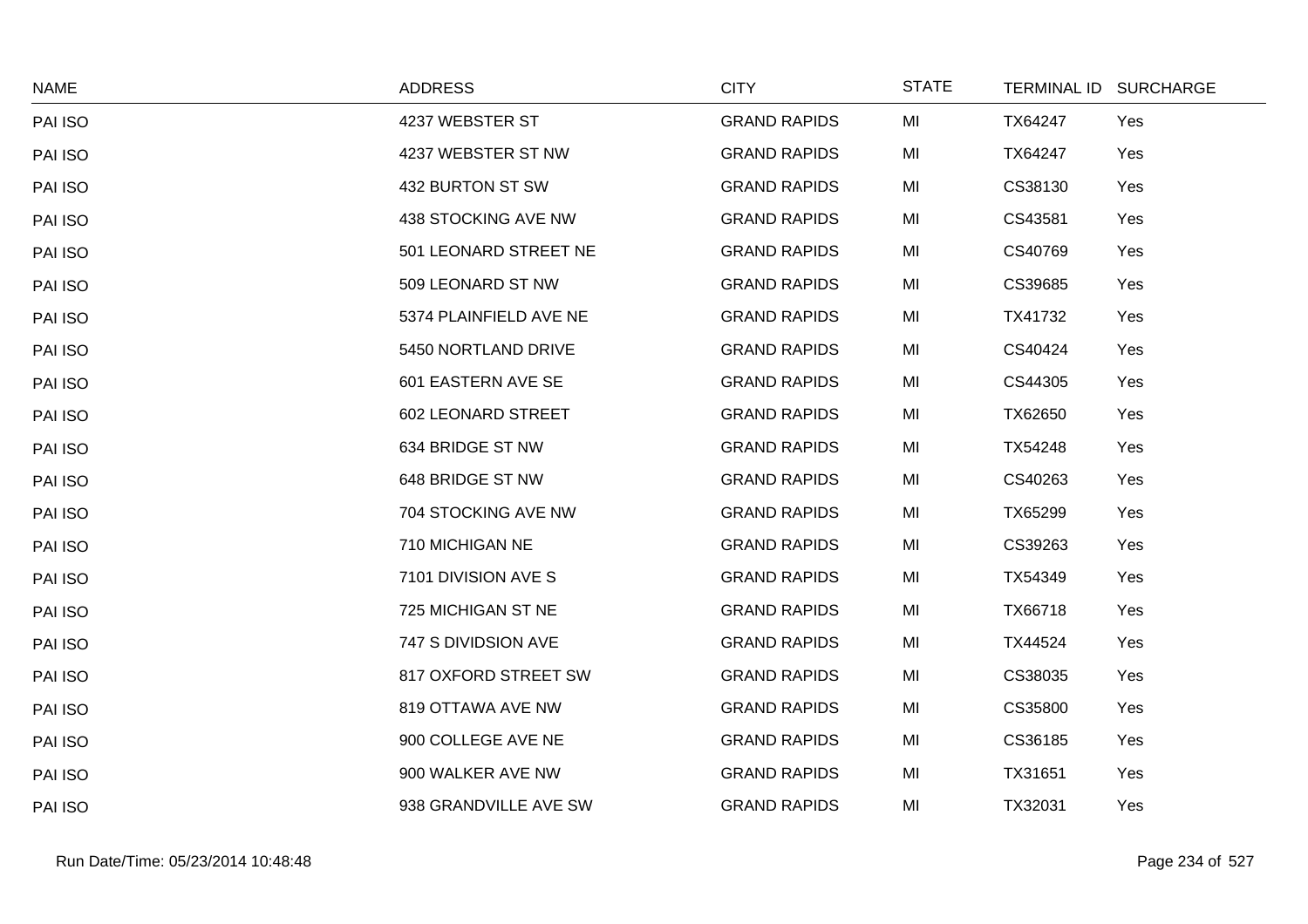| NAME | ADDRESS | CITY | STATE | TERMINAL ID | SURCHARGE |
|---|---|---|---|---|---|
| PAI ISO | 4237 WEBSTER ST | GRAND RAPIDS | MI | TX64247 | Yes |
| PAI ISO | 4237 WEBSTER ST NW | GRAND RAPIDS | MI | TX64247 | Yes |
| PAI ISO | 432 BURTON ST SW | GRAND RAPIDS | MI | CS38130 | Yes |
| PAI ISO | 438 STOCKING AVE NW | GRAND RAPIDS | MI | CS43581 | Yes |
| PAI ISO | 501 LEONARD STREET NE | GRAND RAPIDS | MI | CS40769 | Yes |
| PAI ISO | 509 LEONARD ST NW | GRAND RAPIDS | MI | CS39685 | Yes |
| PAI ISO | 5374 PLAINFIELD AVE NE | GRAND RAPIDS | MI | TX41732 | Yes |
| PAI ISO | 5450 NORTLAND DRIVE | GRAND RAPIDS | MI | CS40424 | Yes |
| PAI ISO | 601 EASTERN AVE SE | GRAND RAPIDS | MI | CS44305 | Yes |
| PAI ISO | 602 LEONARD STREET | GRAND RAPIDS | MI | TX62650 | Yes |
| PAI ISO | 634 BRIDGE ST NW | GRAND RAPIDS | MI | TX54248 | Yes |
| PAI ISO | 648 BRIDGE ST NW | GRAND RAPIDS | MI | CS40263 | Yes |
| PAI ISO | 704 STOCKING AVE NW | GRAND RAPIDS | MI | TX65299 | Yes |
| PAI ISO | 710 MICHIGAN NE | GRAND RAPIDS | MI | CS39263 | Yes |
| PAI ISO | 7101 DIVISION AVE S | GRAND RAPIDS | MI | TX54349 | Yes |
| PAI ISO | 725 MICHIGAN ST NE | GRAND RAPIDS | MI | TX66718 | Yes |
| PAI ISO | 747 S DIVIDSION AVE | GRAND RAPIDS | MI | TX44524 | Yes |
| PAI ISO | 817 OXFORD STREET SW | GRAND RAPIDS | MI | CS38035 | Yes |
| PAI ISO | 819 OTTAWA AVE NW | GRAND RAPIDS | MI | CS35800 | Yes |
| PAI ISO | 900 COLLEGE AVE NE | GRAND RAPIDS | MI | CS36185 | Yes |
| PAI ISO | 900 WALKER AVE NW | GRAND RAPIDS | MI | TX31651 | Yes |
| PAI ISO | 938 GRANDVILLE AVE SW | GRAND RAPIDS | MI | TX32031 | Yes |

Run Date/Time: 05/23/2014 10:48:48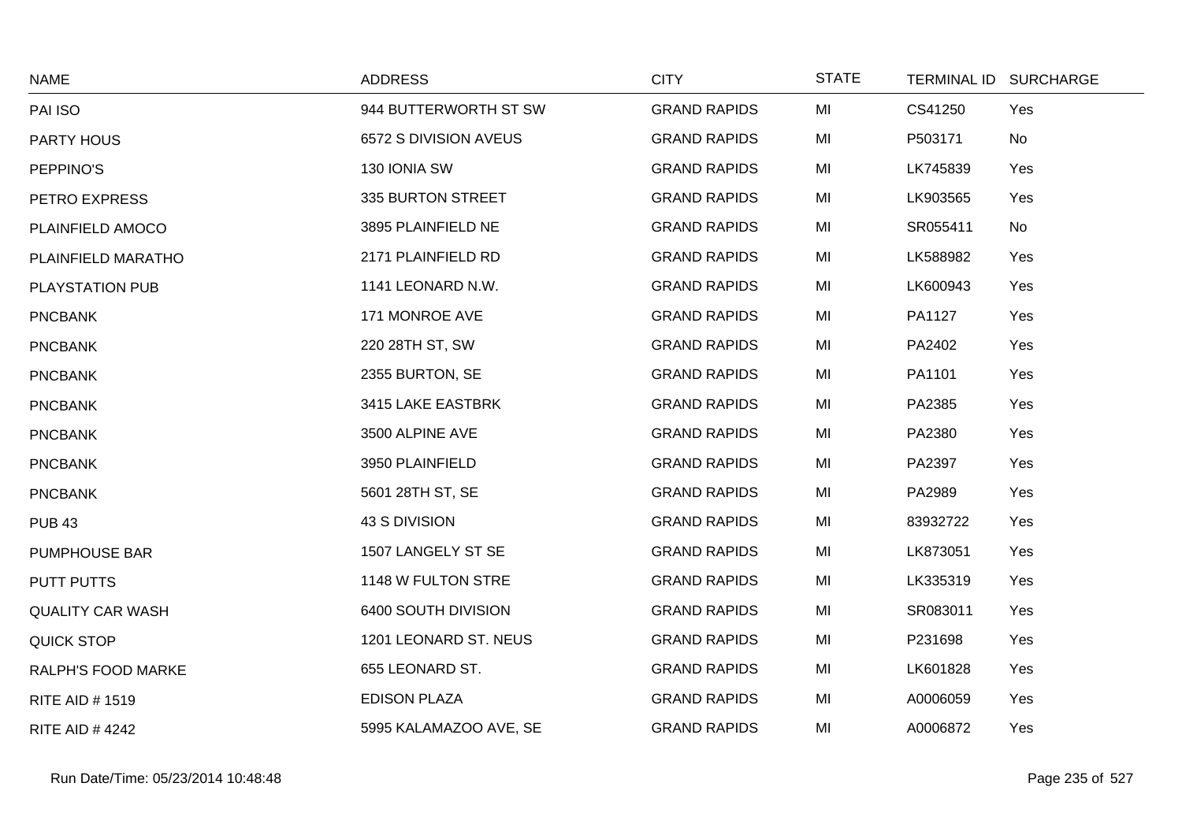| NAME | ADDRESS | CITY | STATE | TERMINAL ID | SURCHARGE |
|---|---|---|---|---|---|
| PAI ISO | 944 BUTTERWORTH ST SW | GRAND RAPIDS | MI | CS41250 | Yes |
| PARTY HOUS | 6572 S DIVISION AVEUS | GRAND RAPIDS | MI | P503171 | No |
| PEPPINO'S | 130 IONIA SW | GRAND RAPIDS | MI | LK745839 | Yes |
| PETRO EXPRESS | 335 BURTON STREET | GRAND RAPIDS | MI | LK903565 | Yes |
| PLAINFIELD AMOCO | 3895 PLAINFIELD NE | GRAND RAPIDS | MI | SR055411 | No |
| PLAINFIELD MARATHO | 2171 PLAINFIELD RD | GRAND RAPIDS | MI | LK588982 | Yes |
| PLAYSTATION PUB | 1141 LEONARD N.W. | GRAND RAPIDS | MI | LK600943 | Yes |
| PNCBANK | 171 MONROE AVE | GRAND RAPIDS | MI | PA1127 | Yes |
| PNCBANK | 220 28TH ST, SW | GRAND RAPIDS | MI | PA2402 | Yes |
| PNCBANK | 2355 BURTON, SE | GRAND RAPIDS | MI | PA1101 | Yes |
| PNCBANK | 3415 LAKE EASTBRK | GRAND RAPIDS | MI | PA2385 | Yes |
| PNCBANK | 3500 ALPINE AVE | GRAND RAPIDS | MI | PA2380 | Yes |
| PNCBANK | 3950 PLAINFIELD | GRAND RAPIDS | MI | PA2397 | Yes |
| PNCBANK | 5601 28TH ST, SE | GRAND RAPIDS | MI | PA2989 | Yes |
| PUB 43 | 43 S DIVISION | GRAND RAPIDS | MI | 83932722 | Yes |
| PUMPHOUSE BAR | 1507 LANGELY ST SE | GRAND RAPIDS | MI | LK873051 | Yes |
| PUTT PUTTS | 1148 W FULTON STRE | GRAND RAPIDS | MI | LK335319 | Yes |
| QUALITY CAR WASH | 6400 SOUTH DIVISION | GRAND RAPIDS | MI | SR083011 | Yes |
| QUICK STOP | 1201 LEONARD ST. NEUS | GRAND RAPIDS | MI | P231698 | Yes |
| RALPH'S FOOD MARKE | 655 LEONARD ST. | GRAND RAPIDS | MI | LK601828 | Yes |
| RITE AID # 1519 | EDISON PLAZA | GRAND RAPIDS | MI | A0006059 | Yes |
| RITE AID # 4242 | 5995 KALAMAZOO AVE, SE | GRAND RAPIDS | MI | A0006872 | Yes |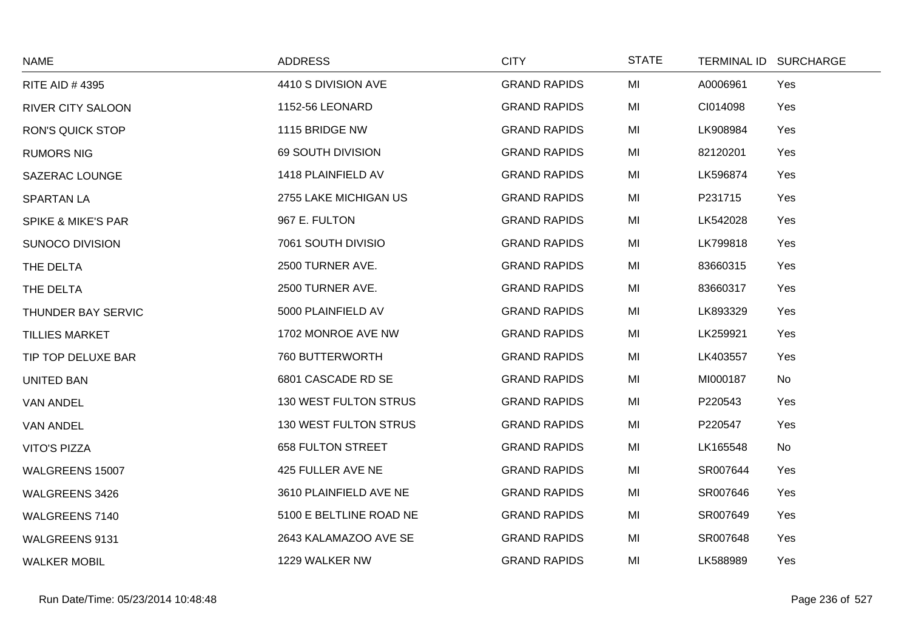| NAME | ADDRESS | CITY | STATE | TERMINAL ID | SURCHARGE |
|---|---|---|---|---|---|
| RITE AID # 4395 | 4410 S DIVISION AVE | GRAND RAPIDS | MI | A0006961 | Yes |
| RIVER CITY SALOON | 1152-56 LEONARD | GRAND RAPIDS | MI | CI014098 | Yes |
| RON'S QUICK STOP | 1115 BRIDGE NW | GRAND RAPIDS | MI | LK908984 | Yes |
| RUMORS NIG | 69 SOUTH DIVISION | GRAND RAPIDS | MI | 82120201 | Yes |
| SAZERAC LOUNGE | 1418 PLAINFIELD AV | GRAND RAPIDS | MI | LK596874 | Yes |
| SPARTAN LA | 2755 LAKE MICHIGAN US | GRAND RAPIDS | MI | P231715 | Yes |
| SPIKE & MIKE'S PAR | 967 E. FULTON | GRAND RAPIDS | MI | LK542028 | Yes |
| SUNOCO DIVISION | 7061 SOUTH DIVISIO | GRAND RAPIDS | MI | LK799818 | Yes |
| THE DELTA | 2500 TURNER AVE. | GRAND RAPIDS | MI | 83660315 | Yes |
| THE DELTA | 2500 TURNER AVE. | GRAND RAPIDS | MI | 83660317 | Yes |
| THUNDER BAY SERVIC | 5000 PLAINFIELD AV | GRAND RAPIDS | MI | LK893329 | Yes |
| TILLIES MARKET | 1702 MONROE AVE NW | GRAND RAPIDS | MI | LK259921 | Yes |
| TIP TOP DELUXE BAR | 760 BUTTERWORTH | GRAND RAPIDS | MI | LK403557 | Yes |
| UNITED BAN | 6801 CASCADE RD SE | GRAND RAPIDS | MI | MI000187 | No |
| VAN ANDEL | 130 WEST FULTON STRUS | GRAND RAPIDS | MI | P220543 | Yes |
| VAN ANDEL | 130 WEST FULTON STRUS | GRAND RAPIDS | MI | P220547 | Yes |
| VITO'S PIZZA | 658 FULTON STREET | GRAND RAPIDS | MI | LK165548 | No |
| WALGREENS 15007 | 425 FULLER AVE NE | GRAND RAPIDS | MI | SR007644 | Yes |
| WALGREENS 3426 | 3610 PLAINFIELD AVE NE | GRAND RAPIDS | MI | SR007646 | Yes |
| WALGREENS 7140 | 5100 E BELTLINE ROAD NE | GRAND RAPIDS | MI | SR007649 | Yes |
| WALGREENS 9131 | 2643 KALAMAZOO AVE SE | GRAND RAPIDS | MI | SR007648 | Yes |
| WALKER MOBIL | 1229 WALKER NW | GRAND RAPIDS | MI | LK588989 | Yes |

Run Date/Time: 05/23/2014 10:48:48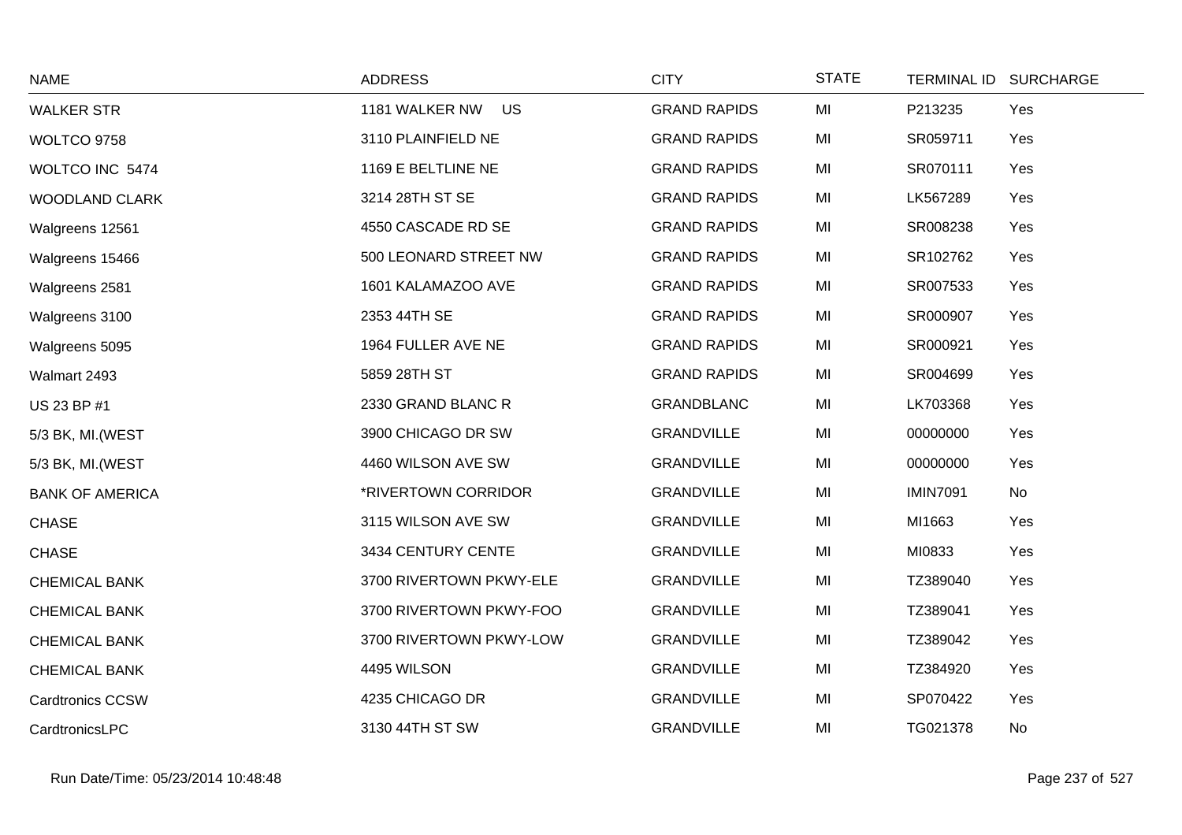| NAME | ADDRESS | CITY | STATE | TERMINAL ID | SURCHARGE |
|---|---|---|---|---|---|
| WALKER STR | 1181 WALKER NW US | GRAND RAPIDS | MI | P213235 | Yes |
| WOLTCO 9758 | 3110 PLAINFIELD NE | GRAND RAPIDS | MI | SR059711 | Yes |
| WOLTCO INC 5474 | 1169 E BELTLINE NE | GRAND RAPIDS | MI | SR070111 | Yes |
| WOODLAND CLARK | 3214 28TH ST SE | GRAND RAPIDS | MI | LK567289 | Yes |
| Walgreens 12561 | 4550 CASCADE RD SE | GRAND RAPIDS | MI | SR008238 | Yes |
| Walgreens 15466 | 500 LEONARD STREET NW | GRAND RAPIDS | MI | SR102762 | Yes |
| Walgreens 2581 | 1601 KALAMAZOO AVE | GRAND RAPIDS | MI | SR007533 | Yes |
| Walgreens 3100 | 2353 44TH SE | GRAND RAPIDS | MI | SR000907 | Yes |
| Walgreens 5095 | 1964 FULLER AVE NE | GRAND RAPIDS | MI | SR000921 | Yes |
| Walmart 2493 | 5859 28TH ST | GRAND RAPIDS | MI | SR004699 | Yes |
| US 23 BP #1 | 2330 GRAND BLANC R | GRANDBLANC | MI | LK703368 | Yes |
| 5/3 BK, MI.(WEST | 3900 CHICAGO DR SW | GRANDVILLE | MI | 00000000 | Yes |
| 5/3 BK, MI.(WEST | 4460 WILSON AVE SW | GRANDVILLE | MI | 00000000 | Yes |
| BANK OF AMERICA | *RIVERTOWN CORRIDOR | GRANDVILLE | MI | IMIN7091 | No |
| CHASE | 3115 WILSON AVE SW | GRANDVILLE | MI | MI1663 | Yes |
| CHASE | 3434 CENTURY CENTE | GRANDVILLE | MI | MI0833 | Yes |
| CHEMICAL BANK | 3700 RIVERTOWN PKWY-ELE | GRANDVILLE | MI | TZ389040 | Yes |
| CHEMICAL BANK | 3700 RIVERTOWN PKWY-FOO | GRANDVILLE | MI | TZ389041 | Yes |
| CHEMICAL BANK | 3700 RIVERTOWN PKWY-LOW | GRANDVILLE | MI | TZ389042 | Yes |
| CHEMICAL BANK | 4495 WILSON | GRANDVILLE | MI | TZ384920 | Yes |
| Cardtronics CCSW | 4235 CHICAGO DR | GRANDVILLE | MI | SP070422 | Yes |
| CardtronicsLPC | 3130 44TH ST SW | GRANDVILLE | MI | TG021378 | No |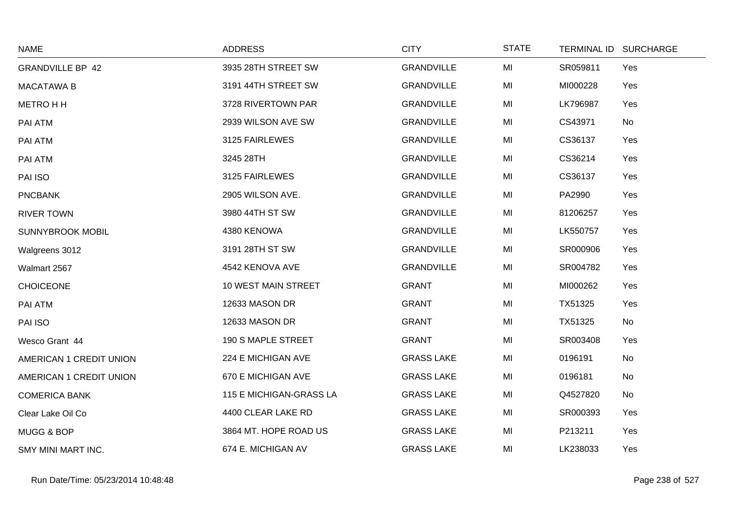| NAME | ADDRESS | CITY | STATE | TERMINAL ID | SURCHARGE |
|---|---|---|---|---|---|
| GRANDVILLE BP 42 | 3935 28TH STREET SW | GRANDVILLE | MI | SR059811 | Yes |
| MACATAWA B | 3191 44TH STREET SW | GRANDVILLE | MI | MI000228 | Yes |
| METRO H H | 3728 RIVERTOWN PAR | GRANDVILLE | MI | LK796987 | Yes |
| PAI ATM | 2939 WILSON AVE SW | GRANDVILLE | MI | CS43971 | No |
| PAI ATM | 3125 FAIRLEWES | GRANDVILLE | MI | CS36137 | Yes |
| PAI ATM | 3245 28TH | GRANDVILLE | MI | CS36214 | Yes |
| PAI ISO | 3125 FAIRLEWES | GRANDVILLE | MI | CS36137 | Yes |
| PNCBANK | 2905 WILSON AVE. | GRANDVILLE | MI | PA2990 | Yes |
| RIVER TOWN | 3980 44TH ST SW | GRANDVILLE | MI | 81206257 | Yes |
| SUNNYBROOK MOBIL | 4380 KENOWA | GRANDVILLE | MI | LK550757 | Yes |
| Walgreens 3012 | 3191 28TH ST SW | GRANDVILLE | MI | SR000906 | Yes |
| Walmart 2567 | 4542 KENOVA AVE | GRANDVILLE | MI | SR004782 | Yes |
| CHOICEONE | 10 WEST MAIN STREET | GRANT | MI | MI000262 | Yes |
| PAI ATM | 12633 MASON DR | GRANT | MI | TX51325 | Yes |
| PAI ISO | 12633 MASON DR | GRANT | MI | TX51325 | No |
| Wesco Grant 44 | 190 S MAPLE STREET | GRANT | MI | SR003408 | Yes |
| AMERICAN 1 CREDIT UNION | 224 E MICHIGAN AVE | GRASS LAKE | MI | 0196191 | No |
| AMERICAN 1 CREDIT UNION | 670 E MICHIGAN AVE | GRASS LAKE | MI | 0196181 | No |
| COMERICA BANK | 115 E MICHIGAN-GRASS LA | GRASS LAKE | MI | Q4527820 | No |
| Clear Lake Oil Co | 4400 CLEAR LAKE RD | GRASS LAKE | MI | SR000393 | Yes |
| MUGG & BOP | 3864 MT. HOPE ROAD US | GRASS LAKE | MI | P213211 | Yes |
| SMY MINI MART INC. | 674 E. MICHIGAN AV | GRASS LAKE | MI | LK238033 | Yes |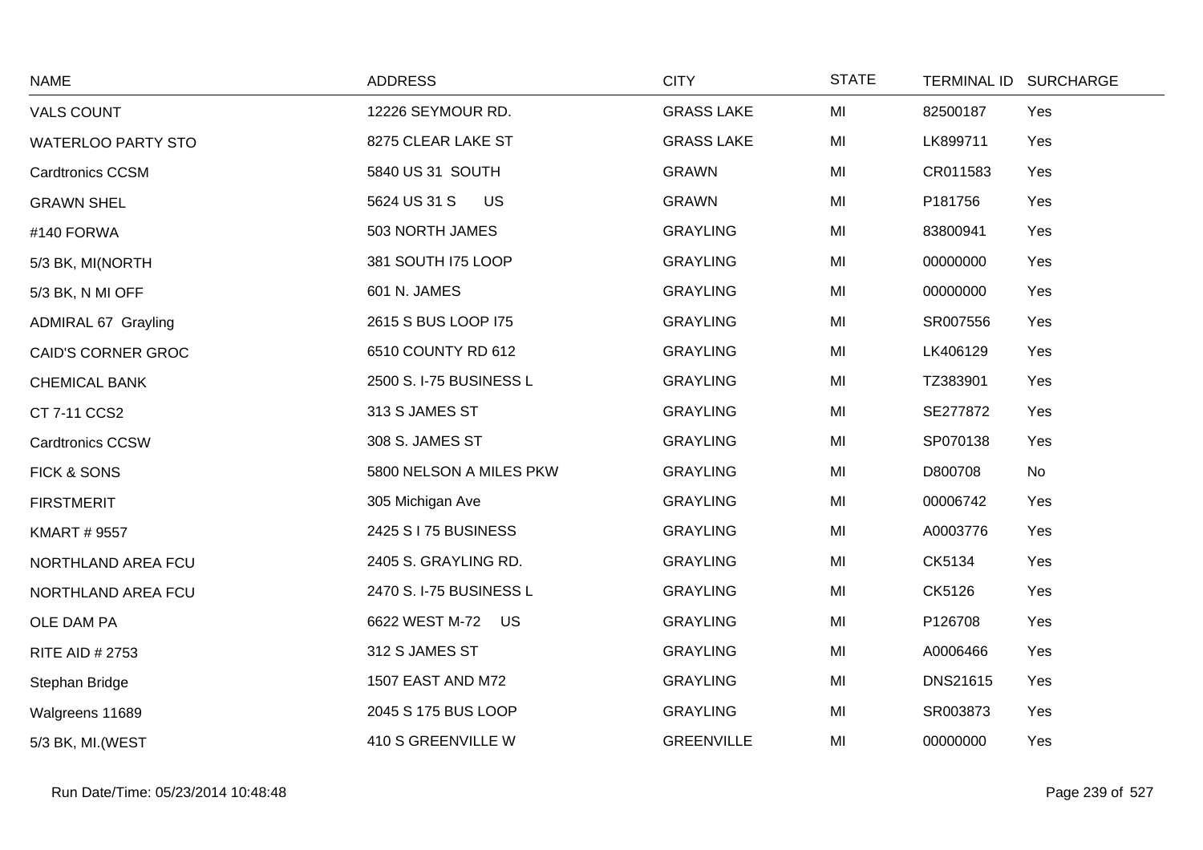| NAME | ADDRESS | CITY | STATE | TERMINAL ID | SURCHARGE |
|---|---|---|---|---|---|
| VALS COUNT | 12226 SEYMOUR RD. | GRASS LAKE | MI | 82500187 | Yes |
| WATERLOO PARTY STO | 8275 CLEAR LAKE ST | GRASS LAKE | MI | LK899711 | Yes |
| Cardtronics CCSM | 5840 US 31 SOUTH | GRAWN | MI | CR011583 | Yes |
| GRAWN SHEL | 5624 US 31 S US | GRAWN | MI | P181756 | Yes |
| #140 FORWA | 503 NORTH JAMES | GRAYLING | MI | 83800941 | Yes |
| 5/3 BK, MI(NORTH | 381 SOUTH I75 LOOP | GRAYLING | MI | 00000000 | Yes |
| 5/3 BK, N MI OFF | 601 N. JAMES | GRAYLING | MI | 00000000 | Yes |
| ADMIRAL 67 Grayling | 2615 S BUS LOOP I75 | GRAYLING | MI | SR007556 | Yes |
| CAID'S CORNER GROC | 6510 COUNTY RD 612 | GRAYLING | MI | LK406129 | Yes |
| CHEMICAL BANK | 2500 S. I-75 BUSINESS L | GRAYLING | MI | TZ383901 | Yes |
| CT 7-11 CCS2 | 313 S JAMES ST | GRAYLING | MI | SE277872 | Yes |
| Cardtronics CCSW | 308 S. JAMES ST | GRAYLING | MI | SP070138 | Yes |
| FICK & SONS | 5800 NELSON A MILES PKW | GRAYLING | MI | D800708 | No |
| FIRSTMERIT | 305 Michigan Ave | GRAYLING | MI | 00006742 | Yes |
| KMART # 9557 | 2425 S I 75 BUSINESS | GRAYLING | MI | A0003776 | Yes |
| NORTHLAND AREA FCU | 2405 S. GRAYLING RD. | GRAYLING | MI | CK5134 | Yes |
| NORTHLAND AREA FCU | 2470 S. I-75 BUSINESS L | GRAYLING | MI | CK5126 | Yes |
| OLE DAM PA | 6622 WEST M-72 US | GRAYLING | MI | P126708 | Yes |
| RITE AID # 2753 | 312 S JAMES ST | GRAYLING | MI | A0006466 | Yes |
| Stephan Bridge | 1507 EAST AND M72 | GRAYLING | MI | DNS21615 | Yes |
| Walgreens 11689 | 2045 S 175 BUS LOOP | GRAYLING | MI | SR003873 | Yes |
| 5/3 BK, MI.(WEST | 410 S GREENVILLE W | GREENVILLE | MI | 00000000 | Yes |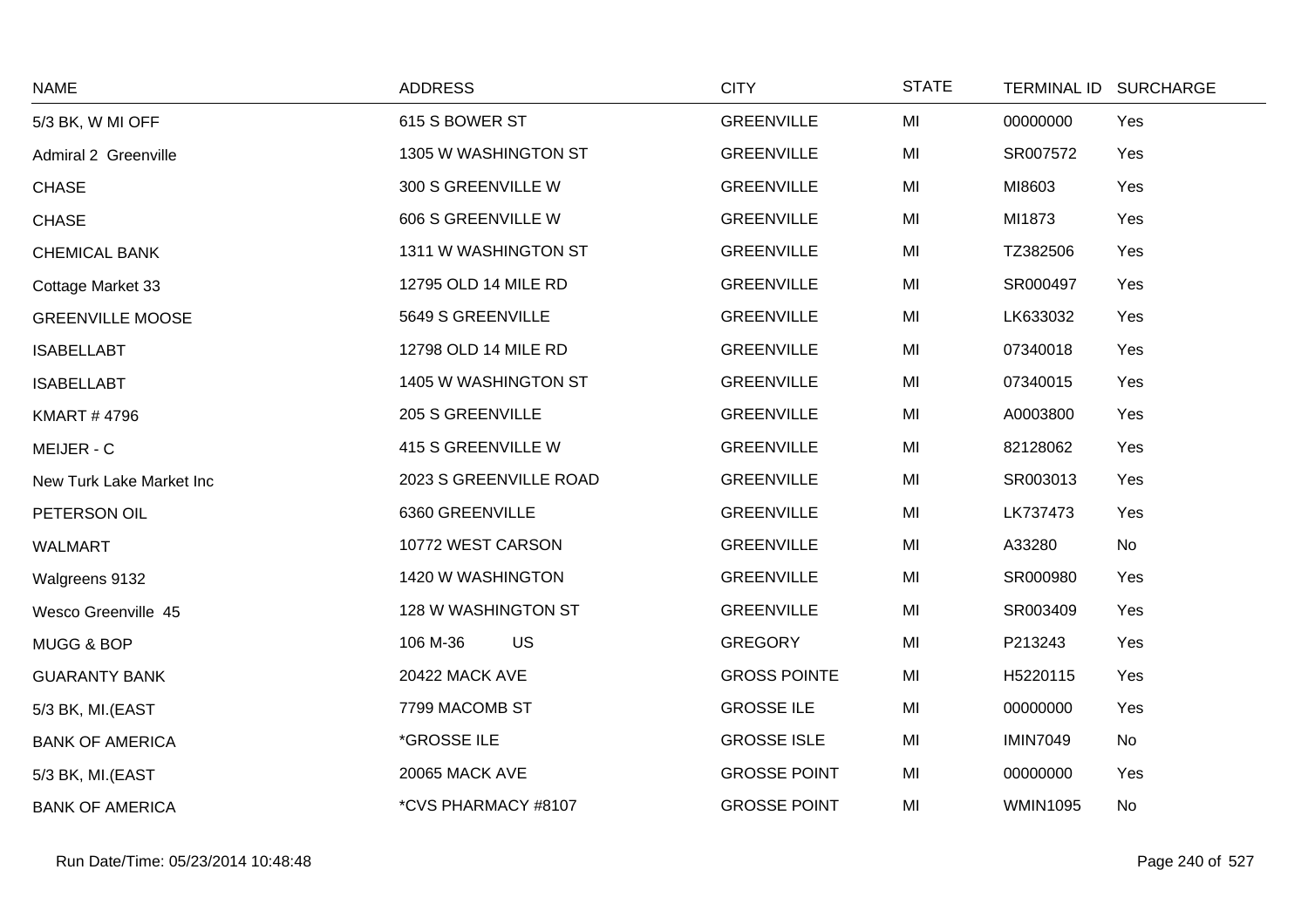| NAME | ADDRESS | CITY | STATE | TERMINAL ID | SURCHARGE |
|---|---|---|---|---|---|
| 5/3 BK, W MI OFF | 615 S BOWER ST | GREENVILLE | MI | 00000000 | Yes |
| Admiral 2 Greenville | 1305 W WASHINGTON ST | GREENVILLE | MI | SR007572 | Yes |
| CHASE | 300 S GREENVILLE W | GREENVILLE | MI | MI8603 | Yes |
| CHASE | 606 S GREENVILLE W | GREENVILLE | MI | MI1873 | Yes |
| CHEMICAL BANK | 1311 W WASHINGTON ST | GREENVILLE | MI | TZ382506 | Yes |
| Cottage Market 33 | 12795 OLD 14 MILE RD | GREENVILLE | MI | SR000497 | Yes |
| GREENVILLE MOOSE | 5649 S GREENVILLE | GREENVILLE | MI | LK633032 | Yes |
| ISABELLABT | 12798 OLD 14 MILE RD | GREENVILLE | MI | 07340018 | Yes |
| ISABELLABT | 1405 W WASHINGTON ST | GREENVILLE | MI | 07340015 | Yes |
| KMART # 4796 | 205 S GREENVILLE | GREENVILLE | MI | A0003800 | Yes |
| MEIJER - C | 415 S GREENVILLE W | GREENVILLE | MI | 82128062 | Yes |
| New Turk Lake Market Inc | 2023 S GREENVILLE ROAD | GREENVILLE | MI | SR003013 | Yes |
| PETERSON OIL | 6360 GREENVILLE | GREENVILLE | MI | LK737473 | Yes |
| WALMART | 10772 WEST CARSON | GREENVILLE | MI | A33280 | No |
| Walgreens 9132 | 1420 W WASHINGTON | GREENVILLE | MI | SR000980 | Yes |
| Wesco Greenville 45 | 128 W WASHINGTON ST | GREENVILLE | MI | SR003409 | Yes |
| MUGG & BOP | 106 M-36 US | GREGORY | MI | P213243 | Yes |
| GUARANTY BANK | 20422 MACK AVE | GROSS POINTE | MI | H5220115 | Yes |
| 5/3 BK, MI.(EAST | 7799 MACOMB ST | GROSSE ILE | MI | 00000000 | Yes |
| BANK OF AMERICA | *GROSSE ILE | GROSSE ISLE | MI | IMIN7049 | No |
| 5/3 BK, MI.(EAST | 20065 MACK AVE | GROSSE POINT | MI | 00000000 | Yes |
| BANK OF AMERICA | *CVS PHARMACY #8107 | GROSSE POINT | MI | WMIN1095 | No |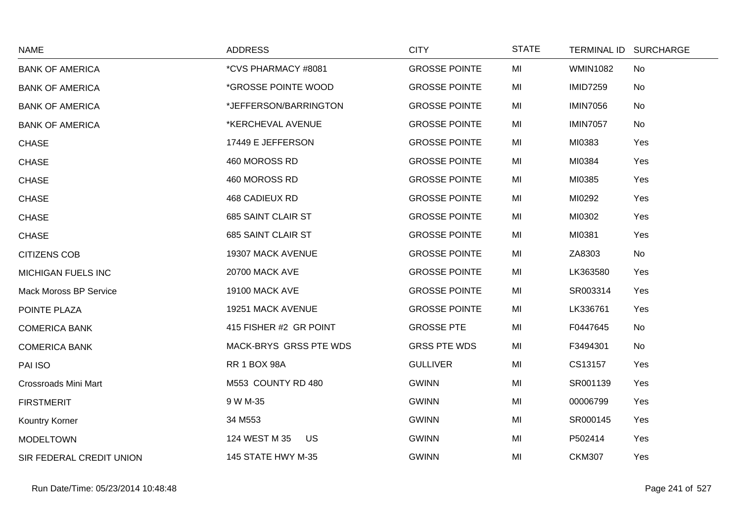| NAME | ADDRESS | CITY | STATE | TERMINAL ID | SURCHARGE |
|---|---|---|---|---|---|
| BANK OF AMERICA | *CVS PHARMACY #8081 | GROSSE POINTE | MI | WMIN1082 | No |
| BANK OF AMERICA | *GROSSE POINTE WOOD | GROSSE POINTE | MI | IMID7259 | No |
| BANK OF AMERICA | *JEFFERSON/BARRINGTON | GROSSE POINTE | MI | IMIN7056 | No |
| BANK OF AMERICA | *KERCHEVAL AVENUE | GROSSE POINTE | MI | IMIN7057 | No |
| CHASE | 17449 E JEFFERSON | GROSSE POINTE | MI | MI0383 | Yes |
| CHASE | 460 MOROSS RD | GROSSE POINTE | MI | MI0384 | Yes |
| CHASE | 460 MOROSS RD | GROSSE POINTE | MI | MI0385 | Yes |
| CHASE | 468 CADIEUX RD | GROSSE POINTE | MI | MI0292 | Yes |
| CHASE | 685 SAINT CLAIR ST | GROSSE POINTE | MI | MI0302 | Yes |
| CHASE | 685 SAINT CLAIR ST | GROSSE POINTE | MI | MI0381 | Yes |
| CITIZENS COB | 19307 MACK AVENUE | GROSSE POINTE | MI | ZA8303 | No |
| MICHIGAN FUELS INC | 20700 MACK AVE | GROSSE POINTE | MI | LK363580 | Yes |
| Mack Moross BP Service | 19100 MACK AVE | GROSSE POINTE | MI | SR003314 | Yes |
| POINTE PLAZA | 19251 MACK AVENUE | GROSSE POINTE | MI | LK336761 | Yes |
| COMERICA BANK | 415 FISHER #2 GR POINT | GROSSE PTE | MI | F0447645 | No |
| COMERICA BANK | MACK-BRYS GRSS PTE WDS | GRSS PTE WDS | MI | F3494301 | No |
| PAI ISO | RR 1 BOX 98A | GULLIVER | MI | CS13157 | Yes |
| Crossroads Mini Mart | M553 COUNTY RD 480 | GWINN | MI | SR001139 | Yes |
| FIRSTMERIT | 9 W M-35 | GWINN | MI | 00006799 | Yes |
| Kountry Korner | 34 M553 | GWINN | MI | SR000145 | Yes |
| MODELTOWN | 124 WEST M 35 US | GWINN | MI | P502414 | Yes |
| SIR FEDERAL CREDIT UNION | 145 STATE HWY M-35 | GWINN | MI | CKM307 | Yes |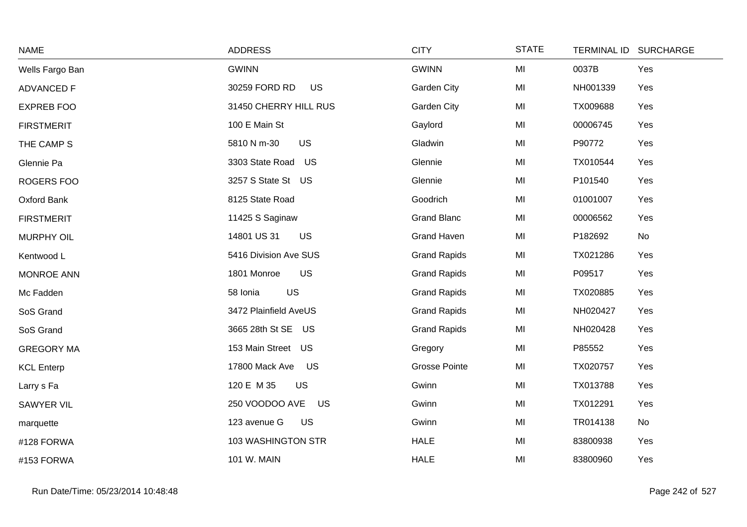| NAME | ADDRESS | CITY | STATE | TERMINAL ID | SURCHARGE |
|---|---|---|---|---|---|
| Wells Fargo Ban | GWINN | GWINN | MI | 0037B | Yes |
| ADVANCED F | 30259 FORD RD US | Garden City | MI | NH001339 | Yes |
| EXPREB FOO | 31450 CHERRY HILL RUS | Garden City | MI | TX009688 | Yes |
| FIRSTMERIT | 100 E Main St | Gaylord | MI | 00006745 | Yes |
| THE CAMP S | 5810 N m-30 US | Gladwin | MI | P90772 | Yes |
| Glennie Pa | 3303 State Road US | Glennie | MI | TX010544 | Yes |
| ROGERS FOO | 3257 S State St US | Glennie | MI | P101540 | Yes |
| Oxford Bank | 8125 State Road | Goodrich | MI | 01001007 | Yes |
| FIRSTMERIT | 11425 S Saginaw | Grand Blanc | MI | 00006562 | Yes |
| MURPHY OIL | 14801 US 31 US | Grand Haven | MI | P182692 | No |
| Kentwood L | 5416 Division Ave SUS | Grand Rapids | MI | TX021286 | Yes |
| MONROE ANN | 1801 Monroe US | Grand Rapids | MI | P09517 | Yes |
| Mc Fadden | 58 Ionia US | Grand Rapids | MI | TX020885 | Yes |
| SoS Grand | 3472 Plainfield AveUS | Grand Rapids | MI | NH020427 | Yes |
| SoS Grand | 3665 28th St SE US | Grand Rapids | MI | NH020428 | Yes |
| GREGORY MA | 153 Main Street US | Gregory | MI | P85552 | Yes |
| KCL Enterp | 17800 Mack Ave US | Grosse Pointe | MI | TX020757 | Yes |
| Larry s Fa | 120 E M 35 US | Gwinn | MI | TX013788 | Yes |
| SAWYER VIL | 250 VOODOO AVE US | Gwinn | MI | TX012291 | Yes |
| marquette | 123 avenue G US | Gwinn | MI | TR014138 | No |
| #128 FORWA | 103 WASHINGTON STR | HALE | MI | 83800938 | Yes |
| #153 FORWA | 101 W. MAIN | HALE | MI | 83800960 | Yes |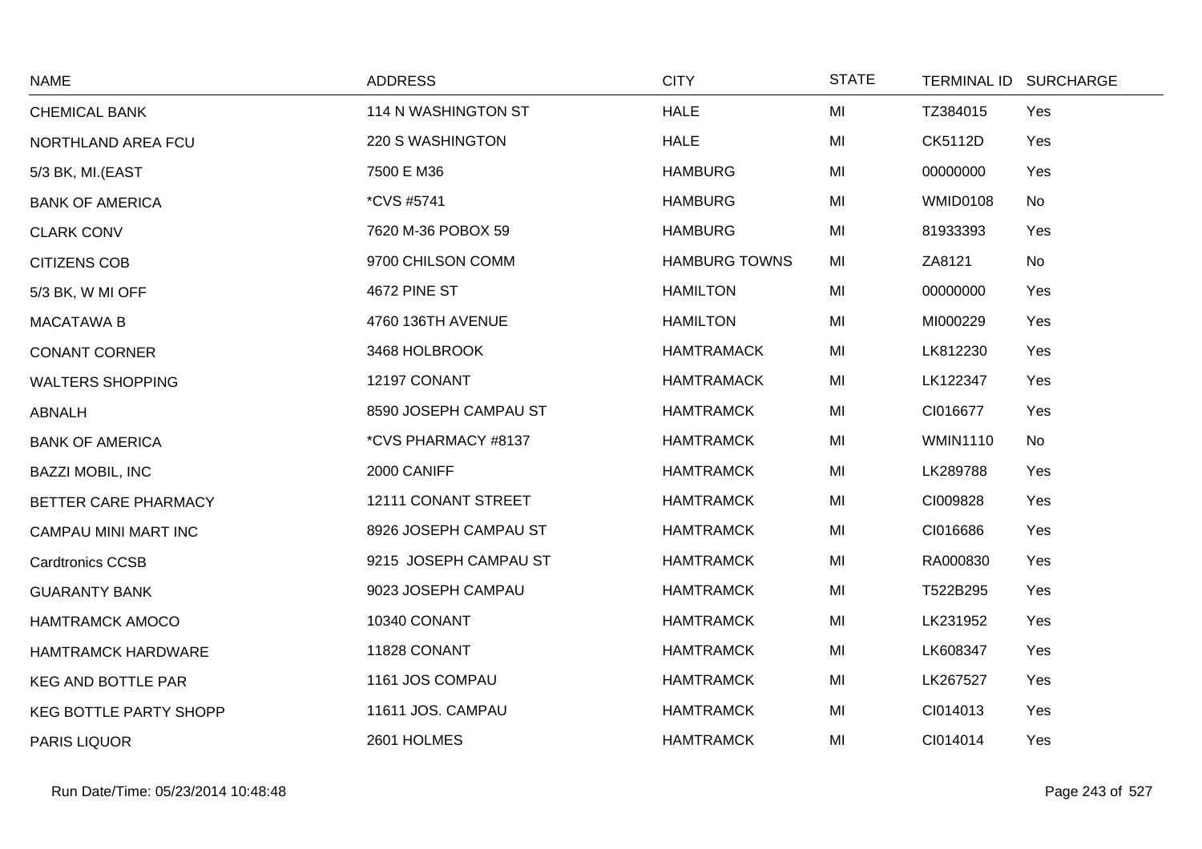| NAME | ADDRESS | CITY | STATE | TERMINAL ID | SURCHARGE |
|---|---|---|---|---|---|
| CHEMICAL BANK | 114 N WASHINGTON ST | HALE | MI | TZ384015 | Yes |
| NORTHLAND AREA FCU | 220 S WASHINGTON | HALE | MI | CK5112D | Yes |
| 5/3 BK, MI.(EAST | 7500 E M36 | HAMBURG | MI | 00000000 | Yes |
| BANK OF AMERICA | *CVS #5741 | HAMBURG | MI | WMID0108 | No |
| CLARK CONV | 7620 M-36 POBOX 59 | HAMBURG | MI | 81933393 | Yes |
| CITIZENS COB | 9700 CHILSON COMM | HAMBURG TOWNS | MI | ZA8121 | No |
| 5/3 BK, W MI OFF | 4672 PINE ST | HAMILTON | MI | 00000000 | Yes |
| MACATAWA B | 4760 136TH AVENUE | HAMILTON | MI | MI000229 | Yes |
| CONANT CORNER | 3468 HOLBROOK | HAMTRAMACK | MI | LK812230 | Yes |
| WALTERS SHOPPING | 12197 CONANT | HAMTRAMACK | MI | LK122347 | Yes |
| ABNALH | 8590 JOSEPH CAMPAU ST | HAMTRAMCK | MI | CI016677 | Yes |
| BANK OF AMERICA | *CVS PHARMACY #8137 | HAMTRAMCK | MI | WMIN1110 | No |
| BAZZI MOBIL, INC | 2000 CANIFF | HAMTRAMCK | MI | LK289788 | Yes |
| BETTER CARE PHARMACY | 12111 CONANT STREET | HAMTRAMCK | MI | CI009828 | Yes |
| CAMPAU MINI MART INC | 8926 JOSEPH CAMPAU ST | HAMTRAMCK | MI | CI016686 | Yes |
| Cardtronics CCSB | 9215 JOSEPH CAMPAU ST | HAMTRAMCK | MI | RA000830 | Yes |
| GUARANTY BANK | 9023 JOSEPH CAMPAU | HAMTRAMCK | MI | T522B295 | Yes |
| HAMTRAMCK AMOCO | 10340 CONANT | HAMTRAMCK | MI | LK231952 | Yes |
| HAMTRAMCK HARDWARE | 11828 CONANT | HAMTRAMCK | MI | LK608347 | Yes |
| KEG AND BOTTLE PAR | 1161 JOS COMPAU | HAMTRAMCK | MI | LK267527 | Yes |
| KEG BOTTLE PARTY SHOPP | 11611 JOS. CAMPAU | HAMTRAMCK | MI | CI014013 | Yes |
| PARIS LIQUOR | 2601 HOLMES | HAMTRAMCK | MI | CI014014 | Yes |

Run Date/Time: 05/23/2014 10:48:48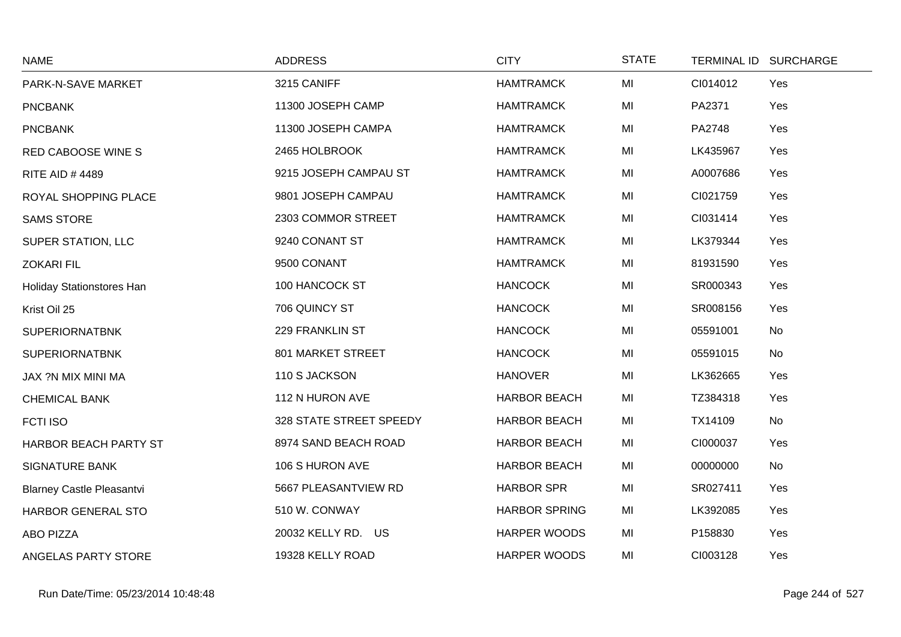| NAME | ADDRESS | CITY | STATE | TERMINAL ID | SURCHARGE |
|---|---|---|---|---|---|
| PARK-N-SAVE MARKET | 3215 CANIFF | HAMTRAMCK | MI | CI014012 | Yes |
| PNCBANK | 11300 JOSEPH CAMP | HAMTRAMCK | MI | PA2371 | Yes |
| PNCBANK | 11300 JOSEPH CAMPA | HAMTRAMCK | MI | PA2748 | Yes |
| RED CABOOSE WINE S | 2465 HOLBROOK | HAMTRAMCK | MI | LK435967 | Yes |
| RITE AID # 4489 | 9215 JOSEPH CAMPAU ST | HAMTRAMCK | MI | A0007686 | Yes |
| ROYAL SHOPPING PLACE | 9801 JOSEPH CAMPAU | HAMTRAMCK | MI | CI021759 | Yes |
| SAMS STORE | 2303 COMMOR STREET | HAMTRAMCK | MI | CI031414 | Yes |
| SUPER STATION, LLC | 9240 CONANT ST | HAMTRAMCK | MI | LK379344 | Yes |
| ZOKARI FIL | 9500 CONANT | HAMTRAMCK | MI | 81931590 | Yes |
| Holiday Stationstores Han | 100 HANCOCK ST | HANCOCK | MI | SR000343 | Yes |
| Krist Oil 25 | 706 QUINCY ST | HANCOCK | MI | SR008156 | Yes |
| SUPERIORNATBNK | 229 FRANKLIN ST | HANCOCK | MI | 05591001 | No |
| SUPERIORNATBNK | 801 MARKET STREET | HANCOCK | MI | 05591015 | No |
| JAX ?N MIX MINI MA | 110 S JACKSON | HANOVER | MI | LK362665 | Yes |
| CHEMICAL BANK | 112 N HURON AVE | HARBOR BEACH | MI | TZ384318 | Yes |
| FCTI ISO | 328 STATE STREET SPEEDY | HARBOR BEACH | MI | TX14109 | No |
| HARBOR BEACH PARTY ST | 8974 SAND BEACH ROAD | HARBOR BEACH | MI | CI000037 | Yes |
| SIGNATURE BANK | 106 S HURON AVE | HARBOR BEACH | MI | 00000000 | No |
| Blarney Castle Pleasantvi | 5667 PLEASANTVIEW RD | HARBOR SPR | MI | SR027411 | Yes |
| HARBOR GENERAL STO | 510 W. CONWAY | HARBOR SPRING | MI | LK392085 | Yes |
| ABO PIZZA | 20032 KELLY RD. US | HARPER WOODS | MI | P158830 | Yes |
| ANGELAS PARTY STORE | 19328 KELLY ROAD | HARPER WOODS | MI | CI003128 | Yes |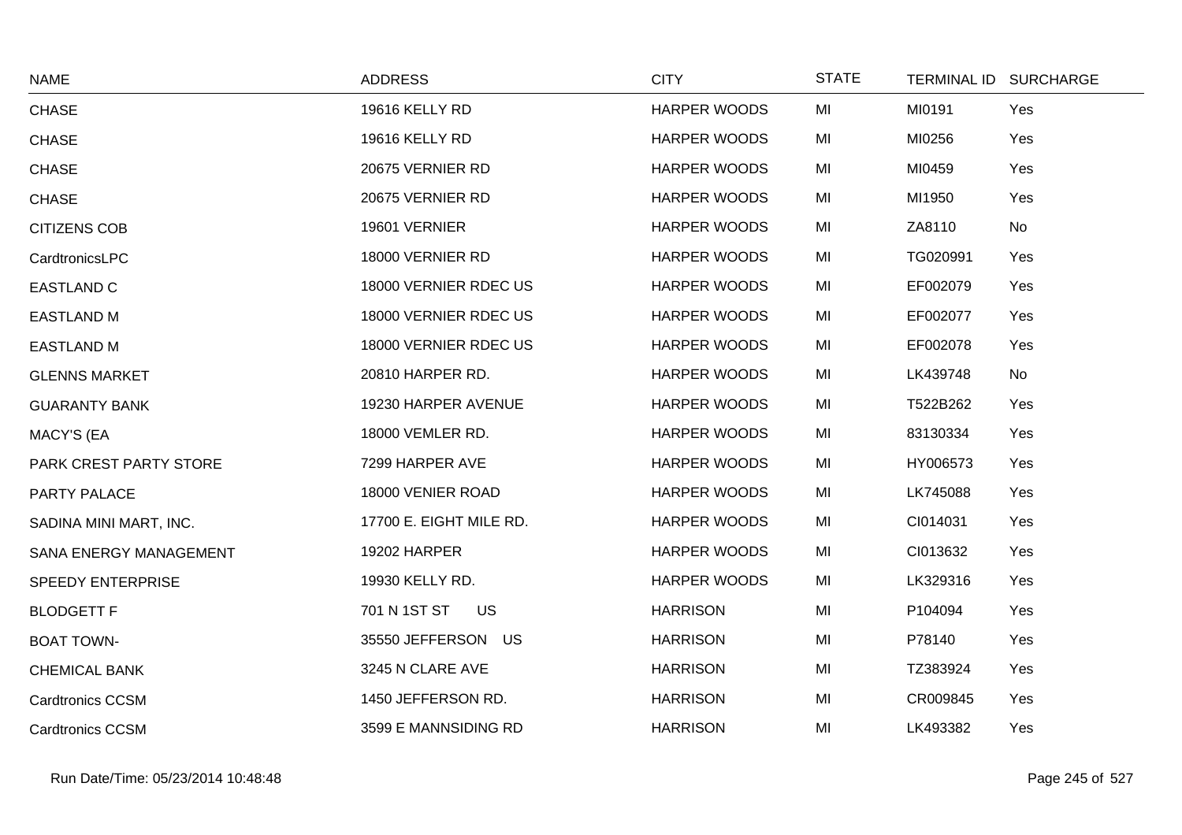| NAME | ADDRESS | CITY | STATE | TERMINAL ID | SURCHARGE |
|---|---|---|---|---|---|
| CHASE | 19616 KELLY RD | HARPER WOODS | MI | MI0191 | Yes |
| CHASE | 19616 KELLY RD | HARPER WOODS | MI | MI0256 | Yes |
| CHASE | 20675 VERNIER RD | HARPER WOODS | MI | MI0459 | Yes |
| CHASE | 20675 VERNIER RD | HARPER WOODS | MI | MI1950 | Yes |
| CITIZENS COB | 19601 VERNIER | HARPER WOODS | MI | ZA8110 | No |
| CardtronicsLPC | 18000 VERNIER RD | HARPER WOODS | MI | TG020991 | Yes |
| EASTLAND C | 18000 VERNIER RDEC US | HARPER WOODS | MI | EF002079 | Yes |
| EASTLAND M | 18000 VERNIER RDEC US | HARPER WOODS | MI | EF002077 | Yes |
| EASTLAND M | 18000 VERNIER RDEC US | HARPER WOODS | MI | EF002078 | Yes |
| GLENNS MARKET | 20810 HARPER RD. | HARPER WOODS | MI | LK439748 | No |
| GUARANTY BANK | 19230 HARPER AVENUE | HARPER WOODS | MI | T522B262 | Yes |
| MACY'S (EA | 18000 VEMLER RD. | HARPER WOODS | MI | 83130334 | Yes |
| PARK CREST PARTY STORE | 7299 HARPER AVE | HARPER WOODS | MI | HY006573 | Yes |
| PARTY PALACE | 18000 VENIER ROAD | HARPER WOODS | MI | LK745088 | Yes |
| SADINA MINI MART, INC. | 17700 E. EIGHT MILE RD. | HARPER WOODS | MI | CI014031 | Yes |
| SANA ENERGY MANAGEMENT | 19202 HARPER | HARPER WOODS | MI | CI013632 | Yes |
| SPEEDY ENTERPRISE | 19930 KELLY RD. | HARPER WOODS | MI | LK329316 | Yes |
| BLODGETT F | 701 N 1ST ST US | HARRISON | MI | P104094 | Yes |
| BOAT TOWN- | 35550 JEFFERSON US | HARRISON | MI | P78140 | Yes |
| CHEMICAL BANK | 3245 N CLARE AVE | HARRISON | MI | TZ383924 | Yes |
| Cardtronics CCSM | 1450 JEFFERSON RD. | HARRISON | MI | CR009845 | Yes |
| Cardtronics CCSM | 3599 E MANNSIDING RD | HARRISON | MI | LK493382 | Yes |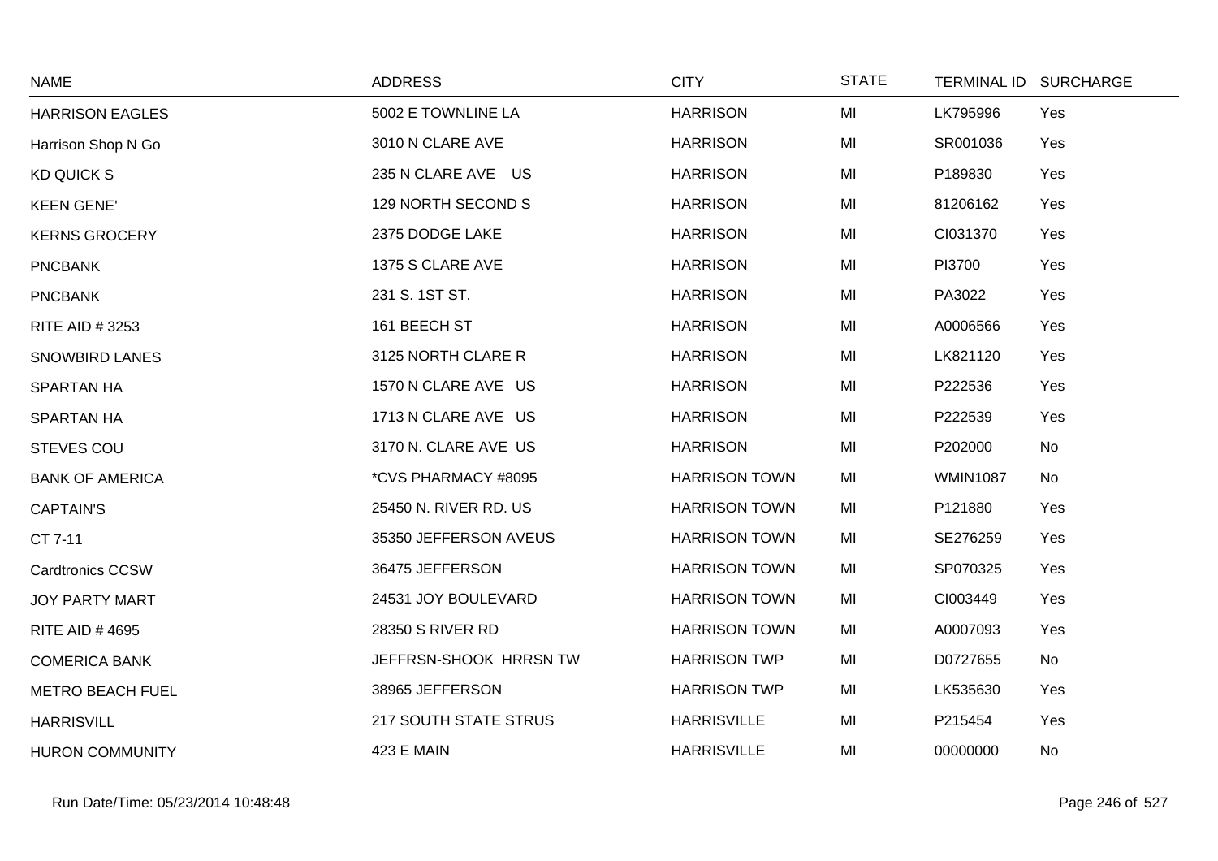| NAME | ADDRESS | CITY | STATE | TERMINAL ID | SURCHARGE |
|---|---|---|---|---|---|
| HARRISON EAGLES | 5002 E TOWNLINE LA | HARRISON | MI | LK795996 | Yes |
| Harrison Shop N Go | 3010 N CLARE AVE | HARRISON | MI | SR001036 | Yes |
| KD QUICK S | 235 N CLARE AVE US | HARRISON | MI | P189830 | Yes |
| KEEN GENE' | 129 NORTH SECOND S | HARRISON | MI | 81206162 | Yes |
| KERNS GROCERY | 2375 DODGE LAKE | HARRISON | MI | CI031370 | Yes |
| PNCBANK | 1375 S CLARE AVE | HARRISON | MI | PI3700 | Yes |
| PNCBANK | 231 S. 1ST ST. | HARRISON | MI | PA3022 | Yes |
| RITE AID # 3253 | 161 BEECH ST | HARRISON | MI | A0006566 | Yes |
| SNOWBIRD LANES | 3125 NORTH CLARE R | HARRISON | MI | LK821120 | Yes |
| SPARTAN HA | 1570 N CLARE AVE US | HARRISON | MI | P222536 | Yes |
| SPARTAN HA | 1713 N CLARE AVE US | HARRISON | MI | P222539 | Yes |
| STEVES COU | 3170 N. CLARE AVE US | HARRISON | MI | P202000 | No |
| BANK OF AMERICA | *CVS PHARMACY #8095 | HARRISON TOWN | MI | WMIN1087 | No |
| CAPTAIN'S | 25450 N. RIVER RD. US | HARRISON TOWN | MI | P121880 | Yes |
| CT 7-11 | 35350 JEFFERSON AVEUS | HARRISON TOWN | MI | SE276259 | Yes |
| Cardtronics CCSW | 36475 JEFFERSON | HARRISON TOWN | MI | SP070325 | Yes |
| JOY PARTY MART | 24531 JOY BOULEVARD | HARRISON TOWN | MI | CI003449 | Yes |
| RITE AID # 4695 | 28350 S RIVER RD | HARRISON TOWN | MI | A0007093 | Yes |
| COMERICA BANK | JEFFRSN-SHOOK HRRSN TW | HARRISON TWP | MI | D0727655 | No |
| METRO BEACH FUEL | 38965 JEFFERSON | HARRISON TWP | MI | LK535630 | Yes |
| HARRISVILL | 217 SOUTH STATE STRUS | HARRISVILLE | MI | P215454 | Yes |
| HURON COMMUNITY | 423 E MAIN | HARRISVILLE | MI | 00000000 | No |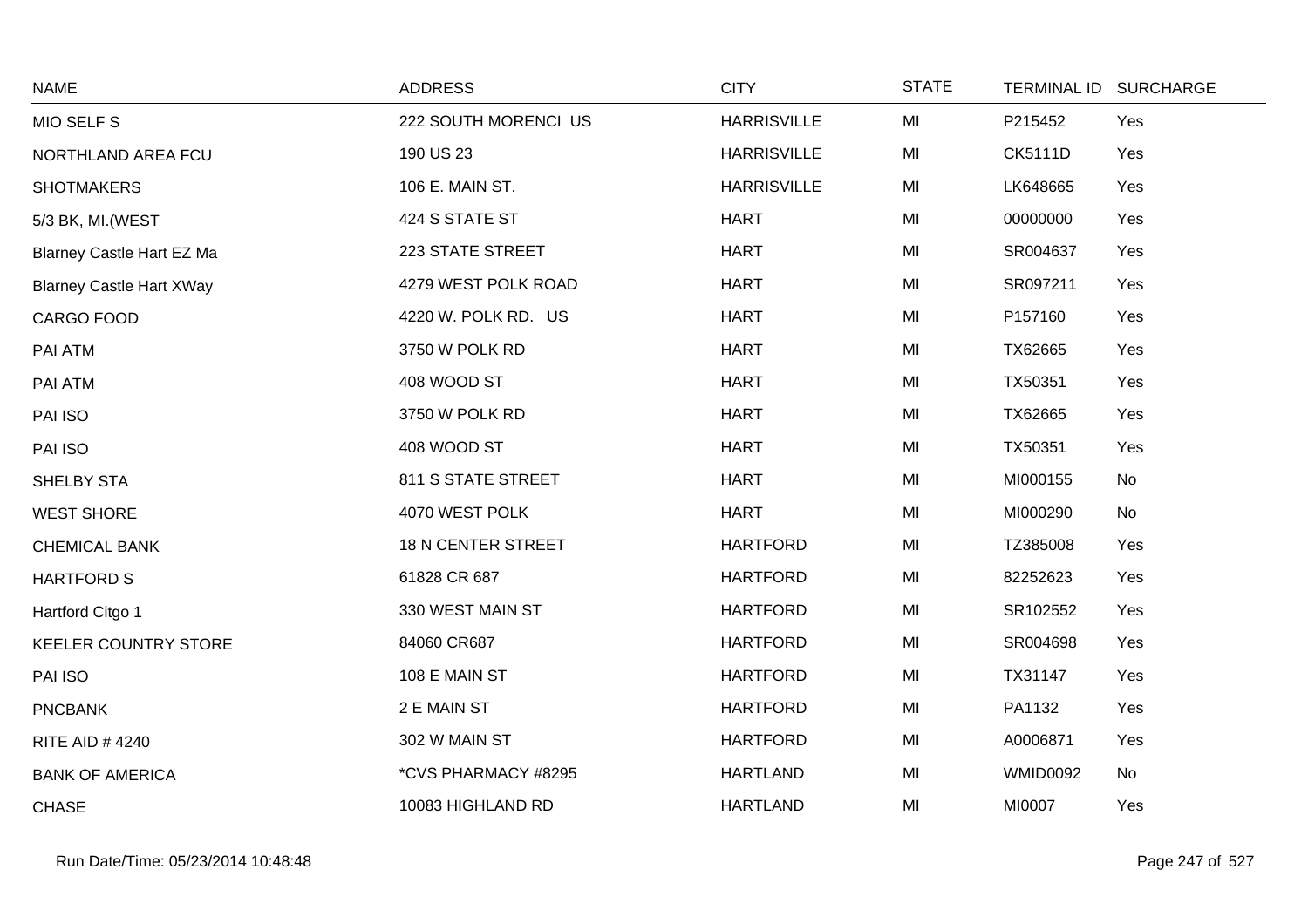| NAME | ADDRESS | CITY | STATE | TERMINAL ID | SURCHARGE |
|---|---|---|---|---|---|
| MIO SELF S | 222 SOUTH MORENCI US | HARRISVILLE | MI | P215452 | Yes |
| NORTHLAND AREA FCU | 190 US 23 | HARRISVILLE | MI | CK5111D | Yes |
| SHOTMAKERS | 106 E. MAIN ST. | HARRISVILLE | MI | LK648665 | Yes |
| 5/3 BK, MI.(WEST | 424 S STATE ST | HART | MI | 00000000 | Yes |
| Blarney Castle Hart EZ Ma | 223 STATE STREET | HART | MI | SR004637 | Yes |
| Blarney Castle Hart XWay | 4279 WEST POLK ROAD | HART | MI | SR097211 | Yes |
| CARGO FOOD | 4220 W. POLK RD. US | HART | MI | P157160 | Yes |
| PAI ATM | 3750 W POLK RD | HART | MI | TX62665 | Yes |
| PAI ATM | 408 WOOD ST | HART | MI | TX50351 | Yes |
| PAI ISO | 3750 W POLK RD | HART | MI | TX62665 | Yes |
| PAI ISO | 408 WOOD ST | HART | MI | TX50351 | Yes |
| SHELBY STA | 811 S STATE STREET | HART | MI | MI000155 | No |
| WEST SHORE | 4070 WEST POLK | HART | MI | MI000290 | No |
| CHEMICAL BANK | 18 N CENTER STREET | HARTFORD | MI | TZ385008 | Yes |
| HARTFORD S | 61828 CR 687 | HARTFORD | MI | 82252623 | Yes |
| Hartford Citgo 1 | 330 WEST MAIN ST | HARTFORD | MI | SR102552 | Yes |
| KEELER COUNTRY STORE | 84060 CR687 | HARTFORD | MI | SR004698 | Yes |
| PAI ISO | 108 E MAIN ST | HARTFORD | MI | TX31147 | Yes |
| PNCBANK | 2 E MAIN ST | HARTFORD | MI | PA1132 | Yes |
| RITE AID # 4240 | 302 W MAIN ST | HARTFORD | MI | A0006871 | Yes |
| BANK OF AMERICA | *CVS PHARMACY #8295 | HARTLAND | MI | WMID0092 | No |
| CHASE | 10083 HIGHLAND RD | HARTLAND | MI | MI0007 | Yes |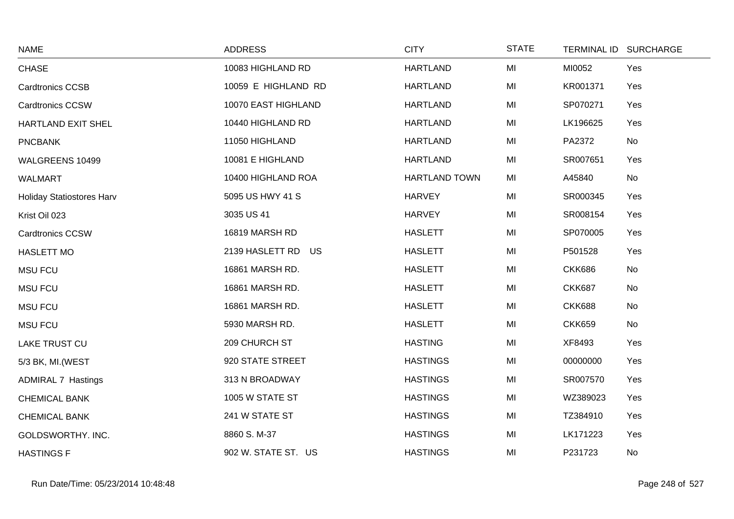| NAME | ADDRESS | CITY | STATE | TERMINAL ID | SURCHARGE |
|---|---|---|---|---|---|
| CHASE | 10083 HIGHLAND RD | HARTLAND | MI | MI0052 | Yes |
| Cardtronics CCSB | 10059 E HIGHLAND RD | HARTLAND | MI | KR001371 | Yes |
| Cardtronics CCSW | 10070 EAST HIGHLAND | HARTLAND | MI | SP070271 | Yes |
| HARTLAND EXIT SHEL | 10440 HIGHLAND RD | HARTLAND | MI | LK196625 | Yes |
| PNCBANK | 11050 HIGHLAND | HARTLAND | MI | PA2372 | No |
| WALGREENS 10499 | 10081 E HIGHLAND | HARTLAND | MI | SR007651 | Yes |
| WALMART | 10400 HIGHLAND ROA | HARTLAND TOWN | MI | A45840 | No |
| Holiday Statiostores Harv | 5095 US HWY 41 S | HARVEY | MI | SR000345 | Yes |
| Krist Oil 023 | 3035 US 41 | HARVEY | MI | SR008154 | Yes |
| Cardtronics CCSW | 16819 MARSH RD | HASLETT | MI | SP070005 | Yes |
| HASLETT MO | 2139 HASLETT RD US | HASLETT | MI | P501528 | Yes |
| MSU FCU | 16861 MARSH RD. | HASLETT | MI | CKK686 | No |
| MSU FCU | 16861 MARSH RD. | HASLETT | MI | CKK687 | No |
| MSU FCU | 16861 MARSH RD. | HASLETT | MI | CKK688 | No |
| MSU FCU | 5930 MARSH RD. | HASLETT | MI | CKK659 | No |
| LAKE TRUST CU | 209 CHURCH ST | HASTING | MI | XF8493 | Yes |
| 5/3 BK, MI.(WEST | 920 STATE STREET | HASTINGS | MI | 00000000 | Yes |
| ADMIRAL 7 Hastings | 313 N BROADWAY | HASTINGS | MI | SR007570 | Yes |
| CHEMICAL BANK | 1005 W STATE ST | HASTINGS | MI | WZ389023 | Yes |
| CHEMICAL BANK | 241 W STATE ST | HASTINGS | MI | TZ384910 | Yes |
| GOLDSWORTHY. INC. | 8860 S. M-37 | HASTINGS | MI | LK171223 | Yes |
| HASTINGS F | 902 W. STATE ST. US | HASTINGS | MI | P231723 | No |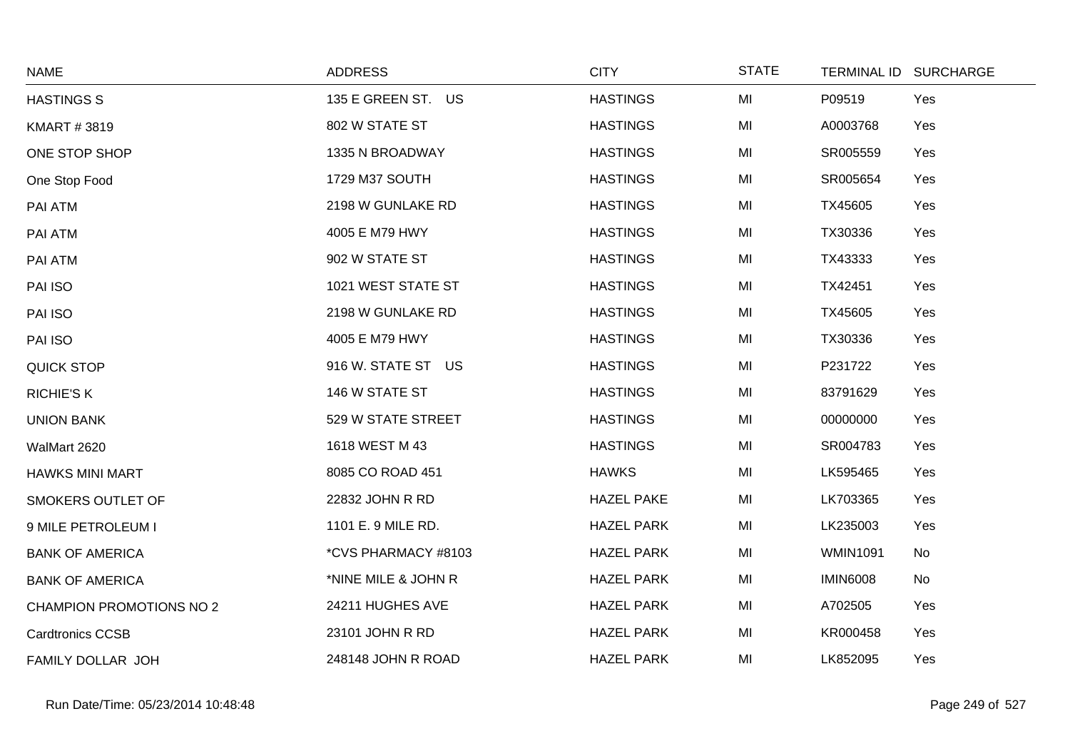| NAME | ADDRESS | CITY | STATE | TERMINAL ID | SURCHARGE |
|---|---|---|---|---|---|
| HASTINGS S | 135 E GREEN ST. US | HASTINGS | MI | P09519 | Yes |
| KMART # 3819 | 802 W STATE ST | HASTINGS | MI | A0003768 | Yes |
| ONE STOP SHOP | 1335 N BROADWAY | HASTINGS | MI | SR005559 | Yes |
| One Stop Food | 1729 M37 SOUTH | HASTINGS | MI | SR005654 | Yes |
| PAI ATM | 2198 W GUNLAKE RD | HASTINGS | MI | TX45605 | Yes |
| PAI ATM | 4005 E M79 HWY | HASTINGS | MI | TX30336 | Yes |
| PAI ATM | 902 W STATE ST | HASTINGS | MI | TX43333 | Yes |
| PAI ISO | 1021 WEST STATE ST | HASTINGS | MI | TX42451 | Yes |
| PAI ISO | 2198 W GUNLAKE RD | HASTINGS | MI | TX45605 | Yes |
| PAI ISO | 4005 E M79 HWY | HASTINGS | MI | TX30336 | Yes |
| QUICK STOP | 916 W. STATE ST US | HASTINGS | MI | P231722 | Yes |
| RICHIE'S K | 146 W STATE ST | HASTINGS | MI | 83791629 | Yes |
| UNION BANK | 529 W STATE STREET | HASTINGS | MI | 00000000 | Yes |
| WalMart 2620 | 1618 WEST M 43 | HASTINGS | MI | SR004783 | Yes |
| HAWKS MINI MART | 8085 CO ROAD 451 | HAWKS | MI | LK595465 | Yes |
| SMOKERS OUTLET OF | 22832 JOHN R RD | HAZEL PAKE | MI | LK703365 | Yes |
| 9 MILE PETROLEUM I | 1101 E. 9 MILE RD. | HAZEL PARK | MI | LK235003 | Yes |
| BANK OF AMERICA | *CVS PHARMACY #8103 | HAZEL PARK | MI | WMIN1091 | No |
| BANK OF AMERICA | *NINE MILE & JOHN R | HAZEL PARK | MI | IMIN6008 | No |
| CHAMPION PROMOTIONS NO 2 | 24211 HUGHES AVE | HAZEL PARK | MI | A702505 | Yes |
| Cardtronics CCSB | 23101 JOHN R RD | HAZEL PARK | MI | KR000458 | Yes |
| FAMILY DOLLAR JOH | 248148 JOHN R ROAD | HAZEL PARK | MI | LK852095 | Yes |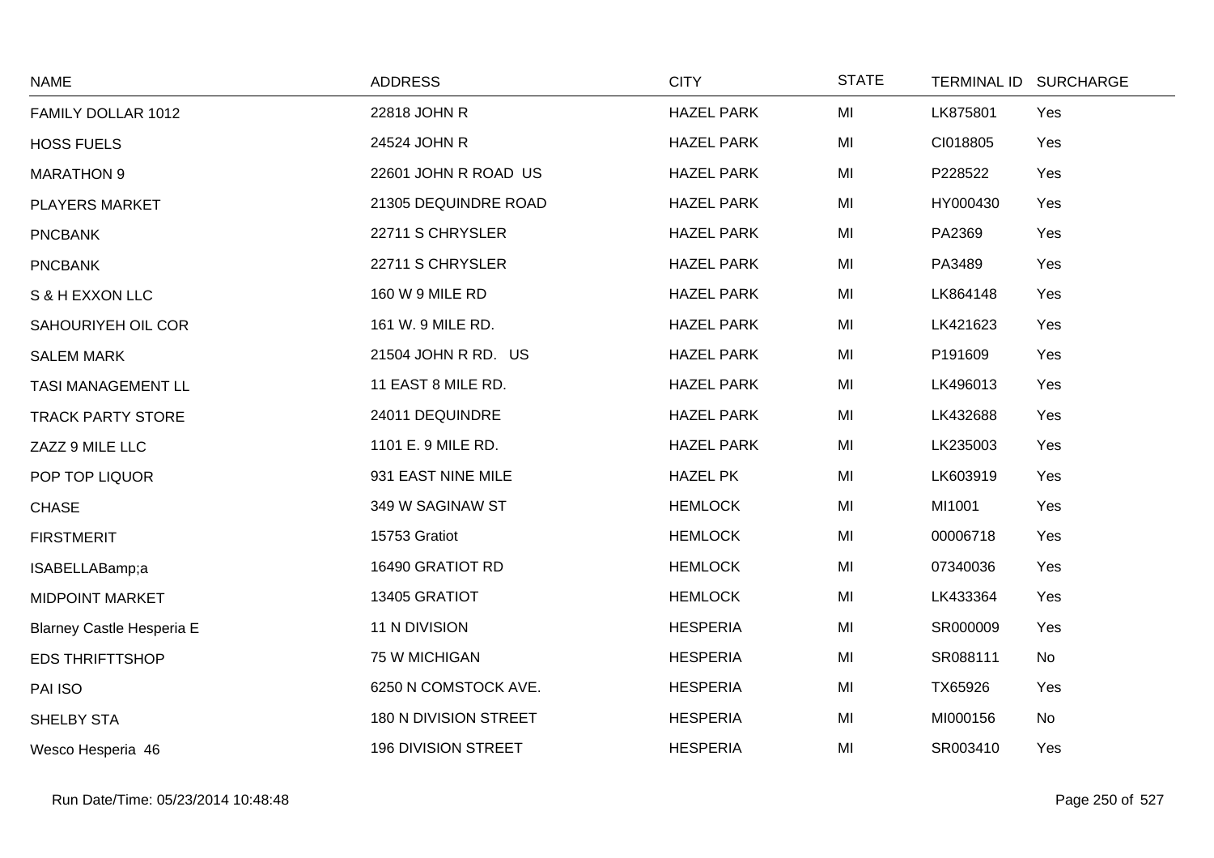| NAME | ADDRESS | CITY | STATE | TERMINAL ID | SURCHARGE |
|---|---|---|---|---|---|
| FAMILY DOLLAR 1012 | 22818 JOHN R | HAZEL PARK | MI | LK875801 | Yes |
| HOSS FUELS | 24524 JOHN R | HAZEL PARK | MI | CI018805 | Yes |
| MARATHON 9 | 22601 JOHN R ROAD US | HAZEL PARK | MI | P228522 | Yes |
| PLAYERS MARKET | 21305 DEQUINDRE ROAD | HAZEL PARK | MI | HY000430 | Yes |
| PNCBANK | 22711 S CHRYSLER | HAZEL PARK | MI | PA2369 | Yes |
| PNCBANK | 22711 S CHRYSLER | HAZEL PARK | MI | PA3489 | Yes |
| S & H EXXON LLC | 160 W 9 MILE RD | HAZEL PARK | MI | LK864148 | Yes |
| SAHOURIYEH OIL COR | 161 W. 9 MILE RD. | HAZEL PARK | MI | LK421623 | Yes |
| SALEM MARK | 21504 JOHN R RD. US | HAZEL PARK | MI | P191609 | Yes |
| TASI MANAGEMENT LL | 11 EAST 8 MILE RD. | HAZEL PARK | MI | LK496013 | Yes |
| TRACK PARTY STORE | 24011 DEQUINDRE | HAZEL PARK | MI | LK432688 | Yes |
| ZAZZ 9 MILE LLC | 1101 E. 9 MILE RD. | HAZEL PARK | MI | LK235003 | Yes |
| POP TOP LIQUOR | 931 EAST NINE MILE | HAZEL PK | MI | LK603919 | Yes |
| CHASE | 349 W SAGINAW ST | HEMLOCK | MI | MI1001 | Yes |
| FIRSTMERIT | 15753 Gratiot | HEMLOCK | MI | 00006718 | Yes |
| ISABELLABamp;a | 16490 GRATIOT RD | HEMLOCK | MI | 07340036 | Yes |
| MIDPOINT MARKET | 13405 GRATIOT | HEMLOCK | MI | LK433364 | Yes |
| Blarney Castle Hesperia E | 11 N DIVISION | HESPERIA | MI | SR000009 | Yes |
| EDS THRIFTTSHOP | 75 W MICHIGAN | HESPERIA | MI | SR088111 | No |
| PAI ISO | 6250 N COMSTOCK AVE. | HESPERIA | MI | TX65926 | Yes |
| SHELBY STA | 180 N DIVISION STREET | HESPERIA | MI | MI000156 | No |
| Wesco Hesperia 46 | 196 DIVISION STREET | HESPERIA | MI | SR003410 | Yes |

Run Date/Time: 05/23/2014 10:48:48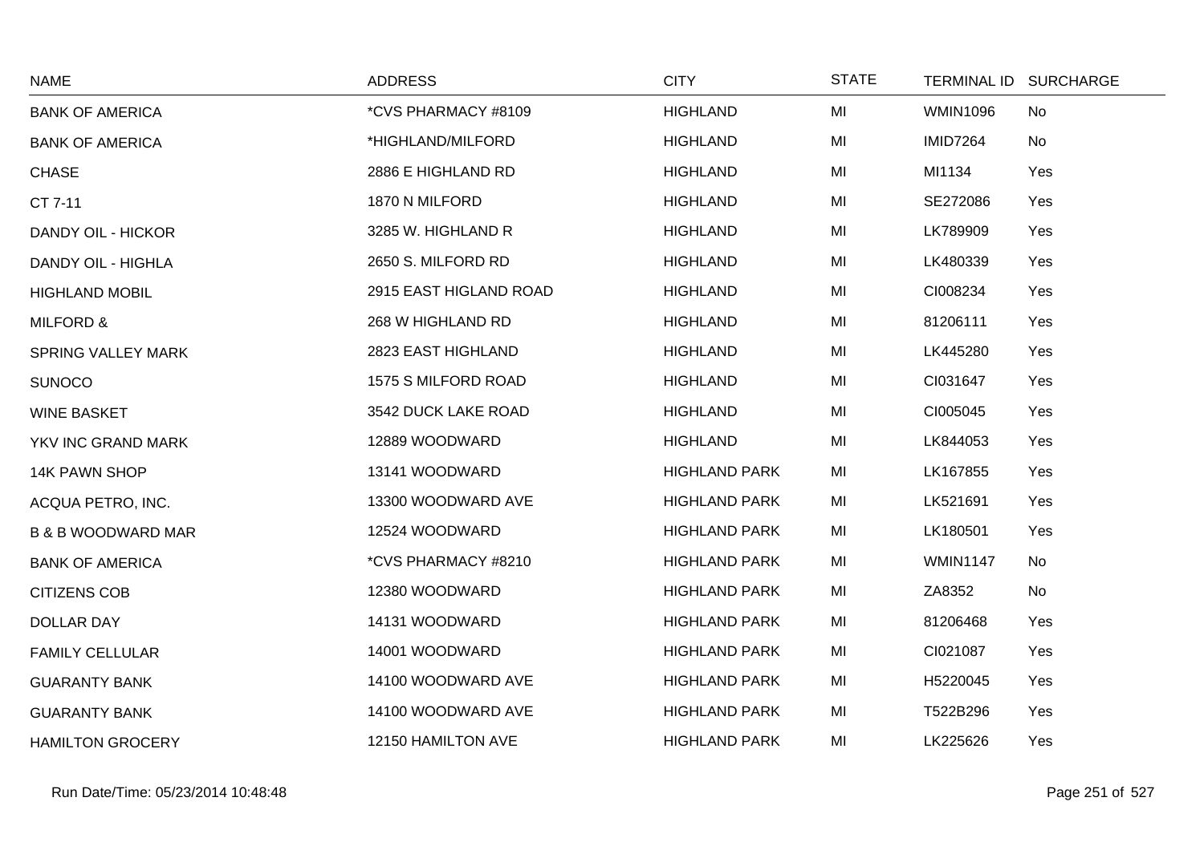| NAME | ADDRESS | CITY | STATE | TERMINAL ID | SURCHARGE |
|---|---|---|---|---|---|
| BANK OF AMERICA | *CVS PHARMACY #8109 | HIGHLAND | MI | WMIN1096 | No |
| BANK OF AMERICA | *HIGHLAND/MILFORD | HIGHLAND | MI | IMID7264 | No |
| CHASE | 2886 E HIGHLAND RD | HIGHLAND | MI | MI1134 | Yes |
| CT 7-11 | 1870 N MILFORD | HIGHLAND | MI | SE272086 | Yes |
| DANDY OIL - HICKOR | 3285 W. HIGHLAND R | HIGHLAND | MI | LK789909 | Yes |
| DANDY OIL - HIGHLA | 2650 S. MILFORD RD | HIGHLAND | MI | LK480339 | Yes |
| HIGHLAND MOBIL | 2915 EAST HIGLAND ROAD | HIGHLAND | MI | CI008234 | Yes |
| MILFORD & | 268 W HIGHLAND RD | HIGHLAND | MI | 81206111 | Yes |
| SPRING VALLEY MARK | 2823 EAST HIGHLAND | HIGHLAND | MI | LK445280 | Yes |
| SUNOCO | 1575 S MILFORD ROAD | HIGHLAND | MI | CI031647 | Yes |
| WINE BASKET | 3542 DUCK LAKE ROAD | HIGHLAND | MI | CI005045 | Yes |
| YKV INC GRAND MARK | 12889 WOODWARD | HIGHLAND | MI | LK844053 | Yes |
| 14K PAWN SHOP | 13141 WOODWARD | HIGHLAND PARK | MI | LK167855 | Yes |
| ACQUA PETRO, INC. | 13300 WOODWARD AVE | HIGHLAND PARK | MI | LK521691 | Yes |
| B & B WOODWARD MAR | 12524 WOODWARD | HIGHLAND PARK | MI | LK180501 | Yes |
| BANK OF AMERICA | *CVS PHARMACY #8210 | HIGHLAND PARK | MI | WMIN1147 | No |
| CITIZENS COB | 12380 WOODWARD | HIGHLAND PARK | MI | ZA8352 | No |
| DOLLAR DAY | 14131 WOODWARD | HIGHLAND PARK | MI | 81206468 | Yes |
| FAMILY CELLULAR | 14001 WOODWARD | HIGHLAND PARK | MI | CI021087 | Yes |
| GUARANTY BANK | 14100 WOODWARD AVE | HIGHLAND PARK | MI | H5220045 | Yes |
| GUARANTY BANK | 14100 WOODWARD AVE | HIGHLAND PARK | MI | T522B296 | Yes |
| HAMILTON GROCERY | 12150 HAMILTON AVE | HIGHLAND PARK | MI | LK225626 | Yes |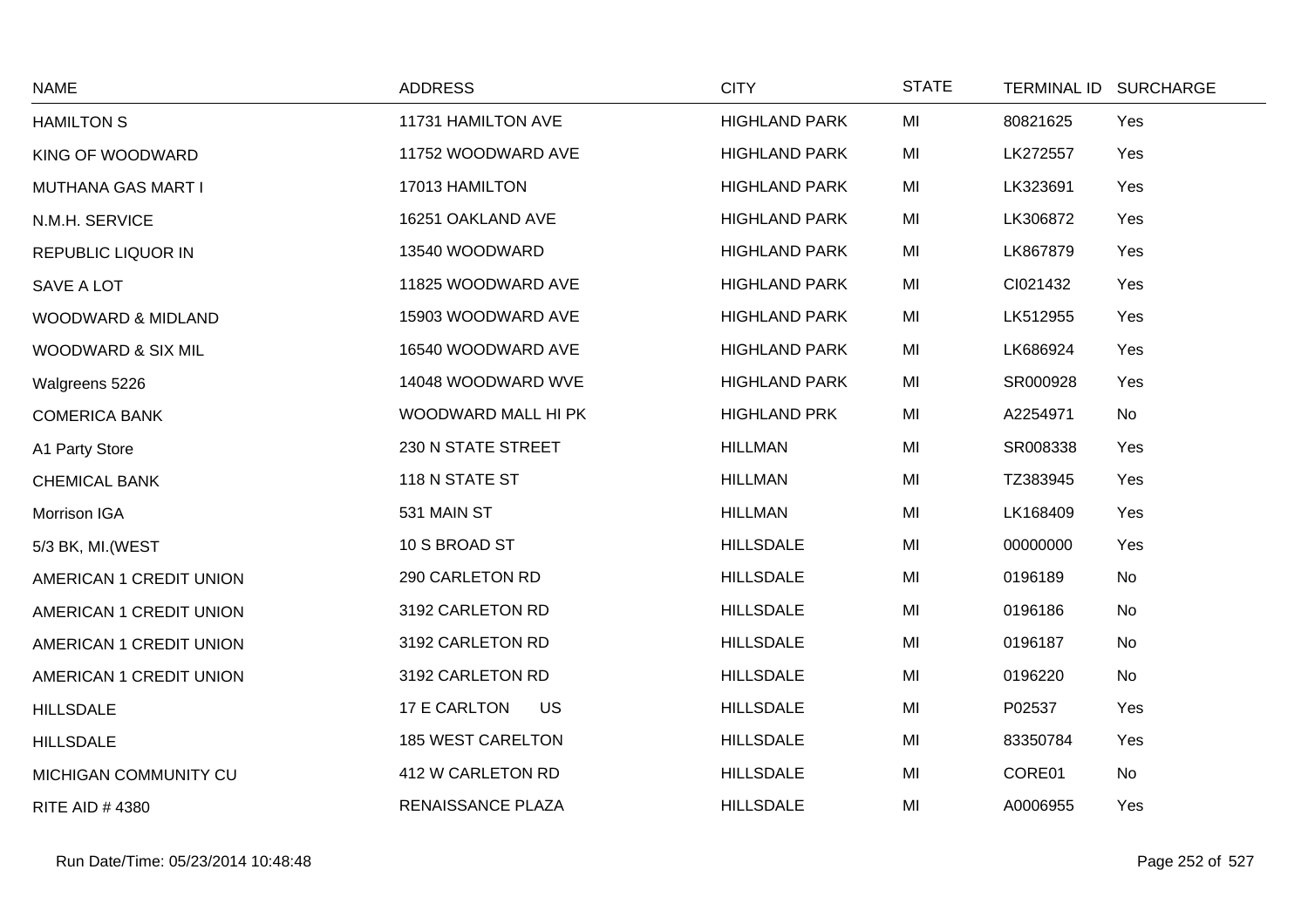| NAME | ADDRESS | CITY | STATE | TERMINAL ID | SURCHARGE |
|---|---|---|---|---|---|
| HAMILTON S | 11731 HAMILTON AVE | HIGHLAND PARK | MI | 80821625 | Yes |
| KING OF WOODWARD | 11752 WOODWARD AVE | HIGHLAND PARK | MI | LK272557 | Yes |
| MUTHANA GAS MART I | 17013 HAMILTON | HIGHLAND PARK | MI | LK323691 | Yes |
| N.M.H. SERVICE | 16251 OAKLAND AVE | HIGHLAND PARK | MI | LK306872 | Yes |
| REPUBLIC LIQUOR IN | 13540 WOODWARD | HIGHLAND PARK | MI | LK867879 | Yes |
| SAVE A LOT | 11825 WOODWARD AVE | HIGHLAND PARK | MI | CI021432 | Yes |
| WOODWARD & MIDLAND | 15903 WOODWARD AVE | HIGHLAND PARK | MI | LK512955 | Yes |
| WOODWARD & SIX MIL | 16540 WOODWARD AVE | HIGHLAND PARK | MI | LK686924 | Yes |
| Walgreens 5226 | 14048 WOODWARD WVE | HIGHLAND PARK | MI | SR000928 | Yes |
| COMERICA BANK | WOODWARD MALL HI PK | HIGHLAND PRK | MI | A2254971 | No |
| A1 Party Store | 230 N STATE STREET | HILLMAN | MI | SR008338 | Yes |
| CHEMICAL BANK | 118 N STATE ST | HILLMAN | MI | TZ383945 | Yes |
| Morrison IGA | 531 MAIN ST | HILLMAN | MI | LK168409 | Yes |
| 5/3 BK, MI.(WEST | 10 S BROAD ST | HILLSDALE | MI | 00000000 | Yes |
| AMERICAN 1 CREDIT UNION | 290 CARLETON RD | HILLSDALE | MI | 0196189 | No |
| AMERICAN 1 CREDIT UNION | 3192 CARLETON RD | HILLSDALE | MI | 0196186 | No |
| AMERICAN 1 CREDIT UNION | 3192 CARLETON RD | HILLSDALE | MI | 0196187 | No |
| AMERICAN 1 CREDIT UNION | 3192 CARLETON RD | HILLSDALE | MI | 0196220 | No |
| HILLSDALE | 17 E CARLTON US | HILLSDALE | MI | P02537 | Yes |
| HILLSDALE | 185 WEST CARELTON | HILLSDALE | MI | 83350784 | Yes |
| MICHIGAN COMMUNITY CU | 412 W CARLETON RD | HILLSDALE | MI | CORE01 | No |
| RITE AID # 4380 | RENAISSANCE PLAZA | HILLSDALE | MI | A0006955 | Yes |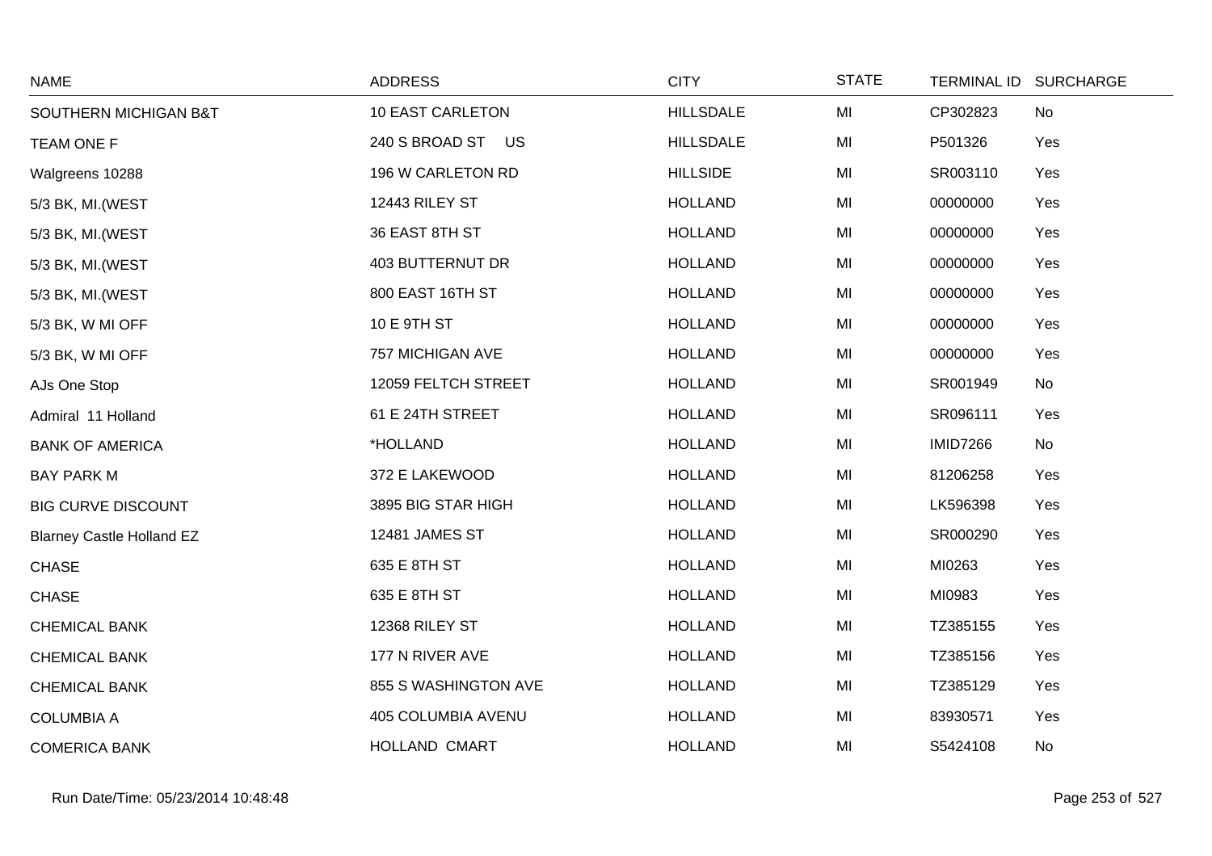| NAME | ADDRESS | CITY | STATE | TERMINAL ID | SURCHARGE |
|---|---|---|---|---|---|
| SOUTHERN MICHIGAN B&T | 10 EAST CARLETON | HILLSDALE | MI | CP302823 | No |
| TEAM ONE F | 240 S BROAD ST US | HILLSDALE | MI | P501326 | Yes |
| Walgreens 10288 | 196 W CARLETON RD | HILLSIDE | MI | SR003110 | Yes |
| 5/3 BK, MI.(WEST | 12443 RILEY ST | HOLLAND | MI | 00000000 | Yes |
| 5/3 BK, MI.(WEST | 36 EAST 8TH ST | HOLLAND | MI | 00000000 | Yes |
| 5/3 BK, MI.(WEST | 403 BUTTERNUT DR | HOLLAND | MI | 00000000 | Yes |
| 5/3 BK, MI.(WEST | 800 EAST 16TH ST | HOLLAND | MI | 00000000 | Yes |
| 5/3 BK, W MI OFF | 10 E 9TH ST | HOLLAND | MI | 00000000 | Yes |
| 5/3 BK, W MI OFF | 757 MICHIGAN AVE | HOLLAND | MI | 00000000 | Yes |
| AJs One Stop | 12059 FELTCH STREET | HOLLAND | MI | SR001949 | No |
| Admiral 11 Holland | 61 E 24TH STREET | HOLLAND | MI | SR096111 | Yes |
| BANK OF AMERICA | *HOLLAND | HOLLAND | MI | IMID7266 | No |
| BAY PARK M | 372 E LAKEWOOD | HOLLAND | MI | 81206258 | Yes |
| BIG CURVE DISCOUNT | 3895 BIG STAR HIGH | HOLLAND | MI | LK596398 | Yes |
| Blarney Castle Holland EZ | 12481 JAMES ST | HOLLAND | MI | SR000290 | Yes |
| CHASE | 635 E 8TH ST | HOLLAND | MI | MI0263 | Yes |
| CHASE | 635 E 8TH ST | HOLLAND | MI | MI0983 | Yes |
| CHEMICAL BANK | 12368 RILEY ST | HOLLAND | MI | TZ385155 | Yes |
| CHEMICAL BANK | 177 N RIVER AVE | HOLLAND | MI | TZ385156 | Yes |
| CHEMICAL BANK | 855 S WASHINGTON AVE | HOLLAND | MI | TZ385129 | Yes |
| COLUMBIA A | 405 COLUMBIA AVENU | HOLLAND | MI | 83930571 | Yes |
| COMERICA BANK | HOLLAND CMART | HOLLAND | MI | S5424108 | No |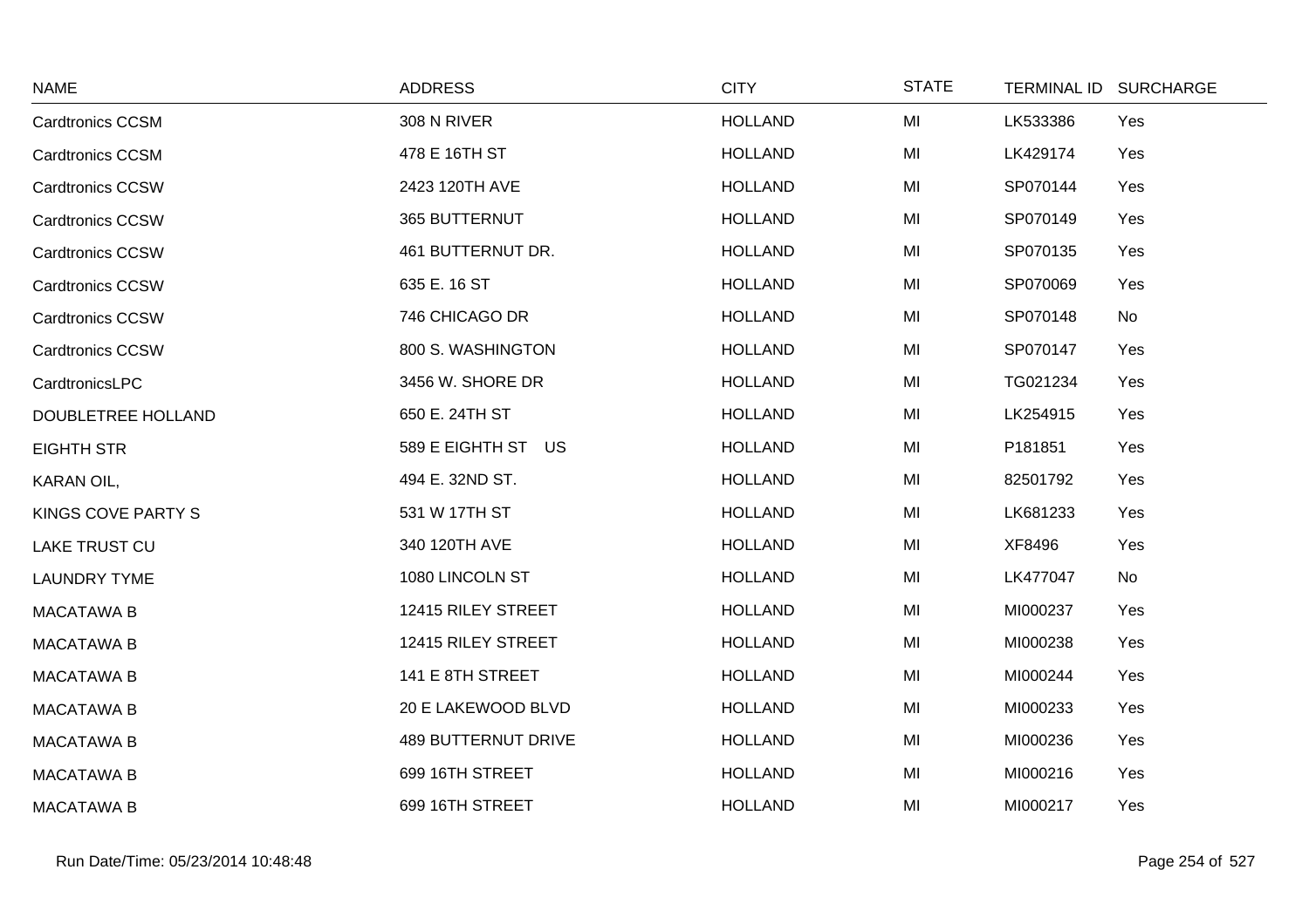| NAME | ADDRESS | CITY | STATE | TERMINAL ID | SURCHARGE |
|---|---|---|---|---|---|
| Cardtronics CCSM | 308 N RIVER | HOLLAND | MI | LK533386 | Yes |
| Cardtronics CCSM | 478 E 16TH ST | HOLLAND | MI | LK429174 | Yes |
| Cardtronics CCSW | 2423 120TH AVE | HOLLAND | MI | SP070144 | Yes |
| Cardtronics CCSW | 365 BUTTERNUT | HOLLAND | MI | SP070149 | Yes |
| Cardtronics CCSW | 461 BUTTERNUT DR. | HOLLAND | MI | SP070135 | Yes |
| Cardtronics CCSW | 635 E. 16 ST | HOLLAND | MI | SP070069 | Yes |
| Cardtronics CCSW | 746 CHICAGO DR | HOLLAND | MI | SP070148 | No |
| Cardtronics CCSW | 800 S. WASHINGTON | HOLLAND | MI | SP070147 | Yes |
| CardtronicsLPC | 3456 W. SHORE DR | HOLLAND | MI | TG021234 | Yes |
| DOUBLETREE HOLLAND | 650 E. 24TH ST | HOLLAND | MI | LK254915 | Yes |
| EIGHTH STR | 589 E EIGHTH ST US | HOLLAND | MI | P181851 | Yes |
| KARAN OIL, | 494 E. 32ND ST. | HOLLAND | MI | 82501792 | Yes |
| KINGS COVE PARTY S | 531 W 17TH ST | HOLLAND | MI | LK681233 | Yes |
| LAKE TRUST CU | 340 120TH AVE | HOLLAND | MI | XF8496 | Yes |
| LAUNDRY TYME | 1080 LINCOLN ST | HOLLAND | MI | LK477047 | No |
| MACATAWA B | 12415 RILEY STREET | HOLLAND | MI | MI000237 | Yes |
| MACATAWA B | 12415 RILEY STREET | HOLLAND | MI | MI000238 | Yes |
| MACATAWA B | 141 E 8TH STREET | HOLLAND | MI | MI000244 | Yes |
| MACATAWA B | 20 E LAKEWOOD BLVD | HOLLAND | MI | MI000233 | Yes |
| MACATAWA B | 489 BUTTERNUT DRIVE | HOLLAND | MI | MI000236 | Yes |
| MACATAWA B | 699 16TH STREET | HOLLAND | MI | MI000216 | Yes |
| MACATAWA B | 699 16TH STREET | HOLLAND | MI | MI000217 | Yes |

Run Date/Time: 05/23/2014 10:48:48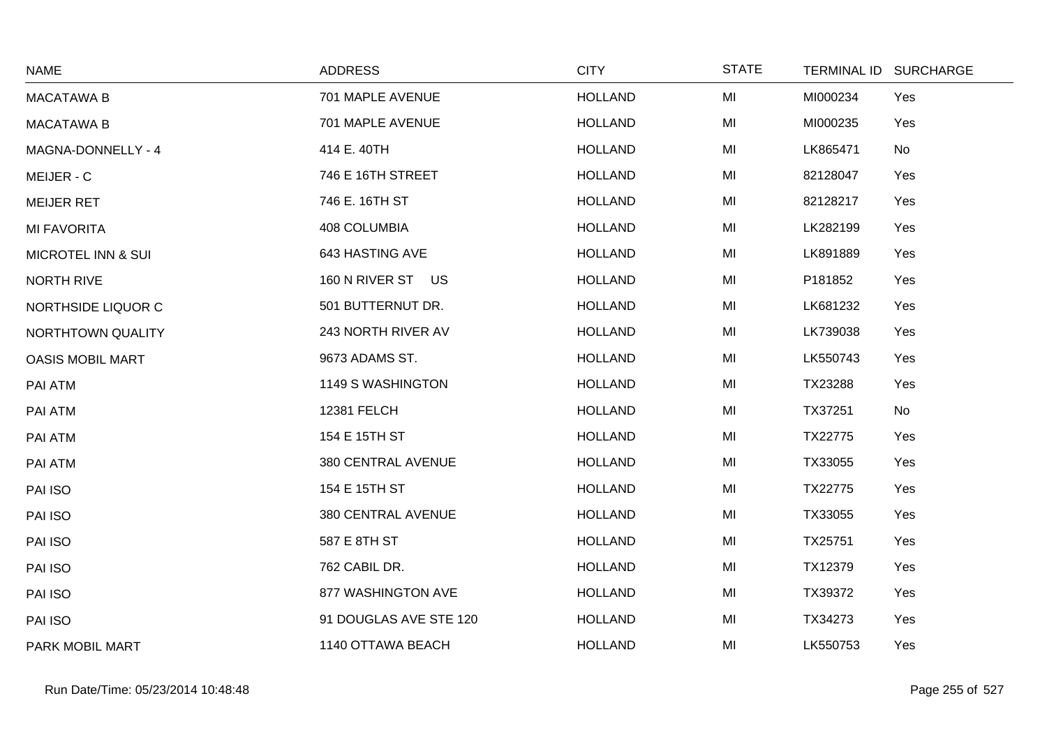| NAME | ADDRESS | CITY | STATE | TERMINAL ID | SURCHARGE |
|---|---|---|---|---|---|
| MACATAWA B | 701 MAPLE AVENUE | HOLLAND | MI | MI000234 | Yes |
| MACATAWA B | 701 MAPLE AVENUE | HOLLAND | MI | MI000235 | Yes |
| MAGNA-DONNELLY - 4 | 414 E. 40TH | HOLLAND | MI | LK865471 | No |
| MEIJER - C | 746 E 16TH STREET | HOLLAND | MI | 82128047 | Yes |
| MEIJER RET | 746 E. 16TH ST | HOLLAND | MI | 82128217 | Yes |
| MI FAVORITA | 408 COLUMBIA | HOLLAND | MI | LK282199 | Yes |
| MICROTEL INN & SUI | 643 HASTING AVE | HOLLAND | MI | LK891889 | Yes |
| NORTH RIVE | 160 N RIVER ST US | HOLLAND | MI | P181852 | Yes |
| NORTHSIDE LIQUOR C | 501 BUTTERNUT DR. | HOLLAND | MI | LK681232 | Yes |
| NORTHTOWN QUALITY | 243 NORTH RIVER AV | HOLLAND | MI | LK739038 | Yes |
| OASIS MOBIL MART | 9673 ADAMS ST. | HOLLAND | MI | LK550743 | Yes |
| PAI ATM | 1149 S WASHINGTON | HOLLAND | MI | TX23288 | Yes |
| PAI ATM | 12381 FELCH | HOLLAND | MI | TX37251 | No |
| PAI ATM | 154 E 15TH ST | HOLLAND | MI | TX22775 | Yes |
| PAI ATM | 380 CENTRAL AVENUE | HOLLAND | MI | TX33055 | Yes |
| PAI ISO | 154 E 15TH ST | HOLLAND | MI | TX22775 | Yes |
| PAI ISO | 380 CENTRAL AVENUE | HOLLAND | MI | TX33055 | Yes |
| PAI ISO | 587 E 8TH ST | HOLLAND | MI | TX25751 | Yes |
| PAI ISO | 762 CABIL DR. | HOLLAND | MI | TX12379 | Yes |
| PAI ISO | 877 WASHINGTON AVE | HOLLAND | MI | TX39372 | Yes |
| PAI ISO | 91 DOUGLAS AVE STE 120 | HOLLAND | MI | TX34273 | Yes |
| PARK MOBIL MART | 1140 OTTAWA BEACH | HOLLAND | MI | LK550753 | Yes |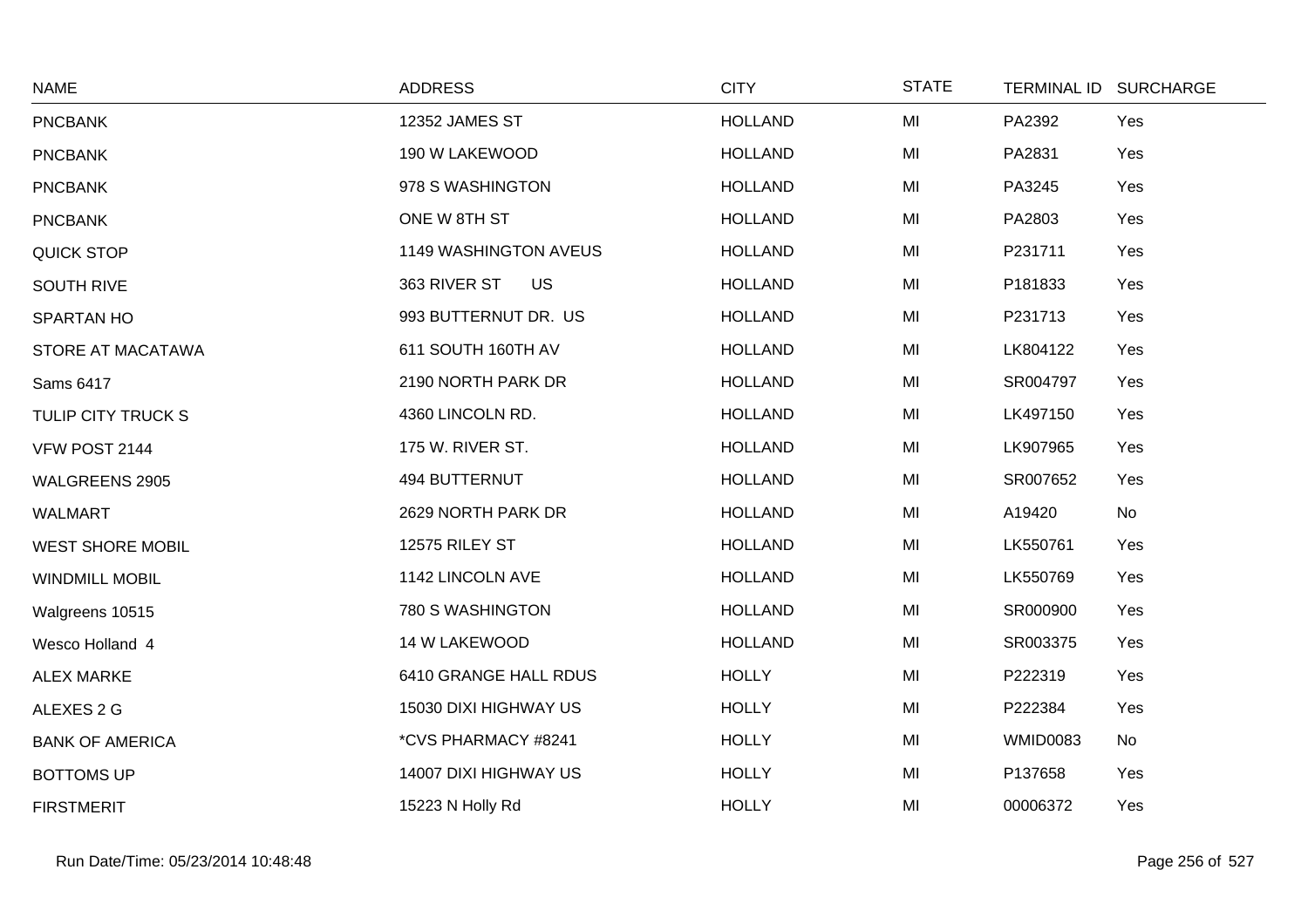| NAME | ADDRESS | CITY | STATE | TERMINAL ID | SURCHARGE |
|---|---|---|---|---|---|
| PNCBANK | 12352 JAMES ST | HOLLAND | MI | PA2392 | Yes |
| PNCBANK | 190 W LAKEWOOD | HOLLAND | MI | PA2831 | Yes |
| PNCBANK | 978 S WASHINGTON | HOLLAND | MI | PA3245 | Yes |
| PNCBANK | ONE W 8TH ST | HOLLAND | MI | PA2803 | Yes |
| QUICK STOP | 1149 WASHINGTON AVEUS | HOLLAND | MI | P231711 | Yes |
| SOUTH RIVE | 363 RIVER ST US | HOLLAND | MI | P181833 | Yes |
| SPARTAN HO | 993 BUTTERNUT DR. US | HOLLAND | MI | P231713 | Yes |
| STORE AT MACATAWA | 611 SOUTH 160TH AV | HOLLAND | MI | LK804122 | Yes |
| Sams 6417 | 2190 NORTH PARK DR | HOLLAND | MI | SR004797 | Yes |
| TULIP CITY TRUCK S | 4360 LINCOLN RD. | HOLLAND | MI | LK497150 | Yes |
| VFW POST 2144 | 175 W. RIVER ST. | HOLLAND | MI | LK907965 | Yes |
| WALGREENS 2905 | 494 BUTTERNUT | HOLLAND | MI | SR007652 | Yes |
| WALMART | 2629 NORTH PARK DR | HOLLAND | MI | A19420 | No |
| WEST SHORE MOBIL | 12575 RILEY ST | HOLLAND | MI | LK550761 | Yes |
| WINDMILL MOBIL | 1142 LINCOLN AVE | HOLLAND | MI | LK550769 | Yes |
| Walgreens 10515 | 780 S WASHINGTON | HOLLAND | MI | SR000900 | Yes |
| Wesco Holland 4 | 14 W LAKEWOOD | HOLLAND | MI | SR003375 | Yes |
| ALEX MARKE | 6410 GRANGE HALL RDUS | HOLLY | MI | P222319 | Yes |
| ALEXES 2 G | 15030 DIXI HIGHWAY US | HOLLY | MI | P222384 | Yes |
| BANK OF AMERICA | *CVS PHARMACY #8241 | HOLLY | MI | WMID0083 | No |
| BOTTOMS UP | 14007 DIXI HIGHWAY US | HOLLY | MI | P137658 | Yes |
| FIRSTMERIT | 15223 N Holly Rd | HOLLY | MI | 00006372 | Yes |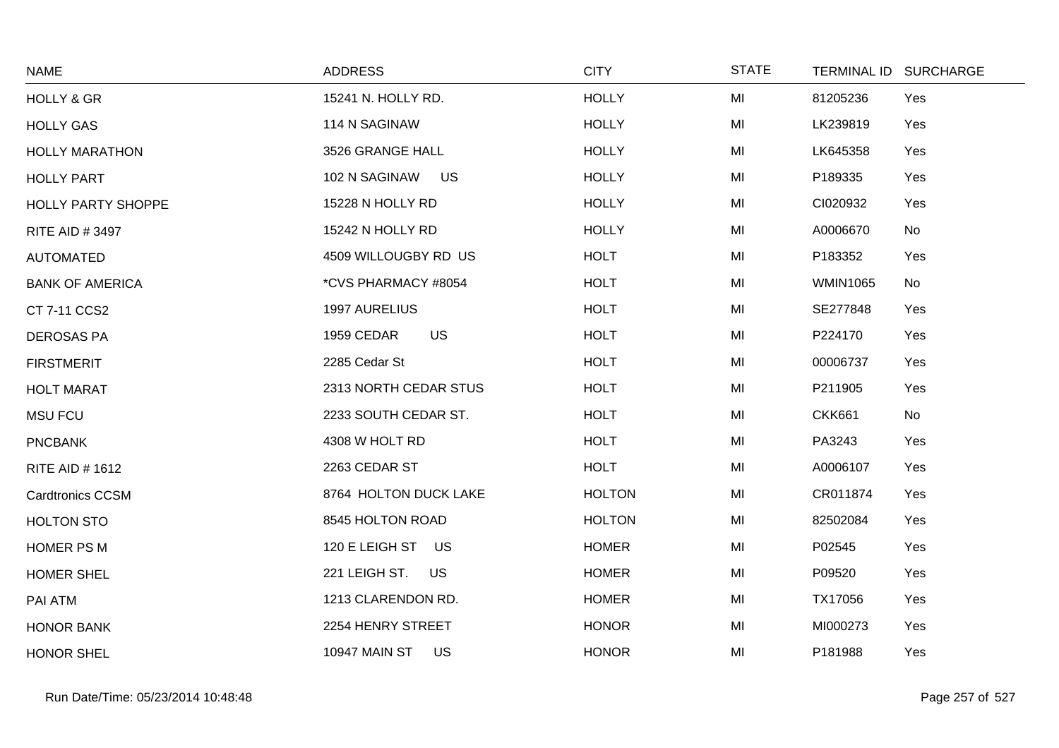| NAME | ADDRESS | CITY | STATE | TERMINAL ID | SURCHARGE |
|---|---|---|---|---|---|
| HOLLY & GR | 15241 N. HOLLY RD. | HOLLY | MI | 81205236 | Yes |
| HOLLY GAS | 114 N SAGINAW | HOLLY | MI | LK239819 | Yes |
| HOLLY MARATHON | 3526 GRANGE HALL | HOLLY | MI | LK645358 | Yes |
| HOLLY PART | 102 N SAGINAW US | HOLLY | MI | P189335 | Yes |
| HOLLY PARTY SHOPPE | 15228 N HOLLY RD | HOLLY | MI | CI020932 | Yes |
| RITE AID # 3497 | 15242 N HOLLY RD | HOLLY | MI | A0006670 | No |
| AUTOMATED | 4509 WILLOUGBY RD US | HOLT | MI | P183352 | Yes |
| BANK OF AMERICA | *CVS PHARMACY #8054 | HOLT | MI | WMIN1065 | No |
| CT 7-11 CCS2 | 1997 AURELIUS | HOLT | MI | SE277848 | Yes |
| DEROSAS PA | 1959 CEDAR US | HOLT | MI | P224170 | Yes |
| FIRSTMERIT | 2285 Cedar St | HOLT | MI | 00006737 | Yes |
| HOLT MARAT | 2313 NORTH CEDAR STUS | HOLT | MI | P211905 | Yes |
| MSU FCU | 2233 SOUTH CEDAR ST. | HOLT | MI | CKK661 | No |
| PNCBANK | 4308 W HOLT RD | HOLT | MI | PA3243 | Yes |
| RITE AID # 1612 | 2263 CEDAR ST | HOLT | MI | A0006107 | Yes |
| Cardtronics CCSM | 8764 HOLTON DUCK LAKE | HOLTON | MI | CR011874 | Yes |
| HOLTON STO | 8545 HOLTON ROAD | HOLTON | MI | 82502084 | Yes |
| HOMER PS M | 120 E LEIGH ST US | HOMER | MI | P02545 | Yes |
| HOMER SHEL | 221 LEIGH ST. US | HOMER | MI | P09520 | Yes |
| PAI ATM | 1213 CLARENDON RD. | HOMER | MI | TX17056 | Yes |
| HONOR BANK | 2254 HENRY STREET | HONOR | MI | MI000273 | Yes |
| HONOR SHEL | 10947 MAIN ST US | HONOR | MI | P181988 | Yes |

Run Date/Time: 05/23/2014 10:48:48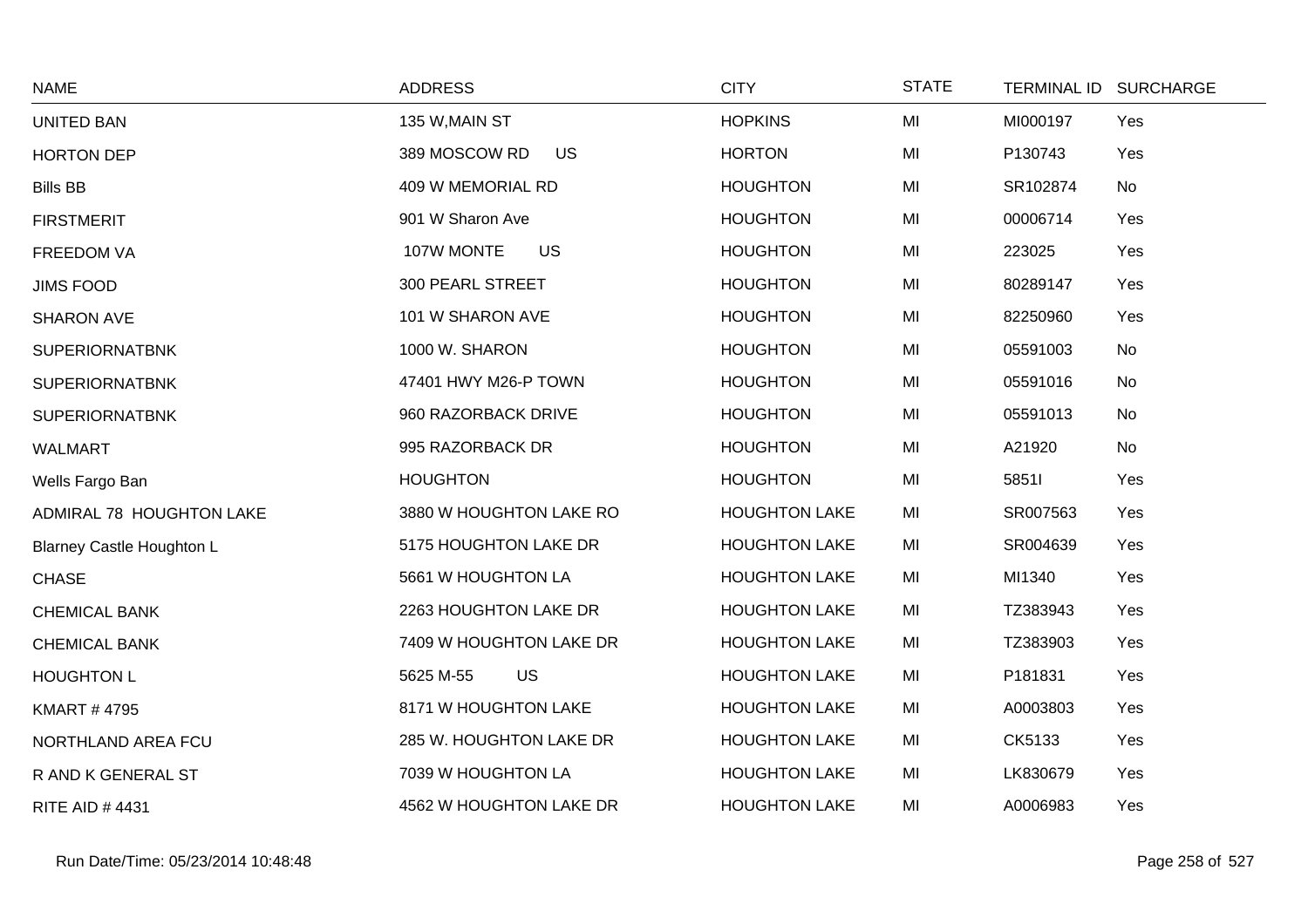| NAME | ADDRESS | CITY | STATE | TERMINAL ID | SURCHARGE |
|---|---|---|---|---|---|
| UNITED BAN | 135 W,MAIN ST | HOPKINS | MI | MI000197 | Yes |
| HORTON DEP | 389 MOSCOW RD US | HORTON | MI | P130743 | Yes |
| Bills BB | 409 W MEMORIAL RD | HOUGHTON | MI | SR102874 | No |
| FIRSTMERIT | 901 W Sharon Ave | HOUGHTON | MI | 00006714 | Yes |
| FREEDOM VA | 107W MONTE US | HOUGHTON | MI | 223025 | Yes |
| JIMS FOOD | 300 PEARL STREET | HOUGHTON | MI | 80289147 | Yes |
| SHARON AVE | 101 W SHARON AVE | HOUGHTON | MI | 82250960 | Yes |
| SUPERIORNATBNK | 1000 W. SHARON | HOUGHTON | MI | 05591003 | No |
| SUPERIORNATBNK | 47401 HWY M26-P TOWN | HOUGHTON | MI | 05591016 | No |
| SUPERIORNATBNK | 960 RAZORBACK DRIVE | HOUGHTON | MI | 05591013 | No |
| WALMART | 995 RAZORBACK DR | HOUGHTON | MI | A21920 | No |
| Wells Fargo Ban | HOUGHTON | HOUGHTON | MI | 5851I | Yes |
| ADMIRAL 78 HOUGHTON LAKE | 3880 W HOUGHTON LAKE RO | HOUGHTON LAKE | MI | SR007563 | Yes |
| Blarney Castle Houghton L | 5175 HOUGHTON LAKE DR | HOUGHTON LAKE | MI | SR004639 | Yes |
| CHASE | 5661 W HOUGHTON LA | HOUGHTON LAKE | MI | MI1340 | Yes |
| CHEMICAL BANK | 2263 HOUGHTON LAKE DR | HOUGHTON LAKE | MI | TZ383943 | Yes |
| CHEMICAL BANK | 7409 W HOUGHTON LAKE DR | HOUGHTON LAKE | MI | TZ383903 | Yes |
| HOUGHTON L | 5625 M-55 US | HOUGHTON LAKE | MI | P181831 | Yes |
| KMART # 4795 | 8171 W HOUGHTON LAKE | HOUGHTON LAKE | MI | A0003803 | Yes |
| NORTHLAND AREA FCU | 285 W. HOUGHTON LAKE DR | HOUGHTON LAKE | MI | CK5133 | Yes |
| R AND K GENERAL ST | 7039 W HOUGHTON LA | HOUGHTON LAKE | MI | LK830679 | Yes |
| RITE AID # 4431 | 4562 W HOUGHTON LAKE DR | HOUGHTON LAKE | MI | A0006983 | Yes |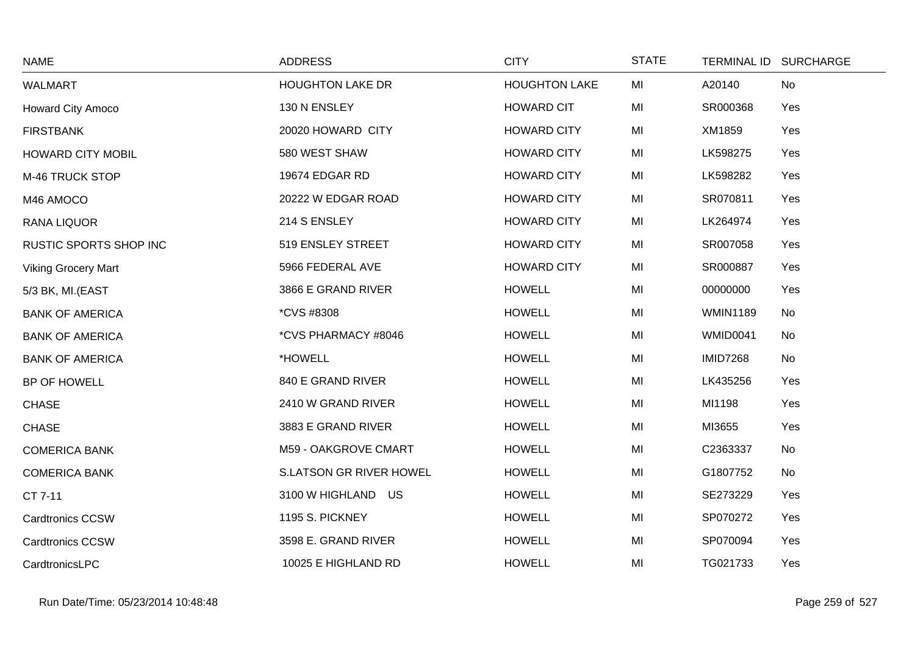| NAME | ADDRESS | CITY | STATE | TERMINAL ID | SURCHARGE |
|---|---|---|---|---|---|
| WALMART | HOUGHTON LAKE DR | HOUGHTON LAKE | MI | A20140 | No |
| Howard City Amoco | 130 N ENSLEY | HOWARD CIT | MI | SR000368 | Yes |
| FIRSTBANK | 20020 HOWARD CITY | HOWARD CITY | MI | XM1859 | Yes |
| HOWARD CITY MOBIL | 580 WEST SHAW | HOWARD CITY | MI | LK598275 | Yes |
| M-46 TRUCK STOP | 19674 EDGAR RD | HOWARD CITY | MI | LK598282 | Yes |
| M46 AMOCO | 20222 W EDGAR ROAD | HOWARD CITY | MI | SR070811 | Yes |
| RANA LIQUOR | 214 S ENSLEY | HOWARD CITY | MI | LK264974 | Yes |
| RUSTIC SPORTS SHOP INC | 519 ENSLEY STREET | HOWARD CITY | MI | SR007058 | Yes |
| Viking Grocery Mart | 5966 FEDERAL AVE | HOWARD CITY | MI | SR000887 | Yes |
| 5/3 BK, MI.(EAST | 3866 E GRAND RIVER | HOWELL | MI | 00000000 | Yes |
| BANK OF AMERICA | *CVS #8308 | HOWELL | MI | WMIN1189 | No |
| BANK OF AMERICA | *CVS PHARMACY #8046 | HOWELL | MI | WMID0041 | No |
| BANK OF AMERICA | *HOWELL | HOWELL | MI | IMID7268 | No |
| BP OF HOWELL | 840 E GRAND RIVER | HOWELL | MI | LK435256 | Yes |
| CHASE | 2410 W GRAND RIVER | HOWELL | MI | MI1198 | Yes |
| CHASE | 3883 E GRAND RIVER | HOWELL | MI | MI3655 | Yes |
| COMERICA BANK | M59 - OAKGROVE CMART | HOWELL | MI | C2363337 | No |
| COMERICA BANK | S.LATSON GR RIVER HOWEL | HOWELL | MI | G1807752 | No |
| CT 7-11 | 3100 W HIGHLAND US | HOWELL | MI | SE273229 | Yes |
| Cardtronics CCSW | 1195 S. PICKNEY | HOWELL | MI | SP070272 | Yes |
| Cardtronics CCSW | 3598 E. GRAND RIVER | HOWELL | MI | SP070094 | Yes |
| CardtronicsLPC | 10025 E HIGHLAND RD | HOWELL | MI | TG021733 | Yes |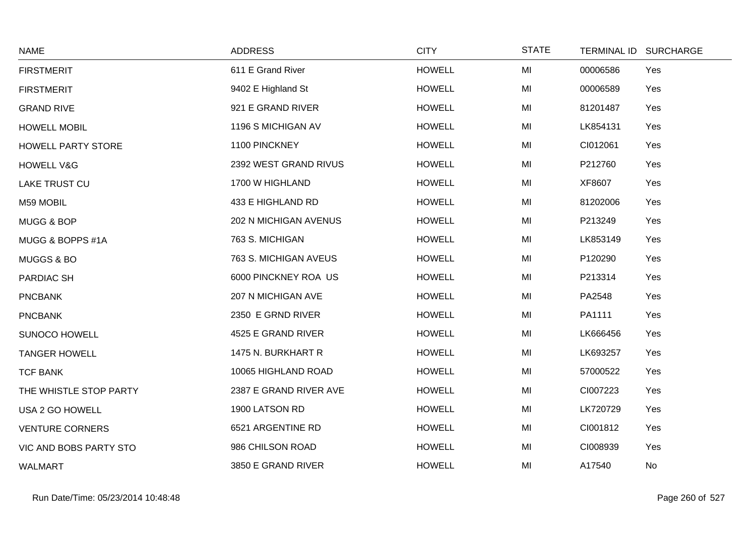| NAME | ADDRESS | CITY | STATE | TERMINAL ID | SURCHARGE |
|---|---|---|---|---|---|
| FIRSTMERIT | 611 E Grand River | HOWELL | MI | 00006586 | Yes |
| FIRSTMERIT | 9402 E Highland St | HOWELL | MI | 00006589 | Yes |
| GRAND RIVE | 921 E GRAND RIVER | HOWELL | MI | 81201487 | Yes |
| HOWELL MOBIL | 1196 S MICHIGAN AV | HOWELL | MI | LK854131 | Yes |
| HOWELL PARTY STORE | 1100 PINCKNEY | HOWELL | MI | CI012061 | Yes |
| HOWELL V&G | 2392 WEST GRAND RIVUS | HOWELL | MI | P212760 | Yes |
| LAKE TRUST CU | 1700 W HIGHLAND | HOWELL | MI | XF8607 | Yes |
| M59 MOBIL | 433 E HIGHLAND RD | HOWELL | MI | 81202006 | Yes |
| MUGG & BOP | 202 N MICHIGAN AVENUS | HOWELL | MI | P213249 | Yes |
| MUGG & BOPPS #1A | 763 S. MICHIGAN | HOWELL | MI | LK853149 | Yes |
| MUGGS & BO | 763 S. MICHIGAN AVEUS | HOWELL | MI | P120290 | Yes |
| PARDIAC SH | 6000 PINCKNEY ROA US | HOWELL | MI | P213314 | Yes |
| PNCBANK | 207 N MICHIGAN AVE | HOWELL | MI | PA2548 | Yes |
| PNCBANK | 2350 E GRND RIVER | HOWELL | MI | PA1111 | Yes |
| SUNOCO HOWELL | 4525 E GRAND RIVER | HOWELL | MI | LK666456 | Yes |
| TANGER HOWELL | 1475 N. BURKHART R | HOWELL | MI | LK693257 | Yes |
| TCF BANK | 10065 HIGHLAND ROAD | HOWELL | MI | 57000522 | Yes |
| THE WHISTLE STOP PARTY | 2387 E GRAND RIVER AVE | HOWELL | MI | CI007223 | Yes |
| USA 2 GO HOWELL | 1900 LATSON RD | HOWELL | MI | LK720729 | Yes |
| VENTURE CORNERS | 6521 ARGENTINE RD | HOWELL | MI | CI001812 | Yes |
| VIC AND BOBS PARTY STO | 986 CHILSON ROAD | HOWELL | MI | CI008939 | Yes |
| WALMART | 3850 E GRAND RIVER | HOWELL | MI | A17540 | No |

Run Date/Time: 05/23/2014 10:48:48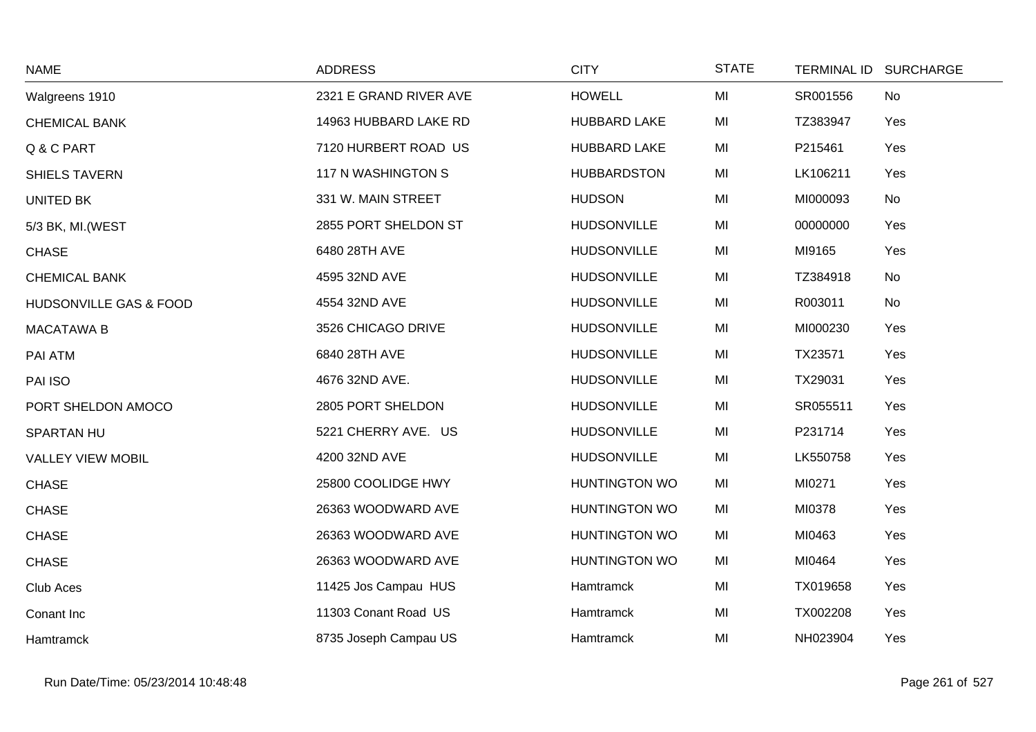| NAME | ADDRESS | CITY | STATE | TERMINAL ID | SURCHARGE |
|---|---|---|---|---|---|
| Walgreens 1910 | 2321 E GRAND RIVER AVE | HOWELL | MI | SR001556 | No |
| CHEMICAL BANK | 14963 HUBBARD LAKE RD | HUBBARD LAKE | MI | TZ383947 | Yes |
| Q & C PART | 7120 HURBERT ROAD US | HUBBARD LAKE | MI | P215461 | Yes |
| SHIELS TAVERN | 117 N WASHINGTON S | HUBBARDSTON | MI | LK106211 | Yes |
| UNITED BK | 331 W. MAIN STREET | HUDSON | MI | MI000093 | No |
| 5/3 BK, MI.(WEST | 2855 PORT SHELDON ST | HUDSONVILLE | MI | 00000000 | Yes |
| CHASE | 6480 28TH AVE | HUDSONVILLE | MI | MI9165 | Yes |
| CHEMICAL BANK | 4595 32ND AVE | HUDSONVILLE | MI | TZ384918 | No |
| HUDSONVILLE GAS & FOOD | 4554 32ND AVE | HUDSONVILLE | MI | R003011 | No |
| MACATAWA B | 3526 CHICAGO DRIVE | HUDSONVILLE | MI | MI000230 | Yes |
| PAI ATM | 6840 28TH AVE | HUDSONVILLE | MI | TX23571 | Yes |
| PAI ISO | 4676 32ND AVE. | HUDSONVILLE | MI | TX29031 | Yes |
| PORT SHELDON AMOCO | 2805 PORT SHELDON | HUDSONVILLE | MI | SR055511 | Yes |
| SPARTAN HU | 5221 CHERRY AVE. US | HUDSONVILLE | MI | P231714 | Yes |
| VALLEY VIEW MOBIL | 4200 32ND AVE | HUDSONVILLE | MI | LK550758 | Yes |
| CHASE | 25800 COOLIDGE HWY | HUNTINGTON WO | MI | MI0271 | Yes |
| CHASE | 26363 WOODWARD AVE | HUNTINGTON WO | MI | MI0378 | Yes |
| CHASE | 26363 WOODWARD AVE | HUNTINGTON WO | MI | MI0463 | Yes |
| CHASE | 26363 WOODWARD AVE | HUNTINGTON WO | MI | MI0464 | Yes |
| Club Aces | 11425 Jos Campau HUS | Hamtramck | MI | TX019658 | Yes |
| Conant Inc | 11303 Conant Road US | Hamtramck | MI | TX002208 | Yes |
| Hamtramck | 8735 Joseph Campau US | Hamtramck | MI | NH023904 | Yes |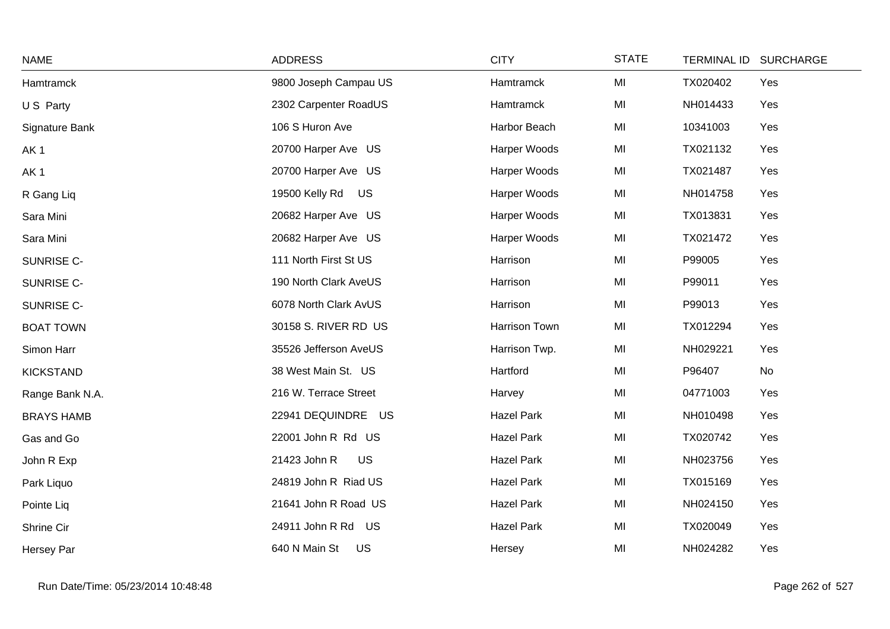| NAME | ADDRESS | CITY | STATE | TERMINAL ID | SURCHARGE |
|---|---|---|---|---|---|
| Hamtramck | 9800 Joseph Campau US | Hamtramck | MI | TX020402 | Yes |
| U S Party | 2302 Carpenter RoadUS | Hamtramck | MI | NH014433 | Yes |
| Signature Bank | 106 S Huron Ave | Harbor Beach | MI | 10341003 | Yes |
| AK 1 | 20700 Harper Ave US | Harper Woods | MI | TX021132 | Yes |
| AK 1 | 20700 Harper Ave US | Harper Woods | MI | TX021487 | Yes |
| R Gang Liq | 19500 Kelly Rd US | Harper Woods | MI | NH014758 | Yes |
| Sara Mini | 20682 Harper Ave US | Harper Woods | MI | TX013831 | Yes |
| Sara Mini | 20682 Harper Ave US | Harper Woods | MI | TX021472 | Yes |
| SUNRISE C- | 111 North First St US | Harrison | MI | P99005 | Yes |
| SUNRISE C- | 190 North Clark AveUS | Harrison | MI | P99011 | Yes |
| SUNRISE C- | 6078 North Clark AvUS | Harrison | MI | P99013 | Yes |
| BOAT TOWN | 30158 S. RIVER RD US | Harrison Town | MI | TX012294 | Yes |
| Simon Harr | 35526 Jefferson AveUS | Harrison Twp. | MI | NH029221 | Yes |
| KICKSTAND | 38 West Main St. US | Hartford | MI | P96407 | No |
| Range Bank N.A. | 216 W. Terrace Street | Harvey | MI | 04771003 | Yes |
| BRAYS HAMB | 22941 DEQUINDRE US | Hazel Park | MI | NH010498 | Yes |
| Gas and Go | 22001 John R Rd US | Hazel Park | MI | TX020742 | Yes |
| John R Exp | 21423 John R US | Hazel Park | MI | NH023756 | Yes |
| Park Liquo | 24819 John R Riad US | Hazel Park | MI | TX015169 | Yes |
| Pointe Liq | 21641 John R Road US | Hazel Park | MI | NH024150 | Yes |
| Shrine Cir | 24911 John R Rd US | Hazel Park | MI | TX020049 | Yes |
| Hersey Par | 640 N Main St US | Hersey | MI | NH024282 | Yes |

Run Date/Time: 05/23/2014 10:48:48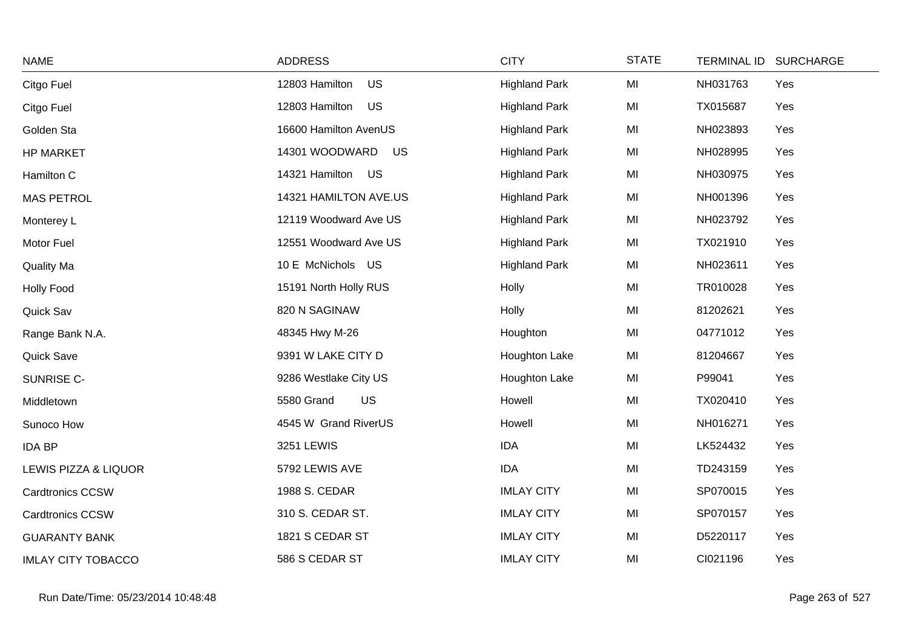| NAME | ADDRESS | CITY | STATE | TERMINAL ID | SURCHARGE |
|---|---|---|---|---|---|
| Citgo Fuel | 12803 Hamilton US | Highland Park | MI | NH031763 | Yes |
| Citgo Fuel | 12803 Hamilton US | Highland Park | MI | TX015687 | Yes |
| Golden Sta | 16600 Hamilton AvenUS | Highland Park | MI | NH023893 | Yes |
| HP MARKET | 14301 WOODWARD US | Highland Park | MI | NH028995 | Yes |
| Hamilton C | 14321 Hamilton US | Highland Park | MI | NH030975 | Yes |
| MAS PETROL | 14321 HAMILTON AVE.US | Highland Park | MI | NH001396 | Yes |
| Monterey L | 12119 Woodward Ave US | Highland Park | MI | NH023792 | Yes |
| Motor Fuel | 12551 Woodward Ave US | Highland Park | MI | TX021910 | Yes |
| Quality Ma | 10 E McNichols US | Highland Park | MI | NH023611 | Yes |
| Holly Food | 15191 North Holly RUS | Holly | MI | TR010028 | Yes |
| Quick Sav | 820 N SAGINAW | Holly | MI | 81202621 | Yes |
| Range Bank N.A. | 48345 Hwy M-26 | Houghton | MI | 04771012 | Yes |
| Quick Save | 9391 W LAKE CITY D | Houghton Lake | MI | 81204667 | Yes |
| SUNRISE C- | 9286 Westlake City US | Houghton Lake | MI | P99041 | Yes |
| Middletown | 5580 Grand US | Howell | MI | TX020410 | Yes |
| Sunoco How | 4545 W Grand RiverUS | Howell | MI | NH016271 | Yes |
| IDA BP | 3251 LEWIS | IDA | MI | LK524432 | Yes |
| LEWIS PIZZA & LIQUOR | 5792 LEWIS AVE | IDA | MI | TD243159 | Yes |
| Cardtronics CCSW | 1988 S. CEDAR | IMLAY CITY | MI | SP070015 | Yes |
| Cardtronics CCSW | 310 S. CEDAR ST. | IMLAY CITY | MI | SP070157 | Yes |
| GUARANTY BANK | 1821 S CEDAR ST | IMLAY CITY | MI | D5220117 | Yes |
| IMLAY CITY TOBACCO | 586 S CEDAR ST | IMLAY CITY | MI | CI021196 | Yes |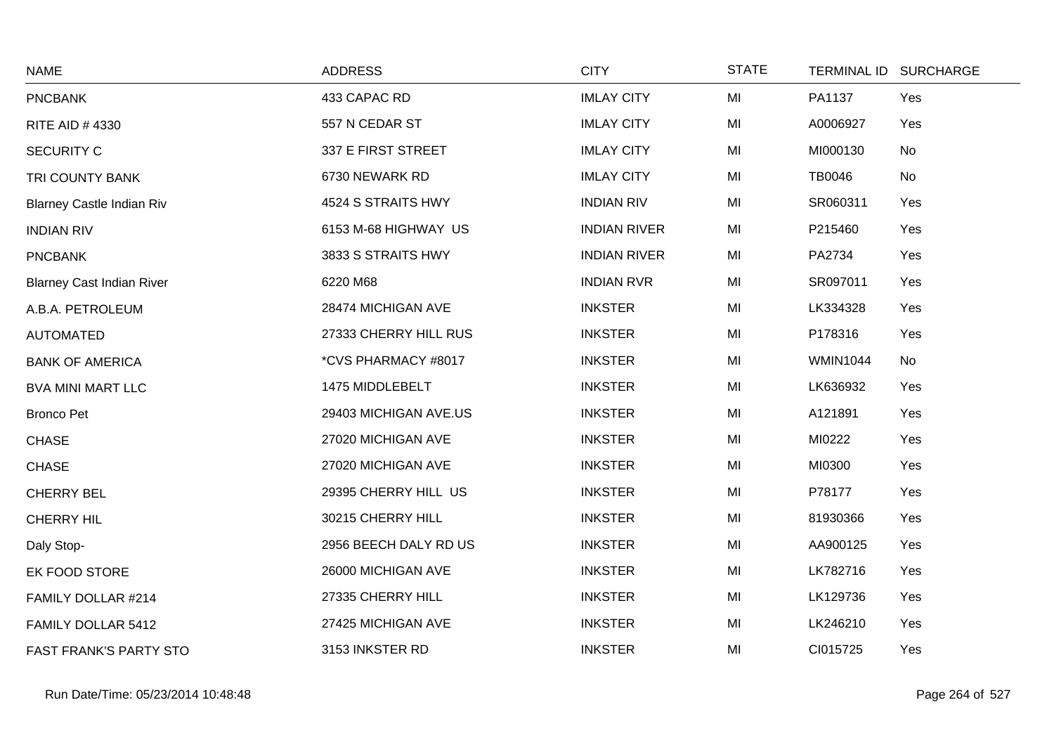| NAME | ADDRESS | CITY | STATE | TERMINAL ID | SURCHARGE |
|---|---|---|---|---|---|
| PNCBANK | 433 CAPAC RD | IMLAY CITY | MI | PA1137 | Yes |
| RITE AID # 4330 | 557 N CEDAR ST | IMLAY CITY | MI | A0006927 | Yes |
| SECURITY C | 337 E FIRST STREET | IMLAY CITY | MI | MI000130 | No |
| TRI COUNTY BANK | 6730 NEWARK RD | IMLAY CITY | MI | TB0046 | No |
| Blarney Castle Indian Riv | 4524 S STRAITS HWY | INDIAN RIV | MI | SR060311 | Yes |
| INDIAN RIV | 6153 M-68 HIGHWAY US | INDIAN RIVER | MI | P215460 | Yes |
| PNCBANK | 3833 S STRAITS HWY | INDIAN RIVER | MI | PA2734 | Yes |
| Blarney Cast Indian River | 6220 M68 | INDIAN RVR | MI | SR097011 | Yes |
| A.B.A. PETROLEUM | 28474 MICHIGAN AVE | INKSTER | MI | LK334328 | Yes |
| AUTOMATED | 27333 CHERRY HILL RUS | INKSTER | MI | P178316 | Yes |
| BANK OF AMERICA | *CVS PHARMACY #8017 | INKSTER | MI | WMIN1044 | No |
| BVA MINI MART LLC | 1475 MIDDLEBELT | INKSTER | MI | LK636932 | Yes |
| Bronco Pet | 29403 MICHIGAN AVE.US | INKSTER | MI | A121891 | Yes |
| CHASE | 27020 MICHIGAN AVE | INKSTER | MI | MI0222 | Yes |
| CHASE | 27020 MICHIGAN AVE | INKSTER | MI | MI0300 | Yes |
| CHERRY BEL | 29395 CHERRY HILL US | INKSTER | MI | P78177 | Yes |
| CHERRY HIL | 30215 CHERRY HILL | INKSTER | MI | 81930366 | Yes |
| Daly Stop- | 2956 BEECH DALY RD US | INKSTER | MI | AA900125 | Yes |
| EK FOOD STORE | 26000 MICHIGAN AVE | INKSTER | MI | LK782716 | Yes |
| FAMILY DOLLAR #214 | 27335 CHERRY HILL | INKSTER | MI | LK129736 | Yes |
| FAMILY DOLLAR 5412 | 27425 MICHIGAN AVE | INKSTER | MI | LK246210 | Yes |
| FAST FRANK'S PARTY STO | 3153 INKSTER RD | INKSTER | MI | CI015725 | Yes |

Run Date/Time: 05/23/2014 10:48:48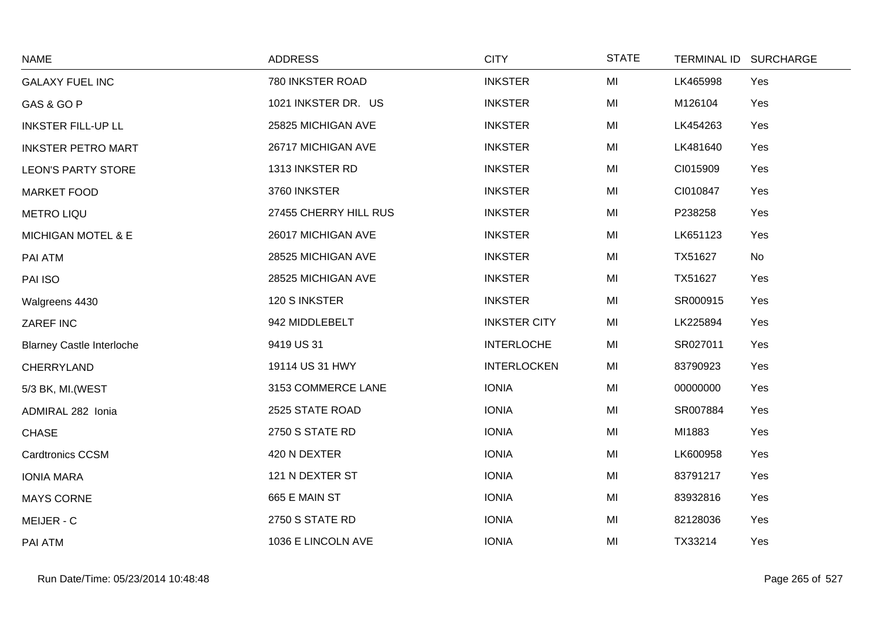| NAME | ADDRESS | CITY | STATE | TERMINAL ID | SURCHARGE |
|---|---|---|---|---|---|
| GALAXY FUEL INC | 780 INKSTER ROAD | INKSTER | MI | LK465998 | Yes |
| GAS & GO P | 1021 INKSTER DR. US | INKSTER | MI | M126104 | Yes |
| INKSTER FILL-UP LL | 25825 MICHIGAN AVE | INKSTER | MI | LK454263 | Yes |
| INKSTER PETRO MART | 26717 MICHIGAN AVE | INKSTER | MI | LK481640 | Yes |
| LEON'S PARTY STORE | 1313 INKSTER RD | INKSTER | MI | CI015909 | Yes |
| MARKET FOOD | 3760 INKSTER | INKSTER | MI | CI010847 | Yes |
| METRO LIQU | 27455 CHERRY HILL RUS | INKSTER | MI | P238258 | Yes |
| MICHIGAN MOTEL & E | 26017 MICHIGAN AVE | INKSTER | MI | LK651123 | Yes |
| PAI ATM | 28525 MICHIGAN AVE | INKSTER | MI | TX51627 | No |
| PAI ISO | 28525 MICHIGAN AVE | INKSTER | MI | TX51627 | Yes |
| Walgreens 4430 | 120 S INKSTER | INKSTER | MI | SR000915 | Yes |
| ZAREF INC | 942 MIDDLEBELT | INKSTER CITY | MI | LK225894 | Yes |
| Blarney Castle Interloche | 9419 US 31 | INTERLOCHE | MI | SR027011 | Yes |
| CHERRYLAND | 19114 US 31 HWY | INTERLOCKEN | MI | 83790923 | Yes |
| 5/3 BK, MI.(WEST | 3153 COMMERCE LANE | IONIA | MI | 00000000 | Yes |
| ADMIRAL 282 Ionia | 2525 STATE ROAD | IONIA | MI | SR007884 | Yes |
| CHASE | 2750 S STATE RD | IONIA | MI | MI1883 | Yes |
| Cardtronics CCSM | 420 N DEXTER | IONIA | MI | LK600958 | Yes |
| IONIA MARA | 121 N DEXTER ST | IONIA | MI | 83791217 | Yes |
| MAYS CORNE | 665 E MAIN ST | IONIA | MI | 83932816 | Yes |
| MEIJER - C | 2750 S STATE RD | IONIA | MI | 82128036 | Yes |
| PAI ATM | 1036 E LINCOLN AVE | IONIA | MI | TX33214 | Yes |

Run Date/Time: 05/23/2014 10:48:48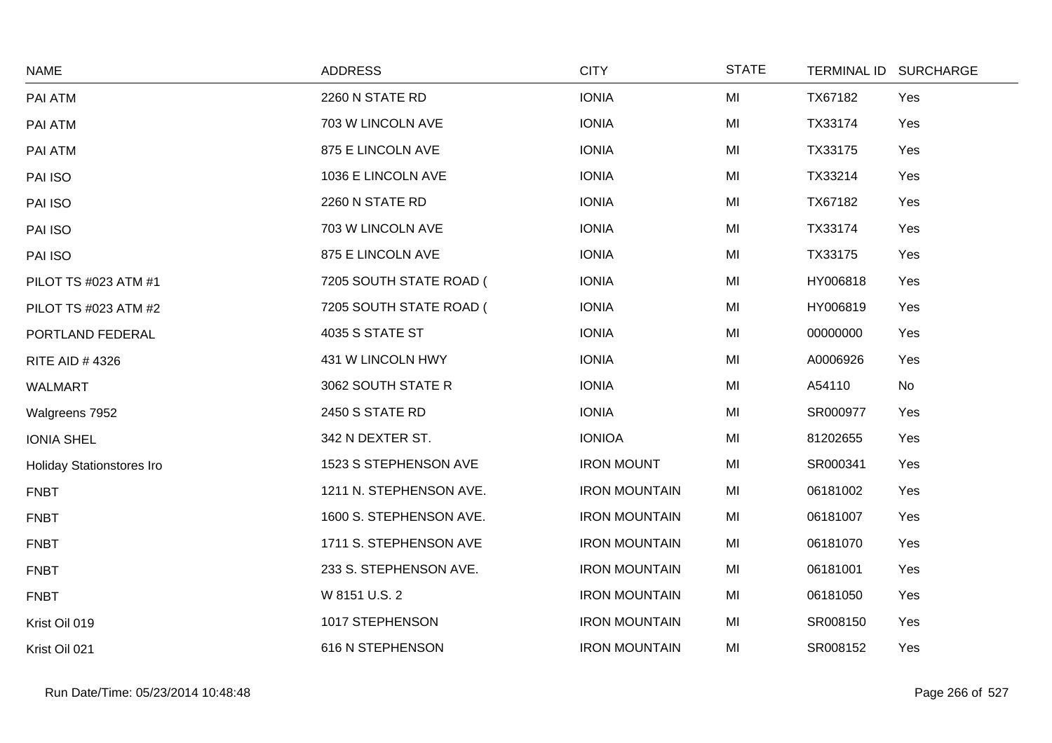| NAME | ADDRESS | CITY | STATE | TERMINAL ID | SURCHARGE |
|---|---|---|---|---|---|
| PAI ATM | 2260 N STATE RD | IONIA | MI | TX67182 | Yes |
| PAI ATM | 703 W LINCOLN AVE | IONIA | MI | TX33174 | Yes |
| PAI ATM | 875 E LINCOLN AVE | IONIA | MI | TX33175 | Yes |
| PAI ISO | 1036 E LINCOLN AVE | IONIA | MI | TX33214 | Yes |
| PAI ISO | 2260 N STATE RD | IONIA | MI | TX67182 | Yes |
| PAI ISO | 703 W LINCOLN AVE | IONIA | MI | TX33174 | Yes |
| PAI ISO | 875 E LINCOLN AVE | IONIA | MI | TX33175 | Yes |
| PILOT TS #023 ATM #1 | 7205 SOUTH STATE ROAD ( | IONIA | MI | HY006818 | Yes |
| PILOT TS #023 ATM #2 | 7205 SOUTH STATE ROAD ( | IONIA | MI | HY006819 | Yes |
| PORTLAND FEDERAL | 4035 S STATE ST | IONIA | MI | 00000000 | Yes |
| RITE AID # 4326 | 431 W LINCOLN HWY | IONIA | MI | A0006926 | Yes |
| WALMART | 3062 SOUTH STATE R | IONIA | MI | A54110 | No |
| Walgreens 7952 | 2450 S STATE RD | IONIA | MI | SR000977 | Yes |
| IONIA SHEL | 342 N DEXTER ST. | IONIOA | MI | 81202655 | Yes |
| Holiday Stationstores Iro | 1523 S STEPHENSON AVE | IRON MOUNT | MI | SR000341 | Yes |
| FNBT | 1211 N. STEPHENSON AVE. | IRON MOUNTAIN | MI | 06181002 | Yes |
| FNBT | 1600 S. STEPHENSON AVE. | IRON MOUNTAIN | MI | 06181007 | Yes |
| FNBT | 1711 S. STEPHENSON AVE | IRON MOUNTAIN | MI | 06181070 | Yes |
| FNBT | 233 S. STEPHENSON AVE. | IRON MOUNTAIN | MI | 06181001 | Yes |
| FNBT | W 8151 U.S. 2 | IRON MOUNTAIN | MI | 06181050 | Yes |
| Krist Oil 019 | 1017 STEPHENSON | IRON MOUNTAIN | MI | SR008150 | Yes |
| Krist Oil 021 | 616 N STEPHENSON | IRON MOUNTAIN | MI | SR008152 | Yes |

Run Date/Time: 05/23/2014 10:48:48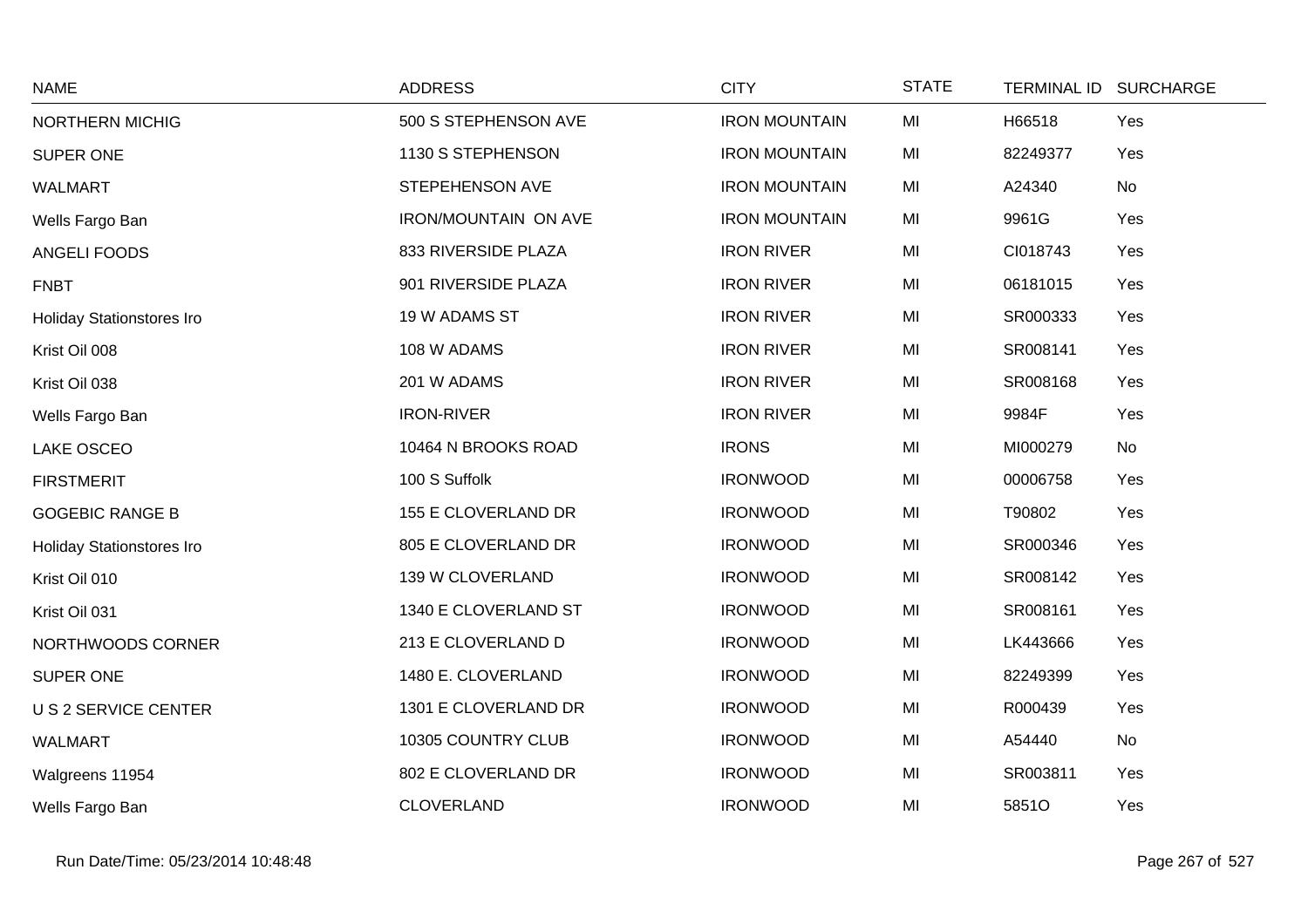| NAME | ADDRESS | CITY | STATE | TERMINAL ID | SURCHARGE |
| --- | --- | --- | --- | --- | --- |
| NORTHERN MICHIG | 500 S STEPHENSON AVE | IRON MOUNTAIN | MI | H66518 | Yes |
| SUPER ONE | 1130 S STEPHENSON | IRON MOUNTAIN | MI | 82249377 | Yes |
| WALMART | STEPEHENSON AVE | IRON MOUNTAIN | MI | A24340 | No |
| Wells Fargo Ban | IRON/MOUNTAIN ON AVE | IRON MOUNTAIN | MI | 9961G | Yes |
| ANGELI FOODS | 833 RIVERSIDE PLAZA | IRON RIVER | MI | CI018743 | Yes |
| FNBT | 901 RIVERSIDE PLAZA | IRON RIVER | MI | 06181015 | Yes |
| Holiday Stationstores Iro | 19 W ADAMS ST | IRON RIVER | MI | SR000333 | Yes |
| Krist Oil 008 | 108 W ADAMS | IRON RIVER | MI | SR008141 | Yes |
| Krist Oil 038 | 201 W ADAMS | IRON RIVER | MI | SR008168 | Yes |
| Wells Fargo Ban | IRON-RIVER | IRON RIVER | MI | 9984F | Yes |
| LAKE OSCEO | 10464 N BROOKS ROAD | IRONS | MI | MI000279 | No |
| FIRSTMERIT | 100 S Suffolk | IRONWOOD | MI | 00006758 | Yes |
| GOGEBIC RANGE B | 155 E CLOVERLAND DR | IRONWOOD | MI | T90802 | Yes |
| Holiday Stationstores Iro | 805 E CLOVERLAND DR | IRONWOOD | MI | SR000346 | Yes |
| Krist Oil 010 | 139 W CLOVERLAND | IRONWOOD | MI | SR008142 | Yes |
| Krist Oil 031 | 1340 E CLOVERLAND ST | IRONWOOD | MI | SR008161 | Yes |
| NORTHWOODS CORNER | 213 E CLOVERLAND D | IRONWOOD | MI | LK443666 | Yes |
| SUPER ONE | 1480 E. CLOVERLAND | IRONWOOD | MI | 82249399 | Yes |
| U S 2 SERVICE CENTER | 1301 E CLOVERLAND DR | IRONWOOD | MI | R000439 | Yes |
| WALMART | 10305 COUNTRY CLUB | IRONWOOD | MI | A54440 | No |
| Walgreens 11954 | 802 E CLOVERLAND DR | IRONWOOD | MI | SR003811 | Yes |
| Wells Fargo Ban | CLOVERLAND | IRONWOOD | MI | 5851O | Yes |

Run Date/Time: 05/23/2014 10:48:48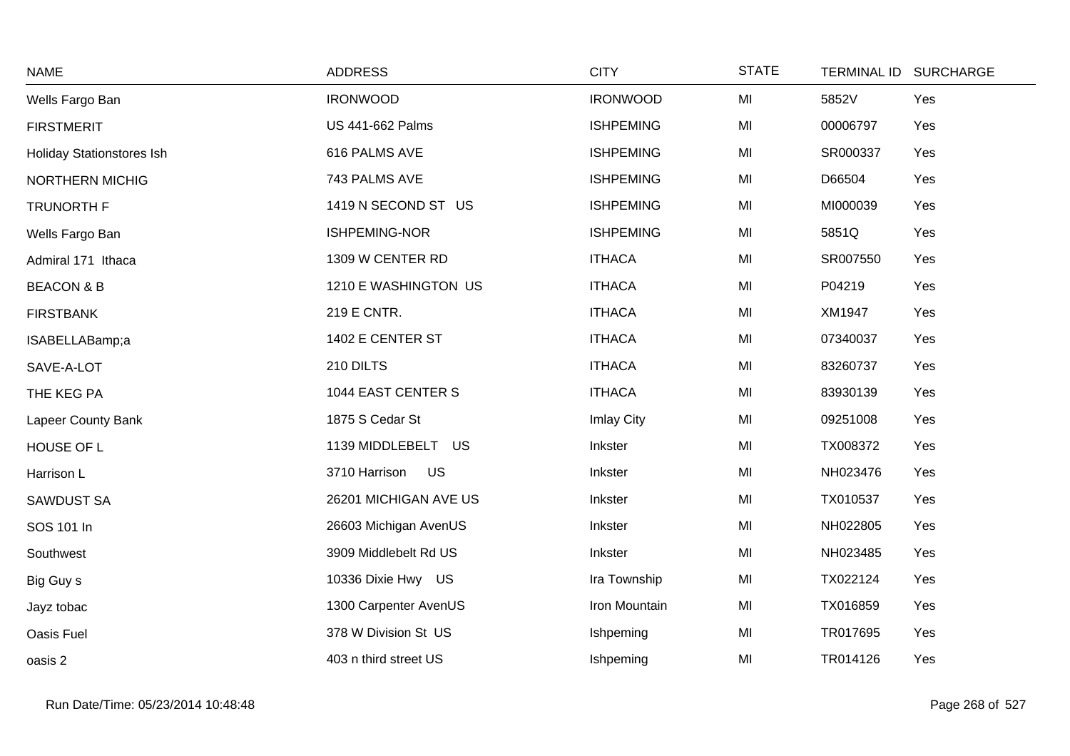| NAME | ADDRESS | CITY | STATE | TERMINAL ID | SURCHARGE |
|---|---|---|---|---|---|
| Wells Fargo Ban | IRONWOOD | IRONWOOD | MI | 5852V | Yes |
| FIRSTMERIT | US 441-662 Palms | ISHPEMING | MI | 00006797 | Yes |
| Holiday Stationstores Ish | 616 PALMS AVE | ISHPEMING | MI | SR000337 | Yes |
| NORTHERN MICHIG | 743 PALMS AVE | ISHPEMING | MI | D66504 | Yes |
| TRUNORTH F | 1419 N SECOND ST US | ISHPEMING | MI | MI000039 | Yes |
| Wells Fargo Ban | ISHPEMING-NOR | ISHPEMING | MI | 5851Q | Yes |
| Admiral 171 Ithaca | 1309 W CENTER RD | ITHACA | MI | SR007550 | Yes |
| BEACON & B | 1210 E WASHINGTON US | ITHACA | MI | P04219 | Yes |
| FIRSTBANK | 219 E CNTR. | ITHACA | MI | XM1947 | Yes |
| ISABELLABamp;a | 1402 E CENTER ST | ITHACA | MI | 07340037 | Yes |
| SAVE-A-LOT | 210 DILTS | ITHACA | MI | 83260737 | Yes |
| THE KEG PA | 1044 EAST CENTER S | ITHACA | MI | 83930139 | Yes |
| Lapeer County Bank | 1875 S Cedar St | Imlay City | MI | 09251008 | Yes |
| HOUSE OF L | 1139 MIDDLEBELT US | Inkster | MI | TX008372 | Yes |
| Harrison L | 3710 Harrison US | Inkster | MI | NH023476 | Yes |
| SAWDUST SA | 26201 MICHIGAN AVE US | Inkster | MI | TX010537 | Yes |
| SOS 101 In | 26603 Michigan AvenUS | Inkster | MI | NH022805 | Yes |
| Southwest | 3909 Middlebelt Rd US | Inkster | MI | NH023485 | Yes |
| Big Guy s | 10336 Dixie Hwy US | Ira Township | MI | TX022124 | Yes |
| Jayz tobac | 1300 Carpenter AvenUS | Iron Mountain | MI | TX016859 | Yes |
| Oasis Fuel | 378 W Division St US | Ishpeming | MI | TR017695 | Yes |
| oasis 2 | 403 n third street US | Ishpeming | MI | TR014126 | Yes |

Run Date/Time: 05/23/2014 10:48:48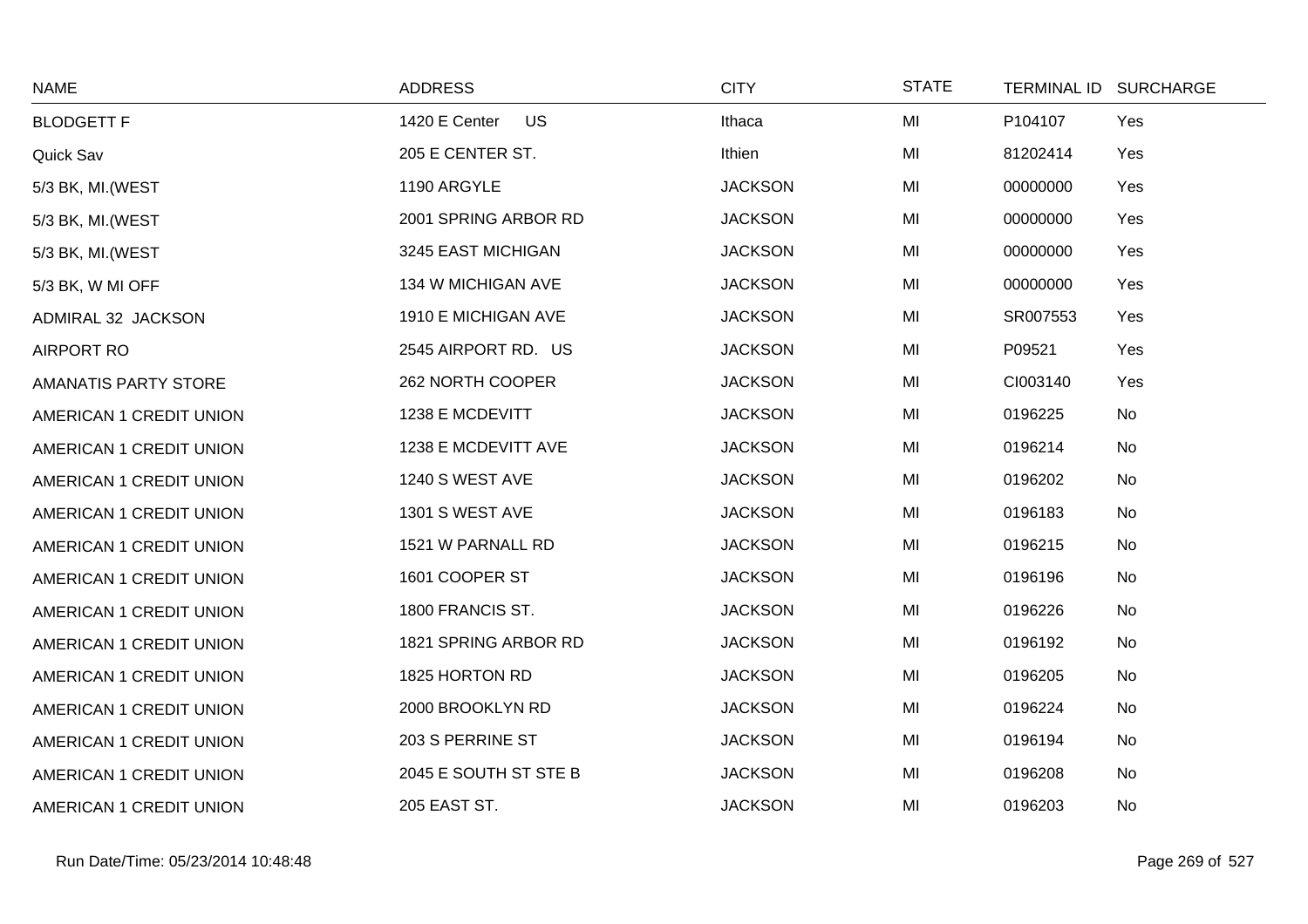| NAME | ADDRESS | CITY | STATE | TERMINAL ID | SURCHARGE |
|---|---|---|---|---|---|
| BLODGETT F | 1420 E Center US | Ithaca | MI | P104107 | Yes |
| Quick Sav | 205 E CENTER ST. | Ithien | MI | 81202414 | Yes |
| 5/3 BK, MI.(WEST | 1190 ARGYLE | JACKSON | MI | 00000000 | Yes |
| 5/3 BK, MI.(WEST | 2001 SPRING ARBOR RD | JACKSON | MI | 00000000 | Yes |
| 5/3 BK, MI.(WEST | 3245 EAST MICHIGAN | JACKSON | MI | 00000000 | Yes |
| 5/3 BK, W MI OFF | 134 W MICHIGAN AVE | JACKSON | MI | 00000000 | Yes |
| ADMIRAL 32 JACKSON | 1910 E MICHIGAN AVE | JACKSON | MI | SR007553 | Yes |
| AIRPORT RO | 2545 AIRPORT RD. US | JACKSON | MI | P09521 | Yes |
| AMANATIS PARTY STORE | 262 NORTH COOPER | JACKSON | MI | CI003140 | Yes |
| AMERICAN 1 CREDIT UNION | 1238 E MCDEVITT | JACKSON | MI | 0196225 | No |
| AMERICAN 1 CREDIT UNION | 1238 E MCDEVITT AVE | JACKSON | MI | 0196214 | No |
| AMERICAN 1 CREDIT UNION | 1240 S WEST AVE | JACKSON | MI | 0196202 | No |
| AMERICAN 1 CREDIT UNION | 1301 S WEST AVE | JACKSON | MI | 0196183 | No |
| AMERICAN 1 CREDIT UNION | 1521 W PARNALL RD | JACKSON | MI | 0196215 | No |
| AMERICAN 1 CREDIT UNION | 1601 COOPER ST | JACKSON | MI | 0196196 | No |
| AMERICAN 1 CREDIT UNION | 1800 FRANCIS ST. | JACKSON | MI | 0196226 | No |
| AMERICAN 1 CREDIT UNION | 1821 SPRING ARBOR RD | JACKSON | MI | 0196192 | No |
| AMERICAN 1 CREDIT UNION | 1825 HORTON RD | JACKSON | MI | 0196205 | No |
| AMERICAN 1 CREDIT UNION | 2000 BROOKLYN RD | JACKSON | MI | 0196224 | No |
| AMERICAN 1 CREDIT UNION | 203 S PERRINE ST | JACKSON | MI | 0196194 | No |
| AMERICAN 1 CREDIT UNION | 2045 E SOUTH ST STE B | JACKSON | MI | 0196208 | No |
| AMERICAN 1 CREDIT UNION | 205 EAST ST. | JACKSON | MI | 0196203 | No |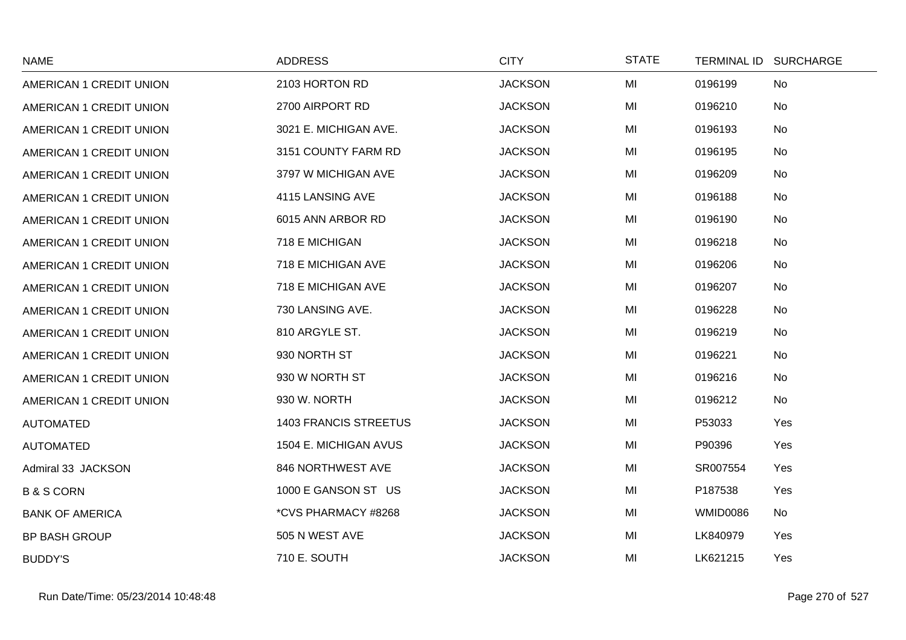| NAME | ADDRESS | CITY | STATE | TERMINAL ID | SURCHARGE |
|---|---|---|---|---|---|
| AMERICAN 1 CREDIT UNION | 2103 HORTON RD | JACKSON | MI | 0196199 | No |
| AMERICAN 1 CREDIT UNION | 2700 AIRPORT RD | JACKSON | MI | 0196210 | No |
| AMERICAN 1 CREDIT UNION | 3021 E. MICHIGAN AVE. | JACKSON | MI | 0196193 | No |
| AMERICAN 1 CREDIT UNION | 3151 COUNTY FARM RD | JACKSON | MI | 0196195 | No |
| AMERICAN 1 CREDIT UNION | 3797 W MICHIGAN AVE | JACKSON | MI | 0196209 | No |
| AMERICAN 1 CREDIT UNION | 4115 LANSING AVE | JACKSON | MI | 0196188 | No |
| AMERICAN 1 CREDIT UNION | 6015 ANN ARBOR RD | JACKSON | MI | 0196190 | No |
| AMERICAN 1 CREDIT UNION | 718 E MICHIGAN | JACKSON | MI | 0196218 | No |
| AMERICAN 1 CREDIT UNION | 718 E MICHIGAN AVE | JACKSON | MI | 0196206 | No |
| AMERICAN 1 CREDIT UNION | 718 E MICHIGAN AVE | JACKSON | MI | 0196207 | No |
| AMERICAN 1 CREDIT UNION | 730 LANSING AVE. | JACKSON | MI | 0196228 | No |
| AMERICAN 1 CREDIT UNION | 810 ARGYLE ST. | JACKSON | MI | 0196219 | No |
| AMERICAN 1 CREDIT UNION | 930 NORTH ST | JACKSON | MI | 0196221 | No |
| AMERICAN 1 CREDIT UNION | 930 W NORTH ST | JACKSON | MI | 0196216 | No |
| AMERICAN 1 CREDIT UNION | 930 W. NORTH | JACKSON | MI | 0196212 | No |
| AUTOMATED | 1403 FRANCIS STREETUS | JACKSON | MI | P53033 | Yes |
| AUTOMATED | 1504 E. MICHIGAN AVUS | JACKSON | MI | P90396 | Yes |
| Admiral 33 JACKSON | 846 NORTHWEST AVE | JACKSON | MI | SR007554 | Yes |
| B & S CORN | 1000 E GANSON ST US | JACKSON | MI | P187538 | Yes |
| BANK OF AMERICA | *CVS PHARMACY #8268 | JACKSON | MI | WMID0086 | No |
| BP BASH GROUP | 505 N WEST AVE | JACKSON | MI | LK840979 | Yes |
| BUDDY'S | 710 E. SOUTH | JACKSON | MI | LK621215 | Yes |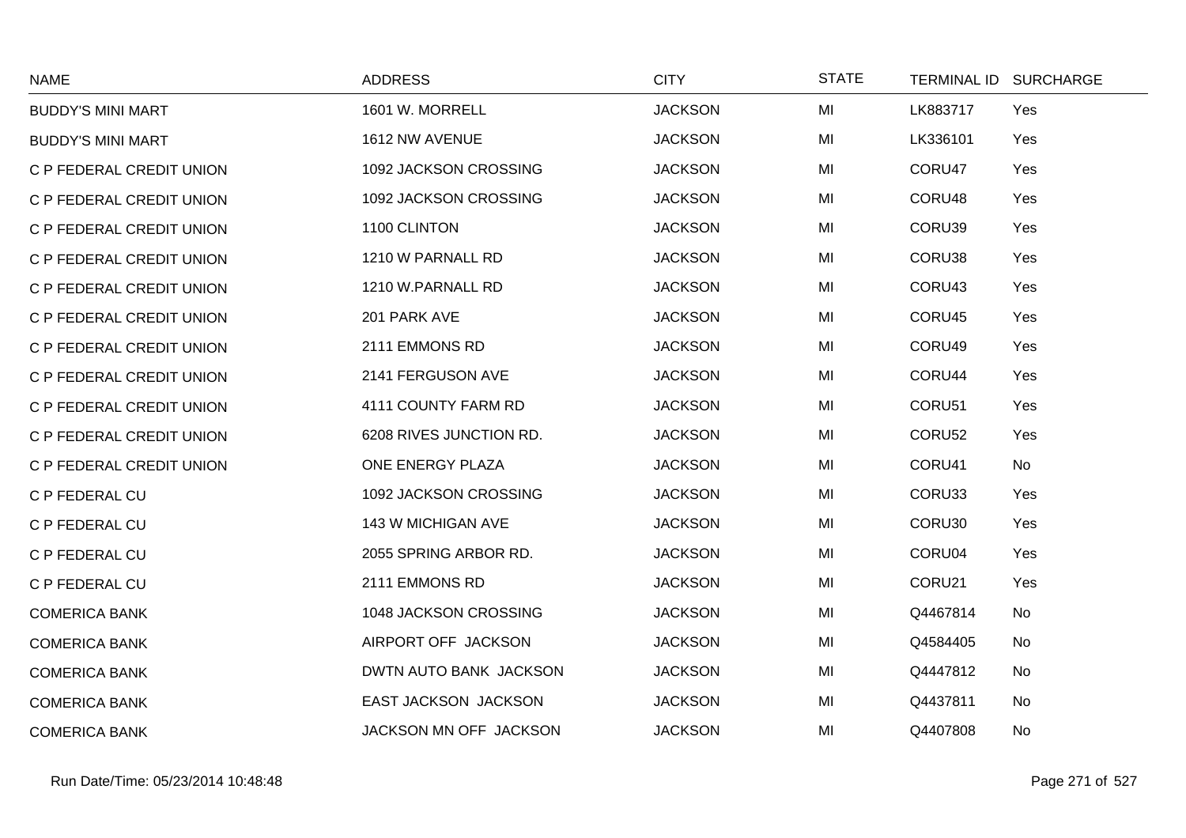| NAME | ADDRESS | CITY | STATE | TERMINAL ID | SURCHARGE |
|---|---|---|---|---|---|
| BUDDY'S MINI MART | 1601 W. MORRELL | JACKSON | MI | LK883717 | Yes |
| BUDDY'S MINI MART | 1612 NW AVENUE | JACKSON | MI | LK336101 | Yes |
| C P FEDERAL CREDIT UNION | 1092 JACKSON CROSSING | JACKSON | MI | CORU47 | Yes |
| C P FEDERAL CREDIT UNION | 1092 JACKSON CROSSING | JACKSON | MI | CORU48 | Yes |
| C P FEDERAL CREDIT UNION | 1100 CLINTON | JACKSON | MI | CORU39 | Yes |
| C P FEDERAL CREDIT UNION | 1210 W PARNALL RD | JACKSON | MI | CORU38 | Yes |
| C P FEDERAL CREDIT UNION | 1210 W.PARNALL RD | JACKSON | MI | CORU43 | Yes |
| C P FEDERAL CREDIT UNION | 201 PARK AVE | JACKSON | MI | CORU45 | Yes |
| C P FEDERAL CREDIT UNION | 2111 EMMONS RD | JACKSON | MI | CORU49 | Yes |
| C P FEDERAL CREDIT UNION | 2141 FERGUSON AVE | JACKSON | MI | CORU44 | Yes |
| C P FEDERAL CREDIT UNION | 4111 COUNTY FARM RD | JACKSON | MI | CORU51 | Yes |
| C P FEDERAL CREDIT UNION | 6208 RIVES JUNCTION RD. | JACKSON | MI | CORU52 | Yes |
| C P FEDERAL CREDIT UNION | ONE ENERGY PLAZA | JACKSON | MI | CORU41 | No |
| C P FEDERAL CU | 1092 JACKSON CROSSING | JACKSON | MI | CORU33 | Yes |
| C P FEDERAL CU | 143 W MICHIGAN AVE | JACKSON | MI | CORU30 | Yes |
| C P FEDERAL CU | 2055 SPRING ARBOR RD. | JACKSON | MI | CORU04 | Yes |
| C P FEDERAL CU | 2111 EMMONS RD | JACKSON | MI | CORU21 | Yes |
| COMERICA BANK | 1048 JACKSON CROSSING | JACKSON | MI | Q4467814 | No |
| COMERICA BANK | AIRPORT OFF JACKSON | JACKSON | MI | Q4584405 | No |
| COMERICA BANK | DWTN AUTO BANK JACKSON | JACKSON | MI | Q4447812 | No |
| COMERICA BANK | EAST JACKSON JACKSON | JACKSON | MI | Q4437811 | No |
| COMERICA BANK | JACKSON MN OFF JACKSON | JACKSON | MI | Q4407808 | No |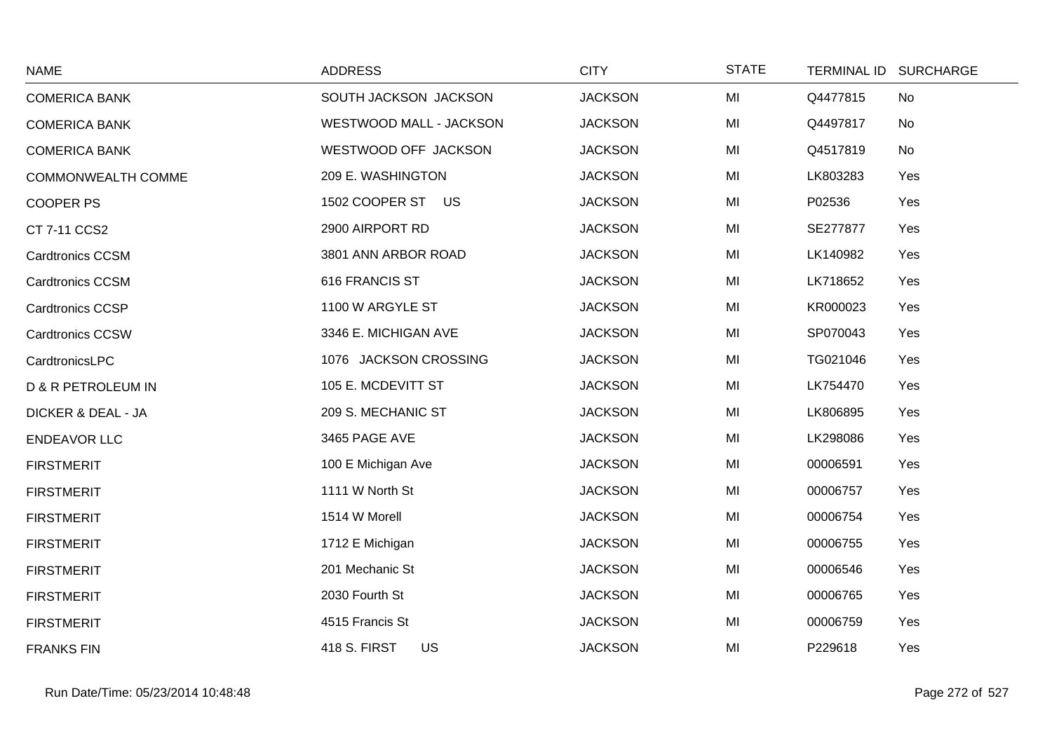| NAME | ADDRESS | CITY | STATE | TERMINAL ID | SURCHARGE |
|---|---|---|---|---|---|
| COMERICA BANK | SOUTH JACKSON JACKSON | JACKSON | MI | Q4477815 | No |
| COMERICA BANK | WESTWOOD MALL - JACKSON | JACKSON | MI | Q4497817 | No |
| COMERICA BANK | WESTWOOD OFF JACKSON | JACKSON | MI | Q4517819 | No |
| COMMONWEALTH COMME | 209 E. WASHINGTON | JACKSON | MI | LK803283 | Yes |
| COOPER PS | 1502 COOPER ST US | JACKSON | MI | P02536 | Yes |
| CT 7-11 CCS2 | 2900 AIRPORT RD | JACKSON | MI | SE277877 | Yes |
| Cardtronics CCSM | 3801 ANN ARBOR ROAD | JACKSON | MI | LK140982 | Yes |
| Cardtronics CCSM | 616 FRANCIS ST | JACKSON | MI | LK718652 | Yes |
| Cardtronics CCSP | 1100 W ARGYLE ST | JACKSON | MI | KR000023 | Yes |
| Cardtronics CCSW | 3346 E. MICHIGAN AVE | JACKSON | MI | SP070043 | Yes |
| CardtronicsLPC | 1076 JACKSON CROSSING | JACKSON | MI | TG021046 | Yes |
| D & R PETROLEUM IN | 105 E. MCDEVITT ST | JACKSON | MI | LK754470 | Yes |
| DICKER & DEAL - JA | 209 S. MECHANIC ST | JACKSON | MI | LK806895 | Yes |
| ENDEAVOR LLC | 3465 PAGE AVE | JACKSON | MI | LK298086 | Yes |
| FIRSTMERIT | 100 E Michigan Ave | JACKSON | MI | 00006591 | Yes |
| FIRSTMERIT | 1111 W North St | JACKSON | MI | 00006757 | Yes |
| FIRSTMERIT | 1514 W Morell | JACKSON | MI | 00006754 | Yes |
| FIRSTMERIT | 1712 E Michigan | JACKSON | MI | 00006755 | Yes |
| FIRSTMERIT | 201 Mechanic St | JACKSON | MI | 00006546 | Yes |
| FIRSTMERIT | 2030 Fourth St | JACKSON | MI | 00006765 | Yes |
| FIRSTMERIT | 4515 Francis St | JACKSON | MI | 00006759 | Yes |
| FRANKS FIN | 418 S. FIRST US | JACKSON | MI | P229618 | Yes |

Run Date/Time: 05/23/2014 10:48:48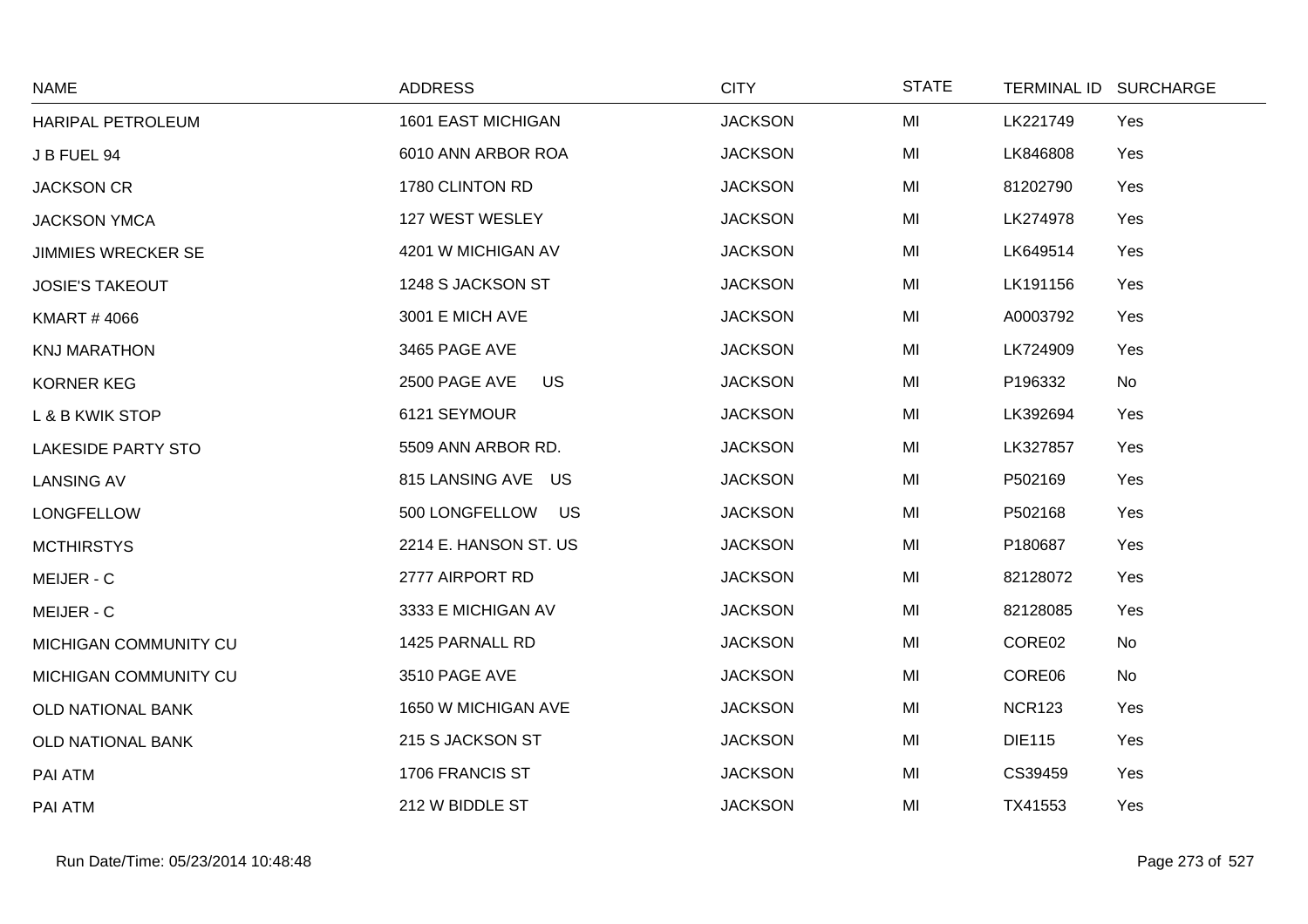| NAME | ADDRESS | CITY | STATE | TERMINAL ID | SURCHARGE |
|---|---|---|---|---|---|
| HARIPAL PETROLEUM | 1601 EAST MICHIGAN | JACKSON | MI | LK221749 | Yes |
| J B FUEL 94 | 6010 ANN ARBOR ROA | JACKSON | MI | LK846808 | Yes |
| JACKSON CR | 1780 CLINTON RD | JACKSON | MI | 81202790 | Yes |
| JACKSON YMCA | 127 WEST WESLEY | JACKSON | MI | LK274978 | Yes |
| JIMMIES WRECKER SE | 4201 W MICHIGAN AV | JACKSON | MI | LK649514 | Yes |
| JOSIE'S TAKEOUT | 1248 S JACKSON ST | JACKSON | MI | LK191156 | Yes |
| KMART # 4066 | 3001 E MICH AVE | JACKSON | MI | A0003792 | Yes |
| KNJ MARATHON | 3465 PAGE AVE | JACKSON | MI | LK724909 | Yes |
| KORNER KEG | 2500 PAGE AVE US | JACKSON | MI | P196332 | No |
| L & B KWIK STOP | 6121 SEYMOUR | JACKSON | MI | LK392694 | Yes |
| LAKESIDE PARTY STO | 5509 ANN ARBOR RD. | JACKSON | MI | LK327857 | Yes |
| LANSING AV | 815 LANSING AVE US | JACKSON | MI | P502169 | Yes |
| LONGFELLOW | 500 LONGFELLOW US | JACKSON | MI | P502168 | Yes |
| MCTHIRSTYS | 2214 E. HANSON ST. US | JACKSON | MI | P180687 | Yes |
| MEIJER - C | 2777 AIRPORT RD | JACKSON | MI | 82128072 | Yes |
| MEIJER - C | 3333 E MICHIGAN AV | JACKSON | MI | 82128085 | Yes |
| MICHIGAN COMMUNITY CU | 1425 PARNALL RD | JACKSON | MI | CORE02 | No |
| MICHIGAN COMMUNITY CU | 3510 PAGE AVE | JACKSON | MI | CORE06 | No |
| OLD NATIONAL BANK | 1650 W MICHIGAN AVE | JACKSON | MI | NCR123 | Yes |
| OLD NATIONAL BANK | 215 S JACKSON ST | JACKSON | MI | DIE115 | Yes |
| PAI ATM | 1706 FRANCIS ST | JACKSON | MI | CS39459 | Yes |
| PAI ATM | 212 W BIDDLE ST | JACKSON | MI | TX41553 | Yes |

Run Date/Time: 05/23/2014 10:48:48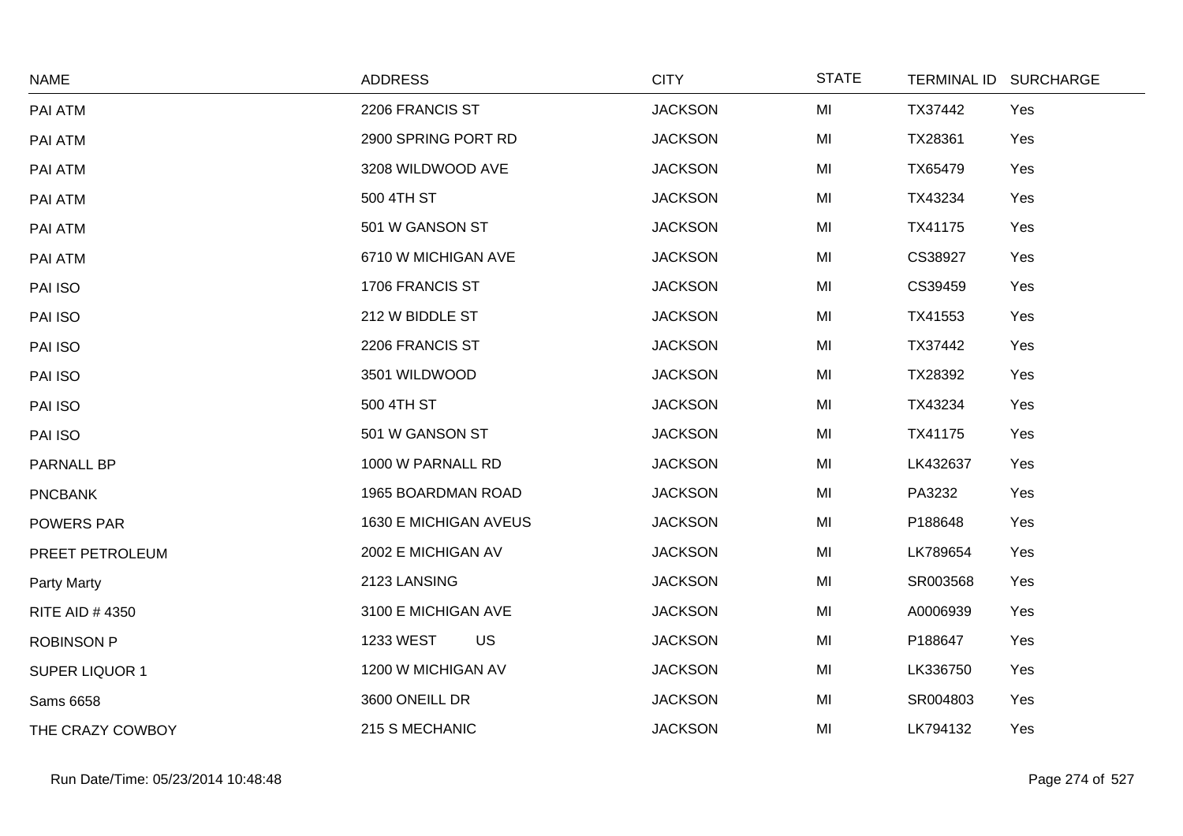| NAME | ADDRESS | CITY | STATE | TERMINAL ID | SURCHARGE |
|---|---|---|---|---|---|
| PAI ATM | 2206 FRANCIS ST | JACKSON | MI | TX37442 | Yes |
| PAI ATM | 2900 SPRING PORT RD | JACKSON | MI | TX28361 | Yes |
| PAI ATM | 3208 WILDWOOD AVE | JACKSON | MI | TX65479 | Yes |
| PAI ATM | 500 4TH ST | JACKSON | MI | TX43234 | Yes |
| PAI ATM | 501 W GANSON ST | JACKSON | MI | TX41175 | Yes |
| PAI ATM | 6710 W MICHIGAN AVE | JACKSON | MI | CS38927 | Yes |
| PAI ISO | 1706 FRANCIS ST | JACKSON | MI | CS39459 | Yes |
| PAI ISO | 212 W BIDDLE ST | JACKSON | MI | TX41553 | Yes |
| PAI ISO | 2206 FRANCIS ST | JACKSON | MI | TX37442 | Yes |
| PAI ISO | 3501 WILDWOOD | JACKSON | MI | TX28392 | Yes |
| PAI ISO | 500 4TH ST | JACKSON | MI | TX43234 | Yes |
| PAI ISO | 501 W GANSON ST | JACKSON | MI | TX41175 | Yes |
| PARNALL BP | 1000 W PARNALL RD | JACKSON | MI | LK432637 | Yes |
| PNCBANK | 1965 BOARDMAN ROAD | JACKSON | MI | PA3232 | Yes |
| POWERS PAR | 1630 E MICHIGAN AVEUS | JACKSON | MI | P188648 | Yes |
| PREET PETROLEUM | 2002 E MICHIGAN AV | JACKSON | MI | LK789654 | Yes |
| Party Marty | 2123 LANSING | JACKSON | MI | SR003568 | Yes |
| RITE AID # 4350 | 3100 E MICHIGAN AVE | JACKSON | MI | A0006939 | Yes |
| ROBINSON P | 1233 WEST US | JACKSON | MI | P188647 | Yes |
| SUPER LIQUOR 1 | 1200 W MICHIGAN AV | JACKSON | MI | LK336750 | Yes |
| Sams 6658 | 3600 ONEILL DR | JACKSON | MI | SR004803 | Yes |
| THE CRAZY COWBOY | 215 S MECHANIC | JACKSON | MI | LK794132 | Yes |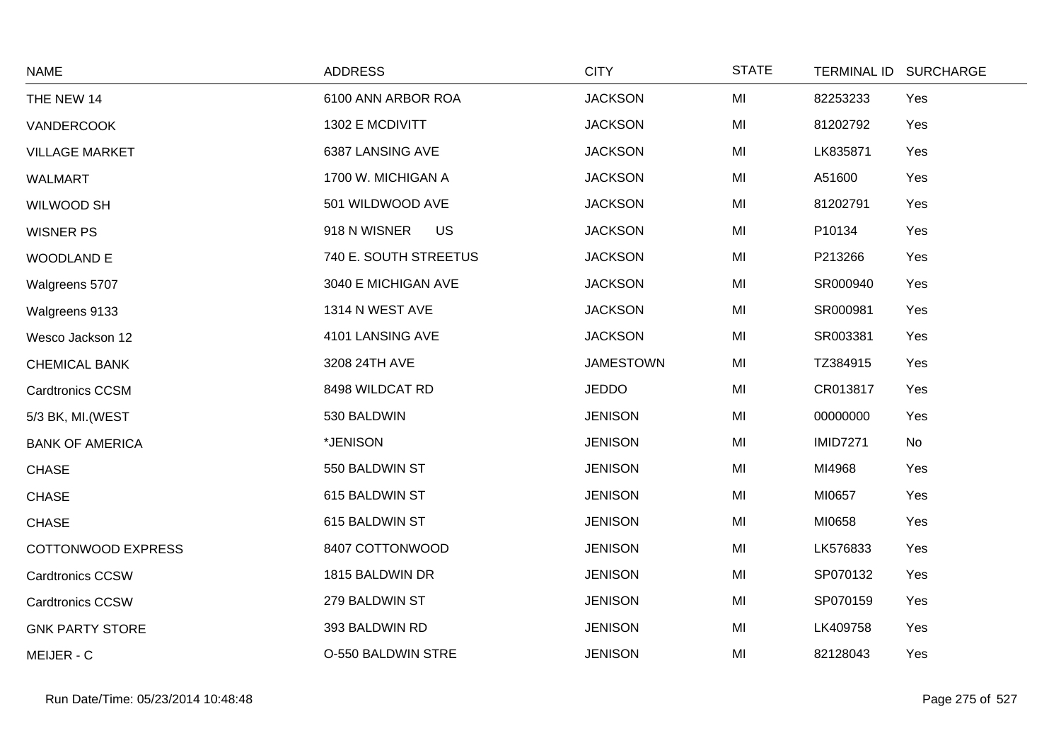| NAME | ADDRESS | CITY | STATE | TERMINAL ID | SURCHARGE |
|---|---|---|---|---|---|
| THE NEW 14 | 6100 ANN ARBOR ROA | JACKSON | MI | 82253233 | Yes |
| VANDERCOOK | 1302 E MCDIVITT | JACKSON | MI | 81202792 | Yes |
| VILLAGE MARKET | 6387 LANSING AVE | JACKSON | MI | LK835871 | Yes |
| WALMART | 1700 W. MICHIGAN A | JACKSON | MI | A51600 | Yes |
| WILWOOD SH | 501 WILDWOOD AVE | JACKSON | MI | 81202791 | Yes |
| WISNER PS | 918 N WISNER US | JACKSON | MI | P10134 | Yes |
| WOODLAND E | 740 E. SOUTH STREETUS | JACKSON | MI | P213266 | Yes |
| Walgreens 5707 | 3040 E MICHIGAN AVE | JACKSON | MI | SR000940 | Yes |
| Walgreens 9133 | 1314 N WEST AVE | JACKSON | MI | SR000981 | Yes |
| Wesco Jackson 12 | 4101 LANSING AVE | JACKSON | MI | SR003381 | Yes |
| CHEMICAL BANK | 3208 24TH AVE | JAMESTOWN | MI | TZ384915 | Yes |
| Cardtronics CCSM | 8498 WILDCAT RD | JEDDO | MI | CR013817 | Yes |
| 5/3 BK, MI.(WEST | 530 BALDWIN | JENISON | MI | 00000000 | Yes |
| BANK OF AMERICA | *JENISON | JENISON | MI | IMID7271 | No |
| CHASE | 550 BALDWIN ST | JENISON | MI | MI4968 | Yes |
| CHASE | 615 BALDWIN ST | JENISON | MI | MI0657 | Yes |
| CHASE | 615 BALDWIN ST | JENISON | MI | MI0658 | Yes |
| COTTONWOOD EXPRESS | 8407 COTTONWOOD | JENISON | MI | LK576833 | Yes |
| Cardtronics CCSW | 1815 BALDWIN DR | JENISON | MI | SP070132 | Yes |
| Cardtronics CCSW | 279 BALDWIN ST | JENISON | MI | SP070159 | Yes |
| GNK PARTY STORE | 393 BALDWIN RD | JENISON | MI | LK409758 | Yes |
| MEIJER - C | O-550 BALDWIN STRE | JENISON | MI | 82128043 | Yes |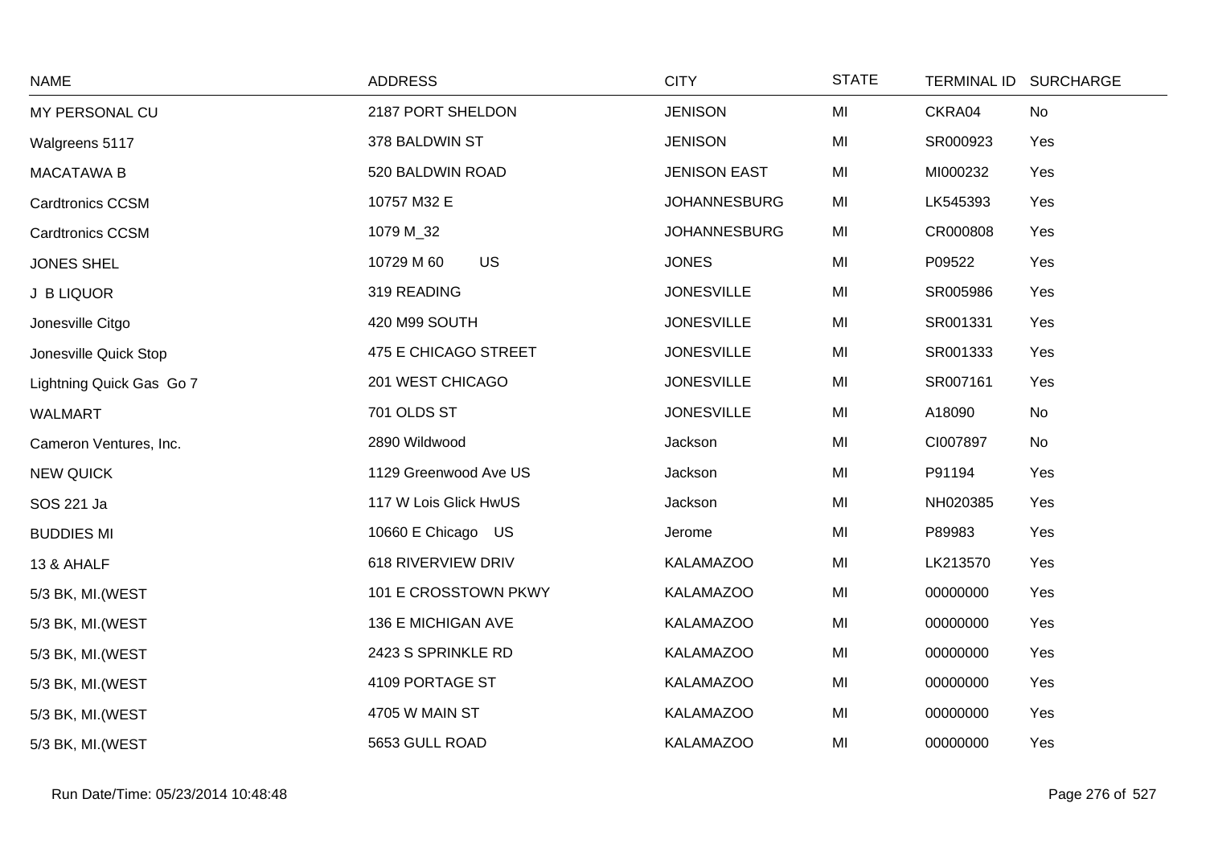| NAME | ADDRESS | CITY | STATE | TERMINAL ID | SURCHARGE |
|---|---|---|---|---|---|
| MY PERSONAL CU | 2187 PORT SHELDON | JENISON | MI | CKRA04 | No |
| Walgreens 5117 | 378 BALDWIN ST | JENISON | MI | SR000923 | Yes |
| MACATAWA B | 520 BALDWIN ROAD | JENISON EAST | MI | MI000232 | Yes |
| Cardtronics CCSM | 10757 M32 E | JOHANNESBURG | MI | LK545393 | Yes |
| Cardtronics CCSM | 1079 M_32 | JOHANNESBURG | MI | CR000808 | Yes |
| JONES SHEL | 10729 M 60 US | JONES | MI | P09522 | Yes |
| J B LIQUOR | 319 READING | JONESVILLE | MI | SR005986 | Yes |
| Jonesville Citgo | 420 M99 SOUTH | JONESVILLE | MI | SR001331 | Yes |
| Jonesville Quick Stop | 475 E CHICAGO STREET | JONESVILLE | MI | SR001333 | Yes |
| Lightning Quick Gas Go 7 | 201 WEST CHICAGO | JONESVILLE | MI | SR007161 | Yes |
| WALMART | 701 OLDS ST | JONESVILLE | MI | A18090 | No |
| Cameron Ventures, Inc. | 2890 Wildwood | Jackson | MI | CI007897 | No |
| NEW QUICK | 1129 Greenwood Ave US | Jackson | MI | P91194 | Yes |
| SOS 221 Ja | 117 W Lois Glick HwUS | Jackson | MI | NH020385 | Yes |
| BUDDIES MI | 10660 E Chicago US | Jerome | MI | P89983 | Yes |
| 13 & AHALF | 618 RIVERVIEW DRIV | KALAMAZOO | MI | LK213570 | Yes |
| 5/3 BK, MI.(WEST | 101 E CROSSTOWN PKWY | KALAMAZOO | MI | 00000000 | Yes |
| 5/3 BK, MI.(WEST | 136 E MICHIGAN AVE | KALAMAZOO | MI | 00000000 | Yes |
| 5/3 BK, MI.(WEST | 2423 S SPRINKLE RD | KALAMAZOO | MI | 00000000 | Yes |
| 5/3 BK, MI.(WEST | 4109 PORTAGE ST | KALAMAZOO | MI | 00000000 | Yes |
| 5/3 BK, MI.(WEST | 4705 W MAIN ST | KALAMAZOO | MI | 00000000 | Yes |
| 5/3 BK, MI.(WEST | 5653 GULL ROAD | KALAMAZOO | MI | 00000000 | Yes |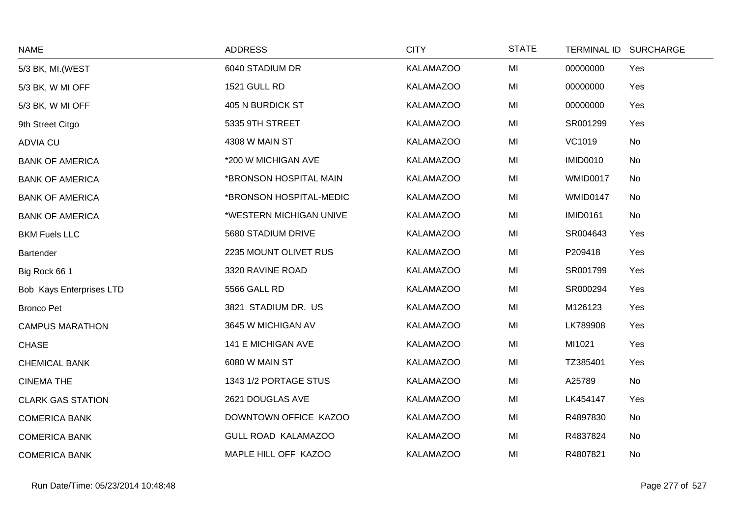| NAME | ADDRESS | CITY | STATE | TERMINAL ID | SURCHARGE |
|---|---|---|---|---|---|
| 5/3 BK, MI.(WEST | 6040 STADIUM DR | KALAMAZOO | MI | 00000000 | Yes |
| 5/3 BK, W MI OFF | 1521 GULL RD | KALAMAZOO | MI | 00000000 | Yes |
| 5/3 BK, W MI OFF | 405 N BURDICK ST | KALAMAZOO | MI | 00000000 | Yes |
| 9th Street Citgo | 5335 9TH STREET | KALAMAZOO | MI | SR001299 | Yes |
| ADVIA CU | 4308 W MAIN ST | KALAMAZOO | MI | VC1019 | No |
| BANK OF AMERICA | *200 W MICHIGAN AVE | KALAMAZOO | MI | IMID0010 | No |
| BANK OF AMERICA | *BRONSON HOSPITAL MAIN | KALAMAZOO | MI | WMID0017 | No |
| BANK OF AMERICA | *BRONSON HOSPITAL-MEDIC | KALAMAZOO | MI | WMID0147 | No |
| BANK OF AMERICA | *WESTERN MICHIGAN UNIVE | KALAMAZOO | MI | IMID0161 | No |
| BKM Fuels LLC | 5680 STADIUM DRIVE | KALAMAZOO | MI | SR004643 | Yes |
| Bartender | 2235 MOUNT OLIVET RUS | KALAMAZOO | MI | P209418 | Yes |
| Big Rock 66 1 | 3320 RAVINE ROAD | KALAMAZOO | MI | SR001799 | Yes |
| Bob Kays Enterprises LTD | 5566 GALL RD | KALAMAZOO | MI | SR000294 | Yes |
| Bronco Pet | 3821 STADIUM DR. US | KALAMAZOO | MI | M126123 | Yes |
| CAMPUS MARATHON | 3645 W MICHIGAN AV | KALAMAZOO | MI | LK789908 | Yes |
| CHASE | 141 E MICHIGAN AVE | KALAMAZOO | MI | MI1021 | Yes |
| CHEMICAL BANK | 6080 W MAIN ST | KALAMAZOO | MI | TZ385401 | Yes |
| CINEMA THE | 1343 1/2 PORTAGE STUS | KALAMAZOO | MI | A25789 | No |
| CLARK GAS STATION | 2621 DOUGLAS AVE | KALAMAZOO | MI | LK454147 | Yes |
| COMERICA BANK | DOWNTOWN OFFICE KAZOO | KALAMAZOO | MI | R4897830 | No |
| COMERICA BANK | GULL ROAD KALAMAZOO | KALAMAZOO | MI | R4837824 | No |
| COMERICA BANK | MAPLE HILL OFF KAZOO | KALAMAZOO | MI | R4807821 | No |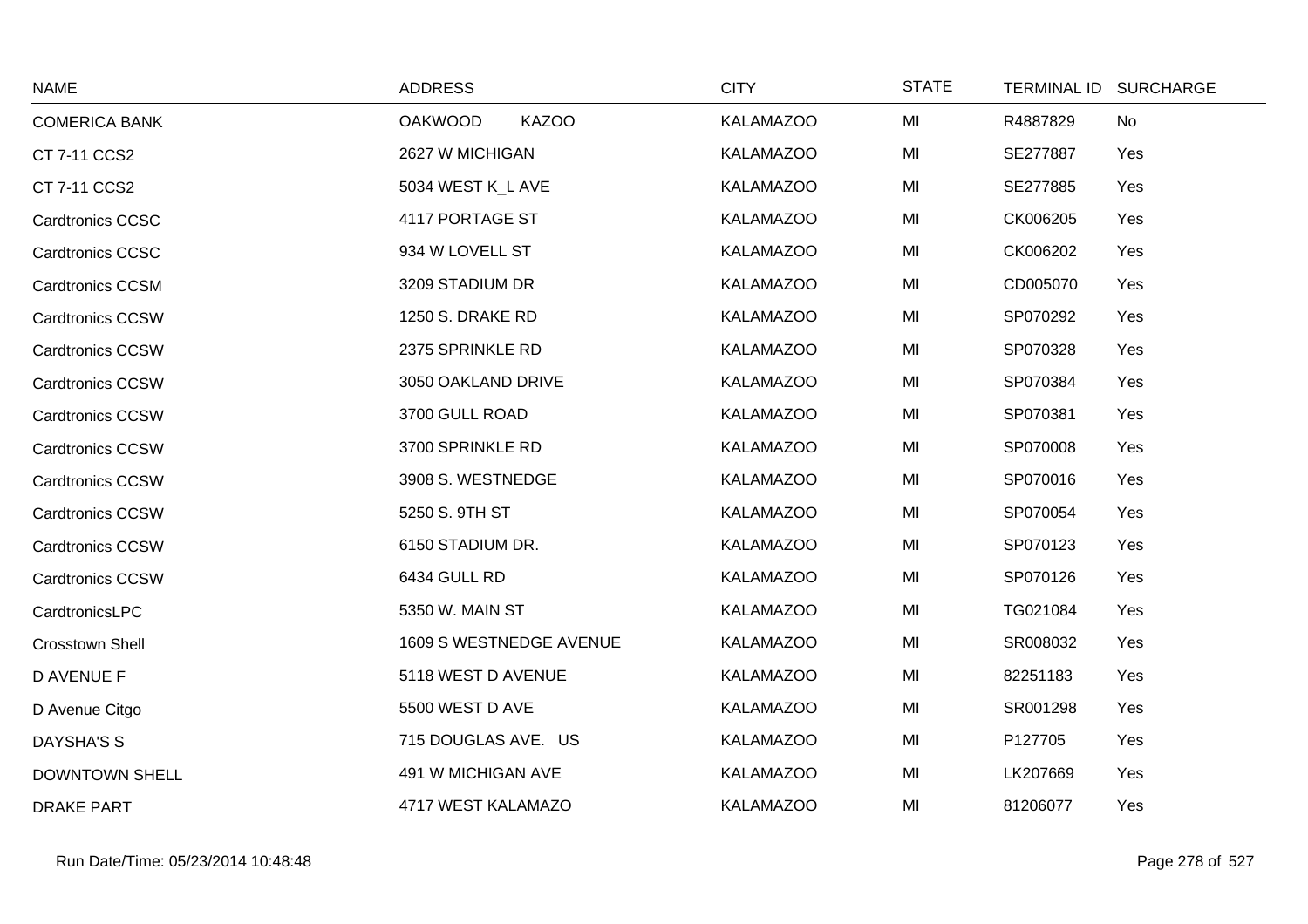| NAME | ADDRESS | CITY | STATE | TERMINAL ID | SURCHARGE |
|---|---|---|---|---|---|
| COMERICA BANK | OAKWOOD KAZOO | KALAMAZOO | MI | R4887829 | No |
| CT 7-11 CCS2 | 2627 W MICHIGAN | KALAMAZOO | MI | SE277887 | Yes |
| CT 7-11 CCS2 | 5034 WEST K_L AVE | KALAMAZOO | MI | SE277885 | Yes |
| Cardtronics CCSC | 4117 PORTAGE ST | KALAMAZOO | MI | CK006205 | Yes |
| Cardtronics CCSC | 934 W LOVELL ST | KALAMAZOO | MI | CK006202 | Yes |
| Cardtronics CCSM | 3209 STADIUM DR | KALAMAZOO | MI | CD005070 | Yes |
| Cardtronics CCSW | 1250 S. DRAKE RD | KALAMAZOO | MI | SP070292 | Yes |
| Cardtronics CCSW | 2375 SPRINKLE RD | KALAMAZOO | MI | SP070328 | Yes |
| Cardtronics CCSW | 3050 OAKLAND DRIVE | KALAMAZOO | MI | SP070384 | Yes |
| Cardtronics CCSW | 3700 GULL ROAD | KALAMAZOO | MI | SP070381 | Yes |
| Cardtronics CCSW | 3700 SPRINKLE RD | KALAMAZOO | MI | SP070008 | Yes |
| Cardtronics CCSW | 3908 S. WESTNEDGE | KALAMAZOO | MI | SP070016 | Yes |
| Cardtronics CCSW | 5250 S. 9TH ST | KALAMAZOO | MI | SP070054 | Yes |
| Cardtronics CCSW | 6150 STADIUM DR. | KALAMAZOO | MI | SP070123 | Yes |
| Cardtronics CCSW | 6434 GULL RD | KALAMAZOO | MI | SP070126 | Yes |
| CardtronicsLPC | 5350 W. MAIN ST | KALAMAZOO | MI | TG021084 | Yes |
| Crosstown Shell | 1609 S WESTNEDGE AVENUE | KALAMAZOO | MI | SR008032 | Yes |
| D AVENUE F | 5118 WEST D AVENUE | KALAMAZOO | MI | 82251183 | Yes |
| D Avenue Citgo | 5500 WEST D AVE | KALAMAZOO | MI | SR001298 | Yes |
| DAYSHA'S S | 715 DOUGLAS AVE. US | KALAMAZOO | MI | P127705 | Yes |
| DOWNTOWN SHELL | 491 W MICHIGAN AVE | KALAMAZOO | MI | LK207669 | Yes |
| DRAKE PART | 4717 WEST KALAMAZO | KALAMAZOO | MI | 81206077 | Yes |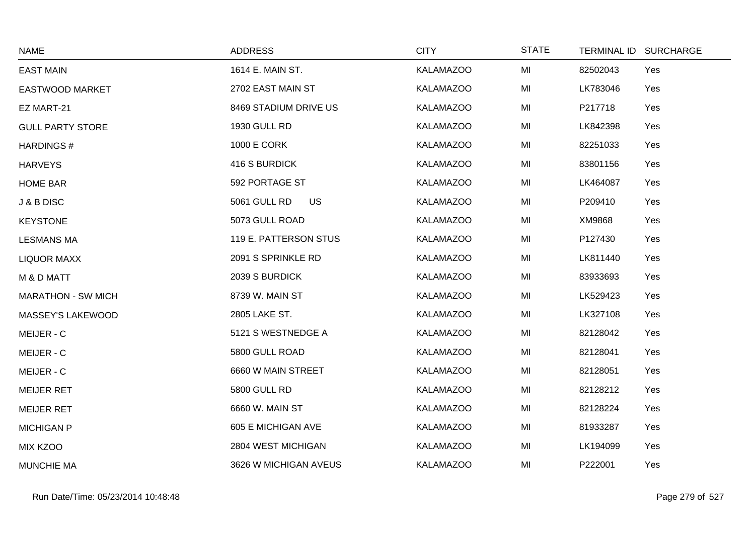| NAME | ADDRESS | CITY | STATE | TERMINAL ID | SURCHARGE |
|---|---|---|---|---|---|
| EAST MAIN | 1614 E. MAIN ST. | KALAMAZOO | MI | 82502043 | Yes |
| EASTWOOD MARKET | 2702 EAST MAIN ST | KALAMAZOO | MI | LK783046 | Yes |
| EZ MART-21 | 8469 STADIUM DRIVE US | KALAMAZOO | MI | P217718 | Yes |
| GULL PARTY STORE | 1930 GULL RD | KALAMAZOO | MI | LK842398 | Yes |
| HARDINGS # | 1000 E CORK | KALAMAZOO | MI | 82251033 | Yes |
| HARVEYS | 416 S BURDICK | KALAMAZOO | MI | 83801156 | Yes |
| HOME BAR | 592 PORTAGE ST | KALAMAZOO | MI | LK464087 | Yes |
| J & B DISC | 5061 GULL RD US | KALAMAZOO | MI | P209410 | Yes |
| KEYSTONE | 5073 GULL ROAD | KALAMAZOO | MI | XM9868 | Yes |
| LESMANS MA | 119 E. PATTERSON STUS | KALAMAZOO | MI | P127430 | Yes |
| LIQUOR MAXX | 2091 S SPRINKLE RD | KALAMAZOO | MI | LK811440 | Yes |
| M & D MATT | 2039 S BURDICK | KALAMAZOO | MI | 83933693 | Yes |
| MARATHON - SW MICH | 8739 W. MAIN ST | KALAMAZOO | MI | LK529423 | Yes |
| MASSEY'S LAKEWOOD | 2805 LAKE ST. | KALAMAZOO | MI | LK327108 | Yes |
| MEIJER - C | 5121 S WESTNEDGE A | KALAMAZOO | MI | 82128042 | Yes |
| MEIJER - C | 5800 GULL ROAD | KALAMAZOO | MI | 82128041 | Yes |
| MEIJER - C | 6660 W MAIN STREET | KALAMAZOO | MI | 82128051 | Yes |
| MEIJER RET | 5800 GULL RD | KALAMAZOO | MI | 82128212 | Yes |
| MEIJER RET | 6660 W. MAIN ST | KALAMAZOO | MI | 82128224 | Yes |
| MICHIGAN P | 605 E MICHIGAN AVE | KALAMAZOO | MI | 81933287 | Yes |
| MIX KZOO | 2804 WEST MICHIGAN | KALAMAZOO | MI | LK194099 | Yes |
| MUNCHIE MA | 3626 W MICHIGAN AVEUS | KALAMAZOO | MI | P222001 | Yes |

Run Date/Time: 05/23/2014 10:48:48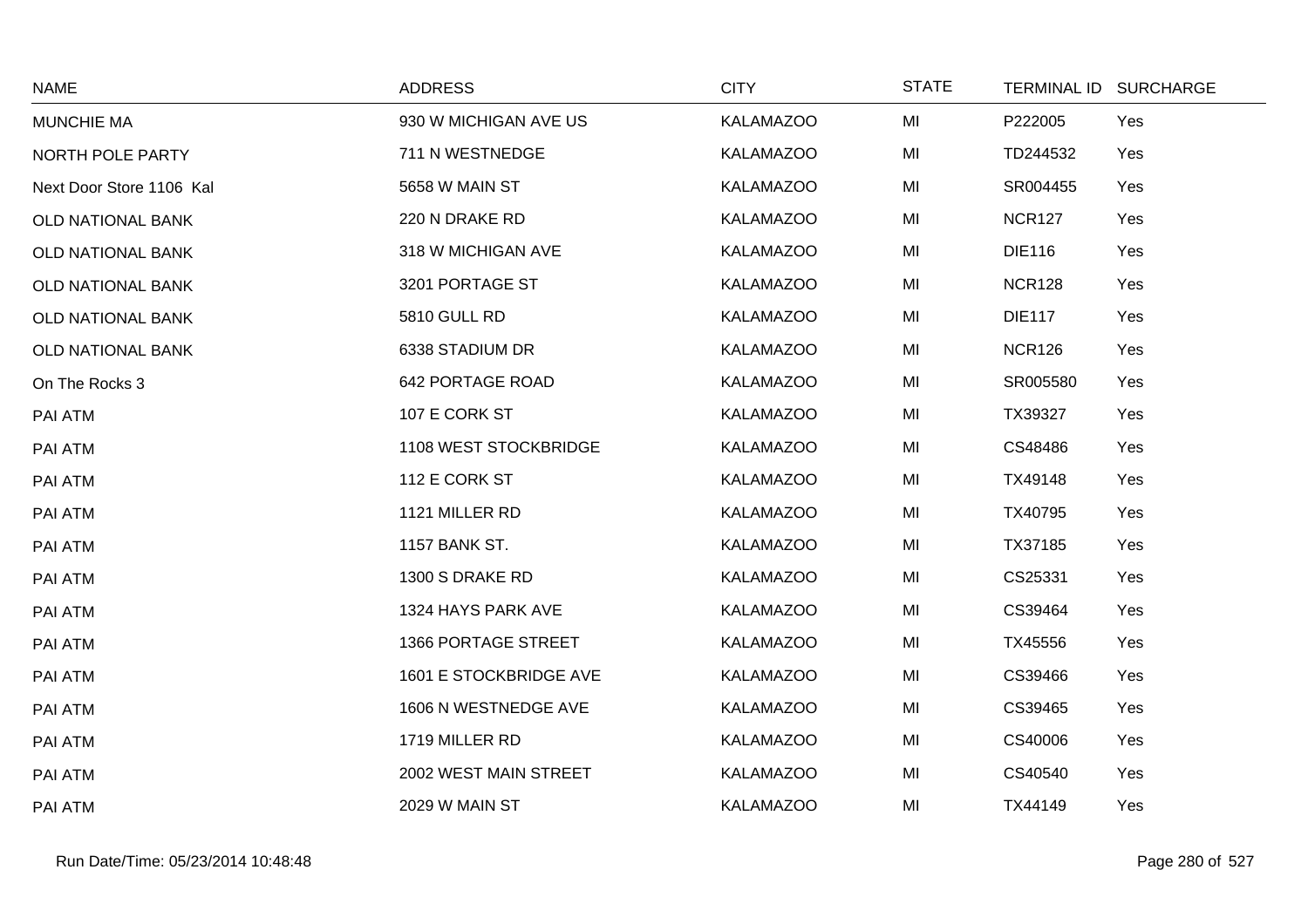| NAME | ADDRESS | CITY | STATE | TERMINAL ID | SURCHARGE |
|---|---|---|---|---|---|
| MUNCHIE MA | 930 W MICHIGAN AVE US | KALAMAZOO | MI | P222005 | Yes |
| NORTH POLE PARTY | 711 N WESTNEDGE | KALAMAZOO | MI | TD244532 | Yes |
| Next Door Store 1106 Kal | 5658 W MAIN ST | KALAMAZOO | MI | SR004455 | Yes |
| OLD NATIONAL BANK | 220 N DRAKE RD | KALAMAZOO | MI | NCR127 | Yes |
| OLD NATIONAL BANK | 318 W MICHIGAN AVE | KALAMAZOO | MI | DIE116 | Yes |
| OLD NATIONAL BANK | 3201 PORTAGE ST | KALAMAZOO | MI | NCR128 | Yes |
| OLD NATIONAL BANK | 5810 GULL RD | KALAMAZOO | MI | DIE117 | Yes |
| OLD NATIONAL BANK | 6338 STADIUM DR | KALAMAZOO | MI | NCR126 | Yes |
| On The Rocks 3 | 642 PORTAGE ROAD | KALAMAZOO | MI | SR005580 | Yes |
| PAI ATM | 107 E CORK ST | KALAMAZOO | MI | TX39327 | Yes |
| PAI ATM | 1108 WEST STOCKBRIDGE | KALAMAZOO | MI | CS48486 | Yes |
| PAI ATM | 112 E CORK ST | KALAMAZOO | MI | TX49148 | Yes |
| PAI ATM | 1121 MILLER RD | KALAMAZOO | MI | TX40795 | Yes |
| PAI ATM | 1157 BANK ST. | KALAMAZOO | MI | TX37185 | Yes |
| PAI ATM | 1300 S DRAKE RD | KALAMAZOO | MI | CS25331 | Yes |
| PAI ATM | 1324 HAYS PARK AVE | KALAMAZOO | MI | CS39464 | Yes |
| PAI ATM | 1366 PORTAGE STREET | KALAMAZOO | MI | TX45556 | Yes |
| PAI ATM | 1601 E STOCKBRIDGE AVE | KALAMAZOO | MI | CS39466 | Yes |
| PAI ATM | 1606 N WESTNEDGE AVE | KALAMAZOO | MI | CS39465 | Yes |
| PAI ATM | 1719 MILLER RD | KALAMAZOO | MI | CS40006 | Yes |
| PAI ATM | 2002 WEST MAIN STREET | KALAMAZOO | MI | CS40540 | Yes |
| PAI ATM | 2029 W MAIN ST | KALAMAZOO | MI | TX44149 | Yes |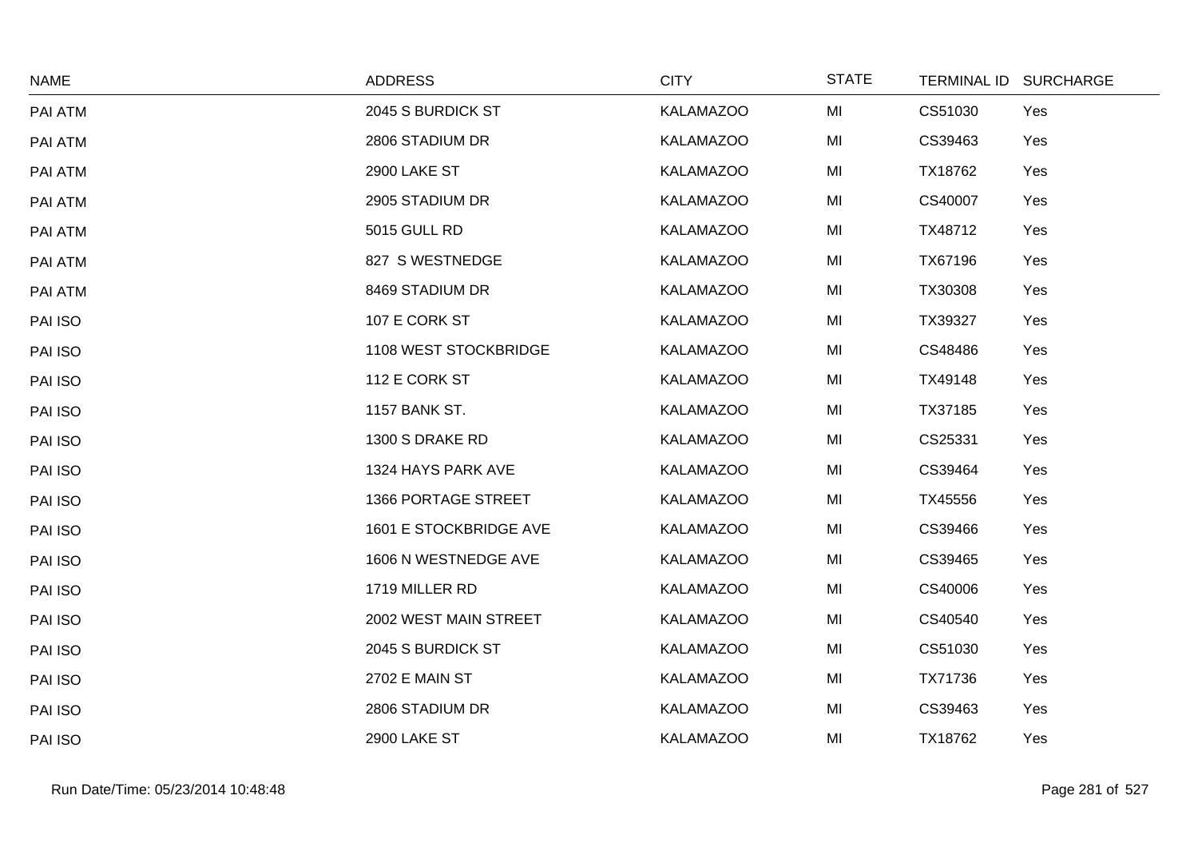| NAME | ADDRESS | CITY | STATE | TERMINAL ID | SURCHARGE |
|---|---|---|---|---|---|
| PAI ATM | 2045 S BURDICK ST | KALAMAZOO | MI | CS51030 | Yes |
| PAI ATM | 2806 STADIUM DR | KALAMAZOO | MI | CS39463 | Yes |
| PAI ATM | 2900 LAKE ST | KALAMAZOO | MI | TX18762 | Yes |
| PAI ATM | 2905 STADIUM DR | KALAMAZOO | MI | CS40007 | Yes |
| PAI ATM | 5015 GULL RD | KALAMAZOO | MI | TX48712 | Yes |
| PAI ATM | 827 S WESTNEDGE | KALAMAZOO | MI | TX67196 | Yes |
| PAI ATM | 8469 STADIUM DR | KALAMAZOO | MI | TX30308 | Yes |
| PAI ISO | 107 E CORK ST | KALAMAZOO | MI | TX39327 | Yes |
| PAI ISO | 1108 WEST STOCKBRIDGE | KALAMAZOO | MI | CS48486 | Yes |
| PAI ISO | 112 E CORK ST | KALAMAZOO | MI | TX49148 | Yes |
| PAI ISO | 1157 BANK ST. | KALAMAZOO | MI | TX37185 | Yes |
| PAI ISO | 1300 S DRAKE RD | KALAMAZOO | MI | CS25331 | Yes |
| PAI ISO | 1324 HAYS PARK AVE | KALAMAZOO | MI | CS39464 | Yes |
| PAI ISO | 1366 PORTAGE STREET | KALAMAZOO | MI | TX45556 | Yes |
| PAI ISO | 1601 E STOCKBRIDGE AVE | KALAMAZOO | MI | CS39466 | Yes |
| PAI ISO | 1606 N WESTNEDGE AVE | KALAMAZOO | MI | CS39465 | Yes |
| PAI ISO | 1719 MILLER RD | KALAMAZOO | MI | CS40006 | Yes |
| PAI ISO | 2002 WEST MAIN STREET | KALAMAZOO | MI | CS40540 | Yes |
| PAI ISO | 2045 S BURDICK ST | KALAMAZOO | MI | CS51030 | Yes |
| PAI ISO | 2702 E MAIN ST | KALAMAZOO | MI | TX71736 | Yes |
| PAI ISO | 2806 STADIUM DR | KALAMAZOO | MI | CS39463 | Yes |
| PAI ISO | 2900 LAKE ST | KALAMAZOO | MI | TX18762 | Yes |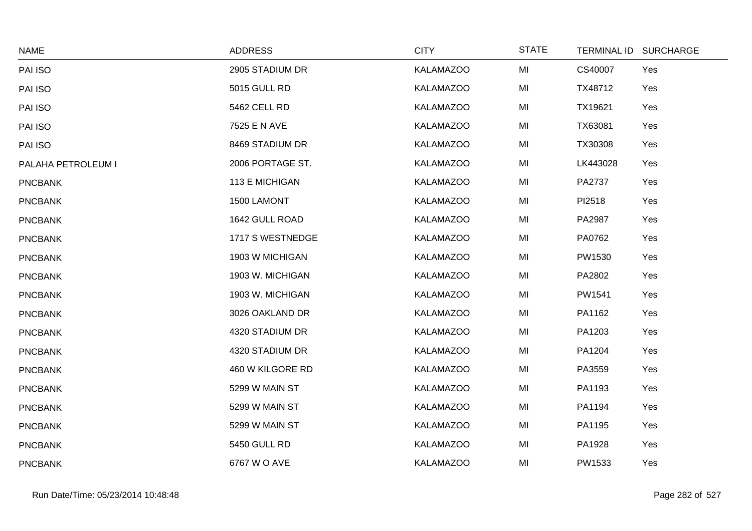| NAME | ADDRESS | CITY | STATE | TERMINAL ID | SURCHARGE |
|---|---|---|---|---|---|
| PAI ISO | 2905 STADIUM DR | KALAMAZOO | MI | CS40007 | Yes |
| PAI ISO | 5015 GULL RD | KALAMAZOO | MI | TX48712 | Yes |
| PAI ISO | 5462 CELL RD | KALAMAZOO | MI | TX19621 | Yes |
| PAI ISO | 7525 E N AVE | KALAMAZOO | MI | TX63081 | Yes |
| PAI ISO | 8469 STADIUM DR | KALAMAZOO | MI | TX30308 | Yes |
| PALAHA PETROLEUM I | 2006 PORTAGE ST. | KALAMAZOO | MI | LK443028 | Yes |
| PNCBANK | 113 E MICHIGAN | KALAMAZOO | MI | PA2737 | Yes |
| PNCBANK | 1500 LAMONT | KALAMAZOO | MI | PI2518 | Yes |
| PNCBANK | 1642 GULL ROAD | KALAMAZOO | MI | PA2987 | Yes |
| PNCBANK | 1717 S WESTNEDGE | KALAMAZOO | MI | PA0762 | Yes |
| PNCBANK | 1903 W MICHIGAN | KALAMAZOO | MI | PW1530 | Yes |
| PNCBANK | 1903 W. MICHIGAN | KALAMAZOO | MI | PA2802 | Yes |
| PNCBANK | 1903 W. MICHIGAN | KALAMAZOO | MI | PW1541 | Yes |
| PNCBANK | 3026 OAKLAND DR | KALAMAZOO | MI | PA1162 | Yes |
| PNCBANK | 4320 STADIUM DR | KALAMAZOO | MI | PA1203 | Yes |
| PNCBANK | 4320 STADIUM DR | KALAMAZOO | MI | PA1204 | Yes |
| PNCBANK | 460 W KILGORE RD | KALAMAZOO | MI | PA3559 | Yes |
| PNCBANK | 5299 W MAIN ST | KALAMAZOO | MI | PA1193 | Yes |
| PNCBANK | 5299 W MAIN ST | KALAMAZOO | MI | PA1194 | Yes |
| PNCBANK | 5299 W MAIN ST | KALAMAZOO | MI | PA1195 | Yes |
| PNCBANK | 5450 GULL RD | KALAMAZOO | MI | PA1928 | Yes |
| PNCBANK | 6767 W O AVE | KALAMAZOO | MI | PW1533 | Yes |

Run Date/Time: 05/23/2014 10:48:48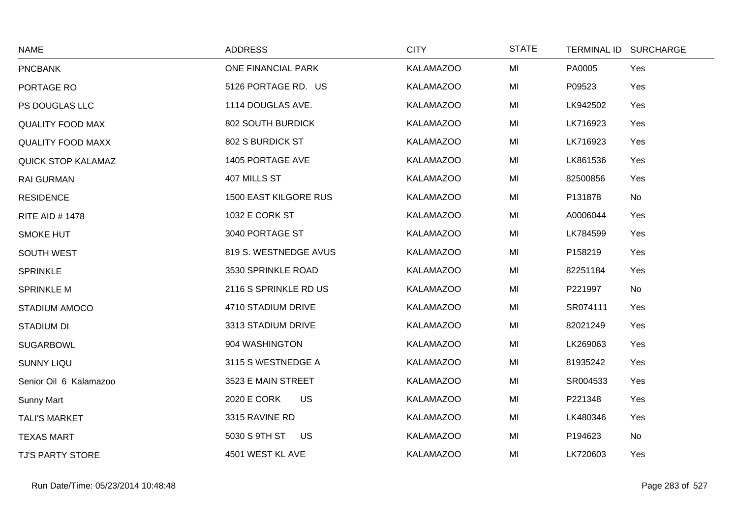| NAME | ADDRESS | CITY | STATE | TERMINAL ID | SURCHARGE |
|---|---|---|---|---|---|
| PNCBANK | ONE FINANCIAL PARK | KALAMAZOO | MI | PA0005 | Yes |
| PORTAGE RO | 5126 PORTAGE RD. US | KALAMAZOO | MI | P09523 | Yes |
| PS DOUGLAS LLC | 1114 DOUGLAS AVE. | KALAMAZOO | MI | LK942502 | Yes |
| QUALITY FOOD MAX | 802 SOUTH BURDICK | KALAMAZOO | MI | LK716923 | Yes |
| QUALITY FOOD MAXX | 802 S BURDICK ST | KALAMAZOO | MI | LK716923 | Yes |
| QUICK STOP KALAMAZ | 1405 PORTAGE AVE | KALAMAZOO | MI | LK861536 | Yes |
| RAI GURMAN | 407 MILLS ST | KALAMAZOO | MI | 82500856 | Yes |
| RESIDENCE | 1500 EAST KILGORE RUS | KALAMAZOO | MI | P131878 | No |
| RITE AID # 1478 | 1032 E CORK ST | KALAMAZOO | MI | A0006044 | Yes |
| SMOKE HUT | 3040 PORTAGE ST | KALAMAZOO | MI | LK784599 | Yes |
| SOUTH WEST | 819 S. WESTNEDGE AVUS | KALAMAZOO | MI | P158219 | Yes |
| SPRINKLE | 3530 SPRINKLE ROAD | KALAMAZOO | MI | 82251184 | Yes |
| SPRINKLE M | 2116 S SPRINKLE RD US | KALAMAZOO | MI | P221997 | No |
| STADIUM AMOCO | 4710 STADIUM DRIVE | KALAMAZOO | MI | SR074111 | Yes |
| STADIUM DI | 3313 STADIUM DRIVE | KALAMAZOO | MI | 82021249 | Yes |
| SUGARBOWL | 904 WASHINGTON | KALAMAZOO | MI | LK269063 | Yes |
| SUNNY LIQU | 3115 S WESTNEDGE A | KALAMAZOO | MI | 81935242 | Yes |
| Senior Oil 6 Kalamazoo | 3523 E MAIN STREET | KALAMAZOO | MI | SR004533 | Yes |
| Sunny Mart | 2020 E CORK US | KALAMAZOO | MI | P221348 | Yes |
| TALI'S MARKET | 3315 RAVINE RD | KALAMAZOO | MI | LK480346 | Yes |
| TEXAS MART | 5030 S 9TH ST US | KALAMAZOO | MI | P194623 | No |
| TJ'S PARTY STORE | 4501 WEST KL AVE | KALAMAZOO | MI | LK720603 | Yes |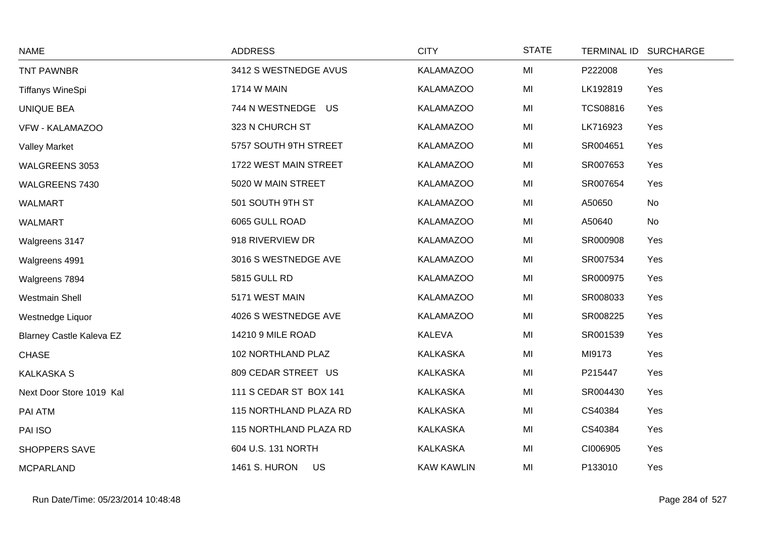| NAME | ADDRESS | CITY | STATE | TERMINAL ID | SURCHARGE |
|---|---|---|---|---|---|
| TNT PAWNBR | 3412 S WESTNEDGE AVUS | KALAMAZOO | MI | P222008 | Yes |
| Tiffanys WineSpi | 1714 W MAIN | KALAMAZOO | MI | LK192819 | Yes |
| UNIQUE BEA | 744 N WESTNEDGE US | KALAMAZOO | MI | TCS08816 | Yes |
| VFW - KALAMAZOO | 323 N CHURCH ST | KALAMAZOO | MI | LK716923 | Yes |
| Valley Market | 5757 SOUTH 9TH STREET | KALAMAZOO | MI | SR004651 | Yes |
| WALGREENS 3053 | 1722 WEST MAIN STREET | KALAMAZOO | MI | SR007653 | Yes |
| WALGREENS 7430 | 5020 W MAIN STREET | KALAMAZOO | MI | SR007654 | Yes |
| WALMART | 501 SOUTH 9TH ST | KALAMAZOO | MI | A50650 | No |
| WALMART | 6065 GULL ROAD | KALAMAZOO | MI | A50640 | No |
| Walgreens 3147 | 918 RIVERVIEW DR | KALAMAZOO | MI | SR000908 | Yes |
| Walgreens 4991 | 3016 S WESTNEDGE AVE | KALAMAZOO | MI | SR007534 | Yes |
| Walgreens 7894 | 5815 GULL RD | KALAMAZOO | MI | SR000975 | Yes |
| Westmain Shell | 5171 WEST MAIN | KALAMAZOO | MI | SR008033 | Yes |
| Westnedge Liquor | 4026 S WESTNEDGE AVE | KALAMAZOO | MI | SR008225 | Yes |
| Blarney Castle Kaleva EZ | 14210 9 MILE ROAD | KALEVA | MI | SR001539 | Yes |
| CHASE | 102 NORTHLAND PLAZ | KALKASKA | MI | MI9173 | Yes |
| KALKASKA S | 809 CEDAR STREET US | KALKASKA | MI | P215447 | Yes |
| Next Door Store 1019 Kal | 111 S CEDAR ST BOX 141 | KALKASKA | MI | SR004430 | Yes |
| PAI ATM | 115 NORTHLAND PLAZA RD | KALKASKA | MI | CS40384 | Yes |
| PAI ISO | 115 NORTHLAND PLAZA RD | KALKASKA | MI | CS40384 | Yes |
| SHOPPERS SAVE | 604 U.S. 131 NORTH | KALKASKA | MI | CI006905 | Yes |
| MCPARLAND | 1461 S. HURON US | KAW KAWLIN | MI | P133010 | Yes |

Run Date/Time: 05/23/2014 10:48:48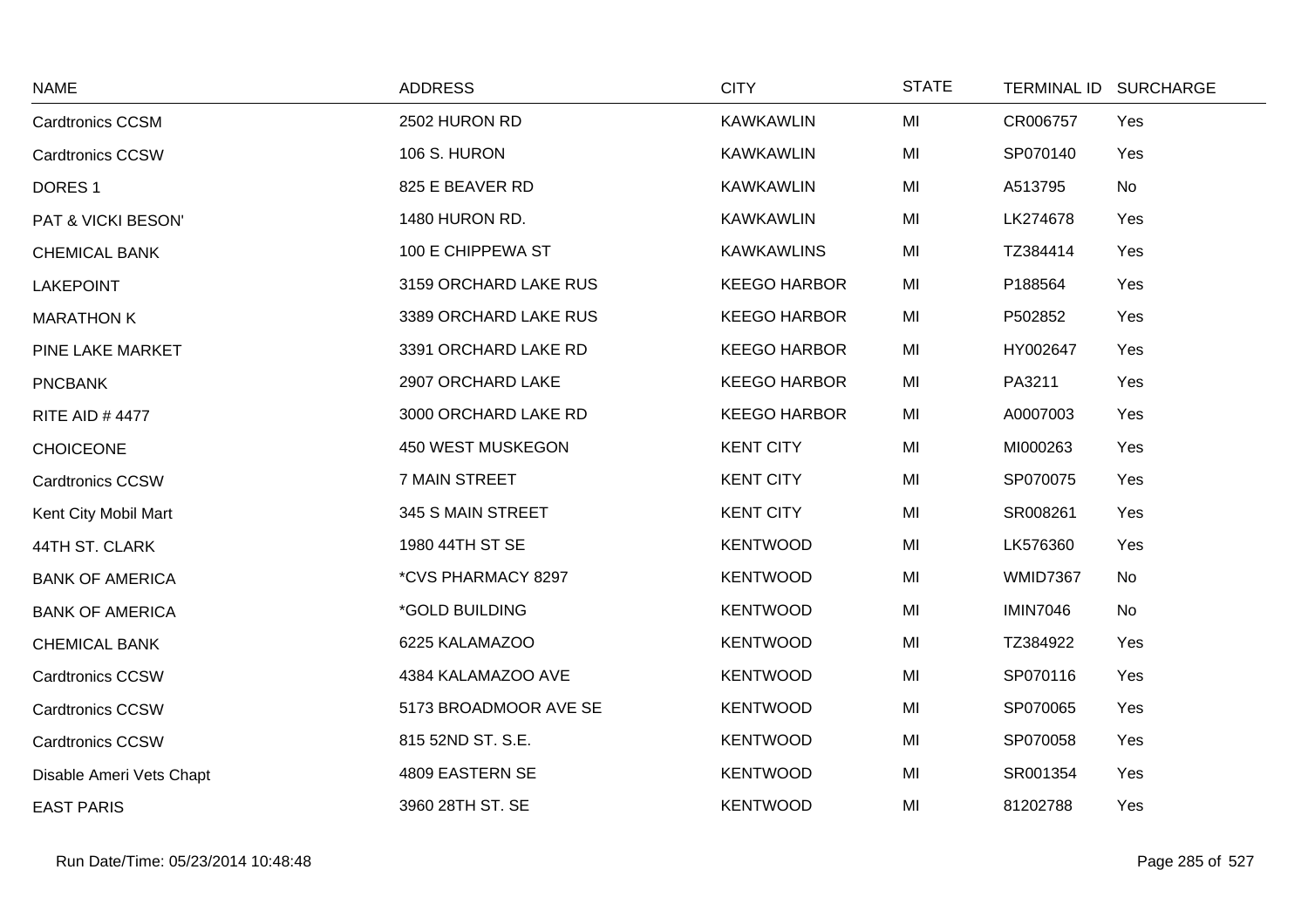| NAME | ADDRESS | CITY | STATE | TERMINAL ID | SURCHARGE |
|---|---|---|---|---|---|
| Cardtronics CCSM | 2502 HURON RD | KAWKAWLIN | MI | CR006757 | Yes |
| Cardtronics CCSW | 106 S. HURON | KAWKAWLIN | MI | SP070140 | Yes |
| DORES 1 | 825 E BEAVER RD | KAWKAWLIN | MI | A513795 | No |
| PAT & VICKI BESON' | 1480 HURON RD. | KAWKAWLIN | MI | LK274678 | Yes |
| CHEMICAL BANK | 100 E CHIPPEWA ST | KAWKAWLINS | MI | TZ384414 | Yes |
| LAKEPOINT | 3159 ORCHARD LAKE RUS | KEEGO HARBOR | MI | P188564 | Yes |
| MARATHON K | 3389 ORCHARD LAKE RUS | KEEGO HARBOR | MI | P502852 | Yes |
| PINE LAKE MARKET | 3391 ORCHARD LAKE RD | KEEGO HARBOR | MI | HY002647 | Yes |
| PNCBANK | 2907 ORCHARD LAKE | KEEGO HARBOR | MI | PA3211 | Yes |
| RITE AID # 4477 | 3000 ORCHARD LAKE RD | KEEGO HARBOR | MI | A0007003 | Yes |
| CHOICEONE | 450 WEST MUSKEGON | KENT CITY | MI | MI000263 | Yes |
| Cardtronics CCSW | 7 MAIN STREET | KENT CITY | MI | SP070075 | Yes |
| Kent City Mobil Mart | 345 S MAIN STREET | KENT CITY | MI | SR008261 | Yes |
| 44TH ST. CLARK | 1980 44TH ST SE | KENTWOOD | MI | LK576360 | Yes |
| BANK OF AMERICA | *CVS PHARMACY 8297 | KENTWOOD | MI | WMID7367 | No |
| BANK OF AMERICA | *GOLD BUILDING | KENTWOOD | MI | IMIN7046 | No |
| CHEMICAL BANK | 6225 KALAMAZOO | KENTWOOD | MI | TZ384922 | Yes |
| Cardtronics CCSW | 4384 KALAMAZOO AVE | KENTWOOD | MI | SP070116 | Yes |
| Cardtronics CCSW | 5173 BROADMOOR AVE SE | KENTWOOD | MI | SP070065 | Yes |
| Cardtronics CCSW | 815 52ND ST. S.E. | KENTWOOD | MI | SP070058 | Yes |
| Disable Ameri Vets Chapt | 4809 EASTERN SE | KENTWOOD | MI | SR001354 | Yes |
| EAST PARIS | 3960 28TH ST. SE | KENTWOOD | MI | 81202788 | Yes |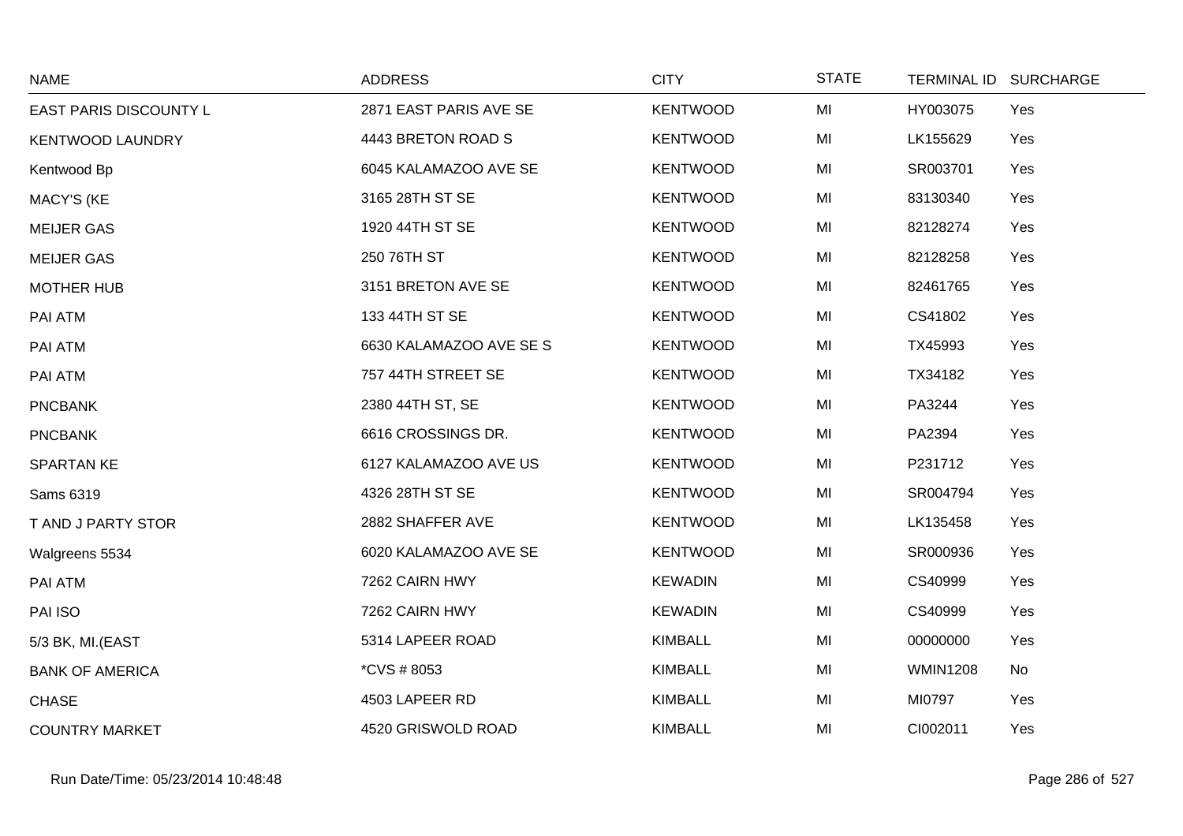| NAME | ADDRESS | CITY | STATE | TERMINAL ID | SURCHARGE |
| --- | --- | --- | --- | --- | --- |
| EAST PARIS DISCOUNTY L | 2871 EAST PARIS AVE SE | KENTWOOD | MI | HY003075 | Yes |
| KENTWOOD LAUNDRY | 4443 BRETON ROAD S | KENTWOOD | MI | LK155629 | Yes |
| Kentwood Bp | 6045 KALAMAZOO AVE SE | KENTWOOD | MI | SR003701 | Yes |
| MACY'S (KE | 3165 28TH ST SE | KENTWOOD | MI | 83130340 | Yes |
| MEIJER GAS | 1920 44TH ST SE | KENTWOOD | MI | 82128274 | Yes |
| MEIJER GAS | 250 76TH ST | KENTWOOD | MI | 82128258 | Yes |
| MOTHER HUB | 3151 BRETON AVE SE | KENTWOOD | MI | 82461765 | Yes |
| PAI ATM | 133 44TH ST SE | KENTWOOD | MI | CS41802 | Yes |
| PAI ATM | 6630 KALAMAZOO AVE SE S | KENTWOOD | MI | TX45993 | Yes |
| PAI ATM | 757 44TH STREET SE | KENTWOOD | MI | TX34182 | Yes |
| PNCBANK | 2380 44TH ST, SE | KENTWOOD | MI | PA3244 | Yes |
| PNCBANK | 6616 CROSSINGS DR. | KENTWOOD | MI | PA2394 | Yes |
| SPARTAN KE | 6127 KALAMAZOO AVE US | KENTWOOD | MI | P231712 | Yes |
| Sams 6319 | 4326 28TH ST SE | KENTWOOD | MI | SR004794 | Yes |
| T AND J PARTY STOR | 2882 SHAFFER AVE | KENTWOOD | MI | LK135458 | Yes |
| Walgreens 5534 | 6020 KALAMAZOO AVE SE | KENTWOOD | MI | SR000936 | Yes |
| PAI ATM | 7262 CAIRN HWY | KEWADIN | MI | CS40999 | Yes |
| PAI ISO | 7262 CAIRN HWY | KEWADIN | MI | CS40999 | Yes |
| 5/3 BK, MI.(EAST | 5314 LAPEER ROAD | KIMBALL | MI | 00000000 | Yes |
| BANK OF AMERICA | *CVS # 8053 | KIMBALL | MI | WMIN1208 | No |
| CHASE | 4503 LAPEER RD | KIMBALL | MI | MI0797 | Yes |
| COUNTRY MARKET | 4520 GRISWOLD ROAD | KIMBALL | MI | CI002011 | Yes |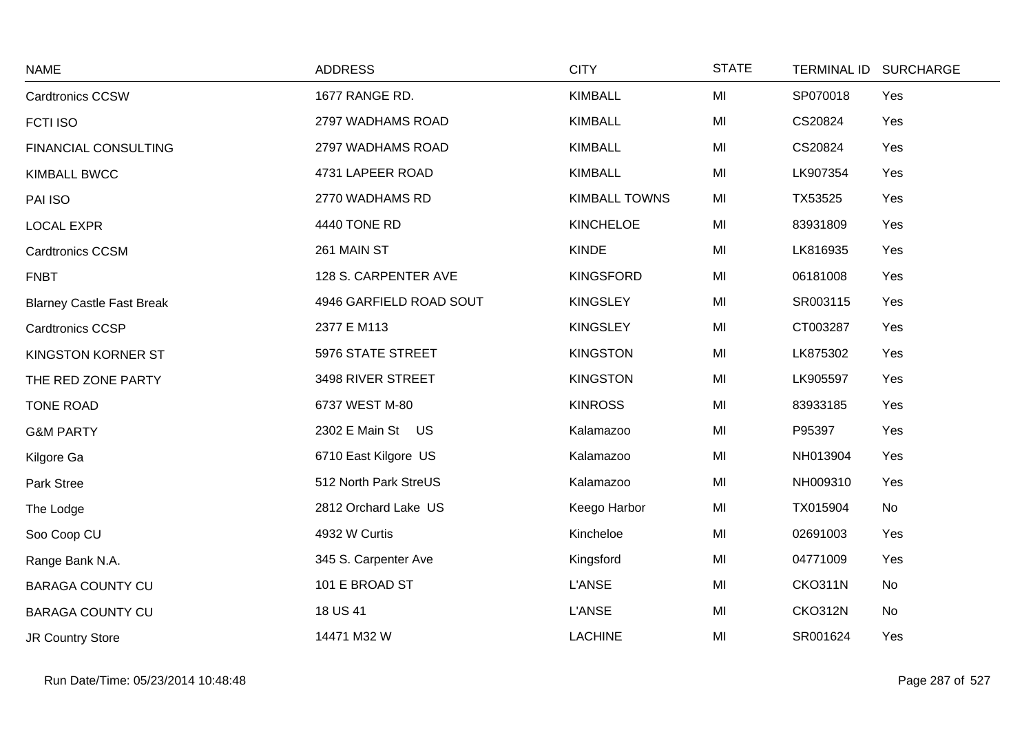| NAME | ADDRESS | CITY | STATE | TERMINAL ID | SURCHARGE |
|---|---|---|---|---|---|
| Cardtronics CCSW | 1677 RANGE RD. | KIMBALL | MI | SP070018 | Yes |
| FCTI ISO | 2797 WADHAMS ROAD | KIMBALL | MI | CS20824 | Yes |
| FINANCIAL CONSULTING | 2797 WADHAMS ROAD | KIMBALL | MI | CS20824 | Yes |
| KIMBALL BWCC | 4731 LAPEER ROAD | KIMBALL | MI | LK907354 | Yes |
| PAI ISO | 2770 WADHAMS RD | KIMBALL TOWNS | MI | TX53525 | Yes |
| LOCAL EXPR | 4440 TONE RD | KINCHELOE | MI | 83931809 | Yes |
| Cardtronics CCSM | 261 MAIN ST | KINDE | MI | LK816935 | Yes |
| FNBT | 128 S. CARPENTER AVE | KINGSFORD | MI | 06181008 | Yes |
| Blarney Castle Fast Break | 4946 GARFIELD ROAD SOUT | KINGSLEY | MI | SR003115 | Yes |
| Cardtronics CCSP | 2377 E M113 | KINGSLEY | MI | CT003287 | Yes |
| KINGSTON KORNER ST | 5976 STATE STREET | KINGSTON | MI | LK875302 | Yes |
| THE RED ZONE PARTY | 3498 RIVER STREET | KINGSTON | MI | LK905597 | Yes |
| TONE ROAD | 6737 WEST M-80 | KINROSS | MI | 83933185 | Yes |
| G&M PARTY | 2302 E Main St US | Kalamazoo | MI | P95397 | Yes |
| Kilgore Ga | 6710 East Kilgore US | Kalamazoo | MI | NH013904 | Yes |
| Park Stree | 512 North Park StreUS | Kalamazoo | MI | NH009310 | Yes |
| The Lodge | 2812 Orchard Lake US | Keego Harbor | MI | TX015904 | No |
| Soo Coop CU | 4932 W Curtis | Kincheloe | MI | 02691003 | Yes |
| Range Bank N.A. | 345 S. Carpenter Ave | Kingsford | MI | 04771009 | Yes |
| BARAGA COUNTY CU | 101 E BROAD ST | L'ANSE | MI | CKO311N | No |
| BARAGA COUNTY CU | 18 US 41 | L'ANSE | MI | CKO312N | No |
| JR Country Store | 14471 M32 W | LACHINE | MI | SR001624 | Yes |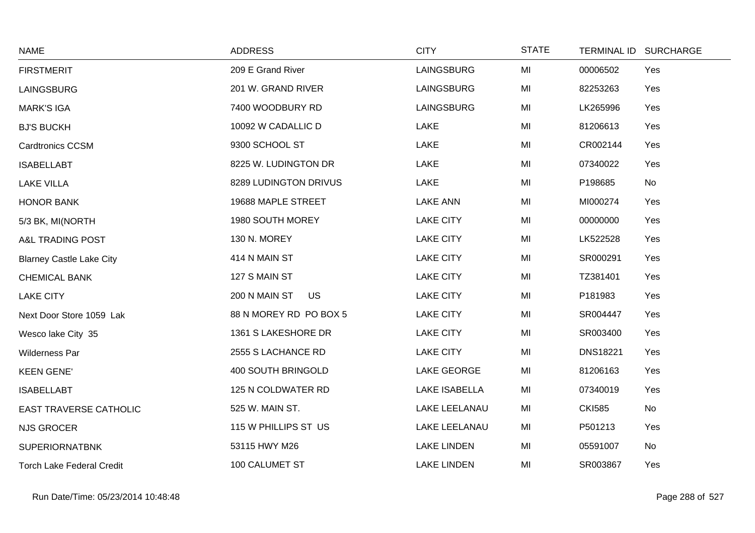| NAME | ADDRESS | CITY | STATE | TERMINAL ID | SURCHARGE |
|---|---|---|---|---|---|
| FIRSTMERIT | 209 E Grand River | LAINGSBURG | MI | 00006502 | Yes |
| LAINGSBURG | 201 W. GRAND RIVER | LAINGSBURG | MI | 82253263 | Yes |
| MARK'S IGA | 7400 WOODBURY RD | LAINGSBURG | MI | LK265996 | Yes |
| BJ'S BUCKH | 10092 W CADALLIC D | LAKE | MI | 81206613 | Yes |
| Cardtronics CCSM | 9300 SCHOOL ST | LAKE | MI | CR002144 | Yes |
| ISABELLABT | 8225 W. LUDINGTON DR | LAKE | MI | 07340022 | Yes |
| LAKE VILLA | 8289 LUDINGTON DRIVUS | LAKE | MI | P198685 | No |
| HONOR BANK | 19688 MAPLE STREET | LAKE ANN | MI | MI000274 | Yes |
| 5/3 BK, MI(NORTH | 1980 SOUTH MOREY | LAKE CITY | MI | 00000000 | Yes |
| A&L TRADING POST | 130 N. MOREY | LAKE CITY | MI | LK522528 | Yes |
| Blarney Castle Lake City | 414 N MAIN ST | LAKE CITY | MI | SR000291 | Yes |
| CHEMICAL BANK | 127 S MAIN ST | LAKE CITY | MI | TZ381401 | Yes |
| LAKE CITY | 200 N MAIN ST US | LAKE CITY | MI | P181983 | Yes |
| Next Door Store 1059 Lak | 88 N MOREY RD PO BOX 5 | LAKE CITY | MI | SR004447 | Yes |
| Wesco lake City 35 | 1361 S LAKESHORE DR | LAKE CITY | MI | SR003400 | Yes |
| Wilderness Par | 2555 S LACHANCE RD | LAKE CITY | MI | DNS18221 | Yes |
| KEEN GENE' | 400 SOUTH BRINGOLD | LAKE GEORGE | MI | 81206163 | Yes |
| ISABELLABT | 125 N COLDWATER RD | LAKE ISABELLA | MI | 07340019 | Yes |
| EAST TRAVERSE CATHOLIC | 525 W. MAIN ST. | LAKE LEELANAU | MI | CKI585 | No |
| NJS GROCER | 115 W PHILLIPS ST US | LAKE LEELANAU | MI | P501213 | Yes |
| SUPERIORNATBNK | 53115 HWY M26 | LAKE LINDEN | MI | 05591007 | No |
| Torch Lake Federal Credit | 100 CALUMET ST | LAKE LINDEN | MI | SR003867 | Yes |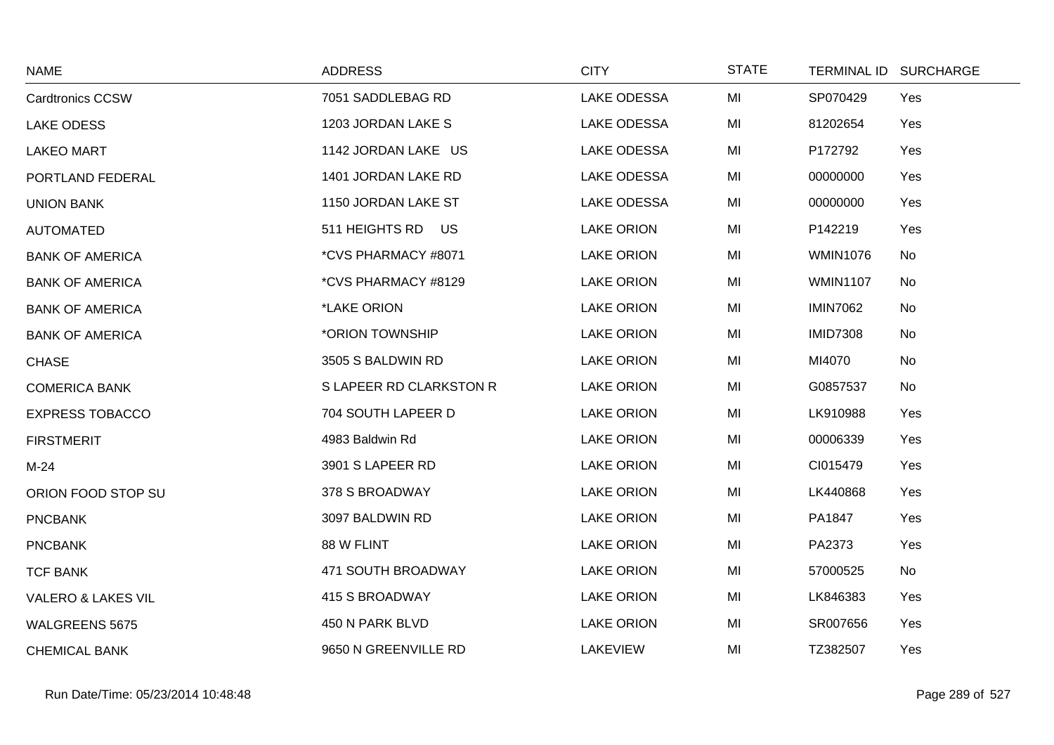| NAME | ADDRESS | CITY | STATE | TERMINAL ID | SURCHARGE |
|---|---|---|---|---|---|
| Cardtronics CCSW | 7051 SADDLEBAG RD | LAKE ODESSA | MI | SP070429 | Yes |
| LAKE ODESS | 1203 JORDAN LAKE S | LAKE ODESSA | MI | 81202654 | Yes |
| LAKEO MART | 1142 JORDAN LAKE US | LAKE ODESSA | MI | P172792 | Yes |
| PORTLAND FEDERAL | 1401 JORDAN LAKE RD | LAKE ODESSA | MI | 00000000 | Yes |
| UNION BANK | 1150 JORDAN LAKE ST | LAKE ODESSA | MI | 00000000 | Yes |
| AUTOMATED | 511 HEIGHTS RD US | LAKE ORION | MI | P142219 | Yes |
| BANK OF AMERICA | *CVS PHARMACY #8071 | LAKE ORION | MI | WMIN1076 | No |
| BANK OF AMERICA | *CVS PHARMACY #8129 | LAKE ORION | MI | WMIN1107 | No |
| BANK OF AMERICA | *LAKE ORION | LAKE ORION | MI | IMIN7062 | No |
| BANK OF AMERICA | *ORION TOWNSHIP | LAKE ORION | MI | IMID7308 | No |
| CHASE | 3505 S BALDWIN RD | LAKE ORION | MI | MI4070 | No |
| COMERICA BANK | S LAPEER RD CLARKSTON R | LAKE ORION | MI | G0857537 | No |
| EXPRESS TOBACCO | 704 SOUTH LAPEER D | LAKE ORION | MI | LK910988 | Yes |
| FIRSTMERIT | 4983 Baldwin Rd | LAKE ORION | MI | 00006339 | Yes |
| M-24 | 3901 S LAPEER RD | LAKE ORION | MI | CI015479 | Yes |
| ORION FOOD STOP SU | 378 S BROADWAY | LAKE ORION | MI | LK440868 | Yes |
| PNCBANK | 3097 BALDWIN RD | LAKE ORION | MI | PA1847 | Yes |
| PNCBANK | 88 W FLINT | LAKE ORION | MI | PA2373 | Yes |
| TCF BANK | 471 SOUTH BROADWAY | LAKE ORION | MI | 57000525 | No |
| VALERO & LAKES VIL | 415 S BROADWAY | LAKE ORION | MI | LK846383 | Yes |
| WALGREENS 5675 | 450 N PARK BLVD | LAKE ORION | MI | SR007656 | Yes |
| CHEMICAL BANK | 9650 N GREENVILLE RD | LAKEVIEW | MI | TZ382507 | Yes |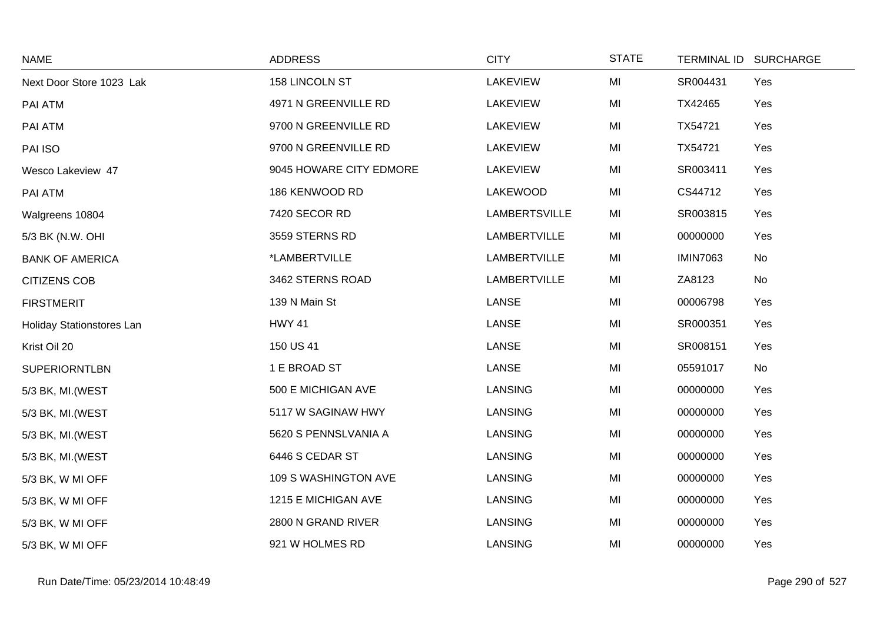| NAME | ADDRESS | CITY | STATE | TERMINAL ID | SURCHARGE |
|---|---|---|---|---|---|
| Next Door Store 1023 Lak | 158 LINCOLN ST | LAKEVIEW | MI | SR004431 | Yes |
| PAI ATM | 4971 N GREENVILLE RD | LAKEVIEW | MI | TX42465 | Yes |
| PAI ATM | 9700 N GREENVILLE RD | LAKEVIEW | MI | TX54721 | Yes |
| PAI ISO | 9700 N GREENVILLE RD | LAKEVIEW | MI | TX54721 | Yes |
| Wesco Lakeview 47 | 9045 HOWARE CITY EDMORE | LAKEVIEW | MI | SR003411 | Yes |
| PAI ATM | 186 KENWOOD RD | LAKEWOOD | MI | CS44712 | Yes |
| Walgreens 10804 | 7420 SECOR RD | LAMBERTSVILLE | MI | SR003815 | Yes |
| 5/3 BK (N.W. OHI | 3559 STERNS RD | LAMBERTVILLE | MI | 00000000 | Yes |
| BANK OF AMERICA | *LAMBERTVILLE | LAMBERTVILLE | MI | IMIN7063 | No |
| CITIZENS COB | 3462 STERNS ROAD | LAMBERTVILLE | MI | ZA8123 | No |
| FIRSTMERIT | 139 N Main St | LANSE | MI | 00006798 | Yes |
| Holiday Stationstores Lan | HWY 41 | LANSE | MI | SR000351 | Yes |
| Krist Oil 20 | 150 US 41 | LANSE | MI | SR008151 | Yes |
| SUPERIORNTLBN | 1 E BROAD ST | LANSE | MI | 05591017 | No |
| 5/3 BK, MI.(WEST | 500 E MICHIGAN AVE | LANSING | MI | 00000000 | Yes |
| 5/3 BK, MI.(WEST | 5117 W SAGINAW HWY | LANSING | MI | 00000000 | Yes |
| 5/3 BK, MI.(WEST | 5620 S PENNSLVANIA A | LANSING | MI | 00000000 | Yes |
| 5/3 BK, MI.(WEST | 6446 S CEDAR ST | LANSING | MI | 00000000 | Yes |
| 5/3 BK, W MI OFF | 109 S WASHINGTON AVE | LANSING | MI | 00000000 | Yes |
| 5/3 BK, W MI OFF | 1215 E MICHIGAN AVE | LANSING | MI | 00000000 | Yes |
| 5/3 BK, W MI OFF | 2800 N GRAND RIVER | LANSING | MI | 00000000 | Yes |
| 5/3 BK, W MI OFF | 921 W HOLMES RD | LANSING | MI | 00000000 | Yes |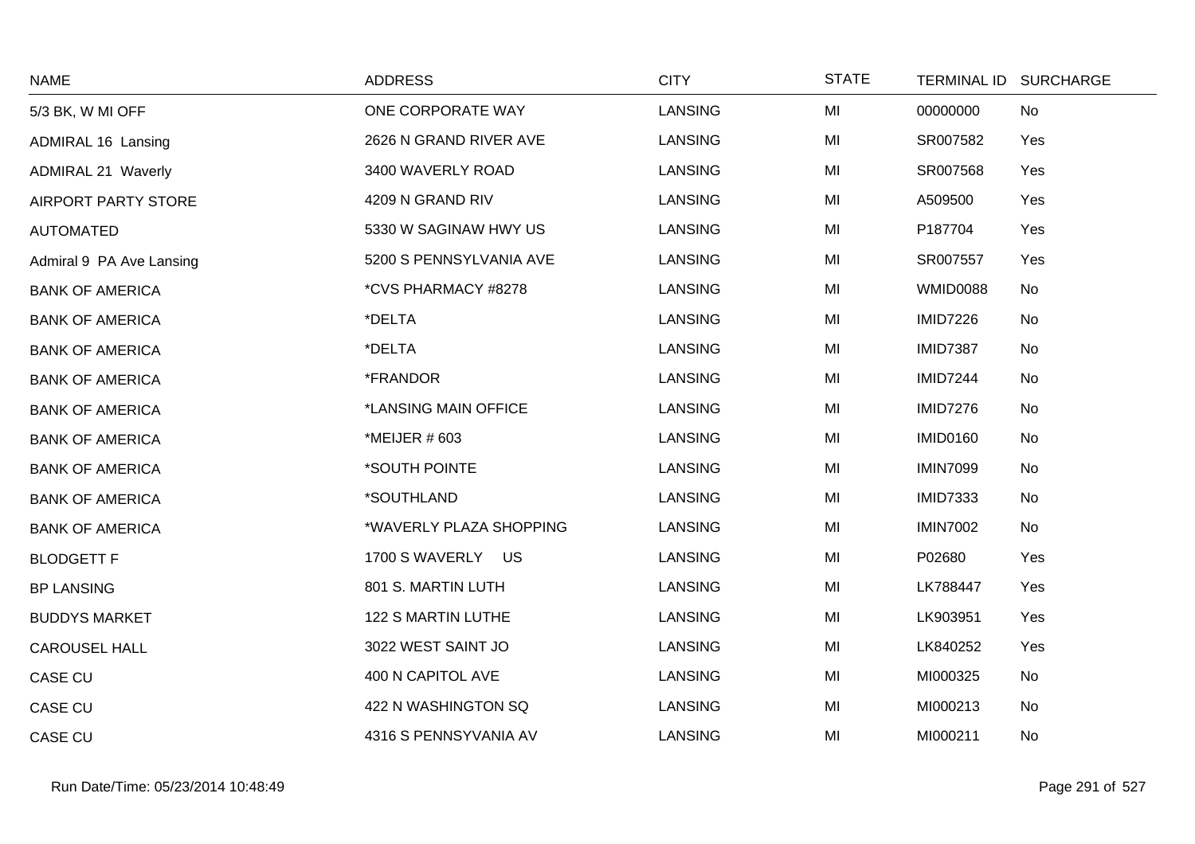| NAME | ADDRESS | CITY | STATE | TERMINAL ID | SURCHARGE |
|---|---|---|---|---|---|
| 5/3 BK, W MI OFF | ONE CORPORATE WAY | LANSING | MI | 00000000 | No |
| ADMIRAL 16 Lansing | 2626 N GRAND RIVER AVE | LANSING | MI | SR007582 | Yes |
| ADMIRAL 21 Waverly | 3400 WAVERLY ROAD | LANSING | MI | SR007568 | Yes |
| AIRPORT PARTY STORE | 4209 N GRAND RIV | LANSING | MI | A509500 | Yes |
| AUTOMATED | 5330 W SAGINAW HWY US | LANSING | MI | P187704 | Yes |
| Admiral 9 PA Ave Lansing | 5200 S PENNSYLVANIA AVE | LANSING | MI | SR007557 | Yes |
| BANK OF AMERICA | *CVS PHARMACY #8278 | LANSING | MI | WMID0088 | No |
| BANK OF AMERICA | *DELTA | LANSING | MI | IMID7226 | No |
| BANK OF AMERICA | *DELTA | LANSING | MI | IMID7387 | No |
| BANK OF AMERICA | *FRANDOR | LANSING | MI | IMID7244 | No |
| BANK OF AMERICA | *LANSING MAIN OFFICE | LANSING | MI | IMID7276 | No |
| BANK OF AMERICA | *MEIJER # 603 | LANSING | MI | IMID0160 | No |
| BANK OF AMERICA | *SOUTH POINTE | LANSING | MI | IMIN7099 | No |
| BANK OF AMERICA | *SOUTHLAND | LANSING | MI | IMID7333 | No |
| BANK OF AMERICA | *WAVERLY PLAZA SHOPPING | LANSING | MI | IMIN7002 | No |
| BLODGETT F | 1700 S WAVERLY US | LANSING | MI | P02680 | Yes |
| BP LANSING | 801 S. MARTIN LUTH | LANSING | MI | LK788447 | Yes |
| BUDDYS MARKET | 122 S MARTIN LUTHE | LANSING | MI | LK903951 | Yes |
| CAROUSEL HALL | 3022 WEST SAINT JO | LANSING | MI | LK840252 | Yes |
| CASE CU | 400 N CAPITOL AVE | LANSING | MI | MI000325 | No |
| CASE CU | 422 N WASHINGTON SQ | LANSING | MI | MI000213 | No |
| CASE CU | 4316 S PENNSYVANIA AV | LANSING | MI | MI000211 | No |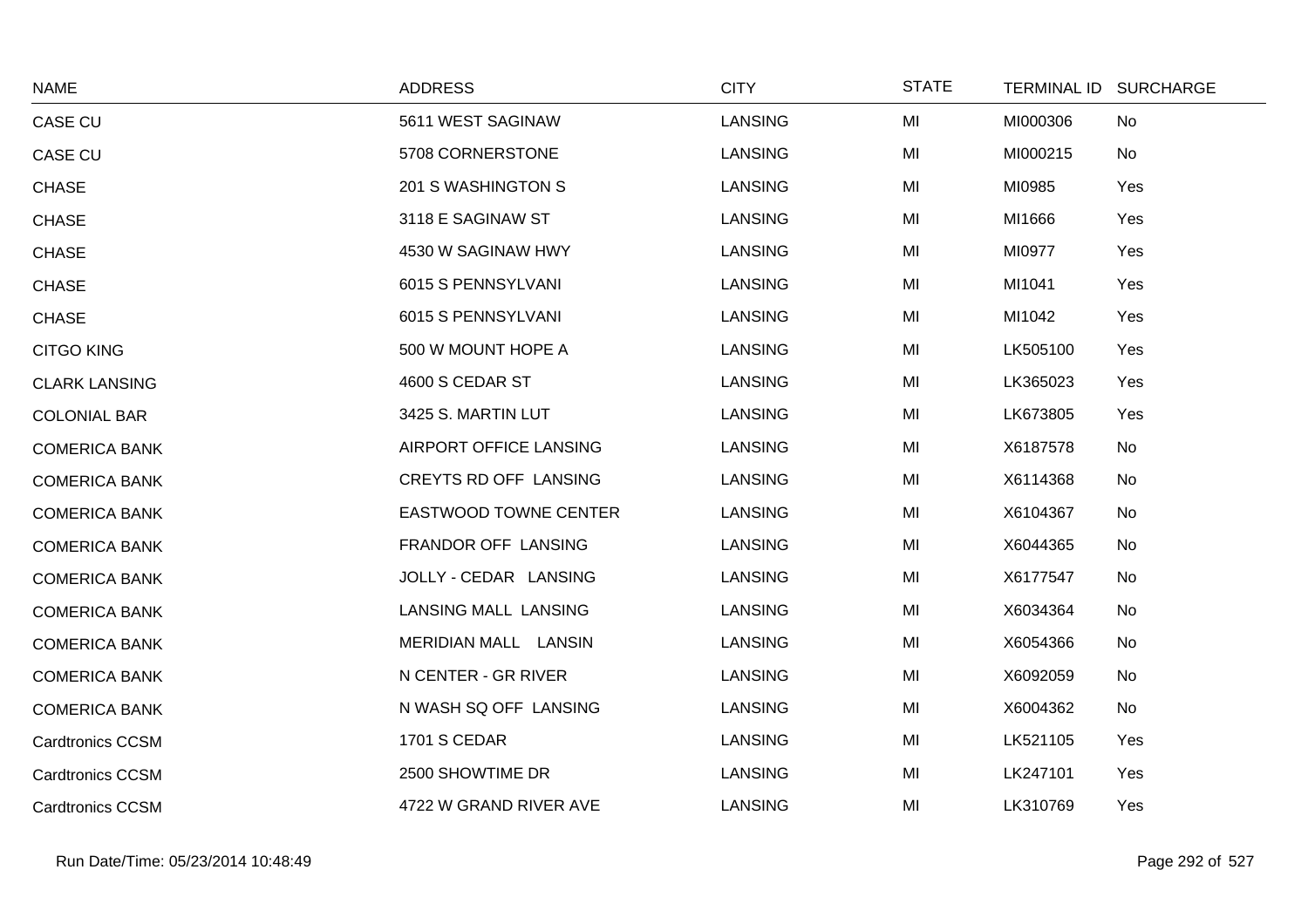| NAME | ADDRESS | CITY | STATE | TERMINAL ID | SURCHARGE |
|---|---|---|---|---|---|
| CASE CU | 5611 WEST SAGINAW | LANSING | MI | MI000306 | No |
| CASE CU | 5708 CORNERSTONE | LANSING | MI | MI000215 | No |
| CHASE | 201 S WASHINGTON S | LANSING | MI | MI0985 | Yes |
| CHASE | 3118 E SAGINAW ST | LANSING | MI | MI1666 | Yes |
| CHASE | 4530 W SAGINAW HWY | LANSING | MI | MI0977 | Yes |
| CHASE | 6015 S PENNSYLVANI | LANSING | MI | MI1041 | Yes |
| CHASE | 6015 S PENNSYLVANI | LANSING | MI | MI1042 | Yes |
| CITGO KING | 500 W MOUNT HOPE A | LANSING | MI | LK505100 | Yes |
| CLARK LANSING | 4600 S CEDAR ST | LANSING | MI | LK365023 | Yes |
| COLONIAL BAR | 3425 S. MARTIN LUT | LANSING | MI | LK673805 | Yes |
| COMERICA BANK | AIRPORT OFFICE LANSING | LANSING | MI | X6187578 | No |
| COMERICA BANK | CREYTS RD OFF LANSING | LANSING | MI | X6114368 | No |
| COMERICA BANK | EASTWOOD TOWNE CENTER | LANSING | MI | X6104367 | No |
| COMERICA BANK | FRANDOR OFF LANSING | LANSING | MI | X6044365 | No |
| COMERICA BANK | JOLLY - CEDAR LANSING | LANSING | MI | X6177547 | No |
| COMERICA BANK | LANSING MALL LANSING | LANSING | MI | X6034364 | No |
| COMERICA BANK | MERIDIAN MALL LANSIN | LANSING | MI | X6054366 | No |
| COMERICA BANK | N CENTER - GR RIVER | LANSING | MI | X6092059 | No |
| COMERICA BANK | N WASH SQ OFF LANSING | LANSING | MI | X6004362 | No |
| Cardtronics CCSM | 1701 S CEDAR | LANSING | MI | LK521105 | Yes |
| Cardtronics CCSM | 2500 SHOWTIME DR | LANSING | MI | LK247101 | Yes |
| Cardtronics CCSM | 4722 W GRAND RIVER AVE | LANSING | MI | LK310769 | Yes |

Run Date/Time: 05/23/2014 10:48:49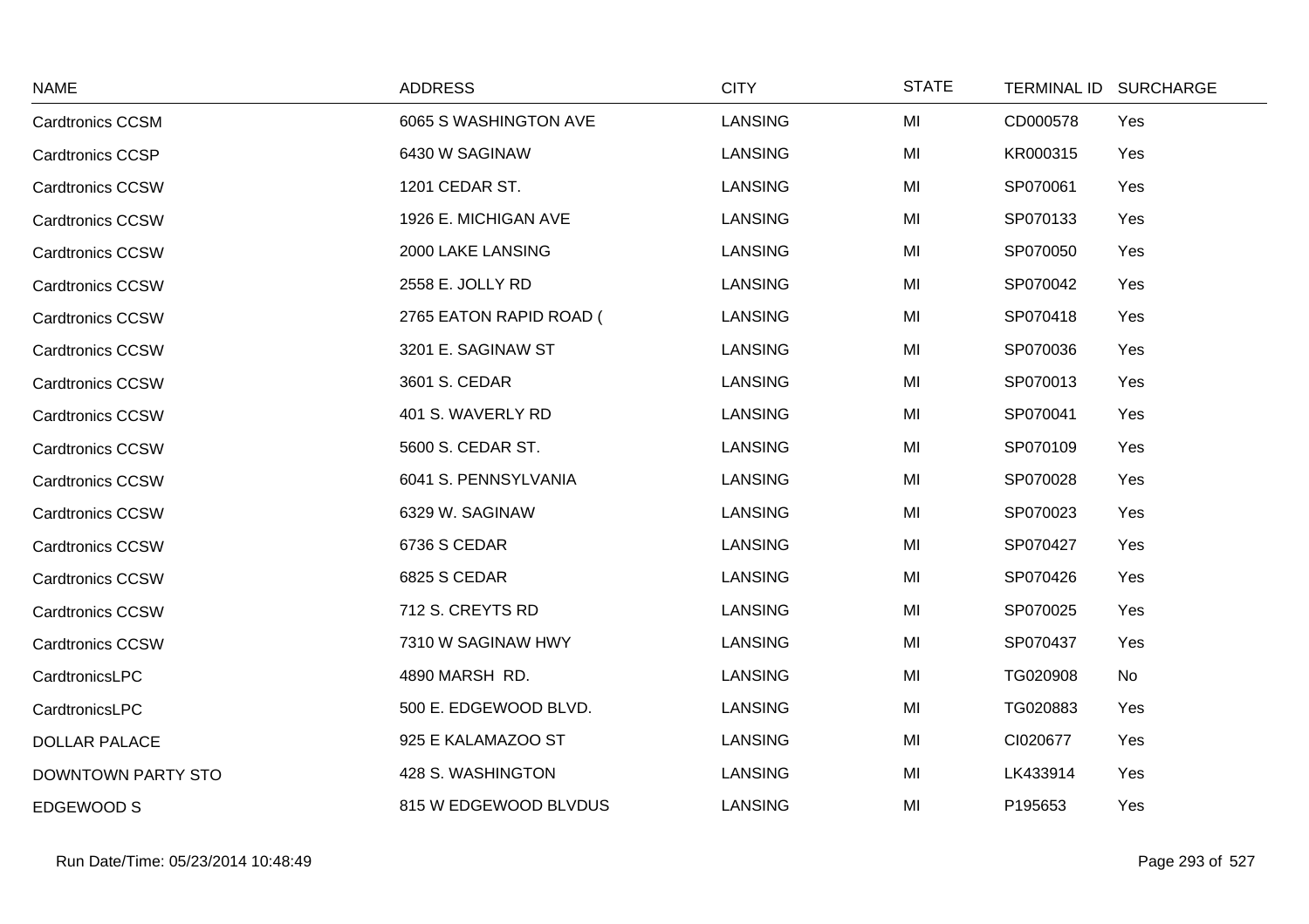| NAME | ADDRESS | CITY | STATE | TERMINAL ID | SURCHARGE |
| --- | --- | --- | --- | --- | --- |
| Cardtronics CCSM | 6065 S WASHINGTON AVE | LANSING | MI | CD000578 | Yes |
| Cardtronics CCSP | 6430 W SAGINAW | LANSING | MI | KR000315 | Yes |
| Cardtronics CCSW | 1201 CEDAR ST. | LANSING | MI | SP070061 | Yes |
| Cardtronics CCSW | 1926 E. MICHIGAN AVE | LANSING | MI | SP070133 | Yes |
| Cardtronics CCSW | 2000 LAKE LANSING | LANSING | MI | SP070050 | Yes |
| Cardtronics CCSW | 2558 E. JOLLY RD | LANSING | MI | SP070042 | Yes |
| Cardtronics CCSW | 2765 EATON RAPID ROAD ( | LANSING | MI | SP070418 | Yes |
| Cardtronics CCSW | 3201 E. SAGINAW ST | LANSING | MI | SP070036 | Yes |
| Cardtronics CCSW | 3601 S. CEDAR | LANSING | MI | SP070013 | Yes |
| Cardtronics CCSW | 401 S. WAVERLY RD | LANSING | MI | SP070041 | Yes |
| Cardtronics CCSW | 5600 S. CEDAR ST. | LANSING | MI | SP070109 | Yes |
| Cardtronics CCSW | 6041 S. PENNSYLVANIA | LANSING | MI | SP070028 | Yes |
| Cardtronics CCSW | 6329 W. SAGINAW | LANSING | MI | SP070023 | Yes |
| Cardtronics CCSW | 6736 S CEDAR | LANSING | MI | SP070427 | Yes |
| Cardtronics CCSW | 6825 S CEDAR | LANSING | MI | SP070426 | Yes |
| Cardtronics CCSW | 712 S. CREYTS RD | LANSING | MI | SP070025 | Yes |
| Cardtronics CCSW | 7310 W SAGINAW HWY | LANSING | MI | SP070437 | Yes |
| CardtronicsLPC | 4890 MARSH RD. | LANSING | MI | TG020908 | No |
| CardtronicsLPC | 500 E. EDGEWOOD BLVD. | LANSING | MI | TG020883 | Yes |
| DOLLAR PALACE | 925 E KALAMAZOO ST | LANSING | MI | CI020677 | Yes |
| DOWNTOWN PARTY STO | 428 S. WASHINGTON | LANSING | MI | LK433914 | Yes |
| EDGEWOOD S | 815 W EDGEWOOD BLVDUS | LANSING | MI | P195653 | Yes |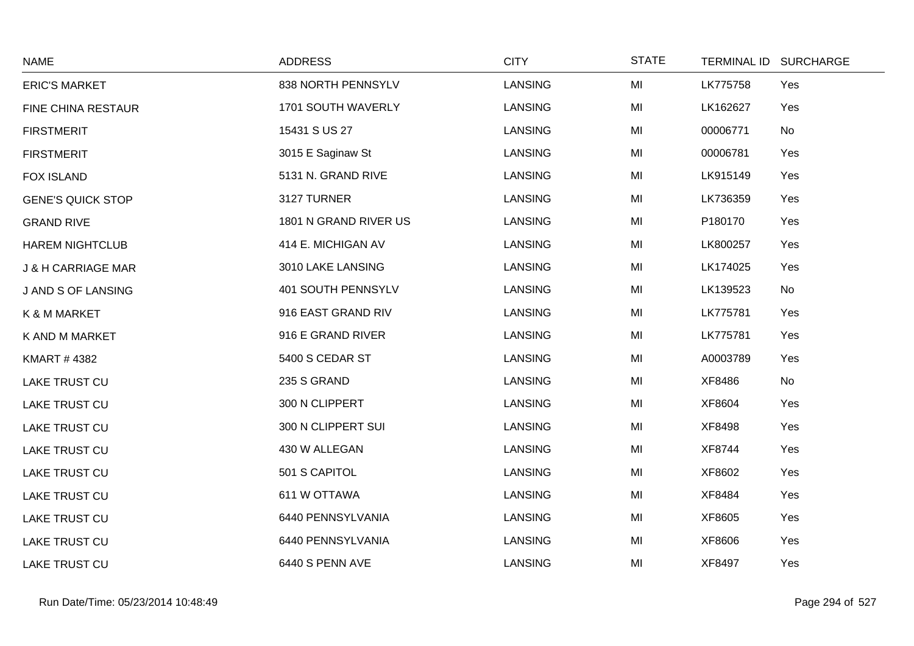| NAME | ADDRESS | CITY | STATE | TERMINAL ID | SURCHARGE |
|---|---|---|---|---|---|
| ERIC'S MARKET | 838 NORTH PENNSYLV | LANSING | MI | LK775758 | Yes |
| FINE CHINA RESTAUR | 1701 SOUTH WAVERLY | LANSING | MI | LK162627 | Yes |
| FIRSTMERIT | 15431 S US 27 | LANSING | MI | 00006771 | No |
| FIRSTMERIT | 3015 E Saginaw St | LANSING | MI | 00006781 | Yes |
| FOX ISLAND | 5131 N. GRAND RIVE | LANSING | MI | LK915149 | Yes |
| GENE'S QUICK STOP | 3127 TURNER | LANSING | MI | LK736359 | Yes |
| GRAND RIVE | 1801 N GRAND RIVER US | LANSING | MI | P180170 | Yes |
| HAREM NIGHTCLUB | 414 E. MICHIGAN AV | LANSING | MI | LK800257 | Yes |
| J & H CARRIAGE MAR | 3010 LAKE LANSING | LANSING | MI | LK174025 | Yes |
| J AND S OF LANSING | 401 SOUTH PENNSYLV | LANSING | MI | LK139523 | No |
| K & M MARKET | 916 EAST GRAND RIV | LANSING | MI | LK775781 | Yes |
| K AND M MARKET | 916 E GRAND RIVER | LANSING | MI | LK775781 | Yes |
| KMART # 4382 | 5400 S CEDAR ST | LANSING | MI | A0003789 | Yes |
| LAKE TRUST CU | 235 S GRAND | LANSING | MI | XF8486 | No |
| LAKE TRUST CU | 300 N CLIPPERT | LANSING | MI | XF8604 | Yes |
| LAKE TRUST CU | 300 N CLIPPERT SUI | LANSING | MI | XF8498 | Yes |
| LAKE TRUST CU | 430 W ALLEGAN | LANSING | MI | XF8744 | Yes |
| LAKE TRUST CU | 501 S CAPITOL | LANSING | MI | XF8602 | Yes |
| LAKE TRUST CU | 611 W OTTAWA | LANSING | MI | XF8484 | Yes |
| LAKE TRUST CU | 6440 PENNSYLVANIA | LANSING | MI | XF8605 | Yes |
| LAKE TRUST CU | 6440 PENNSYLVANIA | LANSING | MI | XF8606 | Yes |
| LAKE TRUST CU | 6440 S PENN AVE | LANSING | MI | XF8497 | Yes |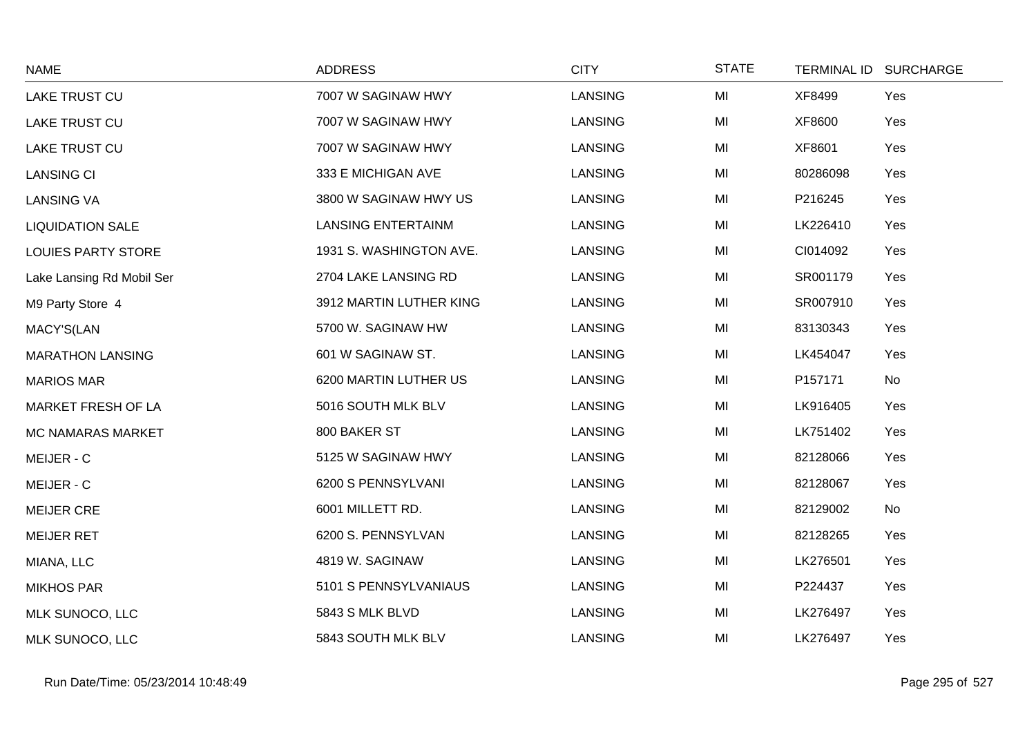| NAME | ADDRESS | CITY | STATE | TERMINAL ID | SURCHARGE |
|---|---|---|---|---|---|
| LAKE TRUST CU | 7007 W SAGINAW HWY | LANSING | MI | XF8499 | Yes |
| LAKE TRUST CU | 7007 W SAGINAW HWY | LANSING | MI | XF8600 | Yes |
| LAKE TRUST CU | 7007 W SAGINAW HWY | LANSING | MI | XF8601 | Yes |
| LANSING CI | 333 E MICHIGAN AVE | LANSING | MI | 80286098 | Yes |
| LANSING VA | 3800 W SAGINAW HWY US | LANSING | MI | P216245 | Yes |
| LIQUIDATION SALE | LANSING ENTERTAINM | LANSING | MI | LK226410 | Yes |
| LOUIES PARTY STORE | 1931 S. WASHINGTON AVE. | LANSING | MI | CI014092 | Yes |
| Lake Lansing Rd Mobil Ser | 2704 LAKE LANSING RD | LANSING | MI | SR001179 | Yes |
| M9 Party Store 4 | 3912 MARTIN LUTHER KING | LANSING | MI | SR007910 | Yes |
| MACY'S(LAN | 5700 W. SAGINAW HW | LANSING | MI | 83130343 | Yes |
| MARATHON LANSING | 601 W SAGINAW ST. | LANSING | MI | LK454047 | Yes |
| MARIOS MAR | 6200 MARTIN LUTHER US | LANSING | MI | P157171 | No |
| MARKET FRESH OF LA | 5016 SOUTH MLK BLV | LANSING | MI | LK916405 | Yes |
| MC NAMARAS MARKET | 800 BAKER ST | LANSING | MI | LK751402 | Yes |
| MEIJER - C | 5125 W SAGINAW HWY | LANSING | MI | 82128066 | Yes |
| MEIJER - C | 6200 S PENNSYLVANI | LANSING | MI | 82128067 | Yes |
| MEIJER CRE | 6001 MILLETT RD. | LANSING | MI | 82129002 | No |
| MEIJER RET | 6200 S. PENNSYLVAN | LANSING | MI | 82128265 | Yes |
| MIANA, LLC | 4819 W. SAGINAW | LANSING | MI | LK276501 | Yes |
| MIKHOS PAR | 5101 S PENNSYLVANIAUS | LANSING | MI | P224437 | Yes |
| MLK SUNOCO, LLC | 5843 S MLK BLVD | LANSING | MI | LK276497 | Yes |
| MLK SUNOCO, LLC | 5843 SOUTH MLK BLV | LANSING | MI | LK276497 | Yes |

Run Date/Time: 05/23/2014 10:48:49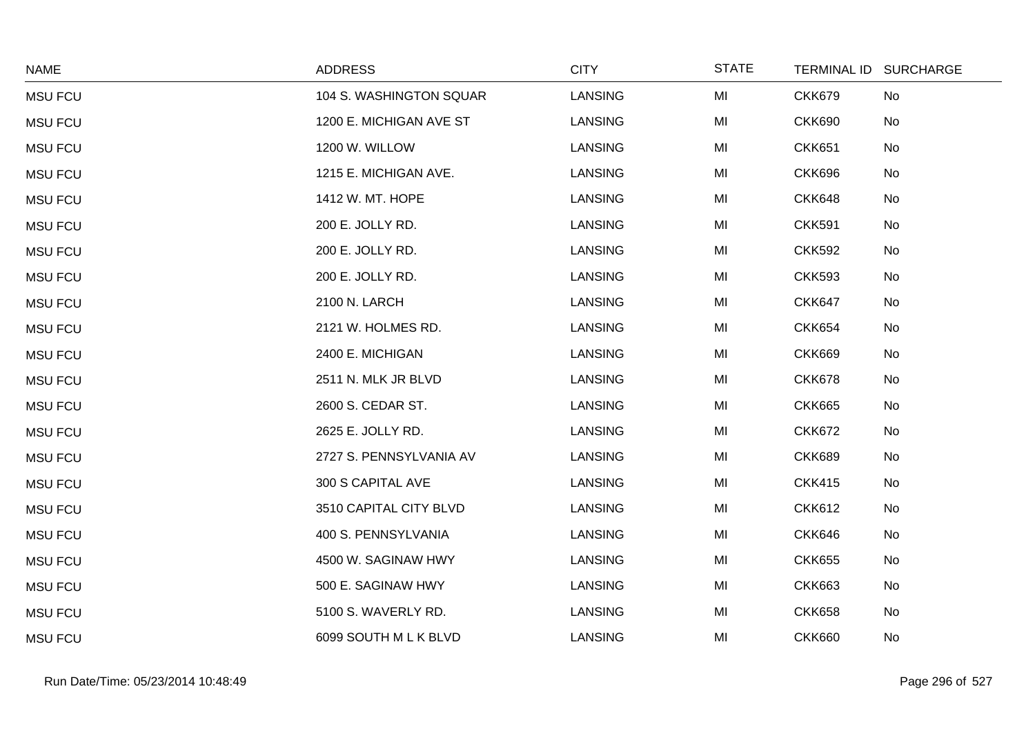| NAME | ADDRESS | CITY | STATE | TERMINAL ID | SURCHARGE |
|---|---|---|---|---|---|
| MSU FCU | 104 S. WASHINGTON SQUAR | LANSING | MI | CKK679 | No |
| MSU FCU | 1200 E. MICHIGAN AVE ST | LANSING | MI | CKK690 | No |
| MSU FCU | 1200 W. WILLOW | LANSING | MI | CKK651 | No |
| MSU FCU | 1215 E. MICHIGAN AVE. | LANSING | MI | CKK696 | No |
| MSU FCU | 1412 W. MT. HOPE | LANSING | MI | CKK648 | No |
| MSU FCU | 200 E. JOLLY RD. | LANSING | MI | CKK591 | No |
| MSU FCU | 200 E. JOLLY RD. | LANSING | MI | CKK592 | No |
| MSU FCU | 200 E. JOLLY RD. | LANSING | MI | CKK593 | No |
| MSU FCU | 2100 N. LARCH | LANSING | MI | CKK647 | No |
| MSU FCU | 2121 W. HOLMES RD. | LANSING | MI | CKK654 | No |
| MSU FCU | 2400 E. MICHIGAN | LANSING | MI | CKK669 | No |
| MSU FCU | 2511 N. MLK JR BLVD | LANSING | MI | CKK678 | No |
| MSU FCU | 2600 S. CEDAR ST. | LANSING | MI | CKK665 | No |
| MSU FCU | 2625 E. JOLLY RD. | LANSING | MI | CKK672 | No |
| MSU FCU | 2727 S. PENNSYLVANIA AV | LANSING | MI | CKK689 | No |
| MSU FCU | 300 S CAPITAL AVE | LANSING | MI | CKK415 | No |
| MSU FCU | 3510 CAPITAL CITY BLVD | LANSING | MI | CKK612 | No |
| MSU FCU | 400 S. PENNSYLVANIA | LANSING | MI | CKK646 | No |
| MSU FCU | 4500 W. SAGINAW HWY | LANSING | MI | CKK655 | No |
| MSU FCU | 500 E. SAGINAW HWY | LANSING | MI | CKK663 | No |
| MSU FCU | 5100 S. WAVERLY RD. | LANSING | MI | CKK658 | No |
| MSU FCU | 6099 SOUTH M L K BLVD | LANSING | MI | CKK660 | No |

Run Date/Time: 05/23/2014 10:48:49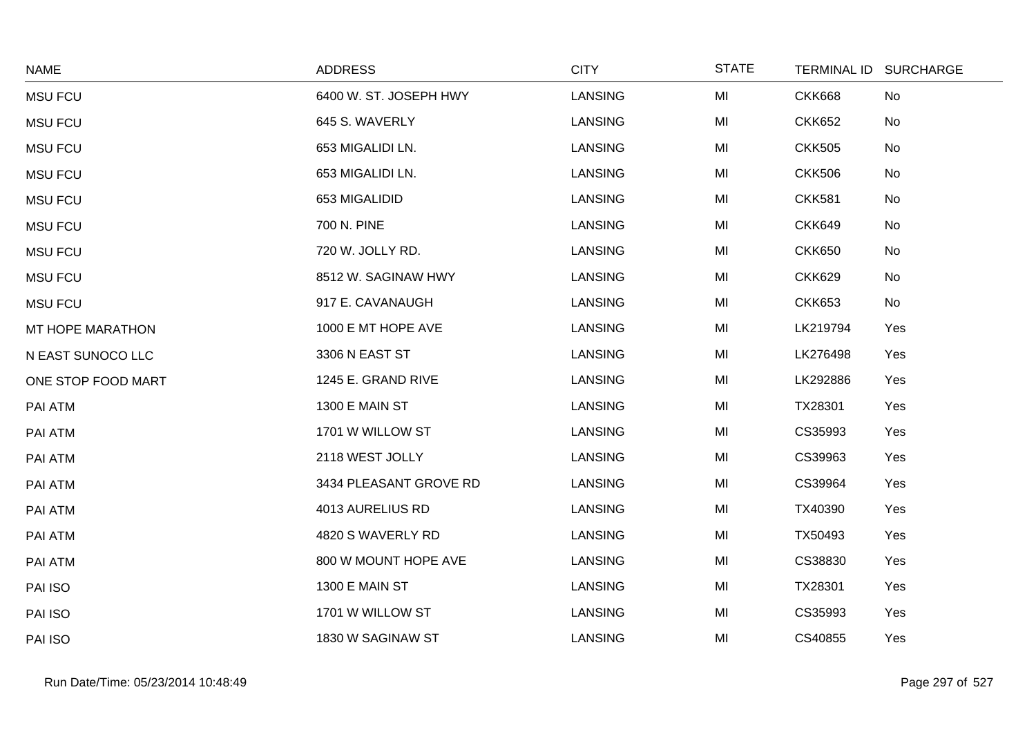| NAME | ADDRESS | CITY | STATE | TERMINAL ID | SURCHARGE |
|---|---|---|---|---|---|
| MSU FCU | 6400 W. ST. JOSEPH HWY | LANSING | MI | CKK668 | No |
| MSU FCU | 645 S. WAVERLY | LANSING | MI | CKK652 | No |
| MSU FCU | 653 MIGALIDI LN. | LANSING | MI | CKK505 | No |
| MSU FCU | 653 MIGALIDI LN. | LANSING | MI | CKK506 | No |
| MSU FCU | 653 MIGALIDID | LANSING | MI | CKK581 | No |
| MSU FCU | 700 N. PINE | LANSING | MI | CKK649 | No |
| MSU FCU | 720 W. JOLLY RD. | LANSING | MI | CKK650 | No |
| MSU FCU | 8512 W. SAGINAW HWY | LANSING | MI | CKK629 | No |
| MSU FCU | 917 E. CAVANAUGH | LANSING | MI | CKK653 | No |
| MT HOPE MARATHON | 1000 E MT HOPE AVE | LANSING | MI | LK219794 | Yes |
| N EAST SUNOCO LLC | 3306 N EAST ST | LANSING | MI | LK276498 | Yes |
| ONE STOP FOOD MART | 1245 E. GRAND RIVE | LANSING | MI | LK292886 | Yes |
| PAI ATM | 1300 E MAIN ST | LANSING | MI | TX28301 | Yes |
| PAI ATM | 1701 W WILLOW ST | LANSING | MI | CS35993 | Yes |
| PAI ATM | 2118 WEST JOLLY | LANSING | MI | CS39963 | Yes |
| PAI ATM | 3434 PLEASANT GROVE RD | LANSING | MI | CS39964 | Yes |
| PAI ATM | 4013 AURELIUS RD | LANSING | MI | TX40390 | Yes |
| PAI ATM | 4820 S WAVERLY RD | LANSING | MI | TX50493 | Yes |
| PAI ATM | 800 W MOUNT HOPE AVE | LANSING | MI | CS38830 | Yes |
| PAI ISO | 1300 E MAIN ST | LANSING | MI | TX28301 | Yes |
| PAI ISO | 1701 W WILLOW ST | LANSING | MI | CS35993 | Yes |
| PAI ISO | 1830 W SAGINAW ST | LANSING | MI | CS40855 | Yes |

Run Date/Time: 05/23/2014 10:48:49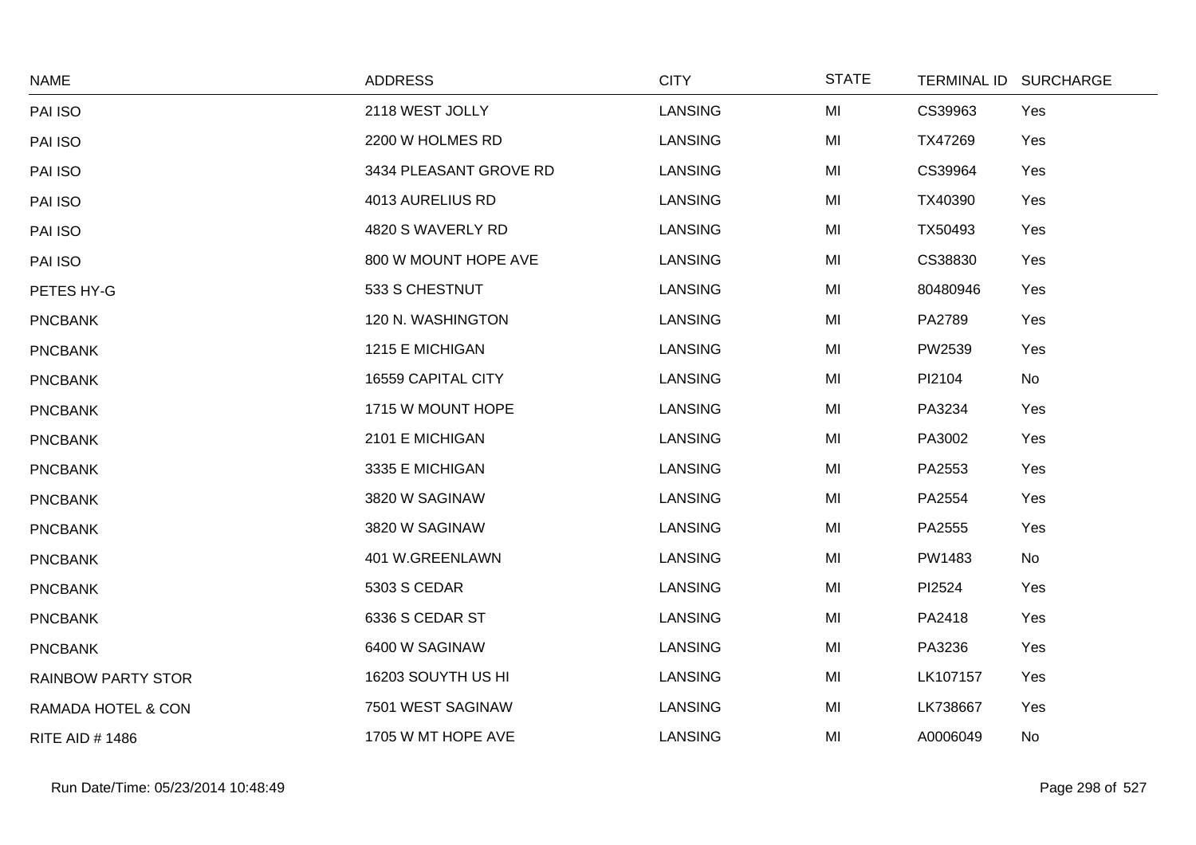| NAME | ADDRESS | CITY | STATE | TERMINAL ID | SURCHARGE |
|---|---|---|---|---|---|
| PAI ISO | 2118 WEST JOLLY | LANSING | MI | CS39963 | Yes |
| PAI ISO | 2200 W HOLMES RD | LANSING | MI | TX47269 | Yes |
| PAI ISO | 3434 PLEASANT GROVE RD | LANSING | MI | CS39964 | Yes |
| PAI ISO | 4013 AURELIUS RD | LANSING | MI | TX40390 | Yes |
| PAI ISO | 4820 S WAVERLY RD | LANSING | MI | TX50493 | Yes |
| PAI ISO | 800 W MOUNT HOPE AVE | LANSING | MI | CS38830 | Yes |
| PETES HY-G | 533 S CHESTNUT | LANSING | MI | 80480946 | Yes |
| PNCBANK | 120 N. WASHINGTON | LANSING | MI | PA2789 | Yes |
| PNCBANK | 1215 E MICHIGAN | LANSING | MI | PW2539 | Yes |
| PNCBANK | 16559 CAPITAL CITY | LANSING | MI | PI2104 | No |
| PNCBANK | 1715 W MOUNT HOPE | LANSING | MI | PA3234 | Yes |
| PNCBANK | 2101 E MICHIGAN | LANSING | MI | PA3002 | Yes |
| PNCBANK | 3335 E MICHIGAN | LANSING | MI | PA2553 | Yes |
| PNCBANK | 3820 W SAGINAW | LANSING | MI | PA2554 | Yes |
| PNCBANK | 3820 W SAGINAW | LANSING | MI | PA2555 | Yes |
| PNCBANK | 401 W.GREENLAWN | LANSING | MI | PW1483 | No |
| PNCBANK | 5303 S CEDAR | LANSING | MI | PI2524 | Yes |
| PNCBANK | 6336 S CEDAR ST | LANSING | MI | PA2418 | Yes |
| PNCBANK | 6400 W SAGINAW | LANSING | MI | PA3236 | Yes |
| RAINBOW PARTY STOR | 16203 SOUYTH US HI | LANSING | MI | LK107157 | Yes |
| RAMADA HOTEL & CON | 7501 WEST SAGINAW | LANSING | MI | LK738667 | Yes |
| RITE AID # 1486 | 1705 W MT HOPE AVE | LANSING | MI | A0006049 | No |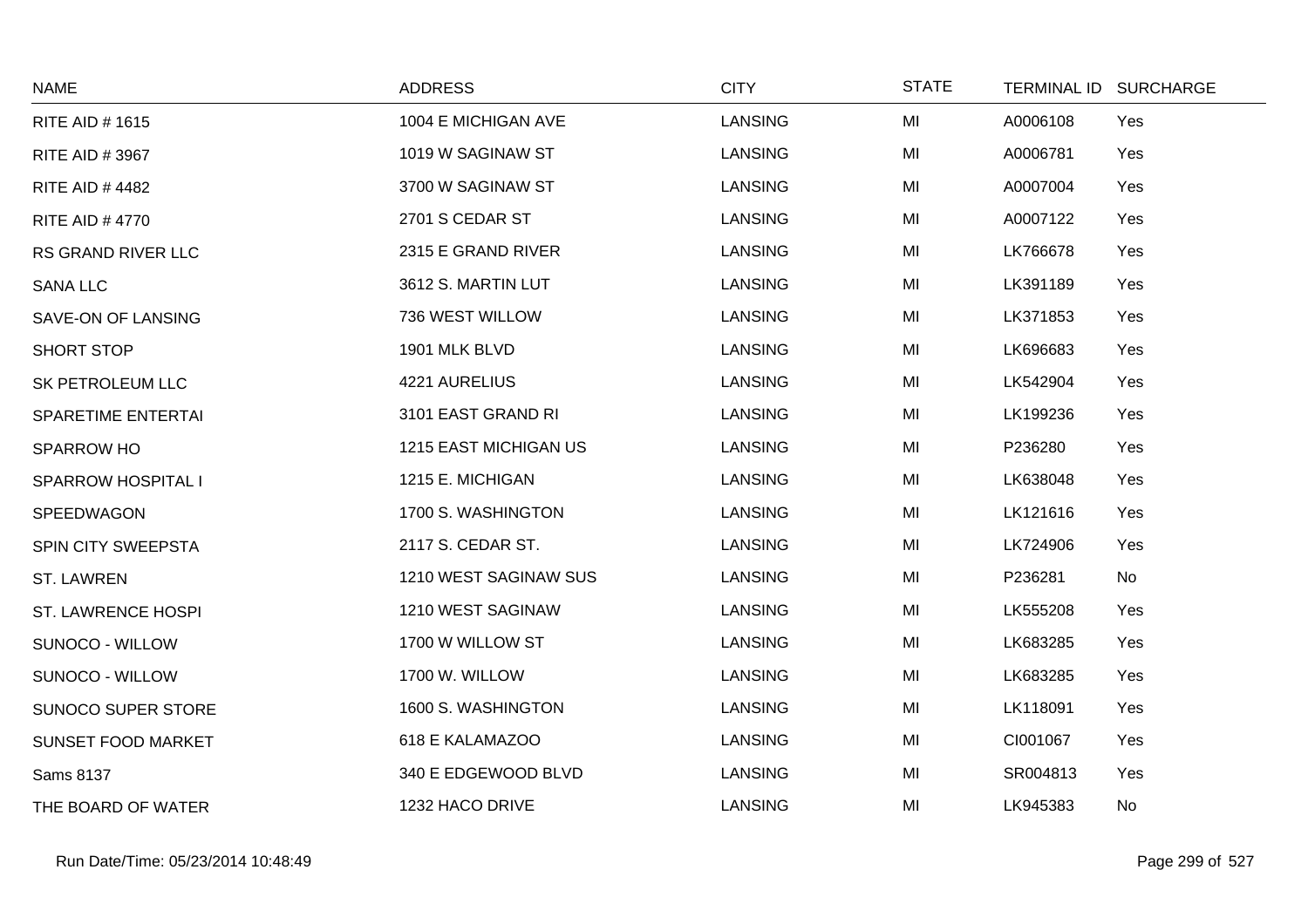| NAME | ADDRESS | CITY | STATE | TERMINAL ID | SURCHARGE |
|---|---|---|---|---|---|
| RITE AID # 1615 | 1004 E MICHIGAN AVE | LANSING | MI | A0006108 | Yes |
| RITE AID # 3967 | 1019 W SAGINAW ST | LANSING | MI | A0006781 | Yes |
| RITE AID # 4482 | 3700 W SAGINAW ST | LANSING | MI | A0007004 | Yes |
| RITE AID # 4770 | 2701 S CEDAR ST | LANSING | MI | A0007122 | Yes |
| RS GRAND RIVER LLC | 2315 E GRAND RIVER | LANSING | MI | LK766678 | Yes |
| SANA LLC | 3612 S. MARTIN LUT | LANSING | MI | LK391189 | Yes |
| SAVE-ON OF LANSING | 736 WEST WILLOW | LANSING | MI | LK371853 | Yes |
| SHORT STOP | 1901 MLK BLVD | LANSING | MI | LK696683 | Yes |
| SK PETROLEUM LLC | 4221 AURELIUS | LANSING | MI | LK542904 | Yes |
| SPARETIME ENTERTAI | 3101 EAST GRAND RI | LANSING | MI | LK199236 | Yes |
| SPARROW HO | 1215 EAST MICHIGAN US | LANSING | MI | P236280 | Yes |
| SPARROW HOSPITAL I | 1215 E. MICHIGAN | LANSING | MI | LK638048 | Yes |
| SPEEDWAGON | 1700 S. WASHINGTON | LANSING | MI | LK121616 | Yes |
| SPIN CITY SWEEPSTA | 2117 S. CEDAR ST. | LANSING | MI | LK724906 | Yes |
| ST. LAWREN | 1210 WEST SAGINAW SUS | LANSING | MI | P236281 | No |
| ST. LAWRENCE HOSPI | 1210 WEST SAGINAW | LANSING | MI | LK555208 | Yes |
| SUNOCO - WILLOW | 1700 W WILLOW ST | LANSING | MI | LK683285 | Yes |
| SUNOCO - WILLOW | 1700 W. WILLOW | LANSING | MI | LK683285 | Yes |
| SUNOCO SUPER STORE | 1600 S. WASHINGTON | LANSING | MI | LK118091 | Yes |
| SUNSET FOOD MARKET | 618 E KALAMAZOO | LANSING | MI | CI001067 | Yes |
| Sams 8137 | 340 E EDGEWOOD BLVD | LANSING | MI | SR004813 | Yes |
| THE BOARD OF WATER | 1232 HACO DRIVE | LANSING | MI | LK945383 | No |

Run Date/Time: 05/23/2014 10:48:49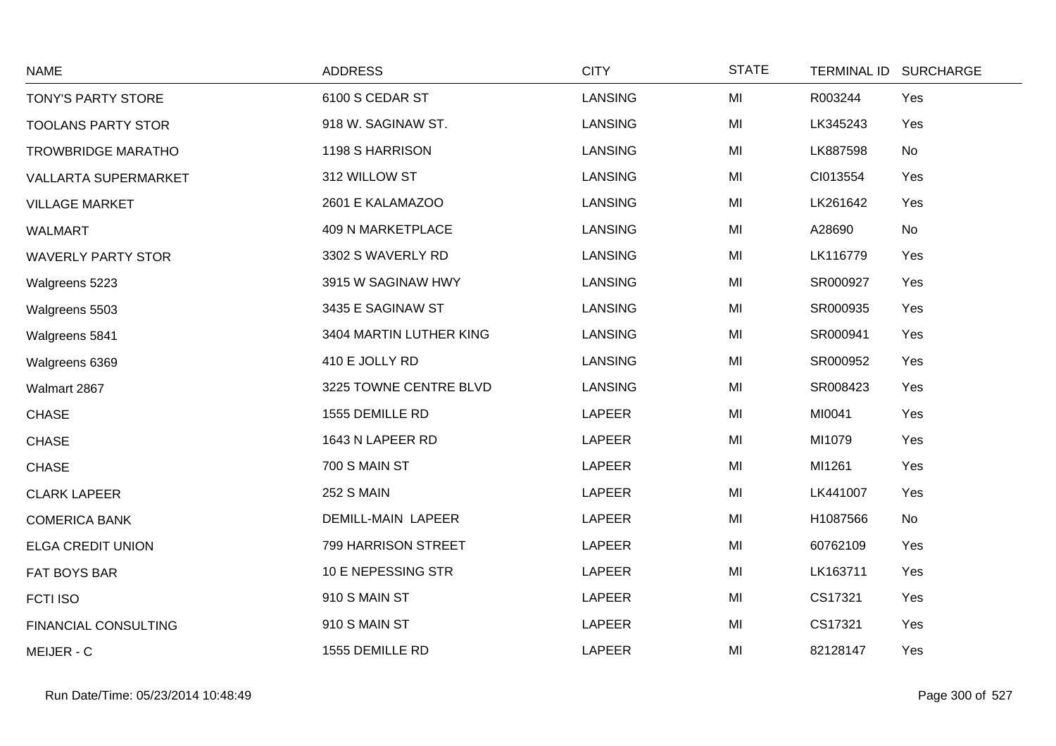| NAME | ADDRESS | CITY | STATE | TERMINAL ID | SURCHARGE |
|---|---|---|---|---|---|
| TONY'S PARTY STORE | 6100 S CEDAR ST | LANSING | MI | R003244 | Yes |
| TOOLANS PARTY STOR | 918 W. SAGINAW ST. | LANSING | MI | LK345243 | Yes |
| TROWBRIDGE MARATHO | 1198 S HARRISON | LANSING | MI | LK887598 | No |
| VALLARTA SUPERMARKET | 312 WILLOW ST | LANSING | MI | CI013554 | Yes |
| VILLAGE MARKET | 2601 E KALAMAZOO | LANSING | MI | LK261642 | Yes |
| WALMART | 409 N MARKETPLACE | LANSING | MI | A28690 | No |
| WAVERLY PARTY STOR | 3302 S WAVERLY RD | LANSING | MI | LK116779 | Yes |
| Walgreens 5223 | 3915 W SAGINAW HWY | LANSING | MI | SR000927 | Yes |
| Walgreens 5503 | 3435 E SAGINAW ST | LANSING | MI | SR000935 | Yes |
| Walgreens 5841 | 3404 MARTIN LUTHER KING | LANSING | MI | SR000941 | Yes |
| Walgreens 6369 | 410 E JOLLY RD | LANSING | MI | SR000952 | Yes |
| Walmart 2867 | 3225 TOWNE CENTRE BLVD | LANSING | MI | SR008423 | Yes |
| CHASE | 1555 DEMILLE RD | LAPEER | MI | MI0041 | Yes |
| CHASE | 1643 N LAPEER RD | LAPEER | MI | MI1079 | Yes |
| CHASE | 700 S MAIN ST | LAPEER | MI | MI1261 | Yes |
| CLARK LAPEER | 252 S MAIN | LAPEER | MI | LK441007 | Yes |
| COMERICA BANK | DEMILL-MAIN LAPEER | LAPEER | MI | H1087566 | No |
| ELGA CREDIT UNION | 799 HARRISON STREET | LAPEER | MI | 60762109 | Yes |
| FAT BOYS BAR | 10 E NEPESSING STR | LAPEER | MI | LK163711 | Yes |
| FCTI ISO | 910 S MAIN ST | LAPEER | MI | CS17321 | Yes |
| FINANCIAL CONSULTING | 910 S MAIN ST | LAPEER | MI | CS17321 | Yes |
| MEIJER - C | 1555 DEMILLE RD | LAPEER | MI | 82128147 | Yes |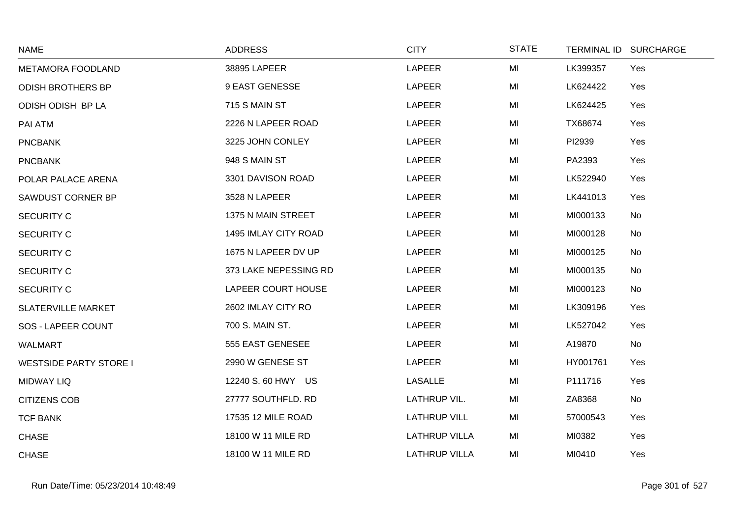| NAME | ADDRESS | CITY | STATE | TERMINAL ID | SURCHARGE |
|---|---|---|---|---|---|
| METAMORA FOODLAND | 38895 LAPEER | LAPEER | MI | LK399357 | Yes |
| ODISH BROTHERS BP | 9 EAST GENESSE | LAPEER | MI | LK624422 | Yes |
| ODISH ODISH BP LA | 715 S MAIN ST | LAPEER | MI | LK624425 | Yes |
| PAI ATM | 2226 N LAPEER ROAD | LAPEER | MI | TX68674 | Yes |
| PNCBANK | 3225 JOHN CONLEY | LAPEER | MI | PI2939 | Yes |
| PNCBANK | 948 S MAIN ST | LAPEER | MI | PA2393 | Yes |
| POLAR PALACE ARENA | 3301 DAVISON ROAD | LAPEER | MI | LK522940 | Yes |
| SAWDUST CORNER BP | 3528 N LAPEER | LAPEER | MI | LK441013 | Yes |
| SECURITY C | 1375 N MAIN STREET | LAPEER | MI | MI000133 | No |
| SECURITY C | 1495 IMLAY CITY ROAD | LAPEER | MI | MI000128 | No |
| SECURITY C | 1675 N LAPEER DV UP | LAPEER | MI | MI000125 | No |
| SECURITY C | 373 LAKE NEPESSING RD | LAPEER | MI | MI000135 | No |
| SECURITY C | LAPEER COURT HOUSE | LAPEER | MI | MI000123 | No |
| SLATERVILLE MARKET | 2602 IMLAY CITY RO | LAPEER | MI | LK309196 | Yes |
| SOS - LAPEER COUNT | 700 S. MAIN ST. | LAPEER | MI | LK527042 | Yes |
| WALMART | 555 EAST GENESEE | LAPEER | MI | A19870 | No |
| WESTSIDE PARTY STORE I | 2990 W GENESE ST | LAPEER | MI | HY001761 | Yes |
| MIDWAY LIQ | 12240 S. 60 HWY US | LASALLE | MI | P111716 | Yes |
| CITIZENS COB | 27777 SOUTHFLD. RD | LATHRUP VIL. | MI | ZA8368 | No |
| TCF BANK | 17535 12 MILE ROAD | LATHRUP VILL | MI | 57000543 | Yes |
| CHASE | 18100 W 11 MILE RD | LATHRUP VILLA | MI | MI0382 | Yes |
| CHASE | 18100 W 11 MILE RD | LATHRUP VILLA | MI | MI0410 | Yes |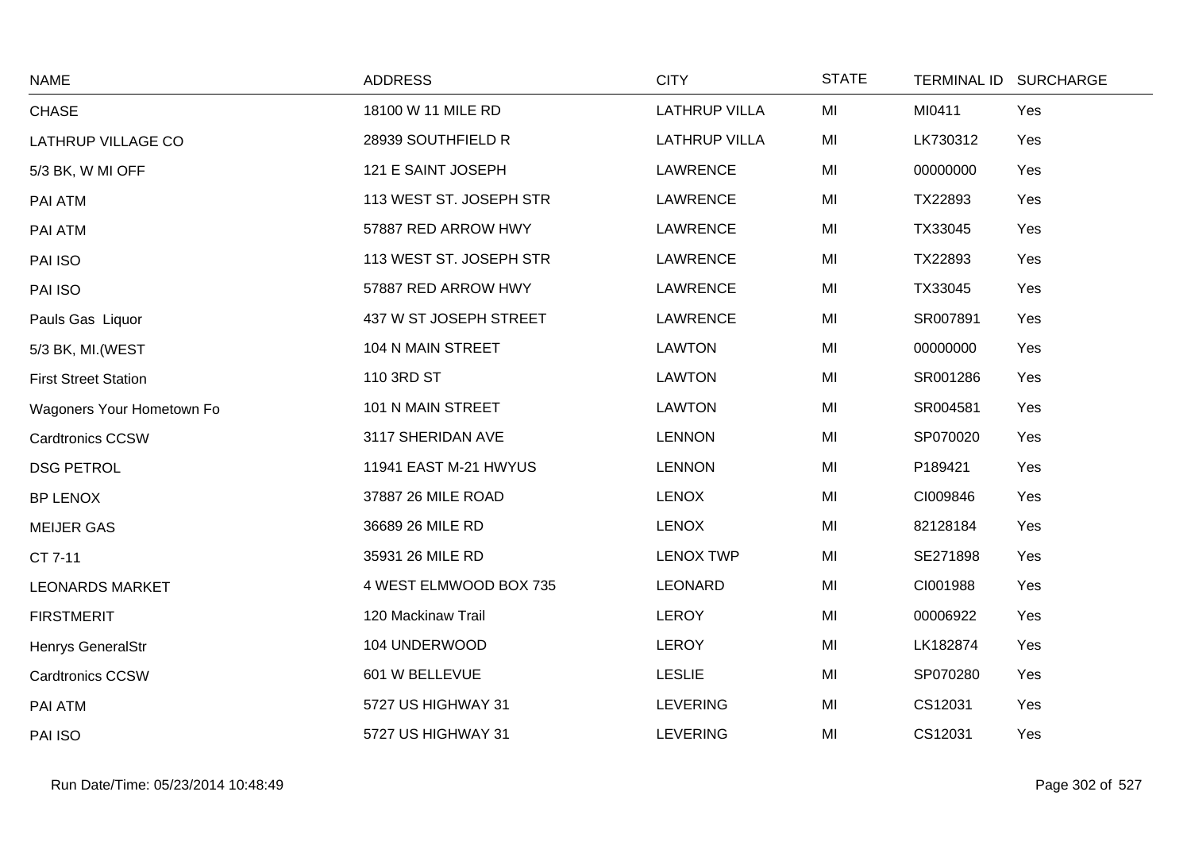| NAME | ADDRESS | CITY | STATE | TERMINAL ID | SURCHARGE |
|---|---|---|---|---|---|
| CHASE | 18100 W 11 MILE RD | LATHRUP VILLA | MI | MI0411 | Yes |
| LATHRUP VILLAGE CO | 28939 SOUTHFIELD R | LATHRUP VILLA | MI | LK730312 | Yes |
| 5/3 BK, W MI OFF | 121 E SAINT JOSEPH | LAWRENCE | MI | 00000000 | Yes |
| PAI ATM | 113 WEST ST. JOSEPH STR | LAWRENCE | MI | TX22893 | Yes |
| PAI ATM | 57887 RED ARROW HWY | LAWRENCE | MI | TX33045 | Yes |
| PAI ISO | 113 WEST ST. JOSEPH STR | LAWRENCE | MI | TX22893 | Yes |
| PAI ISO | 57887 RED ARROW HWY | LAWRENCE | MI | TX33045 | Yes |
| Pauls Gas Liquor | 437 W ST JOSEPH STREET | LAWRENCE | MI | SR007891 | Yes |
| 5/3 BK, MI.(WEST | 104 N MAIN STREET | LAWTON | MI | 00000000 | Yes |
| First Street Station | 110 3RD ST | LAWTON | MI | SR001286 | Yes |
| Wagoners Your Hometown Fo | 101 N MAIN STREET | LAWTON | MI | SR004581 | Yes |
| Cardtronics CCSW | 3117 SHERIDAN AVE | LENNON | MI | SP070020 | Yes |
| DSG PETROL | 11941 EAST M-21 HWYUS | LENNON | MI | P189421 | Yes |
| BP LENOX | 37887 26 MILE ROAD | LENOX | MI | CI009846 | Yes |
| MEIJER GAS | 36689 26 MILE RD | LENOX | MI | 82128184 | Yes |
| CT 7-11 | 35931 26 MILE RD | LENOX TWP | MI | SE271898 | Yes |
| LEONARDS MARKET | 4 WEST ELMWOOD BOX 735 | LEONARD | MI | CI001988 | Yes |
| FIRSTMERIT | 120 Mackinaw Trail | LEROY | MI | 00006922 | Yes |
| Henrys GeneralStr | 104 UNDERWOOD | LEROY | MI | LK182874 | Yes |
| Cardtronics CCSW | 601 W BELLEVUE | LESLIE | MI | SP070280 | Yes |
| PAI ATM | 5727 US HIGHWAY 31 | LEVERING | MI | CS12031 | Yes |
| PAI ISO | 5727 US HIGHWAY 31 | LEVERING | MI | CS12031 | Yes |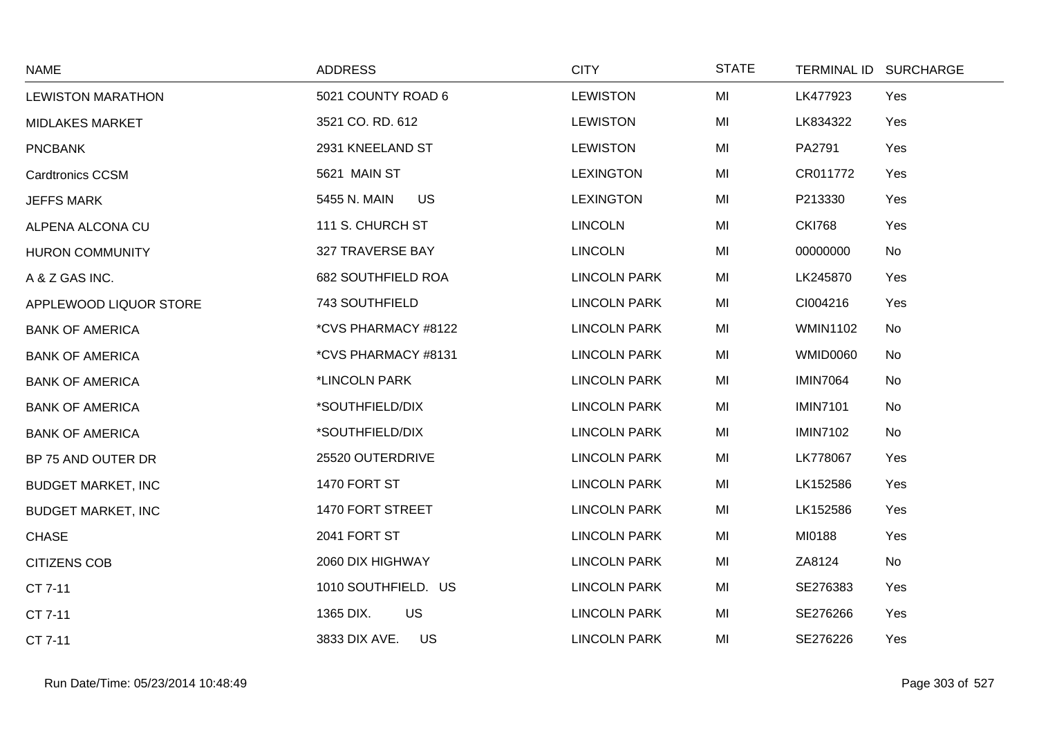| NAME | ADDRESS | CITY | STATE | TERMINAL ID | SURCHARGE |
|---|---|---|---|---|---|
| LEWISTON MARATHON | 5021 COUNTY ROAD 6 | LEWISTON | MI | LK477923 | Yes |
| MIDLAKES MARKET | 3521 CO. RD. 612 | LEWISTON | MI | LK834322 | Yes |
| PNCBANK | 2931 KNEELAND ST | LEWISTON | MI | PA2791 | Yes |
| Cardtronics CCSM | 5621 MAIN ST | LEXINGTON | MI | CR011772 | Yes |
| JEFFS MARK | 5455 N. MAIN US | LEXINGTON | MI | P213330 | Yes |
| ALPENA ALCONA CU | 111 S. CHURCH ST | LINCOLN | MI | CKI768 | Yes |
| HURON COMMUNITY | 327 TRAVERSE BAY | LINCOLN | MI | 00000000 | No |
| A & Z GAS INC. | 682 SOUTHFIELD ROA | LINCOLN PARK | MI | LK245870 | Yes |
| APPLEWOOD LIQUOR STORE | 743 SOUTHFIELD | LINCOLN PARK | MI | CI004216 | Yes |
| BANK OF AMERICA | *CVS PHARMACY #8122 | LINCOLN PARK | MI | WMIN1102 | No |
| BANK OF AMERICA | *CVS PHARMACY #8131 | LINCOLN PARK | MI | WMID0060 | No |
| BANK OF AMERICA | *LINCOLN PARK | LINCOLN PARK | MI | IMIN7064 | No |
| BANK OF AMERICA | *SOUTHFIELD/DIX | LINCOLN PARK | MI | IMIN7101 | No |
| BANK OF AMERICA | *SOUTHFIELD/DIX | LINCOLN PARK | MI | IMIN7102 | No |
| BP 75 AND OUTER DR | 25520 OUTERDRIVE | LINCOLN PARK | MI | LK778067 | Yes |
| BUDGET MARKET, INC | 1470 FORT ST | LINCOLN PARK | MI | LK152586 | Yes |
| BUDGET MARKET, INC | 1470 FORT STREET | LINCOLN PARK | MI | LK152586 | Yes |
| CHASE | 2041 FORT ST | LINCOLN PARK | MI | MI0188 | Yes |
| CITIZENS COB | 2060 DIX HIGHWAY | LINCOLN PARK | MI | ZA8124 | No |
| CT 7-11 | 1010 SOUTHFIELD. US | LINCOLN PARK | MI | SE276383 | Yes |
| CT 7-11 | 1365 DIX. US | LINCOLN PARK | MI | SE276266 | Yes |
| CT 7-11 | 3833 DIX AVE. US | LINCOLN PARK | MI | SE276226 | Yes |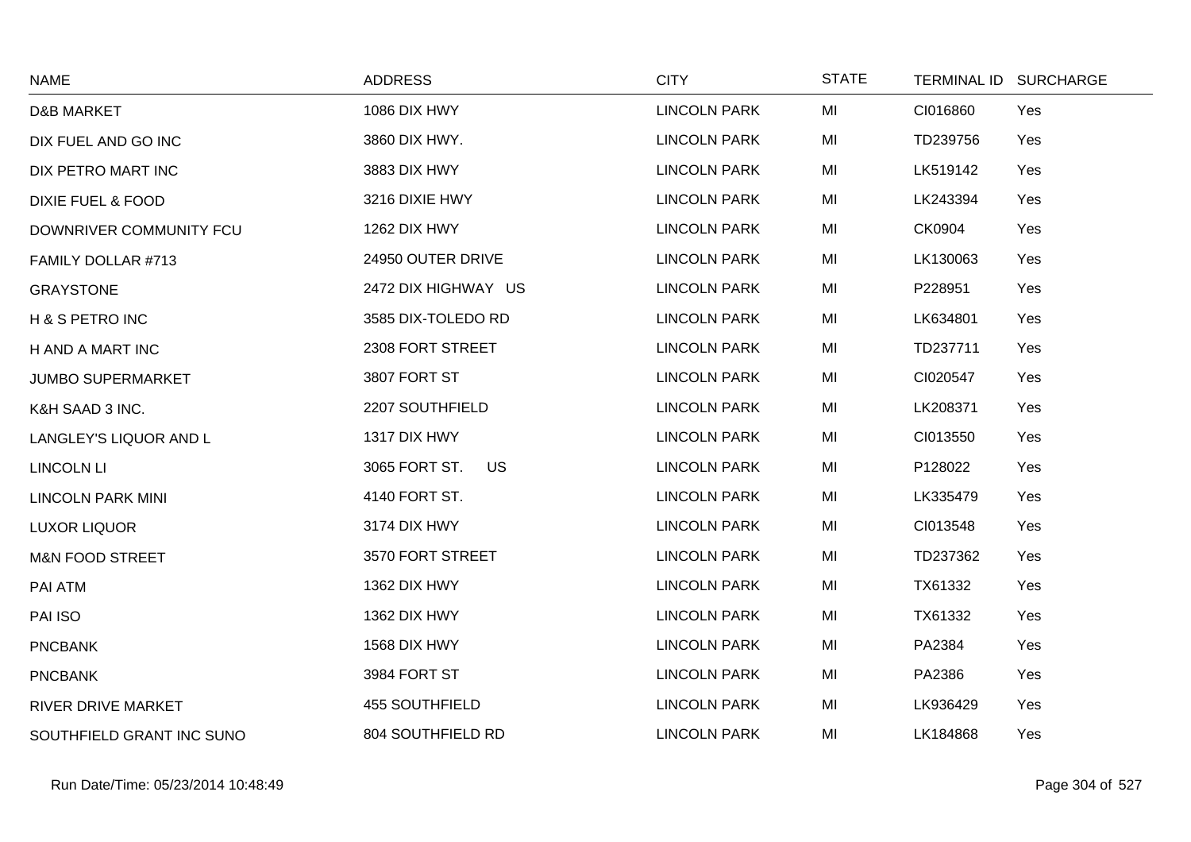| NAME | ADDRESS | CITY | STATE | TERMINAL ID | SURCHARGE |
|---|---|---|---|---|---|
| D&B MARKET | 1086 DIX HWY | LINCOLN PARK | MI | CI016860 | Yes |
| DIX FUEL AND GO INC | 3860 DIX HWY. | LINCOLN PARK | MI | TD239756 | Yes |
| DIX PETRO MART INC | 3883 DIX HWY | LINCOLN PARK | MI | LK519142 | Yes |
| DIXIE FUEL & FOOD | 3216 DIXIE HWY | LINCOLN PARK | MI | LK243394 | Yes |
| DOWNRIVER COMMUNITY FCU | 1262 DIX HWY | LINCOLN PARK | MI | CK0904 | Yes |
| FAMILY DOLLAR #713 | 24950 OUTER DRIVE | LINCOLN PARK | MI | LK130063 | Yes |
| GRAYSTONE | 2472 DIX HIGHWAY US | LINCOLN PARK | MI | P228951 | Yes |
| H & S PETRO INC | 3585 DIX-TOLEDO RD | LINCOLN PARK | MI | LK634801 | Yes |
| H AND A MART INC | 2308 FORT STREET | LINCOLN PARK | MI | TD237711 | Yes |
| JUMBO SUPERMARKET | 3807 FORT ST | LINCOLN PARK | MI | CI020547 | Yes |
| K&H SAAD 3 INC. | 2207 SOUTHFIELD | LINCOLN PARK | MI | LK208371 | Yes |
| LANGLEY'S LIQUOR AND L | 1317 DIX HWY | LINCOLN PARK | MI | CI013550 | Yes |
| LINCOLN LI | 3065 FORT ST. US | LINCOLN PARK | MI | P128022 | Yes |
| LINCOLN PARK MINI | 4140 FORT ST. | LINCOLN PARK | MI | LK335479 | Yes |
| LUXOR LIQUOR | 3174 DIX HWY | LINCOLN PARK | MI | CI013548 | Yes |
| M&N FOOD STREET | 3570 FORT STREET | LINCOLN PARK | MI | TD237362 | Yes |
| PAI ATM | 1362 DIX HWY | LINCOLN PARK | MI | TX61332 | Yes |
| PAI ISO | 1362 DIX HWY | LINCOLN PARK | MI | TX61332 | Yes |
| PNCBANK | 1568 DIX HWY | LINCOLN PARK | MI | PA2384 | Yes |
| PNCBANK | 3984 FORT ST | LINCOLN PARK | MI | PA2386 | Yes |
| RIVER DRIVE MARKET | 455 SOUTHFIELD | LINCOLN PARK | MI | LK936429 | Yes |
| SOUTHFIELD GRANT INC SUNO | 804 SOUTHFIELD RD | LINCOLN PARK | MI | LK184868 | Yes |

Run Date/Time: 05/23/2014 10:48:49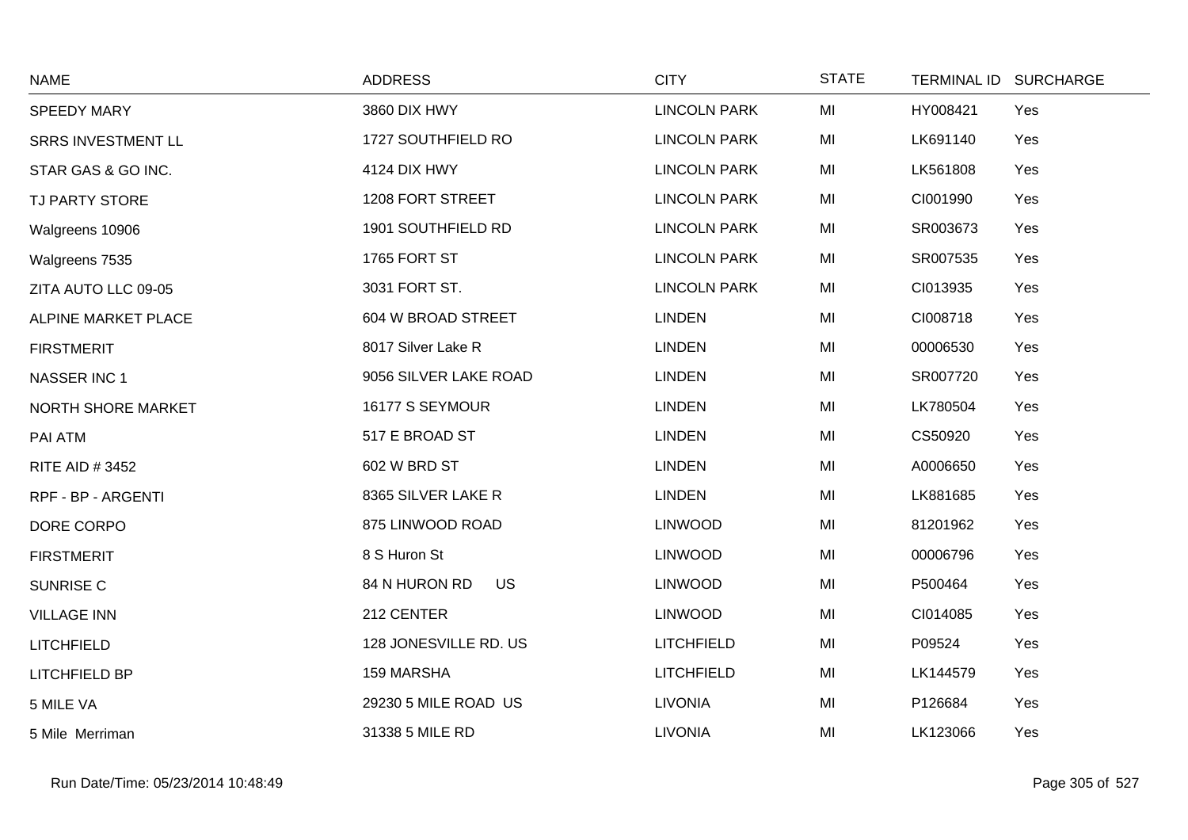| NAME | ADDRESS | CITY | STATE | TERMINAL ID | SURCHARGE |
|---|---|---|---|---|---|
| SPEEDY MARY | 3860 DIX HWY | LINCOLN PARK | MI | HY008421 | Yes |
| SRRS INVESTMENT LL | 1727 SOUTHFIELD RO | LINCOLN PARK | MI | LK691140 | Yes |
| STAR GAS & GO INC. | 4124 DIX HWY | LINCOLN PARK | MI | LK561808 | Yes |
| TJ PARTY STORE | 1208 FORT STREET | LINCOLN PARK | MI | CI001990 | Yes |
| Walgreens 10906 | 1901 SOUTHFIELD RD | LINCOLN PARK | MI | SR003673 | Yes |
| Walgreens 7535 | 1765 FORT ST | LINCOLN PARK | MI | SR007535 | Yes |
| ZITA AUTO LLC 09-05 | 3031 FORT ST. | LINCOLN PARK | MI | CI013935 | Yes |
| ALPINE MARKET PLACE | 604 W BROAD STREET | LINDEN | MI | CI008718 | Yes |
| FIRSTMERIT | 8017 Silver Lake R | LINDEN | MI | 00006530 | Yes |
| NASSER INC 1 | 9056 SILVER LAKE ROAD | LINDEN | MI | SR007720 | Yes |
| NORTH SHORE MARKET | 16177 S SEYMOUR | LINDEN | MI | LK780504 | Yes |
| PAI ATM | 517 E BROAD ST | LINDEN | MI | CS50920 | Yes |
| RITE AID # 3452 | 602 W BRD ST | LINDEN | MI | A0006650 | Yes |
| RPF - BP - ARGENTI | 8365 SILVER LAKE R | LINDEN | MI | LK881685 | Yes |
| DORE CORPO | 875 LINWOOD ROAD | LINWOOD | MI | 81201962 | Yes |
| FIRSTMERIT | 8 S Huron St | LINWOOD | MI | 00006796 | Yes |
| SUNRISE C | 84 N HURON RD US | LINWOOD | MI | P500464 | Yes |
| VILLAGE INN | 212 CENTER | LINWOOD | MI | CI014085 | Yes |
| LITCHFIELD | 128 JONESVILLE RD. US | LITCHFIELD | MI | P09524 | Yes |
| LITCHFIELD BP | 159 MARSHA | LITCHFIELD | MI | LK144579 | Yes |
| 5 MILE VA | 29230 5 MILE ROAD US | LIVONIA | MI | P126684 | Yes |
| 5 Mile Merriman | 31338 5 MILE RD | LIVONIA | MI | LK123066 | Yes |

Run Date/Time: 05/23/2014 10:48:49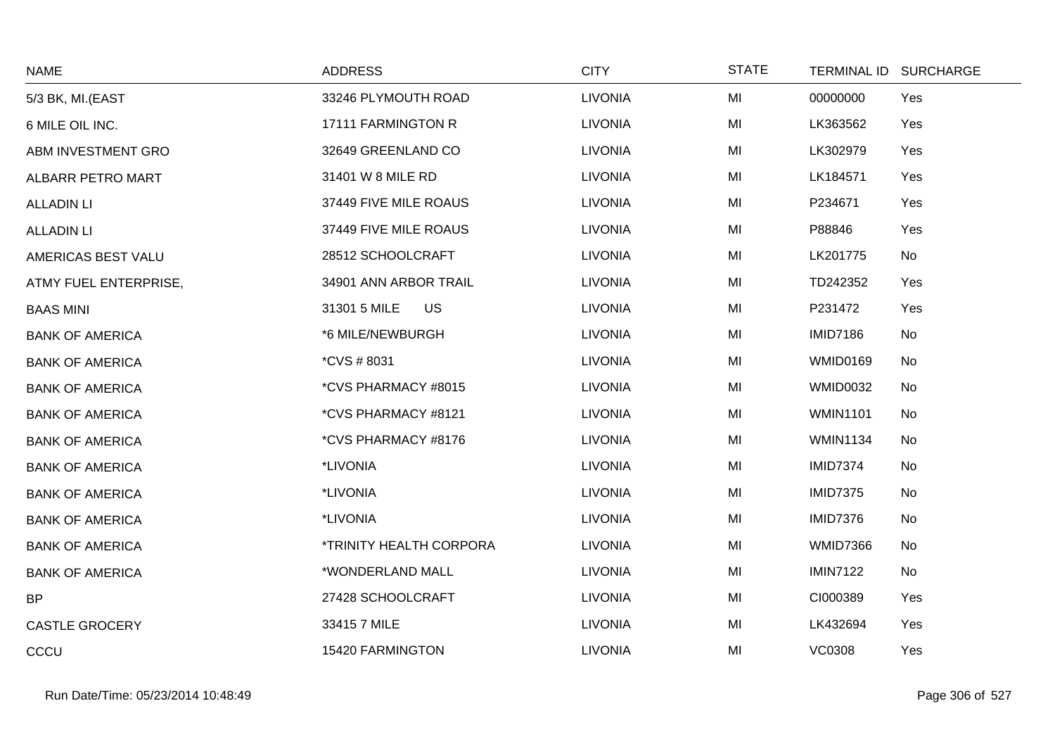| NAME | ADDRESS | CITY | STATE | TERMINAL ID | SURCHARGE |
|---|---|---|---|---|---|
| 5/3 BK, MI.(EAST | 33246 PLYMOUTH ROAD | LIVONIA | MI | 00000000 | Yes |
| 6 MILE OIL INC. | 17111 FARMINGTON R | LIVONIA | MI | LK363562 | Yes |
| ABM INVESTMENT GRO | 32649 GREENLAND CO | LIVONIA | MI | LK302979 | Yes |
| ALBARR PETRO MART | 31401 W 8 MILE RD | LIVONIA | MI | LK184571 | Yes |
| ALLADIN LI | 37449 FIVE MILE ROAUS | LIVONIA | MI | P234671 | Yes |
| ALLADIN LI | 37449 FIVE MILE ROAUS | LIVONIA | MI | P88846 | Yes |
| AMERICAS BEST VALU | 28512 SCHOOLCRAFT | LIVONIA | MI | LK201775 | No |
| ATMY FUEL ENTERPRISE, | 34901 ANN ARBOR TRAIL | LIVONIA | MI | TD242352 | Yes |
| BAAS MINI | 31301 5 MILE US | LIVONIA | MI | P231472 | Yes |
| BANK OF AMERICA | *6 MILE/NEWBURGH | LIVONIA | MI | IMID7186 | No |
| BANK OF AMERICA | *CVS # 8031 | LIVONIA | MI | WMID0169 | No |
| BANK OF AMERICA | *CVS PHARMACY #8015 | LIVONIA | MI | WMID0032 | No |
| BANK OF AMERICA | *CVS PHARMACY #8121 | LIVONIA | MI | WMIN1101 | No |
| BANK OF AMERICA | *CVS PHARMACY #8176 | LIVONIA | MI | WMIN1134 | No |
| BANK OF AMERICA | *LIVONIA | LIVONIA | MI | IMID7374 | No |
| BANK OF AMERICA | *LIVONIA | LIVONIA | MI | IMID7375 | No |
| BANK OF AMERICA | *LIVONIA | LIVONIA | MI | IMID7376 | No |
| BANK OF AMERICA | *TRINITY HEALTH CORPORA | LIVONIA | MI | WMID7366 | No |
| BANK OF AMERICA | *WONDERLAND MALL | LIVONIA | MI | IMIN7122 | No |
| BP | 27428 SCHOOLCRAFT | LIVONIA | MI | CI000389 | Yes |
| CASTLE GROCERY | 33415 7 MILE | LIVONIA | MI | LK432694 | Yes |
| CCCU | 15420 FARMINGTON | LIVONIA | MI | VC0308 | Yes |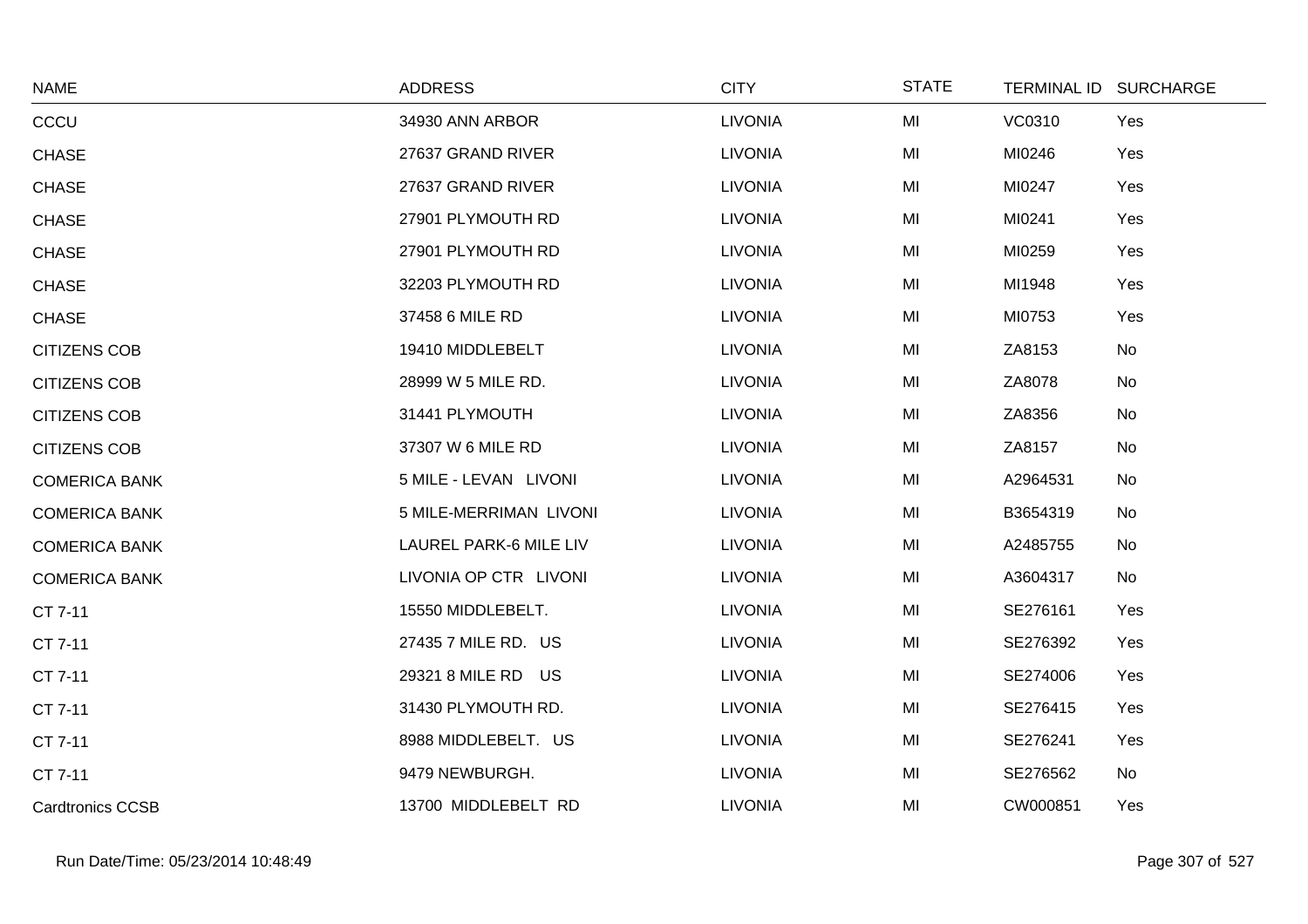| NAME | ADDRESS | CITY | STATE | TERMINAL ID | SURCHARGE |
|---|---|---|---|---|---|
| CCCU | 34930 ANN ARBOR | LIVONIA | MI | VC0310 | Yes |
| CHASE | 27637 GRAND RIVER | LIVONIA | MI | MI0246 | Yes |
| CHASE | 27637 GRAND RIVER | LIVONIA | MI | MI0247 | Yes |
| CHASE | 27901 PLYMOUTH RD | LIVONIA | MI | MI0241 | Yes |
| CHASE | 27901 PLYMOUTH RD | LIVONIA | MI | MI0259 | Yes |
| CHASE | 32203 PLYMOUTH RD | LIVONIA | MI | MI1948 | Yes |
| CHASE | 37458 6 MILE RD | LIVONIA | MI | MI0753 | Yes |
| CITIZENS COB | 19410 MIDDLEBELT | LIVONIA | MI | ZA8153 | No |
| CITIZENS COB | 28999 W 5 MILE RD. | LIVONIA | MI | ZA8078 | No |
| CITIZENS COB | 31441 PLYMOUTH | LIVONIA | MI | ZA8356 | No |
| CITIZENS COB | 37307 W 6 MILE RD | LIVONIA | MI | ZA8157 | No |
| COMERICA BANK | 5 MILE - LEVAN LIVONI | LIVONIA | MI | A2964531 | No |
| COMERICA BANK | 5 MILE-MERRIMAN LIVONI | LIVONIA | MI | B3654319 | No |
| COMERICA BANK | LAUREL PARK-6 MILE LIV | LIVONIA | MI | A2485755 | No |
| COMERICA BANK | LIVONIA OP CTR LIVONI | LIVONIA | MI | A3604317 | No |
| CT 7-11 | 15550 MIDDLEBELT. | LIVONIA | MI | SE276161 | Yes |
| CT 7-11 | 27435 7 MILE RD. US | LIVONIA | MI | SE276392 | Yes |
| CT 7-11 | 29321 8 MILE RD US | LIVONIA | MI | SE274006 | Yes |
| CT 7-11 | 31430 PLYMOUTH RD. | LIVONIA | MI | SE276415 | Yes |
| CT 7-11 | 8988 MIDDLEBELT. US | LIVONIA | MI | SE276241 | Yes |
| CT 7-11 | 9479 NEWBURGH. | LIVONIA | MI | SE276562 | No |
| Cardtronics CCSB | 13700 MIDDLEBELT RD | LIVONIA | MI | CW000851 | Yes |

Run Date/Time: 05/23/2014 10:48:49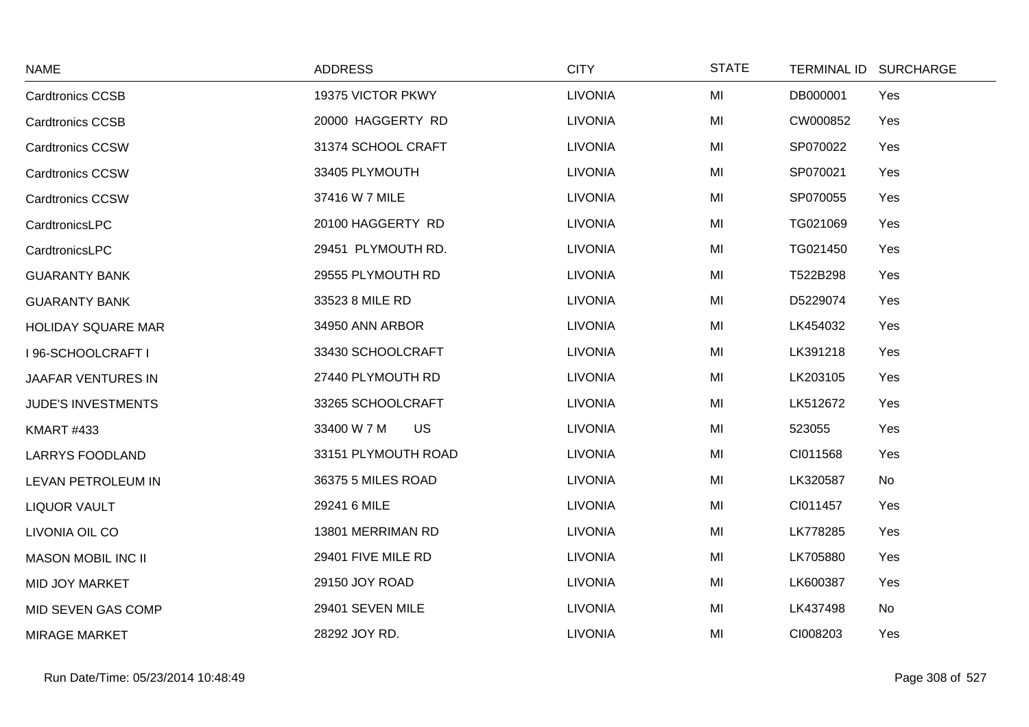| NAME | ADDRESS | CITY | STATE | TERMINAL ID | SURCHARGE |
|---|---|---|---|---|---|
| Cardtronics CCSB | 19375 VICTOR PKWY | LIVONIA | MI | DB000001 | Yes |
| Cardtronics CCSB | 20000 HAGGERTY RD | LIVONIA | MI | CW000852 | Yes |
| Cardtronics CCSW | 31374 SCHOOL CRAFT | LIVONIA | MI | SP070022 | Yes |
| Cardtronics CCSW | 33405 PLYMOUTH | LIVONIA | MI | SP070021 | Yes |
| Cardtronics CCSW | 37416 W 7 MILE | LIVONIA | MI | SP070055 | Yes |
| CardtronicsLPC | 20100 HAGGERTY RD | LIVONIA | MI | TG021069 | Yes |
| CardtronicsLPC | 29451 PLYMOUTH RD. | LIVONIA | MI | TG021450 | Yes |
| GUARANTY BANK | 29555 PLYMOUTH RD | LIVONIA | MI | T522B298 | Yes |
| GUARANTY BANK | 33523 8 MILE RD | LIVONIA | MI | D5229074 | Yes |
| HOLIDAY SQUARE MAR | 34950 ANN ARBOR | LIVONIA | MI | LK454032 | Yes |
| I 96-SCHOOLCRAFT I | 33430 SCHOOLCRAFT | LIVONIA | MI | LK391218 | Yes |
| JAAFAR VENTURES IN | 27440 PLYMOUTH RD | LIVONIA | MI | LK203105 | Yes |
| JUDE'S INVESTMENTS | 33265 SCHOOLCRAFT | LIVONIA | MI | LK512672 | Yes |
| KMART #433 | 33400 W 7 M US | LIVONIA | MI | 523055 | Yes |
| LARRYS FOODLAND | 33151 PLYMOUTH ROAD | LIVONIA | MI | CI011568 | Yes |
| LEVAN PETROLEUM IN | 36375 5 MILES ROAD | LIVONIA | MI | LK320587 | No |
| LIQUOR VAULT | 29241 6 MILE | LIVONIA | MI | CI011457 | Yes |
| LIVONIA OIL CO | 13801 MERRIMAN RD | LIVONIA | MI | LK778285 | Yes |
| MASON MOBIL INC II | 29401 FIVE MILE RD | LIVONIA | MI | LK705880 | Yes |
| MID JOY MARKET | 29150 JOY ROAD | LIVONIA | MI | LK600387 | Yes |
| MID SEVEN GAS COMP | 29401 SEVEN MILE | LIVONIA | MI | LK437498 | No |
| MIRAGE MARKET | 28292 JOY RD. | LIVONIA | MI | CI008203 | Yes |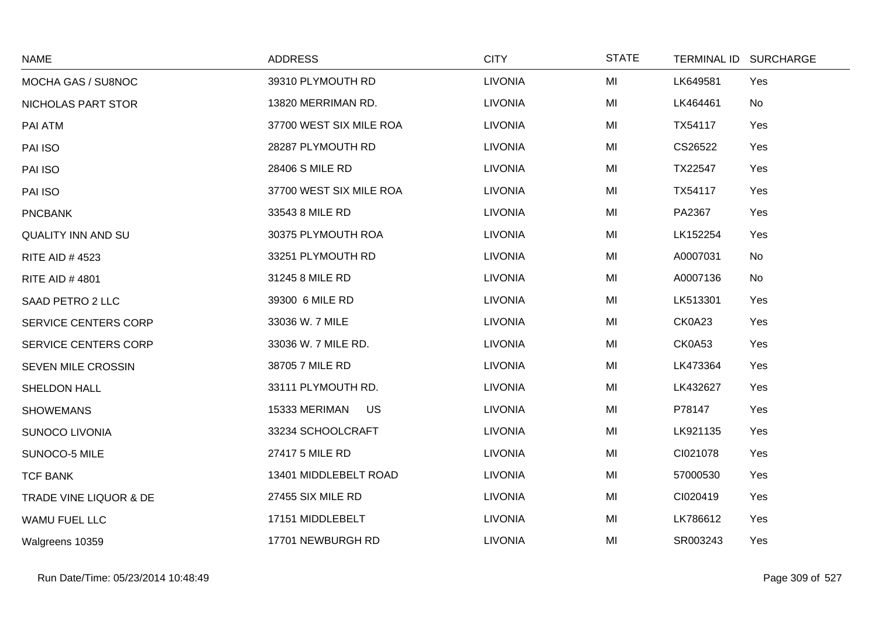| NAME | ADDRESS | CITY | STATE | TERMINAL ID | SURCHARGE |
|---|---|---|---|---|---|
| MOCHA GAS / SU8NOC | 39310 PLYMOUTH RD | LIVONIA | MI | LK649581 | Yes |
| NICHOLAS PART STOR | 13820 MERRIMAN RD. | LIVONIA | MI | LK464461 | No |
| PAI ATM | 37700 WEST SIX MILE ROA | LIVONIA | MI | TX54117 | Yes |
| PAI ISO | 28287 PLYMOUTH RD | LIVONIA | MI | CS26522 | Yes |
| PAI ISO | 28406 S MILE RD | LIVONIA | MI | TX22547 | Yes |
| PAI ISO | 37700 WEST SIX MILE ROA | LIVONIA | MI | TX54117 | Yes |
| PNCBANK | 33543 8 MILE RD | LIVONIA | MI | PA2367 | Yes |
| QUALITY INN AND SU | 30375 PLYMOUTH ROA | LIVONIA | MI | LK152254 | Yes |
| RITE AID # 4523 | 33251 PLYMOUTH RD | LIVONIA | MI | A0007031 | No |
| RITE AID # 4801 | 31245 8 MILE RD | LIVONIA | MI | A0007136 | No |
| SAAD PETRO 2 LLC | 39300 6 MILE RD | LIVONIA | MI | LK513301 | Yes |
| SERVICE CENTERS CORP | 33036 W. 7 MILE | LIVONIA | MI | CK0A23 | Yes |
| SERVICE CENTERS CORP | 33036 W. 7 MILE RD. | LIVONIA | MI | CK0A53 | Yes |
| SEVEN MILE CROSSIN | 38705 7 MILE RD | LIVONIA | MI | LK473364 | Yes |
| SHELDON HALL | 33111 PLYMOUTH RD. | LIVONIA | MI | LK432627 | Yes |
| SHOWEMANS | 15333 MERIMAN US | LIVONIA | MI | P78147 | Yes |
| SUNOCO LIVONIA | 33234 SCHOOLCRAFT | LIVONIA | MI | LK921135 | Yes |
| SUNOCO-5 MILE | 27417 5 MILE RD | LIVONIA | MI | CI021078 | Yes |
| TCF BANK | 13401 MIDDLEBELT ROAD | LIVONIA | MI | 57000530 | Yes |
| TRADE VINE LIQUOR & DE | 27455 SIX MILE RD | LIVONIA | MI | CI020419 | Yes |
| WAMU FUEL LLC | 17151 MIDDLEBELT | LIVONIA | MI | LK786612 | Yes |
| Walgreens 10359 | 17701 NEWBURGH RD | LIVONIA | MI | SR003243 | Yes |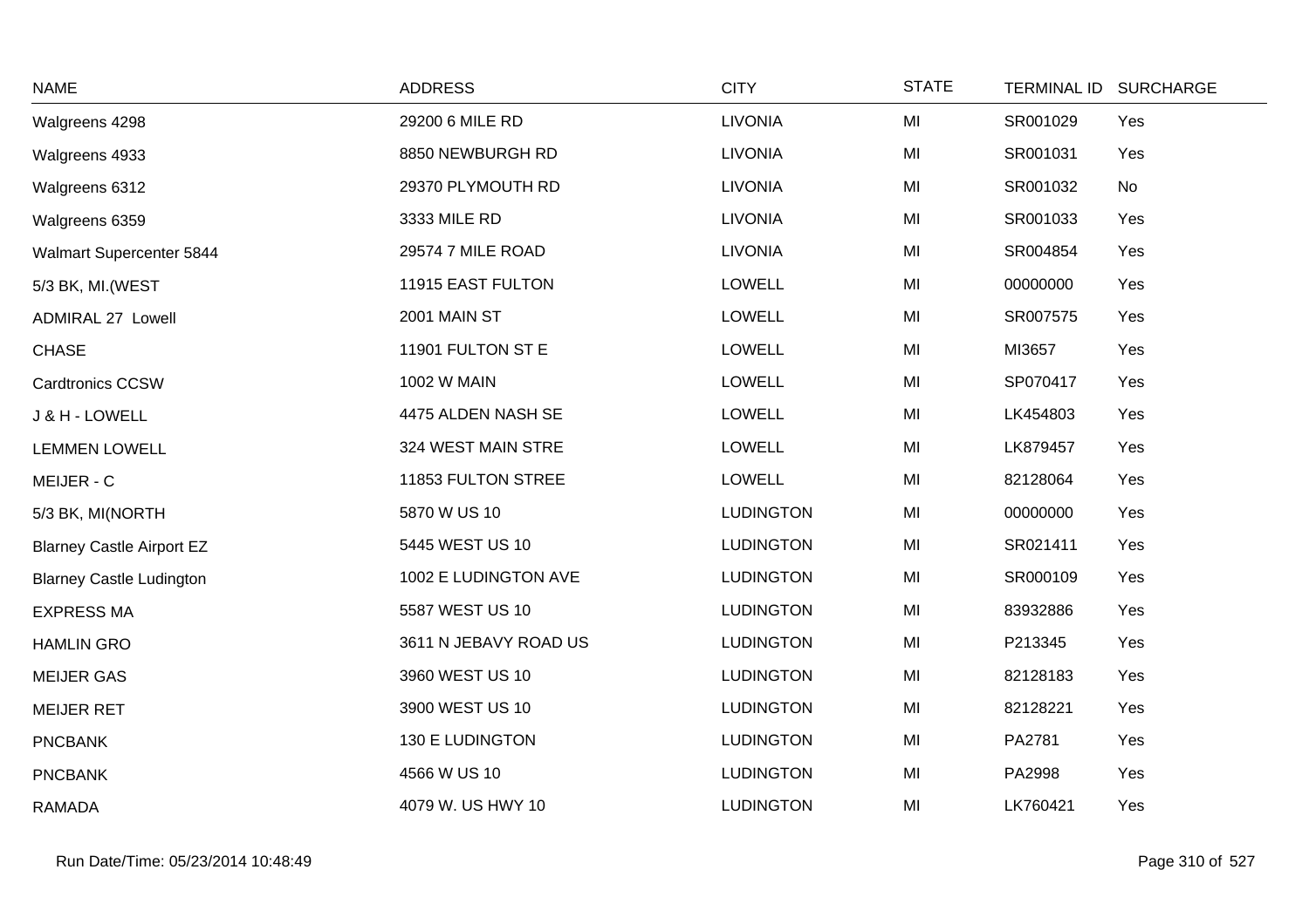| NAME | ADDRESS | CITY | STATE | TERMINAL ID | SURCHARGE |
|---|---|---|---|---|---|
| Walgreens 4298 | 29200 6 MILE RD | LIVONIA | MI | SR001029 | Yes |
| Walgreens 4933 | 8850 NEWBURGH RD | LIVONIA | MI | SR001031 | Yes |
| Walgreens 6312 | 29370 PLYMOUTH RD | LIVONIA | MI | SR001032 | No |
| Walgreens 6359 | 3333 MILE RD | LIVONIA | MI | SR001033 | Yes |
| Walmart Supercenter 5844 | 29574 7 MILE ROAD | LIVONIA | MI | SR004854 | Yes |
| 5/3 BK, MI.(WEST | 11915 EAST FULTON | LOWELL | MI | 00000000 | Yes |
| ADMIRAL 27 Lowell | 2001 MAIN ST | LOWELL | MI | SR007575 | Yes |
| CHASE | 11901 FULTON ST E | LOWELL | MI | MI3657 | Yes |
| Cardtronics CCSW | 1002 W MAIN | LOWELL | MI | SP070417 | Yes |
| J & H - LOWELL | 4475 ALDEN NASH SE | LOWELL | MI | LK454803 | Yes |
| LEMMEN LOWELL | 324 WEST MAIN STRE | LOWELL | MI | LK879457 | Yes |
| MEIJER - C | 11853 FULTON STREE | LOWELL | MI | 82128064 | Yes |
| 5/3 BK, MI(NORTH | 5870 W US 10 | LUDINGTON | MI | 00000000 | Yes |
| Blarney Castle Airport EZ | 5445 WEST US 10 | LUDINGTON | MI | SR021411 | Yes |
| Blarney Castle Ludington | 1002 E LUDINGTON AVE | LUDINGTON | MI | SR000109 | Yes |
| EXPRESS MA | 5587 WEST US 10 | LUDINGTON | MI | 83932886 | Yes |
| HAMLIN GRO | 3611 N JEBAVY ROAD US | LUDINGTON | MI | P213345 | Yes |
| MEIJER GAS | 3960 WEST US 10 | LUDINGTON | MI | 82128183 | Yes |
| MEIJER RET | 3900 WEST US 10 | LUDINGTON | MI | 82128221 | Yes |
| PNCBANK | 130 E LUDINGTON | LUDINGTON | MI | PA2781 | Yes |
| PNCBANK | 4566 W US 10 | LUDINGTON | MI | PA2998 | Yes |
| RAMADA | 4079 W. US HWY 10 | LUDINGTON | MI | LK760421 | Yes |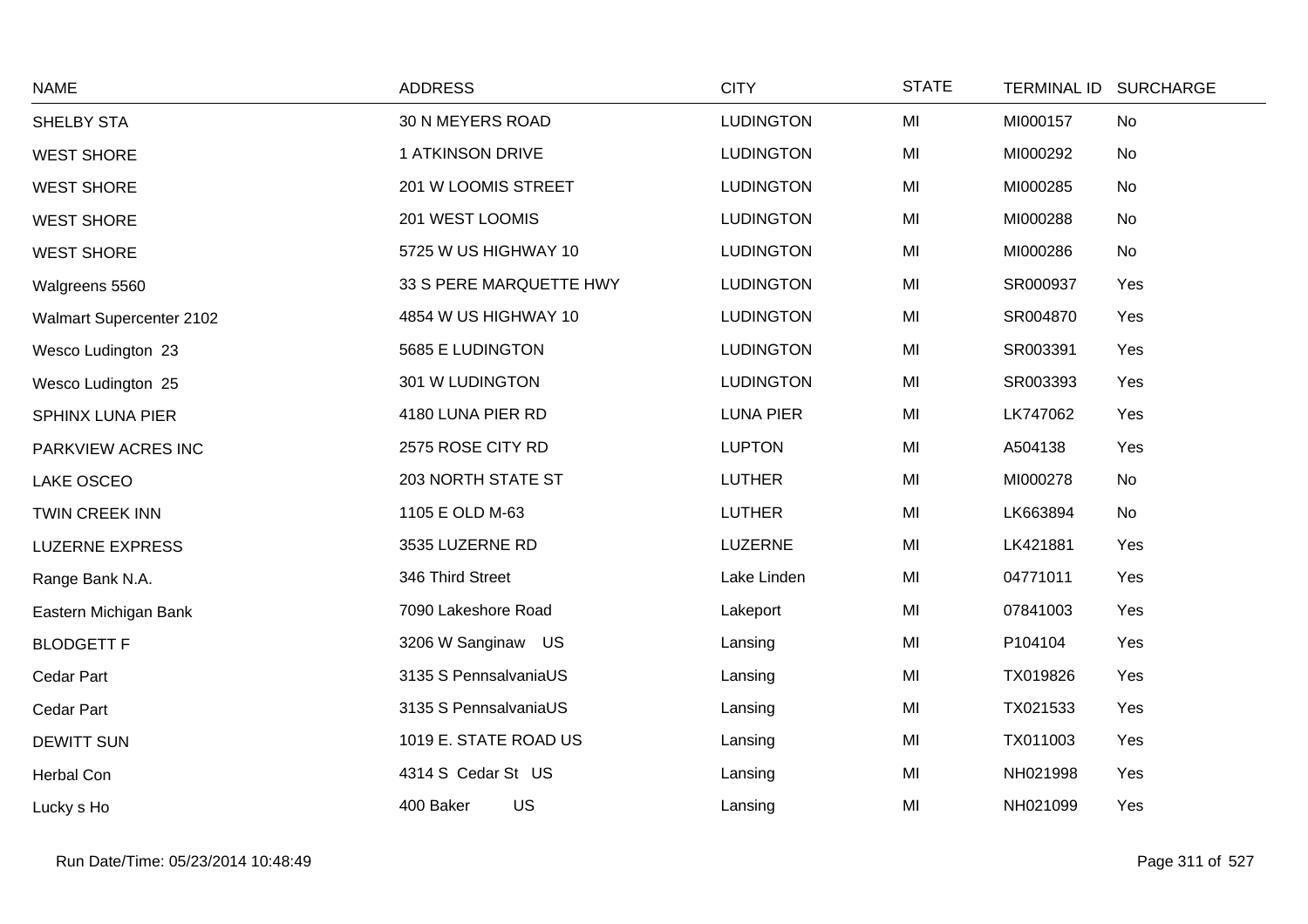| NAME | ADDRESS | CITY | STATE | TERMINAL ID | SURCHARGE |
|---|---|---|---|---|---|
| SHELBY STA | 30 N MEYERS ROAD | LUDINGTON | MI | MI000157 | No |
| WEST SHORE | 1 ATKINSON DRIVE | LUDINGTON | MI | MI000292 | No |
| WEST SHORE | 201 W LOOMIS STREET | LUDINGTON | MI | MI000285 | No |
| WEST SHORE | 201 WEST LOOMIS | LUDINGTON | MI | MI000288 | No |
| WEST SHORE | 5725 W US HIGHWAY 10 | LUDINGTON | MI | MI000286 | No |
| Walgreens 5560 | 33 S PERE MARQUETTE HWY | LUDINGTON | MI | SR000937 | Yes |
| Walmart Supercenter 2102 | 4854 W US HIGHWAY 10 | LUDINGTON | MI | SR004870 | Yes |
| Wesco Ludington 23 | 5685 E LUDINGTON | LUDINGTON | MI | SR003391 | Yes |
| Wesco Ludington 25 | 301 W LUDINGTON | LUDINGTON | MI | SR003393 | Yes |
| SPHINX LUNA PIER | 4180 LUNA PIER RD | LUNA PIER | MI | LK747062 | Yes |
| PARKVIEW ACRES INC | 2575 ROSE CITY RD | LUPTON | MI | A504138 | Yes |
| LAKE OSCEO | 203 NORTH STATE ST | LUTHER | MI | MI000278 | No |
| TWIN CREEK INN | 1105 E OLD M-63 | LUTHER | MI | LK663894 | No |
| LUZERNE EXPRESS | 3535 LUZERNE RD | LUZERNE | MI | LK421881 | Yes |
| Range Bank N.A. | 346 Third Street | Lake Linden | MI | 04771011 | Yes |
| Eastern Michigan Bank | 7090 Lakeshore Road | Lakeport | MI | 07841003 | Yes |
| BLODGETT F | 3206 W Sanginaw US | Lansing | MI | P104104 | Yes |
| Cedar Part | 3135 S PennsalvaniaUS | Lansing | MI | TX019826 | Yes |
| Cedar Part | 3135 S PennsalvaniaUS | Lansing | MI | TX021533 | Yes |
| DEWITT SUN | 1019 E. STATE ROAD US | Lansing | MI | TX011003 | Yes |
| Herbal Con | 4314 S Cedar St US | Lansing | MI | NH021998 | Yes |
| Lucky s Ho | 400 Baker US | Lansing | MI | NH021099 | Yes |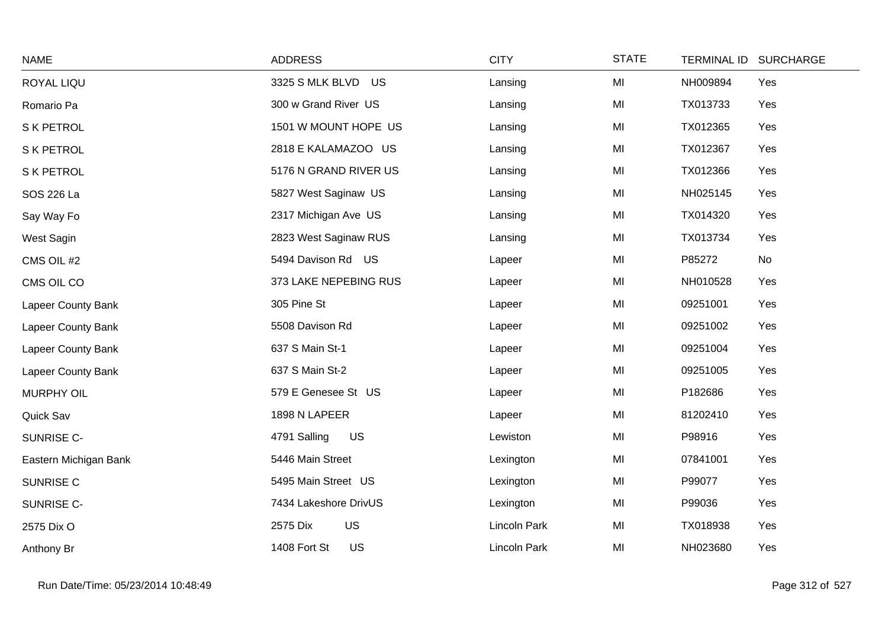| NAME | ADDRESS | CITY | STATE | TERMINAL ID | SURCHARGE |
|---|---|---|---|---|---|
| ROYAL LIQU | 3325 S MLK BLVD US | Lansing | MI | NH009894 | Yes |
| Romario Pa | 300 w Grand River US | Lansing | MI | TX013733 | Yes |
| S K PETROL | 1501 W MOUNT HOPE US | Lansing | MI | TX012365 | Yes |
| S K PETROL | 2818 E KALAMAZOO US | Lansing | MI | TX012367 | Yes |
| S K PETROL | 5176 N GRAND RIVER US | Lansing | MI | TX012366 | Yes |
| SOS 226 La | 5827 West Saginaw US | Lansing | MI | NH025145 | Yes |
| Say Way Fo | 2317 Michigan Ave US | Lansing | MI | TX014320 | Yes |
| West Sagin | 2823 West Saginaw RUS | Lansing | MI | TX013734 | Yes |
| CMS OIL #2 | 5494 Davison Rd US | Lapeer | MI | P85272 | No |
| CMS OIL CO | 373 LAKE NEPEBING RUS | Lapeer | MI | NH010528 | Yes |
| Lapeer County Bank | 305 Pine St | Lapeer | MI | 09251001 | Yes |
| Lapeer County Bank | 5508 Davison Rd | Lapeer | MI | 09251002 | Yes |
| Lapeer County Bank | 637 S Main St-1 | Lapeer | MI | 09251004 | Yes |
| Lapeer County Bank | 637 S Main St-2 | Lapeer | MI | 09251005 | Yes |
| MURPHY OIL | 579 E Genesee St US | Lapeer | MI | P182686 | Yes |
| Quick Sav | 1898 N LAPEER | Lapeer | MI | 81202410 | Yes |
| SUNRISE C- | 4791 Salling US | Lewiston | MI | P98916 | Yes |
| Eastern Michigan Bank | 5446 Main Street | Lexington | MI | 07841001 | Yes |
| SUNRISE C | 5495 Main Street US | Lexington | MI | P99077 | Yes |
| SUNRISE C- | 7434 Lakeshore DrivUS | Lexington | MI | P99036 | Yes |
| 2575 Dix O | 2575 Dix US | Lincoln Park | MI | TX018938 | Yes |
| Anthony Br | 1408 Fort St US | Lincoln Park | MI | NH023680 | Yes |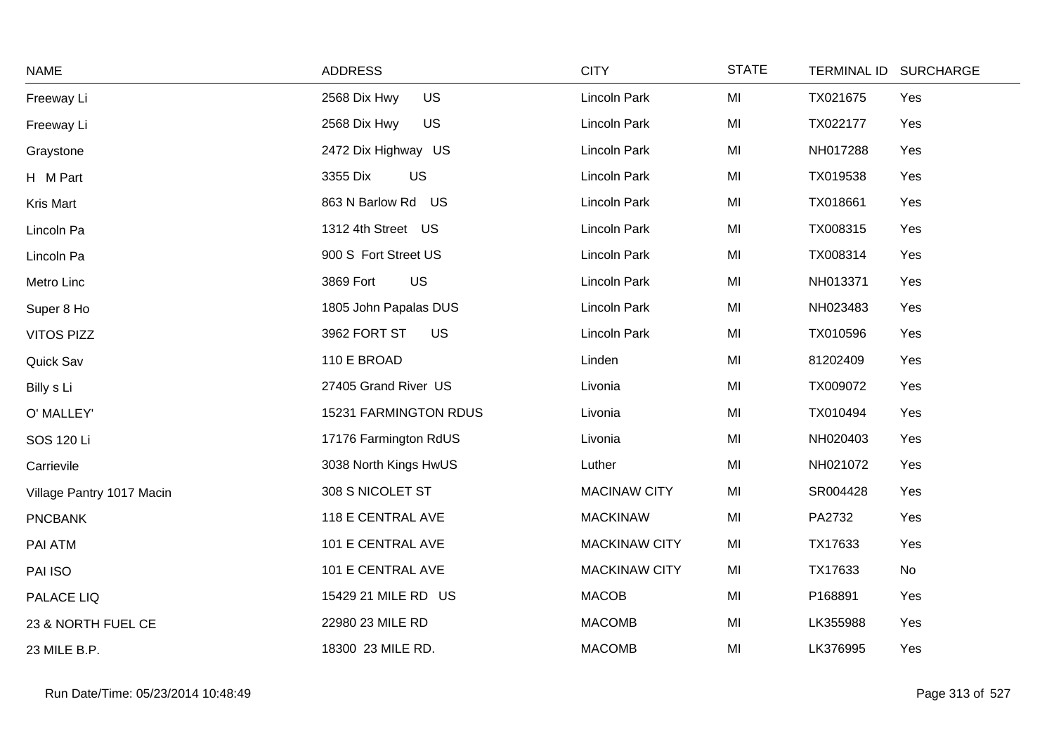| NAME | ADDRESS | CITY | STATE | TERMINAL ID | SURCHARGE |
|---|---|---|---|---|---|
| Freeway Li | 2568 Dix Hwy US | Lincoln Park | MI | TX021675 | Yes |
| Freeway Li | 2568 Dix Hwy US | Lincoln Park | MI | TX022177 | Yes |
| Graystone | 2472 Dix Highway US | Lincoln Park | MI | NH017288 | Yes |
| H M Part | 3355 Dix US | Lincoln Park | MI | TX019538 | Yes |
| Kris Mart | 863 N Barlow Rd US | Lincoln Park | MI | TX018661 | Yes |
| Lincoln Pa | 1312 4th Street US | Lincoln Park | MI | TX008315 | Yes |
| Lincoln Pa | 900 S Fort Street US | Lincoln Park | MI | TX008314 | Yes |
| Metro Linc | 3869 Fort US | Lincoln Park | MI | NH013371 | Yes |
| Super 8 Ho | 1805 John Papalas DUS | Lincoln Park | MI | NH023483 | Yes |
| VITOS PIZZ | 3962 FORT ST US | Lincoln Park | MI | TX010596 | Yes |
| Quick Sav | 110 E BROAD | Linden | MI | 81202409 | Yes |
| Billy s Li | 27405 Grand River US | Livonia | MI | TX009072 | Yes |
| O' MALLEY' | 15231 FARMINGTON RDUS | Livonia | MI | TX010494 | Yes |
| SOS 120 Li | 17176 Farmington RdUS | Livonia | MI | NH020403 | Yes |
| Carrievile | 3038 North Kings HwUS | Luther | MI | NH021072 | Yes |
| Village Pantry 1017 Macin | 308 S NICOLET ST | MACINAW CITY | MI | SR004428 | Yes |
| PNCBANK | 118 E CENTRAL AVE | MACKINAW | MI | PA2732 | Yes |
| PAI ATM | 101 E CENTRAL AVE | MACKINAW CITY | MI | TX17633 | Yes |
| PAI ISO | 101 E CENTRAL AVE | MACKINAW CITY | MI | TX17633 | No |
| PALACE LIQ | 15429 21 MILE RD US | MACOB | MI | P168891 | Yes |
| 23 & NORTH FUEL CE | 22980 23 MILE RD | MACOMB | MI | LK355988 | Yes |
| 23 MILE B.P. | 18300 23 MILE RD. | MACOMB | MI | LK376995 | Yes |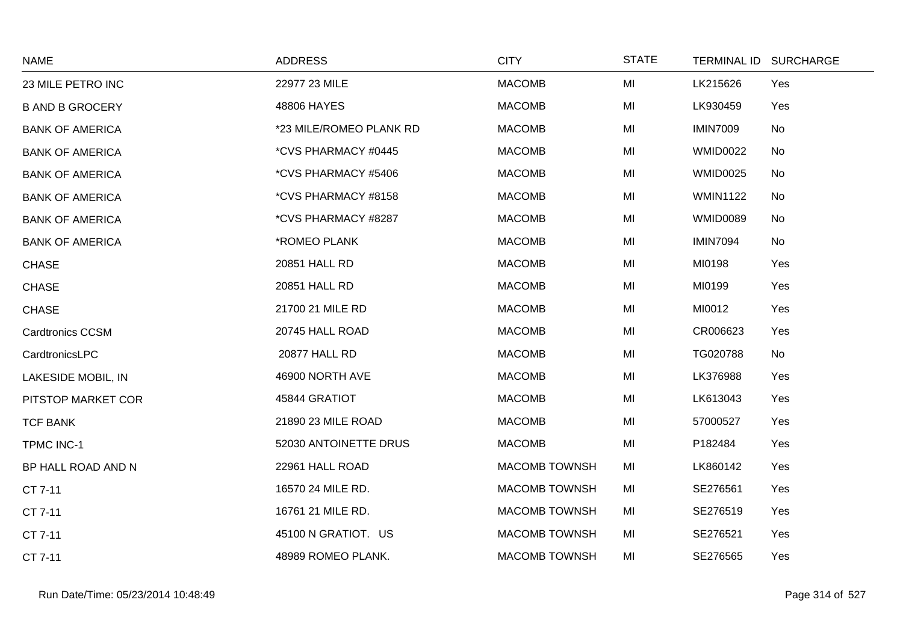| NAME | ADDRESS | CITY | STATE | TERMINAL ID | SURCHARGE |
|---|---|---|---|---|---|
| 23 MILE PETRO INC | 22977 23 MILE | MACOMB | MI | LK215626 | Yes |
| B AND B GROCERY | 48806 HAYES | MACOMB | MI | LK930459 | Yes |
| BANK OF AMERICA | *23 MILE/ROMEO PLANK RD | MACOMB | MI | IMIN7009 | No |
| BANK OF AMERICA | *CVS PHARMACY #0445 | MACOMB | MI | WMID0022 | No |
| BANK OF AMERICA | *CVS PHARMACY #5406 | MACOMB | MI | WMID0025 | No |
| BANK OF AMERICA | *CVS PHARMACY #8158 | MACOMB | MI | WMIN1122 | No |
| BANK OF AMERICA | *CVS PHARMACY #8287 | MACOMB | MI | WMID0089 | No |
| BANK OF AMERICA | *ROMEO PLANK | MACOMB | MI | IMIN7094 | No |
| CHASE | 20851 HALL RD | MACOMB | MI | MI0198 | Yes |
| CHASE | 20851 HALL RD | MACOMB | MI | MI0199 | Yes |
| CHASE | 21700 21 MILE RD | MACOMB | MI | MI0012 | Yes |
| Cardtronics CCSM | 20745 HALL ROAD | MACOMB | MI | CR006623 | Yes |
| CardtronicsLPC | 20877 HALL RD | MACOMB | MI | TG020788 | No |
| LAKESIDE MOBIL, IN | 46900 NORTH AVE | MACOMB | MI | LK376988 | Yes |
| PITSTOP MARKET COR | 45844 GRATIOT | MACOMB | MI | LK613043 | Yes |
| TCF BANK | 21890 23 MILE ROAD | MACOMB | MI | 57000527 | Yes |
| TPMC INC-1 | 52030 ANTOINETTE DRUS | MACOMB | MI | P182484 | Yes |
| BP HALL ROAD AND N | 22961 HALL ROAD | MACOMB TOWNSH | MI | LK860142 | Yes |
| CT 7-11 | 16570 24 MILE RD. | MACOMB TOWNSH | MI | SE276561 | Yes |
| CT 7-11 | 16761 21 MILE RD. | MACOMB TOWNSH | MI | SE276519 | Yes |
| CT 7-11 | 45100 N GRATIOT. US | MACOMB TOWNSH | MI | SE276521 | Yes |
| CT 7-11 | 48989 ROMEO PLANK. | MACOMB TOWNSH | MI | SE276565 | Yes |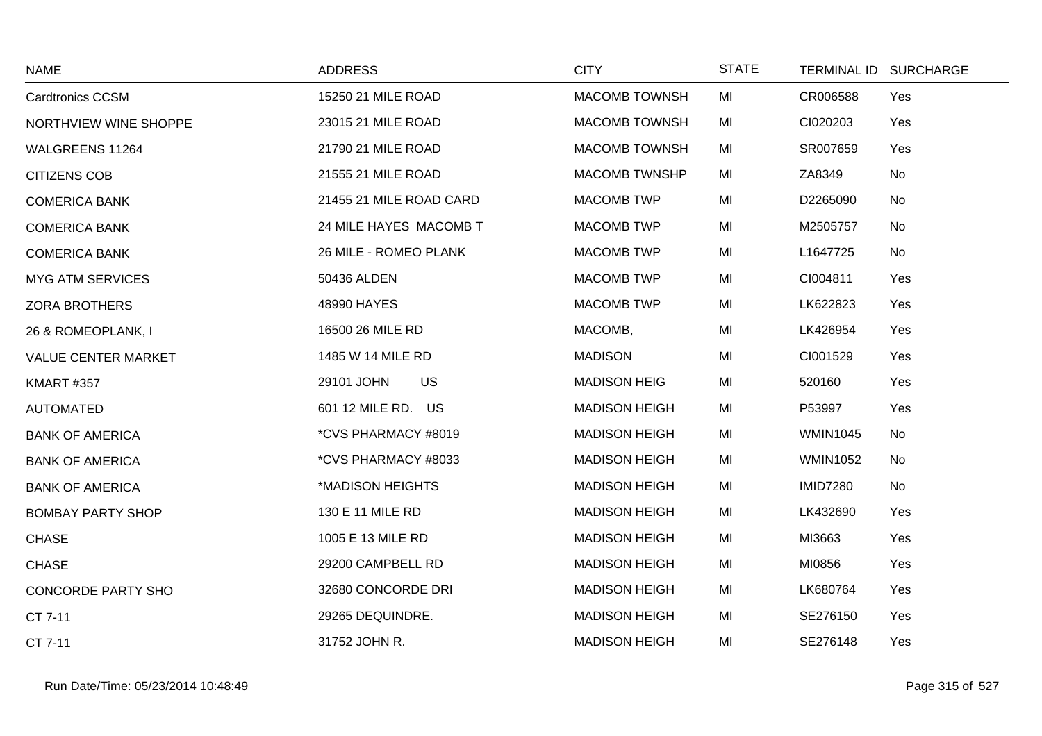| NAME | ADDRESS | CITY | STATE | TERMINAL ID | SURCHARGE |
|---|---|---|---|---|---|
| Cardtronics CCSM | 15250 21 MILE ROAD | MACOMB TOWNSH | MI | CR006588 | Yes |
| NORTHVIEW WINE SHOPPE | 23015 21 MILE ROAD | MACOMB TOWNSH | MI | CI020203 | Yes |
| WALGREENS 11264 | 21790 21 MILE ROAD | MACOMB TOWNSH | MI | SR007659 | Yes |
| CITIZENS COB | 21555 21 MILE ROAD | MACOMB TWNSHP | MI | ZA8349 | No |
| COMERICA BANK | 21455 21 MILE ROAD CARD | MACOMB TWP | MI | D2265090 | No |
| COMERICA BANK | 24 MILE HAYES MACOMB T | MACOMB TWP | MI | M2505757 | No |
| COMERICA BANK | 26 MILE - ROMEO PLANK | MACOMB TWP | MI | L1647725 | No |
| MYG ATM SERVICES | 50436 ALDEN | MACOMB TWP | MI | CI004811 | Yes |
| ZORA BROTHERS | 48990 HAYES | MACOMB TWP | MI | LK622823 | Yes |
| 26 & ROMEOPLANK, I | 16500 26 MILE RD | MACOMB, | MI | LK426954 | Yes |
| VALUE CENTER MARKET | 1485 W 14 MILE RD | MADISON | MI | CI001529 | Yes |
| KMART #357 | 29101 JOHN US | MADISON HEIG | MI | 520160 | Yes |
| AUTOMATED | 601 12 MILE RD. US | MADISON HEIGH | MI | P53997 | Yes |
| BANK OF AMERICA | *CVS PHARMACY #8019 | MADISON HEIGH | MI | WMIN1045 | No |
| BANK OF AMERICA | *CVS PHARMACY #8033 | MADISON HEIGH | MI | WMIN1052 | No |
| BANK OF AMERICA | *MADISON HEIGHTS | MADISON HEIGH | MI | IMID7280 | No |
| BOMBAY PARTY SHOP | 130 E 11 MILE RD | MADISON HEIGH | MI | LK432690 | Yes |
| CHASE | 1005 E 13 MILE RD | MADISON HEIGH | MI | MI3663 | Yes |
| CHASE | 29200 CAMPBELL RD | MADISON HEIGH | MI | MI0856 | Yes |
| CONCORDE PARTY SHO | 32680 CONCORDE DRI | MADISON HEIGH | MI | LK680764 | Yes |
| CT 7-11 | 29265 DEQUINDRE. | MADISON HEIGH | MI | SE276150 | Yes |
| CT 7-11 | 31752 JOHN R. | MADISON HEIGH | MI | SE276148 | Yes |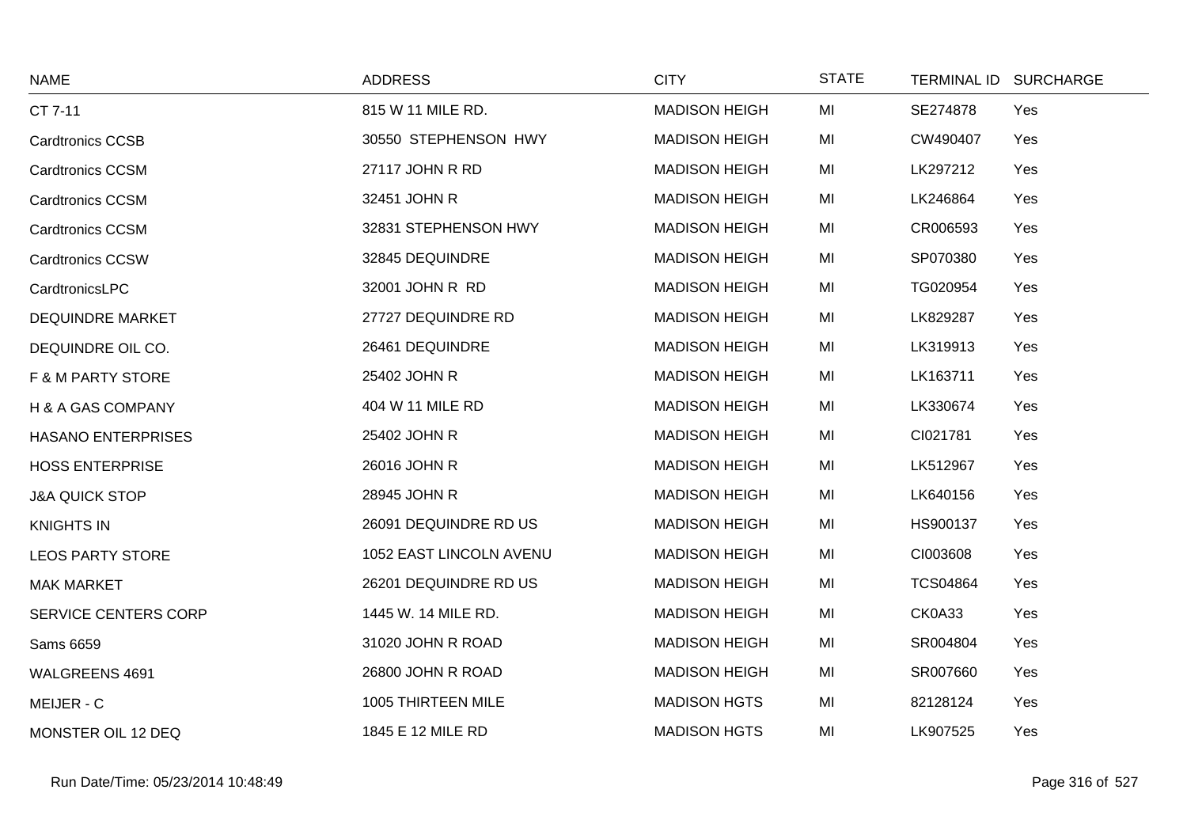| NAME | ADDRESS | CITY | STATE | TERMINAL ID | SURCHARGE |
|---|---|---|---|---|---|
| CT 7-11 | 815 W 11 MILE RD. | MADISON HEIGH | MI | SE274878 | Yes |
| Cardtronics CCSB | 30550 STEPHENSON HWY | MADISON HEIGH | MI | CW490407 | Yes |
| Cardtronics CCSM | 27117 JOHN R RD | MADISON HEIGH | MI | LK297212 | Yes |
| Cardtronics CCSM | 32451 JOHN R | MADISON HEIGH | MI | LK246864 | Yes |
| Cardtronics CCSM | 32831 STEPHENSON HWY | MADISON HEIGH | MI | CR006593 | Yes |
| Cardtronics CCSW | 32845 DEQUINDRE | MADISON HEIGH | MI | SP070380 | Yes |
| CardtronicsLPC | 32001 JOHN R RD | MADISON HEIGH | MI | TG020954 | Yes |
| DEQUINDRE MARKET | 27727 DEQUINDRE RD | MADISON HEIGH | MI | LK829287 | Yes |
| DEQUINDRE OIL CO. | 26461 DEQUINDRE | MADISON HEIGH | MI | LK319913 | Yes |
| F & M PARTY STORE | 25402 JOHN R | MADISON HEIGH | MI | LK163711 | Yes |
| H & A GAS COMPANY | 404 W 11 MILE RD | MADISON HEIGH | MI | LK330674 | Yes |
| HASANO ENTERPRISES | 25402 JOHN R | MADISON HEIGH | MI | CI021781 | Yes |
| HOSS ENTERPRISE | 26016 JOHN R | MADISON HEIGH | MI | LK512967 | Yes |
| J&A QUICK STOP | 28945 JOHN R | MADISON HEIGH | MI | LK640156 | Yes |
| KNIGHTS IN | 26091 DEQUINDRE RD US | MADISON HEIGH | MI | HS900137 | Yes |
| LEOS PARTY STORE | 1052 EAST LINCOLN AVENU | MADISON HEIGH | MI | CI003608 | Yes |
| MAK MARKET | 26201 DEQUINDRE RD US | MADISON HEIGH | MI | TCS04864 | Yes |
| SERVICE CENTERS CORP | 1445 W. 14 MILE RD. | MADISON HEIGH | MI | CK0A33 | Yes |
| Sams 6659 | 31020 JOHN R ROAD | MADISON HEIGH | MI | SR004804 | Yes |
| WALGREENS 4691 | 26800 JOHN R ROAD | MADISON HEIGH | MI | SR007660 | Yes |
| MEIJER - C | 1005 THIRTEEN MILE | MADISON HGTS | MI | 82128124 | Yes |
| MONSTER OIL 12 DEQ | 1845 E 12 MILE RD | MADISON HGTS | MI | LK907525 | Yes |

Run Date/Time: 05/23/2014 10:48:49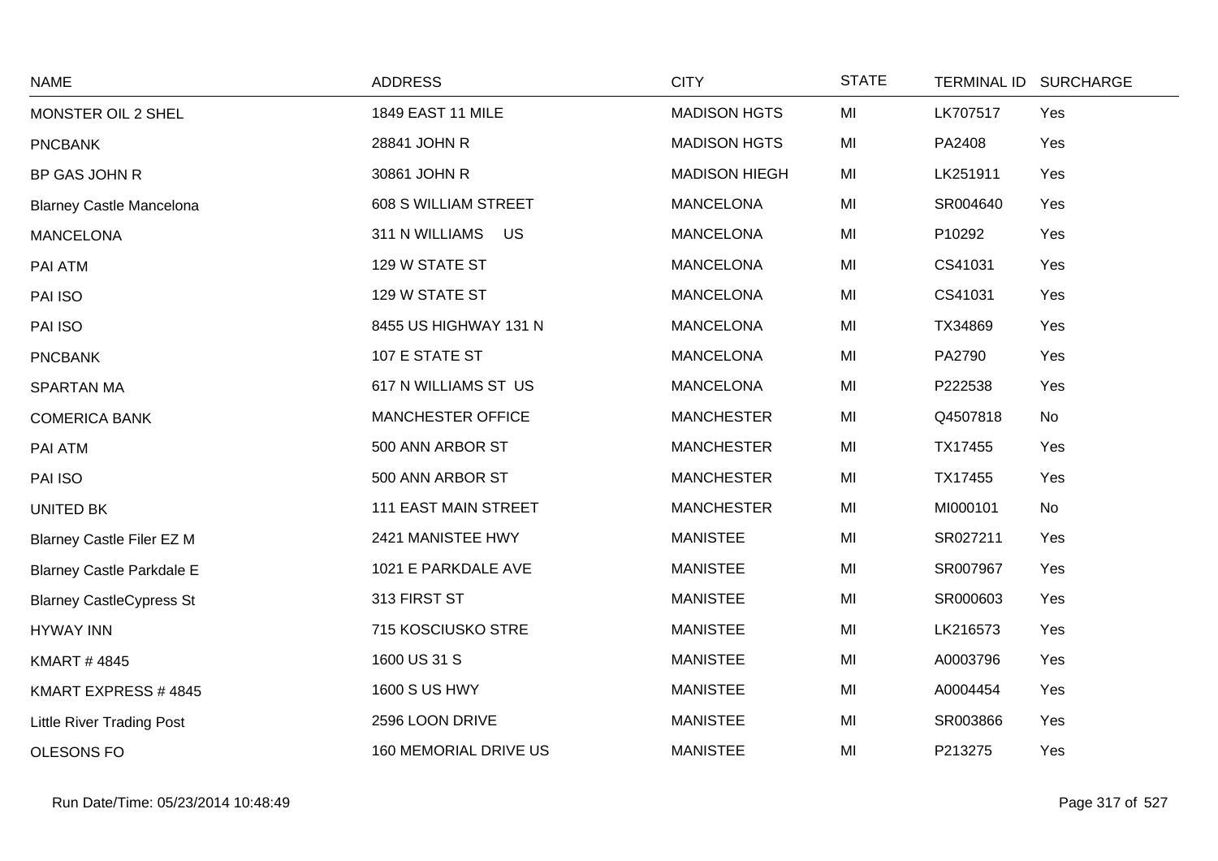| NAME | ADDRESS | CITY | STATE | TERMINAL ID | SURCHARGE |
|---|---|---|---|---|---|
| MONSTER OIL 2 SHEL | 1849 EAST 11 MILE | MADISON HGTS | MI | LK707517 | Yes |
| PNCBANK | 28841 JOHN R | MADISON HGTS | MI | PA2408 | Yes |
| BP GAS JOHN R | 30861 JOHN R | MADISON HIEGH | MI | LK251911 | Yes |
| Blarney Castle Mancelona | 608 S WILLIAM STREET | MANCELONA | MI | SR004640 | Yes |
| MANCELONA | 311 N WILLIAMS US | MANCELONA | MI | P10292 | Yes |
| PAI ATM | 129 W STATE ST | MANCELONA | MI | CS41031 | Yes |
| PAI ISO | 129 W STATE ST | MANCELONA | MI | CS41031 | Yes |
| PAI ISO | 8455 US HIGHWAY 131 N | MANCELONA | MI | TX34869 | Yes |
| PNCBANK | 107 E STATE ST | MANCELONA | MI | PA2790 | Yes |
| SPARTAN MA | 617 N WILLIAMS ST US | MANCELONA | MI | P222538 | Yes |
| COMERICA BANK | MANCHESTER OFFICE | MANCHESTER | MI | Q4507818 | No |
| PAI ATM | 500 ANN ARBOR ST | MANCHESTER | MI | TX17455 | Yes |
| PAI ISO | 500 ANN ARBOR ST | MANCHESTER | MI | TX17455 | Yes |
| UNITED BK | 111 EAST MAIN STREET | MANCHESTER | MI | MI000101 | No |
| Blarney Castle Filer EZ M | 2421 MANISTEE HWY | MANISTEE | MI | SR027211 | Yes |
| Blarney Castle Parkdale E | 1021 E PARKDALE AVE | MANISTEE | MI | SR007967 | Yes |
| Blarney CastleCypress St | 313 FIRST ST | MANISTEE | MI | SR000603 | Yes |
| HYWAY INN | 715 KOSCIUSKO STRE | MANISTEE | MI | LK216573 | Yes |
| KMART # 4845 | 1600 US 31 S | MANISTEE | MI | A0003796 | Yes |
| KMART EXPRESS # 4845 | 1600 S US HWY | MANISTEE | MI | A0004454 | Yes |
| Little River Trading Post | 2596 LOON DRIVE | MANISTEE | MI | SR003866 | Yes |
| OLESONS FO | 160 MEMORIAL DRIVE US | MANISTEE | MI | P213275 | Yes |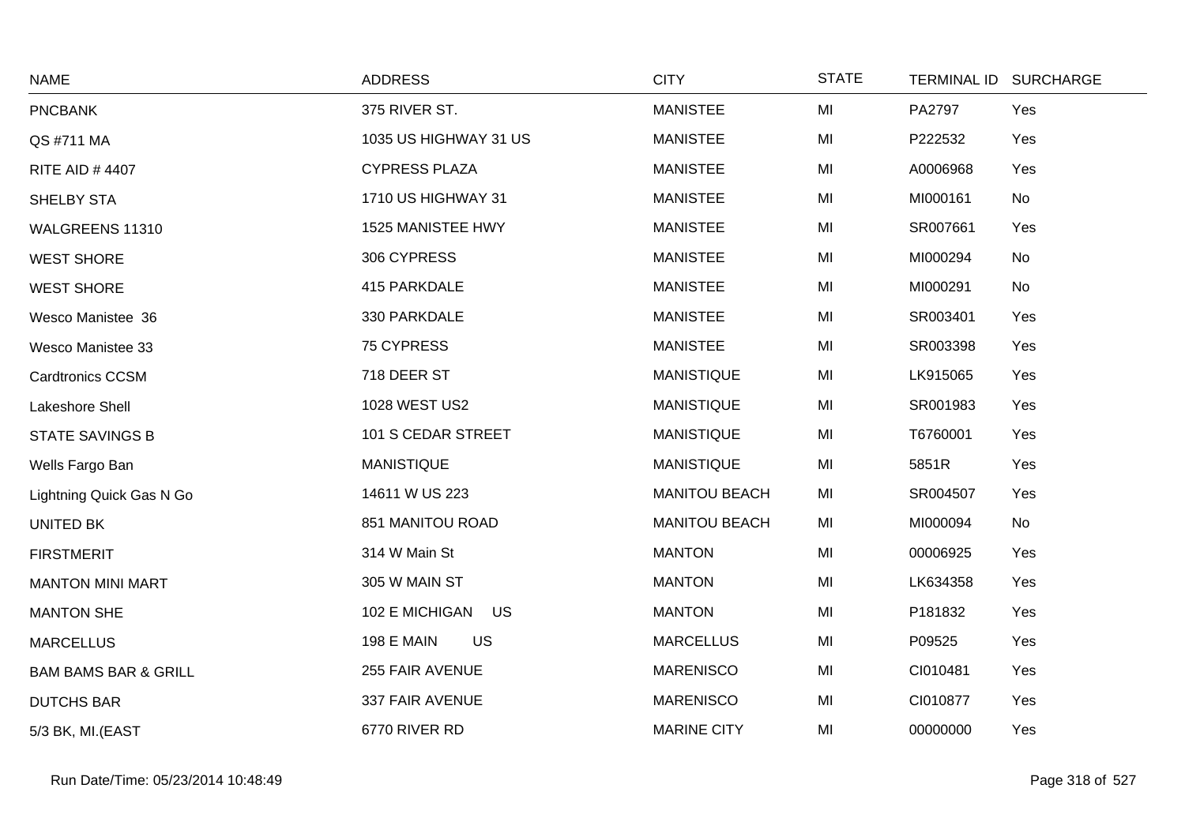| NAME | ADDRESS | CITY | STATE | TERMINAL ID | SURCHARGE |
|---|---|---|---|---|---|
| PNCBANK | 375 RIVER ST. | MANISTEE | MI | PA2797 | Yes |
| QS #711 MA | 1035 US HIGHWAY 31 US | MANISTEE | MI | P222532 | Yes |
| RITE AID # 4407 | CYPRESS PLAZA | MANISTEE | MI | A0006968 | Yes |
| SHELBY STA | 1710 US HIGHWAY 31 | MANISTEE | MI | MI000161 | No |
| WALGREENS 11310 | 1525 MANISTEE HWY | MANISTEE | MI | SR007661 | Yes |
| WEST SHORE | 306 CYPRESS | MANISTEE | MI | MI000294 | No |
| WEST SHORE | 415 PARKDALE | MANISTEE | MI | MI000291 | No |
| Wesco Manistee 36 | 330 PARKDALE | MANISTEE | MI | SR003401 | Yes |
| Wesco Manistee 33 | 75 CYPRESS | MANISTEE | MI | SR003398 | Yes |
| Cardtronics CCSM | 718 DEER ST | MANISTIQUE | MI | LK915065 | Yes |
| Lakeshore Shell | 1028 WEST US2 | MANISTIQUE | MI | SR001983 | Yes |
| STATE SAVINGS B | 101 S CEDAR STREET | MANISTIQUE | MI | T6760001 | Yes |
| Wells Fargo Ban | MANISTIQUE | MANISTIQUE | MI | 5851R | Yes |
| Lightning Quick Gas N Go | 14611 W US 223 | MANITOU BEACH | MI | SR004507 | Yes |
| UNITED BK | 851 MANITOU ROAD | MANITOU BEACH | MI | MI000094 | No |
| FIRSTMERIT | 314 W Main St | MANTON | MI | 00006925 | Yes |
| MANTON MINI MART | 305 W MAIN ST | MANTON | MI | LK634358 | Yes |
| MANTON SHE | 102 E MICHIGAN US | MANTON | MI | P181832 | Yes |
| MARCELLUS | 198 E MAIN US | MARCELLUS | MI | P09525 | Yes |
| BAM BAMS BAR & GRILL | 255 FAIR AVENUE | MARENISCO | MI | CI010481 | Yes |
| DUTCHS BAR | 337 FAIR AVENUE | MARENISCO | MI | CI010877 | Yes |
| 5/3 BK, MI.(EAST | 6770 RIVER RD | MARINE CITY | MI | 00000000 | Yes |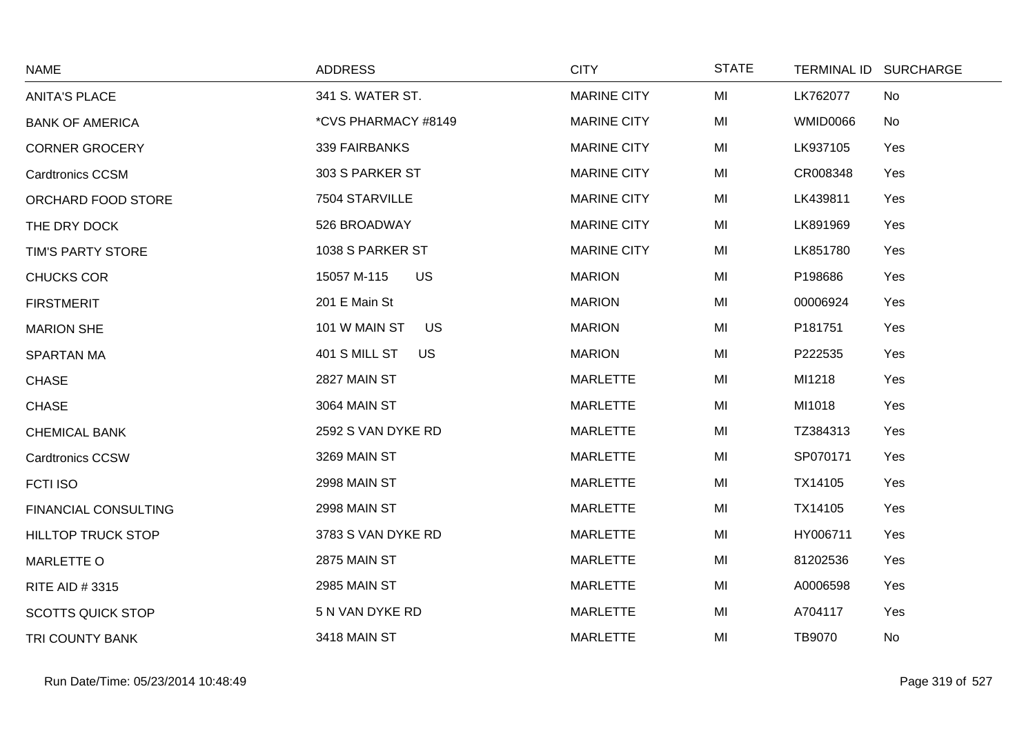| NAME | ADDRESS | CITY | STATE | TERMINAL ID | SURCHARGE |
|---|---|---|---|---|---|
| ANITA'S PLACE | 341 S. WATER ST. | MARINE CITY | MI | LK762077 | No |
| BANK OF AMERICA | *CVS PHARMACY #8149 | MARINE CITY | MI | WMID0066 | No |
| CORNER GROCERY | 339 FAIRBANKS | MARINE CITY | MI | LK937105 | Yes |
| Cardtronics CCSM | 303 S PARKER ST | MARINE CITY | MI | CR008348 | Yes |
| ORCHARD FOOD STORE | 7504 STARVILLE | MARINE CITY | MI | LK439811 | Yes |
| THE DRY DOCK | 526 BROADWAY | MARINE CITY | MI | LK891969 | Yes |
| TIM'S PARTY STORE | 1038 S PARKER ST | MARINE CITY | MI | LK851780 | Yes |
| CHUCKS COR | 15057 M-115 US | MARION | MI | P198686 | Yes |
| FIRSTMERIT | 201 E Main St | MARION | MI | 00006924 | Yes |
| MARION SHE | 101 W MAIN ST US | MARION | MI | P181751 | Yes |
| SPARTAN MA | 401 S MILL ST US | MARION | MI | P222535 | Yes |
| CHASE | 2827 MAIN ST | MARLETTE | MI | MI1218 | Yes |
| CHASE | 3064 MAIN ST | MARLETTE | MI | MI1018 | Yes |
| CHEMICAL BANK | 2592 S VAN DYKE RD | MARLETTE | MI | TZ384313 | Yes |
| Cardtronics CCSW | 3269 MAIN ST | MARLETTE | MI | SP070171 | Yes |
| FCTI ISO | 2998 MAIN ST | MARLETTE | MI | TX14105 | Yes |
| FINANCIAL CONSULTING | 2998 MAIN ST | MARLETTE | MI | TX14105 | Yes |
| HILLTOP TRUCK STOP | 3783 S VAN DYKE RD | MARLETTE | MI | HY006711 | Yes |
| MARLETTE O | 2875 MAIN ST | MARLETTE | MI | 81202536 | Yes |
| RITE AID # 3315 | 2985 MAIN ST | MARLETTE | MI | A0006598 | Yes |
| SCOTTS QUICK STOP | 5 N VAN DYKE RD | MARLETTE | MI | A704117 | Yes |
| TRI COUNTY BANK | 3418 MAIN ST | MARLETTE | MI | TB9070 | No |

Run Date/Time: 05/23/2014 10:48:49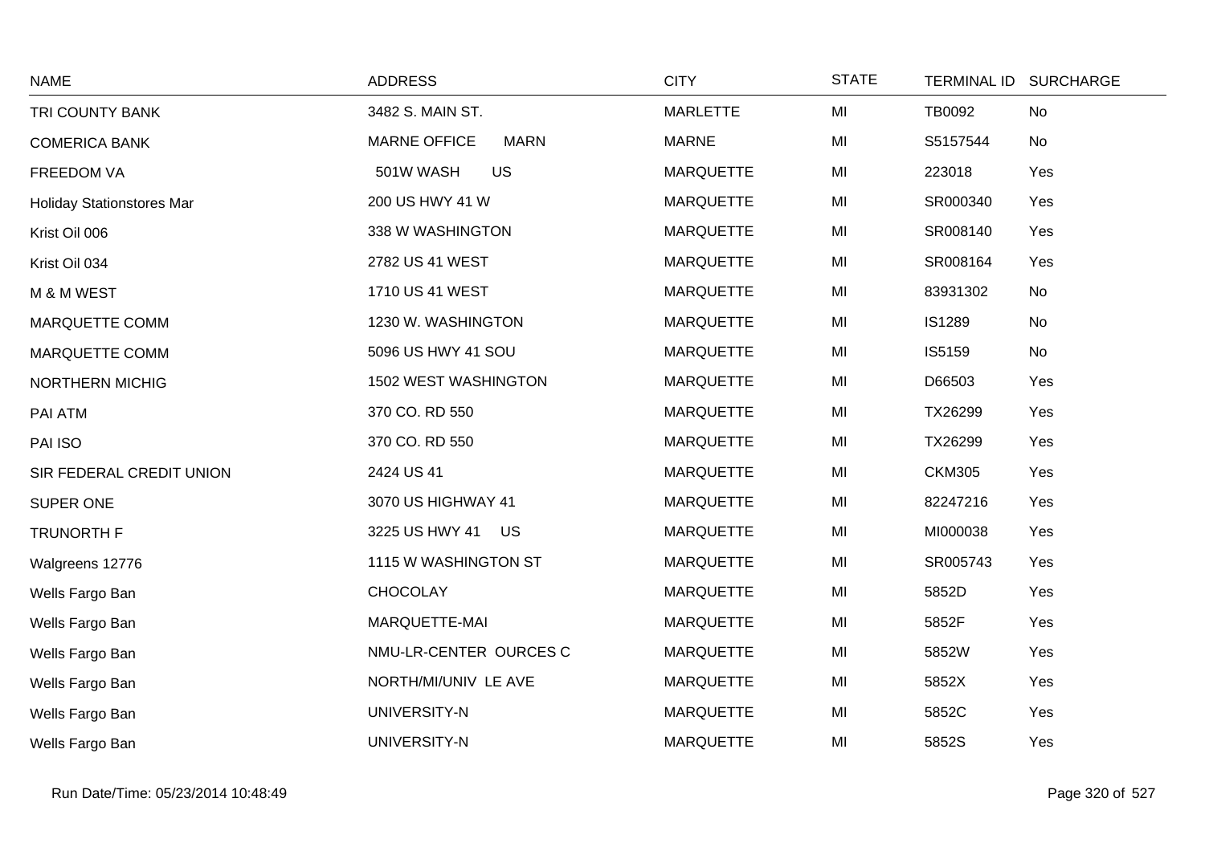| NAME | ADDRESS | CITY | STATE | TERMINAL ID | SURCHARGE |
|---|---|---|---|---|---|
| TRI COUNTY BANK | 3482 S. MAIN ST. | MARLETTE | MI | TB0092 | No |
| COMERICA BANK | MARNE OFFICE MARN | MARNE | MI | S5157544 | No |
| FREEDOM VA | 501W WASH US | MARQUETTE | MI | 223018 | Yes |
| Holiday Stationstores Mar | 200 US HWY 41 W | MARQUETTE | MI | SR000340 | Yes |
| Krist Oil 006 | 338 W WASHINGTON | MARQUETTE | MI | SR008140 | Yes |
| Krist Oil 034 | 2782 US 41 WEST | MARQUETTE | MI | SR008164 | Yes |
| M & M WEST | 1710 US 41 WEST | MARQUETTE | MI | 83931302 | No |
| MARQUETTE COMM | 1230 W. WASHINGTON | MARQUETTE | MI | IS1289 | No |
| MARQUETTE COMM | 5096 US HWY 41 SOU | MARQUETTE | MI | IS5159 | No |
| NORTHERN MICHIG | 1502 WEST WASHINGTON | MARQUETTE | MI | D66503 | Yes |
| PAI ATM | 370 CO. RD 550 | MARQUETTE | MI | TX26299 | Yes |
| PAI ISO | 370 CO. RD 550 | MARQUETTE | MI | TX26299 | Yes |
| SIR FEDERAL CREDIT UNION | 2424 US 41 | MARQUETTE | MI | CKM305 | Yes |
| SUPER ONE | 3070 US HIGHWAY 41 | MARQUETTE | MI | 82247216 | Yes |
| TRUNORTH F | 3225 US HWY 41 US | MARQUETTE | MI | MI000038 | Yes |
| Walgreens 12776 | 1115 W WASHINGTON ST | MARQUETTE | MI | SR005743 | Yes |
| Wells Fargo Ban | CHOCOLAY | MARQUETTE | MI | 5852D | Yes |
| Wells Fargo Ban | MARQUETTE-MAI | MARQUETTE | MI | 5852F | Yes |
| Wells Fargo Ban | NMU-LR-CENTER OURCES C | MARQUETTE | MI | 5852W | Yes |
| Wells Fargo Ban | NORTH/MI/UNIV LE AVE | MARQUETTE | MI | 5852X | Yes |
| Wells Fargo Ban | UNIVERSITY-N | MARQUETTE | MI | 5852C | Yes |
| Wells Fargo Ban | UNIVERSITY-N | MARQUETTE | MI | 5852S | Yes |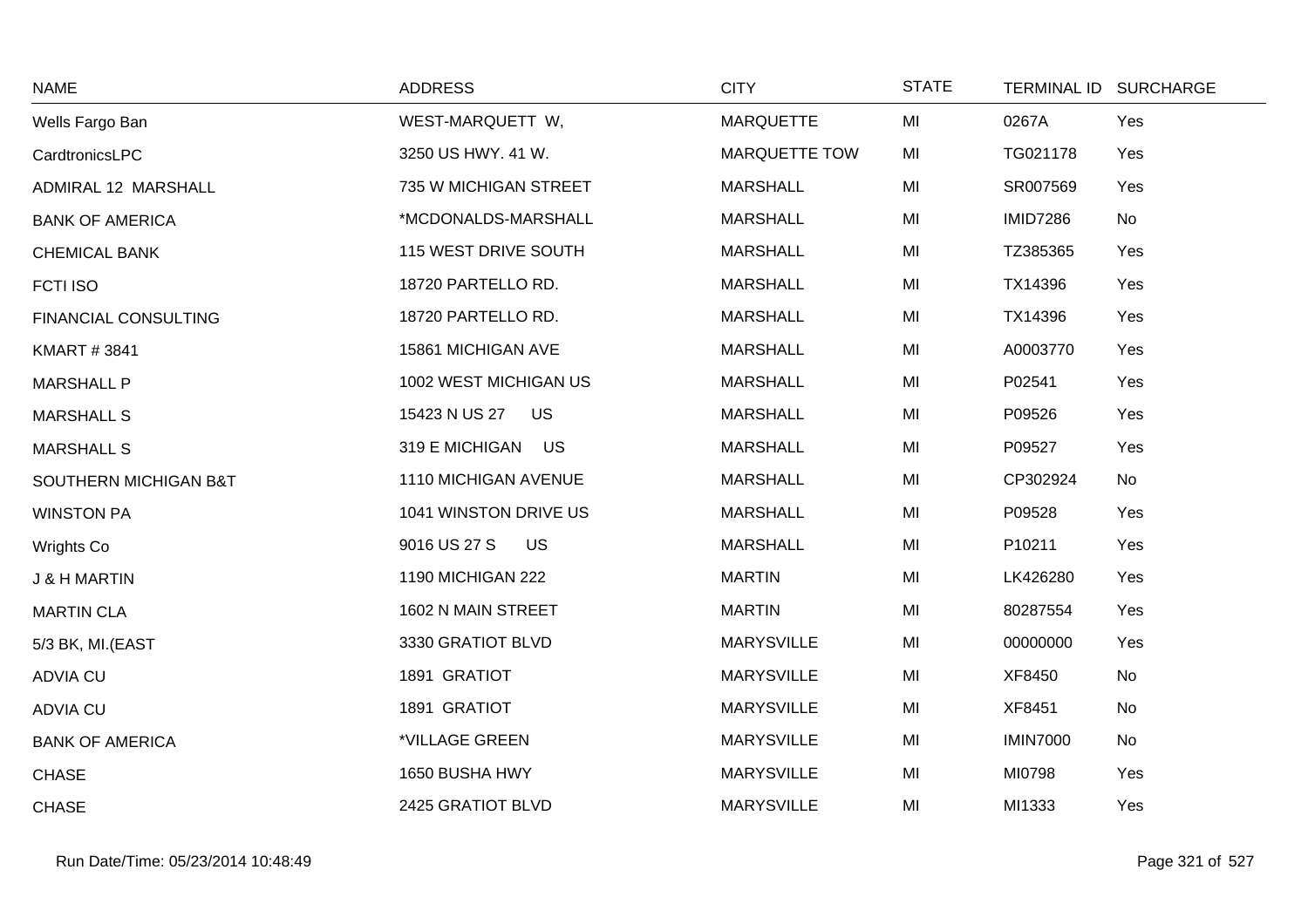| NAME | ADDRESS | CITY | STATE | TERMINAL ID | SURCHARGE |
|---|---|---|---|---|---|
| Wells Fargo Ban | WEST-MARQUETT W, | MARQUETTE | MI | 0267A | Yes |
| CardtronicsLPC | 3250 US HWY. 41 W. | MARQUETTE TOW | MI | TG021178 | Yes |
| ADMIRAL 12 MARSHALL | 735 W MICHIGAN STREET | MARSHALL | MI | SR007569 | Yes |
| BANK OF AMERICA | *MCDONALDS-MARSHALL | MARSHALL | MI | IMID7286 | No |
| CHEMICAL BANK | 115 WEST DRIVE SOUTH | MARSHALL | MI | TZ385365 | Yes |
| FCTI ISO | 18720 PARTELLO RD. | MARSHALL | MI | TX14396 | Yes |
| FINANCIAL CONSULTING | 18720 PARTELLO RD. | MARSHALL | MI | TX14396 | Yes |
| KMART # 3841 | 15861 MICHIGAN AVE | MARSHALL | MI | A0003770 | Yes |
| MARSHALL P | 1002 WEST MICHIGAN US | MARSHALL | MI | P02541 | Yes |
| MARSHALL S | 15423 N US 27 US | MARSHALL | MI | P09526 | Yes |
| MARSHALL S | 319 E MICHIGAN US | MARSHALL | MI | P09527 | Yes |
| SOUTHERN MICHIGAN B&T | 1110 MICHIGAN AVENUE | MARSHALL | MI | CP302924 | No |
| WINSTON PA | 1041 WINSTON DRIVE US | MARSHALL | MI | P09528 | Yes |
| Wrights Co | 9016 US 27 S US | MARSHALL | MI | P10211 | Yes |
| J & H MARTIN | 1190 MICHIGAN 222 | MARTIN | MI | LK426280 | Yes |
| MARTIN CLA | 1602 N MAIN STREET | MARTIN | MI | 80287554 | Yes |
| 5/3 BK, MI.(EAST | 3330 GRATIOT BLVD | MARYSVILLE | MI | 00000000 | Yes |
| ADVIA CU | 1891 GRATIOT | MARYSVILLE | MI | XF8450 | No |
| ADVIA CU | 1891 GRATIOT | MARYSVILLE | MI | XF8451 | No |
| BANK OF AMERICA | *VILLAGE GREEN | MARYSVILLE | MI | IMIN7000 | No |
| CHASE | 1650 BUSHA HWY | MARYSVILLE | MI | MI0798 | Yes |
| CHASE | 2425 GRATIOT BLVD | MARYSVILLE | MI | MI1333 | Yes |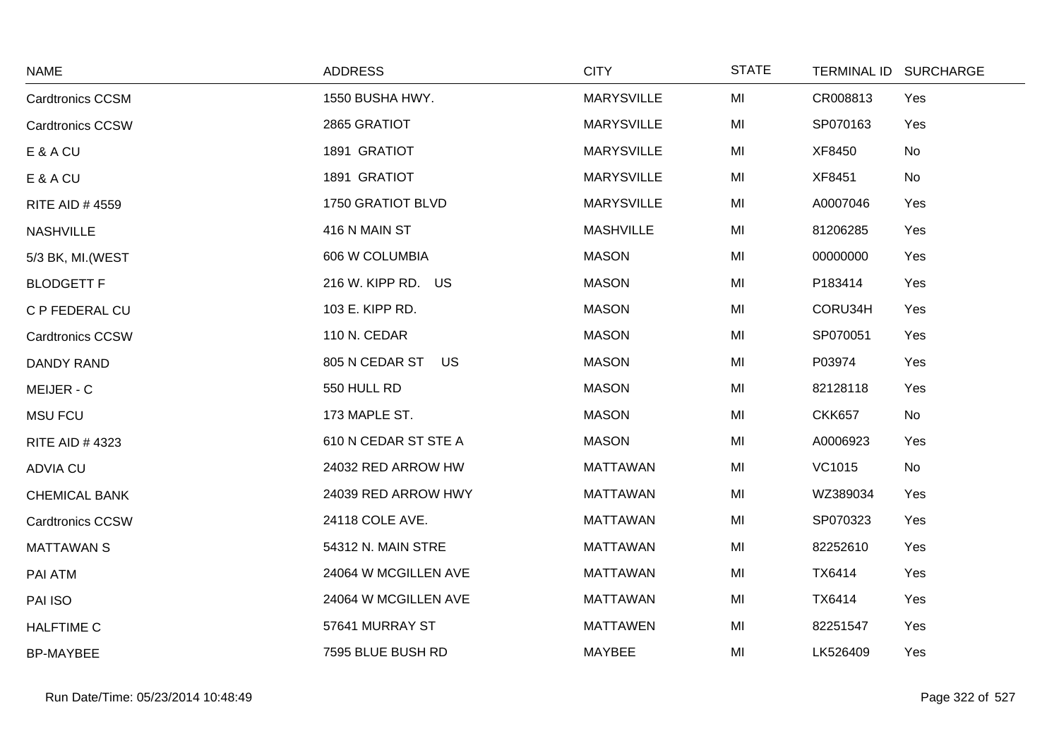| NAME | ADDRESS | CITY | STATE | TERMINAL ID | SURCHARGE |
|---|---|---|---|---|---|
| Cardtronics CCSM | 1550 BUSHA HWY. | MARYSVILLE | MI | CR008813 | Yes |
| Cardtronics CCSW | 2865 GRATIOT | MARYSVILLE | MI | SP070163 | Yes |
| E & A CU | 1891 GRATIOT | MARYSVILLE | MI | XF8450 | No |
| E & A CU | 1891 GRATIOT | MARYSVILLE | MI | XF8451 | No |
| RITE AID # 4559 | 1750 GRATIOT BLVD | MARYSVILLE | MI | A0007046 | Yes |
| NASHVILLE | 416 N MAIN ST | MASHVILLE | MI | 81206285 | Yes |
| 5/3 BK, MI.(WEST | 606 W COLUMBIA | MASON | MI | 00000000 | Yes |
| BLODGETT F | 216 W. KIPP RD. US | MASON | MI | P183414 | Yes |
| C P FEDERAL CU | 103 E. KIPP RD. | MASON | MI | CORU34H | Yes |
| Cardtronics CCSW | 110 N. CEDAR | MASON | MI | SP070051 | Yes |
| DANDY RAND | 805 N CEDAR ST US | MASON | MI | P03974 | Yes |
| MEIJER - C | 550 HULL RD | MASON | MI | 82128118 | Yes |
| MSU FCU | 173 MAPLE ST. | MASON | MI | CKK657 | No |
| RITE AID # 4323 | 610 N CEDAR ST STE A | MASON | MI | A0006923 | Yes |
| ADVIA CU | 24032 RED ARROW HW | MATTAWAN | MI | VC1015 | No |
| CHEMICAL BANK | 24039 RED ARROW HWY | MATTAWAN | MI | WZ389034 | Yes |
| Cardtronics CCSW | 24118 COLE AVE. | MATTAWAN | MI | SP070323 | Yes |
| MATTAWAN S | 54312 N. MAIN STRE | MATTAWAN | MI | 82252610 | Yes |
| PAI ATM | 24064 W MCGILLEN AVE | MATTAWAN | MI | TX6414 | Yes |
| PAI ISO | 24064 W MCGILLEN AVE | MATTAWAN | MI | TX6414 | Yes |
| HALFTIME C | 57641 MURRAY ST | MATTAWEN | MI | 82251547 | Yes |
| BP-MAYBEE | 7595 BLUE BUSH RD | MAYBEE | MI | LK526409 | Yes |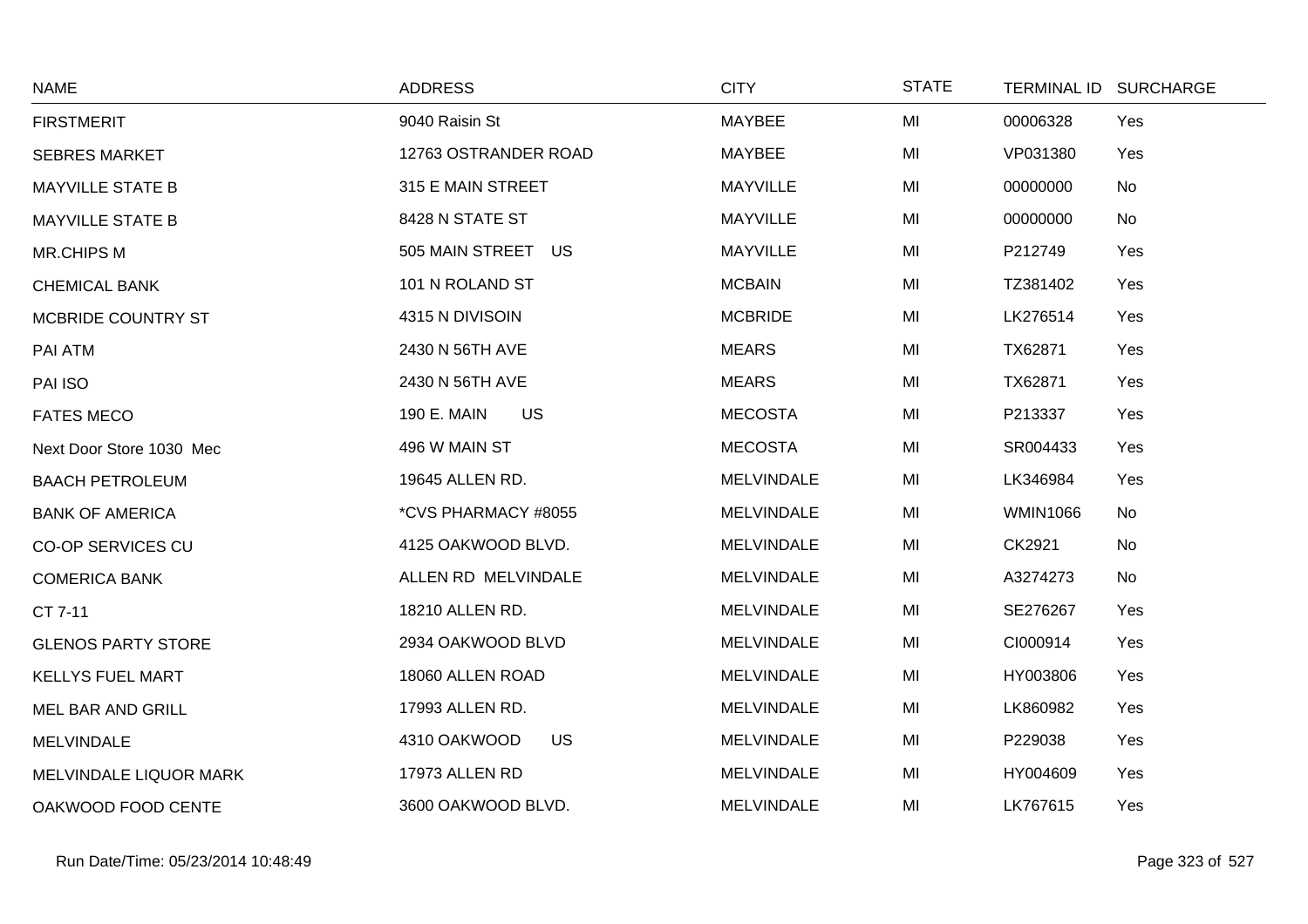| NAME | ADDRESS | CITY | STATE | TERMINAL ID | SURCHARGE |
|---|---|---|---|---|---|
| FIRSTMERIT | 9040 Raisin St | MAYBEE | MI | 00006328 | Yes |
| SEBRES MARKET | 12763 OSTRANDER ROAD | MAYBEE | MI | VP031380 | Yes |
| MAYVILLE STATE B | 315 E MAIN STREET | MAYVILLE | MI | 00000000 | No |
| MAYVILLE STATE B | 8428 N STATE ST | MAYVILLE | MI | 00000000 | No |
| MR.CHIPS M | 505 MAIN STREET US | MAYVILLE | MI | P212749 | Yes |
| CHEMICAL BANK | 101 N ROLAND ST | MCBAIN | MI | TZ381402 | Yes |
| MCBRIDE COUNTRY ST | 4315 N DIVISOIN | MCBRIDE | MI | LK276514 | Yes |
| PAI ATM | 2430 N 56TH AVE | MEARS | MI | TX62871 | Yes |
| PAI ISO | 2430 N 56TH AVE | MEARS | MI | TX62871 | Yes |
| FATES MECO | 190 E. MAIN US | MECOSTA | MI | P213337 | Yes |
| Next Door Store 1030 Mec | 496 W MAIN ST | MECOSTA | MI | SR004433 | Yes |
| BAACH PETROLEUM | 19645 ALLEN RD. | MELVINDALE | MI | LK346984 | Yes |
| BANK OF AMERICA | *CVS PHARMACY #8055 | MELVINDALE | MI | WMIN1066 | No |
| CO-OP SERVICES CU | 4125 OAKWOOD BLVD. | MELVINDALE | MI | CK2921 | No |
| COMERICA BANK | ALLEN RD MELVINDALE | MELVINDALE | MI | A3274273 | No |
| CT 7-11 | 18210 ALLEN RD. | MELVINDALE | MI | SE276267 | Yes |
| GLENOS PARTY STORE | 2934 OAKWOOD BLVD | MELVINDALE | MI | CI000914 | Yes |
| KELLYS FUEL MART | 18060 ALLEN ROAD | MELVINDALE | MI | HY003806 | Yes |
| MEL BAR AND GRILL | 17993 ALLEN RD. | MELVINDALE | MI | LK860982 | Yes |
| MELVINDALE | 4310 OAKWOOD US | MELVINDALE | MI | P229038 | Yes |
| MELVINDALE LIQUOR MARK | 17973 ALLEN RD | MELVINDALE | MI | HY004609 | Yes |
| OAKWOOD FOOD CENTE | 3600 OAKWOOD BLVD. | MELVINDALE | MI | LK767615 | Yes |

Run Date/Time: 05/23/2014 10:48:49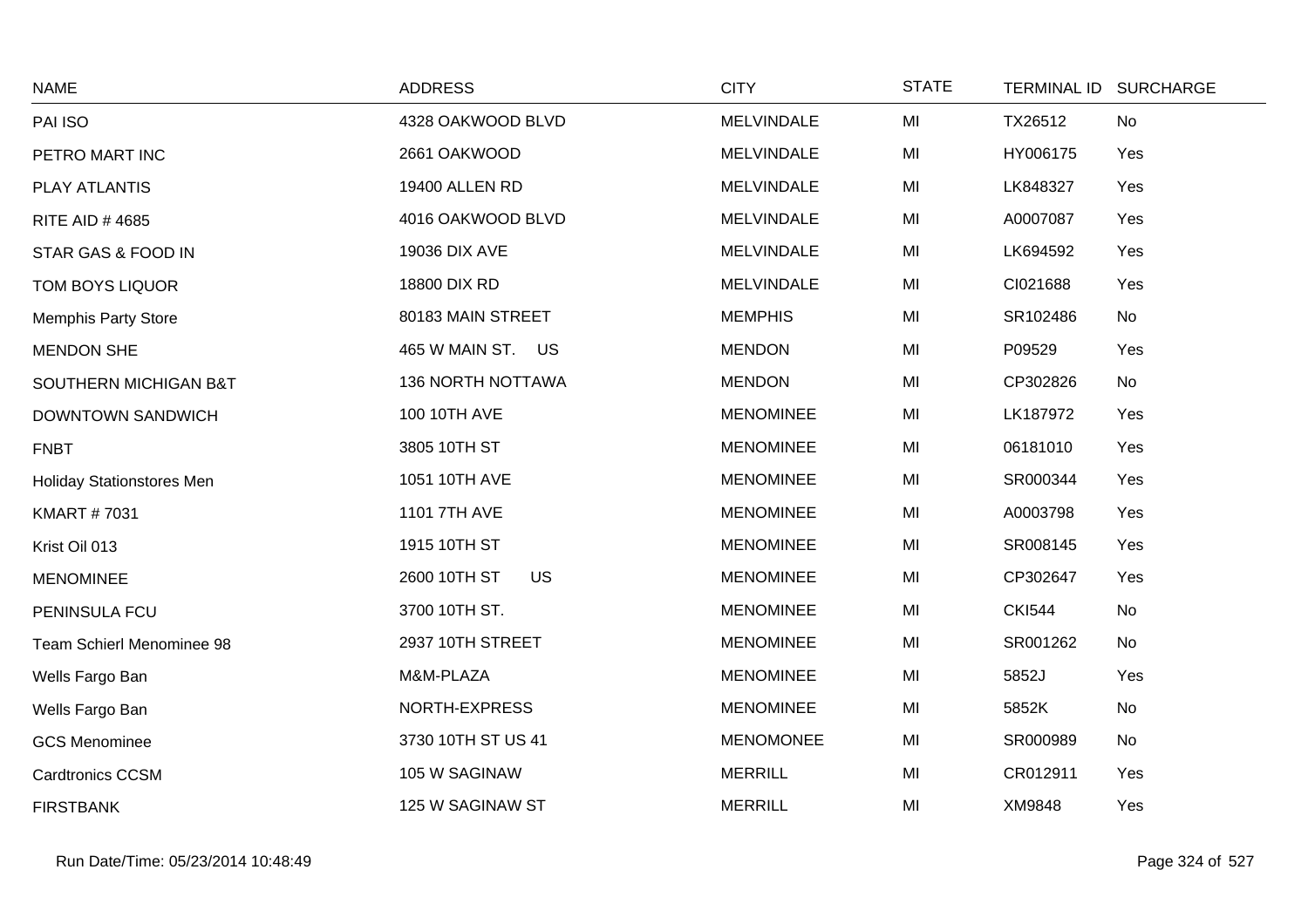| NAME | ADDRESS | CITY | STATE | TERMINAL ID | SURCHARGE |
|---|---|---|---|---|---|
| PAI ISO | 4328 OAKWOOD BLVD | MELVINDALE | MI | TX26512 | No |
| PETRO MART INC | 2661 OAKWOOD | MELVINDALE | MI | HY006175 | Yes |
| PLAY ATLANTIS | 19400 ALLEN RD | MELVINDALE | MI | LK848327 | Yes |
| RITE AID # 4685 | 4016 OAKWOOD BLVD | MELVINDALE | MI | A0007087 | Yes |
| STAR GAS & FOOD IN | 19036 DIX AVE | MELVINDALE | MI | LK694592 | Yes |
| TOM BOYS LIQUOR | 18800 DIX RD | MELVINDALE | MI | CI021688 | Yes |
| Memphis Party Store | 80183 MAIN STREET | MEMPHIS | MI | SR102486 | No |
| MENDON SHE | 465 W MAIN ST. US | MENDON | MI | P09529 | Yes |
| SOUTHERN MICHIGAN B&T | 136 NORTH NOTTAWA | MENDON | MI | CP302826 | No |
| DOWNTOWN SANDWICH | 100 10TH AVE | MENOMINEE | MI | LK187972 | Yes |
| FNBT | 3805 10TH ST | MENOMINEE | MI | 06181010 | Yes |
| Holiday Stationstores Men | 1051 10TH AVE | MENOMINEE | MI | SR000344 | Yes |
| KMART # 7031 | 1101 7TH AVE | MENOMINEE | MI | A0003798 | Yes |
| Krist Oil 013 | 1915 10TH ST | MENOMINEE | MI | SR008145 | Yes |
| MENOMINEE | 2600 10TH ST US | MENOMINEE | MI | CP302647 | Yes |
| PENINSULA FCU | 3700 10TH ST. | MENOMINEE | MI | CKI544 | No |
| Team Schierl Menominee 98 | 2937 10TH STREET | MENOMINEE | MI | SR001262 | No |
| Wells Fargo Ban | M&M-PLAZA | MENOMINEE | MI | 5852J | Yes |
| Wells Fargo Ban | NORTH-EXPRESS | MENOMINEE | MI | 5852K | No |
| GCS Menominee | 3730 10TH ST US 41 | MENOMONEE | MI | SR000989 | No |
| Cardtronics CCSM | 105 W SAGINAW | MERRILL | MI | CR012911 | Yes |
| FIRSTBANK | 125 W SAGINAW ST | MERRILL | MI | XM9848 | Yes |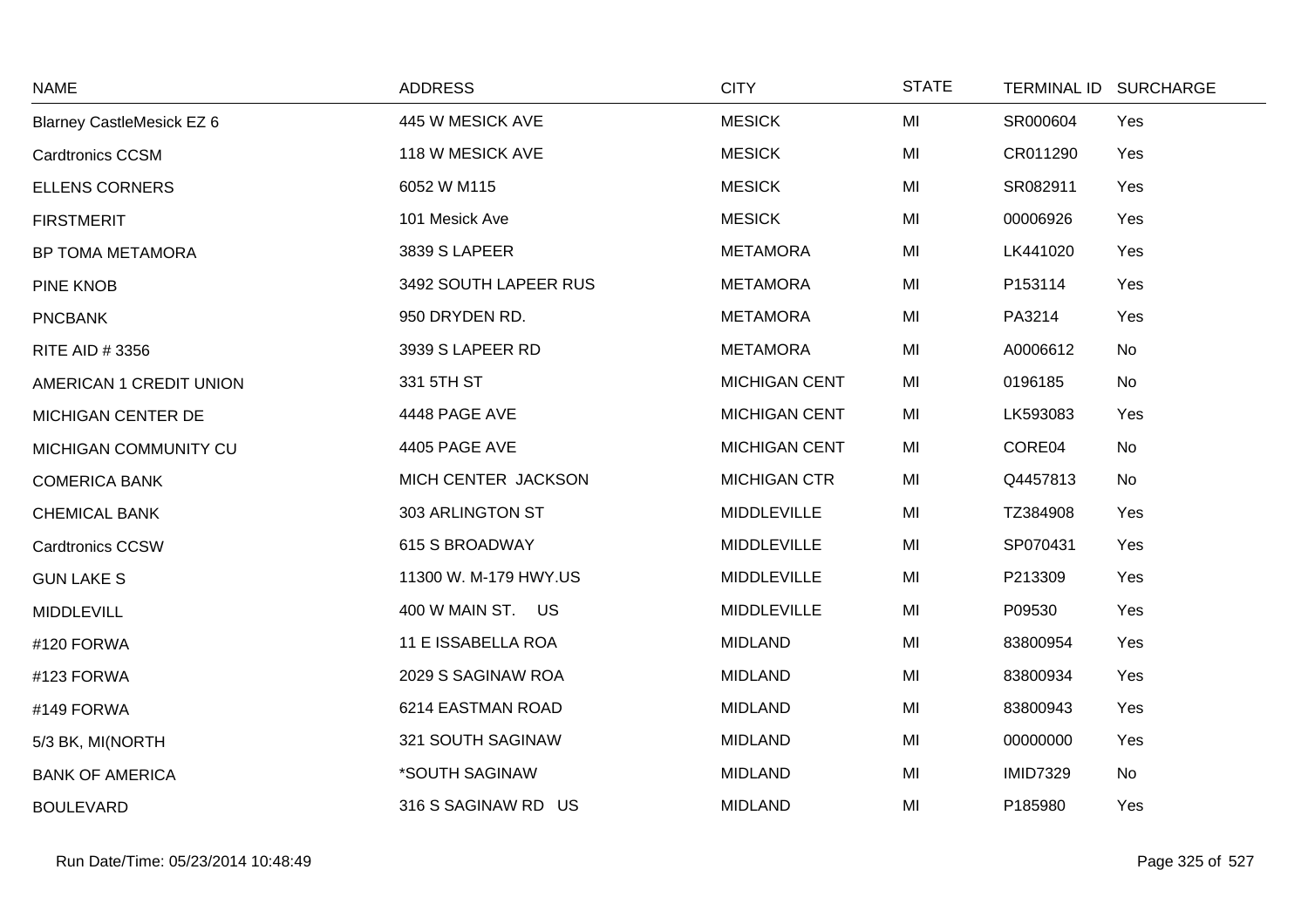| NAME | ADDRESS | CITY | STATE | TERMINAL ID | SURCHARGE |
|---|---|---|---|---|---|
| Blarney CastleMesick EZ 6 | 445 W MESICK AVE | MESICK | MI | SR000604 | Yes |
| Cardtronics CCSM | 118 W MESICK AVE | MESICK | MI | CR011290 | Yes |
| ELLENS CORNERS | 6052 W M115 | MESICK | MI | SR082911 | Yes |
| FIRSTMERIT | 101 Mesick Ave | MESICK | MI | 00006926 | Yes |
| BP TOMA METAMORA | 3839 S LAPEER | METAMORA | MI | LK441020 | Yes |
| PINE KNOB | 3492 SOUTH LAPEER RUS | METAMORA | MI | P153114 | Yes |
| PNCBANK | 950 DRYDEN RD. | METAMORA | MI | PA3214 | Yes |
| RITE AID # 3356 | 3939 S LAPEER RD | METAMORA | MI | A0006612 | No |
| AMERICAN 1 CREDIT UNION | 331 5TH ST | MICHIGAN CENT | MI | 0196185 | No |
| MICHIGAN CENTER DE | 4448 PAGE AVE | MICHIGAN CENT | MI | LK593083 | Yes |
| MICHIGAN COMMUNITY CU | 4405 PAGE AVE | MICHIGAN CENT | MI | CORE04 | No |
| COMERICA BANK | MICH CENTER JACKSON | MICHIGAN CTR | MI | Q4457813 | No |
| CHEMICAL BANK | 303 ARLINGTON ST | MIDDLEVILLE | MI | TZ384908 | Yes |
| Cardtronics CCSW | 615 S BROADWAY | MIDDLEVILLE | MI | SP070431 | Yes |
| GUN LAKE S | 11300 W. M-179 HWY.US | MIDDLEVILLE | MI | P213309 | Yes |
| MIDDLEVILL | 400 W MAIN ST. US | MIDDLEVILLE | MI | P09530 | Yes |
| #120 FORWA | 11 E ISSABELLA ROA | MIDLAND | MI | 83800954 | Yes |
| #123 FORWA | 2029 S SAGINAW ROA | MIDLAND | MI | 83800934 | Yes |
| #149 FORWA | 6214 EASTMAN ROAD | MIDLAND | MI | 83800943 | Yes |
| 5/3 BK, MI(NORTH | 321 SOUTH SAGINAW | MIDLAND | MI | 00000000 | Yes |
| BANK OF AMERICA | *SOUTH SAGINAW | MIDLAND | MI | IMID7329 | No |
| BOULEVARD | 316 S SAGINAW RD US | MIDLAND | MI | P185980 | Yes |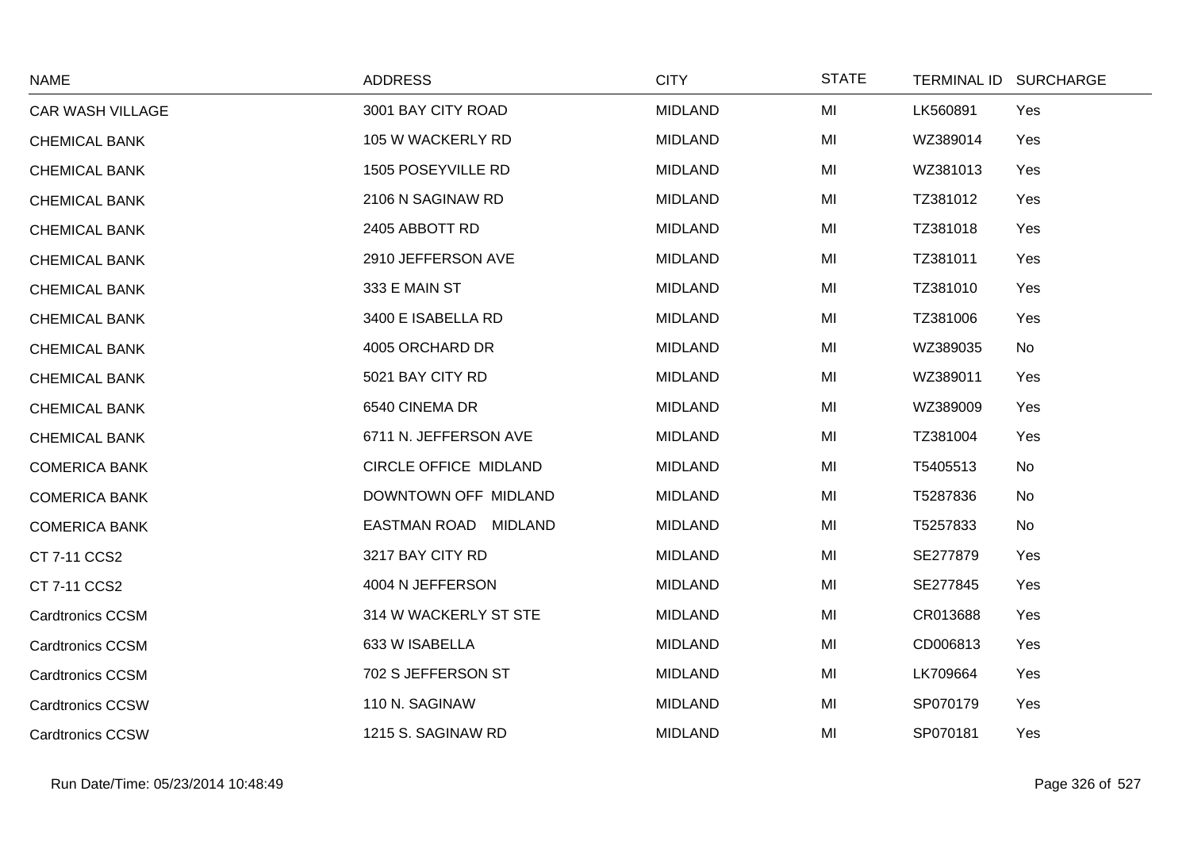| NAME | ADDRESS | CITY | STATE | TERMINAL ID | SURCHARGE |
|---|---|---|---|---|---|
| CAR WASH VILLAGE | 3001 BAY CITY ROAD | MIDLAND | MI | LK560891 | Yes |
| CHEMICAL BANK | 105 W WACKERLY RD | MIDLAND | MI | WZ389014 | Yes |
| CHEMICAL BANK | 1505 POSEYVILLE RD | MIDLAND | MI | WZ381013 | Yes |
| CHEMICAL BANK | 2106 N SAGINAW RD | MIDLAND | MI | TZ381012 | Yes |
| CHEMICAL BANK | 2405 ABBOTT RD | MIDLAND | MI | TZ381018 | Yes |
| CHEMICAL BANK | 2910 JEFFERSON AVE | MIDLAND | MI | TZ381011 | Yes |
| CHEMICAL BANK | 333 E MAIN ST | MIDLAND | MI | TZ381010 | Yes |
| CHEMICAL BANK | 3400 E ISABELLA RD | MIDLAND | MI | TZ381006 | Yes |
| CHEMICAL BANK | 4005 ORCHARD DR | MIDLAND | MI | WZ389035 | No |
| CHEMICAL BANK | 5021 BAY CITY RD | MIDLAND | MI | WZ389011 | Yes |
| CHEMICAL BANK | 6540 CINEMA DR | MIDLAND | MI | WZ389009 | Yes |
| CHEMICAL BANK | 6711 N. JEFFERSON AVE | MIDLAND | MI | TZ381004 | Yes |
| COMERICA BANK | CIRCLE OFFICE MIDLAND | MIDLAND | MI | T5405513 | No |
| COMERICA BANK | DOWNTOWN OFF MIDLAND | MIDLAND | MI | T5287836 | No |
| COMERICA BANK | EASTMAN ROAD MIDLAND | MIDLAND | MI | T5257833 | No |
| CT 7-11 CCS2 | 3217 BAY CITY RD | MIDLAND | MI | SE277879 | Yes |
| CT 7-11 CCS2 | 4004 N JEFFERSON | MIDLAND | MI | SE277845 | Yes |
| Cardtronics CCSM | 314 W WACKERLY ST STE | MIDLAND | MI | CR013688 | Yes |
| Cardtronics CCSM | 633 W ISABELLA | MIDLAND | MI | CD006813 | Yes |
| Cardtronics CCSM | 702 S JEFFERSON ST | MIDLAND | MI | LK709664 | Yes |
| Cardtronics CCSW | 110 N. SAGINAW | MIDLAND | MI | SP070179 | Yes |
| Cardtronics CCSW | 1215 S. SAGINAW RD | MIDLAND | MI | SP070181 | Yes |

Run Date/Time: 05/23/2014 10:48:49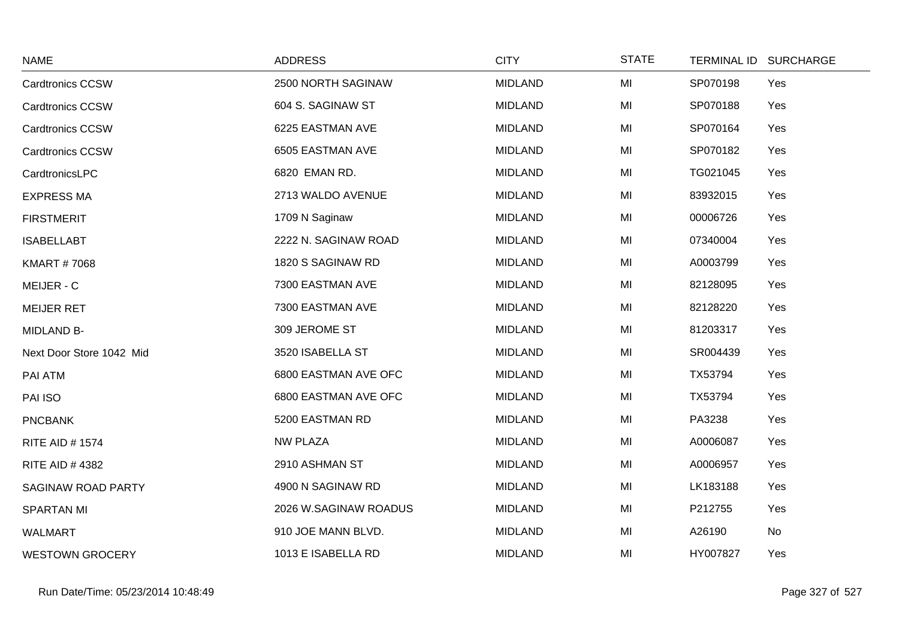| NAME | ADDRESS | CITY | STATE | TERMINAL ID | SURCHARGE |
|---|---|---|---|---|---|
| Cardtronics CCSW | 2500 NORTH SAGINAW | MIDLAND | MI | SP070198 | Yes |
| Cardtronics CCSW | 604 S. SAGINAW ST | MIDLAND | MI | SP070188 | Yes |
| Cardtronics CCSW | 6225 EASTMAN AVE | MIDLAND | MI | SP070164 | Yes |
| Cardtronics CCSW | 6505 EASTMAN AVE | MIDLAND | MI | SP070182 | Yes |
| CardtronicsLPC | 6820 EMAN RD. | MIDLAND | MI | TG021045 | Yes |
| EXPRESS MA | 2713 WALDO AVENUE | MIDLAND | MI | 83932015 | Yes |
| FIRSTMERIT | 1709 N Saginaw | MIDLAND | MI | 00006726 | Yes |
| ISABELLABT | 2222 N. SAGINAW ROAD | MIDLAND | MI | 07340004 | Yes |
| KMART # 7068 | 1820 S SAGINAW RD | MIDLAND | MI | A0003799 | Yes |
| MEIJER - C | 7300 EASTMAN AVE | MIDLAND | MI | 82128095 | Yes |
| MEIJER RET | 7300 EASTMAN AVE | MIDLAND | MI | 82128220 | Yes |
| MIDLAND B- | 309 JEROME ST | MIDLAND | MI | 81203317 | Yes |
| Next Door Store 1042 Mid | 3520 ISABELLA ST | MIDLAND | MI | SR004439 | Yes |
| PAI ATM | 6800 EASTMAN AVE OFC | MIDLAND | MI | TX53794 | Yes |
| PAI ISO | 6800 EASTMAN AVE OFC | MIDLAND | MI | TX53794 | Yes |
| PNCBANK | 5200 EASTMAN RD | MIDLAND | MI | PA3238 | Yes |
| RITE AID # 1574 | NW PLAZA | MIDLAND | MI | A0006087 | Yes |
| RITE AID # 4382 | 2910 ASHMAN ST | MIDLAND | MI | A0006957 | Yes |
| SAGINAW ROAD PARTY | 4900 N SAGINAW RD | MIDLAND | MI | LK183188 | Yes |
| SPARTAN MI | 2026 W.SAGINAW ROADUS | MIDLAND | MI | P212755 | Yes |
| WALMART | 910 JOE MANN BLVD. | MIDLAND | MI | A26190 | No |
| WESTOWN GROCERY | 1013 E ISABELLA RD | MIDLAND | MI | HY007827 | Yes |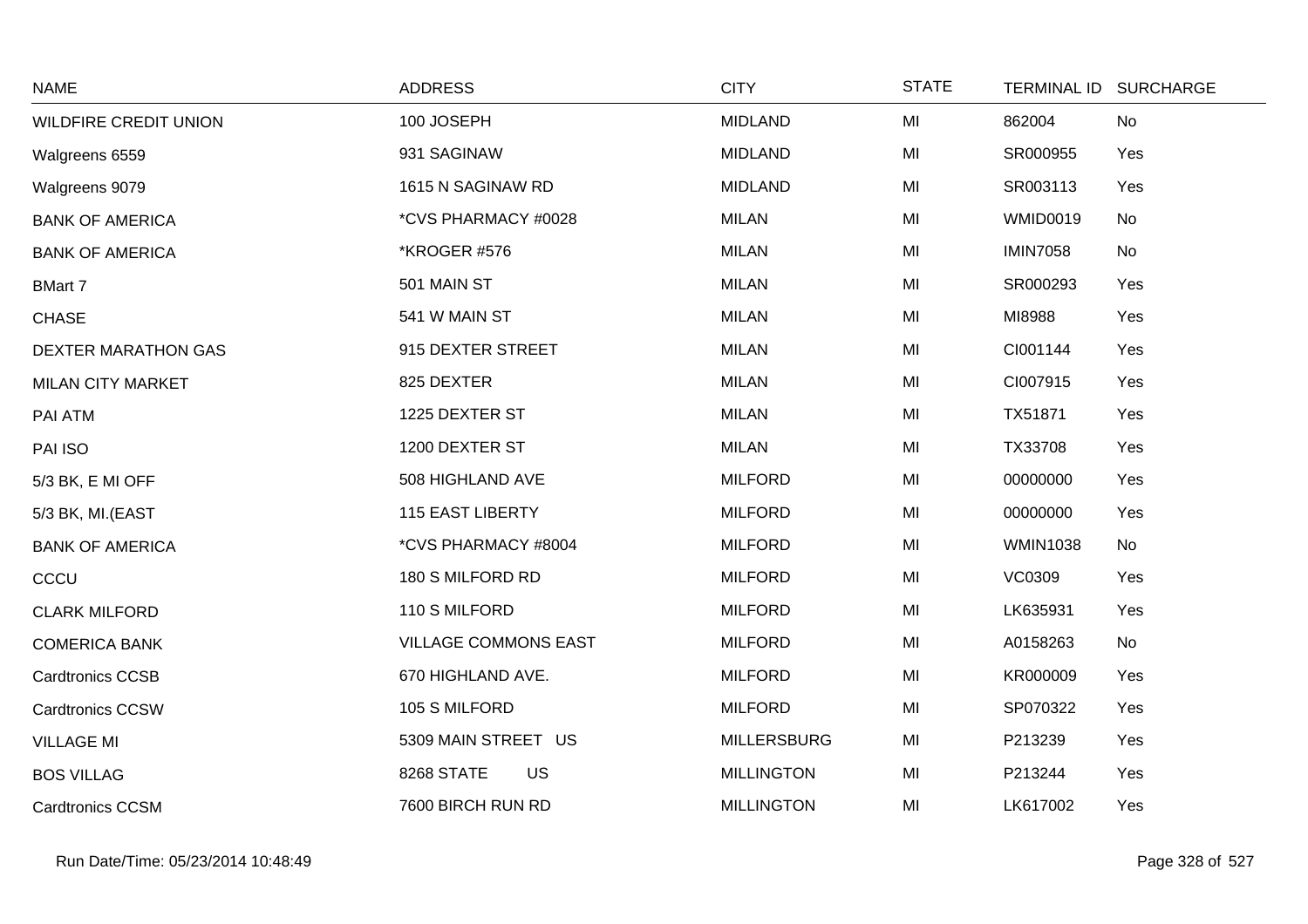| NAME | ADDRESS | CITY | STATE | TERMINAL ID | SURCHARGE |
|---|---|---|---|---|---|
| WILDFIRE CREDIT UNION | 100 JOSEPH | MIDLAND | MI | 862004 | No |
| Walgreens 6559 | 931 SAGINAW | MIDLAND | MI | SR000955 | Yes |
| Walgreens 9079 | 1615 N SAGINAW RD | MIDLAND | MI | SR003113 | Yes |
| BANK OF AMERICA | *CVS PHARMACY #0028 | MILAN | MI | WMID0019 | No |
| BANK OF AMERICA | *KROGER #576 | MILAN | MI | IMIN7058 | No |
| BMart 7 | 501 MAIN ST | MILAN | MI | SR000293 | Yes |
| CHASE | 541 W MAIN ST | MILAN | MI | MI8988 | Yes |
| DEXTER MARATHON GAS | 915 DEXTER STREET | MILAN | MI | CI001144 | Yes |
| MILAN CITY MARKET | 825 DEXTER | MILAN | MI | CI007915 | Yes |
| PAI ATM | 1225 DEXTER ST | MILAN | MI | TX51871 | Yes |
| PAI ISO | 1200 DEXTER ST | MILAN | MI | TX33708 | Yes |
| 5/3 BK, E MI OFF | 508 HIGHLAND AVE | MILFORD | MI | 00000000 | Yes |
| 5/3 BK, MI.(EAST | 115 EAST LIBERTY | MILFORD | MI | 00000000 | Yes |
| BANK OF AMERICA | *CVS PHARMACY #8004 | MILFORD | MI | WMIN1038 | No |
| CCCU | 180 S MILFORD RD | MILFORD | MI | VC0309 | Yes |
| CLARK MILFORD | 110 S MILFORD | MILFORD | MI | LK635931 | Yes |
| COMERICA BANK | VILLAGE COMMONS EAST | MILFORD | MI | A0158263 | No |
| Cardtronics CCSB | 670 HIGHLAND AVE. | MILFORD | MI | KR000009 | Yes |
| Cardtronics CCSW | 105 S MILFORD | MILFORD | MI | SP070322 | Yes |
| VILLAGE MI | 5309 MAIN STREET US | MILLERSBURG | MI | P213239 | Yes |
| BOS VILLAG | 8268 STATE US | MILLINGTON | MI | P213244 | Yes |
| Cardtronics CCSM | 7600 BIRCH RUN RD | MILLINGTON | MI | LK617002 | Yes |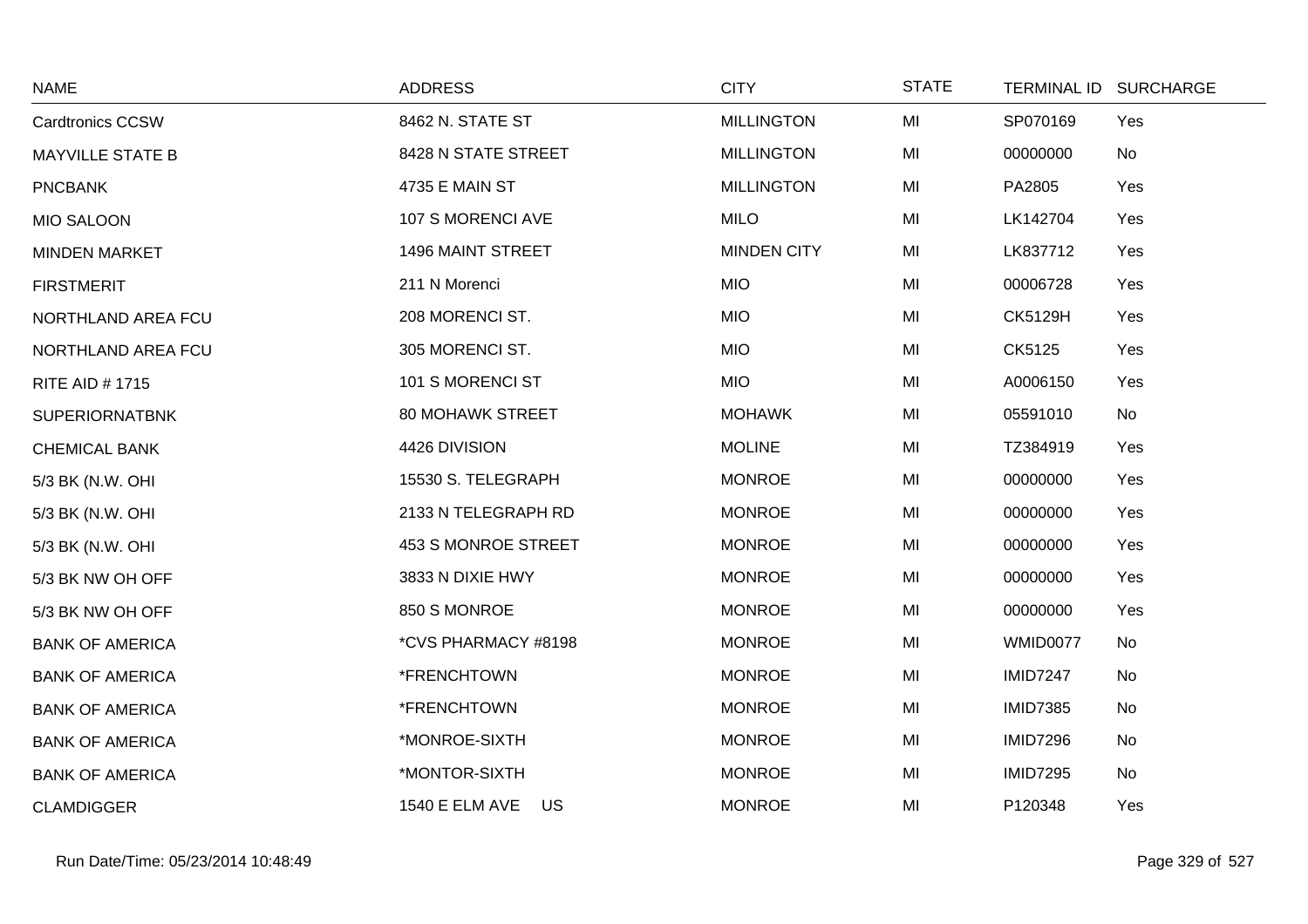| NAME | ADDRESS | CITY | STATE | TERMINAL ID | SURCHARGE |
|---|---|---|---|---|---|
| Cardtronics CCSW | 8462 N. STATE ST | MILLINGTON | MI | SP070169 | Yes |
| MAYVILLE STATE B | 8428 N STATE STREET | MILLINGTON | MI | 00000000 | No |
| PNCBANK | 4735 E MAIN ST | MILLINGTON | MI | PA2805 | Yes |
| MIO SALOON | 107 S MORENCI AVE | MILO | MI | LK142704 | Yes |
| MINDEN MARKET | 1496 MAINT STREET | MINDEN CITY | MI | LK837712 | Yes |
| FIRSTMERIT | 211 N Morenci | MIO | MI | 00006728 | Yes |
| NORTHLAND AREA FCU | 208 MORENCI ST. | MIO | MI | CK5129H | Yes |
| NORTHLAND AREA FCU | 305 MORENCI ST. | MIO | MI | CK5125 | Yes |
| RITE AID # 1715 | 101 S MORENCI ST | MIO | MI | A0006150 | Yes |
| SUPERIORNATBNK | 80 MOHAWK STREET | MOHAWK | MI | 05591010 | No |
| CHEMICAL BANK | 4426 DIVISION | MOLINE | MI | TZ384919 | Yes |
| 5/3 BK (N.W. OHI | 15530 S. TELEGRAPH | MONROE | MI | 00000000 | Yes |
| 5/3 BK (N.W. OHI | 2133 N TELEGRAPH RD | MONROE | MI | 00000000 | Yes |
| 5/3 BK (N.W. OHI | 453 S MONROE STREET | MONROE | MI | 00000000 | Yes |
| 5/3 BK NW OH OFF | 3833 N DIXIE HWY | MONROE | MI | 00000000 | Yes |
| 5/3 BK NW OH OFF | 850 S MONROE | MONROE | MI | 00000000 | Yes |
| BANK OF AMERICA | *CVS PHARMACY #8198 | MONROE | MI | WMID0077 | No |
| BANK OF AMERICA | *FRENCHTOWN | MONROE | MI | IMID7247 | No |
| BANK OF AMERICA | *FRENCHTOWN | MONROE | MI | IMID7385 | No |
| BANK OF AMERICA | *MONROE-SIXTH | MONROE | MI | IMID7296 | No |
| BANK OF AMERICA | *MONTOR-SIXTH | MONROE | MI | IMID7295 | No |
| CLAMDIGGER | 1540 E ELM AVE US | MONROE | MI | P120348 | Yes |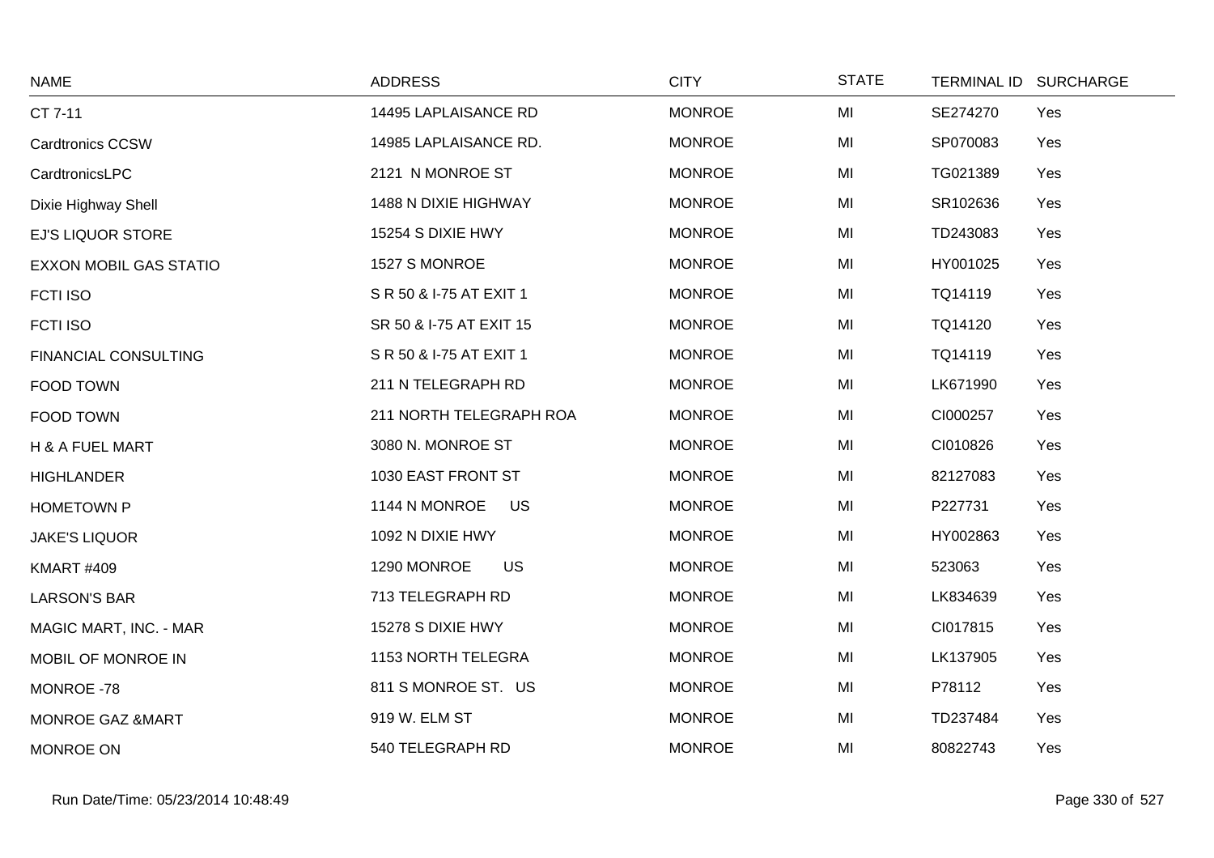| NAME | ADDRESS | CITY | STATE | TERMINAL ID | SURCHARGE |
|---|---|---|---|---|---|
| CT 7-11 | 14495 LAPLAISANCE RD | MONROE | MI | SE274270 | Yes |
| Cardtronics CCSW | 14985 LAPLAISANCE RD. | MONROE | MI | SP070083 | Yes |
| CardtronicsLPC | 2121 N MONROE ST | MONROE | MI | TG021389 | Yes |
| Dixie Highway Shell | 1488 N DIXIE HIGHWAY | MONROE | MI | SR102636 | Yes |
| EJ'S LIQUOR STORE | 15254 S DIXIE HWY | MONROE | MI | TD243083 | Yes |
| EXXON MOBIL GAS STATIO | 1527 S MONROE | MONROE | MI | HY001025 | Yes |
| FCTI ISO | S R 50 & I-75 AT EXIT 1 | MONROE | MI | TQ14119 | Yes |
| FCTI ISO | SR 50 & I-75 AT EXIT 15 | MONROE | MI | TQ14120 | Yes |
| FINANCIAL CONSULTING | S R 50 & I-75 AT EXIT 1 | MONROE | MI | TQ14119 | Yes |
| FOOD TOWN | 211 N TELEGRAPH RD | MONROE | MI | LK671990 | Yes |
| FOOD TOWN | 211 NORTH TELEGRAPH ROA | MONROE | MI | CI000257 | Yes |
| H & A FUEL MART | 3080 N. MONROE ST | MONROE | MI | CI010826 | Yes |
| HIGHLANDER | 1030 EAST FRONT ST | MONROE | MI | 82127083 | Yes |
| HOMETOWN P | 1144 N MONROE US | MONROE | MI | P227731 | Yes |
| JAKE'S LIQUOR | 1092 N DIXIE HWY | MONROE | MI | HY002863 | Yes |
| KMART #409 | 1290 MONROE US | MONROE | MI | 523063 | Yes |
| LARSON'S BAR | 713 TELEGRAPH RD | MONROE | MI | LK834639 | Yes |
| MAGIC MART, INC. - MAR | 15278 S DIXIE HWY | MONROE | MI | CI017815 | Yes |
| MOBIL OF MONROE IN | 1153 NORTH TELEGRA | MONROE | MI | LK137905 | Yes |
| MONROE -78 | 811 S MONROE ST. US | MONROE | MI | P78112 | Yes |
| MONROE GAZ &MART | 919 W. ELM ST | MONROE | MI | TD237484 | Yes |
| MONROE ON | 540 TELEGRAPH RD | MONROE | MI | 80822743 | Yes |

Run Date/Time: 05/23/2014 10:48:49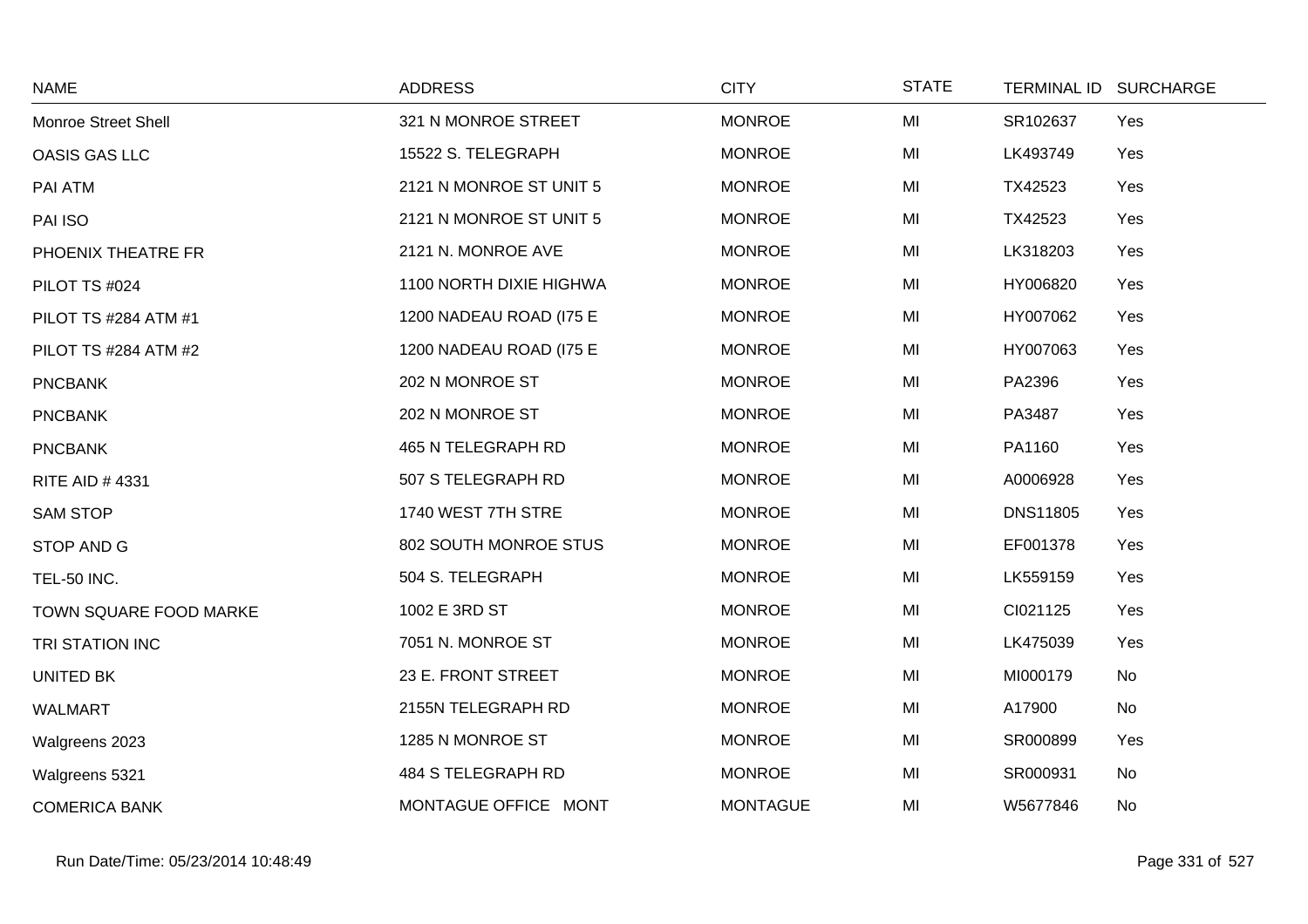| NAME | ADDRESS | CITY | STATE | TERMINAL ID | SURCHARGE |
|---|---|---|---|---|---|
| Monroe Street Shell | 321 N MONROE STREET | MONROE | MI | SR102637 | Yes |
| OASIS GAS LLC | 15522 S. TELEGRAPH | MONROE | MI | LK493749 | Yes |
| PAI ATM | 2121 N MONROE ST UNIT 5 | MONROE | MI | TX42523 | Yes |
| PAI ISO | 2121 N MONROE ST UNIT 5 | MONROE | MI | TX42523 | Yes |
| PHOENIX THEATRE FR | 2121 N. MONROE AVE | MONROE | MI | LK318203 | Yes |
| PILOT TS #024 | 1100 NORTH DIXIE HIGHWA | MONROE | MI | HY006820 | Yes |
| PILOT TS #284 ATM #1 | 1200 NADEAU ROAD (I75 E | MONROE | MI | HY007062 | Yes |
| PILOT TS #284 ATM #2 | 1200 NADEAU ROAD (I75 E | MONROE | MI | HY007063 | Yes |
| PNCBANK | 202 N MONROE ST | MONROE | MI | PA2396 | Yes |
| PNCBANK | 202 N MONROE ST | MONROE | MI | PA3487 | Yes |
| PNCBANK | 465 N TELEGRAPH RD | MONROE | MI | PA1160 | Yes |
| RITE AID # 4331 | 507 S TELEGRAPH RD | MONROE | MI | A0006928 | Yes |
| SAM STOP | 1740 WEST 7TH STRE | MONROE | MI | DNS11805 | Yes |
| STOP AND G | 802 SOUTH MONROE STUS | MONROE | MI | EF001378 | Yes |
| TEL-50 INC. | 504 S. TELEGRAPH | MONROE | MI | LK559159 | Yes |
| TOWN SQUARE FOOD MARKE | 1002 E 3RD ST | MONROE | MI | CI021125 | Yes |
| TRI STATION INC | 7051 N. MONROE ST | MONROE | MI | LK475039 | Yes |
| UNITED BK | 23 E. FRONT STREET | MONROE | MI | MI000179 | No |
| WALMART | 2155N TELEGRAPH RD | MONROE | MI | A17900 | No |
| Walgreens 2023 | 1285 N MONROE ST | MONROE | MI | SR000899 | Yes |
| Walgreens 5321 | 484 S TELEGRAPH RD | MONROE | MI | SR000931 | No |
| COMERICA BANK | MONTAGUE OFFICE MONT | MONTAGUE | MI | W5677846 | No |

Run Date/Time: 05/23/2014 10:48:49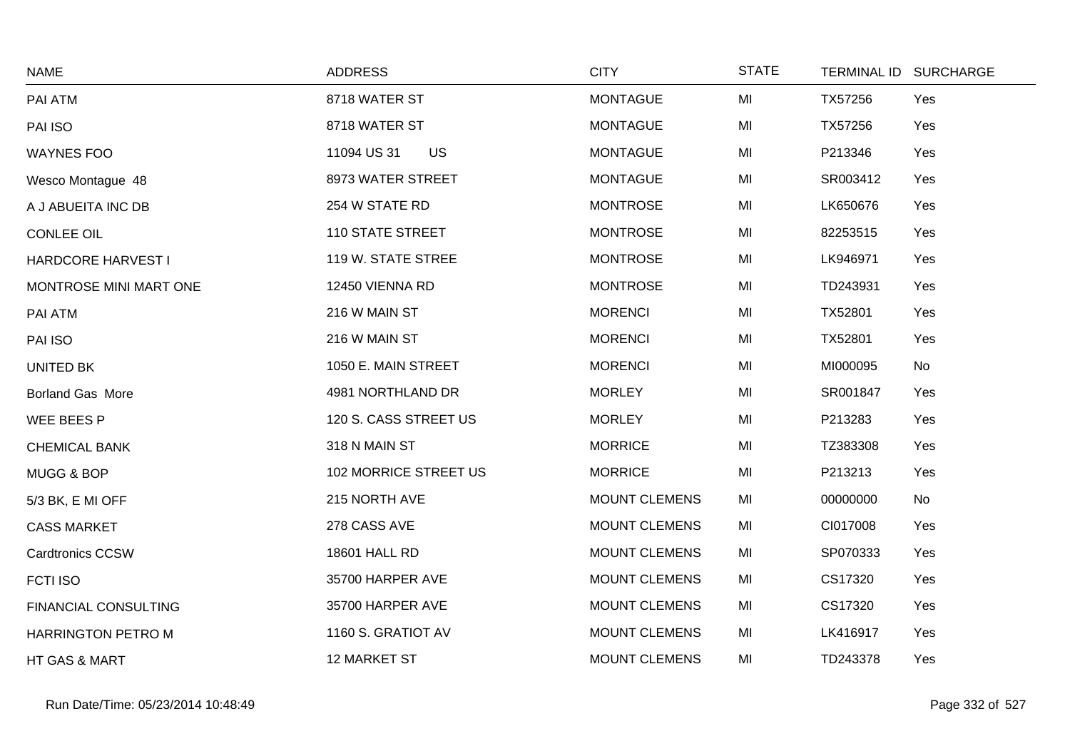| NAME | ADDRESS | CITY | STATE | TERMINAL ID | SURCHARGE |
|---|---|---|---|---|---|
| PAI ATM | 8718 WATER ST | MONTAGUE | MI | TX57256 | Yes |
| PAI ISO | 8718 WATER ST | MONTAGUE | MI | TX57256 | Yes |
| WAYNES FOO | 11094 US 31 US | MONTAGUE | MI | P213346 | Yes |
| Wesco Montague 48 | 8973 WATER STREET | MONTAGUE | MI | SR003412 | Yes |
| A J ABUEITA INC DB | 254 W STATE RD | MONTROSE | MI | LK650676 | Yes |
| CONLEE OIL | 110 STATE STREET | MONTROSE | MI | 82253515 | Yes |
| HARDCORE HARVEST I | 119 W. STATE STREE | MONTROSE | MI | LK946971 | Yes |
| MONTROSE MINI MART ONE | 12450 VIENNA RD | MONTROSE | MI | TD243931 | Yes |
| PAI ATM | 216 W MAIN ST | MORENCI | MI | TX52801 | Yes |
| PAI ISO | 216 W MAIN ST | MORENCI | MI | TX52801 | Yes |
| UNITED BK | 1050 E. MAIN STREET | MORENCI | MI | MI000095 | No |
| Borland Gas More | 4981 NORTHLAND DR | MORLEY | MI | SR001847 | Yes |
| WEE BEES P | 120 S. CASS STREET US | MORLEY | MI | P213283 | Yes |
| CHEMICAL BANK | 318 N MAIN ST | MORRICE | MI | TZ383308 | Yes |
| MUGG & BOP | 102 MORRICE STREET US | MORRICE | MI | P213213 | Yes |
| 5/3 BK, E MI OFF | 215 NORTH AVE | MOUNT CLEMENS | MI | 00000000 | No |
| CASS MARKET | 278 CASS AVE | MOUNT CLEMENS | MI | CI017008 | Yes |
| Cardtronics CCSW | 18601 HALL RD | MOUNT CLEMENS | MI | SP070333 | Yes |
| FCTI ISO | 35700 HARPER AVE | MOUNT CLEMENS | MI | CS17320 | Yes |
| FINANCIAL CONSULTING | 35700 HARPER AVE | MOUNT CLEMENS | MI | CS17320 | Yes |
| HARRINGTON PETRO M | 1160 S. GRATIOT AV | MOUNT CLEMENS | MI | LK416917 | Yes |
| HT GAS & MART | 12 MARKET ST | MOUNT CLEMENS | MI | TD243378 | Yes |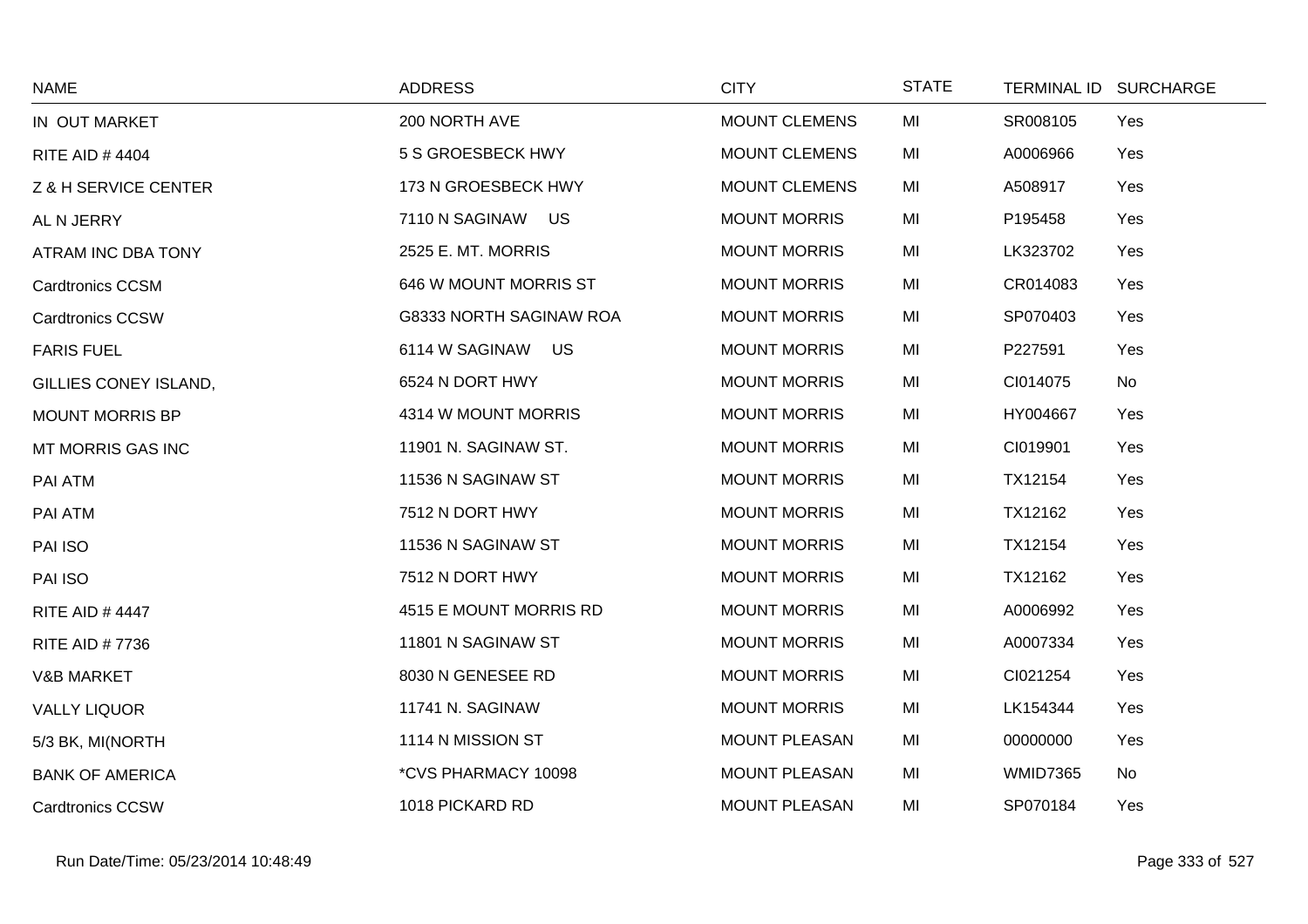| NAME | ADDRESS | CITY | STATE | TERMINAL ID | SURCHARGE |
|---|---|---|---|---|---|
| IN OUT MARKET | 200 NORTH AVE | MOUNT CLEMENS | MI | SR008105 | Yes |
| RITE AID # 4404 | 5 S GROESBECK HWY | MOUNT CLEMENS | MI | A0006966 | Yes |
| Z & H SERVICE CENTER | 173 N GROESBECK HWY | MOUNT CLEMENS | MI | A508917 | Yes |
| AL N JERRY | 7110 N SAGINAW US | MOUNT MORRIS | MI | P195458 | Yes |
| ATRAM INC DBA TONY | 2525 E. MT. MORRIS | MOUNT MORRIS | MI | LK323702 | Yes |
| Cardtronics CCSM | 646 W MOUNT MORRIS ST | MOUNT MORRIS | MI | CR014083 | Yes |
| Cardtronics CCSW | G8333 NORTH SAGINAW ROA | MOUNT MORRIS | MI | SP070403 | Yes |
| FARIS FUEL | 6114 W SAGINAW US | MOUNT MORRIS | MI | P227591 | Yes |
| GILLIES CONEY ISLAND, | 6524 N DORT HWY | MOUNT MORRIS | MI | CI014075 | No |
| MOUNT MORRIS BP | 4314 W MOUNT MORRIS | MOUNT MORRIS | MI | HY004667 | Yes |
| MT MORRIS GAS INC | 11901 N. SAGINAW ST. | MOUNT MORRIS | MI | CI019901 | Yes |
| PAI ATM | 11536 N SAGINAW ST | MOUNT MORRIS | MI | TX12154 | Yes |
| PAI ATM | 7512 N DORT HWY | MOUNT MORRIS | MI | TX12162 | Yes |
| PAI ISO | 11536 N SAGINAW ST | MOUNT MORRIS | MI | TX12154 | Yes |
| PAI ISO | 7512 N DORT HWY | MOUNT MORRIS | MI | TX12162 | Yes |
| RITE AID # 4447 | 4515 E MOUNT MORRIS RD | MOUNT MORRIS | MI | A0006992 | Yes |
| RITE AID # 7736 | 11801 N SAGINAW ST | MOUNT MORRIS | MI | A0007334 | Yes |
| V&B MARKET | 8030 N GENESEE RD | MOUNT MORRIS | MI | CI021254 | Yes |
| VALLY LIQUOR | 11741 N. SAGINAW | MOUNT MORRIS | MI | LK154344 | Yes |
| 5/3 BK, MI(NORTH | 1114 N MISSION ST | MOUNT PLEASAN | MI | 00000000 | Yes |
| BANK OF AMERICA | *CVS PHARMACY 10098 | MOUNT PLEASAN | MI | WMID7365 | No |
| Cardtronics CCSW | 1018 PICKARD RD | MOUNT PLEASAN | MI | SP070184 | Yes |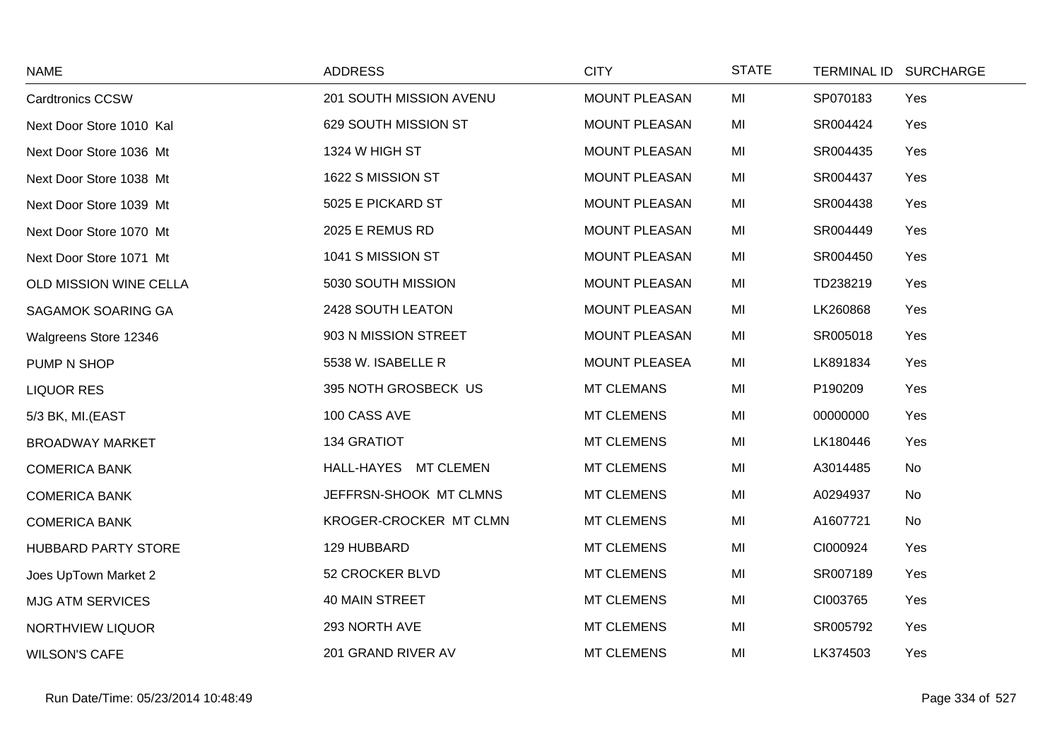| NAME | ADDRESS | CITY | STATE | TERMINAL ID | SURCHARGE |
|---|---|---|---|---|---|
| Cardtronics CCSW | 201 SOUTH MISSION AVENU | MOUNT PLEASAN | MI | SP070183 | Yes |
| Next Door Store 1010 Kal | 629 SOUTH MISSION ST | MOUNT PLEASAN | MI | SR004424 | Yes |
| Next Door Store 1036 Mt | 1324 W HIGH ST | MOUNT PLEASAN | MI | SR004435 | Yes |
| Next Door Store 1038 Mt | 1622 S MISSION ST | MOUNT PLEASAN | MI | SR004437 | Yes |
| Next Door Store 1039 Mt | 5025 E PICKARD ST | MOUNT PLEASAN | MI | SR004438 | Yes |
| Next Door Store 1070 Mt | 2025 E REMUS RD | MOUNT PLEASAN | MI | SR004449 | Yes |
| Next Door Store 1071 Mt | 1041 S MISSION ST | MOUNT PLEASAN | MI | SR004450 | Yes |
| OLD MISSION WINE CELLA | 5030 SOUTH MISSION | MOUNT PLEASAN | MI | TD238219 | Yes |
| SAGAMOK SOARING GA | 2428 SOUTH LEATON | MOUNT PLEASAN | MI | LK260868 | Yes |
| Walgreens Store 12346 | 903 N MISSION STREET | MOUNT PLEASAN | MI | SR005018 | Yes |
| PUMP N SHOP | 5538 W. ISABELLE R | MOUNT PLEASEA | MI | LK891834 | Yes |
| LIQUOR RES | 395 NOTH GROSBECK US | MT CLEMANS | MI | P190209 | Yes |
| 5/3 BK, MI.(EAST | 100 CASS AVE | MT CLEMENS | MI | 00000000 | Yes |
| BROADWAY MARKET | 134 GRATIOT | MT CLEMENS | MI | LK180446 | Yes |
| COMERICA BANK | HALL-HAYES MT CLEMEN | MT CLEMENS | MI | A3014485 | No |
| COMERICA BANK | JEFFRSN-SHOOK MT CLMNS | MT CLEMENS | MI | A0294937 | No |
| COMERICA BANK | KROGER-CROCKER MT CLMN | MT CLEMENS | MI | A1607721 | No |
| HUBBARD PARTY STORE | 129 HUBBARD | MT CLEMENS | MI | CI000924 | Yes |
| Joes UpTown Market 2 | 52 CROCKER BLVD | MT CLEMENS | MI | SR007189 | Yes |
| MJG ATM SERVICES | 40 MAIN STREET | MT CLEMENS | MI | CI003765 | Yes |
| NORTHVIEW LIQUOR | 293 NORTH AVE | MT CLEMENS | MI | SR005792 | Yes |
| WILSON'S CAFE | 201 GRAND RIVER AV | MT CLEMENS | MI | LK374503 | Yes |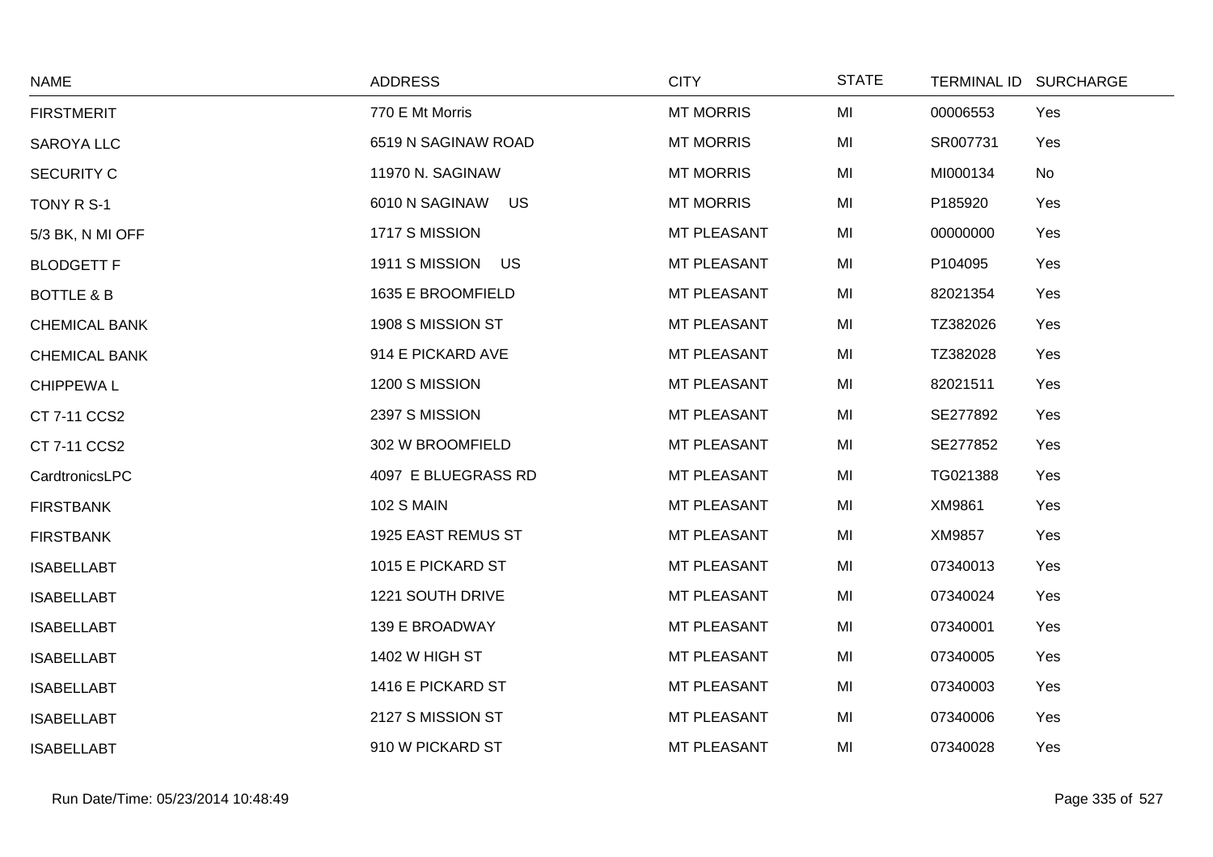| NAME | ADDRESS | CITY | STATE | TERMINAL ID | SURCHARGE |
|---|---|---|---|---|---|
| FIRSTMERIT | 770 E Mt Morris | MT MORRIS | MI | 00006553 | Yes |
| SAROYA LLC | 6519 N SAGINAW ROAD | MT MORRIS | MI | SR007731 | Yes |
| SECURITY C | 11970 N. SAGINAW | MT MORRIS | MI | MI000134 | No |
| TONY R S-1 | 6010 N SAGINAW US | MT MORRIS | MI | P185920 | Yes |
| 5/3 BK, N MI OFF | 1717 S MISSION | MT PLEASANT | MI | 00000000 | Yes |
| BLODGETT F | 1911 S MISSION US | MT PLEASANT | MI | P104095 | Yes |
| BOTTLE & B | 1635 E BROOMFIELD | MT PLEASANT | MI | 82021354 | Yes |
| CHEMICAL BANK | 1908 S MISSION ST | MT PLEASANT | MI | TZ382026 | Yes |
| CHEMICAL BANK | 914 E PICKARD AVE | MT PLEASANT | MI | TZ382028 | Yes |
| CHIPPEWA L | 1200 S MISSION | MT PLEASANT | MI | 82021511 | Yes |
| CT 7-11 CCS2 | 2397 S MISSION | MT PLEASANT | MI | SE277892 | Yes |
| CT 7-11 CCS2 | 302 W BROOMFIELD | MT PLEASANT | MI | SE277852 | Yes |
| CardtronicsLPC | 4097 E BLUEGRASS RD | MT PLEASANT | MI | TG021388 | Yes |
| FIRSTBANK | 102 S MAIN | MT PLEASANT | MI | XM9861 | Yes |
| FIRSTBANK | 1925 EAST REMUS ST | MT PLEASANT | MI | XM9857 | Yes |
| ISABELLABT | 1015 E PICKARD ST | MT PLEASANT | MI | 07340013 | Yes |
| ISABELLABT | 1221 SOUTH DRIVE | MT PLEASANT | MI | 07340024 | Yes |
| ISABELLABT | 139 E BROADWAY | MT PLEASANT | MI | 07340001 | Yes |
| ISABELLABT | 1402 W HIGH ST | MT PLEASANT | MI | 07340005 | Yes |
| ISABELLABT | 1416 E PICKARD ST | MT PLEASANT | MI | 07340003 | Yes |
| ISABELLABT | 2127 S MISSION ST | MT PLEASANT | MI | 07340006 | Yes |
| ISABELLABT | 910 W PICKARD ST | MT PLEASANT | MI | 07340028 | Yes |

Run Date/Time: 05/23/2014 10:48:49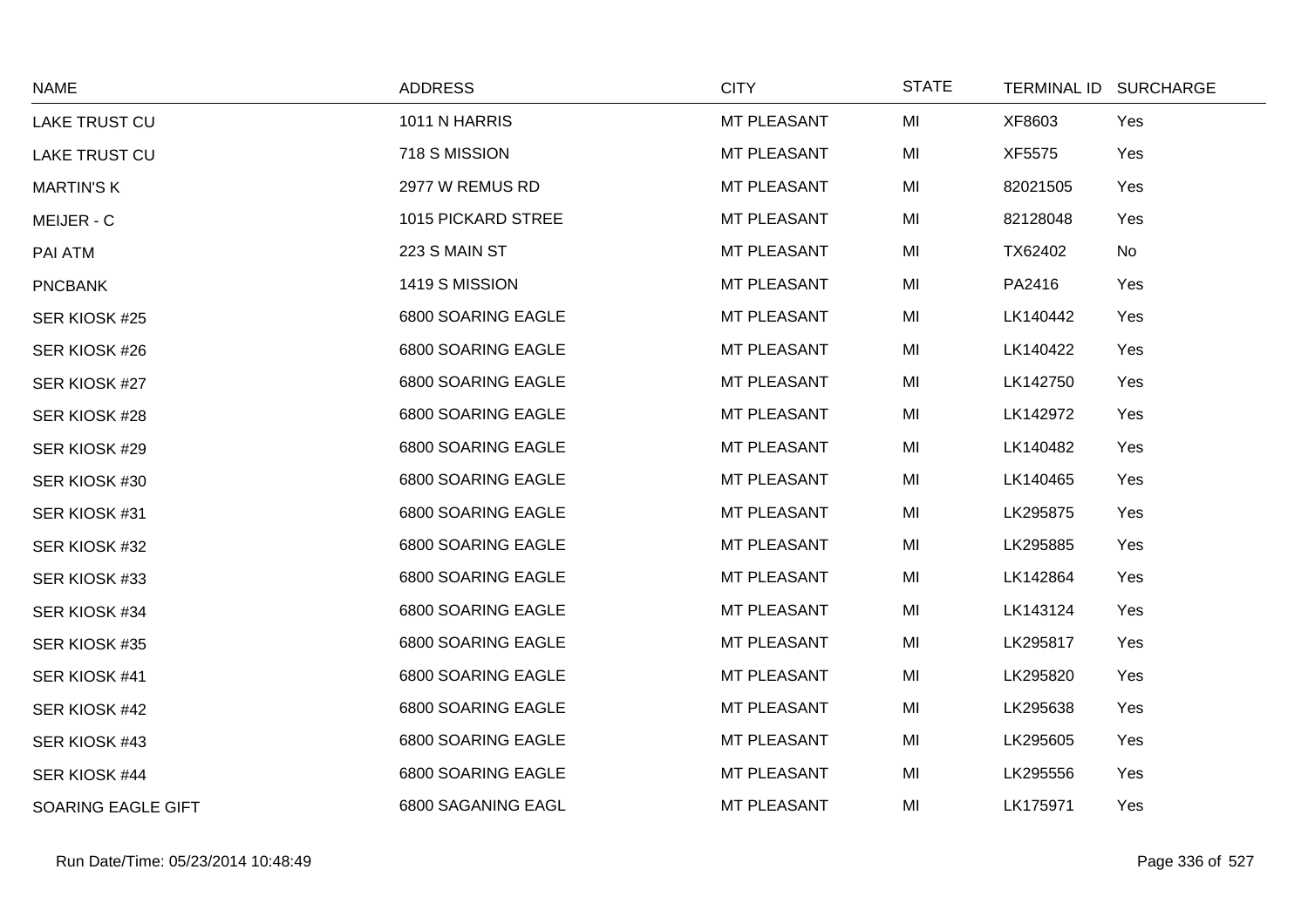| NAME | ADDRESS | CITY | STATE | TERMINAL ID | SURCHARGE |
|---|---|---|---|---|---|
| LAKE TRUST CU | 1011 N HARRIS | MT PLEASANT | MI | XF8603 | Yes |
| LAKE TRUST CU | 718 S MISSION | MT PLEASANT | MI | XF5575 | Yes |
| MARTIN'S K | 2977 W REMUS RD | MT PLEASANT | MI | 82021505 | Yes |
| MEIJER - C | 1015 PICKARD STREE | MT PLEASANT | MI | 82128048 | Yes |
| PAI ATM | 223 S MAIN ST | MT PLEASANT | MI | TX62402 | No |
| PNCBANK | 1419 S MISSION | MT PLEASANT | MI | PA2416 | Yes |
| SER KIOSK #25 | 6800 SOARING EAGLE | MT PLEASANT | MI | LK140442 | Yes |
| SER KIOSK #26 | 6800 SOARING EAGLE | MT PLEASANT | MI | LK140422 | Yes |
| SER KIOSK #27 | 6800 SOARING EAGLE | MT PLEASANT | MI | LK142750 | Yes |
| SER KIOSK #28 | 6800 SOARING EAGLE | MT PLEASANT | MI | LK142972 | Yes |
| SER KIOSK #29 | 6800 SOARING EAGLE | MT PLEASANT | MI | LK140482 | Yes |
| SER KIOSK #30 | 6800 SOARING EAGLE | MT PLEASANT | MI | LK140465 | Yes |
| SER KIOSK #31 | 6800 SOARING EAGLE | MT PLEASANT | MI | LK295875 | Yes |
| SER KIOSK #32 | 6800 SOARING EAGLE | MT PLEASANT | MI | LK295885 | Yes |
| SER KIOSK #33 | 6800 SOARING EAGLE | MT PLEASANT | MI | LK142864 | Yes |
| SER KIOSK #34 | 6800 SOARING EAGLE | MT PLEASANT | MI | LK143124 | Yes |
| SER KIOSK #35 | 6800 SOARING EAGLE | MT PLEASANT | MI | LK295817 | Yes |
| SER KIOSK #41 | 6800 SOARING EAGLE | MT PLEASANT | MI | LK295820 | Yes |
| SER KIOSK #42 | 6800 SOARING EAGLE | MT PLEASANT | MI | LK295638 | Yes |
| SER KIOSK #43 | 6800 SOARING EAGLE | MT PLEASANT | MI | LK295605 | Yes |
| SER KIOSK #44 | 6800 SOARING EAGLE | MT PLEASANT | MI | LK295556 | Yes |
| SOARING EAGLE GIFT | 6800 SAGANING EAGL | MT PLEASANT | MI | LK175971 | Yes |

Run Date/Time: 05/23/2014 10:48:49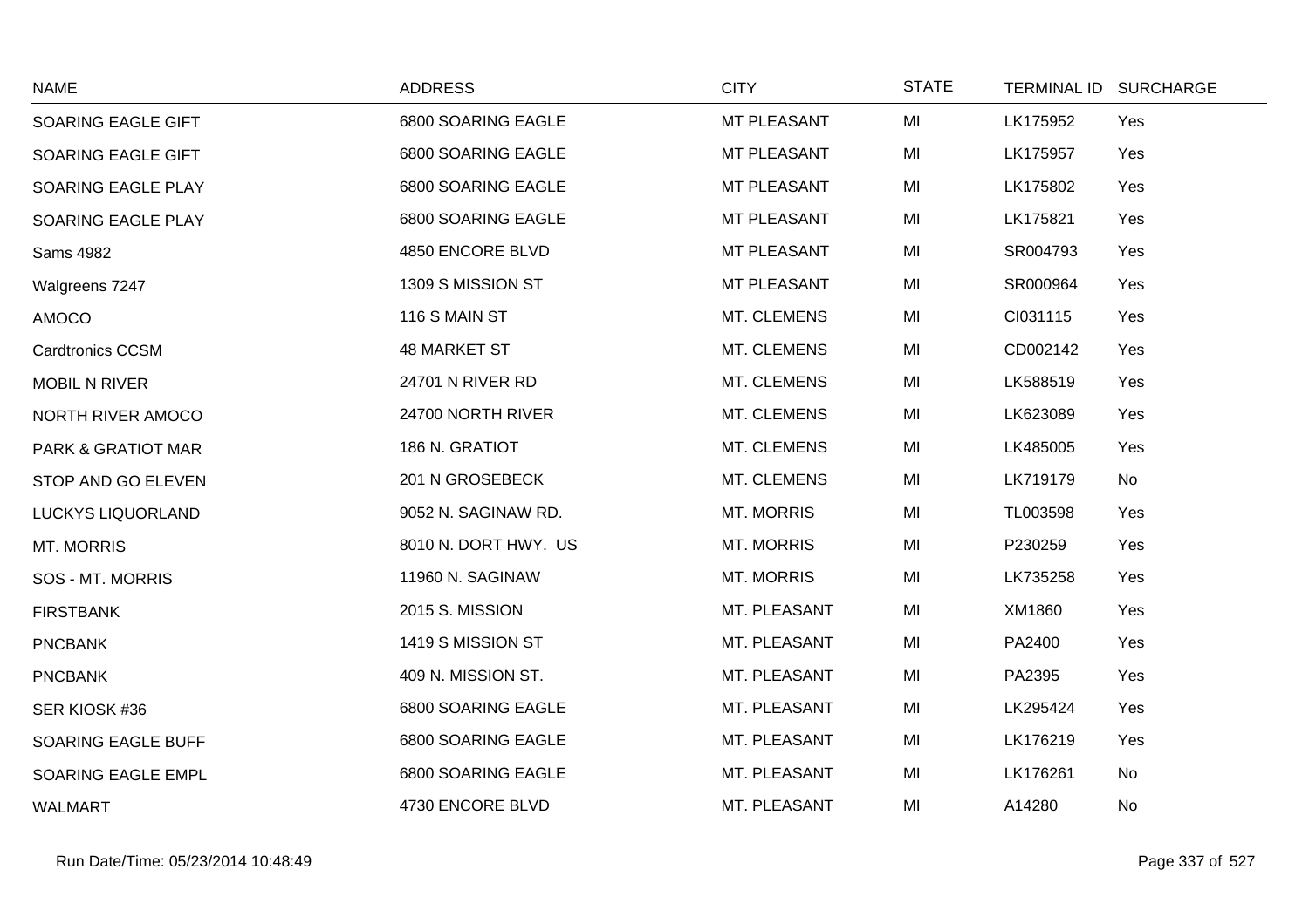| NAME | ADDRESS | CITY | STATE | TERMINAL ID | SURCHARGE |
|---|---|---|---|---|---|
| SOARING EAGLE GIFT | 6800 SOARING EAGLE | MT PLEASANT | MI | LK175952 | Yes |
| SOARING EAGLE GIFT | 6800 SOARING EAGLE | MT PLEASANT | MI | LK175957 | Yes |
| SOARING EAGLE PLAY | 6800 SOARING EAGLE | MT PLEASANT | MI | LK175802 | Yes |
| SOARING EAGLE PLAY | 6800 SOARING EAGLE | MT PLEASANT | MI | LK175821 | Yes |
| Sams 4982 | 4850 ENCORE BLVD | MT PLEASANT | MI | SR004793 | Yes |
| Walgreens 7247 | 1309 S MISSION ST | MT PLEASANT | MI | SR000964 | Yes |
| AMOCO | 116 S MAIN ST | MT. CLEMENS | MI | CI031115 | Yes |
| Cardtronics CCSM | 48 MARKET ST | MT. CLEMENS | MI | CD002142 | Yes |
| MOBIL N RIVER | 24701 N RIVER RD | MT. CLEMENS | MI | LK588519 | Yes |
| NORTH RIVER AMOCO | 24700 NORTH RIVER | MT. CLEMENS | MI | LK623089 | Yes |
| PARK & GRATIOT MAR | 186 N. GRATIOT | MT. CLEMENS | MI | LK485005 | Yes |
| STOP AND GO ELEVEN | 201 N GROSEBECK | MT. CLEMENS | MI | LK719179 | No |
| LUCKYS LIQUORLAND | 9052 N. SAGINAW RD. | MT. MORRIS | MI | TL003598 | Yes |
| MT. MORRIS | 8010 N. DORT HWY. US | MT. MORRIS | MI | P230259 | Yes |
| SOS - MT. MORRIS | 11960 N. SAGINAW | MT. MORRIS | MI | LK735258 | Yes |
| FIRSTBANK | 2015 S. MISSION | MT. PLEASANT | MI | XM1860 | Yes |
| PNCBANK | 1419 S MISSION ST | MT. PLEASANT | MI | PA2400 | Yes |
| PNCBANK | 409 N. MISSION ST. | MT. PLEASANT | MI | PA2395 | Yes |
| SER KIOSK #36 | 6800 SOARING EAGLE | MT. PLEASANT | MI | LK295424 | Yes |
| SOARING EAGLE BUFF | 6800 SOARING EAGLE | MT. PLEASANT | MI | LK176219 | Yes |
| SOARING EAGLE EMPL | 6800 SOARING EAGLE | MT. PLEASANT | MI | LK176261 | No |
| WALMART | 4730 ENCORE BLVD | MT. PLEASANT | MI | A14280 | No |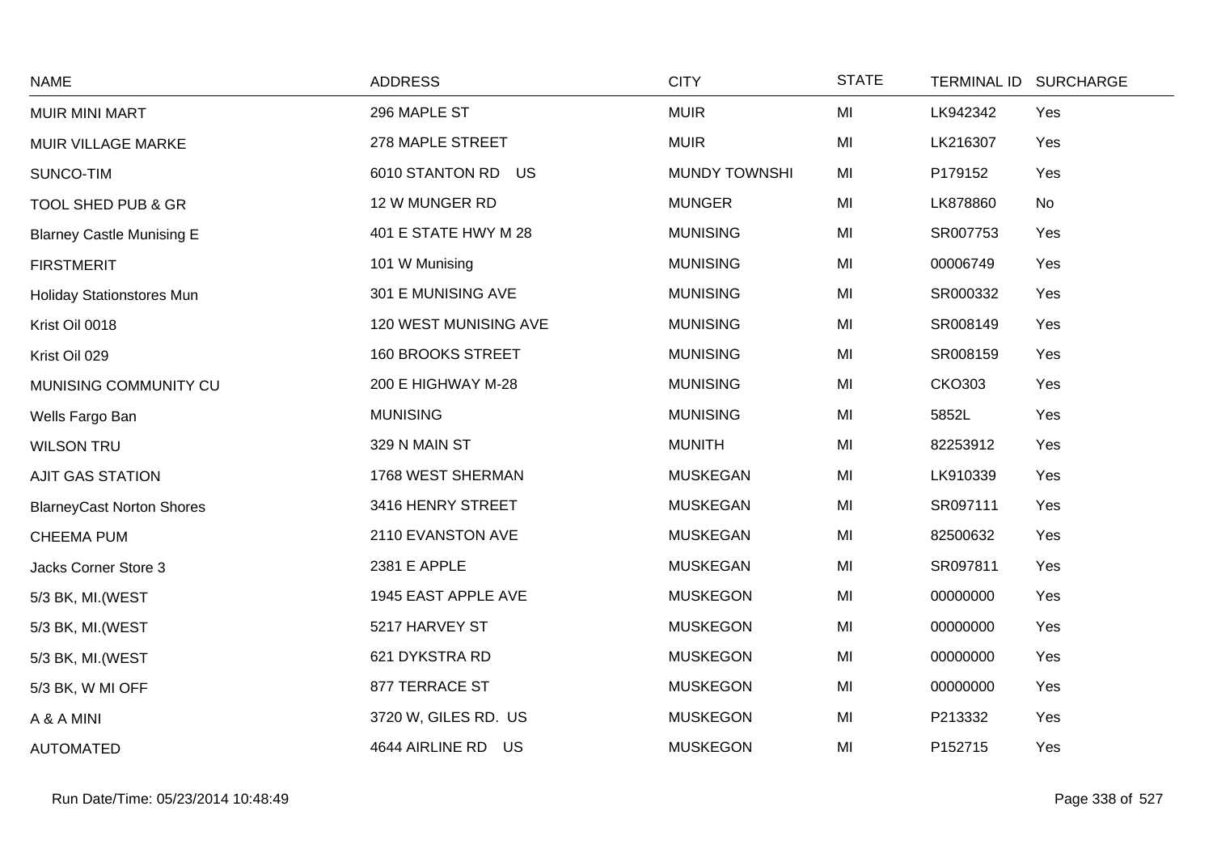| NAME | ADDRESS | CITY | STATE | TERMINAL ID | SURCHARGE |
|---|---|---|---|---|---|
| MUIR MINI MART | 296 MAPLE ST | MUIR | MI | LK942342 | Yes |
| MUIR VILLAGE MARKE | 278 MAPLE STREET | MUIR | MI | LK216307 | Yes |
| SUNCO-TIM | 6010 STANTON RD US | MUNDY TOWNSHI | MI | P179152 | Yes |
| TOOL SHED PUB & GR | 12 W MUNGER RD | MUNGER | MI | LK878860 | No |
| Blarney Castle Munising E | 401 E STATE HWY M 28 | MUNISING | MI | SR007753 | Yes |
| FIRSTMERIT | 101 W Munising | MUNISING | MI | 00006749 | Yes |
| Holiday Stationstores Mun | 301 E MUNISING AVE | MUNISING | MI | SR000332 | Yes |
| Krist Oil 0018 | 120 WEST MUNISING AVE | MUNISING | MI | SR008149 | Yes |
| Krist Oil 029 | 160 BROOKS STREET | MUNISING | MI | SR008159 | Yes |
| MUNISING COMMUNITY CU | 200 E HIGHWAY M-28 | MUNISING | MI | CKO303 | Yes |
| Wells Fargo Ban | MUNISING | MUNISING | MI | 5852L | Yes |
| WILSON TRU | 329 N MAIN ST | MUNITH | MI | 82253912 | Yes |
| AJIT GAS STATION | 1768 WEST SHERMAN | MUSKEGAN | MI | LK910339 | Yes |
| BlarneyCast Norton Shores | 3416 HENRY STREET | MUSKEGAN | MI | SR097111 | Yes |
| CHEEMA PUM | 2110 EVANSTON AVE | MUSKEGAN | MI | 82500632 | Yes |
| Jacks Corner Store 3 | 2381 E APPLE | MUSKEGAN | MI | SR097811 | Yes |
| 5/3 BK, MI.(WEST | 1945 EAST APPLE AVE | MUSKEGON | MI | 00000000 | Yes |
| 5/3 BK, MI.(WEST | 5217 HARVEY ST | MUSKEGON | MI | 00000000 | Yes |
| 5/3 BK, MI.(WEST | 621 DYKSTRA RD | MUSKEGON | MI | 00000000 | Yes |
| 5/3 BK, W MI OFF | 877 TERRACE ST | MUSKEGON | MI | 00000000 | Yes |
| A & A MINI | 3720 W, GILES RD. US | MUSKEGON | MI | P213332 | Yes |
| AUTOMATED | 4644 AIRLINE RD US | MUSKEGON | MI | P152715 | Yes |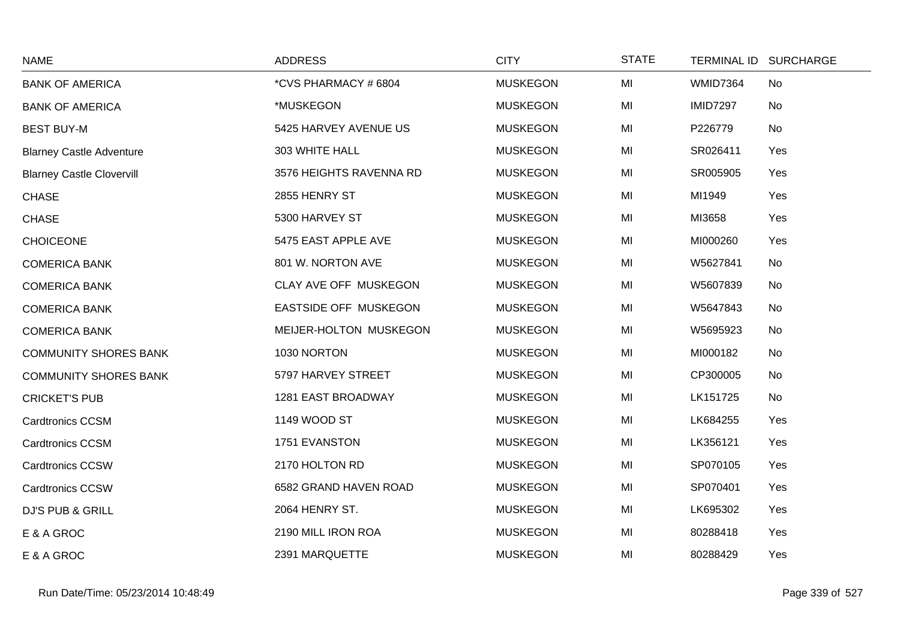| NAME | ADDRESS | CITY | STATE | TERMINAL ID | SURCHARGE |
|---|---|---|---|---|---|
| BANK OF AMERICA | *CVS PHARMACY # 6804 | MUSKEGON | MI | WMID7364 | No |
| BANK OF AMERICA | *MUSKEGON | MUSKEGON | MI | IMID7297 | No |
| BEST BUY-M | 5425 HARVEY AVENUE US | MUSKEGON | MI | P226779 | No |
| Blarney Castle Adventure | 303 WHITE HALL | MUSKEGON | MI | SR026411 | Yes |
| Blarney Castle Clovervill | 3576 HEIGHTS RAVENNA RD | MUSKEGON | MI | SR005905 | Yes |
| CHASE | 2855 HENRY ST | MUSKEGON | MI | MI1949 | Yes |
| CHASE | 5300 HARVEY ST | MUSKEGON | MI | MI3658 | Yes |
| CHOICEONE | 5475 EAST APPLE AVE | MUSKEGON | MI | MI000260 | Yes |
| COMERICA BANK | 801 W. NORTON AVE | MUSKEGON | MI | W5627841 | No |
| COMERICA BANK | CLAY AVE OFF MUSKEGON | MUSKEGON | MI | W5607839 | No |
| COMERICA BANK | EASTSIDE OFF MUSKEGON | MUSKEGON | MI | W5647843 | No |
| COMERICA BANK | MEIJER-HOLTON MUSKEGON | MUSKEGON | MI | W5695923 | No |
| COMMUNITY SHORES BANK | 1030 NORTON | MUSKEGON | MI | MI000182 | No |
| COMMUNITY SHORES BANK | 5797 HARVEY STREET | MUSKEGON | MI | CP300005 | No |
| CRICKET'S PUB | 1281 EAST BROADWAY | MUSKEGON | MI | LK151725 | No |
| Cardtronics CCSM | 1149 WOOD ST | MUSKEGON | MI | LK684255 | Yes |
| Cardtronics CCSM | 1751 EVANSTON | MUSKEGON | MI | LK356121 | Yes |
| Cardtronics CCSW | 2170 HOLTON RD | MUSKEGON | MI | SP070105 | Yes |
| Cardtronics CCSW | 6582 GRAND HAVEN ROAD | MUSKEGON | MI | SP070401 | Yes |
| DJ'S PUB & GRILL | 2064 HENRY ST. | MUSKEGON | MI | LK695302 | Yes |
| E & A GROC | 2190 MILL IRON ROA | MUSKEGON | MI | 80288418 | Yes |
| E & A GROC | 2391 MARQUETTE | MUSKEGON | MI | 80288429 | Yes |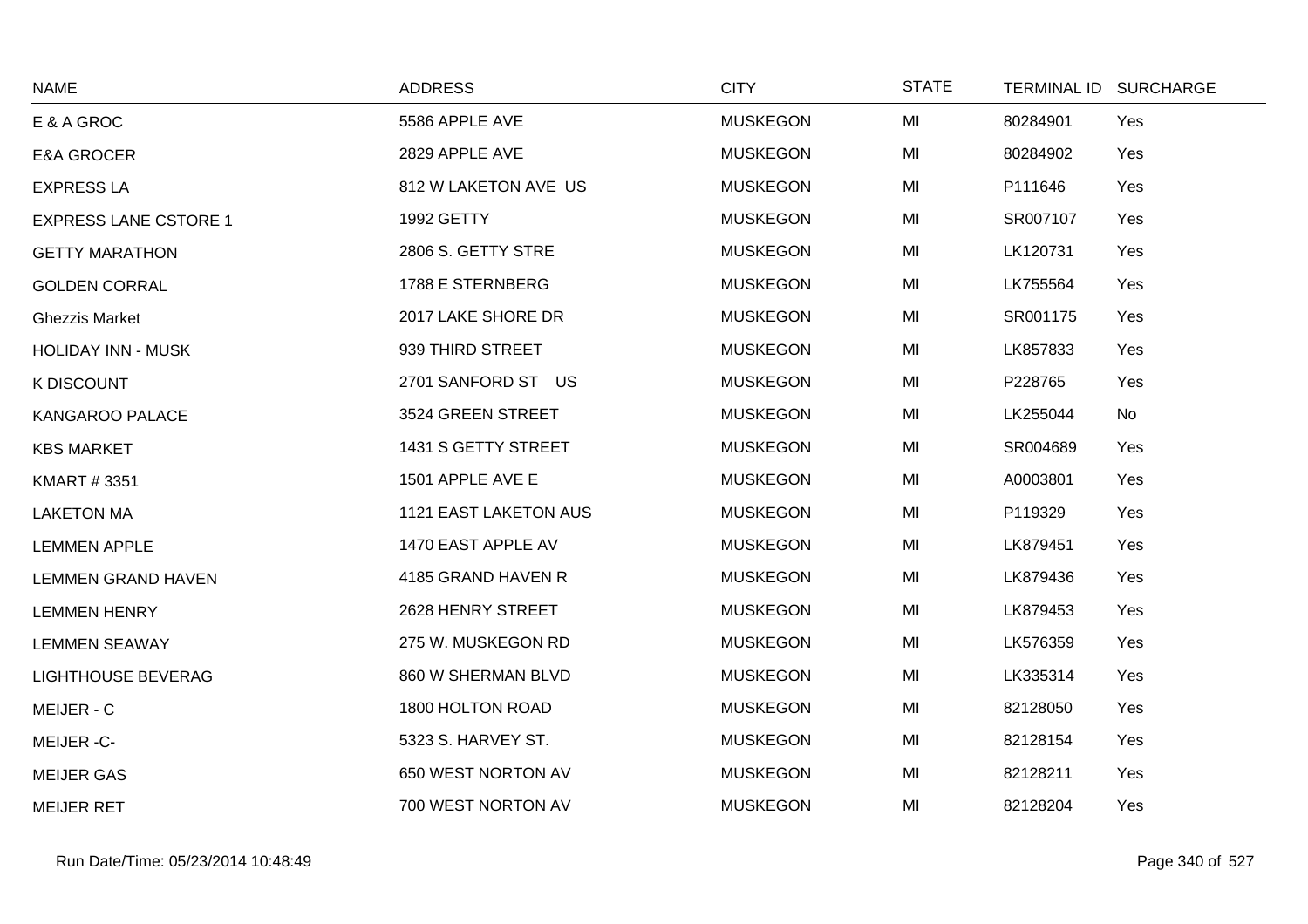| NAME | ADDRESS | CITY | STATE | TERMINAL ID | SURCHARGE |
|---|---|---|---|---|---|
| E & A GROC | 5586 APPLE AVE | MUSKEGON | MI | 80284901 | Yes |
| E&A GROCER | 2829 APPLE AVE | MUSKEGON | MI | 80284902 | Yes |
| EXPRESS LA | 812 W LAKETON AVE US | MUSKEGON | MI | P111646 | Yes |
| EXPRESS LANE CSTORE 1 | 1992 GETTY | MUSKEGON | MI | SR007107 | Yes |
| GETTY MARATHON | 2806 S. GETTY STRE | MUSKEGON | MI | LK120731 | Yes |
| GOLDEN CORRAL | 1788 E STERNBERG | MUSKEGON | MI | LK755564 | Yes |
| Ghezzis Market | 2017 LAKE SHORE DR | MUSKEGON | MI | SR001175 | Yes |
| HOLIDAY INN - MUSK | 939 THIRD STREET | MUSKEGON | MI | LK857833 | Yes |
| K DISCOUNT | 2701 SANFORD ST US | MUSKEGON | MI | P228765 | Yes |
| KANGAROO PALACE | 3524 GREEN STREET | MUSKEGON | MI | LK255044 | No |
| KBS MARKET | 1431 S GETTY STREET | MUSKEGON | MI | SR004689 | Yes |
| KMART # 3351 | 1501 APPLE AVE E | MUSKEGON | MI | A0003801 | Yes |
| LAKETON MA | 1121 EAST LAKETON AUS | MUSKEGON | MI | P119329 | Yes |
| LEMMEN APPLE | 1470 EAST APPLE AV | MUSKEGON | MI | LK879451 | Yes |
| LEMMEN GRAND HAVEN | 4185 GRAND HAVEN R | MUSKEGON | MI | LK879436 | Yes |
| LEMMEN HENRY | 2628 HENRY STREET | MUSKEGON | MI | LK879453 | Yes |
| LEMMEN SEAWAY | 275 W. MUSKEGON RD | MUSKEGON | MI | LK576359 | Yes |
| LIGHTHOUSE BEVERAG | 860 W SHERMAN BLVD | MUSKEGON | MI | LK335314 | Yes |
| MEIJER - C | 1800 HOLTON ROAD | MUSKEGON | MI | 82128050 | Yes |
| MEIJER -C- | 5323 S. HARVEY ST. | MUSKEGON | MI | 82128154 | Yes |
| MEIJER GAS | 650 WEST NORTON AV | MUSKEGON | MI | 82128211 | Yes |
| MEIJER RET | 700 WEST NORTON AV | MUSKEGON | MI | 82128204 | Yes |

Run Date/Time: 05/23/2014 10:48:49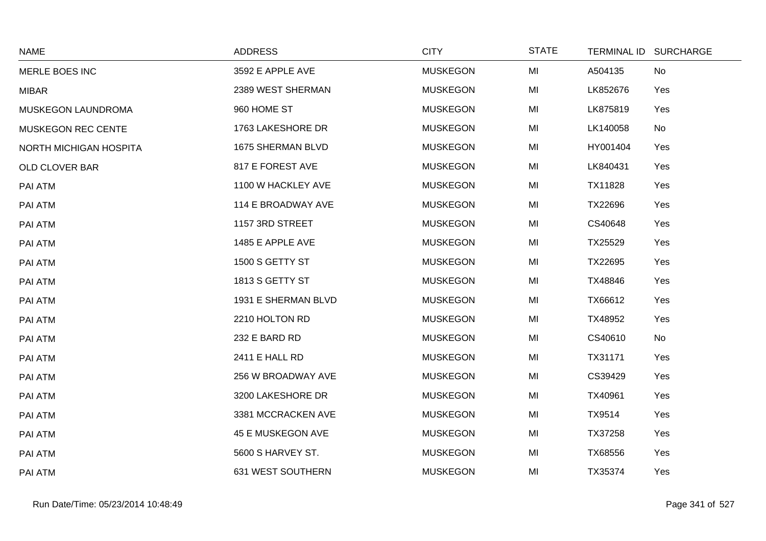| NAME | ADDRESS | CITY | STATE | TERMINAL ID | SURCHARGE |
|---|---|---|---|---|---|
| MERLE BOES INC | 3592 E APPLE AVE | MUSKEGON | MI | A504135 | No |
| MIBAR | 2389 WEST SHERMAN | MUSKEGON | MI | LK852676 | Yes |
| MUSKEGON LAUNDROMA | 960 HOME ST | MUSKEGON | MI | LK875819 | Yes |
| MUSKEGON REC CENTE | 1763 LAKESHORE DR | MUSKEGON | MI | LK140058 | No |
| NORTH MICHIGAN HOSPITA | 1675 SHERMAN BLVD | MUSKEGON | MI | HY001404 | Yes |
| OLD CLOVER BAR | 817 E FOREST AVE | MUSKEGON | MI | LK840431 | Yes |
| PAI ATM | 1100 W HACKLEY AVE | MUSKEGON | MI | TX11828 | Yes |
| PAI ATM | 114 E BROADWAY AVE | MUSKEGON | MI | TX22696 | Yes |
| PAI ATM | 1157 3RD STREET | MUSKEGON | MI | CS40648 | Yes |
| PAI ATM | 1485 E APPLE AVE | MUSKEGON | MI | TX25529 | Yes |
| PAI ATM | 1500 S GETTY ST | MUSKEGON | MI | TX22695 | Yes |
| PAI ATM | 1813 S GETTY ST | MUSKEGON | MI | TX48846 | Yes |
| PAI ATM | 1931 E SHERMAN BLVD | MUSKEGON | MI | TX66612 | Yes |
| PAI ATM | 2210 HOLTON RD | MUSKEGON | MI | TX48952 | Yes |
| PAI ATM | 232 E BARD RD | MUSKEGON | MI | CS40610 | No |
| PAI ATM | 2411 E HALL RD | MUSKEGON | MI | TX31171 | Yes |
| PAI ATM | 256 W BROADWAY AVE | MUSKEGON | MI | CS39429 | Yes |
| PAI ATM | 3200 LAKESHORE DR | MUSKEGON | MI | TX40961 | Yes |
| PAI ATM | 3381 MCCRACKEN AVE | MUSKEGON | MI | TX9514 | Yes |
| PAI ATM | 45 E MUSKEGON AVE | MUSKEGON | MI | TX37258 | Yes |
| PAI ATM | 5600 S HARVEY ST. | MUSKEGON | MI | TX68556 | Yes |
| PAI ATM | 631 WEST SOUTHERN | MUSKEGON | MI | TX35374 | Yes |

Run Date/Time: 05/23/2014 10:48:49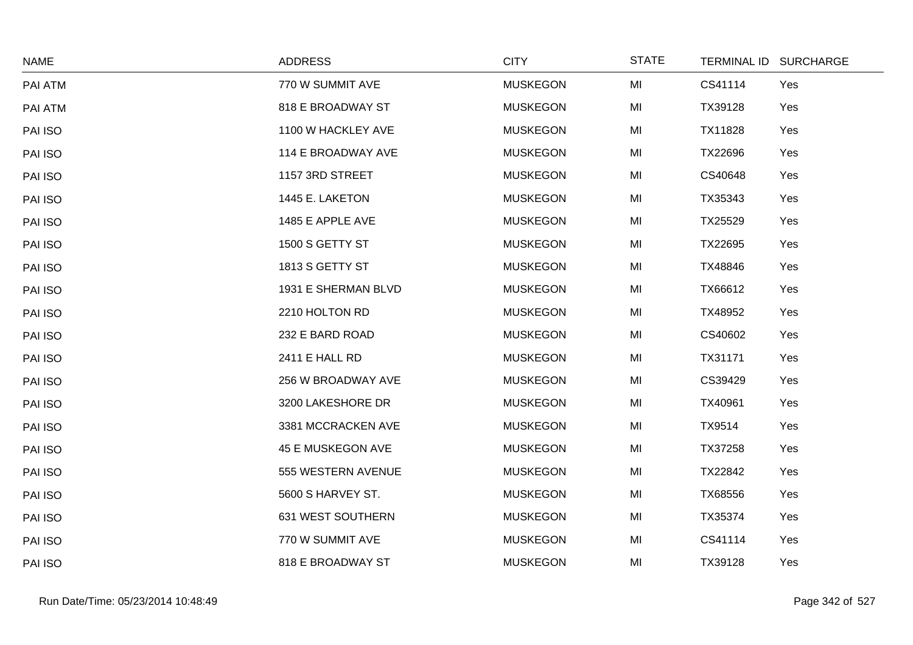| NAME | ADDRESS | CITY | STATE | TERMINAL ID | SURCHARGE |
|---|---|---|---|---|---|
| PAI ATM | 770 W SUMMIT AVE | MUSKEGON | MI | CS41114 | Yes |
| PAI ATM | 818 E BROADWAY ST | MUSKEGON | MI | TX39128 | Yes |
| PAI ISO | 1100 W HACKLEY AVE | MUSKEGON | MI | TX11828 | Yes |
| PAI ISO | 114 E BROADWAY AVE | MUSKEGON | MI | TX22696 | Yes |
| PAI ISO | 1157 3RD STREET | MUSKEGON | MI | CS40648 | Yes |
| PAI ISO | 1445 E. LAKETON | MUSKEGON | MI | TX35343 | Yes |
| PAI ISO | 1485 E APPLE AVE | MUSKEGON | MI | TX25529 | Yes |
| PAI ISO | 1500 S GETTY ST | MUSKEGON | MI | TX22695 | Yes |
| PAI ISO | 1813 S GETTY ST | MUSKEGON | MI | TX48846 | Yes |
| PAI ISO | 1931 E SHERMAN BLVD | MUSKEGON | MI | TX66612 | Yes |
| PAI ISO | 2210 HOLTON RD | MUSKEGON | MI | TX48952 | Yes |
| PAI ISO | 232 E BARD ROAD | MUSKEGON | MI | CS40602 | Yes |
| PAI ISO | 2411 E HALL RD | MUSKEGON | MI | TX31171 | Yes |
| PAI ISO | 256 W BROADWAY AVE | MUSKEGON | MI | CS39429 | Yes |
| PAI ISO | 3200 LAKESHORE DR | MUSKEGON | MI | TX40961 | Yes |
| PAI ISO | 3381 MCCRACKEN AVE | MUSKEGON | MI | TX9514 | Yes |
| PAI ISO | 45 E MUSKEGON AVE | MUSKEGON | MI | TX37258 | Yes |
| PAI ISO | 555 WESTERN AVENUE | MUSKEGON | MI | TX22842 | Yes |
| PAI ISO | 5600 S HARVEY ST. | MUSKEGON | MI | TX68556 | Yes |
| PAI ISO | 631 WEST SOUTHERN | MUSKEGON | MI | TX35374 | Yes |
| PAI ISO | 770 W SUMMIT AVE | MUSKEGON | MI | CS41114 | Yes |
| PAI ISO | 818 E BROADWAY ST | MUSKEGON | MI | TX39128 | Yes |

Run Date/Time: 05/23/2014 10:48:49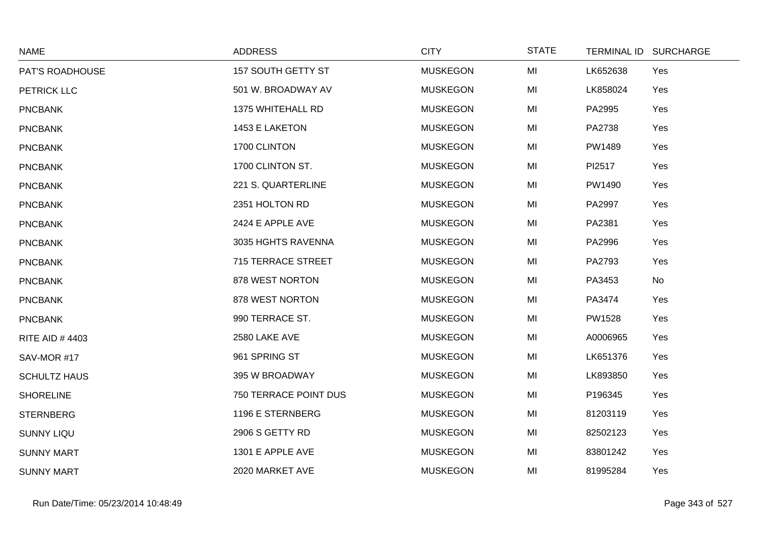| NAME | ADDRESS | CITY | STATE | TERMINAL ID | SURCHARGE |
|---|---|---|---|---|---|
| PAT'S ROADHOUSE | 157 SOUTH GETTY ST | MUSKEGON | MI | LK652638 | Yes |
| PETRICK LLC | 501 W. BROADWAY AV | MUSKEGON | MI | LK858024 | Yes |
| PNCBANK | 1375 WHITEHALL RD | MUSKEGON | MI | PA2995 | Yes |
| PNCBANK | 1453 E LAKETON | MUSKEGON | MI | PA2738 | Yes |
| PNCBANK | 1700 CLINTON | MUSKEGON | MI | PW1489 | Yes |
| PNCBANK | 1700 CLINTON ST. | MUSKEGON | MI | PI2517 | Yes |
| PNCBANK | 221 S. QUARTERLINE | MUSKEGON | MI | PW1490 | Yes |
| PNCBANK | 2351 HOLTON RD | MUSKEGON | MI | PA2997 | Yes |
| PNCBANK | 2424 E APPLE AVE | MUSKEGON | MI | PA2381 | Yes |
| PNCBANK | 3035 HGHTS RAVENNA | MUSKEGON | MI | PA2996 | Yes |
| PNCBANK | 715 TERRACE STREET | MUSKEGON | MI | PA2793 | Yes |
| PNCBANK | 878 WEST NORTON | MUSKEGON | MI | PA3453 | No |
| PNCBANK | 878 WEST NORTON | MUSKEGON | MI | PA3474 | Yes |
| PNCBANK | 990 TERRACE ST. | MUSKEGON | MI | PW1528 | Yes |
| RITE AID # 4403 | 2580 LAKE AVE | MUSKEGON | MI | A0006965 | Yes |
| SAV-MOR #17 | 961 SPRING ST | MUSKEGON | MI | LK651376 | Yes |
| SCHULTZ HAUS | 395 W BROADWAY | MUSKEGON | MI | LK893850 | Yes |
| SHORELINE | 750 TERRACE POINT DUS | MUSKEGON | MI | P196345 | Yes |
| STERNBERG | 1196 E STERNBERG | MUSKEGON | MI | 81203119 | Yes |
| SUNNY LIQU | 2906 S GETTY RD | MUSKEGON | MI | 82502123 | Yes |
| SUNNY MART | 1301 E APPLE AVE | MUSKEGON | MI | 83801242 | Yes |
| SUNNY MART | 2020 MARKET AVE | MUSKEGON | MI | 81995284 | Yes |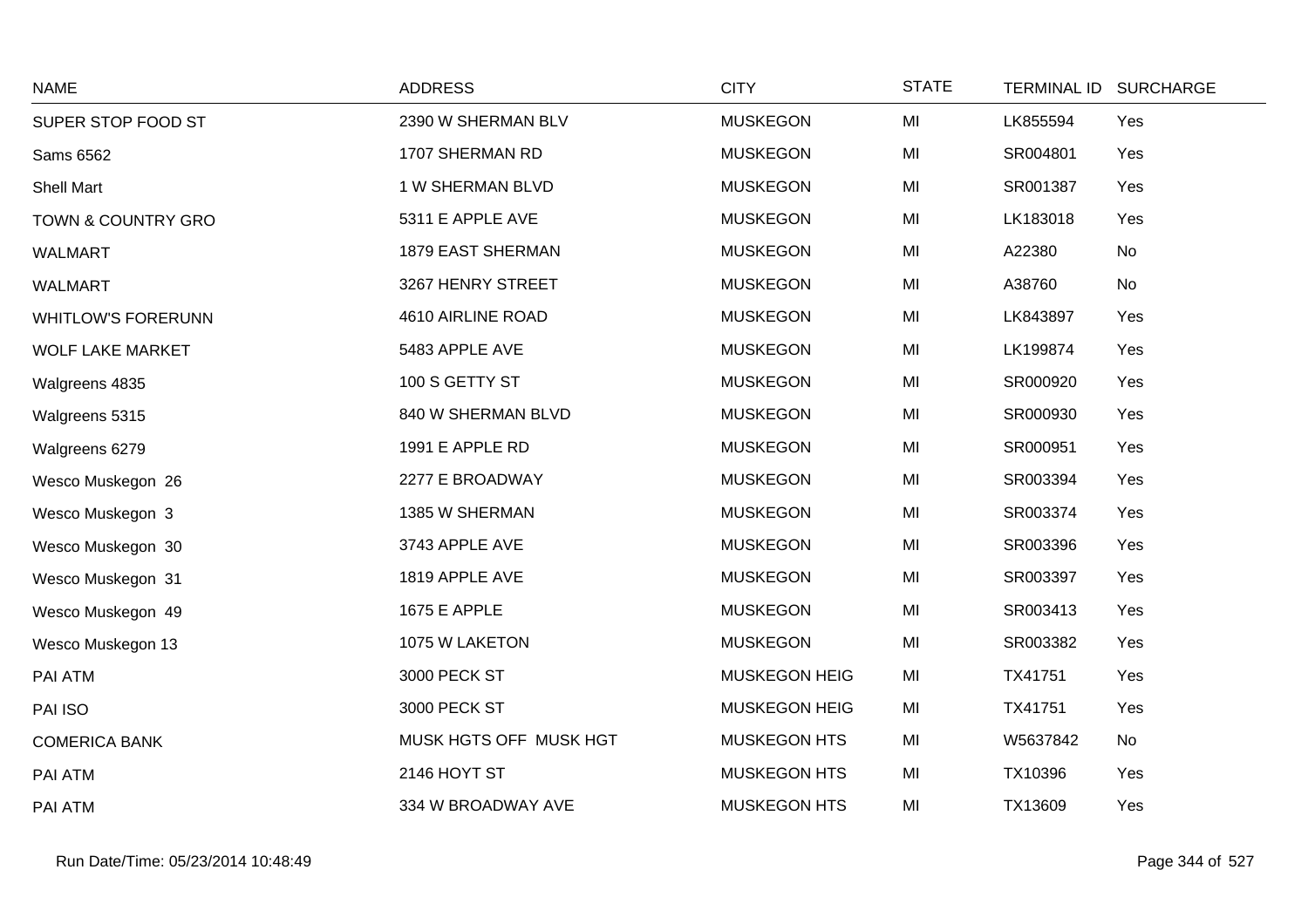| NAME | ADDRESS | CITY | STATE | TERMINAL ID | SURCHARGE |
|---|---|---|---|---|---|
| SUPER STOP FOOD ST | 2390 W SHERMAN BLV | MUSKEGON | MI | LK855594 | Yes |
| Sams 6562 | 1707 SHERMAN RD | MUSKEGON | MI | SR004801 | Yes |
| Shell Mart | 1 W SHERMAN BLVD | MUSKEGON | MI | SR001387 | Yes |
| TOWN & COUNTRY GRO | 5311 E APPLE AVE | MUSKEGON | MI | LK183018 | Yes |
| WALMART | 1879 EAST SHERMAN | MUSKEGON | MI | A22380 | No |
| WALMART | 3267 HENRY STREET | MUSKEGON | MI | A38760 | No |
| WHITLOW'S FORERUNN | 4610 AIRLINE ROAD | MUSKEGON | MI | LK843897 | Yes |
| WOLF LAKE MARKET | 5483 APPLE AVE | MUSKEGON | MI | LK199874 | Yes |
| Walgreens 4835 | 100 S GETTY ST | MUSKEGON | MI | SR000920 | Yes |
| Walgreens 5315 | 840 W SHERMAN BLVD | MUSKEGON | MI | SR000930 | Yes |
| Walgreens 6279 | 1991 E APPLE RD | MUSKEGON | MI | SR000951 | Yes |
| Wesco Muskegon 26 | 2277 E BROADWAY | MUSKEGON | MI | SR003394 | Yes |
| Wesco Muskegon 3 | 1385 W SHERMAN | MUSKEGON | MI | SR003374 | Yes |
| Wesco Muskegon 30 | 3743 APPLE AVE | MUSKEGON | MI | SR003396 | Yes |
| Wesco Muskegon 31 | 1819 APPLE AVE | MUSKEGON | MI | SR003397 | Yes |
| Wesco Muskegon 49 | 1675 E APPLE | MUSKEGON | MI | SR003413 | Yes |
| Wesco Muskegon 13 | 1075 W LAKETON | MUSKEGON | MI | SR003382 | Yes |
| PAI ATM | 3000 PECK ST | MUSKEGON HEIG | MI | TX41751 | Yes |
| PAI ISO | 3000 PECK ST | MUSKEGON HEIG | MI | TX41751 | Yes |
| COMERICA BANK | MUSK HGTS OFF MUSK HGT | MUSKEGON HTS | MI | W5637842 | No |
| PAI ATM | 2146 HOYT ST | MUSKEGON HTS | MI | TX10396 | Yes |
| PAI ATM | 334 W BROADWAY AVE | MUSKEGON HTS | MI | TX13609 | Yes |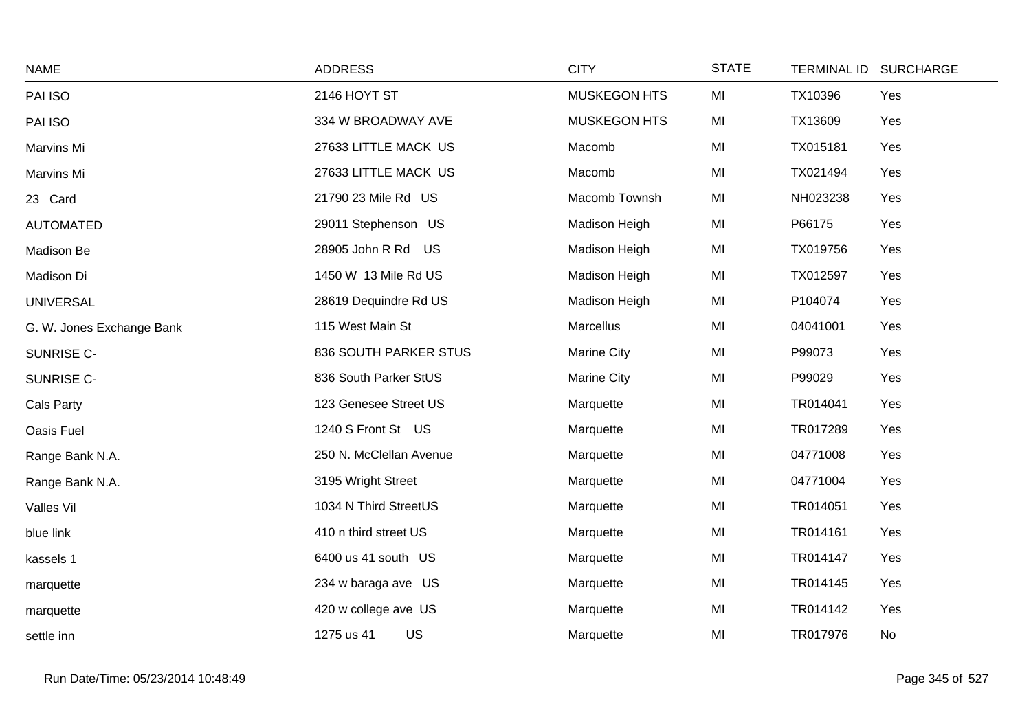| NAME | ADDRESS | CITY | STATE | TERMINAL ID | SURCHARGE |
|---|---|---|---|---|---|
| PAI ISO | 2146 HOYT ST | MUSKEGON HTS | MI | TX10396 | Yes |
| PAI ISO | 334 W BROADWAY AVE | MUSKEGON HTS | MI | TX13609 | Yes |
| Marvins Mi | 27633 LITTLE MACK US | Macomb | MI | TX015181 | Yes |
| Marvins Mi | 27633 LITTLE MACK US | Macomb | MI | TX021494 | Yes |
| 23 Card | 21790 23 Mile Rd US | Macomb Townsh | MI | NH023238 | Yes |
| AUTOMATED | 29011 Stephenson US | Madison Heigh | MI | P66175 | Yes |
| Madison Be | 28905 John R Rd US | Madison Heigh | MI | TX019756 | Yes |
| Madison Di | 1450 W 13 Mile Rd US | Madison Heigh | MI | TX012597 | Yes |
| UNIVERSAL | 28619 Dequindre Rd US | Madison Heigh | MI | P104074 | Yes |
| G. W. Jones Exchange Bank | 115 West Main St | Marcellus | MI | 04041001 | Yes |
| SUNRISE C- | 836 SOUTH PARKER STUS | Marine City | MI | P99073 | Yes |
| SUNRISE C- | 836 South Parker StUS | Marine City | MI | P99029 | Yes |
| Cals Party | 123 Genesee Street US | Marquette | MI | TR014041 | Yes |
| Oasis Fuel | 1240 S Front St US | Marquette | MI | TR017289 | Yes |
| Range Bank N.A. | 250 N. McClellan Avenue | Marquette | MI | 04771008 | Yes |
| Range Bank N.A. | 3195 Wright Street | Marquette | MI | 04771004 | Yes |
| Valles Vil | 1034 N Third StreetUS | Marquette | MI | TR014051 | Yes |
| blue link | 410 n third street US | Marquette | MI | TR014161 | Yes |
| kassels 1 | 6400 us 41 south US | Marquette | MI | TR014147 | Yes |
| marquette | 234 w baraga ave US | Marquette | MI | TR014145 | Yes |
| marquette | 420 w college ave US | Marquette | MI | TR014142 | Yes |
| settle inn | 1275 us 41 US | Marquette | MI | TR017976 | No |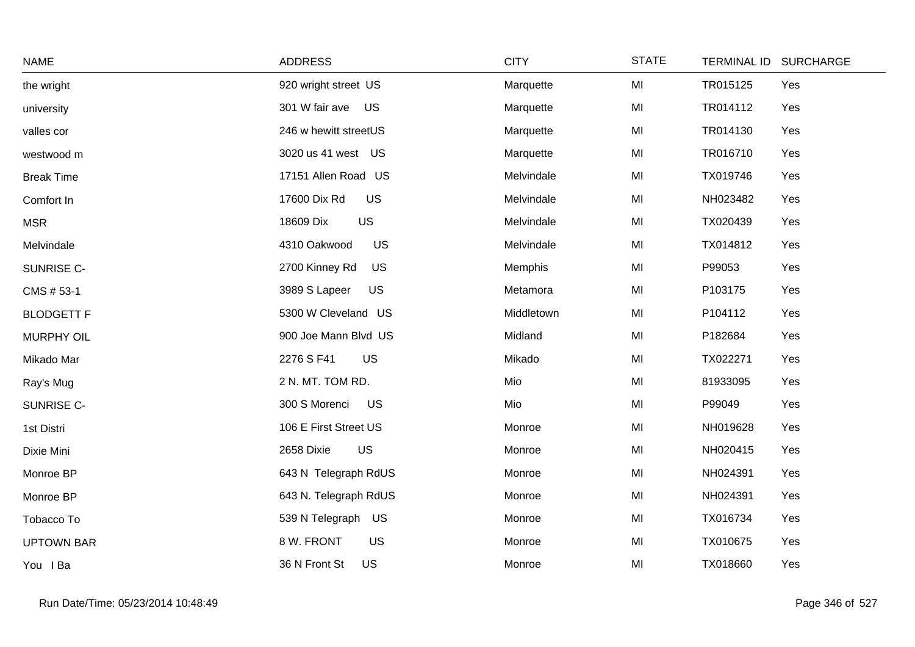| NAME | ADDRESS | CITY | STATE | TERMINAL ID | SURCHARGE |
|---|---|---|---|---|---|
| the wright | 920 wright street US | Marquette | MI | TR015125 | Yes |
| university | 301 W fair ave US | Marquette | MI | TR014112 | Yes |
| valles cor | 246 w hewitt streetUS | Marquette | MI | TR014130 | Yes |
| westwood m | 3020 us 41 west US | Marquette | MI | TR016710 | Yes |
| Break Time | 17151 Allen Road US | Melvindale | MI | TX019746 | Yes |
| Comfort In | 17600 Dix Rd US | Melvindale | MI | NH023482 | Yes |
| MSR | 18609 Dix US | Melvindale | MI | TX020439 | Yes |
| Melvindale | 4310 Oakwood US | Melvindale | MI | TX014812 | Yes |
| SUNRISE C- | 2700 Kinney Rd US | Memphis | MI | P99053 | Yes |
| CMS # 53-1 | 3989 S Lapeer US | Metamora | MI | P103175 | Yes |
| BLODGETT F | 5300 W Cleveland US | Middletown | MI | P104112 | Yes |
| MURPHY OIL | 900 Joe Mann Blvd US | Midland | MI | P182684 | Yes |
| Mikado Mar | 2276 S F41 US | Mikado | MI | TX022271 | Yes |
| Ray's Mug | 2 N. MT. TOM RD. | Mio | MI | 81933095 | Yes |
| SUNRISE C- | 300 S Morenci US | Mio | MI | P99049 | Yes |
| 1st Distri | 106 E First Street US | Monroe | MI | NH019628 | Yes |
| Dixie Mini | 2658 Dixie US | Monroe | MI | NH020415 | Yes |
| Monroe BP | 643 N Telegraph RdUS | Monroe | MI | NH024391 | Yes |
| Monroe BP | 643 N. Telegraph RdUS | Monroe | MI | NH024391 | Yes |
| Tobacco To | 539 N Telegraph US | Monroe | MI | TX016734 | Yes |
| UPTOWN BAR | 8 W. FRONT US | Monroe | MI | TX010675 | Yes |
| You I Ba | 36 N Front St US | Monroe | MI | TX018660 | Yes |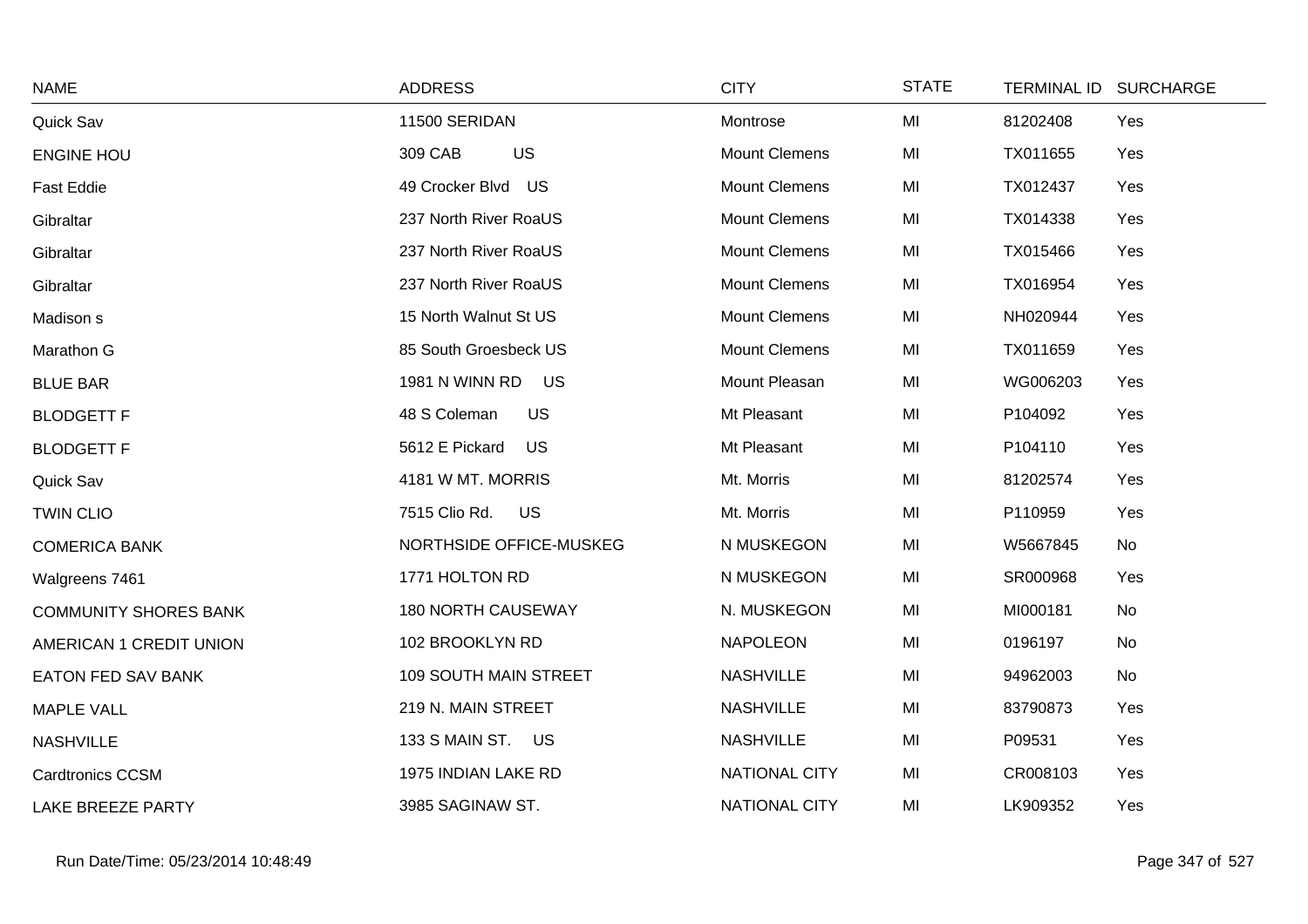| NAME | ADDRESS | CITY | STATE | TERMINAL ID | SURCHARGE |
|---|---|---|---|---|---|
| Quick Sav | 11500 SERIDAN | Montrose | MI | 81202408 | Yes |
| ENGINE HOU | 309 CAB US | Mount Clemens | MI | TX011655 | Yes |
| Fast Eddie | 49 Crocker Blvd US | Mount Clemens | MI | TX012437 | Yes |
| Gibraltar | 237 North River RoaUS | Mount Clemens | MI | TX014338 | Yes |
| Gibraltar | 237 North River RoaUS | Mount Clemens | MI | TX015466 | Yes |
| Gibraltar | 237 North River RoaUS | Mount Clemens | MI | TX016954 | Yes |
| Madison s | 15 North Walnut St US | Mount Clemens | MI | NH020944 | Yes |
| Marathon G | 85 South Groesbeck US | Mount Clemens | MI | TX011659 | Yes |
| BLUE BAR | 1981 N WINN RD US | Mount Pleasan | MI | WG006203 | Yes |
| BLODGETT F | 48 S Coleman US | Mt Pleasant | MI | P104092 | Yes |
| BLODGETT F | 5612 E Pickard US | Mt Pleasant | MI | P104110 | Yes |
| Quick Sav | 4181 W MT. MORRIS | Mt. Morris | MI | 81202574 | Yes |
| TWIN CLIO | 7515 Clio Rd. US | Mt. Morris | MI | P110959 | Yes |
| COMERICA BANK | NORTHSIDE OFFICE-MUSKEG | N MUSKEGON | MI | W5667845 | No |
| Walgreens 7461 | 1771 HOLTON RD | N MUSKEGON | MI | SR000968 | Yes |
| COMMUNITY SHORES BANK | 180 NORTH CAUSEWAY | N. MUSKEGON | MI | MI000181 | No |
| AMERICAN 1 CREDIT UNION | 102 BROOKLYN RD | NAPOLEON | MI | 0196197 | No |
| EATON FED SAV BANK | 109 SOUTH MAIN STREET | NASHVILLE | MI | 94962003 | No |
| MAPLE VALL | 219 N. MAIN STREET | NASHVILLE | MI | 83790873 | Yes |
| NASHVILLE | 133 S MAIN ST. US | NASHVILLE | MI | P09531 | Yes |
| Cardtronics CCSM | 1975 INDIAN LAKE RD | NATIONAL CITY | MI | CR008103 | Yes |
| LAKE BREEZE PARTY | 3985 SAGINAW ST. | NATIONAL CITY | MI | LK909352 | Yes |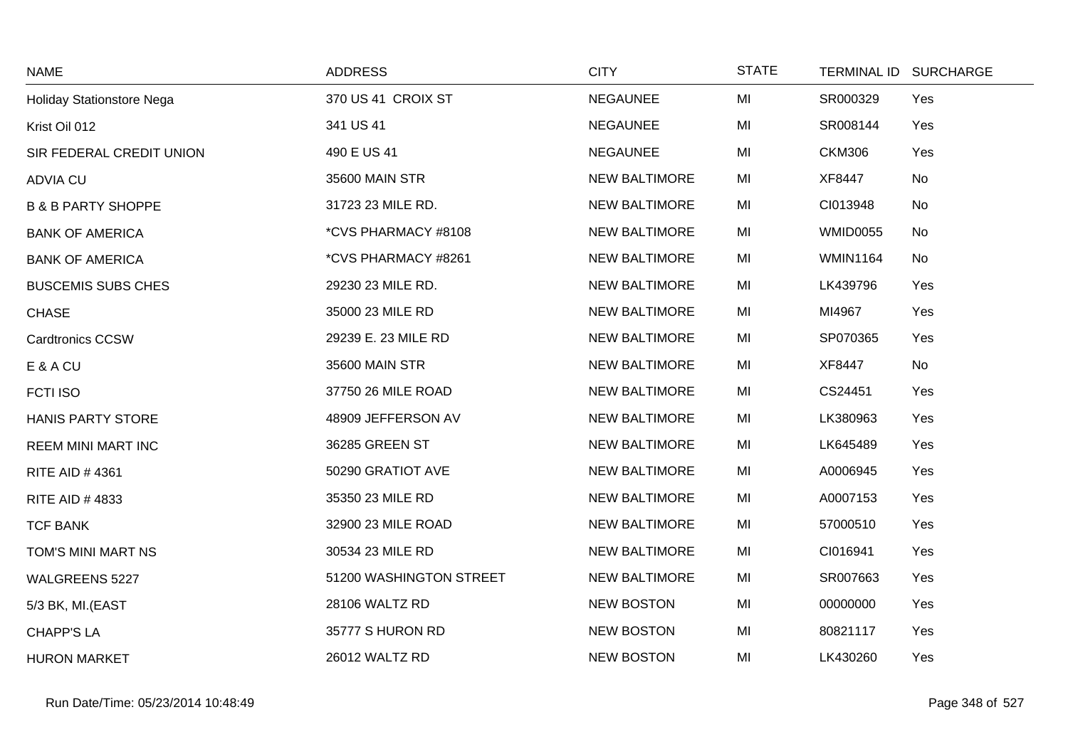| NAME | ADDRESS | CITY | STATE | TERMINAL ID | SURCHARGE |
|---|---|---|---|---|---|
| Holiday Stationstore Nega | 370 US 41 CROIX ST | NEGAUNEE | MI | SR000329 | Yes |
| Krist Oil 012 | 341 US 41 | NEGAUNEE | MI | SR008144 | Yes |
| SIR FEDERAL CREDIT UNION | 490 E US 41 | NEGAUNEE | MI | CKM306 | Yes |
| ADVIA CU | 35600 MAIN STR | NEW BALTIMORE | MI | XF8447 | No |
| B & B PARTY SHOPPE | 31723 23 MILE RD. | NEW BALTIMORE | MI | CI013948 | No |
| BANK OF AMERICA | *CVS PHARMACY #8108 | NEW BALTIMORE | MI | WMID0055 | No |
| BANK OF AMERICA | *CVS PHARMACY #8261 | NEW BALTIMORE | MI | WMIN1164 | No |
| BUSCEMIS SUBS CHES | 29230 23 MILE RD. | NEW BALTIMORE | MI | LK439796 | Yes |
| CHASE | 35000 23 MILE RD | NEW BALTIMORE | MI | MI4967 | Yes |
| Cardtronics CCSW | 29239 E. 23 MILE RD | NEW BALTIMORE | MI | SP070365 | Yes |
| E & A CU | 35600 MAIN STR | NEW BALTIMORE | MI | XF8447 | No |
| FCTI ISO | 37750 26 MILE ROAD | NEW BALTIMORE | MI | CS24451 | Yes |
| HANIS PARTY STORE | 48909 JEFFERSON AV | NEW BALTIMORE | MI | LK380963 | Yes |
| REEM MINI MART INC | 36285 GREEN ST | NEW BALTIMORE | MI | LK645489 | Yes |
| RITE AID # 4361 | 50290 GRATIOT AVE | NEW BALTIMORE | MI | A0006945 | Yes |
| RITE AID # 4833 | 35350 23 MILE RD | NEW BALTIMORE | MI | A0007153 | Yes |
| TCF BANK | 32900 23 MILE ROAD | NEW BALTIMORE | MI | 57000510 | Yes |
| TOM'S MINI MART NS | 30534 23 MILE RD | NEW BALTIMORE | MI | CI016941 | Yes |
| WALGREENS 5227 | 51200 WASHINGTON STREET | NEW BALTIMORE | MI | SR007663 | Yes |
| 5/3 BK, MI.(EAST | 28106 WALTZ RD | NEW BOSTON | MI | 00000000 | Yes |
| CHAPP'S LA | 35777 S HURON RD | NEW BOSTON | MI | 80821117 | Yes |
| HURON MARKET | 26012 WALTZ RD | NEW BOSTON | MI | LK430260 | Yes |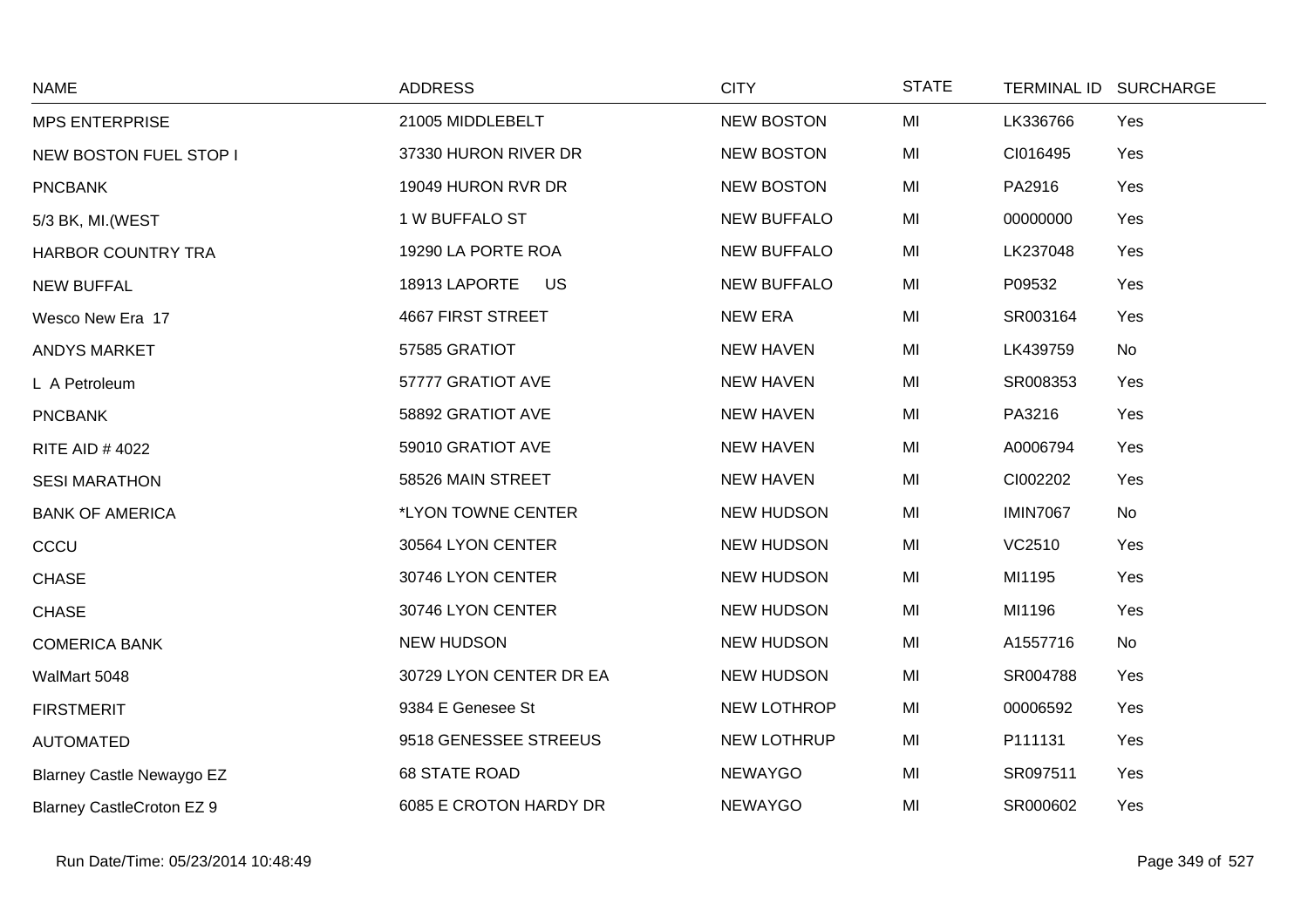| NAME | ADDRESS | CITY | STATE | TERMINAL ID | SURCHARGE |
| --- | --- | --- | --- | --- | --- |
| MPS ENTERPRISE | 21005 MIDDLEBELT | NEW BOSTON | MI | LK336766 | Yes |
| NEW BOSTON FUEL STOP I | 37330 HURON RIVER DR | NEW BOSTON | MI | CI016495 | Yes |
| PNCBANK | 19049 HURON RVR DR | NEW BOSTON | MI | PA2916 | Yes |
| 5/3 BK, MI.(WEST | 1 W BUFFALO ST | NEW BUFFALO | MI | 00000000 | Yes |
| HARBOR COUNTRY TRA | 19290 LA PORTE ROA | NEW BUFFALO | MI | LK237048 | Yes |
| NEW BUFFAL | 18913 LAPORTE US | NEW BUFFALO | MI | P09532 | Yes |
| Wesco New Era 17 | 4667 FIRST STREET | NEW ERA | MI | SR003164 | Yes |
| ANDYS MARKET | 57585 GRATIOT | NEW HAVEN | MI | LK439759 | No |
| L A Petroleum | 57777 GRATIOT AVE | NEW HAVEN | MI | SR008353 | Yes |
| PNCBANK | 58892 GRATIOT AVE | NEW HAVEN | MI | PA3216 | Yes |
| RITE AID # 4022 | 59010 GRATIOT AVE | NEW HAVEN | MI | A0006794 | Yes |
| SESI MARATHON | 58526 MAIN STREET | NEW HAVEN | MI | CI002202 | Yes |
| BANK OF AMERICA | *LYON TOWNE CENTER | NEW HUDSON | MI | IMIN7067 | No |
| CCCU | 30564 LYON CENTER | NEW HUDSON | MI | VC2510 | Yes |
| CHASE | 30746 LYON CENTER | NEW HUDSON | MI | MI1195 | Yes |
| CHASE | 30746 LYON CENTER | NEW HUDSON | MI | MI1196 | Yes |
| COMERICA BANK | NEW HUDSON | NEW HUDSON | MI | A1557716 | No |
| WalMart 5048 | 30729 LYON CENTER DR EA | NEW HUDSON | MI | SR004788 | Yes |
| FIRSTMERIT | 9384 E Genesee St | NEW LOTHROP | MI | 00006592 | Yes |
| AUTOMATED | 9518 GENESSEE STREEUS | NEW LOTHRUP | MI | P111131 | Yes |
| Blarney Castle Newaygo EZ | 68 STATE ROAD | NEWAYGO | MI | SR097511 | Yes |
| Blarney CastleCroton EZ 9 | 6085 E CROTON HARDY DR | NEWAYGO | MI | SR000602 | Yes |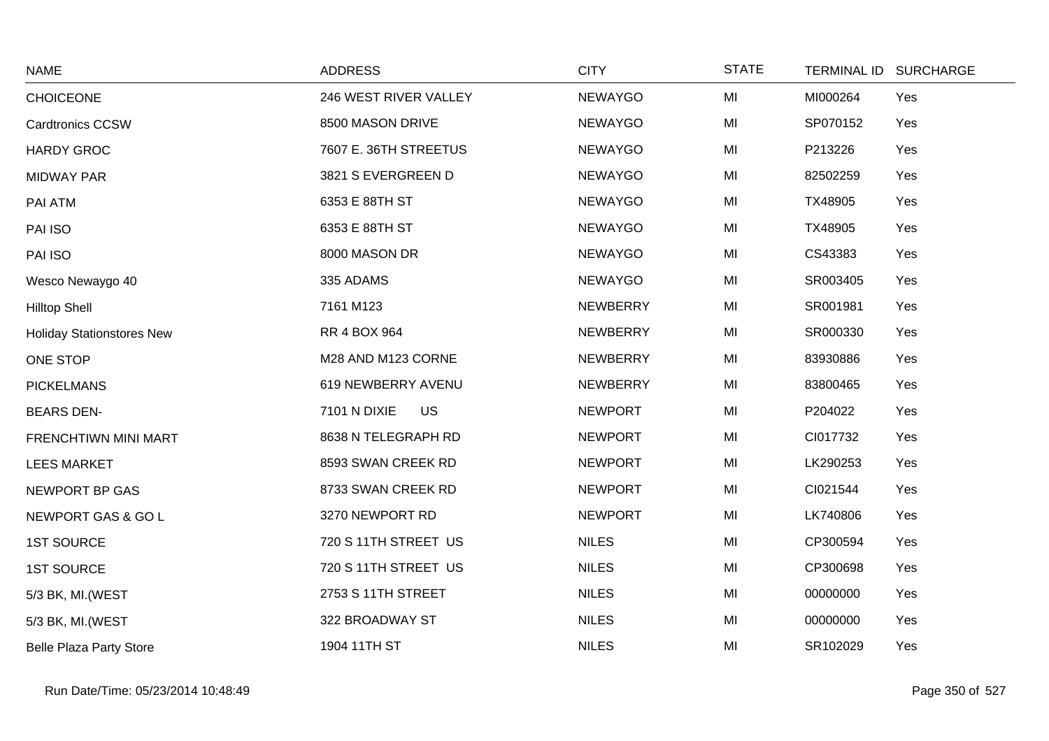| NAME | ADDRESS | CITY | STATE | TERMINAL ID | SURCHARGE |
|---|---|---|---|---|---|
| CHOICEONE | 246 WEST RIVER VALLEY | NEWAYGO | MI | MI000264 | Yes |
| Cardtronics CCSW | 8500 MASON DRIVE | NEWAYGO | MI | SP070152 | Yes |
| HARDY GROC | 7607 E. 36TH STREETUS | NEWAYGO | MI | P213226 | Yes |
| MIDWAY PAR | 3821 S EVERGREEN D | NEWAYGO | MI | 82502259 | Yes |
| PAI ATM | 6353 E 88TH ST | NEWAYGO | MI | TX48905 | Yes |
| PAI ISO | 6353 E 88TH ST | NEWAYGO | MI | TX48905 | Yes |
| PAI ISO | 8000 MASON DR | NEWAYGO | MI | CS43383 | Yes |
| Wesco Newaygo 40 | 335 ADAMS | NEWAYGO | MI | SR003405 | Yes |
| Hilltop Shell | 7161 M123 | NEWBERRY | MI | SR001981 | Yes |
| Holiday Stationstores New | RR 4 BOX 964 | NEWBERRY | MI | SR000330 | Yes |
| ONE STOP | M28 AND M123 CORNE | NEWBERRY | MI | 83930886 | Yes |
| PICKELMANS | 619 NEWBERRY AVENU | NEWBERRY | MI | 83800465 | Yes |
| BEARS DEN- | 7101 N DIXIE US | NEWPORT | MI | P204022 | Yes |
| FRENCHTIWN MINI MART | 8638 N TELEGRAPH RD | NEWPORT | MI | CI017732 | Yes |
| LEES MARKET | 8593 SWAN CREEK RD | NEWPORT | MI | LK290253 | Yes |
| NEWPORT BP GAS | 8733 SWAN CREEK RD | NEWPORT | MI | CI021544 | Yes |
| NEWPORT GAS & GO L | 3270 NEWPORT RD | NEWPORT | MI | LK740806 | Yes |
| 1ST SOURCE | 720 S 11TH STREET US | NILES | MI | CP300594 | Yes |
| 1ST SOURCE | 720 S 11TH STREET US | NILES | MI | CP300698 | Yes |
| 5/3 BK, MI.(WEST | 2753 S 11TH STREET | NILES | MI | 00000000 | Yes |
| 5/3 BK, MI.(WEST | 322 BROADWAY ST | NILES | MI | 00000000 | Yes |
| Belle Plaza Party Store | 1904 11TH ST | NILES | MI | SR102029 | Yes |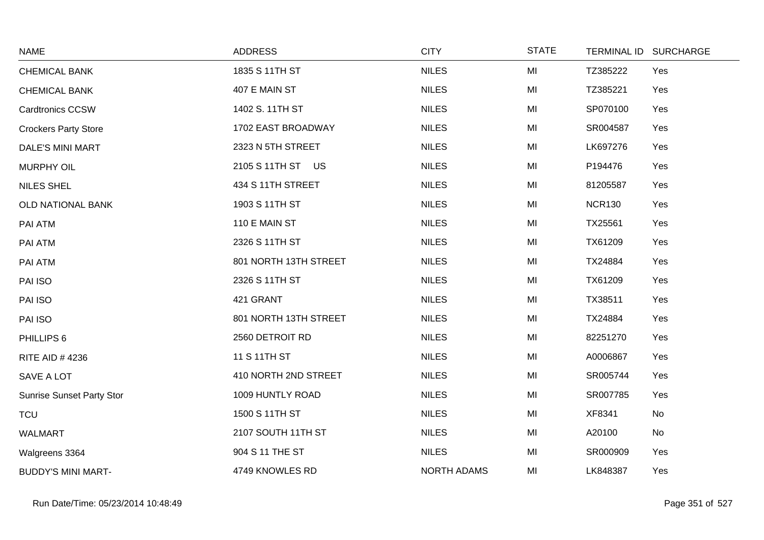| NAME | ADDRESS | CITY | STATE | TERMINAL ID | SURCHARGE |
|---|---|---|---|---|---|
| CHEMICAL BANK | 1835 S 11TH ST | NILES | MI | TZ385222 | Yes |
| CHEMICAL BANK | 407 E MAIN ST | NILES | MI | TZ385221 | Yes |
| Cardtronics CCSW | 1402 S. 11TH ST | NILES | MI | SP070100 | Yes |
| Crockers Party Store | 1702 EAST BROADWAY | NILES | MI | SR004587 | Yes |
| DALE'S MINI MART | 2323 N 5TH STREET | NILES | MI | LK697276 | Yes |
| MURPHY OIL | 2105 S 11TH ST US | NILES | MI | P194476 | Yes |
| NILES SHEL | 434 S 11TH STREET | NILES | MI | 81205587 | Yes |
| OLD NATIONAL BANK | 1903 S 11TH ST | NILES | MI | NCR130 | Yes |
| PAI ATM | 110 E MAIN ST | NILES | MI | TX25561 | Yes |
| PAI ATM | 2326 S 11TH ST | NILES | MI | TX61209 | Yes |
| PAI ATM | 801 NORTH 13TH STREET | NILES | MI | TX24884 | Yes |
| PAI ISO | 2326 S 11TH ST | NILES | MI | TX61209 | Yes |
| PAI ISO | 421 GRANT | NILES | MI | TX38511 | Yes |
| PAI ISO | 801 NORTH 13TH STREET | NILES | MI | TX24884 | Yes |
| PHILLIPS 6 | 2560 DETROIT RD | NILES | MI | 82251270 | Yes |
| RITE AID # 4236 | 11 S 11TH ST | NILES | MI | A0006867 | Yes |
| SAVE A LOT | 410 NORTH 2ND STREET | NILES | MI | SR005744 | Yes |
| Sunrise Sunset Party Stor | 1009 HUNTLY ROAD | NILES | MI | SR007785 | Yes |
| TCU | 1500 S 11TH ST | NILES | MI | XF8341 | No |
| WALMART | 2107 SOUTH 11TH ST | NILES | MI | A20100 | No |
| Walgreens 3364 | 904 S 11 THE ST | NILES | MI | SR000909 | Yes |
| BUDDY'S MINI MART- | 4749 KNOWLES RD | NORTH ADAMS | MI | LK848387 | Yes |

Run Date/Time: 05/23/2014 10:48:49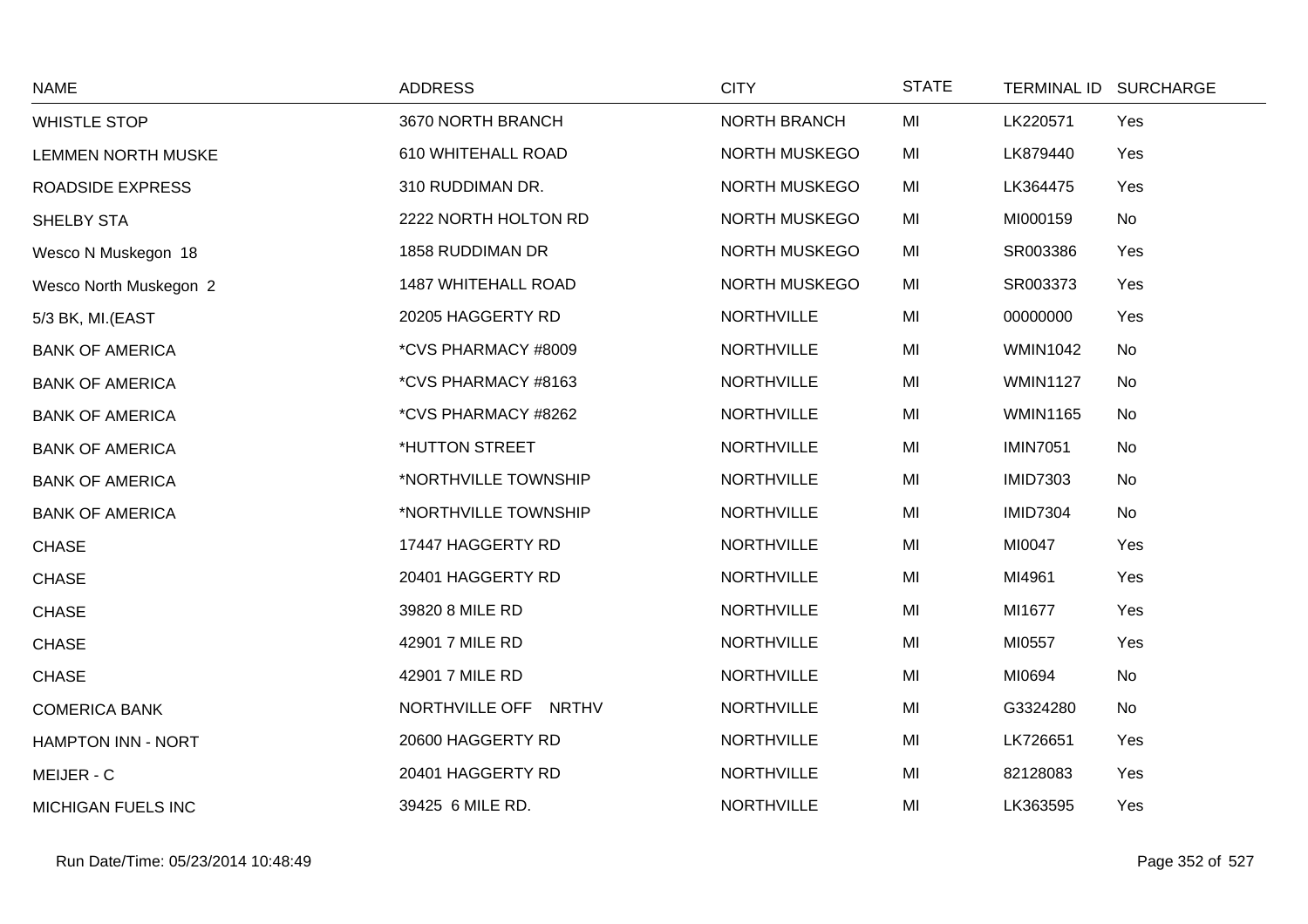| NAME | ADDRESS | CITY | STATE | TERMINAL ID | SURCHARGE |
|---|---|---|---|---|---|
| WHISTLE STOP | 3670 NORTH BRANCH | NORTH BRANCH | MI | LK220571 | Yes |
| LEMMEN NORTH MUSKE | 610 WHITEHALL ROAD | NORTH MUSKEGO | MI | LK879440 | Yes |
| ROADSIDE EXPRESS | 310 RUDDIMAN DR. | NORTH MUSKEGO | MI | LK364475 | Yes |
| SHELBY STA | 2222 NORTH HOLTON RD | NORTH MUSKEGO | MI | MI000159 | No |
| Wesco N Muskegon 18 | 1858 RUDDIMAN DR | NORTH MUSKEGO | MI | SR003386 | Yes |
| Wesco North Muskegon 2 | 1487 WHITEHALL ROAD | NORTH MUSKEGO | MI | SR003373 | Yes |
| 5/3 BK, MI.(EAST | 20205 HAGGERTY RD | NORTHVILLE | MI | 00000000 | Yes |
| BANK OF AMERICA | *CVS PHARMACY #8009 | NORTHVILLE | MI | WMIN1042 | No |
| BANK OF AMERICA | *CVS PHARMACY #8163 | NORTHVILLE | MI | WMIN1127 | No |
| BANK OF AMERICA | *CVS PHARMACY #8262 | NORTHVILLE | MI | WMIN1165 | No |
| BANK OF AMERICA | *HUTTON STREET | NORTHVILLE | MI | IMIN7051 | No |
| BANK OF AMERICA | *NORTHVILLE TOWNSHIP | NORTHVILLE | MI | IMID7303 | No |
| BANK OF AMERICA | *NORTHVILLE TOWNSHIP | NORTHVILLE | MI | IMID7304 | No |
| CHASE | 17447 HAGGERTY RD | NORTHVILLE | MI | MI0047 | Yes |
| CHASE | 20401 HAGGERTY RD | NORTHVILLE | MI | MI4961 | Yes |
| CHASE | 39820 8 MILE RD | NORTHVILLE | MI | MI1677 | Yes |
| CHASE | 42901 7 MILE RD | NORTHVILLE | MI | MI0557 | Yes |
| CHASE | 42901 7 MILE RD | NORTHVILLE | MI | MI0694 | No |
| COMERICA BANK | NORTHVILLE OFF NRTHV | NORTHVILLE | MI | G3324280 | No |
| HAMPTON INN - NORT | 20600 HAGGERTY RD | NORTHVILLE | MI | LK726651 | Yes |
| MEIJER - C | 20401 HAGGERTY RD | NORTHVILLE | MI | 82128083 | Yes |
| MICHIGAN FUELS INC | 39425 6 MILE RD. | NORTHVILLE | MI | LK363595 | Yes |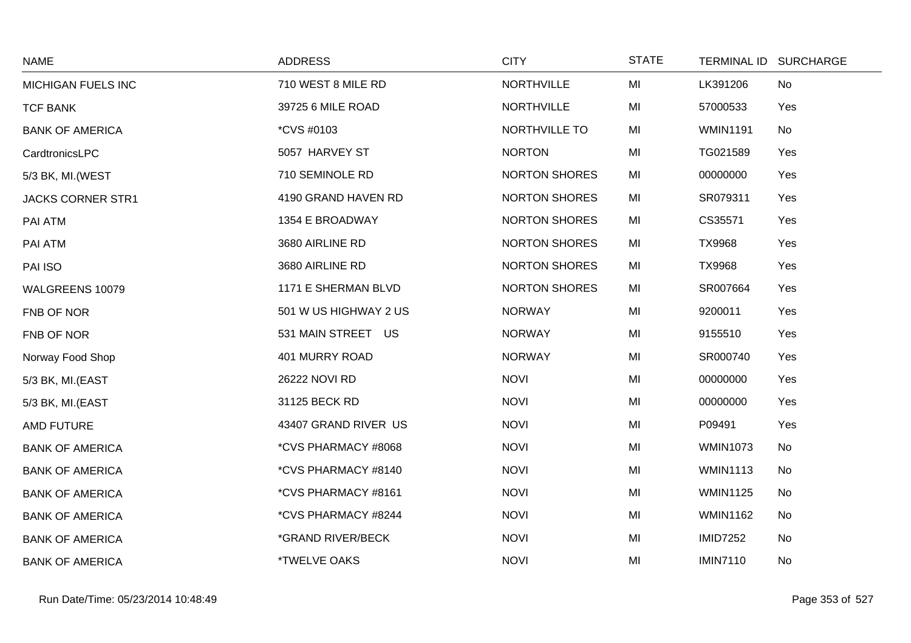| NAME | ADDRESS | CITY | STATE | TERMINAL ID | SURCHARGE |
|---|---|---|---|---|---|
| MICHIGAN FUELS INC | 710 WEST 8 MILE RD | NORTHVILLE | MI | LK391206 | No |
| TCF BANK | 39725 6 MILE ROAD | NORTHVILLE | MI | 57000533 | Yes |
| BANK OF AMERICA | *CVS #0103 | NORTHVILLE TO | MI | WMIN1191 | No |
| CardtronicsLPC | 5057 HARVEY ST | NORTON | MI | TG021589 | Yes |
| 5/3 BK, MI.(WEST | 710 SEMINOLE RD | NORTON SHORES | MI | 00000000 | Yes |
| JACKS CORNER STR1 | 4190 GRAND HAVEN RD | NORTON SHORES | MI | SR079311 | Yes |
| PAI ATM | 1354 E BROADWAY | NORTON SHORES | MI | CS35571 | Yes |
| PAI ATM | 3680 AIRLINE RD | NORTON SHORES | MI | TX9968 | Yes |
| PAI ISO | 3680 AIRLINE RD | NORTON SHORES | MI | TX9968 | Yes |
| WALGREENS 10079 | 1171 E SHERMAN BLVD | NORTON SHORES | MI | SR007664 | Yes |
| FNB OF NOR | 501 W US HIGHWAY 2 US | NORWAY | MI | 9200011 | Yes |
| FNB OF NOR | 531 MAIN STREET US | NORWAY | MI | 9155510 | Yes |
| Norway Food Shop | 401 MURRY ROAD | NORWAY | MI | SR000740 | Yes |
| 5/3 BK, MI.(EAST | 26222 NOVI RD | NOVI | MI | 00000000 | Yes |
| 5/3 BK, MI.(EAST | 31125 BECK RD | NOVI | MI | 00000000 | Yes |
| AMD FUTURE | 43407 GRAND RIVER US | NOVI | MI | P09491 | Yes |
| BANK OF AMERICA | *CVS PHARMACY #8068 | NOVI | MI | WMIN1073 | No |
| BANK OF AMERICA | *CVS PHARMACY #8140 | NOVI | MI | WMIN1113 | No |
| BANK OF AMERICA | *CVS PHARMACY #8161 | NOVI | MI | WMIN1125 | No |
| BANK OF AMERICA | *CVS PHARMACY #8244 | NOVI | MI | WMIN1162 | No |
| BANK OF AMERICA | *GRAND RIVER/BECK | NOVI | MI | IMID7252 | No |
| BANK OF AMERICA | *TWELVE OAKS | NOVI | MI | IMIN7110 | No |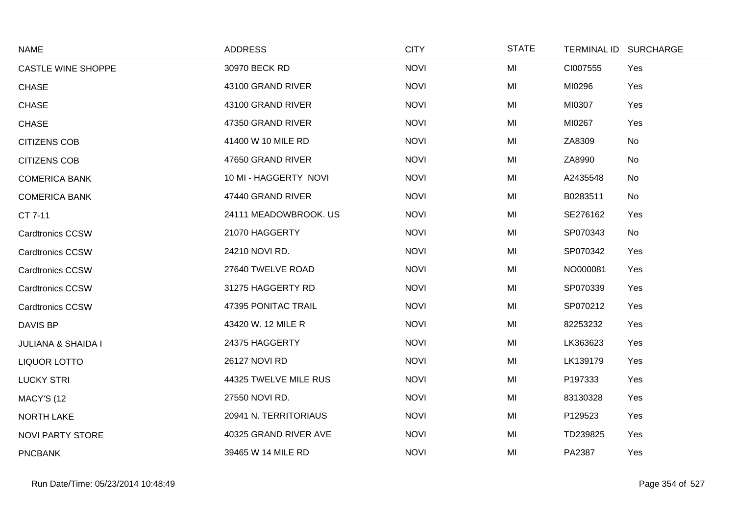| NAME | ADDRESS | CITY | STATE | TERMINAL ID | SURCHARGE |
|---|---|---|---|---|---|
| CASTLE WINE SHOPPE | 30970 BECK RD | NOVI | MI | CI007555 | Yes |
| CHASE | 43100 GRAND RIVER | NOVI | MI | MI0296 | Yes |
| CHASE | 43100 GRAND RIVER | NOVI | MI | MI0307 | Yes |
| CHASE | 47350 GRAND RIVER | NOVI | MI | MI0267 | Yes |
| CITIZENS COB | 41400 W 10 MILE RD | NOVI | MI | ZA8309 | No |
| CITIZENS COB | 47650 GRAND RIVER | NOVI | MI | ZA8990 | No |
| COMERICA BANK | 10 MI - HAGGERTY NOVI | NOVI | MI | A2435548 | No |
| COMERICA BANK | 47440 GRAND RIVER | NOVI | MI | B0283511 | No |
| CT 7-11 | 24111 MEADOWBROOK. US | NOVI | MI | SE276162 | Yes |
| Cardtronics CCSW | 21070 HAGGERTY | NOVI | MI | SP070343 | No |
| Cardtronics CCSW | 24210 NOVI RD. | NOVI | MI | SP070342 | Yes |
| Cardtronics CCSW | 27640 TWELVE ROAD | NOVI | MI | NO000081 | Yes |
| Cardtronics CCSW | 31275 HAGGERTY RD | NOVI | MI | SP070339 | Yes |
| Cardtronics CCSW | 47395 PONITAC TRAIL | NOVI | MI | SP070212 | Yes |
| DAVIS BP | 43420 W. 12 MILE R | NOVI | MI | 82253232 | Yes |
| JULIANA & SHAIDA I | 24375 HAGGERTY | NOVI | MI | LK363623 | Yes |
| LIQUOR LOTTO | 26127 NOVI RD | NOVI | MI | LK139179 | Yes |
| LUCKY STRI | 44325 TWELVE MILE RUS | NOVI | MI | P197333 | Yes |
| MACY'S (12 | 27550 NOVI RD. | NOVI | MI | 83130328 | Yes |
| NORTH LAKE | 20941 N. TERRITORIAUS | NOVI | MI | P129523 | Yes |
| NOVI PARTY STORE | 40325 GRAND RIVER AVE | NOVI | MI | TD239825 | Yes |
| PNCBANK | 39465 W 14 MILE RD | NOVI | MI | PA2387 | Yes |

Run Date/Time: 05/23/2014 10:48:49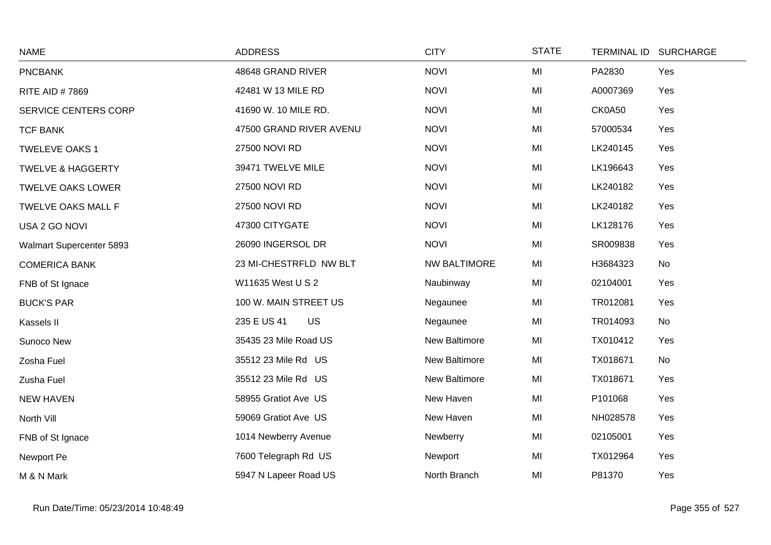| NAME | ADDRESS | CITY | STATE | TERMINAL ID | SURCHARGE |
|---|---|---|---|---|---|
| PNCBANK | 48648 GRAND RIVER | NOVI | MI | PA2830 | Yes |
| RITE AID # 7869 | 42481 W 13 MILE RD | NOVI | MI | A0007369 | Yes |
| SERVICE CENTERS CORP | 41690 W. 10 MILE RD. | NOVI | MI | CK0A50 | Yes |
| TCF BANK | 47500 GRAND RIVER AVENU | NOVI | MI | 57000534 | Yes |
| TWELEVE OAKS 1 | 27500 NOVI RD | NOVI | MI | LK240145 | Yes |
| TWELVE & HAGGERTY | 39471 TWELVE MILE | NOVI | MI | LK196643 | Yes |
| TWELVE OAKS LOWER | 27500 NOVI RD | NOVI | MI | LK240182 | Yes |
| TWELVE OAKS MALL F | 27500 NOVI RD | NOVI | MI | LK240182 | Yes |
| USA 2 GO NOVI | 47300 CITYGATE | NOVI | MI | LK128176 | Yes |
| Walmart Supercenter 5893 | 26090 INGERSOL DR | NOVI | MI | SR009838 | Yes |
| COMERICA BANK | 23 MI-CHESTRFLD NW BLT | NW BALTIMORE | MI | H3684323 | No |
| FNB of St Ignace | W11635 West U S 2 | Naubinway | MI | 02104001 | Yes |
| BUCK'S PAR | 100 W. MAIN STREET US | Negaunee | MI | TR012081 | Yes |
| Kassels II | 235 E US 41 US | Negaunee | MI | TR014093 | No |
| Sunoco New | 35435 23 Mile Road US | New Baltimore | MI | TX010412 | Yes |
| Zosha Fuel | 35512 23 Mile Rd US | New Baltimore | MI | TX018671 | No |
| Zusha Fuel | 35512 23 Mile Rd US | New Baltimore | MI | TX018671 | Yes |
| NEW HAVEN | 58955 Gratiot Ave US | New Haven | MI | P101068 | Yes |
| North Vill | 59069 Gratiot Ave US | New Haven | MI | NH028578 | Yes |
| FNB of St Ignace | 1014 Newberry Avenue | Newberry | MI | 02105001 | Yes |
| Newport Pe | 7600 Telegraph Rd US | Newport | MI | TX012964 | Yes |
| M & N Mark | 5947 N Lapeer Road US | North Branch | MI | P81370 | Yes |

Run Date/Time: 05/23/2014 10:48:49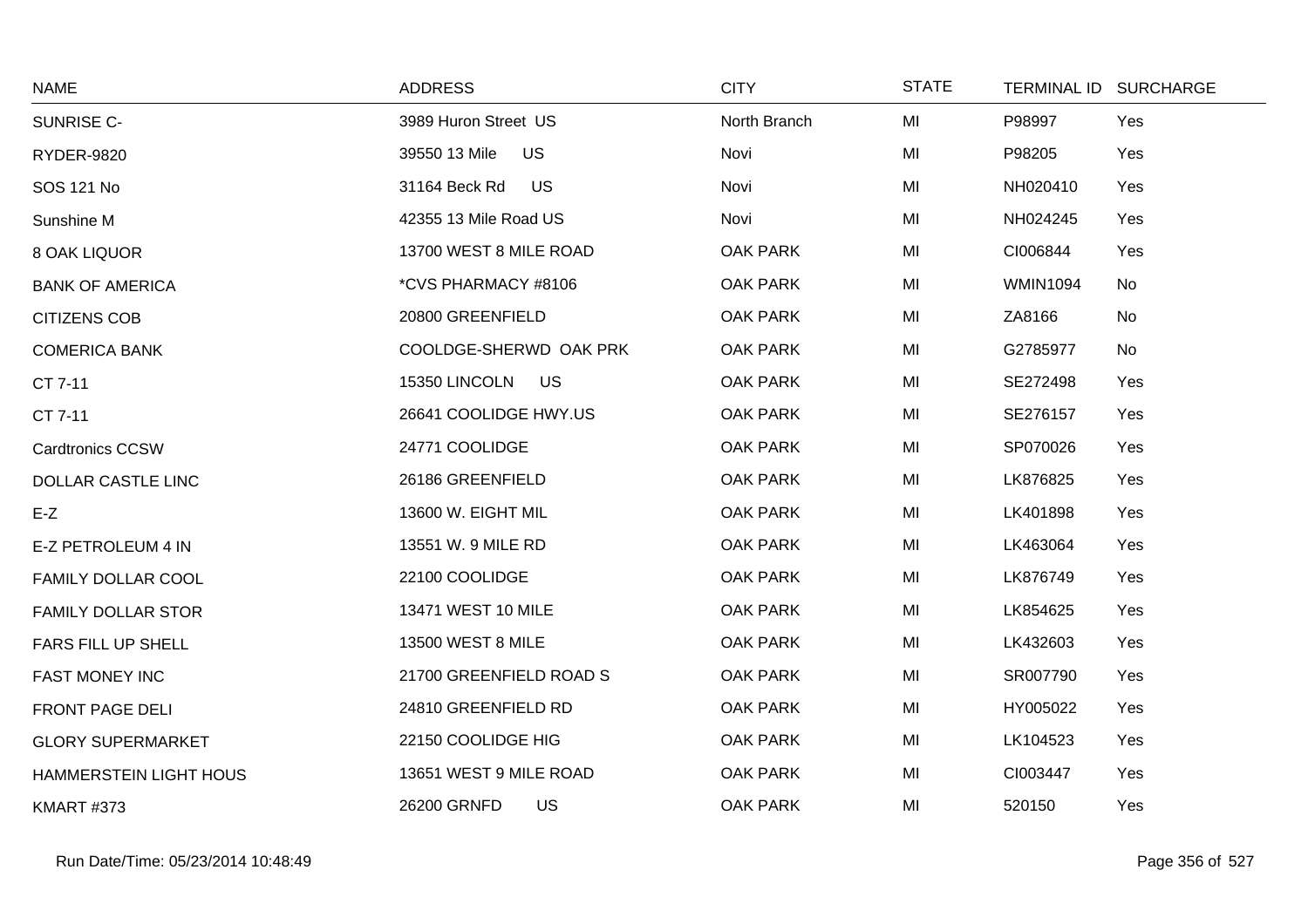| NAME | ADDRESS | CITY | STATE | TERMINAL ID | SURCHARGE |
|---|---|---|---|---|---|
| SUNRISE C- | 3989 Huron Street US | North Branch | MI | P98997 | Yes |
| RYDER-9820 | 39550 13 Mile US | Novi | MI | P98205 | Yes |
| SOS 121 No | 31164 Beck Rd US | Novi | MI | NH020410 | Yes |
| Sunshine M | 42355 13 Mile Road US | Novi | MI | NH024245 | Yes |
| 8 OAK LIQUOR | 13700 WEST 8 MILE ROAD | OAK PARK | MI | CI006844 | Yes |
| BANK OF AMERICA | *CVS PHARMACY #8106 | OAK PARK | MI | WMIN1094 | No |
| CITIZENS COB | 20800 GREENFIELD | OAK PARK | MI | ZA8166 | No |
| COMERICA BANK | COOLDGE-SHERWD OAK PRK | OAK PARK | MI | G2785977 | No |
| CT 7-11 | 15350 LINCOLN US | OAK PARK | MI | SE272498 | Yes |
| CT 7-11 | 26641 COOLIDGE HWY.US | OAK PARK | MI | SE276157 | Yes |
| Cardtronics CCSW | 24771 COOLIDGE | OAK PARK | MI | SP070026 | Yes |
| DOLLAR CASTLE LINC | 26186 GREENFIELD | OAK PARK | MI | LK876825 | Yes |
| E-Z | 13600 W. EIGHT MIL | OAK PARK | MI | LK401898 | Yes |
| E-Z PETROLEUM 4 IN | 13551 W. 9 MILE RD | OAK PARK | MI | LK463064 | Yes |
| FAMILY DOLLAR COOL | 22100 COOLIDGE | OAK PARK | MI | LK876749 | Yes |
| FAMILY DOLLAR STOR | 13471 WEST 10 MILE | OAK PARK | MI | LK854625 | Yes |
| FARS FILL UP SHELL | 13500 WEST 8 MILE | OAK PARK | MI | LK432603 | Yes |
| FAST MONEY INC | 21700 GREENFIELD ROAD S | OAK PARK | MI | SR007790 | Yes |
| FRONT PAGE DELI | 24810 GREENFIELD RD | OAK PARK | MI | HY005022 | Yes |
| GLORY SUPERMARKET | 22150 COOLIDGE HIG | OAK PARK | MI | LK104523 | Yes |
| HAMMERSTEIN LIGHT HOUS | 13651 WEST 9 MILE ROAD | OAK PARK | MI | CI003447 | Yes |
| KMART #373 | 26200 GRNFD US | OAK PARK | MI | 520150 | Yes |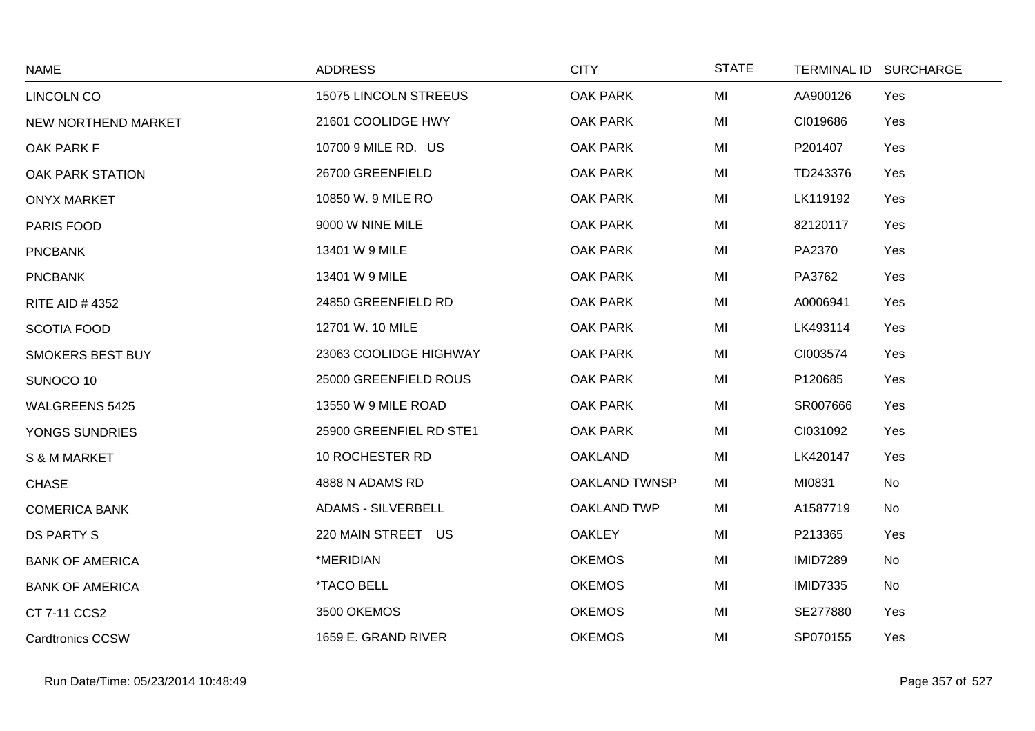| NAME | ADDRESS | CITY | STATE | TERMINAL ID | SURCHARGE |
| --- | --- | --- | --- | --- | --- |
| LINCOLN CO | 15075 LINCOLN STREEUS | OAK PARK | MI | AA900126 | Yes |
| NEW NORTHEND MARKET | 21601 COOLIDGE HWY | OAK PARK | MI | CI019686 | Yes |
| OAK PARK F | 10700 9 MILE RD. US | OAK PARK | MI | P201407 | Yes |
| OAK PARK STATION | 26700 GREENFIELD | OAK PARK | MI | TD243376 | Yes |
| ONYX MARKET | 10850 W. 9 MILE RO | OAK PARK | MI | LK119192 | Yes |
| PARIS FOOD | 9000 W NINE MILE | OAK PARK | MI | 82120117 | Yes |
| PNCBANK | 13401 W 9 MILE | OAK PARK | MI | PA2370 | Yes |
| PNCBANK | 13401 W 9 MILE | OAK PARK | MI | PA3762 | Yes |
| RITE AID # 4352 | 24850 GREENFIELD RD | OAK PARK | MI | A0006941 | Yes |
| SCOTIA FOOD | 12701 W. 10 MILE | OAK PARK | MI | LK493114 | Yes |
| SMOKERS BEST BUY | 23063 COOLIDGE HIGHWAY | OAK PARK | MI | CI003574 | Yes |
| SUNOCO 10 | 25000 GREENFIELD ROUS | OAK PARK | MI | P120685 | Yes |
| WALGREENS 5425 | 13550 W 9 MILE ROAD | OAK PARK | MI | SR007666 | Yes |
| YONGS SUNDRIES | 25900 GREENFIEL RD STE1 | OAK PARK | MI | CI031092 | Yes |
| S & M MARKET | 10 ROCHESTER RD | OAKLAND | MI | LK420147 | Yes |
| CHASE | 4888 N ADAMS RD | OAKLAND TWNSP | MI | MI0831 | No |
| COMERICA BANK | ADAMS - SILVERBELL | OAKLAND TWP | MI | A1587719 | No |
| DS PARTY S | 220 MAIN STREET US | OAKLEY | MI | P213365 | Yes |
| BANK OF AMERICA | *MERIDIAN | OKEMOS | MI | IMID7289 | No |
| BANK OF AMERICA | *TACO BELL | OKEMOS | MI | IMID7335 | No |
| CT 7-11 CCS2 | 3500 OKEMOS | OKEMOS | MI | SE277880 | Yes |
| Cardtronics CCSW | 1659 E. GRAND RIVER | OKEMOS | MI | SP070155 | Yes |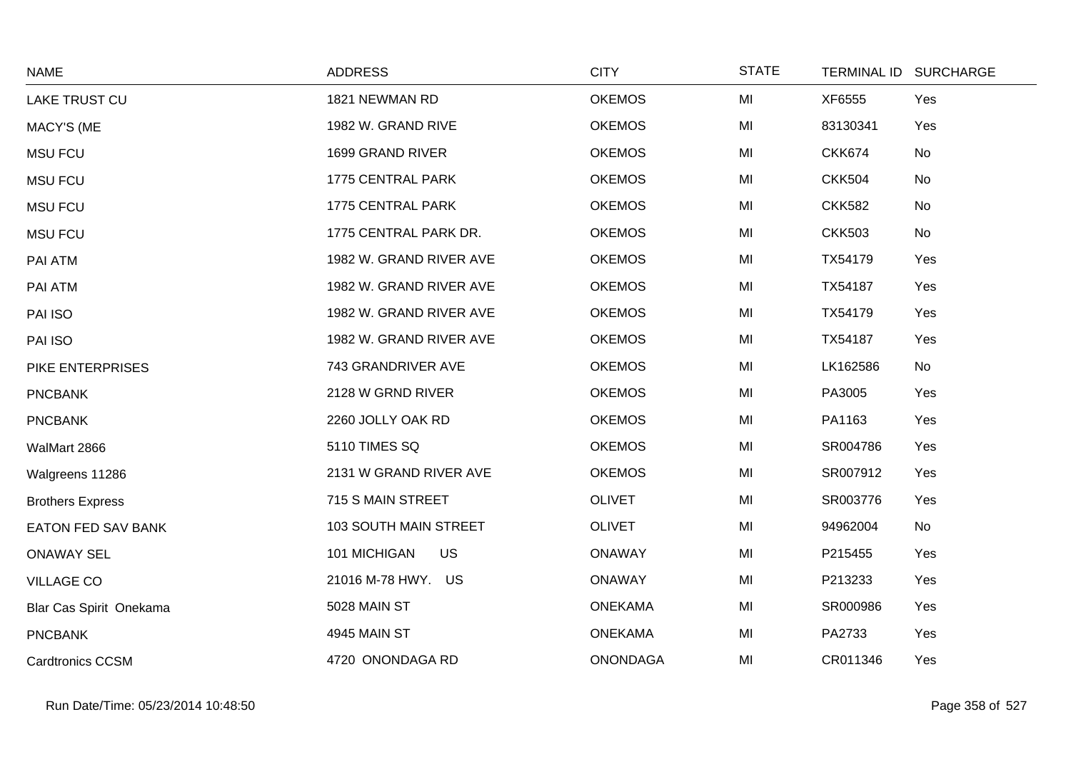| NAME | ADDRESS | CITY | STATE | TERMINAL ID | SURCHARGE |
|---|---|---|---|---|---|
| LAKE TRUST CU | 1821 NEWMAN RD | OKEMOS | MI | XF6555 | Yes |
| MACY'S (ME | 1982 W. GRAND RIVE | OKEMOS | MI | 83130341 | Yes |
| MSU FCU | 1699 GRAND RIVER | OKEMOS | MI | CKK674 | No |
| MSU FCU | 1775 CENTRAL PARK | OKEMOS | MI | CKK504 | No |
| MSU FCU | 1775 CENTRAL PARK | OKEMOS | MI | CKK582 | No |
| MSU FCU | 1775 CENTRAL PARK DR. | OKEMOS | MI | CKK503 | No |
| PAI ATM | 1982 W. GRAND RIVER AVE | OKEMOS | MI | TX54179 | Yes |
| PAI ATM | 1982 W. GRAND RIVER AVE | OKEMOS | MI | TX54187 | Yes |
| PAI ISO | 1982 W. GRAND RIVER AVE | OKEMOS | MI | TX54179 | Yes |
| PAI ISO | 1982 W. GRAND RIVER AVE | OKEMOS | MI | TX54187 | Yes |
| PIKE ENTERPRISES | 743 GRANDRIVER AVE | OKEMOS | MI | LK162586 | No |
| PNCBANK | 2128 W GRND RIVER | OKEMOS | MI | PA3005 | Yes |
| PNCBANK | 2260 JOLLY OAK RD | OKEMOS | MI | PA1163 | Yes |
| WalMart 2866 | 5110 TIMES SQ | OKEMOS | MI | SR004786 | Yes |
| Walgreens 11286 | 2131 W GRAND RIVER AVE | OKEMOS | MI | SR007912 | Yes |
| Brothers Express | 715 S MAIN STREET | OLIVET | MI | SR003776 | Yes |
| EATON FED SAV BANK | 103 SOUTH MAIN STREET | OLIVET | MI | 94962004 | No |
| ONAWAY SEL | 101 MICHIGAN US | ONAWAY | MI | P215455 | Yes |
| VILLAGE CO | 21016 M-78 HWY. US | ONAWAY | MI | P213233 | Yes |
| Blar Cas Spirit Onekama | 5028 MAIN ST | ONEKAMA | MI | SR000986 | Yes |
| PNCBANK | 4945 MAIN ST | ONEKAMA | MI | PA2733 | Yes |
| Cardtronics CCSM | 4720 ONONDAGA RD | ONONDAGA | MI | CR011346 | Yes |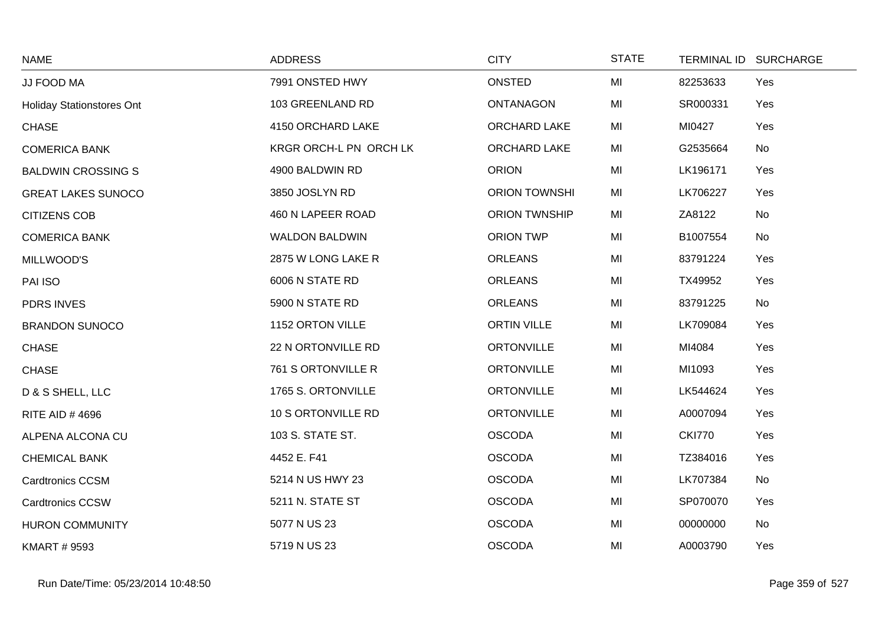| NAME | ADDRESS | CITY | STATE | TERMINAL ID | SURCHARGE |
|---|---|---|---|---|---|
| JJ FOOD MA | 7991 ONSTED HWY | ONSTED | MI | 82253633 | Yes |
| Holiday Stationstores Ont | 103 GREENLAND RD | ONTANAGON | MI | SR000331 | Yes |
| CHASE | 4150 ORCHARD LAKE | ORCHARD LAKE | MI | MI0427 | Yes |
| COMERICA BANK | KRGR ORCH-L PN ORCH LK | ORCHARD LAKE | MI | G2535664 | No |
| BALDWIN CROSSING S | 4900 BALDWIN RD | ORION | MI | LK196171 | Yes |
| GREAT LAKES SUNOCO | 3850 JOSLYN RD | ORION TOWNSHI | MI | LK706227 | Yes |
| CITIZENS COB | 460 N LAPEER ROAD | ORION TWNSHIP | MI | ZA8122 | No |
| COMERICA BANK | WALDON BALDWIN | ORION TWP | MI | B1007554 | No |
| MILLWOOD'S | 2875 W LONG LAKE R | ORLEANS | MI | 83791224 | Yes |
| PAI ISO | 6006 N STATE RD | ORLEANS | MI | TX49952 | Yes |
| PDRS INVES | 5900 N STATE RD | ORLEANS | MI | 83791225 | No |
| BRANDON SUNOCO | 1152 ORTON VILLE | ORTIN VILLE | MI | LK709084 | Yes |
| CHASE | 22 N ORTONVILLE RD | ORTONVILLE | MI | MI4084 | Yes |
| CHASE | 761 S ORTONVILLE R | ORTONVILLE | MI | MI1093 | Yes |
| D & S SHELL, LLC | 1765 S. ORTONVILLE | ORTONVILLE | MI | LK544624 | Yes |
| RITE AID # 4696 | 10 S ORTONVILLE RD | ORTONVILLE | MI | A0007094 | Yes |
| ALPENA ALCONA CU | 103 S. STATE ST. | OSCODA | MI | CKI770 | Yes |
| CHEMICAL BANK | 4452 E. F41 | OSCODA | MI | TZ384016 | Yes |
| Cardtronics CCSM | 5214 N US HWY 23 | OSCODA | MI | LK707384 | No |
| Cardtronics CCSW | 5211 N. STATE ST | OSCODA | MI | SP070070 | Yes |
| HURON COMMUNITY | 5077 N US 23 | OSCODA | MI | 00000000 | No |
| KMART # 9593 | 5719 N US 23 | OSCODA | MI | A0003790 | Yes |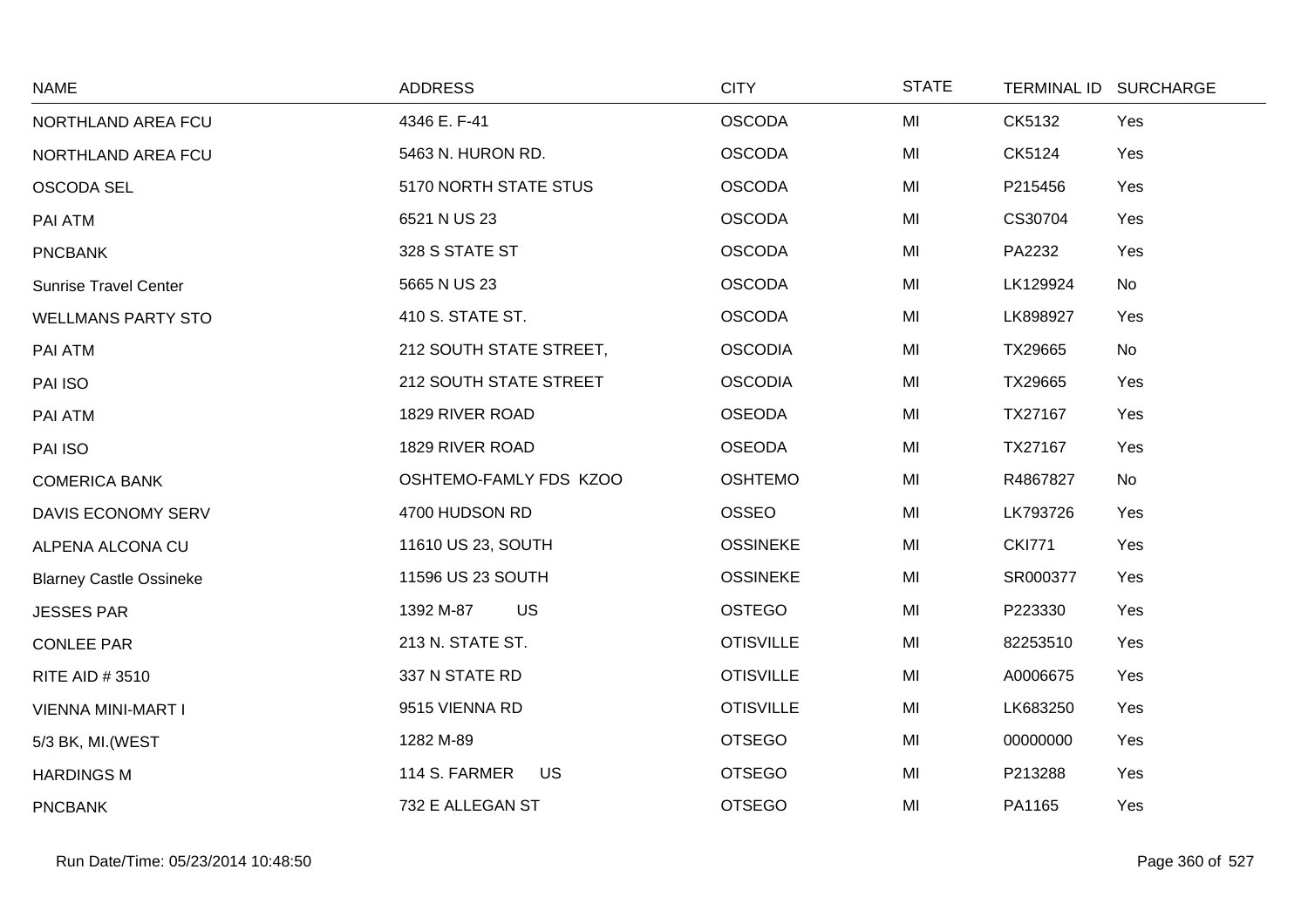| NAME | ADDRESS | CITY | STATE | TERMINAL ID | SURCHARGE |
|---|---|---|---|---|---|
| NORTHLAND AREA FCU | 4346 E. F-41 | OSCODA | MI | CK5132 | Yes |
| NORTHLAND AREA FCU | 5463 N. HURON RD. | OSCODA | MI | CK5124 | Yes |
| OSCODA SEL | 5170 NORTH STATE STUS | OSCODA | MI | P215456 | Yes |
| PAI ATM | 6521 N US 23 | OSCODA | MI | CS30704 | Yes |
| PNCBANK | 328 S STATE ST | OSCODA | MI | PA2232 | Yes |
| Sunrise Travel Center | 5665 N US 23 | OSCODA | MI | LK129924 | No |
| WELLMANS PARTY STO | 410 S. STATE ST. | OSCODA | MI | LK898927 | Yes |
| PAI ATM | 212 SOUTH STATE STREET, | OSCODIA | MI | TX29665 | No |
| PAI ISO | 212 SOUTH STATE STREET | OSCODIA | MI | TX29665 | Yes |
| PAI ATM | 1829 RIVER ROAD | OSEODA | MI | TX27167 | Yes |
| PAI ISO | 1829 RIVER ROAD | OSEODA | MI | TX27167 | Yes |
| COMERICA BANK | OSHTEMO-FAMLY FDS KZOO | OSHTEMO | MI | R4867827 | No |
| DAVIS ECONOMY SERV | 4700 HUDSON RD | OSSEO | MI | LK793726 | Yes |
| ALPENA ALCONA CU | 11610 US 23, SOUTH | OSSINEKE | MI | CKI771 | Yes |
| Blarney Castle Ossineke | 11596 US 23 SOUTH | OSSINEKE | MI | SR000377 | Yes |
| JESSES PAR | 1392 M-87 US | OSTEGO | MI | P223330 | Yes |
| CONLEE PAR | 213 N. STATE ST. | OTISVILLE | MI | 82253510 | Yes |
| RITE AID # 3510 | 337 N STATE RD | OTISVILLE | MI | A0006675 | Yes |
| VIENNA MINI-MART I | 9515 VIENNA RD | OTISVILLE | MI | LK683250 | Yes |
| 5/3 BK, MI.(WEST | 1282 M-89 | OTSEGO | MI | 00000000 | Yes |
| HARDINGS M | 114 S. FARMER US | OTSEGO | MI | P213288 | Yes |
| PNCBANK | 732 E ALLEGAN ST | OTSEGO | MI | PA1165 | Yes |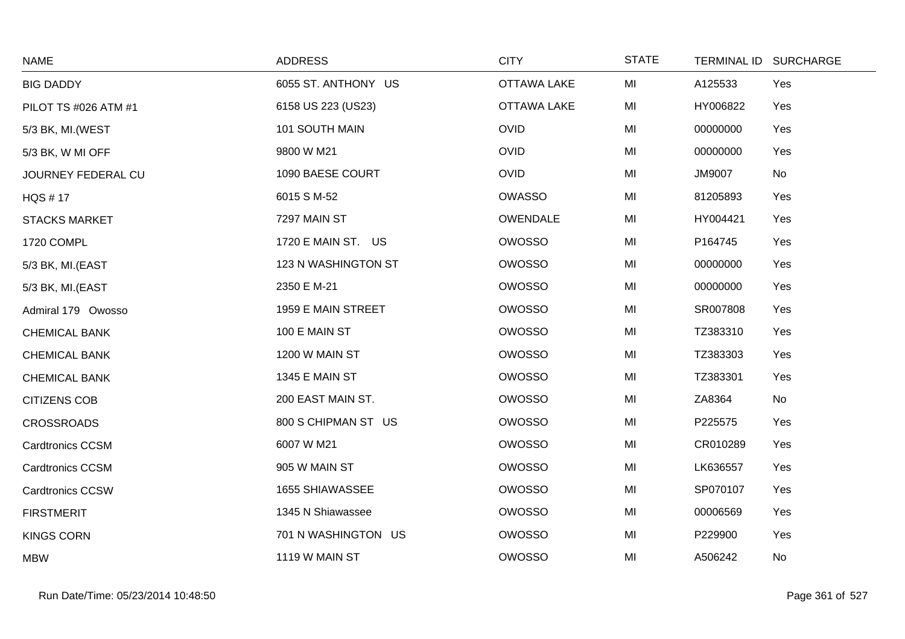| NAME | ADDRESS | CITY | STATE | TERMINAL ID | SURCHARGE |
|---|---|---|---|---|---|
| BIG DADDY | 6055 ST. ANTHONY US | OTTAWA LAKE | MI | A125533 | Yes |
| PILOT TS #026 ATM #1 | 6158 US 223 (US23) | OTTAWA LAKE | MI | HY006822 | Yes |
| 5/3 BK, MI.(WEST | 101 SOUTH MAIN | OVID | MI | 00000000 | Yes |
| 5/3 BK, W MI OFF | 9800 W M21 | OVID | MI | 00000000 | Yes |
| JOURNEY FEDERAL CU | 1090 BAESE COURT | OVID | MI | JM9007 | No |
| HQS # 17 | 6015 S M-52 | OWASSO | MI | 81205893 | Yes |
| STACKS MARKET | 7297 MAIN ST | OWENDALE | MI | HY004421 | Yes |
| 1720 COMPL | 1720 E MAIN ST. US | OWOSSO | MI | P164745 | Yes |
| 5/3 BK, MI.(EAST | 123 N WASHINGTON ST | OWOSSO | MI | 00000000 | Yes |
| 5/3 BK, MI.(EAST | 2350 E M-21 | OWOSSO | MI | 00000000 | Yes |
| Admiral 179 Owosso | 1959 E MAIN STREET | OWOSSO | MI | SR007808 | Yes |
| CHEMICAL BANK | 100 E MAIN ST | OWOSSO | MI | TZ383310 | Yes |
| CHEMICAL BANK | 1200 W MAIN ST | OWOSSO | MI | TZ383303 | Yes |
| CHEMICAL BANK | 1345 E MAIN ST | OWOSSO | MI | TZ383301 | Yes |
| CITIZENS COB | 200 EAST MAIN ST. | OWOSSO | MI | ZA8364 | No |
| CROSSROADS | 800 S CHIPMAN ST US | OWOSSO | MI | P225575 | Yes |
| Cardtronics CCSM | 6007 W M21 | OWOSSO | MI | CR010289 | Yes |
| Cardtronics CCSM | 905 W MAIN ST | OWOSSO | MI | LK636557 | Yes |
| Cardtronics CCSW | 1655 SHIAWASSEE | OWOSSO | MI | SP070107 | Yes |
| FIRSTMERIT | 1345 N Shiawassee | OWOSSO | MI | 00006569 | Yes |
| KINGS CORN | 701 N WASHINGTON US | OWOSSO | MI | P229900 | Yes |
| MBW | 1119 W MAIN ST | OWOSSO | MI | A506242 | No |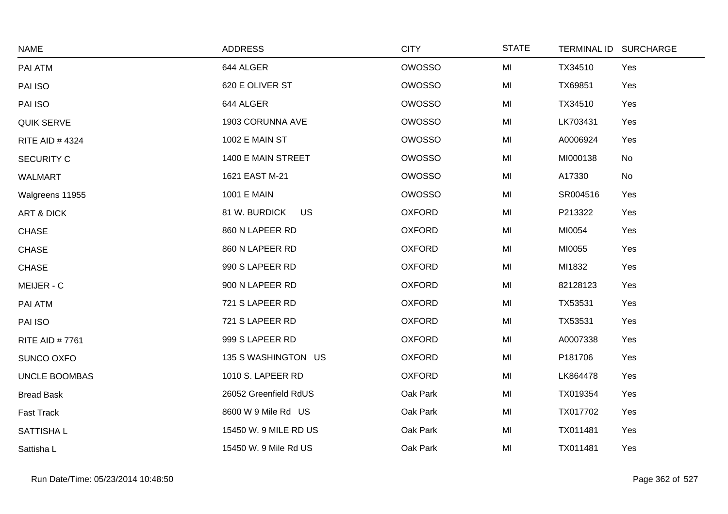| NAME | ADDRESS | CITY | STATE | TERMINAL ID | SURCHARGE |
|---|---|---|---|---|---|
| PAI ATM | 644 ALGER | OWOSSO | MI | TX34510 | Yes |
| PAI ISO | 620 E OLIVER ST | OWOSSO | MI | TX69851 | Yes |
| PAI ISO | 644 ALGER | OWOSSO | MI | TX34510 | Yes |
| QUIK SERVE | 1903 CORUNNA AVE | OWOSSO | MI | LK703431 | Yes |
| RITE AID # 4324 | 1002 E MAIN ST | OWOSSO | MI | A0006924 | Yes |
| SECURITY C | 1400 E MAIN STREET | OWOSSO | MI | MI000138 | No |
| WALMART | 1621 EAST M-21 | OWOSSO | MI | A17330 | No |
| Walgreens 11955 | 1001 E MAIN | OWOSSO | MI | SR004516 | Yes |
| ART & DICK | 81 W. BURDICK US | OXFORD | MI | P213322 | Yes |
| CHASE | 860 N LAPEER RD | OXFORD | MI | MI0054 | Yes |
| CHASE | 860 N LAPEER RD | OXFORD | MI | MI0055 | Yes |
| CHASE | 990 S LAPEER RD | OXFORD | MI | MI1832 | Yes |
| MEIJER - C | 900 N LAPEER RD | OXFORD | MI | 82128123 | Yes |
| PAI ATM | 721 S LAPEER RD | OXFORD | MI | TX53531 | Yes |
| PAI ISO | 721 S LAPEER RD | OXFORD | MI | TX53531 | Yes |
| RITE AID # 7761 | 999 S LAPEER RD | OXFORD | MI | A0007338 | Yes |
| SUNCO OXFO | 135 S WASHINGTON US | OXFORD | MI | P181706 | Yes |
| UNCLE BOOMBAS | 1010 S. LAPEER RD | OXFORD | MI | LK864478 | Yes |
| Bread Bask | 26052 Greenfield RdUS | Oak Park | MI | TX019354 | Yes |
| Fast Track | 8600 W 9 Mile Rd US | Oak Park | MI | TX017702 | Yes |
| SATTISHA L | 15450 W. 9 MILE RD US | Oak Park | MI | TX011481 | Yes |
| Sattisha L | 15450 W. 9 Mile Rd US | Oak Park | MI | TX011481 | Yes |

Run Date/Time: 05/23/2014 10:48:50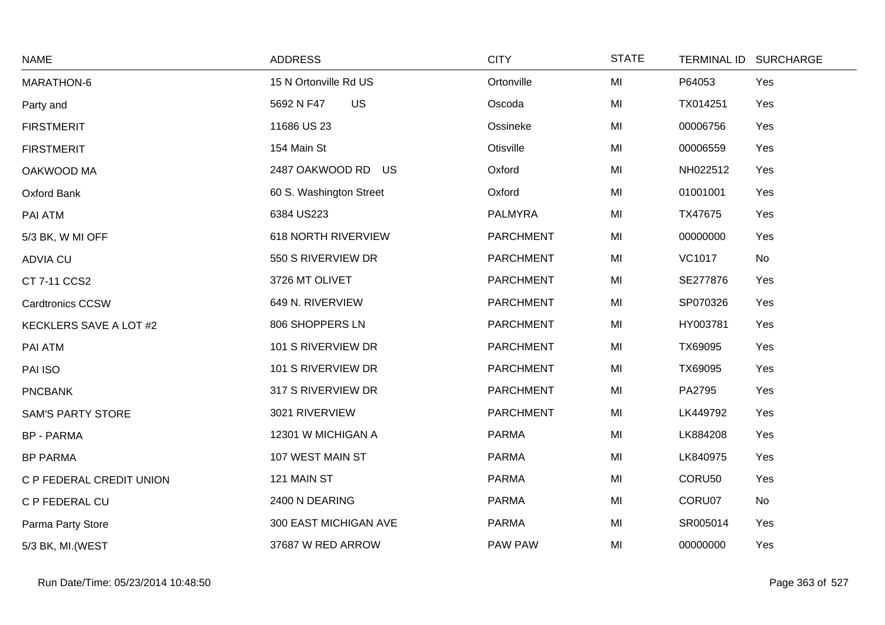| NAME | ADDRESS | CITY | STATE | TERMINAL ID | SURCHARGE |
|---|---|---|---|---|---|
| MARATHON-6 | 15 N Ortonville Rd US | Ortonville | MI | P64053 | Yes |
| Party and | 5692 N F47 US | Oscoda | MI | TX014251 | Yes |
| FIRSTMERIT | 11686 US 23 | Ossineke | MI | 00006756 | Yes |
| FIRSTMERIT | 154 Main St | Otisville | MI | 00006559 | Yes |
| OAKWOOD MA | 2487 OAKWOOD RD US | Oxford | MI | NH022512 | Yes |
| Oxford Bank | 60 S. Washington Street | Oxford | MI | 01001001 | Yes |
| PAI ATM | 6384 US223 | PALMYRA | MI | TX47675 | Yes |
| 5/3 BK, W MI OFF | 618 NORTH RIVERVIEW | PARCHMENT | MI | 00000000 | Yes |
| ADVIA CU | 550 S RIVERVIEW DR | PARCHMENT | MI | VC1017 | No |
| CT 7-11 CCS2 | 3726 MT OLIVET | PARCHMENT | MI | SE277876 | Yes |
| Cardtronics CCSW | 649 N. RIVERVIEW | PARCHMENT | MI | SP070326 | Yes |
| KECKLERS SAVE A LOT #2 | 806 SHOPPERS LN | PARCHMENT | MI | HY003781 | Yes |
| PAI ATM | 101 S RIVERVIEW DR | PARCHMENT | MI | TX69095 | Yes |
| PAI ISO | 101 S RIVERVIEW DR | PARCHMENT | MI | TX69095 | Yes |
| PNCBANK | 317 S RIVERVIEW DR | PARCHMENT | MI | PA2795 | Yes |
| SAM'S PARTY STORE | 3021 RIVERVIEW | PARCHMENT | MI | LK449792 | Yes |
| BP - PARMA | 12301 W MICHIGAN A | PARMA | MI | LK884208 | Yes |
| BP PARMA | 107 WEST MAIN ST | PARMA | MI | LK840975 | Yes |
| C P FEDERAL CREDIT UNION | 121 MAIN ST | PARMA | MI | CORU50 | Yes |
| C P FEDERAL CU | 2400 N DEARING | PARMA | MI | CORU07 | No |
| Parma Party Store | 300 EAST MICHIGAN AVE | PARMA | MI | SR005014 | Yes |
| 5/3 BK, MI.(WEST | 37687 W RED ARROW | PAW PAW | MI | 00000000 | Yes |

Run Date/Time: 05/23/2014 10:48:50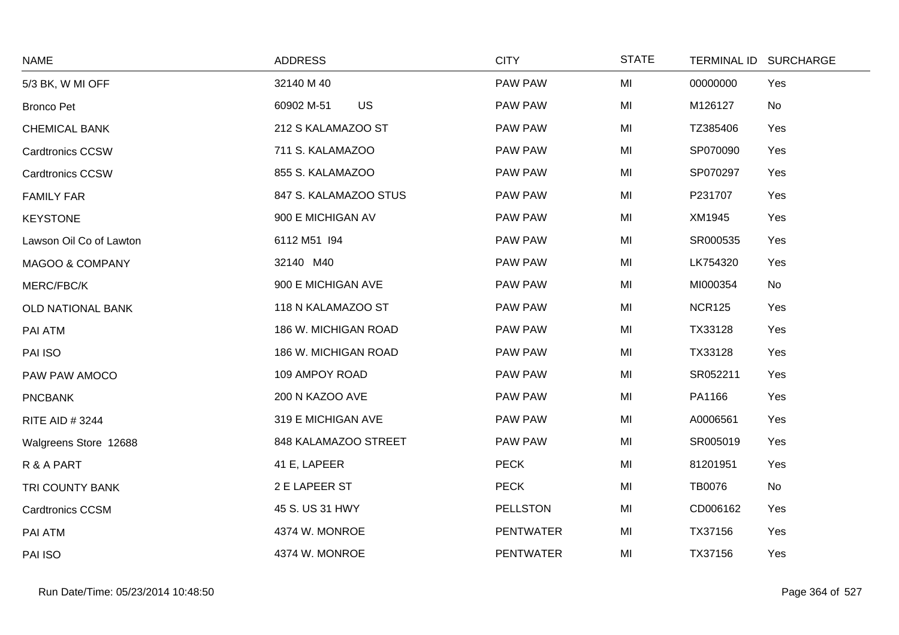| NAME | ADDRESS | CITY | STATE | TERMINAL ID | SURCHARGE |
|---|---|---|---|---|---|
| 5/3 BK, W MI OFF | 32140 M 40 | PAW PAW | MI | 00000000 | Yes |
| Bronco Pet | 60902 M-51 US | PAW PAW | MI | M126127 | No |
| CHEMICAL BANK | 212 S KALAMAZOO ST | PAW PAW | MI | TZ385406 | Yes |
| Cardtronics CCSW | 711 S. KALAMAZOO | PAW PAW | MI | SP070090 | Yes |
| Cardtronics CCSW | 855 S. KALAMAZOO | PAW PAW | MI | SP070297 | Yes |
| FAMILY FAR | 847 S. KALAMAZOO STUS | PAW PAW | MI | P231707 | Yes |
| KEYSTONE | 900 E MICHIGAN AV | PAW PAW | MI | XM1945 | Yes |
| Lawson Oil Co of Lawton | 6112 M51 I94 | PAW PAW | MI | SR000535 | Yes |
| MAGOO & COMPANY | 32140 M40 | PAW PAW | MI | LK754320 | Yes |
| MERC/FBC/K | 900 E MICHIGAN AVE | PAW PAW | MI | MI000354 | No |
| OLD NATIONAL BANK | 118 N KALAMAZOO ST | PAW PAW | MI | NCR125 | Yes |
| PAI ATM | 186 W. MICHIGAN ROAD | PAW PAW | MI | TX33128 | Yes |
| PAI ISO | 186 W. MICHIGAN ROAD | PAW PAW | MI | TX33128 | Yes |
| PAW PAW AMOCO | 109 AMPOY ROAD | PAW PAW | MI | SR052211 | Yes |
| PNCBANK | 200 N KAZOO AVE | PAW PAW | MI | PA1166 | Yes |
| RITE AID # 3244 | 319 E MICHIGAN AVE | PAW PAW | MI | A0006561 | Yes |
| Walgreens Store 12688 | 848 KALAMAZOO STREET | PAW PAW | MI | SR005019 | Yes |
| R & A PART | 41 E, LAPEER | PECK | MI | 81201951 | Yes |
| TRI COUNTY BANK | 2 E LAPEER ST | PECK | MI | TB0076 | No |
| Cardtronics CCSM | 45 S. US 31 HWY | PELLSTON | MI | CD006162 | Yes |
| PAI ATM | 4374 W. MONROE | PENTWATER | MI | TX37156 | Yes |
| PAI ISO | 4374 W. MONROE | PENTWATER | MI | TX37156 | Yes |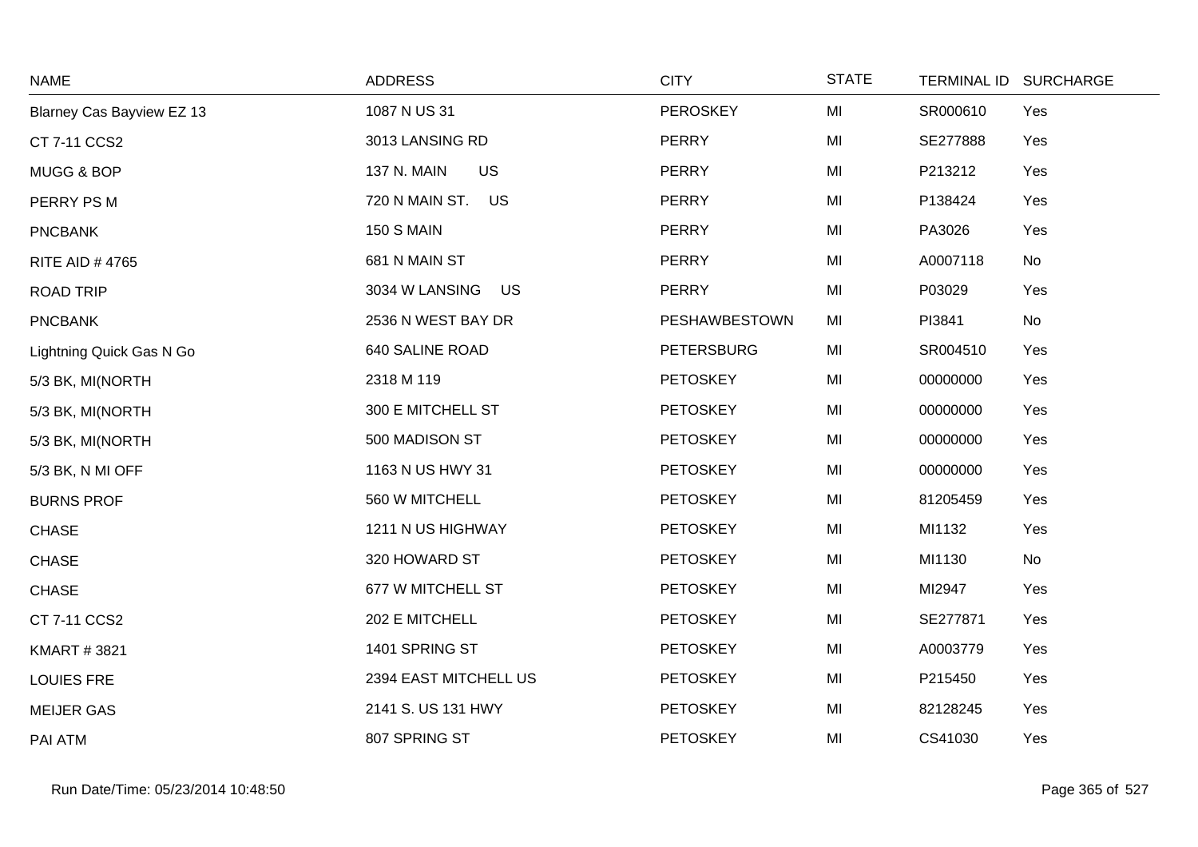| NAME | ADDRESS | CITY | STATE | TERMINAL ID | SURCHARGE |
|---|---|---|---|---|---|
| Blarney Cas Bayview EZ 13 | 1087 N US 31 | PEROSKEY | MI | SR000610 | Yes |
| CT 7-11 CCS2 | 3013 LANSING RD | PERRY | MI | SE277888 | Yes |
| MUGG & BOP | 137 N. MAIN US | PERRY | MI | P213212 | Yes |
| PERRY PS M | 720 N MAIN ST. US | PERRY | MI | P138424 | Yes |
| PNCBANK | 150 S MAIN | PERRY | MI | PA3026 | Yes |
| RITE AID # 4765 | 681 N MAIN ST | PERRY | MI | A0007118 | No |
| ROAD TRIP | 3034 W LANSING US | PERRY | MI | P03029 | Yes |
| PNCBANK | 2536 N WEST BAY DR | PESHAWBESTOWN | MI | PI3841 | No |
| Lightning Quick Gas N Go | 640 SALINE ROAD | PETERSBURG | MI | SR004510 | Yes |
| 5/3 BK, MI(NORTH | 2318 M 119 | PETOSKEY | MI | 00000000 | Yes |
| 5/3 BK, MI(NORTH | 300 E MITCHELL ST | PETOSKEY | MI | 00000000 | Yes |
| 5/3 BK, MI(NORTH | 500 MADISON ST | PETOSKEY | MI | 00000000 | Yes |
| 5/3 BK, N MI OFF | 1163 N US HWY 31 | PETOSKEY | MI | 00000000 | Yes |
| BURNS PROF | 560 W MITCHELL | PETOSKEY | MI | 81205459 | Yes |
| CHASE | 1211 N US HIGHWAY | PETOSKEY | MI | MI1132 | Yes |
| CHASE | 320 HOWARD ST | PETOSKEY | MI | MI1130 | No |
| CHASE | 677 W MITCHELL ST | PETOSKEY | MI | MI2947 | Yes |
| CT 7-11 CCS2 | 202 E MITCHELL | PETOSKEY | MI | SE277871 | Yes |
| KMART # 3821 | 1401 SPRING ST | PETOSKEY | MI | A0003779 | Yes |
| LOUIES FRE | 2394 EAST MITCHELL US | PETOSKEY | MI | P215450 | Yes |
| MEIJER GAS | 2141 S. US 131 HWY | PETOSKEY | MI | 82128245 | Yes |
| PAI ATM | 807 SPRING ST | PETOSKEY | MI | CS41030 | Yes |

Run Date/Time: 05/23/2014 10:48:50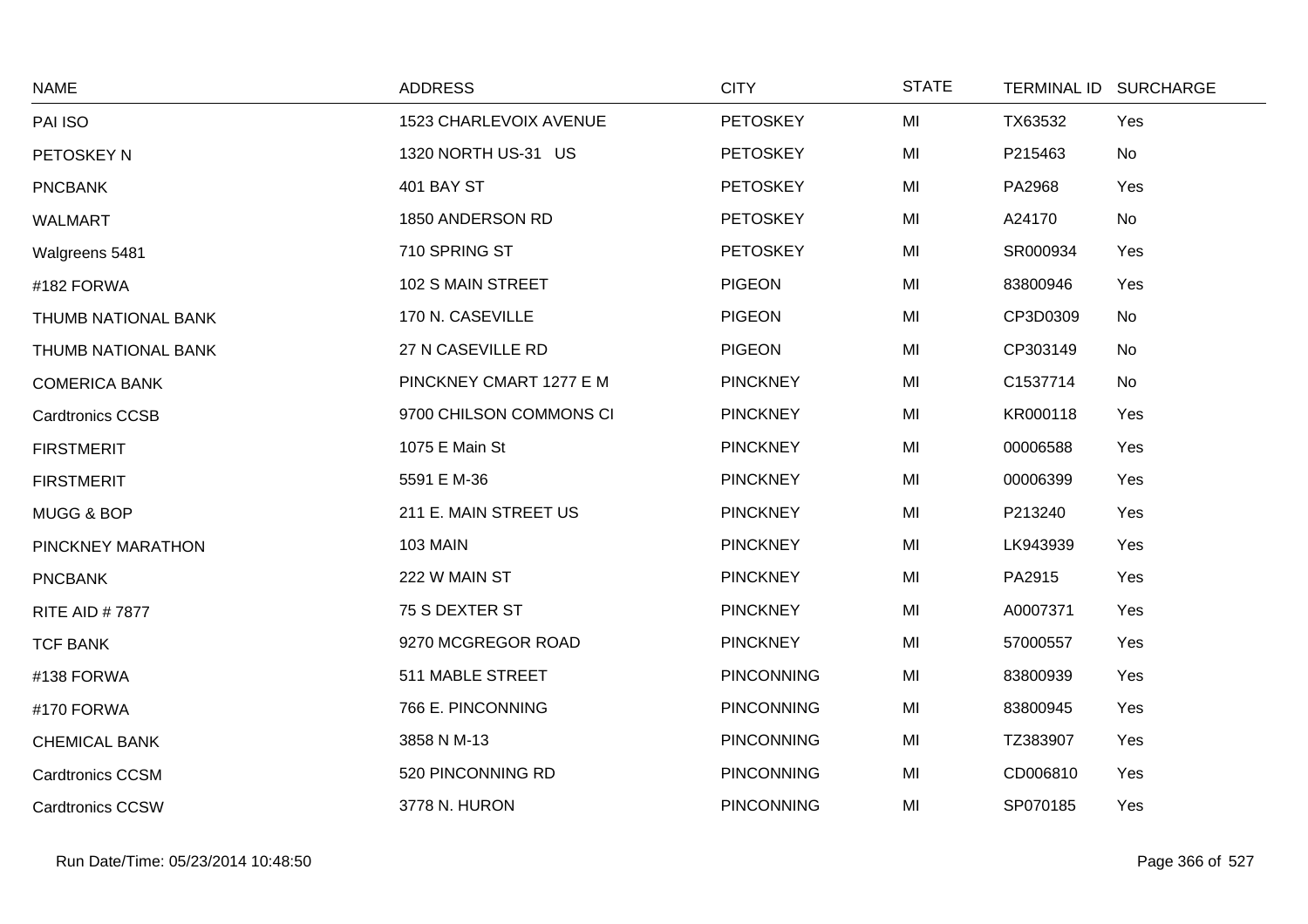| NAME | ADDRESS | CITY | STATE | TERMINAL ID | SURCHARGE |
|---|---|---|---|---|---|
| PAI ISO | 1523 CHARLEVOIX AVENUE | PETOSKEY | MI | TX63532 | Yes |
| PETOSKEY N | 1320 NORTH US-31 US | PETOSKEY | MI | P215463 | No |
| PNCBANK | 401 BAY ST | PETOSKEY | MI | PA2968 | Yes |
| WALMART | 1850 ANDERSON RD | PETOSKEY | MI | A24170 | No |
| Walgreens 5481 | 710 SPRING ST | PETOSKEY | MI | SR000934 | Yes |
| #182 FORWA | 102 S MAIN STREET | PIGEON | MI | 83800946 | Yes |
| THUMB NATIONAL BANK | 170 N. CASEVILLE | PIGEON | MI | CP3D0309 | No |
| THUMB NATIONAL BANK | 27 N CASEVILLE RD | PIGEON | MI | CP303149 | No |
| COMERICA BANK | PINCKNEY CMART 1277 E M | PINCKNEY | MI | C1537714 | No |
| Cardtronics CCSB | 9700 CHILSON COMMONS CI | PINCKNEY | MI | KR000118 | Yes |
| FIRSTMERIT | 1075 E Main St | PINCKNEY | MI | 00006588 | Yes |
| FIRSTMERIT | 5591 E M-36 | PINCKNEY | MI | 00006399 | Yes |
| MUGG & BOP | 211 E. MAIN STREET US | PINCKNEY | MI | P213240 | Yes |
| PINCKNEY MARATHON | 103 MAIN | PINCKNEY | MI | LK943939 | Yes |
| PNCBANK | 222 W MAIN ST | PINCKNEY | MI | PA2915 | Yes |
| RITE AID # 7877 | 75 S DEXTER ST | PINCKNEY | MI | A0007371 | Yes |
| TCF BANK | 9270 MCGREGOR ROAD | PINCKNEY | MI | 57000557 | Yes |
| #138 FORWA | 511 MABLE STREET | PINCONNING | MI | 83800939 | Yes |
| #170 FORWA | 766 E. PINCONNING | PINCONNING | MI | 83800945 | Yes |
| CHEMICAL BANK | 3858 N M-13 | PINCONNING | MI | TZ383907 | Yes |
| Cardtronics CCSM | 520 PINCONNING RD | PINCONNING | MI | CD006810 | Yes |
| Cardtronics CCSW | 3778 N. HURON | PINCONNING | MI | SP070185 | Yes |

Run Date/Time: 05/23/2014 10:48:50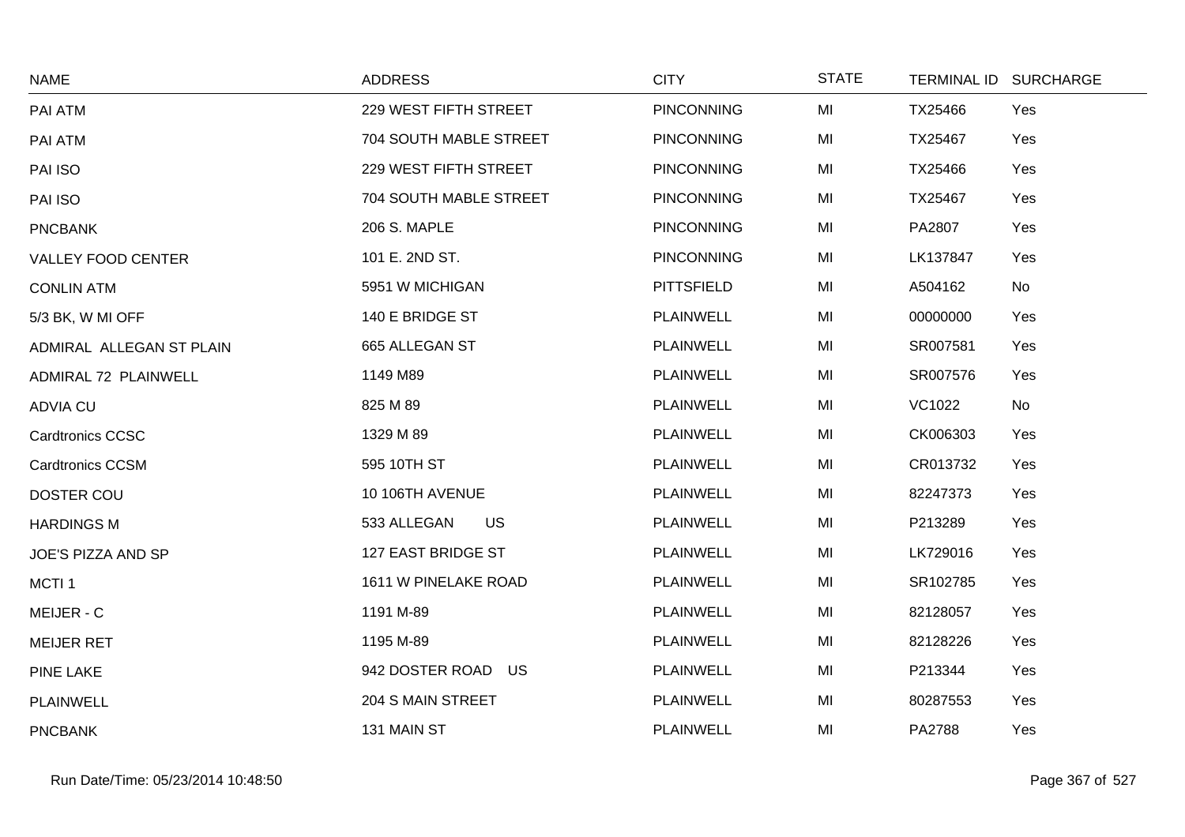| NAME | ADDRESS | CITY | STATE | TERMINAL ID | SURCHARGE |
|---|---|---|---|---|---|
| PAI ATM | 229 WEST FIFTH STREET | PINCONNING | MI | TX25466 | Yes |
| PAI ATM | 704 SOUTH MABLE STREET | PINCONNING | MI | TX25467 | Yes |
| PAI ISO | 229 WEST FIFTH STREET | PINCONNING | MI | TX25466 | Yes |
| PAI ISO | 704 SOUTH MABLE STREET | PINCONNING | MI | TX25467 | Yes |
| PNCBANK | 206 S. MAPLE | PINCONNING | MI | PA2807 | Yes |
| VALLEY FOOD CENTER | 101 E. 2ND ST. | PINCONNING | MI | LK137847 | Yes |
| CONLIN ATM | 5951 W MICHIGAN | PITTSFIELD | MI | A504162 | No |
| 5/3 BK, W MI OFF | 140 E BRIDGE ST | PLAINWELL | MI | 00000000 | Yes |
| ADMIRAL ALLEGAN ST PLAIN | 665 ALLEGAN ST | PLAINWELL | MI | SR007581 | Yes |
| ADMIRAL 72 PLAINWELL | 1149 M89 | PLAINWELL | MI | SR007576 | Yes |
| ADVIA CU | 825 M 89 | PLAINWELL | MI | VC1022 | No |
| Cardtronics CCSC | 1329 M 89 | PLAINWELL | MI | CK006303 | Yes |
| Cardtronics CCSM | 595 10TH ST | PLAINWELL | MI | CR013732 | Yes |
| DOSTER COU | 10 106TH AVENUE | PLAINWELL | MI | 82247373 | Yes |
| HARDINGS M | 533 ALLEGAN US | PLAINWELL | MI | P213289 | Yes |
| JOE'S PIZZA AND SP | 127 EAST BRIDGE ST | PLAINWELL | MI | LK729016 | Yes |
| MCTI 1 | 1611 W PINELAKE ROAD | PLAINWELL | MI | SR102785 | Yes |
| MEIJER - C | 1191 M-89 | PLAINWELL | MI | 82128057 | Yes |
| MEIJER RET | 1195 M-89 | PLAINWELL | MI | 82128226 | Yes |
| PINE LAKE | 942 DOSTER ROAD US | PLAINWELL | MI | P213344 | Yes |
| PLAINWELL | 204 S MAIN STREET | PLAINWELL | MI | 80287553 | Yes |
| PNCBANK | 131 MAIN ST | PLAINWELL | MI | PA2788 | Yes |

Run Date/Time: 05/23/2014 10:48:50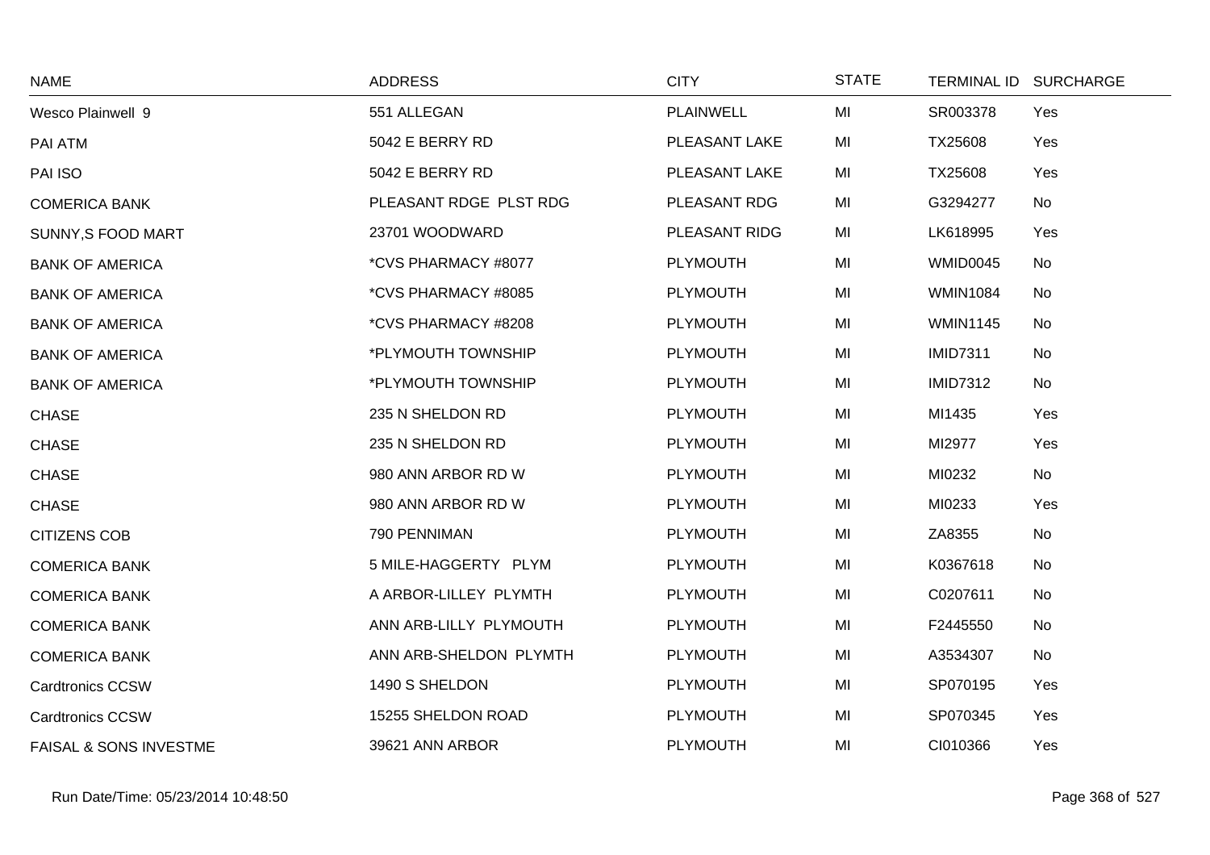| NAME | ADDRESS | CITY | STATE | TERMINAL ID | SURCHARGE |
|---|---|---|---|---|---|
| Wesco Plainwell 9 | 551 ALLEGAN | PLAINWELL | MI | SR003378 | Yes |
| PAI ATM | 5042 E BERRY RD | PLEASANT LAKE | MI | TX25608 | Yes |
| PAI ISO | 5042 E BERRY RD | PLEASANT LAKE | MI | TX25608 | Yes |
| COMERICA BANK | PLEASANT RDGE PLST RDG | PLEASANT RDG | MI | G3294277 | No |
| SUNNY,S FOOD MART | 23701 WOODWARD | PLEASANT RIDG | MI | LK618995 | Yes |
| BANK OF AMERICA | *CVS PHARMACY #8077 | PLYMOUTH | MI | WMID0045 | No |
| BANK OF AMERICA | *CVS PHARMACY #8085 | PLYMOUTH | MI | WMIN1084 | No |
| BANK OF AMERICA | *CVS PHARMACY #8208 | PLYMOUTH | MI | WMIN1145 | No |
| BANK OF AMERICA | *PLYMOUTH TOWNSHIP | PLYMOUTH | MI | IMID7311 | No |
| BANK OF AMERICA | *PLYMOUTH TOWNSHIP | PLYMOUTH | MI | IMID7312 | No |
| CHASE | 235 N SHELDON RD | PLYMOUTH | MI | MI1435 | Yes |
| CHASE | 235 N SHELDON RD | PLYMOUTH | MI | MI2977 | Yes |
| CHASE | 980 ANN ARBOR RD W | PLYMOUTH | MI | MI0232 | No |
| CHASE | 980 ANN ARBOR RD W | PLYMOUTH | MI | MI0233 | Yes |
| CITIZENS COB | 790 PENNIMAN | PLYMOUTH | MI | ZA8355 | No |
| COMERICA BANK | 5 MILE-HAGGERTY PLYM | PLYMOUTH | MI | K0367618 | No |
| COMERICA BANK | A ARBOR-LILLEY PLYMTH | PLYMOUTH | MI | C0207611 | No |
| COMERICA BANK | ANN ARB-LILLY PLYMOUTH | PLYMOUTH | MI | F2445550 | No |
| COMERICA BANK | ANN ARB-SHELDON PLYMTH | PLYMOUTH | MI | A3534307 | No |
| Cardtronics CCSW | 1490 S SHELDON | PLYMOUTH | MI | SP070195 | Yes |
| Cardtronics CCSW | 15255 SHELDON ROAD | PLYMOUTH | MI | SP070345 | Yes |
| FAISAL & SONS INVESTME | 39621 ANN ARBOR | PLYMOUTH | MI | CI010366 | Yes |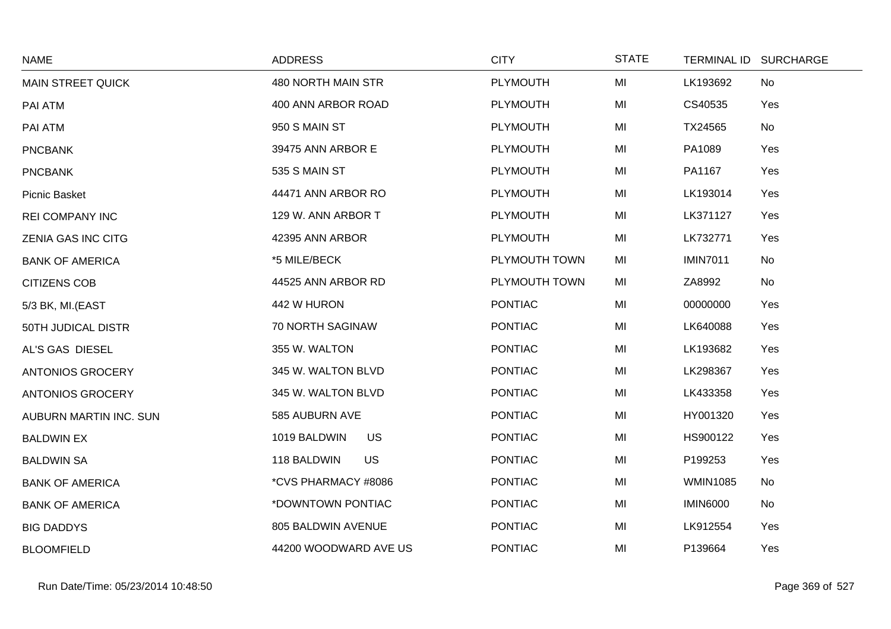| NAME | ADDRESS | CITY | STATE | TERMINAL ID | SURCHARGE |
|---|---|---|---|---|---|
| MAIN STREET QUICK | 480 NORTH MAIN STR | PLYMOUTH | MI | LK193692 | No |
| PAI ATM | 400 ANN ARBOR ROAD | PLYMOUTH | MI | CS40535 | Yes |
| PAI ATM | 950 S MAIN ST | PLYMOUTH | MI | TX24565 | No |
| PNCBANK | 39475 ANN ARBOR E | PLYMOUTH | MI | PA1089 | Yes |
| PNCBANK | 535 S MAIN ST | PLYMOUTH | MI | PA1167 | Yes |
| Picnic Basket | 44471 ANN ARBOR RO | PLYMOUTH | MI | LK193014 | Yes |
| REI COMPANY INC | 129 W. ANN ARBOR T | PLYMOUTH | MI | LK371127 | Yes |
| ZENIA GAS INC CITG | 42395 ANN ARBOR | PLYMOUTH | MI | LK732771 | Yes |
| BANK OF AMERICA | *5 MILE/BECK | PLYMOUTH TOWN | MI | IMIN7011 | No |
| CITIZENS COB | 44525 ANN ARBOR RD | PLYMOUTH TOWN | MI | ZA8992 | No |
| 5/3 BK, MI.(EAST | 442 W HURON | PONTIAC | MI | 00000000 | Yes |
| 50TH JUDICAL DISTR | 70 NORTH SAGINAW | PONTIAC | MI | LK640088 | Yes |
| AL'S GAS DIESEL | 355 W. WALTON | PONTIAC | MI | LK193682 | Yes |
| ANTONIOS GROCERY | 345 W. WALTON BLVD | PONTIAC | MI | LK298367 | Yes |
| ANTONIOS GROCERY | 345 W. WALTON BLVD | PONTIAC | MI | LK433358 | Yes |
| AUBURN MARTIN INC. SUN | 585 AUBURN AVE | PONTIAC | MI | HY001320 | Yes |
| BALDWIN EX | 1019 BALDWIN US | PONTIAC | MI | HS900122 | Yes |
| BALDWIN SA | 118 BALDWIN US | PONTIAC | MI | P199253 | Yes |
| BANK OF AMERICA | *CVS PHARMACY #8086 | PONTIAC | MI | WMIN1085 | No |
| BANK OF AMERICA | *DOWNTOWN PONTIAC | PONTIAC | MI | IMIN6000 | No |
| BIG DADDYS | 805 BALDWIN AVENUE | PONTIAC | MI | LK912554 | Yes |
| BLOOMFIELD | 44200 WOODWARD AVE US | PONTIAC | MI | P139664 | Yes |

Run Date/Time: 05/23/2014 10:48:50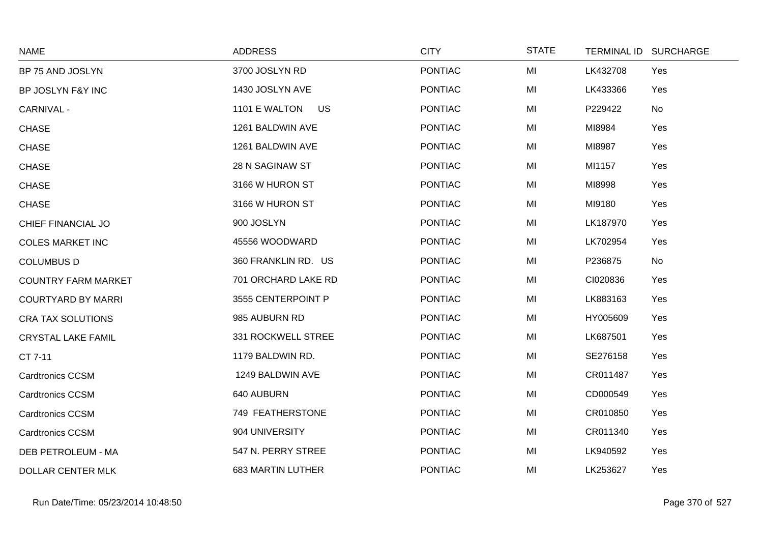| NAME | ADDRESS | CITY | STATE | TERMINAL ID | SURCHARGE |
|---|---|---|---|---|---|
| BP 75 AND JOSLYN | 3700 JOSLYN RD | PONTIAC | MI | LK432708 | Yes |
| BP JOSLYN F&Y INC | 1430 JOSLYN AVE | PONTIAC | MI | LK433366 | Yes |
| CARNIVAL - | 1101 E WALTON US | PONTIAC | MI | P229422 | No |
| CHASE | 1261 BALDWIN AVE | PONTIAC | MI | MI8984 | Yes |
| CHASE | 1261 BALDWIN AVE | PONTIAC | MI | MI8987 | Yes |
| CHASE | 28 N SAGINAW ST | PONTIAC | MI | MI1157 | Yes |
| CHASE | 3166 W HURON ST | PONTIAC | MI | MI8998 | Yes |
| CHASE | 3166 W HURON ST | PONTIAC | MI | MI9180 | Yes |
| CHIEF FINANCIAL JO | 900 JOSLYN | PONTIAC | MI | LK187970 | Yes |
| COLES MARKET INC | 45556 WOODWARD | PONTIAC | MI | LK702954 | Yes |
| COLUMBUS D | 360 FRANKLIN RD. US | PONTIAC | MI | P236875 | No |
| COUNTRY FARM MARKET | 701 ORCHARD LAKE RD | PONTIAC | MI | CI020836 | Yes |
| COURTYARD BY MARRI | 3555 CENTERPOINT P | PONTIAC | MI | LK883163 | Yes |
| CRA TAX SOLUTIONS | 985 AUBURN RD | PONTIAC | MI | HY005609 | Yes |
| CRYSTAL LAKE FAMIL | 331 ROCKWELL STREE | PONTIAC | MI | LK687501 | Yes |
| CT 7-11 | 1179 BALDWIN RD. | PONTIAC | MI | SE276158 | Yes |
| Cardtronics CCSM | 1249 BALDWIN AVE | PONTIAC | MI | CR011487 | Yes |
| Cardtronics CCSM | 640 AUBURN | PONTIAC | MI | CD000549 | Yes |
| Cardtronics CCSM | 749 FEATHERSTONE | PONTIAC | MI | CR010850 | Yes |
| Cardtronics CCSM | 904 UNIVERSITY | PONTIAC | MI | CR011340 | Yes |
| DEB PETROLEUM - MA | 547 N. PERRY STREE | PONTIAC | MI | LK940592 | Yes |
| DOLLAR CENTER MLK | 683 MARTIN LUTHER | PONTIAC | MI | LK253627 | Yes |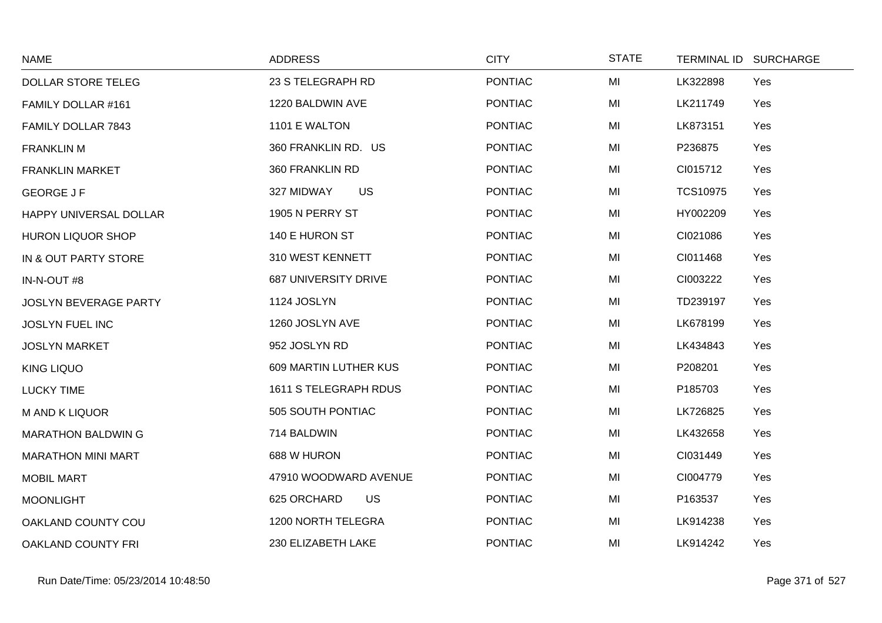| NAME | ADDRESS | CITY | STATE | TERMINAL ID | SURCHARGE |
|---|---|---|---|---|---|
| DOLLAR STORE TELEG | 23 S TELEGRAPH RD | PONTIAC | MI | LK322898 | Yes |
| FAMILY DOLLAR #161 | 1220 BALDWIN AVE | PONTIAC | MI | LK211749 | Yes |
| FAMILY DOLLAR 7843 | 1101 E WALTON | PONTIAC | MI | LK873151 | Yes |
| FRANKLIN M | 360 FRANKLIN RD. US | PONTIAC | MI | P236875 | Yes |
| FRANKLIN MARKET | 360 FRANKLIN RD | PONTIAC | MI | CI015712 | Yes |
| GEORGE J F | 327 MIDWAY US | PONTIAC | MI | TCS10975 | Yes |
| HAPPY UNIVERSAL DOLLAR | 1905 N PERRY ST | PONTIAC | MI | HY002209 | Yes |
| HURON LIQUOR SHOP | 140 E HURON ST | PONTIAC | MI | CI021086 | Yes |
| IN & OUT PARTY STORE | 310 WEST KENNETT | PONTIAC | MI | CI011468 | Yes |
| IN-N-OUT #8 | 687 UNIVERSITY DRIVE | PONTIAC | MI | CI003222 | Yes |
| JOSLYN BEVERAGE PARTY | 1124 JOSLYN | PONTIAC | MI | TD239197 | Yes |
| JOSLYN FUEL INC | 1260 JOSLYN AVE | PONTIAC | MI | LK678199 | Yes |
| JOSLYN MARKET | 952 JOSLYN RD | PONTIAC | MI | LK434843 | Yes |
| KING LIQUO | 609 MARTIN LUTHER KUS | PONTIAC | MI | P208201 | Yes |
| LUCKY TIME | 1611 S TELEGRAPH RDUS | PONTIAC | MI | P185703 | Yes |
| M AND K LIQUOR | 505 SOUTH PONTIAC | PONTIAC | MI | LK726825 | Yes |
| MARATHON BALDWIN G | 714 BALDWIN | PONTIAC | MI | LK432658 | Yes |
| MARATHON MINI MART | 688 W HURON | PONTIAC | MI | CI031449 | Yes |
| MOBIL MART | 47910 WOODWARD AVENUE | PONTIAC | MI | CI004779 | Yes |
| MOONLIGHT | 625 ORCHARD US | PONTIAC | MI | P163537 | Yes |
| OAKLAND COUNTY COU | 1200 NORTH TELEGRA | PONTIAC | MI | LK914238 | Yes |
| OAKLAND COUNTY FRI | 230 ELIZABETH LAKE | PONTIAC | MI | LK914242 | Yes |

Run Date/Time: 05/23/2014 10:48:50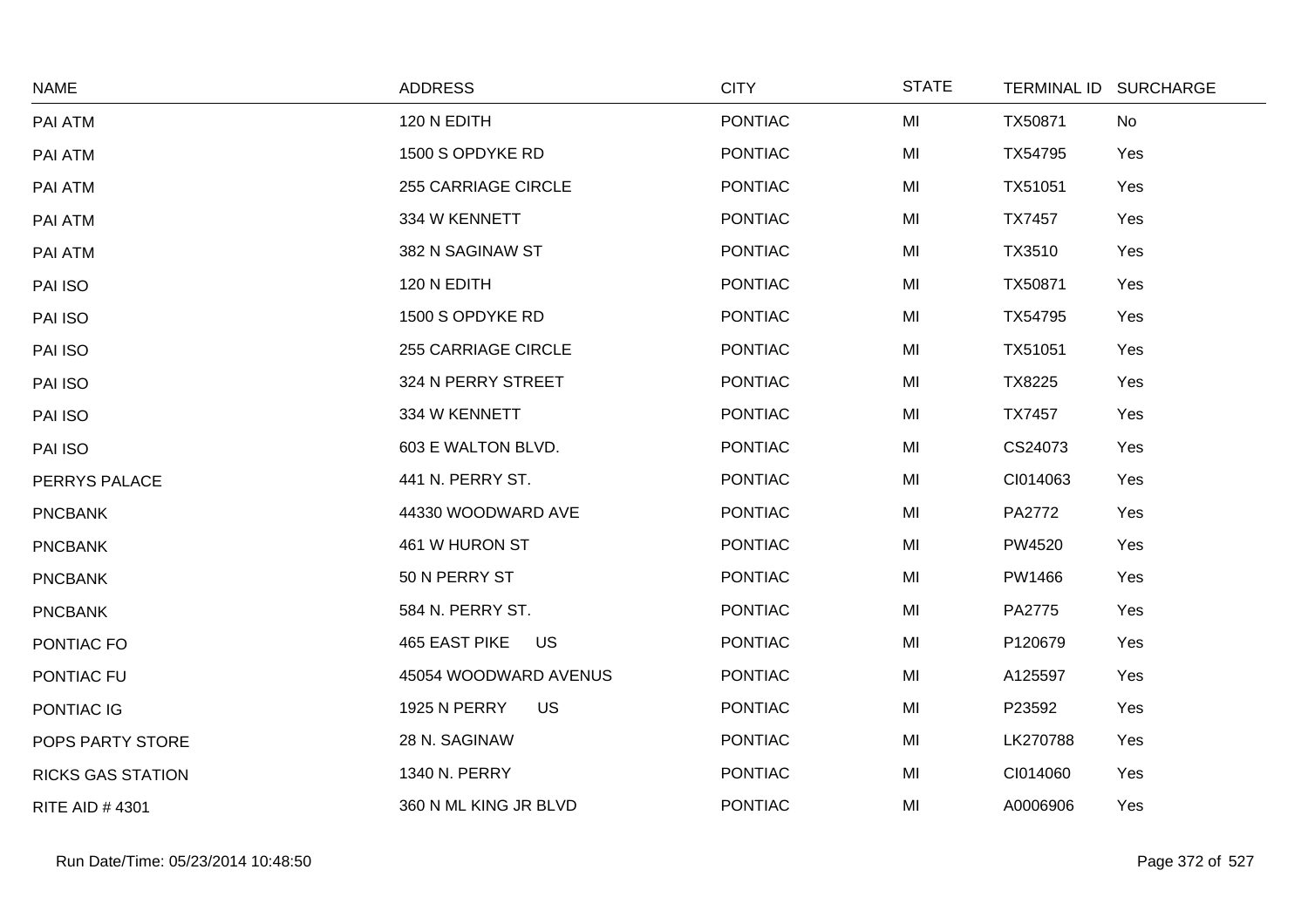| NAME | ADDRESS | CITY | STATE | TERMINAL ID | SURCHARGE |
|---|---|---|---|---|---|
| PAI ATM | 120 N EDITH | PONTIAC | MI | TX50871 | No |
| PAI ATM | 1500 S OPDYKE RD | PONTIAC | MI | TX54795 | Yes |
| PAI ATM | 255 CARRIAGE CIRCLE | PONTIAC | MI | TX51051 | Yes |
| PAI ATM | 334 W KENNETT | PONTIAC | MI | TX7457 | Yes |
| PAI ATM | 382 N SAGINAW ST | PONTIAC | MI | TX3510 | Yes |
| PAI ISO | 120 N EDITH | PONTIAC | MI | TX50871 | Yes |
| PAI ISO | 1500 S OPDYKE RD | PONTIAC | MI | TX54795 | Yes |
| PAI ISO | 255 CARRIAGE CIRCLE | PONTIAC | MI | TX51051 | Yes |
| PAI ISO | 324 N PERRY STREET | PONTIAC | MI | TX8225 | Yes |
| PAI ISO | 334 W KENNETT | PONTIAC | MI | TX7457 | Yes |
| PAI ISO | 603 E WALTON BLVD. | PONTIAC | MI | CS24073 | Yes |
| PERRYS PALACE | 441 N. PERRY ST. | PONTIAC | MI | CI014063 | Yes |
| PNCBANK | 44330 WOODWARD AVE | PONTIAC | MI | PA2772 | Yes |
| PNCBANK | 461 W HURON ST | PONTIAC | MI | PW4520 | Yes |
| PNCBANK | 50 N PERRY ST | PONTIAC | MI | PW1466 | Yes |
| PNCBANK | 584 N. PERRY ST. | PONTIAC | MI | PA2775 | Yes |
| PONTIAC FO | 465 EAST PIKE US | PONTIAC | MI | P120679 | Yes |
| PONTIAC FU | 45054 WOODWARD AVENUS | PONTIAC | MI | A125597 | Yes |
| PONTIAC IG | 1925 N PERRY US | PONTIAC | MI | P23592 | Yes |
| POPS PARTY STORE | 28 N. SAGINAW | PONTIAC | MI | LK270788 | Yes |
| RICKS GAS STATION | 1340 N. PERRY | PONTIAC | MI | CI014060 | Yes |
| RITE AID # 4301 | 360 N ML KING JR BLVD | PONTIAC | MI | A0006906 | Yes |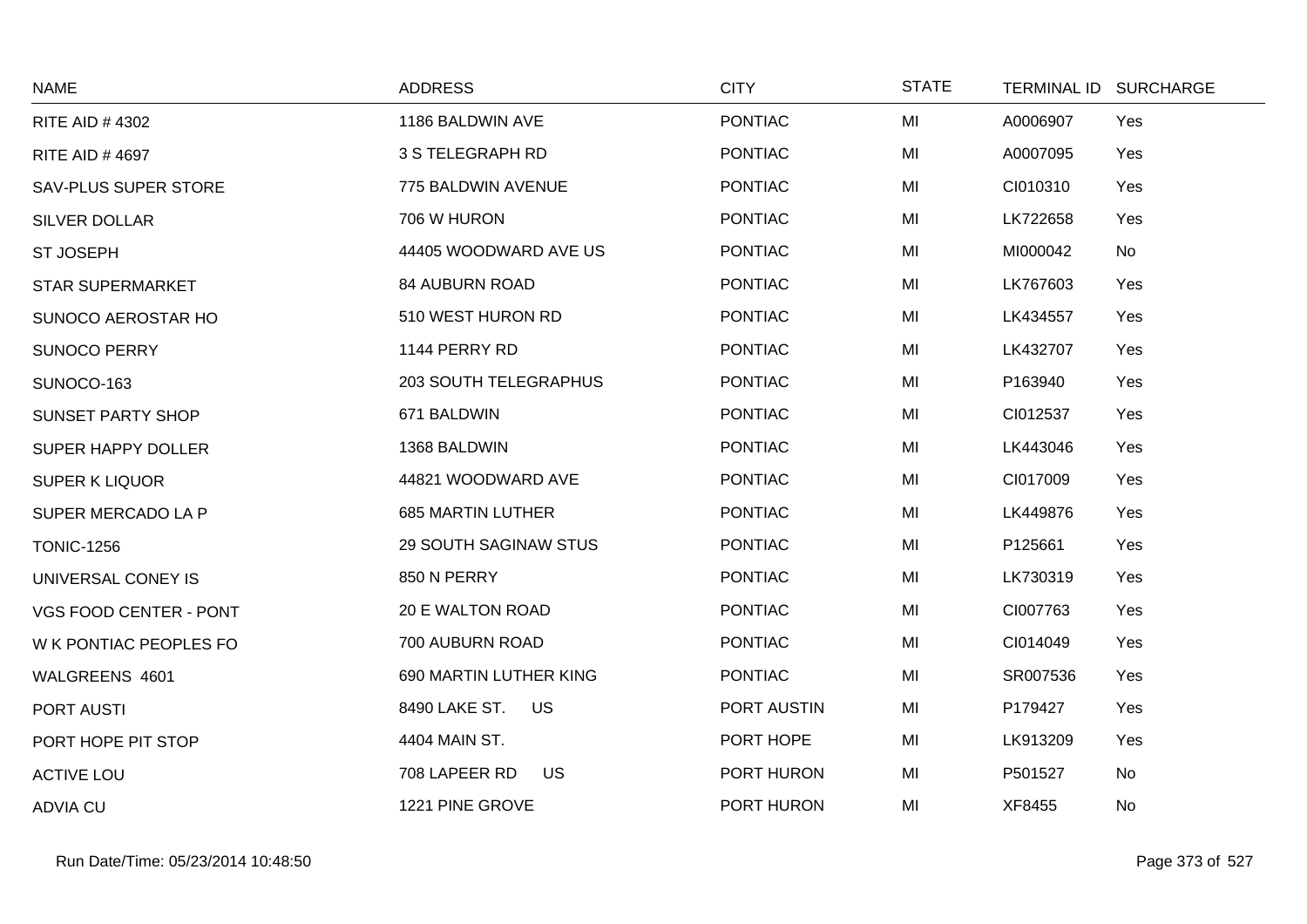| NAME | ADDRESS | CITY | STATE | TERMINAL ID | SURCHARGE |
|---|---|---|---|---|---|
| RITE AID # 4302 | 1186 BALDWIN AVE | PONTIAC | MI | A0006907 | Yes |
| RITE AID # 4697 | 3 S TELEGRAPH RD | PONTIAC | MI | A0007095 | Yes |
| SAV-PLUS SUPER STORE | 775 BALDWIN AVENUE | PONTIAC | MI | CI010310 | Yes |
| SILVER DOLLAR | 706 W HURON | PONTIAC | MI | LK722658 | Yes |
| ST JOSEPH | 44405 WOODWARD AVE US | PONTIAC | MI | MI000042 | No |
| STAR SUPERMARKET | 84 AUBURN ROAD | PONTIAC | MI | LK767603 | Yes |
| SUNOCO AEROSTAR HO | 510 WEST HURON RD | PONTIAC | MI | LK434557 | Yes |
| SUNOCO PERRY | 1144 PERRY RD | PONTIAC | MI | LK432707 | Yes |
| SUNOCO-163 | 203 SOUTH TELEGRAPHUS | PONTIAC | MI | P163940 | Yes |
| SUNSET PARTY SHOP | 671 BALDWIN | PONTIAC | MI | CI012537 | Yes |
| SUPER HAPPY DOLLER | 1368 BALDWIN | PONTIAC | MI | LK443046 | Yes |
| SUPER K LIQUOR | 44821 WOODWARD AVE | PONTIAC | MI | CI017009 | Yes |
| SUPER MERCADO LA P | 685 MARTIN LUTHER | PONTIAC | MI | LK449876 | Yes |
| TONIC-1256 | 29 SOUTH SAGINAW STUS | PONTIAC | MI | P125661 | Yes |
| UNIVERSAL CONEY IS | 850 N PERRY | PONTIAC | MI | LK730319 | Yes |
| VGS FOOD CENTER - PONT | 20 E WALTON ROAD | PONTIAC | MI | CI007763 | Yes |
| W K PONTIAC PEOPLES FO | 700 AUBURN ROAD | PONTIAC | MI | CI014049 | Yes |
| WALGREENS 4601 | 690 MARTIN LUTHER KING | PONTIAC | MI | SR007536 | Yes |
| PORT AUSTI | 8490 LAKE ST. US | PORT AUSTIN | MI | P179427 | Yes |
| PORT HOPE PIT STOP | 4404 MAIN ST. | PORT HOPE | MI | LK913209 | Yes |
| ACTIVE LOU | 708 LAPEER RD US | PORT HURON | MI | P501527 | No |
| ADVIA CU | 1221 PINE GROVE | PORT HURON | MI | XF8455 | No |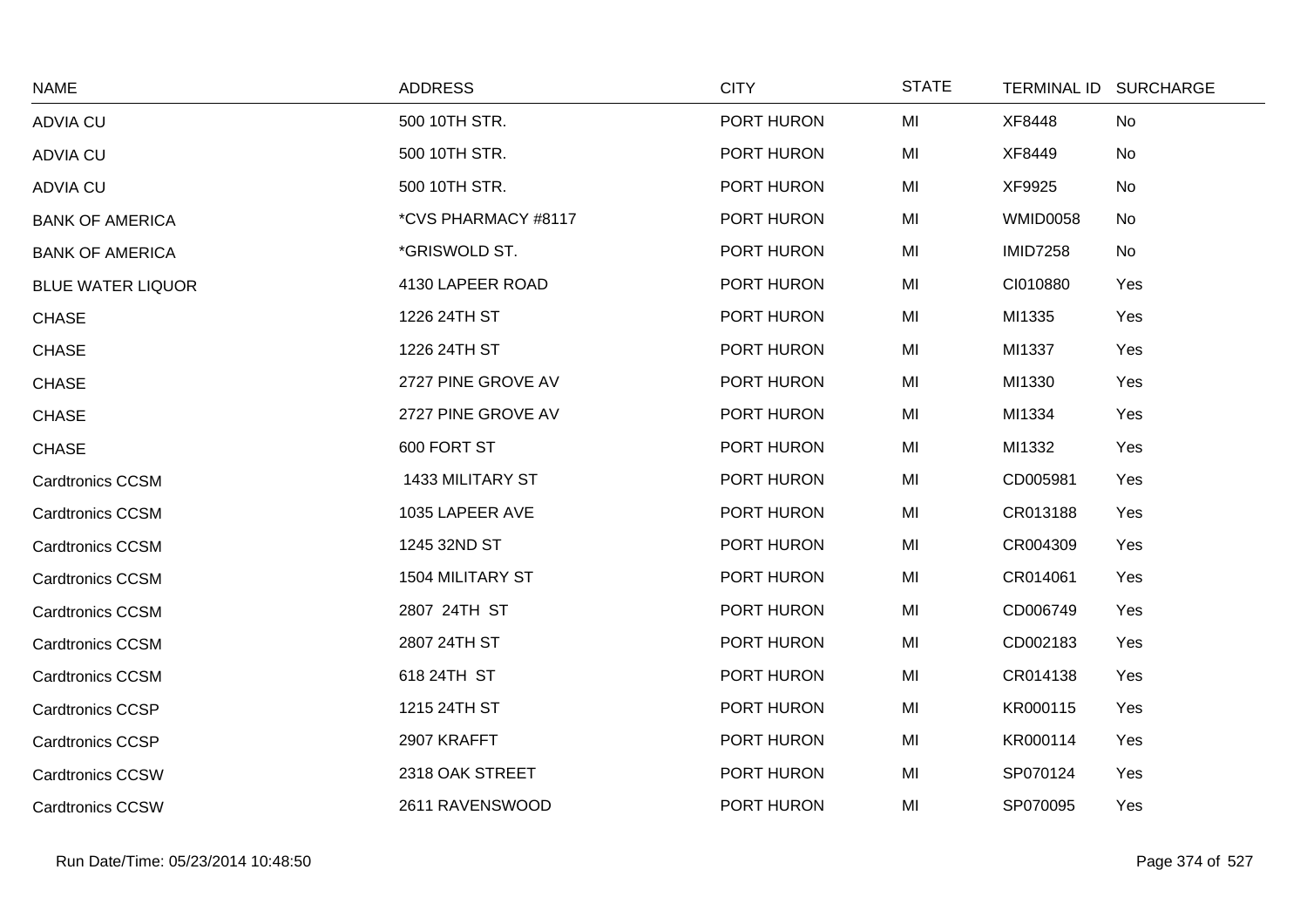| NAME | ADDRESS | CITY | STATE | TERMINAL ID | SURCHARGE |
|---|---|---|---|---|---|
| ADVIA CU | 500 10TH STR. | PORT HURON | MI | XF8448 | No |
| ADVIA CU | 500 10TH STR. | PORT HURON | MI | XF8449 | No |
| ADVIA CU | 500 10TH STR. | PORT HURON | MI | XF9925 | No |
| BANK OF AMERICA | *CVS PHARMACY #8117 | PORT HURON | MI | WMID0058 | No |
| BANK OF AMERICA | *GRISWOLD ST. | PORT HURON | MI | IMID7258 | No |
| BLUE WATER LIQUOR | 4130 LAPEER ROAD | PORT HURON | MI | CI010880 | Yes |
| CHASE | 1226 24TH ST | PORT HURON | MI | MI1335 | Yes |
| CHASE | 1226 24TH ST | PORT HURON | MI | MI1337 | Yes |
| CHASE | 2727 PINE GROVE AV | PORT HURON | MI | MI1330 | Yes |
| CHASE | 2727 PINE GROVE AV | PORT HURON | MI | MI1334 | Yes |
| CHASE | 600 FORT ST | PORT HURON | MI | MI1332 | Yes |
| Cardtronics CCSM | 1433 MILITARY ST | PORT HURON | MI | CD005981 | Yes |
| Cardtronics CCSM | 1035 LAPEER AVE | PORT HURON | MI | CR013188 | Yes |
| Cardtronics CCSM | 1245 32ND ST | PORT HURON | MI | CR004309 | Yes |
| Cardtronics CCSM | 1504 MILITARY ST | PORT HURON | MI | CR014061 | Yes |
| Cardtronics CCSM | 2807 24TH ST | PORT HURON | MI | CD006749 | Yes |
| Cardtronics CCSM | 2807 24TH ST | PORT HURON | MI | CD002183 | Yes |
| Cardtronics CCSM | 618 24TH ST | PORT HURON | MI | CR014138 | Yes |
| Cardtronics CCSP | 1215 24TH ST | PORT HURON | MI | KR000115 | Yes |
| Cardtronics CCSP | 2907 KRAFFT | PORT HURON | MI | KR000114 | Yes |
| Cardtronics CCSW | 2318 OAK STREET | PORT HURON | MI | SP070124 | Yes |
| Cardtronics CCSW | 2611 RAVENSWOOD | PORT HURON | MI | SP070095 | Yes |

Run Date/Time: 05/23/2014 10:48:50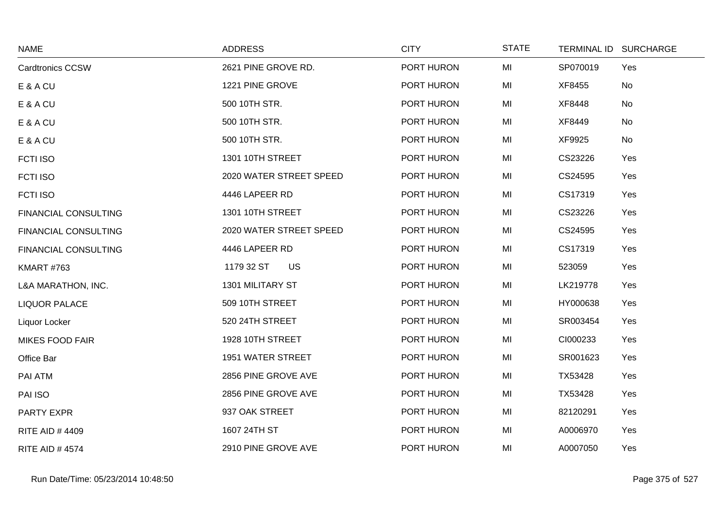| NAME | ADDRESS | CITY | STATE | TERMINAL ID | SURCHARGE |
|---|---|---|---|---|---|
| Cardtronics CCSW | 2621 PINE GROVE RD. | PORT HURON | MI | SP070019 | Yes |
| E & A CU | 1221 PINE GROVE | PORT HURON | MI | XF8455 | No |
| E & A CU | 500 10TH STR. | PORT HURON | MI | XF8448 | No |
| E & A CU | 500 10TH STR. | PORT HURON | MI | XF8449 | No |
| E & A CU | 500 10TH STR. | PORT HURON | MI | XF9925 | No |
| FCTI ISO | 1301 10TH STREET | PORT HURON | MI | CS23226 | Yes |
| FCTI ISO | 2020 WATER STREET SPEED | PORT HURON | MI | CS24595 | Yes |
| FCTI ISO | 4446 LAPEER RD | PORT HURON | MI | CS17319 | Yes |
| FINANCIAL CONSULTING | 1301 10TH STREET | PORT HURON | MI | CS23226 | Yes |
| FINANCIAL CONSULTING | 2020 WATER STREET SPEED | PORT HURON | MI | CS24595 | Yes |
| FINANCIAL CONSULTING | 4446 LAPEER RD | PORT HURON | MI | CS17319 | Yes |
| KMART #763 | 1179 32 ST US | PORT HURON | MI | 523059 | Yes |
| L&A MARATHON, INC. | 1301 MILITARY ST | PORT HURON | MI | LK219778 | Yes |
| LIQUOR PALACE | 509 10TH STREET | PORT HURON | MI | HY000638 | Yes |
| Liquor Locker | 520 24TH STREET | PORT HURON | MI | SR003454 | Yes |
| MIKES FOOD FAIR | 1928 10TH STREET | PORT HURON | MI | CI000233 | Yes |
| Office Bar | 1951 WATER STREET | PORT HURON | MI | SR001623 | Yes |
| PAI ATM | 2856 PINE GROVE AVE | PORT HURON | MI | TX53428 | Yes |
| PAI ISO | 2856 PINE GROVE AVE | PORT HURON | MI | TX53428 | Yes |
| PARTY EXPR | 937 OAK STREET | PORT HURON | MI | 82120291 | Yes |
| RITE AID # 4409 | 1607 24TH ST | PORT HURON | MI | A0006970 | Yes |
| RITE AID # 4574 | 2910 PINE GROVE AVE | PORT HURON | MI | A0007050 | Yes |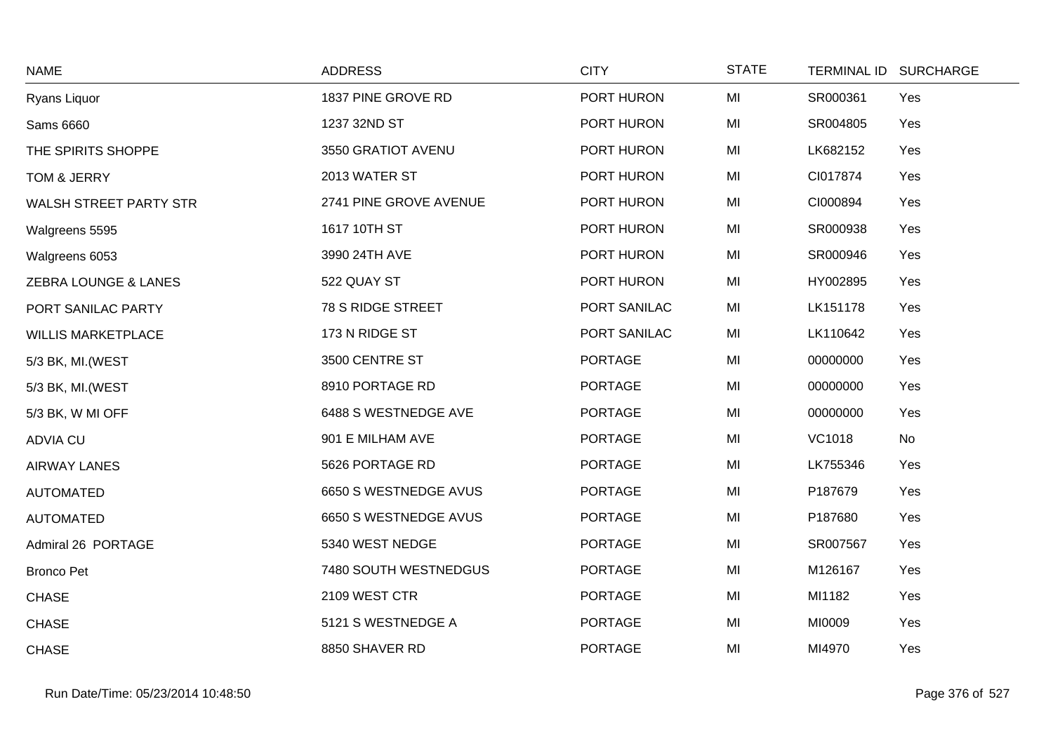| NAME | ADDRESS | CITY | STATE | TERMINAL ID | SURCHARGE |
|---|---|---|---|---|---|
| Ryans Liquor | 1837 PINE GROVE RD | PORT HURON | MI | SR000361 | Yes |
| Sams 6660 | 1237 32ND ST | PORT HURON | MI | SR004805 | Yes |
| THE SPIRITS SHOPPE | 3550 GRATIOT AVENU | PORT HURON | MI | LK682152 | Yes |
| TOM & JERRY | 2013 WATER ST | PORT HURON | MI | CI017874 | Yes |
| WALSH STREET PARTY STR | 2741 PINE GROVE AVENUE | PORT HURON | MI | CI000894 | Yes |
| Walgreens 5595 | 1617 10TH ST | PORT HURON | MI | SR000938 | Yes |
| Walgreens 6053 | 3990 24TH AVE | PORT HURON | MI | SR000946 | Yes |
| ZEBRA LOUNGE & LANES | 522 QUAY ST | PORT HURON | MI | HY002895 | Yes |
| PORT SANILAC PARTY | 78 S RIDGE STREET | PORT SANILAC | MI | LK151178 | Yes |
| WILLIS MARKETPLACE | 173 N RIDGE ST | PORT SANILAC | MI | LK110642 | Yes |
| 5/3 BK, MI.(WEST | 3500 CENTRE ST | PORTAGE | MI | 00000000 | Yes |
| 5/3 BK, MI.(WEST | 8910 PORTAGE RD | PORTAGE | MI | 00000000 | Yes |
| 5/3 BK, W MI OFF | 6488 S WESTNEDGE AVE | PORTAGE | MI | 00000000 | Yes |
| ADVIA CU | 901 E MILHAM AVE | PORTAGE | MI | VC1018 | No |
| AIRWAY LANES | 5626 PORTAGE RD | PORTAGE | MI | LK755346 | Yes |
| AUTOMATED | 6650 S WESTNEDGE AVUS | PORTAGE | MI | P187679 | Yes |
| AUTOMATED | 6650 S WESTNEDGE AVUS | PORTAGE | MI | P187680 | Yes |
| Admiral 26 PORTAGE | 5340 WEST NEDGE | PORTAGE | MI | SR007567 | Yes |
| Bronco Pet | 7480 SOUTH WESTNEDGUS | PORTAGE | MI | M126167 | Yes |
| CHASE | 2109 WEST CTR | PORTAGE | MI | MI1182 | Yes |
| CHASE | 5121 S WESTNEDGE A | PORTAGE | MI | MI0009 | Yes |
| CHASE | 8850 SHAVER RD | PORTAGE | MI | MI4970 | Yes |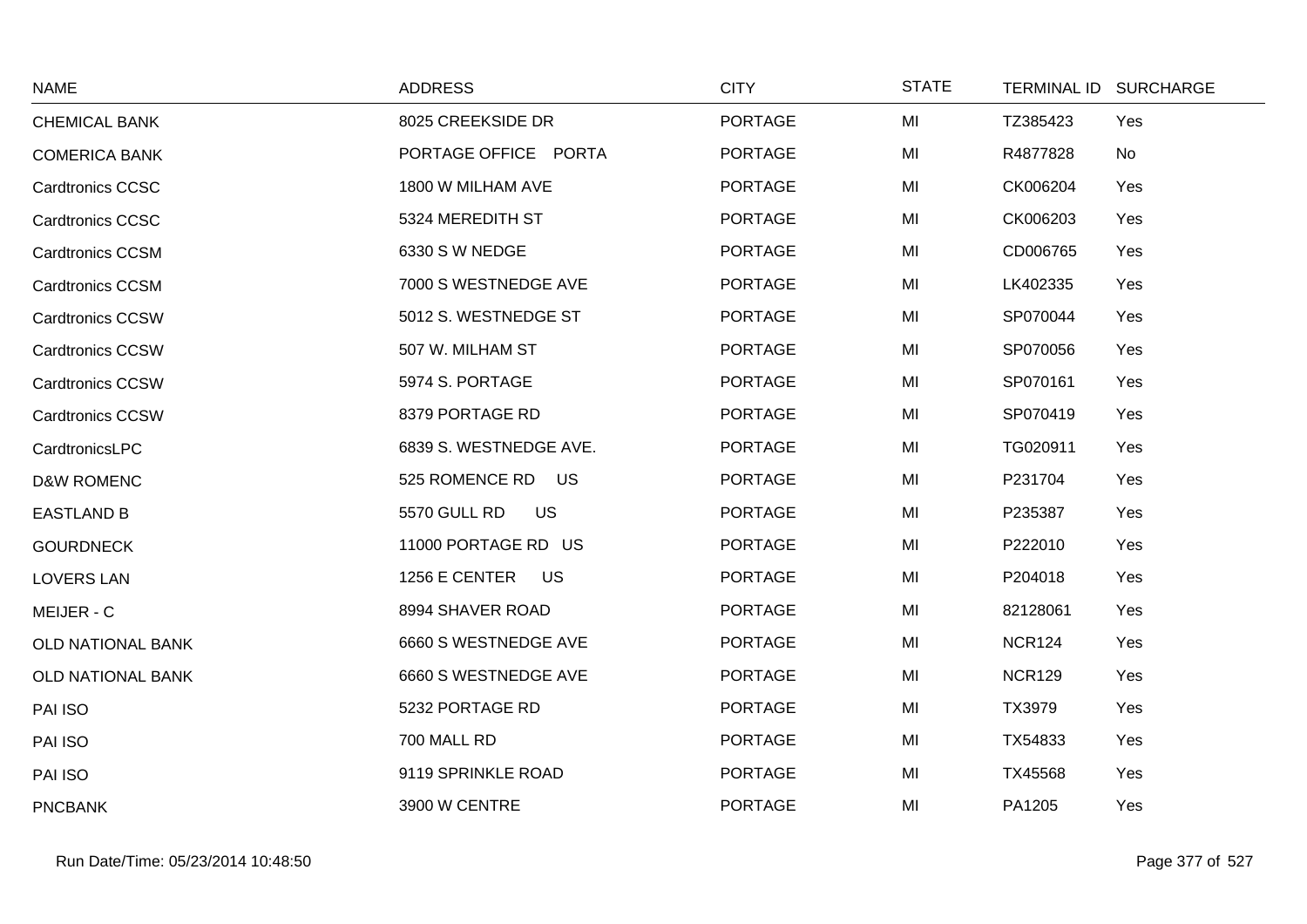| NAME | ADDRESS | CITY | STATE | TERMINAL ID | SURCHARGE |
|---|---|---|---|---|---|
| CHEMICAL BANK | 8025 CREEKSIDE DR | PORTAGE | MI | TZ385423 | Yes |
| COMERICA BANK | PORTAGE OFFICE PORTA | PORTAGE | MI | R4877828 | No |
| Cardtronics CCSC | 1800 W MILHAM AVE | PORTAGE | MI | CK006204 | Yes |
| Cardtronics CCSC | 5324 MEREDITH ST | PORTAGE | MI | CK006203 | Yes |
| Cardtronics CCSM | 6330 S W NEDGE | PORTAGE | MI | CD006765 | Yes |
| Cardtronics CCSM | 7000 S WESTNEDGE AVE | PORTAGE | MI | LK402335 | Yes |
| Cardtronics CCSW | 5012 S. WESTNEDGE ST | PORTAGE | MI | SP070044 | Yes |
| Cardtronics CCSW | 507 W. MILHAM ST | PORTAGE | MI | SP070056 | Yes |
| Cardtronics CCSW | 5974 S. PORTAGE | PORTAGE | MI | SP070161 | Yes |
| Cardtronics CCSW | 8379 PORTAGE RD | PORTAGE | MI | SP070419 | Yes |
| CardtronicsLPC | 6839 S. WESTNEDGE AVE. | PORTAGE | MI | TG020911 | Yes |
| D&W ROMENC | 525 ROMENCE RD US | PORTAGE | MI | P231704 | Yes |
| EASTLAND B | 5570 GULL RD US | PORTAGE | MI | P235387 | Yes |
| GOURDNECK | 11000 PORTAGE RD US | PORTAGE | MI | P222010 | Yes |
| LOVERS LAN | 1256 E CENTER US | PORTAGE | MI | P204018 | Yes |
| MEIJER - C | 8994 SHAVER ROAD | PORTAGE | MI | 82128061 | Yes |
| OLD NATIONAL BANK | 6660 S WESTNEDGE AVE | PORTAGE | MI | NCR124 | Yes |
| OLD NATIONAL BANK | 6660 S WESTNEDGE AVE | PORTAGE | MI | NCR129 | Yes |
| PAI ISO | 5232 PORTAGE RD | PORTAGE | MI | TX3979 | Yes |
| PAI ISO | 700 MALL RD | PORTAGE | MI | TX54833 | Yes |
| PAI ISO | 9119 SPRINKLE ROAD | PORTAGE | MI | TX45568 | Yes |
| PNCBANK | 3900 W CENTRE | PORTAGE | MI | PA1205 | Yes |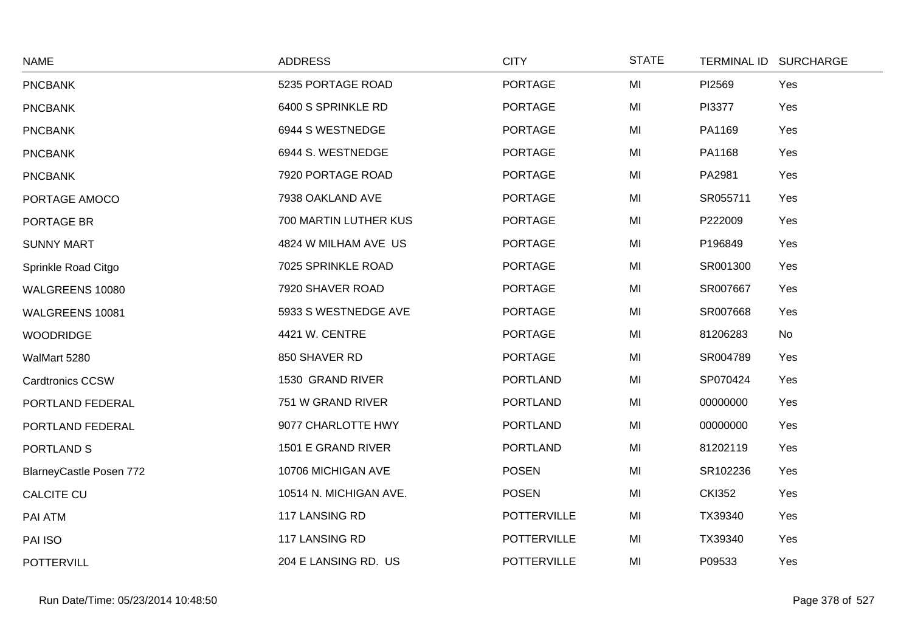| NAME | ADDRESS | CITY | STATE | TERMINAL ID | SURCHARGE |
|---|---|---|---|---|---|
| PNCBANK | 5235 PORTAGE ROAD | PORTAGE | MI | PI2569 | Yes |
| PNCBANK | 6400 S SPRINKLE RD | PORTAGE | MI | PI3377 | Yes |
| PNCBANK | 6944 S WESTNEDGE | PORTAGE | MI | PA1169 | Yes |
| PNCBANK | 6944 S. WESTNEDGE | PORTAGE | MI | PA1168 | Yes |
| PNCBANK | 7920 PORTAGE ROAD | PORTAGE | MI | PA2981 | Yes |
| PORTAGE AMOCO | 7938 OAKLAND AVE | PORTAGE | MI | SR055711 | Yes |
| PORTAGE BR | 700 MARTIN LUTHER KUS | PORTAGE | MI | P222009 | Yes |
| SUNNY MART | 4824 W MILHAM AVE US | PORTAGE | MI | P196849 | Yes |
| Sprinkle Road Citgo | 7025 SPRINKLE ROAD | PORTAGE | MI | SR001300 | Yes |
| WALGREENS 10080 | 7920 SHAVER ROAD | PORTAGE | MI | SR007667 | Yes |
| WALGREENS 10081 | 5933 S WESTNEDGE AVE | PORTAGE | MI | SR007668 | Yes |
| WOODRIDGE | 4421 W. CENTRE | PORTAGE | MI | 81206283 | No |
| WalMart 5280 | 850 SHAVER RD | PORTAGE | MI | SR004789 | Yes |
| Cardtronics CCSW | 1530 GRAND RIVER | PORTLAND | MI | SP070424 | Yes |
| PORTLAND FEDERAL | 751 W GRAND RIVER | PORTLAND | MI | 00000000 | Yes |
| PORTLAND FEDERAL | 9077 CHARLOTTE HWY | PORTLAND | MI | 00000000 | Yes |
| PORTLAND S | 1501 E GRAND RIVER | PORTLAND | MI | 81202119 | Yes |
| BlarneyCastle Posen 772 | 10706 MICHIGAN AVE | POSEN | MI | SR102236 | Yes |
| CALCITE CU | 10514 N. MICHIGAN AVE. | POSEN | MI | CKI352 | Yes |
| PAI ATM | 117 LANSING RD | POTTERVILLE | MI | TX39340 | Yes |
| PAI ISO | 117 LANSING RD | POTTERVILLE | MI | TX39340 | Yes |
| POTTERVILL | 204 E LANSING RD. US | POTTERVILLE | MI | P09533 | Yes |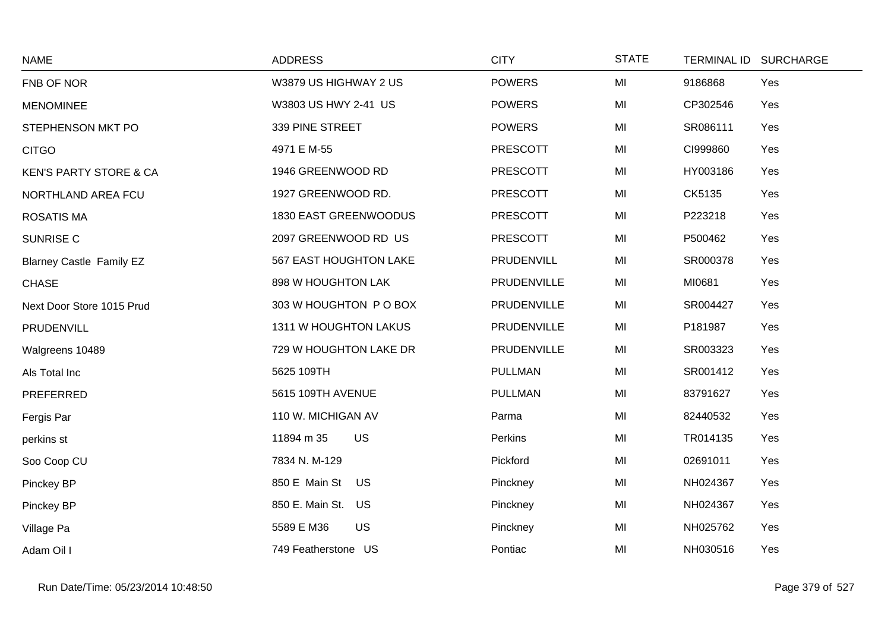| NAME | ADDRESS | CITY | STATE | TERMINAL ID | SURCHARGE |
|---|---|---|---|---|---|
| FNB OF NOR | W3879 US HIGHWAY 2 US | POWERS | MI | 9186868 | Yes |
| MENOMINEE | W3803 US HWY 2-41 US | POWERS | MI | CP302546 | Yes |
| STEPHENSON MKT PO | 339 PINE STREET | POWERS | MI | SR086111 | Yes |
| CITGO | 4971 E M-55 | PRESCOTT | MI | CI999860 | Yes |
| KEN'S PARTY STORE & CA | 1946 GREENWOOD RD | PRESCOTT | MI | HY003186 | Yes |
| NORTHLAND AREA FCU | 1927 GREENWOOD RD. | PRESCOTT | MI | CK5135 | Yes |
| ROSATIS MA | 1830 EAST GREENWOODUS | PRESCOTT | MI | P223218 | Yes |
| SUNRISE C | 2097 GREENWOOD RD US | PRESCOTT | MI | P500462 | Yes |
| Blarney Castle Family EZ | 567 EAST HOUGHTON LAKE | PRUDENVILL | MI | SR000378 | Yes |
| CHASE | 898 W HOUGHTON LAK | PRUDENVILLE | MI | MI0681 | Yes |
| Next Door Store 1015 Prud | 303 W HOUGHTON P O BOX | PRUDENVILLE | MI | SR004427 | Yes |
| PRUDENVILL | 1311 W HOUGHTON LAKUS | PRUDENVILLE | MI | P181987 | Yes |
| Walgreens 10489 | 729 W HOUGHTON LAKE DR | PRUDENVILLE | MI | SR003323 | Yes |
| Als Total Inc | 5625 109TH | PULLMAN | MI | SR001412 | Yes |
| PREFERRED | 5615 109TH AVENUE | PULLMAN | MI | 83791627 | Yes |
| Fergis Par | 110 W. MICHIGAN AV | Parma | MI | 82440532 | Yes |
| perkins st | 11894 m 35 US | Perkins | MI | TR014135 | Yes |
| Soo Coop CU | 7834 N. M-129 | Pickford | MI | 02691011 | Yes |
| Pinckey BP | 850 E Main St US | Pinckney | MI | NH024367 | Yes |
| Pinckey BP | 850 E. Main St. US | Pinckney | MI | NH024367 | Yes |
| Village Pa | 5589 E M36 US | Pinckney | MI | NH025762 | Yes |
| Adam Oil I | 749 Featherstone US | Pontiac | MI | NH030516 | Yes |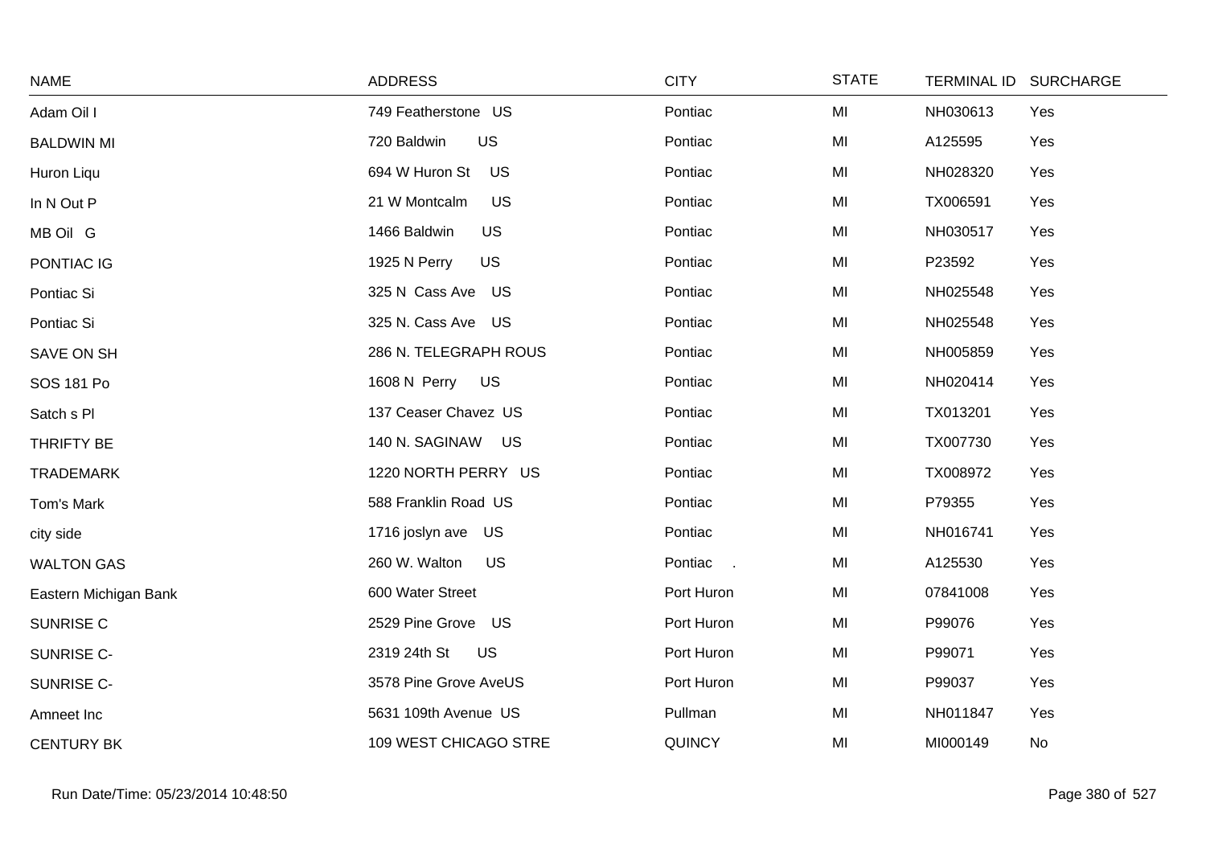| NAME | ADDRESS | CITY | STATE | TERMINAL ID | SURCHARGE |
|---|---|---|---|---|---|
| Adam Oil I | 749 Featherstone US | Pontiac | MI | NH030613 | Yes |
| BALDWIN MI | 720 Baldwin US | Pontiac | MI | A125595 | Yes |
| Huron Liqu | 694 W Huron St US | Pontiac | MI | NH028320 | Yes |
| In N Out P | 21 W Montcalm US | Pontiac | MI | TX006591 | Yes |
| MB Oil G | 1466 Baldwin US | Pontiac | MI | NH030517 | Yes |
| PONTIAC IG | 1925 N Perry US | Pontiac | MI | P23592 | Yes |
| Pontiac Si | 325 N Cass Ave US | Pontiac | MI | NH025548 | Yes |
| Pontiac Si | 325 N. Cass Ave US | Pontiac | MI | NH025548 | Yes |
| SAVE ON SH | 286 N. TELEGRAPH ROUS | Pontiac | MI | NH005859 | Yes |
| SOS 181 Po | 1608 N Perry US | Pontiac | MI | NH020414 | Yes |
| Satch s Pl | 137 Ceaser Chavez US | Pontiac | MI | TX013201 | Yes |
| THRIFTY BE | 140 N. SAGINAW US | Pontiac | MI | TX007730 | Yes |
| TRADEMARK | 1220 NORTH PERRY US | Pontiac | MI | TX008972 | Yes |
| Tom's Mark | 588 Franklin Road US | Pontiac | MI | P79355 | Yes |
| city side | 1716 joslyn ave US | Pontiac | MI | NH016741 | Yes |
| WALTON GAS | 260 W. Walton US | Pontiac . | MI | A125530 | Yes |
| Eastern Michigan Bank | 600 Water Street | Port Huron | MI | 07841008 | Yes |
| SUNRISE C | 2529 Pine Grove US | Port Huron | MI | P99076 | Yes |
| SUNRISE C- | 2319 24th St US | Port Huron | MI | P99071 | Yes |
| SUNRISE C- | 3578 Pine Grove AveUS | Port Huron | MI | P99037 | Yes |
| Amneet Inc | 5631 109th Avenue US | Pullman | MI | NH011847 | Yes |
| CENTURY BK | 109 WEST CHICAGO STRE | QUINCY | MI | MI000149 | No |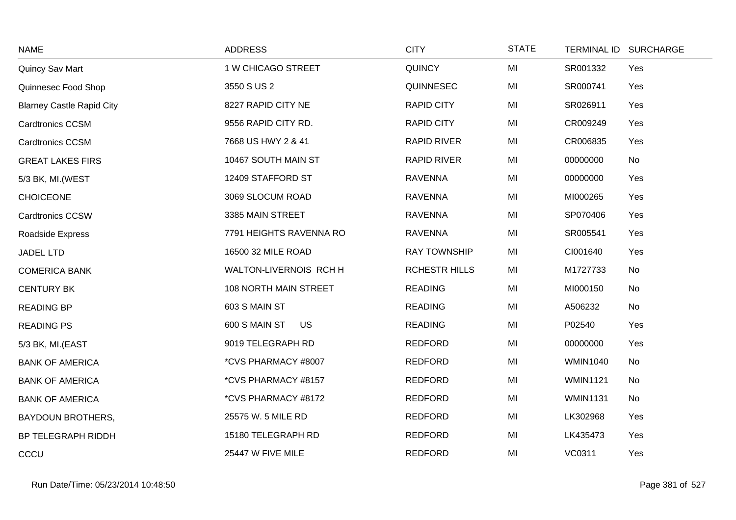| NAME | ADDRESS | CITY | STATE | TERMINAL ID | SURCHARGE |
|---|---|---|---|---|---|
| Quincy Sav Mart | 1 W CHICAGO STREET | QUINCY | MI | SR001332 | Yes |
| Quinnesec Food Shop | 3550 S US 2 | QUINNESEC | MI | SR000741 | Yes |
| Blarney Castle Rapid City | 8227 RAPID CITY NE | RAPID CITY | MI | SR026911 | Yes |
| Cardtronics CCSM | 9556 RAPID CITY RD. | RAPID CITY | MI | CR009249 | Yes |
| Cardtronics CCSM | 7668 US HWY 2 & 41 | RAPID RIVER | MI | CR006835 | Yes |
| GREAT LAKES FIRS | 10467 SOUTH MAIN ST | RAPID RIVER | MI | 00000000 | No |
| 5/3 BK, MI.(WEST | 12409 STAFFORD ST | RAVENNA | MI | 00000000 | Yes |
| CHOICEONE | 3069 SLOCUM ROAD | RAVENNA | MI | MI000265 | Yes |
| Cardtronics CCSW | 3385 MAIN STREET | RAVENNA | MI | SP070406 | Yes |
| Roadside Express | 7791 HEIGHTS RAVENNA RO | RAVENNA | MI | SR005541 | Yes |
| JADEL LTD | 16500 32 MILE ROAD | RAY TOWNSHIP | MI | CI001640 | Yes |
| COMERICA BANK | WALTON-LIVERNOIS RCH H | RCHESTR HILLS | MI | M1727733 | No |
| CENTURY BK | 108 NORTH MAIN STREET | READING | MI | MI000150 | No |
| READING BP | 603 S MAIN ST | READING | MI | A506232 | No |
| READING PS | 600 S MAIN ST US | READING | MI | P02540 | Yes |
| 5/3 BK, MI.(EAST | 9019 TELEGRAPH RD | REDFORD | MI | 00000000 | Yes |
| BANK OF AMERICA | *CVS PHARMACY #8007 | REDFORD | MI | WMIN1040 | No |
| BANK OF AMERICA | *CVS PHARMACY #8157 | REDFORD | MI | WMIN1121 | No |
| BANK OF AMERICA | *CVS PHARMACY #8172 | REDFORD | MI | WMIN1131 | No |
| BAYDOUN BROTHERS, | 25575 W. 5 MILE RD | REDFORD | MI | LK302968 | Yes |
| BP TELEGRAPH RIDDH | 15180 TELEGRAPH RD | REDFORD | MI | LK435473 | Yes |
| CCCU | 25447 W FIVE MILE | REDFORD | MI | VC0311 | Yes |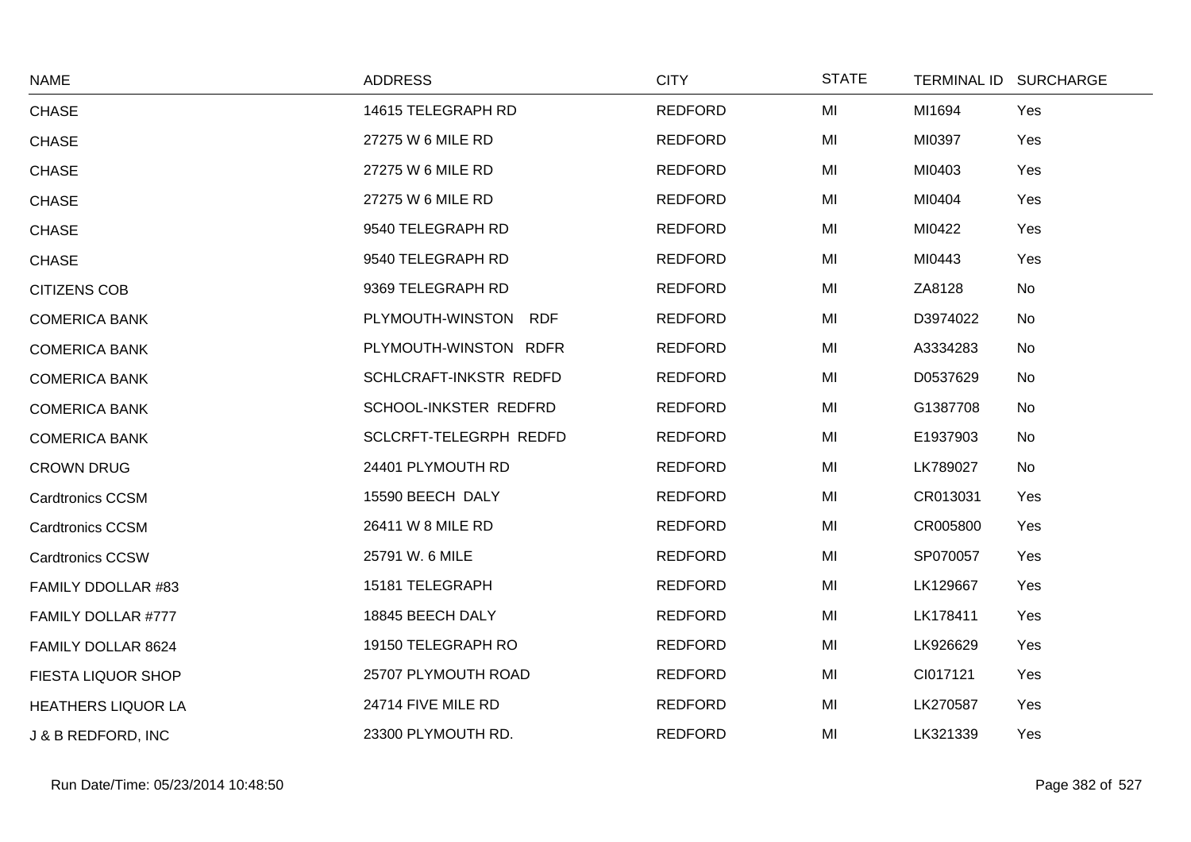| NAME | ADDRESS | CITY | STATE | TERMINAL ID | SURCHARGE |
|---|---|---|---|---|---|
| CHASE | 14615 TELEGRAPH RD | REDFORD | MI | MI1694 | Yes |
| CHASE | 27275 W 6 MILE RD | REDFORD | MI | MI0397 | Yes |
| CHASE | 27275 W 6 MILE RD | REDFORD | MI | MI0403 | Yes |
| CHASE | 27275 W 6 MILE RD | REDFORD | MI | MI0404 | Yes |
| CHASE | 9540 TELEGRAPH RD | REDFORD | MI | MI0422 | Yes |
| CHASE | 9540 TELEGRAPH RD | REDFORD | MI | MI0443 | Yes |
| CITIZENS COB | 9369 TELEGRAPH RD | REDFORD | MI | ZA8128 | No |
| COMERICA BANK | PLYMOUTH-WINSTON RDF | REDFORD | MI | D3974022 | No |
| COMERICA BANK | PLYMOUTH-WINSTON RDFR | REDFORD | MI | A3334283 | No |
| COMERICA BANK | SCHLCRAFT-INKSTR REDFD | REDFORD | MI | D0537629 | No |
| COMERICA BANK | SCHOOL-INKSTER REDFRD | REDFORD | MI | G1387708 | No |
| COMERICA BANK | SCLCRFT-TELEGRPH REDFD | REDFORD | MI | E1937903 | No |
| CROWN DRUG | 24401 PLYMOUTH RD | REDFORD | MI | LK789027 | No |
| Cardtronics CCSM | 15590 BEECH DALY | REDFORD | MI | CR013031 | Yes |
| Cardtronics CCSM | 26411 W 8 MILE RD | REDFORD | MI | CR005800 | Yes |
| Cardtronics CCSW | 25791 W. 6 MILE | REDFORD | MI | SP070057 | Yes |
| FAMILY DDOLLAR #83 | 15181 TELEGRAPH | REDFORD | MI | LK129667 | Yes |
| FAMILY DOLLAR #777 | 18845 BEECH DALY | REDFORD | MI | LK178411 | Yes |
| FAMILY DOLLAR 8624 | 19150 TELEGRAPH RO | REDFORD | MI | LK926629 | Yes |
| FIESTA LIQUOR SHOP | 25707 PLYMOUTH ROAD | REDFORD | MI | CI017121 | Yes |
| HEATHERS LIQUOR LA | 24714 FIVE MILE RD | REDFORD | MI | LK270587 | Yes |
| J & B REDFORD, INC | 23300 PLYMOUTH RD. | REDFORD | MI | LK321339 | Yes |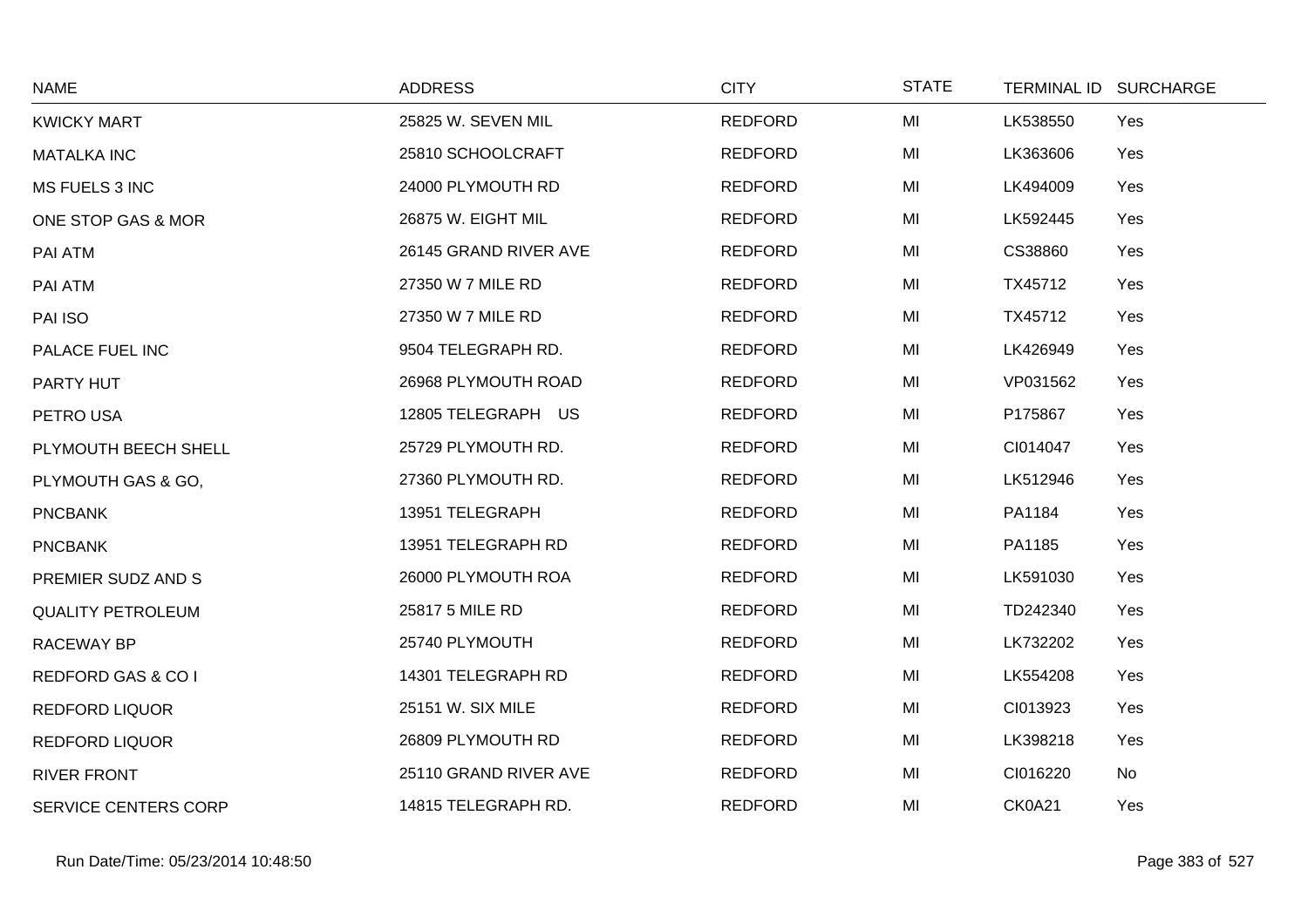| NAME | ADDRESS | CITY | STATE | TERMINAL ID | SURCHARGE |
|---|---|---|---|---|---|
| KWICKY MART | 25825 W. SEVEN MIL | REDFORD | MI | LK538550 | Yes |
| MATALKA INC | 25810 SCHOOLCRAFT | REDFORD | MI | LK363606 | Yes |
| MS FUELS 3 INC | 24000 PLYMOUTH RD | REDFORD | MI | LK494009 | Yes |
| ONE STOP GAS & MOR | 26875 W. EIGHT MIL | REDFORD | MI | LK592445 | Yes |
| PAI ATM | 26145 GRAND RIVER AVE | REDFORD | MI | CS38860 | Yes |
| PAI ATM | 27350 W 7 MILE RD | REDFORD | MI | TX45712 | Yes |
| PAI ISO | 27350 W 7 MILE RD | REDFORD | MI | TX45712 | Yes |
| PALACE FUEL INC | 9504 TELEGRAPH RD. | REDFORD | MI | LK426949 | Yes |
| PARTY HUT | 26968 PLYMOUTH ROAD | REDFORD | MI | VP031562 | Yes |
| PETRO USA | 12805 TELEGRAPH US | REDFORD | MI | P175867 | Yes |
| PLYMOUTH BEECH SHELL | 25729 PLYMOUTH RD. | REDFORD | MI | CI014047 | Yes |
| PLYMOUTH GAS & GO, | 27360 PLYMOUTH RD. | REDFORD | MI | LK512946 | Yes |
| PNCBANK | 13951 TELEGRAPH | REDFORD | MI | PA1184 | Yes |
| PNCBANK | 13951 TELEGRAPH RD | REDFORD | MI | PA1185 | Yes |
| PREMIER SUDZ AND S | 26000 PLYMOUTH ROA | REDFORD | MI | LK591030 | Yes |
| QUALITY PETROLEUM | 25817 5 MILE RD | REDFORD | MI | TD242340 | Yes |
| RACEWAY BP | 25740 PLYMOUTH | REDFORD | MI | LK732202 | Yes |
| REDFORD GAS & CO I | 14301 TELEGRAPH RD | REDFORD | MI | LK554208 | Yes |
| REDFORD LIQUOR | 25151 W. SIX MILE | REDFORD | MI | CI013923 | Yes |
| REDFORD LIQUOR | 26809 PLYMOUTH RD | REDFORD | MI | LK398218 | Yes |
| RIVER FRONT | 25110 GRAND RIVER AVE | REDFORD | MI | CI016220 | No |
| SERVICE CENTERS CORP | 14815 TELEGRAPH RD. | REDFORD | MI | CK0A21 | Yes |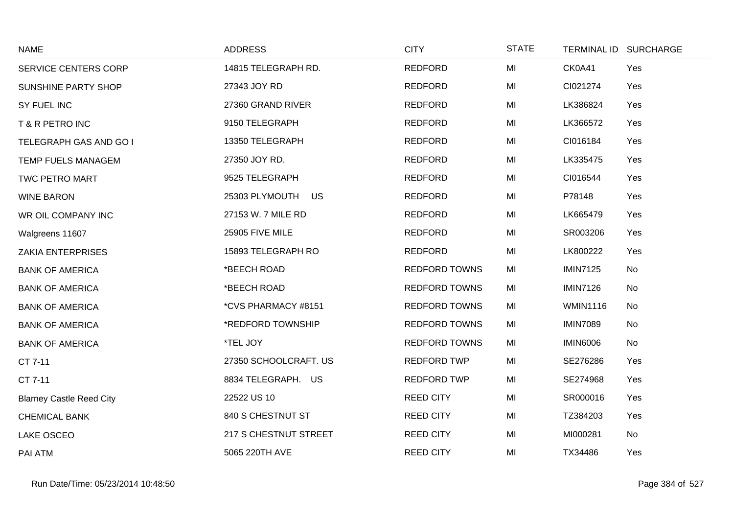| NAME | ADDRESS | CITY | STATE | TERMINAL ID | SURCHARGE |
|---|---|---|---|---|---|
| SERVICE CENTERS CORP | 14815 TELEGRAPH RD. | REDFORD | MI | CK0A41 | Yes |
| SUNSHINE PARTY SHOP | 27343 JOY RD | REDFORD | MI | CI021274 | Yes |
| SY FUEL INC | 27360 GRAND RIVER | REDFORD | MI | LK386824 | Yes |
| T & R PETRO INC | 9150 TELEGRAPH | REDFORD | MI | LK366572 | Yes |
| TELEGRAPH GAS AND GO I | 13350 TELEGRAPH | REDFORD | MI | CI016184 | Yes |
| TEMP FUELS MANAGEM | 27350 JOY RD. | REDFORD | MI | LK335475 | Yes |
| TWC PETRO MART | 9525 TELEGRAPH | REDFORD | MI | CI016544 | Yes |
| WINE BARON | 25303 PLYMOUTH US | REDFORD | MI | P78148 | Yes |
| WR OIL COMPANY INC | 27153 W. 7 MILE RD | REDFORD | MI | LK665479 | Yes |
| Walgreens 11607 | 25905 FIVE MILE | REDFORD | MI | SR003206 | Yes |
| ZAKIA ENTERPRISES | 15893 TELEGRAPH RO | REDFORD | MI | LK800222 | Yes |
| BANK OF AMERICA | *BEECH ROAD | REDFORD TOWNS | MI | IMIN7125 | No |
| BANK OF AMERICA | *BEECH ROAD | REDFORD TOWNS | MI | IMIN7126 | No |
| BANK OF AMERICA | *CVS PHARMACY #8151 | REDFORD TOWNS | MI | WMIN1116 | No |
| BANK OF AMERICA | *REDFORD TOWNSHIP | REDFORD TOWNS | MI | IMIN7089 | No |
| BANK OF AMERICA | *TEL JOY | REDFORD TOWNS | MI | IMIN6006 | No |
| CT 7-11 | 27350 SCHOOLCRAFT. US | REDFORD TWP | MI | SE276286 | Yes |
| CT 7-11 | 8834 TELEGRAPH. US | REDFORD TWP | MI | SE274968 | Yes |
| Blarney Castle Reed City | 22522 US 10 | REED CITY | MI | SR000016 | Yes |
| CHEMICAL BANK | 840 S CHESTNUT ST | REED CITY | MI | TZ384203 | Yes |
| LAKE OSCEO | 217 S CHESTNUT STREET | REED CITY | MI | MI000281 | No |
| PAI ATM | 5065 220TH AVE | REED CITY | MI | TX34486 | Yes |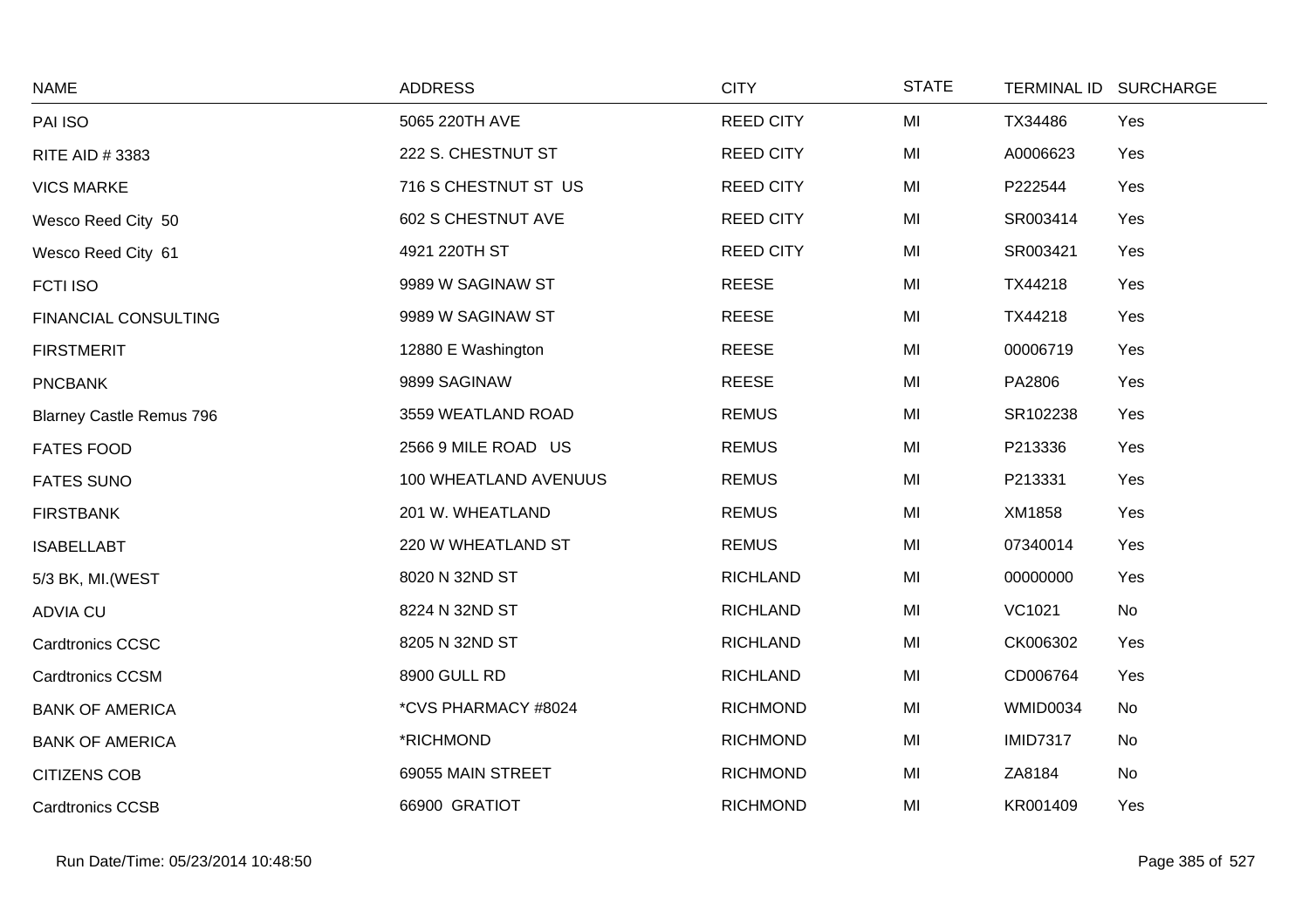| NAME | ADDRESS | CITY | STATE | TERMINAL ID | SURCHARGE |
|---|---|---|---|---|---|
| PAI ISO | 5065 220TH AVE | REED CITY | MI | TX34486 | Yes |
| RITE AID # 3383 | 222 S. CHESTNUT ST | REED CITY | MI | A0006623 | Yes |
| VICS MARKE | 716 S CHESTNUT ST US | REED CITY | MI | P222544 | Yes |
| Wesco Reed City 50 | 602 S CHESTNUT AVE | REED CITY | MI | SR003414 | Yes |
| Wesco Reed City 61 | 4921 220TH ST | REED CITY | MI | SR003421 | Yes |
| FCTI ISO | 9989 W SAGINAW ST | REESE | MI | TX44218 | Yes |
| FINANCIAL CONSULTING | 9989 W SAGINAW ST | REESE | MI | TX44218 | Yes |
| FIRSTMERIT | 12880 E Washington | REESE | MI | 00006719 | Yes |
| PNCBANK | 9899 SAGINAW | REESE | MI | PA2806 | Yes |
| Blarney Castle Remus 796 | 3559 WEATLAND ROAD | REMUS | MI | SR102238 | Yes |
| FATES FOOD | 2566 9 MILE ROAD US | REMUS | MI | P213336 | Yes |
| FATES SUNO | 100 WHEATLAND AVENUUS | REMUS | MI | P213331 | Yes |
| FIRSTBANK | 201 W. WHEATLAND | REMUS | MI | XM1858 | Yes |
| ISABELLABT | 220 W WHEATLAND ST | REMUS | MI | 07340014 | Yes |
| 5/3 BK, MI.(WEST | 8020 N 32ND ST | RICHLAND | MI | 00000000 | Yes |
| ADVIA CU | 8224 N 32ND ST | RICHLAND | MI | VC1021 | No |
| Cardtronics CCSC | 8205 N 32ND ST | RICHLAND | MI | CK006302 | Yes |
| Cardtronics CCSM | 8900 GULL RD | RICHLAND | MI | CD006764 | Yes |
| BANK OF AMERICA | *CVS PHARMACY #8024 | RICHMOND | MI | WMID0034 | No |
| BANK OF AMERICA | *RICHMOND | RICHMOND | MI | IMID7317 | No |
| CITIZENS COB | 69055 MAIN STREET | RICHMOND | MI | ZA8184 | No |
| Cardtronics CCSB | 66900 GRATIOT | RICHMOND | MI | KR001409 | Yes |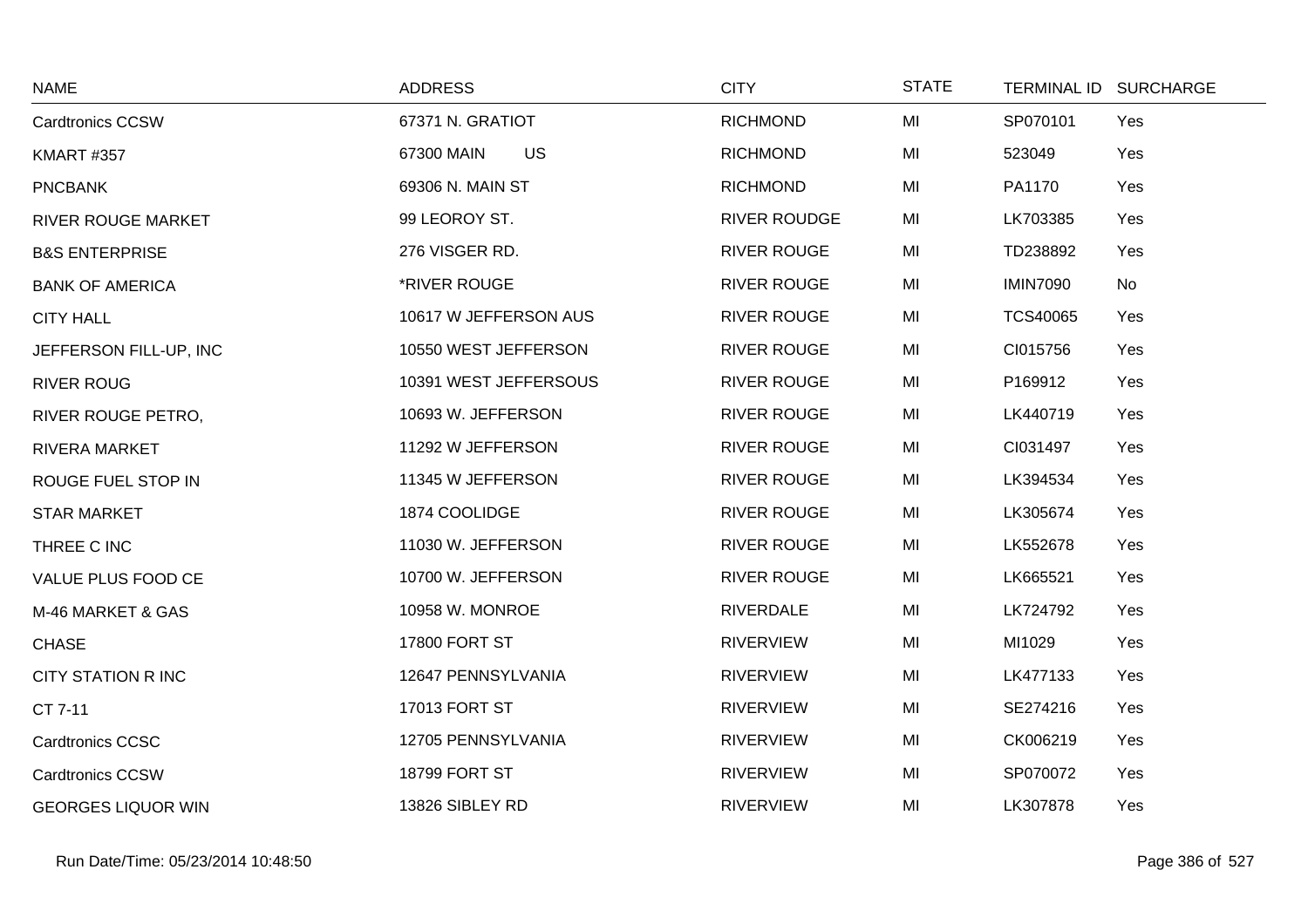| NAME | ADDRESS | CITY | STATE | TERMINAL ID | SURCHARGE |
|---|---|---|---|---|---|
| Cardtronics CCSW | 67371 N. GRATIOT | RICHMOND | MI | SP070101 | Yes |
| KMART #357 | 67300 MAIN US | RICHMOND | MI | 523049 | Yes |
| PNCBANK | 69306 N. MAIN ST | RICHMOND | MI | PA1170 | Yes |
| RIVER ROUGE MARKET | 99 LEOROY ST. | RIVER ROUDGE | MI | LK703385 | Yes |
| B&S ENTERPRISE | 276 VISGER RD. | RIVER ROUGE | MI | TD238892 | Yes |
| BANK OF AMERICA | *RIVER ROUGE | RIVER ROUGE | MI | IMIN7090 | No |
| CITY HALL | 10617 W JEFFERSON AUS | RIVER ROUGE | MI | TCS40065 | Yes |
| JEFFERSON FILL-UP, INC | 10550 WEST JEFFERSON | RIVER ROUGE | MI | CI015756 | Yes |
| RIVER ROUG | 10391 WEST JEFFERSOUS | RIVER ROUGE | MI | P169912 | Yes |
| RIVER ROUGE PETRO, | 10693 W. JEFFERSON | RIVER ROUGE | MI | LK440719 | Yes |
| RIVERA MARKET | 11292 W JEFFERSON | RIVER ROUGE | MI | CI031497 | Yes |
| ROUGE FUEL STOP IN | 11345 W JEFFERSON | RIVER ROUGE | MI | LK394534 | Yes |
| STAR MARKET | 1874 COOLIDGE | RIVER ROUGE | MI | LK305674 | Yes |
| THREE C INC | 11030 W. JEFFERSON | RIVER ROUGE | MI | LK552678 | Yes |
| VALUE PLUS FOOD CE | 10700 W. JEFFERSON | RIVER ROUGE | MI | LK665521 | Yes |
| M-46 MARKET & GAS | 10958 W. MONROE | RIVERDALE | MI | LK724792 | Yes |
| CHASE | 17800 FORT ST | RIVERVIEW | MI | MI1029 | Yes |
| CITY STATION R INC | 12647 PENNSYLVANIA | RIVERVIEW | MI | LK477133 | Yes |
| CT 7-11 | 17013 FORT ST | RIVERVIEW | MI | SE274216 | Yes |
| Cardtronics CCSC | 12705 PENNSYLVANIA | RIVERVIEW | MI | CK006219 | Yes |
| Cardtronics CCSW | 18799 FORT ST | RIVERVIEW | MI | SP070072 | Yes |
| GEORGES LIQUOR WIN | 13826 SIBLEY RD | RIVERVIEW | MI | LK307878 | Yes |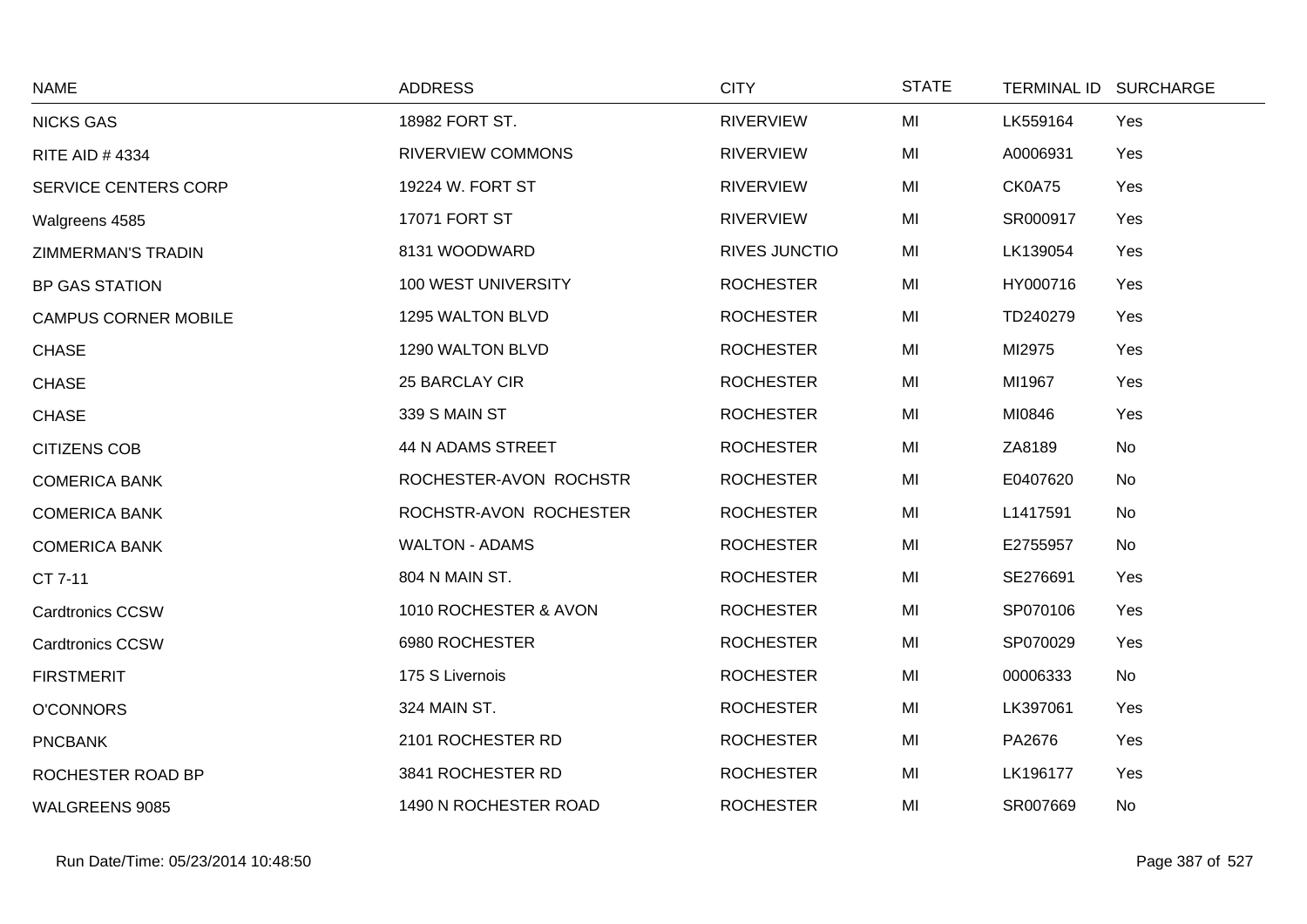| NAME | ADDRESS | CITY | STATE | TERMINAL ID | SURCHARGE |
|---|---|---|---|---|---|
| NICKS GAS | 18982 FORT ST. | RIVERVIEW | MI | LK559164 | Yes |
| RITE AID # 4334 | RIVERVIEW COMMONS | RIVERVIEW | MI | A0006931 | Yes |
| SERVICE CENTERS CORP | 19224 W. FORT ST | RIVERVIEW | MI | CK0A75 | Yes |
| Walgreens 4585 | 17071 FORT ST | RIVERVIEW | MI | SR000917 | Yes |
| ZIMMERMAN'S TRADIN | 8131 WOODWARD | RIVES JUNCTIO | MI | LK139054 | Yes |
| BP GAS STATION | 100 WEST UNIVERSITY | ROCHESTER | MI | HY000716 | Yes |
| CAMPUS CORNER MOBILE | 1295 WALTON BLVD | ROCHESTER | MI | TD240279 | Yes |
| CHASE | 1290 WALTON BLVD | ROCHESTER | MI | MI2975 | Yes |
| CHASE | 25 BARCLAY CIR | ROCHESTER | MI | MI1967 | Yes |
| CHASE | 339 S MAIN ST | ROCHESTER | MI | MI0846 | Yes |
| CITIZENS COB | 44 N ADAMS STREET | ROCHESTER | MI | ZA8189 | No |
| COMERICA BANK | ROCHESTER-AVON ROCHSTR | ROCHESTER | MI | E0407620 | No |
| COMERICA BANK | ROCHSTR-AVON ROCHESTER | ROCHESTER | MI | L1417591 | No |
| COMERICA BANK | WALTON - ADAMS | ROCHESTER | MI | E2755957 | No |
| CT 7-11 | 804 N MAIN ST. | ROCHESTER | MI | SE276691 | Yes |
| Cardtronics CCSW | 1010 ROCHESTER & AVON | ROCHESTER | MI | SP070106 | Yes |
| Cardtronics CCSW | 6980 ROCHESTER | ROCHESTER | MI | SP070029 | Yes |
| FIRSTMERIT | 175 S Livernois | ROCHESTER | MI | 00006333 | No |
| O'CONNORS | 324 MAIN ST. | ROCHESTER | MI | LK397061 | Yes |
| PNCBANK | 2101 ROCHESTER RD | ROCHESTER | MI | PA2676 | Yes |
| ROCHESTER ROAD BP | 3841 ROCHESTER RD | ROCHESTER | MI | LK196177 | Yes |
| WALGREENS 9085 | 1490 N ROCHESTER ROAD | ROCHESTER | MI | SR007669 | No |

Run Date/Time: 05/23/2014 10:48:50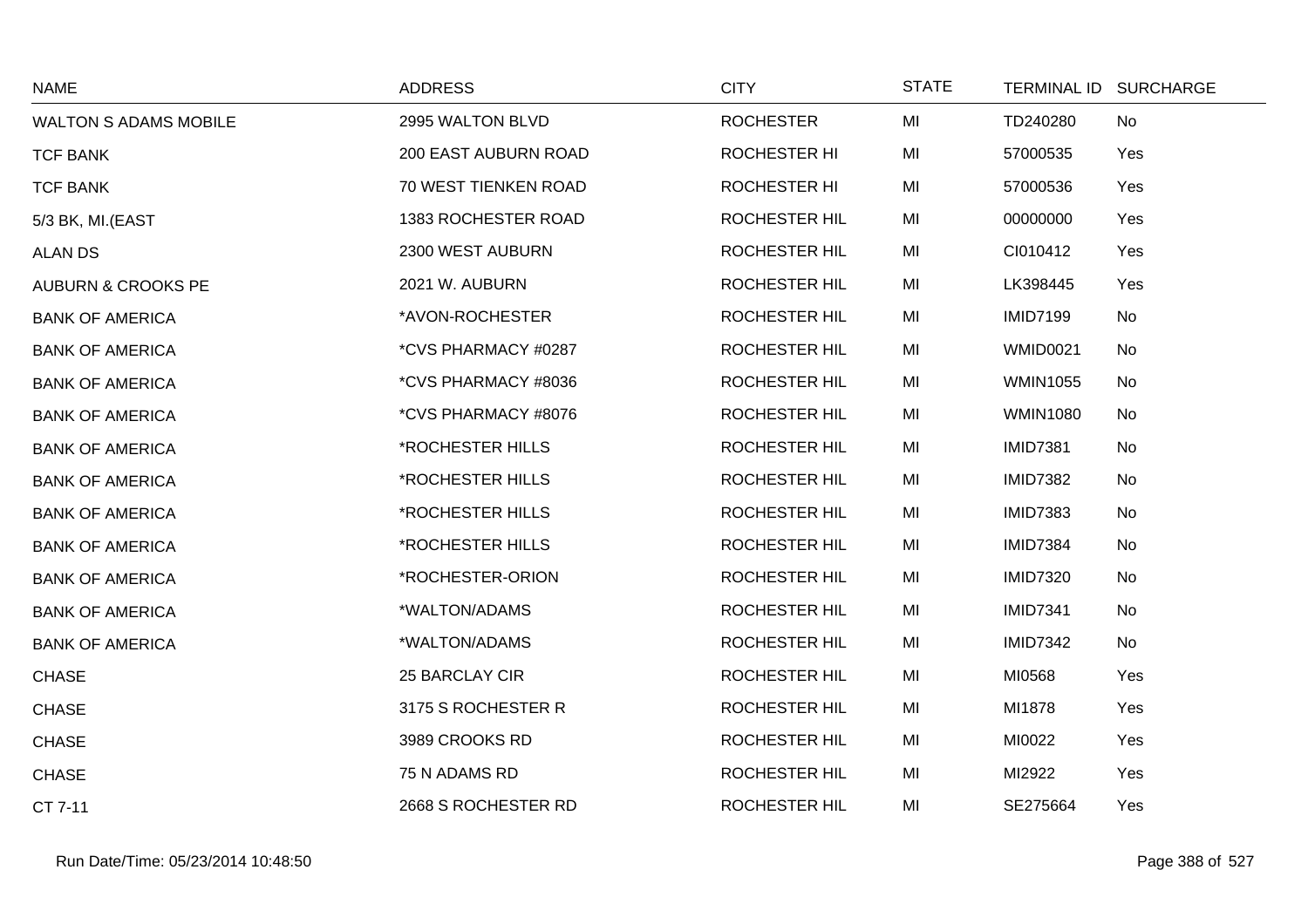| NAME | ADDRESS | CITY | STATE | TERMINAL ID | SURCHARGE |
|---|---|---|---|---|---|
| WALTON S ADAMS MOBILE | 2995 WALTON BLVD | ROCHESTER | MI | TD240280 | No |
| TCF BANK | 200 EAST AUBURN ROAD | ROCHESTER HI | MI | 57000535 | Yes |
| TCF BANK | 70 WEST TIENKEN ROAD | ROCHESTER HI | MI | 57000536 | Yes |
| 5/3 BK, MI.(EAST | 1383 ROCHESTER ROAD | ROCHESTER HIL | MI | 00000000 | Yes |
| ALAN DS | 2300 WEST AUBURN | ROCHESTER HIL | MI | CI010412 | Yes |
| AUBURN & CROOKS PE | 2021 W. AUBURN | ROCHESTER HIL | MI | LK398445 | Yes |
| BANK OF AMERICA | *AVON-ROCHESTER | ROCHESTER HIL | MI | IMID7199 | No |
| BANK OF AMERICA | *CVS PHARMACY #0287 | ROCHESTER HIL | MI | WMID0021 | No |
| BANK OF AMERICA | *CVS PHARMACY #8036 | ROCHESTER HIL | MI | WMIN1055 | No |
| BANK OF AMERICA | *CVS PHARMACY #8076 | ROCHESTER HIL | MI | WMIN1080 | No |
| BANK OF AMERICA | *ROCHESTER HILLS | ROCHESTER HIL | MI | IMID7381 | No |
| BANK OF AMERICA | *ROCHESTER HILLS | ROCHESTER HIL | MI | IMID7382 | No |
| BANK OF AMERICA | *ROCHESTER HILLS | ROCHESTER HIL | MI | IMID7383 | No |
| BANK OF AMERICA | *ROCHESTER HILLS | ROCHESTER HIL | MI | IMID7384 | No |
| BANK OF AMERICA | *ROCHESTER-ORION | ROCHESTER HIL | MI | IMID7320 | No |
| BANK OF AMERICA | *WALTON/ADAMS | ROCHESTER HIL | MI | IMID7341 | No |
| BANK OF AMERICA | *WALTON/ADAMS | ROCHESTER HIL | MI | IMID7342 | No |
| CHASE | 25 BARCLAY CIR | ROCHESTER HIL | MI | MI0568 | Yes |
| CHASE | 3175 S ROCHESTER R | ROCHESTER HIL | MI | MI1878 | Yes |
| CHASE | 3989 CROOKS RD | ROCHESTER HIL | MI | MI0022 | Yes |
| CHASE | 75 N ADAMS RD | ROCHESTER HIL | MI | MI2922 | Yes |
| CT 7-11 | 2668 S ROCHESTER RD | ROCHESTER HIL | MI | SE275664 | Yes |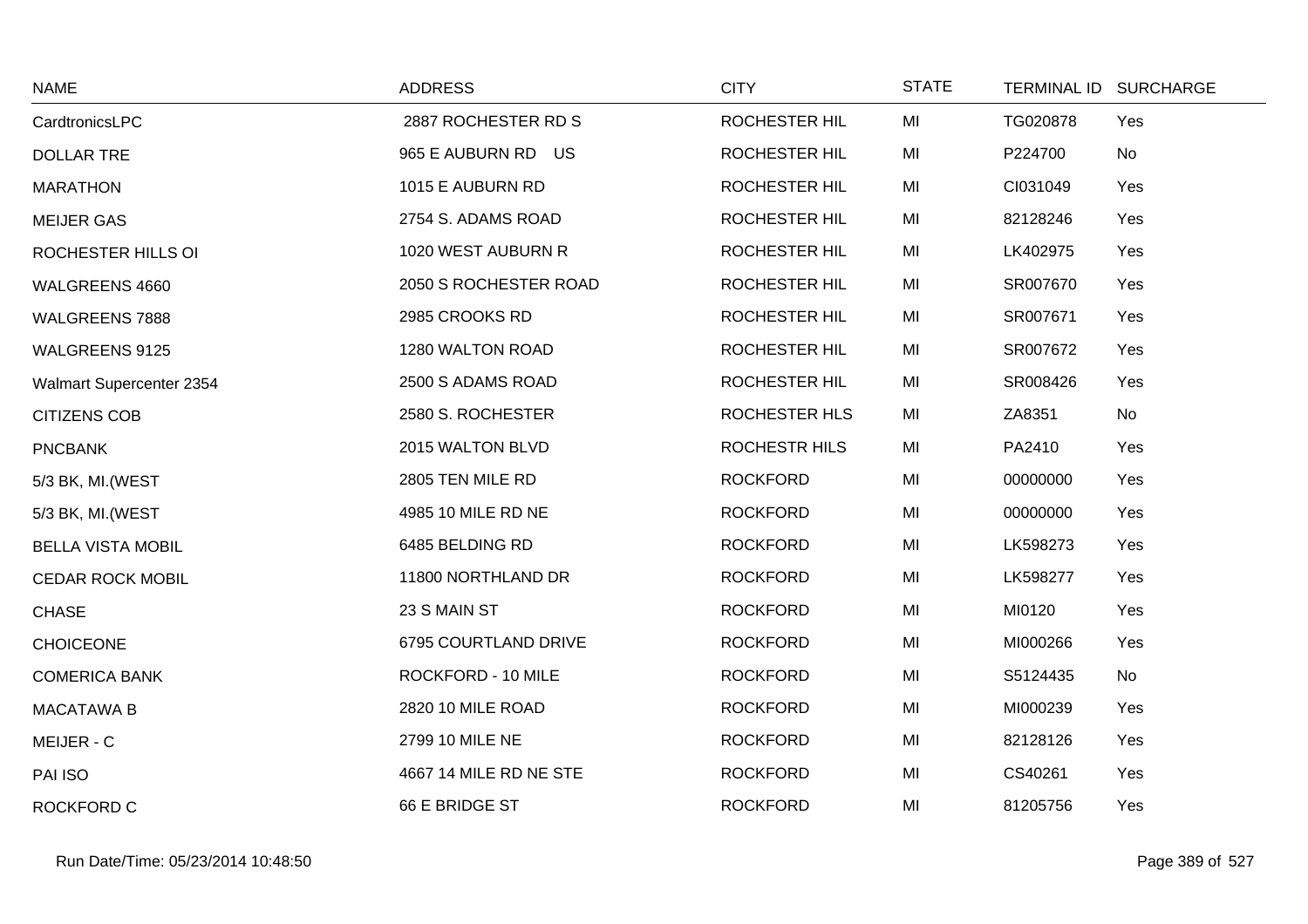| NAME | ADDRESS | CITY | STATE | TERMINAL ID | SURCHARGE |
|---|---|---|---|---|---|
| CardtronicsLPC | 2887 ROCHESTER RD S | ROCHESTER HIL | MI | TG020878 | Yes |
| DOLLAR TRE | 965 E AUBURN RD US | ROCHESTER HIL | MI | P224700 | No |
| MARATHON | 1015 E AUBURN RD | ROCHESTER HIL | MI | CI031049 | Yes |
| MEIJER GAS | 2754 S. ADAMS ROAD | ROCHESTER HIL | MI | 82128246 | Yes |
| ROCHESTER HILLS OI | 1020 WEST AUBURN R | ROCHESTER HIL | MI | LK402975 | Yes |
| WALGREENS 4660 | 2050 S ROCHESTER ROAD | ROCHESTER HIL | MI | SR007670 | Yes |
| WALGREENS 7888 | 2985 CROOKS RD | ROCHESTER HIL | MI | SR007671 | Yes |
| WALGREENS 9125 | 1280 WALTON ROAD | ROCHESTER HIL | MI | SR007672 | Yes |
| Walmart Supercenter 2354 | 2500 S ADAMS ROAD | ROCHESTER HIL | MI | SR008426 | Yes |
| CITIZENS COB | 2580 S. ROCHESTER | ROCHESTER HLS | MI | ZA8351 | No |
| PNCBANK | 2015 WALTON BLVD | ROCHESTR HILS | MI | PA2410 | Yes |
| 5/3 BK, MI.(WEST | 2805 TEN MILE RD | ROCKFORD | MI | 00000000 | Yes |
| 5/3 BK, MI.(WEST | 4985 10 MILE RD NE | ROCKFORD | MI | 00000000 | Yes |
| BELLA VISTA MOBIL | 6485 BELDING RD | ROCKFORD | MI | LK598273 | Yes |
| CEDAR ROCK MOBIL | 11800 NORTHLAND DR | ROCKFORD | MI | LK598277 | Yes |
| CHASE | 23 S MAIN ST | ROCKFORD | MI | MI0120 | Yes |
| CHOICEONE | 6795 COURTLAND DRIVE | ROCKFORD | MI | MI000266 | Yes |
| COMERICA BANK | ROCKFORD - 10 MILE | ROCKFORD | MI | S5124435 | No |
| MACATAWA B | 2820 10 MILE ROAD | ROCKFORD | MI | MI000239 | Yes |
| MEIJER - C | 2799 10 MILE NE | ROCKFORD | MI | 82128126 | Yes |
| PAI ISO | 4667 14 MILE RD NE STE | ROCKFORD | MI | CS40261 | Yes |
| ROCKFORD C | 66 E BRIDGE ST | ROCKFORD | MI | 81205756 | Yes |

Run Date/Time: 05/23/2014 10:48:50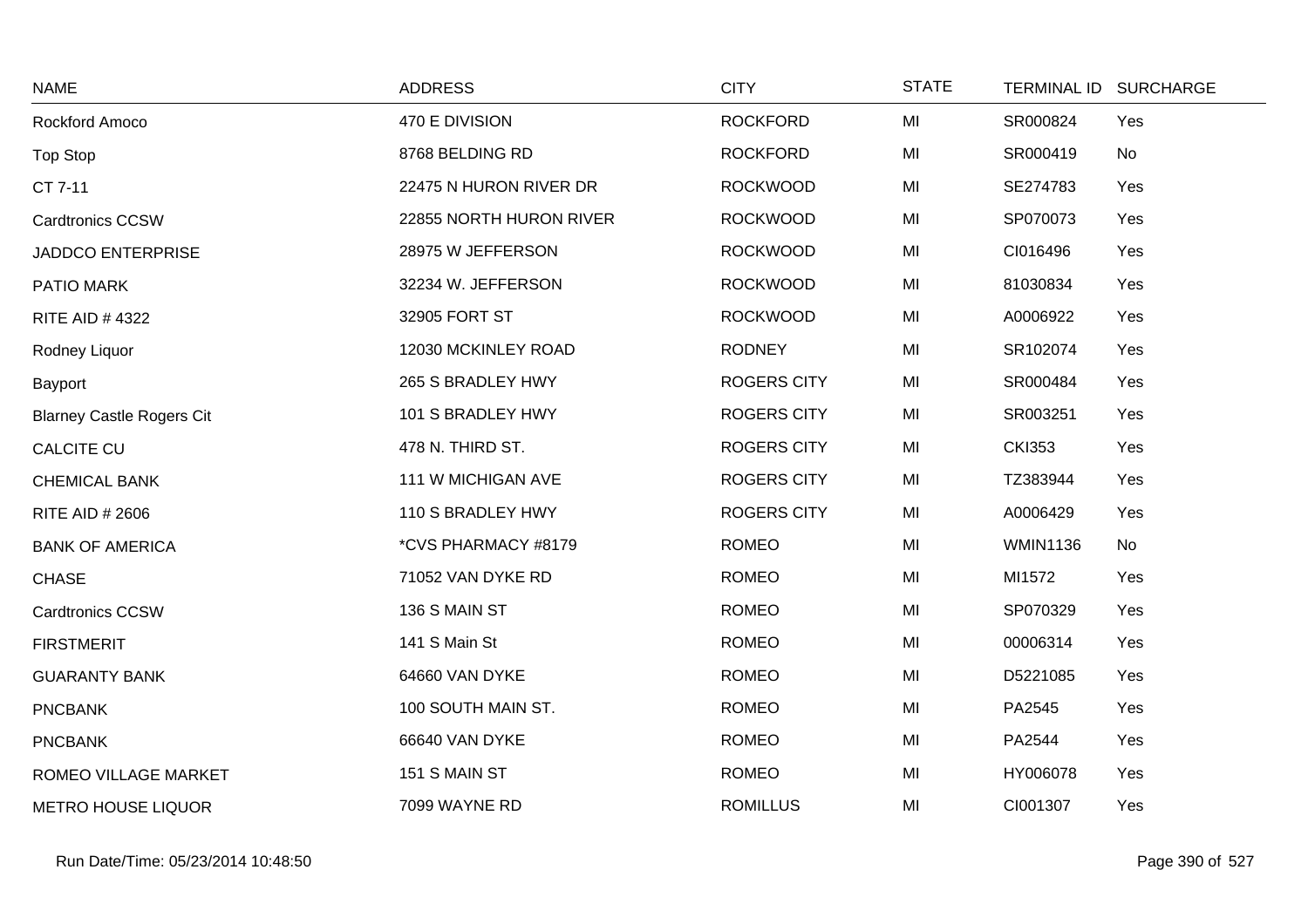| NAME | ADDRESS | CITY | STATE | TERMINAL ID | SURCHARGE |
|---|---|---|---|---|---|
| Rockford Amoco | 470 E DIVISION | ROCKFORD | MI | SR000824 | Yes |
| Top Stop | 8768 BELDING RD | ROCKFORD | MI | SR000419 | No |
| CT 7-11 | 22475 N HURON RIVER DR | ROCKWOOD | MI | SE274783 | Yes |
| Cardtronics CCSW | 22855 NORTH HURON RIVER | ROCKWOOD | MI | SP070073 | Yes |
| JADDCO ENTERPRISE | 28975 W JEFFERSON | ROCKWOOD | MI | CI016496 | Yes |
| PATIO MARK | 32234 W. JEFFERSON | ROCKWOOD | MI | 81030834 | Yes |
| RITE AID # 4322 | 32905 FORT ST | ROCKWOOD | MI | A0006922 | Yes |
| Rodney Liquor | 12030 MCKINLEY ROAD | RODNEY | MI | SR102074 | Yes |
| Bayport | 265 S BRADLEY HWY | ROGERS CITY | MI | SR000484 | Yes |
| Blarney Castle Rogers Cit | 101 S BRADLEY HWY | ROGERS CITY | MI | SR003251 | Yes |
| CALCITE CU | 478 N. THIRD ST. | ROGERS CITY | MI | CKI353 | Yes |
| CHEMICAL BANK | 111 W MICHIGAN AVE | ROGERS CITY | MI | TZ383944 | Yes |
| RITE AID # 2606 | 110 S BRADLEY HWY | ROGERS CITY | MI | A0006429 | Yes |
| BANK OF AMERICA | *CVS PHARMACY #8179 | ROMEO | MI | WMIN1136 | No |
| CHASE | 71052 VAN DYKE RD | ROMEO | MI | MI1572 | Yes |
| Cardtronics CCSW | 136 S MAIN ST | ROMEO | MI | SP070329 | Yes |
| FIRSTMERIT | 141 S Main St | ROMEO | MI | 00006314 | Yes |
| GUARANTY BANK | 64660 VAN DYKE | ROMEO | MI | D5221085 | Yes |
| PNCBANK | 100 SOUTH MAIN ST. | ROMEO | MI | PA2545 | Yes |
| PNCBANK | 66640 VAN DYKE | ROMEO | MI | PA2544 | Yes |
| ROMEO VILLAGE MARKET | 151 S MAIN ST | ROMEO | MI | HY006078 | Yes |
| METRO HOUSE LIQUOR | 7099 WAYNE RD | ROMILLUS | MI | CI001307 | Yes |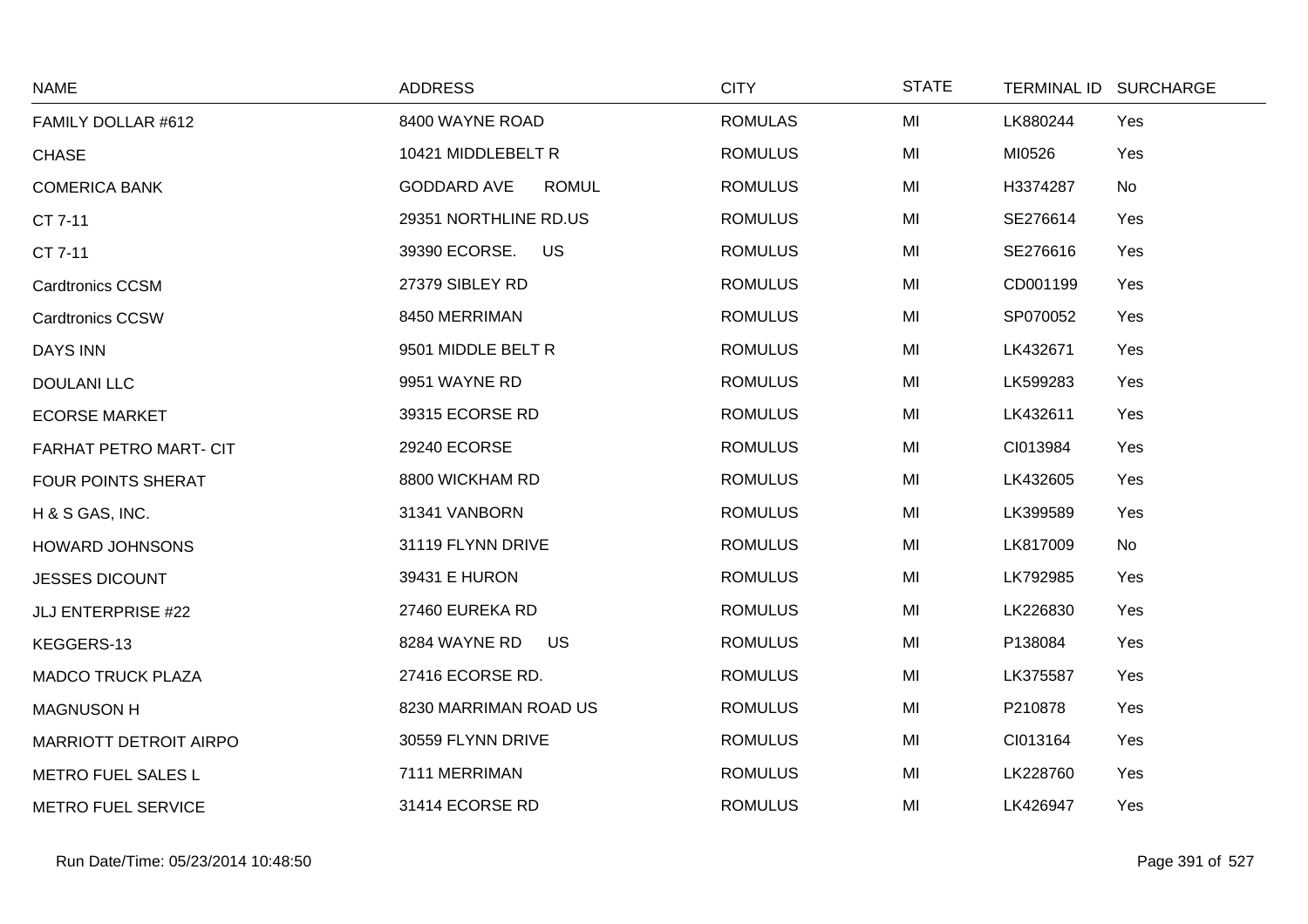| NAME | ADDRESS | CITY | STATE | TERMINAL ID | SURCHARGE |
|---|---|---|---|---|---|
| FAMILY DOLLAR #612 | 8400 WAYNE ROAD | ROMULAS | MI | LK880244 | Yes |
| CHASE | 10421 MIDDLEBELT R | ROMULUS | MI | MI0526 | Yes |
| COMERICA BANK | GODDARD AVE ROMUL | ROMULUS | MI | H3374287 | No |
| CT 7-11 | 29351 NORTHLINE RD.US | ROMULUS | MI | SE276614 | Yes |
| CT 7-11 | 39390 ECORSE. US | ROMULUS | MI | SE276616 | Yes |
| Cardtronics CCSM | 27379 SIBLEY RD | ROMULUS | MI | CD001199 | Yes |
| Cardtronics CCSW | 8450 MERRIMAN | ROMULUS | MI | SP070052 | Yes |
| DAYS INN | 9501 MIDDLE BELT R | ROMULUS | MI | LK432671 | Yes |
| DOULANI LLC | 9951 WAYNE RD | ROMULUS | MI | LK599283 | Yes |
| ECORSE MARKET | 39315 ECORSE RD | ROMULUS | MI | LK432611 | Yes |
| FARHAT PETRO MART- CIT | 29240 ECORSE | ROMULUS | MI | CI013984 | Yes |
| FOUR POINTS SHERAT | 8800 WICKHAM RD | ROMULUS | MI | LK432605 | Yes |
| H & S GAS, INC. | 31341 VANBORN | ROMULUS | MI | LK399589 | Yes |
| HOWARD JOHNSONS | 31119 FLYNN DRIVE | ROMULUS | MI | LK817009 | No |
| JESSES DICOUNT | 39431 E HURON | ROMULUS | MI | LK792985 | Yes |
| JLJ ENTERPRISE #22 | 27460 EUREKA RD | ROMULUS | MI | LK226830 | Yes |
| KEGGERS-13 | 8284 WAYNE RD US | ROMULUS | MI | P138084 | Yes |
| MADCO TRUCK PLAZA | 27416 ECORSE RD. | ROMULUS | MI | LK375587 | Yes |
| MAGNUSON H | 8230 MARRIMAN ROAD US | ROMULUS | MI | P210878 | Yes |
| MARRIOTT DETROIT AIRPO | 30559 FLYNN DRIVE | ROMULUS | MI | CI013164 | Yes |
| METRO FUEL SALES L | 7111 MERRIMAN | ROMULUS | MI | LK228760 | Yes |
| METRO FUEL SERVICE | 31414 ECORSE RD | ROMULUS | MI | LK426947 | Yes |

Run Date/Time: 05/23/2014 10:48:50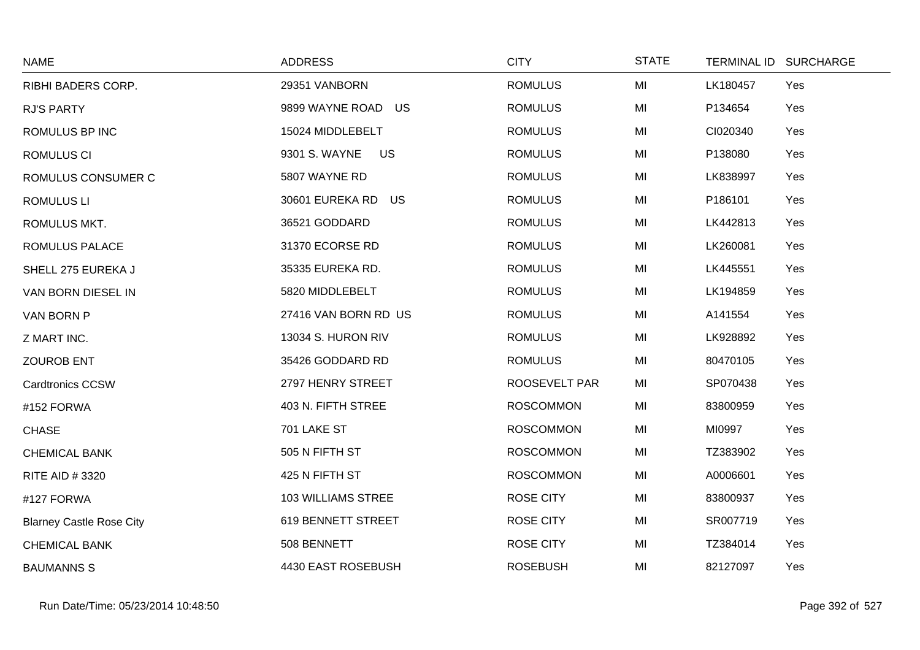| NAME | ADDRESS | CITY | STATE | TERMINAL ID | SURCHARGE |
|---|---|---|---|---|---|
| RIBHI BADERS CORP. | 29351 VANBORN | ROMULUS | MI | LK180457 | Yes |
| RJ'S PARTY | 9899 WAYNE ROAD US | ROMULUS | MI | P134654 | Yes |
| ROMULUS BP INC | 15024 MIDDLEBELT | ROMULUS | MI | CI020340 | Yes |
| ROMULUS CI | 9301 S. WAYNE US | ROMULUS | MI | P138080 | Yes |
| ROMULUS CONSUMER C | 5807 WAYNE RD | ROMULUS | MI | LK838997 | Yes |
| ROMULUS LI | 30601 EUREKA RD US | ROMULUS | MI | P186101 | Yes |
| ROMULUS MKT. | 36521 GODDARD | ROMULUS | MI | LK442813 | Yes |
| ROMULUS PALACE | 31370 ECORSE RD | ROMULUS | MI | LK260081 | Yes |
| SHELL 275 EUREKA J | 35335 EUREKA RD. | ROMULUS | MI | LK445551 | Yes |
| VAN BORN DIESEL IN | 5820 MIDDLEBELT | ROMULUS | MI | LK194859 | Yes |
| VAN BORN P | 27416 VAN BORN RD US | ROMULUS | MI | A141554 | Yes |
| Z MART INC. | 13034 S. HURON RIV | ROMULUS | MI | LK928892 | Yes |
| ZOUROB ENT | 35426 GODDARD RD | ROMULUS | MI | 80470105 | Yes |
| Cardtronics CCSW | 2797 HENRY STREET | ROOSEVELT PAR | MI | SP070438 | Yes |
| #152 FORWA | 403 N. FIFTH STREE | ROSCOMMON | MI | 83800959 | Yes |
| CHASE | 701 LAKE ST | ROSCOMMON | MI | MI0997 | Yes |
| CHEMICAL BANK | 505 N FIFTH ST | ROSCOMMON | MI | TZ383902 | Yes |
| RITE AID # 3320 | 425 N FIFTH ST | ROSCOMMON | MI | A0006601 | Yes |
| #127 FORWA | 103 WILLIAMS STREE | ROSE CITY | MI | 83800937 | Yes |
| Blarney Castle Rose City | 619 BENNETT STREET | ROSE CITY | MI | SR007719 | Yes |
| CHEMICAL BANK | 508 BENNETT | ROSE CITY | MI | TZ384014 | Yes |
| BAUMANNS S | 4430 EAST ROSEBUSH | ROSEBUSH | MI | 82127097 | Yes |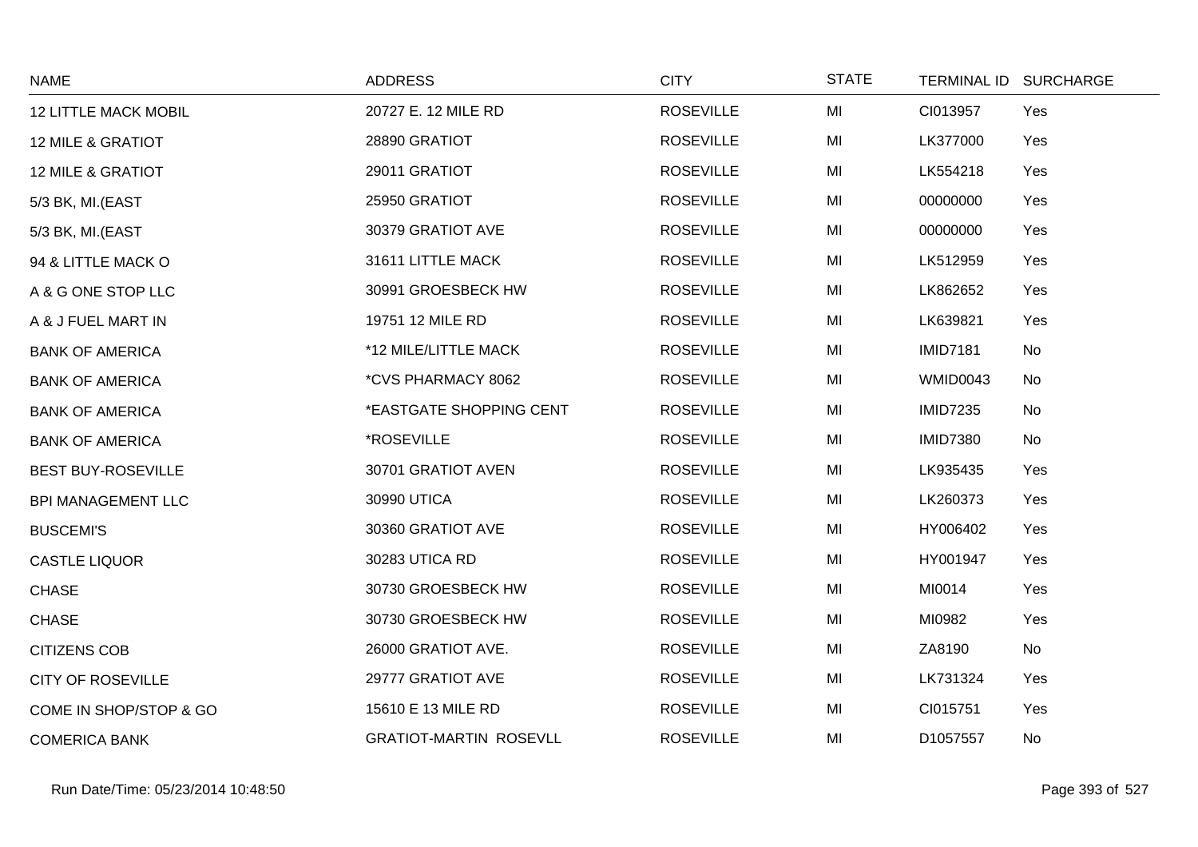| NAME | ADDRESS | CITY | STATE | TERMINAL ID | SURCHARGE |
|---|---|---|---|---|---|
| 12 LITTLE MACK MOBIL | 20727 E. 12 MILE RD | ROSEVILLE | MI | CI013957 | Yes |
| 12 MILE & GRATIOT | 28890 GRATIOT | ROSEVILLE | MI | LK377000 | Yes |
| 12 MILE & GRATIOT | 29011 GRATIOT | ROSEVILLE | MI | LK554218 | Yes |
| 5/3 BK, MI.(EAST | 25950 GRATIOT | ROSEVILLE | MI | 00000000 | Yes |
| 5/3 BK, MI.(EAST | 30379 GRATIOT AVE | ROSEVILLE | MI | 00000000 | Yes |
| 94 & LITTLE MACK O | 31611 LITTLE MACK | ROSEVILLE | MI | LK512959 | Yes |
| A & G ONE STOP LLC | 30991 GROESBECK HW | ROSEVILLE | MI | LK862652 | Yes |
| A & J FUEL MART IN | 19751 12 MILE RD | ROSEVILLE | MI | LK639821 | Yes |
| BANK OF AMERICA | *12 MILE/LITTLE MACK | ROSEVILLE | MI | IMID7181 | No |
| BANK OF AMERICA | *CVS PHARMACY 8062 | ROSEVILLE | MI | WMID0043 | No |
| BANK OF AMERICA | *EASTGATE SHOPPING CENT | ROSEVILLE | MI | IMID7235 | No |
| BANK OF AMERICA | *ROSEVILLE | ROSEVILLE | MI | IMID7380 | No |
| BEST BUY-ROSEVILLE | 30701 GRATIOT AVEN | ROSEVILLE | MI | LK935435 | Yes |
| BPI MANAGEMENT LLC | 30990 UTICA | ROSEVILLE | MI | LK260373 | Yes |
| BUSCEMI'S | 30360 GRATIOT AVE | ROSEVILLE | MI | HY006402 | Yes |
| CASTLE LIQUOR | 30283 UTICA RD | ROSEVILLE | MI | HY001947 | Yes |
| CHASE | 30730 GROESBECK HW | ROSEVILLE | MI | MI0014 | Yes |
| CHASE | 30730 GROESBECK HW | ROSEVILLE | MI | MI0982 | Yes |
| CITIZENS COB | 26000 GRATIOT AVE. | ROSEVILLE | MI | ZA8190 | No |
| CITY OF ROSEVILLE | 29777 GRATIOT AVE | ROSEVILLE | MI | LK731324 | Yes |
| COME IN SHOP/STOP & GO | 15610 E 13 MILE RD | ROSEVILLE | MI | CI015751 | Yes |
| COMERICA BANK | GRATIOT-MARTIN ROSEVLL | ROSEVILLE | MI | D1057557 | No |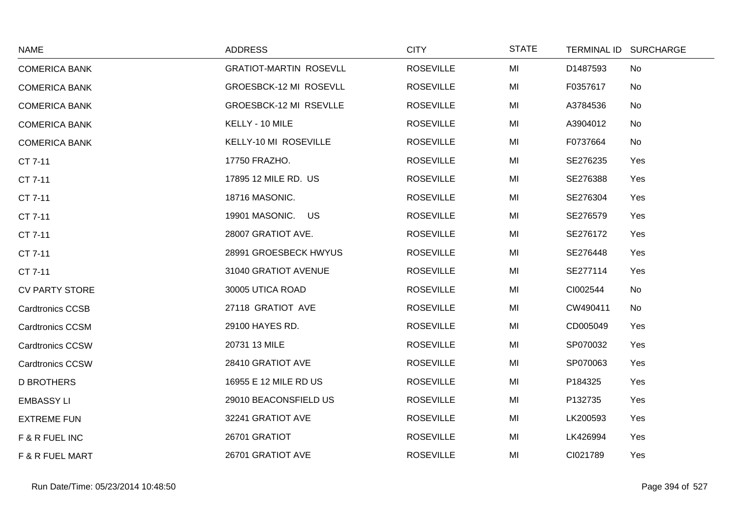| NAME | ADDRESS | CITY | STATE | TERMINAL ID | SURCHARGE |
|---|---|---|---|---|---|
| COMERICA BANK | GRATIOT-MARTIN ROSEVLL | ROSEVILLE | MI | D1487593 | No |
| COMERICA BANK | GROESBCK-12 MI ROSEVLL | ROSEVILLE | MI | F0357617 | No |
| COMERICA BANK | GROESBCK-12 MI RSEVLLE | ROSEVILLE | MI | A3784536 | No |
| COMERICA BANK | KELLY - 10 MILE | ROSEVILLE | MI | A3904012 | No |
| COMERICA BANK | KELLY-10 MI ROSEVILLE | ROSEVILLE | MI | F0737664 | No |
| CT 7-11 | 17750 FRAZHO. | ROSEVILLE | MI | SE276235 | Yes |
| CT 7-11 | 17895 12 MILE RD. US | ROSEVILLE | MI | SE276388 | Yes |
| CT 7-11 | 18716 MASONIC. | ROSEVILLE | MI | SE276304 | Yes |
| CT 7-11 | 19901 MASONIC. US | ROSEVILLE | MI | SE276579 | Yes |
| CT 7-11 | 28007 GRATIOT AVE. | ROSEVILLE | MI | SE276172 | Yes |
| CT 7-11 | 28991 GROESBECK HWYUS | ROSEVILLE | MI | SE276448 | Yes |
| CT 7-11 | 31040 GRATIOT AVENUE | ROSEVILLE | MI | SE277114 | Yes |
| CV PARTY STORE | 30005 UTICA ROAD | ROSEVILLE | MI | CI002544 | No |
| Cardtronics CCSB | 27118 GRATIOT AVE | ROSEVILLE | MI | CW490411 | No |
| Cardtronics CCSM | 29100 HAYES RD. | ROSEVILLE | MI | CD005049 | Yes |
| Cardtronics CCSW | 20731 13 MILE | ROSEVILLE | MI | SP070032 | Yes |
| Cardtronics CCSW | 28410 GRATIOT AVE | ROSEVILLE | MI | SP070063 | Yes |
| D BROTHERS | 16955 E 12 MILE RD US | ROSEVILLE | MI | P184325 | Yes |
| EMBASSY LI | 29010 BEACONSFIELD US | ROSEVILLE | MI | P132735 | Yes |
| EXTREME FUN | 32241 GRATIOT AVE | ROSEVILLE | MI | LK200593 | Yes |
| F & R FUEL INC | 26701 GRATIOT | ROSEVILLE | MI | LK426994 | Yes |
| F & R FUEL MART | 26701 GRATIOT AVE | ROSEVILLE | MI | CI021789 | Yes |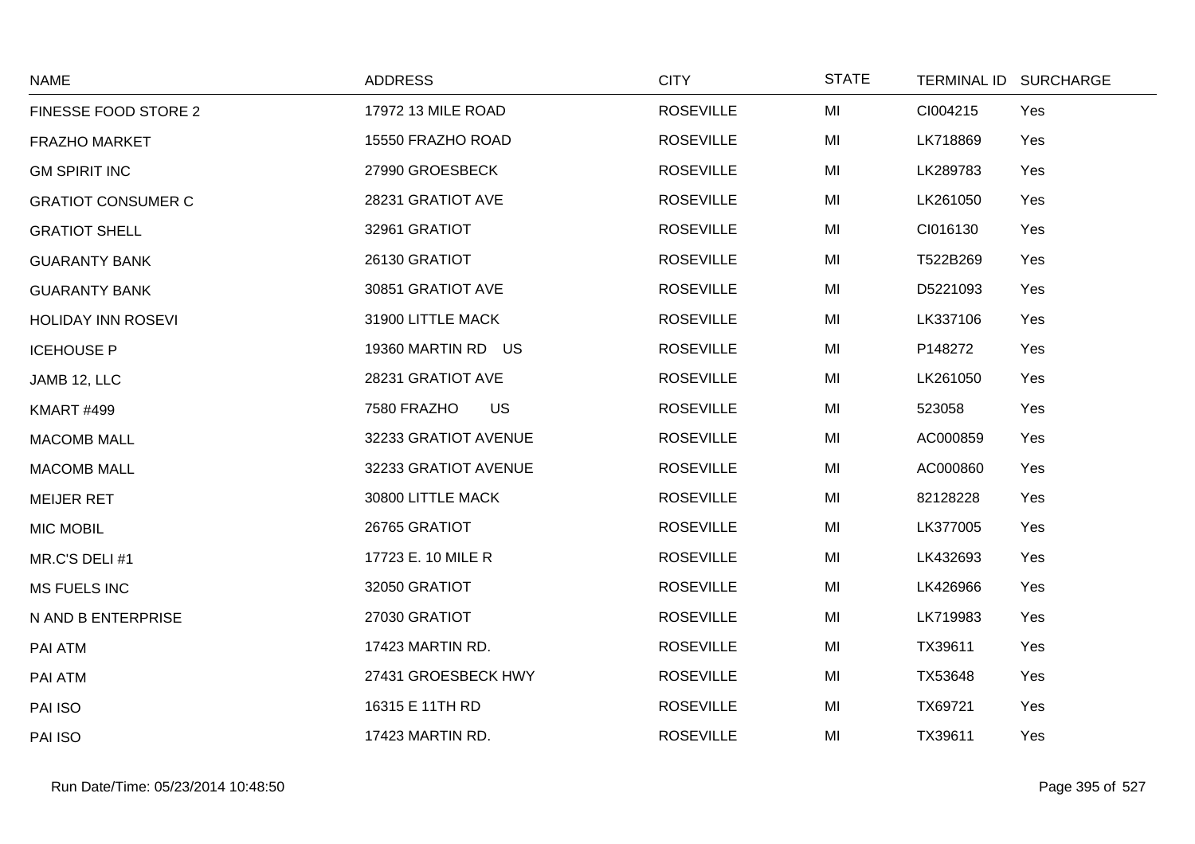| NAME | ADDRESS | CITY | STATE | TERMINAL ID | SURCHARGE |
|---|---|---|---|---|---|
| FINESSE FOOD STORE 2 | 17972 13 MILE ROAD | ROSEVILLE | MI | CI004215 | Yes |
| FRAZHO MARKET | 15550 FRAZHO ROAD | ROSEVILLE | MI | LK718869 | Yes |
| GM SPIRIT INC | 27990 GROESBECK | ROSEVILLE | MI | LK289783 | Yes |
| GRATIOT CONSUMER C | 28231 GRATIOT AVE | ROSEVILLE | MI | LK261050 | Yes |
| GRATIOT SHELL | 32961 GRATIOT | ROSEVILLE | MI | CI016130 | Yes |
| GUARANTY BANK | 26130 GRATIOT | ROSEVILLE | MI | T522B269 | Yes |
| GUARANTY BANK | 30851 GRATIOT AVE | ROSEVILLE | MI | D5221093 | Yes |
| HOLIDAY INN ROSEVI | 31900 LITTLE MACK | ROSEVILLE | MI | LK337106 | Yes |
| ICEHOUSE P | 19360 MARTIN RD US | ROSEVILLE | MI | P148272 | Yes |
| JAMB 12, LLC | 28231 GRATIOT AVE | ROSEVILLE | MI | LK261050 | Yes |
| KMART #499 | 7580 FRAZHO US | ROSEVILLE | MI | 523058 | Yes |
| MACOMB MALL | 32233 GRATIOT AVENUE | ROSEVILLE | MI | AC000859 | Yes |
| MACOMB MALL | 32233 GRATIOT AVENUE | ROSEVILLE | MI | AC000860 | Yes |
| MEIJER RET | 30800 LITTLE MACK | ROSEVILLE | MI | 82128228 | Yes |
| MIC MOBIL | 26765 GRATIOT | ROSEVILLE | MI | LK377005 | Yes |
| MR.C'S DELI #1 | 17723 E. 10 MILE R | ROSEVILLE | MI | LK432693 | Yes |
| MS FUELS INC | 32050 GRATIOT | ROSEVILLE | MI | LK426966 | Yes |
| N AND B ENTERPRISE | 27030 GRATIOT | ROSEVILLE | MI | LK719983 | Yes |
| PAI ATM | 17423 MARTIN RD. | ROSEVILLE | MI | TX39611 | Yes |
| PAI ATM | 27431 GROESBECK HWY | ROSEVILLE | MI | TX53648 | Yes |
| PAI ISO | 16315 E 11TH RD | ROSEVILLE | MI | TX69721 | Yes |
| PAI ISO | 17423 MARTIN RD. | ROSEVILLE | MI | TX39611 | Yes |

Run Date/Time: 05/23/2014 10:48:50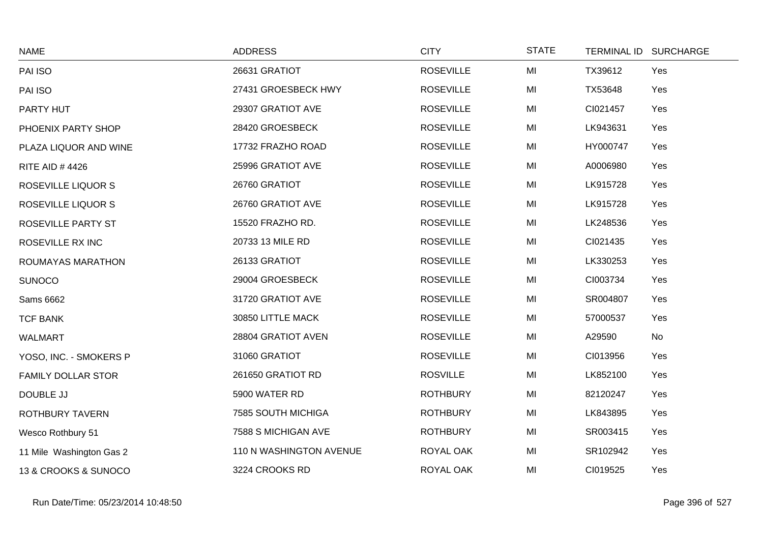| NAME | ADDRESS | CITY | STATE | TERMINAL ID | SURCHARGE |
|---|---|---|---|---|---|
| PAI ISO | 26631 GRATIOT | ROSEVILLE | MI | TX39612 | Yes |
| PAI ISO | 27431 GROESBECK HWY | ROSEVILLE | MI | TX53648 | Yes |
| PARTY HUT | 29307 GRATIOT AVE | ROSEVILLE | MI | CI021457 | Yes |
| PHOENIX PARTY SHOP | 28420 GROESBECK | ROSEVILLE | MI | LK943631 | Yes |
| PLAZA LIQUOR AND WINE | 17732 FRAZHO ROAD | ROSEVILLE | MI | HY000747 | Yes |
| RITE AID # 4426 | 25996 GRATIOT AVE | ROSEVILLE | MI | A0006980 | Yes |
| ROSEVILLE LIQUOR S | 26760 GRATIOT | ROSEVILLE | MI | LK915728 | Yes |
| ROSEVILLE LIQUOR S | 26760 GRATIOT AVE | ROSEVILLE | MI | LK915728 | Yes |
| ROSEVILLE PARTY ST | 15520 FRAZHO RD. | ROSEVILLE | MI | LK248536 | Yes |
| ROSEVILLE RX INC | 20733 13 MILE RD | ROSEVILLE | MI | CI021435 | Yes |
| ROUMAYAS MARATHON | 26133 GRATIOT | ROSEVILLE | MI | LK330253 | Yes |
| SUNOCO | 29004 GROESBECK | ROSEVILLE | MI | CI003734 | Yes |
| Sams 6662 | 31720 GRATIOT AVE | ROSEVILLE | MI | SR004807 | Yes |
| TCF BANK | 30850 LITTLE MACK | ROSEVILLE | MI | 57000537 | Yes |
| WALMART | 28804 GRATIOT AVEN | ROSEVILLE | MI | A29590 | No |
| YOSO, INC. - SMOKERS P | 31060 GRATIOT | ROSEVILLE | MI | CI013956 | Yes |
| FAMILY DOLLAR STOR | 261650 GRATIOT RD | ROSVILLE | MI | LK852100 | Yes |
| DOUBLE JJ | 5900 WATER RD | ROTHBURY | MI | 82120247 | Yes |
| ROTHBURY TAVERN | 7585 SOUTH MICHIGA | ROTHBURY | MI | LK843895 | Yes |
| Wesco Rothbury 51 | 7588 S MICHIGAN AVE | ROTHBURY | MI | SR003415 | Yes |
| 11 Mile Washington Gas 2 | 110 N WASHINGTON AVENUE | ROYAL OAK | MI | SR102942 | Yes |
| 13 & CROOKS & SUNOCO | 3224 CROOKS RD | ROYAL OAK | MI | CI019525 | Yes |

Run Date/Time: 05/23/2014 10:48:50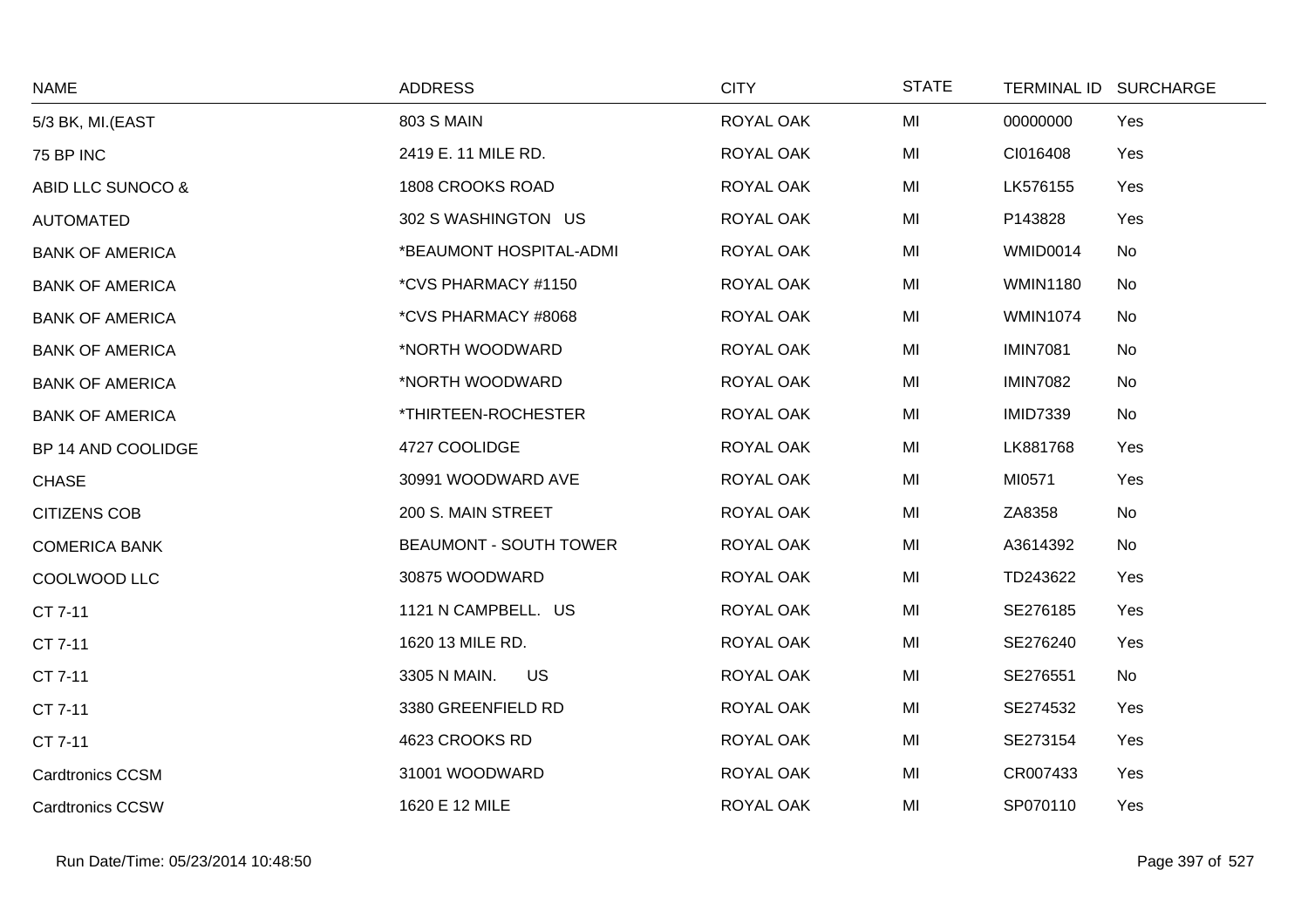| NAME | ADDRESS | CITY | STATE | TERMINAL ID | SURCHARGE |
|---|---|---|---|---|---|
| 5/3 BK, MI.(EAST | 803 S MAIN | ROYAL OAK | MI | 00000000 | Yes |
| 75 BP INC | 2419 E. 11 MILE RD. | ROYAL OAK | MI | CI016408 | Yes |
| ABID LLC SUNOCO & | 1808 CROOKS ROAD | ROYAL OAK | MI | LK576155 | Yes |
| AUTOMATED | 302 S WASHINGTON US | ROYAL OAK | MI | P143828 | Yes |
| BANK OF AMERICA | *BEAUMONT HOSPITAL-ADMI | ROYAL OAK | MI | WMID0014 | No |
| BANK OF AMERICA | *CVS PHARMACY #1150 | ROYAL OAK | MI | WMIN1180 | No |
| BANK OF AMERICA | *CVS PHARMACY #8068 | ROYAL OAK | MI | WMIN1074 | No |
| BANK OF AMERICA | *NORTH WOODWARD | ROYAL OAK | MI | IMIN7081 | No |
| BANK OF AMERICA | *NORTH WOODWARD | ROYAL OAK | MI | IMIN7082 | No |
| BANK OF AMERICA | *THIRTEEN-ROCHESTER | ROYAL OAK | MI | IMID7339 | No |
| BP 14 AND COOLIDGE | 4727 COOLIDGE | ROYAL OAK | MI | LK881768 | Yes |
| CHASE | 30991 WOODWARD AVE | ROYAL OAK | MI | MI0571 | Yes |
| CITIZENS COB | 200 S. MAIN STREET | ROYAL OAK | MI | ZA8358 | No |
| COMERICA BANK | BEAUMONT - SOUTH TOWER | ROYAL OAK | MI | A3614392 | No |
| COOLWOOD LLC | 30875 WOODWARD | ROYAL OAK | MI | TD243622 | Yes |
| CT 7-11 | 1121 N CAMPBELL. US | ROYAL OAK | MI | SE276185 | Yes |
| CT 7-11 | 1620 13 MILE RD. | ROYAL OAK | MI | SE276240 | Yes |
| CT 7-11 | 3305 N MAIN. US | ROYAL OAK | MI | SE276551 | No |
| CT 7-11 | 3380 GREENFIELD RD | ROYAL OAK | MI | SE274532 | Yes |
| CT 7-11 | 4623 CROOKS RD | ROYAL OAK | MI | SE273154 | Yes |
| Cardtronics CCSM | 31001 WOODWARD | ROYAL OAK | MI | CR007433 | Yes |
| Cardtronics CCSW | 1620 E 12 MILE | ROYAL OAK | MI | SP070110 | Yes |

Run Date/Time: 05/23/2014 10:48:50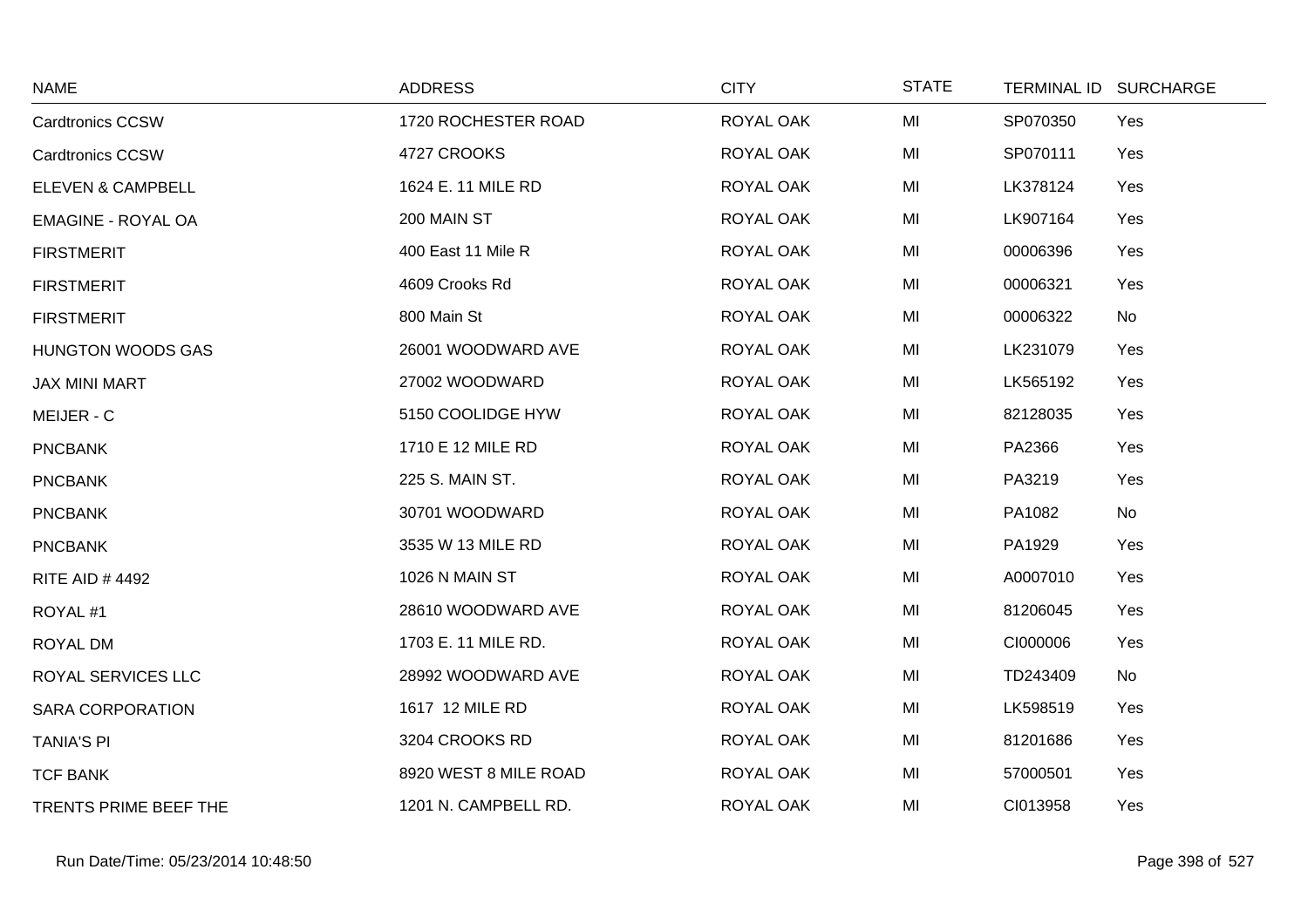| NAME | ADDRESS | CITY | STATE | TERMINAL ID | SURCHARGE |
|---|---|---|---|---|---|
| Cardtronics CCSW | 1720 ROCHESTER ROAD | ROYAL OAK | MI | SP070350 | Yes |
| Cardtronics CCSW | 4727 CROOKS | ROYAL OAK | MI | SP070111 | Yes |
| ELEVEN & CAMPBELL | 1624 E. 11 MILE RD | ROYAL OAK | MI | LK378124 | Yes |
| EMAGINE - ROYAL OA | 200 MAIN ST | ROYAL OAK | MI | LK907164 | Yes |
| FIRSTMERIT | 400 East 11 Mile R | ROYAL OAK | MI | 00006396 | Yes |
| FIRSTMERIT | 4609 Crooks Rd | ROYAL OAK | MI | 00006321 | Yes |
| FIRSTMERIT | 800 Main St | ROYAL OAK | MI | 00006322 | No |
| HUNGTON WOODS GAS | 26001 WOODWARD AVE | ROYAL OAK | MI | LK231079 | Yes |
| JAX MINI MART | 27002 WOODWARD | ROYAL OAK | MI | LK565192 | Yes |
| MEIJER - C | 5150 COOLIDGE HYW | ROYAL OAK | MI | 82128035 | Yes |
| PNCBANK | 1710 E 12 MILE RD | ROYAL OAK | MI | PA2366 | Yes |
| PNCBANK | 225 S. MAIN ST. | ROYAL OAK | MI | PA3219 | Yes |
| PNCBANK | 30701 WOODWARD | ROYAL OAK | MI | PA1082 | No |
| PNCBANK | 3535 W 13 MILE RD | ROYAL OAK | MI | PA1929 | Yes |
| RITE AID # 4492 | 1026 N MAIN ST | ROYAL OAK | MI | A0007010 | Yes |
| ROYAL #1 | 28610 WOODWARD AVE | ROYAL OAK | MI | 81206045 | Yes |
| ROYAL DM | 1703 E. 11 MILE RD. | ROYAL OAK | MI | CI000006 | Yes |
| ROYAL SERVICES LLC | 28992 WOODWARD AVE | ROYAL OAK | MI | TD243409 | No |
| SARA CORPORATION | 1617 12 MILE RD | ROYAL OAK | MI | LK598519 | Yes |
| TANIA'S PI | 3204 CROOKS RD | ROYAL OAK | MI | 81201686 | Yes |
| TCF BANK | 8920 WEST 8 MILE ROAD | ROYAL OAK | MI | 57000501 | Yes |
| TRENTS PRIME BEEF THE | 1201 N. CAMPBELL RD. | ROYAL OAK | MI | CI013958 | Yes |

Run Date/Time: 05/23/2014 10:48:50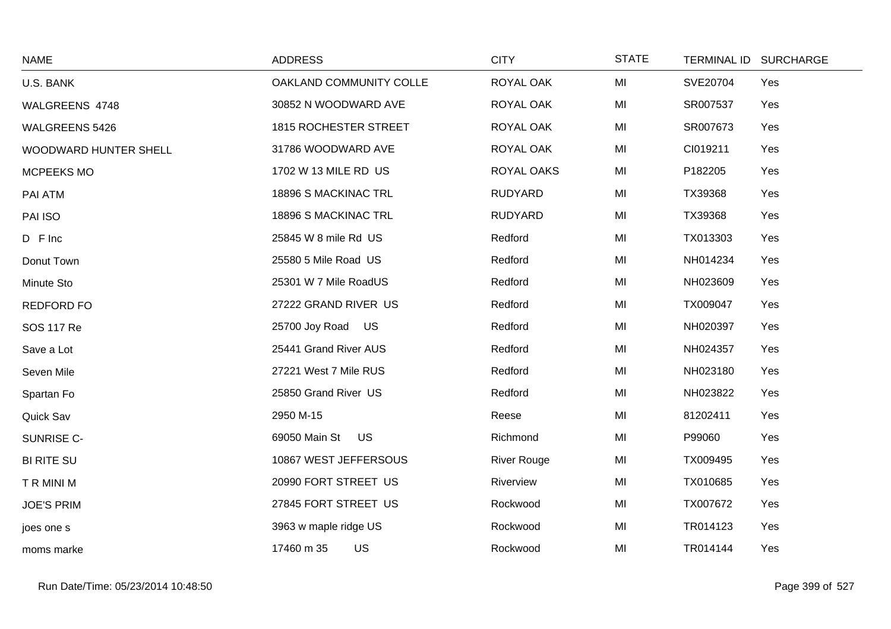| NAME | ADDRESS | CITY | STATE | TERMINAL ID | SURCHARGE |
|---|---|---|---|---|---|
| U.S. BANK | OAKLAND COMMUNITY COLLE | ROYAL OAK | MI | SVE20704 | Yes |
| WALGREENS 4748 | 30852 N WOODWARD AVE | ROYAL OAK | MI | SR007537 | Yes |
| WALGREENS 5426 | 1815 ROCHESTER STREET | ROYAL OAK | MI | SR007673 | Yes |
| WOODWARD HUNTER SHELL | 31786 WOODWARD AVE | ROYAL OAK | MI | CI019211 | Yes |
| MCPEEKS MO | 1702 W 13 MILE RD US | ROYAL OAKS | MI | P182205 | Yes |
| PAI ATM | 18896 S MACKINAC TRL | RUDYARD | MI | TX39368 | Yes |
| PAI ISO | 18896 S MACKINAC TRL | RUDYARD | MI | TX39368 | Yes |
| D F Inc | 25845 W 8 mile Rd US | Redford | MI | TX013303 | Yes |
| Donut Town | 25580 5 Mile Road US | Redford | MI | NH014234 | Yes |
| Minute Sto | 25301 W 7 Mile RoadUS | Redford | MI | NH023609 | Yes |
| REDFORD FO | 27222 GRAND RIVER US | Redford | MI | TX009047 | Yes |
| SOS 117 Re | 25700 Joy Road US | Redford | MI | NH020397 | Yes |
| Save a Lot | 25441 Grand River AUS | Redford | MI | NH024357 | Yes |
| Seven Mile | 27221 West 7 Mile RUS | Redford | MI | NH023180 | Yes |
| Spartan Fo | 25850 Grand River US | Redford | MI | NH023822 | Yes |
| Quick Sav | 2950 M-15 | Reese | MI | 81202411 | Yes |
| SUNRISE C- | 69050 Main St US | Richmond | MI | P99060 | Yes |
| BI RITE SU | 10867 WEST JEFFERSOUS | River Rouge | MI | TX009495 | Yes |
| T R MINI M | 20990 FORT STREET US | Riverview | MI | TX010685 | Yes |
| JOE'S PRIM | 27845 FORT STREET US | Rockwood | MI | TX007672 | Yes |
| joes one s | 3963 w maple ridge US | Rockwood | MI | TR014123 | Yes |
| moms marke | 17460 m 35 US | Rockwood | MI | TR014144 | Yes |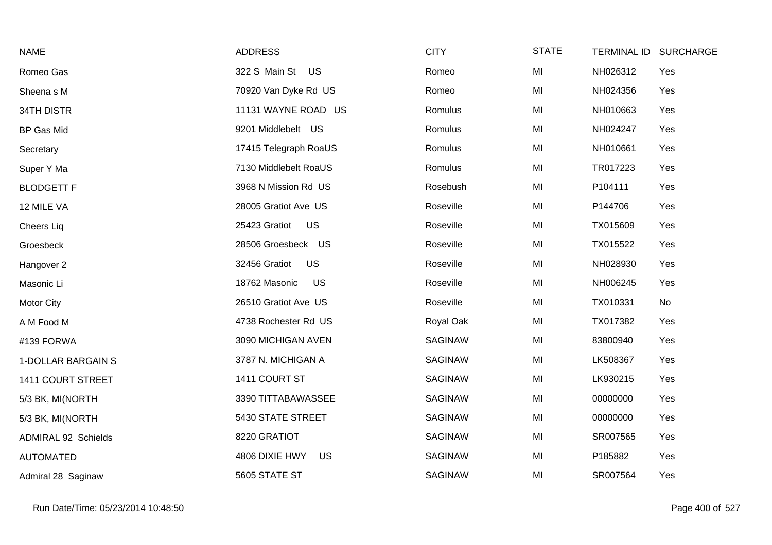| NAME | ADDRESS | CITY | STATE | TERMINAL ID | SURCHARGE |
|---|---|---|---|---|---|
| Romeo Gas | 322 S Main St US | Romeo | MI | NH026312 | Yes |
| Sheena s M | 70920 Van Dyke Rd US | Romeo | MI | NH024356 | Yes |
| 34TH DISTR | 11131 WAYNE ROAD US | Romulus | MI | NH010663 | Yes |
| BP Gas Mid | 9201 Middlebelt US | Romulus | MI | NH024247 | Yes |
| Secretary | 17415 Telegraph RoaUS | Romulus | MI | NH010661 | Yes |
| Super Y Ma | 7130 Middlebelt RoaUS | Romulus | MI | TR017223 | Yes |
| BLODGETT F | 3968 N Mission Rd US | Rosebush | MI | P104111 | Yes |
| 12 MILE VA | 28005 Gratiot Ave US | Roseville | MI | P144706 | Yes |
| Cheers Liq | 25423 Gratiot US | Roseville | MI | TX015609 | Yes |
| Groesbeck | 28506 Groesbeck US | Roseville | MI | TX015522 | Yes |
| Hangover 2 | 32456 Gratiot US | Roseville | MI | NH028930 | Yes |
| Masonic Li | 18762 Masonic US | Roseville | MI | NH006245 | Yes |
| Motor City | 26510 Gratiot Ave US | Roseville | MI | TX010331 | No |
| A M Food M | 4738 Rochester Rd US | Royal Oak | MI | TX017382 | Yes |
| #139 FORWA | 3090 MICHIGAN AVEN | SAGINAW | MI | 83800940 | Yes |
| 1-DOLLAR BARGAIN S | 3787 N. MICHIGAN A | SAGINAW | MI | LK508367 | Yes |
| 1411 COURT STREET | 1411 COURT ST | SAGINAW | MI | LK930215 | Yes |
| 5/3 BK, MI(NORTH | 3390 TITTABAWASSEE | SAGINAW | MI | 00000000 | Yes |
| 5/3 BK, MI(NORTH | 5430 STATE STREET | SAGINAW | MI | 00000000 | Yes |
| ADMIRAL 92 Schields | 8220 GRATIOT | SAGINAW | MI | SR007565 | Yes |
| AUTOMATED | 4806 DIXIE HWY US | SAGINAW | MI | P185882 | Yes |
| Admiral 28 Saginaw | 5605 STATE ST | SAGINAW | MI | SR007564 | Yes |

Run Date/Time: 05/23/2014 10:48:50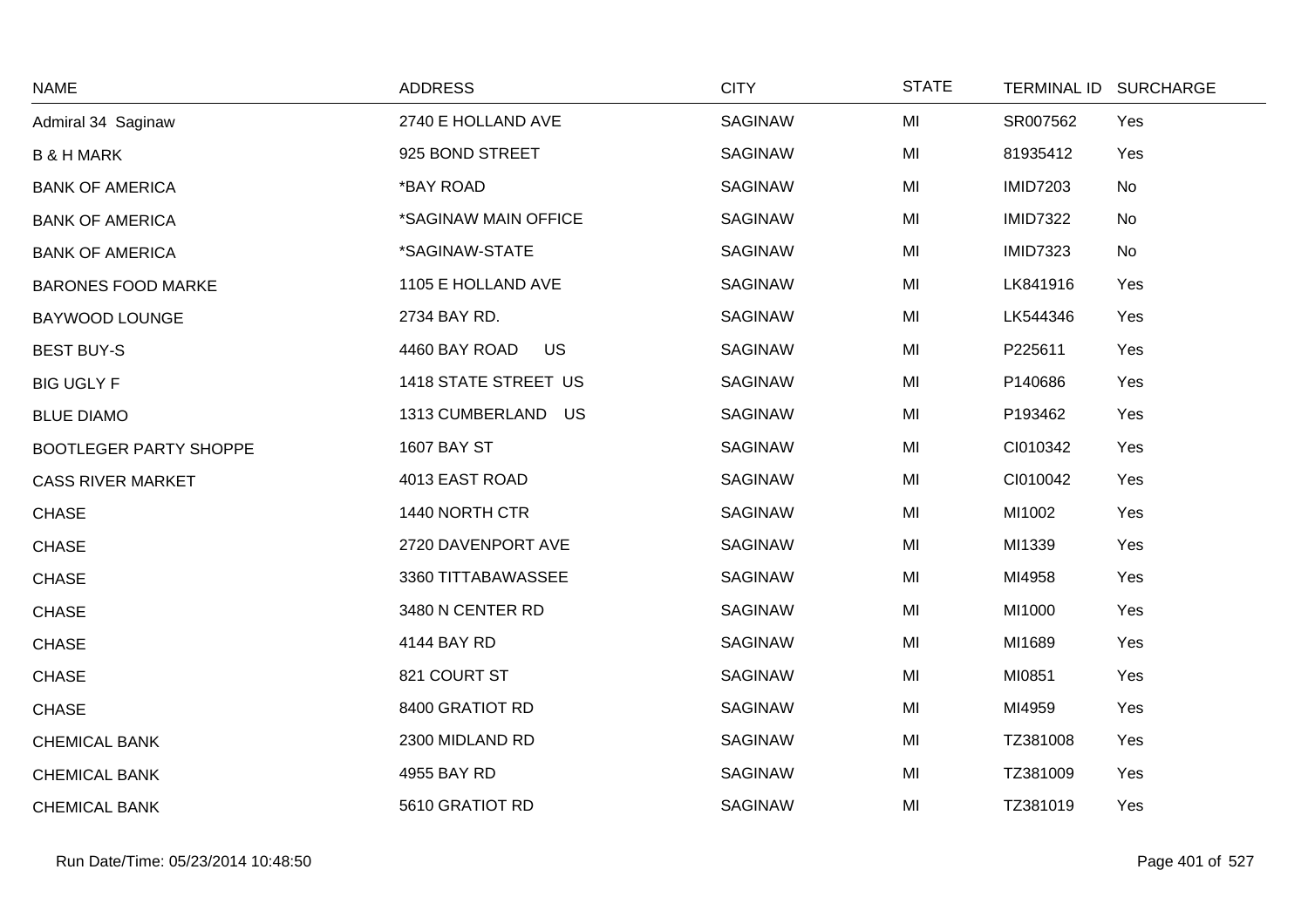| NAME | ADDRESS | CITY | STATE | TERMINAL ID | SURCHARGE |
|---|---|---|---|---|---|
| Admiral 34 Saginaw | 2740 E HOLLAND AVE | SAGINAW | MI | SR007562 | Yes |
| B & H MARK | 925 BOND STREET | SAGINAW | MI | 81935412 | Yes |
| BANK OF AMERICA | *BAY ROAD | SAGINAW | MI | IMID7203 | No |
| BANK OF AMERICA | *SAGINAW MAIN OFFICE | SAGINAW | MI | IMID7322 | No |
| BANK OF AMERICA | *SAGINAW-STATE | SAGINAW | MI | IMID7323 | No |
| BARONES FOOD MARKE | 1105 E HOLLAND AVE | SAGINAW | MI | LK841916 | Yes |
| BAYWOOD LOUNGE | 2734 BAY RD. | SAGINAW | MI | LK544346 | Yes |
| BEST BUY-S | 4460 BAY ROAD US | SAGINAW | MI | P225611 | Yes |
| BIG UGLY F | 1418 STATE STREET US | SAGINAW | MI | P140686 | Yes |
| BLUE DIAMO | 1313 CUMBERLAND US | SAGINAW | MI | P193462 | Yes |
| BOOTLEGER PARTY SHOPPE | 1607 BAY ST | SAGINAW | MI | CI010342 | Yes |
| CASS RIVER MARKET | 4013 EAST ROAD | SAGINAW | MI | CI010042 | Yes |
| CHASE | 1440 NORTH CTR | SAGINAW | MI | MI1002 | Yes |
| CHASE | 2720 DAVENPORT AVE | SAGINAW | MI | MI1339 | Yes |
| CHASE | 3360 TITTABAWASSEE | SAGINAW | MI | MI4958 | Yes |
| CHASE | 3480 N CENTER RD | SAGINAW | MI | MI1000 | Yes |
| CHASE | 4144 BAY RD | SAGINAW | MI | MI1689 | Yes |
| CHASE | 821 COURT ST | SAGINAW | MI | MI0851 | Yes |
| CHASE | 8400 GRATIOT RD | SAGINAW | MI | MI4959 | Yes |
| CHEMICAL BANK | 2300 MIDLAND RD | SAGINAW | MI | TZ381008 | Yes |
| CHEMICAL BANK | 4955 BAY RD | SAGINAW | MI | TZ381009 | Yes |
| CHEMICAL BANK | 5610 GRATIOT RD | SAGINAW | MI | TZ381019 | Yes |

Run Date/Time: 05/23/2014 10:48:50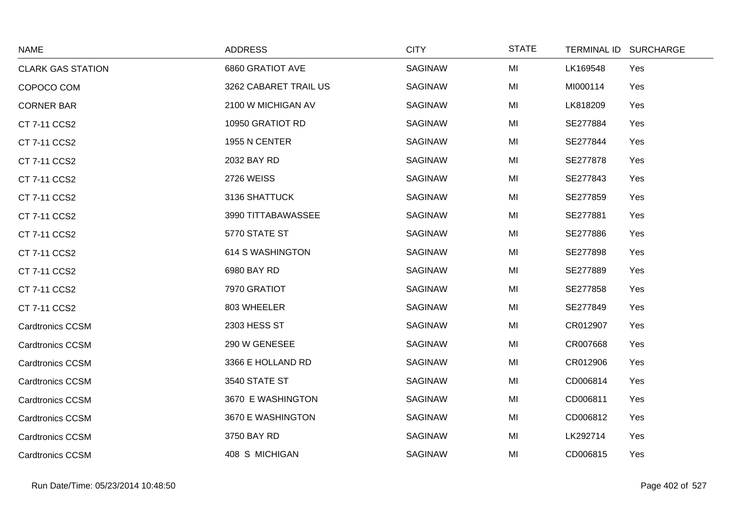| NAME | ADDRESS | CITY | STATE | TERMINAL ID | SURCHARGE |
|---|---|---|---|---|---|
| CLARK GAS STATION | 6860 GRATIOT AVE | SAGINAW | MI | LK169548 | Yes |
| COPOCO COM | 3262 CABARET TRAIL US | SAGINAW | MI | MI000114 | Yes |
| CORNER BAR | 2100 W MICHIGAN AV | SAGINAW | MI | LK818209 | Yes |
| CT 7-11 CCS2 | 10950 GRATIOT RD | SAGINAW | MI | SE277884 | Yes |
| CT 7-11 CCS2 | 1955 N CENTER | SAGINAW | MI | SE277844 | Yes |
| CT 7-11 CCS2 | 2032 BAY RD | SAGINAW | MI | SE277878 | Yes |
| CT 7-11 CCS2 | 2726 WEISS | SAGINAW | MI | SE277843 | Yes |
| CT 7-11 CCS2 | 3136 SHATTUCK | SAGINAW | MI | SE277859 | Yes |
| CT 7-11 CCS2 | 3990 TITTABAWASSEE | SAGINAW | MI | SE277881 | Yes |
| CT 7-11 CCS2 | 5770 STATE ST | SAGINAW | MI | SE277886 | Yes |
| CT 7-11 CCS2 | 614 S WASHINGTON | SAGINAW | MI | SE277898 | Yes |
| CT 7-11 CCS2 | 6980 BAY RD | SAGINAW | MI | SE277889 | Yes |
| CT 7-11 CCS2 | 7970 GRATIOT | SAGINAW | MI | SE277858 | Yes |
| CT 7-11 CCS2 | 803 WHEELER | SAGINAW | MI | SE277849 | Yes |
| Cardtronics CCSM | 2303 HESS ST | SAGINAW | MI | CR012907 | Yes |
| Cardtronics CCSM | 290 W GENESEE | SAGINAW | MI | CR007668 | Yes |
| Cardtronics CCSM | 3366 E HOLLAND RD | SAGINAW | MI | CR012906 | Yes |
| Cardtronics CCSM | 3540 STATE ST | SAGINAW | MI | CD006814 | Yes |
| Cardtronics CCSM | 3670 E WASHINGTON | SAGINAW | MI | CD006811 | Yes |
| Cardtronics CCSM | 3670 E WASHINGTON | SAGINAW | MI | CD006812 | Yes |
| Cardtronics CCSM | 3750 BAY RD | SAGINAW | MI | LK292714 | Yes |
| Cardtronics CCSM | 408 S MICHIGAN | SAGINAW | MI | CD006815 | Yes |

Run Date/Time: 05/23/2014 10:48:50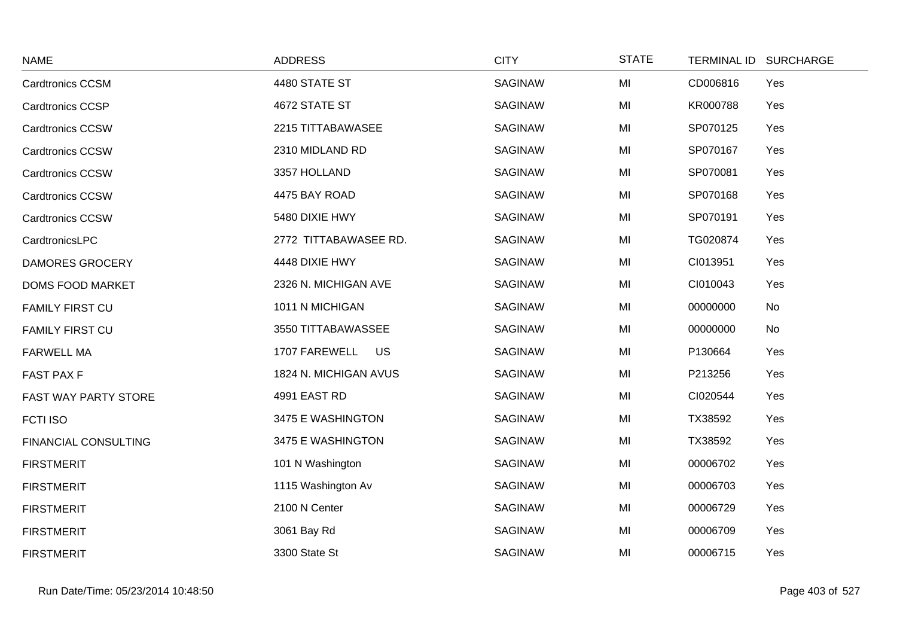| NAME | ADDRESS | CITY | STATE | TERMINAL ID | SURCHARGE |
|---|---|---|---|---|---|
| Cardtronics CCSM | 4480 STATE ST | SAGINAW | MI | CD006816 | Yes |
| Cardtronics CCSP | 4672 STATE ST | SAGINAW | MI | KR000788 | Yes |
| Cardtronics CCSW | 2215 TITTABAWASEE | SAGINAW | MI | SP070125 | Yes |
| Cardtronics CCSW | 2310 MIDLAND RD | SAGINAW | MI | SP070167 | Yes |
| Cardtronics CCSW | 3357 HOLLAND | SAGINAW | MI | SP070081 | Yes |
| Cardtronics CCSW | 4475 BAY ROAD | SAGINAW | MI | SP070168 | Yes |
| Cardtronics CCSW | 5480 DIXIE HWY | SAGINAW | MI | SP070191 | Yes |
| CardtronicsLPC | 2772 TITTABAWASEE RD. | SAGINAW | MI | TG020874 | Yes |
| DAMORES GROCERY | 4448 DIXIE HWY | SAGINAW | MI | CI013951 | Yes |
| DOMS FOOD MARKET | 2326 N. MICHIGAN AVE | SAGINAW | MI | CI010043 | Yes |
| FAMILY FIRST CU | 1011 N MICHIGAN | SAGINAW | MI | 00000000 | No |
| FAMILY FIRST CU | 3550 TITTABAWASSEE | SAGINAW | MI | 00000000 | No |
| FARWELL MA | 1707 FAREWELL US | SAGINAW | MI | P130664 | Yes |
| FAST PAX F | 1824 N. MICHIGAN AVUS | SAGINAW | MI | P213256 | Yes |
| FAST WAY PARTY STORE | 4991 EAST RD | SAGINAW | MI | CI020544 | Yes |
| FCTI ISO | 3475 E WASHINGTON | SAGINAW | MI | TX38592 | Yes |
| FINANCIAL CONSULTING | 3475 E WASHINGTON | SAGINAW | MI | TX38592 | Yes |
| FIRSTMERIT | 101 N Washington | SAGINAW | MI | 00006702 | Yes |
| FIRSTMERIT | 1115 Washington Av | SAGINAW | MI | 00006703 | Yes |
| FIRSTMERIT | 2100 N Center | SAGINAW | MI | 00006729 | Yes |
| FIRSTMERIT | 3061 Bay Rd | SAGINAW | MI | 00006709 | Yes |
| FIRSTMERIT | 3300 State St | SAGINAW | MI | 00006715 | Yes |

Run Date/Time: 05/23/2014 10:48:50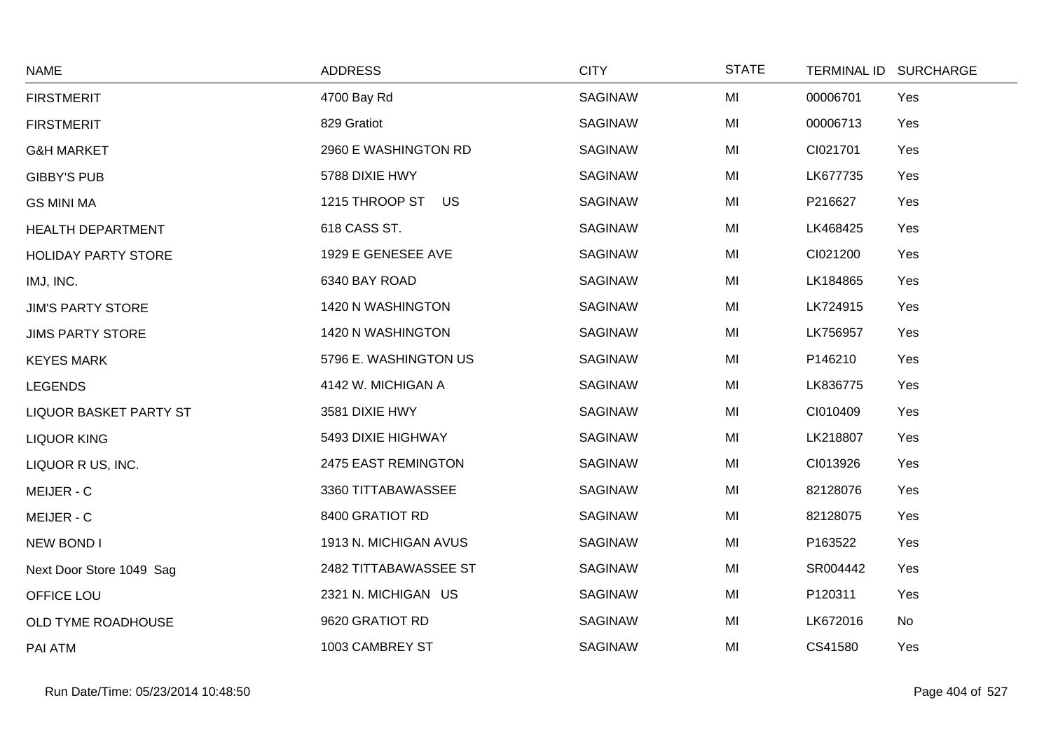| NAME | ADDRESS | CITY | STATE | TERMINAL ID | SURCHARGE |
|---|---|---|---|---|---|
| FIRSTMERIT | 4700 Bay Rd | SAGINAW | MI | 00006701 | Yes |
| FIRSTMERIT | 829 Gratiot | SAGINAW | MI | 00006713 | Yes |
| G&H MARKET | 2960 E WASHINGTON RD | SAGINAW | MI | CI021701 | Yes |
| GIBBY'S PUB | 5788 DIXIE HWY | SAGINAW | MI | LK677735 | Yes |
| GS MINI MA | 1215 THROOP ST US | SAGINAW | MI | P216627 | Yes |
| HEALTH DEPARTMENT | 618 CASS ST. | SAGINAW | MI | LK468425 | Yes |
| HOLIDAY PARTY STORE | 1929 E GENESEE AVE | SAGINAW | MI | CI021200 | Yes |
| IMJ, INC. | 6340 BAY ROAD | SAGINAW | MI | LK184865 | Yes |
| JIM'S PARTY STORE | 1420 N WASHINGTON | SAGINAW | MI | LK724915 | Yes |
| JIMS PARTY STORE | 1420 N WASHINGTON | SAGINAW | MI | LK756957 | Yes |
| KEYES MARK | 5796 E. WASHINGTON US | SAGINAW | MI | P146210 | Yes |
| LEGENDS | 4142 W. MICHIGAN A | SAGINAW | MI | LK836775 | Yes |
| LIQUOR BASKET PARTY ST | 3581 DIXIE HWY | SAGINAW | MI | CI010409 | Yes |
| LIQUOR KING | 5493 DIXIE HIGHWAY | SAGINAW | MI | LK218807 | Yes |
| LIQUOR R US, INC. | 2475 EAST REMINGTON | SAGINAW | MI | CI013926 | Yes |
| MEIJER - C | 3360 TITTABAWASSEE | SAGINAW | MI | 82128076 | Yes |
| MEIJER - C | 8400 GRATIOT RD | SAGINAW | MI | 82128075 | Yes |
| NEW BOND I | 1913 N. MICHIGAN AVUS | SAGINAW | MI | P163522 | Yes |
| Next Door Store 1049 Sag | 2482 TITTABAWASSEE ST | SAGINAW | MI | SR004442 | Yes |
| OFFICE LOU | 2321 N. MICHIGAN US | SAGINAW | MI | P120311 | Yes |
| OLD TYME ROADHOUSE | 9620 GRATIOT RD | SAGINAW | MI | LK672016 | No |
| PAI ATM | 1003 CAMBREY ST | SAGINAW | MI | CS41580 | Yes |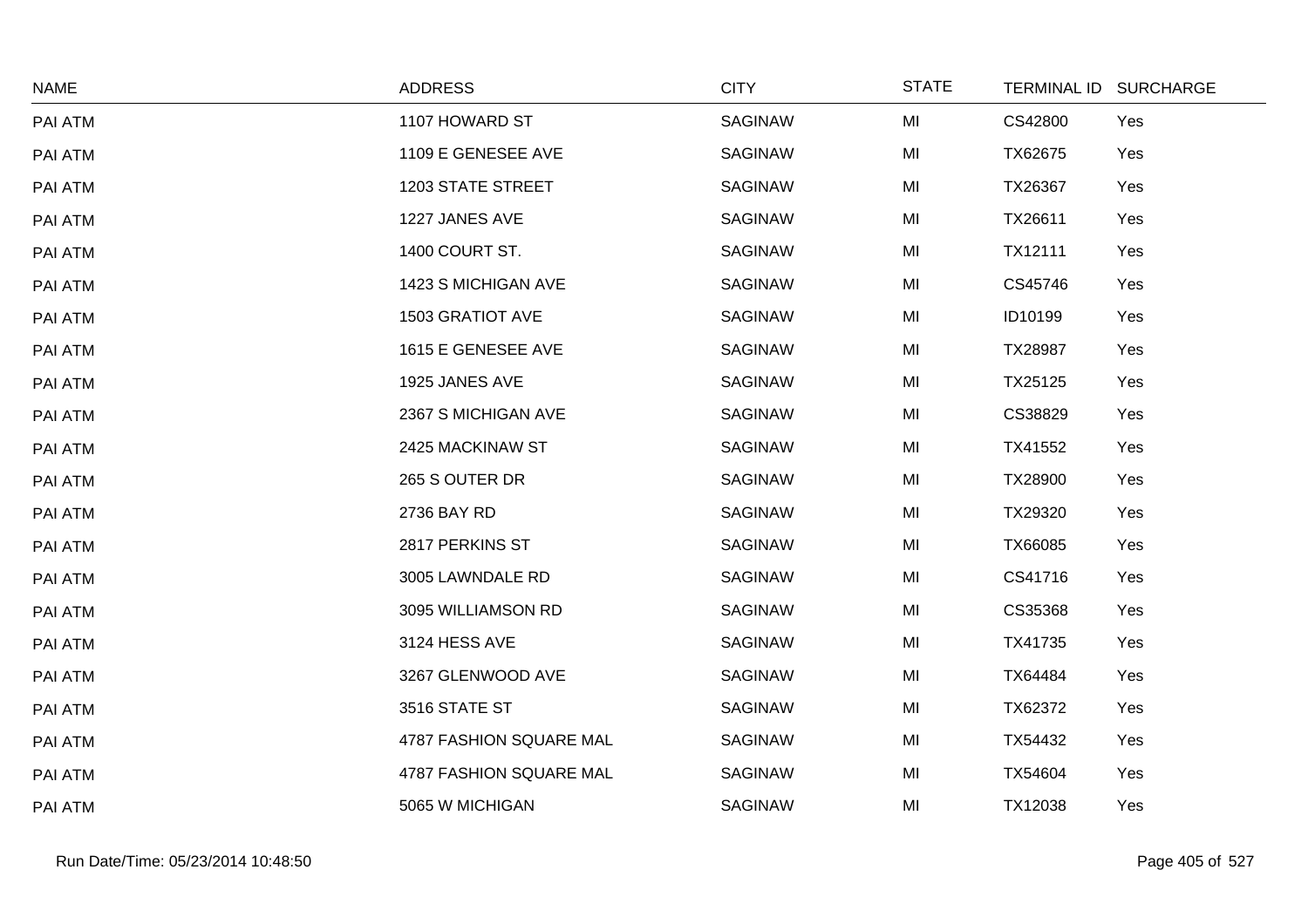| NAME | ADDRESS | CITY | STATE | TERMINAL ID | SURCHARGE |
|---|---|---|---|---|---|
| PAI ATM | 1107 HOWARD ST | SAGINAW | MI | CS42800 | Yes |
| PAI ATM | 1109 E GENESEE AVE | SAGINAW | MI | TX62675 | Yes |
| PAI ATM | 1203 STATE STREET | SAGINAW | MI | TX26367 | Yes |
| PAI ATM | 1227 JANES AVE | SAGINAW | MI | TX26611 | Yes |
| PAI ATM | 1400 COURT ST. | SAGINAW | MI | TX12111 | Yes |
| PAI ATM | 1423 S MICHIGAN AVE | SAGINAW | MI | CS45746 | Yes |
| PAI ATM | 1503 GRATIOT AVE | SAGINAW | MI | ID10199 | Yes |
| PAI ATM | 1615 E GENESEE AVE | SAGINAW | MI | TX28987 | Yes |
| PAI ATM | 1925 JANES AVE | SAGINAW | MI | TX25125 | Yes |
| PAI ATM | 2367 S MICHIGAN AVE | SAGINAW | MI | CS38829 | Yes |
| PAI ATM | 2425 MACKINAW ST | SAGINAW | MI | TX41552 | Yes |
| PAI ATM | 265 S OUTER DR | SAGINAW | MI | TX28900 | Yes |
| PAI ATM | 2736 BAY RD | SAGINAW | MI | TX29320 | Yes |
| PAI ATM | 2817 PERKINS ST | SAGINAW | MI | TX66085 | Yes |
| PAI ATM | 3005 LAWNDALE RD | SAGINAW | MI | CS41716 | Yes |
| PAI ATM | 3095 WILLIAMSON RD | SAGINAW | MI | CS35368 | Yes |
| PAI ATM | 3124 HESS AVE | SAGINAW | MI | TX41735 | Yes |
| PAI ATM | 3267 GLENWOOD AVE | SAGINAW | MI | TX64484 | Yes |
| PAI ATM | 3516 STATE ST | SAGINAW | MI | TX62372 | Yes |
| PAI ATM | 4787 FASHION SQUARE MAL | SAGINAW | MI | TX54432 | Yes |
| PAI ATM | 4787 FASHION SQUARE MAL | SAGINAW | MI | TX54604 | Yes |
| PAI ATM | 5065 W MICHIGAN | SAGINAW | MI | TX12038 | Yes |

Run Date/Time: 05/23/2014 10:48:50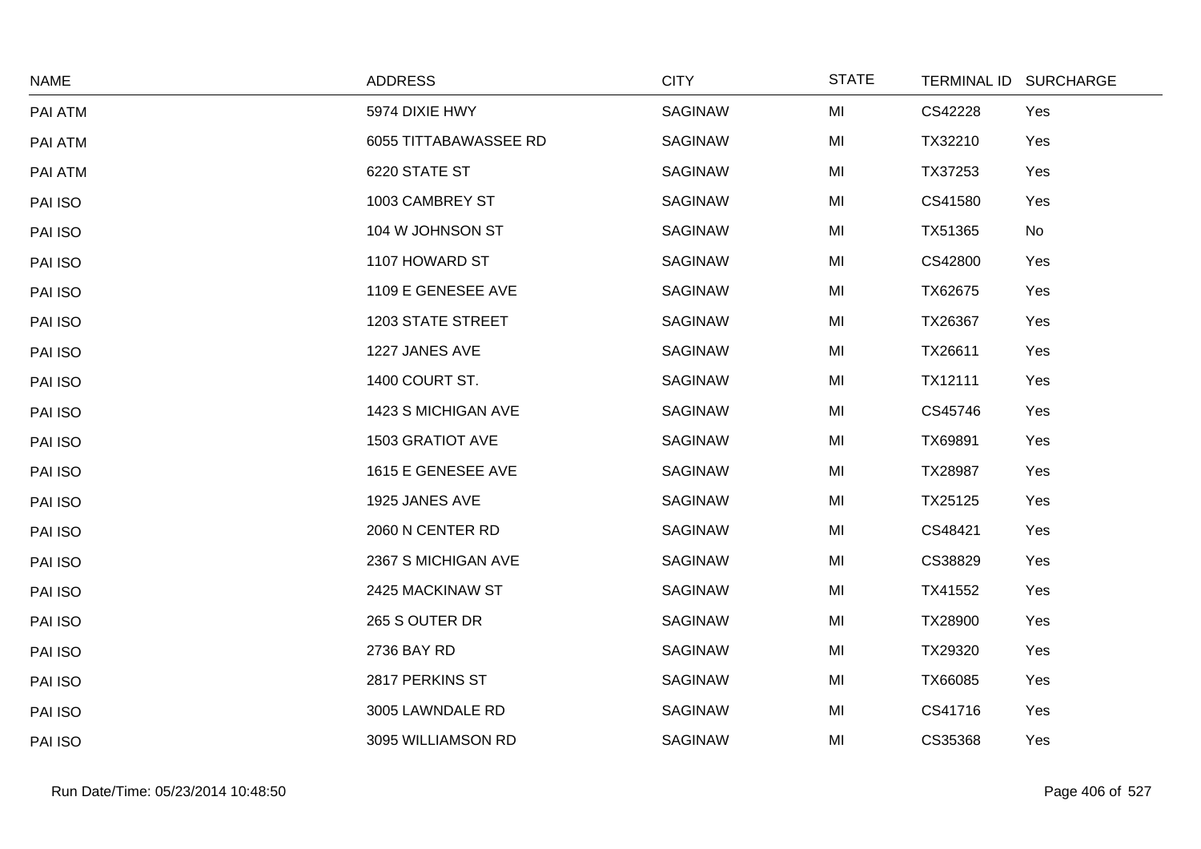| NAME | ADDRESS | CITY | STATE | TERMINAL ID | SURCHARGE |
|---|---|---|---|---|---|
| PAI ATM | 5974 DIXIE HWY | SAGINAW | MI | CS42228 | Yes |
| PAI ATM | 6055 TITTABAWASSEE RD | SAGINAW | MI | TX32210 | Yes |
| PAI ATM | 6220 STATE ST | SAGINAW | MI | TX37253 | Yes |
| PAI ISO | 1003 CAMBREY ST | SAGINAW | MI | CS41580 | Yes |
| PAI ISO | 104 W JOHNSON ST | SAGINAW | MI | TX51365 | No |
| PAI ISO | 1107 HOWARD ST | SAGINAW | MI | CS42800 | Yes |
| PAI ISO | 1109 E GENESEE AVE | SAGINAW | MI | TX62675 | Yes |
| PAI ISO | 1203 STATE STREET | SAGINAW | MI | TX26367 | Yes |
| PAI ISO | 1227 JANES AVE | SAGINAW | MI | TX26611 | Yes |
| PAI ISO | 1400 COURT ST. | SAGINAW | MI | TX12111 | Yes |
| PAI ISO | 1423 S MICHIGAN AVE | SAGINAW | MI | CS45746 | Yes |
| PAI ISO | 1503 GRATIOT AVE | SAGINAW | MI | TX69891 | Yes |
| PAI ISO | 1615 E GENESEE AVE | SAGINAW | MI | TX28987 | Yes |
| PAI ISO | 1925 JANES AVE | SAGINAW | MI | TX25125 | Yes |
| PAI ISO | 2060 N CENTER RD | SAGINAW | MI | CS48421 | Yes |
| PAI ISO | 2367 S MICHIGAN AVE | SAGINAW | MI | CS38829 | Yes |
| PAI ISO | 2425 MACKINAW ST | SAGINAW | MI | TX41552 | Yes |
| PAI ISO | 265 S OUTER DR | SAGINAW | MI | TX28900 | Yes |
| PAI ISO | 2736 BAY RD | SAGINAW | MI | TX29320 | Yes |
| PAI ISO | 2817 PERKINS ST | SAGINAW | MI | TX66085 | Yes |
| PAI ISO | 3005 LAWNDALE RD | SAGINAW | MI | CS41716 | Yes |
| PAI ISO | 3095 WILLIAMSON RD | SAGINAW | MI | CS35368 | Yes |

Run Date/Time: 05/23/2014 10:48:50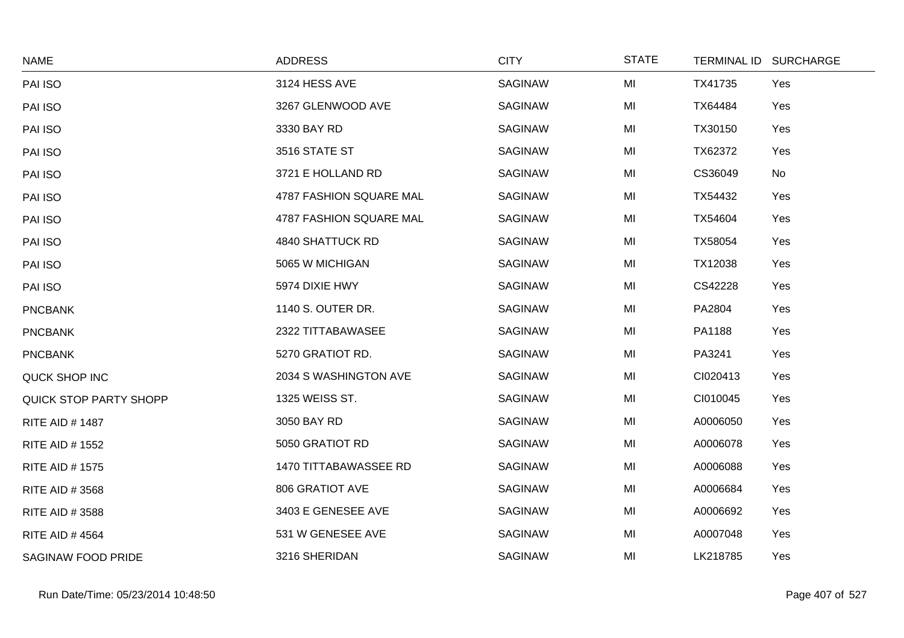| NAME | ADDRESS | CITY | STATE | TERMINAL ID | SURCHARGE |
|---|---|---|---|---|---|
| PAI ISO | 3124 HESS AVE | SAGINAW | MI | TX41735 | Yes |
| PAI ISO | 3267 GLENWOOD AVE | SAGINAW | MI | TX64484 | Yes |
| PAI ISO | 3330 BAY RD | SAGINAW | MI | TX30150 | Yes |
| PAI ISO | 3516 STATE ST | SAGINAW | MI | TX62372 | Yes |
| PAI ISO | 3721 E HOLLAND RD | SAGINAW | MI | CS36049 | No |
| PAI ISO | 4787 FASHION SQUARE MAL | SAGINAW | MI | TX54432 | Yes |
| PAI ISO | 4787 FASHION SQUARE MAL | SAGINAW | MI | TX54604 | Yes |
| PAI ISO | 4840 SHATTUCK RD | SAGINAW | MI | TX58054 | Yes |
| PAI ISO | 5065 W MICHIGAN | SAGINAW | MI | TX12038 | Yes |
| PAI ISO | 5974 DIXIE HWY | SAGINAW | MI | CS42228 | Yes |
| PNCBANK | 1140 S. OUTER DR. | SAGINAW | MI | PA2804 | Yes |
| PNCBANK | 2322 TITTABAWASEE | SAGINAW | MI | PA1188 | Yes |
| PNCBANK | 5270 GRATIOT RD. | SAGINAW | MI | PA3241 | Yes |
| QUCK SHOP INC | 2034 S WASHINGTON AVE | SAGINAW | MI | CI020413 | Yes |
| QUICK STOP PARTY SHOPP | 1325 WEISS ST. | SAGINAW | MI | CI010045 | Yes |
| RITE AID # 1487 | 3050 BAY RD | SAGINAW | MI | A0006050 | Yes |
| RITE AID # 1552 | 5050 GRATIOT RD | SAGINAW | MI | A0006078 | Yes |
| RITE AID # 1575 | 1470 TITTABAWASSEE RD | SAGINAW | MI | A0006088 | Yes |
| RITE AID # 3568 | 806 GRATIOT AVE | SAGINAW | MI | A0006684 | Yes |
| RITE AID # 3588 | 3403 E GENESEE AVE | SAGINAW | MI | A0006692 | Yes |
| RITE AID # 4564 | 531 W GENESEE AVE | SAGINAW | MI | A0007048 | Yes |
| SAGINAW FOOD PRIDE | 3216 SHERIDAN | SAGINAW | MI | LK218785 | Yes |

Run Date/Time: 05/23/2014 10:48:50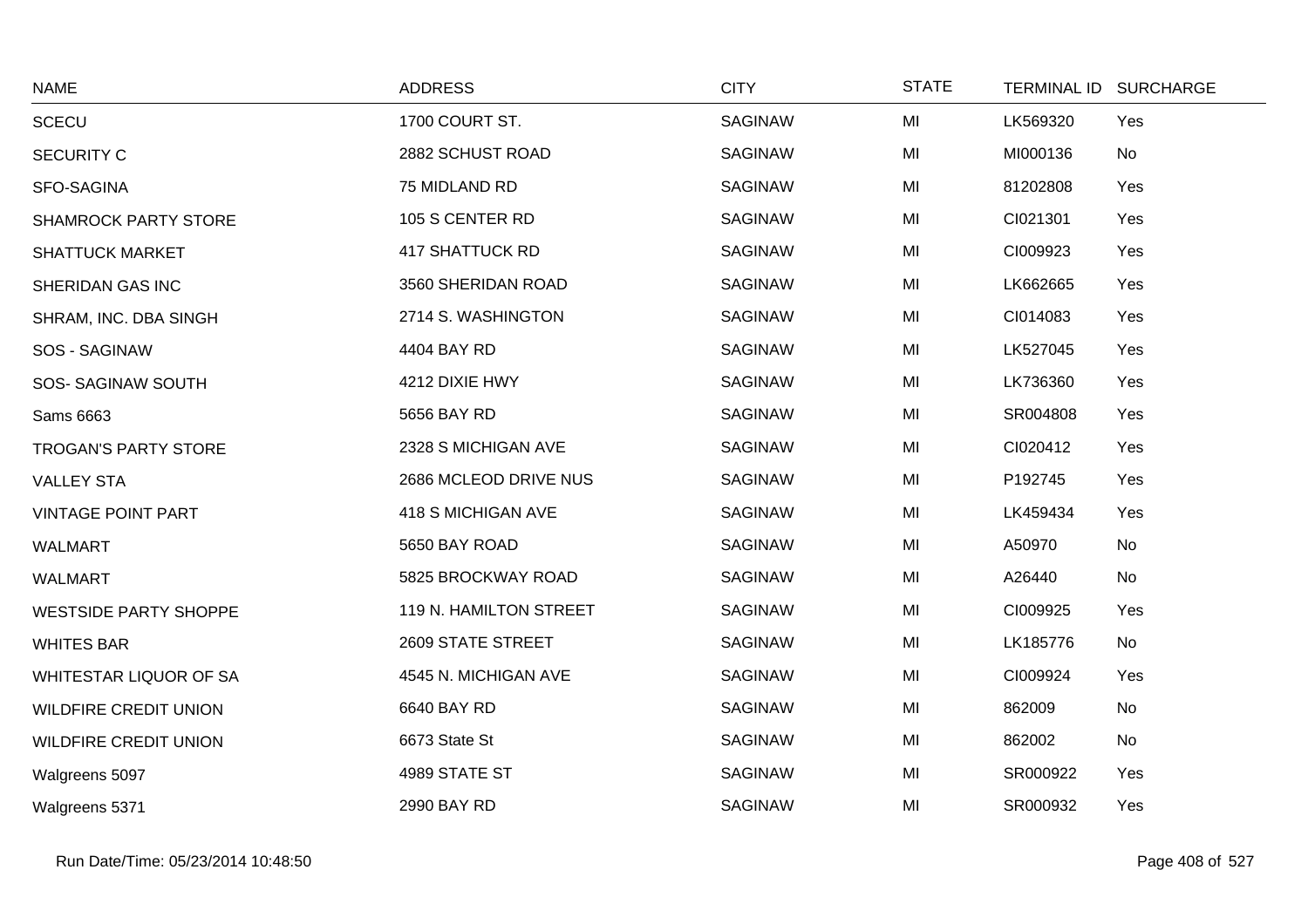| NAME | ADDRESS | CITY | STATE | TERMINAL ID | SURCHARGE |
|---|---|---|---|---|---|
| SCECU | 1700 COURT ST. | SAGINAW | MI | LK569320 | Yes |
| SECURITY C | 2882 SCHUST ROAD | SAGINAW | MI | MI000136 | No |
| SFO-SAGINA | 75 MIDLAND RD | SAGINAW | MI | 81202808 | Yes |
| SHAMROCK PARTY STORE | 105 S CENTER RD | SAGINAW | MI | CI021301 | Yes |
| SHATTUCK MARKET | 417 SHATTUCK RD | SAGINAW | MI | CI009923 | Yes |
| SHERIDAN GAS INC | 3560 SHERIDAN ROAD | SAGINAW | MI | LK662665 | Yes |
| SHRAM, INC. DBA SINGH | 2714 S. WASHINGTON | SAGINAW | MI | CI014083 | Yes |
| SOS - SAGINAW | 4404 BAY RD | SAGINAW | MI | LK527045 | Yes |
| SOS- SAGINAW SOUTH | 4212 DIXIE HWY | SAGINAW | MI | LK736360 | Yes |
| Sams 6663 | 5656 BAY RD | SAGINAW | MI | SR004808 | Yes |
| TROGAN'S PARTY STORE | 2328 S MICHIGAN AVE | SAGINAW | MI | CI020412 | Yes |
| VALLEY STA | 2686 MCLEOD DRIVE NUS | SAGINAW | MI | P192745 | Yes |
| VINTAGE POINT PART | 418 S MICHIGAN AVE | SAGINAW | MI | LK459434 | Yes |
| WALMART | 5650 BAY ROAD | SAGINAW | MI | A50970 | No |
| WALMART | 5825 BROCKWAY ROAD | SAGINAW | MI | A26440 | No |
| WESTSIDE PARTY SHOPPE | 119 N. HAMILTON STREET | SAGINAW | MI | CI009925 | Yes |
| WHITES BAR | 2609 STATE STREET | SAGINAW | MI | LK185776 | No |
| WHITESTAR LIQUOR OF SA | 4545 N. MICHIGAN AVE | SAGINAW | MI | CI009924 | Yes |
| WILDFIRE CREDIT UNION | 6640 BAY RD | SAGINAW | MI | 862009 | No |
| WILDFIRE CREDIT UNION | 6673 State St | SAGINAW | MI | 862002 | No |
| Walgreens 5097 | 4989 STATE ST | SAGINAW | MI | SR000922 | Yes |
| Walgreens 5371 | 2990 BAY RD | SAGINAW | MI | SR000932 | Yes |

Run Date/Time: 05/23/2014 10:48:50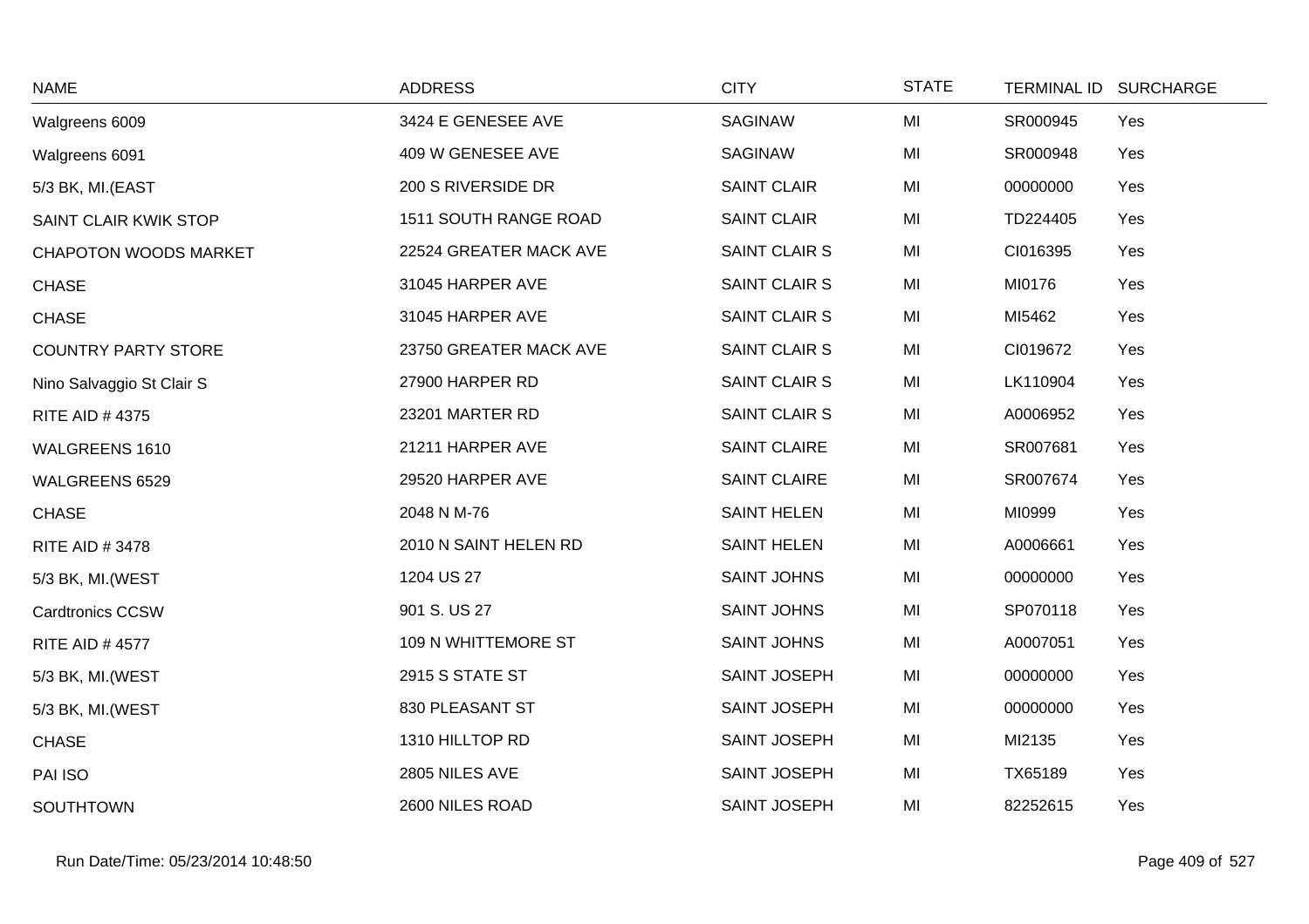| NAME | ADDRESS | CITY | STATE | TERMINAL ID | SURCHARGE |
| --- | --- | --- | --- | --- | --- |
| Walgreens 6009 | 3424 E GENESEE AVE | SAGINAW | MI | SR000945 | Yes |
| Walgreens 6091 | 409 W GENESEE AVE | SAGINAW | MI | SR000948 | Yes |
| 5/3 BK, MI.(EAST | 200 S RIVERSIDE DR | SAINT CLAIR | MI | 00000000 | Yes |
| SAINT CLAIR KWIK STOP | 1511 SOUTH RANGE ROAD | SAINT CLAIR | MI | TD224405 | Yes |
| CHAPOTON WOODS MARKET | 22524 GREATER MACK AVE | SAINT CLAIR S | MI | CI016395 | Yes |
| CHASE | 31045 HARPER AVE | SAINT CLAIR S | MI | MI0176 | Yes |
| CHASE | 31045 HARPER AVE | SAINT CLAIR S | MI | MI5462 | Yes |
| COUNTRY PARTY STORE | 23750 GREATER MACK AVE | SAINT CLAIR S | MI | CI019672 | Yes |
| Nino Salvaggio St Clair S | 27900 HARPER RD | SAINT CLAIR S | MI | LK110904 | Yes |
| RITE AID # 4375 | 23201 MARTER RD | SAINT CLAIR S | MI | A0006952 | Yes |
| WALGREENS 1610 | 21211 HARPER AVE | SAINT CLAIRE | MI | SR007681 | Yes |
| WALGREENS 6529 | 29520 HARPER AVE | SAINT CLAIRE | MI | SR007674 | Yes |
| CHASE | 2048 N M-76 | SAINT HELEN | MI | MI0999 | Yes |
| RITE AID # 3478 | 2010 N SAINT HELEN RD | SAINT HELEN | MI | A0006661 | Yes |
| 5/3 BK, MI.(WEST | 1204 US 27 | SAINT JOHNS | MI | 00000000 | Yes |
| Cardtronics CCSW | 901 S. US 27 | SAINT JOHNS | MI | SP070118 | Yes |
| RITE AID # 4577 | 109 N WHITTEMORE ST | SAINT JOHNS | MI | A0007051 | Yes |
| 5/3 BK, MI.(WEST | 2915 S STATE ST | SAINT JOSEPH | MI | 00000000 | Yes |
| 5/3 BK, MI.(WEST | 830 PLEASANT ST | SAINT JOSEPH | MI | 00000000 | Yes |
| CHASE | 1310 HILLTOP RD | SAINT JOSEPH | MI | MI2135 | Yes |
| PAI ISO | 2805 NILES AVE | SAINT JOSEPH | MI | TX65189 | Yes |
| SOUTHTOWN | 2600 NILES ROAD | SAINT JOSEPH | MI | 82252615 | Yes |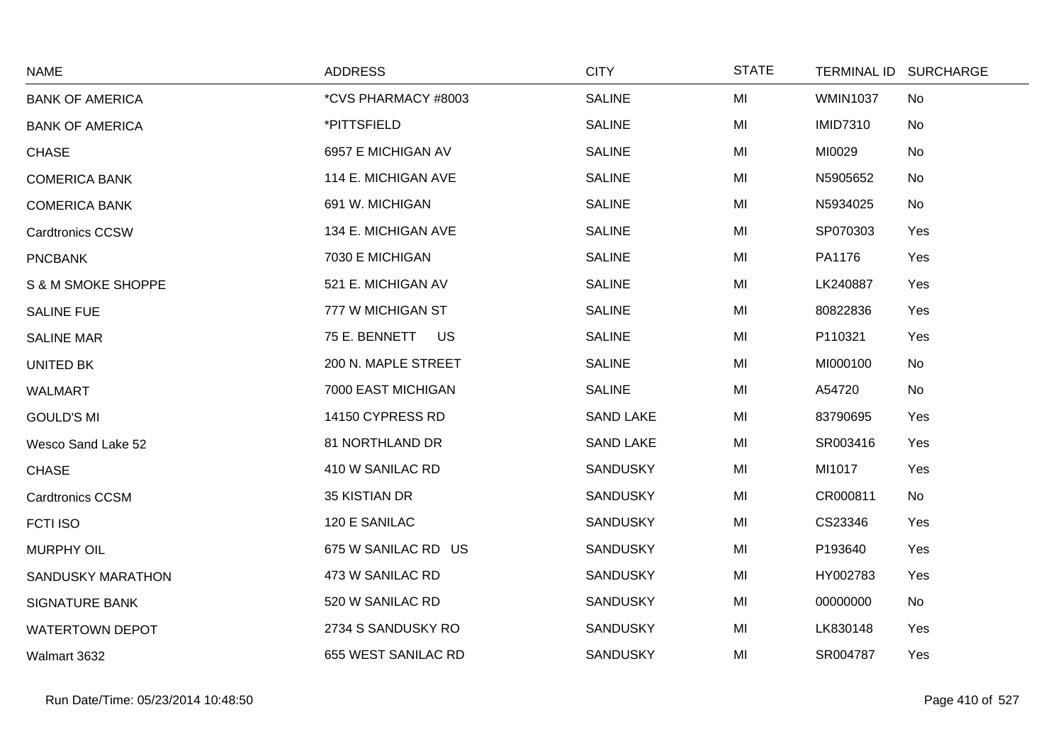| NAME | ADDRESS | CITY | STATE | TERMINAL ID | SURCHARGE |
|---|---|---|---|---|---|
| BANK OF AMERICA | *CVS PHARMACY #8003 | SALINE | MI | WMIN1037 | No |
| BANK OF AMERICA | *PITTSFIELD | SALINE | MI | IMID7310 | No |
| CHASE | 6957 E MICHIGAN AV | SALINE | MI | MI0029 | No |
| COMERICA BANK | 114 E. MICHIGAN AVE | SALINE | MI | N5905652 | No |
| COMERICA BANK | 691 W. MICHIGAN | SALINE | MI | N5934025 | No |
| Cardtronics CCSW | 134 E. MICHIGAN AVE | SALINE | MI | SP070303 | Yes |
| PNCBANK | 7030 E MICHIGAN | SALINE | MI | PA1176 | Yes |
| S & M SMOKE SHOPPE | 521 E. MICHIGAN AV | SALINE | MI | LK240887 | Yes |
| SALINE FUE | 777 W MICHIGAN ST | SALINE | MI | 80822836 | Yes |
| SALINE MAR | 75 E. BENNETT US | SALINE | MI | P110321 | Yes |
| UNITED BK | 200 N. MAPLE STREET | SALINE | MI | MI000100 | No |
| WALMART | 7000 EAST MICHIGAN | SALINE | MI | A54720 | No |
| GOULD'S MI | 14150 CYPRESS RD | SAND LAKE | MI | 83790695 | Yes |
| Wesco Sand Lake 52 | 81 NORTHLAND DR | SAND LAKE | MI | SR003416 | Yes |
| CHASE | 410 W SANILAC RD | SANDUSKY | MI | MI1017 | Yes |
| Cardtronics CCSM | 35 KISTIAN DR | SANDUSKY | MI | CR000811 | No |
| FCTI ISO | 120 E SANILAC | SANDUSKY | MI | CS23346 | Yes |
| MURPHY OIL | 675 W SANILAC RD US | SANDUSKY | MI | P193640 | Yes |
| SANDUSKY MARATHON | 473 W SANILAC RD | SANDUSKY | MI | HY002783 | Yes |
| SIGNATURE BANK | 520 W SANILAC RD | SANDUSKY | MI | 00000000 | No |
| WATERTOWN DEPOT | 2734 S SANDUSKY RO | SANDUSKY | MI | LK830148 | Yes |
| Walmart 3632 | 655 WEST SANILAC RD | SANDUSKY | MI | SR004787 | Yes |

Run Date/Time: 05/23/2014 10:48:50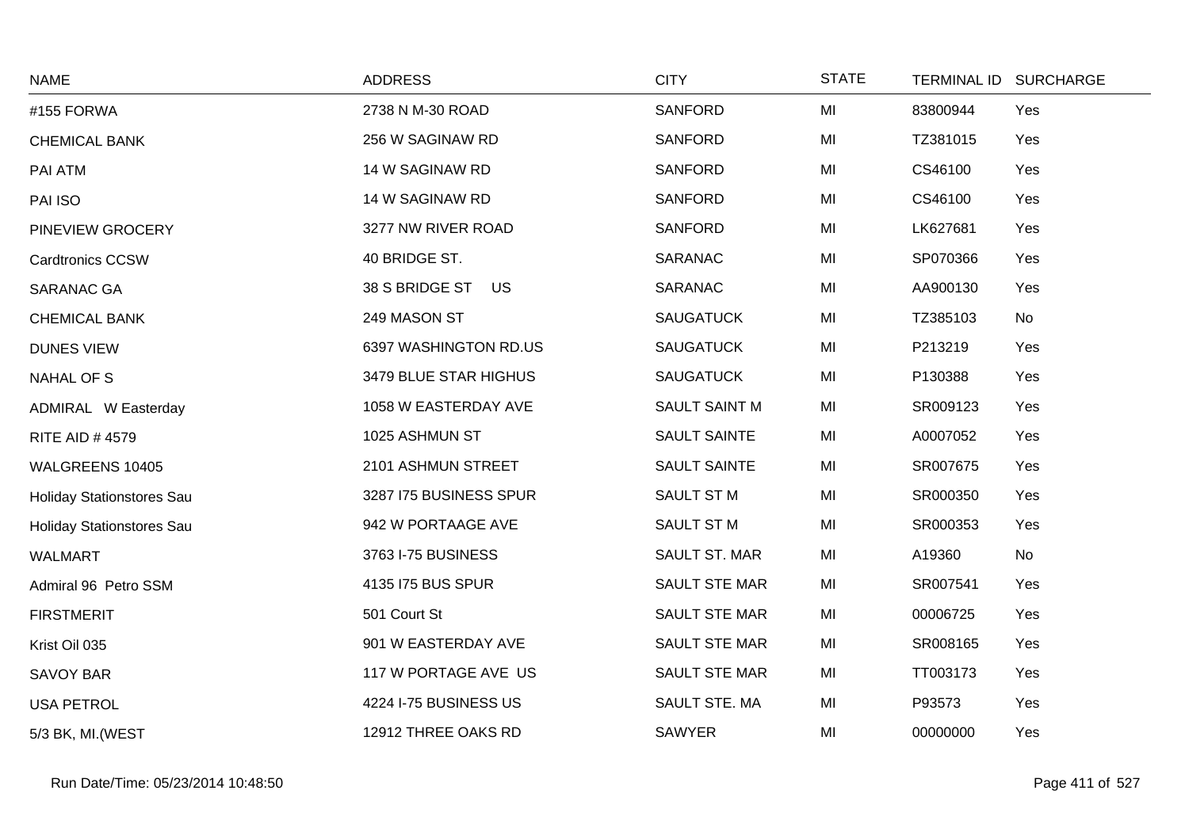| NAME | ADDRESS | CITY | STATE | TERMINAL ID | SURCHARGE |
|---|---|---|---|---|---|
| #155 FORWA | 2738 N M-30 ROAD | SANFORD | MI | 83800944 | Yes |
| CHEMICAL BANK | 256 W SAGINAW RD | SANFORD | MI | TZ381015 | Yes |
| PAI ATM | 14 W SAGINAW RD | SANFORD | MI | CS46100 | Yes |
| PAI ISO | 14 W SAGINAW RD | SANFORD | MI | CS46100 | Yes |
| PINEVIEW GROCERY | 3277 NW RIVER ROAD | SANFORD | MI | LK627681 | Yes |
| Cardtronics CCSW | 40 BRIDGE ST. | SARANAC | MI | SP070366 | Yes |
| SARANAC GA | 38 S BRIDGE ST US | SARANAC | MI | AA900130 | Yes |
| CHEMICAL BANK | 249 MASON ST | SAUGATUCK | MI | TZ385103 | No |
| DUNES VIEW | 6397 WASHINGTON RD.US | SAUGATUCK | MI | P213219 | Yes |
| NAHAL OF S | 3479 BLUE STAR HIGHUS | SAUGATUCK | MI | P130388 | Yes |
| ADMIRAL W Easterday | 1058 W EASTERDAY AVE | SAULT SAINT M | MI | SR009123 | Yes |
| RITE AID # 4579 | 1025 ASHMUN ST | SAULT SAINTE | MI | A0007052 | Yes |
| WALGREENS 10405 | 2101 ASHMUN STREET | SAULT SAINTE | MI | SR007675 | Yes |
| Holiday Stationstores Sau | 3287 I75 BUSINESS SPUR | SAULT ST M | MI | SR000350 | Yes |
| Holiday Stationstores Sau | 942 W PORTAAGE AVE | SAULT ST M | MI | SR000353 | Yes |
| WALMART | 3763 I-75 BUSINESS | SAULT ST. MAR | MI | A19360 | No |
| Admiral 96 Petro SSM | 4135 I75 BUS SPUR | SAULT STE MAR | MI | SR007541 | Yes |
| FIRSTMERIT | 501 Court St | SAULT STE MAR | MI | 00006725 | Yes |
| Krist Oil 035 | 901 W EASTERDAY AVE | SAULT STE MAR | MI | SR008165 | Yes |
| SAVOY BAR | 117 W PORTAGE AVE US | SAULT STE MAR | MI | TT003173 | Yes |
| USA PETROL | 4224 I-75 BUSINESS US | SAULT STE. MA | MI | P93573 | Yes |
| 5/3 BK, MI.(WEST | 12912 THREE OAKS RD | SAWYER | MI | 00000000 | Yes |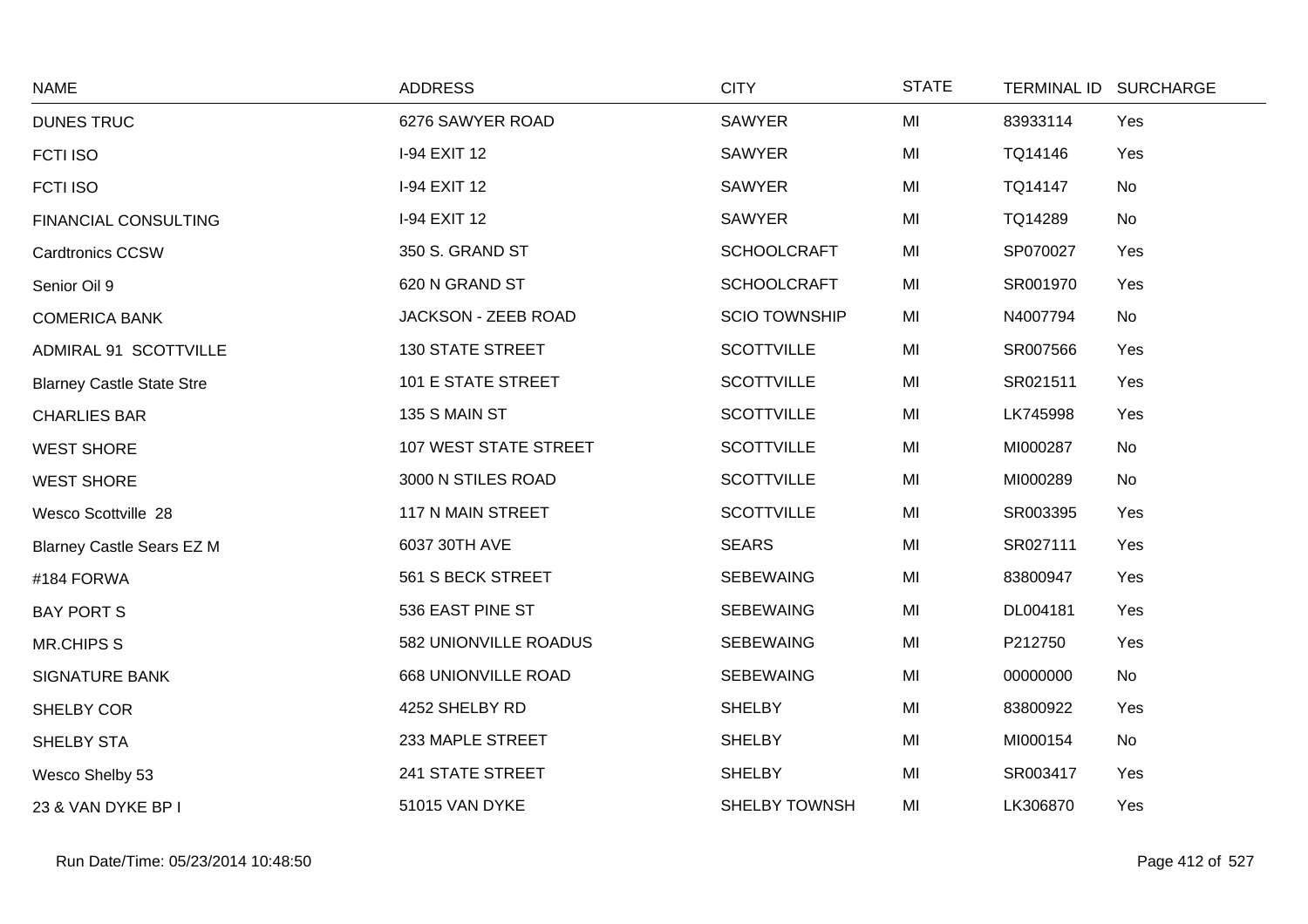| NAME | ADDRESS | CITY | STATE | TERMINAL ID | SURCHARGE |
|---|---|---|---|---|---|
| DUNES TRUC | 6276 SAWYER ROAD | SAWYER | MI | 83933114 | Yes |
| FCTI ISO | I-94 EXIT 12 | SAWYER | MI | TQ14146 | Yes |
| FCTI ISO | I-94 EXIT 12 | SAWYER | MI | TQ14147 | No |
| FINANCIAL CONSULTING | I-94 EXIT 12 | SAWYER | MI | TQ14289 | No |
| Cardtronics CCSW | 350 S. GRAND ST | SCHOOLCRAFT | MI | SP070027 | Yes |
| Senior Oil 9 | 620 N GRAND ST | SCHOOLCRAFT | MI | SR001970 | Yes |
| COMERICA BANK | JACKSON - ZEEB ROAD | SCIO TOWNSHIP | MI | N4007794 | No |
| ADMIRAL 91 SCOTTVILLE | 130 STATE STREET | SCOTTVILLE | MI | SR007566 | Yes |
| Blarney Castle State Stre | 101 E STATE STREET | SCOTTVILLE | MI | SR021511 | Yes |
| CHARLIES BAR | 135 S MAIN ST | SCOTTVILLE | MI | LK745998 | Yes |
| WEST SHORE | 107 WEST STATE STREET | SCOTTVILLE | MI | MI000287 | No |
| WEST SHORE | 3000 N STILES ROAD | SCOTTVILLE | MI | MI000289 | No |
| Wesco Scottville 28 | 117 N MAIN STREET | SCOTTVILLE | MI | SR003395 | Yes |
| Blarney Castle Sears EZ M | 6037 30TH AVE | SEARS | MI | SR027111 | Yes |
| #184 FORWA | 561 S BECK STREET | SEBEWAING | MI | 83800947 | Yes |
| BAY PORT S | 536 EAST PINE ST | SEBEWAING | MI | DL004181 | Yes |
| MR.CHIPS S | 582 UNIONVILLE ROADUS | SEBEWAING | MI | P212750 | Yes |
| SIGNATURE BANK | 668 UNIONVILLE ROAD | SEBEWAING | MI | 00000000 | No |
| SHELBY COR | 4252 SHELBY RD | SHELBY | MI | 83800922 | Yes |
| SHELBY STA | 233 MAPLE STREET | SHELBY | MI | MI000154 | No |
| Wesco Shelby 53 | 241 STATE STREET | SHELBY | MI | SR003417 | Yes |
| 23 & VAN DYKE BP I | 51015 VAN DYKE | SHELBY TOWNSH | MI | LK306870 | Yes |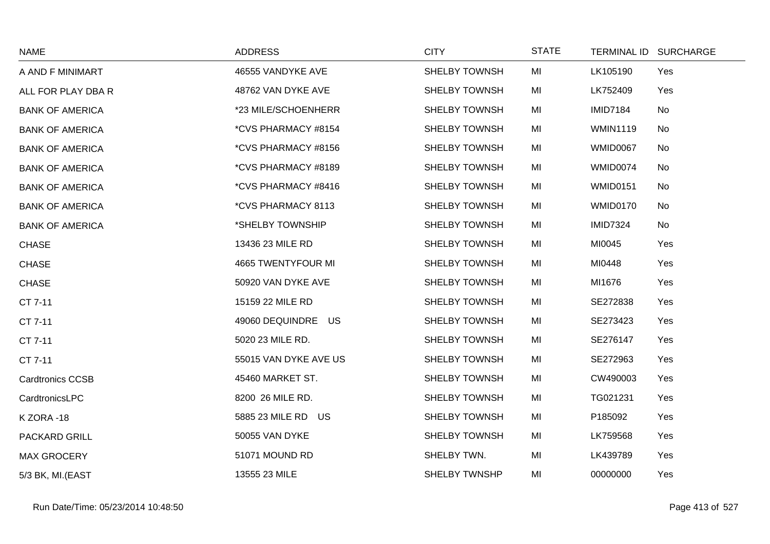| NAME | ADDRESS | CITY | STATE | TERMINAL ID | SURCHARGE |
|---|---|---|---|---|---|
| A AND F MINIMART | 46555 VANDYKE AVE | SHELBY TOWNSH | MI | LK105190 | Yes |
| ALL FOR PLAY DBA R | 48762 VAN DYKE AVE | SHELBY TOWNSH | MI | LK752409 | Yes |
| BANK OF AMERICA | *23 MILE/SCHOENHERR | SHELBY TOWNSH | MI | IMID7184 | No |
| BANK OF AMERICA | *CVS PHARMACY #8154 | SHELBY TOWNSH | MI | WMIN1119 | No |
| BANK OF AMERICA | *CVS PHARMACY #8156 | SHELBY TOWNSH | MI | WMID0067 | No |
| BANK OF AMERICA | *CVS PHARMACY #8189 | SHELBY TOWNSH | MI | WMID0074 | No |
| BANK OF AMERICA | *CVS PHARMACY #8416 | SHELBY TOWNSH | MI | WMID0151 | No |
| BANK OF AMERICA | *CVS PHARMACY 8113 | SHELBY TOWNSH | MI | WMID0170 | No |
| BANK OF AMERICA | *SHELBY TOWNSHIP | SHELBY TOWNSH | MI | IMID7324 | No |
| CHASE | 13436 23 MILE RD | SHELBY TOWNSH | MI | MI0045 | Yes |
| CHASE | 4665 TWENTYFOUR MI | SHELBY TOWNSH | MI | MI0448 | Yes |
| CHASE | 50920 VAN DYKE AVE | SHELBY TOWNSH | MI | MI1676 | Yes |
| CT 7-11 | 15159 22 MILE RD | SHELBY TOWNSH | MI | SE272838 | Yes |
| CT 7-11 | 49060 DEQUINDRE US | SHELBY TOWNSH | MI | SE273423 | Yes |
| CT 7-11 | 5020 23 MILE RD. | SHELBY TOWNSH | MI | SE276147 | Yes |
| CT 7-11 | 55015 VAN DYKE AVE US | SHELBY TOWNSH | MI | SE272963 | Yes |
| Cardtronics CCSB | 45460 MARKET ST. | SHELBY TOWNSH | MI | CW490003 | Yes |
| CardtronicsLPC | 8200 26 MILE RD. | SHELBY TOWNSH | MI | TG021231 | Yes |
| K ZORA -18 | 5885 23 MILE RD US | SHELBY TOWNSH | MI | P185092 | Yes |
| PACKARD GRILL | 50055 VAN DYKE | SHELBY TOWNSH | MI | LK759568 | Yes |
| MAX GROCERY | 51071 MOUND RD | SHELBY TWN. | MI | LK439789 | Yes |
| 5/3 BK, MI.(EAST | 13555 23 MILE | SHELBY TWNSHP | MI | 00000000 | Yes |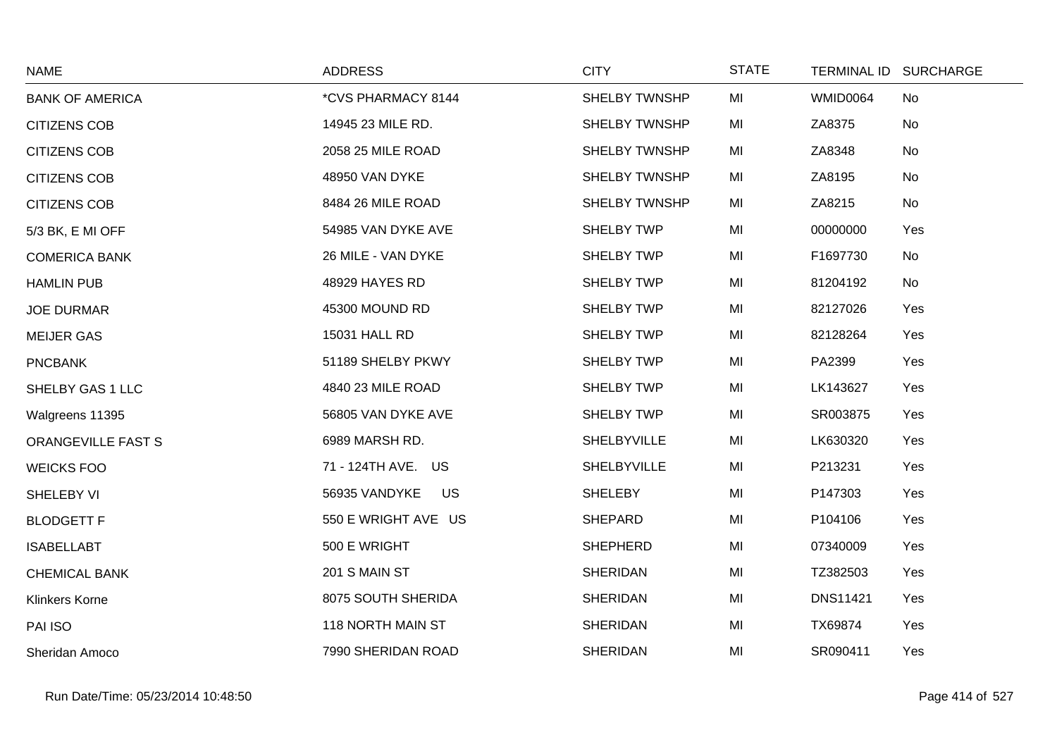| NAME | ADDRESS | CITY | STATE | TERMINAL ID | SURCHARGE |
|---|---|---|---|---|---|
| BANK OF AMERICA | *CVS PHARMACY 8144 | SHELBY TWNSHP | MI | WMID0064 | No |
| CITIZENS COB | 14945 23 MILE RD. | SHELBY TWNSHP | MI | ZA8375 | No |
| CITIZENS COB | 2058 25 MILE ROAD | SHELBY TWNSHP | MI | ZA8348 | No |
| CITIZENS COB | 48950 VAN DYKE | SHELBY TWNSHP | MI | ZA8195 | No |
| CITIZENS COB | 8484 26 MILE ROAD | SHELBY TWNSHP | MI | ZA8215 | No |
| 5/3 BK, E MI OFF | 54985 VAN DYKE AVE | SHELBY TWP | MI | 00000000 | Yes |
| COMERICA BANK | 26 MILE - VAN DYKE | SHELBY TWP | MI | F1697730 | No |
| HAMLIN PUB | 48929 HAYES RD | SHELBY TWP | MI | 81204192 | No |
| JOE DURMAR | 45300 MOUND RD | SHELBY TWP | MI | 82127026 | Yes |
| MEIJER GAS | 15031 HALL RD | SHELBY TWP | MI | 82128264 | Yes |
| PNCBANK | 51189 SHELBY PKWY | SHELBY TWP | MI | PA2399 | Yes |
| SHELBY GAS 1 LLC | 4840 23 MILE ROAD | SHELBY TWP | MI | LK143627 | Yes |
| Walgreens 11395 | 56805 VAN DYKE AVE | SHELBY TWP | MI | SR003875 | Yes |
| ORANGEVILLE FAST S | 6989 MARSH RD. | SHELBYVILLE | MI | LK630320 | Yes |
| WEICKS FOO | 71 - 124TH AVE. US | SHELBYVILLE | MI | P213231 | Yes |
| SHELEBY VI | 56935 VANDYKE US | SHELEBY | MI | P147303 | Yes |
| BLODGETT F | 550 E WRIGHT AVE US | SHEPARD | MI | P104106 | Yes |
| ISABELLABT | 500 E WRIGHT | SHEPHERD | MI | 07340009 | Yes |
| CHEMICAL BANK | 201 S MAIN ST | SHERIDAN | MI | TZ382503 | Yes |
| Klinkers Korne | 8075 SOUTH SHERIDA | SHERIDAN | MI | DNS11421 | Yes |
| PAI ISO | 118 NORTH MAIN ST | SHERIDAN | MI | TX69874 | Yes |
| Sheridan Amoco | 7990 SHERIDAN ROAD | SHERIDAN | MI | SR090411 | Yes |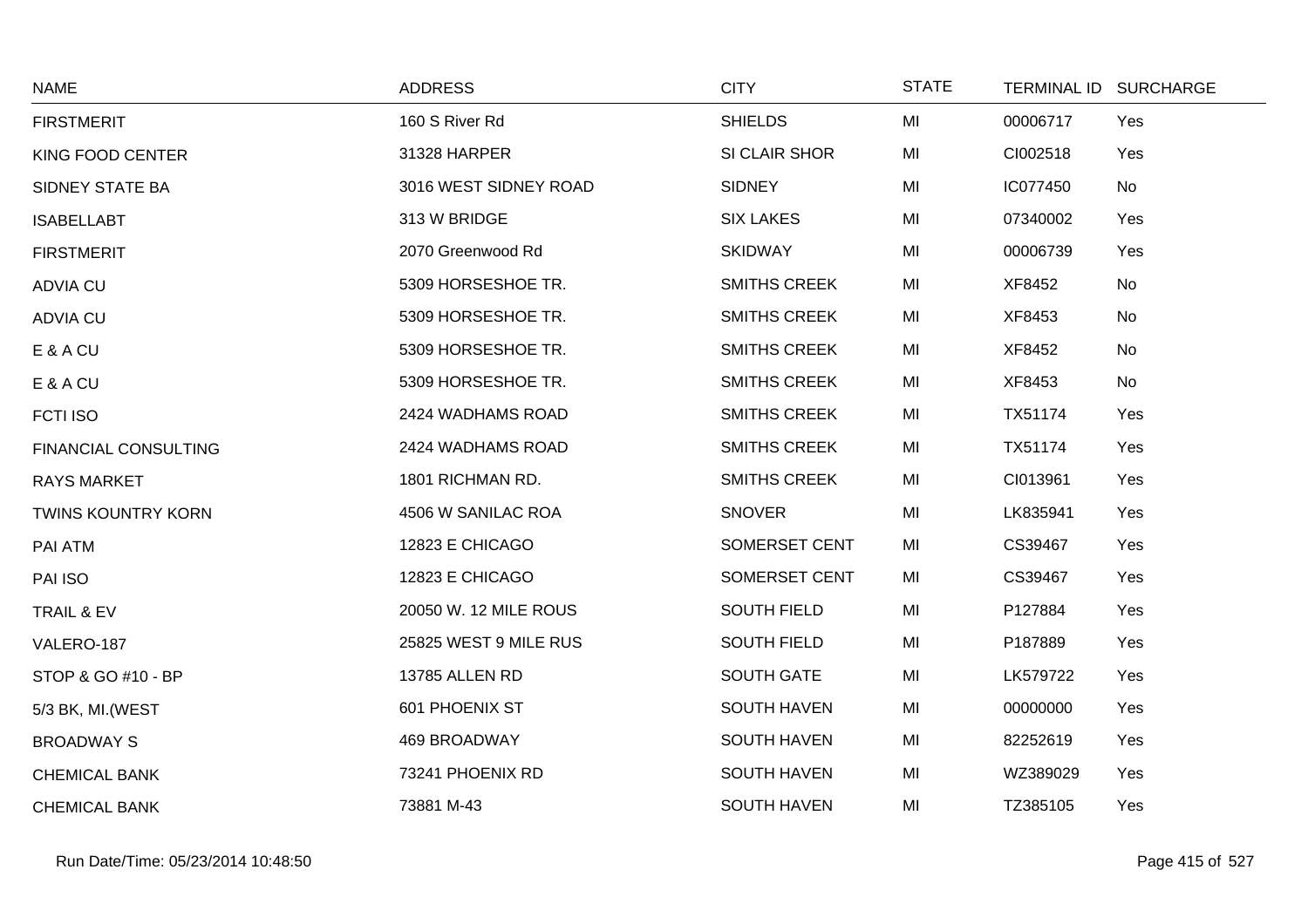| NAME | ADDRESS | CITY | STATE | TERMINAL ID | SURCHARGE |
|---|---|---|---|---|---|
| FIRSTMERIT | 160 S River Rd | SHIELDS | MI | 00006717 | Yes |
| KING FOOD CENTER | 31328 HARPER | SI CLAIR SHOR | MI | CI002518 | Yes |
| SIDNEY STATE BA | 3016 WEST SIDNEY ROAD | SIDNEY | MI | IC077450 | No |
| ISABELLABT | 313 W BRIDGE | SIX LAKES | MI | 07340002 | Yes |
| FIRSTMERIT | 2070 Greenwood Rd | SKIDWAY | MI | 00006739 | Yes |
| ADVIA CU | 5309 HORSESHOE TR. | SMITHS CREEK | MI | XF8452 | No |
| ADVIA CU | 5309 HORSESHOE TR. | SMITHS CREEK | MI | XF8453 | No |
| E & A CU | 5309 HORSESHOE TR. | SMITHS CREEK | MI | XF8452 | No |
| E & A CU | 5309 HORSESHOE TR. | SMITHS CREEK | MI | XF8453 | No |
| FCTI ISO | 2424 WADHAMS ROAD | SMITHS CREEK | MI | TX51174 | Yes |
| FINANCIAL CONSULTING | 2424 WADHAMS ROAD | SMITHS CREEK | MI | TX51174 | Yes |
| RAYS MARKET | 1801 RICHMAN RD. | SMITHS CREEK | MI | CI013961 | Yes |
| TWINS KOUNTRY KORN | 4506 W SANILAC ROA | SNOVER | MI | LK835941 | Yes |
| PAI ATM | 12823 E CHICAGO | SOMERSET CENT | MI | CS39467 | Yes |
| PAI ISO | 12823 E CHICAGO | SOMERSET CENT | MI | CS39467 | Yes |
| TRAIL & EV | 20050 W. 12 MILE ROUS | SOUTH FIELD | MI | P127884 | Yes |
| VALERO-187 | 25825 WEST 9 MILE RUS | SOUTH FIELD | MI | P187889 | Yes |
| STOP & GO #10 - BP | 13785 ALLEN RD | SOUTH GATE | MI | LK579722 | Yes |
| 5/3 BK, MI.(WEST | 601 PHOENIX ST | SOUTH HAVEN | MI | 00000000 | Yes |
| BROADWAY S | 469 BROADWAY | SOUTH HAVEN | MI | 82252619 | Yes |
| CHEMICAL BANK | 73241 PHOENIX RD | SOUTH HAVEN | MI | WZ389029 | Yes |
| CHEMICAL BANK | 73881 M-43 | SOUTH HAVEN | MI | TZ385105 | Yes |

Run Date/Time: 05/23/2014 10:48:50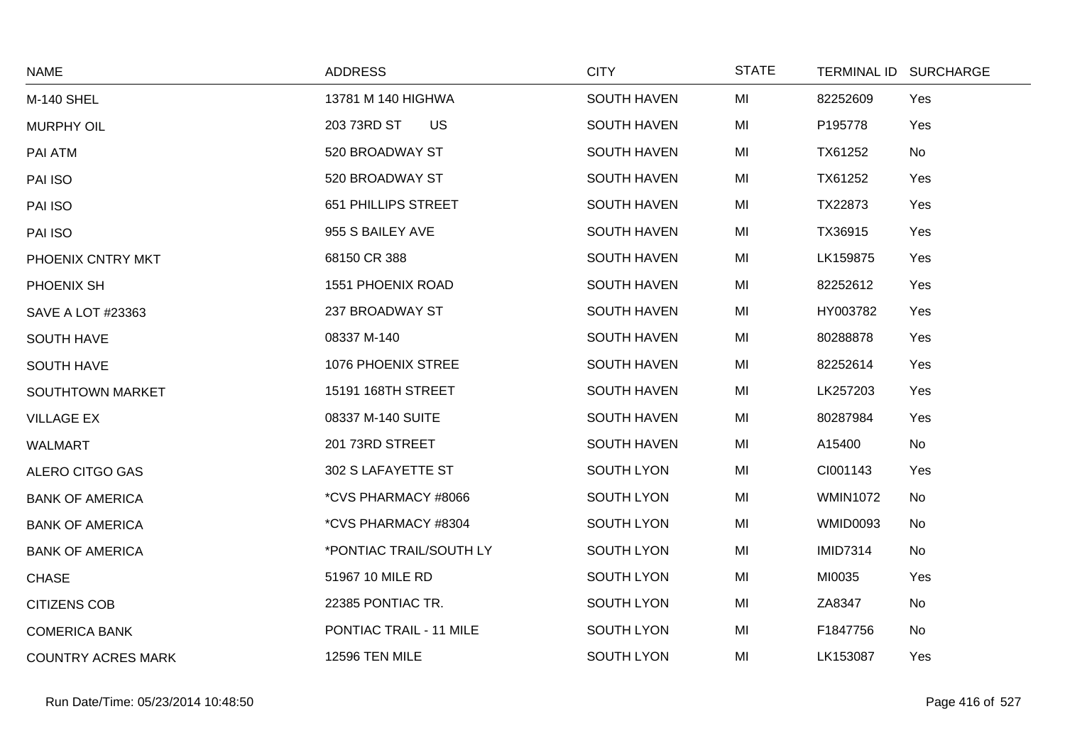| NAME | ADDRESS | CITY | STATE | TERMINAL ID | SURCHARGE |
|---|---|---|---|---|---|
| M-140 SHEL | 13781 M 140 HIGHWA | SOUTH HAVEN | MI | 82252609 | Yes |
| MURPHY OIL | 203 73RD ST US | SOUTH HAVEN | MI | P195778 | Yes |
| PAI ATM | 520 BROADWAY ST | SOUTH HAVEN | MI | TX61252 | No |
| PAI ISO | 520 BROADWAY ST | SOUTH HAVEN | MI | TX61252 | Yes |
| PAI ISO | 651 PHILLIPS STREET | SOUTH HAVEN | MI | TX22873 | Yes |
| PAI ISO | 955 S BAILEY AVE | SOUTH HAVEN | MI | TX36915 | Yes |
| PHOENIX CNTRY MKT | 68150 CR 388 | SOUTH HAVEN | MI | LK159875 | Yes |
| PHOENIX SH | 1551 PHOENIX ROAD | SOUTH HAVEN | MI | 82252612 | Yes |
| SAVE A LOT #23363 | 237 BROADWAY ST | SOUTH HAVEN | MI | HY003782 | Yes |
| SOUTH HAVE | 08337 M-140 | SOUTH HAVEN | MI | 80288878 | Yes |
| SOUTH HAVE | 1076 PHOENIX STREE | SOUTH HAVEN | MI | 82252614 | Yes |
| SOUTHTOWN MARKET | 15191 168TH STREET | SOUTH HAVEN | MI | LK257203 | Yes |
| VILLAGE EX | 08337 M-140 SUITE | SOUTH HAVEN | MI | 80287984 | Yes |
| WALMART | 201 73RD STREET | SOUTH HAVEN | MI | A15400 | No |
| ALERO CITGO GAS | 302 S LAFAYETTE ST | SOUTH LYON | MI | CI001143 | Yes |
| BANK OF AMERICA | *CVS PHARMACY #8066 | SOUTH LYON | MI | WMIN1072 | No |
| BANK OF AMERICA | *CVS PHARMACY #8304 | SOUTH LYON | MI | WMID0093 | No |
| BANK OF AMERICA | *PONTIAC TRAIL/SOUTH LY | SOUTH LYON | MI | IMID7314 | No |
| CHASE | 51967 10 MILE RD | SOUTH LYON | MI | MI0035 | Yes |
| CITIZENS COB | 22385 PONTIAC TR. | SOUTH LYON | MI | ZA8347 | No |
| COMERICA BANK | PONTIAC TRAIL - 11 MILE | SOUTH LYON | MI | F1847756 | No |
| COUNTRY ACRES MARK | 12596 TEN MILE | SOUTH LYON | MI | LK153087 | Yes |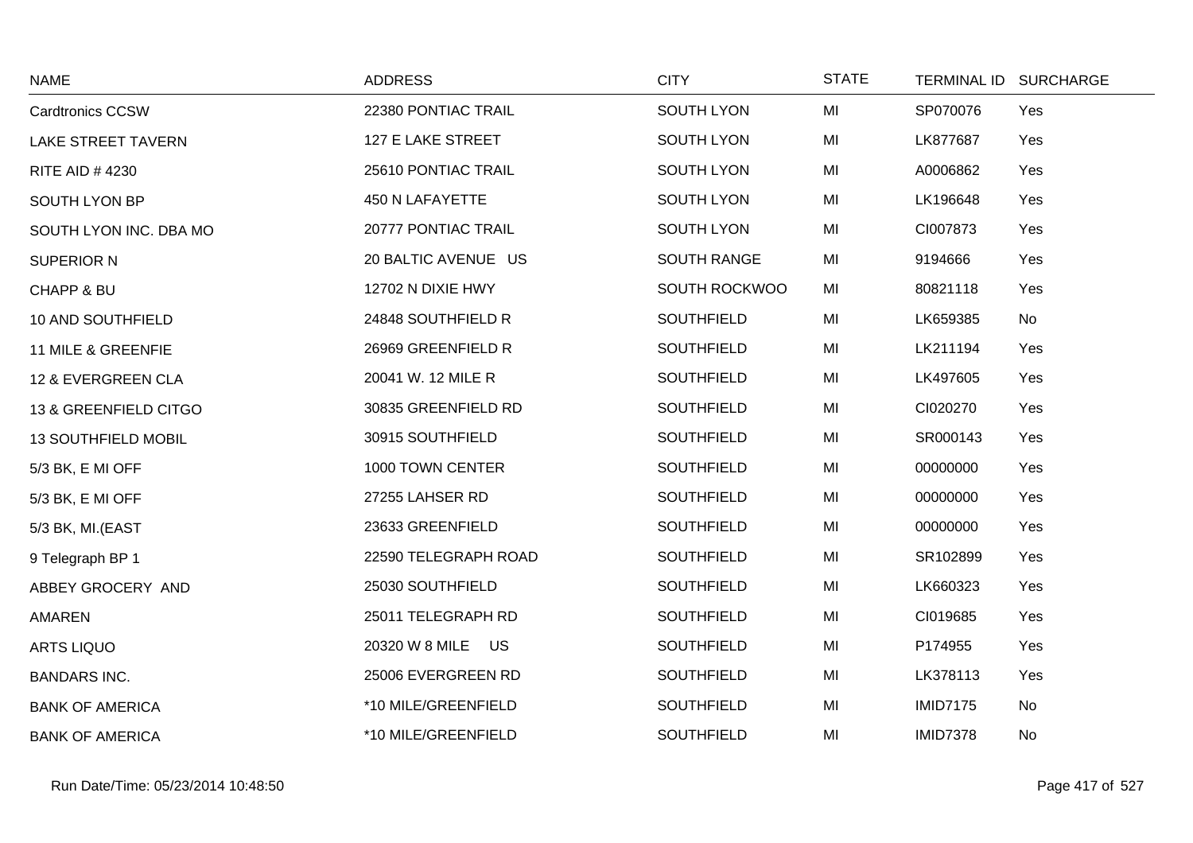| NAME | ADDRESS | CITY | STATE | TERMINAL ID | SURCHARGE |
|---|---|---|---|---|---|
| Cardtronics CCSW | 22380 PONTIAC TRAIL | SOUTH LYON | MI | SP070076 | Yes |
| LAKE STREET TAVERN | 127 E LAKE STREET | SOUTH LYON | MI | LK877687 | Yes |
| RITE AID # 4230 | 25610 PONTIAC TRAIL | SOUTH LYON | MI | A0006862 | Yes |
| SOUTH LYON BP | 450 N LAFAYETTE | SOUTH LYON | MI | LK196648 | Yes |
| SOUTH LYON INC. DBA MO | 20777 PONTIAC TRAIL | SOUTH LYON | MI | CI007873 | Yes |
| SUPERIOR N | 20 BALTIC AVENUE US | SOUTH RANGE | MI | 9194666 | Yes |
| CHAPP & BU | 12702 N DIXIE HWY | SOUTH ROCKWOO | MI | 80821118 | Yes |
| 10 AND SOUTHFIELD | 24848 SOUTHFIELD R | SOUTHFIELD | MI | LK659385 | No |
| 11 MILE & GREENFIE | 26969 GREENFIELD R | SOUTHFIELD | MI | LK211194 | Yes |
| 12 & EVERGREEN CLA | 20041 W. 12 MILE R | SOUTHFIELD | MI | LK497605 | Yes |
| 13 & GREENFIELD CITGO | 30835 GREENFIELD RD | SOUTHFIELD | MI | CI020270 | Yes |
| 13 SOUTHFIELD MOBIL | 30915 SOUTHFIELD | SOUTHFIELD | MI | SR000143 | Yes |
| 5/3 BK, E MI OFF | 1000 TOWN CENTER | SOUTHFIELD | MI | 00000000 | Yes |
| 5/3 BK, E MI OFF | 27255 LAHSER RD | SOUTHFIELD | MI | 00000000 | Yes |
| 5/3 BK, MI.(EAST | 23633 GREENFIELD | SOUTHFIELD | MI | 00000000 | Yes |
| 9 Telegraph BP 1 | 22590 TELEGRAPH ROAD | SOUTHFIELD | MI | SR102899 | Yes |
| ABBEY GROCERY AND | 25030 SOUTHFIELD | SOUTHFIELD | MI | LK660323 | Yes |
| AMAREN | 25011 TELEGRAPH RD | SOUTHFIELD | MI | CI019685 | Yes |
| ARTS LIQUO | 20320 W 8 MILE US | SOUTHFIELD | MI | P174955 | Yes |
| BANDARS INC. | 25006 EVERGREEN RD | SOUTHFIELD | MI | LK378113 | Yes |
| BANK OF AMERICA | *10 MILE/GREENFIELD | SOUTHFIELD | MI | IMID7175 | No |
| BANK OF AMERICA | *10 MILE/GREENFIELD | SOUTHFIELD | MI | IMID7378 | No |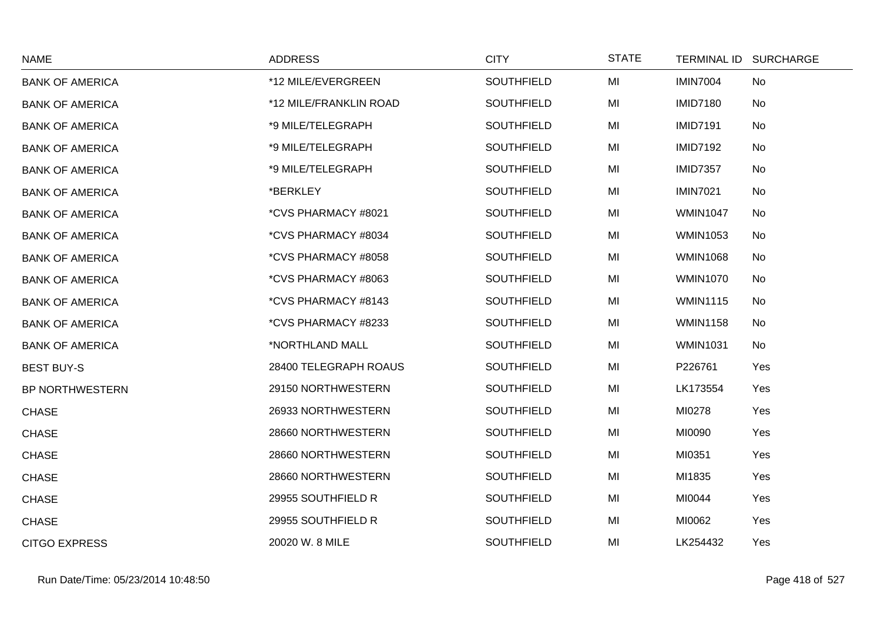| NAME | ADDRESS | CITY | STATE | TERMINAL ID | SURCHARGE |
|---|---|---|---|---|---|
| BANK OF AMERICA | *12 MILE/EVERGREEN | SOUTHFIELD | MI | IMIN7004 | No |
| BANK OF AMERICA | *12 MILE/FRANKLIN ROAD | SOUTHFIELD | MI | IMID7180 | No |
| BANK OF AMERICA | *9 MILE/TELEGRAPH | SOUTHFIELD | MI | IMID7191 | No |
| BANK OF AMERICA | *9 MILE/TELEGRAPH | SOUTHFIELD | MI | IMID7192 | No |
| BANK OF AMERICA | *9 MILE/TELEGRAPH | SOUTHFIELD | MI | IMID7357 | No |
| BANK OF AMERICA | *BERKLEY | SOUTHFIELD | MI | IMIN7021 | No |
| BANK OF AMERICA | *CVS PHARMACY #8021 | SOUTHFIELD | MI | WMIN1047 | No |
| BANK OF AMERICA | *CVS PHARMACY #8034 | SOUTHFIELD | MI | WMIN1053 | No |
| BANK OF AMERICA | *CVS PHARMACY #8058 | SOUTHFIELD | MI | WMIN1068 | No |
| BANK OF AMERICA | *CVS PHARMACY #8063 | SOUTHFIELD | MI | WMIN1070 | No |
| BANK OF AMERICA | *CVS PHARMACY #8143 | SOUTHFIELD | MI | WMIN1115 | No |
| BANK OF AMERICA | *CVS PHARMACY #8233 | SOUTHFIELD | MI | WMIN1158 | No |
| BANK OF AMERICA | *NORTHLAND MALL | SOUTHFIELD | MI | WMIN1031 | No |
| BEST BUY-S | 28400 TELEGRAPH ROAUS | SOUTHFIELD | MI | P226761 | Yes |
| BP NORTHWESTERN | 29150 NORTHWESTERN | SOUTHFIELD | MI | LK173554 | Yes |
| CHASE | 26933 NORTHWESTERN | SOUTHFIELD | MI | MI0278 | Yes |
| CHASE | 28660 NORTHWESTERN | SOUTHFIELD | MI | MI0090 | Yes |
| CHASE | 28660 NORTHWESTERN | SOUTHFIELD | MI | MI0351 | Yes |
| CHASE | 28660 NORTHWESTERN | SOUTHFIELD | MI | MI1835 | Yes |
| CHASE | 29955 SOUTHFIELD R | SOUTHFIELD | MI | MI0044 | Yes |
| CHASE | 29955 SOUTHFIELD R | SOUTHFIELD | MI | MI0062 | Yes |
| CITGO EXPRESS | 20020 W. 8 MILE | SOUTHFIELD | MI | LK254432 | Yes |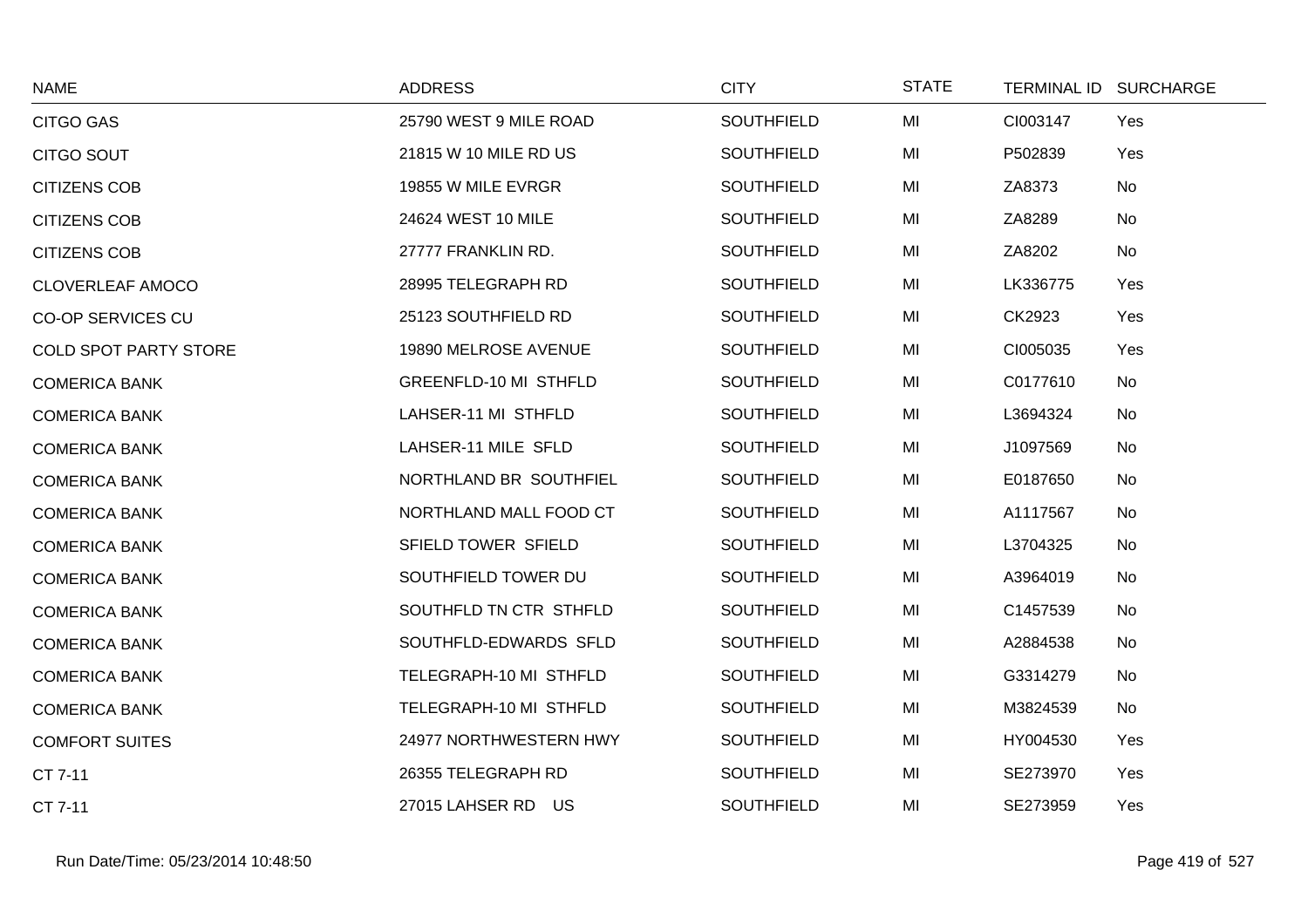| NAME | ADDRESS | CITY | STATE | TERMINAL ID | SURCHARGE |
|---|---|---|---|---|---|
| CITGO GAS | 25790 WEST 9 MILE ROAD | SOUTHFIELD | MI | CI003147 | Yes |
| CITGO SOUT | 21815 W 10 MILE RD US | SOUTHFIELD | MI | P502839 | Yes |
| CITIZENS COB | 19855 W MILE EVRGR | SOUTHFIELD | MI | ZA8373 | No |
| CITIZENS COB | 24624 WEST 10 MILE | SOUTHFIELD | MI | ZA8289 | No |
| CITIZENS COB | 27777 FRANKLIN RD. | SOUTHFIELD | MI | ZA8202 | No |
| CLOVERLEAF AMOCO | 28995 TELEGRAPH RD | SOUTHFIELD | MI | LK336775 | Yes |
| CO-OP SERVICES CU | 25123 SOUTHFIELD RD | SOUTHFIELD | MI | CK2923 | Yes |
| COLD SPOT PARTY STORE | 19890 MELROSE AVENUE | SOUTHFIELD | MI | CI005035 | Yes |
| COMERICA BANK | GREENFLD-10 MI STHFLD | SOUTHFIELD | MI | C0177610 | No |
| COMERICA BANK | LAHSER-11 MI STHFLD | SOUTHFIELD | MI | L3694324 | No |
| COMERICA BANK | LAHSER-11 MILE SFLD | SOUTHFIELD | MI | J1097569 | No |
| COMERICA BANK | NORTHLAND BR SOUTHFIEL | SOUTHFIELD | MI | E0187650 | No |
| COMERICA BANK | NORTHLAND MALL FOOD CT | SOUTHFIELD | MI | A1117567 | No |
| COMERICA BANK | SFIELD TOWER SFIELD | SOUTHFIELD | MI | L3704325 | No |
| COMERICA BANK | SOUTHFIELD TOWER DU | SOUTHFIELD | MI | A3964019 | No |
| COMERICA BANK | SOUTHFLD TN CTR STHFLD | SOUTHFIELD | MI | C1457539 | No |
| COMERICA BANK | SOUTHFLD-EDWARDS SFLD | SOUTHFIELD | MI | A2884538 | No |
| COMERICA BANK | TELEGRAPH-10 MI STHFLD | SOUTHFIELD | MI | G3314279 | No |
| COMERICA BANK | TELEGRAPH-10 MI STHFLD | SOUTHFIELD | MI | M3824539 | No |
| COMFORT SUITES | 24977 NORTHWESTERN HWY | SOUTHFIELD | MI | HY004530 | Yes |
| CT 7-11 | 26355 TELEGRAPH RD | SOUTHFIELD | MI | SE273970 | Yes |
| CT 7-11 | 27015 LAHSER RD US | SOUTHFIELD | MI | SE273959 | Yes |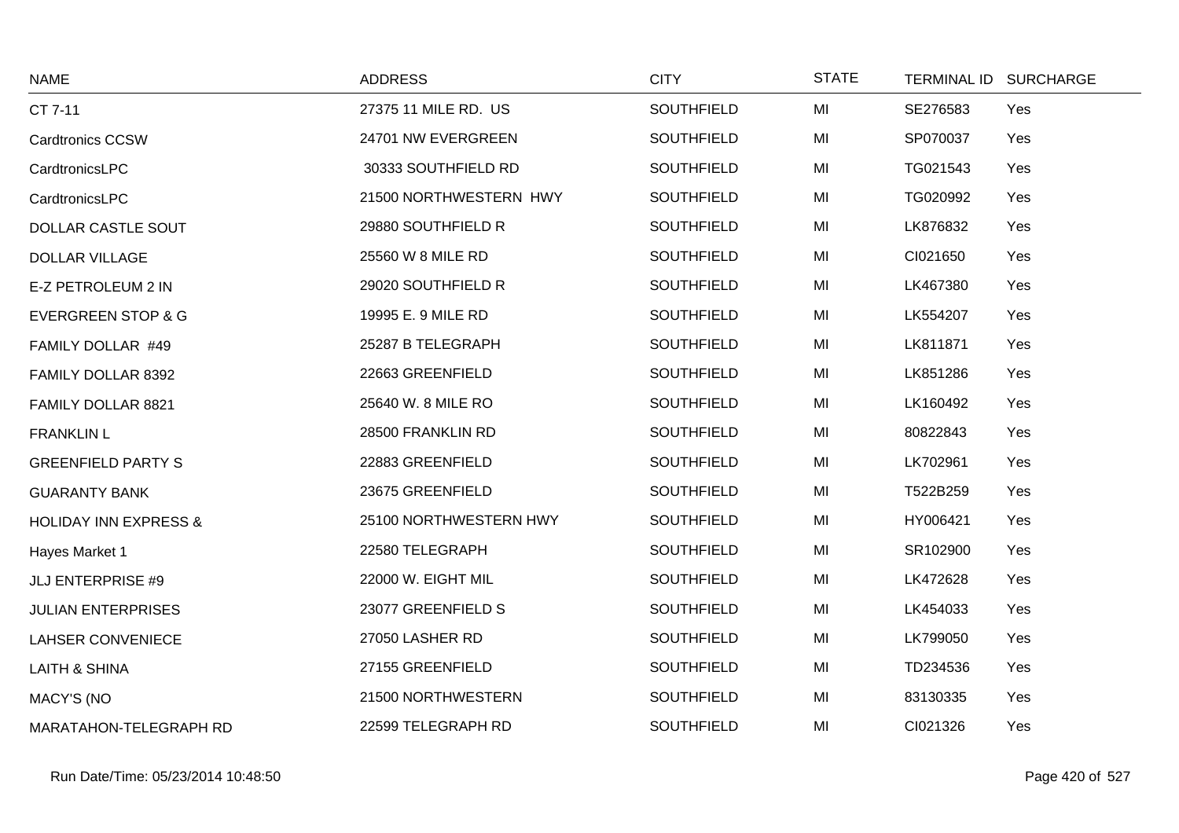| NAME | ADDRESS | CITY | STATE | TERMINAL ID | SURCHARGE |
| --- | --- | --- | --- | --- | --- |
| CT 7-11 | 27375 11 MILE RD. US | SOUTHFIELD | MI | SE276583 | Yes |
| Cardtronics CCSW | 24701 NW EVERGREEN | SOUTHFIELD | MI | SP070037 | Yes |
| CardtronicsLPC | 30333 SOUTHFIELD RD | SOUTHFIELD | MI | TG021543 | Yes |
| CardtronicsLPC | 21500 NORTHWESTERN HWY | SOUTHFIELD | MI | TG020992 | Yes |
| DOLLAR CASTLE SOUT | 29880 SOUTHFIELD R | SOUTHFIELD | MI | LK876832 | Yes |
| DOLLAR VILLAGE | 25560 W 8 MILE RD | SOUTHFIELD | MI | CI021650 | Yes |
| E-Z PETROLEUM 2 IN | 29020 SOUTHFIELD R | SOUTHFIELD | MI | LK467380 | Yes |
| EVERGREEN STOP & G | 19995 E. 9 MILE RD | SOUTHFIELD | MI | LK554207 | Yes |
| FAMILY DOLLAR #49 | 25287 B TELEGRAPH | SOUTHFIELD | MI | LK811871 | Yes |
| FAMILY DOLLAR 8392 | 22663 GREENFIELD | SOUTHFIELD | MI | LK851286 | Yes |
| FAMILY DOLLAR 8821 | 25640 W. 8 MILE RO | SOUTHFIELD | MI | LK160492 | Yes |
| FRANKLIN L | 28500 FRANKLIN RD | SOUTHFIELD | MI | 80822843 | Yes |
| GREENFIELD PARTY S | 22883 GREENFIELD | SOUTHFIELD | MI | LK702961 | Yes |
| GUARANTY BANK | 23675 GREENFIELD | SOUTHFIELD | MI | T522B259 | Yes |
| HOLIDAY INN EXPRESS & | 25100 NORTHWESTERN HWY | SOUTHFIELD | MI | HY006421 | Yes |
| Hayes Market 1 | 22580 TELEGRAPH | SOUTHFIELD | MI | SR102900 | Yes |
| JLJ ENTERPRISE #9 | 22000 W. EIGHT MIL | SOUTHFIELD | MI | LK472628 | Yes |
| JULIAN ENTERPRISES | 23077 GREENFIELD S | SOUTHFIELD | MI | LK454033 | Yes |
| LAHSER CONVENIECE | 27050 LASHER RD | SOUTHFIELD | MI | LK799050 | Yes |
| LAITH & SHINA | 27155 GREENFIELD | SOUTHFIELD | MI | TD234536 | Yes |
| MACY'S (NO | 21500 NORTHWESTERN | SOUTHFIELD | MI | 83130335 | Yes |
| MARATAHON-TELEGRAPH RD | 22599 TELEGRAPH RD | SOUTHFIELD | MI | CI021326 | Yes |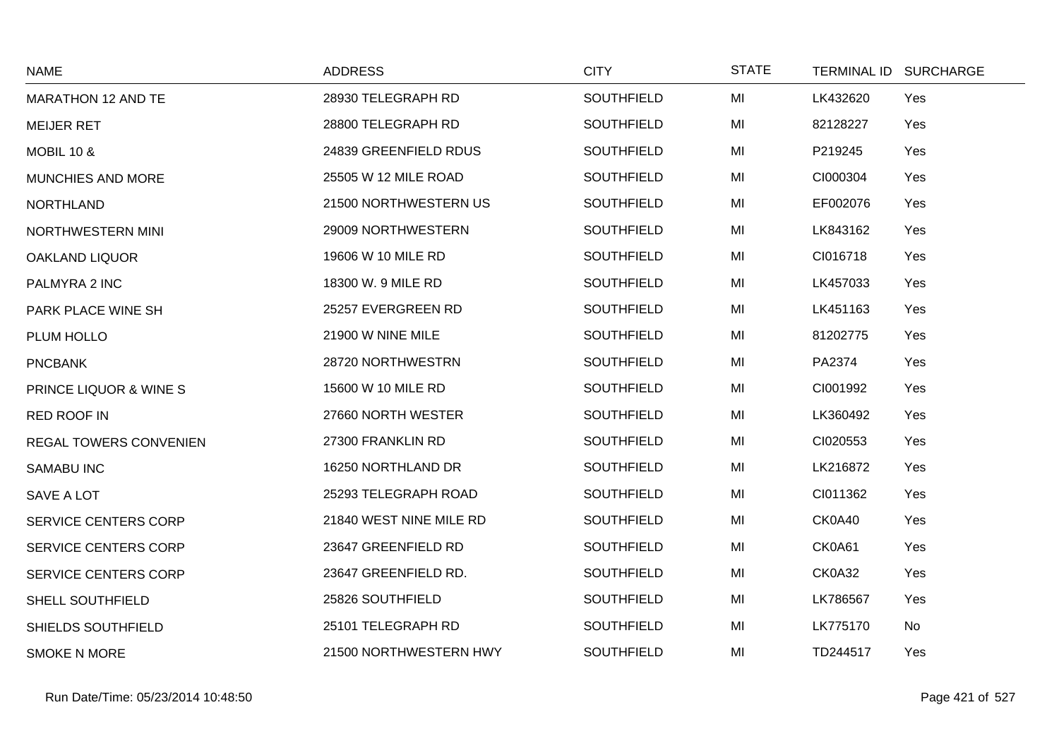| NAME | ADDRESS | CITY | STATE | TERMINAL ID | SURCHARGE |
|---|---|---|---|---|---|
| MARATHON 12 AND TE | 28930 TELEGRAPH RD | SOUTHFIELD | MI | LK432620 | Yes |
| MEIJER RET | 28800 TELEGRAPH RD | SOUTHFIELD | MI | 82128227 | Yes |
| MOBIL 10 & | 24839 GREENFIELD RDUS | SOUTHFIELD | MI | P219245 | Yes |
| MUNCHIES AND MORE | 25505 W 12 MILE ROAD | SOUTHFIELD | MI | CI000304 | Yes |
| NORTHLAND | 21500 NORTHWESTERN US | SOUTHFIELD | MI | EF002076 | Yes |
| NORTHWESTERN MINI | 29009 NORTHWESTERN | SOUTHFIELD | MI | LK843162 | Yes |
| OAKLAND LIQUOR | 19606 W 10 MILE RD | SOUTHFIELD | MI | CI016718 | Yes |
| PALMYRA 2 INC | 18300 W. 9 MILE RD | SOUTHFIELD | MI | LK457033 | Yes |
| PARK PLACE WINE SH | 25257 EVERGREEN RD | SOUTHFIELD | MI | LK451163 | Yes |
| PLUM HOLLO | 21900 W NINE MILE | SOUTHFIELD | MI | 81202775 | Yes |
| PNCBANK | 28720 NORTHWESTRN | SOUTHFIELD | MI | PA2374 | Yes |
| PRINCE LIQUOR & WINE S | 15600 W 10 MILE RD | SOUTHFIELD | MI | CI001992 | Yes |
| RED ROOF IN | 27660 NORTH WESTER | SOUTHFIELD | MI | LK360492 | Yes |
| REGAL TOWERS CONVENIEN | 27300 FRANKLIN RD | SOUTHFIELD | MI | CI020553 | Yes |
| SAMABU INC | 16250 NORTHLAND DR | SOUTHFIELD | MI | LK216872 | Yes |
| SAVE A LOT | 25293 TELEGRAPH ROAD | SOUTHFIELD | MI | CI011362 | Yes |
| SERVICE CENTERS CORP | 21840 WEST NINE MILE RD | SOUTHFIELD | MI | CK0A40 | Yes |
| SERVICE CENTERS CORP | 23647 GREENFIELD RD | SOUTHFIELD | MI | CK0A61 | Yes |
| SERVICE CENTERS CORP | 23647 GREENFIELD RD. | SOUTHFIELD | MI | CK0A32 | Yes |
| SHELL SOUTHFIELD | 25826 SOUTHFIELD | SOUTHFIELD | MI | LK786567 | Yes |
| SHIELDS SOUTHFIELD | 25101 TELEGRAPH RD | SOUTHFIELD | MI | LK775170 | No |
| SMOKE N MORE | 21500 NORTHWESTERN HWY | SOUTHFIELD | MI | TD244517 | Yes |

Run Date/Time: 05/23/2014 10:48:50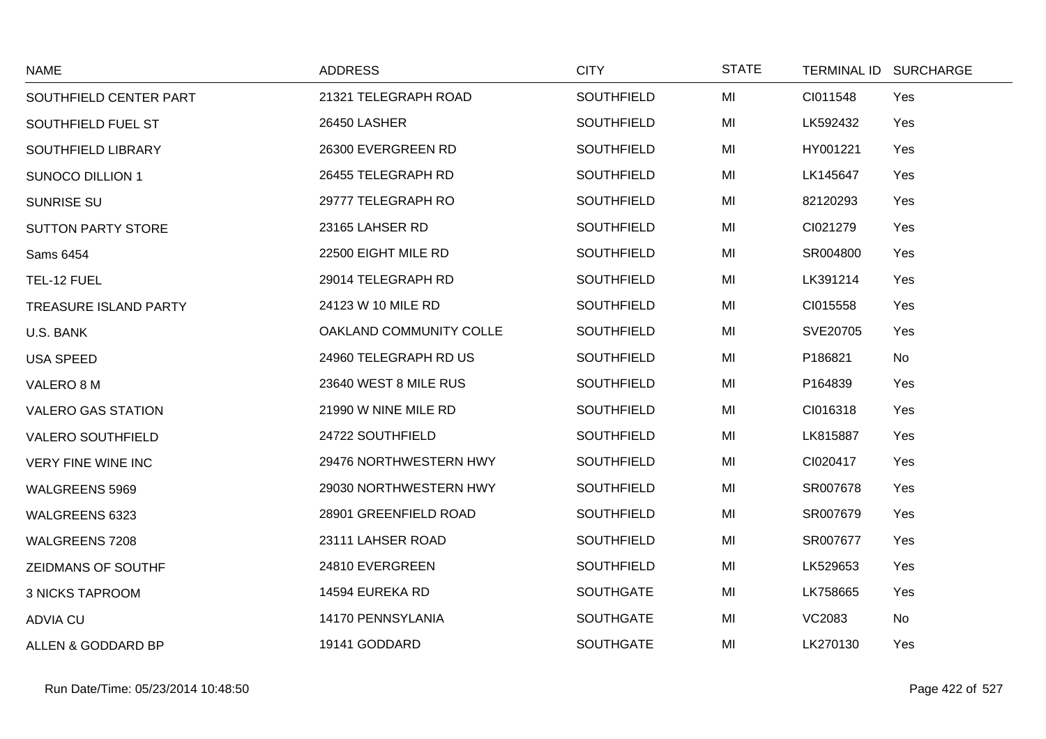| NAME | ADDRESS | CITY | STATE | TERMINAL ID | SURCHARGE |
|---|---|---|---|---|---|
| SOUTHFIELD CENTER PART | 21321 TELEGRAPH ROAD | SOUTHFIELD | MI | CI011548 | Yes |
| SOUTHFIELD FUEL ST | 26450 LASHER | SOUTHFIELD | MI | LK592432 | Yes |
| SOUTHFIELD LIBRARY | 26300 EVERGREEN RD | SOUTHFIELD | MI | HY001221 | Yes |
| SUNOCO DILLION 1 | 26455 TELEGRAPH RD | SOUTHFIELD | MI | LK145647 | Yes |
| SUNRISE SU | 29777 TELEGRAPH RO | SOUTHFIELD | MI | 82120293 | Yes |
| SUTTON PARTY STORE | 23165 LAHSER RD | SOUTHFIELD | MI | CI021279 | Yes |
| Sams 6454 | 22500 EIGHT MILE RD | SOUTHFIELD | MI | SR004800 | Yes |
| TEL-12 FUEL | 29014 TELEGRAPH RD | SOUTHFIELD | MI | LK391214 | Yes |
| TREASURE ISLAND PARTY | 24123 W 10 MILE RD | SOUTHFIELD | MI | CI015558 | Yes |
| U.S. BANK | OAKLAND COMMUNITY COLLE | SOUTHFIELD | MI | SVE20705 | Yes |
| USA SPEED | 24960 TELEGRAPH RD US | SOUTHFIELD | MI | P186821 | No |
| VALERO 8 M | 23640 WEST 8 MILE RUS | SOUTHFIELD | MI | P164839 | Yes |
| VALERO GAS STATION | 21990 W NINE MILE RD | SOUTHFIELD | MI | CI016318 | Yes |
| VALERO SOUTHFIELD | 24722 SOUTHFIELD | SOUTHFIELD | MI | LK815887 | Yes |
| VERY FINE WINE INC | 29476 NORTHWESTERN HWY | SOUTHFIELD | MI | CI020417 | Yes |
| WALGREENS 5969 | 29030 NORTHWESTERN HWY | SOUTHFIELD | MI | SR007678 | Yes |
| WALGREENS 6323 | 28901 GREENFIELD ROAD | SOUTHFIELD | MI | SR007679 | Yes |
| WALGREENS 7208 | 23111 LAHSER ROAD | SOUTHFIELD | MI | SR007677 | Yes |
| ZEIDMANS OF SOUTHF | 24810 EVERGREEN | SOUTHFIELD | MI | LK529653 | Yes |
| 3 NICKS TAPROOM | 14594 EUREKA RD | SOUTHGATE | MI | LK758665 | Yes |
| ADVIA CU | 14170 PENNSYLANIA | SOUTHGATE | MI | VC2083 | No |
| ALLEN & GODDARD BP | 19141 GODDARD | SOUTHGATE | MI | LK270130 | Yes |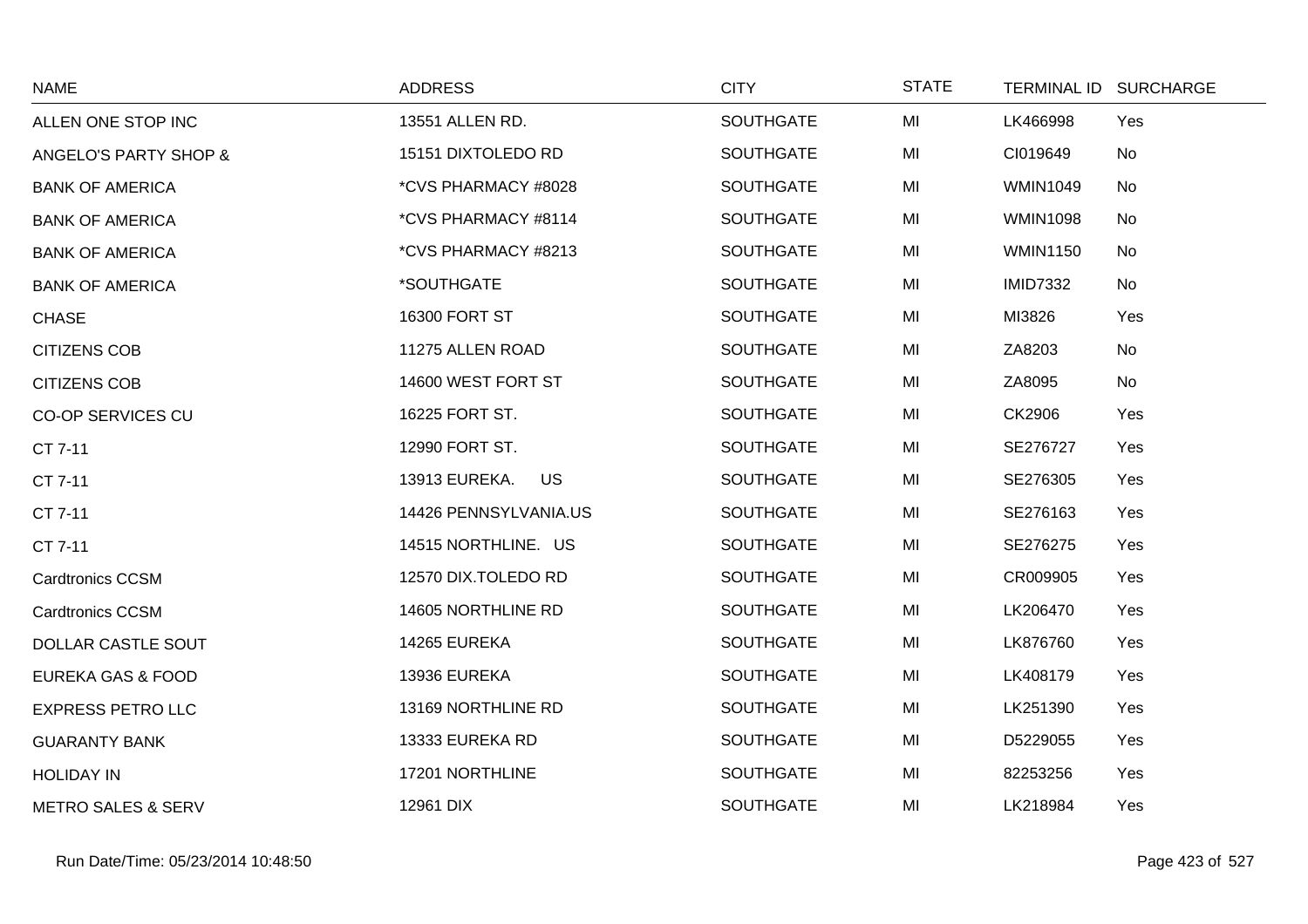| NAME | ADDRESS | CITY | STATE | TERMINAL ID | SURCHARGE |
|---|---|---|---|---|---|
| ALLEN ONE STOP INC | 13551 ALLEN RD. | SOUTHGATE | MI | LK466998 | Yes |
| ANGELO'S PARTY SHOP & | 15151 DIXTOLEDO RD | SOUTHGATE | MI | CI019649 | No |
| BANK OF AMERICA | *CVS PHARMACY #8028 | SOUTHGATE | MI | WMIN1049 | No |
| BANK OF AMERICA | *CVS PHARMACY #8114 | SOUTHGATE | MI | WMIN1098 | No |
| BANK OF AMERICA | *CVS PHARMACY #8213 | SOUTHGATE | MI | WMIN1150 | No |
| BANK OF AMERICA | *SOUTHGATE | SOUTHGATE | MI | IMID7332 | No |
| CHASE | 16300 FORT ST | SOUTHGATE | MI | MI3826 | Yes |
| CITIZENS COB | 11275 ALLEN ROAD | SOUTHGATE | MI | ZA8203 | No |
| CITIZENS COB | 14600 WEST FORT ST | SOUTHGATE | MI | ZA8095 | No |
| CO-OP SERVICES CU | 16225 FORT ST. | SOUTHGATE | MI | CK2906 | Yes |
| CT 7-11 | 12990 FORT ST. | SOUTHGATE | MI | SE276727 | Yes |
| CT 7-11 | 13913 EUREKA. US | SOUTHGATE | MI | SE276305 | Yes |
| CT 7-11 | 14426 PENNSYLVANIA.US | SOUTHGATE | MI | SE276163 | Yes |
| CT 7-11 | 14515 NORTHLINE. US | SOUTHGATE | MI | SE276275 | Yes |
| Cardtronics CCSM | 12570 DIX.TOLEDO RD | SOUTHGATE | MI | CR009905 | Yes |
| Cardtronics CCSM | 14605 NORTHLINE RD | SOUTHGATE | MI | LK206470 | Yes |
| DOLLAR CASTLE SOUT | 14265 EUREKA | SOUTHGATE | MI | LK876760 | Yes |
| EUREKA GAS & FOOD | 13936 EUREKA | SOUTHGATE | MI | LK408179 | Yes |
| EXPRESS PETRO LLC | 13169 NORTHLINE RD | SOUTHGATE | MI | LK251390 | Yes |
| GUARANTY BANK | 13333 EUREKA RD | SOUTHGATE | MI | D5229055 | Yes |
| HOLIDAY IN | 17201 NORTHLINE | SOUTHGATE | MI | 82253256 | Yes |
| METRO SALES & SERV | 12961 DIX | SOUTHGATE | MI | LK218984 | Yes |

Run Date/Time: 05/23/2014 10:48:50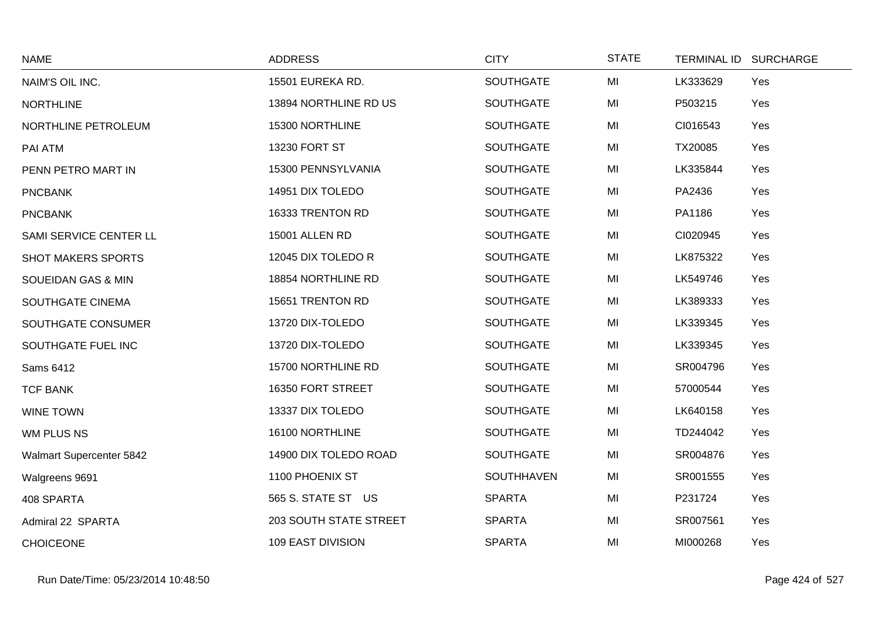| NAME | ADDRESS | CITY | STATE | TERMINAL ID | SURCHARGE |
|---|---|---|---|---|---|
| NAIM'S OIL INC. | 15501 EUREKA RD. | SOUTHGATE | MI | LK333629 | Yes |
| NORTHLINE | 13894 NORTHLINE RD US | SOUTHGATE | MI | P503215 | Yes |
| NORTHLINE PETROLEUM | 15300 NORTHLINE | SOUTHGATE | MI | CI016543 | Yes |
| PAI ATM | 13230 FORT ST | SOUTHGATE | MI | TX20085 | Yes |
| PENN PETRO MART IN | 15300 PENNSYLVANIA | SOUTHGATE | MI | LK335844 | Yes |
| PNCBANK | 14951 DIX TOLEDO | SOUTHGATE | MI | PA2436 | Yes |
| PNCBANK | 16333 TRENTON RD | SOUTHGATE | MI | PA1186 | Yes |
| SAMI SERVICE CENTER LL | 15001 ALLEN RD | SOUTHGATE | MI | CI020945 | Yes |
| SHOT MAKERS SPORTS | 12045 DIX TOLEDO R | SOUTHGATE | MI | LK875322 | Yes |
| SOUEIDAN GAS & MIN | 18854 NORTHLINE RD | SOUTHGATE | MI | LK549746 | Yes |
| SOUTHGATE CINEMA | 15651 TRENTON RD | SOUTHGATE | MI | LK389333 | Yes |
| SOUTHGATE CONSUMER | 13720 DIX-TOLEDO | SOUTHGATE | MI | LK339345 | Yes |
| SOUTHGATE FUEL INC | 13720 DIX-TOLEDO | SOUTHGATE | MI | LK339345 | Yes |
| Sams 6412 | 15700 NORTHLINE RD | SOUTHGATE | MI | SR004796 | Yes |
| TCF BANK | 16350 FORT STREET | SOUTHGATE | MI | 57000544 | Yes |
| WINE TOWN | 13337 DIX TOLEDO | SOUTHGATE | MI | LK640158 | Yes |
| WM PLUS NS | 16100 NORTHLINE | SOUTHGATE | MI | TD244042 | Yes |
| Walmart Supercenter 5842 | 14900 DIX TOLEDO ROAD | SOUTHGATE | MI | SR004876 | Yes |
| Walgreens 9691 | 1100 PHOENIX ST | SOUTHHAVEN | MI | SR001555 | Yes |
| 408 SPARTA | 565 S. STATE ST US | SPARTA | MI | P231724 | Yes |
| Admiral 22 SPARTA | 203 SOUTH STATE STREET | SPARTA | MI | SR007561 | Yes |
| CHOICEONE | 109 EAST DIVISION | SPARTA | MI | MI000268 | Yes |

Run Date/Time: 05/23/2014 10:48:50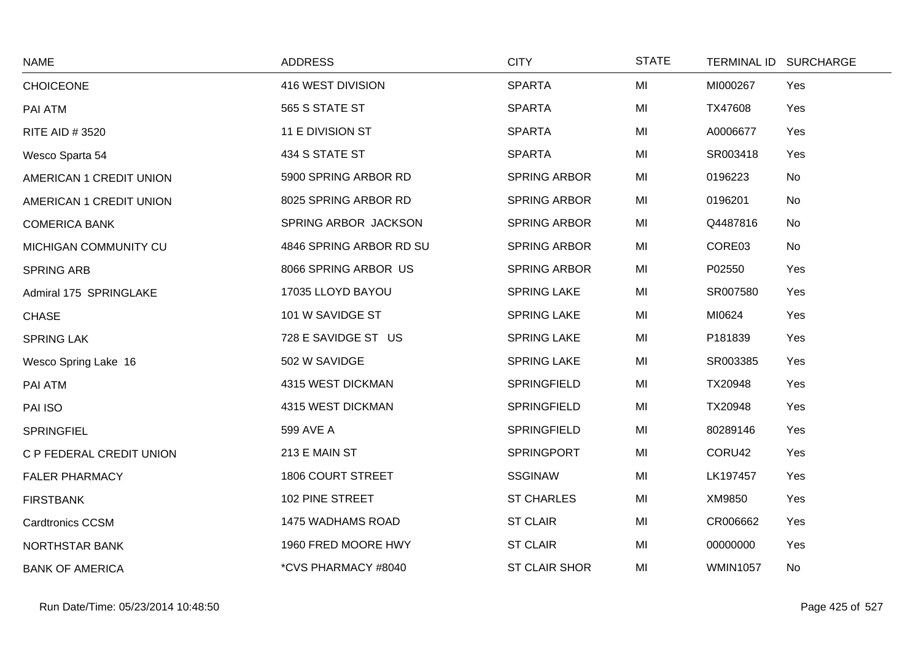| NAME | ADDRESS | CITY | STATE | TERMINAL ID | SURCHARGE |
|---|---|---|---|---|---|
| CHOICEONE | 416 WEST DIVISION | SPARTA | MI | MI000267 | Yes |
| PAI ATM | 565 S STATE ST | SPARTA | MI | TX47608 | Yes |
| RITE AID # 3520 | 11 E DIVISION ST | SPARTA | MI | A0006677 | Yes |
| Wesco Sparta 54 | 434 S STATE ST | SPARTA | MI | SR003418 | Yes |
| AMERICAN 1 CREDIT UNION | 5900 SPRING ARBOR RD | SPRING ARBOR | MI | 0196223 | No |
| AMERICAN 1 CREDIT UNION | 8025 SPRING ARBOR RD | SPRING ARBOR | MI | 0196201 | No |
| COMERICA BANK | SPRING ARBOR JACKSON | SPRING ARBOR | MI | Q4487816 | No |
| MICHIGAN COMMUNITY CU | 4846 SPRING ARBOR RD SU | SPRING ARBOR | MI | CORE03 | No |
| SPRING ARB | 8066 SPRING ARBOR US | SPRING ARBOR | MI | P02550 | Yes |
| Admiral 175 SPRINGLAKE | 17035 LLOYD BAYOU | SPRING LAKE | MI | SR007580 | Yes |
| CHASE | 101 W SAVIDGE ST | SPRING LAKE | MI | MI0624 | Yes |
| SPRING LAK | 728 E SAVIDGE ST US | SPRING LAKE | MI | P181839 | Yes |
| Wesco Spring Lake 16 | 502 W SAVIDGE | SPRING LAKE | MI | SR003385 | Yes |
| PAI ATM | 4315 WEST DICKMAN | SPRINGFIELD | MI | TX20948 | Yes |
| PAI ISO | 4315 WEST DICKMAN | SPRINGFIELD | MI | TX20948 | Yes |
| SPRINGFIEL | 599 AVE A | SPRINGFIELD | MI | 80289146 | Yes |
| C P FEDERAL CREDIT UNION | 213 E MAIN ST | SPRINGPORT | MI | CORU42 | Yes |
| FALER PHARMACY | 1806 COURT STREET | SSGINAW | MI | LK197457 | Yes |
| FIRSTBANK | 102 PINE STREET | ST CHARLES | MI | XM9850 | Yes |
| Cardtronics CCSM | 1475 WADHAMS ROAD | ST CLAIR | MI | CR006662 | Yes |
| NORTHSTAR BANK | 1960 FRED MOORE HWY | ST CLAIR | MI | 00000000 | Yes |
| BANK OF AMERICA | *CVS PHARMACY #8040 | ST CLAIR SHOR | MI | WMIN1057 | No |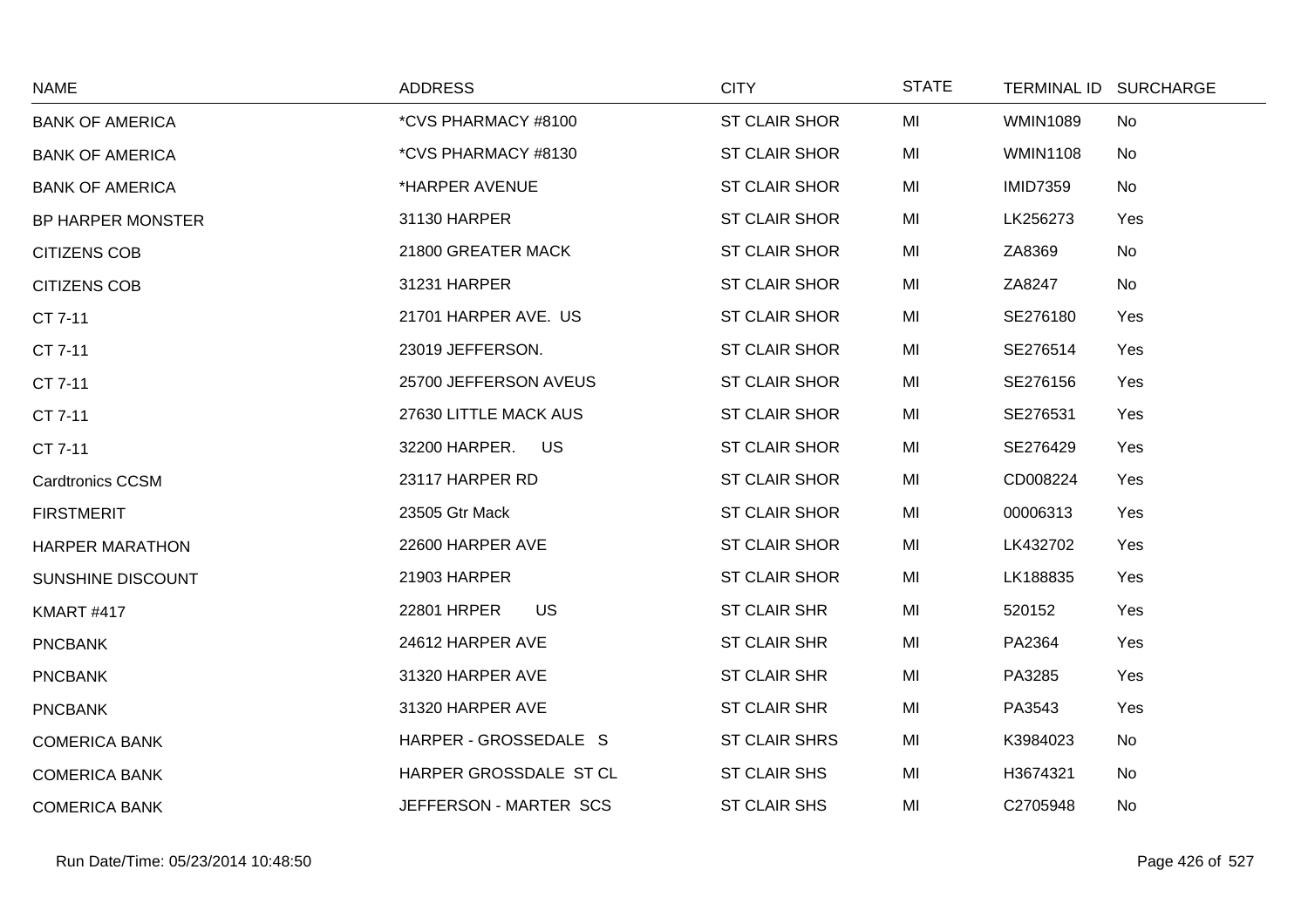| NAME | ADDRESS | CITY | STATE | TERMINAL ID | SURCHARGE |
|---|---|---|---|---|---|
| BANK OF AMERICA | *CVS PHARMACY #8100 | ST CLAIR SHOR | MI | WMIN1089 | No |
| BANK OF AMERICA | *CVS PHARMACY #8130 | ST CLAIR SHOR | MI | WMIN1108 | No |
| BANK OF AMERICA | *HARPER AVENUE | ST CLAIR SHOR | MI | IMID7359 | No |
| BP HARPER MONSTER | 31130 HARPER | ST CLAIR SHOR | MI | LK256273 | Yes |
| CITIZENS COB | 21800 GREATER MACK | ST CLAIR SHOR | MI | ZA8369 | No |
| CITIZENS COB | 31231 HARPER | ST CLAIR SHOR | MI | ZA8247 | No |
| CT 7-11 | 21701 HARPER AVE. US | ST CLAIR SHOR | MI | SE276180 | Yes |
| CT 7-11 | 23019 JEFFERSON. | ST CLAIR SHOR | MI | SE276514 | Yes |
| CT 7-11 | 25700 JEFFERSON AVEUS | ST CLAIR SHOR | MI | SE276156 | Yes |
| CT 7-11 | 27630 LITTLE MACK AUS | ST CLAIR SHOR | MI | SE276531 | Yes |
| CT 7-11 | 32200 HARPER. US | ST CLAIR SHOR | MI | SE276429 | Yes |
| Cardtronics CCSM | 23117 HARPER RD | ST CLAIR SHOR | MI | CD008224 | Yes |
| FIRSTMERIT | 23505 Gtr Mack | ST CLAIR SHOR | MI | 00006313 | Yes |
| HARPER MARATHON | 22600 HARPER AVE | ST CLAIR SHOR | MI | LK432702 | Yes |
| SUNSHINE DISCOUNT | 21903 HARPER | ST CLAIR SHOR | MI | LK188835 | Yes |
| KMART #417 | 22801 HRPER US | ST CLAIR SHR | MI | 520152 | Yes |
| PNCBANK | 24612 HARPER AVE | ST CLAIR SHR | MI | PA2364 | Yes |
| PNCBANK | 31320 HARPER AVE | ST CLAIR SHR | MI | PA3285 | Yes |
| PNCBANK | 31320 HARPER AVE | ST CLAIR SHR | MI | PA3543 | Yes |
| COMERICA BANK | HARPER - GROSSEDALE S | ST CLAIR SHRS | MI | K3984023 | No |
| COMERICA BANK | HARPER GROSSDALE ST CL | ST CLAIR SHS | MI | H3674321 | No |
| COMERICA BANK | JEFFERSON - MARTER SCS | ST CLAIR SHS | MI | C2705948 | No |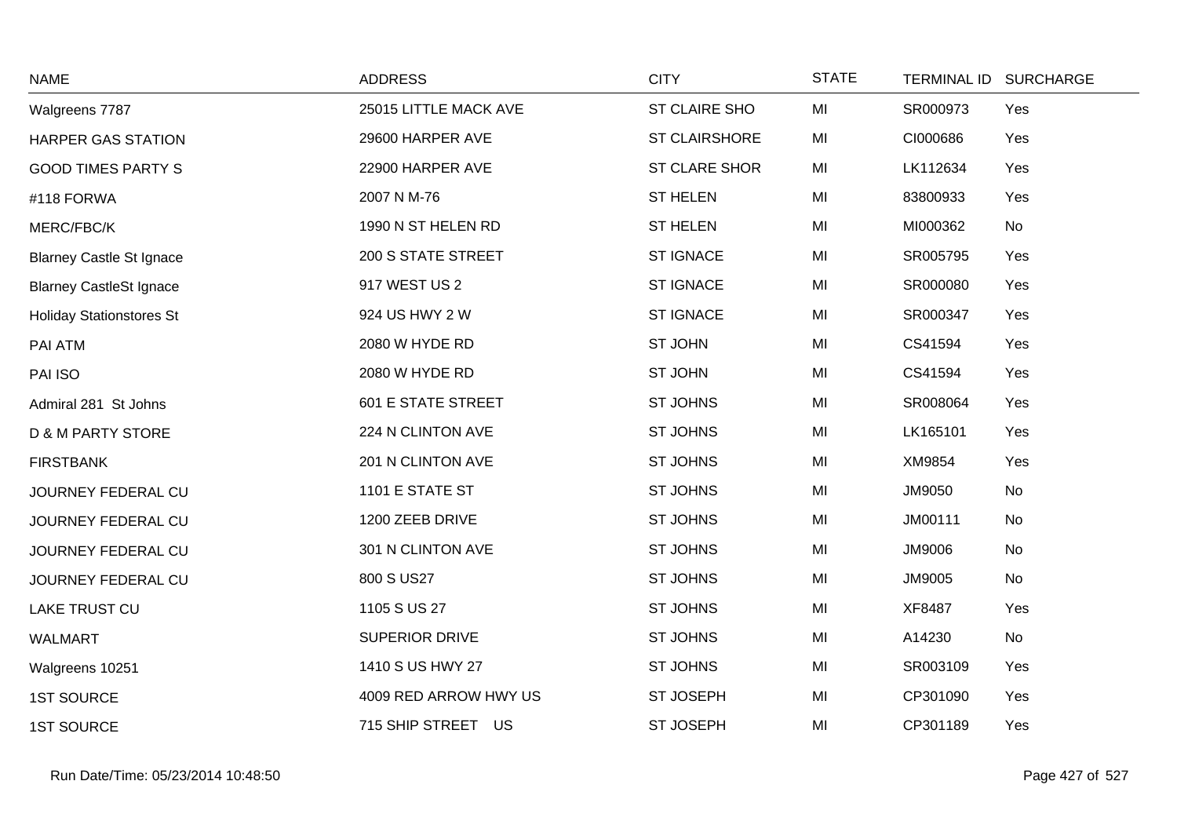| NAME | ADDRESS | CITY | STATE | TERMINAL ID | SURCHARGE |
|---|---|---|---|---|---|
| Walgreens 7787 | 25015 LITTLE MACK AVE | ST CLAIRE SHO | MI | SR000973 | Yes |
| HARPER GAS STATION | 29600 HARPER AVE | ST CLAIRSHORE | MI | CI000686 | Yes |
| GOOD TIMES PARTY S | 22900 HARPER AVE | ST CLARE SHOR | MI | LK112634 | Yes |
| #118 FORWA | 2007 N M-76 | ST HELEN | MI | 83800933 | Yes |
| MERC/FBC/K | 1990 N ST HELEN RD | ST HELEN | MI | MI000362 | No |
| Blarney Castle St Ignace | 200 S STATE STREET | ST IGNACE | MI | SR005795 | Yes |
| Blarney CastleSt Ignace | 917 WEST US 2 | ST IGNACE | MI | SR000080 | Yes |
| Holiday Stationstores St | 924 US HWY 2 W | ST IGNACE | MI | SR000347 | Yes |
| PAI ATM | 2080 W HYDE RD | ST JOHN | MI | CS41594 | Yes |
| PAI ISO | 2080 W HYDE RD | ST JOHN | MI | CS41594 | Yes |
| Admiral 281 St Johns | 601 E STATE STREET | ST JOHNS | MI | SR008064 | Yes |
| D & M PARTY STORE | 224 N CLINTON AVE | ST JOHNS | MI | LK165101 | Yes |
| FIRSTBANK | 201 N CLINTON AVE | ST JOHNS | MI | XM9854 | Yes |
| JOURNEY FEDERAL CU | 1101 E STATE ST | ST JOHNS | MI | JM9050 | No |
| JOURNEY FEDERAL CU | 1200 ZEEB DRIVE | ST JOHNS | MI | JM00111 | No |
| JOURNEY FEDERAL CU | 301 N CLINTON AVE | ST JOHNS | MI | JM9006 | No |
| JOURNEY FEDERAL CU | 800 S US27 | ST JOHNS | MI | JM9005 | No |
| LAKE TRUST CU | 1105 S US 27 | ST JOHNS | MI | XF8487 | Yes |
| WALMART | SUPERIOR DRIVE | ST JOHNS | MI | A14230 | No |
| Walgreens 10251 | 1410 S US HWY 27 | ST JOHNS | MI | SR003109 | Yes |
| 1ST SOURCE | 4009 RED ARROW HWY US | ST JOSEPH | MI | CP301090 | Yes |
| 1ST SOURCE | 715 SHIP STREET US | ST JOSEPH | MI | CP301189 | Yes |

Run Date/Time: 05/23/2014 10:48:50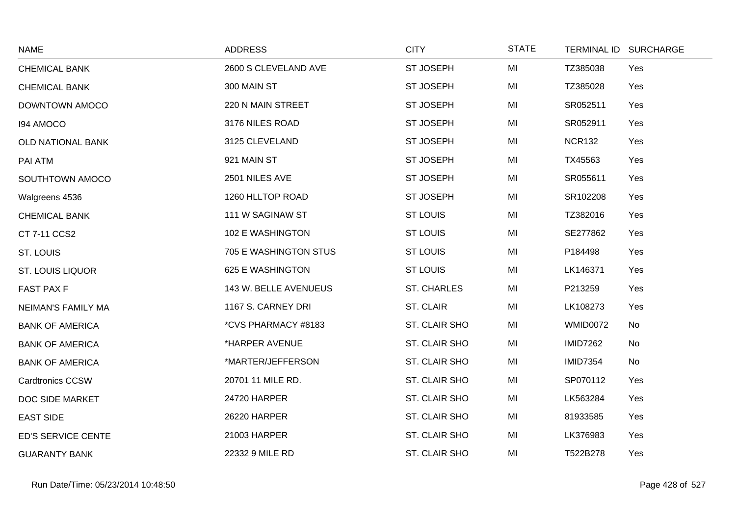| NAME | ADDRESS | CITY | STATE | TERMINAL ID | SURCHARGE |
| --- | --- | --- | --- | --- | --- |
| CHEMICAL BANK | 2600 S CLEVELAND AVE | ST JOSEPH | MI | TZ385038 | Yes |
| CHEMICAL BANK | 300 MAIN ST | ST JOSEPH | MI | TZ385028 | Yes |
| DOWNTOWN AMOCO | 220 N MAIN STREET | ST JOSEPH | MI | SR052511 | Yes |
| I94 AMOCO | 3176 NILES ROAD | ST JOSEPH | MI | SR052911 | Yes |
| OLD NATIONAL BANK | 3125 CLEVELAND | ST JOSEPH | MI | NCR132 | Yes |
| PAI ATM | 921 MAIN ST | ST JOSEPH | MI | TX45563 | Yes |
| SOUTHTOWN AMOCO | 2501 NILES AVE | ST JOSEPH | MI | SR055611 | Yes |
| Walgreens 4536 | 1260 HLLTOP ROAD | ST JOSEPH | MI | SR102208 | Yes |
| CHEMICAL BANK | 111 W SAGINAW ST | ST LOUIS | MI | TZ382016 | Yes |
| CT 7-11 CCS2 | 102 E WASHINGTON | ST LOUIS | MI | SE277862 | Yes |
| ST. LOUIS | 705 E WASHINGTON STUS | ST LOUIS | MI | P184498 | Yes |
| ST. LOUIS LIQUOR | 625 E WASHINGTON | ST LOUIS | MI | LK146371 | Yes |
| FAST PAX F | 143 W. BELLE AVENUEUS | ST. CHARLES | MI | P213259 | Yes |
| NEIMAN'S FAMILY MA | 1167 S. CARNEY DRI | ST. CLAIR | MI | LK108273 | Yes |
| BANK OF AMERICA | *CVS PHARMACY #8183 | ST. CLAIR SHO | MI | WMID0072 | No |
| BANK OF AMERICA | *HARPER AVENUE | ST. CLAIR SHO | MI | IMID7262 | No |
| BANK OF AMERICA | *MARTER/JEFFERSON | ST. CLAIR SHO | MI | IMID7354 | No |
| Cardtronics CCSW | 20701 11 MILE RD. | ST. CLAIR SHO | MI | SP070112 | Yes |
| DOC SIDE MARKET | 24720 HARPER | ST. CLAIR SHO | MI | LK563284 | Yes |
| EAST SIDE | 26220 HARPER | ST. CLAIR SHO | MI | 81933585 | Yes |
| ED'S SERVICE CENTE | 21003 HARPER | ST. CLAIR SHO | MI | LK376983 | Yes |
| GUARANTY BANK | 22332 9 MILE RD | ST. CLAIR SHO | MI | T522B278 | Yes |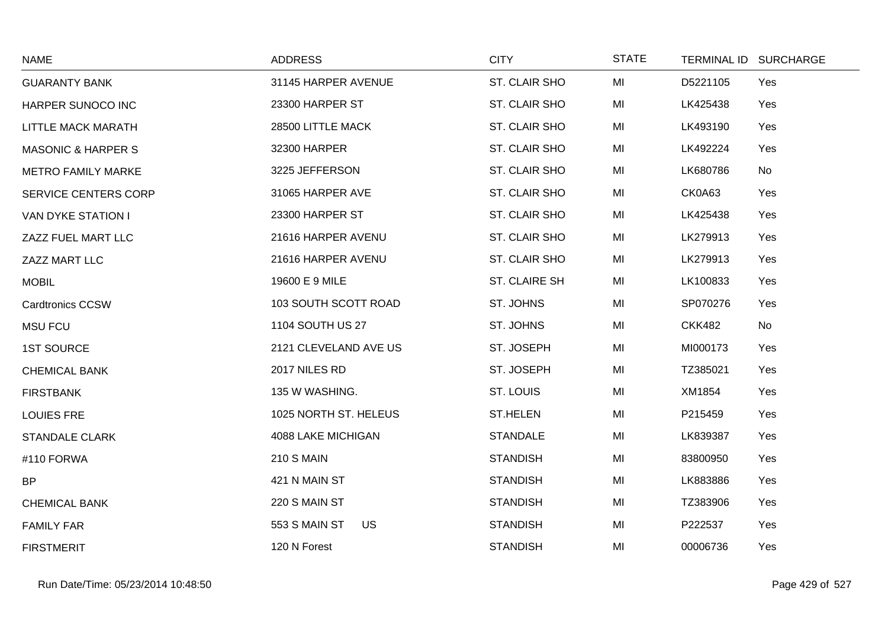| NAME | ADDRESS | CITY | STATE | TERMINAL ID | SURCHARGE |
|---|---|---|---|---|---|
| GUARANTY BANK | 31145 HARPER AVENUE | ST. CLAIR SHO | MI | D5221105 | Yes |
| HARPER SUNOCO INC | 23300 HARPER ST | ST. CLAIR SHO | MI | LK425438 | Yes |
| LITTLE MACK MARATH | 28500 LITTLE MACK | ST. CLAIR SHO | MI | LK493190 | Yes |
| MASONIC & HARPER S | 32300 HARPER | ST. CLAIR SHO | MI | LK492224 | Yes |
| METRO FAMILY MARKE | 3225 JEFFERSON | ST. CLAIR SHO | MI | LK680786 | No |
| SERVICE CENTERS CORP | 31065 HARPER AVE | ST. CLAIR SHO | MI | CK0A63 | Yes |
| VAN DYKE STATION I | 23300 HARPER ST | ST. CLAIR SHO | MI | LK425438 | Yes |
| ZAZZ FUEL MART LLC | 21616 HARPER AVENU | ST. CLAIR SHO | MI | LK279913 | Yes |
| ZAZZ MART LLC | 21616 HARPER AVENU | ST. CLAIR SHO | MI | LK279913 | Yes |
| MOBIL | 19600 E 9 MILE | ST. CLAIRE SH | MI | LK100833 | Yes |
| Cardtronics CCSW | 103 SOUTH SCOTT ROAD | ST. JOHNS | MI | SP070276 | Yes |
| MSU FCU | 1104 SOUTH US 27 | ST. JOHNS | MI | CKK482 | No |
| 1ST SOURCE | 2121 CLEVELAND AVE US | ST. JOSEPH | MI | MI000173 | Yes |
| CHEMICAL BANK | 2017 NILES RD | ST. JOSEPH | MI | TZ385021 | Yes |
| FIRSTBANK | 135 W WASHING. | ST. LOUIS | MI | XM1854 | Yes |
| LOUIES FRE | 1025 NORTH ST. HELEUS | ST.HELEN | MI | P215459 | Yes |
| STANDALE CLARK | 4088 LAKE MICHIGAN | STANDALE | MI | LK839387 | Yes |
| #110 FORWA | 210 S MAIN | STANDISH | MI | 83800950 | Yes |
| BP | 421 N MAIN ST | STANDISH | MI | LK883886 | Yes |
| CHEMICAL BANK | 220 S MAIN ST | STANDISH | MI | TZ383906 | Yes |
| FAMILY FAR | 553 S MAIN ST US | STANDISH | MI | P222537 | Yes |
| FIRSTMERIT | 120 N Forest | STANDISH | MI | 00006736 | Yes |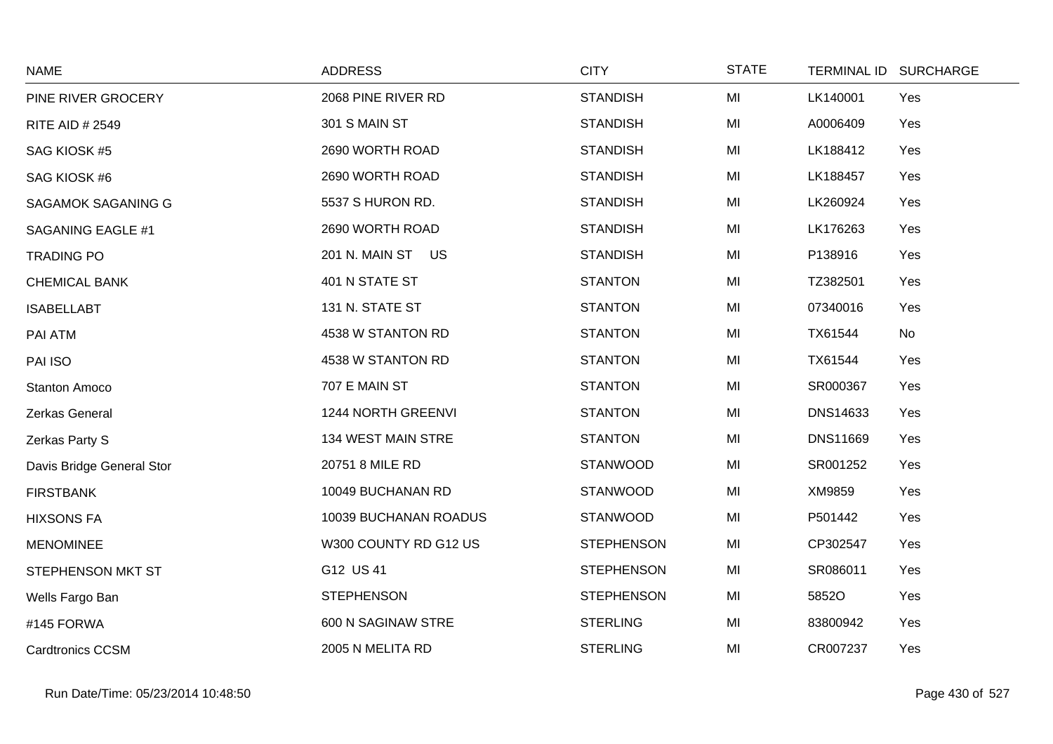| NAME | ADDRESS | CITY | STATE | TERMINAL ID | SURCHARGE |
|---|---|---|---|---|---|
| PINE RIVER GROCERY | 2068 PINE RIVER RD | STANDISH | MI | LK140001 | Yes |
| RITE AID # 2549 | 301 S MAIN ST | STANDISH | MI | A0006409 | Yes |
| SAG KIOSK #5 | 2690 WORTH ROAD | STANDISH | MI | LK188412 | Yes |
| SAG KIOSK #6 | 2690 WORTH ROAD | STANDISH | MI | LK188457 | Yes |
| SAGAMOK SAGANING G | 5537 S HURON RD. | STANDISH | MI | LK260924 | Yes |
| SAGANING EAGLE #1 | 2690 WORTH ROAD | STANDISH | MI | LK176263 | Yes |
| TRADING PO | 201 N. MAIN ST US | STANDISH | MI | P138916 | Yes |
| CHEMICAL BANK | 401 N STATE ST | STANTON | MI | TZ382501 | Yes |
| ISABELLABT | 131 N. STATE ST | STANTON | MI | 07340016 | Yes |
| PAI ATM | 4538 W STANTON RD | STANTON | MI | TX61544 | No |
| PAI ISO | 4538 W STANTON RD | STANTON | MI | TX61544 | Yes |
| Stanton Amoco | 707 E MAIN ST | STANTON | MI | SR000367 | Yes |
| Zerkas General | 1244 NORTH GREENVI | STANTON | MI | DNS14633 | Yes |
| Zerkas Party S | 134 WEST MAIN STRE | STANTON | MI | DNS11669 | Yes |
| Davis Bridge General Stor | 20751 8 MILE RD | STANWOOD | MI | SR001252 | Yes |
| FIRSTBANK | 10049 BUCHANAN RD | STANWOOD | MI | XM9859 | Yes |
| HIXSONS FA | 10039 BUCHANAN ROADUS | STANWOOD | MI | P501442 | Yes |
| MENOMINEE | W300 COUNTY RD G12 US | STEPHENSON | MI | CP302547 | Yes |
| STEPHENSON MKT ST | G12 US 41 | STEPHENSON | MI | SR086011 | Yes |
| Wells Fargo Ban | STEPHENSON | STEPHENSON | MI | 5852O | Yes |
| #145 FORWA | 600 N SAGINAW STRE | STERLING | MI | 83800942 | Yes |
| Cardtronics CCSM | 2005 N MELITA RD | STERLING | MI | CR007237 | Yes |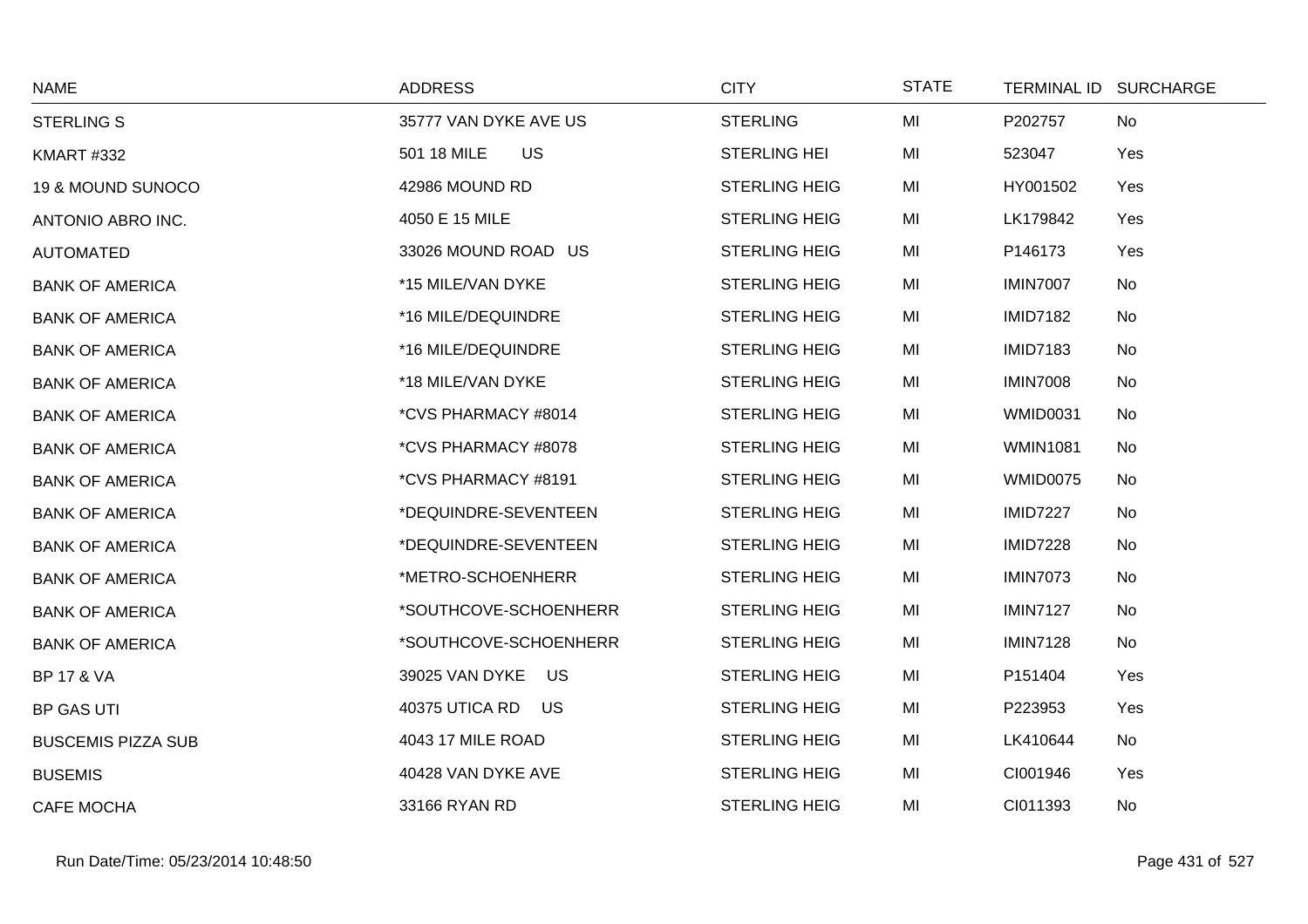| NAME | ADDRESS | CITY | STATE | TERMINAL ID | SURCHARGE |
|---|---|---|---|---|---|
| STERLING S | 35777 VAN DYKE AVE US | STERLING | MI | P202757 | No |
| KMART #332 | 501 18 MILE US | STERLING HEI | MI | 523047 | Yes |
| 19 & MOUND SUNOCO | 42986 MOUND RD | STERLING HEIG | MI | HY001502 | Yes |
| ANTONIO ABRO INC. | 4050 E 15 MILE | STERLING HEIG | MI | LK179842 | Yes |
| AUTOMATED | 33026 MOUND ROAD US | STERLING HEIG | MI | P146173 | Yes |
| BANK OF AMERICA | *15 MILE/VAN DYKE | STERLING HEIG | MI | IMIN7007 | No |
| BANK OF AMERICA | *16 MILE/DEQUINDRE | STERLING HEIG | MI | IMID7182 | No |
| BANK OF AMERICA | *16 MILE/DEQUINDRE | STERLING HEIG | MI | IMID7183 | No |
| BANK OF AMERICA | *18 MILE/VAN DYKE | STERLING HEIG | MI | IMIN7008 | No |
| BANK OF AMERICA | *CVS PHARMACY #8014 | STERLING HEIG | MI | WMID0031 | No |
| BANK OF AMERICA | *CVS PHARMACY #8078 | STERLING HEIG | MI | WMIN1081 | No |
| BANK OF AMERICA | *CVS PHARMACY #8191 | STERLING HEIG | MI | WMID0075 | No |
| BANK OF AMERICA | *DEQUINDRE-SEVENTEEN | STERLING HEIG | MI | IMID7227 | No |
| BANK OF AMERICA | *DEQUINDRE-SEVENTEEN | STERLING HEIG | MI | IMID7228 | No |
| BANK OF AMERICA | *METRO-SCHOENHERR | STERLING HEIG | MI | IMIN7073 | No |
| BANK OF AMERICA | *SOUTHCOVE-SCHOENHERR | STERLING HEIG | MI | IMIN7127 | No |
| BANK OF AMERICA | *SOUTHCOVE-SCHOENHERR | STERLING HEIG | MI | IMIN7128 | No |
| BP 17 & VA | 39025 VAN DYKE US | STERLING HEIG | MI | P151404 | Yes |
| BP GAS UTI | 40375 UTICA RD US | STERLING HEIG | MI | P223953 | Yes |
| BUSCEMIS PIZZA SUB | 4043 17 MILE ROAD | STERLING HEIG | MI | LK410644 | No |
| BUSEMIS | 40428 VAN DYKE AVE | STERLING HEIG | MI | CI001946 | Yes |
| CAFE MOCHA | 33166 RYAN RD | STERLING HEIG | MI | CI011393 | No |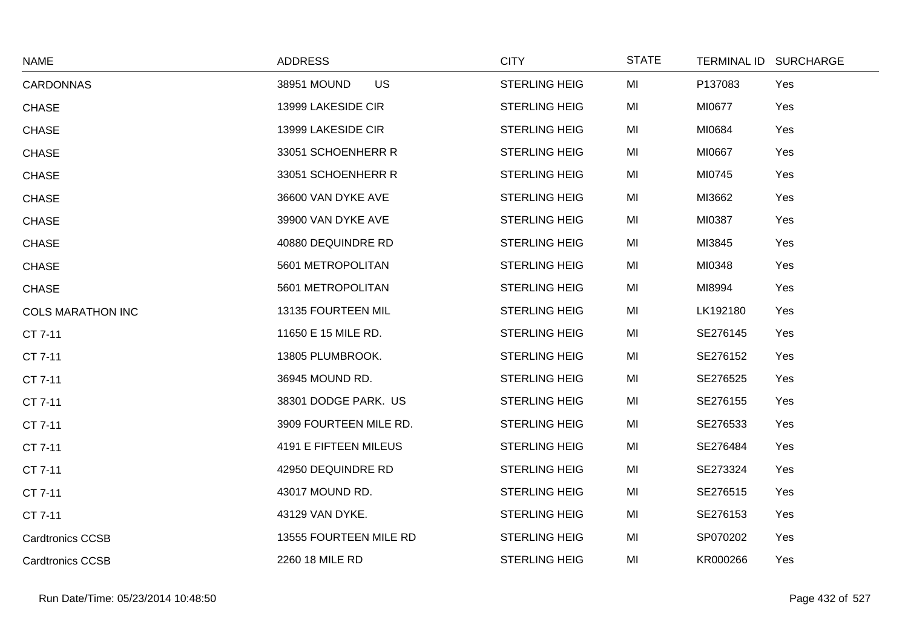| NAME | ADDRESS | CITY | STATE | TERMINAL ID | SURCHARGE |
|---|---|---|---|---|---|
| CARDONNAS | 38951 MOUND US | STERLING HEIG | MI | P137083 | Yes |
| CHASE | 13999 LAKESIDE CIR | STERLING HEIG | MI | MI0677 | Yes |
| CHASE | 13999 LAKESIDE CIR | STERLING HEIG | MI | MI0684 | Yes |
| CHASE | 33051 SCHOENHERR R | STERLING HEIG | MI | MI0667 | Yes |
| CHASE | 33051 SCHOENHERR R | STERLING HEIG | MI | MI0745 | Yes |
| CHASE | 36600 VAN DYKE AVE | STERLING HEIG | MI | MI3662 | Yes |
| CHASE | 39900 VAN DYKE AVE | STERLING HEIG | MI | MI0387 | Yes |
| CHASE | 40880 DEQUINDRE RD | STERLING HEIG | MI | MI3845 | Yes |
| CHASE | 5601 METROPOLITAN | STERLING HEIG | MI | MI0348 | Yes |
| CHASE | 5601 METROPOLITAN | STERLING HEIG | MI | MI8994 | Yes |
| COLS MARATHON INC | 13135 FOURTEEN MIL | STERLING HEIG | MI | LK192180 | Yes |
| CT 7-11 | 11650 E 15 MILE RD. | STERLING HEIG | MI | SE276145 | Yes |
| CT 7-11 | 13805 PLUMBROOK. | STERLING HEIG | MI | SE276152 | Yes |
| CT 7-11 | 36945 MOUND RD. | STERLING HEIG | MI | SE276525 | Yes |
| CT 7-11 | 38301 DODGE PARK. US | STERLING HEIG | MI | SE276155 | Yes |
| CT 7-11 | 3909 FOURTEEN MILE RD. | STERLING HEIG | MI | SE276533 | Yes |
| CT 7-11 | 4191 E FIFTEEN MILEUS | STERLING HEIG | MI | SE276484 | Yes |
| CT 7-11 | 42950 DEQUINDRE RD | STERLING HEIG | MI | SE273324 | Yes |
| CT 7-11 | 43017 MOUND RD. | STERLING HEIG | MI | SE276515 | Yes |
| CT 7-11 | 43129 VAN DYKE. | STERLING HEIG | MI | SE276153 | Yes |
| Cardtronics CCSB | 13555 FOURTEEN MILE RD | STERLING HEIG | MI | SP070202 | Yes |
| Cardtronics CCSB | 2260 18 MILE RD | STERLING HEIG | MI | KR000266 | Yes |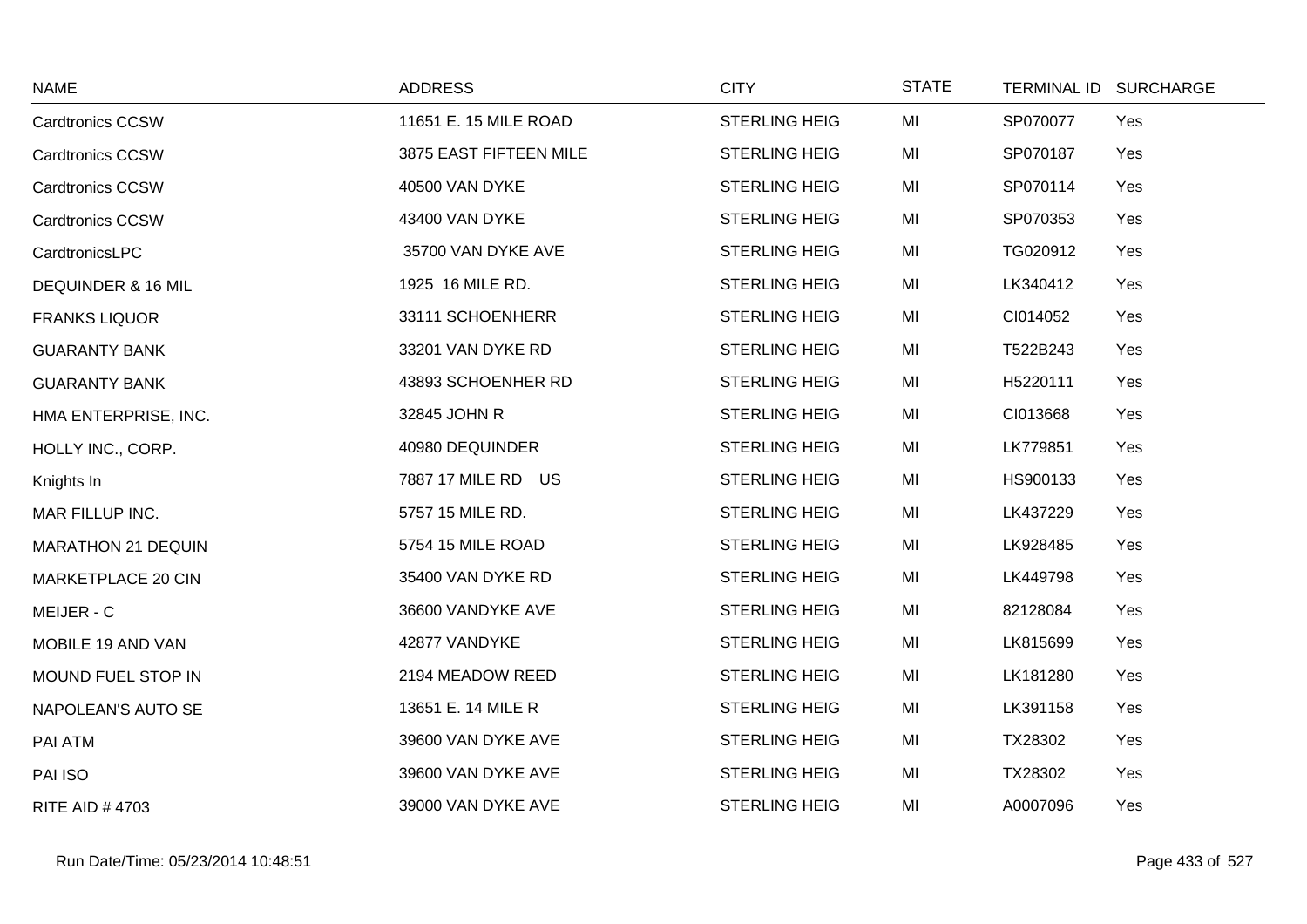| NAME | ADDRESS | CITY | STATE | TERMINAL ID | SURCHARGE |
|---|---|---|---|---|---|
| Cardtronics CCSW | 11651 E. 15 MILE ROAD | STERLING HEIG | MI | SP070077 | Yes |
| Cardtronics CCSW | 3875 EAST FIFTEEN MILE | STERLING HEIG | MI | SP070187 | Yes |
| Cardtronics CCSW | 40500 VAN DYKE | STERLING HEIG | MI | SP070114 | Yes |
| Cardtronics CCSW | 43400 VAN DYKE | STERLING HEIG | MI | SP070353 | Yes |
| CardtronicsLPC | 35700 VAN DYKE AVE | STERLING HEIG | MI | TG020912 | Yes |
| DEQUINDER & 16 MIL | 1925 16 MILE RD. | STERLING HEIG | MI | LK340412 | Yes |
| FRANKS LIQUOR | 33111 SCHOENHERR | STERLING HEIG | MI | CI014052 | Yes |
| GUARANTY BANK | 33201 VAN DYKE RD | STERLING HEIG | MI | T522B243 | Yes |
| GUARANTY BANK | 43893 SCHOENHER RD | STERLING HEIG | MI | H5220111 | Yes |
| HMA ENTERPRISE, INC. | 32845 JOHN R | STERLING HEIG | MI | CI013668 | Yes |
| HOLLY INC., CORP. | 40980 DEQUINDER | STERLING HEIG | MI | LK779851 | Yes |
| Knights In | 7887 17 MILE RD US | STERLING HEIG | MI | HS900133 | Yes |
| MAR FILLUP INC. | 5757 15 MILE RD. | STERLING HEIG | MI | LK437229 | Yes |
| MARATHON 21 DEQUIN | 5754 15 MILE ROAD | STERLING HEIG | MI | LK928485 | Yes |
| MARKETPLACE 20 CIN | 35400 VAN DYKE RD | STERLING HEIG | MI | LK449798 | Yes |
| MEIJER - C | 36600 VANDYKE AVE | STERLING HEIG | MI | 82128084 | Yes |
| MOBILE 19 AND VAN | 42877 VANDYKE | STERLING HEIG | MI | LK815699 | Yes |
| MOUND FUEL STOP IN | 2194 MEADOW REED | STERLING HEIG | MI | LK181280 | Yes |
| NAPOLEAN'S AUTO SE | 13651 E. 14 MILE R | STERLING HEIG | MI | LK391158 | Yes |
| PAI ATM | 39600 VAN DYKE AVE | STERLING HEIG | MI | TX28302 | Yes |
| PAI ISO | 39600 VAN DYKE AVE | STERLING HEIG | MI | TX28302 | Yes |
| RITE AID # 4703 | 39000 VAN DYKE AVE | STERLING HEIG | MI | A0007096 | Yes |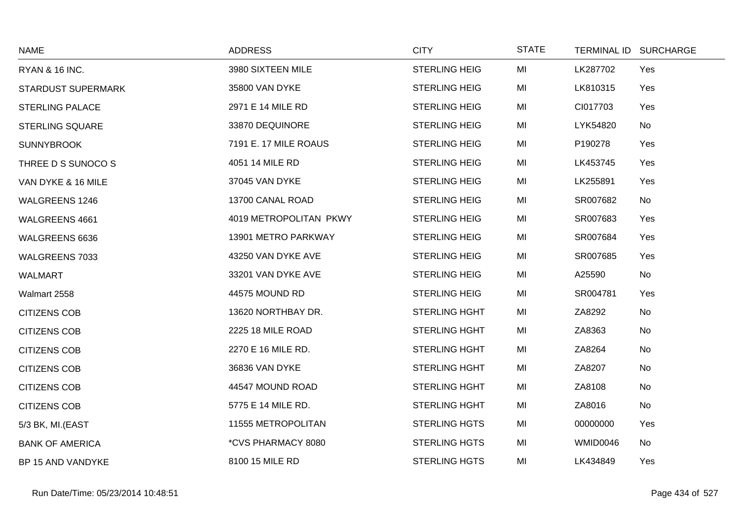| NAME | ADDRESS | CITY | STATE | TERMINAL ID | SURCHARGE |
|---|---|---|---|---|---|
| RYAN & 16 INC. | 3980 SIXTEEN MILE | STERLING HEIG | MI | LK287702 | Yes |
| STARDUST SUPERMARK | 35800 VAN DYKE | STERLING HEIG | MI | LK810315 | Yes |
| STERLING PALACE | 2971 E 14 MILE RD | STERLING HEIG | MI | CI017703 | Yes |
| STERLING SQUARE | 33870 DEQUINORE | STERLING HEIG | MI | LYK54820 | No |
| SUNNYBROOK | 7191 E. 17 MILE ROAUS | STERLING HEIG | MI | P190278 | Yes |
| THREE D S SUNOCO S | 4051 14 MILE RD | STERLING HEIG | MI | LK453745 | Yes |
| VAN DYKE & 16 MILE | 37045 VAN DYKE | STERLING HEIG | MI | LK255891 | Yes |
| WALGREENS 1246 | 13700 CANAL ROAD | STERLING HEIG | MI | SR007682 | No |
| WALGREENS 4661 | 4019 METROPOLITAN PKWY | STERLING HEIG | MI | SR007683 | Yes |
| WALGREENS 6636 | 13901 METRO PARKWAY | STERLING HEIG | MI | SR007684 | Yes |
| WALGREENS 7033 | 43250 VAN DYKE AVE | STERLING HEIG | MI | SR007685 | Yes |
| WALMART | 33201 VAN DYKE AVE | STERLING HEIG | MI | A25590 | No |
| Walmart 2558 | 44575 MOUND RD | STERLING HEIG | MI | SR004781 | Yes |
| CITIZENS COB | 13620 NORTHBAY DR. | STERLING HGHT | MI | ZA8292 | No |
| CITIZENS COB | 2225 18 MILE ROAD | STERLING HGHT | MI | ZA8363 | No |
| CITIZENS COB | 2270 E 16 MILE RD. | STERLING HGHT | MI | ZA8264 | No |
| CITIZENS COB | 36836 VAN DYKE | STERLING HGHT | MI | ZA8207 | No |
| CITIZENS COB | 44547 MOUND ROAD | STERLING HGHT | MI | ZA8108 | No |
| CITIZENS COB | 5775 E 14 MILE RD. | STERLING HGHT | MI | ZA8016 | No |
| 5/3 BK, MI.(EAST | 11555 METROPOLITAN | STERLING HGTS | MI | 00000000 | Yes |
| BANK OF AMERICA | *CVS PHARMACY 8080 | STERLING HGTS | MI | WMID0046 | No |
| BP 15 AND VANDYKE | 8100 15 MILE RD | STERLING HGTS | MI | LK434849 | Yes |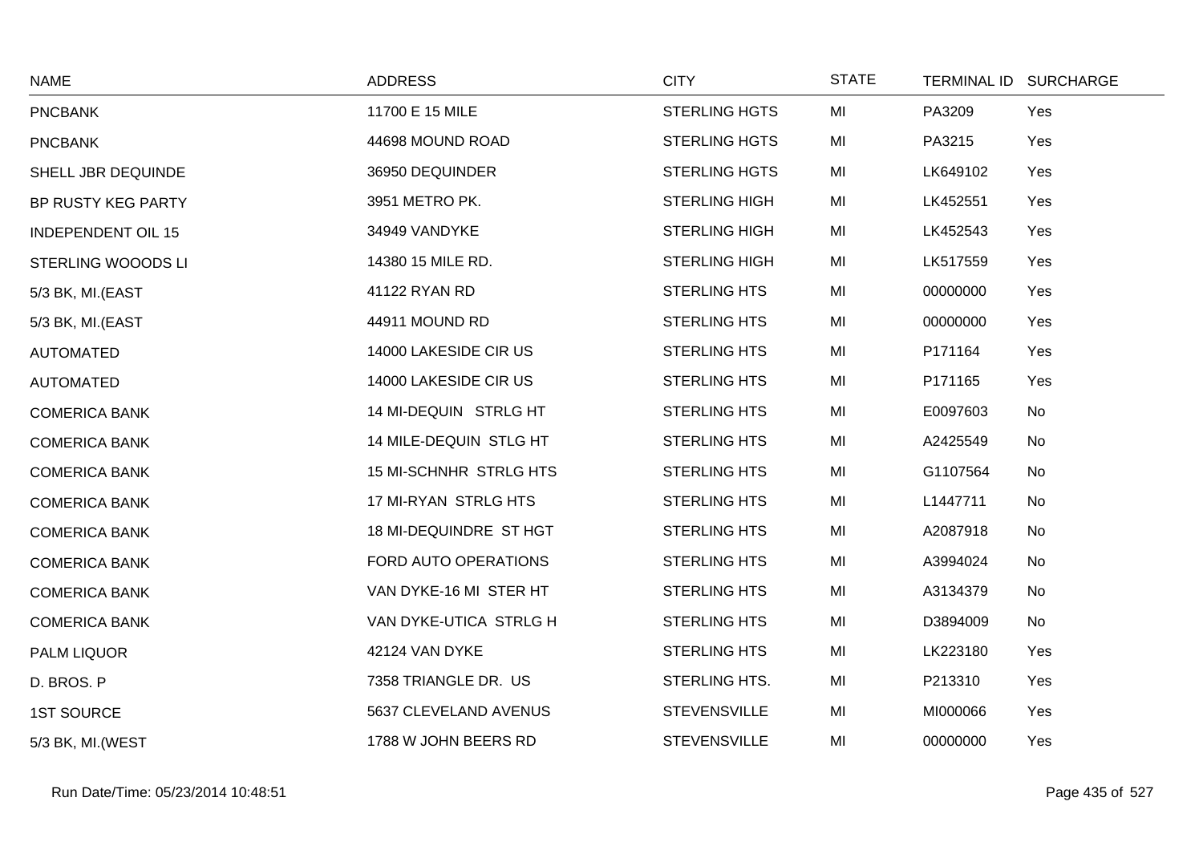| NAME | ADDRESS | CITY | STATE | TERMINAL ID | SURCHARGE |
|---|---|---|---|---|---|
| PNCBANK | 11700 E 15 MILE | STERLING HGTS | MI | PA3209 | Yes |
| PNCBANK | 44698 MOUND ROAD | STERLING HGTS | MI | PA3215 | Yes |
| SHELL JBR DEQUINDE | 36950 DEQUINDER | STERLING HGTS | MI | LK649102 | Yes |
| BP RUSTY KEG PARTY | 3951 METRO PK. | STERLING HIGH | MI | LK452551 | Yes |
| INDEPENDENT OIL 15 | 34949 VANDYKE | STERLING HIGH | MI | LK452543 | Yes |
| STERLING WOOODS LI | 14380 15 MILE RD. | STERLING HIGH | MI | LK517559 | Yes |
| 5/3 BK, MI.(EAST | 41122 RYAN RD | STERLING HTS | MI | 00000000 | Yes |
| 5/3 BK, MI.(EAST | 44911 MOUND RD | STERLING HTS | MI | 00000000 | Yes |
| AUTOMATED | 14000 LAKESIDE CIR US | STERLING HTS | MI | P171164 | Yes |
| AUTOMATED | 14000 LAKESIDE CIR US | STERLING HTS | MI | P171165 | Yes |
| COMERICA BANK | 14 MI-DEQUIN STRLG HT | STERLING HTS | MI | E0097603 | No |
| COMERICA BANK | 14 MILE-DEQUIN STLG HT | STERLING HTS | MI | A2425549 | No |
| COMERICA BANK | 15 MI-SCHNHR STRLG HTS | STERLING HTS | MI | G1107564 | No |
| COMERICA BANK | 17 MI-RYAN STRLG HTS | STERLING HTS | MI | L1447711 | No |
| COMERICA BANK | 18 MI-DEQUINDRE ST HGT | STERLING HTS | MI | A2087918 | No |
| COMERICA BANK | FORD AUTO OPERATIONS | STERLING HTS | MI | A3994024 | No |
| COMERICA BANK | VAN DYKE-16 MI STER HT | STERLING HTS | MI | A3134379 | No |
| COMERICA BANK | VAN DYKE-UTICA STRLG H | STERLING HTS | MI | D3894009 | No |
| PALM LIQUOR | 42124 VAN DYKE | STERLING HTS | MI | LK223180 | Yes |
| D. BROS. P | 7358 TRIANGLE DR. US | STERLING HTS. | MI | P213310 | Yes |
| 1ST SOURCE | 5637 CLEVELAND AVENUS | STEVENSVILLE | MI | MI000066 | Yes |
| 5/3 BK, MI.(WEST | 1788 W JOHN BEERS RD | STEVENSVILLE | MI | 00000000 | Yes |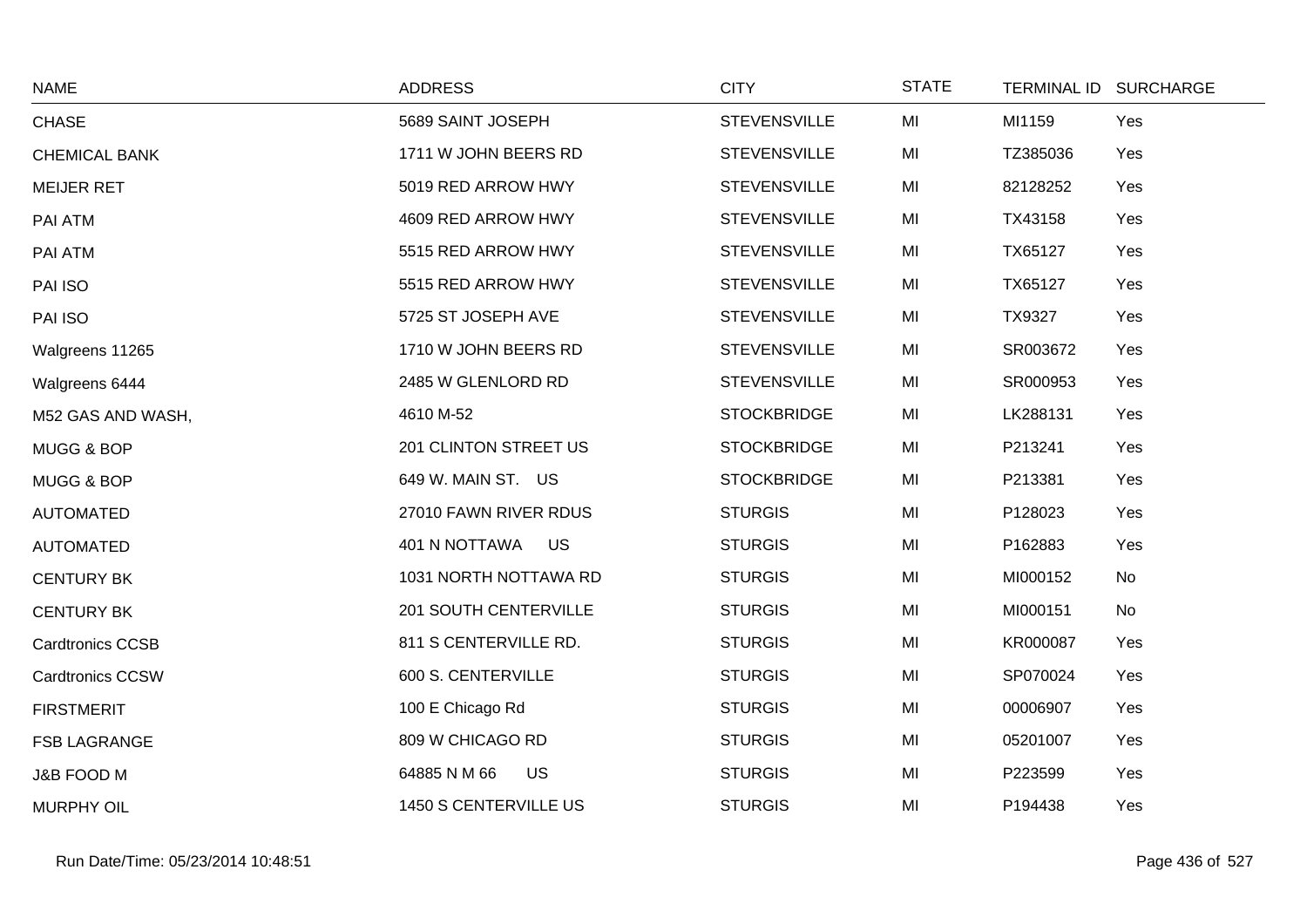| NAME | ADDRESS | CITY | STATE | TERMINAL ID | SURCHARGE |
|---|---|---|---|---|---|
| CHASE | 5689 SAINT JOSEPH | STEVENSVILLE | MI | MI1159 | Yes |
| CHEMICAL BANK | 1711 W JOHN BEERS RD | STEVENSVILLE | MI | TZ385036 | Yes |
| MEIJER RET | 5019 RED ARROW HWY | STEVENSVILLE | MI | 82128252 | Yes |
| PAI ATM | 4609 RED ARROW HWY | STEVENSVILLE | MI | TX43158 | Yes |
| PAI ATM | 5515 RED ARROW HWY | STEVENSVILLE | MI | TX65127 | Yes |
| PAI ISO | 5515 RED ARROW HWY | STEVENSVILLE | MI | TX65127 | Yes |
| PAI ISO | 5725 ST JOSEPH AVE | STEVENSVILLE | MI | TX9327 | Yes |
| Walgreens 11265 | 1710 W JOHN BEERS RD | STEVENSVILLE | MI | SR003672 | Yes |
| Walgreens 6444 | 2485 W GLENLORD RD | STEVENSVILLE | MI | SR000953 | Yes |
| M52 GAS AND WASH, | 4610 M-52 | STOCKBRIDGE | MI | LK288131 | Yes |
| MUGG & BOP | 201 CLINTON STREET US | STOCKBRIDGE | MI | P213241 | Yes |
| MUGG & BOP | 649 W. MAIN ST. US | STOCKBRIDGE | MI | P213381 | Yes |
| AUTOMATED | 27010 FAWN RIVER RDUS | STURGIS | MI | P128023 | Yes |
| AUTOMATED | 401 N NOTTAWA US | STURGIS | MI | P162883 | Yes |
| CENTURY BK | 1031 NORTH NOTTAWA RD | STURGIS | MI | MI000152 | No |
| CENTURY BK | 201 SOUTH CENTERVILLE | STURGIS | MI | MI000151 | No |
| Cardtronics CCSB | 811 S CENTERVILLE RD. | STURGIS | MI | KR000087 | Yes |
| Cardtronics CCSW | 600 S. CENTERVILLE | STURGIS | MI | SP070024 | Yes |
| FIRSTMERIT | 100 E Chicago Rd | STURGIS | MI | 00006907 | Yes |
| FSB LAGRANGE | 809 W CHICAGO RD | STURGIS | MI | 05201007 | Yes |
| J&B FOOD M | 64885 N M 66 US | STURGIS | MI | P223599 | Yes |
| MURPHY OIL | 1450 S CENTERVILLE US | STURGIS | MI | P194438 | Yes |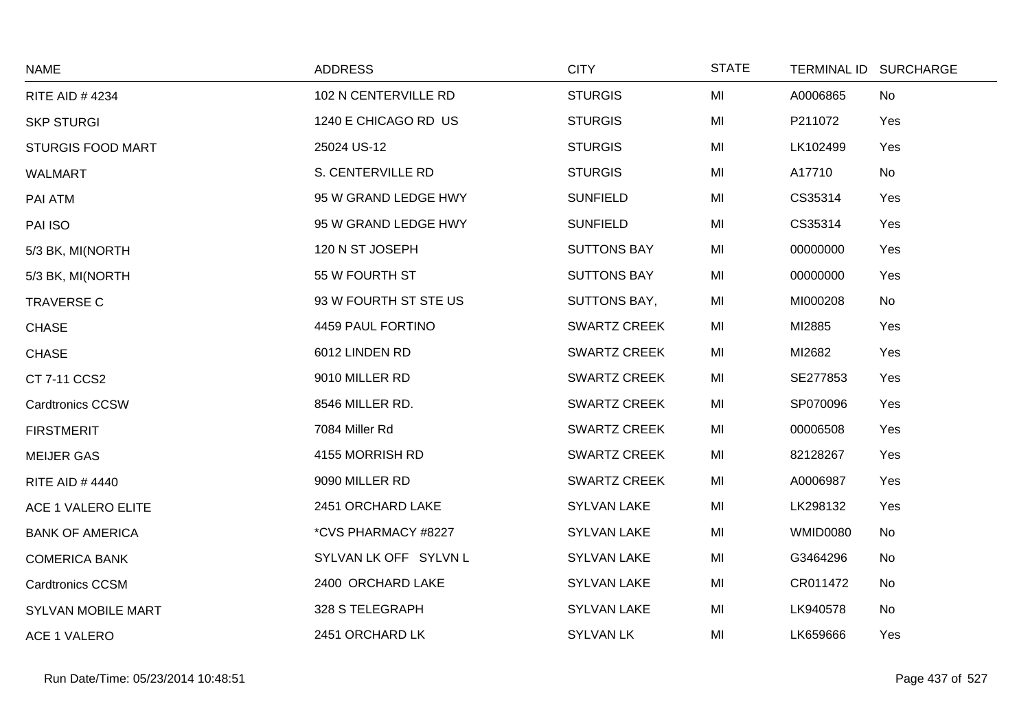| NAME | ADDRESS | CITY | STATE | TERMINAL ID | SURCHARGE |
|---|---|---|---|---|---|
| RITE AID # 4234 | 102 N CENTERVILLE RD | STURGIS | MI | A0006865 | No |
| SKP STURGI | 1240 E CHICAGO RD US | STURGIS | MI | P211072 | Yes |
| STURGIS FOOD MART | 25024 US-12 | STURGIS | MI | LK102499 | Yes |
| WALMART | S. CENTERVILLE RD | STURGIS | MI | A17710 | No |
| PAI ATM | 95 W GRAND LEDGE HWY | SUNFIELD | MI | CS35314 | Yes |
| PAI ISO | 95 W GRAND LEDGE HWY | SUNFIELD | MI | CS35314 | Yes |
| 5/3 BK, MI(NORTH | 120 N ST JOSEPH | SUTTONS BAY | MI | 00000000 | Yes |
| 5/3 BK, MI(NORTH | 55 W FOURTH ST | SUTTONS BAY | MI | 00000000 | Yes |
| TRAVERSE C | 93 W FOURTH ST STE US | SUTTONS BAY, | MI | MI000208 | No |
| CHASE | 4459 PAUL FORTINO | SWARTZ CREEK | MI | MI2885 | Yes |
| CHASE | 6012 LINDEN RD | SWARTZ CREEK | MI | MI2682 | Yes |
| CT 7-11 CCS2 | 9010 MILLER RD | SWARTZ CREEK | MI | SE277853 | Yes |
| Cardtronics CCSW | 8546 MILLER RD. | SWARTZ CREEK | MI | SP070096 | Yes |
| FIRSTMERIT | 7084 Miller Rd | SWARTZ CREEK | MI | 00006508 | Yes |
| MEIJER GAS | 4155 MORRISH RD | SWARTZ CREEK | MI | 82128267 | Yes |
| RITE AID # 4440 | 9090 MILLER RD | SWARTZ CREEK | MI | A0006987 | Yes |
| ACE 1 VALERO ELITE | 2451 ORCHARD LAKE | SYLVAN LAKE | MI | LK298132 | Yes |
| BANK OF AMERICA | *CVS PHARMACY #8227 | SYLVAN LAKE | MI | WMID0080 | No |
| COMERICA BANK | SYLVAN LK OFF SYLVN L | SYLVAN LAKE | MI | G3464296 | No |
| Cardtronics CCSM | 2400 ORCHARD LAKE | SYLVAN LAKE | MI | CR011472 | No |
| SYLVAN MOBILE MART | 328 S TELEGRAPH | SYLVAN LAKE | MI | LK940578 | No |
| ACE 1 VALERO | 2451 ORCHARD LK | SYLVAN LK | MI | LK659666 | Yes |

Run Date/Time: 05/23/2014 10:48:51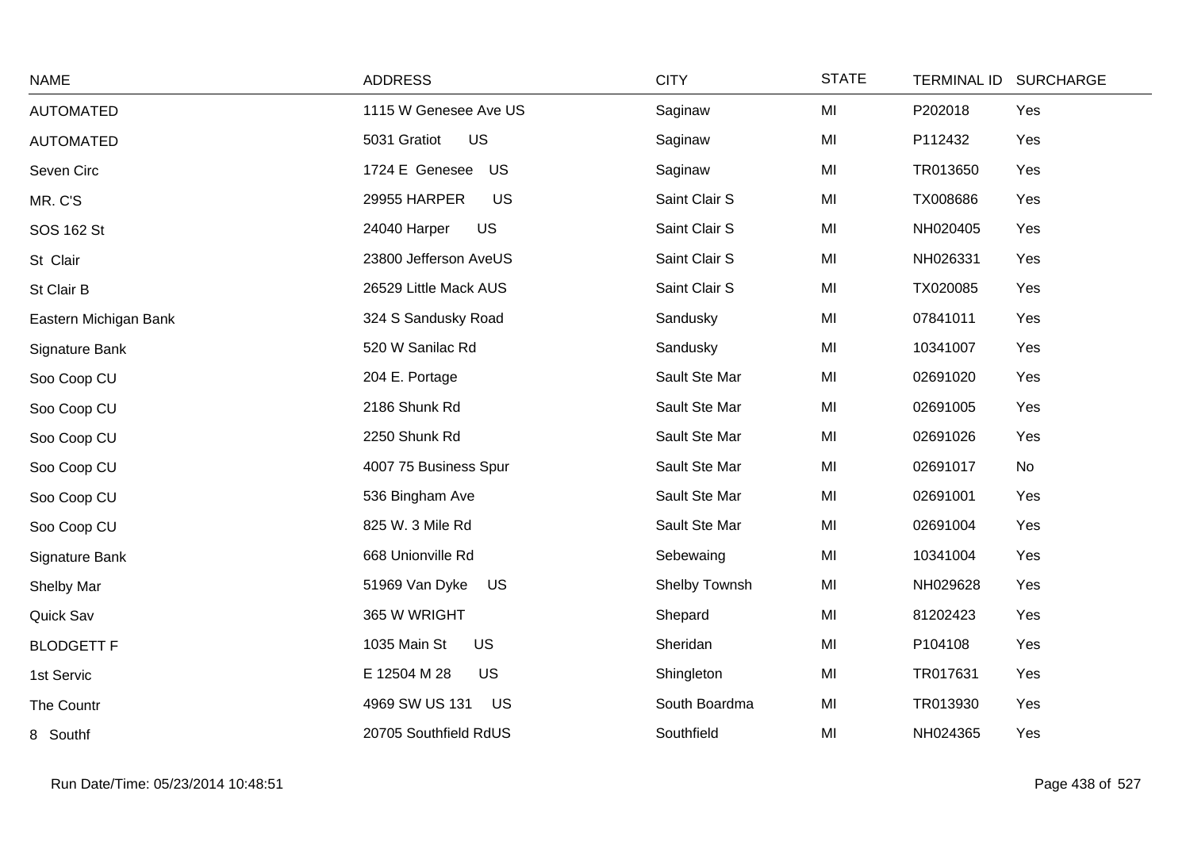| NAME | ADDRESS | CITY | STATE | TERMINAL ID | SURCHARGE |
|---|---|---|---|---|---|
| AUTOMATED | 1115 W Genesee Ave US | Saginaw | MI | P202018 | Yes |
| AUTOMATED | 5031 Gratiot US | Saginaw | MI | P112432 | Yes |
| Seven Circ | 1724 E Genesee US | Saginaw | MI | TR013650 | Yes |
| MR. C'S | 29955 HARPER US | Saint Clair S | MI | TX008686 | Yes |
| SOS 162 St | 24040 Harper US | Saint Clair S | MI | NH020405 | Yes |
| St Clair | 23800 Jefferson AveUS | Saint Clair S | MI | NH026331 | Yes |
| St Clair B | 26529 Little Mack AUS | Saint Clair S | MI | TX020085 | Yes |
| Eastern Michigan Bank | 324 S Sandusky Road | Sandusky | MI | 07841011 | Yes |
| Signature Bank | 520 W Sanilac Rd | Sandusky | MI | 10341007 | Yes |
| Soo Coop CU | 204 E. Portage | Sault Ste Mar | MI | 02691020 | Yes |
| Soo Coop CU | 2186 Shunk Rd | Sault Ste Mar | MI | 02691005 | Yes |
| Soo Coop CU | 2250 Shunk Rd | Sault Ste Mar | MI | 02691026 | Yes |
| Soo Coop CU | 4007 75 Business Spur | Sault Ste Mar | MI | 02691017 | No |
| Soo Coop CU | 536 Bingham Ave | Sault Ste Mar | MI | 02691001 | Yes |
| Soo Coop CU | 825 W. 3 Mile Rd | Sault Ste Mar | MI | 02691004 | Yes |
| Signature Bank | 668 Unionville Rd | Sebewaing | MI | 10341004 | Yes |
| Shelby Mar | 51969 Van Dyke US | Shelby Townsh | MI | NH029628 | Yes |
| Quick Sav | 365 W WRIGHT | Shepard | MI | 81202423 | Yes |
| BLODGETT F | 1035 Main St US | Sheridan | MI | P104108 | Yes |
| 1st Servic | E 12504 M 28 US | Shingleton | MI | TR017631 | Yes |
| The Countr | 4969 SW US 131 US | South Boardma | MI | TR013930 | Yes |
| 8 Southf | 20705 Southfield RdUS | Southfield | MI | NH024365 | Yes |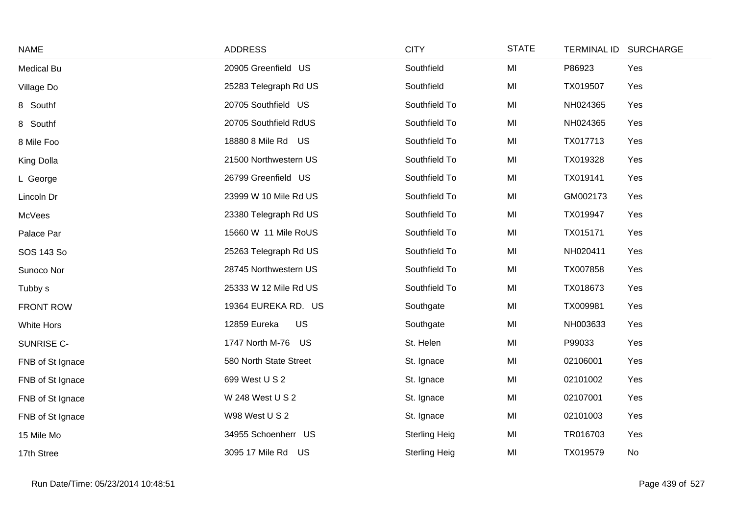| NAME | ADDRESS | CITY | STATE | TERMINAL ID | SURCHARGE |
|---|---|---|---|---|---|
| Medical Bu | 20905 Greenfield US | Southfield | MI | P86923 | Yes |
| Village Do | 25283 Telegraph Rd US | Southfield | MI | TX019507 | Yes |
| 8 Southf | 20705 Southfield US | Southfield To | MI | NH024365 | Yes |
| 8 Southf | 20705 Southfield RdUS | Southfield To | MI | NH024365 | Yes |
| 8 Mile Foo | 18880 8 Mile Rd US | Southfield To | MI | TX017713 | Yes |
| King Dolla | 21500 Northwestern US | Southfield To | MI | TX019328 | Yes |
| L George | 26799 Greenfield US | Southfield To | MI | TX019141 | Yes |
| Lincoln Dr | 23999 W 10 Mile Rd US | Southfield To | MI | GM002173 | Yes |
| McVees | 23380 Telegraph Rd US | Southfield To | MI | TX019947 | Yes |
| Palace Par | 15660 W 11 Mile RoUS | Southfield To | MI | TX015171 | Yes |
| SOS 143 So | 25263 Telegraph Rd US | Southfield To | MI | NH020411 | Yes |
| Sunoco Nor | 28745 Northwestern US | Southfield To | MI | TX007858 | Yes |
| Tubby s | 25333 W 12 Mile Rd US | Southfield To | MI | TX018673 | Yes |
| FRONT ROW | 19364 EUREKA RD. US | Southgate | MI | TX009981 | Yes |
| White Hors | 12859 Eureka US | Southgate | MI | NH003633 | Yes |
| SUNRISE C- | 1747 North M-76 US | St. Helen | MI | P99033 | Yes |
| FNB of St Ignace | 580 North State Street | St. Ignace | MI | 02106001 | Yes |
| FNB of St Ignace | 699 West U S 2 | St. Ignace | MI | 02101002 | Yes |
| FNB of St Ignace | W 248 West U S 2 | St. Ignace | MI | 02107001 | Yes |
| FNB of St Ignace | W98 West U S 2 | St. Ignace | MI | 02101003 | Yes |
| 15 Mile Mo | 34955 Schoenherr US | Sterling Heig | MI | TR016703 | Yes |
| 17th Stree | 3095 17 Mile Rd US | Sterling Heig | MI | TX019579 | No |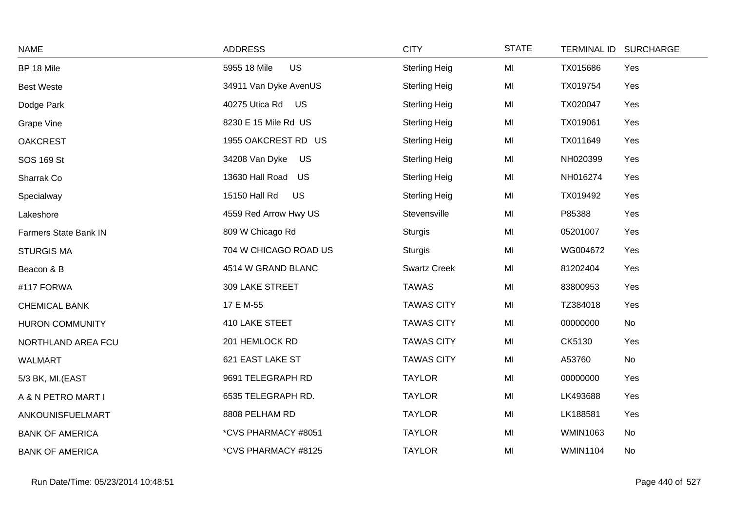| NAME | ADDRESS | CITY | STATE | TERMINAL ID | SURCHARGE |
|---|---|---|---|---|---|
| BP 18 Mile | 5955 18 Mile US | Sterling Heig | MI | TX015686 | Yes |
| Best Weste | 34911 Van Dyke AvenUS | Sterling Heig | MI | TX019754 | Yes |
| Dodge Park | 40275 Utica Rd US | Sterling Heig | MI | TX020047 | Yes |
| Grape Vine | 8230 E 15 Mile Rd US | Sterling Heig | MI | TX019061 | Yes |
| OAKCREST | 1955 OAKCREST RD US | Sterling Heig | MI | TX011649 | Yes |
| SOS 169 St | 34208 Van Dyke US | Sterling Heig | MI | NH020399 | Yes |
| Sharrak Co | 13630 Hall Road US | Sterling Heig | MI | NH016274 | Yes |
| Specialway | 15150 Hall Rd US | Sterling Heig | MI | TX019492 | Yes |
| Lakeshore | 4559 Red Arrow Hwy US | Stevensville | MI | P85388 | Yes |
| Farmers State Bank IN | 809 W Chicago Rd | Sturgis | MI | 05201007 | Yes |
| STURGIS MA | 704 W CHICAGO ROAD US | Sturgis | MI | WG004672 | Yes |
| Beacon & B | 4514 W GRAND BLANC | Swartz Creek | MI | 81202404 | Yes |
| #117 FORWA | 309 LAKE STREET | TAWAS | MI | 83800953 | Yes |
| CHEMICAL BANK | 17 E M-55 | TAWAS CITY | MI | TZ384018 | Yes |
| HURON COMMUNITY | 410 LAKE STEET | TAWAS CITY | MI | 00000000 | No |
| NORTHLAND AREA FCU | 201 HEMLOCK RD | TAWAS CITY | MI | CK5130 | Yes |
| WALMART | 621 EAST LAKE ST | TAWAS CITY | MI | A53760 | No |
| 5/3 BK, MI.(EAST | 9691 TELEGRAPH RD | TAYLOR | MI | 00000000 | Yes |
| A & N PETRO MART I | 6535 TELEGRAPH RD. | TAYLOR | MI | LK493688 | Yes |
| ANKOUNISFUELMART | 8808 PELHAM RD | TAYLOR | MI | LK188581 | Yes |
| BANK OF AMERICA | *CVS PHARMACY #8051 | TAYLOR | MI | WMIN1063 | No |
| BANK OF AMERICA | *CVS PHARMACY #8125 | TAYLOR | MI | WMIN1104 | No |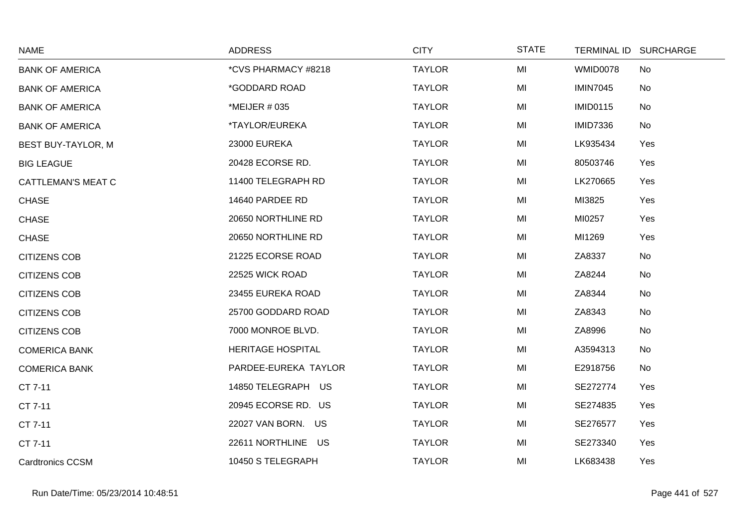| NAME | ADDRESS | CITY | STATE | TERMINAL ID | SURCHARGE |
|---|---|---|---|---|---|
| BANK OF AMERICA | *CVS PHARMACY #8218 | TAYLOR | MI | WMID0078 | No |
| BANK OF AMERICA | *GODDARD ROAD | TAYLOR | MI | IMIN7045 | No |
| BANK OF AMERICA | *MEIJER # 035 | TAYLOR | MI | IMID0115 | No |
| BANK OF AMERICA | *TAYLOR/EUREKA | TAYLOR | MI | IMID7336 | No |
| BEST BUY-TAYLOR, M | 23000 EUREKA | TAYLOR | MI | LK935434 | Yes |
| BIG LEAGUE | 20428 ECORSE RD. | TAYLOR | MI | 80503746 | Yes |
| CATTLEMAN'S MEAT C | 11400 TELEGRAPH RD | TAYLOR | MI | LK270665 | Yes |
| CHASE | 14640 PARDEE RD | TAYLOR | MI | MI3825 | Yes |
| CHASE | 20650 NORTHLINE RD | TAYLOR | MI | MI0257 | Yes |
| CHASE | 20650 NORTHLINE RD | TAYLOR | MI | MI1269 | Yes |
| CITIZENS COB | 21225 ECORSE ROAD | TAYLOR | MI | ZA8337 | No |
| CITIZENS COB | 22525 WICK ROAD | TAYLOR | MI | ZA8244 | No |
| CITIZENS COB | 23455 EUREKA ROAD | TAYLOR | MI | ZA8344 | No |
| CITIZENS COB | 25700 GODDARD ROAD | TAYLOR | MI | ZA8343 | No |
| CITIZENS COB | 7000 MONROE BLVD. | TAYLOR | MI | ZA8996 | No |
| COMERICA BANK | HERITAGE HOSPITAL | TAYLOR | MI | A3594313 | No |
| COMERICA BANK | PARDEE-EUREKA TAYLOR | TAYLOR | MI | E2918756 | No |
| CT 7-11 | 14850 TELEGRAPH US | TAYLOR | MI | SE272774 | Yes |
| CT 7-11 | 20945 ECORSE RD. US | TAYLOR | MI | SE274835 | Yes |
| CT 7-11 | 22027 VAN BORN. US | TAYLOR | MI | SE276577 | Yes |
| CT 7-11 | 22611 NORTHLINE US | TAYLOR | MI | SE273340 | Yes |
| Cardtronics CCSM | 10450 S TELEGRAPH | TAYLOR | MI | LK683438 | Yes |

Run Date/Time: 05/23/2014 10:48:51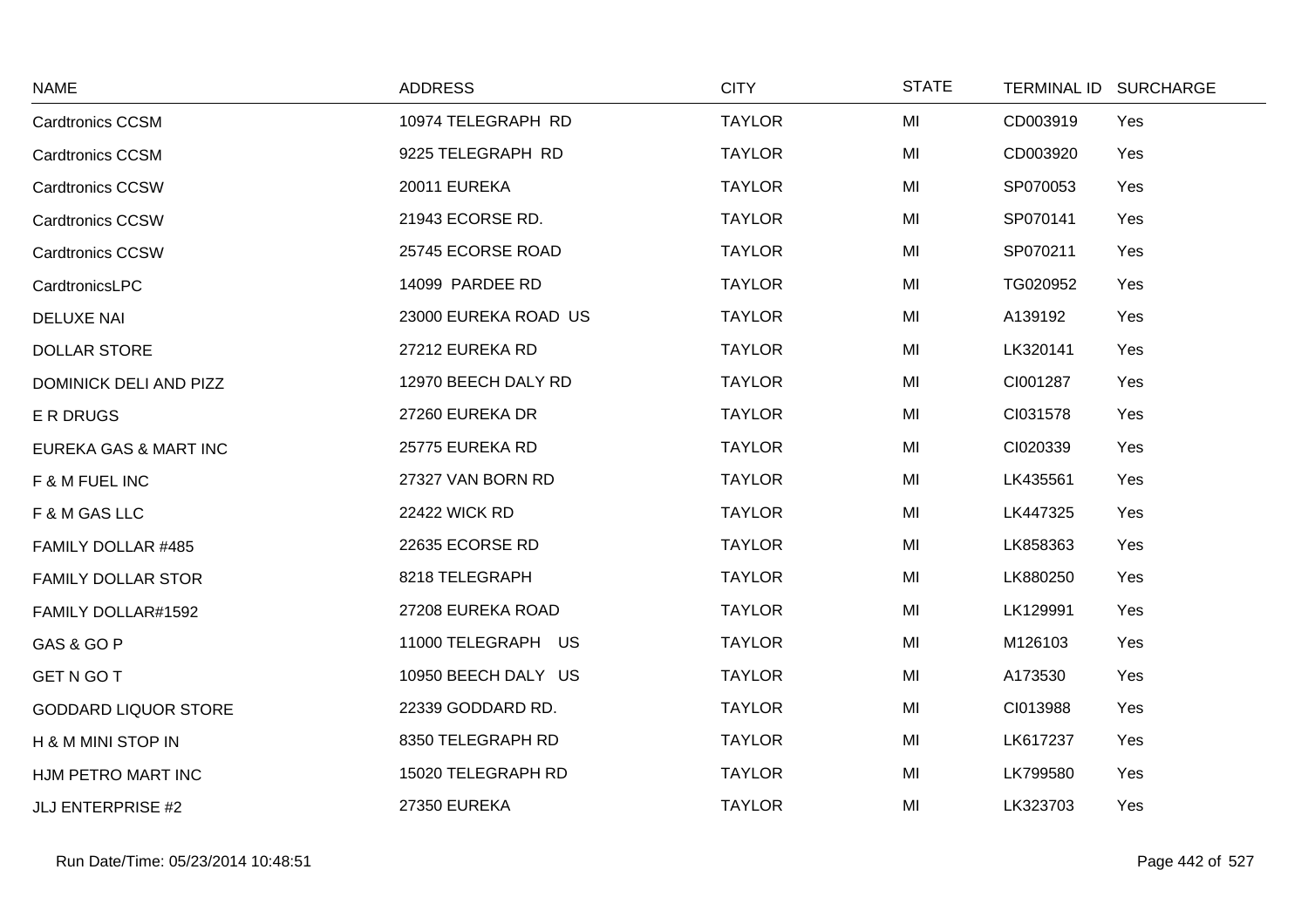| NAME | ADDRESS | CITY | STATE | TERMINAL ID | SURCHARGE |
|---|---|---|---|---|---|
| Cardtronics CCSM | 10974 TELEGRAPH RD | TAYLOR | MI | CD003919 | Yes |
| Cardtronics CCSM | 9225 TELEGRAPH RD | TAYLOR | MI | CD003920 | Yes |
| Cardtronics CCSW | 20011 EUREKA | TAYLOR | MI | SP070053 | Yes |
| Cardtronics CCSW | 21943 ECORSE RD. | TAYLOR | MI | SP070141 | Yes |
| Cardtronics CCSW | 25745 ECORSE ROAD | TAYLOR | MI | SP070211 | Yes |
| CardtronicsLPC | 14099 PARDEE RD | TAYLOR | MI | TG020952 | Yes |
| DELUXE NAI | 23000 EUREKA ROAD US | TAYLOR | MI | A139192 | Yes |
| DOLLAR STORE | 27212 EUREKA RD | TAYLOR | MI | LK320141 | Yes |
| DOMINICK DELI AND PIZZ | 12970 BEECH DALY RD | TAYLOR | MI | CI001287 | Yes |
| E R DRUGS | 27260 EUREKA DR | TAYLOR | MI | CI031578 | Yes |
| EUREKA GAS & MART INC | 25775 EUREKA RD | TAYLOR | MI | CI020339 | Yes |
| F & M FUEL INC | 27327 VAN BORN RD | TAYLOR | MI | LK435561 | Yes |
| F & M GAS LLC | 22422 WICK RD | TAYLOR | MI | LK447325 | Yes |
| FAMILY DOLLAR #485 | 22635 ECORSE RD | TAYLOR | MI | LK858363 | Yes |
| FAMILY DOLLAR STOR | 8218 TELEGRAPH | TAYLOR | MI | LK880250 | Yes |
| FAMILY DOLLAR#1592 | 27208 EUREKA ROAD | TAYLOR | MI | LK129991 | Yes |
| GAS & GO P | 11000 TELEGRAPH US | TAYLOR | MI | M126103 | Yes |
| GET N GO T | 10950 BEECH DALY US | TAYLOR | MI | A173530 | Yes |
| GODDARD LIQUOR STORE | 22339 GODDARD RD. | TAYLOR | MI | CI013988 | Yes |
| H & M MINI STOP IN | 8350 TELEGRAPH RD | TAYLOR | MI | LK617237 | Yes |
| HJM PETRO MART INC | 15020 TELEGRAPH RD | TAYLOR | MI | LK799580 | Yes |
| JLJ ENTERPRISE #2 | 27350 EUREKA | TAYLOR | MI | LK323703 | Yes |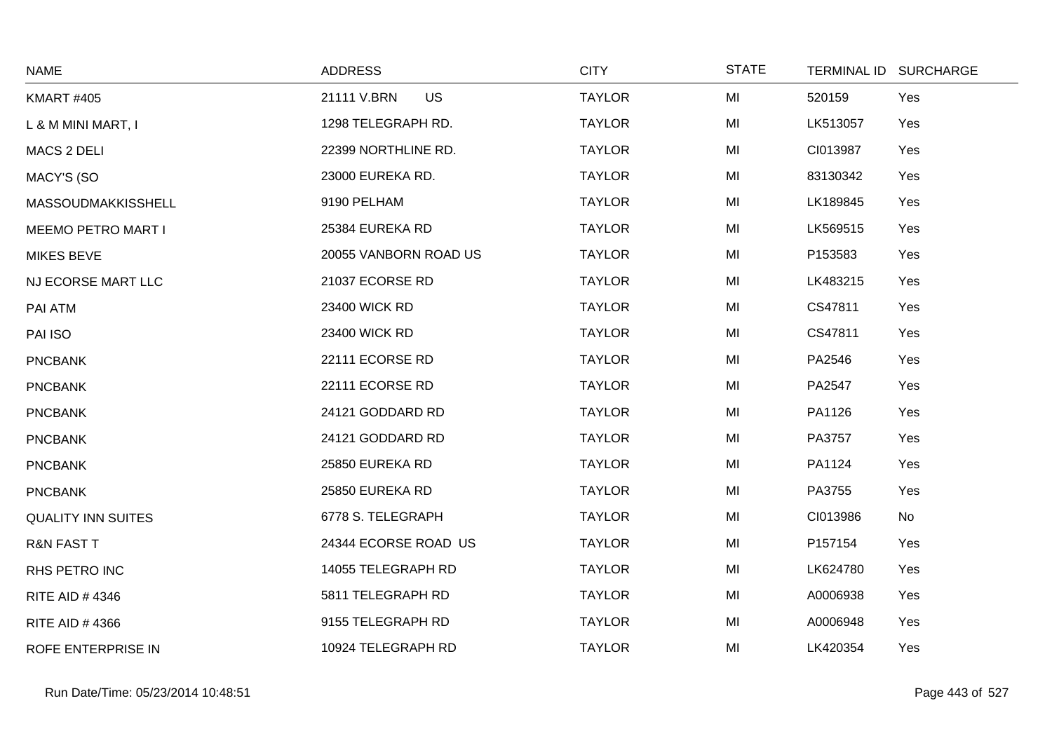| NAME | ADDRESS | CITY | STATE | TERMINAL ID | SURCHARGE |
|---|---|---|---|---|---|
| KMART #405 | 21111 V.BRN US | TAYLOR | MI | 520159 | Yes |
| L & M MINI MART, I | 1298 TELEGRAPH RD. | TAYLOR | MI | LK513057 | Yes |
| MACS 2 DELI | 22399 NORTHLINE RD. | TAYLOR | MI | CI013987 | Yes |
| MACY'S (SO | 23000 EUREKA RD. | TAYLOR | MI | 83130342 | Yes |
| MASSOUDMAKKISSHELL | 9190 PELHAM | TAYLOR | MI | LK189845 | Yes |
| MEEMO PETRO MART I | 25384 EUREKA RD | TAYLOR | MI | LK569515 | Yes |
| MIKES BEVE | 20055 VANBORN ROAD US | TAYLOR | MI | P153583 | Yes |
| NJ ECORSE MART LLC | 21037 ECORSE RD | TAYLOR | MI | LK483215 | Yes |
| PAI ATM | 23400 WICK RD | TAYLOR | MI | CS47811 | Yes |
| PAI ISO | 23400 WICK RD | TAYLOR | MI | CS47811 | Yes |
| PNCBANK | 22111 ECORSE RD | TAYLOR | MI | PA2546 | Yes |
| PNCBANK | 22111 ECORSE RD | TAYLOR | MI | PA2547 | Yes |
| PNCBANK | 24121 GODDARD RD | TAYLOR | MI | PA1126 | Yes |
| PNCBANK | 24121 GODDARD RD | TAYLOR | MI | PA3757 | Yes |
| PNCBANK | 25850 EUREKA RD | TAYLOR | MI | PA1124 | Yes |
| PNCBANK | 25850 EUREKA RD | TAYLOR | MI | PA3755 | Yes |
| QUALITY INN SUITES | 6778 S. TELEGRAPH | TAYLOR | MI | CI013986 | No |
| R&N FAST T | 24344 ECORSE ROAD US | TAYLOR | MI | P157154 | Yes |
| RHS PETRO INC | 14055 TELEGRAPH RD | TAYLOR | MI | LK624780 | Yes |
| RITE AID # 4346 | 5811 TELEGRAPH RD | TAYLOR | MI | A0006938 | Yes |
| RITE AID # 4366 | 9155 TELEGRAPH RD | TAYLOR | MI | A0006948 | Yes |
| ROFE ENTERPRISE IN | 10924 TELEGRAPH RD | TAYLOR | MI | LK420354 | Yes |

Run Date/Time: 05/23/2014 10:48:51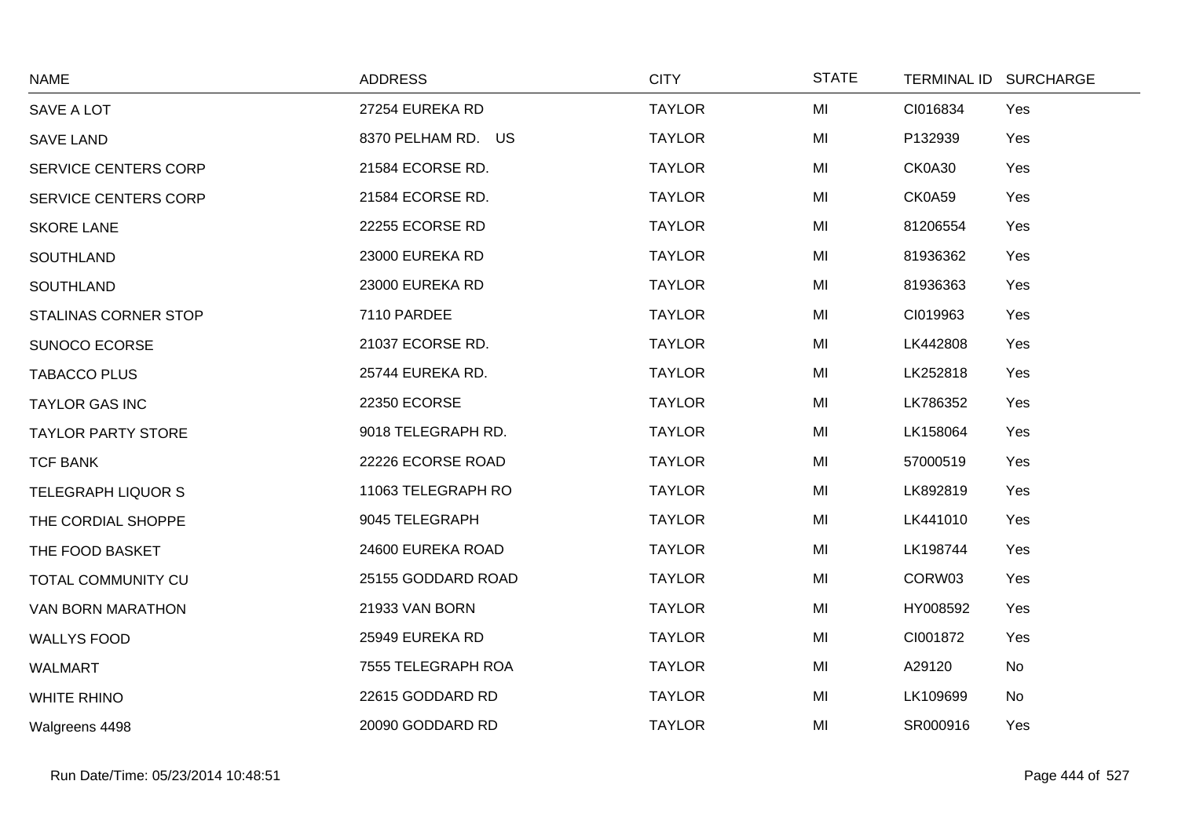| NAME | ADDRESS | CITY | STATE | TERMINAL ID | SURCHARGE |
|---|---|---|---|---|---|
| SAVE A LOT | 27254 EUREKA RD | TAYLOR | MI | CI016834 | Yes |
| SAVE LAND | 8370 PELHAM RD. US | TAYLOR | MI | P132939 | Yes |
| SERVICE CENTERS CORP | 21584 ECORSE RD. | TAYLOR | MI | CK0A30 | Yes |
| SERVICE CENTERS CORP | 21584 ECORSE RD. | TAYLOR | MI | CK0A59 | Yes |
| SKORE LANE | 22255 ECORSE RD | TAYLOR | MI | 81206554 | Yes |
| SOUTHLAND | 23000 EUREKA RD | TAYLOR | MI | 81936362 | Yes |
| SOUTHLAND | 23000 EUREKA RD | TAYLOR | MI | 81936363 | Yes |
| STALINAS CORNER STOP | 7110 PARDEE | TAYLOR | MI | CI019963 | Yes |
| SUNOCO ECORSE | 21037 ECORSE RD. | TAYLOR | MI | LK442808 | Yes |
| TABACCO PLUS | 25744 EUREKA RD. | TAYLOR | MI | LK252818 | Yes |
| TAYLOR GAS INC | 22350 ECORSE | TAYLOR | MI | LK786352 | Yes |
| TAYLOR PARTY STORE | 9018 TELEGRAPH RD. | TAYLOR | MI | LK158064 | Yes |
| TCF BANK | 22226 ECORSE ROAD | TAYLOR | MI | 57000519 | Yes |
| TELEGRAPH LIQUOR S | 11063 TELEGRAPH RO | TAYLOR | MI | LK892819 | Yes |
| THE CORDIAL SHOPPE | 9045 TELEGRAPH | TAYLOR | MI | LK441010 | Yes |
| THE FOOD BASKET | 24600 EUREKA ROAD | TAYLOR | MI | LK198744 | Yes |
| TOTAL COMMUNITY CU | 25155 GODDARD ROAD | TAYLOR | MI | CORW03 | Yes |
| VAN BORN MARATHON | 21933 VAN BORN | TAYLOR | MI | HY008592 | Yes |
| WALLYS FOOD | 25949 EUREKA RD | TAYLOR | MI | CI001872 | Yes |
| WALMART | 7555 TELEGRAPH ROA | TAYLOR | MI | A29120 | No |
| WHITE RHINO | 22615 GODDARD RD | TAYLOR | MI | LK109699 | No |
| Walgreens 4498 | 20090 GODDARD RD | TAYLOR | MI | SR000916 | Yes |

Run Date/Time: 05/23/2014 10:48:51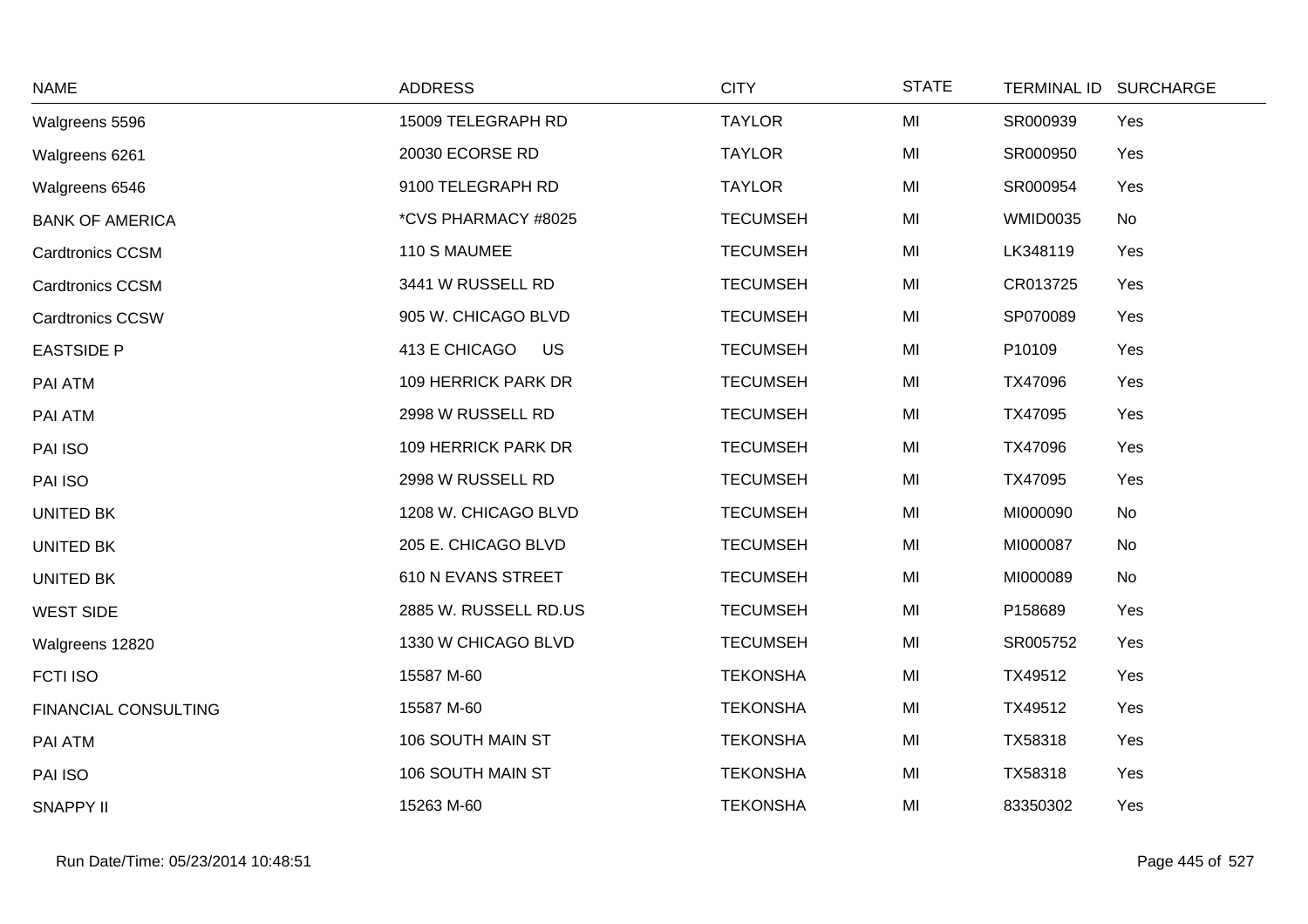| NAME | ADDRESS | CITY | STATE | TERMINAL ID | SURCHARGE |
|---|---|---|---|---|---|
| Walgreens 5596 | 15009 TELEGRAPH RD | TAYLOR | MI | SR000939 | Yes |
| Walgreens 6261 | 20030 ECORSE RD | TAYLOR | MI | SR000950 | Yes |
| Walgreens 6546 | 9100 TELEGRAPH RD | TAYLOR | MI | SR000954 | Yes |
| BANK OF AMERICA | *CVS PHARMACY #8025 | TECUMSEH | MI | WMID0035 | No |
| Cardtronics CCSM | 110 S MAUMEE | TECUMSEH | MI | LK348119 | Yes |
| Cardtronics CCSM | 3441 W RUSSELL RD | TECUMSEH | MI | CR013725 | Yes |
| Cardtronics CCSW | 905 W. CHICAGO BLVD | TECUMSEH | MI | SP070089 | Yes |
| EASTSIDE P | 413 E CHICAGO US | TECUMSEH | MI | P10109 | Yes |
| PAI ATM | 109 HERRICK PARK DR | TECUMSEH | MI | TX47096 | Yes |
| PAI ATM | 2998 W RUSSELL RD | TECUMSEH | MI | TX47095 | Yes |
| PAI ISO | 109 HERRICK PARK DR | TECUMSEH | MI | TX47096 | Yes |
| PAI ISO | 2998 W RUSSELL RD | TECUMSEH | MI | TX47095 | Yes |
| UNITED BK | 1208 W. CHICAGO BLVD | TECUMSEH | MI | MI000090 | No |
| UNITED BK | 205 E. CHICAGO BLVD | TECUMSEH | MI | MI000087 | No |
| UNITED BK | 610 N EVANS STREET | TECUMSEH | MI | MI000089 | No |
| WEST SIDE | 2885 W. RUSSELL RD.US | TECUMSEH | MI | P158689 | Yes |
| Walgreens 12820 | 1330 W CHICAGO BLVD | TECUMSEH | MI | SR005752 | Yes |
| FCTI ISO | 15587 M-60 | TEKONSHA | MI | TX49512 | Yes |
| FINANCIAL CONSULTING | 15587 M-60 | TEKONSHA | MI | TX49512 | Yes |
| PAI ATM | 106 SOUTH MAIN ST | TEKONSHA | MI | TX58318 | Yes |
| PAI ISO | 106 SOUTH MAIN ST | TEKONSHA | MI | TX58318 | Yes |
| SNAPPY II | 15263 M-60 | TEKONSHA | MI | 83350302 | Yes |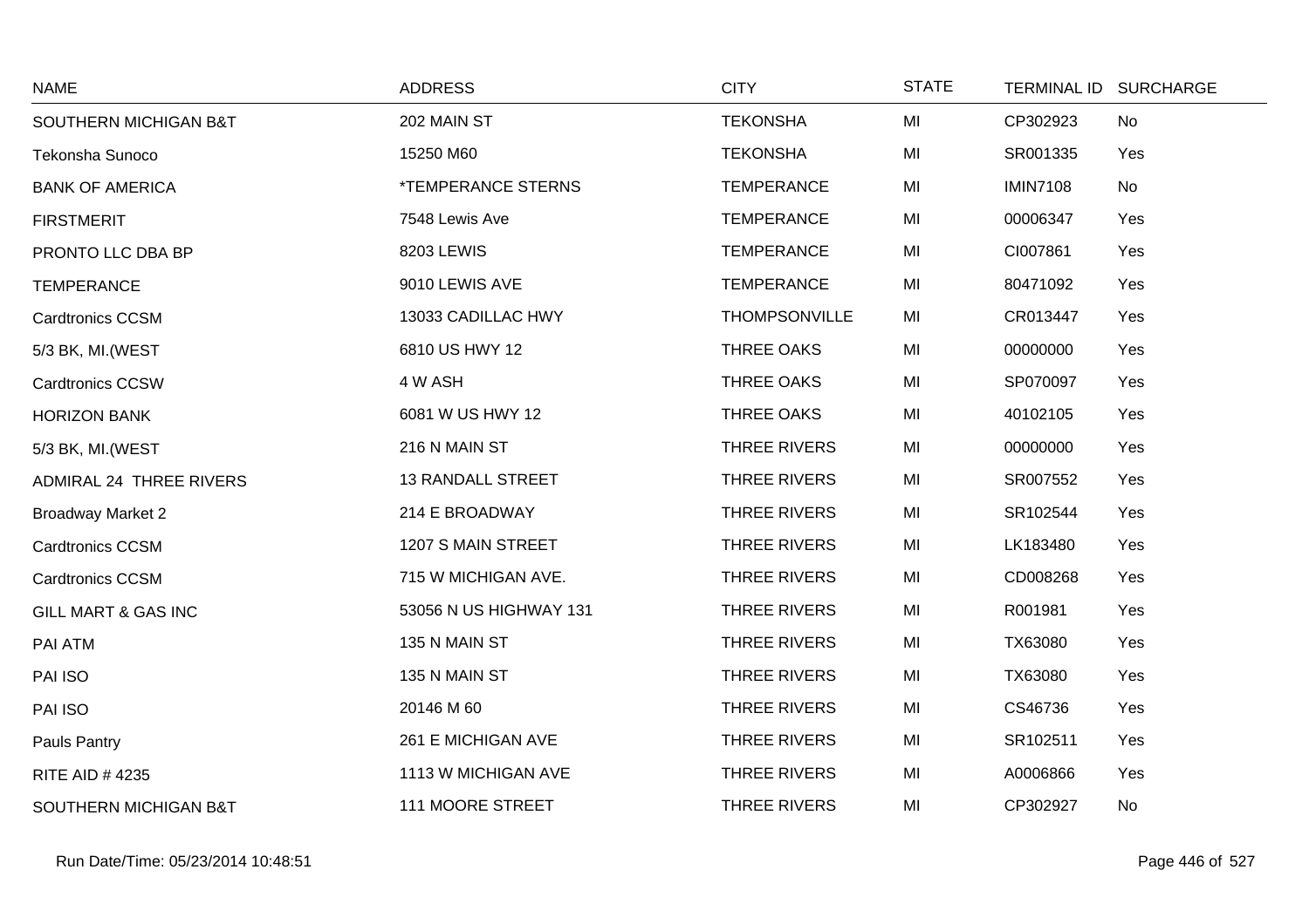| NAME | ADDRESS | CITY | STATE | TERMINAL ID | SURCHARGE |
|---|---|---|---|---|---|
| SOUTHERN MICHIGAN B&T | 202 MAIN ST | TEKONSHA | MI | CP302923 | No |
| Tekonsha Sunoco | 15250 M60 | TEKONSHA | MI | SR001335 | Yes |
| BANK OF AMERICA | *TEMPERANCE STERNS | TEMPERANCE | MI | IMIN7108 | No |
| FIRSTMERIT | 7548 Lewis Ave | TEMPERANCE | MI | 00006347 | Yes |
| PRONTO LLC DBA BP | 8203 LEWIS | TEMPERANCE | MI | CI007861 | Yes |
| TEMPERANCE | 9010 LEWIS AVE | TEMPERANCE | MI | 80471092 | Yes |
| Cardtronics CCSM | 13033 CADILLAC HWY | THOMPSONVILLE | MI | CR013447 | Yes |
| 5/3 BK, MI.(WEST | 6810 US HWY 12 | THREE OAKS | MI | 00000000 | Yes |
| Cardtronics CCSW | 4 W ASH | THREE OAKS | MI | SP070097 | Yes |
| HORIZON BANK | 6081 W US HWY 12 | THREE OAKS | MI | 40102105 | Yes |
| 5/3 BK, MI.(WEST | 216 N MAIN ST | THREE RIVERS | MI | 00000000 | Yes |
| ADMIRAL 24 THREE RIVERS | 13 RANDALL STREET | THREE RIVERS | MI | SR007552 | Yes |
| Broadway Market 2 | 214 E BROADWAY | THREE RIVERS | MI | SR102544 | Yes |
| Cardtronics CCSM | 1207 S MAIN STREET | THREE RIVERS | MI | LK183480 | Yes |
| Cardtronics CCSM | 715 W MICHIGAN AVE. | THREE RIVERS | MI | CD008268 | Yes |
| GILL MART & GAS INC | 53056 N US HIGHWAY 131 | THREE RIVERS | MI | R001981 | Yes |
| PAI ATM | 135 N MAIN ST | THREE RIVERS | MI | TX63080 | Yes |
| PAI ISO | 135 N MAIN ST | THREE RIVERS | MI | TX63080 | Yes |
| PAI ISO | 20146 M 60 | THREE RIVERS | MI | CS46736 | Yes |
| Pauls Pantry | 261 E MICHIGAN AVE | THREE RIVERS | MI | SR102511 | Yes |
| RITE AID # 4235 | 1113 W MICHIGAN AVE | THREE RIVERS | MI | A0006866 | Yes |
| SOUTHERN MICHIGAN B&T | 111 MOORE STREET | THREE RIVERS | MI | CP302927 | No |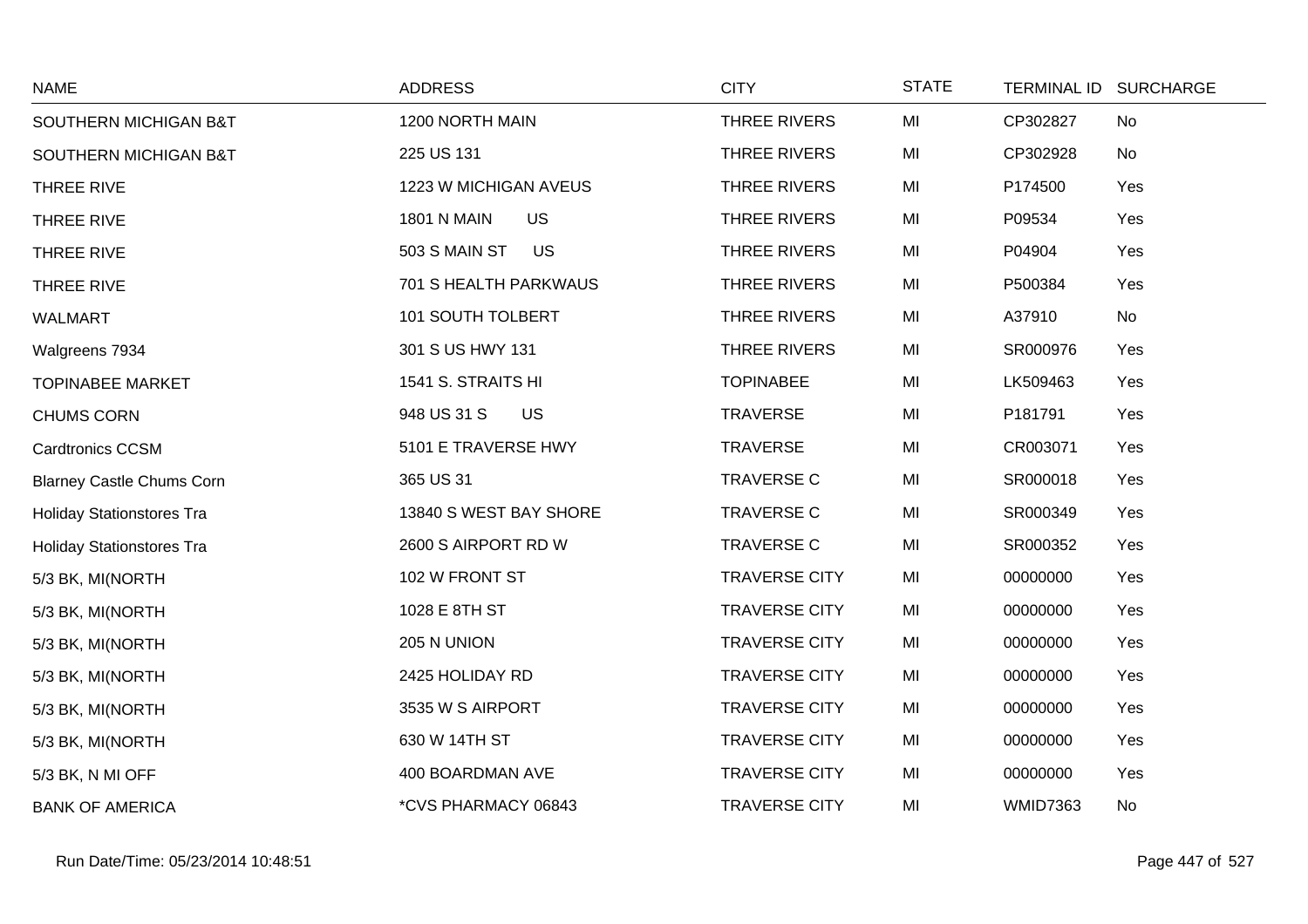| NAME | ADDRESS | CITY | STATE | TERMINAL ID | SURCHARGE |
|---|---|---|---|---|---|
| SOUTHERN MICHIGAN B&T | 1200 NORTH MAIN | THREE RIVERS | MI | CP302827 | No |
| SOUTHERN MICHIGAN B&T | 225 US 131 | THREE RIVERS | MI | CP302928 | No |
| THREE RIVE | 1223 W MICHIGAN AVEUS | THREE RIVERS | MI | P174500 | Yes |
| THREE RIVE | 1801 N MAIN US | THREE RIVERS | MI | P09534 | Yes |
| THREE RIVE | 503 S MAIN ST US | THREE RIVERS | MI | P04904 | Yes |
| THREE RIVE | 701 S HEALTH PARKWAUS | THREE RIVERS | MI | P500384 | Yes |
| WALMART | 101 SOUTH TOLBERT | THREE RIVERS | MI | A37910 | No |
| Walgreens 7934 | 301 S US HWY 131 | THREE RIVERS | MI | SR000976 | Yes |
| TOPINABEE MARKET | 1541 S. STRAITS HI | TOPINABEE | MI | LK509463 | Yes |
| CHUMS CORN | 948 US 31 S US | TRAVERSE | MI | P181791 | Yes |
| Cardtronics CCSM | 5101 E TRAVERSE HWY | TRAVERSE | MI | CR003071 | Yes |
| Blarney Castle Chums Corn | 365 US 31 | TRAVERSE C | MI | SR000018 | Yes |
| Holiday Stationstores Tra | 13840 S WEST BAY SHORE | TRAVERSE C | MI | SR000349 | Yes |
| Holiday Stationstores Tra | 2600 S AIRPORT RD W | TRAVERSE C | MI | SR000352 | Yes |
| 5/3 BK, MI(NORTH | 102 W FRONT ST | TRAVERSE CITY | MI | 00000000 | Yes |
| 5/3 BK, MI(NORTH | 1028 E 8TH ST | TRAVERSE CITY | MI | 00000000 | Yes |
| 5/3 BK, MI(NORTH | 205 N UNION | TRAVERSE CITY | MI | 00000000 | Yes |
| 5/3 BK, MI(NORTH | 2425 HOLIDAY RD | TRAVERSE CITY | MI | 00000000 | Yes |
| 5/3 BK, MI(NORTH | 3535 W S AIRPORT | TRAVERSE CITY | MI | 00000000 | Yes |
| 5/3 BK, MI(NORTH | 630 W 14TH ST | TRAVERSE CITY | MI | 00000000 | Yes |
| 5/3 BK, N MI OFF | 400 BOARDMAN AVE | TRAVERSE CITY | MI | 00000000 | Yes |
| BANK OF AMERICA | *CVS PHARMACY 06843 | TRAVERSE CITY | MI | WMID7363 | No |

Run Date/Time: 05/23/2014 10:48:51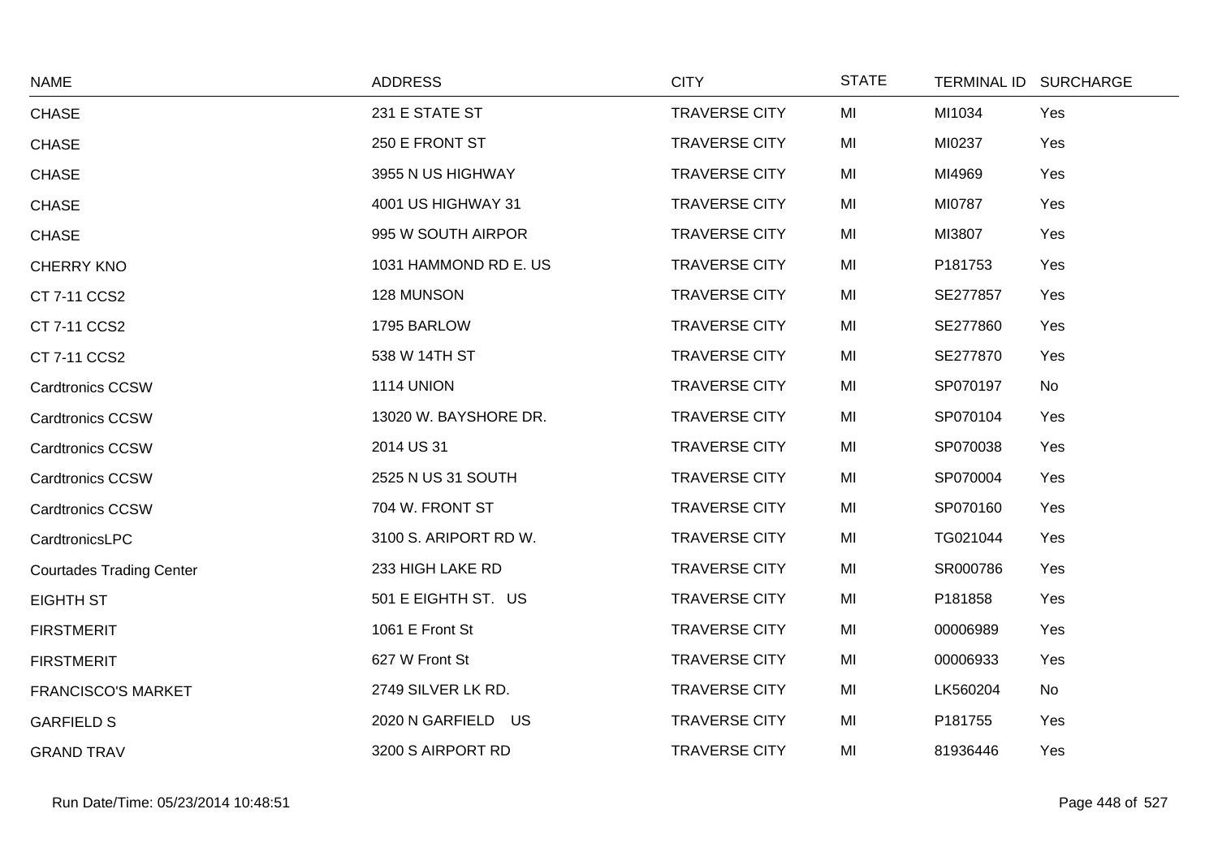| NAME | ADDRESS | CITY | STATE | TERMINAL ID | SURCHARGE |
|---|---|---|---|---|---|
| CHASE | 231 E STATE ST | TRAVERSE CITY | MI | MI1034 | Yes |
| CHASE | 250 E FRONT ST | TRAVERSE CITY | MI | MI0237 | Yes |
| CHASE | 3955 N US HIGHWAY | TRAVERSE CITY | MI | MI4969 | Yes |
| CHASE | 4001 US HIGHWAY 31 | TRAVERSE CITY | MI | MI0787 | Yes |
| CHASE | 995 W SOUTH AIRPOR | TRAVERSE CITY | MI | MI3807 | Yes |
| CHERRY KNO | 1031 HAMMOND RD E. US | TRAVERSE CITY | MI | P181753 | Yes |
| CT 7-11 CCS2 | 128 MUNSON | TRAVERSE CITY | MI | SE277857 | Yes |
| CT 7-11 CCS2 | 1795 BARLOW | TRAVERSE CITY | MI | SE277860 | Yes |
| CT 7-11 CCS2 | 538 W 14TH ST | TRAVERSE CITY | MI | SE277870 | Yes |
| Cardtronics CCSW | 1114 UNION | TRAVERSE CITY | MI | SP070197 | No |
| Cardtronics CCSW | 13020 W. BAYSHORE DR. | TRAVERSE CITY | MI | SP070104 | Yes |
| Cardtronics CCSW | 2014 US 31 | TRAVERSE CITY | MI | SP070038 | Yes |
| Cardtronics CCSW | 2525 N US 31 SOUTH | TRAVERSE CITY | MI | SP070004 | Yes |
| Cardtronics CCSW | 704 W. FRONT ST | TRAVERSE CITY | MI | SP070160 | Yes |
| CardtronicsLPC | 3100 S. ARIPORT RD W. | TRAVERSE CITY | MI | TG021044 | Yes |
| Courtades Trading Center | 233 HIGH LAKE RD | TRAVERSE CITY | MI | SR000786 | Yes |
| EIGHTH ST | 501 E EIGHTH ST. US | TRAVERSE CITY | MI | P181858 | Yes |
| FIRSTMERIT | 1061 E Front St | TRAVERSE CITY | MI | 00006989 | Yes |
| FIRSTMERIT | 627 W Front St | TRAVERSE CITY | MI | 00006933 | Yes |
| FRANCISCO'S MARKET | 2749 SILVER LK RD. | TRAVERSE CITY | MI | LK560204 | No |
| GARFIELD S | 2020 N GARFIELD US | TRAVERSE CITY | MI | P181755 | Yes |
| GRAND TRAV | 3200 S AIRPORT RD | TRAVERSE CITY | MI | 81936446 | Yes |

Run Date/Time: 05/23/2014 10:48:51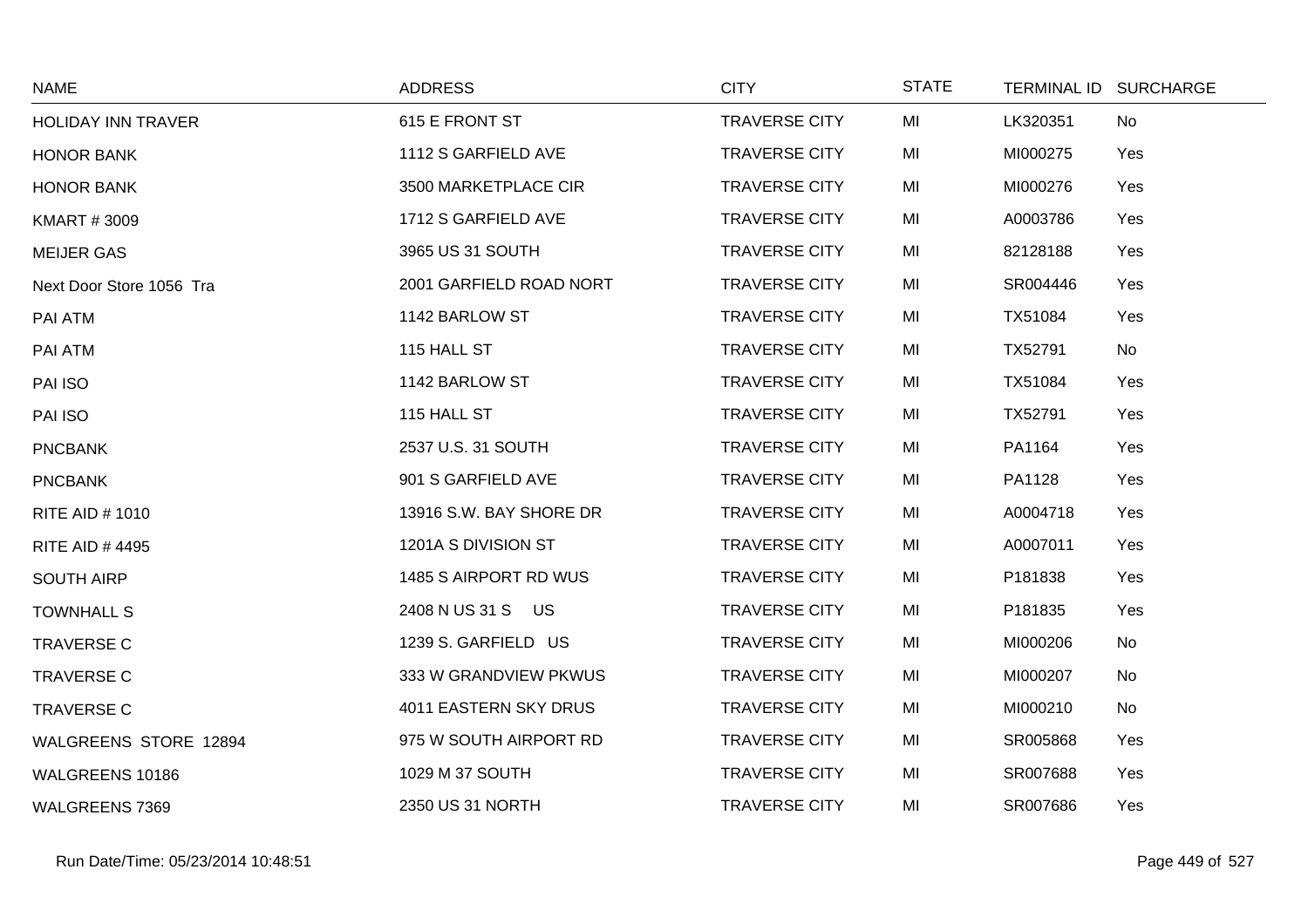| NAME | ADDRESS | CITY | STATE | TERMINAL ID | SURCHARGE |
|---|---|---|---|---|---|
| HOLIDAY INN TRAVER | 615 E FRONT ST | TRAVERSE CITY | MI | LK320351 | No |
| HONOR BANK | 1112 S GARFIELD AVE | TRAVERSE CITY | MI | MI000275 | Yes |
| HONOR BANK | 3500 MARKETPLACE CIR | TRAVERSE CITY | MI | MI000276 | Yes |
| KMART # 3009 | 1712 S GARFIELD AVE | TRAVERSE CITY | MI | A0003786 | Yes |
| MEIJER GAS | 3965 US 31 SOUTH | TRAVERSE CITY | MI | 82128188 | Yes |
| Next Door Store 1056 Tra | 2001 GARFIELD ROAD NORT | TRAVERSE CITY | MI | SR004446 | Yes |
| PAI ATM | 1142 BARLOW ST | TRAVERSE CITY | MI | TX51084 | Yes |
| PAI ATM | 115 HALL ST | TRAVERSE CITY | MI | TX52791 | No |
| PAI ISO | 1142 BARLOW ST | TRAVERSE CITY | MI | TX51084 | Yes |
| PAI ISO | 115 HALL ST | TRAVERSE CITY | MI | TX52791 | Yes |
| PNCBANK | 2537 U.S. 31 SOUTH | TRAVERSE CITY | MI | PA1164 | Yes |
| PNCBANK | 901 S GARFIELD AVE | TRAVERSE CITY | MI | PA1128 | Yes |
| RITE AID # 1010 | 13916 S.W. BAY SHORE DR | TRAVERSE CITY | MI | A0004718 | Yes |
| RITE AID # 4495 | 1201A S DIVISION ST | TRAVERSE CITY | MI | A0007011 | Yes |
| SOUTH AIRP | 1485 S AIRPORT RD WUS | TRAVERSE CITY | MI | P181838 | Yes |
| TOWNHALL S | 2408 N US 31 S US | TRAVERSE CITY | MI | P181835 | Yes |
| TRAVERSE C | 1239 S. GARFIELD US | TRAVERSE CITY | MI | MI000206 | No |
| TRAVERSE C | 333 W GRANDVIEW PKWUS | TRAVERSE CITY | MI | MI000207 | No |
| TRAVERSE C | 4011 EASTERN SKY DRUS | TRAVERSE CITY | MI | MI000210 | No |
| WALGREENS STORE 12894 | 975 W SOUTH AIRPORT RD | TRAVERSE CITY | MI | SR005868 | Yes |
| WALGREENS 10186 | 1029 M 37 SOUTH | TRAVERSE CITY | MI | SR007688 | Yes |
| WALGREENS 7369 | 2350 US 31 NORTH | TRAVERSE CITY | MI | SR007686 | Yes |

Run Date/Time: 05/23/2014 10:48:51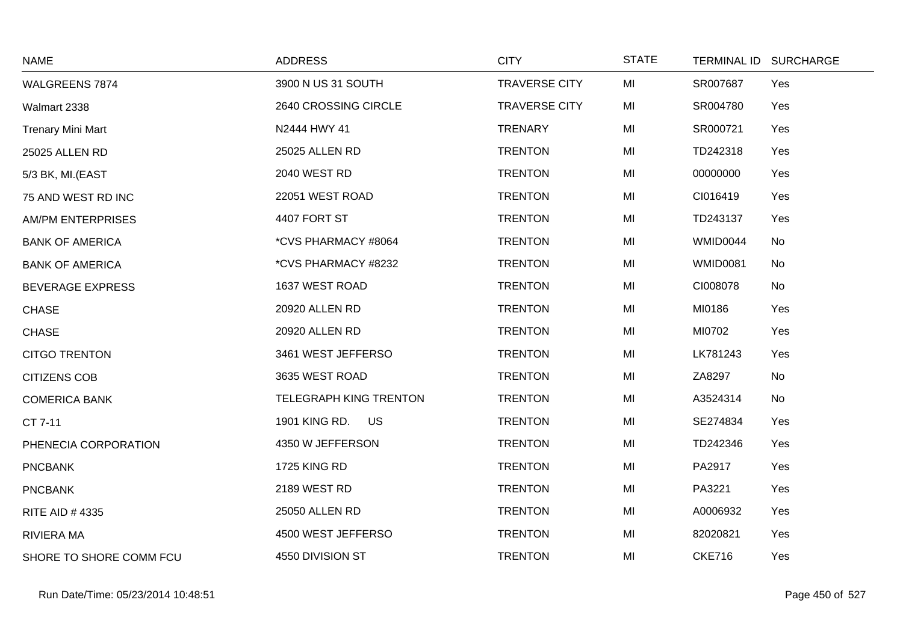| NAME | ADDRESS | CITY | STATE | TERMINAL ID | SURCHARGE |
| --- | --- | --- | --- | --- | --- |
| WALGREENS 7874 | 3900 N US 31 SOUTH | TRAVERSE CITY | MI | SR007687 | Yes |
| Walmart 2338 | 2640 CROSSING CIRCLE | TRAVERSE CITY | MI | SR004780 | Yes |
| Trenary Mini Mart | N2444 HWY 41 | TRENARY | MI | SR000721 | Yes |
| 25025 ALLEN RD | 25025 ALLEN RD | TRENTON | MI | TD242318 | Yes |
| 5/3 BK, MI.(EAST | 2040 WEST RD | TRENTON | MI | 00000000 | Yes |
| 75 AND WEST RD INC | 22051 WEST ROAD | TRENTON | MI | CI016419 | Yes |
| AM/PM ENTERPRISES | 4407 FORT ST | TRENTON | MI | TD243137 | Yes |
| BANK OF AMERICA | *CVS PHARMACY #8064 | TRENTON | MI | WMID0044 | No |
| BANK OF AMERICA | *CVS PHARMACY #8232 | TRENTON | MI | WMID0081 | No |
| BEVERAGE EXPRESS | 1637 WEST ROAD | TRENTON | MI | CI008078 | No |
| CHASE | 20920 ALLEN RD | TRENTON | MI | MI0186 | Yes |
| CHASE | 20920 ALLEN RD | TRENTON | MI | MI0702 | Yes |
| CITGO TRENTON | 3461 WEST JEFFERSO | TRENTON | MI | LK781243 | Yes |
| CITIZENS COB | 3635 WEST ROAD | TRENTON | MI | ZA8297 | No |
| COMERICA BANK | TELEGRAPH KING TRENTON | TRENTON | MI | A3524314 | No |
| CT 7-11 | 1901 KING RD. US | TRENTON | MI | SE274834 | Yes |
| PHENECIA CORPORATION | 4350 W JEFFERSON | TRENTON | MI | TD242346 | Yes |
| PNCBANK | 1725 KING RD | TRENTON | MI | PA2917 | Yes |
| PNCBANK | 2189 WEST RD | TRENTON | MI | PA3221 | Yes |
| RITE AID # 4335 | 25050 ALLEN RD | TRENTON | MI | A0006932 | Yes |
| RIVIERA MA | 4500 WEST JEFFERSO | TRENTON | MI | 82020821 | Yes |
| SHORE TO SHORE COMM FCU | 4550 DIVISION ST | TRENTON | MI | CKE716 | Yes |

Run Date/Time: 05/23/2014 10:48:51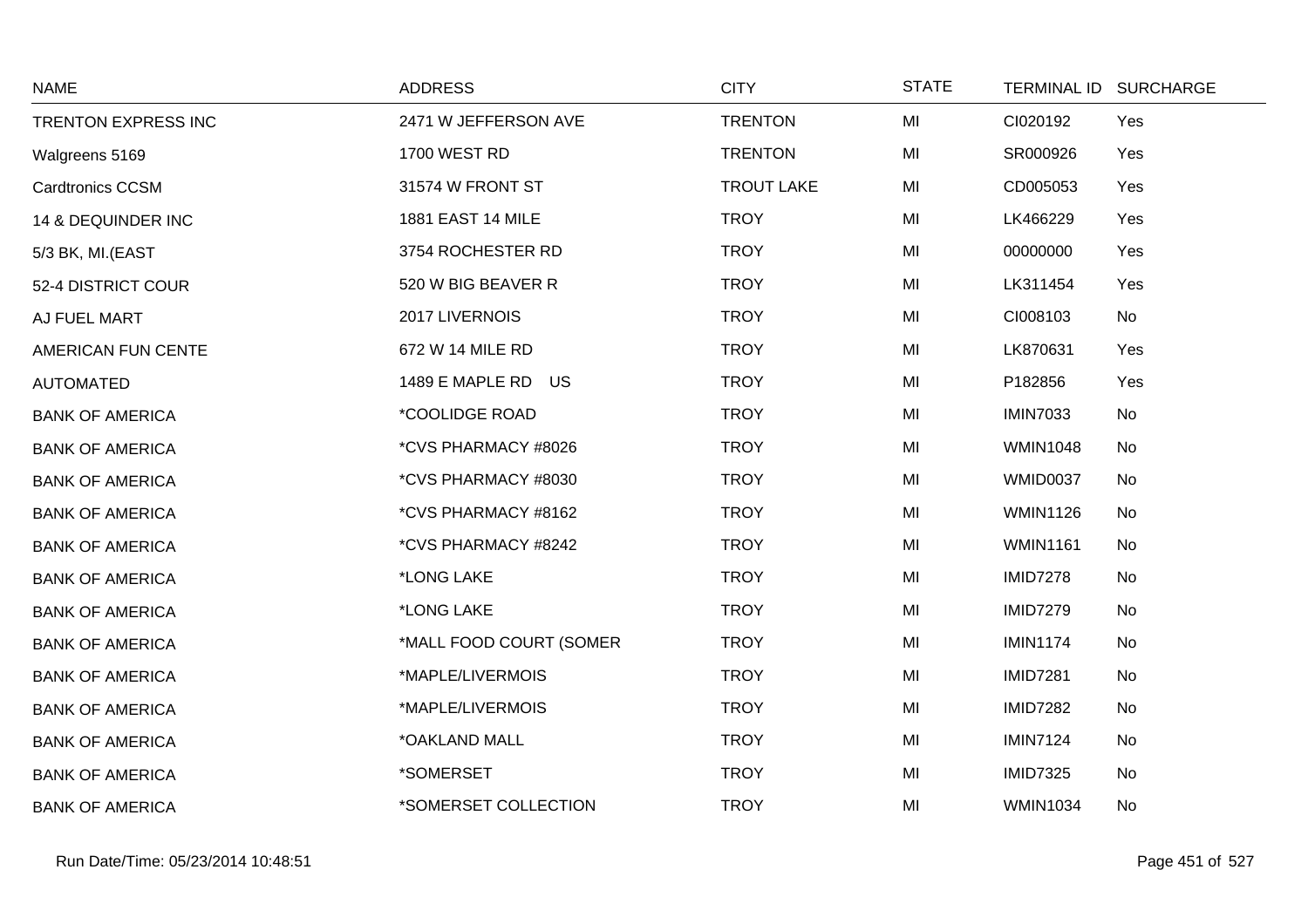| NAME | ADDRESS | CITY | STATE | TERMINAL ID | SURCHARGE |
|---|---|---|---|---|---|
| TRENTON EXPRESS INC | 2471 W JEFFERSON AVE | TRENTON | MI | CI020192 | Yes |
| Walgreens 5169 | 1700 WEST RD | TRENTON | MI | SR000926 | Yes |
| Cardtronics CCSM | 31574 W FRONT ST | TROUT LAKE | MI | CD005053 | Yes |
| 14 & DEQUINDER INC | 1881 EAST 14 MILE | TROY | MI | LK466229 | Yes |
| 5/3 BK, MI.(EAST | 3754 ROCHESTER RD | TROY | MI | 00000000 | Yes |
| 52-4 DISTRICT COUR | 520 W BIG BEAVER R | TROY | MI | LK311454 | Yes |
| AJ FUEL MART | 2017 LIVERNOIS | TROY | MI | CI008103 | No |
| AMERICAN FUN CENTE | 672 W 14 MILE RD | TROY | MI | LK870631 | Yes |
| AUTOMATED | 1489 E MAPLE RD US | TROY | MI | P182856 | Yes |
| BANK OF AMERICA | *COOLIDGE ROAD | TROY | MI | IMIN7033 | No |
| BANK OF AMERICA | *CVS PHARMACY #8026 | TROY | MI | WMIN1048 | No |
| BANK OF AMERICA | *CVS PHARMACY #8030 | TROY | MI | WMID0037 | No |
| BANK OF AMERICA | *CVS PHARMACY #8162 | TROY | MI | WMIN1126 | No |
| BANK OF AMERICA | *CVS PHARMACY #8242 | TROY | MI | WMIN1161 | No |
| BANK OF AMERICA | *LONG LAKE | TROY | MI | IMID7278 | No |
| BANK OF AMERICA | *LONG LAKE | TROY | MI | IMID7279 | No |
| BANK OF AMERICA | *MALL FOOD COURT (SOMER | TROY | MI | IMIN1174 | No |
| BANK OF AMERICA | *MAPLE/LIVERMOIS | TROY | MI | IMID7281 | No |
| BANK OF AMERICA | *MAPLE/LIVERMOIS | TROY | MI | IMID7282 | No |
| BANK OF AMERICA | *OAKLAND MALL | TROY | MI | IMIN7124 | No |
| BANK OF AMERICA | *SOMERSET | TROY | MI | IMID7325 | No |
| BANK OF AMERICA | *SOMERSET COLLECTION | TROY | MI | WMIN1034 | No |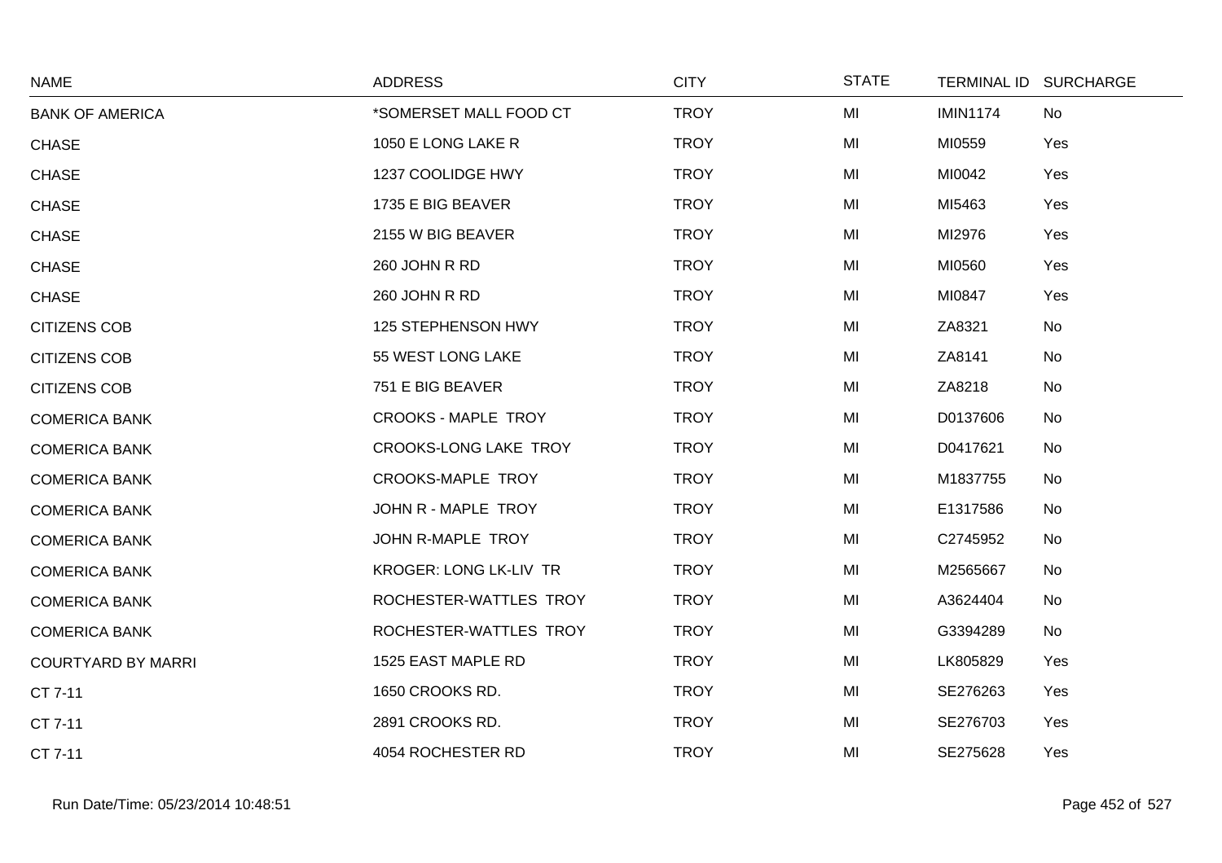| NAME | ADDRESS | CITY | STATE | TERMINAL ID | SURCHARGE |
|---|---|---|---|---|---|
| BANK OF AMERICA | *SOMERSET MALL FOOD CT | TROY | MI | IMIN1174 | No |
| CHASE | 1050 E LONG LAKE R | TROY | MI | MI0559 | Yes |
| CHASE | 1237 COOLIDGE HWY | TROY | MI | MI0042 | Yes |
| CHASE | 1735 E BIG BEAVER | TROY | MI | MI5463 | Yes |
| CHASE | 2155 W BIG BEAVER | TROY | MI | MI2976 | Yes |
| CHASE | 260 JOHN R RD | TROY | MI | MI0560 | Yes |
| CHASE | 260 JOHN R RD | TROY | MI | MI0847 | Yes |
| CITIZENS COB | 125 STEPHENSON HWY | TROY | MI | ZA8321 | No |
| CITIZENS COB | 55 WEST LONG LAKE | TROY | MI | ZA8141 | No |
| CITIZENS COB | 751 E BIG BEAVER | TROY | MI | ZA8218 | No |
| COMERICA BANK | CROOKS - MAPLE TROY | TROY | MI | D0137606 | No |
| COMERICA BANK | CROOKS-LONG LAKE TROY | TROY | MI | D0417621 | No |
| COMERICA BANK | CROOKS-MAPLE TROY | TROY | MI | M1837755 | No |
| COMERICA BANK | JOHN R - MAPLE TROY | TROY | MI | E1317586 | No |
| COMERICA BANK | JOHN R-MAPLE TROY | TROY | MI | C2745952 | No |
| COMERICA BANK | KROGER: LONG LK-LIV TR | TROY | MI | M2565667 | No |
| COMERICA BANK | ROCHESTER-WATTLES TROY | TROY | MI | A3624404 | No |
| COMERICA BANK | ROCHESTER-WATTLES TROY | TROY | MI | G3394289 | No |
| COURTYARD BY MARRI | 1525 EAST MAPLE RD | TROY | MI | LK805829 | Yes |
| CT 7-11 | 1650 CROOKS RD. | TROY | MI | SE276263 | Yes |
| CT 7-11 | 2891 CROOKS RD. | TROY | MI | SE276703 | Yes |
| CT 7-11 | 4054 ROCHESTER RD | TROY | MI | SE275628 | Yes |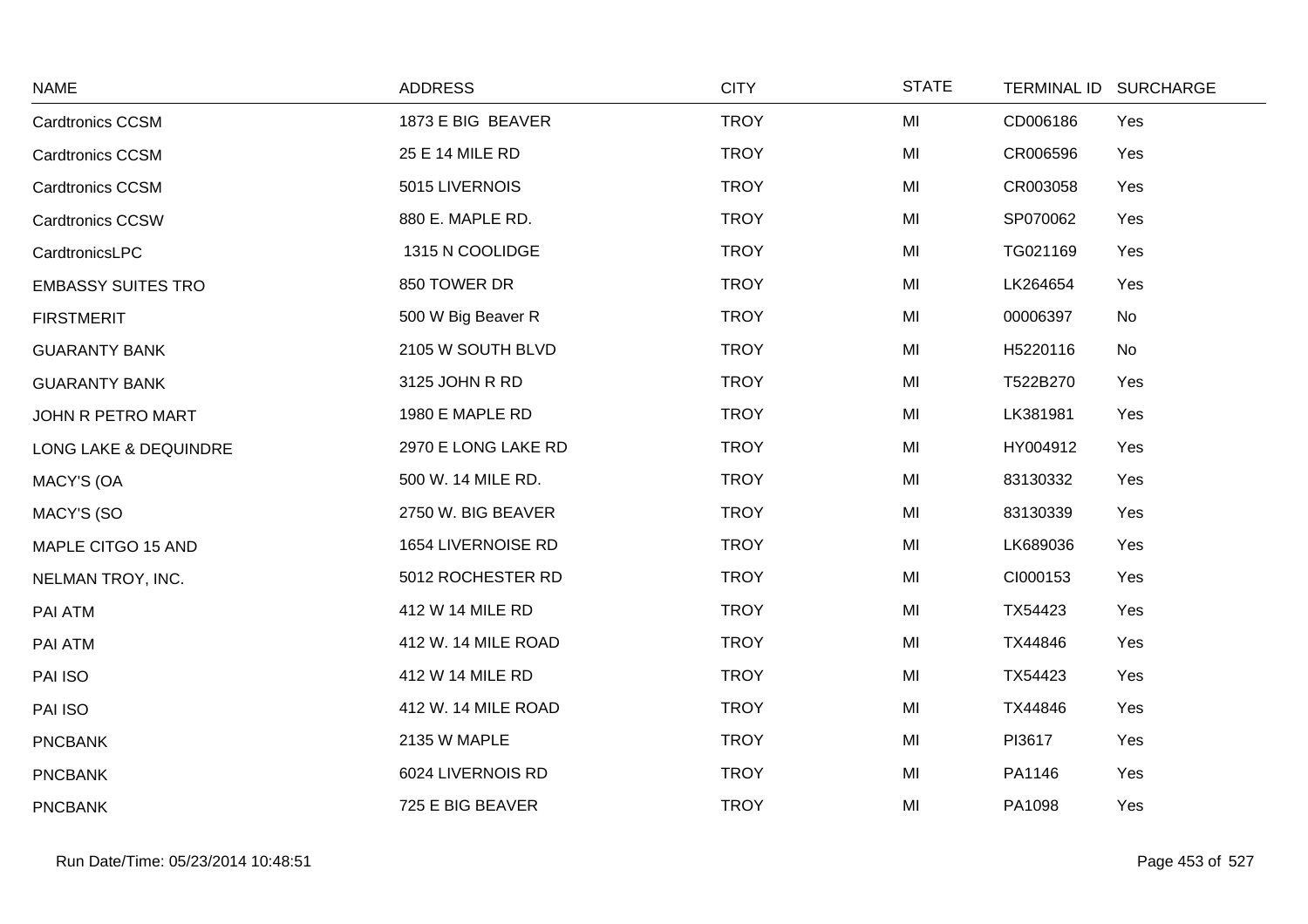| NAME | ADDRESS | CITY | STATE | TERMINAL ID | SURCHARGE |
|---|---|---|---|---|---|
| Cardtronics CCSM | 1873 E BIG BEAVER | TROY | MI | CD006186 | Yes |
| Cardtronics CCSM | 25 E 14 MILE RD | TROY | MI | CR006596 | Yes |
| Cardtronics CCSM | 5015 LIVERNOIS | TROY | MI | CR003058 | Yes |
| Cardtronics CCSW | 880 E. MAPLE RD. | TROY | MI | SP070062 | Yes |
| CardtronicsLPC | 1315 N COOLIDGE | TROY | MI | TG021169 | Yes |
| EMBASSY SUITES TRO | 850 TOWER DR | TROY | MI | LK264654 | Yes |
| FIRSTMERIT | 500 W Big Beaver R | TROY | MI | 00006397 | No |
| GUARANTY BANK | 2105 W SOUTH BLVD | TROY | MI | H5220116 | No |
| GUARANTY BANK | 3125 JOHN R RD | TROY | MI | T522B270 | Yes |
| JOHN R PETRO MART | 1980 E MAPLE RD | TROY | MI | LK381981 | Yes |
| LONG LAKE & DEQUINDRE | 2970 E LONG LAKE RD | TROY | MI | HY004912 | Yes |
| MACY'S (OA | 500 W. 14 MILE RD. | TROY | MI | 83130332 | Yes |
| MACY'S (SO | 2750 W. BIG BEAVER | TROY | MI | 83130339 | Yes |
| MAPLE CITGO 15 AND | 1654 LIVERNOISE RD | TROY | MI | LK689036 | Yes |
| NELMAN TROY, INC. | 5012 ROCHESTER RD | TROY | MI | CI000153 | Yes |
| PAI ATM | 412 W 14 MILE RD | TROY | MI | TX54423 | Yes |
| PAI ATM | 412 W. 14 MILE ROAD | TROY | MI | TX44846 | Yes |
| PAI ISO | 412 W 14 MILE RD | TROY | MI | TX54423 | Yes |
| PAI ISO | 412 W. 14 MILE ROAD | TROY | MI | TX44846 | Yes |
| PNCBANK | 2135 W MAPLE | TROY | MI | PI3617 | Yes |
| PNCBANK | 6024 LIVERNOIS RD | TROY | MI | PA1146 | Yes |
| PNCBANK | 725 E BIG BEAVER | TROY | MI | PA1098 | Yes |

Run Date/Time: 05/23/2014 10:48:51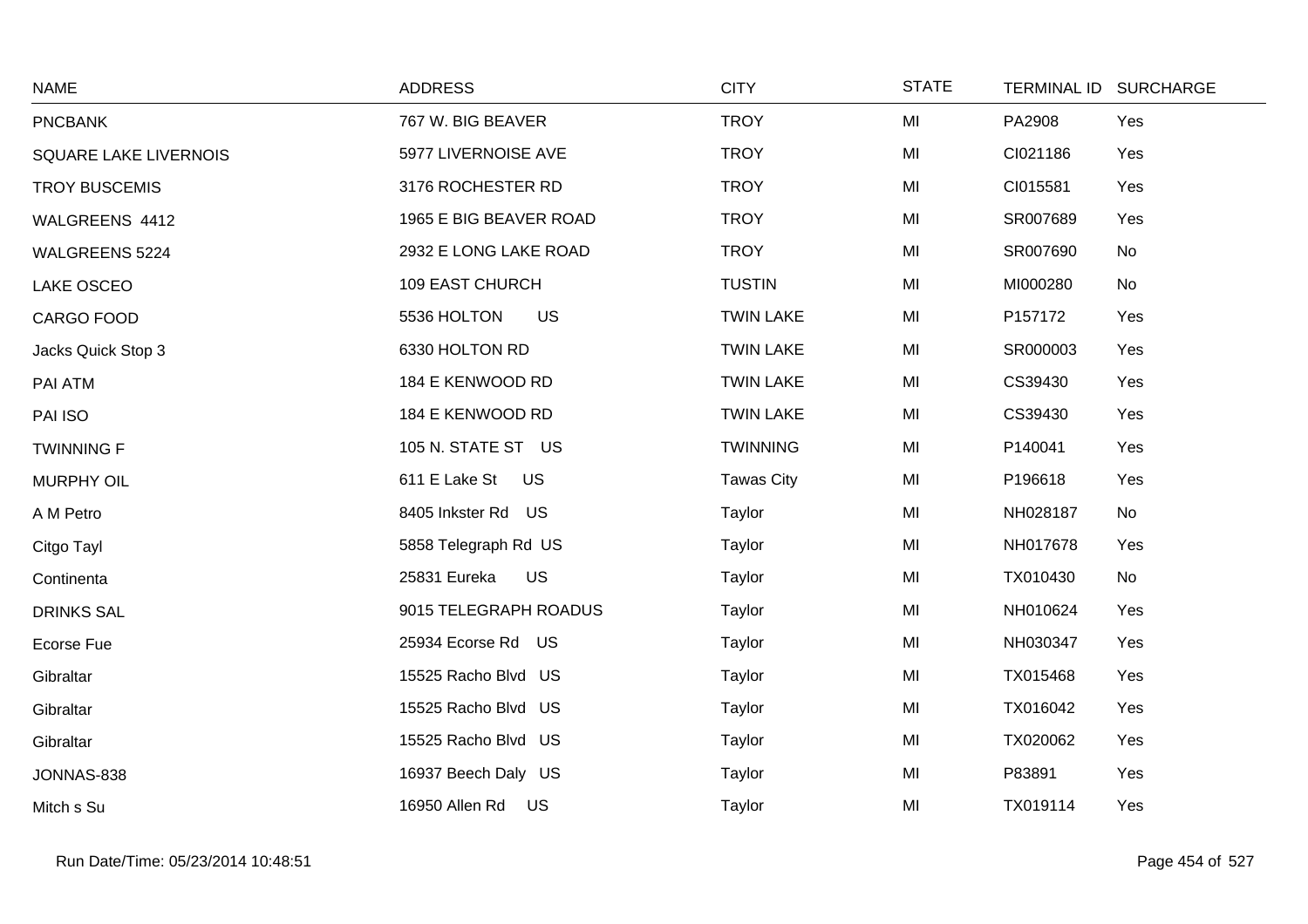| NAME | ADDRESS | CITY | STATE | TERMINAL ID | SURCHARGE |
|---|---|---|---|---|---|
| PNCBANK | 767 W. BIG BEAVER | TROY | MI | PA2908 | Yes |
| SQUARE LAKE LIVERNOIS | 5977 LIVERNOISE AVE | TROY | MI | CI021186 | Yes |
| TROY BUSCEMIS | 3176 ROCHESTER RD | TROY | MI | CI015581 | Yes |
| WALGREENS 4412 | 1965 E BIG BEAVER ROAD | TROY | MI | SR007689 | Yes |
| WALGREENS 5224 | 2932 E LONG LAKE ROAD | TROY | MI | SR007690 | No |
| LAKE OSCEO | 109 EAST CHURCH | TUSTIN | MI | MI000280 | No |
| CARGO FOOD | 5536 HOLTON US | TWIN LAKE | MI | P157172 | Yes |
| Jacks Quick Stop 3 | 6330 HOLTON RD | TWIN LAKE | MI | SR000003 | Yes |
| PAI ATM | 184 E KENWOOD RD | TWIN LAKE | MI | CS39430 | Yes |
| PAI ISO | 184 E KENWOOD RD | TWIN LAKE | MI | CS39430 | Yes |
| TWINNING F | 105 N. STATE ST US | TWINNING | MI | P140041 | Yes |
| MURPHY OIL | 611 E Lake St US | Tawas City | MI | P196618 | Yes |
| A M Petro | 8405 Inkster Rd US | Taylor | MI | NH028187 | No |
| Citgo Tayl | 5858 Telegraph Rd US | Taylor | MI | NH017678 | Yes |
| Continenta | 25831 Eureka US | Taylor | MI | TX010430 | No |
| DRINKS SAL | 9015 TELEGRAPH ROADUS | Taylor | MI | NH010624 | Yes |
| Ecorse Fue | 25934 Ecorse Rd US | Taylor | MI | NH030347 | Yes |
| Gibraltar | 15525 Racho Blvd US | Taylor | MI | TX015468 | Yes |
| Gibraltar | 15525 Racho Blvd US | Taylor | MI | TX016042 | Yes |
| Gibraltar | 15525 Racho Blvd US | Taylor | MI | TX020062 | Yes |
| JONNAS-838 | 16937 Beech Daly US | Taylor | MI | P83891 | Yes |
| Mitch s Su | 16950 Allen Rd US | Taylor | MI | TX019114 | Yes |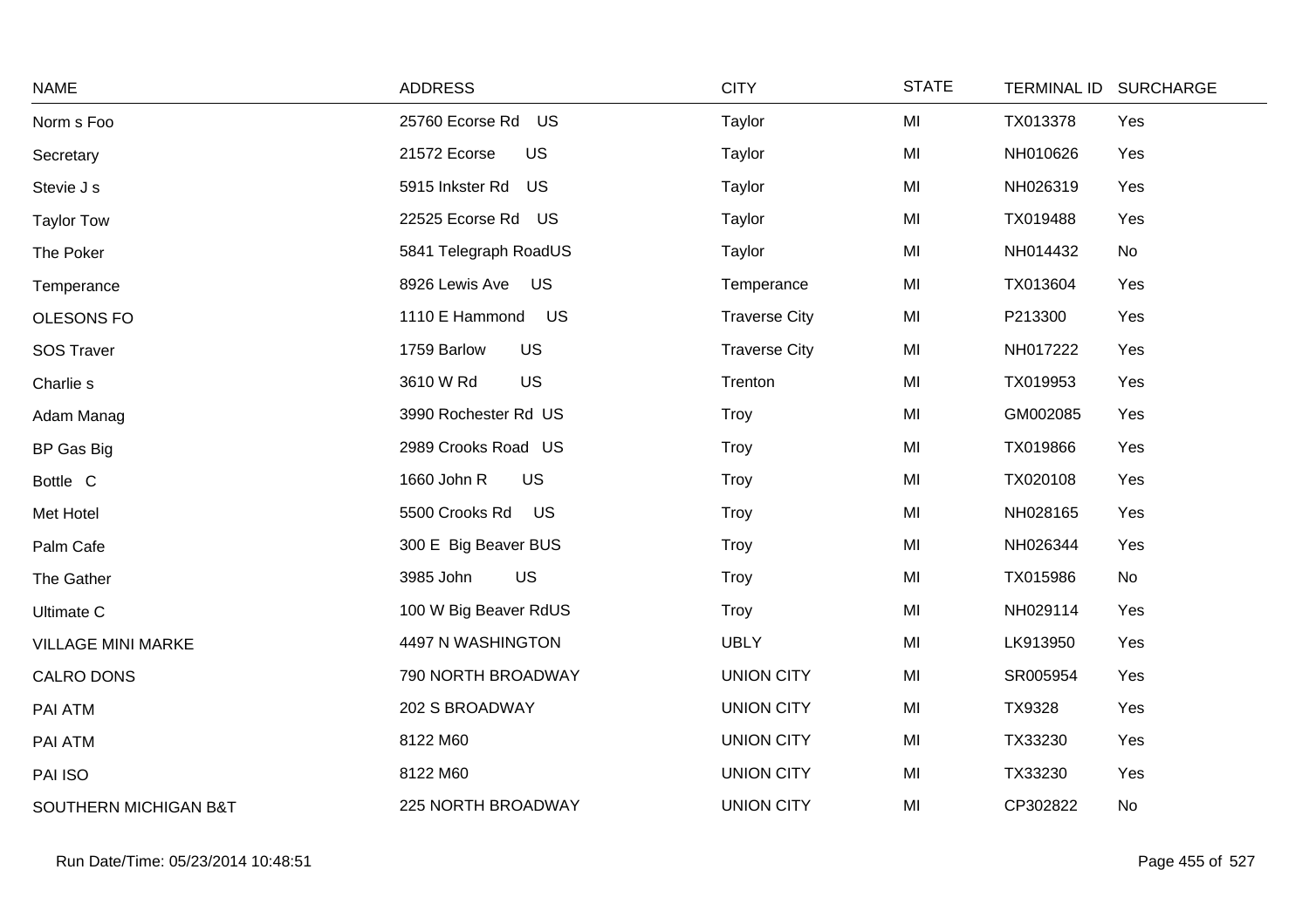| NAME | ADDRESS | CITY | STATE | TERMINAL ID | SURCHARGE |
|---|---|---|---|---|---|
| Norm s Foo | 25760 Ecorse Rd US | Taylor | MI | TX013378 | Yes |
| Secretary | 21572 Ecorse US | Taylor | MI | NH010626 | Yes |
| Stevie J s | 5915 Inkster Rd US | Taylor | MI | NH026319 | Yes |
| Taylor Tow | 22525 Ecorse Rd US | Taylor | MI | TX019488 | Yes |
| The Poker | 5841 Telegraph RoadUS | Taylor | MI | NH014432 | No |
| Temperance | 8926 Lewis Ave US | Temperance | MI | TX013604 | Yes |
| OLESONS FO | 1110 E Hammond US | Traverse City | MI | P213300 | Yes |
| SOS Traver | 1759 Barlow US | Traverse City | MI | NH017222 | Yes |
| Charlie s | 3610 W Rd US | Trenton | MI | TX019953 | Yes |
| Adam Manag | 3990 Rochester Rd US | Troy | MI | GM002085 | Yes |
| BP Gas Big | 2989 Crooks Road US | Troy | MI | TX019866 | Yes |
| Bottle C | 1660 John R US | Troy | MI | TX020108 | Yes |
| Met Hotel | 5500 Crooks Rd US | Troy | MI | NH028165 | Yes |
| Palm Cafe | 300 E Big Beaver BUS | Troy | MI | NH026344 | Yes |
| The Gather | 3985 John US | Troy | MI | TX015986 | No |
| Ultimate C | 100 W Big Beaver RdUS | Troy | MI | NH029114 | Yes |
| VILLAGE MINI MARKE | 4497 N WASHINGTON | UBLY | MI | LK913950 | Yes |
| CALRO DONS | 790 NORTH BROADWAY | UNION CITY | MI | SR005954 | Yes |
| PAI ATM | 202 S BROADWAY | UNION CITY | MI | TX9328 | Yes |
| PAI ATM | 8122 M60 | UNION CITY | MI | TX33230 | Yes |
| PAI ISO | 8122 M60 | UNION CITY | MI | TX33230 | Yes |
| SOUTHERN MICHIGAN B&T | 225 NORTH BROADWAY | UNION CITY | MI | CP302822 | No |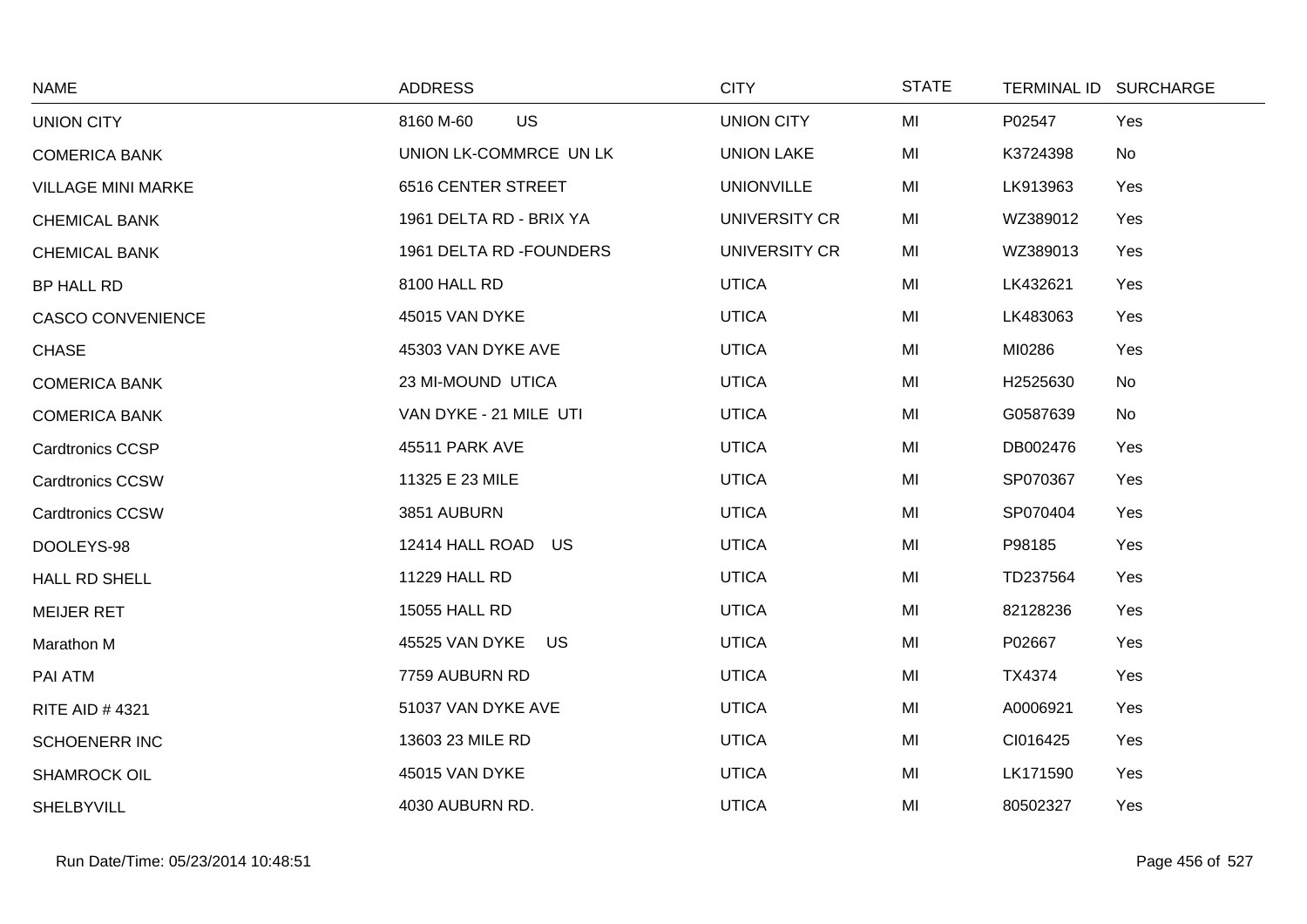| NAME | ADDRESS | CITY | STATE | TERMINAL ID | SURCHARGE |
|---|---|---|---|---|---|
| UNION CITY | 8160 M-60 US | UNION CITY | MI | P02547 | Yes |
| COMERICA BANK | UNION LK-COMMRCE UN LK | UNION LAKE | MI | K3724398 | No |
| VILLAGE MINI MARKE | 6516 CENTER STREET | UNIONVILLE | MI | LK913963 | Yes |
| CHEMICAL BANK | 1961 DELTA RD - BRIX YA | UNIVERSITY CR | MI | WZ389012 | Yes |
| CHEMICAL BANK | 1961 DELTA RD -FOUNDERS | UNIVERSITY CR | MI | WZ389013 | Yes |
| BP HALL RD | 8100 HALL RD | UTICA | MI | LK432621 | Yes |
| CASCO CONVENIENCE | 45015 VAN DYKE | UTICA | MI | LK483063 | Yes |
| CHASE | 45303 VAN DYKE AVE | UTICA | MI | MI0286 | Yes |
| COMERICA BANK | 23 MI-MOUND UTICA | UTICA | MI | H2525630 | No |
| COMERICA BANK | VAN DYKE - 21 MILE UTI | UTICA | MI | G0587639 | No |
| Cardtronics CCSP | 45511 PARK AVE | UTICA | MI | DB002476 | Yes |
| Cardtronics CCSW | 11325 E 23 MILE | UTICA | MI | SP070367 | Yes |
| Cardtronics CCSW | 3851 AUBURN | UTICA | MI | SP070404 | Yes |
| DOOLEYS-98 | 12414 HALL ROAD US | UTICA | MI | P98185 | Yes |
| HALL RD SHELL | 11229 HALL RD | UTICA | MI | TD237564 | Yes |
| MEIJER RET | 15055 HALL RD | UTICA | MI | 82128236 | Yes |
| Marathon M | 45525 VAN DYKE US | UTICA | MI | P02667 | Yes |
| PAI ATM | 7759 AUBURN RD | UTICA | MI | TX4374 | Yes |
| RITE AID # 4321 | 51037 VAN DYKE AVE | UTICA | MI | A0006921 | Yes |
| SCHOENERR INC | 13603 23 MILE RD | UTICA | MI | CI016425 | Yes |
| SHAMROCK OIL | 45015 VAN DYKE | UTICA | MI | LK171590 | Yes |
| SHELBYVILL | 4030 AUBURN RD. | UTICA | MI | 80502327 | Yes |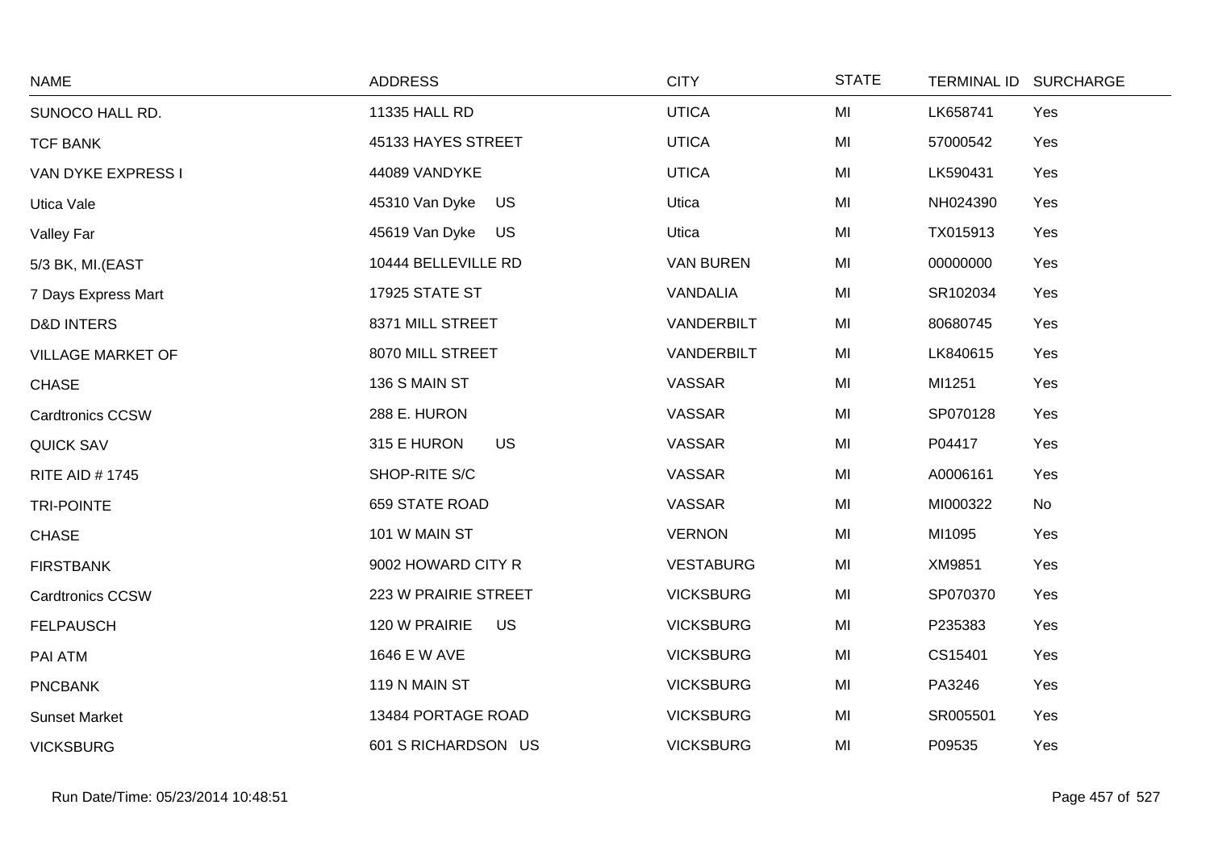| NAME | ADDRESS | CITY | STATE | TERMINAL ID | SURCHARGE |
|---|---|---|---|---|---|
| SUNOCO HALL RD. | 11335 HALL RD | UTICA | MI | LK658741 | Yes |
| TCF BANK | 45133 HAYES STREET | UTICA | MI | 57000542 | Yes |
| VAN DYKE EXPRESS I | 44089 VANDYKE | UTICA | MI | LK590431 | Yes |
| Utica Vale | 45310 Van Dyke US | Utica | MI | NH024390 | Yes |
| Valley Far | 45619 Van Dyke US | Utica | MI | TX015913 | Yes |
| 5/3 BK, MI.(EAST | 10444 BELLEVILLE RD | VAN BUREN | MI | 00000000 | Yes |
| 7 Days Express Mart | 17925 STATE ST | VANDALIA | MI | SR102034 | Yes |
| D&D INTERS | 8371 MILL STREET | VANDERBILT | MI | 80680745 | Yes |
| VILLAGE MARKET OF | 8070 MILL STREET | VANDERBILT | MI | LK840615 | Yes |
| CHASE | 136 S MAIN ST | VASSAR | MI | MI1251 | Yes |
| Cardtronics CCSW | 288 E. HURON | VASSAR | MI | SP070128 | Yes |
| QUICK SAV | 315 E HURON US | VASSAR | MI | P04417 | Yes |
| RITE AID # 1745 | SHOP-RITE S/C | VASSAR | MI | A0006161 | Yes |
| TRI-POINTE | 659 STATE ROAD | VASSAR | MI | MI000322 | No |
| CHASE | 101 W MAIN ST | VERNON | MI | MI1095 | Yes |
| FIRSTBANK | 9002 HOWARD CITY R | VESTABURG | MI | XM9851 | Yes |
| Cardtronics CCSW | 223 W PRAIRIE STREET | VICKSBURG | MI | SP070370 | Yes |
| FELPAUSCH | 120 W PRAIRIE US | VICKSBURG | MI | P235383 | Yes |
| PAI ATM | 1646 E W AVE | VICKSBURG | MI | CS15401 | Yes |
| PNCBANK | 119 N MAIN ST | VICKSBURG | MI | PA3246 | Yes |
| Sunset Market | 13484 PORTAGE ROAD | VICKSBURG | MI | SR005501 | Yes |
| VICKSBURG | 601 S RICHARDSON US | VICKSBURG | MI | P09535 | Yes |

Run Date/Time: 05/23/2014 10:48:51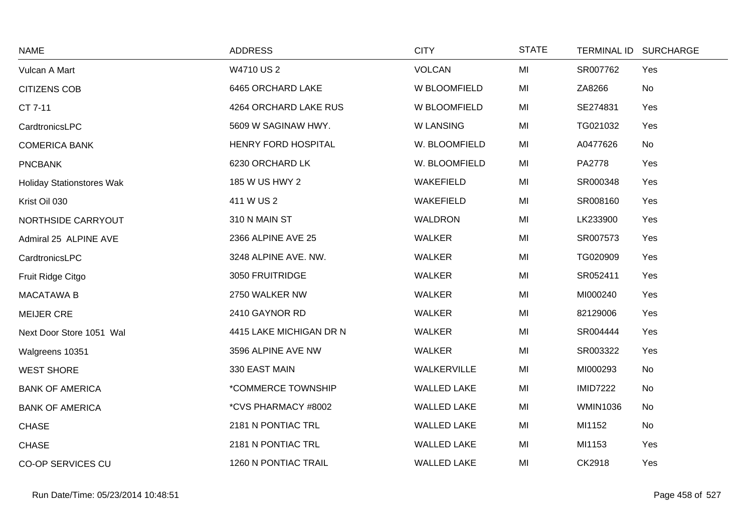| NAME | ADDRESS | CITY | STATE | TERMINAL ID | SURCHARGE |
|---|---|---|---|---|---|
| Vulcan A Mart | W4710 US 2 | VOLCAN | MI | SR007762 | Yes |
| CITIZENS COB | 6465 ORCHARD LAKE | W BLOOMFIELD | MI | ZA8266 | No |
| CT 7-11 | 4264 ORCHARD LAKE RUS | W BLOOMFIELD | MI | SE274831 | Yes |
| CardtronicsLPC | 5609 W SAGINAW HWY. | W LANSING | MI | TG021032 | Yes |
| COMERICA BANK | HENRY FORD HOSPITAL | W. BLOOMFIELD | MI | A0477626 | No |
| PNCBANK | 6230 ORCHARD LK | W. BLOOMFIELD | MI | PA2778 | Yes |
| Holiday Stationstores Wak | 185 W US HWY 2 | WAKEFIELD | MI | SR000348 | Yes |
| Krist Oil 030 | 411 W US 2 | WAKEFIELD | MI | SR008160 | Yes |
| NORTHSIDE CARRYOUT | 310 N MAIN ST | WALDRON | MI | LK233900 | Yes |
| Admiral 25 ALPINE AVE | 2366 ALPINE AVE 25 | WALKER | MI | SR007573 | Yes |
| CardtronicsLPC | 3248 ALPINE AVE. NW. | WALKER | MI | TG020909 | Yes |
| Fruit Ridge Citgo | 3050 FRUITRIDGE | WALKER | MI | SR052411 | Yes |
| MACATAWA B | 2750 WALKER NW | WALKER | MI | MI000240 | Yes |
| MEIJER CRE | 2410 GAYNOR RD | WALKER | MI | 82129006 | Yes |
| Next Door Store 1051 Wal | 4415 LAKE MICHIGAN DR N | WALKER | MI | SR004444 | Yes |
| Walgreens 10351 | 3596 ALPINE AVE NW | WALKER | MI | SR003322 | Yes |
| WEST SHORE | 330 EAST MAIN | WALKERVILLE | MI | MI000293 | No |
| BANK OF AMERICA | *COMMERCE TOWNSHIP | WALLED LAKE | MI | IMID7222 | No |
| BANK OF AMERICA | *CVS PHARMACY #8002 | WALLED LAKE | MI | WMIN1036 | No |
| CHASE | 2181 N PONTIAC TRL | WALLED LAKE | MI | MI1152 | No |
| CHASE | 2181 N PONTIAC TRL | WALLED LAKE | MI | MI1153 | Yes |
| CO-OP SERVICES CU | 1260 N PONTIAC TRAIL | WALLED LAKE | MI | CK2918 | Yes |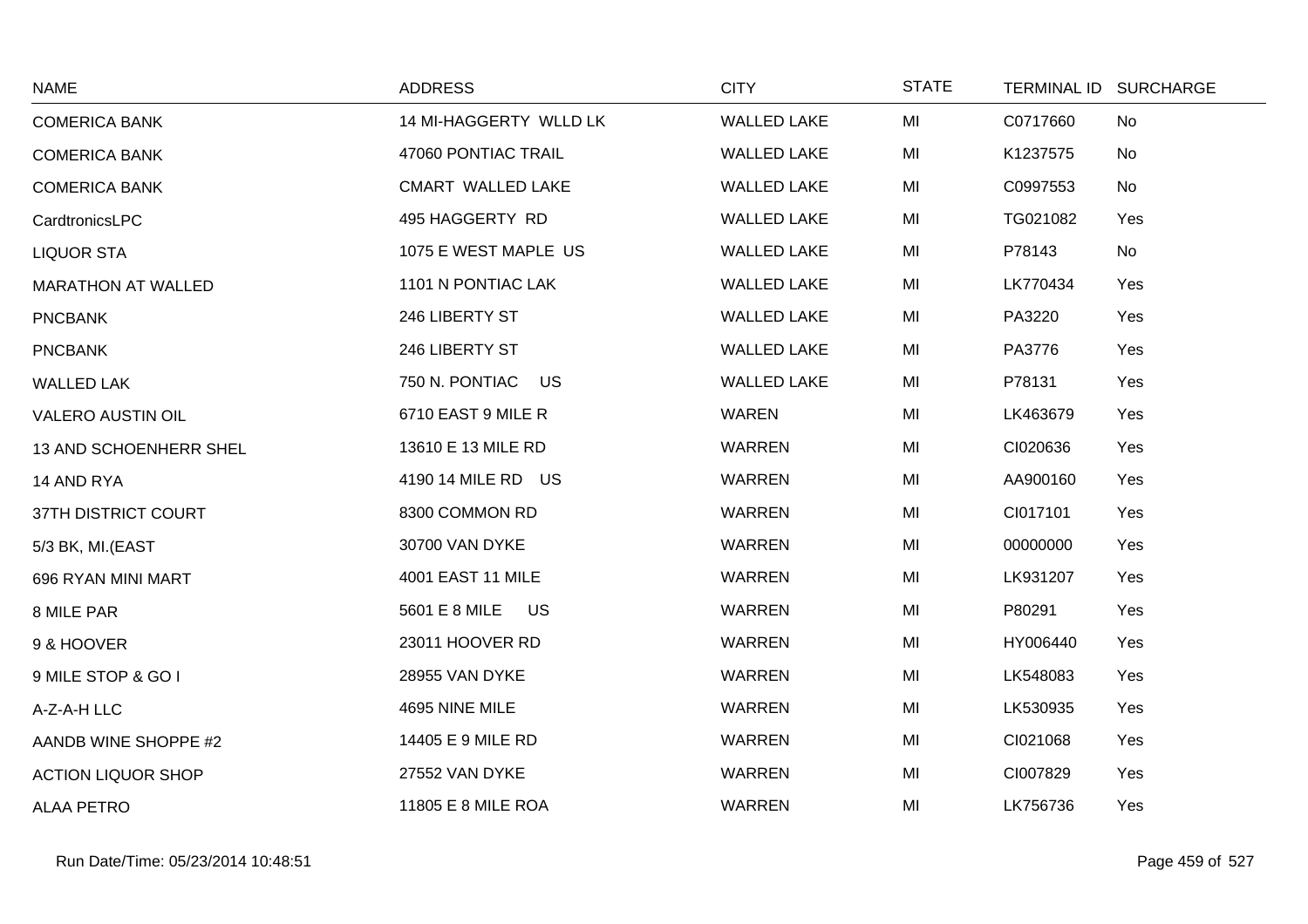| NAME | ADDRESS | CITY | STATE | TERMINAL ID | SURCHARGE |
|---|---|---|---|---|---|
| COMERICA BANK | 14 MI-HAGGERTY WLLD LK | WALLED LAKE | MI | C0717660 | No |
| COMERICA BANK | 47060 PONTIAC TRAIL | WALLED LAKE | MI | K1237575 | No |
| COMERICA BANK | CMART WALLED LAKE | WALLED LAKE | MI | C0997553 | No |
| CardtronicsLPC | 495 HAGGERTY RD | WALLED LAKE | MI | TG021082 | Yes |
| LIQUOR STA | 1075 E WEST MAPLE US | WALLED LAKE | MI | P78143 | No |
| MARATHON AT WALLED | 1101 N PONTIAC LAK | WALLED LAKE | MI | LK770434 | Yes |
| PNCBANK | 246 LIBERTY ST | WALLED LAKE | MI | PA3220 | Yes |
| PNCBANK | 246 LIBERTY ST | WALLED LAKE | MI | PA3776 | Yes |
| WALLED LAK | 750 N. PONTIAC US | WALLED LAKE | MI | P78131 | Yes |
| VALERO AUSTIN OIL | 6710 EAST 9 MILE R | WAREN | MI | LK463679 | Yes |
| 13 AND SCHOENHERR SHEL | 13610 E 13 MILE RD | WARREN | MI | CI020636 | Yes |
| 14 AND RYA | 4190 14 MILE RD US | WARREN | MI | AA900160 | Yes |
| 37TH DISTRICT COURT | 8300 COMMON RD | WARREN | MI | CI017101 | Yes |
| 5/3 BK, MI.(EAST | 30700 VAN DYKE | WARREN | MI | 00000000 | Yes |
| 696 RYAN MINI MART | 4001 EAST 11 MILE | WARREN | MI | LK931207 | Yes |
| 8 MILE PAR | 5601 E 8 MILE US | WARREN | MI | P80291 | Yes |
| 9 & HOOVER | 23011 HOOVER RD | WARREN | MI | HY006440 | Yes |
| 9 MILE STOP & GO I | 28955 VAN DYKE | WARREN | MI | LK548083 | Yes |
| A-Z-A-H LLC | 4695 NINE MILE | WARREN | MI | LK530935 | Yes |
| AANDB WINE SHOPPE #2 | 14405 E 9 MILE RD | WARREN | MI | CI021068 | Yes |
| ACTION LIQUOR SHOP | 27552 VAN DYKE | WARREN | MI | CI007829 | Yes |
| ALAA PETRO | 11805 E 8 MILE ROA | WARREN | MI | LK756736 | Yes |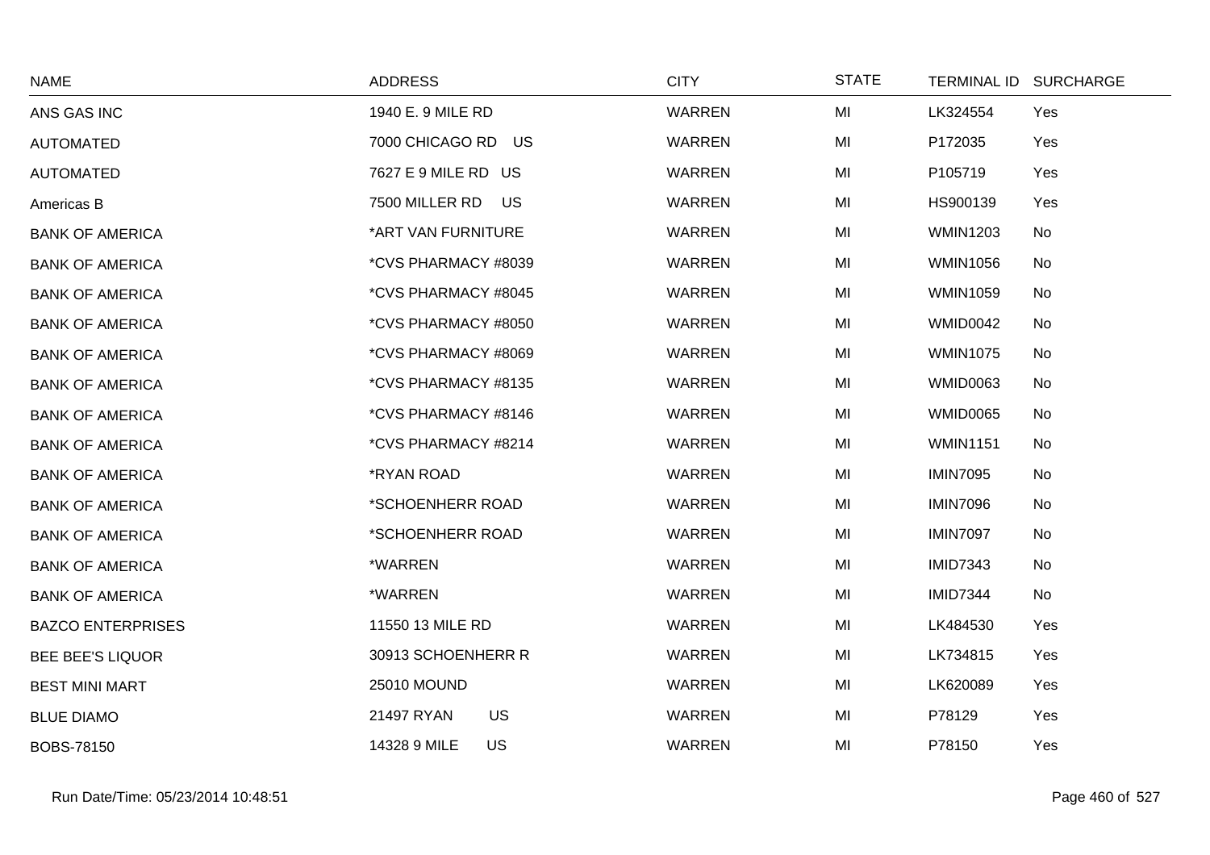| NAME | ADDRESS | CITY | STATE | TERMINAL ID | SURCHARGE |
|---|---|---|---|---|---|
| ANS GAS INC | 1940 E. 9 MILE RD | WARREN | MI | LK324554 | Yes |
| AUTOMATED | 7000 CHICAGO RD US | WARREN | MI | P172035 | Yes |
| AUTOMATED | 7627 E 9 MILE RD US | WARREN | MI | P105719 | Yes |
| Americas B | 7500 MILLER RD US | WARREN | MI | HS900139 | Yes |
| BANK OF AMERICA | *ART VAN FURNITURE | WARREN | MI | WMIN1203 | No |
| BANK OF AMERICA | *CVS PHARMACY #8039 | WARREN | MI | WMIN1056 | No |
| BANK OF AMERICA | *CVS PHARMACY #8045 | WARREN | MI | WMIN1059 | No |
| BANK OF AMERICA | *CVS PHARMACY #8050 | WARREN | MI | WMID0042 | No |
| BANK OF AMERICA | *CVS PHARMACY #8069 | WARREN | MI | WMIN1075 | No |
| BANK OF AMERICA | *CVS PHARMACY #8135 | WARREN | MI | WMID0063 | No |
| BANK OF AMERICA | *CVS PHARMACY #8146 | WARREN | MI | WMID0065 | No |
| BANK OF AMERICA | *CVS PHARMACY #8214 | WARREN | MI | WMIN1151 | No |
| BANK OF AMERICA | *RYAN ROAD | WARREN | MI | IMIN7095 | No |
| BANK OF AMERICA | *SCHOENHERR ROAD | WARREN | MI | IMIN7096 | No |
| BANK OF AMERICA | *SCHOENHERR ROAD | WARREN | MI | IMIN7097 | No |
| BANK OF AMERICA | *WARREN | WARREN | MI | IMID7343 | No |
| BANK OF AMERICA | *WARREN | WARREN | MI | IMID7344 | No |
| BAZCO ENTERPRISES | 11550 13 MILE RD | WARREN | MI | LK484530 | Yes |
| BEE BEE'S LIQUOR | 30913 SCHOENHERR R | WARREN | MI | LK734815 | Yes |
| BEST MINI MART | 25010 MOUND | WARREN | MI | LK620089 | Yes |
| BLUE DIAMO | 21497 RYAN US | WARREN | MI | P78129 | Yes |
| BOBS-78150 | 14328 9 MILE US | WARREN | MI | P78150 | Yes |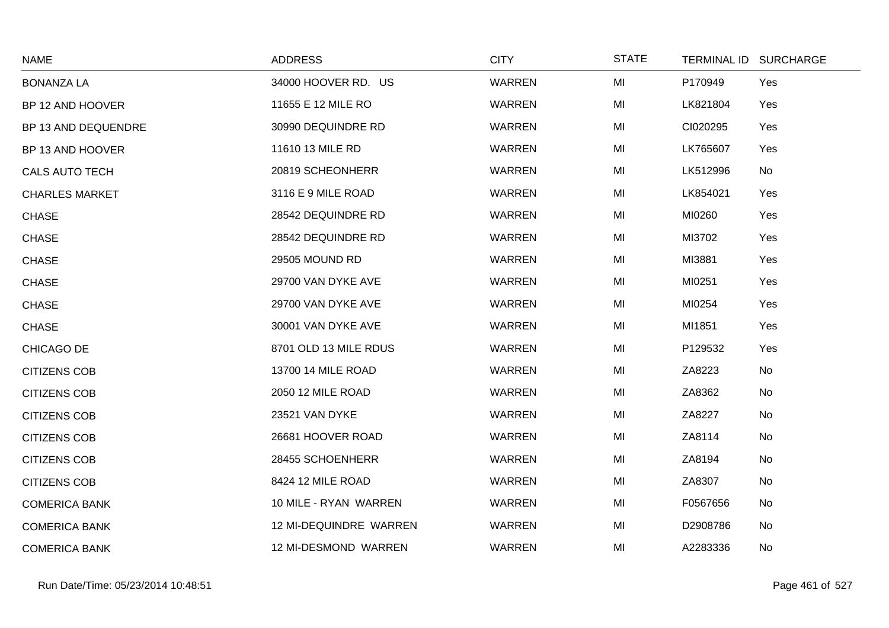| NAME | ADDRESS | CITY | STATE | TERMINAL ID | SURCHARGE |
|---|---|---|---|---|---|
| BONANZA LA | 34000 HOOVER RD. US | WARREN | MI | P170949 | Yes |
| BP 12 AND HOOVER | 11655 E 12 MILE RO | WARREN | MI | LK821804 | Yes |
| BP 13 AND DEQUENDRE | 30990 DEQUINDRE RD | WARREN | MI | CI020295 | Yes |
| BP 13 AND HOOVER | 11610 13 MILE RD | WARREN | MI | LK765607 | Yes |
| CALS AUTO TECH | 20819 SCHEONHERR | WARREN | MI | LK512996 | No |
| CHARLES MARKET | 3116 E 9 MILE ROAD | WARREN | MI | LK854021 | Yes |
| CHASE | 28542 DEQUINDRE RD | WARREN | MI | MI0260 | Yes |
| CHASE | 28542 DEQUINDRE RD | WARREN | MI | MI3702 | Yes |
| CHASE | 29505 MOUND RD | WARREN | MI | MI3881 | Yes |
| CHASE | 29700 VAN DYKE AVE | WARREN | MI | MI0251 | Yes |
| CHASE | 29700 VAN DYKE AVE | WARREN | MI | MI0254 | Yes |
| CHASE | 30001 VAN DYKE AVE | WARREN | MI | MI1851 | Yes |
| CHICAGO DE | 8701 OLD 13 MILE RDUS | WARREN | MI | P129532 | Yes |
| CITIZENS COB | 13700 14 MILE ROAD | WARREN | MI | ZA8223 | No |
| CITIZENS COB | 2050 12 MILE ROAD | WARREN | MI | ZA8362 | No |
| CITIZENS COB | 23521 VAN DYKE | WARREN | MI | ZA8227 | No |
| CITIZENS COB | 26681 HOOVER ROAD | WARREN | MI | ZA8114 | No |
| CITIZENS COB | 28455 SCHOENHERR | WARREN | MI | ZA8194 | No |
| CITIZENS COB | 8424 12 MILE ROAD | WARREN | MI | ZA8307 | No |
| COMERICA BANK | 10 MILE - RYAN WARREN | WARREN | MI | F0567656 | No |
| COMERICA BANK | 12 MI-DEQUINDRE WARREN | WARREN | MI | D2908786 | No |
| COMERICA BANK | 12 MI-DESMOND WARREN | WARREN | MI | A2283336 | No |

Run Date/Time: 05/23/2014 10:48:51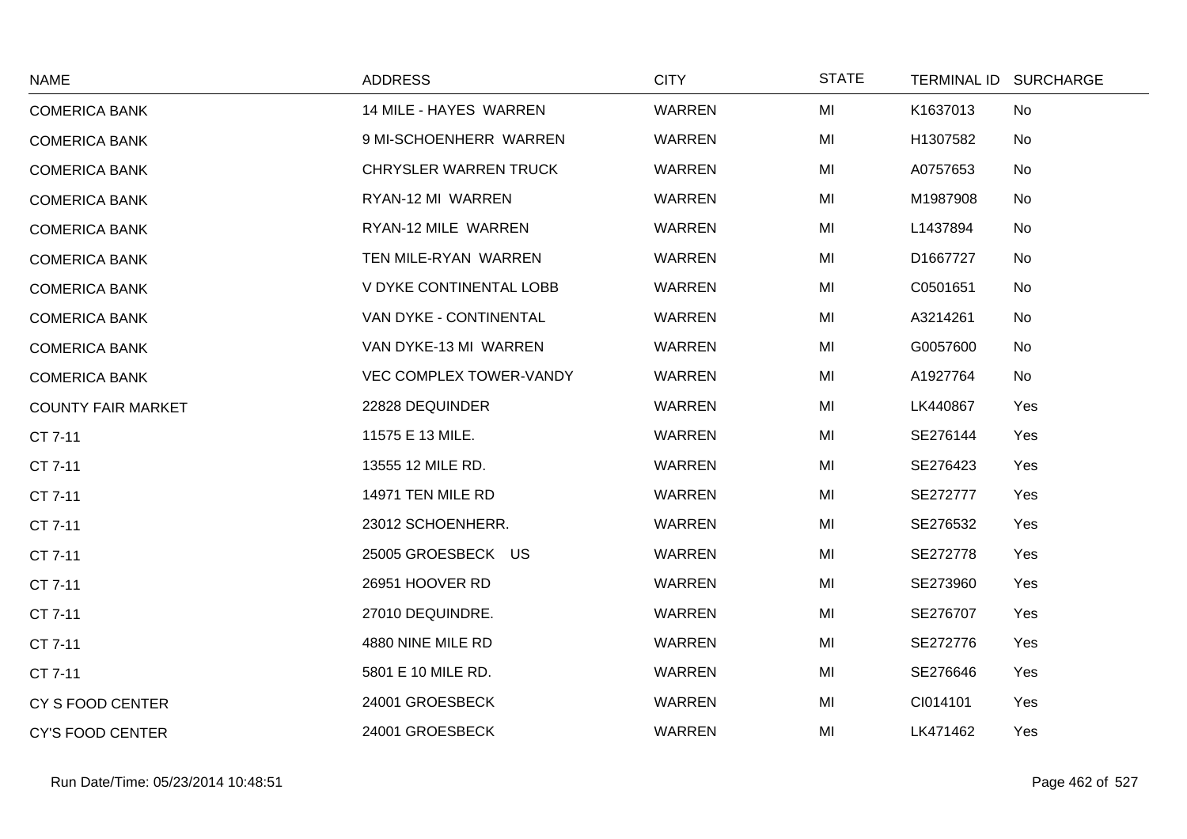| NAME | ADDRESS | CITY | STATE | TERMINAL ID | SURCHARGE |
|---|---|---|---|---|---|
| COMERICA BANK | 14 MILE - HAYES WARREN | WARREN | MI | K1637013 | No |
| COMERICA BANK | 9 MI-SCHOENHERR WARREN | WARREN | MI | H1307582 | No |
| COMERICA BANK | CHRYSLER WARREN TRUCK | WARREN | MI | A0757653 | No |
| COMERICA BANK | RYAN-12 MI WARREN | WARREN | MI | M1987908 | No |
| COMERICA BANK | RYAN-12 MILE WARREN | WARREN | MI | L1437894 | No |
| COMERICA BANK | TEN MILE-RYAN WARREN | WARREN | MI | D1667727 | No |
| COMERICA BANK | V DYKE CONTINENTAL LOBB | WARREN | MI | C0501651 | No |
| COMERICA BANK | VAN DYKE - CONTINENTAL | WARREN | MI | A3214261 | No |
| COMERICA BANK | VAN DYKE-13 MI WARREN | WARREN | MI | G0057600 | No |
| COMERICA BANK | VEC COMPLEX TOWER-VANDY | WARREN | MI | A1927764 | No |
| COUNTY FAIR MARKET | 22828 DEQUINDER | WARREN | MI | LK440867 | Yes |
| CT 7-11 | 11575 E 13 MILE. | WARREN | MI | SE276144 | Yes |
| CT 7-11 | 13555 12 MILE RD. | WARREN | MI | SE276423 | Yes |
| CT 7-11 | 14971 TEN MILE RD | WARREN | MI | SE272777 | Yes |
| CT 7-11 | 23012 SCHOENHERR. | WARREN | MI | SE276532 | Yes |
| CT 7-11 | 25005 GROESBECK US | WARREN | MI | SE272778 | Yes |
| CT 7-11 | 26951 HOOVER RD | WARREN | MI | SE273960 | Yes |
| CT 7-11 | 27010 DEQUINDRE. | WARREN | MI | SE276707 | Yes |
| CT 7-11 | 4880 NINE MILE RD | WARREN | MI | SE272776 | Yes |
| CT 7-11 | 5801 E 10 MILE RD. | WARREN | MI | SE276646 | Yes |
| CY S FOOD CENTER | 24001 GROESBECK | WARREN | MI | CI014101 | Yes |
| CY'S FOOD CENTER | 24001 GROESBECK | WARREN | MI | LK471462 | Yes |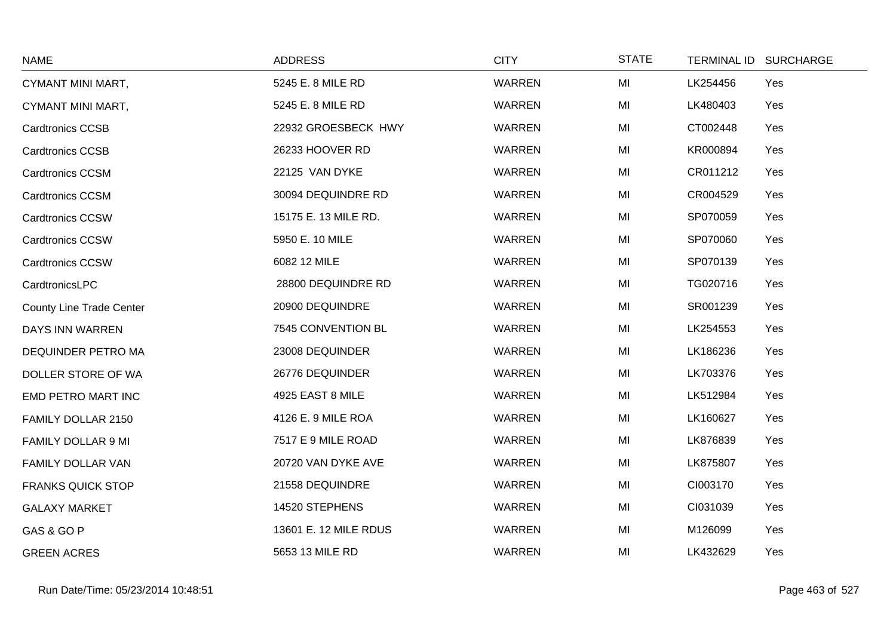| NAME | ADDRESS | CITY | STATE | TERMINAL ID | SURCHARGE |
|---|---|---|---|---|---|
| CYMANT MINI MART, | 5245 E. 8 MILE RD | WARREN | MI | LK254456 | Yes |
| CYMANT MINI MART, | 5245 E. 8 MILE RD | WARREN | MI | LK480403 | Yes |
| Cardtronics CCSB | 22932 GROESBECK HWY | WARREN | MI | CT002448 | Yes |
| Cardtronics CCSB | 26233 HOOVER RD | WARREN | MI | KR000894 | Yes |
| Cardtronics CCSM | 22125 VAN DYKE | WARREN | MI | CR011212 | Yes |
| Cardtronics CCSM | 30094 DEQUINDRE RD | WARREN | MI | CR004529 | Yes |
| Cardtronics CCSW | 15175 E. 13 MILE RD. | WARREN | MI | SP070059 | Yes |
| Cardtronics CCSW | 5950 E. 10 MILE | WARREN | MI | SP070060 | Yes |
| Cardtronics CCSW | 6082 12 MILE | WARREN | MI | SP070139 | Yes |
| CardtronicsLPC | 28800 DEQUINDRE RD | WARREN | MI | TG020716 | Yes |
| County Line Trade Center | 20900 DEQUINDRE | WARREN | MI | SR001239 | Yes |
| DAYS INN WARREN | 7545 CONVENTION BL | WARREN | MI | LK254553 | Yes |
| DEQUINDER PETRO MA | 23008 DEQUINDER | WARREN | MI | LK186236 | Yes |
| DOLLER STORE OF WA | 26776 DEQUINDER | WARREN | MI | LK703376 | Yes |
| EMD PETRO MART INC | 4925 EAST 8 MILE | WARREN | MI | LK512984 | Yes |
| FAMILY DOLLAR 2150 | 4126 E. 9 MILE ROA | WARREN | MI | LK160627 | Yes |
| FAMILY DOLLAR 9 MI | 7517 E 9 MILE ROAD | WARREN | MI | LK876839 | Yes |
| FAMILY DOLLAR VAN | 20720 VAN DYKE AVE | WARREN | MI | LK875807 | Yes |
| FRANKS QUICK STOP | 21558 DEQUINDRE | WARREN | MI | CI003170 | Yes |
| GALAXY MARKET | 14520 STEPHENS | WARREN | MI | CI031039 | Yes |
| GAS & GO P | 13601 E. 12 MILE RDUS | WARREN | MI | M126099 | Yes |
| GREEN ACRES | 5653 13 MILE RD | WARREN | MI | LK432629 | Yes |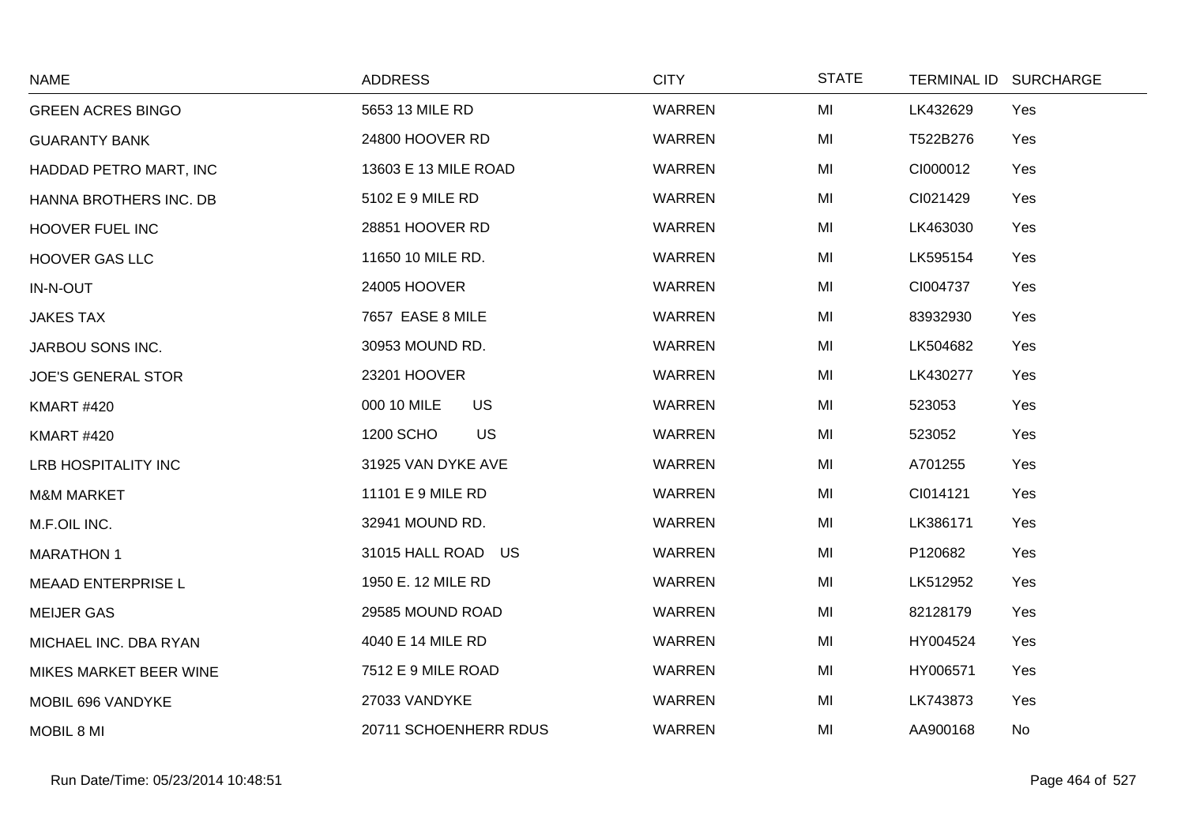| NAME | ADDRESS | CITY | STATE | TERMINAL ID | SURCHARGE |
|---|---|---|---|---|---|
| GREEN ACRES BINGO | 5653 13 MILE RD | WARREN | MI | LK432629 | Yes |
| GUARANTY BANK | 24800 HOOVER RD | WARREN | MI | T522B276 | Yes |
| HADDAD PETRO MART, INC | 13603 E 13 MILE ROAD | WARREN | MI | CI000012 | Yes |
| HANNA BROTHERS INC. DB | 5102 E 9 MILE RD | WARREN | MI | CI021429 | Yes |
| HOOVER FUEL INC | 28851 HOOVER RD | WARREN | MI | LK463030 | Yes |
| HOOVER GAS LLC | 11650 10 MILE RD. | WARREN | MI | LK595154 | Yes |
| IN-N-OUT | 24005 HOOVER | WARREN | MI | CI004737 | Yes |
| JAKES TAX | 7657 EASE 8 MILE | WARREN | MI | 83932930 | Yes |
| JARBOU SONS INC. | 30953 MOUND RD. | WARREN | MI | LK504682 | Yes |
| JOE'S GENERAL STOR | 23201 HOOVER | WARREN | MI | LK430277 | Yes |
| KMART #420 | 000 10 MILE US | WARREN | MI | 523053 | Yes |
| KMART #420 | 1200 SCHO US | WARREN | MI | 523052 | Yes |
| LRB HOSPITALITY INC | 31925 VAN DYKE AVE | WARREN | MI | A701255 | Yes |
| M&M MARKET | 11101 E 9 MILE RD | WARREN | MI | CI014121 | Yes |
| M.F.OIL INC. | 32941 MOUND RD. | WARREN | MI | LK386171 | Yes |
| MARATHON 1 | 31015 HALL ROAD US | WARREN | MI | P120682 | Yes |
| MEAAD ENTERPRISE L | 1950 E. 12 MILE RD | WARREN | MI | LK512952 | Yes |
| MEIJER GAS | 29585 MOUND ROAD | WARREN | MI | 82128179 | Yes |
| MICHAEL INC. DBA RYAN | 4040 E 14 MILE RD | WARREN | MI | HY004524 | Yes |
| MIKES MARKET BEER WINE | 7512 E 9 MILE ROAD | WARREN | MI | HY006571 | Yes |
| MOBIL 696 VANDYKE | 27033 VANDYKE | WARREN | MI | LK743873 | Yes |
| MOBIL 8 MI | 20711 SCHOENHERR RDUS | WARREN | MI | AA900168 | No |

Run Date/Time: 05/23/2014 10:48:51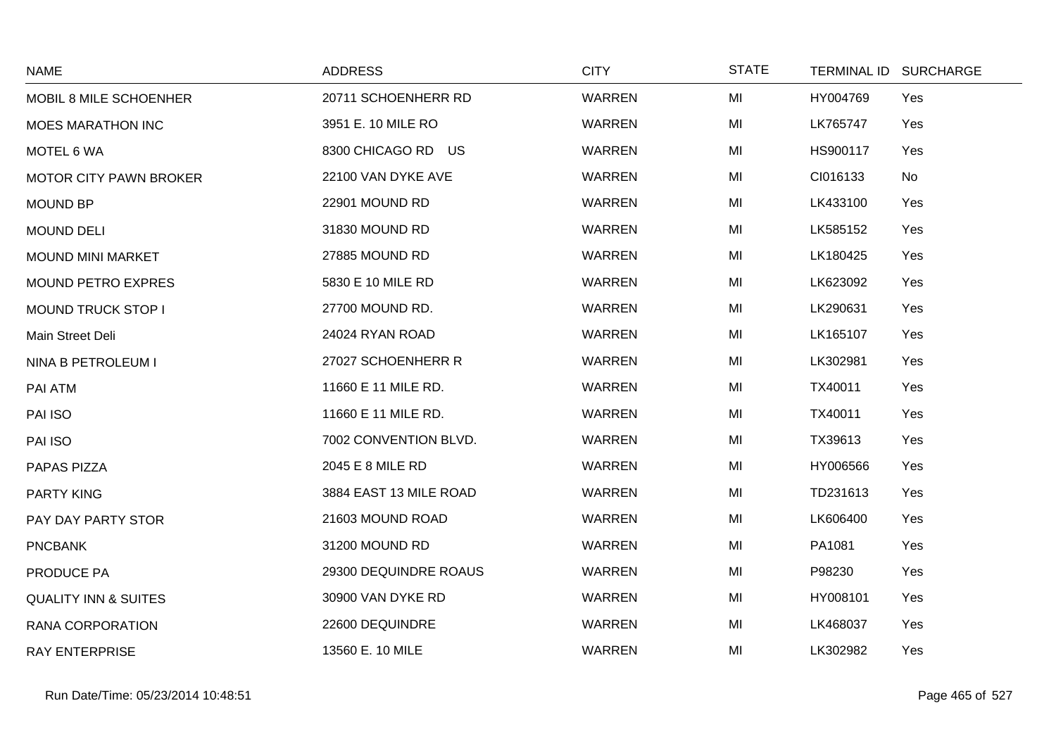| NAME | ADDRESS | CITY | STATE | TERMINAL ID | SURCHARGE |
| --- | --- | --- | --- | --- | --- |
| MOBIL 8 MILE SCHOENHER | 20711 SCHOENHERR RD | WARREN | MI | HY004769 | Yes |
| MOES MARATHON INC | 3951 E. 10 MILE RO | WARREN | MI | LK765747 | Yes |
| MOTEL 6 WA | 8300 CHICAGO RD US | WARREN | MI | HS900117 | Yes |
| MOTOR CITY PAWN BROKER | 22100 VAN DYKE AVE | WARREN | MI | CI016133 | No |
| MOUND BP | 22901 MOUND RD | WARREN | MI | LK433100 | Yes |
| MOUND DELI | 31830 MOUND RD | WARREN | MI | LK585152 | Yes |
| MOUND MINI MARKET | 27885 MOUND RD | WARREN | MI | LK180425 | Yes |
| MOUND PETRO EXPRES | 5830 E 10 MILE RD | WARREN | MI | LK623092 | Yes |
| MOUND TRUCK STOP I | 27700 MOUND RD. | WARREN | MI | LK290631 | Yes |
| Main Street Deli | 24024 RYAN ROAD | WARREN | MI | LK165107 | Yes |
| NINA B PETROLEUM I | 27027 SCHOENHERR R | WARREN | MI | LK302981 | Yes |
| PAI ATM | 11660 E 11 MILE RD. | WARREN | MI | TX40011 | Yes |
| PAI ISO | 11660 E 11 MILE RD. | WARREN | MI | TX40011 | Yes |
| PAI ISO | 7002 CONVENTION BLVD. | WARREN | MI | TX39613 | Yes |
| PAPAS PIZZA | 2045 E 8 MILE RD | WARREN | MI | HY006566 | Yes |
| PARTY KING | 3884 EAST 13 MILE ROAD | WARREN | MI | TD231613 | Yes |
| PAY DAY PARTY STOR | 21603 MOUND ROAD | WARREN | MI | LK606400 | Yes |
| PNCBANK | 31200 MOUND RD | WARREN | MI | PA1081 | Yes |
| PRODUCE PA | 29300 DEQUINDRE ROAUS | WARREN | MI | P98230 | Yes |
| QUALITY INN & SUITES | 30900 VAN DYKE RD | WARREN | MI | HY008101 | Yes |
| RANA CORPORATION | 22600 DEQUINDRE | WARREN | MI | LK468037 | Yes |
| RAY ENTERPRISE | 13560 E. 10 MILE | WARREN | MI | LK302982 | Yes |

Run Date/Time: 05/23/2014 10:48:51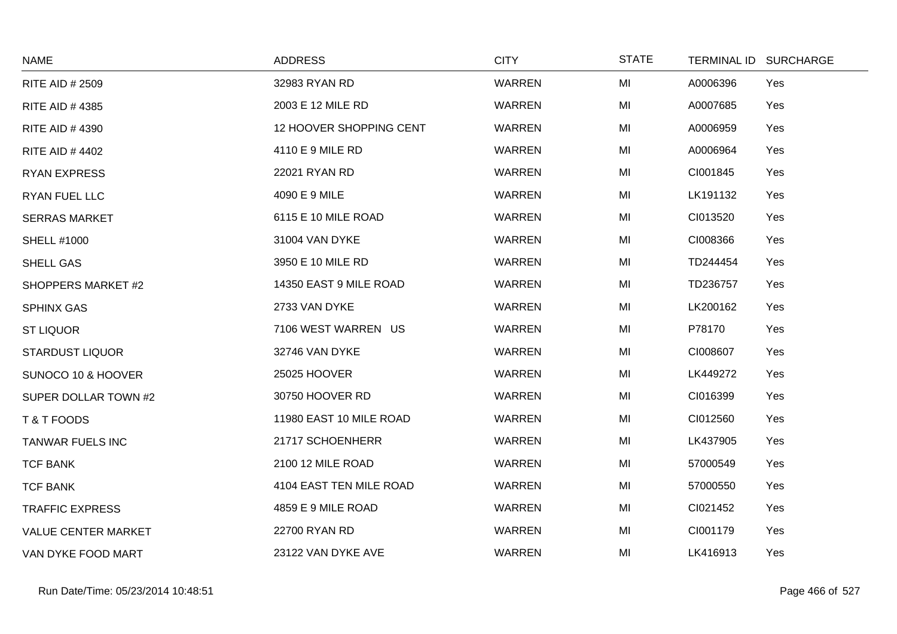| NAME | ADDRESS | CITY | STATE | TERMINAL ID | SURCHARGE |
|---|---|---|---|---|---|
| RITE AID # 2509 | 32983 RYAN RD | WARREN | MI | A0006396 | Yes |
| RITE AID # 4385 | 2003 E 12 MILE RD | WARREN | MI | A0007685 | Yes |
| RITE AID # 4390 | 12 HOOVER SHOPPING CENT | WARREN | MI | A0006959 | Yes |
| RITE AID # 4402 | 4110 E 9 MILE RD | WARREN | MI | A0006964 | Yes |
| RYAN EXPRESS | 22021 RYAN RD | WARREN | MI | CI001845 | Yes |
| RYAN FUEL LLC | 4090 E 9 MILE | WARREN | MI | LK191132 | Yes |
| SERRAS MARKET | 6115 E 10 MILE ROAD | WARREN | MI | CI013520 | Yes |
| SHELL #1000 | 31004 VAN DYKE | WARREN | MI | CI008366 | Yes |
| SHELL GAS | 3950 E 10 MILE RD | WARREN | MI | TD244454 | Yes |
| SHOPPERS MARKET #2 | 14350 EAST 9 MILE ROAD | WARREN | MI | TD236757 | Yes |
| SPHINX GAS | 2733 VAN DYKE | WARREN | MI | LK200162 | Yes |
| ST LIQUOR | 7106 WEST WARREN US | WARREN | MI | P78170 | Yes |
| STARDUST LIQUOR | 32746 VAN DYKE | WARREN | MI | CI008607 | Yes |
| SUNOCO 10 & HOOVER | 25025 HOOVER | WARREN | MI | LK449272 | Yes |
| SUPER DOLLAR TOWN #2 | 30750 HOOVER RD | WARREN | MI | CI016399 | Yes |
| T & T FOODS | 11980 EAST 10 MILE ROAD | WARREN | MI | CI012560 | Yes |
| TANWAR FUELS INC | 21717 SCHOENHERR | WARREN | MI | LK437905 | Yes |
| TCF BANK | 2100 12 MILE ROAD | WARREN | MI | 57000549 | Yes |
| TCF BANK | 4104 EAST TEN MILE ROAD | WARREN | MI | 57000550 | Yes |
| TRAFFIC EXPRESS | 4859 E 9 MILE ROAD | WARREN | MI | CI021452 | Yes |
| VALUE CENTER MARKET | 22700 RYAN RD | WARREN | MI | CI001179 | Yes |
| VAN DYKE FOOD MART | 23122 VAN DYKE AVE | WARREN | MI | LK416913 | Yes |

Run Date/Time: 05/23/2014 10:48:51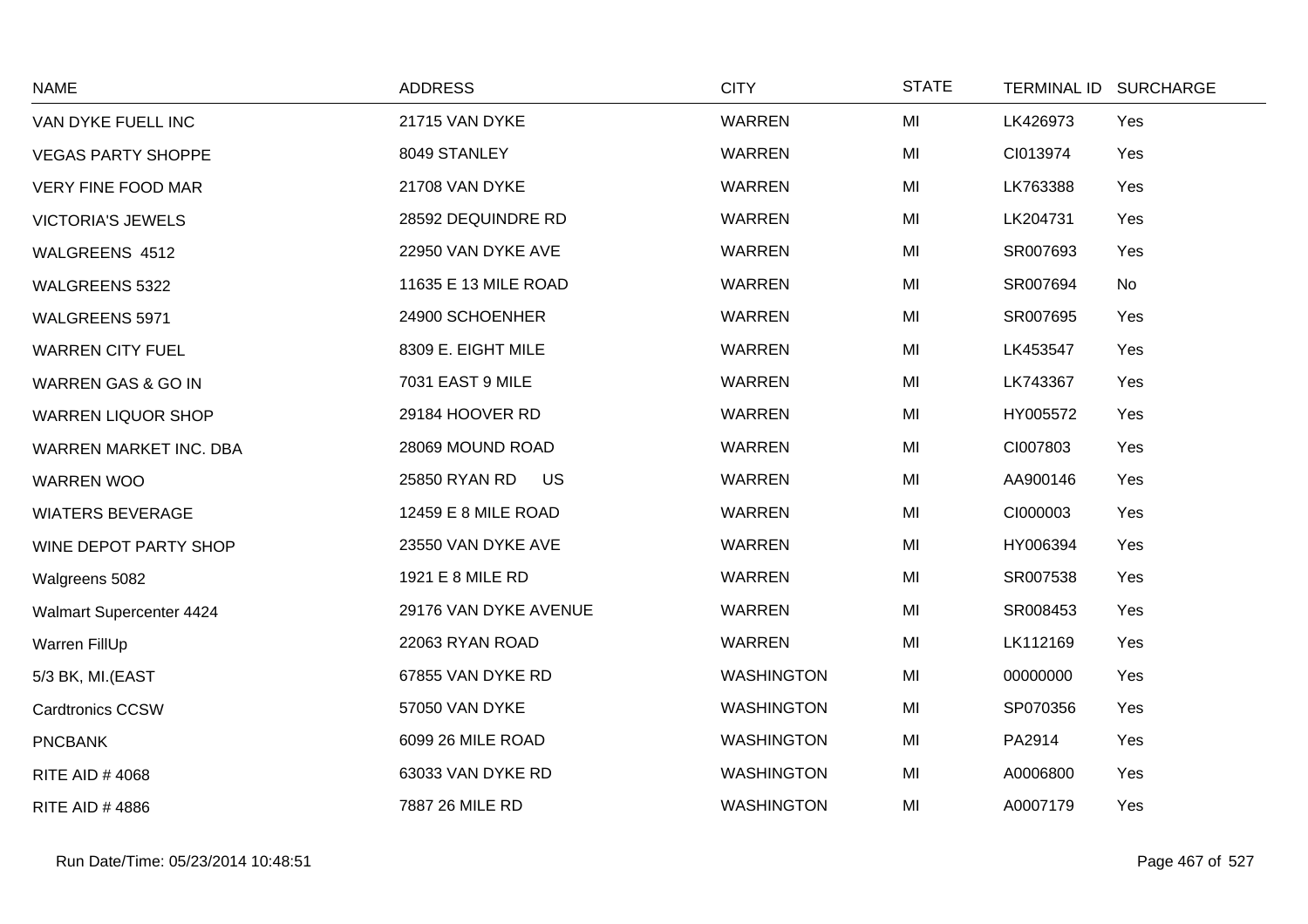| NAME | ADDRESS | CITY | STATE | TERMINAL ID | SURCHARGE |
|---|---|---|---|---|---|
| VAN DYKE FUELL INC | 21715 VAN DYKE | WARREN | MI | LK426973 | Yes |
| VEGAS PARTY SHOPPE | 8049 STANLEY | WARREN | MI | CI013974 | Yes |
| VERY FINE FOOD MAR | 21708 VAN DYKE | WARREN | MI | LK763388 | Yes |
| VICTORIA'S JEWELS | 28592 DEQUINDRE RD | WARREN | MI | LK204731 | Yes |
| WALGREENS 4512 | 22950 VAN DYKE AVE | WARREN | MI | SR007693 | Yes |
| WALGREENS 5322 | 11635 E 13 MILE ROAD | WARREN | MI | SR007694 | No |
| WALGREENS 5971 | 24900 SCHOENHER | WARREN | MI | SR007695 | Yes |
| WARREN CITY FUEL | 8309 E. EIGHT MILE | WARREN | MI | LK453547 | Yes |
| WARREN GAS & GO IN | 7031 EAST 9 MILE | WARREN | MI | LK743367 | Yes |
| WARREN LIQUOR SHOP | 29184 HOOVER RD | WARREN | MI | HY005572 | Yes |
| WARREN MARKET INC. DBA | 28069 MOUND ROAD | WARREN | MI | CI007803 | Yes |
| WARREN WOO | 25850 RYAN RD US | WARREN | MI | AA900146 | Yes |
| WIATERS BEVERAGE | 12459 E 8 MILE ROAD | WARREN | MI | CI000003 | Yes |
| WINE DEPOT PARTY SHOP | 23550 VAN DYKE AVE | WARREN | MI | HY006394 | Yes |
| Walgreens 5082 | 1921 E 8 MILE RD | WARREN | MI | SR007538 | Yes |
| Walmart Supercenter 4424 | 29176 VAN DYKE AVENUE | WARREN | MI | SR008453 | Yes |
| Warren FillUp | 22063 RYAN ROAD | WARREN | MI | LK112169 | Yes |
| 5/3 BK, MI.(EAST | 67855 VAN DYKE RD | WASHINGTON | MI | 00000000 | Yes |
| Cardtronics CCSW | 57050 VAN DYKE | WASHINGTON | MI | SP070356 | Yes |
| PNCBANK | 6099 26 MILE ROAD | WASHINGTON | MI | PA2914 | Yes |
| RITE AID # 4068 | 63033 VAN DYKE RD | WASHINGTON | MI | A0006800 | Yes |
| RITE AID # 4886 | 7887 26 MILE RD | WASHINGTON | MI | A0007179 | Yes |

Run Date/Time: 05/23/2014 10:48:51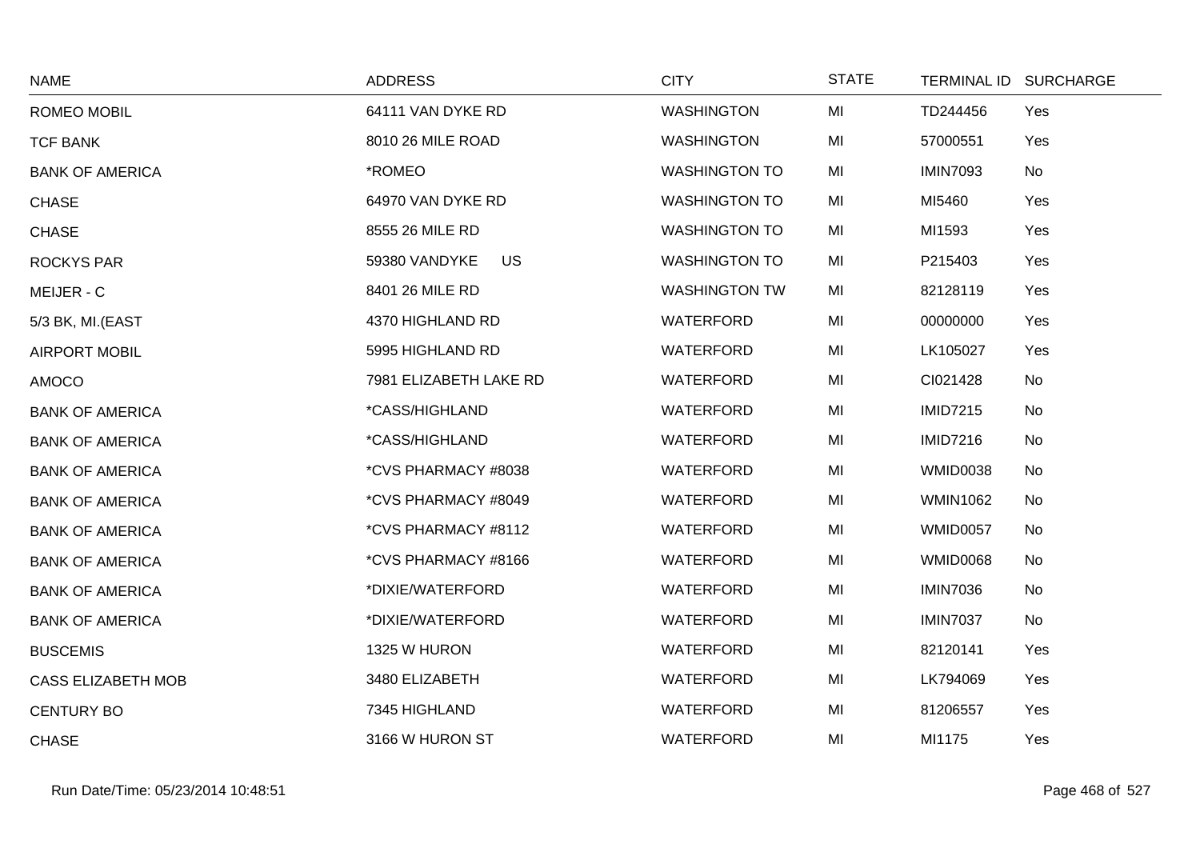| NAME | ADDRESS | CITY | STATE | TERMINAL ID | SURCHARGE |
|---|---|---|---|---|---|
| ROMEO MOBIL | 64111 VAN DYKE RD | WASHINGTON | MI | TD244456 | Yes |
| TCF BANK | 8010 26 MILE ROAD | WASHINGTON | MI | 57000551 | Yes |
| BANK OF AMERICA | *ROMEO | WASHINGTON TO | MI | IMIN7093 | No |
| CHASE | 64970 VAN DYKE RD | WASHINGTON TO | MI | MI5460 | Yes |
| CHASE | 8555 26 MILE RD | WASHINGTON TO | MI | MI1593 | Yes |
| ROCKYS PAR | 59380 VANDYKE US | WASHINGTON TO | MI | P215403 | Yes |
| MEIJER - C | 8401 26 MILE RD | WASHINGTON TW | MI | 82128119 | Yes |
| 5/3 BK, MI.(EAST | 4370 HIGHLAND RD | WATERFORD | MI | 00000000 | Yes |
| AIRPORT MOBIL | 5995 HIGHLAND RD | WATERFORD | MI | LK105027 | Yes |
| AMOCO | 7981 ELIZABETH LAKE RD | WATERFORD | MI | CI021428 | No |
| BANK OF AMERICA | *CASS/HIGHLAND | WATERFORD | MI | IMID7215 | No |
| BANK OF AMERICA | *CASS/HIGHLAND | WATERFORD | MI | IMID7216 | No |
| BANK OF AMERICA | *CVS PHARMACY #8038 | WATERFORD | MI | WMID0038 | No |
| BANK OF AMERICA | *CVS PHARMACY #8049 | WATERFORD | MI | WMIN1062 | No |
| BANK OF AMERICA | *CVS PHARMACY #8112 | WATERFORD | MI | WMID0057 | No |
| BANK OF AMERICA | *CVS PHARMACY #8166 | WATERFORD | MI | WMID0068 | No |
| BANK OF AMERICA | *DIXIE/WATERFORD | WATERFORD | MI | IMIN7036 | No |
| BANK OF AMERICA | *DIXIE/WATERFORD | WATERFORD | MI | IMIN7037 | No |
| BUSCEMIS | 1325 W HURON | WATERFORD | MI | 82120141 | Yes |
| CASS ELIZABETH MOB | 3480 ELIZABETH | WATERFORD | MI | LK794069 | Yes |
| CENTURY BO | 7345 HIGHLAND | WATERFORD | MI | 81206557 | Yes |
| CHASE | 3166 W HURON ST | WATERFORD | MI | MI1175 | Yes |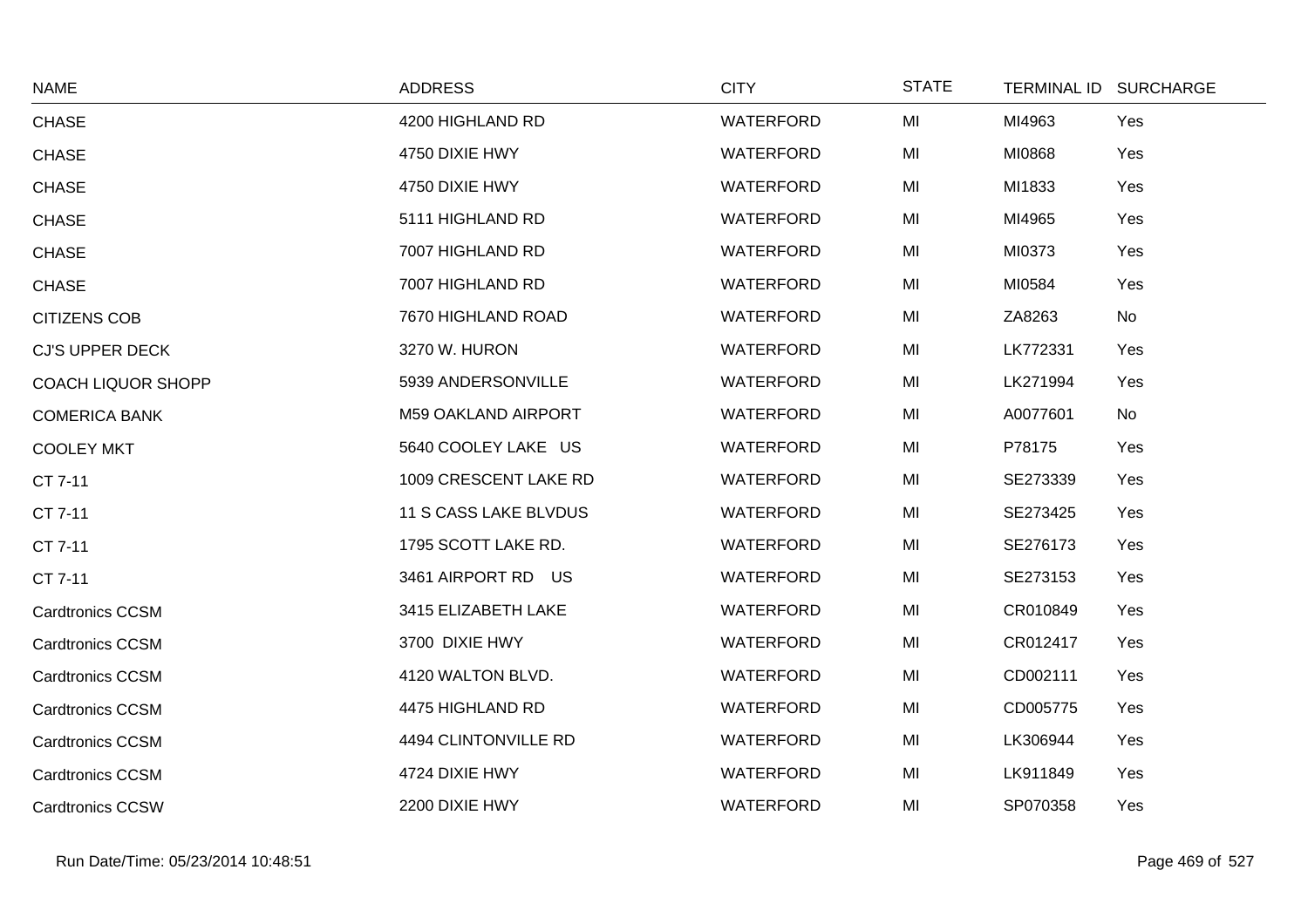| NAME | ADDRESS | CITY | STATE | TERMINAL ID | SURCHARGE |
|---|---|---|---|---|---|
| CHASE | 4200 HIGHLAND RD | WATERFORD | MI | MI4963 | Yes |
| CHASE | 4750 DIXIE HWY | WATERFORD | MI | MI0868 | Yes |
| CHASE | 4750 DIXIE HWY | WATERFORD | MI | MI1833 | Yes |
| CHASE | 5111 HIGHLAND RD | WATERFORD | MI | MI4965 | Yes |
| CHASE | 7007 HIGHLAND RD | WATERFORD | MI | MI0373 | Yes |
| CHASE | 7007 HIGHLAND RD | WATERFORD | MI | MI0584 | Yes |
| CITIZENS COB | 7670 HIGHLAND ROAD | WATERFORD | MI | ZA8263 | No |
| CJ'S UPPER DECK | 3270 W. HURON | WATERFORD | MI | LK772331 | Yes |
| COACH LIQUOR SHOPP | 5939 ANDERSONVILLE | WATERFORD | MI | LK271994 | Yes |
| COMERICA BANK | M59 OAKLAND AIRPORT | WATERFORD | MI | A0077601 | No |
| COOLEY MKT | 5640 COOLEY LAKE US | WATERFORD | MI | P78175 | Yes |
| CT 7-11 | 1009 CRESCENT LAKE RD | WATERFORD | MI | SE273339 | Yes |
| CT 7-11 | 11 S CASS LAKE BLVDUS | WATERFORD | MI | SE273425 | Yes |
| CT 7-11 | 1795 SCOTT LAKE RD. | WATERFORD | MI | SE276173 | Yes |
| CT 7-11 | 3461 AIRPORT RD US | WATERFORD | MI | SE273153 | Yes |
| Cardtronics CCSM | 3415 ELIZABETH LAKE | WATERFORD | MI | CR010849 | Yes |
| Cardtronics CCSM | 3700 DIXIE HWY | WATERFORD | MI | CR012417 | Yes |
| Cardtronics CCSM | 4120 WALTON BLVD. | WATERFORD | MI | CD002111 | Yes |
| Cardtronics CCSM | 4475 HIGHLAND RD | WATERFORD | MI | CD005775 | Yes |
| Cardtronics CCSM | 4494 CLINTONVILLE RD | WATERFORD | MI | LK306944 | Yes |
| Cardtronics CCSM | 4724 DIXIE HWY | WATERFORD | MI | LK911849 | Yes |
| Cardtronics CCSW | 2200 DIXIE HWY | WATERFORD | MI | SP070358 | Yes |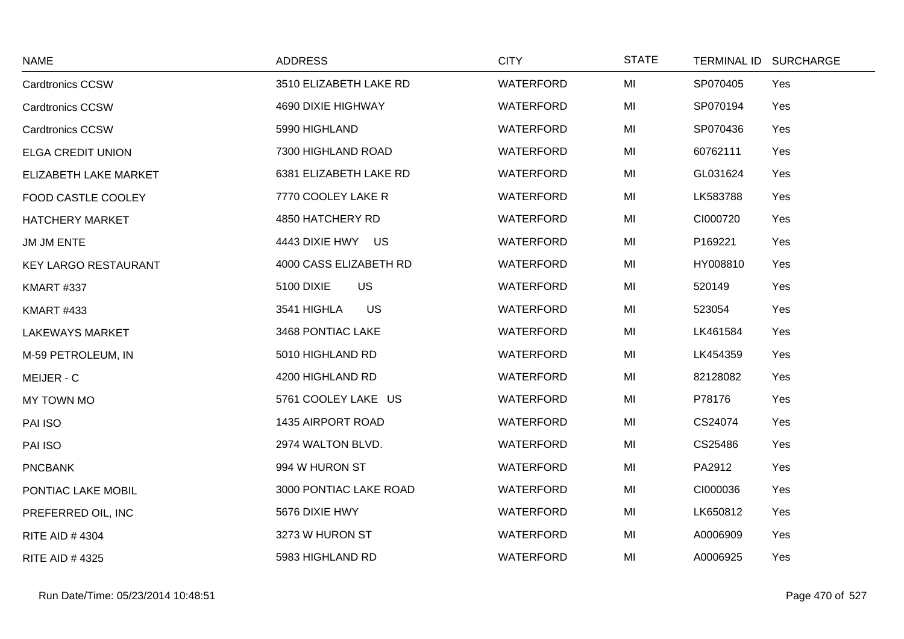| NAME | ADDRESS | CITY | STATE | TERMINAL ID | SURCHARGE |
|---|---|---|---|---|---|
| Cardtronics CCSW | 3510 ELIZABETH LAKE RD | WATERFORD | MI | SP070405 | Yes |
| Cardtronics CCSW | 4690 DIXIE HIGHWAY | WATERFORD | MI | SP070194 | Yes |
| Cardtronics CCSW | 5990 HIGHLAND | WATERFORD | MI | SP070436 | Yes |
| ELGA CREDIT UNION | 7300 HIGHLAND ROAD | WATERFORD | MI | 60762111 | Yes |
| ELIZABETH LAKE MARKET | 6381 ELIZABETH LAKE RD | WATERFORD | MI | GL031624 | Yes |
| FOOD CASTLE COOLEY | 7770 COOLEY LAKE R | WATERFORD | MI | LK583788 | Yes |
| HATCHERY MARKET | 4850 HATCHERY RD | WATERFORD | MI | CI000720 | Yes |
| JM JM ENTE | 4443 DIXIE HWY US | WATERFORD | MI | P169221 | Yes |
| KEY LARGO RESTAURANT | 4000 CASS ELIZABETH RD | WATERFORD | MI | HY008810 | Yes |
| KMART #337 | 5100 DIXIE US | WATERFORD | MI | 520149 | Yes |
| KMART #433 | 3541 HIGHLA US | WATERFORD | MI | 523054 | Yes |
| LAKEWAYS MARKET | 3468 PONTIAC LAKE | WATERFORD | MI | LK461584 | Yes |
| M-59 PETROLEUM, IN | 5010 HIGHLAND RD | WATERFORD | MI | LK454359 | Yes |
| MEIJER - C | 4200 HIGHLAND RD | WATERFORD | MI | 82128082 | Yes |
| MY TOWN MO | 5761 COOLEY LAKE US | WATERFORD | MI | P78176 | Yes |
| PAI ISO | 1435 AIRPORT ROAD | WATERFORD | MI | CS24074 | Yes |
| PAI ISO | 2974 WALTON BLVD. | WATERFORD | MI | CS25486 | Yes |
| PNCBANK | 994 W HURON ST | WATERFORD | MI | PA2912 | Yes |
| PONTIAC LAKE MOBIL | 3000 PONTIAC LAKE ROAD | WATERFORD | MI | CI000036 | Yes |
| PREFERRED OIL, INC | 5676 DIXIE HWY | WATERFORD | MI | LK650812 | Yes |
| RITE AID # 4304 | 3273 W HURON ST | WATERFORD | MI | A0006909 | Yes |
| RITE AID # 4325 | 5983 HIGHLAND RD | WATERFORD | MI | A0006925 | Yes |

Run Date/Time: 05/23/2014 10:48:51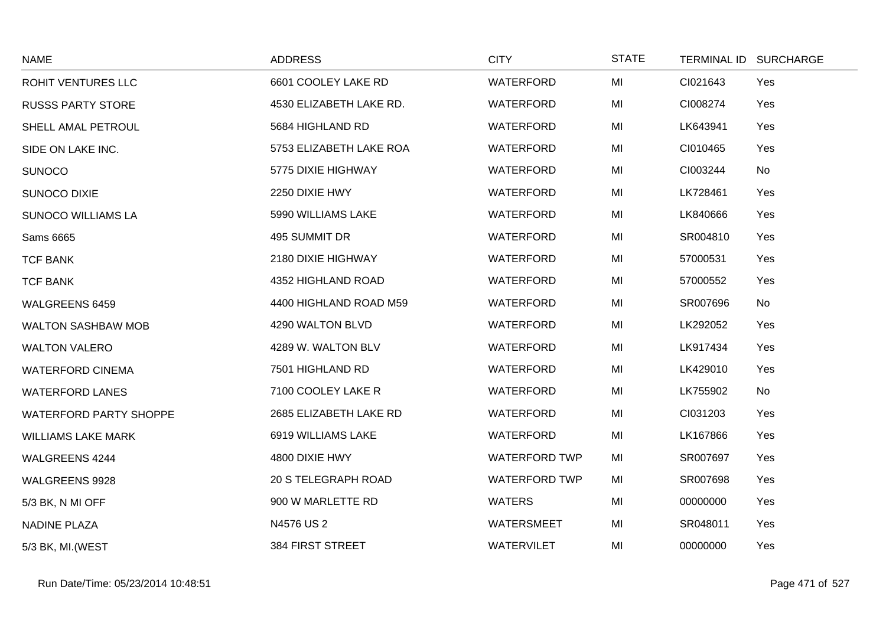| NAME | ADDRESS | CITY | STATE | TERMINAL ID | SURCHARGE |
|---|---|---|---|---|---|
| ROHIT VENTURES LLC | 6601 COOLEY LAKE RD | WATERFORD | MI | CI021643 | Yes |
| RUSSS PARTY STORE | 4530 ELIZABETH LAKE RD. | WATERFORD | MI | CI008274 | Yes |
| SHELL AMAL PETROUL | 5684 HIGHLAND RD | WATERFORD | MI | LK643941 | Yes |
| SIDE ON LAKE INC. | 5753 ELIZABETH LAKE ROA | WATERFORD | MI | CI010465 | Yes |
| SUNOCO | 5775 DIXIE HIGHWAY | WATERFORD | MI | CI003244 | No |
| SUNOCO DIXIE | 2250 DIXIE HWY | WATERFORD | MI | LK728461 | Yes |
| SUNOCO WILLIAMS LA | 5990 WILLIAMS LAKE | WATERFORD | MI | LK840666 | Yes |
| Sams 6665 | 495 SUMMIT DR | WATERFORD | MI | SR004810 | Yes |
| TCF BANK | 2180 DIXIE HIGHWAY | WATERFORD | MI | 57000531 | Yes |
| TCF BANK | 4352 HIGHLAND ROAD | WATERFORD | MI | 57000552 | Yes |
| WALGREENS 6459 | 4400 HIGHLAND ROAD M59 | WATERFORD | MI | SR007696 | No |
| WALTON SASHBAW MOB | 4290 WALTON BLVD | WATERFORD | MI | LK292052 | Yes |
| WALTON VALERO | 4289 W. WALTON BLV | WATERFORD | MI | LK917434 | Yes |
| WATERFORD CINEMA | 7501 HIGHLAND RD | WATERFORD | MI | LK429010 | Yes |
| WATERFORD LANES | 7100 COOLEY LAKE R | WATERFORD | MI | LK755902 | No |
| WATERFORD PARTY SHOPPE | 2685 ELIZABETH LAKE RD | WATERFORD | MI | CI031203 | Yes |
| WILLIAMS LAKE MARK | 6919 WILLIAMS LAKE | WATERFORD | MI | LK167866 | Yes |
| WALGREENS 4244 | 4800 DIXIE HWY | WATERFORD TWP | MI | SR007697 | Yes |
| WALGREENS 9928 | 20 S TELEGRAPH ROAD | WATERFORD TWP | MI | SR007698 | Yes |
| 5/3 BK, N MI OFF | 900 W MARLETTE RD | WATERS | MI | 00000000 | Yes |
| NADINE PLAZA | N4576 US 2 | WATERSMEET | MI | SR048011 | Yes |
| 5/3 BK, MI.(WEST | 384 FIRST STREET | WATERVILET | MI | 00000000 | Yes |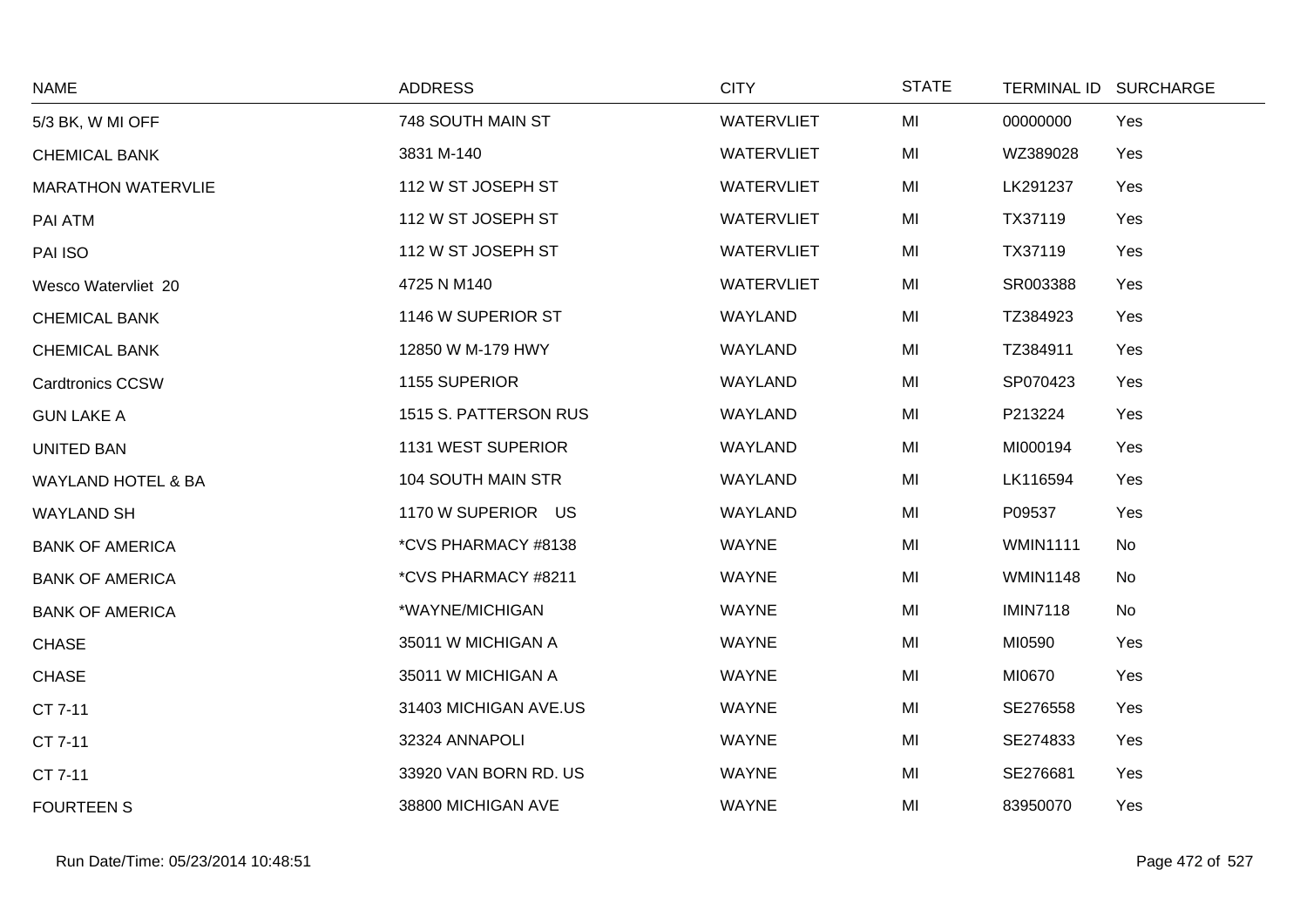| NAME | ADDRESS | CITY | STATE | TERMINAL ID | SURCHARGE |
|---|---|---|---|---|---|
| 5/3 BK, W MI OFF | 748 SOUTH MAIN ST | WATERVLIET | MI | 00000000 | Yes |
| CHEMICAL BANK | 3831 M-140 | WATERVLIET | MI | WZ389028 | Yes |
| MARATHON WATERVLIE | 112 W ST JOSEPH ST | WATERVLIET | MI | LK291237 | Yes |
| PAI ATM | 112 W ST JOSEPH ST | WATERVLIET | MI | TX37119 | Yes |
| PAI ISO | 112 W ST JOSEPH ST | WATERVLIET | MI | TX37119 | Yes |
| Wesco Watervliet 20 | 4725 N M140 | WATERVLIET | MI | SR003388 | Yes |
| CHEMICAL BANK | 1146 W SUPERIOR ST | WAYLAND | MI | TZ384923 | Yes |
| CHEMICAL BANK | 12850 W M-179 HWY | WAYLAND | MI | TZ384911 | Yes |
| Cardtronics CCSW | 1155 SUPERIOR | WAYLAND | MI | SP070423 | Yes |
| GUN LAKE A | 1515 S. PATTERSON RUS | WAYLAND | MI | P213224 | Yes |
| UNITED BAN | 1131 WEST SUPERIOR | WAYLAND | MI | MI000194 | Yes |
| WAYLAND HOTEL & BA | 104 SOUTH MAIN STR | WAYLAND | MI | LK116594 | Yes |
| WAYLAND SH | 1170 W SUPERIOR US | WAYLAND | MI | P09537 | Yes |
| BANK OF AMERICA | *CVS PHARMACY #8138 | WAYNE | MI | WMIN1111 | No |
| BANK OF AMERICA | *CVS PHARMACY #8211 | WAYNE | MI | WMIN1148 | No |
| BANK OF AMERICA | *WAYNE/MICHIGAN | WAYNE | MI | IMIN7118 | No |
| CHASE | 35011 W MICHIGAN A | WAYNE | MI | MI0590 | Yes |
| CHASE | 35011 W MICHIGAN A | WAYNE | MI | MI0670 | Yes |
| CT 7-11 | 31403 MICHIGAN AVE.US | WAYNE | MI | SE276558 | Yes |
| CT 7-11 | 32324 ANNAPOLI | WAYNE | MI | SE274833 | Yes |
| CT 7-11 | 33920 VAN BORN RD. US | WAYNE | MI | SE276681 | Yes |
| FOURTEEN S | 38800 MICHIGAN AVE | WAYNE | MI | 83950070 | Yes |

Run Date/Time: 05/23/2014 10:48:51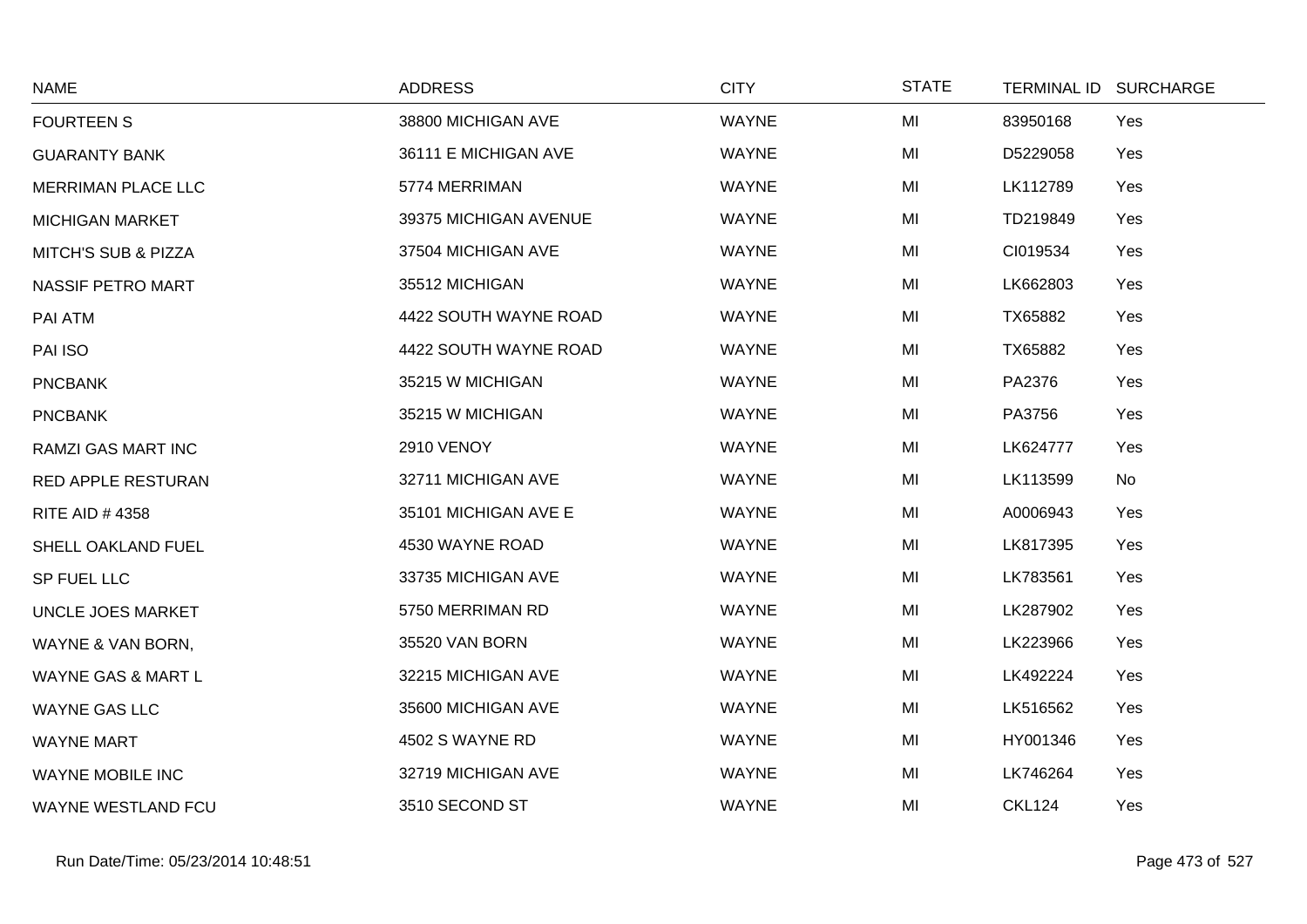| NAME | ADDRESS | CITY | STATE | TERMINAL ID | SURCHARGE |
|---|---|---|---|---|---|
| FOURTEEN S | 38800 MICHIGAN AVE | WAYNE | MI | 83950168 | Yes |
| GUARANTY BANK | 36111 E MICHIGAN AVE | WAYNE | MI | D5229058 | Yes |
| MERRIMAN PLACE LLC | 5774 MERRIMAN | WAYNE | MI | LK112789 | Yes |
| MICHIGAN MARKET | 39375 MICHIGAN AVENUE | WAYNE | MI | TD219849 | Yes |
| MITCH'S SUB & PIZZA | 37504 MICHIGAN AVE | WAYNE | MI | CI019534 | Yes |
| NASSIF PETRO MART | 35512 MICHIGAN | WAYNE | MI | LK662803 | Yes |
| PAI ATM | 4422 SOUTH WAYNE ROAD | WAYNE | MI | TX65882 | Yes |
| PAI ISO | 4422 SOUTH WAYNE ROAD | WAYNE | MI | TX65882 | Yes |
| PNCBANK | 35215 W MICHIGAN | WAYNE | MI | PA2376 | Yes |
| PNCBANK | 35215 W MICHIGAN | WAYNE | MI | PA3756 | Yes |
| RAMZI GAS MART INC | 2910 VENOY | WAYNE | MI | LK624777 | Yes |
| RED APPLE RESTURAN | 32711 MICHIGAN AVE | WAYNE | MI | LK113599 | No |
| RITE AID # 4358 | 35101 MICHIGAN AVE E | WAYNE | MI | A0006943 | Yes |
| SHELL OAKLAND FUEL | 4530 WAYNE ROAD | WAYNE | MI | LK817395 | Yes |
| SP FUEL LLC | 33735 MICHIGAN AVE | WAYNE | MI | LK783561 | Yes |
| UNCLE JOES MARKET | 5750 MERRIMAN RD | WAYNE | MI | LK287902 | Yes |
| WAYNE & VAN BORN, | 35520 VAN BORN | WAYNE | MI | LK223966 | Yes |
| WAYNE GAS & MART L | 32215 MICHIGAN AVE | WAYNE | MI | LK492224 | Yes |
| WAYNE GAS LLC | 35600 MICHIGAN AVE | WAYNE | MI | LK516562 | Yes |
| WAYNE MART | 4502 S WAYNE RD | WAYNE | MI | HY001346 | Yes |
| WAYNE MOBILE INC | 32719 MICHIGAN AVE | WAYNE | MI | LK746264 | Yes |
| WAYNE WESTLAND FCU | 3510 SECOND ST | WAYNE | MI | CKL124 | Yes |

Run Date/Time: 05/23/2014 10:48:51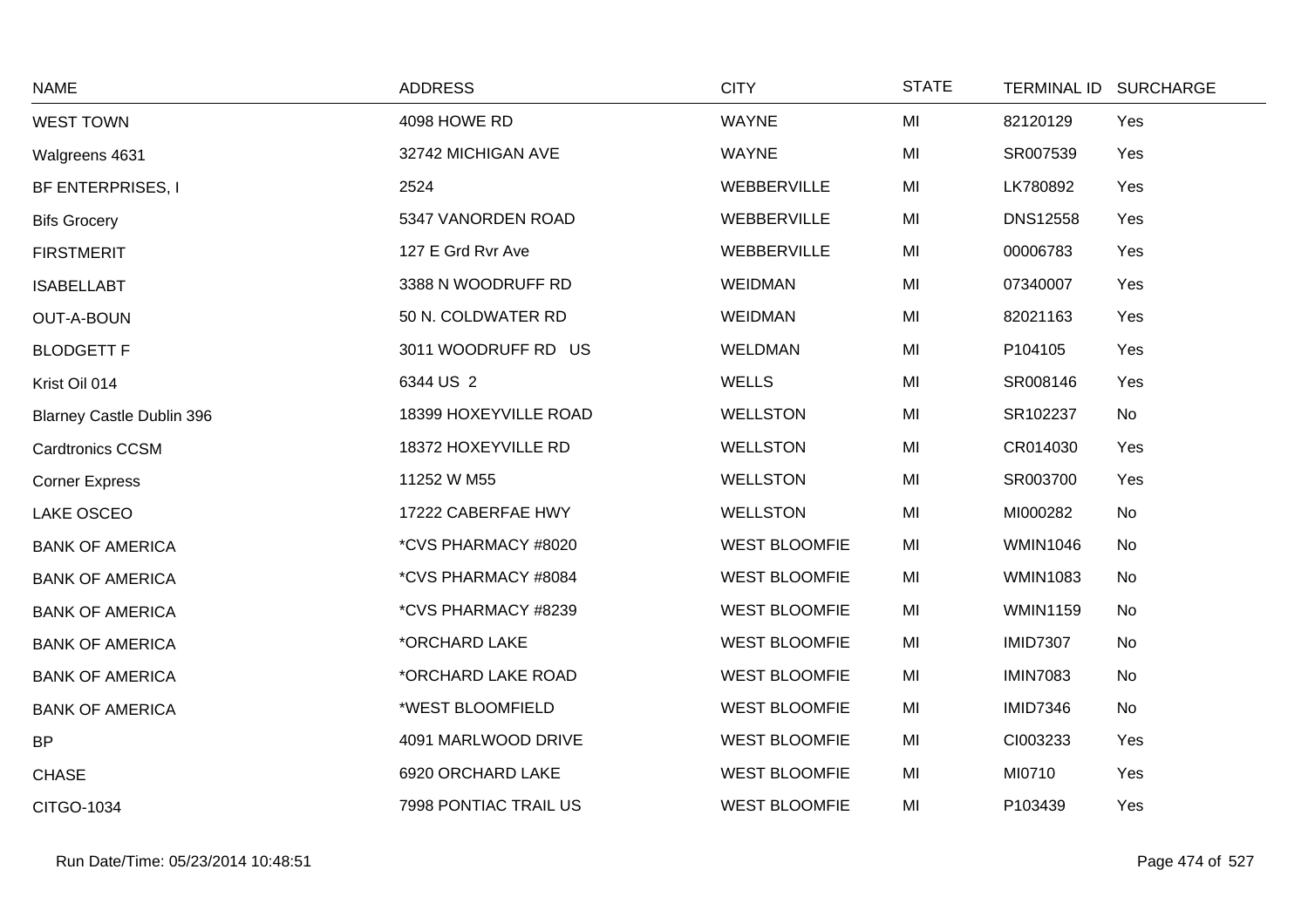| NAME | ADDRESS | CITY | STATE | TERMINAL ID | SURCHARGE |
|---|---|---|---|---|---|
| WEST TOWN | 4098 HOWE RD | WAYNE | MI | 82120129 | Yes |
| Walgreens 4631 | 32742 MICHIGAN AVE | WAYNE | MI | SR007539 | Yes |
| BF ENTERPRISES, I | 2524 | WEBBERVILLE | MI | LK780892 | Yes |
| Bifs Grocery | 5347 VANORDEN ROAD | WEBBERVILLE | MI | DNS12558 | Yes |
| FIRSTMERIT | 127 E Grd Rvr Ave | WEBBERVILLE | MI | 00006783 | Yes |
| ISABELLABT | 3388 N WOODRUFF RD | WEIDMAN | MI | 07340007 | Yes |
| OUT-A-BOUN | 50 N. COLDWATER RD | WEIDMAN | MI | 82021163 | Yes |
| BLODGETT F | 3011 WOODRUFF RD US | WELDMAN | MI | P104105 | Yes |
| Krist Oil 014 | 6344 US 2 | WELLS | MI | SR008146 | Yes |
| Blarney Castle Dublin 396 | 18399 HOXEYVILLE ROAD | WELLSTON | MI | SR102237 | No |
| Cardtronics CCSM | 18372 HOXEYVILLE RD | WELLSTON | MI | CR014030 | Yes |
| Corner Express | 11252 W M55 | WELLSTON | MI | SR003700 | Yes |
| LAKE OSCEO | 17222 CABERFAE HWY | WELLSTON | MI | MI000282 | No |
| BANK OF AMERICA | *CVS PHARMACY #8020 | WEST BLOOMFIE | MI | WMIN1046 | No |
| BANK OF AMERICA | *CVS PHARMACY #8084 | WEST BLOOMFIE | MI | WMIN1083 | No |
| BANK OF AMERICA | *CVS PHARMACY #8239 | WEST BLOOMFIE | MI | WMIN1159 | No |
| BANK OF AMERICA | *ORCHARD LAKE | WEST BLOOMFIE | MI | IMID7307 | No |
| BANK OF AMERICA | *ORCHARD LAKE ROAD | WEST BLOOMFIE | MI | IMIN7083 | No |
| BANK OF AMERICA | *WEST BLOOMFIELD | WEST BLOOMFIE | MI | IMID7346 | No |
| BP | 4091 MARLWOOD DRIVE | WEST BLOOMFIE | MI | CI003233 | Yes |
| CHASE | 6920 ORCHARD LAKE | WEST BLOOMFIE | MI | MI0710 | Yes |
| CITGO-1034 | 7998 PONTIAC TRAIL US | WEST BLOOMFIE | MI | P103439 | Yes |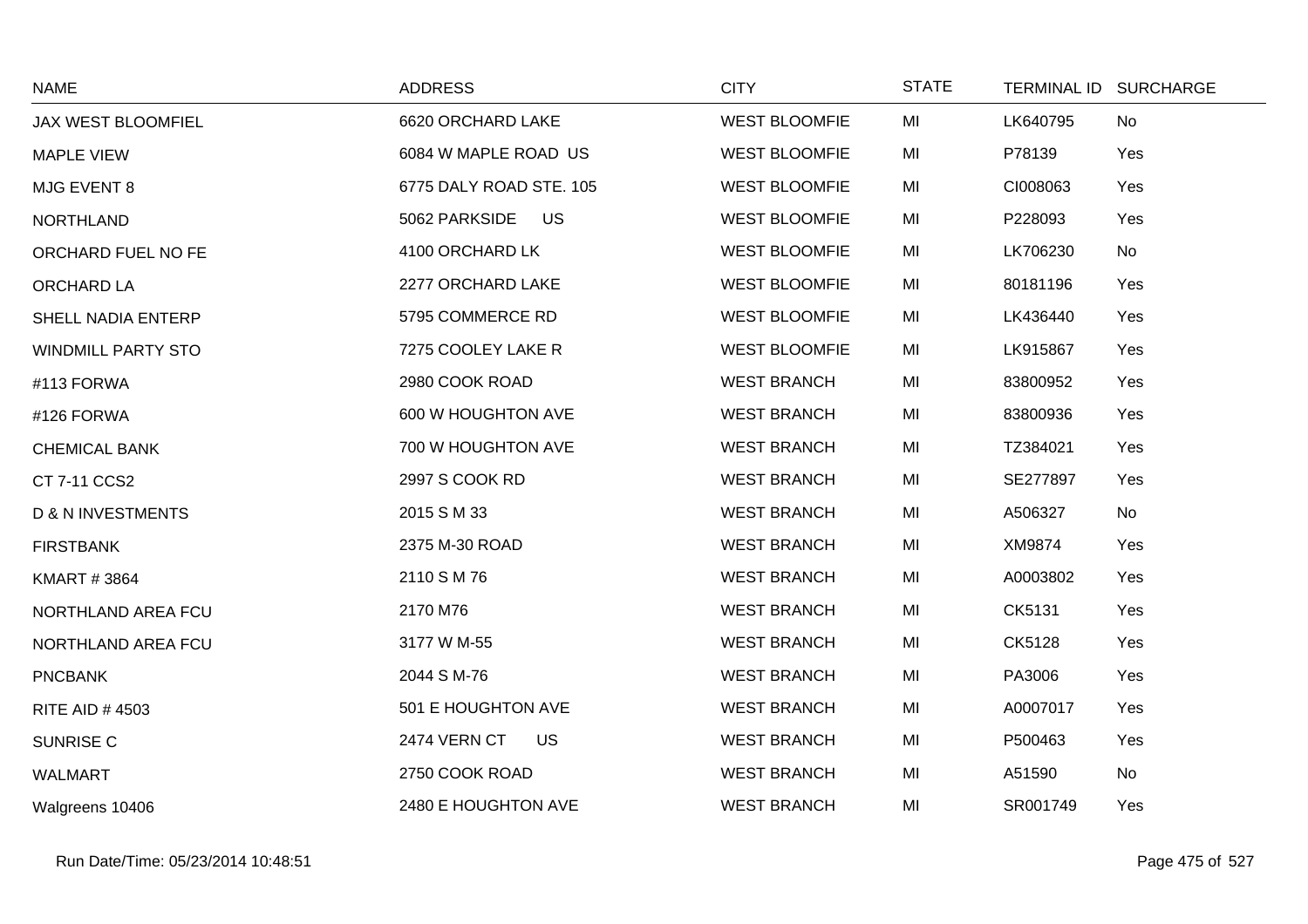| NAME | ADDRESS | CITY | STATE | TERMINAL ID | SURCHARGE |
|---|---|---|---|---|---|
| JAX WEST BLOOMFIEL | 6620 ORCHARD LAKE | WEST BLOOMFIE | MI | LK640795 | No |
| MAPLE VIEW | 6084 W MAPLE ROAD US | WEST BLOOMFIE | MI | P78139 | Yes |
| MJG EVENT 8 | 6775 DALY ROAD STE. 105 | WEST BLOOMFIE | MI | CI008063 | Yes |
| NORTHLAND | 5062 PARKSIDE US | WEST BLOOMFIE | MI | P228093 | Yes |
| ORCHARD FUEL NO FE | 4100 ORCHARD LK | WEST BLOOMFIE | MI | LK706230 | No |
| ORCHARD LA | 2277 ORCHARD LAKE | WEST BLOOMFIE | MI | 80181196 | Yes |
| SHELL NADIA ENTERP | 5795 COMMERCE RD | WEST BLOOMFIE | MI | LK436440 | Yes |
| WINDMILL PARTY STO | 7275 COOLEY LAKE R | WEST BLOOMFIE | MI | LK915867 | Yes |
| #113 FORWA | 2980 COOK ROAD | WEST BRANCH | MI | 83800952 | Yes |
| #126 FORWA | 600 W HOUGHTON AVE | WEST BRANCH | MI | 83800936 | Yes |
| CHEMICAL BANK | 700 W HOUGHTON AVE | WEST BRANCH | MI | TZ384021 | Yes |
| CT 7-11 CCS2 | 2997 S COOK RD | WEST BRANCH | MI | SE277897 | Yes |
| D & N INVESTMENTS | 2015 S M 33 | WEST BRANCH | MI | A506327 | No |
| FIRSTBANK | 2375 M-30 ROAD | WEST BRANCH | MI | XM9874 | Yes |
| KMART # 3864 | 2110 S M 76 | WEST BRANCH | MI | A0003802 | Yes |
| NORTHLAND AREA FCU | 2170 M76 | WEST BRANCH | MI | CK5131 | Yes |
| NORTHLAND AREA FCU | 3177 W M-55 | WEST BRANCH | MI | CK5128 | Yes |
| PNCBANK | 2044 S M-76 | WEST BRANCH | MI | PA3006 | Yes |
| RITE AID # 4503 | 501 E HOUGHTON AVE | WEST BRANCH | MI | A0007017 | Yes |
| SUNRISE C | 2474 VERN CT US | WEST BRANCH | MI | P500463 | Yes |
| WALMART | 2750 COOK ROAD | WEST BRANCH | MI | A51590 | No |
| Walgreens 10406 | 2480 E HOUGHTON AVE | WEST BRANCH | MI | SR001749 | Yes |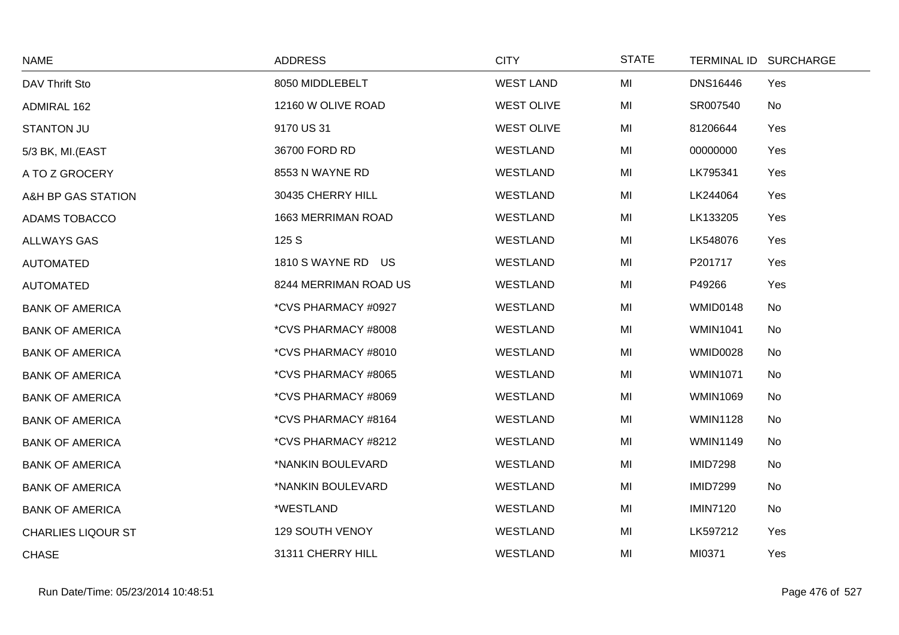| NAME | ADDRESS | CITY | STATE | TERMINAL ID | SURCHARGE |
|---|---|---|---|---|---|
| DAV Thrift Sto | 8050 MIDDLEBELT | WEST LAND | MI | DNS16446 | Yes |
| ADMIRAL 162 | 12160 W OLIVE ROAD | WEST OLIVE | MI | SR007540 | No |
| STANTON JU | 9170 US 31 | WEST OLIVE | MI | 81206644 | Yes |
| 5/3 BK, MI.(EAST | 36700 FORD RD | WESTLAND | MI | 00000000 | Yes |
| A TO Z GROCERY | 8553 N WAYNE RD | WESTLAND | MI | LK795341 | Yes |
| A&H BP GAS STATION | 30435 CHERRY HILL | WESTLAND | MI | LK244064 | Yes |
| ADAMS TOBACCO | 1663 MERRIMAN ROAD | WESTLAND | MI | LK133205 | Yes |
| ALLWAYS GAS | 125 S | WESTLAND | MI | LK548076 | Yes |
| AUTOMATED | 1810 S WAYNE RD US | WESTLAND | MI | P201717 | Yes |
| AUTOMATED | 8244 MERRIMAN ROAD US | WESTLAND | MI | P49266 | Yes |
| BANK OF AMERICA | *CVS PHARMACY #0927 | WESTLAND | MI | WMID0148 | No |
| BANK OF AMERICA | *CVS PHARMACY #8008 | WESTLAND | MI | WMIN1041 | No |
| BANK OF AMERICA | *CVS PHARMACY #8010 | WESTLAND | MI | WMID0028 | No |
| BANK OF AMERICA | *CVS PHARMACY #8065 | WESTLAND | MI | WMIN1071 | No |
| BANK OF AMERICA | *CVS PHARMACY #8069 | WESTLAND | MI | WMIN1069 | No |
| BANK OF AMERICA | *CVS PHARMACY #8164 | WESTLAND | MI | WMIN1128 | No |
| BANK OF AMERICA | *CVS PHARMACY #8212 | WESTLAND | MI | WMIN1149 | No |
| BANK OF AMERICA | *NANKIN BOULEVARD | WESTLAND | MI | IMID7298 | No |
| BANK OF AMERICA | *NANKIN BOULEVARD | WESTLAND | MI | IMID7299 | No |
| BANK OF AMERICA | *WESTLAND | WESTLAND | MI | IMIN7120 | No |
| CHARLIES LIQOUR ST | 129 SOUTH VENOY | WESTLAND | MI | LK597212 | Yes |
| CHASE | 31311 CHERRY HILL | WESTLAND | MI | MI0371 | Yes |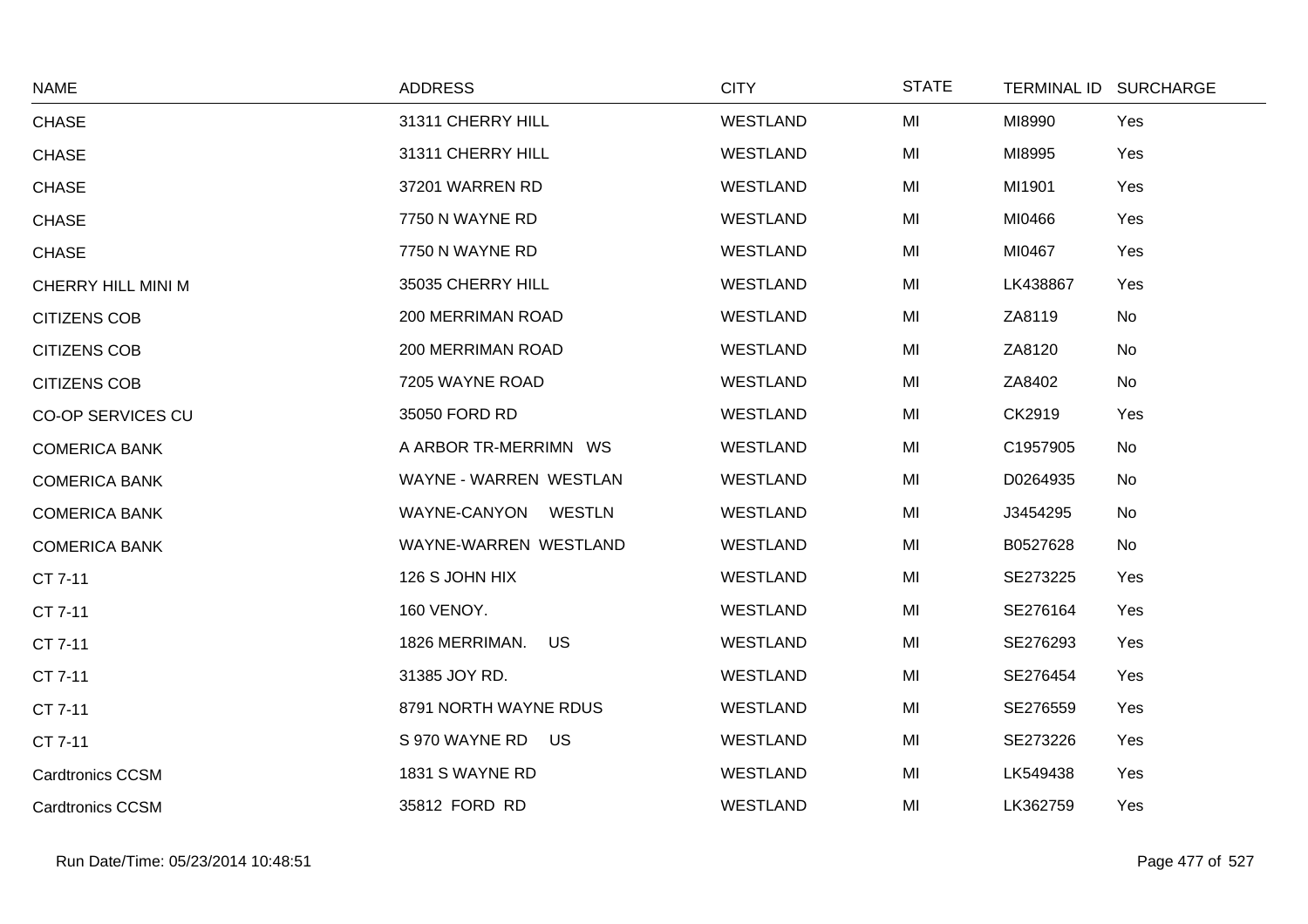| NAME | ADDRESS | CITY | STATE | TERMINAL ID | SURCHARGE |
|---|---|---|---|---|---|
| CHASE | 31311 CHERRY HILL | WESTLAND | MI | MI8990 | Yes |
| CHASE | 31311 CHERRY HILL | WESTLAND | MI | MI8995 | Yes |
| CHASE | 37201 WARREN RD | WESTLAND | MI | MI1901 | Yes |
| CHASE | 7750 N WAYNE RD | WESTLAND | MI | MI0466 | Yes |
| CHASE | 7750 N WAYNE RD | WESTLAND | MI | MI0467 | Yes |
| CHERRY HILL MINI M | 35035 CHERRY HILL | WESTLAND | MI | LK438867 | Yes |
| CITIZENS COB | 200 MERRIMAN ROAD | WESTLAND | MI | ZA8119 | No |
| CITIZENS COB | 200 MERRIMAN ROAD | WESTLAND | MI | ZA8120 | No |
| CITIZENS COB | 7205 WAYNE ROAD | WESTLAND | MI | ZA8402 | No |
| CO-OP SERVICES CU | 35050 FORD RD | WESTLAND | MI | CK2919 | Yes |
| COMERICA BANK | A ARBOR TR-MERRIMN WS | WESTLAND | MI | C1957905 | No |
| COMERICA BANK | WAYNE - WARREN WESTLAN | WESTLAND | MI | D0264935 | No |
| COMERICA BANK | WAYNE-CANYON WESTLN | WESTLAND | MI | J3454295 | No |
| COMERICA BANK | WAYNE-WARREN WESTLAND | WESTLAND | MI | B0527628 | No |
| CT 7-11 | 126 S JOHN HIX | WESTLAND | MI | SE273225 | Yes |
| CT 7-11 | 160 VENOY. | WESTLAND | MI | SE276164 | Yes |
| CT 7-11 | 1826 MERRIMAN. US | WESTLAND | MI | SE276293 | Yes |
| CT 7-11 | 31385 JOY RD. | WESTLAND | MI | SE276454 | Yes |
| CT 7-11 | 8791 NORTH WAYNE RDUS | WESTLAND | MI | SE276559 | Yes |
| CT 7-11 | S 970 WAYNE RD US | WESTLAND | MI | SE273226 | Yes |
| Cardtronics CCSM | 1831 S WAYNE RD | WESTLAND | MI | LK549438 | Yes |
| Cardtronics CCSM | 35812 FORD RD | WESTLAND | MI | LK362759 | Yes |

Run Date/Time: 05/23/2014 10:48:51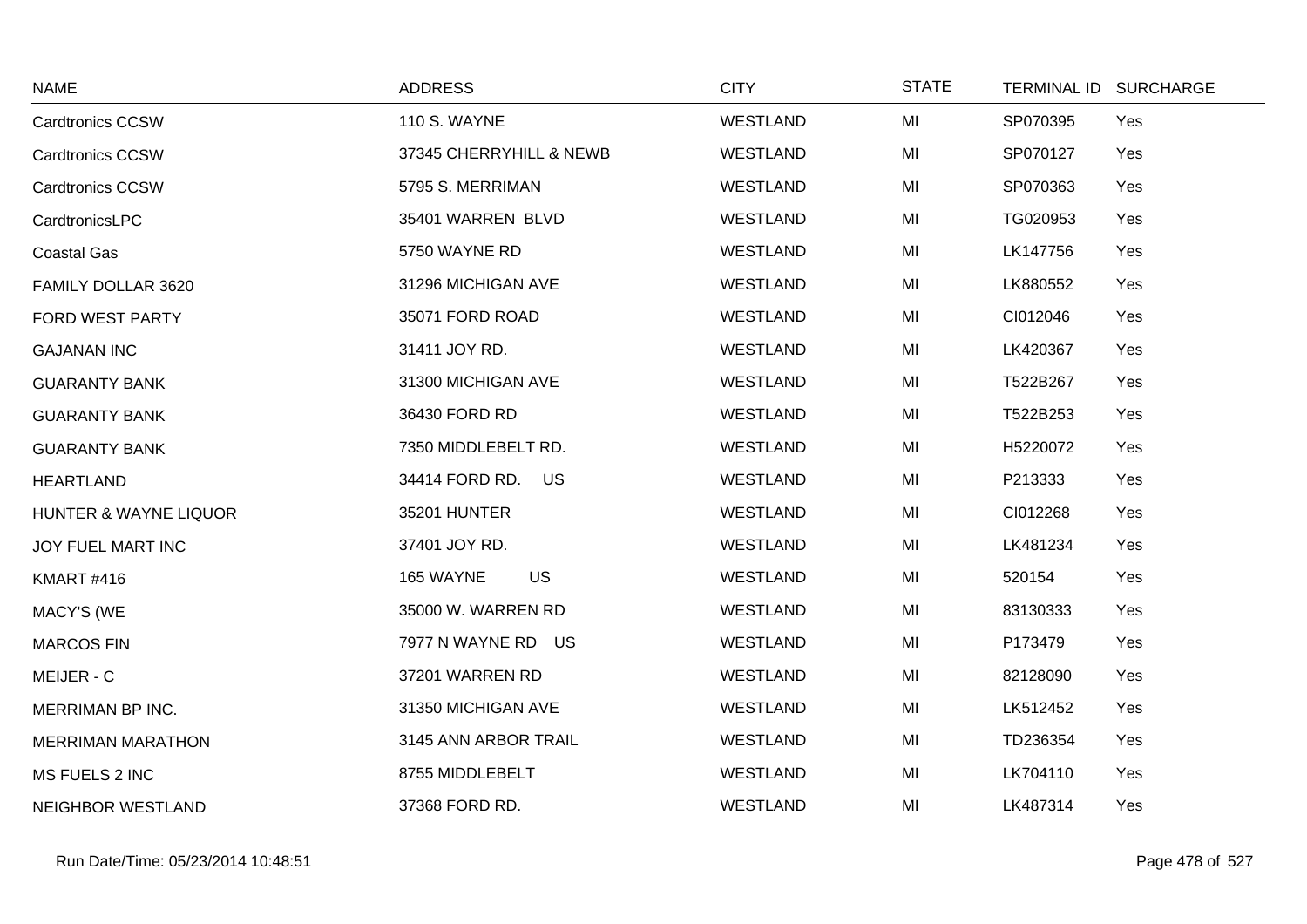| NAME | ADDRESS | CITY | STATE | TERMINAL ID | SURCHARGE |
|---|---|---|---|---|---|
| Cardtronics CCSW | 110 S. WAYNE | WESTLAND | MI | SP070395 | Yes |
| Cardtronics CCSW | 37345 CHERRYHILL & NEWB | WESTLAND | MI | SP070127 | Yes |
| Cardtronics CCSW | 5795 S. MERRIMAN | WESTLAND | MI | SP070363 | Yes |
| CardtronicsLPC | 35401 WARREN BLVD | WESTLAND | MI | TG020953 | Yes |
| Coastal Gas | 5750 WAYNE RD | WESTLAND | MI | LK147756 | Yes |
| FAMILY DOLLAR 3620 | 31296 MICHIGAN AVE | WESTLAND | MI | LK880552 | Yes |
| FORD WEST PARTY | 35071 FORD ROAD | WESTLAND | MI | CI012046 | Yes |
| GAJANAN INC | 31411 JOY RD. | WESTLAND | MI | LK420367 | Yes |
| GUARANTY BANK | 31300 MICHIGAN AVE | WESTLAND | MI | T522B267 | Yes |
| GUARANTY BANK | 36430 FORD RD | WESTLAND | MI | T522B253 | Yes |
| GUARANTY BANK | 7350 MIDDLEBELT RD. | WESTLAND | MI | H5220072 | Yes |
| HEARTLAND | 34414 FORD RD. US | WESTLAND | MI | P213333 | Yes |
| HUNTER & WAYNE LIQUOR | 35201 HUNTER | WESTLAND | MI | CI012268 | Yes |
| JOY FUEL MART INC | 37401 JOY RD. | WESTLAND | MI | LK481234 | Yes |
| KMART #416 | 165 WAYNE US | WESTLAND | MI | 520154 | Yes |
| MACY'S (WE | 35000 W. WARREN RD | WESTLAND | MI | 83130333 | Yes |
| MARCOS FIN | 7977 N WAYNE RD US | WESTLAND | MI | P173479 | Yes |
| MEIJER - C | 37201 WARREN RD | WESTLAND | MI | 82128090 | Yes |
| MERRIMAN BP INC. | 31350 MICHIGAN AVE | WESTLAND | MI | LK512452 | Yes |
| MERRIMAN MARATHON | 3145 ANN ARBOR TRAIL | WESTLAND | MI | TD236354 | Yes |
| MS FUELS 2 INC | 8755 MIDDLEBELT | WESTLAND | MI | LK704110 | Yes |
| NEIGHBOR WESTLAND | 37368 FORD RD. | WESTLAND | MI | LK487314 | Yes |

Run Date/Time: 05/23/2014 10:48:51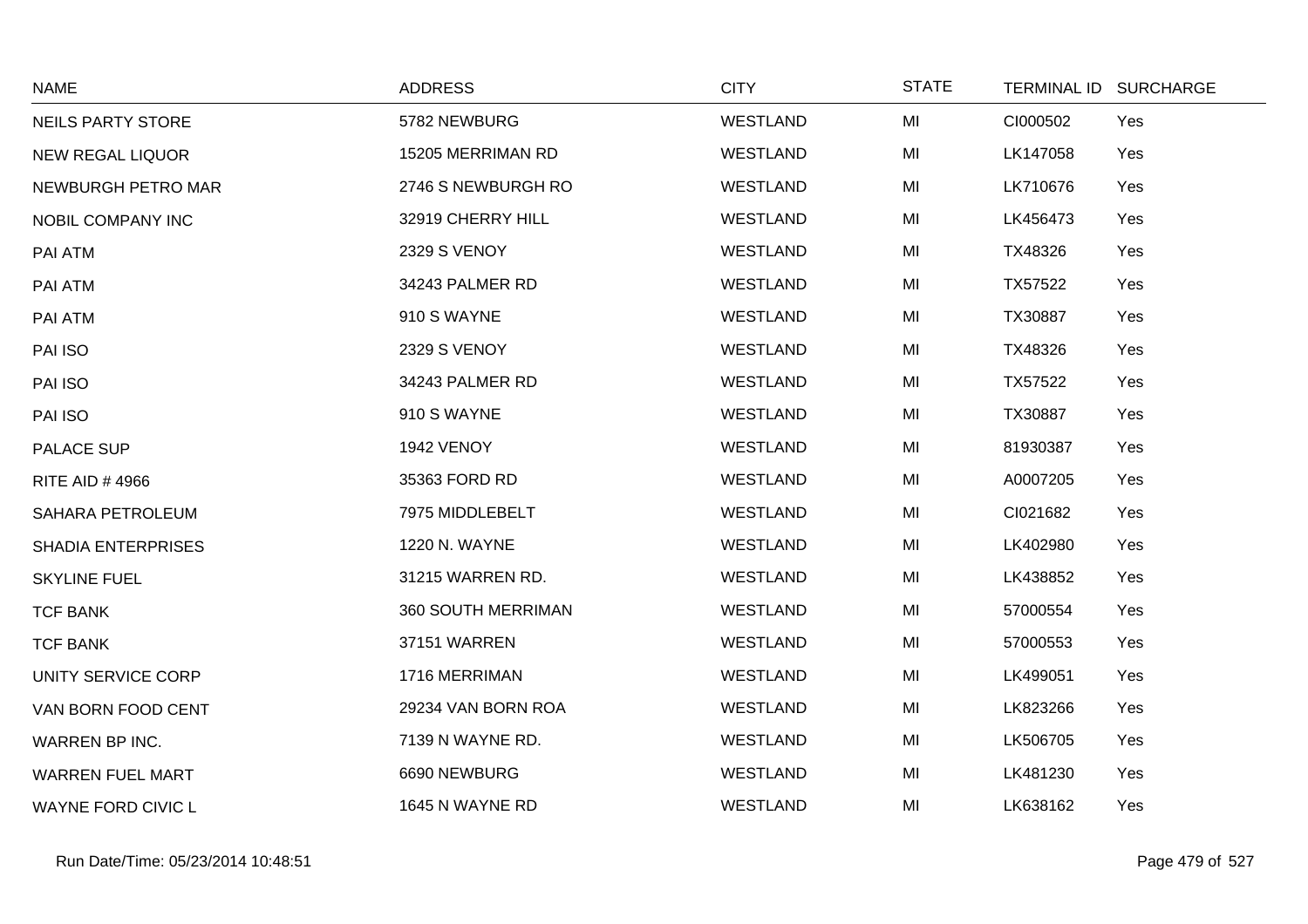| NAME | ADDRESS | CITY | STATE | TERMINAL ID | SURCHARGE |
|---|---|---|---|---|---|
| NEILS PARTY STORE | 5782 NEWBURG | WESTLAND | MI | CI000502 | Yes |
| NEW REGAL LIQUOR | 15205 MERRIMAN RD | WESTLAND | MI | LK147058 | Yes |
| NEWBURGH PETRO MAR | 2746 S NEWBURGH RO | WESTLAND | MI | LK710676 | Yes |
| NOBIL COMPANY INC | 32919 CHERRY HILL | WESTLAND | MI | LK456473 | Yes |
| PAI ATM | 2329 S VENOY | WESTLAND | MI | TX48326 | Yes |
| PAI ATM | 34243 PALMER RD | WESTLAND | MI | TX57522 | Yes |
| PAI ATM | 910 S WAYNE | WESTLAND | MI | TX30887 | Yes |
| PAI ISO | 2329 S VENOY | WESTLAND | MI | TX48326 | Yes |
| PAI ISO | 34243 PALMER RD | WESTLAND | MI | TX57522 | Yes |
| PAI ISO | 910 S WAYNE | WESTLAND | MI | TX30887 | Yes |
| PALACE SUP | 1942 VENOY | WESTLAND | MI | 81930387 | Yes |
| RITE AID # 4966 | 35363 FORD RD | WESTLAND | MI | A0007205 | Yes |
| SAHARA PETROLEUM | 7975 MIDDLEBELT | WESTLAND | MI | CI021682 | Yes |
| SHADIA ENTERPRISES | 1220 N. WAYNE | WESTLAND | MI | LK402980 | Yes |
| SKYLINE FUEL | 31215 WARREN RD. | WESTLAND | MI | LK438852 | Yes |
| TCF BANK | 360 SOUTH MERRIMAN | WESTLAND | MI | 57000554 | Yes |
| TCF BANK | 37151 WARREN | WESTLAND | MI | 57000553 | Yes |
| UNITY SERVICE CORP | 1716 MERRIMAN | WESTLAND | MI | LK499051 | Yes |
| VAN BORN FOOD CENT | 29234 VAN BORN ROA | WESTLAND | MI | LK823266 | Yes |
| WARREN BP INC. | 7139 N WAYNE RD. | WESTLAND | MI | LK506705 | Yes |
| WARREN FUEL MART | 6690 NEWBURG | WESTLAND | MI | LK481230 | Yes |
| WAYNE FORD CIVIC L | 1645 N WAYNE RD | WESTLAND | MI | LK638162 | Yes |

Run Date/Time: 05/23/2014 10:48:51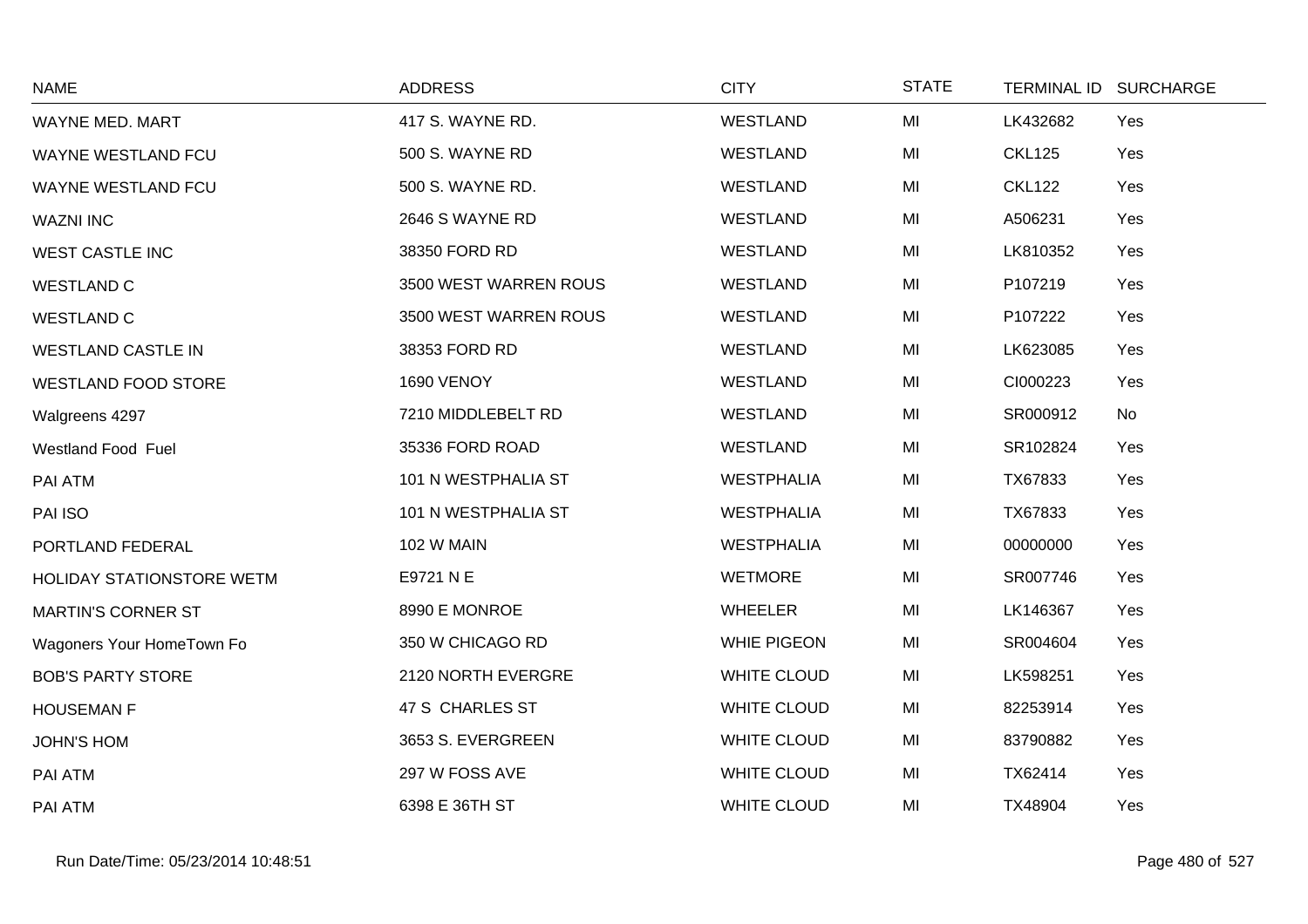| NAME | ADDRESS | CITY | STATE | TERMINAL ID | SURCHARGE |
|---|---|---|---|---|---|
| WAYNE MED. MART | 417 S. WAYNE RD. | WESTLAND | MI | LK432682 | Yes |
| WAYNE WESTLAND FCU | 500 S. WAYNE RD | WESTLAND | MI | CKL125 | Yes |
| WAYNE WESTLAND FCU | 500 S. WAYNE RD. | WESTLAND | MI | CKL122 | Yes |
| WAZNI INC | 2646 S WAYNE RD | WESTLAND | MI | A506231 | Yes |
| WEST CASTLE INC | 38350 FORD RD | WESTLAND | MI | LK810352 | Yes |
| WESTLAND C | 3500 WEST WARREN ROUS | WESTLAND | MI | P107219 | Yes |
| WESTLAND C | 3500 WEST WARREN ROUS | WESTLAND | MI | P107222 | Yes |
| WESTLAND CASTLE IN | 38353 FORD RD | WESTLAND | MI | LK623085 | Yes |
| WESTLAND FOOD STORE | 1690 VENOY | WESTLAND | MI | CI000223 | Yes |
| Walgreens 4297 | 7210 MIDDLEBELT RD | WESTLAND | MI | SR000912 | No |
| Westland Food Fuel | 35336 FORD ROAD | WESTLAND | MI | SR102824 | Yes |
| PAI ATM | 101 N WESTPHALIA ST | WESTPHALIA | MI | TX67833 | Yes |
| PAI ISO | 101 N WESTPHALIA ST | WESTPHALIA | MI | TX67833 | Yes |
| PORTLAND FEDERAL | 102 W MAIN | WESTPHALIA | MI | 00000000 | Yes |
| HOLIDAY STATIONSTORE WETM | E9721 N E | WETMORE | MI | SR007746 | Yes |
| MARTIN'S CORNER ST | 8990 E MONROE | WHEELER | MI | LK146367 | Yes |
| Wagoners Your HomeTown Fo | 350 W CHICAGO RD | WHIE PIGEON | MI | SR004604 | Yes |
| BOB'S PARTY STORE | 2120 NORTH EVERGRE | WHITE CLOUD | MI | LK598251 | Yes |
| HOUSEMAN F | 47 S CHARLES ST | WHITE CLOUD | MI | 82253914 | Yes |
| JOHN'S HOM | 3653 S. EVERGREEN | WHITE CLOUD | MI | 83790882 | Yes |
| PAI ATM | 297 W FOSS AVE | WHITE CLOUD | MI | TX62414 | Yes |
| PAI ATM | 6398 E 36TH ST | WHITE CLOUD | MI | TX48904 | Yes |

Run Date/Time: 05/23/2014 10:48:51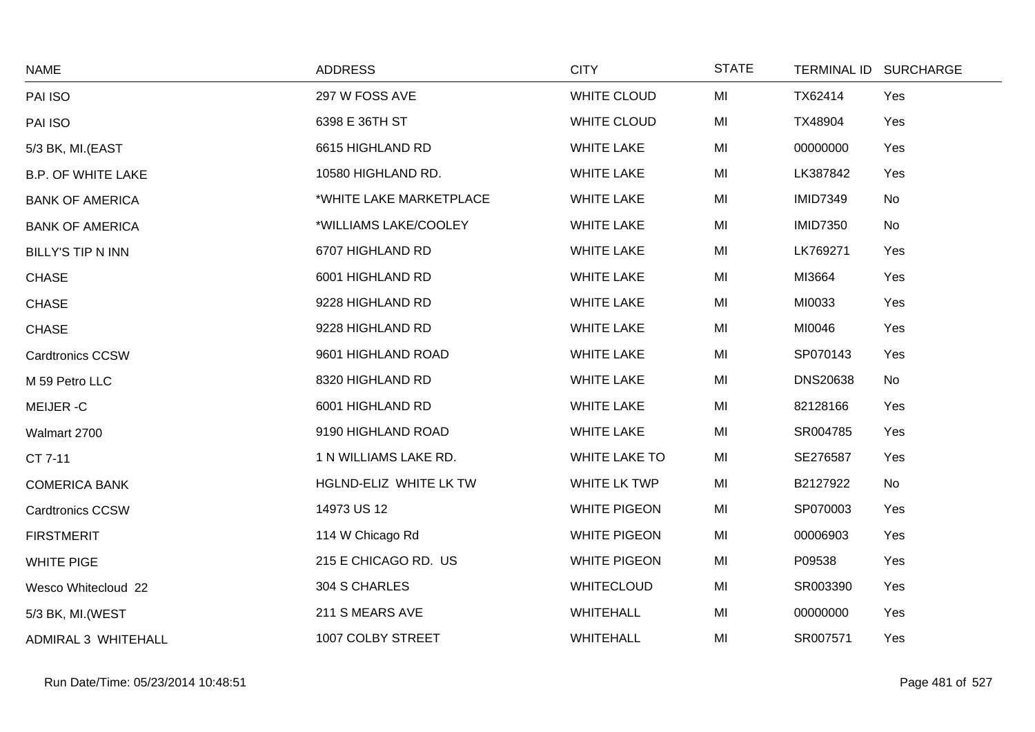| NAME | ADDRESS | CITY | STATE | TERMINAL ID | SURCHARGE |
|---|---|---|---|---|---|
| PAI ISO | 297 W FOSS AVE | WHITE CLOUD | MI | TX62414 | Yes |
| PAI ISO | 6398 E 36TH ST | WHITE CLOUD | MI | TX48904 | Yes |
| 5/3 BK, MI.(EAST | 6615 HIGHLAND RD | WHITE LAKE | MI | 00000000 | Yes |
| B.P. OF WHITE LAKE | 10580 HIGHLAND RD. | WHITE LAKE | MI | LK387842 | Yes |
| BANK OF AMERICA | *WHITE LAKE MARKETPLACE | WHITE LAKE | MI | IMID7349 | No |
| BANK OF AMERICA | *WILLIAMS LAKE/COOLEY | WHITE LAKE | MI | IMID7350 | No |
| BILLY'S TIP N INN | 6707 HIGHLAND RD | WHITE LAKE | MI | LK769271 | Yes |
| CHASE | 6001 HIGHLAND RD | WHITE LAKE | MI | MI3664 | Yes |
| CHASE | 9228 HIGHLAND RD | WHITE LAKE | MI | MI0033 | Yes |
| CHASE | 9228 HIGHLAND RD | WHITE LAKE | MI | MI0046 | Yes |
| Cardtronics CCSW | 9601 HIGHLAND ROAD | WHITE LAKE | MI | SP070143 | Yes |
| M 59 Petro LLC | 8320 HIGHLAND RD | WHITE LAKE | MI | DNS20638 | No |
| MEIJER -C | 6001 HIGHLAND RD | WHITE LAKE | MI | 82128166 | Yes |
| Walmart 2700 | 9190 HIGHLAND ROAD | WHITE LAKE | MI | SR004785 | Yes |
| CT 7-11 | 1 N WILLIAMS LAKE RD. | WHITE LAKE TO | MI | SE276587 | Yes |
| COMERICA BANK | HGLND-ELIZ WHITE LK TW | WHITE LK TWP | MI | B2127922 | No |
| Cardtronics CCSW | 14973 US 12 | WHITE PIGEON | MI | SP070003 | Yes |
| FIRSTMERIT | 114 W Chicago Rd | WHITE PIGEON | MI | 00006903 | Yes |
| WHITE PIGE | 215 E CHICAGO RD. US | WHITE PIGEON | MI | P09538 | Yes |
| Wesco Whitecloud 22 | 304 S CHARLES | WHITECLOUD | MI | SR003390 | Yes |
| 5/3 BK, MI.(WEST | 211 S MEARS AVE | WHITEHALL | MI | 00000000 | Yes |
| ADMIRAL 3 WHITEHALL | 1007 COLBY STREET | WHITEHALL | MI | SR007571 | Yes |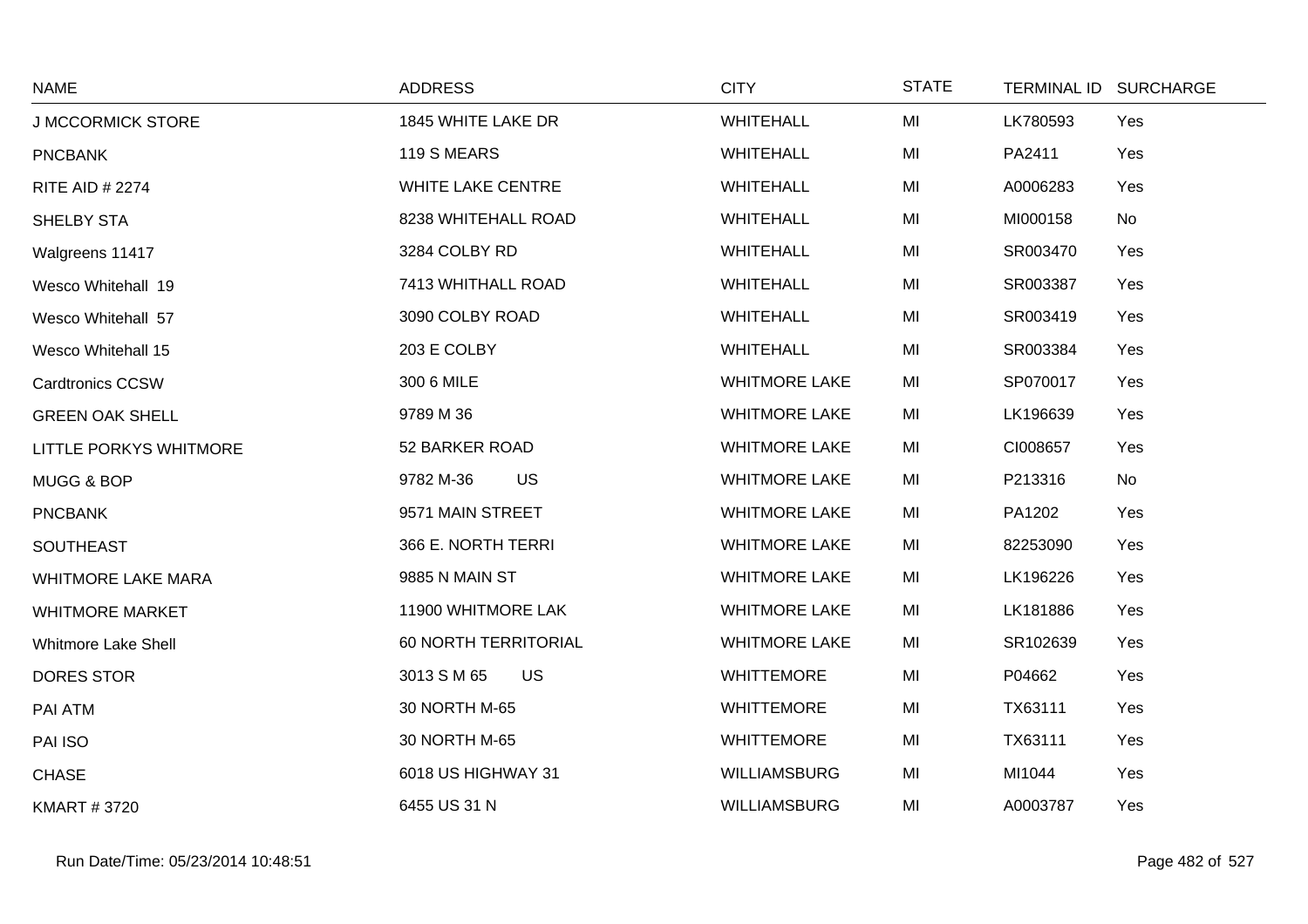| NAME | ADDRESS | CITY | STATE | TERMINAL ID | SURCHARGE |
|---|---|---|---|---|---|
| J MCCORMICK STORE | 1845 WHITE LAKE DR | WHITEHALL | MI | LK780593 | Yes |
| PNCBANK | 119 S MEARS | WHITEHALL | MI | PA2411 | Yes |
| RITE AID # 2274 | WHITE LAKE CENTRE | WHITEHALL | MI | A0006283 | Yes |
| SHELBY STA | 8238 WHITEHALL ROAD | WHITEHALL | MI | MI000158 | No |
| Walgreens 11417 | 3284 COLBY RD | WHITEHALL | MI | SR003470 | Yes |
| Wesco Whitehall 19 | 7413 WHITHALL ROAD | WHITEHALL | MI | SR003387 | Yes |
| Wesco Whitehall 57 | 3090 COLBY ROAD | WHITEHALL | MI | SR003419 | Yes |
| Wesco Whitehall 15 | 203 E COLBY | WHITEHALL | MI | SR003384 | Yes |
| Cardtronics CCSW | 300 6 MILE | WHITMORE LAKE | MI | SP070017 | Yes |
| GREEN OAK SHELL | 9789 M 36 | WHITMORE LAKE | MI | LK196639 | Yes |
| LITTLE PORKYS WHITMORE | 52 BARKER ROAD | WHITMORE LAKE | MI | CI008657 | Yes |
| MUGG & BOP | 9782 M-36 US | WHITMORE LAKE | MI | P213316 | No |
| PNCBANK | 9571 MAIN STREET | WHITMORE LAKE | MI | PA1202 | Yes |
| SOUTHEAST | 366 E. NORTH TERRI | WHITMORE LAKE | MI | 82253090 | Yes |
| WHITMORE LAKE MARA | 9885 N MAIN ST | WHITMORE LAKE | MI | LK196226 | Yes |
| WHITMORE MARKET | 11900 WHITMORE LAK | WHITMORE LAKE | MI | LK181886 | Yes |
| Whitmore Lake Shell | 60 NORTH TERRITORIAL | WHITMORE LAKE | MI | SR102639 | Yes |
| DORES STOR | 3013 S M 65 US | WHITTEMORE | MI | P04662 | Yes |
| PAI ATM | 30 NORTH M-65 | WHITTEMORE | MI | TX63111 | Yes |
| PAI ISO | 30 NORTH M-65 | WHITTEMORE | MI | TX63111 | Yes |
| CHASE | 6018 US HIGHWAY 31 | WILLIAMSBURG | MI | MI1044 | Yes |
| KMART # 3720 | 6455 US 31 N | WILLIAMSBURG | MI | A0003787 | Yes |

Run Date/Time: 05/23/2014 10:48:51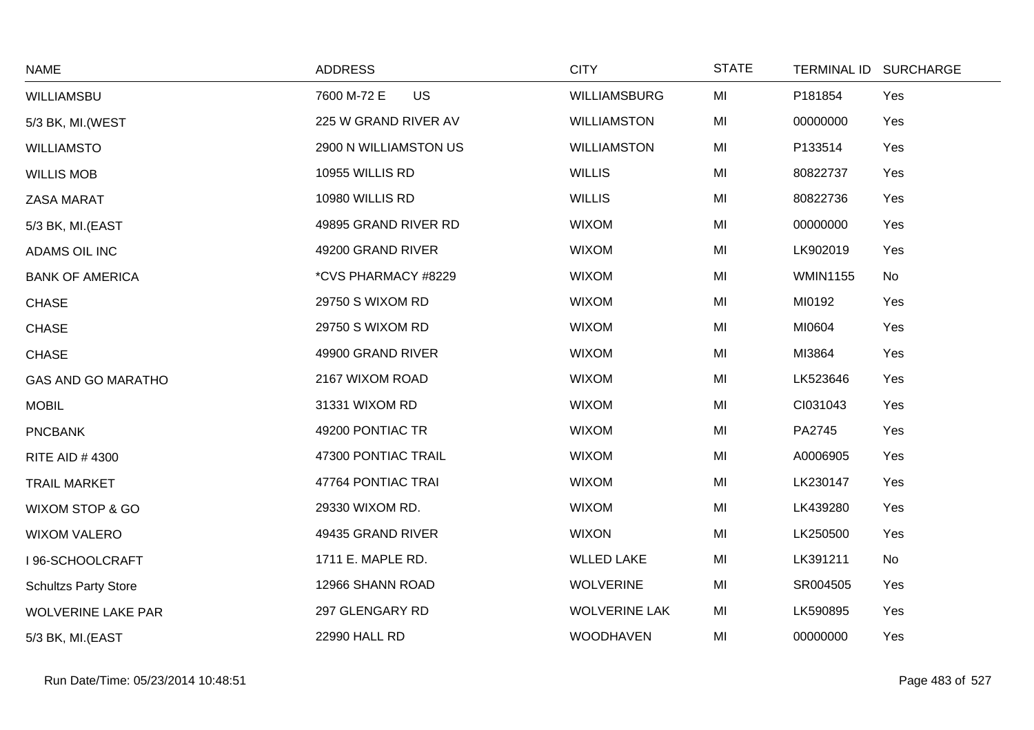| NAME | ADDRESS | CITY | STATE | TERMINAL ID | SURCHARGE |
|---|---|---|---|---|---|
| WILLIAMSBU | 7600 M-72 E US | WILLIAMSBURG | MI | P181854 | Yes |
| 5/3 BK, MI.(WEST | 225 W GRAND RIVER AV | WILLIAMSTON | MI | 00000000 | Yes |
| WILLIAMSTO | 2900 N WILLIAMSTON US | WILLIAMSTON | MI | P133514 | Yes |
| WILLIS MOB | 10955 WILLIS RD | WILLIS | MI | 80822737 | Yes |
| ZASA MARAT | 10980 WILLIS RD | WILLIS | MI | 80822736 | Yes |
| 5/3 BK, MI.(EAST | 49895 GRAND RIVER RD | WIXOM | MI | 00000000 | Yes |
| ADAMS OIL INC | 49200 GRAND RIVER | WIXOM | MI | LK902019 | Yes |
| BANK OF AMERICA | *CVS PHARMACY #8229 | WIXOM | MI | WMIN1155 | No |
| CHASE | 29750 S WIXOM RD | WIXOM | MI | MI0192 | Yes |
| CHASE | 29750 S WIXOM RD | WIXOM | MI | MI0604 | Yes |
| CHASE | 49900 GRAND RIVER | WIXOM | MI | MI3864 | Yes |
| GAS AND GO MARATHO | 2167 WIXOM ROAD | WIXOM | MI | LK523646 | Yes |
| MOBIL | 31331 WIXOM RD | WIXOM | MI | CI031043 | Yes |
| PNCBANK | 49200 PONTIAC TR | WIXOM | MI | PA2745 | Yes |
| RITE AID # 4300 | 47300 PONTIAC TRAIL | WIXOM | MI | A0006905 | Yes |
| TRAIL MARKET | 47764 PONTIAC TRAI | WIXOM | MI | LK230147 | Yes |
| WIXOM STOP & GO | 29330 WIXOM RD. | WIXOM | MI | LK439280 | Yes |
| WIXOM VALERO | 49435 GRAND RIVER | WIXON | MI | LK250500 | Yes |
| I 96-SCHOOLCRAFT | 1711 E. MAPLE RD. | WLLED LAKE | MI | LK391211 | No |
| Schultzs Party Store | 12966 SHANN ROAD | WOLVERINE | MI | SR004505 | Yes |
| WOLVERINE LAKE PAR | 297 GLENGARY RD | WOLVERINE LAK | MI | LK590895 | Yes |
| 5/3 BK, MI.(EAST | 22990 HALL RD | WOODHAVEN | MI | 00000000 | Yes |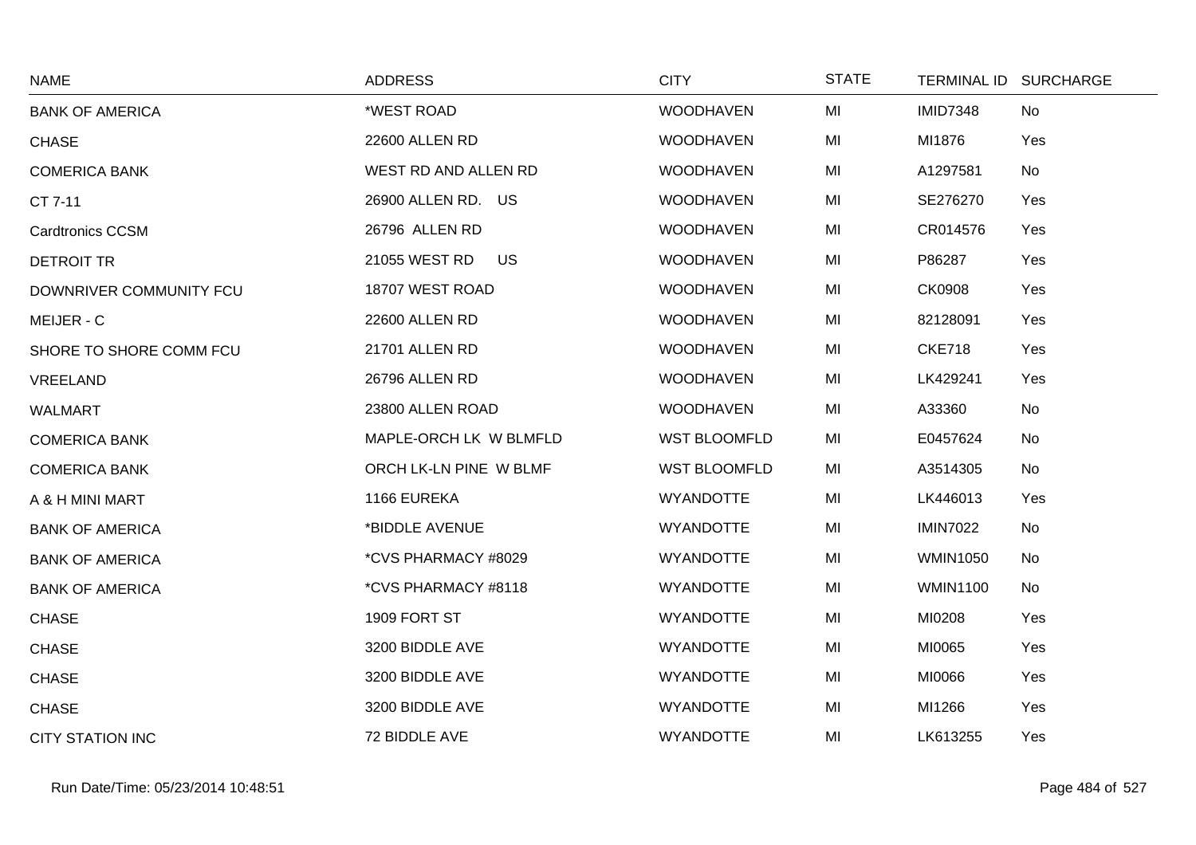| NAME | ADDRESS | CITY | STATE | TERMINAL ID | SURCHARGE |
| --- | --- | --- | --- | --- | --- |
| BANK OF AMERICA | *WEST ROAD | WOODHAVEN | MI | IMID7348 | No |
| CHASE | 22600 ALLEN RD | WOODHAVEN | MI | MI1876 | Yes |
| COMERICA BANK | WEST RD AND ALLEN RD | WOODHAVEN | MI | A1297581 | No |
| CT 7-11 | 26900 ALLEN RD. US | WOODHAVEN | MI | SE276270 | Yes |
| Cardtronics CCSM | 26796 ALLEN RD | WOODHAVEN | MI | CR014576 | Yes |
| DETROIT TR | 21055 WEST RD US | WOODHAVEN | MI | P86287 | Yes |
| DOWNRIVER COMMUNITY FCU | 18707 WEST ROAD | WOODHAVEN | MI | CK0908 | Yes |
| MEIJER - C | 22600 ALLEN RD | WOODHAVEN | MI | 82128091 | Yes |
| SHORE TO SHORE COMM FCU | 21701 ALLEN RD | WOODHAVEN | MI | CKE718 | Yes |
| VREELAND | 26796 ALLEN RD | WOODHAVEN | MI | LK429241 | Yes |
| WALMART | 23800 ALLEN ROAD | WOODHAVEN | MI | A33360 | No |
| COMERICA BANK | MAPLE-ORCH LK W BLMFLD | WST BLOOMFLD | MI | E0457624 | No |
| COMERICA BANK | ORCH LK-LN PINE W BLMF | WST BLOOMFLD | MI | A3514305 | No |
| A & H MINI MART | 1166 EUREKA | WYANDOTTE | MI | LK446013 | Yes |
| BANK OF AMERICA | *BIDDLE AVENUE | WYANDOTTE | MI | IMIN7022 | No |
| BANK OF AMERICA | *CVS PHARMACY #8029 | WYANDOTTE | MI | WMIN1050 | No |
| BANK OF AMERICA | *CVS PHARMACY #8118 | WYANDOTTE | MI | WMIN1100 | No |
| CHASE | 1909 FORT ST | WYANDOTTE | MI | MI0208 | Yes |
| CHASE | 3200 BIDDLE AVE | WYANDOTTE | MI | MI0065 | Yes |
| CHASE | 3200 BIDDLE AVE | WYANDOTTE | MI | MI0066 | Yes |
| CHASE | 3200 BIDDLE AVE | WYANDOTTE | MI | MI1266 | Yes |
| CITY STATION INC | 72 BIDDLE AVE | WYANDOTTE | MI | LK613255 | Yes |

Run Date/Time: 05/23/2014 10:48:51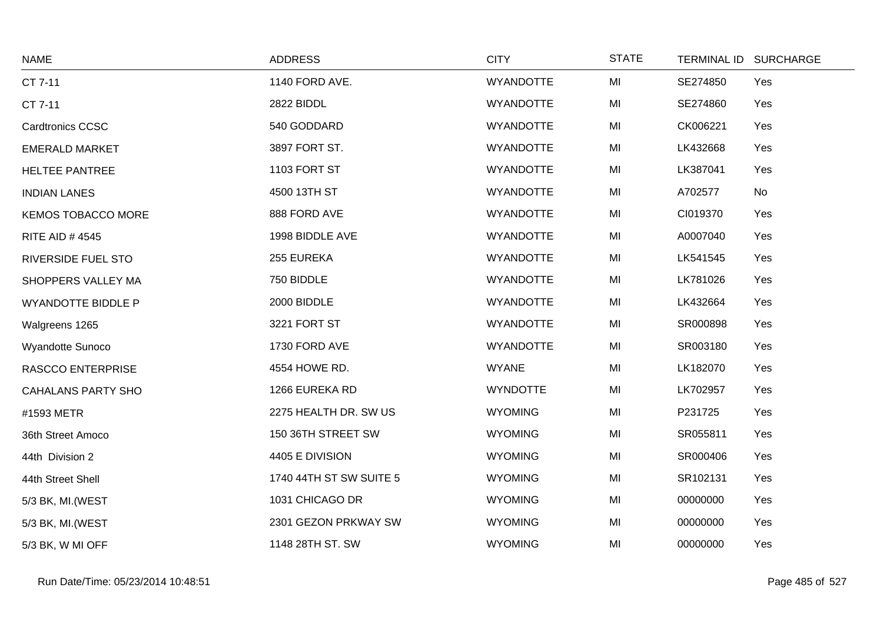| NAME | ADDRESS | CITY | STATE | TERMINAL ID | SURCHARGE |
|---|---|---|---|---|---|
| CT 7-11 | 1140 FORD AVE. | WYANDOTTE | MI | SE274850 | Yes |
| CT 7-11 | 2822 BIDDL | WYANDOTTE | MI | SE274860 | Yes |
| Cardtronics CCSC | 540 GODDARD | WYANDOTTE | MI | CK006221 | Yes |
| EMERALD MARKET | 3897 FORT ST. | WYANDOTTE | MI | LK432668 | Yes |
| HELTEE PANTREE | 1103 FORT ST | WYANDOTTE | MI | LK387041 | Yes |
| INDIAN LANES | 4500 13TH ST | WYANDOTTE | MI | A702577 | No |
| KEMOS TOBACCO MORE | 888 FORD AVE | WYANDOTTE | MI | CI019370 | Yes |
| RITE AID # 4545 | 1998 BIDDLE AVE | WYANDOTTE | MI | A0007040 | Yes |
| RIVERSIDE FUEL STO | 255 EUREKA | WYANDOTTE | MI | LK541545 | Yes |
| SHOPPERS VALLEY MA | 750 BIDDLE | WYANDOTTE | MI | LK781026 | Yes |
| WYANDOTTE BIDDLE P | 2000 BIDDLE | WYANDOTTE | MI | LK432664 | Yes |
| Walgreens 1265 | 3221 FORT ST | WYANDOTTE | MI | SR000898 | Yes |
| Wyandotte Sunoco | 1730 FORD AVE | WYANDOTTE | MI | SR003180 | Yes |
| RASCCO ENTERPRISE | 4554 HOWE RD. | WYANE | MI | LK182070 | Yes |
| CAHALANS PARTY SHO | 1266 EUREKA RD | WYNDOTTE | MI | LK702957 | Yes |
| #1593 METR | 2275 HEALTH DR. SW US | WYOMING | MI | P231725 | Yes |
| 36th Street Amoco | 150 36TH STREET SW | WYOMING | MI | SR055811 | Yes |
| 44th Division 2 | 4405 E DIVISION | WYOMING | MI | SR000406 | Yes |
| 44th Street Shell | 1740 44TH ST SW SUITE 5 | WYOMING | MI | SR102131 | Yes |
| 5/3 BK, MI.(WEST | 1031 CHICAGO DR | WYOMING | MI | 00000000 | Yes |
| 5/3 BK, MI.(WEST | 2301 GEZON PRKWAY SW | WYOMING | MI | 00000000 | Yes |
| 5/3 BK, W MI OFF | 1148 28TH ST. SW | WYOMING | MI | 00000000 | Yes |

Run Date/Time: 05/23/2014 10:48:51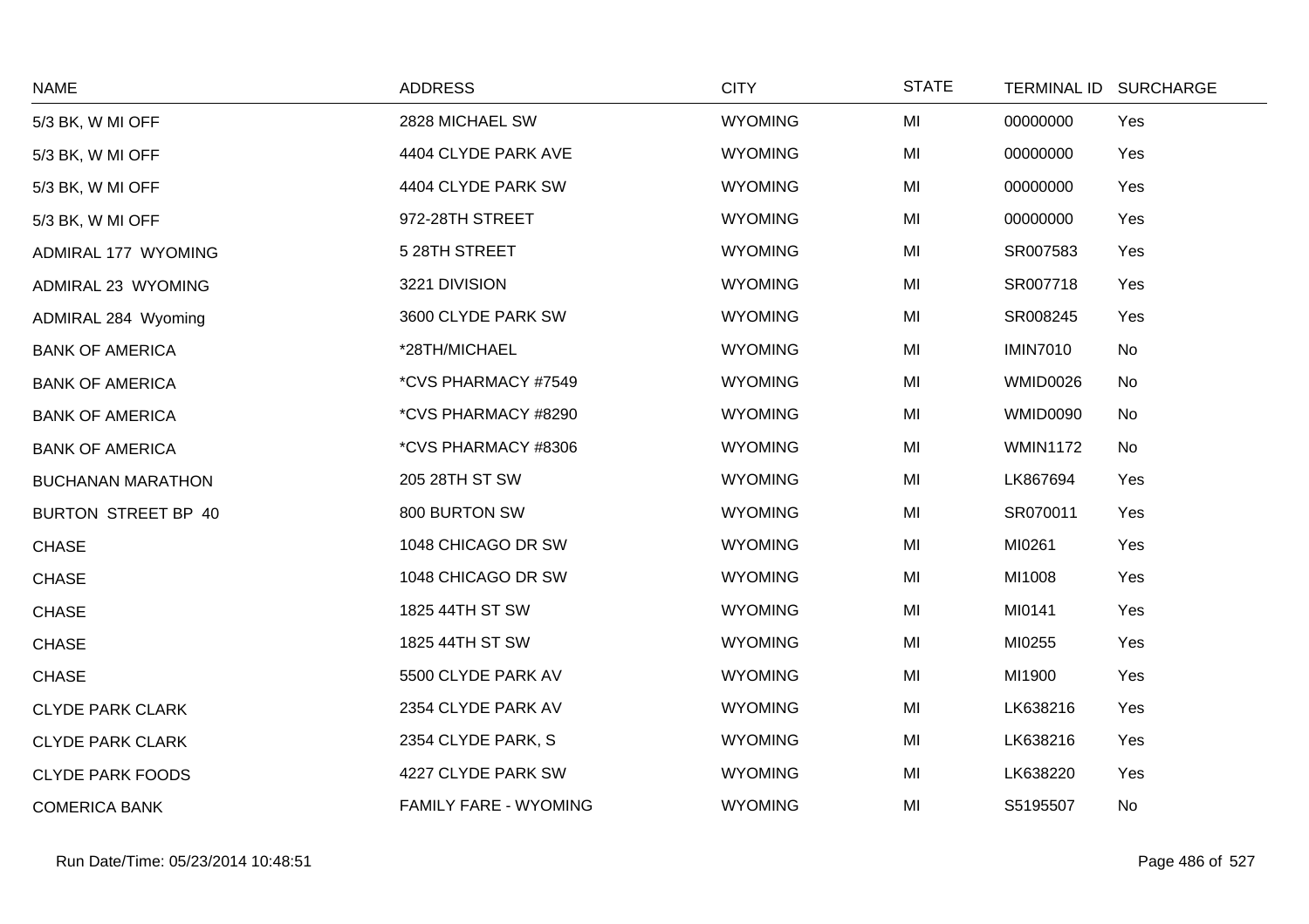| NAME | ADDRESS | CITY | STATE | TERMINAL ID | SURCHARGE |
|---|---|---|---|---|---|
| 5/3 BK, W MI OFF | 2828 MICHAEL SW | WYOMING | MI | 00000000 | Yes |
| 5/3 BK, W MI OFF | 4404 CLYDE PARK AVE | WYOMING | MI | 00000000 | Yes |
| 5/3 BK, W MI OFF | 4404 CLYDE PARK SW | WYOMING | MI | 00000000 | Yes |
| 5/3 BK, W MI OFF | 972-28TH STREET | WYOMING | MI | 00000000 | Yes |
| ADMIRAL 177 WYOMING | 5 28TH STREET | WYOMING | MI | SR007583 | Yes |
| ADMIRAL 23 WYOMING | 3221 DIVISION | WYOMING | MI | SR007718 | Yes |
| ADMIRAL 284 Wyoming | 3600 CLYDE PARK SW | WYOMING | MI | SR008245 | Yes |
| BANK OF AMERICA | *28TH/MICHAEL | WYOMING | MI | IMIN7010 | No |
| BANK OF AMERICA | *CVS PHARMACY #7549 | WYOMING | MI | WMID0026 | No |
| BANK OF AMERICA | *CVS PHARMACY #8290 | WYOMING | MI | WMID0090 | No |
| BANK OF AMERICA | *CVS PHARMACY #8306 | WYOMING | MI | WMIN1172 | No |
| BUCHANAN MARATHON | 205 28TH ST SW | WYOMING | MI | LK867694 | Yes |
| BURTON STREET BP 40 | 800 BURTON SW | WYOMING | MI | SR070011 | Yes |
| CHASE | 1048 CHICAGO DR SW | WYOMING | MI | MI0261 | Yes |
| CHASE | 1048 CHICAGO DR SW | WYOMING | MI | MI1008 | Yes |
| CHASE | 1825 44TH ST SW | WYOMING | MI | MI0141 | Yes |
| CHASE | 1825 44TH ST SW | WYOMING | MI | MI0255 | Yes |
| CHASE | 5500 CLYDE PARK AV | WYOMING | MI | MI1900 | Yes |
| CLYDE PARK CLARK | 2354 CLYDE PARK AV | WYOMING | MI | LK638216 | Yes |
| CLYDE PARK CLARK | 2354 CLYDE PARK, S | WYOMING | MI | LK638216 | Yes |
| CLYDE PARK FOODS | 4227 CLYDE PARK SW | WYOMING | MI | LK638220 | Yes |
| COMERICA BANK | FAMILY FARE - WYOMING | WYOMING | MI | S5195507 | No |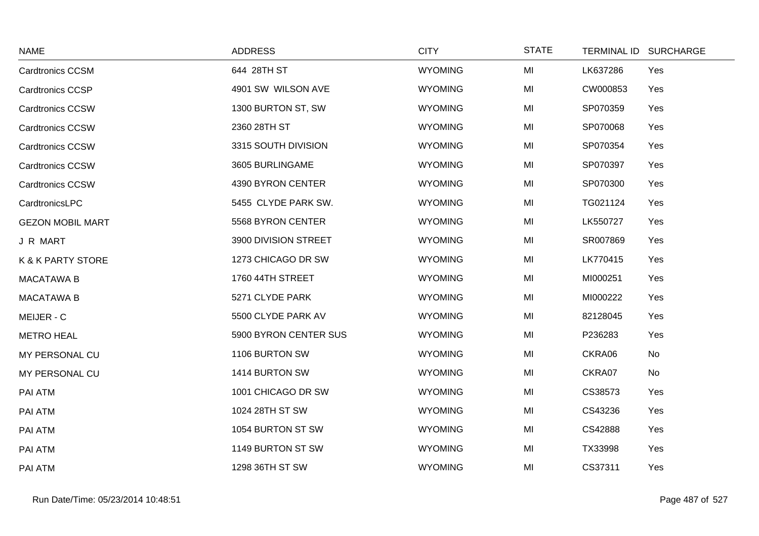| NAME | ADDRESS | CITY | STATE | TERMINAL ID | SURCHARGE |
|---|---|---|---|---|---|
| Cardtronics CCSM | 644 28TH ST | WYOMING | MI | LK637286 | Yes |
| Cardtronics CCSP | 4901 SW WILSON AVE | WYOMING | MI | CW000853 | Yes |
| Cardtronics CCSW | 1300 BURTON ST, SW | WYOMING | MI | SP070359 | Yes |
| Cardtronics CCSW | 2360 28TH ST | WYOMING | MI | SP070068 | Yes |
| Cardtronics CCSW | 3315 SOUTH DIVISION | WYOMING | MI | SP070354 | Yes |
| Cardtronics CCSW | 3605 BURLINGAME | WYOMING | MI | SP070397 | Yes |
| Cardtronics CCSW | 4390 BYRON CENTER | WYOMING | MI | SP070300 | Yes |
| CardtronicsLPC | 5455 CLYDE PARK SW. | WYOMING | MI | TG021124 | Yes |
| GEZON MOBIL MART | 5568 BYRON CENTER | WYOMING | MI | LK550727 | Yes |
| J R MART | 3900 DIVISION STREET | WYOMING | MI | SR007869 | Yes |
| K & K PARTY STORE | 1273 CHICAGO DR SW | WYOMING | MI | LK770415 | Yes |
| MACATAWA B | 1760 44TH STREET | WYOMING | MI | MI000251 | Yes |
| MACATAWA B | 5271 CLYDE PARK | WYOMING | MI | MI000222 | Yes |
| MEIJER - C | 5500 CLYDE PARK AV | WYOMING | MI | 82128045 | Yes |
| METRO HEAL | 5900 BYRON CENTER SUS | WYOMING | MI | P236283 | Yes |
| MY PERSONAL CU | 1106 BURTON SW | WYOMING | MI | CKRA06 | No |
| MY PERSONAL CU | 1414 BURTON SW | WYOMING | MI | CKRA07 | No |
| PAI ATM | 1001 CHICAGO DR SW | WYOMING | MI | CS38573 | Yes |
| PAI ATM | 1024 28TH ST SW | WYOMING | MI | CS43236 | Yes |
| PAI ATM | 1054 BURTON ST SW | WYOMING | MI | CS42888 | Yes |
| PAI ATM | 1149 BURTON ST SW | WYOMING | MI | TX33998 | Yes |
| PAI ATM | 1298 36TH ST SW | WYOMING | MI | CS37311 | Yes |

Run Date/Time: 05/23/2014 10:48:51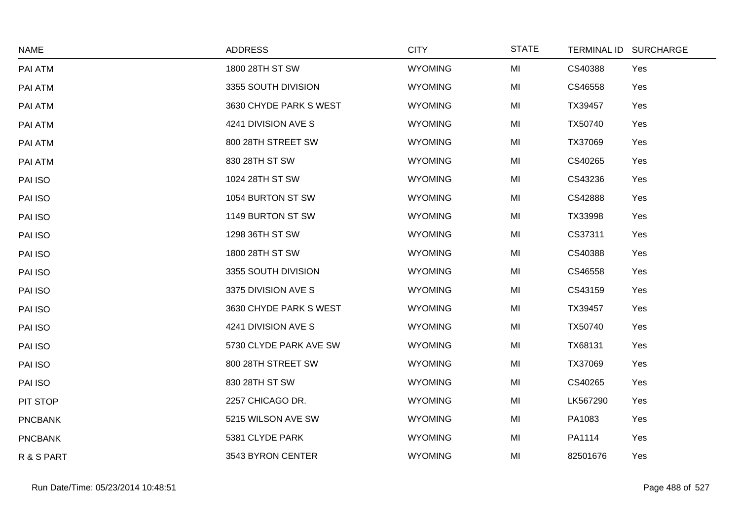| NAME | ADDRESS | CITY | STATE | TERMINAL ID | SURCHARGE |
|---|---|---|---|---|---|
| PAI ATM | 1800 28TH ST SW | WYOMING | MI | CS40388 | Yes |
| PAI ATM | 3355 SOUTH DIVISION | WYOMING | MI | CS46558 | Yes |
| PAI ATM | 3630 CHYDE PARK S WEST | WYOMING | MI | TX39457 | Yes |
| PAI ATM | 4241 DIVISION AVE S | WYOMING | MI | TX50740 | Yes |
| PAI ATM | 800 28TH STREET SW | WYOMING | MI | TX37069 | Yes |
| PAI ATM | 830 28TH ST SW | WYOMING | MI | CS40265 | Yes |
| PAI ISO | 1024 28TH ST SW | WYOMING | MI | CS43236 | Yes |
| PAI ISO | 1054 BURTON ST SW | WYOMING | MI | CS42888 | Yes |
| PAI ISO | 1149 BURTON ST SW | WYOMING | MI | TX33998 | Yes |
| PAI ISO | 1298 36TH ST SW | WYOMING | MI | CS37311 | Yes |
| PAI ISO | 1800 28TH ST SW | WYOMING | MI | CS40388 | Yes |
| PAI ISO | 3355 SOUTH DIVISION | WYOMING | MI | CS46558 | Yes |
| PAI ISO | 3375 DIVISION AVE S | WYOMING | MI | CS43159 | Yes |
| PAI ISO | 3630 CHYDE PARK S WEST | WYOMING | MI | TX39457 | Yes |
| PAI ISO | 4241 DIVISION AVE S | WYOMING | MI | TX50740 | Yes |
| PAI ISO | 5730 CLYDE PARK AVE SW | WYOMING | MI | TX68131 | Yes |
| PAI ISO | 800 28TH STREET SW | WYOMING | MI | TX37069 | Yes |
| PAI ISO | 830 28TH ST SW | WYOMING | MI | CS40265 | Yes |
| PIT STOP | 2257 CHICAGO DR. | WYOMING | MI | LK567290 | Yes |
| PNCBANK | 5215 WILSON AVE SW | WYOMING | MI | PA1083 | Yes |
| PNCBANK | 5381 CLYDE PARK | WYOMING | MI | PA1114 | Yes |
| R & S PART | 3543 BYRON CENTER | WYOMING | MI | 82501676 | Yes |

Run Date/Time: 05/23/2014 10:48:51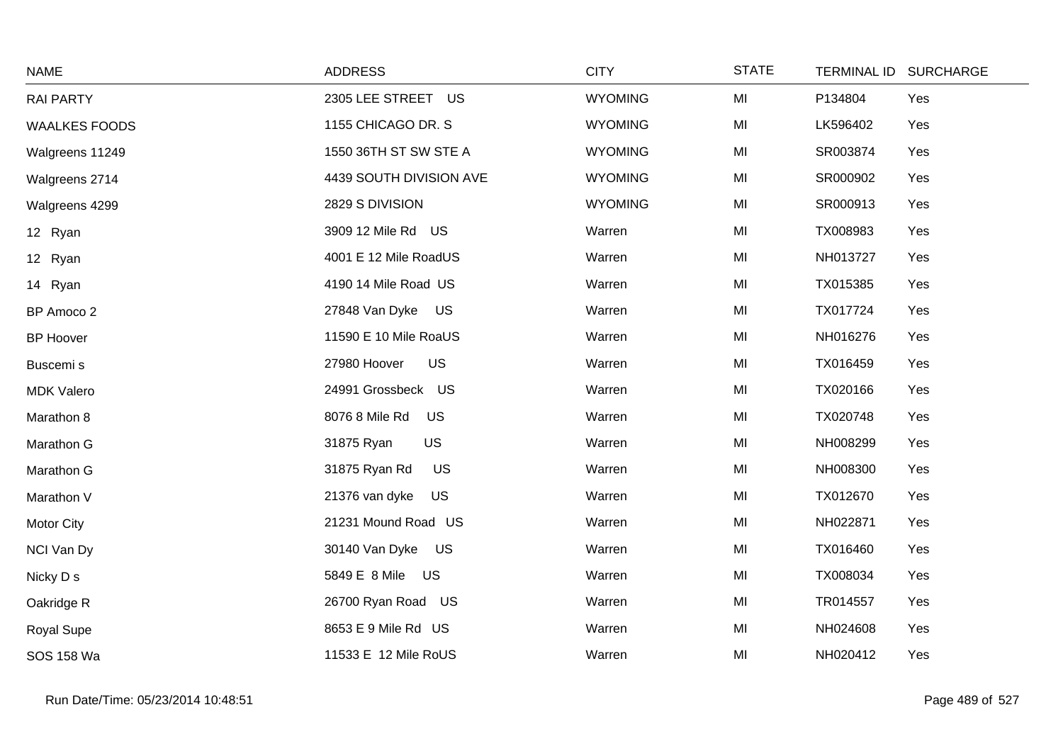| NAME | ADDRESS | CITY | STATE | TERMINAL ID | SURCHARGE |
|---|---|---|---|---|---|
| RAI PARTY | 2305 LEE STREET US | WYOMING | MI | P134804 | Yes |
| WAALKES FOODS | 1155 CHICAGO DR. S | WYOMING | MI | LK596402 | Yes |
| Walgreens 11249 | 1550 36TH ST SW STE A | WYOMING | MI | SR003874 | Yes |
| Walgreens 2714 | 4439 SOUTH DIVISION AVE | WYOMING | MI | SR000902 | Yes |
| Walgreens 4299 | 2829 S DIVISION | WYOMING | MI | SR000913 | Yes |
| 12 Ryan | 3909 12 Mile Rd US | Warren | MI | TX008983 | Yes |
| 12 Ryan | 4001 E 12 Mile RoadUS | Warren | MI | NH013727 | Yes |
| 14 Ryan | 4190 14 Mile Road US | Warren | MI | TX015385 | Yes |
| BP Amoco 2 | 27848 Van Dyke US | Warren | MI | TX017724 | Yes |
| BP Hoover | 11590 E 10 Mile RoaUS | Warren | MI | NH016276 | Yes |
| Buscemi s | 27980 Hoover US | Warren | MI | TX016459 | Yes |
| MDK Valero | 24991 Grossbeck US | Warren | MI | TX020166 | Yes |
| Marathon 8 | 8076 8 Mile Rd US | Warren | MI | TX020748 | Yes |
| Marathon G | 31875 Ryan US | Warren | MI | NH008299 | Yes |
| Marathon G | 31875 Ryan Rd US | Warren | MI | NH008300 | Yes |
| Marathon V | 21376 van dyke US | Warren | MI | TX012670 | Yes |
| Motor City | 21231 Mound Road US | Warren | MI | NH022871 | Yes |
| NCI Van Dy | 30140 Van Dyke US | Warren | MI | TX016460 | Yes |
| Nicky D s | 5849 E 8 Mile US | Warren | MI | TX008034 | Yes |
| Oakridge R | 26700 Ryan Road US | Warren | MI | TR014557 | Yes |
| Royal Supe | 8653 E 9 Mile Rd US | Warren | MI | NH024608 | Yes |
| SOS 158 Wa | 11533 E 12 Mile RoUS | Warren | MI | NH020412 | Yes |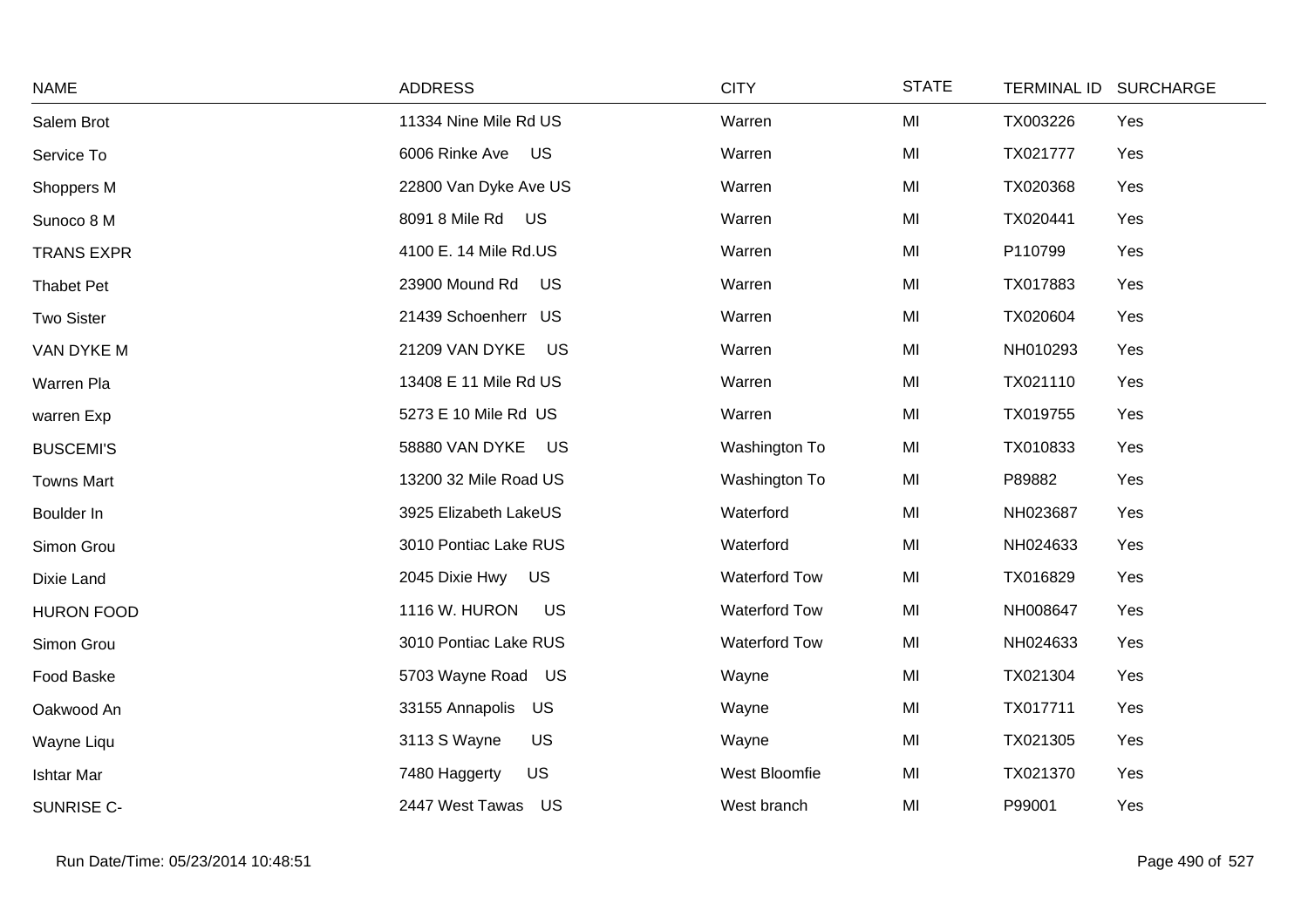| NAME | ADDRESS | CITY | STATE | TERMINAL ID | SURCHARGE |
| --- | --- | --- | --- | --- | --- |
| Salem Brot | 11334 Nine Mile Rd US | Warren | MI | TX003226 | Yes |
| Service To | 6006 Rinke Ave US | Warren | MI | TX021777 | Yes |
| Shoppers M | 22800 Van Dyke Ave US | Warren | MI | TX020368 | Yes |
| Sunoco 8 M | 8091 8 Mile Rd US | Warren | MI | TX020441 | Yes |
| TRANS EXPR | 4100 E. 14 Mile Rd.US | Warren | MI | P110799 | Yes |
| Thabet Pet | 23900 Mound Rd US | Warren | MI | TX017883 | Yes |
| Two Sister | 21439 Schoenherr US | Warren | MI | TX020604 | Yes |
| VAN DYKE M | 21209 VAN DYKE US | Warren | MI | NH010293 | Yes |
| Warren Pla | 13408 E 11 Mile Rd US | Warren | MI | TX021110 | Yes |
| warren Exp | 5273 E 10 Mile Rd US | Warren | MI | TX019755 | Yes |
| BUSCEMI'S | 58880 VAN DYKE US | Washington To | MI | TX010833 | Yes |
| Towns Mart | 13200 32 Mile Road US | Washington To | MI | P89882 | Yes |
| Boulder In | 3925 Elizabeth LakeUS | Waterford | MI | NH023687 | Yes |
| Simon Grou | 3010 Pontiac Lake RUS | Waterford | MI | NH024633 | Yes |
| Dixie Land | 2045 Dixie Hwy US | Waterford Tow | MI | TX016829 | Yes |
| HURON FOOD | 1116 W. HURON US | Waterford Tow | MI | NH008647 | Yes |
| Simon Grou | 3010 Pontiac Lake RUS | Waterford Tow | MI | NH024633 | Yes |
| Food Baske | 5703 Wayne Road US | Wayne | MI | TX021304 | Yes |
| Oakwood An | 33155 Annapolis US | Wayne | MI | TX017711 | Yes |
| Wayne Liqu | 3113 S Wayne US | Wayne | MI | TX021305 | Yes |
| Ishtar Mar | 7480 Haggerty US | West Bloomfie | MI | TX021370 | Yes |
| SUNRISE C- | 2447 West Tawas US | West branch | MI | P99001 | Yes |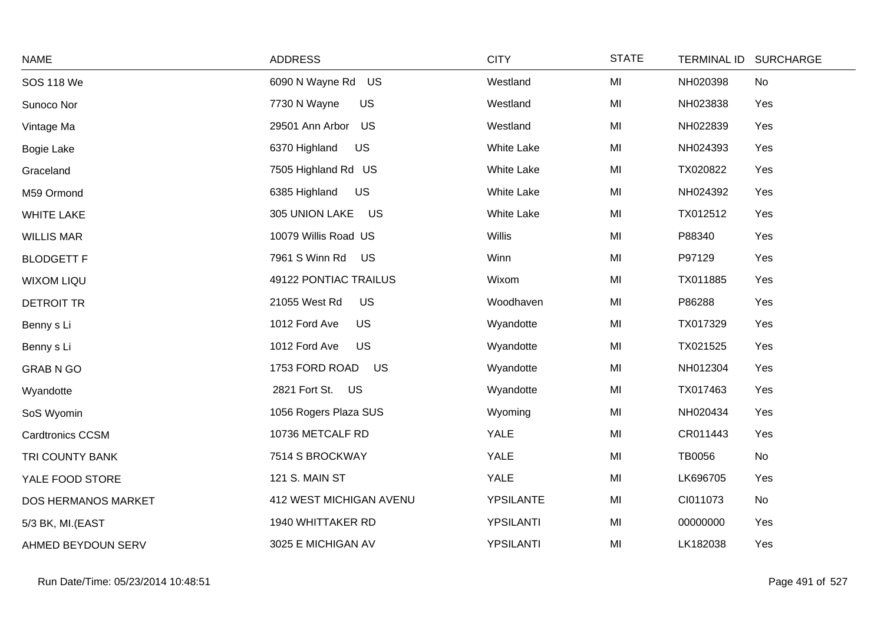| NAME | ADDRESS | CITY | STATE | TERMINAL ID | SURCHARGE |
|---|---|---|---|---|---|
| SOS 118 We | 6090 N Wayne Rd US | Westland | MI | NH020398 | No |
| Sunoco Nor | 7730 N Wayne US | Westland | MI | NH023838 | Yes |
| Vintage Ma | 29501 Ann Arbor US | Westland | MI | NH022839 | Yes |
| Bogie Lake | 6370 Highland US | White Lake | MI | NH024393 | Yes |
| Graceland | 7505 Highland Rd US | White Lake | MI | TX020822 | Yes |
| M59 Ormond | 6385 Highland US | White Lake | MI | NH024392 | Yes |
| WHITE LAKE | 305 UNION LAKE US | White Lake | MI | TX012512 | Yes |
| WILLIS MAR | 10079 Willis Road US | Willis | MI | P88340 | Yes |
| BLODGETT F | 7961 S Winn Rd US | Winn | MI | P97129 | Yes |
| WIXOM LIQU | 49122 PONTIAC TRAILUS | Wixom | MI | TX011885 | Yes |
| DETROIT TR | 21055 West Rd US | Woodhaven | MI | P86288 | Yes |
| Benny s Li | 1012 Ford Ave US | Wyandotte | MI | TX017329 | Yes |
| Benny s Li | 1012 Ford Ave US | Wyandotte | MI | TX021525 | Yes |
| GRAB N GO | 1753 FORD ROAD US | Wyandotte | MI | NH012304 | Yes |
| Wyandotte | 2821 Fort St. US | Wyandotte | MI | TX017463 | Yes |
| SoS Wyomin | 1056 Rogers Plaza SUS | Wyoming | MI | NH020434 | Yes |
| Cardtronics CCSM | 10736 METCALF RD | YALE | MI | CR011443 | Yes |
| TRI COUNTY BANK | 7514 S BROCKWAY | YALE | MI | TB0056 | No |
| YALE FOOD STORE | 121 S. MAIN ST | YALE | MI | LK696705 | Yes |
| DOS HERMANOS MARKET | 412 WEST MICHIGAN AVENU | YPSILANTE | MI | CI011073 | No |
| 5/3 BK, MI.(EAST | 1940 WHITTAKER RD | YPSILANTI | MI | 00000000 | Yes |
| AHMED BEYDOUN SERV | 3025 E MICHIGAN AV | YPSILANTI | MI | LK182038 | Yes |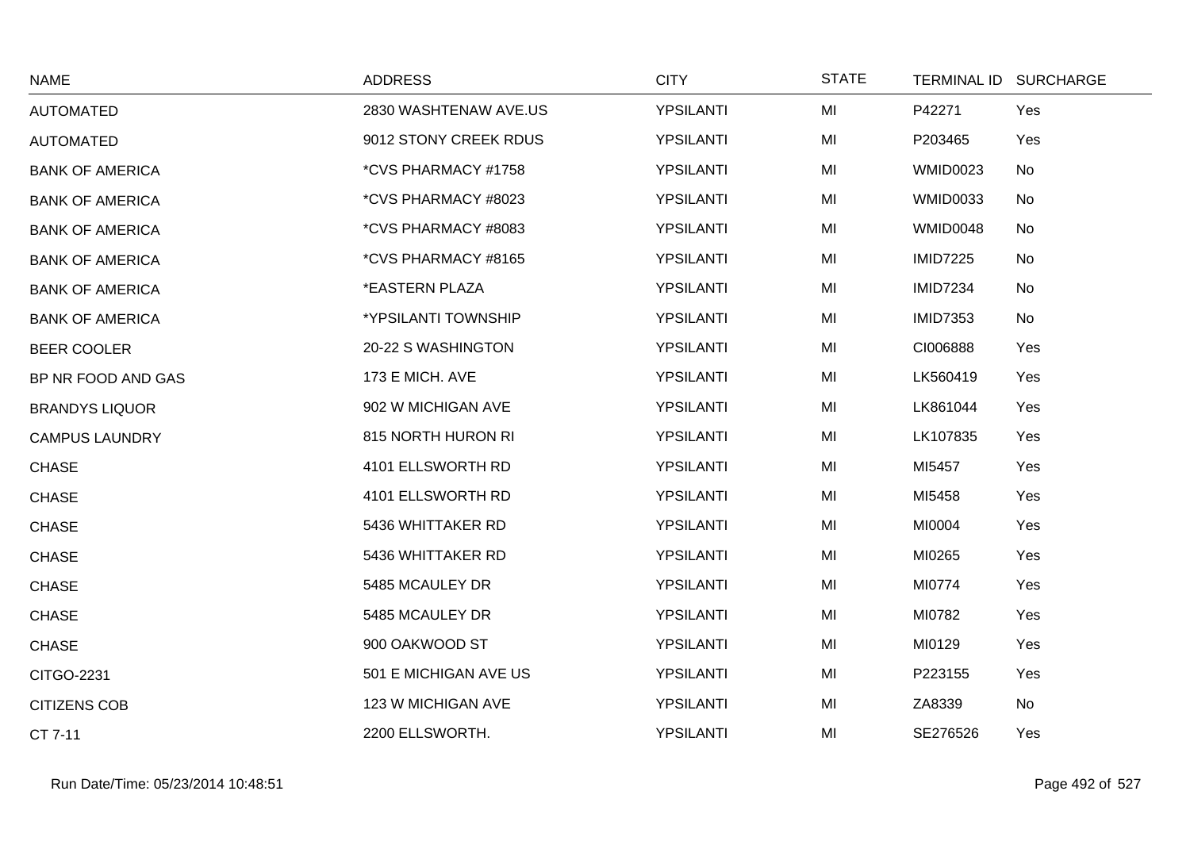| NAME | ADDRESS | CITY | STATE | TERMINAL ID | SURCHARGE |
|---|---|---|---|---|---|
| AUTOMATED | 2830 WASHTENAW AVE.US | YPSILANTI | MI | P42271 | Yes |
| AUTOMATED | 9012 STONY CREEK RDUS | YPSILANTI | MI | P203465 | Yes |
| BANK OF AMERICA | *CVS PHARMACY #1758 | YPSILANTI | MI | WMID0023 | No |
| BANK OF AMERICA | *CVS PHARMACY #8023 | YPSILANTI | MI | WMID0033 | No |
| BANK OF AMERICA | *CVS PHARMACY #8083 | YPSILANTI | MI | WMID0048 | No |
| BANK OF AMERICA | *CVS PHARMACY #8165 | YPSILANTI | MI | IMID7225 | No |
| BANK OF AMERICA | *EASTERN PLAZA | YPSILANTI | MI | IMID7234 | No |
| BANK OF AMERICA | *YPSILANTI TOWNSHIP | YPSILANTI | MI | IMID7353 | No |
| BEER COOLER | 20-22 S WASHINGTON | YPSILANTI | MI | CI006888 | Yes |
| BP NR FOOD AND GAS | 173 E MICH. AVE | YPSILANTI | MI | LK560419 | Yes |
| BRANDYS LIQUOR | 902 W MICHIGAN AVE | YPSILANTI | MI | LK861044 | Yes |
| CAMPUS LAUNDRY | 815 NORTH HURON RI | YPSILANTI | MI | LK107835 | Yes |
| CHASE | 4101 ELLSWORTH RD | YPSILANTI | MI | MI5457 | Yes |
| CHASE | 4101 ELLSWORTH RD | YPSILANTI | MI | MI5458 | Yes |
| CHASE | 5436 WHITTAKER RD | YPSILANTI | MI | MI0004 | Yes |
| CHASE | 5436 WHITTAKER RD | YPSILANTI | MI | MI0265 | Yes |
| CHASE | 5485 MCAULEY DR | YPSILANTI | MI | MI0774 | Yes |
| CHASE | 5485 MCAULEY DR | YPSILANTI | MI | MI0782 | Yes |
| CHASE | 900 OAKWOOD ST | YPSILANTI | MI | MI0129 | Yes |
| CITGO-2231 | 501 E MICHIGAN AVE US | YPSILANTI | MI | P223155 | Yes |
| CITIZENS COB | 123 W MICHIGAN AVE | YPSILANTI | MI | ZA8339 | No |
| CT 7-11 | 2200 ELLSWORTH. | YPSILANTI | MI | SE276526 | Yes |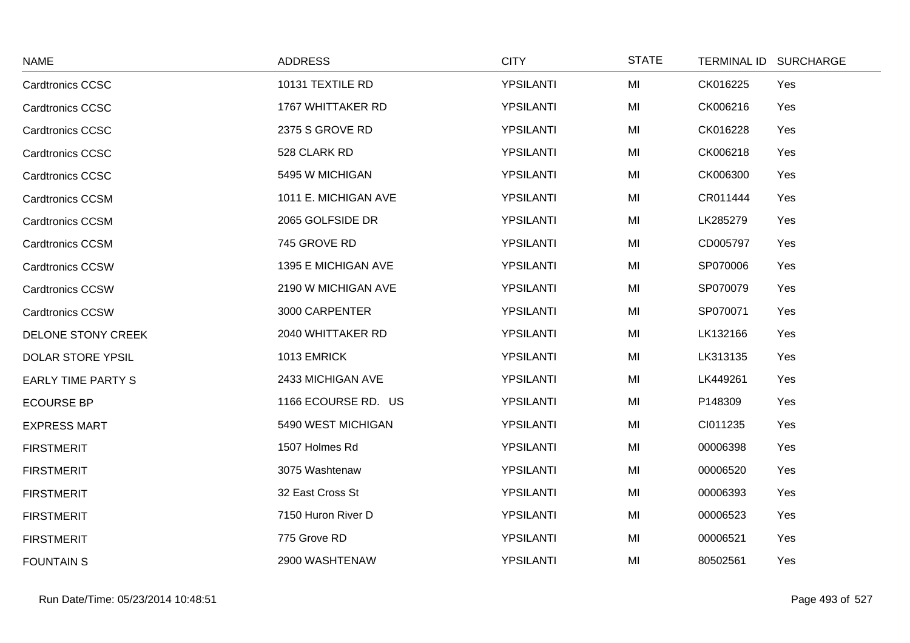| NAME | ADDRESS | CITY | STATE | TERMINAL ID | SURCHARGE |
|---|---|---|---|---|---|
| Cardtronics CCSC | 10131 TEXTILE RD | YPSILANTI | MI | CK016225 | Yes |
| Cardtronics CCSC | 1767 WHITTAKER RD | YPSILANTI | MI | CK006216 | Yes |
| Cardtronics CCSC | 2375 S GROVE RD | YPSILANTI | MI | CK016228 | Yes |
| Cardtronics CCSC | 528 CLARK RD | YPSILANTI | MI | CK006218 | Yes |
| Cardtronics CCSC | 5495 W MICHIGAN | YPSILANTI | MI | CK006300 | Yes |
| Cardtronics CCSM | 1011 E. MICHIGAN AVE | YPSILANTI | MI | CR011444 | Yes |
| Cardtronics CCSM | 2065 GOLFSIDE DR | YPSILANTI | MI | LK285279 | Yes |
| Cardtronics CCSM | 745 GROVE RD | YPSILANTI | MI | CD005797 | Yes |
| Cardtronics CCSW | 1395 E MICHIGAN AVE | YPSILANTI | MI | SP070006 | Yes |
| Cardtronics CCSW | 2190 W MICHIGAN AVE | YPSILANTI | MI | SP070079 | Yes |
| Cardtronics CCSW | 3000 CARPENTER | YPSILANTI | MI | SP070071 | Yes |
| DELONE STONY CREEK | 2040 WHITTAKER RD | YPSILANTI | MI | LK132166 | Yes |
| DOLAR STORE YPSIL | 1013 EMRICK | YPSILANTI | MI | LK313135 | Yes |
| EARLY TIME PARTY S | 2433 MICHIGAN AVE | YPSILANTI | MI | LK449261 | Yes |
| ECOURSE BP | 1166 ECOURSE RD. US | YPSILANTI | MI | P148309 | Yes |
| EXPRESS MART | 5490 WEST MICHIGAN | YPSILANTI | MI | CI011235 | Yes |
| FIRSTMERIT | 1507 Holmes Rd | YPSILANTI | MI | 00006398 | Yes |
| FIRSTMERIT | 3075 Washtenaw | YPSILANTI | MI | 00006520 | Yes |
| FIRSTMERIT | 32 East Cross St | YPSILANTI | MI | 00006393 | Yes |
| FIRSTMERIT | 7150 Huron River D | YPSILANTI | MI | 00006523 | Yes |
| FIRSTMERIT | 775 Grove RD | YPSILANTI | MI | 00006521 | Yes |
| FOUNTAIN S | 2900 WASHTENAW | YPSILANTI | MI | 80502561 | Yes |

Run Date/Time: 05/23/2014 10:48:51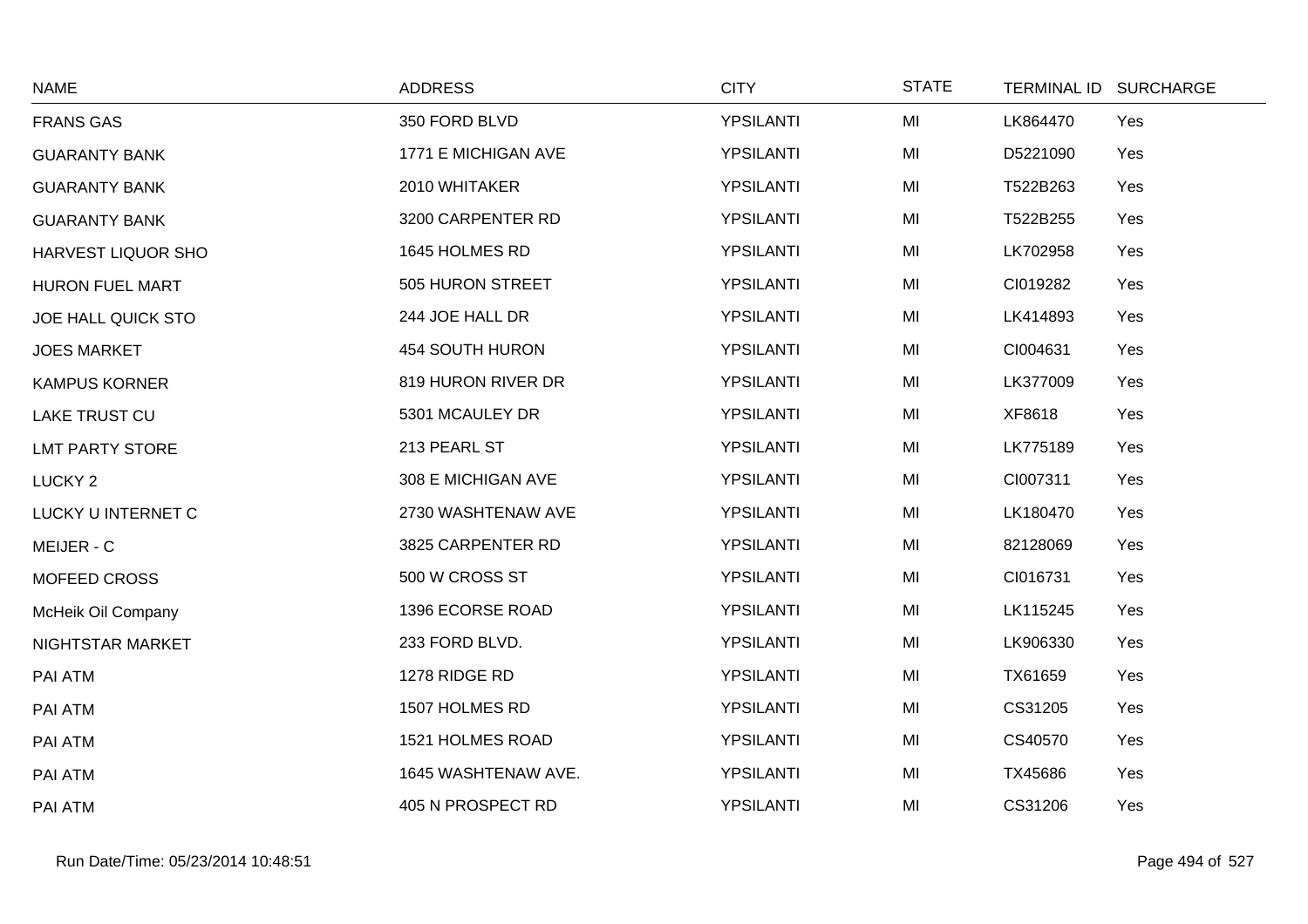| NAME | ADDRESS | CITY | STATE | TERMINAL ID | SURCHARGE |
|---|---|---|---|---|---|
| FRANS GAS | 350 FORD BLVD | YPSILANTI | MI | LK864470 | Yes |
| GUARANTY BANK | 1771 E MICHIGAN AVE | YPSILANTI | MI | D5221090 | Yes |
| GUARANTY BANK | 2010 WHITAKER | YPSILANTI | MI | T522B263 | Yes |
| GUARANTY BANK | 3200 CARPENTER RD | YPSILANTI | MI | T522B255 | Yes |
| HARVEST LIQUOR SHO | 1645 HOLMES RD | YPSILANTI | MI | LK702958 | Yes |
| HURON FUEL MART | 505 HURON STREET | YPSILANTI | MI | CI019282 | Yes |
| JOE HALL QUICK STO | 244 JOE HALL DR | YPSILANTI | MI | LK414893 | Yes |
| JOES MARKET | 454 SOUTH HURON | YPSILANTI | MI | CI004631 | Yes |
| KAMPUS KORNER | 819 HURON RIVER DR | YPSILANTI | MI | LK377009 | Yes |
| LAKE TRUST CU | 5301 MCAULEY DR | YPSILANTI | MI | XF8618 | Yes |
| LMT PARTY STORE | 213 PEARL ST | YPSILANTI | MI | LK775189 | Yes |
| LUCKY 2 | 308 E MICHIGAN AVE | YPSILANTI | MI | CI007311 | Yes |
| LUCKY U INTERNET C | 2730 WASHTENAW AVE | YPSILANTI | MI | LK180470 | Yes |
| MEIJER - C | 3825 CARPENTER RD | YPSILANTI | MI | 82128069 | Yes |
| MOFEED CROSS | 500 W CROSS ST | YPSILANTI | MI | CI016731 | Yes |
| McHeik Oil Company | 1396 ECORSE ROAD | YPSILANTI | MI | LK115245 | Yes |
| NIGHTSTAR MARKET | 233 FORD BLVD. | YPSILANTI | MI | LK906330 | Yes |
| PAI ATM | 1278 RIDGE RD | YPSILANTI | MI | TX61659 | Yes |
| PAI ATM | 1507 HOLMES RD | YPSILANTI | MI | CS31205 | Yes |
| PAI ATM | 1521 HOLMES ROAD | YPSILANTI | MI | CS40570 | Yes |
| PAI ATM | 1645 WASHTENAW AVE. | YPSILANTI | MI | TX45686 | Yes |
| PAI ATM | 405 N PROSPECT RD | YPSILANTI | MI | CS31206 | Yes |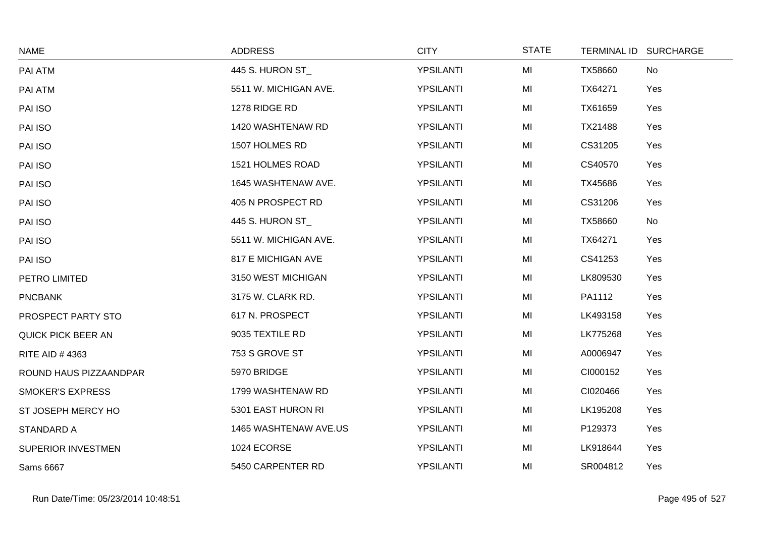| NAME | ADDRESS | CITY | STATE | TERMINAL ID | SURCHARGE |
| --- | --- | --- | --- | --- | --- |
| PAI ATM | 445 S. HURON ST_ | YPSILANTI | MI | TX58660 | No |
| PAI ATM | 5511 W. MICHIGAN AVE. | YPSILANTI | MI | TX64271 | Yes |
| PAI ISO | 1278 RIDGE RD | YPSILANTI | MI | TX61659 | Yes |
| PAI ISO | 1420 WASHTENAW RD | YPSILANTI | MI | TX21488 | Yes |
| PAI ISO | 1507 HOLMES RD | YPSILANTI | MI | CS31205 | Yes |
| PAI ISO | 1521 HOLMES ROAD | YPSILANTI | MI | CS40570 | Yes |
| PAI ISO | 1645 WASHTENAW AVE. | YPSILANTI | MI | TX45686 | Yes |
| PAI ISO | 405 N PROSPECT RD | YPSILANTI | MI | CS31206 | Yes |
| PAI ISO | 445 S. HURON ST_ | YPSILANTI | MI | TX58660 | No |
| PAI ISO | 5511 W. MICHIGAN AVE. | YPSILANTI | MI | TX64271 | Yes |
| PAI ISO | 817 E MICHIGAN AVE | YPSILANTI | MI | CS41253 | Yes |
| PETRO LIMITED | 3150 WEST MICHIGAN | YPSILANTI | MI | LK809530 | Yes |
| PNCBANK | 3175 W. CLARK RD. | YPSILANTI | MI | PA1112 | Yes |
| PROSPECT PARTY STO | 617 N. PROSPECT | YPSILANTI | MI | LK493158 | Yes |
| QUICK PICK BEER AN | 9035 TEXTILE RD | YPSILANTI | MI | LK775268 | Yes |
| RITE AID # 4363 | 753 S GROVE ST | YPSILANTI | MI | A0006947 | Yes |
| ROUND HAUS PIZZAANDPAR | 5970 BRIDGE | YPSILANTI | MI | CI000152 | Yes |
| SMOKER'S EXPRESS | 1799 WASHTENAW RD | YPSILANTI | MI | CI020466 | Yes |
| ST JOSEPH MERCY HO | 5301 EAST HURON RI | YPSILANTI | MI | LK195208 | Yes |
| STANDARD A | 1465 WASHTENAW AVE.US | YPSILANTI | MI | P129373 | Yes |
| SUPERIOR INVESTMEN | 1024 ECORSE | YPSILANTI | MI | LK918644 | Yes |
| Sams 6667 | 5450 CARPENTER RD | YPSILANTI | MI | SR004812 | Yes |

Run Date/Time: 05/23/2014 10:48:51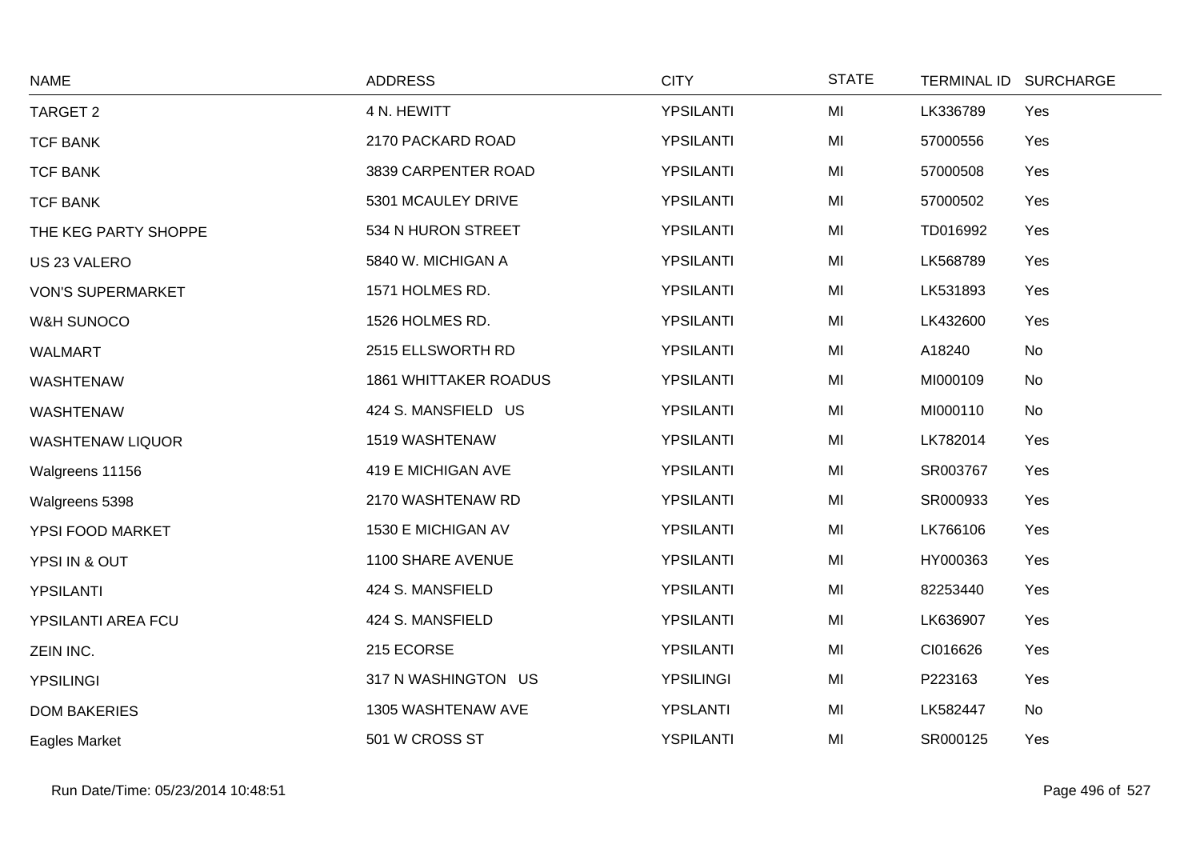| NAME | ADDRESS | CITY | STATE | TERMINAL ID | SURCHARGE |
|---|---|---|---|---|---|
| TARGET 2 | 4 N. HEWITT | YPSILANTI | MI | LK336789 | Yes |
| TCF BANK | 2170 PACKARD ROAD | YPSILANTI | MI | 57000556 | Yes |
| TCF BANK | 3839 CARPENTER ROAD | YPSILANTI | MI | 57000508 | Yes |
| TCF BANK | 5301 MCAULEY DRIVE | YPSILANTI | MI | 57000502 | Yes |
| THE KEG PARTY SHOPPE | 534 N HURON STREET | YPSILANTI | MI | TD016992 | Yes |
| US 23 VALERO | 5840 W. MICHIGAN A | YPSILANTI | MI | LK568789 | Yes |
| VON'S SUPERMARKET | 1571 HOLMES RD. | YPSILANTI | MI | LK531893 | Yes |
| W&H SUNOCO | 1526 HOLMES RD. | YPSILANTI | MI | LK432600 | Yes |
| WALMART | 2515 ELLSWORTH RD | YPSILANTI | MI | A18240 | No |
| WASHTENAW | 1861 WHITTAKER ROADUS | YPSILANTI | MI | MI000109 | No |
| WASHTENAW | 424 S. MANSFIELD US | YPSILANTI | MI | MI000110 | No |
| WASHTENAW LIQUOR | 1519 WASHTENAW | YPSILANTI | MI | LK782014 | Yes |
| Walgreens 11156 | 419 E MICHIGAN AVE | YPSILANTI | MI | SR003767 | Yes |
| Walgreens 5398 | 2170 WASHTENAW RD | YPSILANTI | MI | SR000933 | Yes |
| YPSI FOOD MARKET | 1530 E MICHIGAN AV | YPSILANTI | MI | LK766106 | Yes |
| YPSI IN & OUT | 1100 SHARE AVENUE | YPSILANTI | MI | HY000363 | Yes |
| YPSILANTI | 424 S. MANSFIELD | YPSILANTI | MI | 82253440 | Yes |
| YPSILANTI AREA FCU | 424 S. MANSFIELD | YPSILANTI | MI | LK636907 | Yes |
| ZEIN INC. | 215 ECORSE | YPSILANTI | MI | CI016626 | Yes |
| YPSILINGI | 317 N WASHINGTON US | YPSILINGI | MI | P223163 | Yes |
| DOM BAKERIES | 1305 WASHTENAW AVE | YPSLANTI | MI | LK582447 | No |
| Eagles Market | 501 W CROSS ST | YSPILANTI | MI | SR000125 | Yes |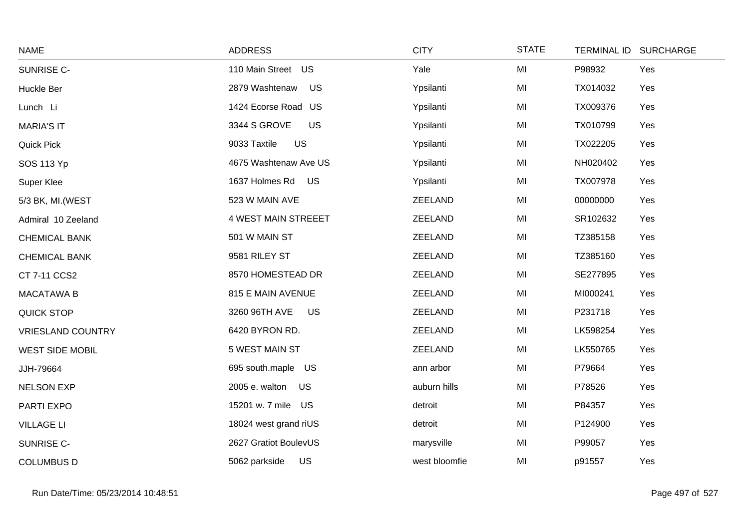| NAME | ADDRESS | CITY | STATE | TERMINAL ID | SURCHARGE |
|---|---|---|---|---|---|
| SUNRISE C- | 110 Main Street US | Yale | MI | P98932 | Yes |
| Huckle Ber | 2879 Washtenaw US | Ypsilanti | MI | TX014032 | Yes |
| Lunch Li | 1424 Ecorse Road US | Ypsilanti | MI | TX009376 | Yes |
| MARIA'S IT | 3344 S GROVE US | Ypsilanti | MI | TX010799 | Yes |
| Quick Pick | 9033 Taxtile US | Ypsilanti | MI | TX022205 | Yes |
| SOS 113 Yp | 4675 Washtenaw Ave US | Ypsilanti | MI | NH020402 | Yes |
| Super Klee | 1637 Holmes Rd US | Ypsilanti | MI | TX007978 | Yes |
| 5/3 BK, MI.(WEST | 523 W MAIN AVE | ZEELAND | MI | 00000000 | Yes |
| Admiral 10 Zeeland | 4 WEST MAIN STREEET | ZEELAND | MI | SR102632 | Yes |
| CHEMICAL BANK | 501 W MAIN ST | ZEELAND | MI | TZ385158 | Yes |
| CHEMICAL BANK | 9581 RILEY ST | ZEELAND | MI | TZ385160 | Yes |
| CT 7-11 CCS2 | 8570 HOMESTEAD DR | ZEELAND | MI | SE277895 | Yes |
| MACATAWA B | 815 E MAIN AVENUE | ZEELAND | MI | MI000241 | Yes |
| QUICK STOP | 3260 96TH AVE US | ZEELAND | MI | P231718 | Yes |
| VRIESLAND COUNTRY | 6420 BYRON RD. | ZEELAND | MI | LK598254 | Yes |
| WEST SIDE MOBIL | 5 WEST MAIN ST | ZEELAND | MI | LK550765 | Yes |
| JJH-79664 | 695 south.maple US | ann arbor | MI | P79664 | Yes |
| NELSON EXP | 2005 e. walton US | auburn hills | MI | P78526 | Yes |
| PARTI EXPO | 15201 w. 7 mile US | detroit | MI | P84357 | Yes |
| VILLAGE LI | 18024 west grand riUS | detroit | MI | P124900 | Yes |
| SUNRISE C- | 2627 Gratiot BoulevUS | marysville | MI | P99057 | Yes |
| COLUMBUS D | 5062 parkside US | west bloomfie | MI | p91557 | Yes |

Run Date/Time: 05/23/2014 10:48:51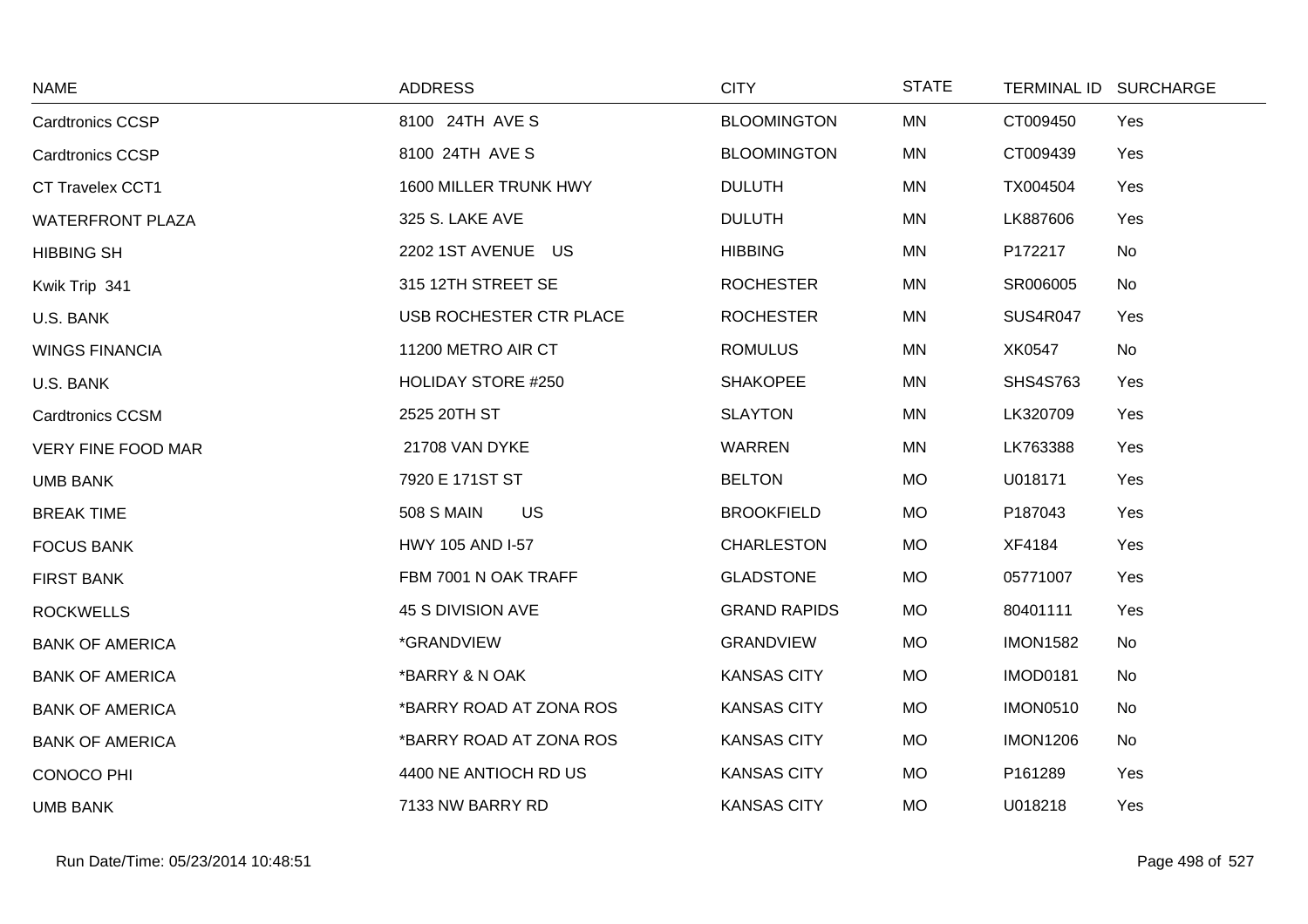| NAME | ADDRESS | CITY | STATE | TERMINAL ID | SURCHARGE |
|---|---|---|---|---|---|
| Cardtronics CCSP | 8100 24TH AVE S | BLOOMINGTON | MN | CT009450 | Yes |
| Cardtronics CCSP | 8100 24TH AVE S | BLOOMINGTON | MN | CT009439 | Yes |
| CT Travelex CCT1 | 1600 MILLER TRUNK HWY | DULUTH | MN | TX004504 | Yes |
| WATERFRONT PLAZA | 325 S. LAKE AVE | DULUTH | MN | LK887606 | Yes |
| HIBBING SH | 2202 1ST AVENUE US | HIBBING | MN | P172217 | No |
| Kwik Trip 341 | 315 12TH STREET SE | ROCHESTER | MN | SR006005 | No |
| U.S. BANK | USB ROCHESTER CTR PLACE | ROCHESTER | MN | SUS4R047 | Yes |
| WINGS FINANCIA | 11200 METRO AIR CT | ROMULUS | MN | XK0547 | No |
| U.S. BANK | HOLIDAY STORE #250 | SHAKOPEE | MN | SHS4S763 | Yes |
| Cardtronics CCSM | 2525 20TH ST | SLAYTON | MN | LK320709 | Yes |
| VERY FINE FOOD MAR | 21708 VAN DYKE | WARREN | MN | LK763388 | Yes |
| UMB BANK | 7920 E 171ST ST | BELTON | MO | U018171 | Yes |
| BREAK TIME | 508 S MAIN US | BROOKFIELD | MO | P187043 | Yes |
| FOCUS BANK | HWY 105 AND I-57 | CHARLESTON | MO | XF4184 | Yes |
| FIRST BANK | FBM 7001 N OAK TRAFF | GLADSTONE | MO | 05771007 | Yes |
| ROCKWELLS | 45 S DIVISION AVE | GRAND RAPIDS | MO | 80401111 | Yes |
| BANK OF AMERICA | *GRANDVIEW | GRANDVIEW | MO | IMON1582 | No |
| BANK OF AMERICA | *BARRY & N OAK | KANSAS CITY | MO | IMOD0181 | No |
| BANK OF AMERICA | *BARRY ROAD AT ZONA ROS | KANSAS CITY | MO | IMON0510 | No |
| BANK OF AMERICA | *BARRY ROAD AT ZONA ROS | KANSAS CITY | MO | IMON1206 | No |
| CONOCO PHI | 4400 NE ANTIOCH RD US | KANSAS CITY | MO | P161289 | Yes |
| UMB BANK | 7133 NW BARRY RD | KANSAS CITY | MO | U018218 | Yes |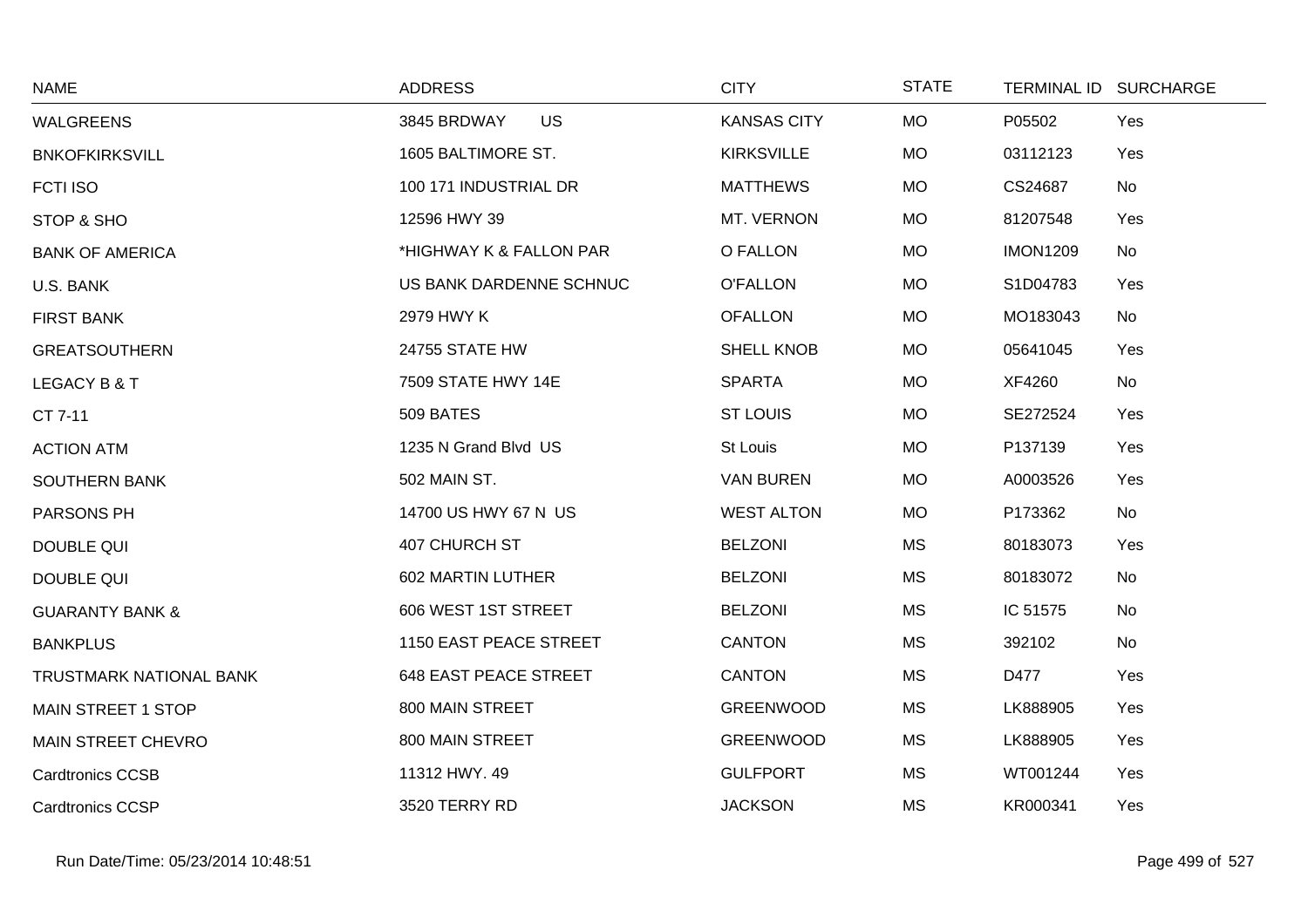| NAME | ADDRESS | CITY | STATE | TERMINAL ID | SURCHARGE |
|---|---|---|---|---|---|
| WALGREENS | 3845 BRDWAY US | KANSAS CITY | MO | P05502 | Yes |
| BNKOFKIRKSVILL | 1605 BALTIMORE ST. | KIRKSVILLE | MO | 03112123 | Yes |
| FCTI ISO | 100 171 INDUSTRIAL DR | MATTHEWS | MO | CS24687 | No |
| STOP & SHO | 12596 HWY 39 | MT. VERNON | MO | 81207548 | Yes |
| BANK OF AMERICA | *HIGHWAY K & FALLON PAR | O FALLON | MO | IMON1209 | No |
| U.S. BANK | US BANK DARDENNE SCHNUC | O'FALLON | MO | S1D04783 | Yes |
| FIRST BANK | 2979 HWY K | OFALLON | MO | MO183043 | No |
| GREATSOUTHERN | 24755 STATE HW | SHELL KNOB | MO | 05641045 | Yes |
| LEGACY B & T | 7509 STATE HWY 14E | SPARTA | MO | XF4260 | No |
| CT 7-11 | 509 BATES | ST LOUIS | MO | SE272524 | Yes |
| ACTION ATM | 1235 N Grand Blvd US | St Louis | MO | P137139 | Yes |
| SOUTHERN BANK | 502 MAIN ST. | VAN BUREN | MO | A0003526 | Yes |
| PARSONS PH | 14700 US HWY 67 N US | WEST ALTON | MO | P173362 | No |
| DOUBLE QUI | 407 CHURCH ST | BELZONI | MS | 80183073 | Yes |
| DOUBLE QUI | 602 MARTIN LUTHER | BELZONI | MS | 80183072 | No |
| GUARANTY BANK & | 606 WEST 1ST STREET | BELZONI | MS | IC 51575 | No |
| BANKPLUS | 1150 EAST PEACE STREET | CANTON | MS | 392102 | No |
| TRUSTMARK NATIONAL BANK | 648 EAST PEACE STREET | CANTON | MS | D477 | Yes |
| MAIN STREET 1 STOP | 800 MAIN STREET | GREENWOOD | MS | LK888905 | Yes |
| MAIN STREET CHEVRO | 800 MAIN STREET | GREENWOOD | MS | LK888905 | Yes |
| Cardtronics CCSB | 11312 HWY. 49 | GULFPORT | MS | WT001244 | Yes |
| Cardtronics CCSP | 3520 TERRY RD | JACKSON | MS | KR000341 | Yes |

Run Date/Time: 05/23/2014 10:48:51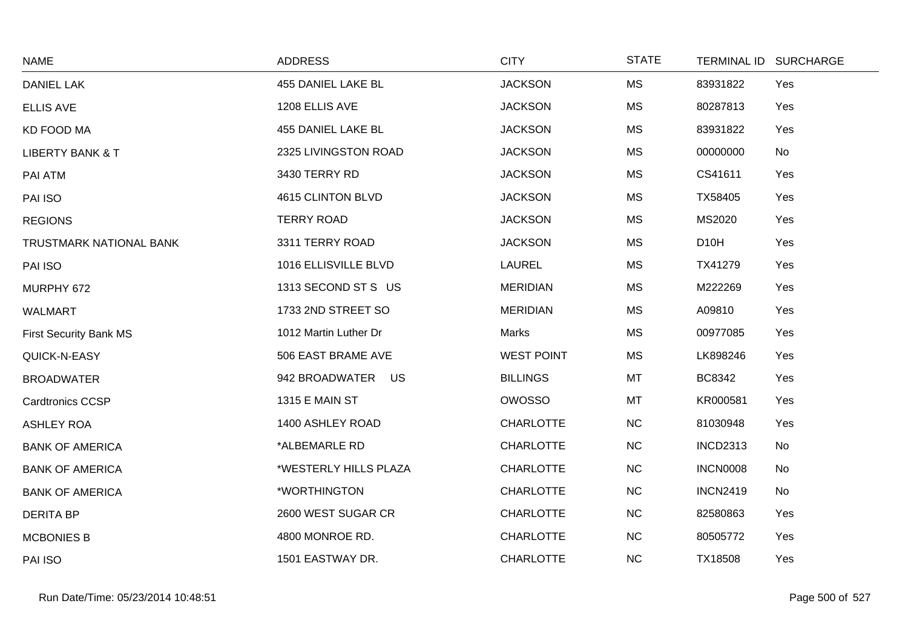| NAME | ADDRESS | CITY | STATE | TERMINAL ID | SURCHARGE |
|---|---|---|---|---|---|
| DANIEL LAK | 455 DANIEL LAKE BL | JACKSON | MS | 83931822 | Yes |
| ELLIS AVE | 1208 ELLIS AVE | JACKSON | MS | 80287813 | Yes |
| KD FOOD MA | 455 DANIEL LAKE BL | JACKSON | MS | 83931822 | Yes |
| LIBERTY BANK & T | 2325 LIVINGSTON ROAD | JACKSON | MS | 00000000 | No |
| PAI ATM | 3430 TERRY RD | JACKSON | MS | CS41611 | Yes |
| PAI ISO | 4615 CLINTON BLVD | JACKSON | MS | TX58405 | Yes |
| REGIONS | TERRY ROAD | JACKSON | MS | MS2020 | Yes |
| TRUSTMARK NATIONAL BANK | 3311 TERRY ROAD | JACKSON | MS | D10H | Yes |
| PAI ISO | 1016 ELLISVILLE BLVD | LAUREL | MS | TX41279 | Yes |
| MURPHY 672 | 1313 SECOND ST S US | MERIDIAN | MS | M222269 | Yes |
| WALMART | 1733 2ND STREET SO | MERIDIAN | MS | A09810 | Yes |
| First Security Bank MS | 1012 Martin Luther Dr | Marks | MS | 00977085 | Yes |
| QUICK-N-EASY | 506 EAST BRAME AVE | WEST POINT | MS | LK898246 | Yes |
| BROADWATER | 942 BROADWATER US | BILLINGS | MT | BC8342 | Yes |
| Cardtronics CCSP | 1315 E MAIN ST | OWOSSO | MT | KR000581 | Yes |
| ASHLEY ROA | 1400 ASHLEY ROAD | CHARLOTTE | NC | 81030948 | Yes |
| BANK OF AMERICA | *ALBEMARLE RD | CHARLOTTE | NC | INCD2313 | No |
| BANK OF AMERICA | *WESTERLY HILLS PLAZA | CHARLOTTE | NC | INCN0008 | No |
| BANK OF AMERICA | *WORTHINGTON | CHARLOTTE | NC | INCN2419 | No |
| DERITA BP | 2600 WEST SUGAR CR | CHARLOTTE | NC | 82580863 | Yes |
| MCBONIES B | 4800 MONROE RD. | CHARLOTTE | NC | 80505772 | Yes |
| PAI ISO | 1501 EASTWAY DR. | CHARLOTTE | NC | TX18508 | Yes |

Run Date/Time: 05/23/2014 10:48:51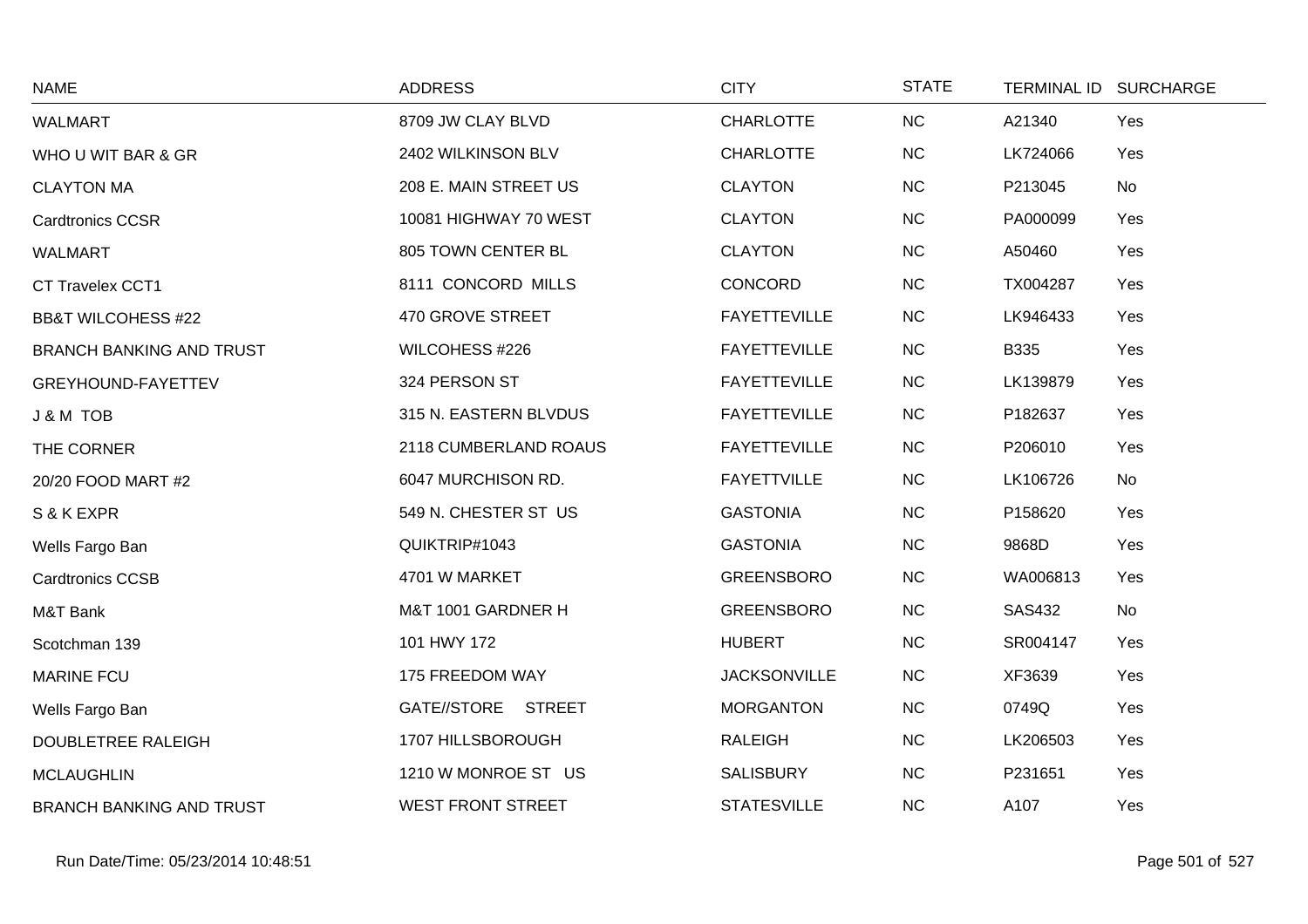| NAME | ADDRESS | CITY | STATE | TERMINAL ID | SURCHARGE |
|---|---|---|---|---|---|
| WALMART | 8709 JW CLAY BLVD | CHARLOTTE | NC | A21340 | Yes |
| WHO U WIT BAR & GR | 2402 WILKINSON BLV | CHARLOTTE | NC | LK724066 | Yes |
| CLAYTON MA | 208 E. MAIN STREET US | CLAYTON | NC | P213045 | No |
| Cardtronics CCSR | 10081 HIGHWAY 70 WEST | CLAYTON | NC | PA000099 | Yes |
| WALMART | 805 TOWN CENTER BL | CLAYTON | NC | A50460 | Yes |
| CT Travelex CCT1 | 8111 CONCORD MILLS | CONCORD | NC | TX004287 | Yes |
| BB&T WILCOHESS #22 | 470 GROVE STREET | FAYETTEVILLE | NC | LK946433 | Yes |
| BRANCH BANKING AND TRUST | WILCOHESS #226 | FAYETTEVILLE | NC | B335 | Yes |
| GREYHOUND-FAYETTEV | 324 PERSON ST | FAYETTEVILLE | NC | LK139879 | Yes |
| J & M TOB | 315 N. EASTERN BLVDUS | FAYETTEVILLE | NC | P182637 | Yes |
| THE CORNER | 2118 CUMBERLAND ROAUS | FAYETTEVILLE | NC | P206010 | Yes |
| 20/20 FOOD MART #2 | 6047 MURCHISON RD. | FAYETTVILLE | NC | LK106726 | No |
| S & K EXPR | 549 N. CHESTER ST US | GASTONIA | NC | P158620 | Yes |
| Wells Fargo Ban | QUIKTRIP#1043 | GASTONIA | NC | 9868D | Yes |
| Cardtronics CCSB | 4701 W MARKET | GREENSBORO | NC | WA006813 | Yes |
| M&T Bank | M&T 1001 GARDNER H | GREENSBORO | NC | SAS432 | No |
| Scotchman 139 | 101 HWY 172 | HUBERT | NC | SR004147 | Yes |
| MARINE FCU | 175 FREEDOM WAY | JACKSONVILLE | NC | XF3639 | Yes |
| Wells Fargo Ban | GATE//STORE STREET | MORGANTON | NC | 0749Q | Yes |
| DOUBLETREE RALEIGH | 1707 HILLSBOROUGH | RALEIGH | NC | LK206503 | Yes |
| MCLAUGHLIN | 1210 W MONROE ST US | SALISBURY | NC | P231651 | Yes |
| BRANCH BANKING AND TRUST | WEST FRONT STREET | STATESVILLE | NC | A107 | Yes |

Run Date/Time: 05/23/2014 10:48:51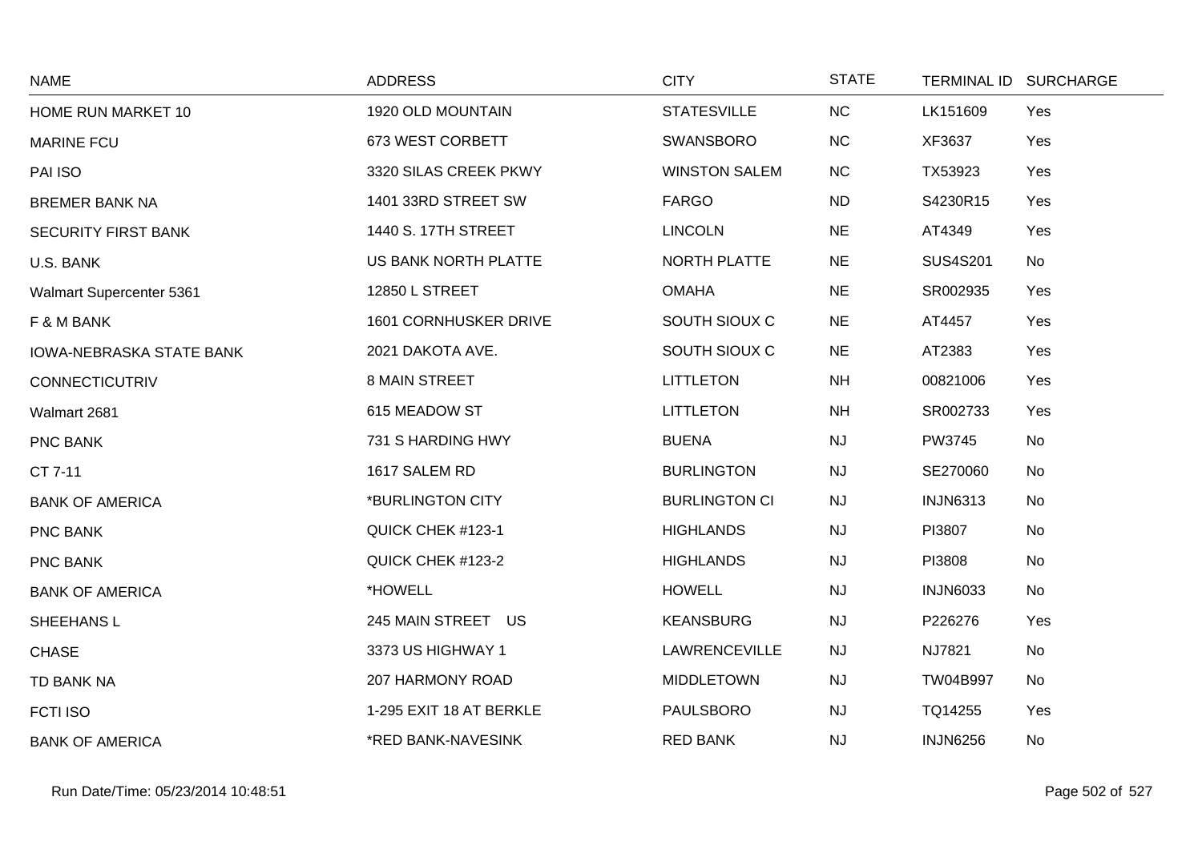| NAME | ADDRESS | CITY | STATE | TERMINAL ID | SURCHARGE |
|---|---|---|---|---|---|
| HOME RUN MARKET 10 | 1920 OLD MOUNTAIN | STATESVILLE | NC | LK151609 | Yes |
| MARINE FCU | 673 WEST CORBETT | SWANSBORO | NC | XF3637 | Yes |
| PAI ISO | 3320 SILAS CREEK PKWY | WINSTON SALEM | NC | TX53923 | Yes |
| BREMER BANK NA | 1401 33RD STREET SW | FARGO | ND | S4230R15 | Yes |
| SECURITY FIRST BANK | 1440 S. 17TH STREET | LINCOLN | NE | AT4349 | Yes |
| U.S. BANK | US BANK NORTH PLATTE | NORTH PLATTE | NE | SUS4S201 | No |
| Walmart Supercenter 5361 | 12850 L STREET | OMAHA | NE | SR002935 | Yes |
| F & M BANK | 1601 CORNHUSKER DRIVE | SOUTH SIOUX C | NE | AT4457 | Yes |
| IOWA-NEBRASKA STATE BANK | 2021 DAKOTA AVE. | SOUTH SIOUX C | NE | AT2383 | Yes |
| CONNECTICUTRIV | 8 MAIN STREET | LITTLETON | NH | 00821006 | Yes |
| Walmart 2681 | 615 MEADOW ST | LITTLETON | NH | SR002733 | Yes |
| PNC BANK | 731 S HARDING HWY | BUENA | NJ | PW3745 | No |
| CT 7-11 | 1617 SALEM RD | BURLINGTON | NJ | SE270060 | No |
| BANK OF AMERICA | *BURLINGTON CITY | BURLINGTON CI | NJ | INJN6313 | No |
| PNC BANK | QUICK CHEK #123-1 | HIGHLANDS | NJ | PI3807 | No |
| PNC BANK | QUICK CHEK #123-2 | HIGHLANDS | NJ | PI3808 | No |
| BANK OF AMERICA | *HOWELL | HOWELL | NJ | INJN6033 | No |
| SHEEHANS L | 245 MAIN STREET US | KEANSBURG | NJ | P226276 | Yes |
| CHASE | 3373 US HIGHWAY 1 | LAWRENCEVILLE | NJ | NJ7821 | No |
| TD BANK NA | 207 HARMONY ROAD | MIDDLETOWN | NJ | TW04B997 | No |
| FCTI ISO | 1-295 EXIT 18 AT BERKLE | PAULSBORO | NJ | TQ14255 | Yes |
| BANK OF AMERICA | *RED BANK-NAVESINK | RED BANK | NJ | INJN6256 | No |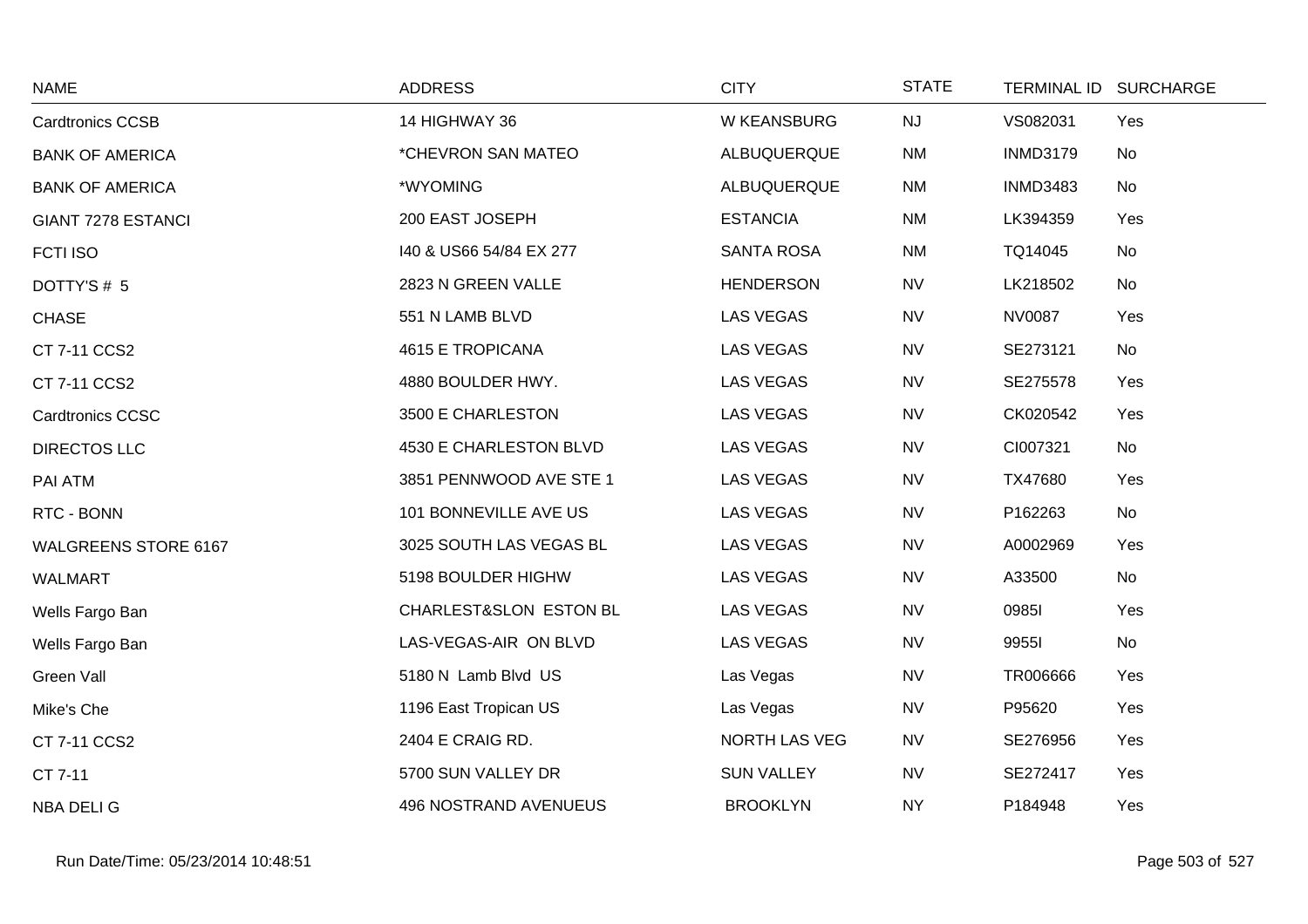| NAME | ADDRESS | CITY | STATE | TERMINAL ID | SURCHARGE |
|---|---|---|---|---|---|
| Cardtronics CCSB | 14 HIGHWAY 36 | W KEANSBURG | NJ | VS082031 | Yes |
| BANK OF AMERICA | *CHEVRON SAN MATEO | ALBUQUERQUE | NM | INMD3179 | No |
| BANK OF AMERICA | *WYOMING | ALBUQUERQUE | NM | INMD3483 | No |
| GIANT 7278 ESTANCI | 200 EAST JOSEPH | ESTANCIA | NM | LK394359 | Yes |
| FCTI ISO | I40 & US66 54/84 EX 277 | SANTA ROSA | NM | TQ14045 | No |
| DOTTY'S # 5 | 2823 N GREEN VALLE | HENDERSON | NV | LK218502 | No |
| CHASE | 551 N LAMB BLVD | LAS VEGAS | NV | NV0087 | Yes |
| CT 7-11 CCS2 | 4615 E TROPICANA | LAS VEGAS | NV | SE273121 | No |
| CT 7-11 CCS2 | 4880 BOULDER HWY. | LAS VEGAS | NV | SE275578 | Yes |
| Cardtronics CCSC | 3500 E CHARLESTON | LAS VEGAS | NV | CK020542 | Yes |
| DIRECTOS LLC | 4530 E CHARLESTON BLVD | LAS VEGAS | NV | CI007321 | No |
| PAI ATM | 3851 PENNWOOD AVE STE 1 | LAS VEGAS | NV | TX47680 | Yes |
| RTC - BONN | 101 BONNEVILLE AVE US | LAS VEGAS | NV | P162263 | No |
| WALGREENS STORE 6167 | 3025 SOUTH LAS VEGAS BL | LAS VEGAS | NV | A0002969 | Yes |
| WALMART | 5198 BOULDER HIGHW | LAS VEGAS | NV | A33500 | No |
| Wells Fargo Ban | CHARLEST&SLON ESTON BL | LAS VEGAS | NV | 0985I | Yes |
| Wells Fargo Ban | LAS-VEGAS-AIR ON BLVD | LAS VEGAS | NV | 9955I | No |
| Green Vall | 5180 N Lamb Blvd US | Las Vegas | NV | TR006666 | Yes |
| Mike's Che | 1196 East Tropican US | Las Vegas | NV | P95620 | Yes |
| CT 7-11 CCS2 | 2404 E CRAIG RD. | NORTH LAS VEG | NV | SE276956 | Yes |
| CT 7-11 | 5700 SUN VALLEY DR | SUN VALLEY | NV | SE272417 | Yes |
| NBA DELI G | 496 NOSTRAND AVENUEUS | BROOKLYN | NY | P184948 | Yes |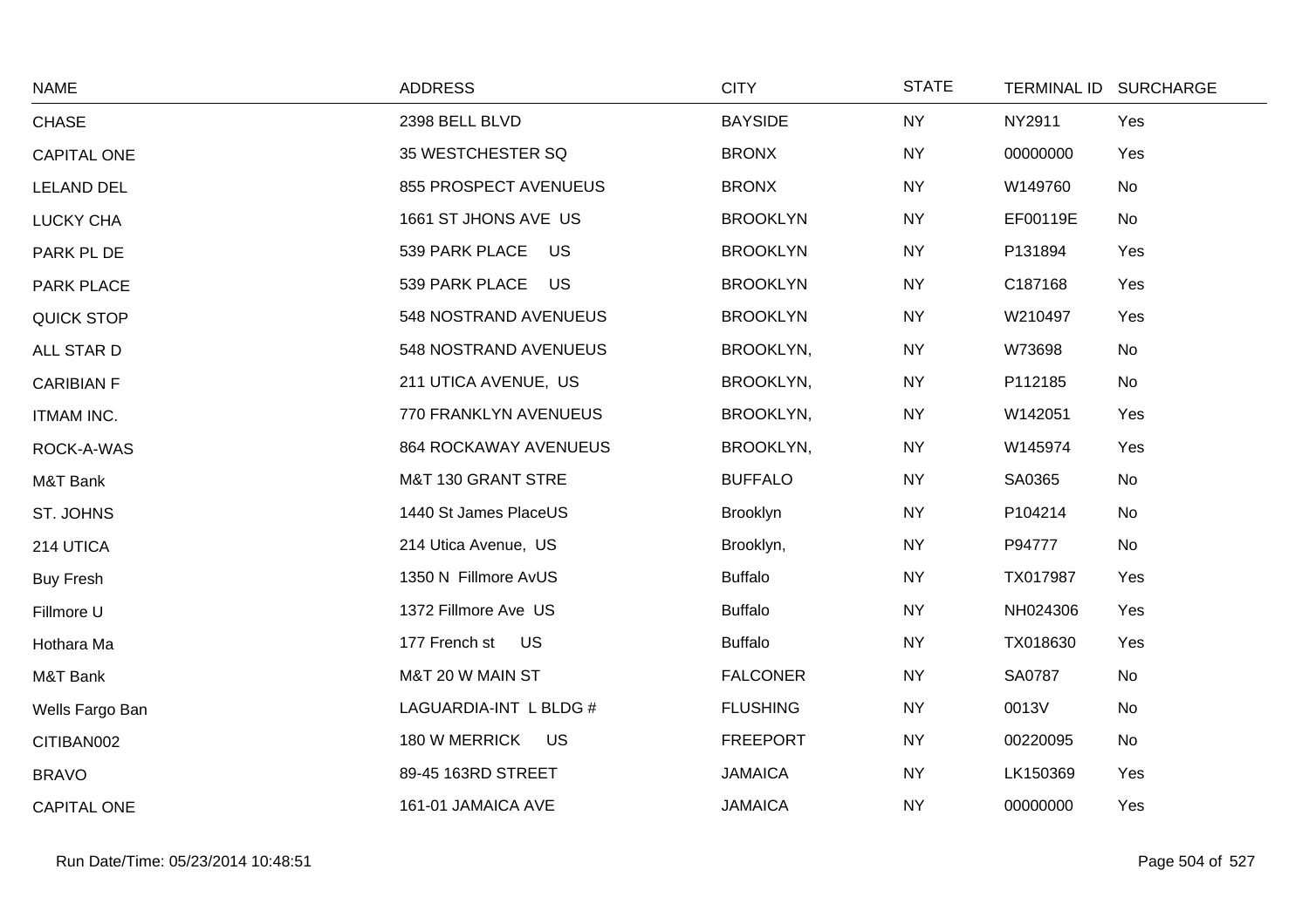| NAME | ADDRESS | CITY | STATE | TERMINAL ID | SURCHARGE |
|---|---|---|---|---|---|
| CHASE | 2398 BELL BLVD | BAYSIDE | NY | NY2911 | Yes |
| CAPITAL ONE | 35 WESTCHESTER SQ | BRONX | NY | 00000000 | Yes |
| LELAND DEL | 855 PROSPECT AVENUEUS | BRONX | NY | W149760 | No |
| LUCKY CHA | 1661 ST JHONS AVE US | BROOKLYN | NY | EF00119E | No |
| PARK PL DE | 539 PARK PLACE US | BROOKLYN | NY | P131894 | Yes |
| PARK PLACE | 539 PARK PLACE US | BROOKLYN | NY | C187168 | Yes |
| QUICK STOP | 548 NOSTRAND AVENUEUS | BROOKLYN | NY | W210497 | Yes |
| ALL STAR D | 548 NOSTRAND AVENUEUS | BROOKLYN, | NY | W73698 | No |
| CARIBIAN F | 211 UTICA AVENUE, US | BROOKLYN, | NY | P112185 | No |
| ITMAM INC. | 770 FRANKLYN AVENUEUS | BROOKLYN, | NY | W142051 | Yes |
| ROCK-A-WAS | 864 ROCKAWAY AVENUEUS | BROOKLYN, | NY | W145974 | Yes |
| M&T Bank | M&T 130 GRANT STRE | BUFFALO | NY | SA0365 | No |
| ST. JOHNS | 1440 St James PlaceUS | Brooklyn | NY | P104214 | No |
| 214 UTICA | 214 Utica Avenue, US | Brooklyn, | NY | P94777 | No |
| Buy Fresh | 1350 N Fillmore AvUS | Buffalo | NY | TX017987 | Yes |
| Fillmore U | 1372 Fillmore Ave US | Buffalo | NY | NH024306 | Yes |
| Hothara Ma | 177 French st US | Buffalo | NY | TX018630 | Yes |
| M&T Bank | M&T 20 W MAIN ST | FALCONER | NY | SA0787 | No |
| Wells Fargo Ban | LAGUARDIA-INT L BLDG # | FLUSHING | NY | 0013V | No |
| CITIBAN002 | 180 W MERRICK US | FREEPORT | NY | 00220095 | No |
| BRAVO | 89-45 163RD STREET | JAMAICA | NY | LK150369 | Yes |
| CAPITAL ONE | 161-01 JAMAICA AVE | JAMAICA | NY | 00000000 | Yes |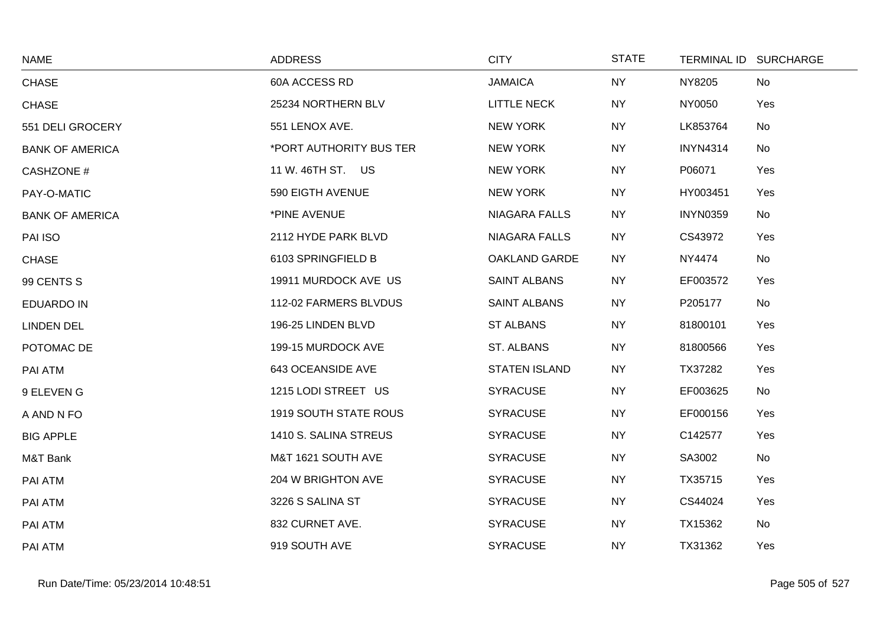| NAME | ADDRESS | CITY | STATE | TERMINAL ID | SURCHARGE |
|---|---|---|---|---|---|
| CHASE | 60A ACCESS RD | JAMAICA | NY | NY8205 | No |
| CHASE | 25234 NORTHERN BLV | LITTLE NECK | NY | NY0050 | Yes |
| 551 DELI GROCERY | 551 LENOX AVE. | NEW YORK | NY | LK853764 | No |
| BANK OF AMERICA | *PORT AUTHORITY BUS TER | NEW YORK | NY | INYN4314 | No |
| CASHZONE # | 11 W. 46TH ST. US | NEW YORK | NY | P06071 | Yes |
| PAY-O-MATIC | 590 EIGTH AVENUE | NEW YORK | NY | HY003451 | Yes |
| BANK OF AMERICA | *PINE AVENUE | NIAGARA FALLS | NY | INYN0359 | No |
| PAI ISO | 2112 HYDE PARK BLVD | NIAGARA FALLS | NY | CS43972 | Yes |
| CHASE | 6103 SPRINGFIELD B | OAKLAND GARDE | NY | NY4474 | No |
| 99 CENTS S | 19911 MURDOCK AVE US | SAINT ALBANS | NY | EF003572 | Yes |
| EDUARDO IN | 112-02 FARMERS BLVDUS | SAINT ALBANS | NY | P205177 | No |
| LINDEN DEL | 196-25 LINDEN BLVD | ST ALBANS | NY | 81800101 | Yes |
| POTOMAC DE | 199-15 MURDOCK AVE | ST. ALBANS | NY | 81800566 | Yes |
| PAI ATM | 643 OCEANSIDE AVE | STATEN ISLAND | NY | TX37282 | Yes |
| 9 ELEVEN G | 1215 LODI STREET US | SYRACUSE | NY | EF003625 | No |
| A AND N FO | 1919 SOUTH STATE ROUS | SYRACUSE | NY | EF000156 | Yes |
| BIG APPLE | 1410 S. SALINA STREUS | SYRACUSE | NY | C142577 | Yes |
| M&T Bank | M&T 1621 SOUTH AVE | SYRACUSE | NY | SA3002 | No |
| PAI ATM | 204 W BRIGHTON AVE | SYRACUSE | NY | TX35715 | Yes |
| PAI ATM | 3226 S SALINA ST | SYRACUSE | NY | CS44024 | Yes |
| PAI ATM | 832 CURNET AVE. | SYRACUSE | NY | TX15362 | No |
| PAI ATM | 919 SOUTH AVE | SYRACUSE | NY | TX31362 | Yes |

Run Date/Time: 05/23/2014 10:48:51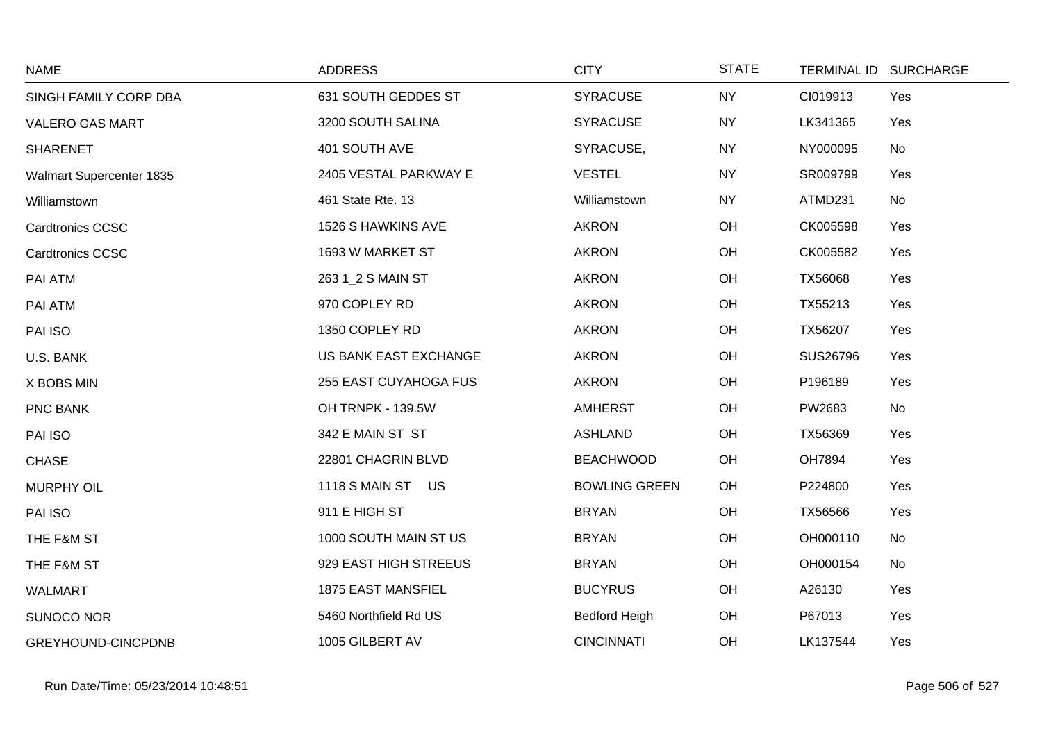| NAME | ADDRESS | CITY | STATE | TERMINAL ID | SURCHARGE |
|---|---|---|---|---|---|
| SINGH FAMILY CORP DBA | 631 SOUTH GEDDES ST | SYRACUSE | NY | CI019913 | Yes |
| VALERO GAS MART | 3200 SOUTH SALINA | SYRACUSE | NY | LK341365 | Yes |
| SHARENET | 401 SOUTH AVE | SYRACUSE, | NY | NY000095 | No |
| Walmart Supercenter 1835 | 2405 VESTAL PARKWAY E | VESTEL | NY | SR009799 | Yes |
| Williamstown | 461 State Rte. 13 | Williamstown | NY | ATMD231 | No |
| Cardtronics CCSC | 1526 S HAWKINS AVE | AKRON | OH | CK005598 | Yes |
| Cardtronics CCSC | 1693 W MARKET ST | AKRON | OH | CK005582 | Yes |
| PAI ATM | 263 1_2 S MAIN ST | AKRON | OH | TX56068 | Yes |
| PAI ATM | 970 COPLEY RD | AKRON | OH | TX55213 | Yes |
| PAI ISO | 1350 COPLEY RD | AKRON | OH | TX56207 | Yes |
| U.S. BANK | US BANK EAST EXCHANGE | AKRON | OH | SUS26796 | Yes |
| X BOBS MIN | 255 EAST CUYAHOGA FUS | AKRON | OH | P196189 | Yes |
| PNC BANK | OH TRNPK - 139.5W | AMHERST | OH | PW2683 | No |
| PAI ISO | 342 E MAIN ST ST | ASHLAND | OH | TX56369 | Yes |
| CHASE | 22801 CHAGRIN BLVD | BEACHWOOD | OH | OH7894 | Yes |
| MURPHY OIL | 1118 S MAIN ST US | BOWLING GREEN | OH | P224800 | Yes |
| PAI ISO | 911 E HIGH ST | BRYAN | OH | TX56566 | Yes |
| THE F&M ST | 1000 SOUTH MAIN ST US | BRYAN | OH | OH000110 | No |
| THE F&M ST | 929 EAST HIGH STREEUS | BRYAN | OH | OH000154 | No |
| WALMART | 1875 EAST MANSFIEL | BUCYRUS | OH | A26130 | Yes |
| SUNOCO NOR | 5460 Northfield Rd US | Bedford Heigh | OH | P67013 | Yes |
| GREYHOUND-CINCPDNB | 1005 GILBERT AV | CINCINNATI | OH | LK137544 | Yes |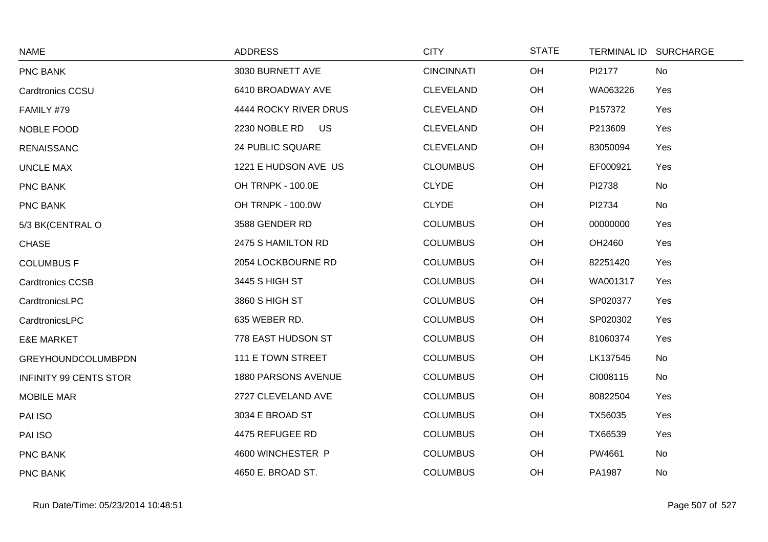| NAME | ADDRESS | CITY | STATE | TERMINAL ID | SURCHARGE |
|---|---|---|---|---|---|
| PNC BANK | 3030 BURNETT AVE | CINCINNATI | OH | PI2177 | No |
| Cardtronics CCSU | 6410 BROADWAY AVE | CLEVELAND | OH | WA063226 | Yes |
| FAMILY #79 | 4444 ROCKY RIVER DRUS | CLEVELAND | OH | P157372 | Yes |
| NOBLE FOOD | 2230 NOBLE RD US | CLEVELAND | OH | P213609 | Yes |
| RENAISSANC | 24 PUBLIC SQUARE | CLEVELAND | OH | 83050094 | Yes |
| UNCLE MAX | 1221 E HUDSON AVE US | CLOUMBUS | OH | EF000921 | Yes |
| PNC BANK | OH TRNPK - 100.0E | CLYDE | OH | PI2738 | No |
| PNC BANK | OH TRNPK - 100.0W | CLYDE | OH | PI2734 | No |
| 5/3 BK(CENTRAL O | 3588 GENDER RD | COLUMBUS | OH | 00000000 | Yes |
| CHASE | 2475 S HAMILTON RD | COLUMBUS | OH | OH2460 | Yes |
| COLUMBUS F | 2054 LOCKBOURNE RD | COLUMBUS | OH | 82251420 | Yes |
| Cardtronics CCSB | 3445 S HIGH ST | COLUMBUS | OH | WA001317 | Yes |
| CardtronicsLPC | 3860 S HIGH ST | COLUMBUS | OH | SP020377 | Yes |
| CardtronicsLPC | 635 WEBER RD. | COLUMBUS | OH | SP020302 | Yes |
| E&E MARKET | 778 EAST HUDSON ST | COLUMBUS | OH | 81060374 | Yes |
| GREYHOUNDCOLUMBPDN | 111 E TOWN STREET | COLUMBUS | OH | LK137545 | No |
| INFINITY 99 CENTS STOR | 1880 PARSONS AVENUE | COLUMBUS | OH | CI008115 | No |
| MOBILE MAR | 2727 CLEVELAND AVE | COLUMBUS | OH | 80822504 | Yes |
| PAI ISO | 3034 E BROAD ST | COLUMBUS | OH | TX56035 | Yes |
| PAI ISO | 4475 REFUGEE RD | COLUMBUS | OH | TX66539 | Yes |
| PNC BANK | 4600 WINCHESTER P | COLUMBUS | OH | PW4661 | No |
| PNC BANK | 4650 E. BROAD ST. | COLUMBUS | OH | PA1987 | No |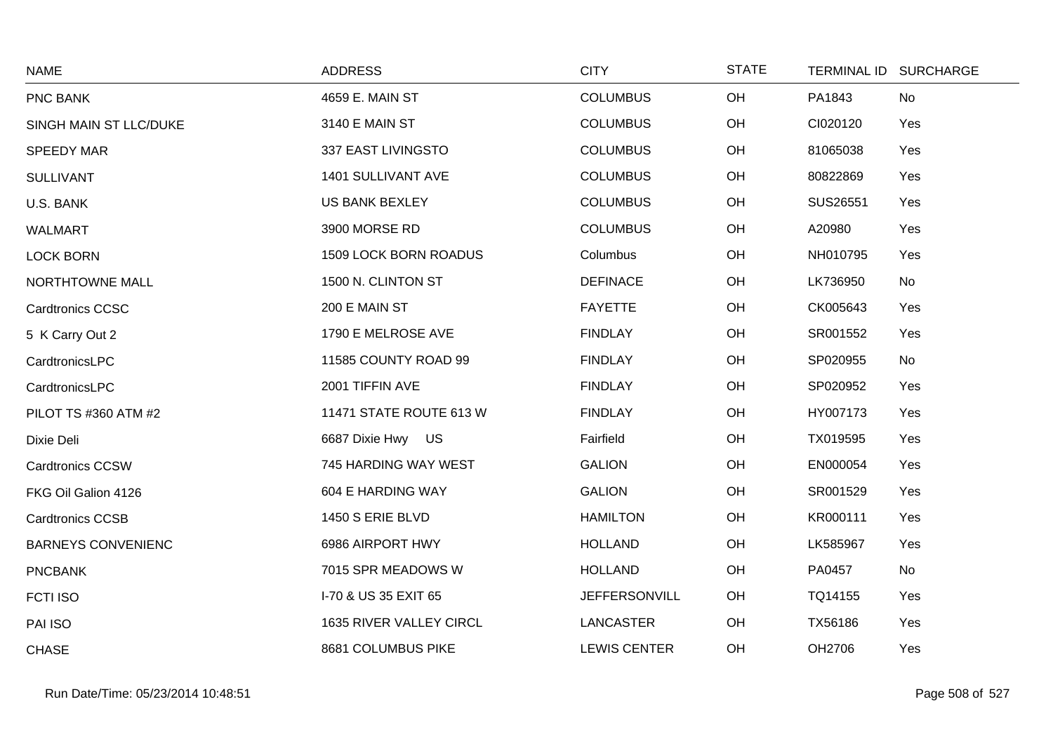| NAME | ADDRESS | CITY | STATE | TERMINAL ID | SURCHARGE |
|---|---|---|---|---|---|
| PNC BANK | 4659 E. MAIN ST | COLUMBUS | OH | PA1843 | No |
| SINGH MAIN ST LLC/DUKE | 3140 E MAIN ST | COLUMBUS | OH | CI020120 | Yes |
| SPEEDY MAR | 337 EAST LIVINGSTO | COLUMBUS | OH | 81065038 | Yes |
| SULLIVANT | 1401 SULLIVANT AVE | COLUMBUS | OH | 80822869 | Yes |
| U.S. BANK | US BANK BEXLEY | COLUMBUS | OH | SUS26551 | Yes |
| WALMART | 3900 MORSE RD | COLUMBUS | OH | A20980 | Yes |
| LOCK BORN | 1509 LOCK BORN ROADUS | Columbus | OH | NH010795 | Yes |
| NORTHTOWNE MALL | 1500 N. CLINTON ST | DEFINACE | OH | LK736950 | No |
| Cardtronics CCSC | 200 E MAIN ST | FAYETTE | OH | CK005643 | Yes |
| 5 K Carry Out 2 | 1790 E MELROSE AVE | FINDLAY | OH | SR001552 | Yes |
| CardtronicsLPC | 11585 COUNTY ROAD 99 | FINDLAY | OH | SP020955 | No |
| CardtronicsLPC | 2001 TIFFIN AVE | FINDLAY | OH | SP020952 | Yes |
| PILOT TS #360 ATM #2 | 11471 STATE ROUTE 613 W | FINDLAY | OH | HY007173 | Yes |
| Dixie Deli | 6687 Dixie Hwy US | Fairfield | OH | TX019595 | Yes |
| Cardtronics CCSW | 745 HARDING WAY WEST | GALION | OH | EN000054 | Yes |
| FKG Oil Galion 4126 | 604 E HARDING WAY | GALION | OH | SR001529 | Yes |
| Cardtronics CCSB | 1450 S ERIE BLVD | HAMILTON | OH | KR000111 | Yes |
| BARNEYS CONVENIENC | 6986 AIRPORT HWY | HOLLAND | OH | LK585967 | Yes |
| PNCBANK | 7015 SPR MEADOWS W | HOLLAND | OH | PA0457 | No |
| FCTI ISO | I-70 & US 35 EXIT 65 | JEFFERSONVILL | OH | TQ14155 | Yes |
| PAI ISO | 1635 RIVER VALLEY CIRCL | LANCASTER | OH | TX56186 | Yes |
| CHASE | 8681 COLUMBUS PIKE | LEWIS CENTER | OH | OH2706 | Yes |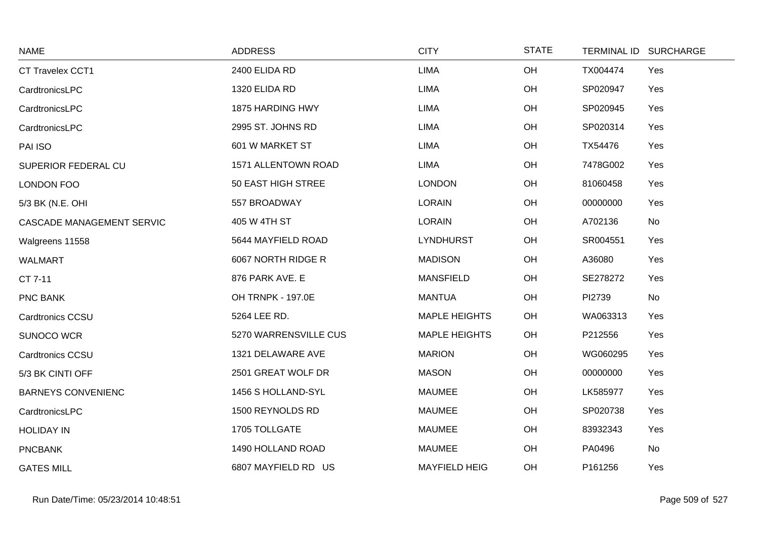| NAME | ADDRESS | CITY | STATE | TERMINAL ID | SURCHARGE |
|---|---|---|---|---|---|
| CT Travelex CCT1 | 2400 ELIDA RD | LIMA | OH | TX004474 | Yes |
| CardtronicsLPC | 1320 ELIDA RD | LIMA | OH | SP020947 | Yes |
| CardtronicsLPC | 1875 HARDING HWY | LIMA | OH | SP020945 | Yes |
| CardtronicsLPC | 2995 ST. JOHNS RD | LIMA | OH | SP020314 | Yes |
| PAI ISO | 601 W MARKET ST | LIMA | OH | TX54476 | Yes |
| SUPERIOR FEDERAL CU | 1571 ALLENTOWN ROAD | LIMA | OH | 7478G002 | Yes |
| LONDON FOO | 50 EAST HIGH STREE | LONDON | OH | 81060458 | Yes |
| 5/3 BK (N.E. OHI | 557 BROADWAY | LORAIN | OH | 00000000 | Yes |
| CASCADE MANAGEMENT SERVIC | 405 W 4TH ST | LORAIN | OH | A702136 | No |
| Walgreens 11558 | 5644 MAYFIELD ROAD | LYNDHURST | OH | SR004551 | Yes |
| WALMART | 6067 NORTH RIDGE R | MADISON | OH | A36080 | Yes |
| CT 7-11 | 876 PARK AVE. E | MANSFIELD | OH | SE278272 | Yes |
| PNC BANK | OH TRNPK - 197.0E | MANTUA | OH | PI2739 | No |
| Cardtronics CCSU | 5264 LEE RD. | MAPLE HEIGHTS | OH | WA063313 | Yes |
| SUNOCO WCR | 5270 WARRENSVILLE CUS | MAPLE HEIGHTS | OH | P212556 | Yes |
| Cardtronics CCSU | 1321 DELAWARE AVE | MARION | OH | WG060295 | Yes |
| 5/3 BK CINTI OFF | 2501 GREAT WOLF DR | MASON | OH | 00000000 | Yes |
| BARNEYS CONVENIENC | 1456 S HOLLAND-SYL | MAUMEE | OH | LK585977 | Yes |
| CardtronicsLPC | 1500 REYNOLDS RD | MAUMEE | OH | SP020738 | Yes |
| HOLIDAY IN | 1705 TOLLGATE | MAUMEE | OH | 83932343 | Yes |
| PNCBANK | 1490 HOLLAND ROAD | MAUMEE | OH | PA0496 | No |
| GATES MILL | 6807 MAYFIELD RD US | MAYFIELD HEIG | OH | P161256 | Yes |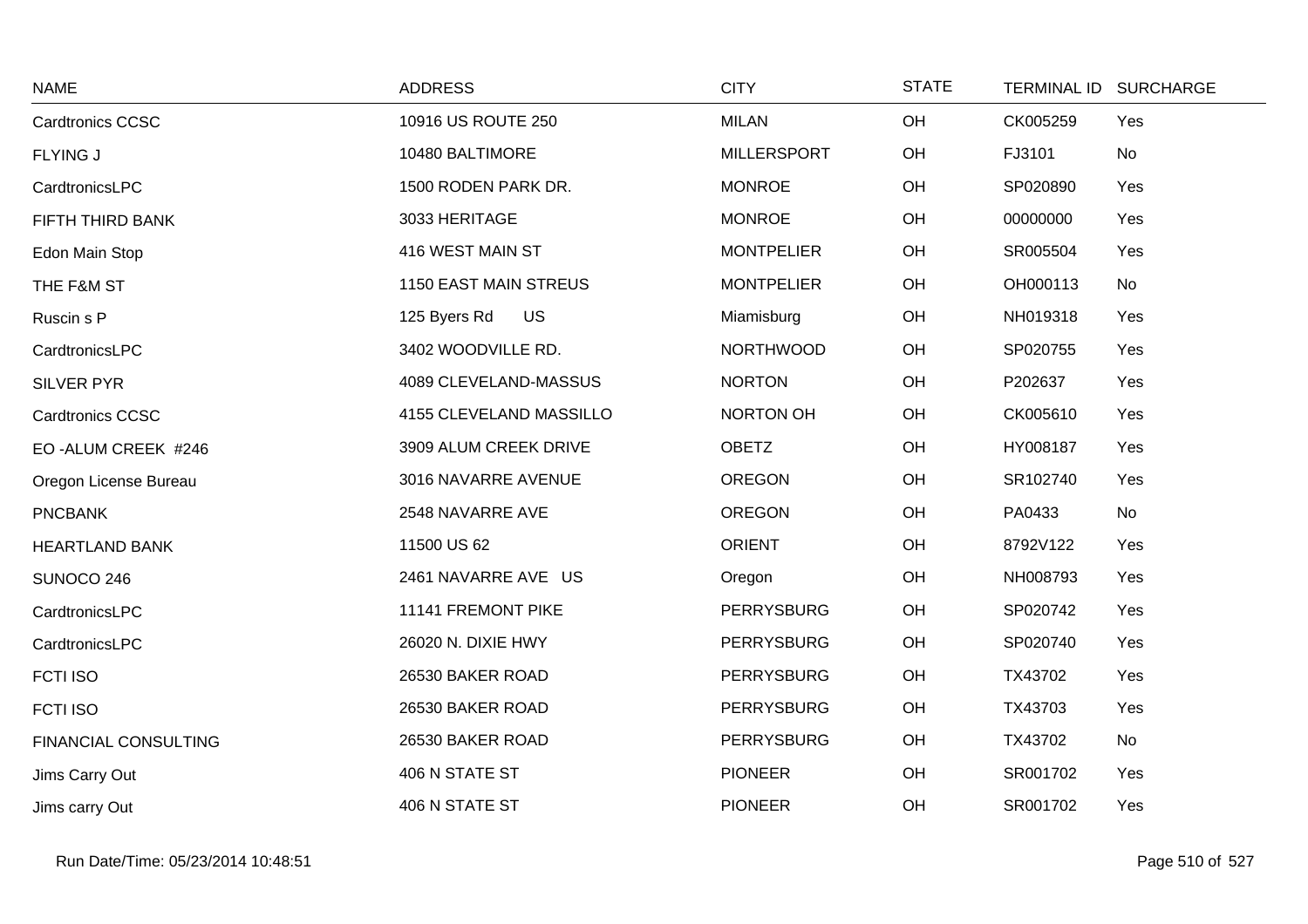| NAME | ADDRESS | CITY | STATE | TERMINAL ID | SURCHARGE |
|---|---|---|---|---|---|
| Cardtronics CCSC | 10916 US ROUTE 250 | MILAN | OH | CK005259 | Yes |
| FLYING J | 10480 BALTIMORE | MILLERSPORT | OH | FJ3101 | No |
| CardtronicsLPC | 1500 RODEN PARK DR. | MONROE | OH | SP020890 | Yes |
| FIFTH THIRD BANK | 3033 HERITAGE | MONROE | OH | 00000000 | Yes |
| Edon Main Stop | 416 WEST MAIN ST | MONTPELIER | OH | SR005504 | Yes |
| THE F&M ST | 1150 EAST MAIN STREUS | MONTPELIER | OH | OH000113 | No |
| Ruscin s P | 125 Byers Rd US | Miamisburg | OH | NH019318 | Yes |
| CardtronicsLPC | 3402 WOODVILLE RD. | NORTHWOOD | OH | SP020755 | Yes |
| SILVER PYR | 4089 CLEVELAND-MASSUS | NORTON | OH | P202637 | Yes |
| Cardtronics CCSC | 4155 CLEVELAND MASSILLO | NORTON OH | OH | CK005610 | Yes |
| EO -ALUM CREEK #246 | 3909 ALUM CREEK DRIVE | OBETZ | OH | HY008187 | Yes |
| Oregon License Bureau | 3016 NAVARRE AVENUE | OREGON | OH | SR102740 | Yes |
| PNCBANK | 2548 NAVARRE AVE | OREGON | OH | PA0433 | No |
| HEARTLAND BANK | 11500 US 62 | ORIENT | OH | 8792V122 | Yes |
| SUNOCO 246 | 2461 NAVARRE AVE US | Oregon | OH | NH008793 | Yes |
| CardtronicsLPC | 11141 FREMONT PIKE | PERRYSBURG | OH | SP020742 | Yes |
| CardtronicsLPC | 26020 N. DIXIE HWY | PERRYSBURG | OH | SP020740 | Yes |
| FCTI ISO | 26530 BAKER ROAD | PERRYSBURG | OH | TX43702 | Yes |
| FCTI ISO | 26530 BAKER ROAD | PERRYSBURG | OH | TX43703 | Yes |
| FINANCIAL CONSULTING | 26530 BAKER ROAD | PERRYSBURG | OH | TX43702 | No |
| Jims Carry Out | 406 N STATE ST | PIONEER | OH | SR001702 | Yes |
| Jims carry Out | 406 N STATE ST | PIONEER | OH | SR001702 | Yes |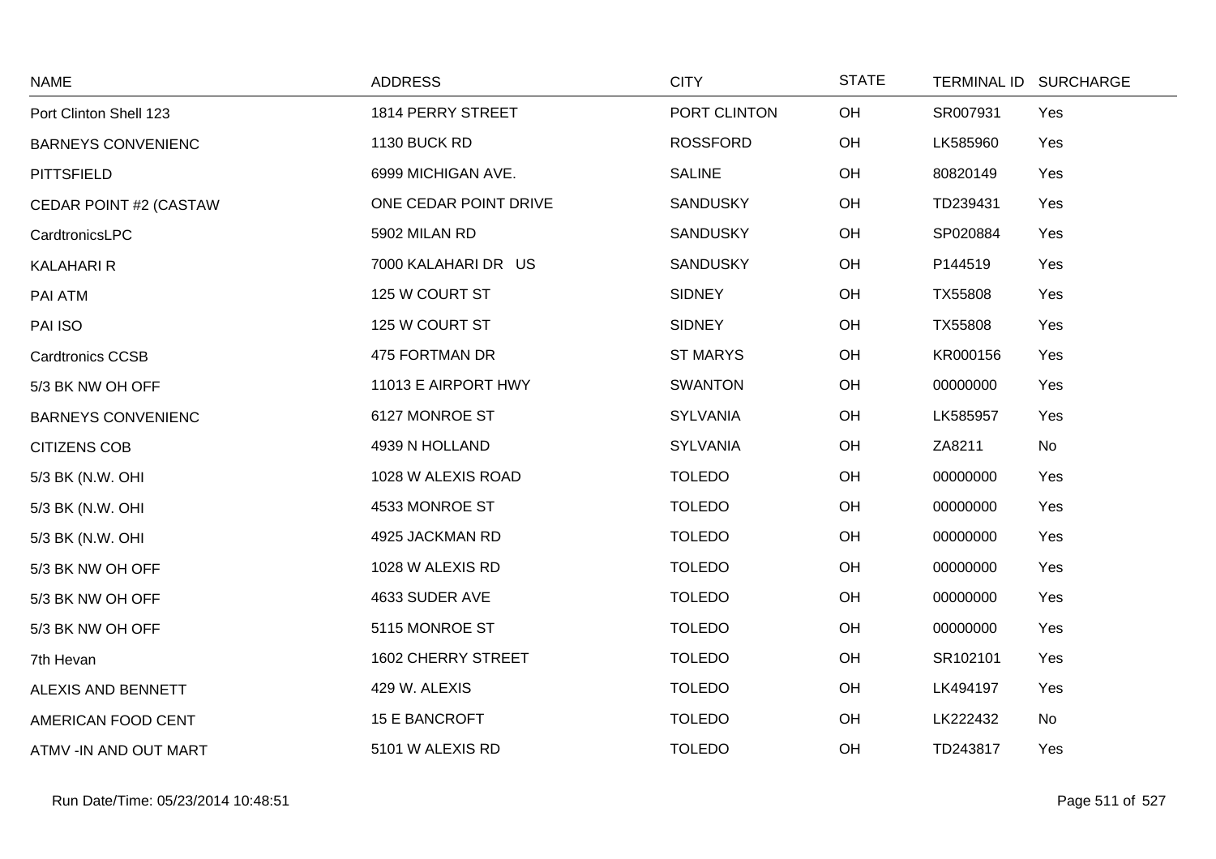| NAME | ADDRESS | CITY | STATE | TERMINAL ID | SURCHARGE |
|---|---|---|---|---|---|
| Port Clinton Shell 123 | 1814 PERRY STREET | PORT CLINTON | OH | SR007931 | Yes |
| BARNEYS CONVENIENC | 1130 BUCK RD | ROSSFORD | OH | LK585960 | Yes |
| PITTSFIELD | 6999 MICHIGAN AVE. | SALINE | OH | 80820149 | Yes |
| CEDAR POINT #2 (CASTAW | ONE CEDAR POINT DRIVE | SANDUSKY | OH | TD239431 | Yes |
| CardtronicsLPC | 5902 MILAN RD | SANDUSKY | OH | SP020884 | Yes |
| KALAHARI R | 7000 KALAHARI DR US | SANDUSKY | OH | P144519 | Yes |
| PAI ATM | 125 W COURT ST | SIDNEY | OH | TX55808 | Yes |
| PAI ISO | 125 W COURT ST | SIDNEY | OH | TX55808 | Yes |
| Cardtronics CCSB | 475 FORTMAN DR | ST MARYS | OH | KR000156 | Yes |
| 5/3 BK NW OH OFF | 11013 E AIRPORT HWY | SWANTON | OH | 00000000 | Yes |
| BARNEYS CONVENIENC | 6127 MONROE ST | SYLVANIA | OH | LK585957 | Yes |
| CITIZENS COB | 4939 N HOLLAND | SYLVANIA | OH | ZA8211 | No |
| 5/3 BK (N.W. OHI | 1028 W ALEXIS ROAD | TOLEDO | OH | 00000000 | Yes |
| 5/3 BK (N.W. OHI | 4533 MONROE ST | TOLEDO | OH | 00000000 | Yes |
| 5/3 BK (N.W. OHI | 4925 JACKMAN RD | TOLEDO | OH | 00000000 | Yes |
| 5/3 BK NW OH OFF | 1028 W ALEXIS RD | TOLEDO | OH | 00000000 | Yes |
| 5/3 BK NW OH OFF | 4633 SUDER AVE | TOLEDO | OH | 00000000 | Yes |
| 5/3 BK NW OH OFF | 5115 MONROE ST | TOLEDO | OH | 00000000 | Yes |
| 7th Hevan | 1602 CHERRY STREET | TOLEDO | OH | SR102101 | Yes |
| ALEXIS AND BENNETT | 429 W. ALEXIS | TOLEDO | OH | LK494197 | Yes |
| AMERICAN FOOD CENT | 15 E BANCROFT | TOLEDO | OH | LK222432 | No |
| ATMV -IN AND OUT MART | 5101 W ALEXIS RD | TOLEDO | OH | TD243817 | Yes |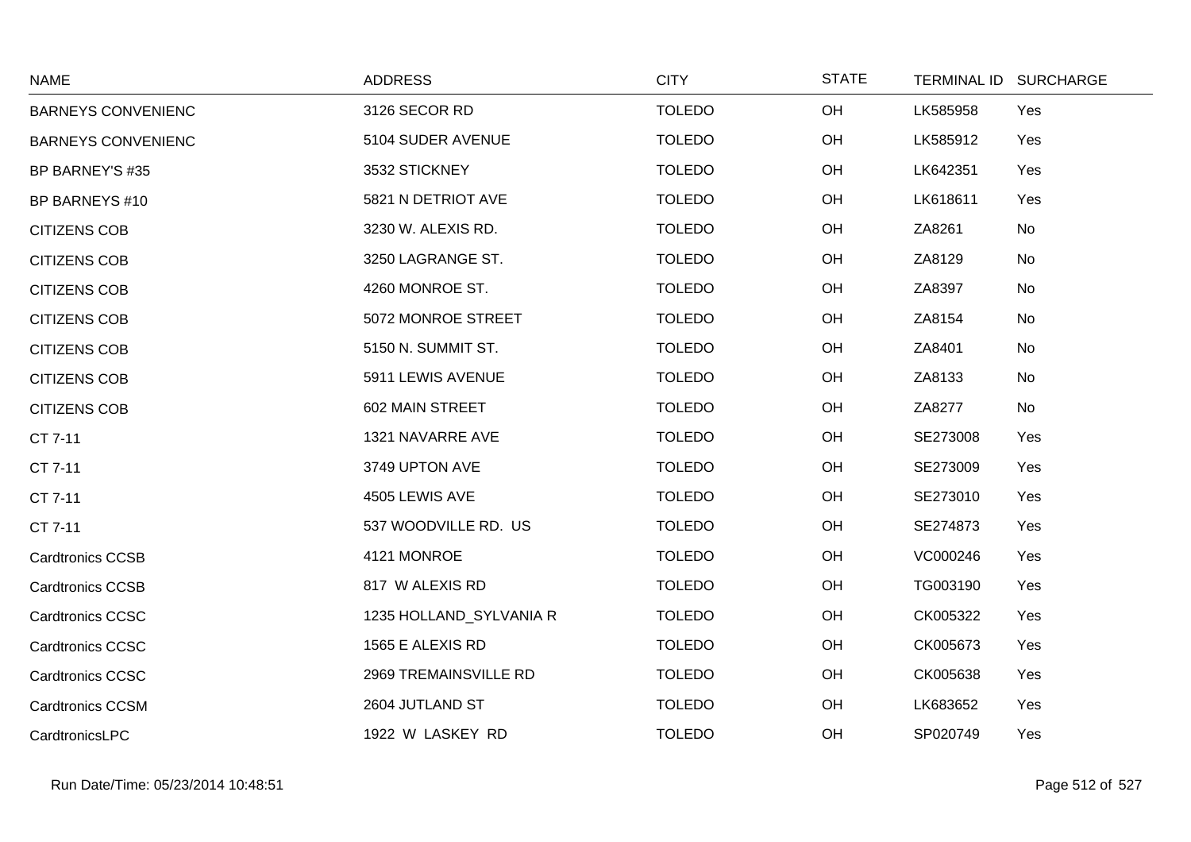| NAME | ADDRESS | CITY | STATE | TERMINAL ID | SURCHARGE |
|---|---|---|---|---|---|
| BARNEYS CONVENIENC | 3126 SECOR RD | TOLEDO | OH | LK585958 | Yes |
| BARNEYS CONVENIENC | 5104 SUDER AVENUE | TOLEDO | OH | LK585912 | Yes |
| BP BARNEY'S #35 | 3532 STICKNEY | TOLEDO | OH | LK642351 | Yes |
| BP BARNEYS #10 | 5821 N DETRIOT AVE | TOLEDO | OH | LK618611 | Yes |
| CITIZENS COB | 3230 W. ALEXIS RD. | TOLEDO | OH | ZA8261 | No |
| CITIZENS COB | 3250 LAGRANGE ST. | TOLEDO | OH | ZA8129 | No |
| CITIZENS COB | 4260 MONROE ST. | TOLEDO | OH | ZA8397 | No |
| CITIZENS COB | 5072 MONROE STREET | TOLEDO | OH | ZA8154 | No |
| CITIZENS COB | 5150 N. SUMMIT ST. | TOLEDO | OH | ZA8401 | No |
| CITIZENS COB | 5911 LEWIS AVENUE | TOLEDO | OH | ZA8133 | No |
| CITIZENS COB | 602 MAIN STREET | TOLEDO | OH | ZA8277 | No |
| CT 7-11 | 1321 NAVARRE AVE | TOLEDO | OH | SE273008 | Yes |
| CT 7-11 | 3749 UPTON AVE | TOLEDO | OH | SE273009 | Yes |
| CT 7-11 | 4505 LEWIS AVE | TOLEDO | OH | SE273010 | Yes |
| CT 7-11 | 537 WOODVILLE RD. US | TOLEDO | OH | SE274873 | Yes |
| Cardtronics CCSB | 4121 MONROE | TOLEDO | OH | VC000246 | Yes |
| Cardtronics CCSB | 817 W ALEXIS RD | TOLEDO | OH | TG003190 | Yes |
| Cardtronics CCSC | 1235 HOLLAND_SYLVANIA R | TOLEDO | OH | CK005322 | Yes |
| Cardtronics CCSC | 1565 E ALEXIS RD | TOLEDO | OH | CK005673 | Yes |
| Cardtronics CCSC | 2969 TREMAINSVILLE RD | TOLEDO | OH | CK005638 | Yes |
| Cardtronics CCSM | 2604 JUTLAND ST | TOLEDO | OH | LK683652 | Yes |
| CardtronicsLPC | 1922 W LASKEY RD | TOLEDO | OH | SP020749 | Yes |

Run Date/Time: 05/23/2014 10:48:51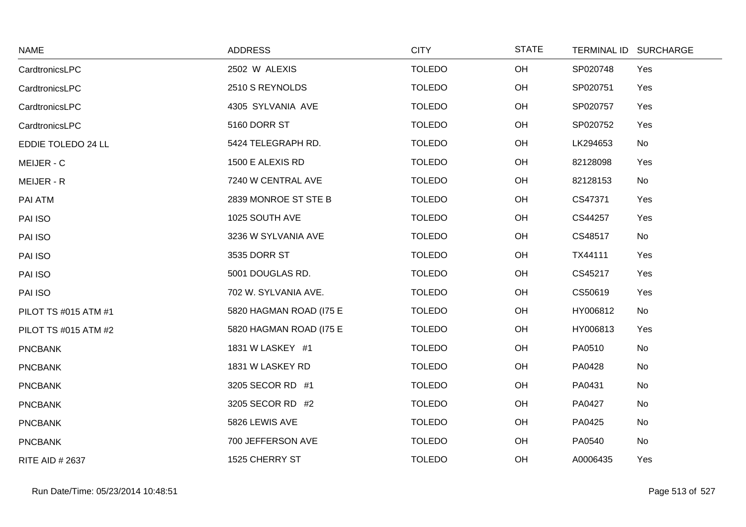| NAME | ADDRESS | CITY | STATE | TERMINAL ID | SURCHARGE |
|---|---|---|---|---|---|
| CardtronicsLPC | 2502 W ALEXIS | TOLEDO | OH | SP020748 | Yes |
| CardtronicsLPC | 2510 S REYNOLDS | TOLEDO | OH | SP020751 | Yes |
| CardtronicsLPC | 4305 SYLVANIA AVE | TOLEDO | OH | SP020757 | Yes |
| CardtronicsLPC | 5160 DORR ST | TOLEDO | OH | SP020752 | Yes |
| EDDIE TOLEDO 24 LL | 5424 TELEGRAPH RD. | TOLEDO | OH | LK294653 | No |
| MEIJER - C | 1500 E ALEXIS RD | TOLEDO | OH | 82128098 | Yes |
| MEIJER - R | 7240 W CENTRAL AVE | TOLEDO | OH | 82128153 | No |
| PAI ATM | 2839 MONROE ST STE B | TOLEDO | OH | CS47371 | Yes |
| PAI ISO | 1025 SOUTH AVE | TOLEDO | OH | CS44257 | Yes |
| PAI ISO | 3236 W SYLVANIA AVE | TOLEDO | OH | CS48517 | No |
| PAI ISO | 3535 DORR ST | TOLEDO | OH | TX44111 | Yes |
| PAI ISO | 5001 DOUGLAS RD. | TOLEDO | OH | CS45217 | Yes |
| PAI ISO | 702 W. SYLVANIA AVE. | TOLEDO | OH | CS50619 | Yes |
| PILOT TS #015 ATM #1 | 5820 HAGMAN ROAD (I75 E | TOLEDO | OH | HY006812 | No |
| PILOT TS #015 ATM #2 | 5820 HAGMAN ROAD (I75 E | TOLEDO | OH | HY006813 | Yes |
| PNCBANK | 1831 W LASKEY #1 | TOLEDO | OH | PA0510 | No |
| PNCBANK | 1831 W LASKEY RD | TOLEDO | OH | PA0428 | No |
| PNCBANK | 3205 SECOR RD #1 | TOLEDO | OH | PA0431 | No |
| PNCBANK | 3205 SECOR RD #2 | TOLEDO | OH | PA0427 | No |
| PNCBANK | 5826 LEWIS AVE | TOLEDO | OH | PA0425 | No |
| PNCBANK | 700 JEFFERSON AVE | TOLEDO | OH | PA0540 | No |
| RITE AID # 2637 | 1525 CHERRY ST | TOLEDO | OH | A0006435 | Yes |

Run Date/Time: 05/23/2014 10:48:51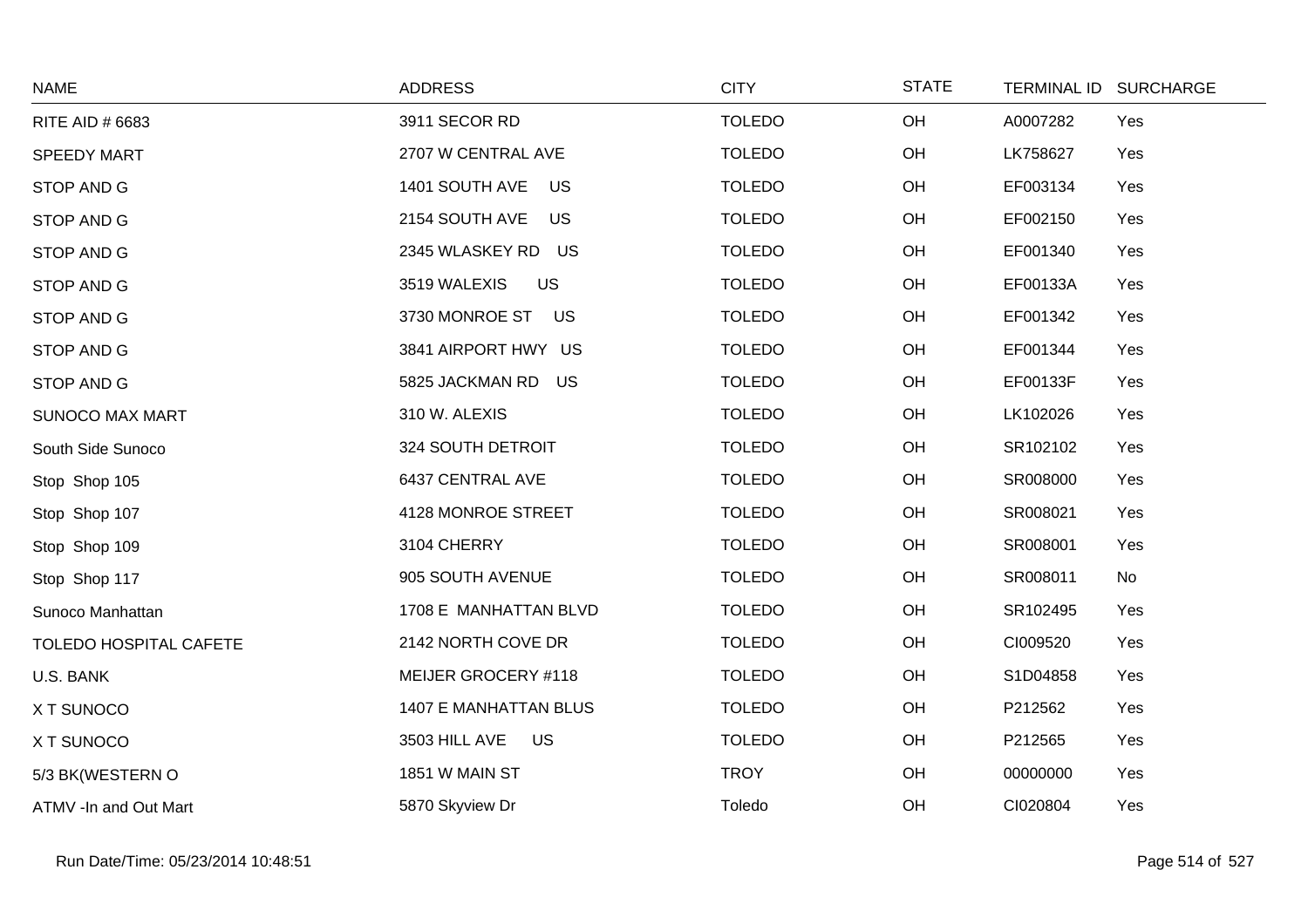| NAME | ADDRESS | CITY | STATE | TERMINAL ID | SURCHARGE |
|---|---|---|---|---|---|
| RITE AID # 6683 | 3911 SECOR RD | TOLEDO | OH | A0007282 | Yes |
| SPEEDY MART | 2707 W CENTRAL AVE | TOLEDO | OH | LK758627 | Yes |
| STOP AND G | 1401 SOUTH AVE US | TOLEDO | OH | EF003134 | Yes |
| STOP AND G | 2154 SOUTH AVE US | TOLEDO | OH | EF002150 | Yes |
| STOP AND G | 2345 WLASKEY RD US | TOLEDO | OH | EF001340 | Yes |
| STOP AND G | 3519 WALEXIS US | TOLEDO | OH | EF00133A | Yes |
| STOP AND G | 3730 MONROE ST US | TOLEDO | OH | EF001342 | Yes |
| STOP AND G | 3841 AIRPORT HWY US | TOLEDO | OH | EF001344 | Yes |
| STOP AND G | 5825 JACKMAN RD US | TOLEDO | OH | EF00133F | Yes |
| SUNOCO MAX MART | 310 W. ALEXIS | TOLEDO | OH | LK102026 | Yes |
| South Side Sunoco | 324 SOUTH DETROIT | TOLEDO | OH | SR102102 | Yes |
| Stop Shop 105 | 6437 CENTRAL AVE | TOLEDO | OH | SR008000 | Yes |
| Stop Shop 107 | 4128 MONROE STREET | TOLEDO | OH | SR008021 | Yes |
| Stop Shop 109 | 3104 CHERRY | TOLEDO | OH | SR008001 | Yes |
| Stop Shop 117 | 905 SOUTH AVENUE | TOLEDO | OH | SR008011 | No |
| Sunoco Manhattan | 1708 E MANHATTAN BLVD | TOLEDO | OH | SR102495 | Yes |
| TOLEDO HOSPITAL CAFETE | 2142 NORTH COVE DR | TOLEDO | OH | CI009520 | Yes |
| U.S. BANK | MEIJER GROCERY #118 | TOLEDO | OH | S1D04858 | Yes |
| X T SUNOCO | 1407 E MANHATTAN BLUS | TOLEDO | OH | P212562 | Yes |
| X T SUNOCO | 3503 HILL AVE US | TOLEDO | OH | P212565 | Yes |
| 5/3 BK(WESTERN O | 1851 W MAIN ST | TROY | OH | 00000000 | Yes |
| ATMV -In and Out Mart | 5870 Skyview Dr | Toledo | OH | CI020804 | Yes |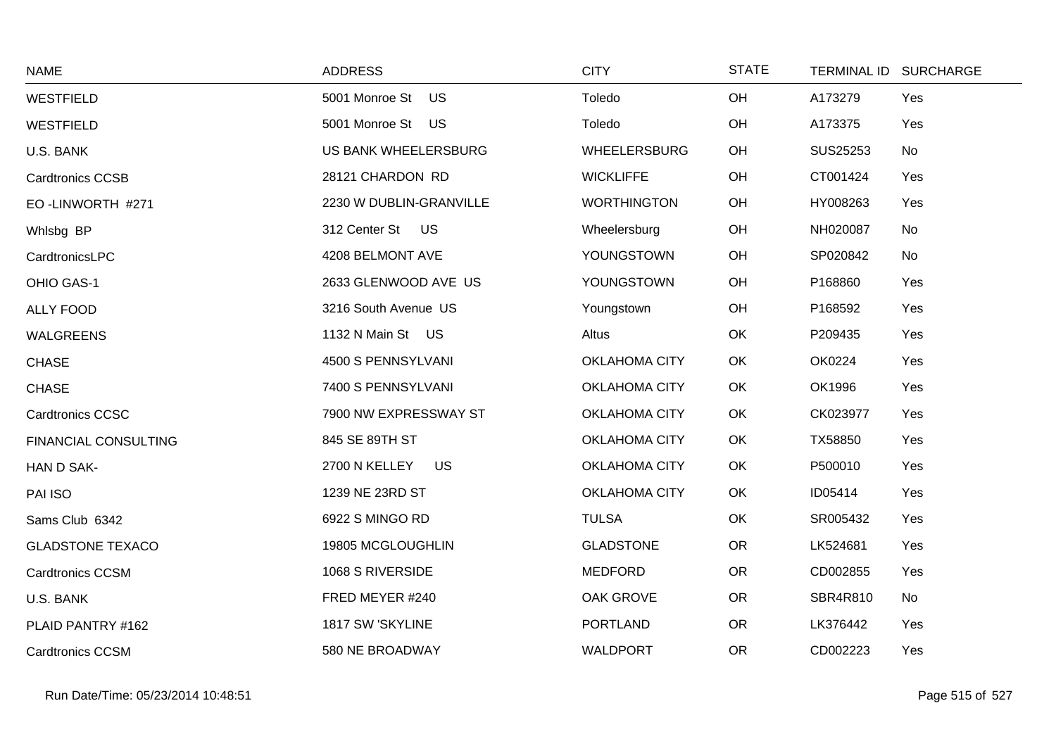| NAME | ADDRESS | CITY | STATE | TERMINAL ID | SURCHARGE |
|---|---|---|---|---|---|
| WESTFIELD | 5001 Monroe St US | Toledo | OH | A173279 | Yes |
| WESTFIELD | 5001 Monroe St US | Toledo | OH | A173375 | Yes |
| U.S. BANK | US BANK WHEELERSBURG | WHEELERSBURG | OH | SUS25253 | No |
| Cardtronics CCSB | 28121 CHARDON RD | WICKLIFFE | OH | CT001424 | Yes |
| EO -LINWORTH #271 | 2230 W DUBLIN-GRANVILLE | WORTHINGTON | OH | HY008263 | Yes |
| Whlsbg BP | 312 Center St US | Wheelersburg | OH | NH020087 | No |
| CardtronicsLPC | 4208 BELMONT AVE | YOUNGSTOWN | OH | SP020842 | No |
| OHIO GAS-1 | 2633 GLENWOOD AVE US | YOUNGSTOWN | OH | P168860 | Yes |
| ALLY FOOD | 3216 South Avenue US | Youngstown | OH | P168592 | Yes |
| WALGREENS | 1132 N Main St US | Altus | OK | P209435 | Yes |
| CHASE | 4500 S PENNSYLVANI | OKLAHOMA CITY | OK | OK0224 | Yes |
| CHASE | 7400 S PENNSYLVANI | OKLAHOMA CITY | OK | OK1996 | Yes |
| Cardtronics CCSC | 7900 NW EXPRESSWAY ST | OKLAHOMA CITY | OK | CK023977 | Yes |
| FINANCIAL CONSULTING | 845 SE 89TH ST | OKLAHOMA CITY | OK | TX58850 | Yes |
| HAN D SAK- | 2700 N KELLEY US | OKLAHOMA CITY | OK | P500010 | Yes |
| PAI ISO | 1239 NE 23RD ST | OKLAHOMA CITY | OK | ID05414 | Yes |
| Sams Club 6342 | 6922 S MINGO RD | TULSA | OK | SR005432 | Yes |
| GLADSTONE TEXACO | 19805 MCGLOUGHLIN | GLADSTONE | OR | LK524681 | Yes |
| Cardtronics CCSM | 1068 S RIVERSIDE | MEDFORD | OR | CD002855 | Yes |
| U.S. BANK | FRED MEYER #240 | OAK GROVE | OR | SBR4R810 | No |
| PLAID PANTRY #162 | 1817 SW 'SKYLINE | PORTLAND | OR | LK376442 | Yes |
| Cardtronics CCSM | 580 NE BROADWAY | WALDPORT | OR | CD002223 | Yes |

Run Date/Time: 05/23/2014 10:48:51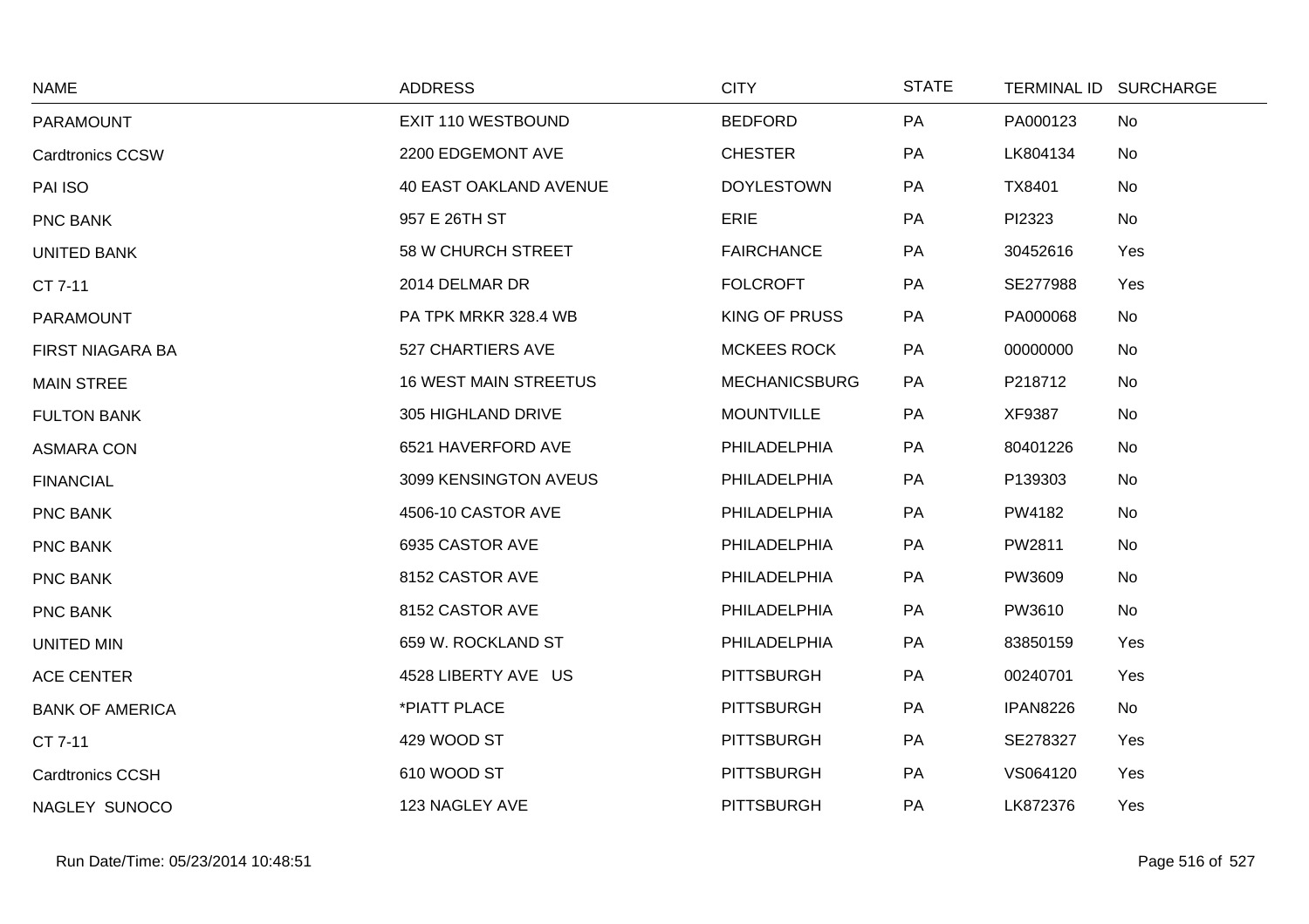| NAME | ADDRESS | CITY | STATE | TERMINAL ID | SURCHARGE |
|---|---|---|---|---|---|
| PARAMOUNT | EXIT 110 WESTBOUND | BEDFORD | PA | PA000123 | No |
| Cardtronics CCSW | 2200 EDGEMONT AVE | CHESTER | PA | LK804134 | No |
| PAI ISO | 40 EAST OAKLAND AVENUE | DOYLESTOWN | PA | TX8401 | No |
| PNC BANK | 957 E 26TH ST | ERIE | PA | PI2323 | No |
| UNITED BANK | 58 W CHURCH STREET | FAIRCHANCE | PA | 30452616 | Yes |
| CT 7-11 | 2014 DELMAR DR | FOLCROFT | PA | SE277988 | Yes |
| PARAMOUNT | PA TPK MRKR 328.4 WB | KING OF PRUSS | PA | PA000068 | No |
| FIRST NIAGARA BA | 527 CHARTIERS AVE | MCKEES ROCK | PA | 00000000 | No |
| MAIN STREE | 16 WEST MAIN STREETUS | MECHANICSBURG | PA | P218712 | No |
| FULTON BANK | 305 HIGHLAND DRIVE | MOUNTVILLE | PA | XF9387 | No |
| ASMARA CON | 6521 HAVERFORD AVE | PHILADELPHIA | PA | 80401226 | No |
| FINANCIAL | 3099 KENSINGTON AVEUS | PHILADELPHIA | PA | P139303 | No |
| PNC BANK | 4506-10 CASTOR AVE | PHILADELPHIA | PA | PW4182 | No |
| PNC BANK | 6935 CASTOR AVE | PHILADELPHIA | PA | PW2811 | No |
| PNC BANK | 8152 CASTOR AVE | PHILADELPHIA | PA | PW3609 | No |
| PNC BANK | 8152 CASTOR AVE | PHILADELPHIA | PA | PW3610 | No |
| UNITED MIN | 659 W. ROCKLAND ST | PHILADELPHIA | PA | 83850159 | Yes |
| ACE CENTER | 4528 LIBERTY AVE US | PITTSBURGH | PA | 00240701 | Yes |
| BANK OF AMERICA | *PIATT PLACE | PITTSBURGH | PA | IPAN8226 | No |
| CT 7-11 | 429 WOOD ST | PITTSBURGH | PA | SE278327 | Yes |
| Cardtronics CCSH | 610 WOOD ST | PITTSBURGH | PA | VS064120 | Yes |
| NAGLEY SUNOCO | 123 NAGLEY AVE | PITTSBURGH | PA | LK872376 | Yes |

Run Date/Time: 05/23/2014 10:48:51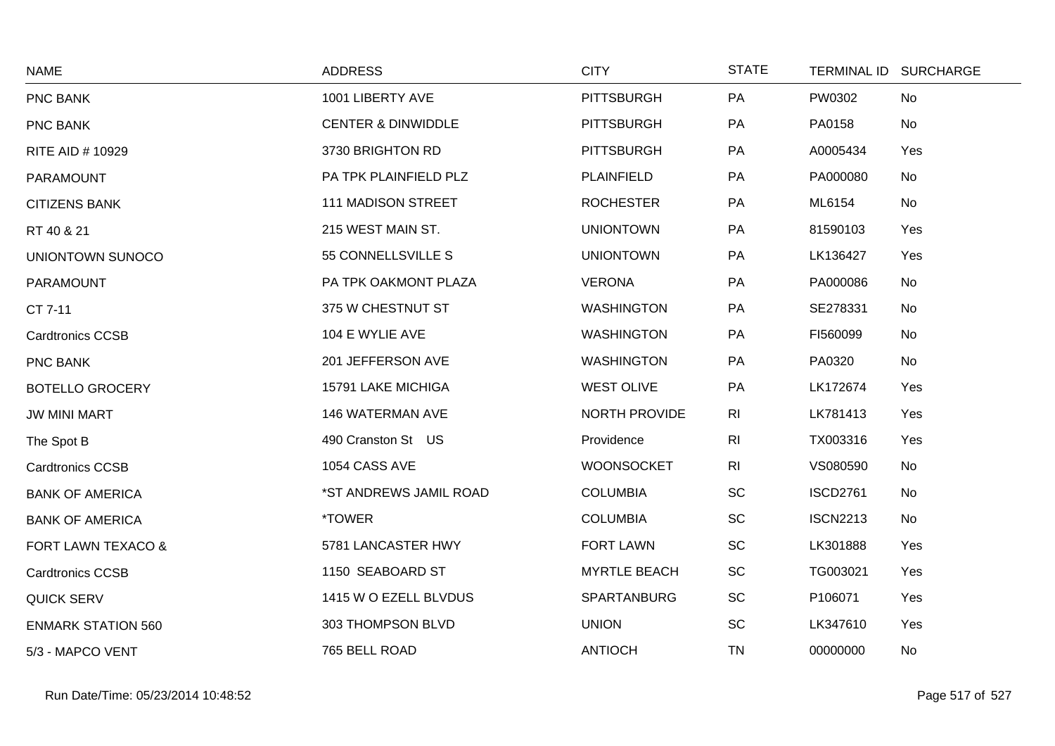| NAME | ADDRESS | CITY | STATE | TERMINAL ID | SURCHARGE |
|---|---|---|---|---|---|
| PNC BANK | 1001 LIBERTY AVE | PITTSBURGH | PA | PW0302 | No |
| PNC BANK | CENTER & DINWIDDLE | PITTSBURGH | PA | PA0158 | No |
| RITE AID # 10929 | 3730 BRIGHTON RD | PITTSBURGH | PA | A0005434 | Yes |
| PARAMOUNT | PA TPK PLAINFIELD PLZ | PLAINFIELD | PA | PA000080 | No |
| CITIZENS BANK | 111 MADISON STREET | ROCHESTER | PA | ML6154 | No |
| RT 40 & 21 | 215 WEST MAIN ST. | UNIONTOWN | PA | 81590103 | Yes |
| UNIONTOWN SUNOCO | 55 CONNELLSVILLE S | UNIONTOWN | PA | LK136427 | Yes |
| PARAMOUNT | PA TPK OAKMONT PLAZA | VERONA | PA | PA000086 | No |
| CT 7-11 | 375 W CHESTNUT ST | WASHINGTON | PA | SE278331 | No |
| Cardtronics CCSB | 104 E WYLIE AVE | WASHINGTON | PA | FI560099 | No |
| PNC BANK | 201 JEFFERSON AVE | WASHINGTON | PA | PA0320 | No |
| BOTELLO GROCERY | 15791 LAKE MICHIGA | WEST OLIVE | PA | LK172674 | Yes |
| JW MINI MART | 146 WATERMAN AVE | NORTH PROVIDE | RI | LK781413 | Yes |
| The Spot B | 490 Cranston St US | Providence | RI | TX003316 | Yes |
| Cardtronics CCSB | 1054 CASS AVE | WOONSOCKET | RI | VS080590 | No |
| BANK OF AMERICA | *ST ANDREWS JAMIL ROAD | COLUMBIA | SC | ISCD2761 | No |
| BANK OF AMERICA | *TOWER | COLUMBIA | SC | ISCN2213 | No |
| FORT LAWN TEXACO & | 5781 LANCASTER HWY | FORT LAWN | SC | LK301888 | Yes |
| Cardtronics CCSB | 1150 SEABOARD ST | MYRTLE BEACH | SC | TG003021 | Yes |
| QUICK SERV | 1415 W O EZELL BLVDUS | SPARTANBURG | SC | P106071 | Yes |
| ENMARK STATION 560 | 303 THOMPSON BLVD | UNION | SC | LK347610 | Yes |
| 5/3 - MAPCO VENT | 765 BELL ROAD | ANTIOCH | TN | 00000000 | No |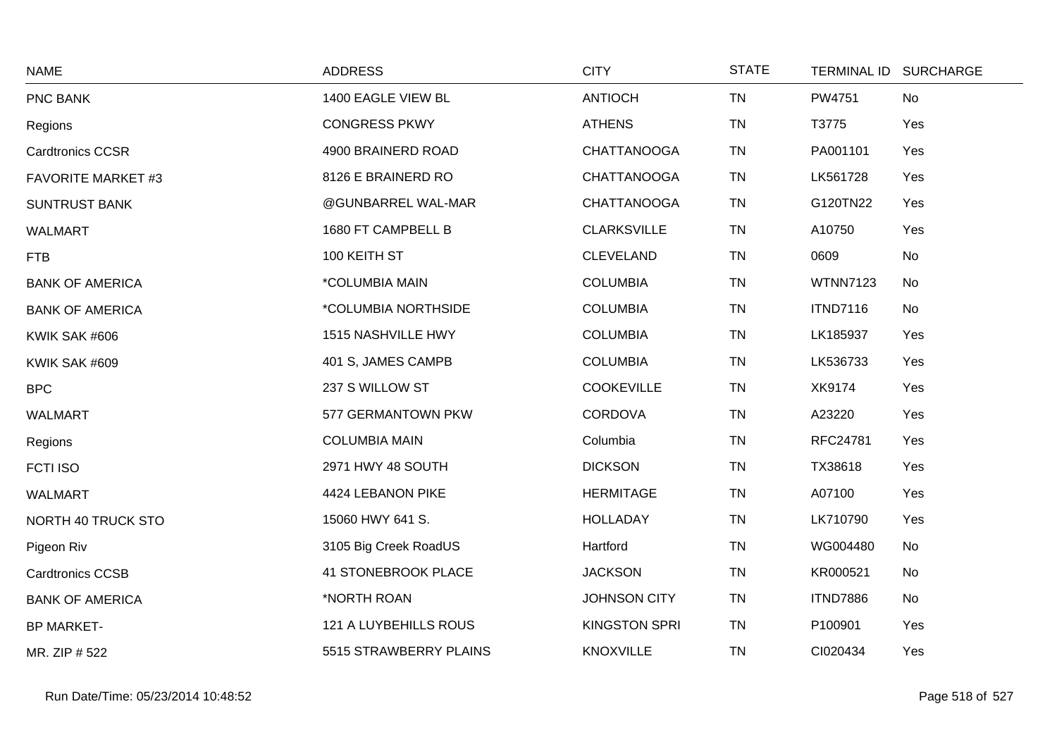| NAME | ADDRESS | CITY | STATE | TERMINAL ID | SURCHARGE |
|---|---|---|---|---|---|
| PNC BANK | 1400 EAGLE VIEW BL | ANTIOCH | TN | PW4751 | No |
| Regions | CONGRESS PKWY | ATHENS | TN | T3775 | Yes |
| Cardtronics CCSR | 4900 BRAINERD ROAD | CHATTANOOGA | TN | PA001101 | Yes |
| FAVORITE MARKET #3 | 8126 E BRAINERD RO | CHATTANOOGA | TN | LK561728 | Yes |
| SUNTRUST BANK | @GUNBARREL WAL-MAR | CHATTANOOGA | TN | G120TN22 | Yes |
| WALMART | 1680 FT CAMPBELL B | CLARKSVILLE | TN | A10750 | Yes |
| FTB | 100 KEITH ST | CLEVELAND | TN | 0609 | No |
| BANK OF AMERICA | *COLUMBIA MAIN | COLUMBIA | TN | WTNN7123 | No |
| BANK OF AMERICA | *COLUMBIA NORTHSIDE | COLUMBIA | TN | ITND7116 | No |
| KWIK SAK #606 | 1515 NASHVILLE HWY | COLUMBIA | TN | LK185937 | Yes |
| KWIK SAK #609 | 401 S, JAMES CAMPB | COLUMBIA | TN | LK536733 | Yes |
| BPC | 237 S WILLOW ST | COOKEVILLE | TN | XK9174 | Yes |
| WALMART | 577 GERMANTOWN PKW | CORDOVA | TN | A23220 | Yes |
| Regions | COLUMBIA MAIN | Columbia | TN | RFC24781 | Yes |
| FCTI ISO | 2971 HWY 48 SOUTH | DICKSON | TN | TX38618 | Yes |
| WALMART | 4424 LEBANON PIKE | HERMITAGE | TN | A07100 | Yes |
| NORTH 40 TRUCK STO | 15060 HWY 641 S. | HOLLADAY | TN | LK710790 | Yes |
| Pigeon Riv | 3105 Big Creek RoadUS | Hartford | TN | WG004480 | No |
| Cardtronics CCSB | 41 STONEBROOK PLACE | JACKSON | TN | KR000521 | No |
| BANK OF AMERICA | *NORTH ROAN | JOHNSON CITY | TN | ITND7886 | No |
| BP MARKET- | 121 A LUYBEHILLS ROUS | KINGSTON SPRI | TN | P100901 | Yes |
| MR. ZIP # 522 | 5515 STRAWBERRY PLAINS | KNOXVILLE | TN | CI020434 | Yes |

Run Date/Time: 05/23/2014 10:48:52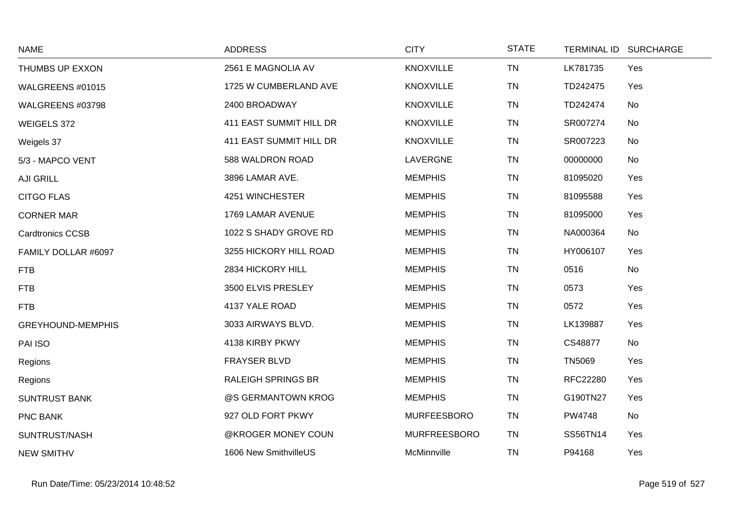| NAME | ADDRESS | CITY | STATE | TERMINAL ID | SURCHARGE |
|---|---|---|---|---|---|
| THUMBS UP EXXON | 2561 E MAGNOLIA AV | KNOXVILLE | TN | LK781735 | Yes |
| WALGREENS #01015 | 1725 W CUMBERLAND AVE | KNOXVILLE | TN | TD242475 | Yes |
| WALGREENS #03798 | 2400 BROADWAY | KNOXVILLE | TN | TD242474 | No |
| WEIGELS 372 | 411 EAST SUMMIT HILL DR | KNOXVILLE | TN | SR007274 | No |
| Weigels 37 | 411 EAST SUMMIT HILL DR | KNOXVILLE | TN | SR007223 | No |
| 5/3 - MAPCO VENT | 588 WALDRON ROAD | LAVERGNE | TN | 00000000 | No |
| AJI GRILL | 3896 LAMAR AVE. | MEMPHIS | TN | 81095020 | Yes |
| CITGO FLAS | 4251 WINCHESTER | MEMPHIS | TN | 81095588 | Yes |
| CORNER MAR | 1769 LAMAR AVENUE | MEMPHIS | TN | 81095000 | Yes |
| Cardtronics CCSB | 1022 S SHADY GROVE RD | MEMPHIS | TN | NA000364 | No |
| FAMILY DOLLAR #6097 | 3255 HICKORY HILL ROAD | MEMPHIS | TN | HY006107 | Yes |
| FTB | 2834 HICKORY HILL | MEMPHIS | TN | 0516 | No |
| FTB | 3500 ELVIS PRESLEY | MEMPHIS | TN | 0573 | Yes |
| FTB | 4137 YALE ROAD | MEMPHIS | TN | 0572 | Yes |
| GREYHOUND-MEMPHIS | 3033 AIRWAYS BLVD. | MEMPHIS | TN | LK139887 | Yes |
| PAI ISO | 4138 KIRBY PKWY | MEMPHIS | TN | CS48877 | No |
| Regions | FRAYSER BLVD | MEMPHIS | TN | TN5069 | Yes |
| Regions | RALEIGH SPRINGS BR | MEMPHIS | TN | RFC22280 | Yes |
| SUNTRUST BANK | @S GERMANTOWN KROG | MEMPHIS | TN | G190TN27 | Yes |
| PNC BANK | 927 OLD FORT PKWY | MURFEESBORO | TN | PW4748 | No |
| SUNTRUST/NASH | @KROGER MONEY COUN | MURFREESBORO | TN | SS56TN14 | Yes |
| NEW SMITHV | 1606 New SmithvilleUS | McMinnville | TN | P94168 | Yes |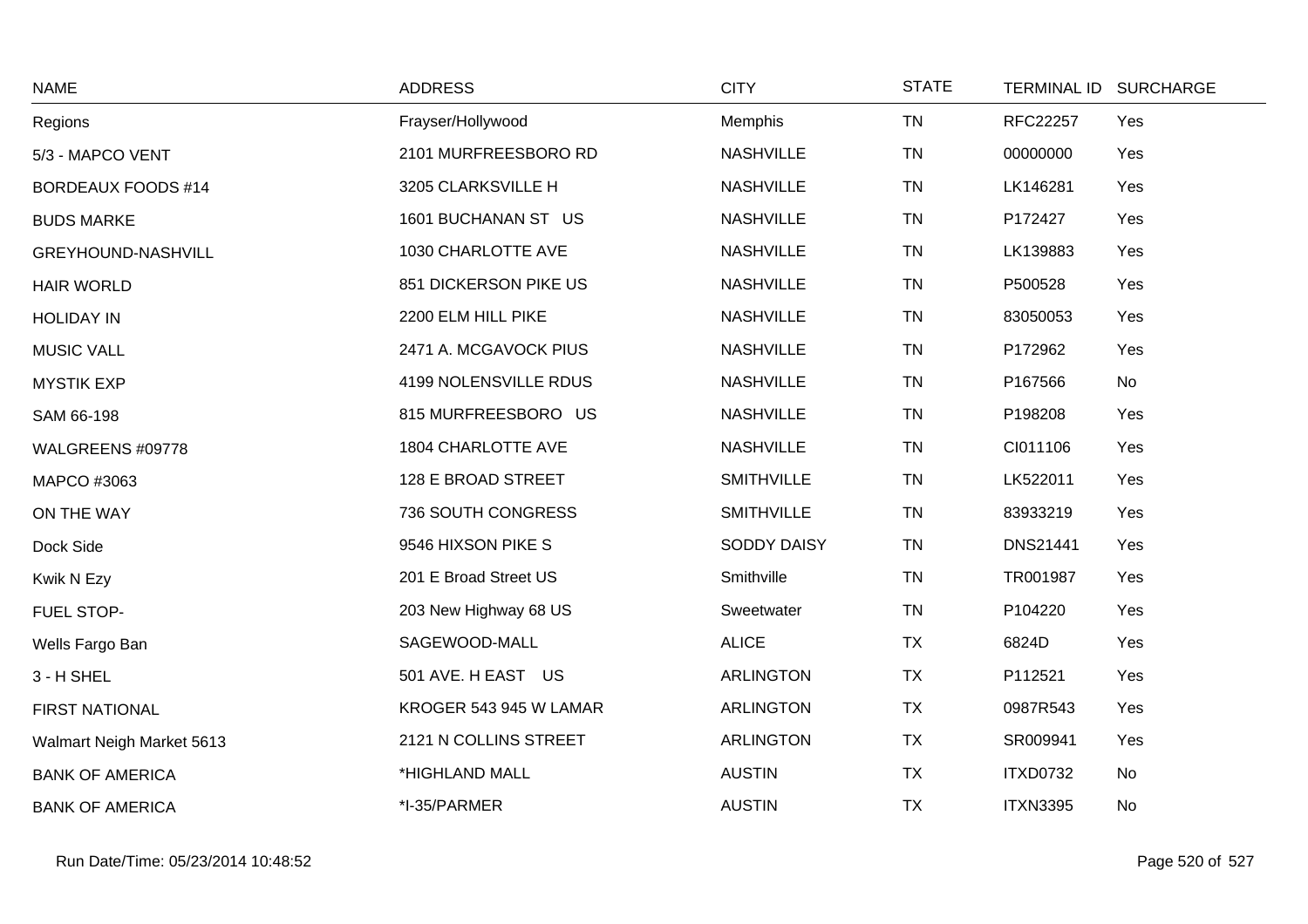| NAME | ADDRESS | CITY | STATE | TERMINAL ID | SURCHARGE |
|---|---|---|---|---|---|
| Regions | Frayser/Hollywood | Memphis | TN | RFC22257 | Yes |
| 5/3 - MAPCO VENT | 2101 MURFREESBORO RD | NASHVILLE | TN | 00000000 | Yes |
| BORDEAUX FOODS #14 | 3205 CLARKSVILLE H | NASHVILLE | TN | LK146281 | Yes |
| BUDS MARKE | 1601 BUCHANAN ST US | NASHVILLE | TN | P172427 | Yes |
| GREYHOUND-NASHVILL | 1030 CHARLOTTE AVE | NASHVILLE | TN | LK139883 | Yes |
| HAIR WORLD | 851 DICKERSON PIKE US | NASHVILLE | TN | P500528 | Yes |
| HOLIDAY IN | 2200 ELM HILL PIKE | NASHVILLE | TN | 83050053 | Yes |
| MUSIC VALL | 2471 A. MCGAVOCK PIUS | NASHVILLE | TN | P172962 | Yes |
| MYSTIK EXP | 4199 NOLENSVILLE RDUS | NASHVILLE | TN | P167566 | No |
| SAM 66-198 | 815 MURFREESBORO US | NASHVILLE | TN | P198208 | Yes |
| WALGREENS #09778 | 1804 CHARLOTTE AVE | NASHVILLE | TN | CI011106 | Yes |
| MAPCO #3063 | 128 E BROAD STREET | SMITHVILLE | TN | LK522011 | Yes |
| ON THE WAY | 736 SOUTH CONGRESS | SMITHVILLE | TN | 83933219 | Yes |
| Dock Side | 9546 HIXSON PIKE S | SODDY DAISY | TN | DNS21441 | Yes |
| Kwik N Ezy | 201 E Broad Street US | Smithville | TN | TR001987 | Yes |
| FUEL STOP- | 203 New Highway 68 US | Sweetwater | TN | P104220 | Yes |
| Wells Fargo Ban | SAGEWOOD-MALL | ALICE | TX | 6824D | Yes |
| 3 - H SHEL | 501 AVE. H EAST US | ARLINGTON | TX | P112521 | Yes |
| FIRST NATIONAL | KROGER 543 945 W LAMAR | ARLINGTON | TX | 0987R543 | Yes |
| Walmart Neigh Market 5613 | 2121 N COLLINS STREET | ARLINGTON | TX | SR009941 | Yes |
| BANK OF AMERICA | *HIGHLAND MALL | AUSTIN | TX | ITXD0732 | No |
| BANK OF AMERICA | *I-35/PARMER | AUSTIN | TX | ITXN3395 | No |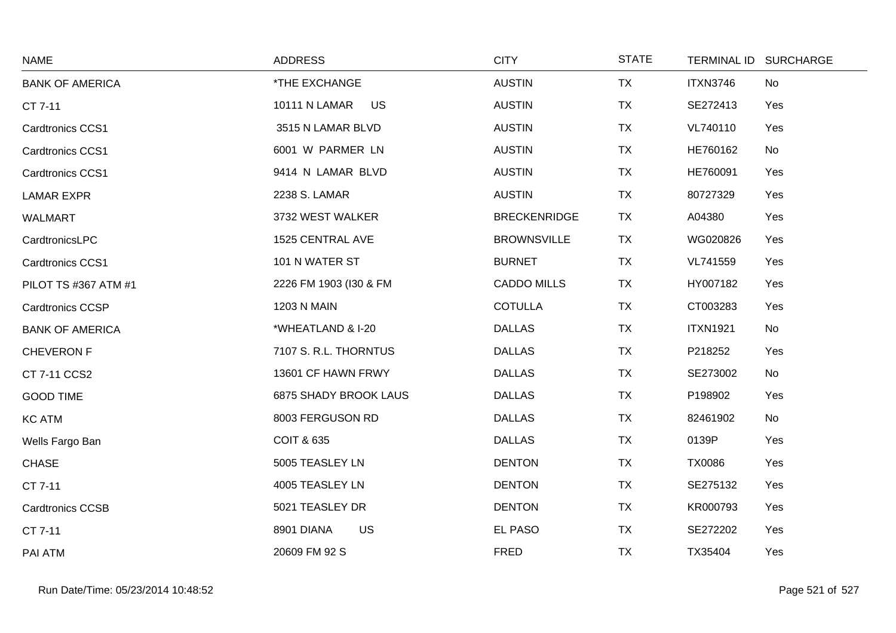| NAME | ADDRESS | CITY | STATE | TERMINAL ID | SURCHARGE |
|---|---|---|---|---|---|
| BANK OF AMERICA | *THE EXCHANGE | AUSTIN | TX | ITXN3746 | No |
| CT 7-11 | 10111 N LAMAR US | AUSTIN | TX | SE272413 | Yes |
| Cardtronics CCS1 | 3515 N LAMAR BLVD | AUSTIN | TX | VL740110 | Yes |
| Cardtronics CCS1 | 6001 W PARMER LN | AUSTIN | TX | HE760162 | No |
| Cardtronics CCS1 | 9414 N LAMAR BLVD | AUSTIN | TX | HE760091 | Yes |
| LAMAR EXPR | 2238 S. LAMAR | AUSTIN | TX | 80727329 | Yes |
| WALMART | 3732 WEST WALKER | BRECKENRIDGE | TX | A04380 | Yes |
| CardtronicsLPC | 1525 CENTRAL AVE | BROWNSVILLE | TX | WG020826 | Yes |
| Cardtronics CCS1 | 101 N WATER ST | BURNET | TX | VL741559 | Yes |
| PILOT TS #367 ATM #1 | 2226 FM 1903 (I30 & FM | CADDO MILLS | TX | HY007182 | Yes |
| Cardtronics CCSP | 1203 N MAIN | COTULLA | TX | CT003283 | Yes |
| BANK OF AMERICA | *WHEATLAND & I-20 | DALLAS | TX | ITXN1921 | No |
| CHEVERON F | 7107 S. R.L. THORNTUS | DALLAS | TX | P218252 | Yes |
| CT 7-11 CCS2 | 13601 CF HAWN FRWY | DALLAS | TX | SE273002 | No |
| GOOD TIME | 6875 SHADY BROOK LAUS | DALLAS | TX | P198902 | Yes |
| KC ATM | 8003 FERGUSON RD | DALLAS | TX | 82461902 | No |
| Wells Fargo Ban | COIT & 635 | DALLAS | TX | 0139P | Yes |
| CHASE | 5005 TEASLEY LN | DENTON | TX | TX0086 | Yes |
| CT 7-11 | 4005 TEASLEY LN | DENTON | TX | SE275132 | Yes |
| Cardtronics CCSB | 5021 TEASLEY DR | DENTON | TX | KR000793 | Yes |
| CT 7-11 | 8901 DIANA US | EL PASO | TX | SE272202 | Yes |
| PAI ATM | 20609 FM 92 S | FRED | TX | TX35404 | Yes |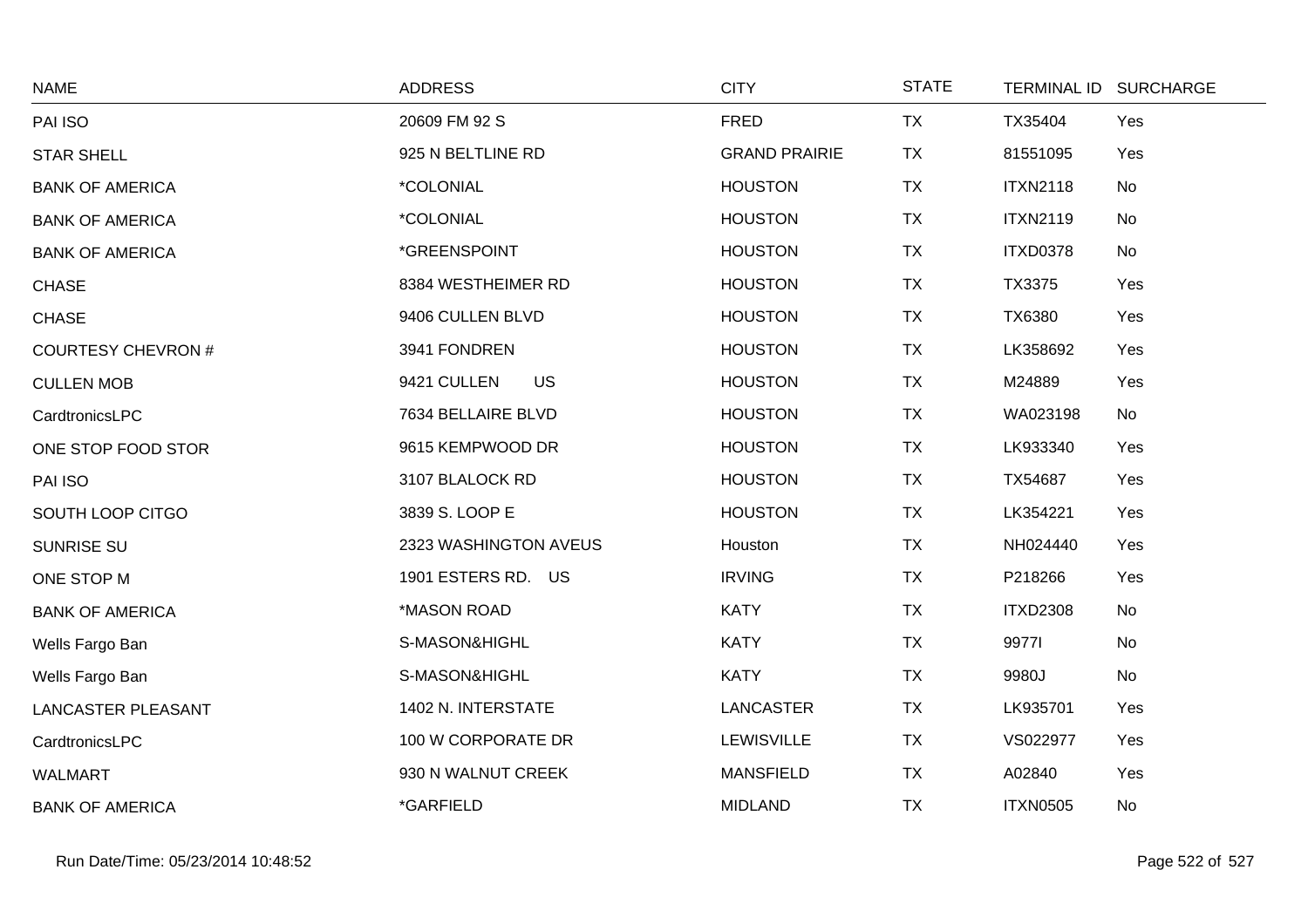| NAME | ADDRESS | CITY | STATE | TERMINAL ID | SURCHARGE |
|---|---|---|---|---|---|
| PAI ISO | 20609 FM 92 S | FRED | TX | TX35404 | Yes |
| STAR SHELL | 925 N BELTLINE RD | GRAND PRAIRIE | TX | 81551095 | Yes |
| BANK OF AMERICA | *COLONIAL | HOUSTON | TX | ITXN2118 | No |
| BANK OF AMERICA | *COLONIAL | HOUSTON | TX | ITXN2119 | No |
| BANK OF AMERICA | *GREENSPOINT | HOUSTON | TX | ITXD0378 | No |
| CHASE | 8384 WESTHEIMER RD | HOUSTON | TX | TX3375 | Yes |
| CHASE | 9406 CULLEN BLVD | HOUSTON | TX | TX6380 | Yes |
| COURTESY CHEVRON # | 3941 FONDREN | HOUSTON | TX | LK358692 | Yes |
| CULLEN MOB | 9421 CULLEN US | HOUSTON | TX | M24889 | Yes |
| CardtronicsLPC | 7634 BELLAIRE BLVD | HOUSTON | TX | WA023198 | No |
| ONE STOP FOOD STOR | 9615 KEMPWOOD DR | HOUSTON | TX | LK933340 | Yes |
| PAI ISO | 3107 BLALOCK RD | HOUSTON | TX | TX54687 | Yes |
| SOUTH LOOP CITGO | 3839 S. LOOP E | HOUSTON | TX | LK354221 | Yes |
| SUNRISE SU | 2323 WASHINGTON AVEUS | Houston | TX | NH024440 | Yes |
| ONE STOP M | 1901 ESTERS RD. US | IRVING | TX | P218266 | Yes |
| BANK OF AMERICA | *MASON ROAD | KATY | TX | ITXD2308 | No |
| Wells Fargo Ban | S-MASON&HIGHL | KATY | TX | 9977I | No |
| Wells Fargo Ban | S-MASON&HIGHL | KATY | TX | 9980J | No |
| LANCASTER PLEASANT | 1402 N. INTERSTATE | LANCASTER | TX | LK935701 | Yes |
| CardtronicsLPC | 100 W CORPORATE DR | LEWISVILLE | TX | VS022977 | Yes |
| WALMART | 930 N WALNUT CREEK | MANSFIELD | TX | A02840 | Yes |
| BANK OF AMERICA | *GARFIELD | MIDLAND | TX | ITXN0505 | No |

Run Date/Time: 05/23/2014 10:48:52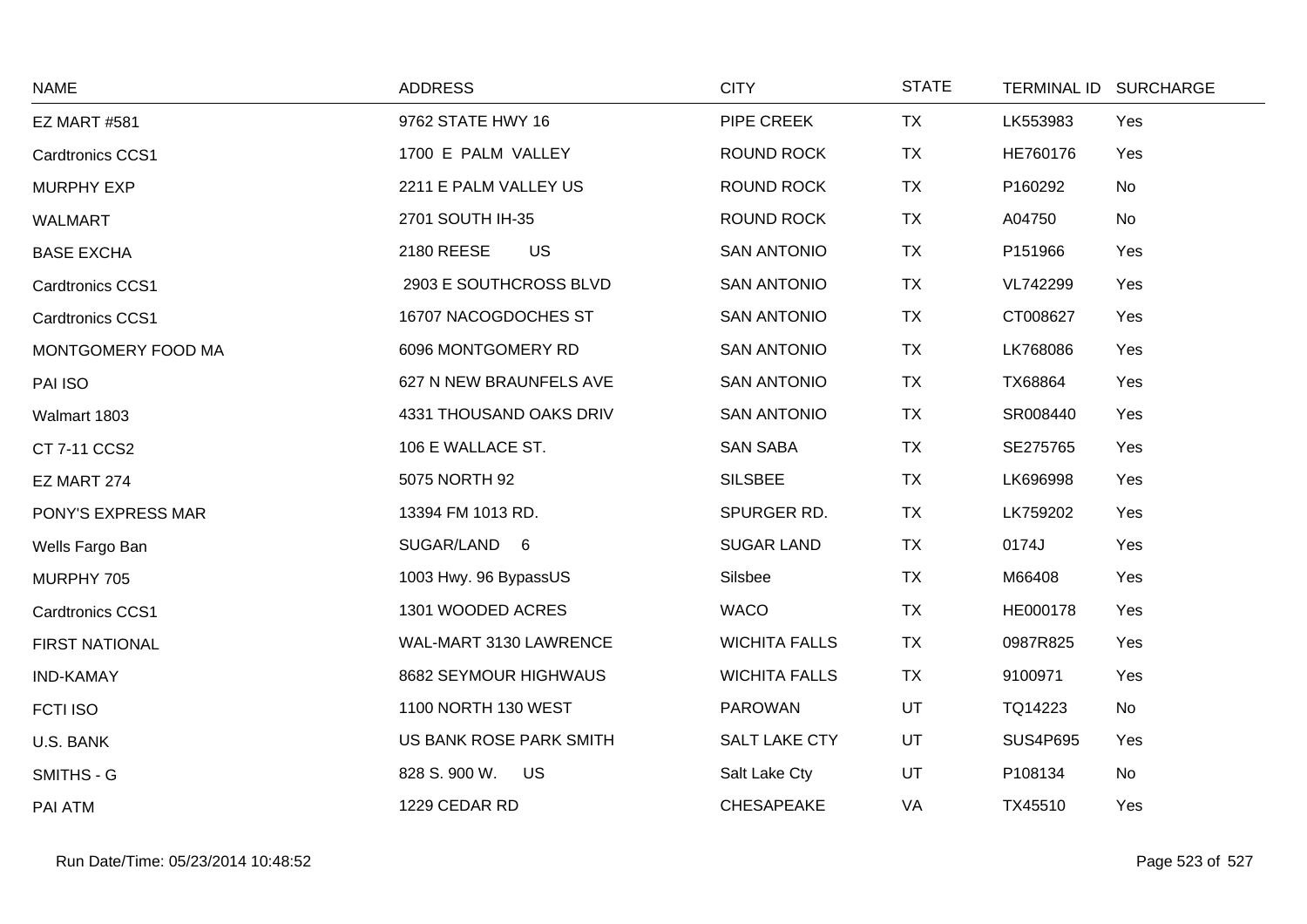| NAME | ADDRESS | CITY | STATE | TERMINAL ID | SURCHARGE |
|---|---|---|---|---|---|
| EZ MART #581 | 9762 STATE HWY 16 | PIPE CREEK | TX | LK553983 | Yes |
| Cardtronics CCS1 | 1700 E PALM VALLEY | ROUND ROCK | TX | HE760176 | Yes |
| MURPHY EXP | 2211 E PALM VALLEY US | ROUND ROCK | TX | P160292 | No |
| WALMART | 2701 SOUTH IH-35 | ROUND ROCK | TX | A04750 | No |
| BASE EXCHA | 2180 REESE US | SAN ANTONIO | TX | P151966 | Yes |
| Cardtronics CCS1 | 2903 E SOUTHCROSS BLVD | SAN ANTONIO | TX | VL742299 | Yes |
| Cardtronics CCS1 | 16707 NACOGDOCHES ST | SAN ANTONIO | TX | CT008627 | Yes |
| MONTGOMERY FOOD MA | 6096 MONTGOMERY RD | SAN ANTONIO | TX | LK768086 | Yes |
| PAI ISO | 627 N NEW BRAUNFELS AVE | SAN ANTONIO | TX | TX68864 | Yes |
| Walmart 1803 | 4331 THOUSAND OAKS DRIV | SAN ANTONIO | TX | SR008440 | Yes |
| CT 7-11 CCS2 | 106 E WALLACE ST. | SAN SABA | TX | SE275765 | Yes |
| EZ MART 274 | 5075 NORTH 92 | SILSBEE | TX | LK696998 | Yes |
| PONY'S EXPRESS MAR | 13394 FM 1013 RD. | SPURGER RD. | TX | LK759202 | Yes |
| Wells Fargo Ban | SUGAR/LAND 6 | SUGAR LAND | TX | 0174J | Yes |
| MURPHY 705 | 1003 Hwy. 96 BypassUS | Silsbee | TX | M66408 | Yes |
| Cardtronics CCS1 | 1301 WOODED ACRES | WACO | TX | HE000178 | Yes |
| FIRST NATIONAL | WAL-MART 3130 LAWRENCE | WICHITA FALLS | TX | 0987R825 | Yes |
| IND-KAMAY | 8682 SEYMOUR HIGHWAUS | WICHITA FALLS | TX | 9100971 | Yes |
| FCTI ISO | 1100 NORTH 130 WEST | PAROWAN | UT | TQ14223 | No |
| U.S. BANK | US BANK ROSE PARK SMITH | SALT LAKE CTY | UT | SUS4P695 | Yes |
| SMITHS - G | 828 S. 900 W. US | Salt Lake Cty | UT | P108134 | No |
| PAI ATM | 1229 CEDAR RD | CHESAPEAKE | VA | TX45510 | Yes |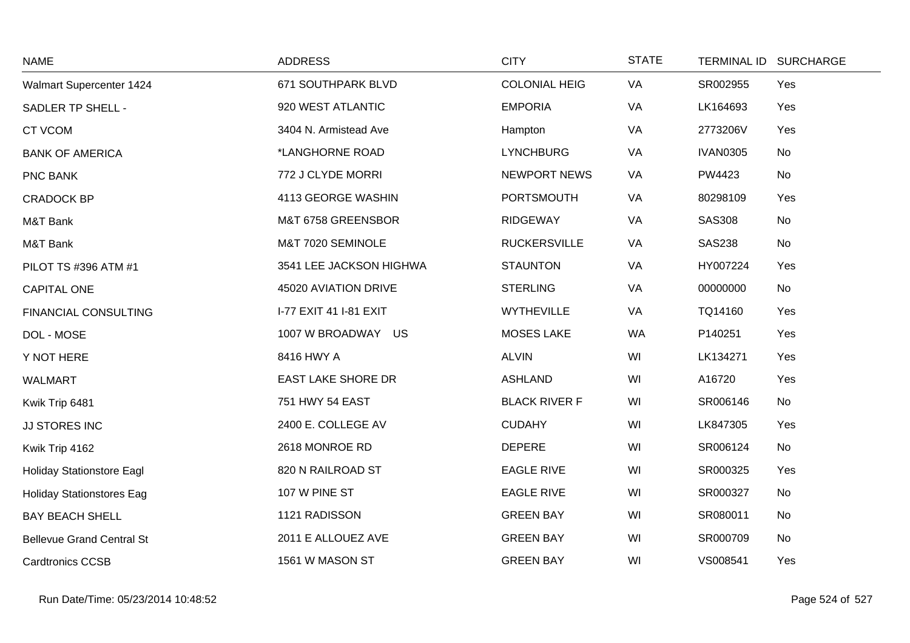| NAME | ADDRESS | CITY | STATE | TERMINAL ID | SURCHARGE |
| --- | --- | --- | --- | --- | --- |
| Walmart Supercenter 1424 | 671 SOUTHPARK BLVD | COLONIAL HEIG | VA | SR002955 | Yes |
| SADLER TP SHELL - | 920 WEST ATLANTIC | EMPORIA | VA | LK164693 | Yes |
| CT VCOM | 3404 N. Armistead Ave | Hampton | VA | 2773206V | Yes |
| BANK OF AMERICA | *LANGHORNE ROAD | LYNCHBURG | VA | IVAN0305 | No |
| PNC BANK | 772 J CLYDE MORRI | NEWPORT NEWS | VA | PW4423 | No |
| CRADOCK BP | 4113 GEORGE WASHIN | PORTSMOUTH | VA | 80298109 | Yes |
| M&T Bank | M&T 6758 GREENSBOR | RIDGEWAY | VA | SAS308 | No |
| M&T Bank | M&T 7020 SEMINOLE | RUCKERSVILLE | VA | SAS238 | No |
| PILOT TS #396 ATM #1 | 3541 LEE JACKSON HIGHWA | STAUNTON | VA | HY007224 | Yes |
| CAPITAL ONE | 45020 AVIATION DRIVE | STERLING | VA | 00000000 | No |
| FINANCIAL CONSULTING | I-77 EXIT 41 I-81 EXIT | WYTHEVILLE | VA | TQ14160 | Yes |
| DOL - MOSE | 1007 W BROADWAY US | MOSES LAKE | WA | P140251 | Yes |
| Y NOT HERE | 8416 HWY A | ALVIN | WI | LK134271 | Yes |
| WALMART | EAST LAKE SHORE DR | ASHLAND | WI | A16720 | Yes |
| Kwik Trip 6481 | 751 HWY 54 EAST | BLACK RIVER F | WI | SR006146 | No |
| JJ STORES INC | 2400 E. COLLEGE AV | CUDAHY | WI | LK847305 | Yes |
| Kwik Trip 4162 | 2618 MONROE RD | DEPERE | WI | SR006124 | No |
| Holiday Stationstore Eagl | 820 N RAILROAD ST | EAGLE RIVE | WI | SR000325 | Yes |
| Holiday Stationstores Eag | 107 W PINE ST | EAGLE RIVE | WI | SR000327 | No |
| BAY BEACH SHELL | 1121 RADISSON | GREEN BAY | WI | SR080011 | No |
| Bellevue Grand Central St | 2011 E ALLOUEZ AVE | GREEN BAY | WI | SR000709 | No |
| Cardtronics CCSB | 1561 W MASON ST | GREEN BAY | WI | VS008541 | Yes |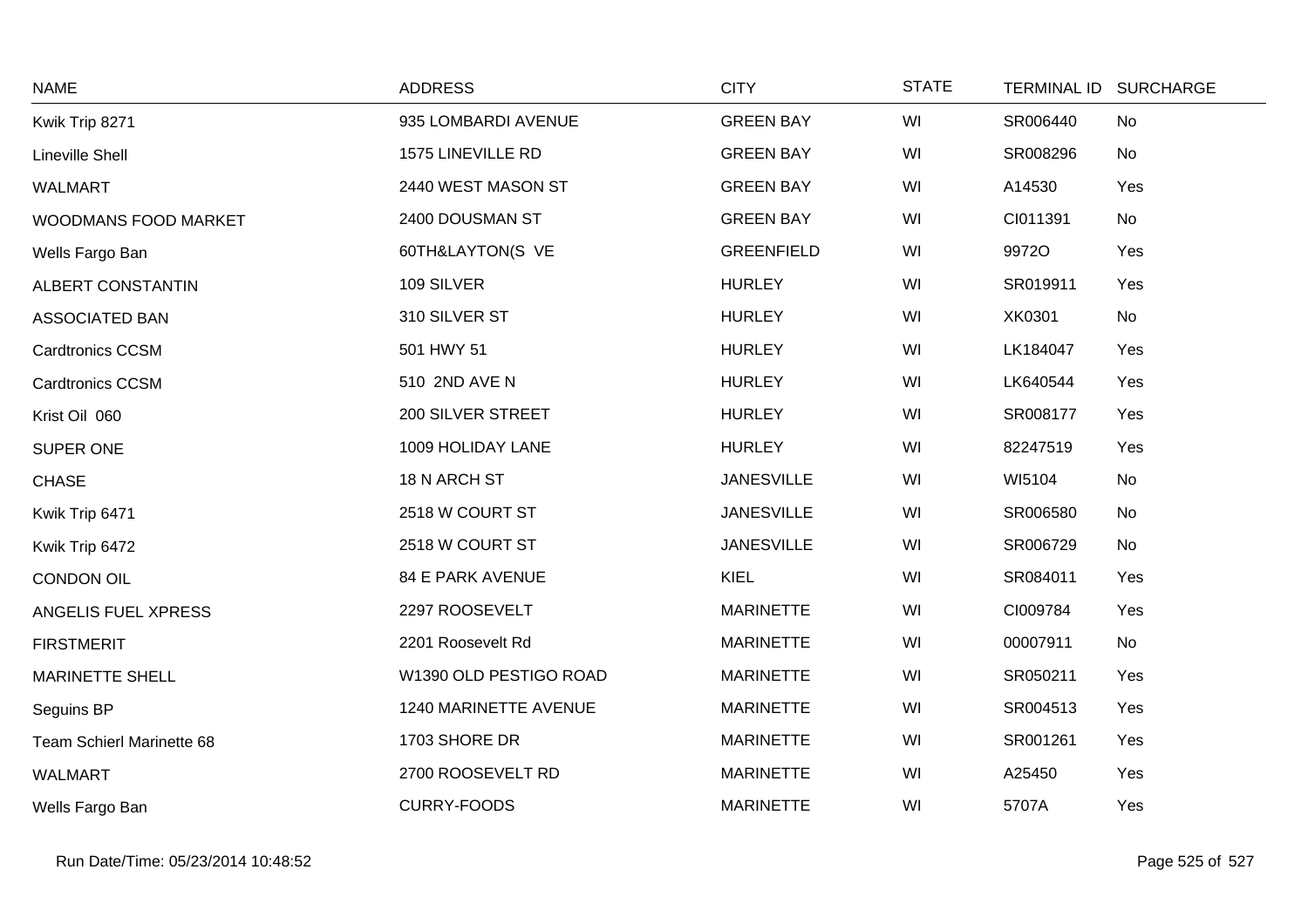| NAME | ADDRESS | CITY | STATE | TERMINAL ID | SURCHARGE |
|---|---|---|---|---|---|
| Kwik Trip 8271 | 935 LOMBARDI AVENUE | GREEN BAY | WI | SR006440 | No |
| Lineville Shell | 1575 LINEVILLE RD | GREEN BAY | WI | SR008296 | No |
| WALMART | 2440 WEST MASON ST | GREEN BAY | WI | A14530 | Yes |
| WOODMANS FOOD MARKET | 2400 DOUSMAN ST | GREEN BAY | WI | CI011391 | No |
| Wells Fargo Ban | 60TH&LAYTON(S VE | GREENFIELD | WI | 9972O | Yes |
| ALBERT CONSTANTIN | 109 SILVER | HURLEY | WI | SR019911 | Yes |
| ASSOCIATED BAN | 310 SILVER ST | HURLEY | WI | XK0301 | No |
| Cardtronics CCSM | 501 HWY 51 | HURLEY | WI | LK184047 | Yes |
| Cardtronics CCSM | 510 2ND AVE N | HURLEY | WI | LK640544 | Yes |
| Krist Oil 060 | 200 SILVER STREET | HURLEY | WI | SR008177 | Yes |
| SUPER ONE | 1009 HOLIDAY LANE | HURLEY | WI | 82247519 | Yes |
| CHASE | 18 N ARCH ST | JANESVILLE | WI | WI5104 | No |
| Kwik Trip 6471 | 2518 W COURT ST | JANESVILLE | WI | SR006580 | No |
| Kwik Trip 6472 | 2518 W COURT ST | JANESVILLE | WI | SR006729 | No |
| CONDON OIL | 84 E PARK AVENUE | KIEL | WI | SR084011 | Yes |
| ANGELIS FUEL XPRESS | 2297 ROOSEVELT | MARINETTE | WI | CI009784 | Yes |
| FIRSTMERIT | 2201 Roosevelt Rd | MARINETTE | WI | 00007911 | No |
| MARINETTE SHELL | W1390 OLD PESTIGO ROAD | MARINETTE | WI | SR050211 | Yes |
| Seguins BP | 1240 MARINETTE AVENUE | MARINETTE | WI | SR004513 | Yes |
| Team Schierl Marinette 68 | 1703 SHORE DR | MARINETTE | WI | SR001261 | Yes |
| WALMART | 2700 ROOSEVELT RD | MARINETTE | WI | A25450 | Yes |
| Wells Fargo Ban | CURRY-FOODS | MARINETTE | WI | 5707A | Yes |

Run Date/Time: 05/23/2014 10:48:52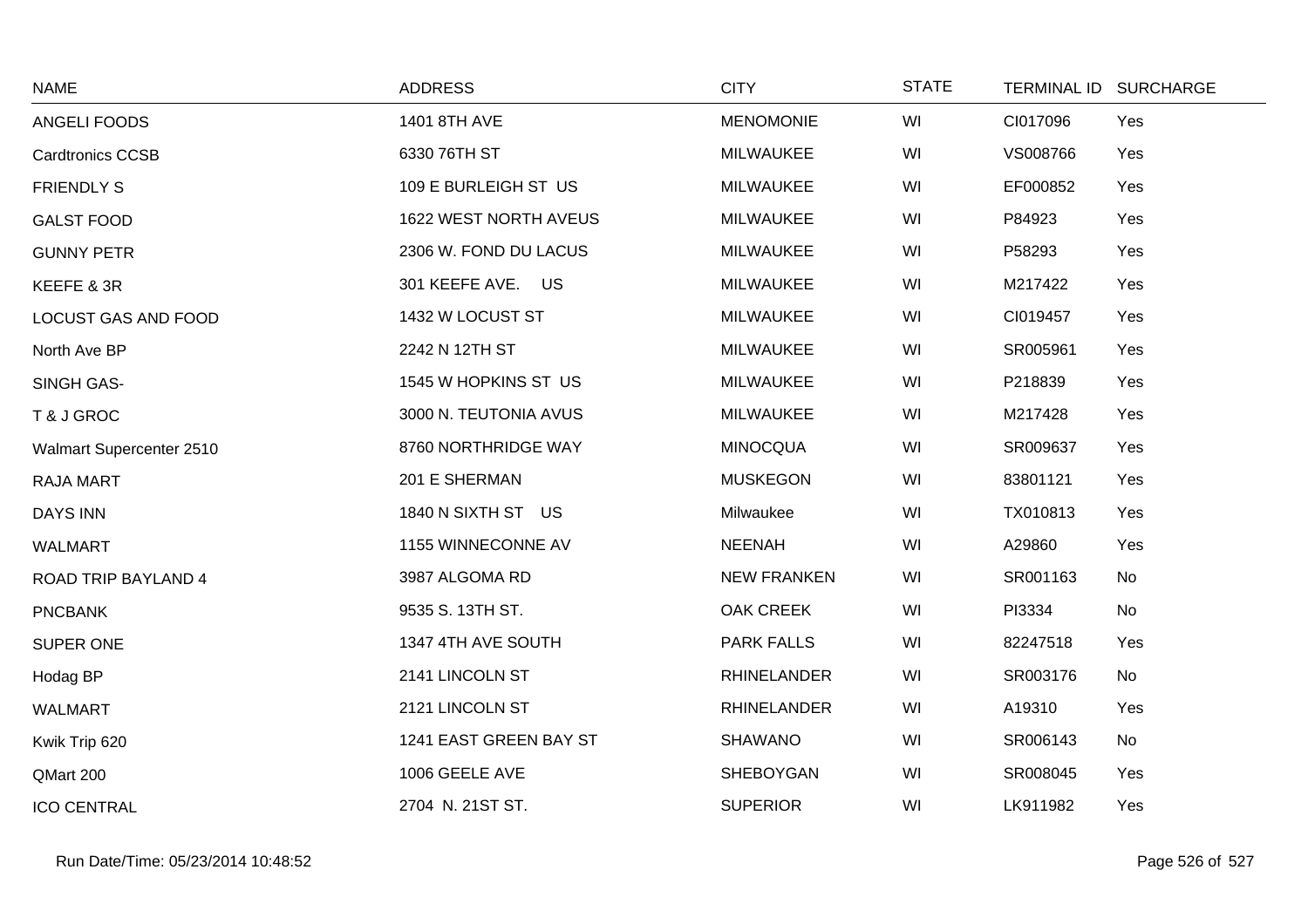| NAME | ADDRESS | CITY | STATE | TERMINAL ID | SURCHARGE |
|---|---|---|---|---|---|
| ANGELI FOODS | 1401 8TH AVE | MENOMONIE | WI | CI017096 | Yes |
| Cardtronics CCSB | 6330 76TH ST | MILWAUKEE | WI | VS008766 | Yes |
| FRIENDLY S | 109 E BURLEIGH ST US | MILWAUKEE | WI | EF000852 | Yes |
| GALST FOOD | 1622 WEST NORTH AVEUS | MILWAUKEE | WI | P84923 | Yes |
| GUNNY PETR | 2306 W. FOND DU LACUS | MILWAUKEE | WI | P58293 | Yes |
| KEEFE & 3R | 301 KEEFE AVE. US | MILWAUKEE | WI | M217422 | Yes |
| LOCUST GAS AND FOOD | 1432 W LOCUST ST | MILWAUKEE | WI | CI019457 | Yes |
| North Ave BP | 2242 N 12TH ST | MILWAUKEE | WI | SR005961 | Yes |
| SINGH GAS- | 1545 W HOPKINS ST US | MILWAUKEE | WI | P218839 | Yes |
| T & J GROC | 3000 N. TEUTONIA AVUS | MILWAUKEE | WI | M217428 | Yes |
| Walmart Supercenter 2510 | 8760 NORTHRIDGE WAY | MINOCQUA | WI | SR009637 | Yes |
| RAJA MART | 201 E SHERMAN | MUSKEGON | WI | 83801121 | Yes |
| DAYS INN | 1840 N SIXTH ST US | Milwaukee | WI | TX010813 | Yes |
| WALMART | 1155 WINNECONNE AV | NEENAH | WI | A29860 | Yes |
| ROAD TRIP BAYLAND 4 | 3987 ALGOMA RD | NEW FRANKEN | WI | SR001163 | No |
| PNCBANK | 9535 S. 13TH ST. | OAK CREEK | WI | PI3334 | No |
| SUPER ONE | 1347 4TH AVE SOUTH | PARK FALLS | WI | 82247518 | Yes |
| Hodag BP | 2141 LINCOLN ST | RHINELANDER | WI | SR003176 | No |
| WALMART | 2121 LINCOLN ST | RHINELANDER | WI | A19310 | Yes |
| Kwik Trip 620 | 1241 EAST GREEN BAY ST | SHAWANO | WI | SR006143 | No |
| QMart 200 | 1006 GEELE AVE | SHEBOYGAN | WI | SR008045 | Yes |
| ICO CENTRAL | 2704 N. 21ST ST. | SUPERIOR | WI | LK911982 | Yes |

Run Date/Time: 05/23/2014 10:48:52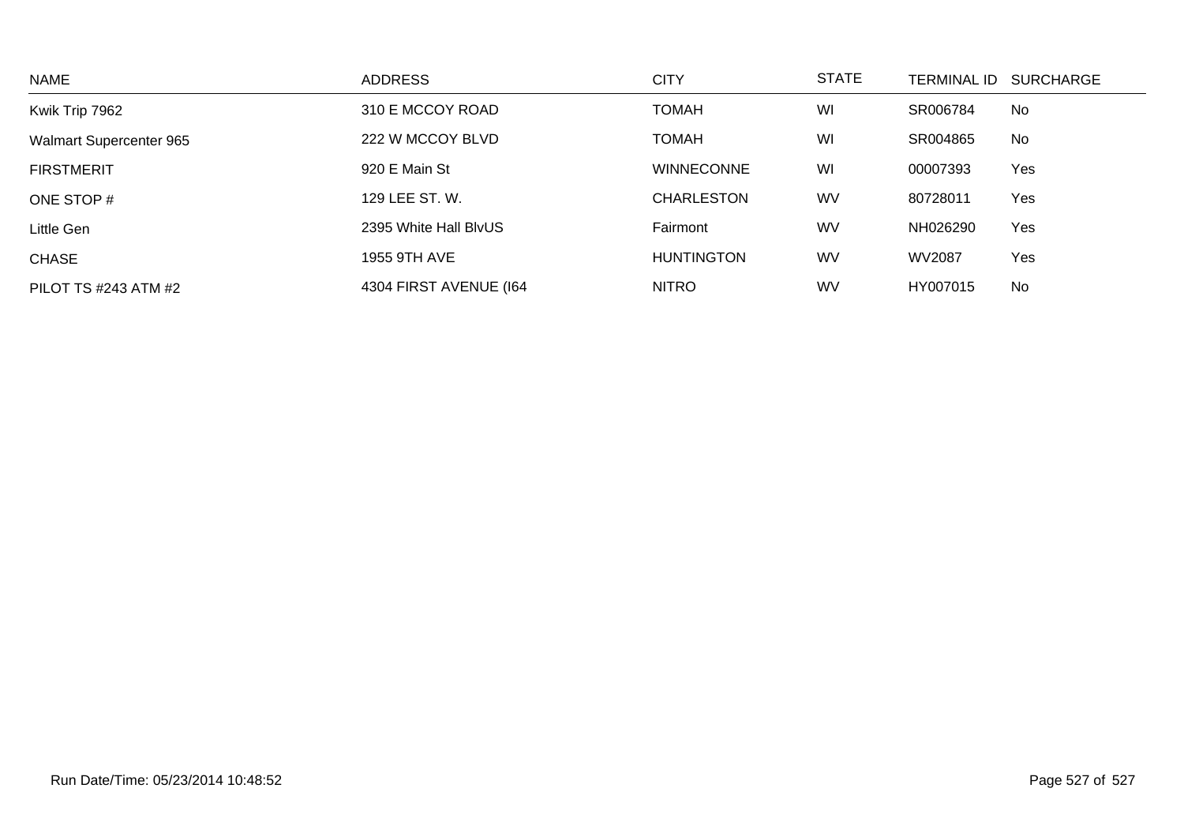| NAME | ADDRESS | CITY | STATE | TERMINAL ID | SURCHARGE |
|---|---|---|---|---|---|
| Kwik Trip 7962 | 310 E MCCOY ROAD | TOMAH | WI | SR006784 | No |
| Walmart Supercenter 965 | 222 W MCCOY BLVD | TOMAH | WI | SR004865 | No |
| FIRSTMERIT | 920 E Main St | WINNECONNE | WI | 00007393 | Yes |
| ONE STOP # | 129 LEE ST. W. | CHARLESTON | WV | 80728011 | Yes |
| Little Gen | 2395 White Hall BlvUS | Fairmont | WV | NH026290 | Yes |
| CHASE | 1955 9TH AVE | HUNTINGTON | WV | WV2087 | Yes |
| PILOT TS #243 ATM #2 | 4304 FIRST AVENUE (I64 | NITRO | WV | HY007015 | No |

Run Date/Time: 05/23/2014 10:48:52